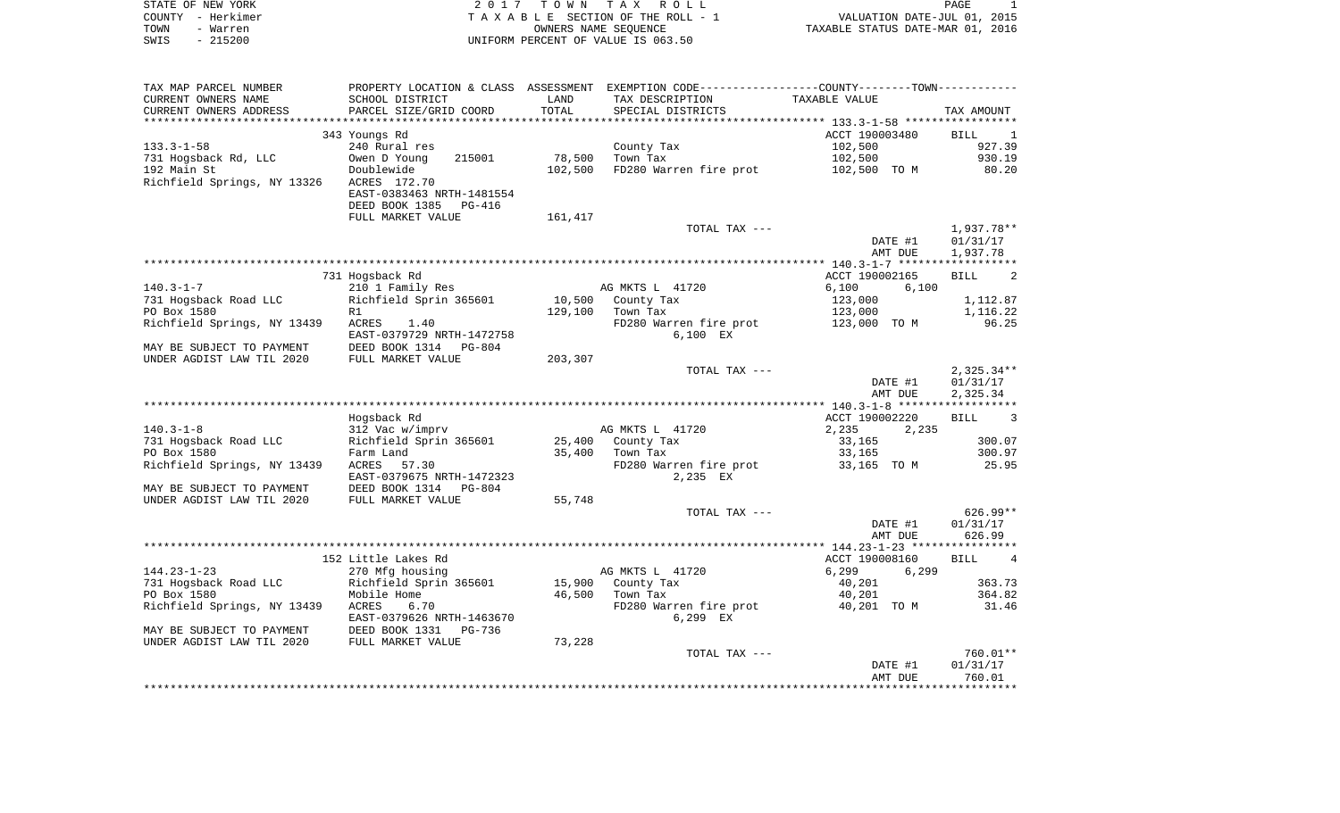STATE OF NEW YORK
COUNTY - Herkimer
TOWN - Warren
SWIS - 215200

2017 TOWN TAX ROLL
TAXABLE SECTION OF THE ROLL - 1
OWNERS NAME SEQUENCE
UNIFORM PERCENT OF VALUE IS 063.50

VALUATION DATE-JUL 01, 2015
TAXABLE STATUS DATE-MAR 01, 2016

| TAX MAP PARCEL NUMBER / CURRENT OWNERS NAME / CURRENT OWNERS ADDRESS | PROPERTY LOCATION & CLASS / SCHOOL DISTRICT / PARCEL SIZE/GRID COORD | ASSESSMENT LAND / TOTAL | EXEMPTION CODE / TAX DESCRIPTION / SPECIAL DISTRICTS | COUNTY--TOWN TAXABLE VALUE | TAX AMOUNT |
|---|---|---|---|---|---|
| **133.3-1-58** | 343 Youngs Rd | | | ACCT 190003480 | BILL 1 |
| 133.3-1-58 | 240 Rural res | | County Tax | 102,500 | 927.39 |
| 731 Hogsback Rd, LLC | Owen D Young 215001 | 78,500 | Town Tax | 102,500 | 930.19 |
| 192 Main St | Doublewide | 102,500 | FD280 Warren fire prot | 102,500 TO M | 80.20 |
| Richfield Springs, NY 13326 | ACRES 172.70 | | | | |
| | EAST-0383463 NRTH-1481554 | | | | |
| | DEED BOOK 1385 PG-416 | | | | |
| | FULL MARKET VALUE | 161,417 | | | |
| | | | TOTAL TAX --- | | 1,937.78** |
| | | | | DATE #1 | 01/31/17 |
| | | | | AMT DUE | 1,937.78 |
| **140.3-1-7** | 731 Hogsback Rd | | | ACCT 190002165 | BILL 2 |
| 140.3-1-7 | 210 1 Family Res | | AG MKTS L 41720 | 6,100 6,100 | |
| 731 Hogsback Road LLC | Richfield Sprin 365601 | 10,500 | County Tax | 123,000 | 1,112.87 |
| PO Box 1580 | R1 | 129,100 | Town Tax | 123,000 | 1,116.22 |
| Richfield Springs, NY 13439 | ACRES 1.40 | | FD280 Warren fire prot | 123,000 TO M | 96.25 |
| | EAST-0379729 NRTH-1472758 | | 6,100 EX | | |
| MAY BE SUBJECT TO PAYMENT | DEED BOOK 1314 PG-804 | | | | |
| UNDER AGDIST LAW TIL 2020 | FULL MARKET VALUE | 203,307 | | | |
| | | | TOTAL TAX --- | | 2,325.34** |
| | | | | DATE #1 | 01/31/17 |
| | | | | AMT DUE | 2,325.34 |
| **140.3-1-8** | Hogsback Rd | | | ACCT 190002220 | BILL 3 |
| 140.3-1-8 | 312 Vac w/imprv | | AG MKTS L 41720 | 2,235 2,235 | |
| 731 Hogsback Road LLC | Richfield Sprin 365601 | 25,400 | County Tax | 33,165 | 300.07 |
| PO Box 1580 | Farm Land | 35,400 | Town Tax | 33,165 | 300.97 |
| Richfield Springs, NY 13439 | ACRES 57.30 | | FD280 Warren fire prot | 33,165 TO M | 25.95 |
| | EAST-0379675 NRTH-1472323 | | 2,235 EX | | |
| MAY BE SUBJECT TO PAYMENT | DEED BOOK 1314 PG-804 | | | | |
| UNDER AGDIST LAW TIL 2020 | FULL MARKET VALUE | 55,748 | | | |
| | | | TOTAL TAX --- | | 626.99** |
| | | | | DATE #1 | 01/31/17 |
| | | | | AMT DUE | 626.99 |
| **144.23-1-23** | 152 Little Lakes Rd | | | ACCT 190008160 | BILL 4 |
| 144.23-1-23 | 270 Mfg housing | | AG MKTS L 41720 | 6,299 6,299 | |
| 731 Hogsback Road LLC | Richfield Sprin 365601 | 15,900 | County Tax | 40,201 | 363.73 |
| PO Box 1580 | Mobile Home | 46,500 | Town Tax | 40,201 | 364.82 |
| Richfield Springs, NY 13439 | ACRES 6.70 | | FD280 Warren fire prot | 40,201 TO M | 31.46 |
| | EAST-0379626 NRTH-1463670 | | 6,299 EX | | |
| MAY BE SUBJECT TO PAYMENT | DEED BOOK 1331 PG-736 | | | | |
| UNDER AGDIST LAW TIL 2020 | FULL MARKET VALUE | 73,228 | | | |
| | | | TOTAL TAX --- | | 760.01** |
| | | | | DATE #1 | 01/31/17 |
| | | | | AMT DUE | 760.01 |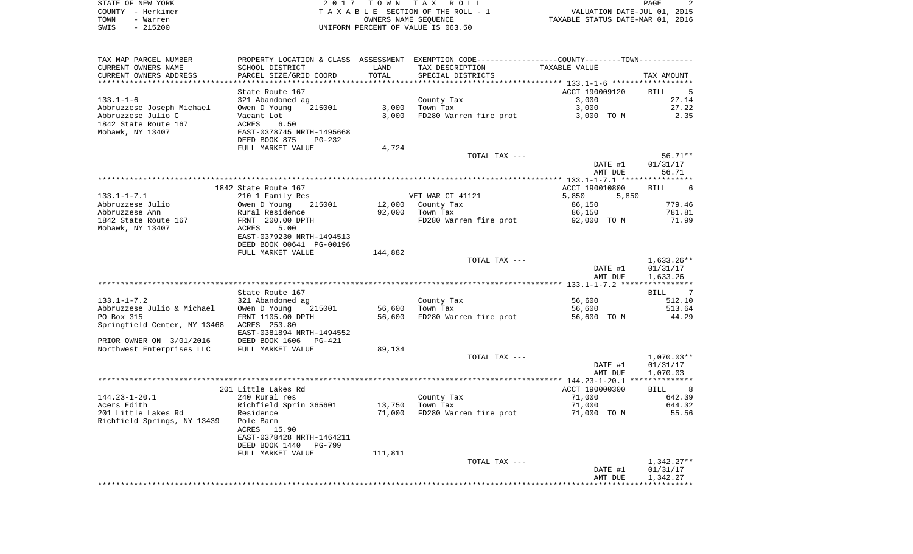STATE OF NEW YORK — COUNTY - Herkimer — TOWN - Warren — SWIS - 215200

2 0 1 7 T O W N T A X R O L L
T A X A B L E SECTION OF THE ROLL - 1
OWNERS NAME SEQUENCE
UNIFORM PERCENT OF VALUE IS 063.50

VALUATION DATE-JUL 01, 2015
TAXABLE STATUS DATE-MAR 01, 2016

| TAX MAP PARCEL NUMBER / CURRENT OWNERS NAME / CURRENT OWNERS ADDRESS | PROPERTY LOCATION & CLASS / SCHOOL DISTRICT / PARCEL SIZE/GRID COORD | ASSESSMENT LAND | TOTAL | EXEMPTION CODE / TAX DESCRIPTION / SPECIAL DISTRICTS | COUNTY TAXABLE VALUE | TOWN TAXABLE VALUE | TAX AMOUNT |
|---|---|---|---|---|---|---|---|
| **133.1-1-6** | State Route 167 | | | | ACCT 190009120 | | BILL 5 |
| 133.1-1-6 | 321 Abandoned ag | | | County Tax | 3,000 | | 27.14 |
| Abbruzzese Joseph Michael | Owen D Young 215001 | 3,000 | | Town Tax | 3,000 | | 27.22 |
| Abbruzzese Julio C | Vacant Lot | | 3,000 | FD280 Warren fire prot | 3,000 TO M | | 2.35 |
| 1842 State Route 167 | ACRES 6.50 | | | | | | |
| Mohawk, NY 13407 | EAST-0378745 NRTH-1495668 | | | | | | |
| | DEED BOOK 875 PG-232 | | | | | | |
| | FULL MARKET VALUE | 4,724 | | | | | |
| | | | | TOTAL TAX --- | | | 56.71** |
| | | | | | DATE #1 | | 01/31/17 |
| | | | | | AMT DUE | | 56.71 |
| **133.1-1-7.1** | 1842 State Route 167 | | | | ACCT 190010800 | | BILL 6 |
| 133.1-1-7.1 | 210 1 Family Res | | | VET WAR CT 41121 | 5,850 | 5,850 | |
| Abbruzzese Julio | Owen D Young 215001 | 12,000 | | County Tax | 86,150 | | 779.46 |
| Abbruzzese Ann | Rural Residence | | 92,000 | Town Tax | 86,150 | | 781.81 |
| 1842 State Route 167 | FRNT 200.00 DPTH | | | FD280 Warren fire prot | 92,000 TO M | | 71.99 |
| Mohawk, NY 13407 | ACRES 5.00 | | | | | | |
| | EAST-0379230 NRTH-1494513 | | | | | | |
| | DEED BOOK 00641 PG-00196 | | | | | | |
| | FULL MARKET VALUE | 144,882 | | | | | |
| | | | | TOTAL TAX --- | | | 1,633.26** |
| | | | | | DATE #1 | | 01/31/17 |
| | | | | | AMT DUE | | 1,633.26 |
| **133.1-1-7.2** | State Route 167 | | | | | | BILL 7 |
| 133.1-1-7.2 | 321 Abandoned ag | | | County Tax | 56,600 | | 512.10 |
| Abbruzzese Julio & Michael | Owen D Young 215001 | 56,600 | | Town Tax | 56,600 | | 513.64 |
| PO Box 315 | FRNT 1105.00 DPTH | | 56,600 | FD280 Warren fire prot | 56,600 TO M | | 44.29 |
| Springfield Center, NY 13468 | ACRES 253.80 | | | | | | |
| | EAST-0381894 NRTH-1494552 | | | | | | |
| PRIOR OWNER ON 3/01/2016 | DEED BOOK 1606 PG-421 | | | | | | |
| Northwest Enterprises LLC | FULL MARKET VALUE | 89,134 | | | | | |
| | | | | TOTAL TAX --- | | | 1,070.03** |
| | | | | | DATE #1 | | 01/31/17 |
| | | | | | AMT DUE | | 1,070.03 |
| **144.23-1-20.1** | 201 Little Lakes Rd | | | | ACCT 190000300 | | BILL 8 |
| 144.23-1-20.1 | 240 Rural res | | | County Tax | 71,000 | | 642.39 |
| Acers Edith | Richfield Sprin 365601 | 13,750 | | Town Tax | 71,000 | | 644.32 |
| 201 Little Lakes Rd | Residence | | 71,000 | FD280 Warren fire prot | 71,000 TO M | | 55.56 |
| Richfield Springs, NY 13439 | Pole Barn | | | | | | |
| | ACRES 15.90 | | | | | | |
| | EAST-0378428 NRTH-1464211 | | | | | | |
| | DEED BOOK 1440 PG-799 | | | | | | |
| | FULL MARKET VALUE | 111,811 | | | | | |
| | | | | TOTAL TAX --- | | | 1,342.27** |
| | | | | | DATE #1 | | 01/31/17 |
| | | | | | AMT DUE | | 1,342.27 |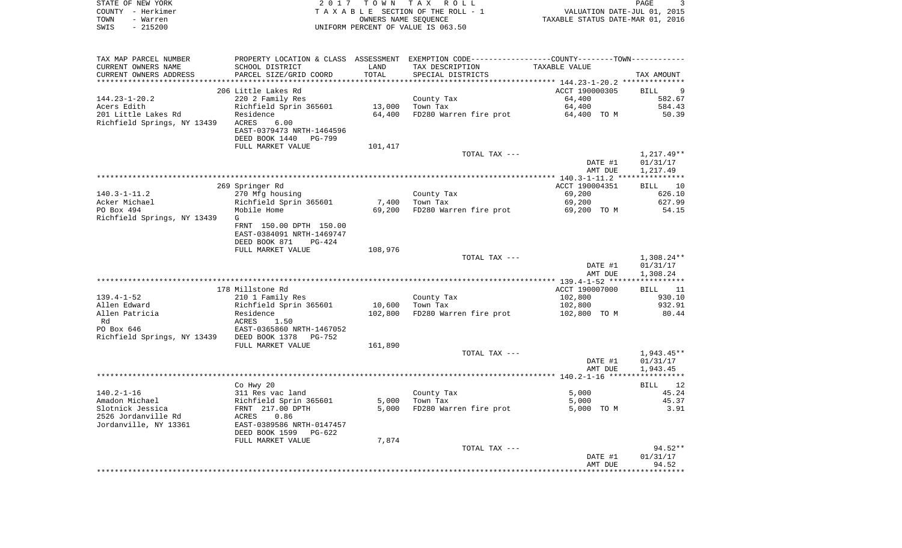STATE OF NEW YORK
COUNTY - Herkimer
TOWN - Warren
SWIS - 215200

2017 TOWN TAX ROLL
TAXABLE SECTION OF THE ROLL - 1
OWNERS NAME SEQUENCE
UNIFORM PERCENT OF VALUE IS 063.50

VALUATION DATE-JUL 01, 2015
TAXABLE STATUS DATE-MAR 01, 2016

| TAX MAP PARCEL NUMBER / CURRENT OWNERS NAME / CURRENT OWNERS ADDRESS | PROPERTY LOCATION & CLASS / SCHOOL DISTRICT / PARCEL SIZE/GRID COORD | ASSESSMENT LAND / TOTAL | EXEMPTION CODE / TAX DESCRIPTION / SPECIAL DISTRICTS | COUNTY--------TOWN / TAXABLE VALUE | TAX AMOUNT |
|---|---|---|---|---|---|
| 144.23-1-20.2 | 206 Little Lakes Rd | | | ACCT 190000305 | BILL 9 |
| 144.23-1-20.2 | 220 2 Family Res | | County Tax | 64,400 | 582.67 |
| Acers Edith | Richfield Sprin 365601 | 13,000 | Town Tax | 64,400 | 584.43 |
| 201 Little Lakes Rd | Residence | 64,400 | FD280 Warren fire prot | 64,400 TO M | 50.39 |
| Richfield Springs, NY 13439 | ACRES 6.00 | | | | |
| | EAST-0379473 NRTH-1464596 | | | | |
| | DEED BOOK 1440 PG-799 | | | | |
| | FULL MARKET VALUE | 101,417 | | | |
| | | | TOTAL TAX --- | | 1,217.49** |
| | | | | DATE #1 | 01/31/17 |
| | | | | AMT DUE | 1,217.49 |
| 140.3-1-11.2 | 269 Springer Rd | | | ACCT 190004351 | BILL 10 |
| 140.3-1-11.2 | 270 Mfg housing | | County Tax | 69,200 | 626.10 |
| Acker Michael | Richfield Sprin 365601 | 7,400 | Town Tax | 69,200 | 627.99 |
| PO Box 494 | Mobile Home | 69,200 | FD280 Warren fire prot | 69,200 TO M | 54.15 |
| Richfield Springs, NY 13439 | G | | | | |
| | FRNT 150.00 DPTH 150.00 | | | | |
| | EAST-0384091 NRTH-1469747 | | | | |
| | DEED BOOK 871 PG-424 | | | | |
| | FULL MARKET VALUE | 108,976 | | | |
| | | | TOTAL TAX --- | | 1,308.24** |
| | | | | DATE #1 | 01/31/17 |
| | | | | AMT DUE | 1,308.24 |
| 139.4-1-52 | 178 Millstone Rd | | | ACCT 190007000 | BILL 11 |
| 139.4-1-52 | 210 1 Family Res | | County Tax | 102,800 | 930.10 |
| Allen Edward | Richfield Sprin 365601 | 10,600 | Town Tax | 102,800 | 932.91 |
| Allen Patricia | Residence | 102,800 | FD280 Warren fire prot | 102,800 TO M | 80.44 |
| Rd | ACRES 1.50 | | | | |
| PO Box 646 | EAST-0365860 NRTH-1467052 | | | | |
| Richfield Springs, NY 13439 | DEED BOOK 1378 PG-752 | | | | |
| | FULL MARKET VALUE | 161,890 | | | |
| | | | TOTAL TAX --- | | 1,943.45** |
| | | | | DATE #1 | 01/31/17 |
| | | | | AMT DUE | 1,943.45 |
| 140.2-1-16 | Co Hwy 20 | | | | BILL 12 |
| 140.2-1-16 | 311 Res vac land | | County Tax | 5,000 | 45.24 |
| Amadon Michael | Richfield Sprin 365601 | 5,000 | Town Tax | 5,000 | 45.37 |
| Slotnick Jessica | FRNT 217.00 DPTH | 5,000 | FD280 Warren fire prot | 5,000 TO M | 3.91 |
| 2526 Jordanville Rd | ACRES 0.86 | | | | |
| Jordanville, NY 13361 | EAST-0389586 NRTH-0147457 | | | | |
| | DEED BOOK 1599 PG-622 | | | | |
| | FULL MARKET VALUE | 7,874 | | | |
| | | | TOTAL TAX --- | | 94.52** |
| | | | | DATE #1 | 01/31/17 |
| | | | | AMT DUE | 94.52 |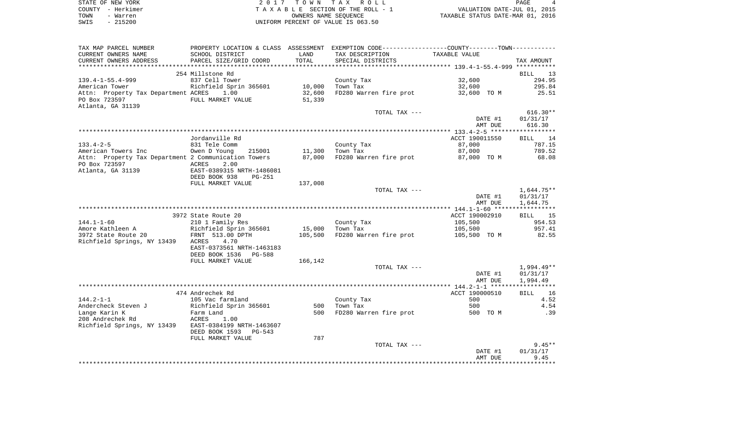STATE OF NEW YORK — 2017 TOWN TAX ROLL
COUNTY - Herkimer — TAXABLE SECTION OF THE ROLL - 1 — VALUATION DATE-JUL 01, 2015
TOWN - Warren — OWNERS NAME SEQUENCE — TAXABLE STATUS DATE-MAR 01, 2016
SWIS - 215200 — UNIFORM PERCENT OF VALUE IS 063.50

| TAX MAP PARCEL NUMBER / CURRENT OWNERS NAME / CURRENT OWNERS ADDRESS | PROPERTY LOCATION & CLASS / SCHOOL DISTRICT / PARCEL SIZE/GRID COORD | ASSESSMENT LAND / TOTAL | EXEMPTION CODE / TAX DESCRIPTION / SPECIAL DISTRICTS | TAXABLE VALUE | TAX AMOUNT |
|---|---|---|---|---|---|
| **139.4-1-55.4-999** | 254 Millstone Rd | | | | BILL 13 |
| 139.4-1-55.4-999 | 837 Cell Tower | | County Tax | 32,600 | 294.95 |
| American Tower | Richfield Sprin 365601 | 10,000 | Town Tax | 32,600 | 295.84 |
| Attn: Property Tax Department | ACRES 1.00 | 32,600 | FD280 Warren fire prot | 32,600 TO M | 25.51 |
| PO Box 723597 | FULL MARKET VALUE | 51,339 | | | |
| Atlanta, GA 31139 | | | | | |
| | | | TOTAL TAX --- | | 616.30** |
| | | | | DATE #1 | 01/31/17 |
| | | | | AMT DUE | 616.30 |
| **133.4-2-5** | Jordanville Rd | | | ACCT 190011550 | BILL 14 |
| 133.4-2-5 | 831 Tele Comm | | County Tax | 87,000 | 787.15 |
| American Towers Inc | Owen D Young 215001 | 11,300 | Town Tax | 87,000 | 789.52 |
| Attn: Property Tax Department | 2 Communication Towers | 87,000 | FD280 Warren fire prot | 87,000 TO M | 68.08 |
| PO Box 723597 | ACRES 2.00 | | | | |
| Atlanta, GA 31139 | EAST-0389315 NRTH-1486081 | | | | |
| | DEED BOOK 938 PG-251 | | | | |
| | FULL MARKET VALUE | 137,008 | | | |
| | | | TOTAL TAX --- | | 1,644.75** |
| | | | | DATE #1 | 01/31/17 |
| | | | | AMT DUE | 1,644.75 |
| **144.1-1-60** | 3972 State Route 20 | | | ACCT 190002910 | BILL 15 |
| 144.1-1-60 | 210 1 Family Res | | County Tax | 105,500 | 954.53 |
| Amore Kathleen A | Richfield Sprin 365601 | 15,000 | Town Tax | 105,500 | 957.41 |
| 3972 State Route 20 | FRNT 513.00 DPTH | 105,500 | FD280 Warren fire prot | 105,500 TO M | 82.55 |
| Richfield Springs, NY 13439 | ACRES 4.70 | | | | |
| | EAST-0373561 NRTH-1463183 | | | | |
| | DEED BOOK 1536 PG-588 | | | | |
| | FULL MARKET VALUE | 166,142 | | | |
| | | | TOTAL TAX --- | | 1,994.49** |
| | | | | DATE #1 | 01/31/17 |
| | | | | AMT DUE | 1,994.49 |
| **144.2-1-1** | 474 Andrechek Rd | | | ACCT 190000510 | BILL 16 |
| 144.2-1-1 | 105 Vac farmland | | County Tax | 500 | 4.52 |
| Andercheck Steven J | Richfield Sprin 365601 | 500 | Town Tax | 500 | 4.54 |
| Lange Karin K | Farm Land | 500 | FD280 Warren fire prot | 500 TO M | .39 |
| 208 Andrechek Rd | ACRES 1.00 | | | | |
| Richfield Springs, NY 13439 | EAST-0384199 NRTH-1463607 | | | | |
| | DEED BOOK 1593 PG-543 | | | | |
| | FULL MARKET VALUE | 787 | | | |
| | | | TOTAL TAX --- | | 9.45** |
| | | | | DATE #1 | 01/31/17 |
| | | | | AMT DUE | 9.45 |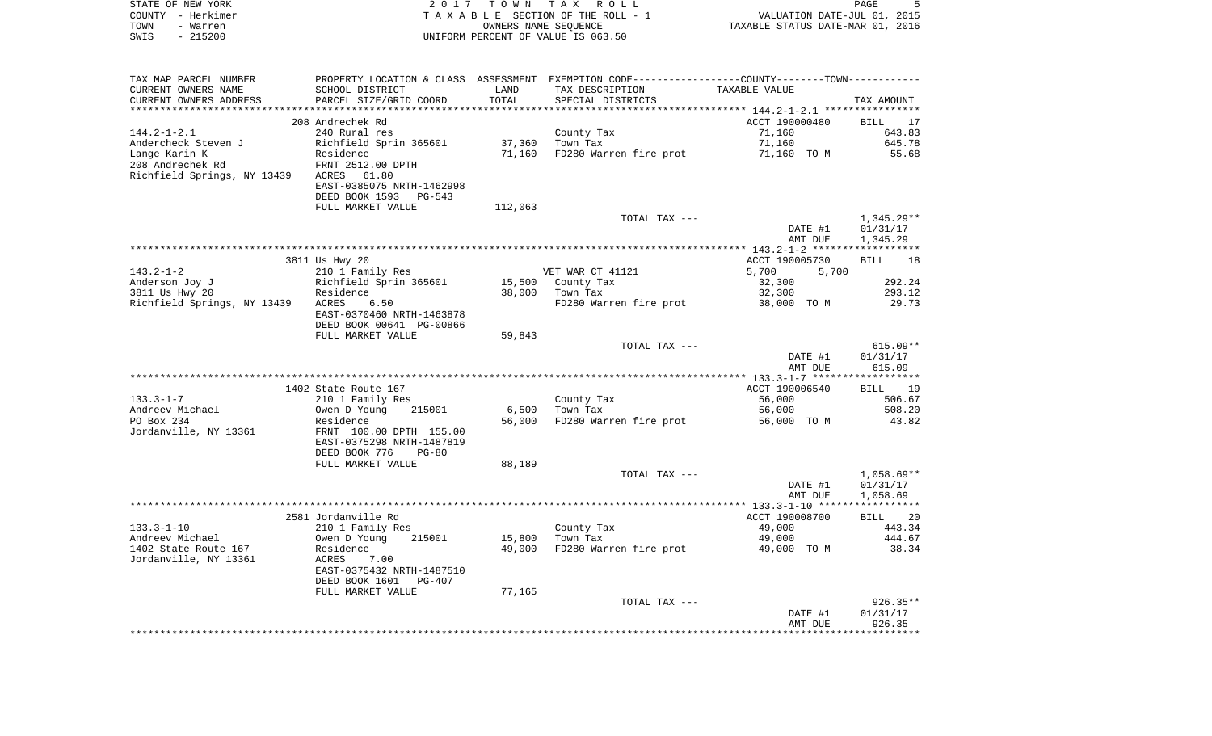STATE OF NEW YORK
COUNTY - Herkimer
TOWN - Warren
SWIS - 215200

# 2017 TOWN TAX ROLL

TAXABLE SECTION OF THE ROLL - 1
OWNERS NAME SEQUENCE
UNIFORM PERCENT OF VALUE IS 063.50

VALUATION DATE-JUL 01, 2015
TAXABLE STATUS DATE-MAR 01, 2016

| TAX MAP PARCEL NUMBER / CURRENT OWNERS NAME / CURRENT OWNERS ADDRESS | PROPERTY LOCATION & CLASS / SCHOOL DISTRICT / PARCEL SIZE/GRID COORD | ASSESSMENT LAND | ASSESSMENT TOTAL | EXEMPTION CODE / TAX DESCRIPTION / SPECIAL DISTRICTS | COUNTY TAXABLE VALUE | TOWN TAXABLE VALUE | TAX AMOUNT |
|---|---|---|---|---|---|---|---|
| | 208 Andrechek Rd | | | | ACCT 190000480 | | BILL 17 |
| 144.2-1-2.1 | 240 Rural res | | | County Tax | 71,160 | | 643.83 |
| Andercheck Steven J | Richfield Sprin 365601 | 37,360 | | Town Tax | 71,160 | | 645.78 |
| Lange Karin K | Residence | | 71,160 | FD280 Warren fire prot | 71,160 TO M | | 55.68 |
| 208 Andrechek Rd | FRNT 2512.00 DPTH | | | | | | |
| Richfield Springs, NY 13439 | ACRES 61.80 | | | | | | |
| | EAST-0385075 NRTH-1462998 | | | | | | |
| | DEED BOOK 1593 PG-543 | | | | | | |
| | FULL MARKET VALUE | 112,063 | | | | | |
| | | | | TOTAL TAX --- | | | 1,345.29** |
| | | | | | DATE #1 | | 01/31/17 |
| | | | | | AMT DUE | | 1,345.29 |
| | 3811 Us Hwy 20 | | | | ACCT 190005730 | | BILL 18 |
| 143.2-1-2 | 210 1 Family Res | | | VET WAR CT 41121 | 5,700 | 5,700 | |
| Anderson Joy J | Richfield Sprin 365601 | 15,500 | | County Tax | 32,300 | | 292.24 |
| 3811 Us Hwy 20 | Residence | | 38,000 | Town Tax | 32,300 | | 293.12 |
| Richfield Springs, NY 13439 | ACRES 6.50 | | | FD280 Warren fire prot | 38,000 TO M | | 29.73 |
| | EAST-0370460 NRTH-1463878 | | | | | | |
| | DEED BOOK 00641 PG-00866 | | | | | | |
| | FULL MARKET VALUE | 59,843 | | | | | |
| | | | | TOTAL TAX --- | | | 615.09** |
| | | | | | DATE #1 | | 01/31/17 |
| | | | | | AMT DUE | | 615.09 |
| | 1402 State Route 167 | | | | ACCT 190006540 | | BILL 19 |
| 133.3-1-7 | 210 1 Family Res | | | County Tax | 56,000 | | 506.67 |
| Andreev Michael | Owen D Young 215001 | 6,500 | | Town Tax | 56,000 | | 508.20 |
| PO Box 234 | Residence | | 56,000 | FD280 Warren fire prot | 56,000 TO M | | 43.82 |
| Jordanville, NY 13361 | FRNT 100.00 DPTH 155.00 | | | | | | |
| | EAST-0375298 NRTH-1487819 | | | | | | |
| | DEED BOOK 776 PG-80 | | | | | | |
| | FULL MARKET VALUE | 88,189 | | | | | |
| | | | | TOTAL TAX --- | | | 1,058.69** |
| | | | | | DATE #1 | | 01/31/17 |
| | | | | | AMT DUE | | 1,058.69 |
| | 2581 Jordanville Rd | | | | ACCT 190008700 | | BILL 20 |
| 133.3-1-10 | 210 1 Family Res | | | County Tax | 49,000 | | 443.34 |
| Andreev Michael | Owen D Young 215001 | 15,800 | | Town Tax | 49,000 | | 444.67 |
| 1402 State Route 167 | Residence | | 49,000 | FD280 Warren fire prot | 49,000 TO M | | 38.34 |
| Jordanville, NY 13361 | ACRES 7.00 | | | | | | |
| | EAST-0375432 NRTH-1487510 | | | | | | |
| | DEED BOOK 1601 PG-407 | | | | | | |
| | FULL MARKET VALUE | 77,165 | | | | | |
| | | | | TOTAL TAX --- | | | 926.35** |
| | | | | | DATE #1 | | 01/31/17 |
| | | | | | AMT DUE | | 926.35 |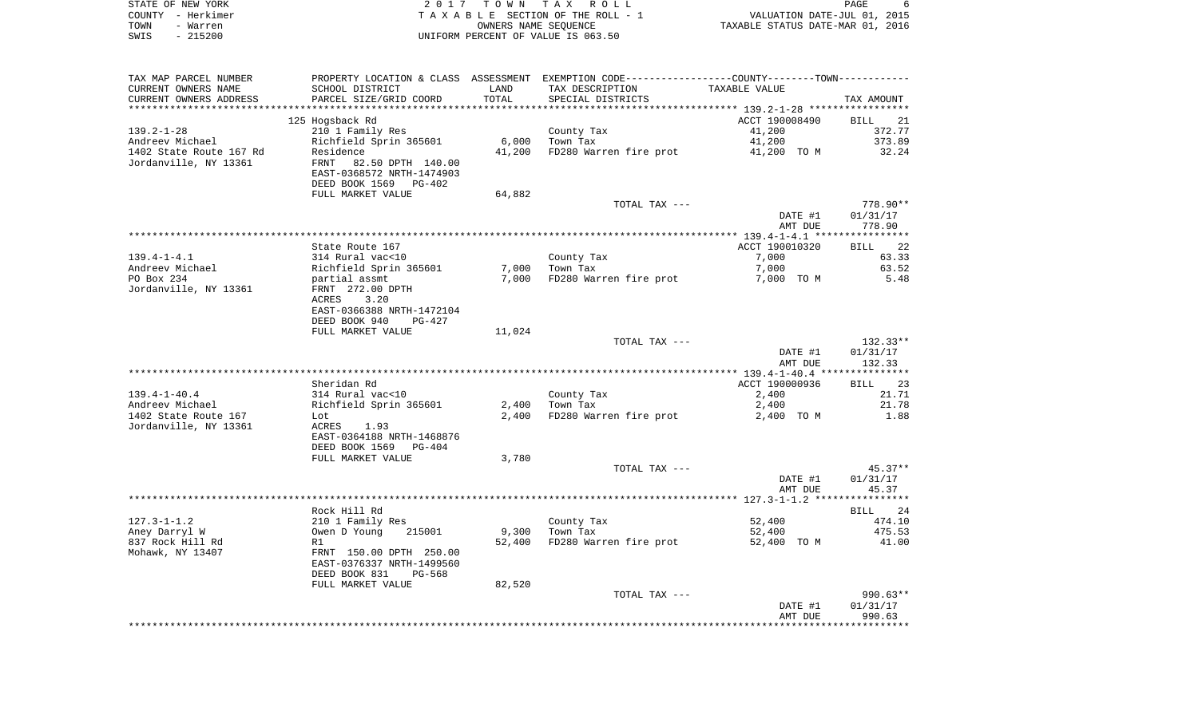STATE OF NEW YORK
COUNTY - Herkimer
TOWN - Warren
SWIS - 215200

2 0 1 7 T O W N T A X R O L L
T A X A B L E SECTION OF THE ROLL - 1
OWNERS NAME SEQUENCE
UNIFORM PERCENT OF VALUE IS 063.50

VALUATION DATE-JUL 01, 2015
TAXABLE STATUS DATE-MAR 01, 2016

| TAX MAP PARCEL NUMBER / CURRENT OWNERS NAME / CURRENT OWNERS ADDRESS | PROPERTY LOCATION & CLASS / SCHOOL DISTRICT / PARCEL SIZE/GRID COORD | ASSESSMENT LAND / TOTAL | EXEMPTION CODE / TAX DESCRIPTION / SPECIAL DISTRICTS | COUNTY--------TOWN TAXABLE VALUE | TAX AMOUNT |
|---|---|---|---|---|---|
| **139.2-1-28** | 125 Hogsback Rd | | | ACCT 190008490 | BILL 21 |
| Andreev Michael | 210 1 Family Res | | County Tax | 41,200 | 372.77 |
| 1402 State Route 167 Rd | Richfield Sprin 365601 | 6,000 | Town Tax | 41,200 | 373.89 |
| Jordanville, NY 13361 | Residence | 41,200 | FD280 Warren fire prot | 41,200 TO M | 32.24 |
| | FRNT 82.50 DPTH 140.00 | | | | |
| | EAST-0368572 NRTH-1474903 | | | | |
| | DEED BOOK 1569 PG-402 | | | | |
| | FULL MARKET VALUE | 64,882 | | | |
| | | | TOTAL TAX --- | | 778.90** |
| | | | | DATE #1 | 01/31/17 |
| | | | | AMT DUE | 778.90 |
| **139.4-1-4.1** | State Route 167 | | | ACCT 190010320 | BILL 22 |
| Andreev Michael | 314 Rural vac<10 | | County Tax | 7,000 | 63.33 |
| PO Box 234 | Richfield Sprin 365601 | 7,000 | Town Tax | 7,000 | 63.52 |
| Jordanville, NY 13361 | partial assmt | 7,000 | FD280 Warren fire prot | 7,000 TO M | 5.48 |
| | FRNT 272.00 DPTH | | | | |
| | ACRES 3.20 | | | | |
| | EAST-0366388 NRTH-1472104 | | | | |
| | DEED BOOK 940 PG-427 | | | | |
| | FULL MARKET VALUE | 11,024 | | | |
| | | | TOTAL TAX --- | | 132.33** |
| | | | | DATE #1 | 01/31/17 |
| | | | | AMT DUE | 132.33 |
| **139.4-1-40.4** | Sheridan Rd | | | ACCT 190000936 | BILL 23 |
| Andreev Michael | 314 Rural vac<10 | | County Tax | 2,400 | 21.71 |
| 1402 State Route 167 | Richfield Sprin 365601 | 2,400 | Town Tax | 2,400 | 21.78 |
| Jordanville, NY 13361 | Lot | 2,400 | FD280 Warren fire prot | 2,400 TO M | 1.88 |
| | ACRES 1.93 | | | | |
| | EAST-0364188 NRTH-1468876 | | | | |
| | DEED BOOK 1569 PG-404 | | | | |
| | FULL MARKET VALUE | 3,780 | | | |
| | | | TOTAL TAX --- | | 45.37** |
| | | | | DATE #1 | 01/31/17 |
| | | | | AMT DUE | 45.37 |
| **127.3-1-1.2** | Rock Hill Rd | | | | BILL 24 |
| Aney Darryl W | 210 1 Family Res | | County Tax | 52,400 | 474.10 |
| 837 Rock Hill Rd | Owen D Young 215001 | 9,300 | Town Tax | 52,400 | 475.53 |
| Mohawk, NY 13407 | R1 | 52,400 | FD280 Warren fire prot | 52,400 TO M | 41.00 |
| | FRNT 150.00 DPTH 250.00 | | | | |
| | EAST-0376337 NRTH-1499560 | | | | |
| | DEED BOOK 831 PG-568 | | | | |
| | FULL MARKET VALUE | 82,520 | | | |
| | | | TOTAL TAX --- | | 990.63** |
| | | | | DATE #1 | 01/31/17 |
| | | | | AMT DUE | 990.63 |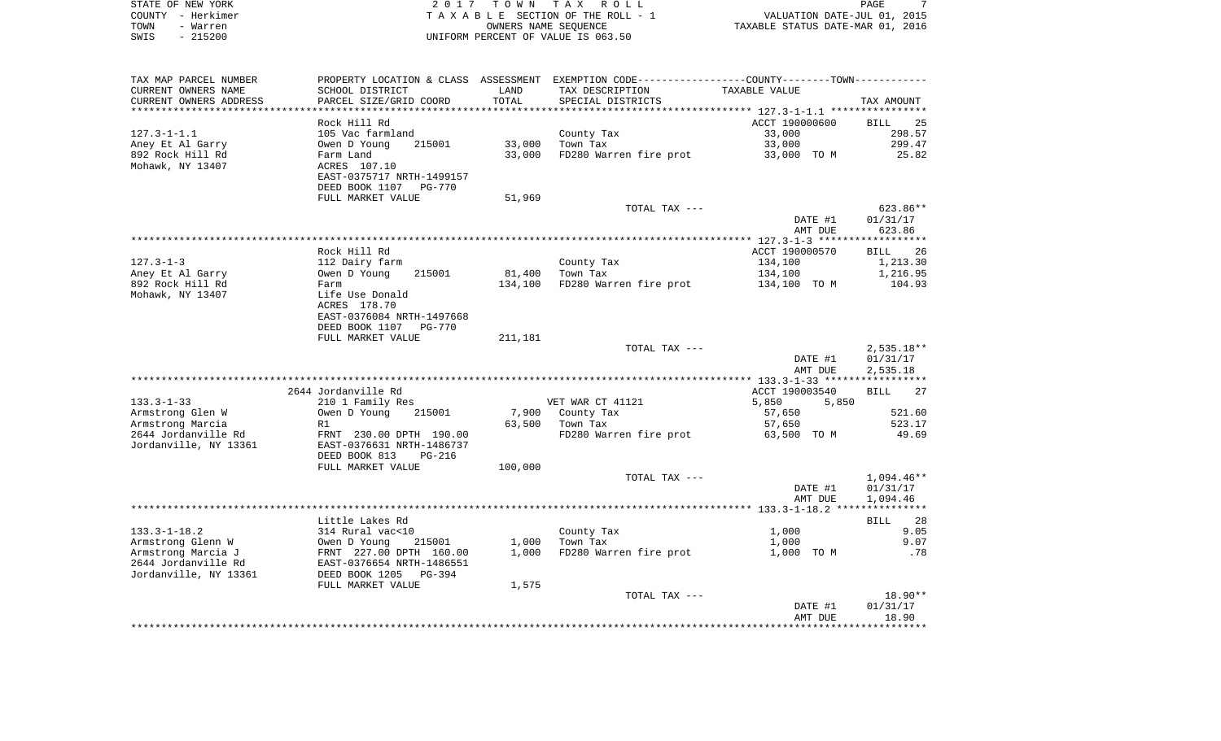STATE OF NEW YORK | COUNTY - Herkimer | TOWN - Warren | SWIS - 215200

**2017 TOWN TAX ROLL**
TAXABLE SECTION OF THE ROLL - 1
OWNERS NAME SEQUENCE
UNIFORM PERCENT OF VALUE IS 063.50

VALUATION DATE-JUL 01, 2015
TAXABLE STATUS DATE-MAR 01, 2016

| TAX MAP PARCEL NUMBER / CURRENT OWNERS NAME / CURRENT OWNERS ADDRESS | PROPERTY LOCATION & CLASS / SCHOOL DISTRICT / PARCEL SIZE/GRID COORD | ASSESSMENT LAND / TOTAL | EXEMPTION CODE / TAX DESCRIPTION / SPECIAL DISTRICTS | TAXABLE VALUE (COUNTY / TOWN) | TAX AMOUNT |
|---|---|---|---|---|---|
| **127.3-1-1.1** | Rock Hill Rd | | | ACCT 190000600 | BILL 25 |
| | 105 Vac farmland | | County Tax | 33,000 | 298.57 |
| Aney Et Al Garry | Owen D Young 215001 | 33,000 | Town Tax | 33,000 | 299.47 |
| 892 Rock Hill Rd | Farm Land | 33,000 | FD280 Warren fire prot | 33,000 TO M | 25.82 |
| Mohawk, NY 13407 | ACRES 107.10 | | | | |
| | EAST-0375717 NRTH-1499157 | | | | |
| | DEED BOOK 1107 PG-770 | | | | |
| | FULL MARKET VALUE | 51,969 | | | |
| | | | TOTAL TAX --- | | 623.86** |
| | | | | DATE #1 | 01/31/17 |
| | | | | AMT DUE | 623.86 |
| **127.3-1-3** | Rock Hill Rd | | | ACCT 190000570 | BILL 26 |
| | 112 Dairy farm | | County Tax | 134,100 | 1,213.30 |
| Aney Et Al Garry | Owen D Young 215001 | 81,400 | Town Tax | 134,100 | 1,216.95 |
| 892 Rock Hill Rd | Farm | 134,100 | FD280 Warren fire prot | 134,100 TO M | 104.93 |
| Mohawk, NY 13407 | Life Use Donald | | | | |
| | ACRES 178.70 | | | | |
| | EAST-0376084 NRTH-1497668 | | | | |
| | DEED BOOK 1107 PG-770 | | | | |
| | FULL MARKET VALUE | 211,181 | | | |
| | | | TOTAL TAX --- | | 2,535.18** |
| | | | | DATE #1 | 01/31/17 |
| | | | | AMT DUE | 2,535.18 |
| **133.3-1-33** | 2644 Jordanville Rd | | | ACCT 190003540 | BILL 27 |
| | 210 1 Family Res | | VET WAR CT 41121 | 5,850 5,850 | |
| Armstrong Glen W | Owen D Young 215001 | 7,900 | County Tax | 57,650 | 521.60 |
| Armstrong Marcia | R1 | 63,500 | Town Tax | 57,650 | 523.17 |
| 2644 Jordanville Rd | FRNT 230.00 DPTH 190.00 | | FD280 Warren fire prot | 63,500 TO M | 49.69 |
| Jordanville, NY 13361 | EAST-0376631 NRTH-1486737 | | | | |
| | DEED BOOK 813 PG-216 | | | | |
| | FULL MARKET VALUE | 100,000 | | | |
| | | | TOTAL TAX --- | | 1,094.46** |
| | | | | DATE #1 | 01/31/17 |
| | | | | AMT DUE | 1,094.46 |
| **133.3-1-18.2** | Little Lakes Rd | | | | BILL 28 |
| | 314 Rural vac<10 | | County Tax | 1,000 | 9.05 |
| Armstrong Glenn W | Owen D Young 215001 | 1,000 | Town Tax | 1,000 | 9.07 |
| Armstrong Marcia J | FRNT 227.00 DPTH 160.00 | 1,000 | FD280 Warren fire prot | 1,000 TO M | .78 |
| 2644 Jordanville Rd | EAST-0376654 NRTH-1486551 | | | | |
| Jordanville, NY 13361 | DEED BOOK 1205 PG-394 | | | | |
| | FULL MARKET VALUE | 1,575 | | | |
| | | | TOTAL TAX --- | | 18.90** |
| | | | | DATE #1 | 01/31/17 |
| | | | | AMT DUE | 18.90 |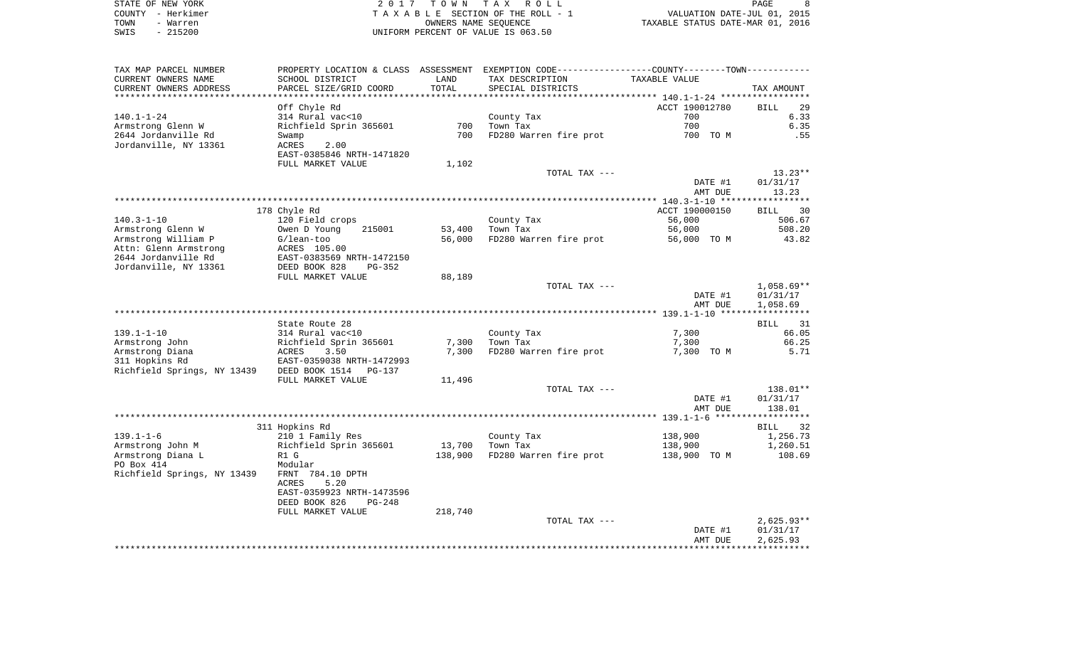STATE OF NEW YORK
COUNTY - Herkimer
TOWN - Warren
SWIS - 215200

2 0 1 7 T O W N T A X R O L L
T A X A B L E SECTION OF THE ROLL - 1
OWNERS NAME SEQUENCE
UNIFORM PERCENT OF VALUE IS 063.50

VALUATION DATE-JUL 01, 2015
TAXABLE STATUS DATE-MAR 01, 2016

| TAX MAP PARCEL NUMBER / CURRENT OWNERS NAME / CURRENT OWNERS ADDRESS | PROPERTY LOCATION & CLASS / SCHOOL DISTRICT / PARCEL SIZE/GRID COORD | ASSESSMENT LAND | TOTAL | EXEMPTION CODE / TAX DESCRIPTION / SPECIAL DISTRICTS | COUNTY--------TOWN / TAXABLE VALUE | TAX AMOUNT |
|---|---|---|---|---|---|---|
| | Off Chyle Rd | | | | ACCT 190012780 | BILL 29 |
| 140.1-1-24 | 314 Rural vac<10 | | | County Tax | 700 | 6.33 |
| Armstrong Glenn W | Richfield Sprin 365601 | 700 | | Town Tax | 700 | 6.35 |
| 2644 Jordanville Rd | Swamp | | 700 | FD280 Warren fire prot | 700 TO M | .55 |
| Jordanville, NY 13361 | ACRES 2.00 | | | | | |
| | EAST-0385846 NRTH-1471820 | | | | | |
| | FULL MARKET VALUE | | 1,102 | | | |
| | | | | TOTAL TAX --- | | 13.23** |
| | | | | | DATE #1 | 01/31/17 |
| | | | | | AMT DUE | 13.23 |
| | 178 Chyle Rd | | | | ACCT 190000150 | BILL 30 |
| 140.3-1-10 | 120 Field crops | | | County Tax | 56,000 | 506.67 |
| Armstrong Glenn W | Owen D Young 215001 | 53,400 | | Town Tax | 56,000 | 508.20 |
| Armstrong William P | G/lean-too | | 56,000 | FD280 Warren fire prot | 56,000 TO M | 43.82 |
| Attn: Glenn Armstrong | ACRES 105.00 | | | | | |
| 2644 Jordanville Rd | EAST-0383569 NRTH-1472150 | | | | | |
| Jordanville, NY 13361 | DEED BOOK 828 PG-352 | | | | | |
| | FULL MARKET VALUE | | 88,189 | | | |
| | | | | TOTAL TAX --- | | 1,058.69** |
| | | | | | DATE #1 | 01/31/17 |
| | | | | | AMT DUE | 1,058.69 |
| | State Route 28 | | | | | BILL 31 |
| 139.1-1-10 | 314 Rural vac<10 | | | County Tax | 7,300 | 66.05 |
| Armstrong John | Richfield Sprin 365601 | 7,300 | | Town Tax | 7,300 | 66.25 |
| Armstrong Diana | ACRES 3.50 | | 7,300 | FD280 Warren fire prot | 7,300 TO M | 5.71 |
| 311 Hopkins Rd | EAST-0359038 NRTH-1472993 | | | | | |
| Richfield Springs, NY 13439 | DEED BOOK 1514 PG-137 | | | | | |
| | FULL MARKET VALUE | | 11,496 | | | |
| | | | | TOTAL TAX --- | | 138.01** |
| | | | | | DATE #1 | 01/31/17 |
| | | | | | AMT DUE | 138.01 |
| | 311 Hopkins Rd | | | | | BILL 32 |
| 139.1-1-6 | 210 1 Family Res | | | County Tax | 138,900 | 1,256.73 |
| Armstrong John M | Richfield Sprin 365601 | 13,700 | | Town Tax | 138,900 | 1,260.51 |
| Armstrong Diana L | R1 G | | 138,900 | FD280 Warren fire prot | 138,900 TO M | 108.69 |
| PO Box 414 | Modular | | | | | |
| Richfield Springs, NY 13439 | FRNT 784.10 DPTH | | | | | |
| | ACRES 5.20 | | | | | |
| | EAST-0359923 NRTH-1473596 | | | | | |
| | DEED BOOK 826 PG-248 | | | | | |
| | FULL MARKET VALUE | | 218,740 | | | |
| | | | | TOTAL TAX --- | | 2,625.93** |
| | | | | | DATE #1 | 01/31/17 |
| | | | | | AMT DUE | 2,625.93 |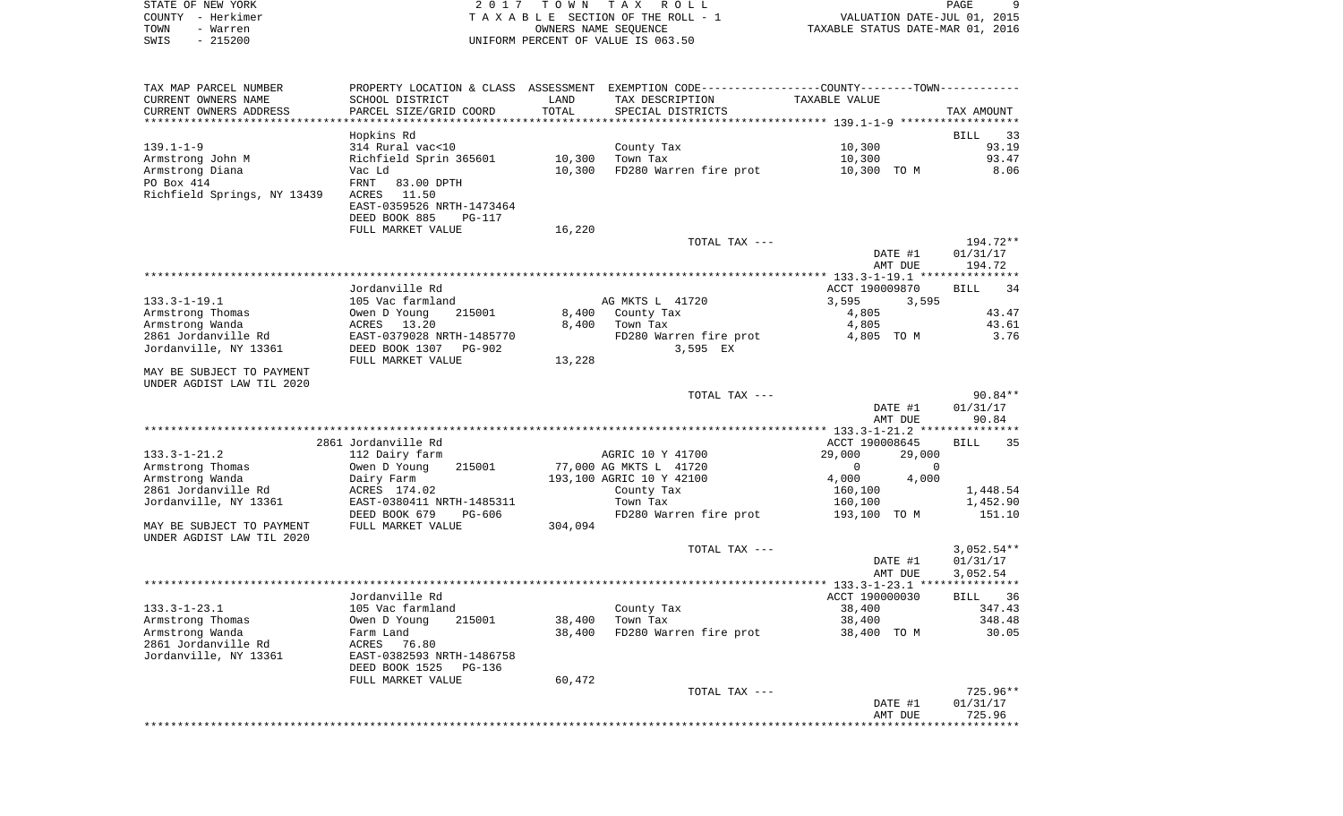STATE OF NEW YORK — 2017 TOWN TAX ROLL
COUNTY - Herkimer — TAXABLE SECTION OF THE ROLL - 1 — VALUATION DATE-JUL 01, 2015
TOWN - Warren — OWNERS NAME SEQUENCE — TAXABLE STATUS DATE-MAR 01, 2016
SWIS - 215200 — UNIFORM PERCENT OF VALUE IS 063.50

| TAX MAP PARCEL NUMBER / CURRENT OWNERS NAME / CURRENT OWNERS ADDRESS | PROPERTY LOCATION & CLASS / SCHOOL DISTRICT / PARCEL SIZE/GRID COORD | ASSESSMENT LAND / TOTAL | EXEMPTION CODE / TAX DESCRIPTION / SPECIAL DISTRICTS | COUNTY / TOWN TAXABLE VALUE | TAX AMOUNT |
|---|---|---|---|---|---|
| **139.1-1-9** | Hopkins Rd | | | | BILL 33 |
| 139.1-1-9 | 314 Rural vac<10 | | County Tax | 10,300 | 93.19 |
| Armstrong John M | Richfield Sprin 365601 | 10,300 | Town Tax | 10,300 | 93.47 |
| Armstrong Diana | Vac Ld | 10,300 | FD280 Warren fire prot | 10,300 TO M | 8.06 |
| PO Box 414 | FRNT 83.00 DPTH | | | | |
| Richfield Springs, NY 13439 | ACRES 11.50 | | | | |
| | EAST-0359526 NRTH-1473464 | | | | |
| | DEED BOOK 885 PG-117 | | | | |
| | FULL MARKET VALUE | 16,220 | | | |
| | | | TOTAL TAX --- | | 194.72** |
| | | | | DATE #1 | 01/31/17 |
| | | | | AMT DUE | 194.72 |
| **133.3-1-19.1** | Jordanville Rd | | | ACCT 190009870 | BILL 34 |
| 133.3-1-19.1 | 105 Vac farmland | | AG MKTS L 41720 | 3,595 3,595 | |
| Armstrong Thomas | Owen D Young 215001 | 8,400 | County Tax | 4,805 | 43.47 |
| Armstrong Wanda | ACRES 13.20 | 8,400 | Town Tax | 4,805 | 43.61 |
| 2861 Jordanville Rd | EAST-0379028 NRTH-1485770 | | FD280 Warren fire prot | 4,805 TO M | 3.76 |
| Jordanville, NY 13361 | DEED BOOK 1307 PG-902 | | 3,595 EX | | |
| | FULL MARKET VALUE | 13,228 | | | |
| MAY BE SUBJECT TO PAYMENT UNDER AGDIST LAW TIL 2020 | | | | | |
| | | | TOTAL TAX --- | | 90.84** |
| | | | | DATE #1 | 01/31/17 |
| | | | | AMT DUE | 90.84 |
| **133.3-1-21.2** | 2861 Jordanville Rd | | | ACCT 190008645 | BILL 35 |
| 133.3-1-21.2 | 112 Dairy farm | | AGRIC 10 Y 41700 | 29,000 29,000 | |
| Armstrong Thomas | Owen D Young 215001 | 77,000 | AG MKTS L 41720 | 0 0 | |
| Armstrong Wanda | Dairy Farm | 193,100 | AGRIC 10 Y 42100 | 4,000 4,000 | |
| 2861 Jordanville Rd | ACRES 174.02 | | County Tax | 160,100 | 1,448.54 |
| Jordanville, NY 13361 | EAST-0380411 NRTH-1485311 | | Town Tax | 160,100 | 1,452.90 |
| | DEED BOOK 679 PG-606 | | FD280 Warren fire prot | 193,100 TO M | 151.10 |
| MAY BE SUBJECT TO PAYMENT UNDER AGDIST LAW TIL 2020 | FULL MARKET VALUE | 304,094 | | | |
| | | | TOTAL TAX --- | | 3,052.54** |
| | | | | DATE #1 | 01/31/17 |
| | | | | AMT DUE | 3,052.54 |
| **133.3-1-23.1** | Jordanville Rd | | | ACCT 190000030 | BILL 36 |
| 133.3-1-23.1 | 105 Vac farmland | | County Tax | 38,400 | 347.43 |
| Armstrong Thomas | Owen D Young 215001 | 38,400 | Town Tax | 38,400 | 348.48 |
| Armstrong Wanda | Farm Land | 38,400 | FD280 Warren fire prot | 38,400 TO M | 30.05 |
| 2861 Jordanville Rd | ACRES 76.80 | | | | |
| Jordanville, NY 13361 | EAST-0382593 NRTH-1486758 | | | | |
| | DEED BOOK 1525 PG-136 | | | | |
| | FULL MARKET VALUE | 60,472 | | | |
| | | | TOTAL TAX --- | | 725.96** |
| | | | | DATE #1 | 01/31/17 |
| | | | | AMT DUE | 725.96 |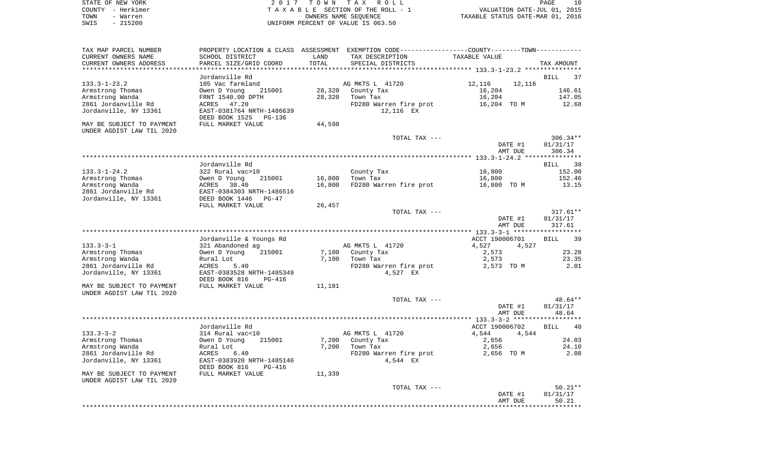STATE OF NEW YORK
COUNTY - Herkimer
TOWN - Warren
SWIS - 215200

2017 TOWN TAX ROLL
TAXABLE SECTION OF THE ROLL - 1
OWNERS NAME SEQUENCE
UNIFORM PERCENT OF VALUE IS 063.50

VALUATION DATE-JUL 01, 2015
TAXABLE STATUS DATE-MAR 01, 2016

| TAX MAP PARCEL NUMBER / CURRENT OWNERS NAME / CURRENT OWNERS ADDRESS | PROPERTY LOCATION & CLASS / SCHOOL DISTRICT / PARCEL SIZE/GRID COORD | ASSESSMENT LAND / TOTAL | EXEMPTION CODE / TAX DESCRIPTION / SPECIAL DISTRICTS | COUNTY / TOWN TAXABLE VALUE | TAX AMOUNT |
|---|---|---|---|---|---|
| | Jordanville Rd | | | | BILL 37 |
| 133.3-1-23.2 | 105 Vac farmland | | AG MKTS L 41720 | 12,116 12,116 | |
| Armstrong Thomas | Owen D Young 215001 | 28,320 | County Tax | 16,204 | 146.61 |
| Armstrong Wanda | FRNT 1540.00 DPTH | 28,320 | Town Tax | 16,204 | 147.05 |
| 2861 Jordanville Rd | ACRES 47.20 | | FD280 Warren fire prot | 16,204 TO M | 12.68 |
| Jordanville, NY 13361 | EAST-0381764 NRTH-1486639 | | 12,116 EX | | |
| | DEED BOOK 1525 PG-136 | | | | |
| MAY BE SUBJECT TO PAYMENT UNDER AGDIST LAW TIL 2020 | FULL MARKET VALUE | 44,598 | | | |
| | | | TOTAL TAX --- | | 306.34** |
| | | | | DATE #1 | 01/31/17 |
| | | | | AMT DUE | 306.34 |
| | Jordanville Rd | | | | BILL 38 |
| 133.3-1-24.2 | 322 Rural vac>10 | | County Tax | 16,800 | 152.00 |
| Armstrong Thomas | Owen D Young 215001 | 16,800 | Town Tax | 16,800 | 152.46 |
| Armstrong Wanda | ACRES 30.40 | 16,800 | FD280 Warren fire prot | 16,800 TO M | 13.15 |
| 2861 Jordanville Rd | EAST-0384303 NRTH-1486516 | | | | |
| Jordanville, NY 13361 | DEED BOOK 1446 PG-47 | | | | |
| | FULL MARKET VALUE | 26,457 | | | |
| | | | TOTAL TAX --- | | 317.61** |
| | | | | DATE #1 | 01/31/17 |
| | | | | AMT DUE | 317.61 |
| | Jordanville & Youngs Rd | | | ACCT 190006701 | BILL 39 |
| 133.3-3-1 | 321 Abandoned ag | | AG MKTS L 41720 | 4,527 4,527 | |
| Armstrong Thomas | Owen D Young 215001 | 7,100 | County Tax | 2,573 | 23.28 |
| Armstrong Wanda | Rural Lot | 7,100 | Town Tax | 2,573 | 23.35 |
| 2861 Jordanville Rd | ACRES 5.40 | | FD280 Warren fire prot | 2,573 TO M | 2.01 |
| Jordanville, NY 13361 | EAST-0383528 NRTH-1485349 | | 4,527 EX | | |
| | DEED BOOK 816 PG-416 | | | | |
| MAY BE SUBJECT TO PAYMENT UNDER AGDIST LAW TIL 2020 | FULL MARKET VALUE | 11,181 | | | |
| | | | TOTAL TAX --- | | 48.64** |
| | | | | DATE #1 | 01/31/17 |
| | | | | AMT DUE | 48.64 |
| | Jordanville Rd | | | ACCT 190006702 | BILL 40 |
| 133.3-3-2 | 314 Rural vac<10 | | AG MKTS L 41720 | 4,544 4,544 | |
| Armstrong Thomas | Owen D Young 215001 | 7,200 | County Tax | 2,656 | 24.03 |
| Armstrong Wanda | Rural Lot | 7,200 | Town Tax | 2,656 | 24.10 |
| 2861 Jordanville Rd | ACRES 6.40 | | FD280 Warren fire prot | 2,656 TO M | 2.08 |
| Jordanville, NY 13361 | EAST-0383920 NRTH-1485146 | | 4,544 EX | | |
| | DEED BOOK 816 PG-416 | | | | |
| MAY BE SUBJECT TO PAYMENT UNDER AGDIST LAW TIL 2020 | FULL MARKET VALUE | 11,339 | | | |
| | | | TOTAL TAX --- | | 50.21** |
| | | | | DATE #1 | 01/31/17 |
| | | | | AMT DUE | 50.21 |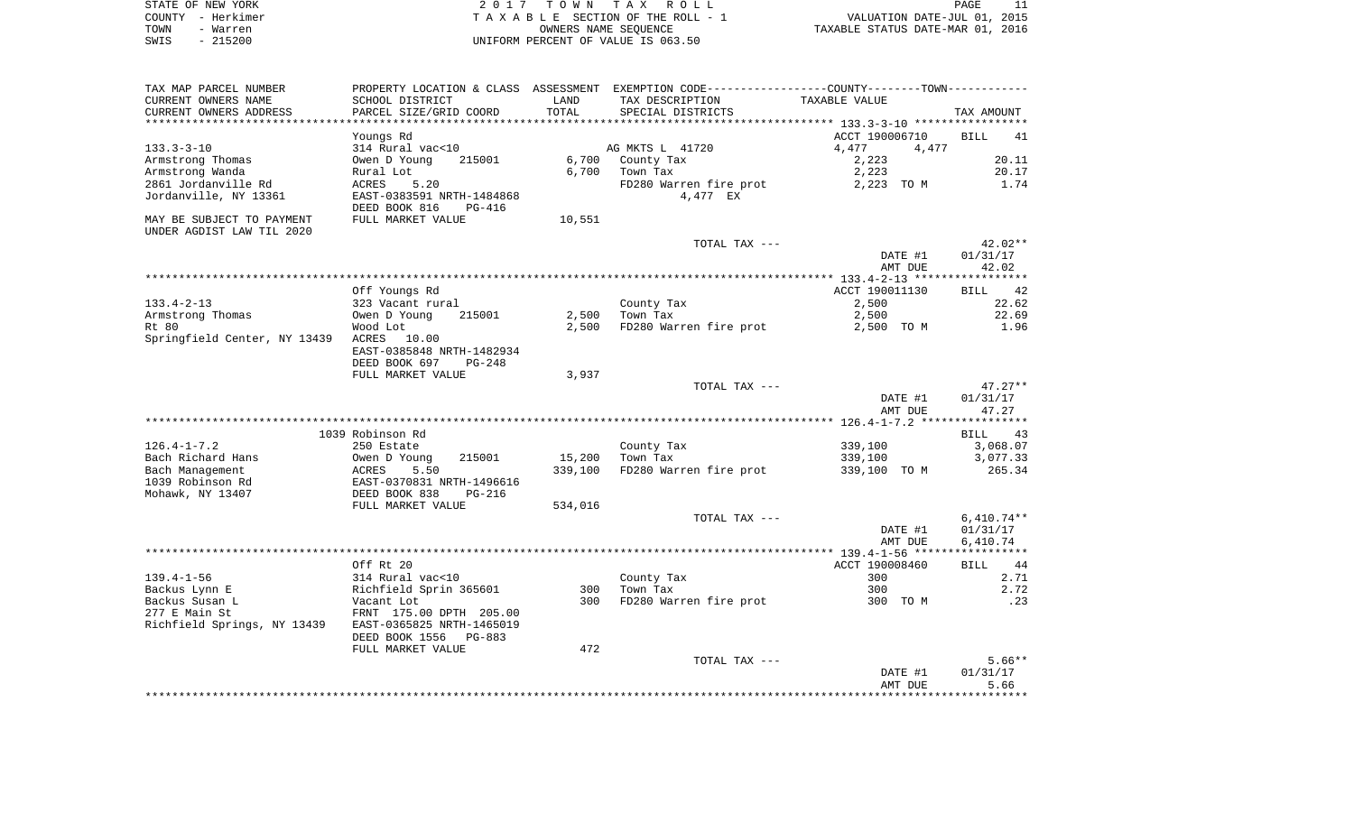STATE OF NEW YORK
COUNTY - Herkimer
TOWN - Warren
SWIS - 215200

2 0 1 7 T O W N T A X R O L L
T A X A B L E SECTION OF THE ROLL - 1
OWNERS NAME SEQUENCE
UNIFORM PERCENT OF VALUE IS 063.50

VALUATION DATE-JUL 01, 2015
TAXABLE STATUS DATE-MAR 01, 2016

| TAX MAP PARCEL NUMBER / CURRENT OWNERS NAME / CURRENT OWNERS ADDRESS | PROPERTY LOCATION & CLASS / SCHOOL DISTRICT / PARCEL SIZE/GRID COORD | ASSESSMENT LAND | TOTAL | EXEMPTION CODE / TAX DESCRIPTION / SPECIAL DISTRICTS | COUNTY / TOWN TAXABLE VALUE | TAX AMOUNT |
|---|---|---|---|---|---|---|
| | Youngs Rd | | | | ACCT 190006710 | BILL 41 |
| 133.3-3-10 | 314 Rural vac<10 | | | AG MKTS L 41720 | 4,477 4,477 | |
| Armstrong Thomas | Owen D Young 215001 | 6,700 | | County Tax | 2,223 | 20.11 |
| Armstrong Wanda | Rural Lot | | 6,700 | Town Tax | 2,223 | 20.17 |
| 2861 Jordanville Rd | ACRES 5.20 | | | FD280 Warren fire prot | 2,223 TO M | 1.74 |
| Jordanville, NY 13361 | EAST-0383591 NRTH-1484868 | | | 4,477 EX | | |
| | DEED BOOK 816 PG-416 | | | | | |
| MAY BE SUBJECT TO PAYMENT UNDER AGDIST LAW TIL 2020 | FULL MARKET VALUE | | 10,551 | | | |
| | | | | TOTAL TAX --- | | 42.02** |
| | | | | | DATE #1 | 01/31/17 |
| | | | | | AMT DUE | 42.02 |
| | Off Youngs Rd | | | | ACCT 190011130 | BILL 42 |
| 133.4-2-13 | 323 Vacant rural | | | County Tax | 2,500 | 22.62 |
| Armstrong Thomas | Owen D Young 215001 | 2,500 | | Town Tax | 2,500 | 22.69 |
| Rt 80 | Wood Lot | | 2,500 | FD280 Warren fire prot | 2,500 TO M | 1.96 |
| Springfield Center, NY 13439 | ACRES 10.00 | | | | | |
| | EAST-0385848 NRTH-1482934 | | | | | |
| | DEED BOOK 697 PG-248 | | | | | |
| | FULL MARKET VALUE | | 3,937 | | | |
| | | | | TOTAL TAX --- | | 47.27** |
| | | | | | DATE #1 | 01/31/17 |
| | | | | | AMT DUE | 47.27 |
| | 1039 Robinson Rd | | | | | BILL 43 |
| 126.4-1-7.2 | 250 Estate | | | County Tax | 339,100 | 3,068.07 |
| Bach Richard Hans | Owen D Young 215001 | 15,200 | | Town Tax | 339,100 | 3,077.33 |
| Bach Management | ACRES 5.50 | | 339,100 | FD280 Warren fire prot | 339,100 TO M | 265.34 |
| 1039 Robinson Rd | EAST-0370831 NRTH-1496616 | | | | | |
| Mohawk, NY 13407 | DEED BOOK 838 PG-216 | | | | | |
| | FULL MARKET VALUE | | 534,016 | | | |
| | | | | TOTAL TAX --- | | 6,410.74** |
| | | | | | DATE #1 | 01/31/17 |
| | | | | | AMT DUE | 6,410.74 |
| | Off Rt 20 | | | | ACCT 190008460 | BILL 44 |
| 139.4-1-56 | 314 Rural vac<10 | | | County Tax | 300 | 2.71 |
| Backus Lynn E | Richfield Sprin 365601 | 300 | | Town Tax | 300 | 2.72 |
| Backus Susan L | Vacant Lot | | 300 | FD280 Warren fire prot | 300 TO M | .23 |
| 277 E Main St | FRNT 175.00 DPTH 205.00 | | | | | |
| Richfield Springs, NY 13439 | EAST-0365825 NRTH-1465019 | | | | | |
| | DEED BOOK 1556 PG-883 | | | | | |
| | FULL MARKET VALUE | | 472 | | | |
| | | | | TOTAL TAX --- | | 5.66** |
| | | | | | DATE #1 | 01/31/17 |
| | | | | | AMT DUE | 5.66 |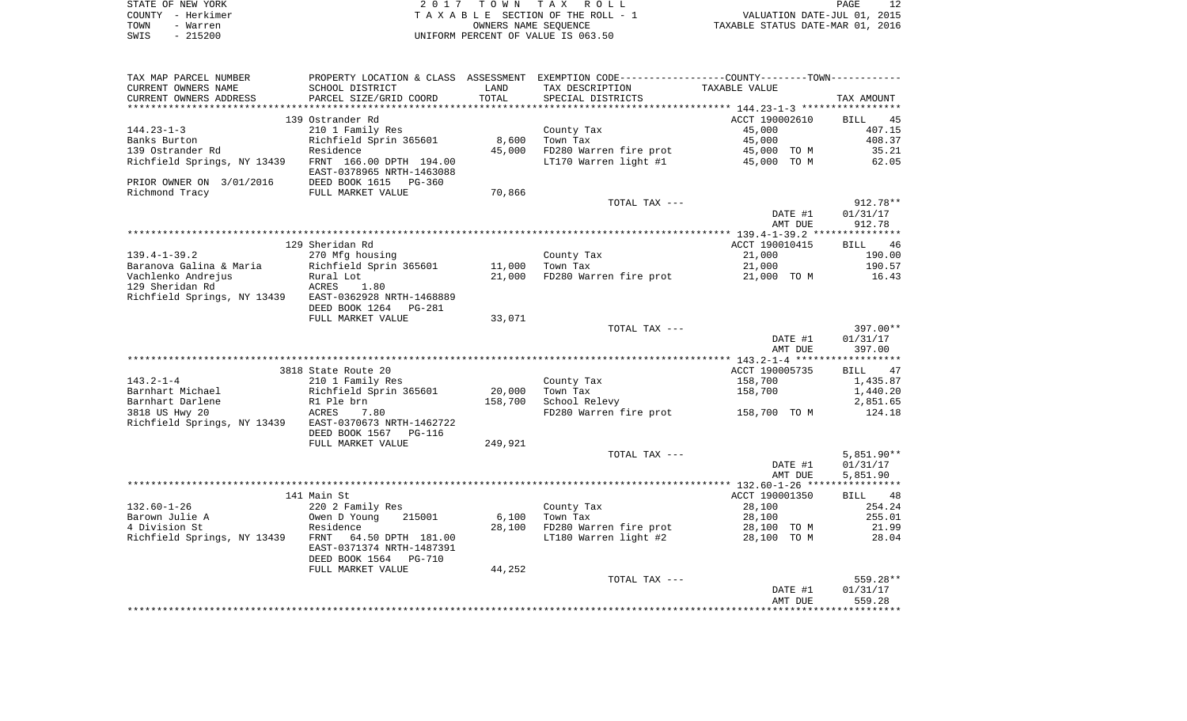STATE OF NEW YORK — COUNTY - Herkimer — TOWN - Warren — SWIS - 215200

2017 TOWN TAX ROLL
TAXABLE SECTION OF THE ROLL - 1
OWNERS NAME SEQUENCE
UNIFORM PERCENT OF VALUE IS 063.50

VALUATION DATE-JUL 01, 2015
TAXABLE STATUS DATE-MAR 01, 2016

| TAX MAP PARCEL NUMBER<br>CURRENT OWNERS NAME<br>CURRENT OWNERS ADDRESS | PROPERTY LOCATION & CLASS<br>SCHOOL DISTRICT<br>PARCEL SIZE/GRID COORD | ASSESSMENT<br>LAND<br>TOTAL | EXEMPTION CODE-----COUNTY-----TOWN-----<br>TAX DESCRIPTION<br>SPECIAL DISTRICTS | TAXABLE VALUE | TAX AMOUNT |
|---|---|---|---|---|---|
| | 139 Ostrander Rd | | | ACCT 190002610 | BILL 45 |
| 144.23-1-3 | 210 1 Family Res | | County Tax | 45,000 | 407.15 |
| Banks Burton | Richfield Sprin 365601 | 8,600 | Town Tax | 45,000 | 408.37 |
| 139 Ostrander Rd | Residence | 45,000 | FD280 Warren fire prot | 45,000 TO M | 35.21 |
| Richfield Springs, NY 13439 | FRNT 166.00 DPTH 194.00 | | LT170 Warren light #1 | 45,000 TO M | 62.05 |
| | EAST-0378965 NRTH-1463088 | | | | |
| PRIOR OWNER ON 3/01/2016 | DEED BOOK 1615 PG-360 | | | | |
| Richmond Tracy | FULL MARKET VALUE | 70,866 | | | |
| | | | TOTAL TAX --- | | 912.78** |
| | | | | DATE #1 | 01/31/17 |
| | | | | AMT DUE | 912.78 |
| | 129 Sheridan Rd | | | ACCT 190010415 | BILL 46 |
| 139.4-1-39.2 | 270 Mfg housing | | County Tax | 21,000 | 190.00 |
| Baranova Galina & Maria | Richfield Sprin 365601 | 11,000 | Town Tax | 21,000 | 190.57 |
| Vachlenko Andrejus | Rural Lot | 21,000 | FD280 Warren fire prot | 21,000 TO M | 16.43 |
| 129 Sheridan Rd | ACRES 1.80 | | | | |
| Richfield Springs, NY 13439 | EAST-0362928 NRTH-1468889 | | | | |
| | DEED BOOK 1264 PG-281 | | | | |
| | FULL MARKET VALUE | 33,071 | | | |
| | | | TOTAL TAX --- | | 397.00** |
| | | | | DATE #1 | 01/31/17 |
| | | | | AMT DUE | 397.00 |
| | 3818 State Route 20 | | | ACCT 190005735 | BILL 47 |
| 143.2-1-4 | 210 1 Family Res | | County Tax | 158,700 | 1,435.87 |
| Barnhart Michael | Richfield Sprin 365601 | 20,000 | Town Tax | 158,700 | 1,440.20 |
| Barnhart Darlene | R1 Ple brn | 158,700 | School Relevy | | 2,851.65 |
| 3818 US Hwy 20 | ACRES 7.80 | | FD280 Warren fire prot | 158,700 TO M | 124.18 |
| Richfield Springs, NY 13439 | EAST-0370673 NRTH-1462722 | | | | |
| | DEED BOOK 1567 PG-116 | | | | |
| | FULL MARKET VALUE | 249,921 | | | |
| | | | TOTAL TAX --- | | 5,851.90** |
| | | | | DATE #1 | 01/31/17 |
| | | | | AMT DUE | 5,851.90 |
| | 141 Main St | | | ACCT 190001350 | BILL 48 |
| 132.60-1-26 | 220 2 Family Res | | County Tax | 28,100 | 254.24 |
| Barown Julie A | Owen D Young 215001 | 6,100 | Town Tax | 28,100 | 255.01 |
| 4 Division St | Residence | 28,100 | FD280 Warren fire prot | 28,100 TO M | 21.99 |
| Richfield Springs, NY 13439 | FRNT 64.50 DPTH 181.00 | | LT180 Warren light #2 | 28,100 TO M | 28.04 |
| | EAST-0371374 NRTH-1487391 | | | | |
| | DEED BOOK 1564 PG-710 | | | | |
| | FULL MARKET VALUE | 44,252 | | | |
| | | | TOTAL TAX --- | | 559.28** |
| | | | | DATE #1 | 01/31/17 |
| | | | | AMT DUE | 559.28 |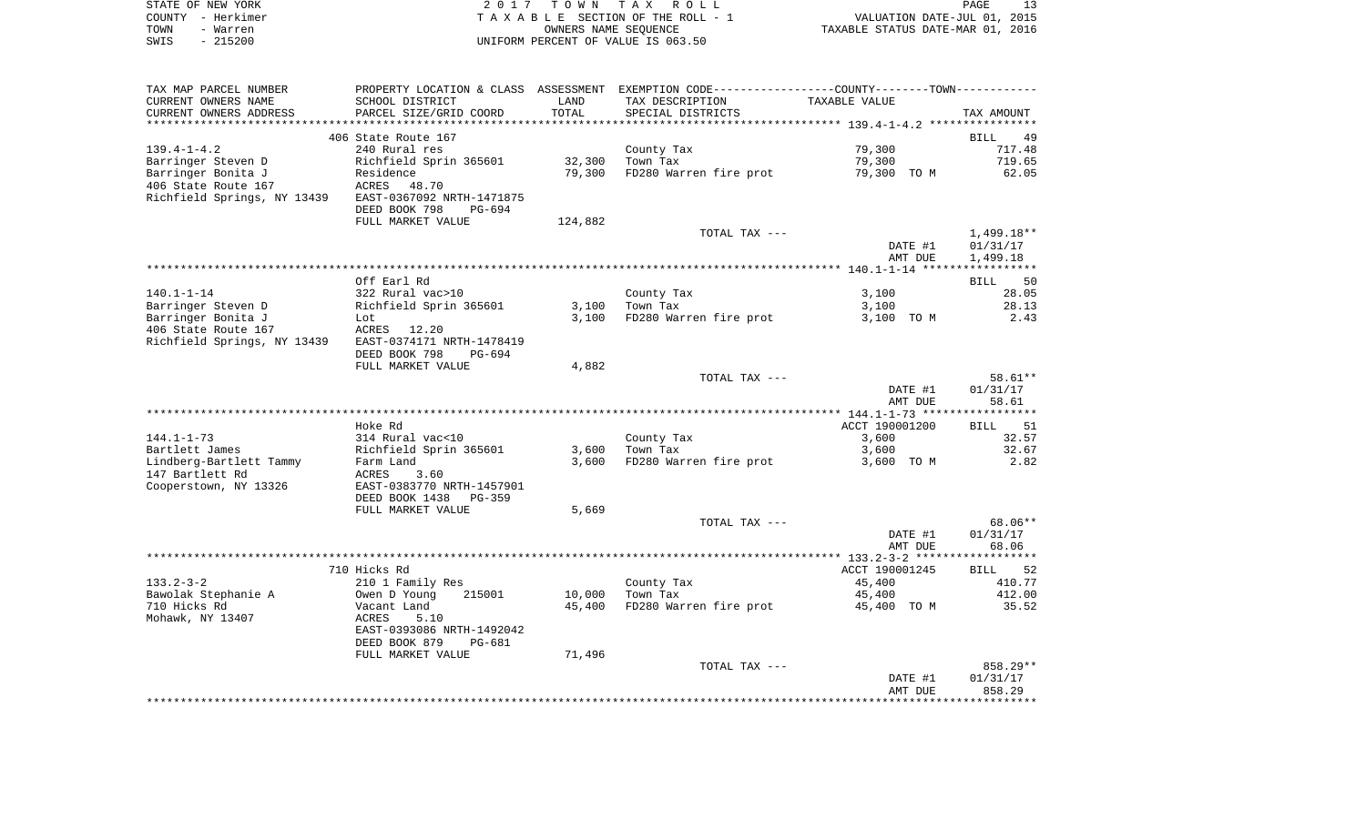STATE OF NEW YORK
COUNTY - Herkimer
TOWN - Warren
SWIS - 215200

2017 TOWN TAX ROLL
TAXABLE SECTION OF THE ROLL - 1
OWNERS NAME SEQUENCE
UNIFORM PERCENT OF VALUE IS 063.50

VALUATION DATE-JUL 01, 2015
TAXABLE STATUS DATE-MAR 01, 2016

| TAX MAP PARCEL NUMBER / CURRENT OWNERS NAME / CURRENT OWNERS ADDRESS | PROPERTY LOCATION & CLASS / SCHOOL DISTRICT / PARCEL SIZE/GRID COORD | ASSESSMENT LAND / TOTAL | EXEMPTION CODE / TAX DESCRIPTION / SPECIAL DISTRICTS | TAXABLE VALUE | TAX AMOUNT |
|---|---|---|---|---|---|
| **139.4-1-4.2** | 406 State Route 167 | | | | BILL 49 |
| 139.4-1-4.2 | 240 Rural res | | County Tax | 79,300 | 717.48 |
| Barringer Steven D | Richfield Sprin 365601 | 32,300 | Town Tax | 79,300 | 719.65 |
| Barringer Bonita J | Residence | 79,300 | FD280 Warren fire prot | 79,300 TO M | 62.05 |
| 406 State Route 167 | ACRES 48.70 | | | | |
| Richfield Springs, NY 13439 | EAST-0367092 NRTH-1471875 | | | | |
| | DEED BOOK 798 PG-694 | | | | |
| | FULL MARKET VALUE | 124,882 | | | |
| | | | TOTAL TAX --- | | 1,499.18** |
| | | | | DATE #1 | 01/31/17 |
| | | | | AMT DUE | 1,499.18 |
| **140.1-1-14** | Off Earl Rd | | | | BILL 50 |
| 140.1-1-14 | 322 Rural vac>10 | | County Tax | 3,100 | 28.05 |
| Barringer Steven D | Richfield Sprin 365601 | 3,100 | Town Tax | 3,100 | 28.13 |
| Barringer Bonita J | Lot | 3,100 | FD280 Warren fire prot | 3,100 TO M | 2.43 |
| 406 State Route 167 | ACRES 12.20 | | | | |
| Richfield Springs, NY 13439 | EAST-0374171 NRTH-1478419 | | | | |
| | DEED BOOK 798 PG-694 | | | | |
| | FULL MARKET VALUE | 4,882 | | | |
| | | | TOTAL TAX --- | | 58.61** |
| | | | | DATE #1 | 01/31/17 |
| | | | | AMT DUE | 58.61 |
| **144.1-1-73** | Hoke Rd | | | ACCT 190001200 | BILL 51 |
| 144.1-1-73 | 314 Rural vac<10 | | County Tax | 3,600 | 32.57 |
| Bartlett James | Richfield Sprin 365601 | 3,600 | Town Tax | 3,600 | 32.67 |
| Lindberg-Bartlett Tammy | Farm Land | 3,600 | FD280 Warren fire prot | 3,600 TO M | 2.82 |
| 147 Bartlett Rd | ACRES 3.60 | | | | |
| Cooperstown, NY 13326 | EAST-0383770 NRTH-1457901 | | | | |
| | DEED BOOK 1438 PG-359 | | | | |
| | FULL MARKET VALUE | 5,669 | | | |
| | | | TOTAL TAX --- | | 68.06** |
| | | | | DATE #1 | 01/31/17 |
| | | | | AMT DUE | 68.06 |
| **133.2-3-2** | 710 Hicks Rd | | | ACCT 190001245 | BILL 52 |
| 133.2-3-2 | 210 1 Family Res | | County Tax | 45,400 | 410.77 |
| Bawolak Stephanie A | Owen D Young 215001 | 10,000 | Town Tax | 45,400 | 412.00 |
| 710 Hicks Rd | Vacant Land | 45,400 | FD280 Warren fire prot | 45,400 TO M | 35.52 |
| Mohawk, NY 13407 | ACRES 5.10 | | | | |
| | EAST-0393086 NRTH-1492042 | | | | |
| | DEED BOOK 879 PG-681 | | | | |
| | FULL MARKET VALUE | 71,496 | | | |
| | | | TOTAL TAX --- | | 858.29** |
| | | | | DATE #1 | 01/31/17 |
| | | | | AMT DUE | 858.29 |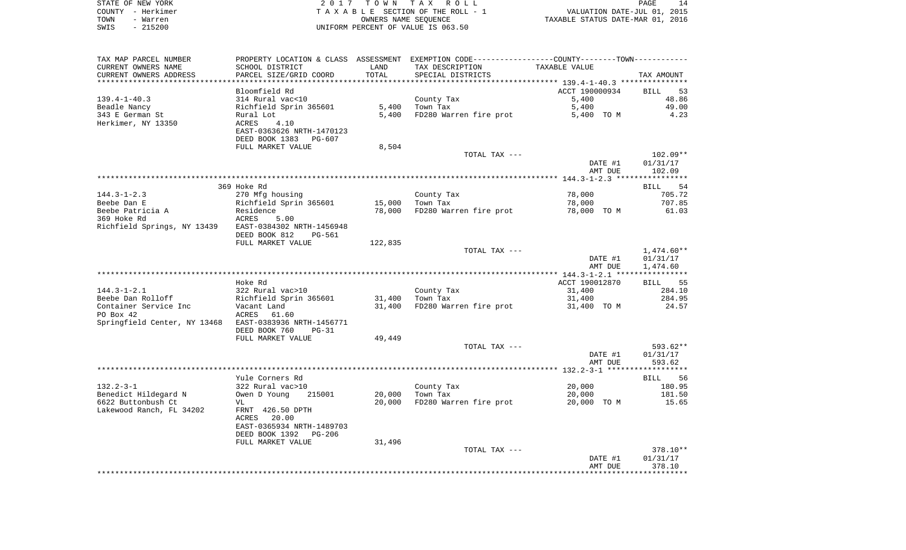STATE OF NEW YORK — 2017 TOWN TAX ROLL
COUNTY - Herkimer — TAXABLE SECTION OF THE ROLL - 1 — VALUATION DATE-JUL 01, 2015
TOWN - Warren — OWNERS NAME SEQUENCE — TAXABLE STATUS DATE-MAR 01, 2016
SWIS - 215200 — UNIFORM PERCENT OF VALUE IS 063.50

| TAX MAP PARCEL NUMBER / CURRENT OWNERS NAME / CURRENT OWNERS ADDRESS | PROPERTY LOCATION & CLASS / SCHOOL DISTRICT / PARCEL SIZE/GRID COORD | ASSESSMENT LAND / TOTAL | EXEMPTION CODE / TAX DESCRIPTION / SPECIAL DISTRICTS | COUNTY--------TOWN / TAXABLE VALUE | TAX AMOUNT |
|---|---|---|---|---|---|
| **139.4-1-40.3** | Bloomfield Rd | | | ACCT 190000934 | BILL 53 |
| 139.4-1-40.3 | 314 Rural vac<10 | | County Tax | 5,400 | 48.86 |
| Beadle Nancy | Richfield Sprin 365601 | 5,400 | Town Tax | 5,400 | 49.00 |
| 343 E German St | Rural Lot | 5,400 | FD280 Warren fire prot | 5,400 TO M | 4.23 |
| Herkimer, NY 13350 | ACRES 4.10 | | | | |
| | EAST-0363626 NRTH-1470123 | | | | |
| | DEED BOOK 1383 PG-607 | | | | |
| | FULL MARKET VALUE | 8,504 | | | |
| | | | TOTAL TAX --- | | 102.09** |
| | | | | DATE #1 | 01/31/17 |
| | | | | AMT DUE | 102.09 |
| **144.3-1-2.3** | 369 Hoke Rd | | | | BILL 54 |
| 144.3-1-2.3 | 270 Mfg housing | | County Tax | 78,000 | 705.72 |
| Beebe Dan E | Richfield Sprin 365601 | 15,000 | Town Tax | 78,000 | 707.85 |
| Beebe Patricia A | Residence | 78,000 | FD280 Warren fire prot | 78,000 TO M | 61.03 |
| 369 Hoke Rd | ACRES 5.00 | | | | |
| Richfield Springs, NY 13439 | EAST-0384302 NRTH-1456948 | | | | |
| | DEED BOOK 812 PG-561 | | | | |
| | FULL MARKET VALUE | 122,835 | | | |
| | | | TOTAL TAX --- | | 1,474.60** |
| | | | | DATE #1 | 01/31/17 |
| | | | | AMT DUE | 1,474.60 |
| **144.3-1-2.1** | Hoke Rd | | | ACCT 190012870 | BILL 55 |
| 144.3-1-2.1 | 322 Rural vac>10 | | County Tax | 31,400 | 284.10 |
| Beebe Dan Rolloff | Richfield Sprin 365601 | 31,400 | Town Tax | 31,400 | 284.95 |
| Container Service Inc | Vacant Land | 31,400 | FD280 Warren fire prot | 31,400 TO M | 24.57 |
| PO Box 42 | ACRES 61.60 | | | | |
| Springfield Center, NY 13468 | EAST-0383936 NRTH-1456771 | | | | |
| | DEED BOOK 760 PG-31 | | | | |
| | FULL MARKET VALUE | 49,449 | | | |
| | | | TOTAL TAX --- | | 593.62** |
| | | | | DATE #1 | 01/31/17 |
| | | | | AMT DUE | 593.62 |
| **132.2-3-1** | Yule Corners Rd | | | | BILL 56 |
| 132.2-3-1 | 322 Rural vac>10 | | County Tax | 20,000 | 180.95 |
| Benedict Hildegard N | Owen D Young 215001 | 20,000 | Town Tax | 20,000 | 181.50 |
| 6622 Buttonbush Ct | VL | 20,000 | FD280 Warren fire prot | 20,000 TO M | 15.65 |
| Lakewood Ranch, FL 34202 | FRNT 426.50 DPTH | | | | |
| | ACRES 20.00 | | | | |
| | EAST-0365934 NRTH-1489703 | | | | |
| | DEED BOOK 1392 PG-206 | | | | |
| | FULL MARKET VALUE | 31,496 | | | |
| | | | TOTAL TAX --- | | 378.10** |
| | | | | DATE #1 | 01/31/17 |
| | | | | AMT DUE | 378.10 |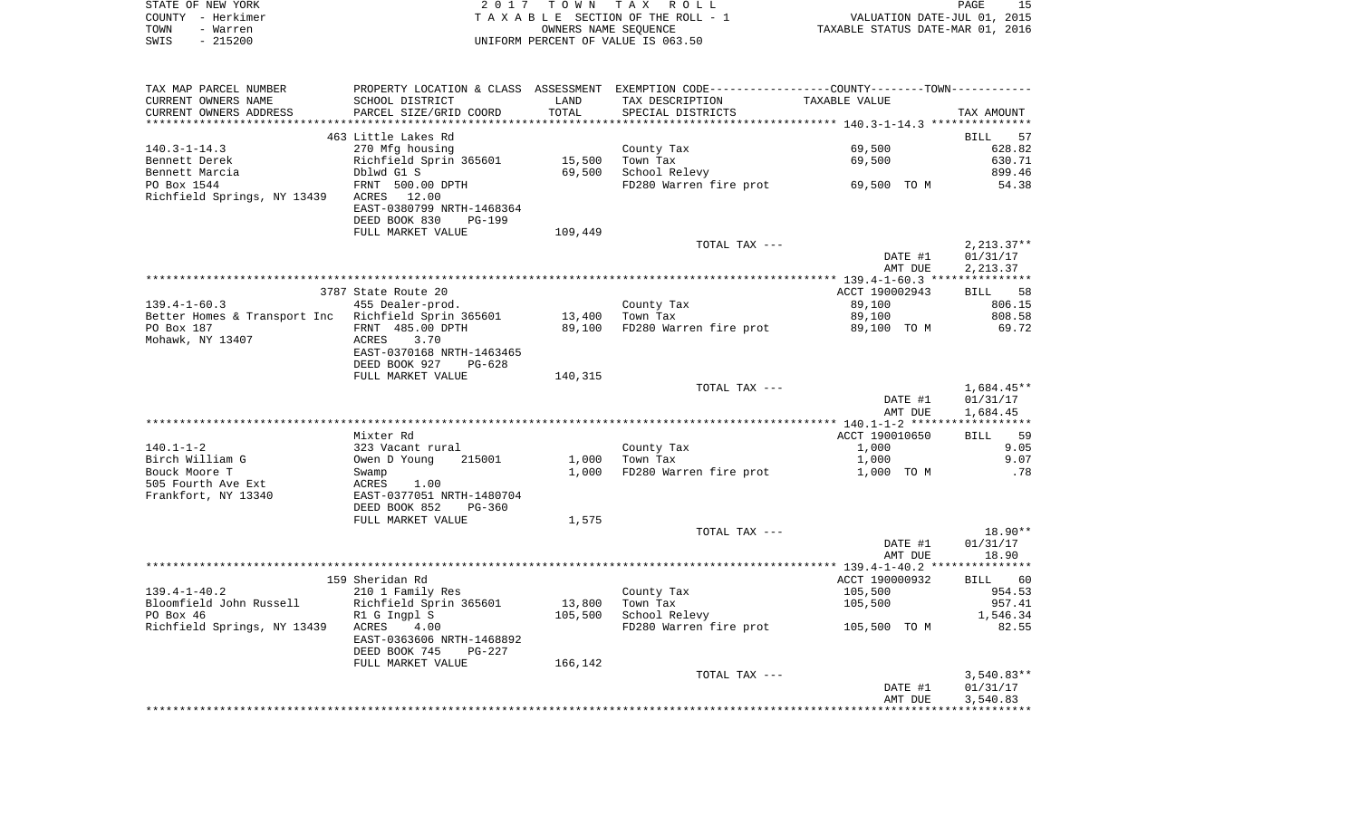STATE OF NEW YORK
COUNTY - Herkimer
TOWN - Warren
SWIS - 215200

2017 TOWN TAX ROLL
TAXABLE SECTION OF THE ROLL - 1
OWNERS NAME SEQUENCE
UNIFORM PERCENT OF VALUE IS 063.50

VALUATION DATE-JUL 01, 2015
TAXABLE STATUS DATE-MAR 01, 2016

| TAX MAP PARCEL NUMBER<br>CURRENT OWNERS NAME<br>CURRENT OWNERS ADDRESS | PROPERTY LOCATION & CLASS<br>SCHOOL DISTRICT<br>PARCEL SIZE/GRID COORD | ASSESSMENT<br>LAND<br>TOTAL | EXEMPTION CODE----COUNTY----TOWN----<br>TAX DESCRIPTION<br>SPECIAL DISTRICTS | TAXABLE VALUE | TAX AMOUNT |
|---|---|---|---|---|---|
| **140.3-1-14.3** | 463 Little Lakes Rd | | | | BILL 57 |
| 140.3-1-14.3 | 270 Mfg housing | | County Tax | 69,500 | 628.82 |
| Bennett Derek | Richfield Sprin 365601 | 15,500 | Town Tax | 69,500 | 630.71 |
| Bennett Marcia | Dblwd G1 S | 69,500 | School Relevy | | 899.46 |
| PO Box 1544 | FRNT 500.00 DPTH | | FD280 Warren fire prot | 69,500 TO M | 54.38 |
| Richfield Springs, NY 13439 | ACRES 12.00 | | | | |
| | EAST-0380799 NRTH-1468364 | | | | |
| | DEED BOOK 830 PG-199 | | | | |
| | FULL MARKET VALUE | 109,449 | | | |
| | | | TOTAL TAX --- | | 2,213.37** |
| | | | | DATE #1 | 01/31/17 |
| | | | | AMT DUE | 2,213.37 |
| **139.4-1-60.3** | 3787 State Route 20 | | | ACCT 190002943 | BILL 58 |
| 139.4-1-60.3 | 455 Dealer-prod. | | County Tax | 89,100 | 806.15 |
| Better Homes & Transport Inc | Richfield Sprin 365601 | 13,400 | Town Tax | 89,100 | 808.58 |
| PO Box 187 | FRNT 485.00 DPTH | 89,100 | FD280 Warren fire prot | 89,100 TO M | 69.72 |
| Mohawk, NY 13407 | ACRES 3.70 | | | | |
| | EAST-0370168 NRTH-1463465 | | | | |
| | DEED BOOK 927 PG-628 | | | | |
| | FULL MARKET VALUE | 140,315 | | | |
| | | | TOTAL TAX --- | | 1,684.45** |
| | | | | DATE #1 | 01/31/17 |
| | | | | AMT DUE | 1,684.45 |
| **140.1-1-2** | Mixter Rd | | | ACCT 190010650 | BILL 59 |
| 140.1-1-2 | 323 Vacant rural | | County Tax | 1,000 | 9.05 |
| Birch William G | Owen D Young 215001 | 1,000 | Town Tax | 1,000 | 9.07 |
| Bouck Moore T | Swamp | 1,000 | FD280 Warren fire prot | 1,000 TO M | .78 |
| 505 Fourth Ave Ext | ACRES 1.00 | | | | |
| Frankfort, NY 13340 | EAST-0377051 NRTH-1480704 | | | | |
| | DEED BOOK 852 PG-360 | | | | |
| | FULL MARKET VALUE | 1,575 | | | |
| | | | TOTAL TAX --- | | 18.90** |
| | | | | DATE #1 | 01/31/17 |
| | | | | AMT DUE | 18.90 |
| **139.4-1-40.2** | 159 Sheridan Rd | | | ACCT 190000932 | BILL 60 |
| 139.4-1-40.2 | 210 1 Family Res | | County Tax | 105,500 | 954.53 |
| Bloomfield John Russell | Richfield Sprin 365601 | 13,800 | Town Tax | 105,500 | 957.41 |
| PO Box 46 | R1 G Ingpl S | 105,500 | School Relevy | | 1,546.34 |
| Richfield Springs, NY 13439 | ACRES 4.00 | | FD280 Warren fire prot | 105,500 TO M | 82.55 |
| | EAST-0363606 NRTH-1468892 | | | | |
| | DEED BOOK 745 PG-227 | | | | |
| | FULL MARKET VALUE | 166,142 | | | |
| | | | TOTAL TAX --- | | 3,540.83** |
| | | | | DATE #1 | 01/31/17 |
| | | | | AMT DUE | 3,540.83 |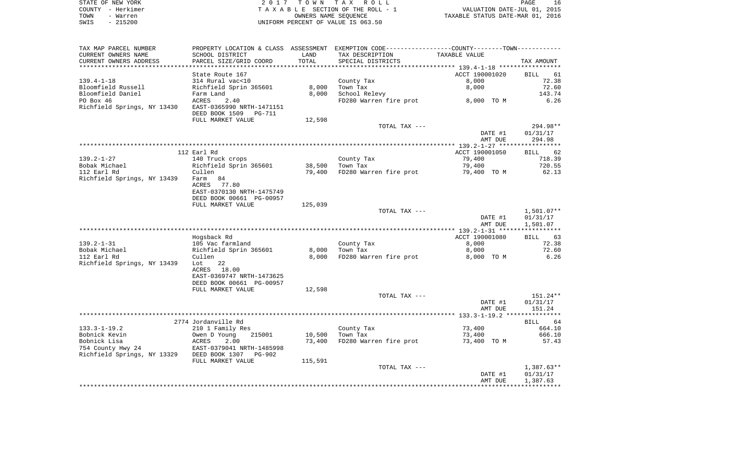STATE OF NEW YORK
COUNTY - Herkimer
TOWN - Warren
SWIS - 215200

2 0 1 7 T O W N T A X R O L L
T A X A B L E SECTION OF THE ROLL - 1
OWNERS NAME SEQUENCE
UNIFORM PERCENT OF VALUE IS 063.50

VALUATION DATE-JUL 01, 2015
TAXABLE STATUS DATE-MAR 01, 2016

| TAX MAP PARCEL NUMBER / CURRENT OWNERS NAME / CURRENT OWNERS ADDRESS | PROPERTY LOCATION & CLASS / SCHOOL DISTRICT / PARCEL SIZE/GRID COORD | ASSESSMENT LAND / TOTAL | EXEMPTION CODE / TAX DESCRIPTION / SPECIAL DISTRICTS | COUNTY--------TOWN / TAXABLE VALUE | TAX AMOUNT |
|---|---|---|---|---|---|
| 139.4-1-18 | State Route 167 | | | ACCT 190001020 | BILL 61 |
| 139.4-1-18 | 314 Rural vac<10 | | County Tax | 8,000 | 72.38 |
| Bloomfield Russell | Richfield Sprin 365601 | 8,000 | Town Tax | 8,000 | 72.60 |
| Bloomfield Daniel | Farm Land | 8,000 | School Relevy | | 143.74 |
| PO Box 46 | ACRES 2.40 | | FD280 Warren fire prot | 8,000 TO M | 6.26 |
| Richfield Springs, NY 13430 | EAST-0365990 NRTH-1471151 | | | | |
| | DEED BOOK 1509 PG-711 | | | | |
| | FULL MARKET VALUE | 12,598 | | | |
| | | | TOTAL TAX --- | | 294.98** |
| | | | | DATE #1 | 01/31/17 |
| | | | | AMT DUE | 294.98 |
| 139.2-1-27 | 112 Earl Rd | | | ACCT 190001050 | BILL 62 |
| 139.2-1-27 | 140 Truck crops | | County Tax | 79,400 | 718.39 |
| Bobak Michael | Richfield Sprin 365601 | 38,500 | Town Tax | 79,400 | 720.55 |
| 112 Earl Rd | Cullen | 79,400 | FD280 Warren fire prot | 79,400 TO M | 62.13 |
| Richfield Springs, NY 13439 | Farm 84 | | | | |
| | ACRES 77.80 | | | | |
| | EAST-0370130 NRTH-1475749 | | | | |
| | DEED BOOK 00661 PG-00957 | | | | |
| | FULL MARKET VALUE | 125,039 | | | |
| | | | TOTAL TAX --- | | 1,501.07** |
| | | | | DATE #1 | 01/31/17 |
| | | | | AMT DUE | 1,501.07 |
| 139.2-1-31 | Hogsback Rd | | | ACCT 190001080 | BILL 63 |
| 139.2-1-31 | 105 Vac farmland | | County Tax | 8,000 | 72.38 |
| Bobak Michael | Richfield Sprin 365601 | 8,000 | Town Tax | 8,000 | 72.60 |
| 112 Earl Rd | Cullen | 8,000 | FD280 Warren fire prot | 8,000 TO M | 6.26 |
| Richfield Springs, NY 13439 | Lot 22 | | | | |
| | ACRES 18.00 | | | | |
| | EAST-0369747 NRTH-1473625 | | | | |
| | DEED BOOK 00661 PG-00957 | | | | |
| | FULL MARKET VALUE | 12,598 | | | |
| | | | TOTAL TAX --- | | 151.24** |
| | | | | DATE #1 | 01/31/17 |
| | | | | AMT DUE | 151.24 |
| 133.3-1-19.2 | 2774 Jordanville Rd | | | | BILL 64 |
| 133.3-1-19.2 | 210 1 Family Res | | County Tax | 73,400 | 664.10 |
| Bobnick Kevin | Owen D Young 215001 | 10,500 | Town Tax | 73,400 | 666.10 |
| Bobnick Lisa | ACRES 2.00 | 73,400 | FD280 Warren fire prot | 73,400 TO M | 57.43 |
| 754 County Hwy 24 | EAST-0379041 NRTH-1485998 | | | | |
| Richfield Springs, NY 13329 | DEED BOOK 1307 PG-902 | | | | |
| | FULL MARKET VALUE | 115,591 | | | |
| | | | TOTAL TAX --- | | 1,387.63** |
| | | | | DATE #1 | 01/31/17 |
| | | | | AMT DUE | 1,387.63 |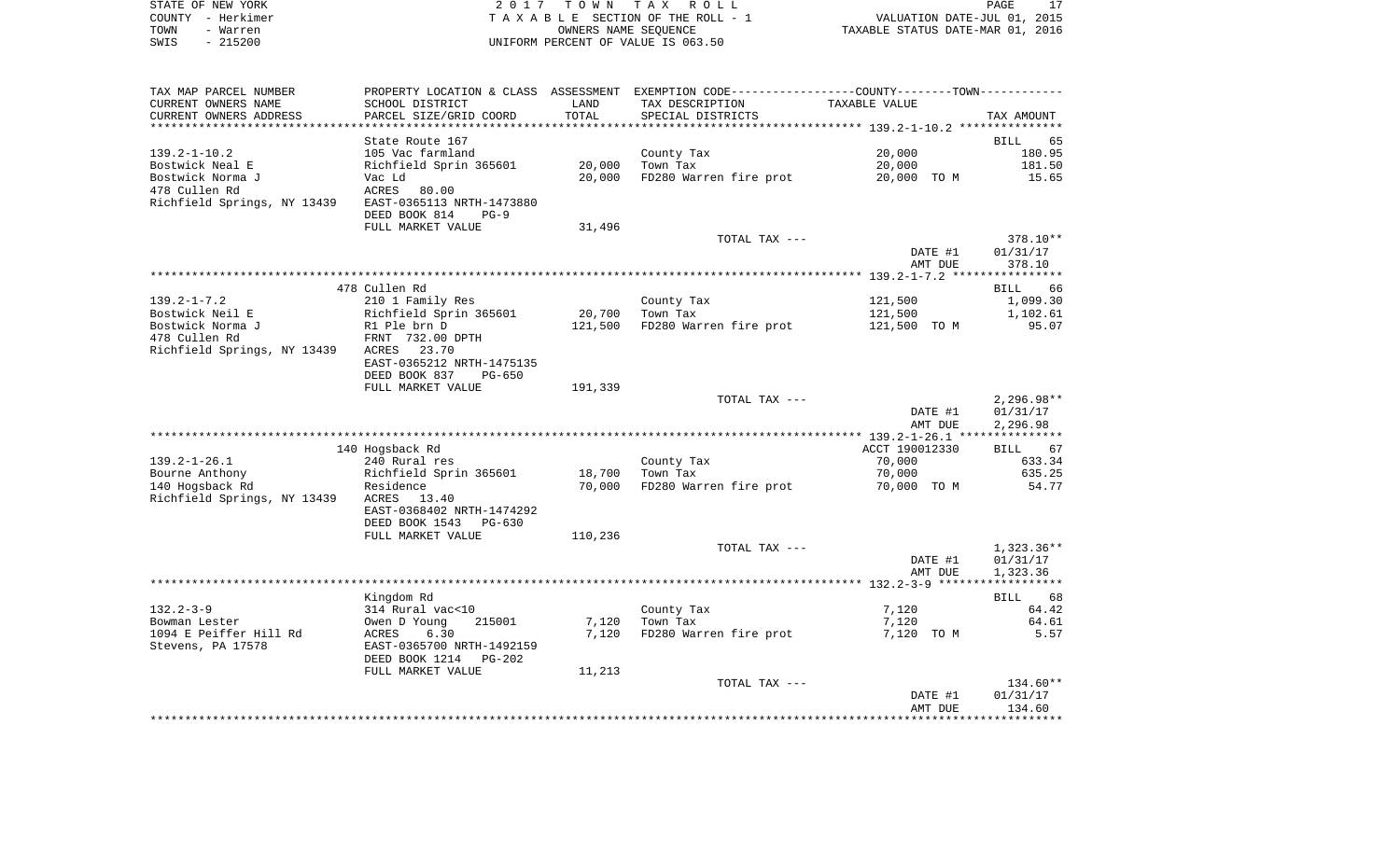STATE OF NEW YORK  
COUNTY - Herkimer  
TOWN - Warren  
SWIS - 215200

2 0 1 7 T O W N T A X R O L L  
T A X A B L E SECTION OF THE ROLL - 1  
OWNERS NAME SEQUENCE  
UNIFORM PERCENT OF VALUE IS 063.50

VALUATION DATE-JUL 01, 2015  
TAXABLE STATUS DATE-MAR 01, 2016

| TAX MAP PARCEL NUMBER / CURRENT OWNERS NAME / CURRENT OWNERS ADDRESS | PROPERTY LOCATION & CLASS / SCHOOL DISTRICT / PARCEL SIZE/GRID COORD | ASSESSMENT LAND / TOTAL | EXEMPTION CODE / TAX DESCRIPTION / SPECIAL DISTRICTS | COUNTY--------TOWN / TAXABLE VALUE | TAX AMOUNT |
|---|---|---|---|---|---|
| **139.2-1-10.2** | State Route 167 | | | | BILL 65 |
| 139.2-1-10.2 | 105 Vac farmland | | County Tax | 20,000 | 180.95 |
| Bostwick Neal E | Richfield Sprin 365601 | 20,000 | Town Tax | 20,000 | 181.50 |
| Bostwick Norma J | Vac Ld | 20,000 | FD280 Warren fire prot | 20,000 TO M | 15.65 |
| 478 Cullen Rd | ACRES 80.00 | | | | |
| Richfield Springs, NY 13439 | EAST-0365113 NRTH-1473880 | | | | |
| | DEED BOOK 814 PG-9 | | | | |
| | FULL MARKET VALUE | 31,496 | | | |
| | | | TOTAL TAX --- | | 378.10** |
| | | | | DATE #1 | 01/31/17 |
| | | | | AMT DUE | 378.10 |
| **139.2-1-7.2** | 478 Cullen Rd | | | | BILL 66 |
| 139.2-1-7.2 | 210 1 Family Res | | County Tax | 121,500 | 1,099.30 |
| Bostwick Neil E | Richfield Sprin 365601 | 20,700 | Town Tax | 121,500 | 1,102.61 |
| Bostwick Norma J | R1 Ple brn D | 121,500 | FD280 Warren fire prot | 121,500 TO M | 95.07 |
| 478 Cullen Rd | FRNT 732.00 DPTH | | | | |
| Richfield Springs, NY 13439 | ACRES 23.70 | | | | |
| | EAST-0365212 NRTH-1475135 | | | | |
| | DEED BOOK 837 PG-650 | | | | |
| | FULL MARKET VALUE | 191,339 | | | |
| | | | TOTAL TAX --- | | 2,296.98** |
| | | | | DATE #1 | 01/31/17 |
| | | | | AMT DUE | 2,296.98 |
| **139.2-1-26.1** | 140 Hogsback Rd | | | ACCT 190012330 | BILL 67 |
| 139.2-1-26.1 | 240 Rural res | | County Tax | 70,000 | 633.34 |
| Bourne Anthony | Richfield Sprin 365601 | 18,700 | Town Tax | 70,000 | 635.25 |
| 140 Hogsback Rd | Residence | 70,000 | FD280 Warren fire prot | 70,000 TO M | 54.77 |
| Richfield Springs, NY 13439 | ACRES 13.40 | | | | |
| | EAST-0368402 NRTH-1474292 | | | | |
| | DEED BOOK 1543 PG-630 | | | | |
| | FULL MARKET VALUE | 110,236 | | | |
| | | | TOTAL TAX --- | | 1,323.36** |
| | | | | DATE #1 | 01/31/17 |
| | | | | AMT DUE | 1,323.36 |
| **132.2-3-9** | Kingdom Rd | | | | BILL 68 |
| 132.2-3-9 | 314 Rural vac<10 | | County Tax | 7,120 | 64.42 |
| Bowman Lester | Owen D Young 215001 | 7,120 | Town Tax | 7,120 | 64.61 |
| 1094 E Peiffer Hill Rd | ACRES 6.30 | 7,120 | FD280 Warren fire prot | 7,120 TO M | 5.57 |
| Stevens, PA 17578 | EAST-0365700 NRTH-1492159 | | | | |
| | DEED BOOK 1214 PG-202 | | | | |
| | FULL MARKET VALUE | 11,213 | | | |
| | | | TOTAL TAX --- | | 134.60** |
| | | | | DATE #1 | 01/31/17 |
| | | | | AMT DUE | 134.60 |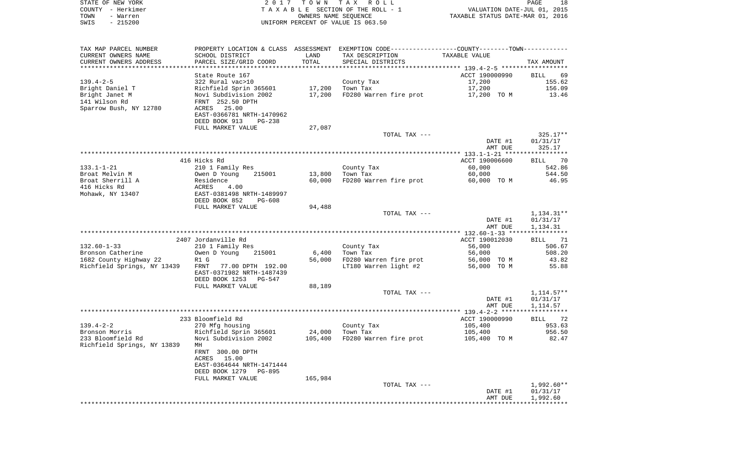STATE OF NEW YORK | COUNTY - Herkimer | TOWN - Warren | SWIS - 215200

2017 TOWN TAX ROLL
TAXABLE SECTION OF THE ROLL - 1
OWNERS NAME SEQUENCE
UNIFORM PERCENT OF VALUE IS 063.50

VALUATION DATE-JUL 01, 2015
TAXABLE STATUS DATE-MAR 01, 2016

| TAX MAP PARCEL NUMBER / CURRENT OWNERS NAME / CURRENT OWNERS ADDRESS | PROPERTY LOCATION & CLASS / SCHOOL DISTRICT / PARCEL SIZE/GRID COORD | ASSESSMENT LAND / TOTAL | EXEMPTION CODE / TAX DESCRIPTION / SPECIAL DISTRICTS | COUNTY--------TOWN TAXABLE VALUE | TAX AMOUNT |
|---|---|---|---|---|---|
| 139.4-2-5 | State Route 167 | | | ACCT 190000990 | BILL 69 |
| | 322 Rural vac>10 | | County Tax | 17,200 | 155.62 |
| Bright Daniel T | Richfield Sprin 365601 | 17,200 | Town Tax | 17,200 | 156.09 |
| Bright Janet M | Novi Subdivision 2002 | 17,200 | FD280 Warren fire prot | 17,200 TO M | 13.46 |
| 141 Wilson Rd | FRNT 252.50 DPTH | | | | |
| Sparrow Bush, NY 12780 | ACRES 25.00 | | | | |
| | EAST-0366781 NRTH-1470962 | | | | |
| | DEED BOOK 913 PG-238 | | | | |
| | FULL MARKET VALUE | 27,087 | | | |
| | | | TOTAL TAX --- | | 325.17** |
| | | | | DATE #1 | 01/31/17 |
| | | | | AMT DUE | 325.17 |
| 133.1-1-21 | 416 Hicks Rd | | | ACCT 190006600 | BILL 70 |
| | 210 1 Family Res | | County Tax | 60,000 | 542.86 |
| Broat Melvin M | Owen D Young 215001 | 13,800 | Town Tax | 60,000 | 544.50 |
| Broat Sherrill A | Residence | 60,000 | FD280 Warren fire prot | 60,000 TO M | 46.95 |
| 416 Hicks Rd | ACRES 4.00 | | | | |
| Mohawk, NY 13407 | EAST-0381498 NRTH-1489997 | | | | |
| | DEED BOOK 852 PG-608 | | | | |
| | FULL MARKET VALUE | 94,488 | | | |
| | | | TOTAL TAX --- | | 1,134.31** |
| | | | | DATE #1 | 01/31/17 |
| | | | | AMT DUE | 1,134.31 |
| 132.60-1-33 | 2407 Jordanville Rd | | | ACCT 190012030 | BILL 71 |
| | 210 1 Family Res | | County Tax | 56,000 | 506.67 |
| Bronson Catherine | Owen D Young 215001 | 6,400 | Town Tax | 56,000 | 508.20 |
| 1682 County Highway 22 | R1 G | 56,000 | FD280 Warren fire prot | 56,000 TO M | 43.82 |
| Richfield Springs, NY 13439 | FRNT 77.00 DPTH 192.00 | | LT180 Warren light #2 | 56,000 TO M | 55.88 |
| | EAST-0371982 NRTH-1487439 | | | | |
| | DEED BOOK 1253 PG-547 | | | | |
| | FULL MARKET VALUE | 88,189 | | | |
| | | | TOTAL TAX --- | | 1,114.57** |
| | | | | DATE #1 | 01/31/17 |
| | | | | AMT DUE | 1,114.57 |
| 139.4-2-2 | 233 Bloomfield Rd | | | ACCT 190000990 | BILL 72 |
| | 270 Mfg housing | | County Tax | 105,400 | 953.63 |
| Bronson Morris | Richfield Sprin 365601 | 24,000 | Town Tax | 105,400 | 956.50 |
| 233 Bloomfield Rd | Novi Subdivision 2002 | 105,400 | FD280 Warren fire prot | 105,400 TO M | 82.47 |
| Richfield Springs, NY 13839 | MH | | | | |
| | FRNT 300.00 DPTH | | | | |
| | ACRES 15.00 | | | | |
| | EAST-0364644 NRTH-1471444 | | | | |
| | DEED BOOK 1279 PG-895 | | | | |
| | FULL MARKET VALUE | 165,984 | | | |
| | | | TOTAL TAX --- | | 1,992.60** |
| | | | | DATE #1 | 01/31/17 |
| | | | | AMT DUE | 1,992.60 |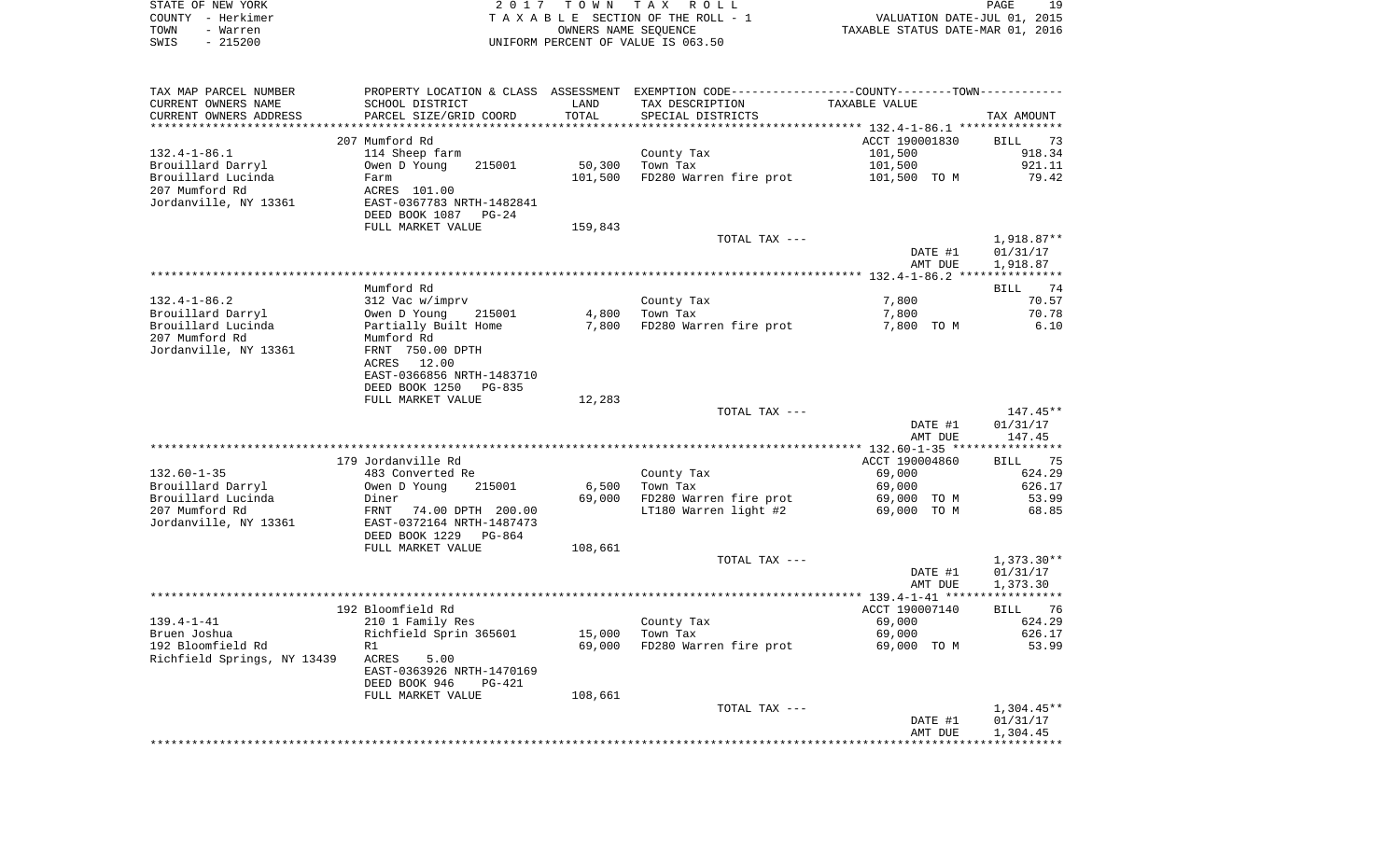STATE OF NEW YORK · COUNTY - Herkimer · TOWN - Warren · SWIS - 215200

2 0 1 7 T O W N T A X R O L L
T A X A B L E SECTION OF THE ROLL - 1
OWNERS NAME SEQUENCE
UNIFORM PERCENT OF VALUE IS 063.50

VALUATION DATE-JUL 01, 2015
TAXABLE STATUS DATE-MAR 01, 2016

| TAX MAP PARCEL NUMBER / CURRENT OWNERS NAME / CURRENT OWNERS ADDRESS | PROPERTY LOCATION & CLASS / SCHOOL DISTRICT / PARCEL SIZE/GRID COORD | ASSESSMENT LAND / TOTAL | EXEMPTION CODE / TAX DESCRIPTION / SPECIAL DISTRICTS | TAXABLE VALUE | TAX AMOUNT |
|---|---|---|---|---|---|
| **132.4-1-86.1** | 207 Mumford Rd | | | ACCT 190001830 | BILL 73 |
| Brouillard Darryl | 114 Sheep farm | | County Tax | 101,500 | 918.34 |
| Brouillard Lucinda | Owen D Young 215001 | 50,300 | Town Tax | 101,500 | 921.11 |
| 207 Mumford Rd | Farm | 101,500 | FD280 Warren fire prot | 101,500 TO M | 79.42 |
| Jordanville, NY 13361 | ACRES 101.00 | | | | |
| | EAST-0367783 NRTH-1482841 | | | | |
| | DEED BOOK 1087 PG-24 | | | | |
| | FULL MARKET VALUE | 159,843 | | | |
| | | | TOTAL TAX --- | | 1,918.87** |
| | | | | DATE #1 | 01/31/17 |
| | | | | AMT DUE | 1,918.87 |
| **132.4-1-86.2** | Mumford Rd | | | | BILL 74 |
| Brouillard Darryl | 312 Vac w/imprv | | County Tax | 7,800 | 70.57 |
| Brouillard Lucinda | Owen D Young 215001 | 4,800 | Town Tax | 7,800 | 70.78 |
| 207 Mumford Rd | Partially Built Home | 7,800 | FD280 Warren fire prot | 7,800 TO M | 6.10 |
| Jordanville, NY 13361 | Mumford Rd | | | | |
| | FRNT 750.00 DPTH | | | | |
| | ACRES 12.00 | | | | |
| | EAST-0366856 NRTH-1483710 | | | | |
| | DEED BOOK 1250 PG-835 | | | | |
| | FULL MARKET VALUE | 12,283 | | | |
| | | | TOTAL TAX --- | | 147.45** |
| | | | | DATE #1 | 01/31/17 |
| | | | | AMT DUE | 147.45 |
| **132.60-1-35** | 179 Jordanville Rd | | | ACCT 190004860 | BILL 75 |
| Brouillard Darryl | 483 Converted Re | | County Tax | 69,000 | 624.29 |
| Brouillard Lucinda | Owen D Young 215001 | 6,500 | Town Tax | 69,000 | 626.17 |
| 207 Mumford Rd | Diner | 69,000 | FD280 Warren fire prot | 69,000 TO M | 53.99 |
| Jordanville, NY 13361 | FRNT 74.00 DPTH 200.00 | | LT180 Warren light #2 | 69,000 TO M | 68.85 |
| | EAST-0372164 NRTH-1487473 | | | | |
| | DEED BOOK 1229 PG-864 | | | | |
| | FULL MARKET VALUE | 108,661 | | | |
| | | | TOTAL TAX --- | | 1,373.30** |
| | | | | DATE #1 | 01/31/17 |
| | | | | AMT DUE | 1,373.30 |
| **139.4-1-41** | 192 Bloomfield Rd | | | ACCT 190007140 | BILL 76 |
| Bruen Joshua | 210 1 Family Res | | County Tax | 69,000 | 624.29 |
| 192 Bloomfield Rd | Richfield Sprin 365601 | 15,000 | Town Tax | 69,000 | 626.17 |
| Richfield Springs, NY 13439 | R1 | 69,000 | FD280 Warren fire prot | 69,000 TO M | 53.99 |
| | ACRES 5.00 | | | | |
| | EAST-0363926 NRTH-1470169 | | | | |
| | DEED BOOK 946 PG-421 | | | | |
| | FULL MARKET VALUE | 108,661 | | | |
| | | | TOTAL TAX --- | | 1,304.45** |
| | | | | DATE #1 | 01/31/17 |
| | | | | AMT DUE | 1,304.45 |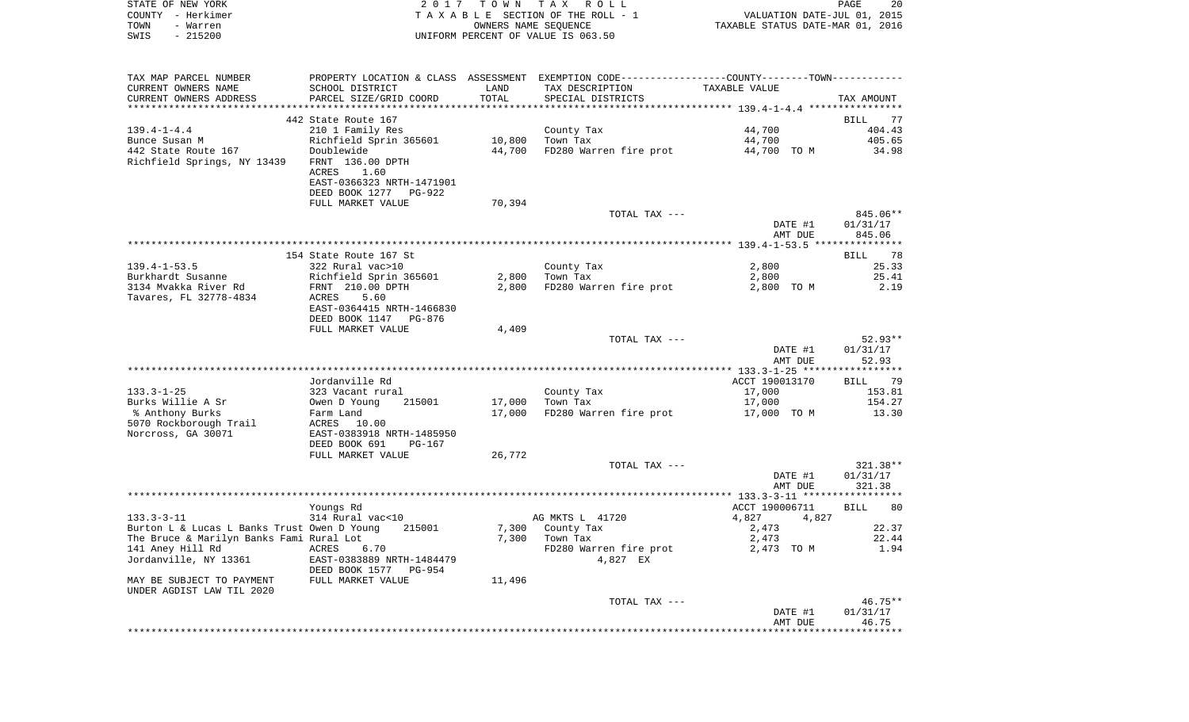STATE OF NEW YORK — 2017 TOWN TAX ROLL — PAGE 20
COUNTY - Herkimer — TAXABLE SECTION OF THE ROLL - 1 — VALUATION DATE-JUL 01, 2015
TOWN - Warren — OWNERS NAME SEQUENCE — TAXABLE STATUS DATE-MAR 01, 2016
SWIS - 215200 — UNIFORM PERCENT OF VALUE IS 063.50

| TAX MAP PARCEL NUMBER / CURRENT OWNERS NAME / CURRENT OWNERS ADDRESS | PROPERTY LOCATION & CLASS / SCHOOL DISTRICT / PARCEL SIZE/GRID COORD | ASSESSMENT LAND / TOTAL | EXEMPTION CODE / TAX DESCRIPTION / SPECIAL DISTRICTS | TAXABLE VALUE | TAX AMOUNT |
|---|---|---|---|---|---|
| 139.4-1-4.4 | 442 State Route 167 | | | | BILL 77 |
| | 210 1 Family Res | | County Tax | 44,700 | 404.43 |
| Bunce Susan M | Richfield Sprin 365601 | 10,800 | Town Tax | 44,700 | 405.65 |
| 442 State Route 167 | Doublewide | 44,700 | FD280 Warren fire prot | 44,700 TO M | 34.98 |
| Richfield Springs, NY 13439 | FRNT 136.00 DPTH | | | | |
| | ACRES 1.60 | | | | |
| | EAST-0366323 NRTH-1471901 | | | | |
| | DEED BOOK 1277 PG-922 | | | | |
| | FULL MARKET VALUE | 70,394 | | | |
| | | | TOTAL TAX --- | | 845.06** |
| | | | | DATE #1 | 01/31/17 |
| | | | | AMT DUE | 845.06 |
| 139.4-1-53.5 | 154 State Route 167 St | | | | BILL 78 |
| | 322 Rural vac>10 | | County Tax | 2,800 | 25.33 |
| Burkhardt Susanne | Richfield Sprin 365601 | 2,800 | Town Tax | 2,800 | 25.41 |
| 3134 Mvakka River Rd | FRNT 210.00 DPTH | 2,800 | FD280 Warren fire prot | 2,800 TO M | 2.19 |
| Tavares, FL 32778-4834 | ACRES 5.60 | | | | |
| | EAST-0364415 NRTH-1466830 | | | | |
| | DEED BOOK 1147 PG-876 | | | | |
| | FULL MARKET VALUE | 4,409 | | | |
| | | | TOTAL TAX --- | | 52.93** |
| | | | | DATE #1 | 01/31/17 |
| | | | | AMT DUE | 52.93 |
| 133.3-1-25 | Jordanville Rd | | | ACCT 190013170 | BILL 79 |
| | 323 Vacant rural | | County Tax | 17,000 | 153.81 |
| Burks Willie A Sr | Owen D Young 215001 | 17,000 | Town Tax | 17,000 | 154.27 |
| % Anthony Burks | Farm Land | 17,000 | FD280 Warren fire prot | 17,000 TO M | 13.30 |
| 5070 Rockborough Trail | ACRES 10.00 | | | | |
| Norcross, GA 30071 | EAST-0383918 NRTH-1485950 | | | | |
| | DEED BOOK 691 PG-167 | | | | |
| | FULL MARKET VALUE | 26,772 | | | |
| | | | TOTAL TAX --- | | 321.38** |
| | | | | DATE #1 | 01/31/17 |
| | | | | AMT DUE | 321.38 |
| 133.3-3-11 | Youngs Rd | | | ACCT 190006711 | BILL 80 |
| | 314 Rural vac<10 | | AG MKTS L 41720 | 4,827 4,827 | |
| Burton L & Lucas L Banks Trust | Owen D Young 215001 | 7,300 | County Tax | 2,473 | 22.37 |
| The Bruce & Marilyn Banks Fami | Rural Lot | 7,300 | Town Tax | 2,473 | 22.44 |
| 141 Aney Hill Rd | ACRES 6.70 | | FD280 Warren fire prot | 2,473 TO M | 1.94 |
| Jordanville, NY 13361 | EAST-0383889 NRTH-1484479 | | 4,827 EX | | |
| | DEED BOOK 1577 PG-954 | | | | |
| MAY BE SUBJECT TO PAYMENT | FULL MARKET VALUE | 11,496 | | | |
| UNDER AGDIST LAW TIL 2020 | | | | | |
| | | | TOTAL TAX --- | | 46.75** |
| | | | | DATE #1 | 01/31/17 |
| | | | | AMT DUE | 46.75 |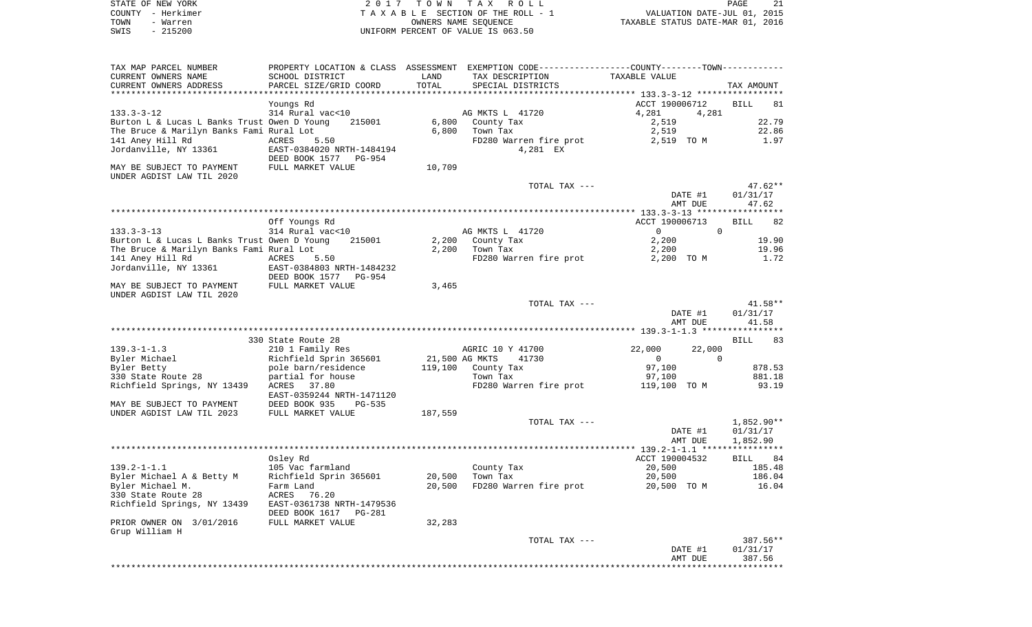STATE OF NEW YORK 2 0 1 7 T O W N T A X R O L L
COUNTY - Herkimer T A X A B L E SECTION OF THE ROLL - 1 VALUATION DATE-JUL 01, 2015
TOWN - Warren OWNERS NAME SEQUENCE TAXABLE STATUS DATE-MAR 01, 2016
SWIS - 215200 UNIFORM PERCENT OF VALUE IS 063.50

```
TAX MAP PARCEL NUMBER          PROPERTY LOCATION & CLASS  ASSESSMENT  EXEMPTION CODE-----------------COUNTY--------TOWN-----------
CURRENT OWNERS NAME            SCHOOL DISTRICT               LAND      TAX DESCRIPTION            TAXABLE VALUE
CURRENT OWNERS ADDRESS         PARCEL SIZE/GRID COORD        TOTAL     SPECIAL DISTRICTS                                  TAX AMOUNT
******************************************************************************************************* 133.3-3-12 *****************
                               Youngs Rd                                                        ACCT 190006712     BILL    81
133.3-3-12                     314 Rural vac<10                         AG MKTS L  41720          4,281      4,281
Burton L & Lucas L Banks Trust Owen D Young     215001      6,800   County Tax                     2,519                 22.79
The Bruce & Marilyn Banks Fami Rural Lot                     6,800   Town Tax                       2,519                 22.86
141 Aney Hill Rd               ACRES     5.50                        FD280 Warren fire prot         2,519 TO M             1.97
Jordanville, NY 13361          EAST-0384020 NRTH-1484194                    4,281 EX
                               DEED BOOK 1577   PG-954
MAY BE SUBJECT TO PAYMENT      FULL MARKET VALUE            10,709
UNDER AGDIST LAW TIL 2020
                                                                     TOTAL TAX ---                                       47.62**
                                                                                                  DATE #1             01/31/17
                                                                                                  AMT DUE                47.62
******************************************************************************************************* 133.3-3-13 *****************
                               Off Youngs Rd                                                    ACCT 190006713     BILL    82
133.3-3-13                     314 Rural vac<10                         AG MKTS L  41720              0          0
Burton L & Lucas L Banks Trust Owen D Young     215001      2,200   County Tax                     2,200                 19.90
The Bruce & Marilyn Banks Fami Rural Lot                     2,200   Town Tax                       2,200                 19.96
141 Aney Hill Rd               ACRES     5.50                        FD280 Warren fire prot         2,200 TO M             1.72
Jordanville, NY 13361          EAST-0384803 NRTH-1484232
                               DEED BOOK 1577   PG-954
MAY BE SUBJECT TO PAYMENT      FULL MARKET VALUE             3,465
UNDER AGDIST LAW TIL 2020
                                                                     TOTAL TAX ---                                       41.58**
                                                                                                  DATE #1             01/31/17
                                                                                                  AMT DUE                41.58
******************************************************************************************************* 139.3-1-1.3 ****************
                               330 State Route 28                                                                  BILL    83
139.3-1-1.3                    210 1 Family Res                         AGRIC 10 Y 41700         22,000     22,000
Byler Michael                  Richfield Sprin 365601      21,500 AG MKTS     41730                  0          0
Byler Betty                    pole barn/residence        119,100   County Tax                    97,100                878.53
330 State Route 28             partial for house                     Town Tax                      97,100                881.18
Richfield Springs, NY 13439    ACRES    37.80                        FD280 Warren fire prot       119,100 TO M            93.19
                               EAST-0359244 NRTH-1471120
MAY BE SUBJECT TO PAYMENT      DEED BOOK 935    PG-535
UNDER AGDIST LAW TIL 2023      FULL MARKET VALUE           187,559
                                                                     TOTAL TAX ---                                    1,852.90**
                                                                                                  DATE #1             01/31/17
                                                                                                  AMT DUE             1,852.90
******************************************************************************************************* 139.2-1-1.1 ****************
                               Osley Rd                                                         ACCT 190004532     BILL    84
139.2-1-1.1                    105 Vac farmland                          County Tax                    20,500                185.48
Byler Michael A & Betty M      Richfield Sprin 365601      20,500   Town Tax                      20,500                186.04
Byler Michael M.               Farm Land                   20,500   FD280 Warren fire prot        20,500 TO M            16.04
330 State Route 28             ACRES    76.20
Richfield Springs, NY 13439    EAST-0361738 NRTH-1479536
                               DEED BOOK 1617   PG-281
PRIOR OWNER ON  3/01/2016      FULL MARKET VALUE            32,283
Grup William H
                                                                     TOTAL TAX ---                                      387.56**
                                                                                                  DATE #1             01/31/17
                                                                                                  AMT DUE               387.56
************************************************************************************************************************************
```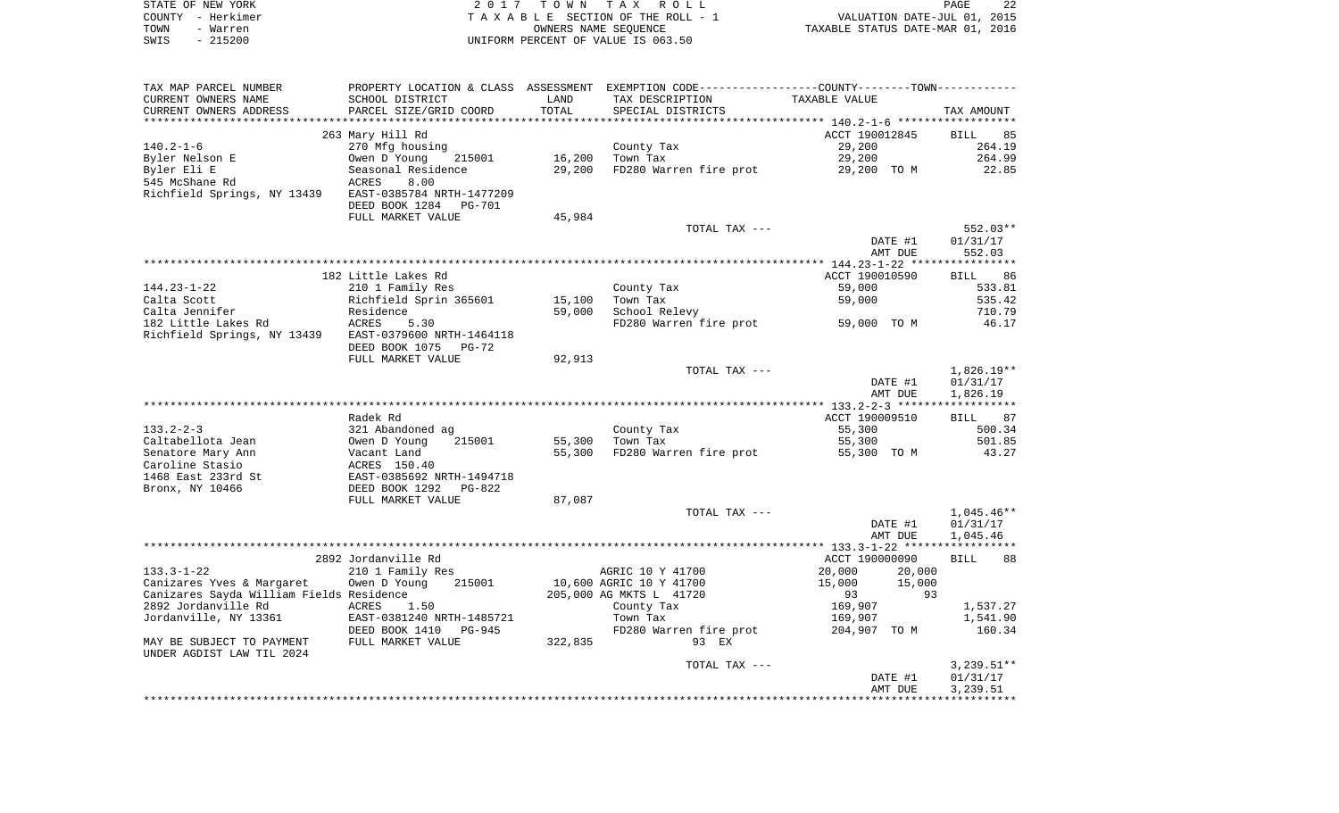STATE OF NEW YORK — 2017 TOWN TAX ROLL
COUNTY - Herkimer — TAXABLE SECTION OF THE ROLL - 1 — VALUATION DATE-JUL 01, 2015
TOWN - Warren — OWNERS NAME SEQUENCE — TAXABLE STATUS DATE-MAR 01, 2016
SWIS - 215200 — UNIFORM PERCENT OF VALUE IS 063.50

| TAX MAP PARCEL NUMBER / CURRENT OWNERS NAME / CURRENT OWNERS ADDRESS | PROPERTY LOCATION & CLASS / SCHOOL DISTRICT / PARCEL SIZE/GRID COORD | ASSESSMENT LAND / TOTAL | EXEMPTION CODE / TAX DESCRIPTION / SPECIAL DISTRICTS | COUNTY--------TOWN TAXABLE VALUE | TAX AMOUNT |
|---|---|---|---|---|---|
| | 263 Mary Hill Rd | | | ACCT 190012845 | BILL 85 |
| 140.2-1-6 | 270 Mfg housing | | County Tax | 29,200 | 264.19 |
| Byler Nelson E | Owen D Young 215001 | 16,200 | Town Tax | 29,200 | 264.99 |
| Byler Eli E | Seasonal Residence | 29,200 | FD280 Warren fire prot | 29,200 TO M | 22.85 |
| 545 McShane Rd | ACRES 8.00 | | | | |
| Richfield Springs, NY 13439 | EAST-0385784 NRTH-1477209 | | | | |
| | DEED BOOK 1284 PG-701 | | | | |
| | FULL MARKET VALUE | 45,984 | | | |
| | | | TOTAL TAX --- | | 552.03** |
| | | | | DATE #1 | 01/31/17 |
| | | | | AMT DUE | 552.03 |
| | 182 Little Lakes Rd | | | ACCT 190010590 | BILL 86 |
| 144.23-1-22 | 210 1 Family Res | | County Tax | 59,000 | 533.81 |
| Calta Scott | Richfield Sprin 365601 | 15,100 | Town Tax | 59,000 | 535.42 |
| Calta Jennifer | Residence | 59,000 | School Relevy | | 710.79 |
| 182 Little Lakes Rd | ACRES 5.30 | | FD280 Warren fire prot | 59,000 TO M | 46.17 |
| Richfield Springs, NY 13439 | EAST-0379600 NRTH-1464118 | | | | |
| | DEED BOOK 1075 PG-72 | | | | |
| | FULL MARKET VALUE | 92,913 | | | |
| | | | TOTAL TAX --- | | 1,826.19** |
| | | | | DATE #1 | 01/31/17 |
| | | | | AMT DUE | 1,826.19 |
| | Radek Rd | | | ACCT 190009510 | BILL 87 |
| 133.2-2-3 | 321 Abandoned ag | | County Tax | 55,300 | 500.34 |
| Caltabellota Jean | Owen D Young 215001 | 55,300 | Town Tax | 55,300 | 501.85 |
| Senatore Mary Ann | Vacant Land | 55,300 | FD280 Warren fire prot | 55,300 TO M | 43.27 |
| Caroline Stasio | ACRES 150.40 | | | | |
| 1468 East 233rd St | EAST-0385692 NRTH-1494718 | | | | |
| Bronx, NY 10466 | DEED BOOK 1292 PG-822 | | | | |
| | FULL MARKET VALUE | 87,087 | | | |
| | | | TOTAL TAX --- | | 1,045.46** |
| | | | | DATE #1 | 01/31/17 |
| | | | | AMT DUE | 1,045.46 |
| | 2892 Jordanville Rd | | | ACCT 190000090 | BILL 88 |
| 133.3-1-22 | 210 1 Family Res | | AGRIC 10 Y 41700 | 20,000 20,000 | |
| Canizares Yves & Margaret | Owen D Young 215001 | 10,600 | AGRIC 10 Y 41700 | 15,000 15,000 | |
| Canizares Sayda William Fields | Residence | 205,000 | AG MKTS L 41720 | 93 93 | |
| 2892 Jordanville Rd | ACRES 1.50 | | County Tax | 169,907 | 1,537.27 |
| Jordanville, NY 13361 | EAST-0381240 NRTH-1485721 | | Town Tax | 169,907 | 1,541.90 |
| | DEED BOOK 1410 PG-945 | | FD280 Warren fire prot | 204,907 TO M | 160.34 |
| MAY BE SUBJECT TO PAYMENT | FULL MARKET VALUE | 322,835 | 93 EX | | |
| UNDER AGDIST LAW TIL 2024 | | | | | |
| | | | TOTAL TAX --- | | 3,239.51** |
| | | | | DATE #1 | 01/31/17 |
| | | | | AMT DUE | 3,239.51 |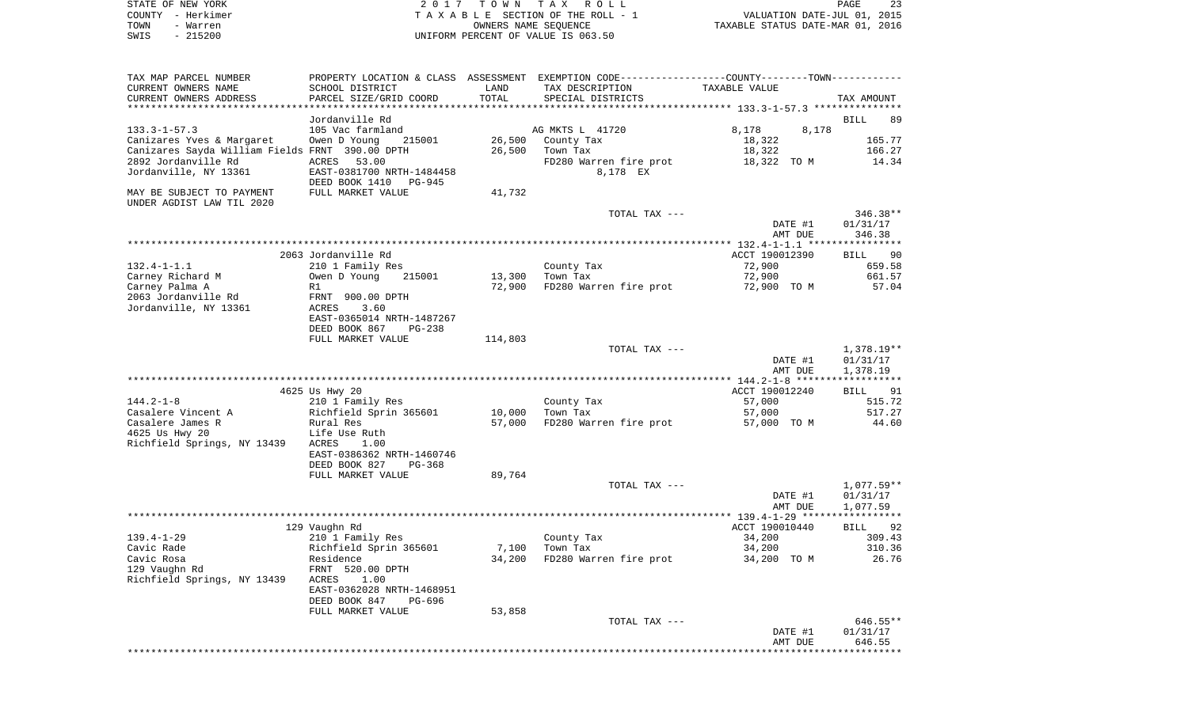STATE OF NEW YORK
COUNTY - Herkimer
TOWN - Warren
SWIS - 215200

2 0 1 7 T O W N T A X R O L L
T A X A B L E SECTION OF THE ROLL - 1
OWNERS NAME SEQUENCE
UNIFORM PERCENT OF VALUE IS 063.50

VALUATION DATE-JUL 01, 2015
TAXABLE STATUS DATE-MAR 01, 2016

| TAX MAP PARCEL NUMBER / CURRENT OWNERS NAME / CURRENT OWNERS ADDRESS | PROPERTY LOCATION & CLASS / SCHOOL DISTRICT / PARCEL SIZE/GRID COORD | ASSESSMENT LAND / TOTAL | EXEMPTION CODE / TAX DESCRIPTION / SPECIAL DISTRICTS | COUNTY / TOWN TAXABLE VALUE | TAX AMOUNT |
|---|---|---|---|---|---|
| | Jordanville Rd | | | | BILL 89 |
| 133.3-1-57.3 | 105 Vac farmland | | AG MKTS L 41720 | 8,178 8,178 | |
| Canizares Yves & Margaret | Owen D Young 215001 | 26,500 | County Tax | 18,322 | 165.77 |
| Canizares Sayda William Fields | FRNT 390.00 DPTH | 26,500 | Town Tax | 18,322 | 166.27 |
| 2892 Jordanville Rd | ACRES 53.00 | | FD280 Warren fire prot | 18,322 TO M | 14.34 |
| Jordanville, NY 13361 | EAST-0381700 NRTH-1484458 | | 8,178 EX | | |
| | DEED BOOK 1410 PG-945 | | | | |
| MAY BE SUBJECT TO PAYMENT UNDER AGDIST LAW TIL 2020 | FULL MARKET VALUE | 41,732 | | | |
| | | | TOTAL TAX --- | | 346.38** |
| | | | | DATE #1 | 01/31/17 |
| | | | | AMT DUE | 346.38 |
| | 2063 Jordanville Rd | | | ACCT 190012390 | BILL 90 |
| 132.4-1-1.1 | 210 1 Family Res | | County Tax | 72,900 | 659.58 |
| Carney Richard M | Owen D Young 215001 | 13,300 | Town Tax | 72,900 | 661.57 |
| Carney Palma A | R1 | 72,900 | FD280 Warren fire prot | 72,900 TO M | 57.04 |
| 2063 Jordanville Rd | FRNT 900.00 DPTH | | | | |
| Jordanville, NY 13361 | ACRES 3.60 | | | | |
| | EAST-0365014 NRTH-1487267 | | | | |
| | DEED BOOK 867 PG-238 | | | | |
| | FULL MARKET VALUE | 114,803 | | | |
| | | | TOTAL TAX --- | | 1,378.19** |
| | | | | DATE #1 | 01/31/17 |
| | | | | AMT DUE | 1,378.19 |
| | 4625 Us Hwy 20 | | | ACCT 190012240 | BILL 91 |
| 144.2-1-8 | 210 1 Family Res | | County Tax | 57,000 | 515.72 |
| Casalere Vincent A | Richfield Sprin 365601 | 10,000 | Town Tax | 57,000 | 517.27 |
| Casalere James R | Rural Res | 57,000 | FD280 Warren fire prot | 57,000 TO M | 44.60 |
| 4625 Us Hwy 20 | Life Use Ruth | | | | |
| Richfield Springs, NY 13439 | ACRES 1.00 | | | | |
| | EAST-0386362 NRTH-1460746 | | | | |
| | DEED BOOK 827 PG-368 | | | | |
| | FULL MARKET VALUE | 89,764 | | | |
| | | | TOTAL TAX --- | | 1,077.59** |
| | | | | DATE #1 | 01/31/17 |
| | | | | AMT DUE | 1,077.59 |
| | 129 Vaughn Rd | | | ACCT 190010440 | BILL 92 |
| 139.4-1-29 | 210 1 Family Res | | County Tax | 34,200 | 309.43 |
| Cavic Rade | Richfield Sprin 365601 | 7,100 | Town Tax | 34,200 | 310.36 |
| Cavic Rosa | Residence | 34,200 | FD280 Warren fire prot | 34,200 TO M | 26.76 |
| 129 Vaughn Rd | FRNT 520.00 DPTH | | | | |
| Richfield Springs, NY 13439 | ACRES 1.00 | | | | |
| | EAST-0362028 NRTH-1468951 | | | | |
| | DEED BOOK 847 PG-696 | | | | |
| | FULL MARKET VALUE | 53,858 | | | |
| | | | TOTAL TAX --- | | 646.55** |
| | | | | DATE #1 | 01/31/17 |
| | | | | AMT DUE | 646.55 |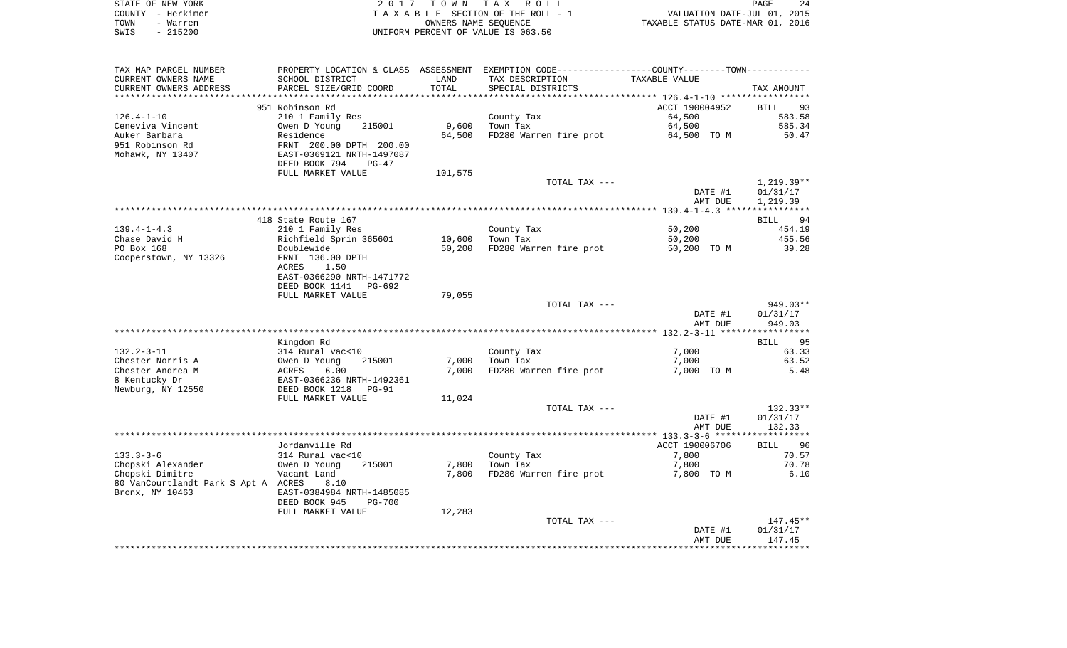STATE OF NEW YORK — COUNTY - Herkimer — TOWN - Warren — SWIS - 215200

# 2017 TOWN TAX ROLL

TAXABLE SECTION OF THE ROLL - 1
OWNERS NAME SEQUENCE
UNIFORM PERCENT OF VALUE IS 063.50

VALUATION DATE-JUL 01, 2015
TAXABLE STATUS DATE-MAR 01, 2016

| TAX MAP PARCEL NUMBER / CURRENT OWNERS NAME / CURRENT OWNERS ADDRESS | PROPERTY LOCATION & CLASS / SCHOOL DISTRICT / PARCEL SIZE/GRID COORD | ASSESSMENT LAND / TOTAL | EXEMPTION CODE / TAX DESCRIPTION / SPECIAL DISTRICTS | TAXABLE VALUE | TAX AMOUNT |
|---|---|---|---|---|---|
| | 951 Robinson Rd | | | ACCT 190004952 | BILL 93 |
| 126.4-1-10 | 210 1 Family Res | | County Tax | 64,500 | 583.58 |
| Ceneviva Vincent | Owen D Young 215001 | 9,600 | Town Tax | 64,500 | 585.34 |
| Auker Barbara | Residence | 64,500 | FD280 Warren fire prot | 64,500 TO M | 50.47 |
| 951 Robinson Rd | FRNT 200.00 DPTH 200.00 | | | | |
| Mohawk, NY 13407 | EAST-0369121 NRTH-1497087 | | | | |
| | DEED BOOK 794 PG-47 | | | | |
| | FULL MARKET VALUE | 101,575 | | | |
| | | | TOTAL TAX --- | | 1,219.39** |
| | | | | DATE #1 | 01/31/17 |
| | | | | AMT DUE | 1,219.39 |
| | 418 State Route 167 | | | | BILL 94 |
| 139.4-1-4.3 | 210 1 Family Res | | County Tax | 50,200 | 454.19 |
| Chase David H | Richfield Sprin 365601 | 10,600 | Town Tax | 50,200 | 455.56 |
| PO Box 168 | Doublewide | 50,200 | FD280 Warren fire prot | 50,200 TO M | 39.28 |
| Cooperstown, NY 13326 | FRNT 136.00 DPTH | | | | |
| | ACRES 1.50 | | | | |
| | EAST-0366290 NRTH-1471772 | | | | |
| | DEED BOOK 1141 PG-692 | | | | |
| | FULL MARKET VALUE | 79,055 | | | |
| | | | TOTAL TAX --- | | 949.03** |
| | | | | DATE #1 | 01/31/17 |
| | | | | AMT DUE | 949.03 |
| | Kingdom Rd | | | | BILL 95 |
| 132.2-3-11 | 314 Rural vac<10 | | County Tax | 7,000 | 63.33 |
| Chester Norris A | Owen D Young 215001 | 7,000 | Town Tax | 7,000 | 63.52 |
| Chester Andrea M | ACRES 6.00 | 7,000 | FD280 Warren fire prot | 7,000 TO M | 5.48 |
| 8 Kentucky Dr | EAST-0366236 NRTH-1492361 | | | | |
| Newburg, NY 12550 | DEED BOOK 1218 PG-91 | | | | |
| | FULL MARKET VALUE | 11,024 | | | |
| | | | TOTAL TAX --- | | 132.33** |
| | | | | DATE #1 | 01/31/17 |
| | | | | AMT DUE | 132.33 |
| | Jordanville Rd | | | ACCT 190006706 | BILL 96 |
| 133.3-3-6 | 314 Rural vac<10 | | County Tax | 7,800 | 70.57 |
| Chopski Alexander | Owen D Young 215001 | 7,800 | Town Tax | 7,800 | 70.78 |
| Chopski Dimitre | Vacant Land | 7,800 | FD280 Warren fire prot | 7,800 TO M | 6.10 |
| 80 VanCourtlandt Park S Apt A | ACRES 8.10 | | | | |
| Bronx, NY 10463 | EAST-0384984 NRTH-1485085 | | | | |
| | DEED BOOK 945 PG-700 | | | | |
| | FULL MARKET VALUE | 12,283 | | | |
| | | | TOTAL TAX --- | | 147.45** |
| | | | | DATE #1 | 01/31/17 |
| | | | | AMT DUE | 147.45 |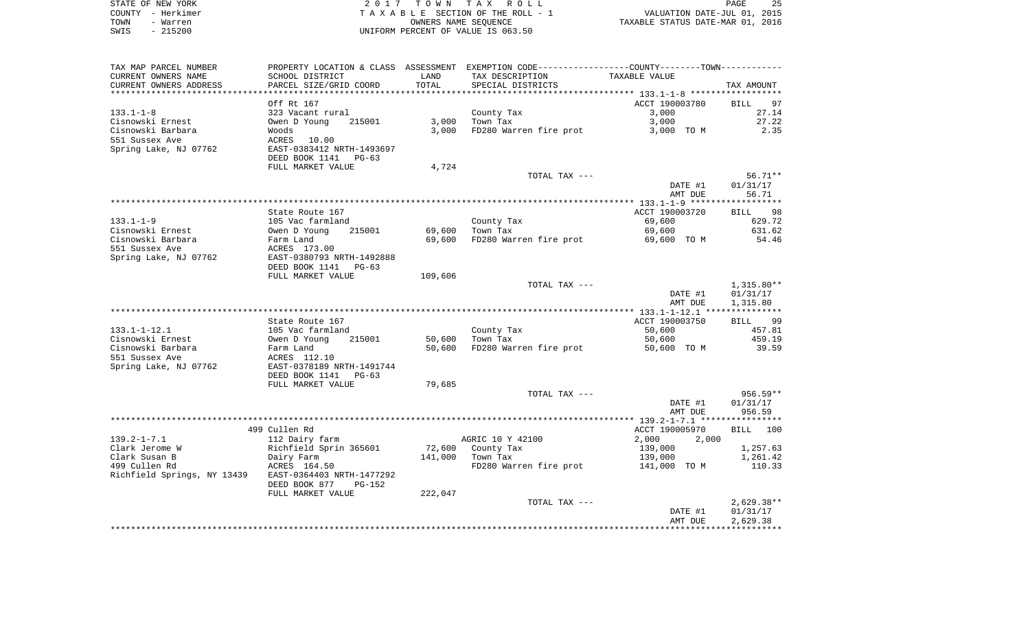STATE OF NEW YORK | 2 0 1 7 T O W N T A X R O L L
COUNTY - Herkimer | T A X A B L E SECTION OF THE ROLL - 1 | VALUATION DATE-JUL 01, 2015
TOWN - Warren | OWNERS NAME SEQUENCE | TAXABLE STATUS DATE-MAR 01, 2016
SWIS - 215200 | UNIFORM PERCENT OF VALUE IS 063.50

| TAX MAP PARCEL NUMBER / CURRENT OWNERS NAME / CURRENT OWNERS ADDRESS | PROPERTY LOCATION & CLASS / SCHOOL DISTRICT / PARCEL SIZE/GRID COORD | ASSESSMENT LAND / TOTAL | EXEMPTION CODE / TAX DESCRIPTION / SPECIAL DISTRICTS | TAXABLE VALUE | TAX AMOUNT |
|---|---|---|---|---|---|
| **133.1-1-8** | Off Rt 167 | | | ACCT 190003780 | BILL 97 |
| 133.1-1-8 | 323 Vacant rural | | County Tax | 3,000 | 27.14 |
| Cisnowski Ernest | Owen D Young 215001 | 3,000 | Town Tax | 3,000 | 27.22 |
| Cisnowski Barbara | Woods | 3,000 | FD280 Warren fire prot | 3,000 TO M | 2.35 |
| 551 Sussex Ave | ACRES 10.00 | | | | |
| Spring Lake, NJ 07762 | EAST-0383412 NRTH-1493697 | | | | |
| | DEED BOOK 1141 PG-63 | | | | |
| | FULL MARKET VALUE | 4,724 | | | |
| | | | TOTAL TAX --- | | 56.71** |
| | | | | DATE #1 | 01/31/17 |
| | | | | AMT DUE | 56.71 |
| **133.1-1-9** | State Route 167 | | | ACCT 190003720 | BILL 98 |
| 133.1-1-9 | 105 Vac farmland | | County Tax | 69,600 | 629.72 |
| Cisnowski Ernest | Owen D Young 215001 | 69,600 | Town Tax | 69,600 | 631.62 |
| Cisnowski Barbara | Farm Land | 69,600 | FD280 Warren fire prot | 69,600 TO M | 54.46 |
| 551 Sussex Ave | ACRES 173.00 | | | | |
| Spring Lake, NJ 07762 | EAST-0380793 NRTH-1492888 | | | | |
| | DEED BOOK 1141 PG-63 | | | | |
| | FULL MARKET VALUE | 109,606 | | | |
| | | | TOTAL TAX --- | | 1,315.80** |
| | | | | DATE #1 | 01/31/17 |
| | | | | AMT DUE | 1,315.80 |
| **133.1-1-12.1** | State Route 167 | | | ACCT 190003750 | BILL 99 |
| 133.1-1-12.1 | 105 Vac farmland | | County Tax | 50,600 | 457.81 |
| Cisnowski Ernest | Owen D Young 215001 | 50,600 | Town Tax | 50,600 | 459.19 |
| Cisnowski Barbara | Farm Land | 50,600 | FD280 Warren fire prot | 50,600 TO M | 39.59 |
| 551 Sussex Ave | ACRES 112.10 | | | | |
| Spring Lake, NJ 07762 | EAST-0378189 NRTH-1491744 | | | | |
| | DEED BOOK 1141 PG-63 | | | | |
| | FULL MARKET VALUE | 79,685 | | | |
| | | | TOTAL TAX --- | | 956.59** |
| | | | | DATE #1 | 01/31/17 |
| | | | | AMT DUE | 956.59 |
| **139.2-1-7.1** | 499 Cullen Rd | | | ACCT 190005970 | BILL 100 |
| 139.2-1-7.1 | 112 Dairy farm | | AGRIC 10 Y 42100 | 2,000 2,000 | |
| Clark Jerome W | Richfield Sprin 365601 | 72,600 | County Tax | 139,000 | 1,257.63 |
| Clark Susan B | Dairy Farm | 141,000 | Town Tax | 139,000 | 1,261.42 |
| 499 Cullen Rd | ACRES 164.50 | | FD280 Warren fire prot | 141,000 TO M | 110.33 |
| Richfield Springs, NY 13439 | EAST-0364403 NRTH-1477292 | | | | |
| | DEED BOOK 877 PG-152 | | | | |
| | FULL MARKET VALUE | 222,047 | | | |
| | | | TOTAL TAX --- | | 2,629.38** |
| | | | | DATE #1 | 01/31/17 |
| | | | | AMT DUE | 2,629.38 |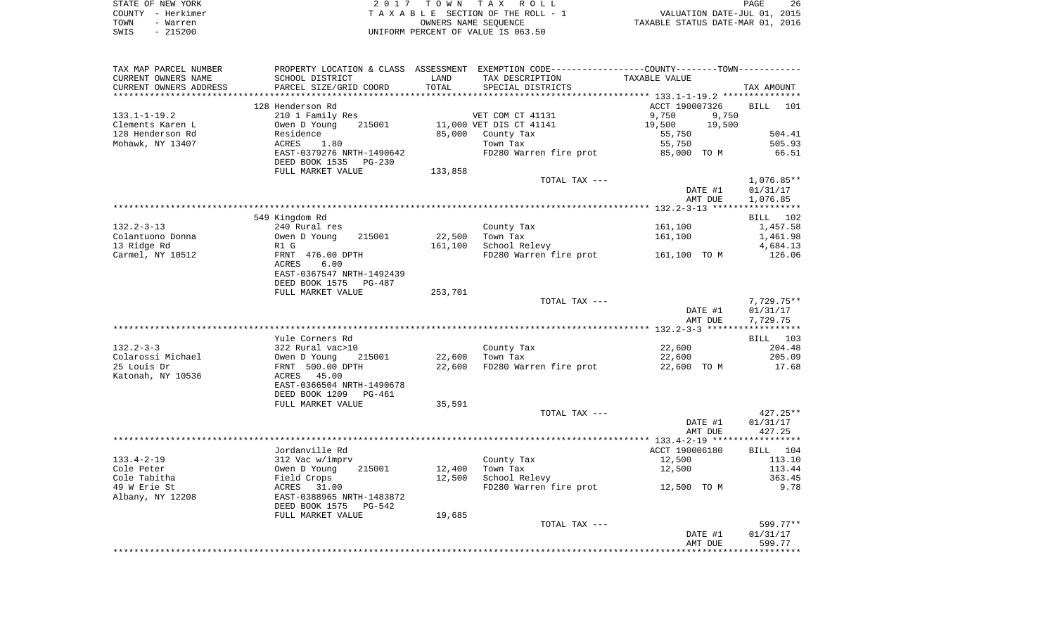STATE OF NEW YORK
COUNTY - Herkimer
TOWN - Warren
SWIS - 215200

2 0 1 7 T O W N T A X R O L L
T A X A B L E SECTION OF THE ROLL - 1
OWNERS NAME SEQUENCE
UNIFORM PERCENT OF VALUE IS 063.50

VALUATION DATE-JUL 01, 2015
TAXABLE STATUS DATE-MAR 01, 2016

| TAX MAP PARCEL NUMBER / CURRENT OWNERS NAME / CURRENT OWNERS ADDRESS | PROPERTY LOCATION & CLASS / SCHOOL DISTRICT / PARCEL SIZE/GRID COORD | ASSESSMENT LAND / TOTAL | EXEMPTION CODE / TAX DESCRIPTION / SPECIAL DISTRICTS | COUNTY / TOWN TAXABLE VALUE | TAX AMOUNT |
|---|---|---|---|---|---|
| 133.1-1-19.2 | 128 Henderson Rd | | | ACCT 190007326 | BILL 101 |
| | 210 1 Family Res | | VET COM CT 41131 | 9,750 9,750 | |
| Clements Karen L | Owen D Young 215001 | 11,000 | VET DIS CT 41141 | 19,500 19,500 | |
| 128 Henderson Rd | Residence | 85,000 | County Tax | 55,750 | 504.41 |
| Mohawk, NY 13407 | ACRES 1.80 | | Town Tax | 55,750 | 505.93 |
| | EAST-0379276 NRTH-1490642 | | FD280 Warren fire prot | 85,000 TO M | 66.51 |
| | DEED BOOK 1535 PG-230 | | | | |
| | FULL MARKET VALUE | 133,858 | | | |
| | | | TOTAL TAX --- | | 1,076.85** |
| | | | | DATE #1 | 01/31/17 |
| | | | | AMT DUE | 1,076.85 |
| 132.2-3-13 | 549 Kingdom Rd | | | | BILL 102 |
| | 240 Rural res | | County Tax | 161,100 | 1,457.58 |
| Colantuono Donna | Owen D Young 215001 | 22,500 | Town Tax | 161,100 | 1,461.98 |
| 13 Ridge Rd | R1 G | 161,100 | School Relevy | | 4,684.13 |
| Carmel, NY 10512 | FRNT 476.00 DPTH | | FD280 Warren fire prot | 161,100 TO M | 126.06 |
| | ACRES 6.00 | | | | |
| | EAST-0367547 NRTH-1492439 | | | | |
| | DEED BOOK 1575 PG-487 | | | | |
| | FULL MARKET VALUE | 253,701 | | | |
| | | | TOTAL TAX --- | | 7,729.75** |
| | | | | DATE #1 | 01/31/17 |
| | | | | AMT DUE | 7,729.75 |
| 132.2-3-3 | Yule Corners Rd | | | | BILL 103 |
| | 322 Rural vac>10 | | County Tax | 22,600 | 204.48 |
| Colarossi Michael | Owen D Young 215001 | 22,600 | Town Tax | 22,600 | 205.09 |
| 25 Louis Dr | FRNT 500.00 DPTH | 22,600 | FD280 Warren fire prot | 22,600 TO M | 17.68 |
| Katonah, NY 10536 | ACRES 45.00 | | | | |
| | EAST-0366504 NRTH-1490678 | | | | |
| | DEED BOOK 1209 PG-461 | | | | |
| | FULL MARKET VALUE | 35,591 | | | |
| | | | TOTAL TAX --- | | 427.25** |
| | | | | DATE #1 | 01/31/17 |
| | | | | AMT DUE | 427.25 |
| 133.4-2-19 | Jordanville Rd | | | ACCT 190006180 | BILL 104 |
| | 312 Vac w/imprv | | County Tax | 12,500 | 113.10 |
| Cole Peter | Owen D Young 215001 | 12,400 | Town Tax | 12,500 | 113.44 |
| Cole Tabitha | Field Crops | 12,500 | School Relevy | | 363.45 |
| 49 W Erie St | ACRES 31.00 | | FD280 Warren fire prot | 12,500 TO M | 9.78 |
| Albany, NY 12208 | EAST-0388965 NRTH-1483872 | | | | |
| | DEED BOOK 1575 PG-542 | | | | |
| | FULL MARKET VALUE | 19,685 | | | |
| | | | TOTAL TAX --- | | 599.77** |
| | | | | DATE #1 | 01/31/17 |
| | | | | AMT DUE | 599.77 |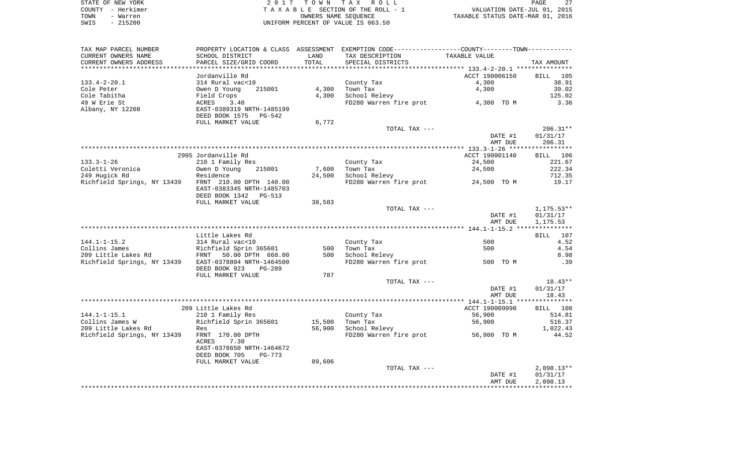STATE OF NEW YORK | 2017 TOWN TAX ROLL | VALUATION DATE-JUL 01, 2015
COUNTY - Herkimer | TAXABLE SECTION OF THE ROLL - 1 | TAXABLE STATUS DATE-MAR 01, 2016
TOWN - Warren | OWNERS NAME SEQUENCE
SWIS - 215200 | UNIFORM PERCENT OF VALUE IS 063.50

| TAX MAP PARCEL NUMBER / CURRENT OWNERS NAME / CURRENT OWNERS ADDRESS | PROPERTY LOCATION & CLASS / SCHOOL DISTRICT / PARCEL SIZE/GRID COORD | ASSESSMENT LAND / TOTAL | EXEMPTION CODE / TAX DESCRIPTION / SPECIAL DISTRICTS | COUNTY--------TOWN / TAXABLE VALUE | TAX AMOUNT |
|---|---|---|---|---|---|
| **133.4-2-20.1** | Jordanville Rd | | | ACCT 190006150 | BILL 105 |
| 133.4-2-20.1 | 314 Rural vac<10 | | County Tax | 4,300 | 38.91 |
| Cole Peter | Owen D Young 215001 | 4,300 | Town Tax | 4,300 | 39.02 |
| Cole Tabitha | Field Crops | 4,300 | School Relevy | | 125.02 |
| 49 W Erie St | ACRES 3.40 | | FD280 Warren fire prot | 4,300 TO M | 3.36 |
| Albany, NY 12208 | EAST-0389319 NRTH-1485199 | | | | |
| | DEED BOOK 1575 PG-542 | | | | |
| | FULL MARKET VALUE | 6,772 | | | |
| | | | TOTAL TAX --- | | 206.31** |
| | | | | DATE #1 | 01/31/17 |
| | | | | AMT DUE | 206.31 |
| **133.3-1-26** | 2995 Jordanville Rd | | | ACCT 190001140 | BILL 106 |
| 133.3-1-26 | 210 1 Family Res | | County Tax | 24,500 | 221.67 |
| Coletti Veronica | Owen D Young 215001 | 7,600 | Town Tax | 24,500 | 222.34 |
| 249 Hugick Rd | Residence | 24,500 | School Relevy | | 712.35 |
| Richfield Springs, NY 13439 | FRNT 210.00 DPTH 140.00 | | FD280 Warren fire prot | 24,500 TO M | 19.17 |
| | EAST-0383345 NRTH-1485703 | | | | |
| | DEED BOOK 1342 PG-513 | | | | |
| | FULL MARKET VALUE | 38,583 | | | |
| | | | TOTAL TAX --- | | 1,175.53** |
| | | | | DATE #1 | 01/31/17 |
| | | | | AMT DUE | 1,175.53 |
| **144.1-1-15.2** | Little Lakes Rd | | | | BILL 107 |
| 144.1-1-15.2 | 314 Rural vac<10 | | County Tax | 500 | 4.52 |
| Collins James | Richfield Sprin 365601 | 500 | Town Tax | 500 | 4.54 |
| 209 Little Lakes Rd | FRNT 50.00 DPTH 660.00 | 500 | School Relevy | | 8.98 |
| Richfield Springs, NY 13439 | EAST-0378804 NRTH-1464500 | | FD280 Warren fire prot | 500 TO M | .39 |
| | DEED BOOK 923 PG-289 | | | | |
| | FULL MARKET VALUE | 787 | | | |
| | | | TOTAL TAX --- | | 18.43** |
| | | | | DATE #1 | 01/31/17 |
| | | | | AMT DUE | 18.43 |
| **144.1-1-15.1** | 209 Little Lakes Rd | | | ACCT 190009990 | BILL 108 |
| 144.1-1-15.1 | 210 1 Family Res | | County Tax | 56,900 | 514.81 |
| Collins James W | Richfield Sprin 365601 | 15,500 | Town Tax | 56,900 | 516.37 |
| 209 Little Lakes Rd | Res | 56,900 | School Relevy | | 1,022.43 |
| Richfield Springs, NY 13439 | FRNT 170.00 DPTH | | FD280 Warren fire prot | 56,900 TO M | 44.52 |
| | ACRES 7.30 | | | | |
| | EAST-0378650 NRTH-1464672 | | | | |
| | DEED BOOK 705 PG-773 | | | | |
| | FULL MARKET VALUE | 89,606 | | | |
| | | | TOTAL TAX --- | | 2,098.13** |
| | | | | DATE #1 | 01/31/17 |
| | | | | AMT DUE | 2,098.13 |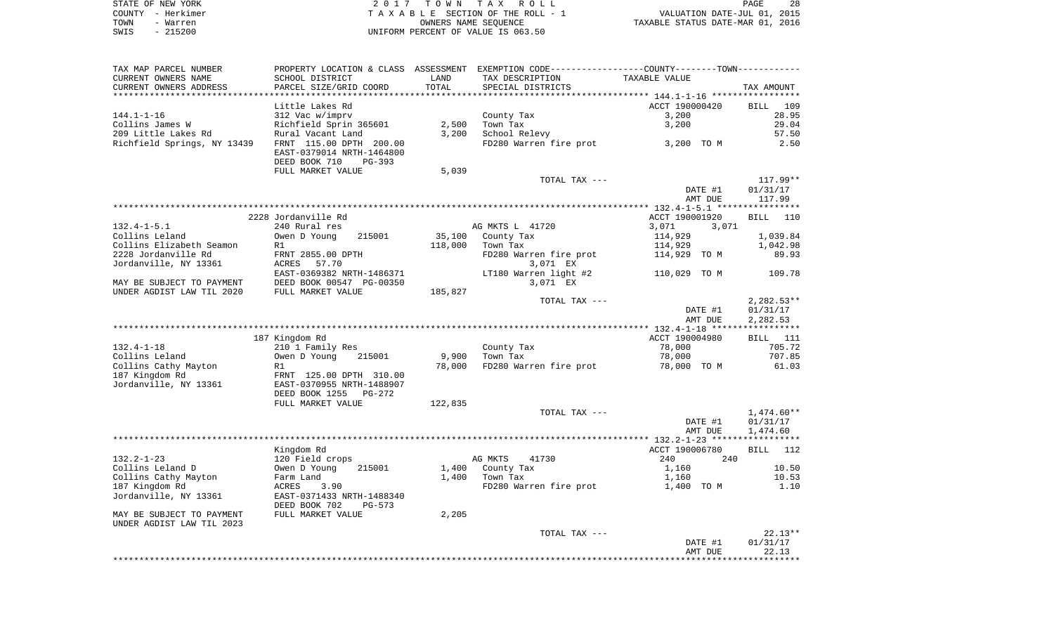STATE OF NEW YORK
COUNTY - Herkimer
TOWN - Warren
SWIS - 215200

2 0 1 7 T O W N T A X R O L L
T A X A B L E SECTION OF THE ROLL - 1
OWNERS NAME SEQUENCE
UNIFORM PERCENT OF VALUE IS 063.50

VALUATION DATE-JUL 01, 2015
TAXABLE STATUS DATE-MAR 01, 2016

| TAX MAP PARCEL NUMBER / CURRENT OWNERS NAME / CURRENT OWNERS ADDRESS | PROPERTY LOCATION & CLASS / SCHOOL DISTRICT / PARCEL SIZE/GRID COORD | ASSESSMENT LAND | TOTAL | EXEMPTION CODE / TAX DESCRIPTION / SPECIAL DISTRICTS | COUNTY / TOWN TAXABLE VALUE | TAX AMOUNT |
|---|---|---|---|---|---|---|
| | Little Lakes Rd | | | | ACCT 190000420 | BILL 109 |
| 144.1-1-16 | 312 Vac w/imprv | | | County Tax | 3,200 | 28.95 |
| Collins James W | Richfield Sprin 365601 | 2,500 | | Town Tax | 3,200 | 29.04 |
| 209 Little Lakes Rd | Rural Vacant Land | | 3,200 | School Relevy | | 57.50 |
| Richfield Springs, NY 13439 | FRNT 115.00 DPTH 200.00 | | | FD280 Warren fire prot | 3,200 TO M | 2.50 |
| | EAST-0379014 NRTH-1464800 | | | | | |
| | DEED BOOK 710 PG-393 | | | | | |
| | FULL MARKET VALUE | | 5,039 | | | |
| | | | | TOTAL TAX --- | | 117.99** |
| | | | | | DATE #1 | 01/31/17 |
| | | | | | AMT DUE | 117.99 |
| | 2228 Jordanville Rd | | | | ACCT 190001920 | BILL 110 |
| 132.4-1-5.1 | 240 Rural res | | | AG MKTS L 41720 | 3,071 3,071 | |
| Collins Leland | Owen D Young 215001 | 35,100 | | County Tax | 114,929 | 1,039.84 |
| Collins Elizabeth Seamon | R1 | | 118,000 | Town Tax | 114,929 | 1,042.98 |
| 2228 Jordanville Rd | FRNT 2855.00 DPTH | | | FD280 Warren fire prot | 114,929 TO M | 89.93 |
| Jordanville, NY 13361 | ACRES 57.70 | | | 3,071 EX | | |
| | EAST-0369382 NRTH-1486371 | | | LT180 Warren light #2 | 110,029 TO M | 109.78 |
| MAY BE SUBJECT TO PAYMENT | DEED BOOK 00547 PG-00350 | | | 3,071 EX | | |
| UNDER AGDIST LAW TIL 2020 | FULL MARKET VALUE | | 185,827 | | | |
| | | | | TOTAL TAX --- | | 2,282.53** |
| | | | | | DATE #1 | 01/31/17 |
| | | | | | AMT DUE | 2,282.53 |
| | 187 Kingdom Rd | | | | ACCT 190004980 | BILL 111 |
| 132.4-1-18 | 210 1 Family Res | | | County Tax | 78,000 | 705.72 |
| Collins Leland | Owen D Young 215001 | 9,900 | | Town Tax | 78,000 | 707.85 |
| Collins Cathy Mayton | R1 | | 78,000 | FD280 Warren fire prot | 78,000 TO M | 61.03 |
| 187 Kingdom Rd | FRNT 125.00 DPTH 310.00 | | | | | |
| Jordanville, NY 13361 | EAST-0370955 NRTH-1488907 | | | | | |
| | DEED BOOK 1255 PG-272 | | | | | |
| | FULL MARKET VALUE | | 122,835 | | | |
| | | | | TOTAL TAX --- | | 1,474.60** |
| | | | | | DATE #1 | 01/31/17 |
| | | | | | AMT DUE | 1,474.60 |
| | Kingdom Rd | | | | ACCT 190006780 | BILL 112 |
| 132.2-1-23 | 120 Field crops | | | AG MKTS 41730 | 240 240 | |
| Collins Leland D | Owen D Young 215001 | 1,400 | | County Tax | 1,160 | 10.50 |
| Collins Cathy Mayton | Farm Land | | 1,400 | Town Tax | 1,160 | 10.53 |
| 187 Kingdom Rd | ACRES 3.90 | | | FD280 Warren fire prot | 1,400 TO M | 1.10 |
| Jordanville, NY 13361 | EAST-0371433 NRTH-1488340 | | | | | |
| | DEED BOOK 702 PG-573 | | | | | |
| MAY BE SUBJECT TO PAYMENT | FULL MARKET VALUE | | 2,205 | | | |
| UNDER AGDIST LAW TIL 2023 | | | | | | |
| | | | | TOTAL TAX --- | | 22.13** |
| | | | | | DATE #1 | 01/31/17 |
| | | | | | AMT DUE | 22.13 |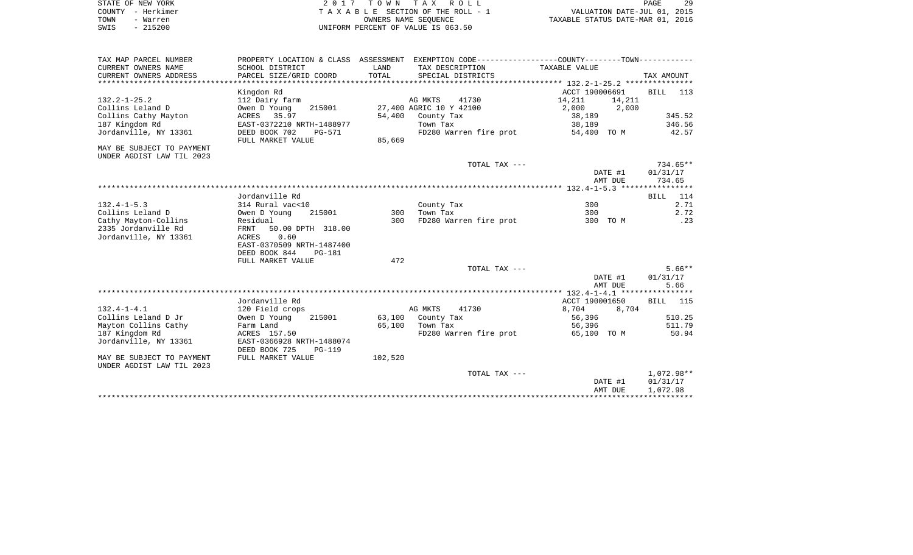STATE OF NEW YORK
COUNTY - Herkimer
TOWN - Warren
SWIS - 215200

2 0 1 7 T O W N T A X R O L L
T A X A B L E SECTION OF THE ROLL - 1
OWNERS NAME SEQUENCE
UNIFORM PERCENT OF VALUE IS 063.50

VALUATION DATE-JUL 01, 2015
TAXABLE STATUS DATE-MAR 01, 2016

| TAX MAP PARCEL NUMBER / CURRENT OWNERS NAME / CURRENT OWNERS ADDRESS | PROPERTY LOCATION & CLASS / SCHOOL DISTRICT / PARCEL SIZE/GRID COORD | ASSESSMENT LAND / TOTAL | EXEMPTION CODE / TAX DESCRIPTION / SPECIAL DISTRICTS | COUNTY TAXABLE VALUE | TOWN TAXABLE VALUE | TAX AMOUNT |
|---|---|---|---|---|---|---|
| | Kingdom Rd | | | ACCT 190006691 | | BILL 113 |
| 132.2-1-25.2 | 112 Dairy farm | | AG MKTS 41730 | 14,211 | 14,211 | |
| Collins Leland D | Owen D Young 215001 | 27,400 | AGRIC 10 Y 42100 | 2,000 | 2,000 | |
| Collins Cathy Mayton | ACRES 35.97 | 54,400 | County Tax | 38,189 | | 345.52 |
| 187 Kingdom Rd | EAST-0372210 NRTH-1488977 | | Town Tax | 38,189 | | 346.56 |
| Jordanville, NY 13361 | DEED BOOK 702 PG-571 | | FD280 Warren fire prot | 54,400 TO M | | 42.57 |
| | FULL MARKET VALUE | 85,669 | | | | |
| MAY BE SUBJECT TO PAYMENT UNDER AGDIST LAW TIL 2023 | | | | | | |
| | | | TOTAL TAX --- | | | 734.65** |
| | | | | | DATE #1 | 01/31/17 |
| | | | | | AMT DUE | 734.65 |
| | Jordanville Rd | | | | | BILL 114 |
| 132.4-1-5.3 | 314 Rural vac<10 | | County Tax | 300 | | 2.71 |
| Collins Leland D | Owen D Young 215001 | 300 | Town Tax | 300 | | 2.72 |
| Cathy Mayton-Collins | Residual | 300 | FD280 Warren fire prot | 300 TO M | | .23 |
| 2335 Jordanville Rd | FRNT 50.00 DPTH 318.00 | | | | | |
| Jordanville, NY 13361 | ACRES 0.60 | | | | | |
| | EAST-0370509 NRTH-1487400 | | | | | |
| | DEED BOOK 844 PG-181 | | | | | |
| | FULL MARKET VALUE | 472 | | | | |
| | | | TOTAL TAX --- | | | 5.66** |
| | | | | | DATE #1 | 01/31/17 |
| | | | | | AMT DUE | 5.66 |
| | Jordanville Rd | | | ACCT 190001650 | | BILL 115 |
| 132.4-1-4.1 | 120 Field crops | | AG MKTS 41730 | 8,704 | 8,704 | |
| Collins Leland D Jr | Owen D Young 215001 | 63,100 | County Tax | 56,396 | | 510.25 |
| Mayton Collins Cathy | Farm Land | 65,100 | Town Tax | 56,396 | | 511.79 |
| 187 Kingdom Rd | ACRES 157.50 | | FD280 Warren fire prot | 65,100 TO M | | 50.94 |
| Jordanville, NY 13361 | EAST-0366928 NRTH-1488074 | | | | | |
| | DEED BOOK 725 PG-119 | | | | | |
| MAY BE SUBJECT TO PAYMENT UNDER AGDIST LAW TIL 2023 | FULL MARKET VALUE | 102,520 | | | | |
| | | | TOTAL TAX --- | | | 1,072.98** |
| | | | | | DATE #1 | 01/31/17 |
| | | | | | AMT DUE | 1,072.98 |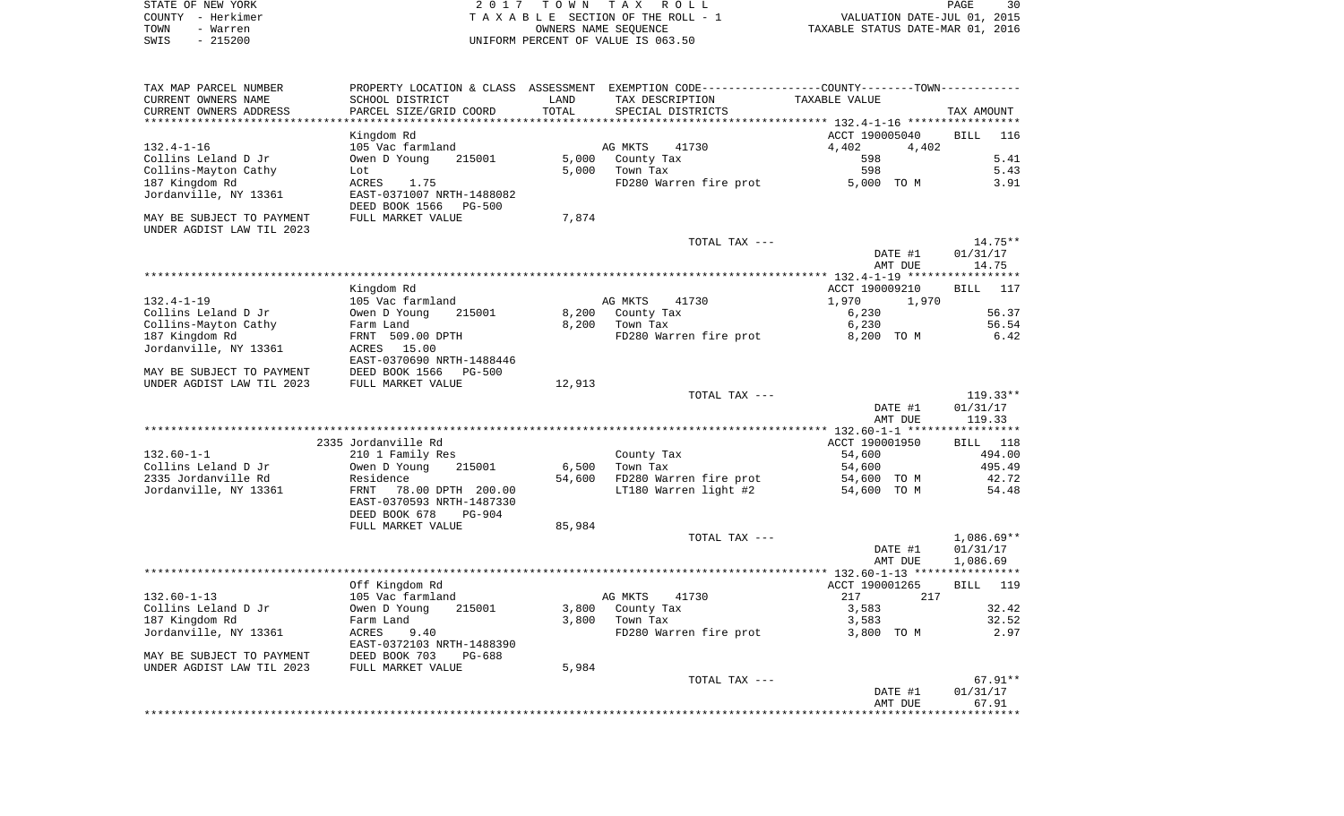STATE OF NEW YORK
COUNTY - Herkimer
TOWN - Warren
SWIS - 215200

2 0 1 7 T O W N T A X R O L L
T A X A B L E SECTION OF THE ROLL - 1
OWNERS NAME SEQUENCE
UNIFORM PERCENT OF VALUE IS 063.50

VALUATION DATE-JUL 01, 2015
TAXABLE STATUS DATE-MAR 01, 2016

| TAX MAP PARCEL NUMBER / CURRENT OWNERS NAME / CURRENT OWNERS ADDRESS | PROPERTY LOCATION & CLASS / SCHOOL DISTRICT / PARCEL SIZE/GRID COORD | ASSESSMENT LAND / TOTAL | EXEMPTION CODE / TAX DESCRIPTION / SPECIAL DISTRICTS | COUNTY--------TOWN / TAXABLE VALUE | TAX AMOUNT |
|---|---|---|---|---|---|
| 132.4-1-16 | Kingdom Rd | | | ACCT 190005040 | BILL 116 |
| | 105 Vac farmland | | AG MKTS 41730 | 4,402 4,402 | |
| Collins Leland D Jr | Owen D Young 215001 | 5,000 | County Tax | 598 | 5.41 |
| Collins-Mayton Cathy | Lot | 5,000 | Town Tax | 598 | 5.43 |
| 187 Kingdom Rd | ACRES 1.75 | | FD280 Warren fire prot | 5,000 TO M | 3.91 |
| Jordanville, NY 13361 | EAST-0371007 NRTH-1488082 | | | | |
| | DEED BOOK 1566 PG-500 | | | | |
| MAY BE SUBJECT TO PAYMENT | FULL MARKET VALUE | 7,874 | | | |
| UNDER AGDIST LAW TIL 2023 | | | | | |
| | | | TOTAL TAX --- | | 14.75** |
| | | | | DATE #1 | 01/31/17 |
| | | | | AMT DUE | 14.75 |
| 132.4-1-19 | Kingdom Rd | | | ACCT 190009210 | BILL 117 |
| | 105 Vac farmland | | AG MKTS 41730 | 1,970 1,970 | |
| Collins Leland D Jr | Owen D Young 215001 | 8,200 | County Tax | 6,230 | 56.37 |
| Collins-Mayton Cathy | Farm Land | 8,200 | Town Tax | 6,230 | 56.54 |
| 187 Kingdom Rd | FRNT 509.00 DPTH | | FD280 Warren fire prot | 8,200 TO M | 6.42 |
| Jordanville, NY 13361 | ACRES 15.00 | | | | |
| | EAST-0370690 NRTH-1488446 | | | | |
| MAY BE SUBJECT TO PAYMENT | DEED BOOK 1566 PG-500 | | | | |
| UNDER AGDIST LAW TIL 2023 | FULL MARKET VALUE | 12,913 | | | |
| | | | TOTAL TAX --- | | 119.33** |
| | | | | DATE #1 | 01/31/17 |
| | | | | AMT DUE | 119.33 |
| 132.60-1-1 | 2335 Jordanville Rd | | | ACCT 190001950 | BILL 118 |
| | 210 1 Family Res | | County Tax | 54,600 | 494.00 |
| Collins Leland D Jr | Owen D Young 215001 | 6,500 | Town Tax | 54,600 | 495.49 |
| 2335 Jordanville Rd | Residence | 54,600 | FD280 Warren fire prot | 54,600 TO M | 42.72 |
| Jordanville, NY 13361 | FRNT 78.00 DPTH 200.00 | | LT180 Warren light #2 | 54,600 TO M | 54.48 |
| | EAST-0370593 NRTH-1487330 | | | | |
| | DEED BOOK 678 PG-904 | | | | |
| | FULL MARKET VALUE | 85,984 | | | |
| | | | TOTAL TAX --- | | 1,086.69** |
| | | | | DATE #1 | 01/31/17 |
| | | | | AMT DUE | 1,086.69 |
| 132.60-1-13 | Off Kingdom Rd | | | ACCT 190001265 | BILL 119 |
| | 105 Vac farmland | | AG MKTS 41730 | 217 217 | |
| Collins Leland D Jr | Owen D Young 215001 | 3,800 | County Tax | 3,583 | 32.42 |
| 187 Kingdom Rd | Farm Land | 3,800 | Town Tax | 3,583 | 32.52 |
| Jordanville, NY 13361 | ACRES 9.40 | | FD280 Warren fire prot | 3,800 TO M | 2.97 |
| | EAST-0372103 NRTH-1488390 | | | | |
| MAY BE SUBJECT TO PAYMENT | DEED BOOK 703 PG-688 | | | | |
| UNDER AGDIST LAW TIL 2023 | FULL MARKET VALUE | 5,984 | | | |
| | | | TOTAL TAX --- | | 67.91** |
| | | | | DATE #1 | 01/31/17 |
| | | | | AMT DUE | 67.91 |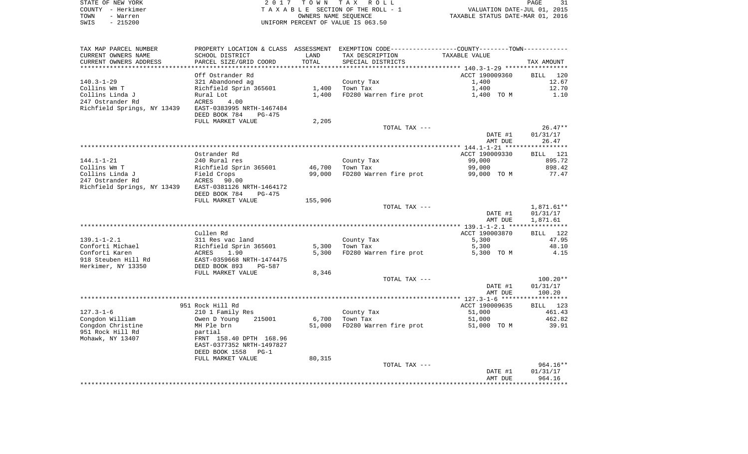STATE OF NEW YORK | 2017 TOWN TAX ROLL | VALUATION DATE-JUL 01, 2015
COUNTY - Herkimer | TAXABLE SECTION OF THE ROLL - 1 | TAXABLE STATUS DATE-MAR 01, 2016
TOWN - Warren | OWNERS NAME SEQUENCE
SWIS - 215200 | UNIFORM PERCENT OF VALUE IS 063.50

| TAX MAP PARCEL NUMBER / CURRENT OWNERS NAME / CURRENT OWNERS ADDRESS | PROPERTY LOCATION & CLASS / SCHOOL DISTRICT / PARCEL SIZE/GRID COORD | ASSESSMENT LAND / TOTAL | EXEMPTION CODE / TAX DESCRIPTION / SPECIAL DISTRICTS | COUNTY--------TOWN TAXABLE VALUE | TAX AMOUNT |
|---|---|---|---|---|---|
| **140.3-1-29** | Off Ostrander Rd | | | ACCT 190009360 | BILL 120 |
| 140.3-1-29 | 321 Abandoned ag | | County Tax | 1,400 | 12.67 |
| Collins Wm T | Richfield Sprin 365601 | 1,400 | Town Tax | 1,400 | 12.70 |
| Collins Linda J | Rural Lot | 1,400 | FD280 Warren fire prot | 1,400 TO M | 1.10 |
| 247 Ostrander Rd | ACRES 4.00 | | | | |
| Richfield Springs, NY 13439 | EAST-0383995 NRTH-1467484 | | | | |
| | DEED BOOK 784 PG-475 | | | | |
| | FULL MARKET VALUE | 2,205 | | | |
| | | | TOTAL TAX --- | | 26.47** |
| | | | | DATE #1 | 01/31/17 |
| | | | | AMT DUE | 26.47 |
| **144.1-1-21** | Ostrander Rd | | | ACCT 190009330 | BILL 121 |
| 144.1-1-21 | 240 Rural res | | County Tax | 99,000 | 895.72 |
| Collins Wm T | Richfield Sprin 365601 | 46,700 | Town Tax | 99,000 | 898.42 |
| Collins Linda J | Field Crops | 99,000 | FD280 Warren fire prot | 99,000 TO M | 77.47 |
| 247 Ostrander Rd | ACRES 90.00 | | | | |
| Richfield Springs, NY 13439 | EAST-0381126 NRTH-1464172 | | | | |
| | DEED BOOK 784 PG-475 | | | | |
| | FULL MARKET VALUE | 155,906 | | | |
| | | | TOTAL TAX --- | | 1,871.61** |
| | | | | DATE #1 | 01/31/17 |
| | | | | AMT DUE | 1,871.61 |
| **139.1-1-2.1** | Cullen Rd | | | ACCT 190003870 | BILL 122 |
| 139.1-1-2.1 | 311 Res vac land | | County Tax | 5,300 | 47.95 |
| Conforti Michael | Richfield Sprin 365601 | 5,300 | Town Tax | 5,300 | 48.10 |
| Conforti Karen | ACRES 1.90 | 5,300 | FD280 Warren fire prot | 5,300 TO M | 4.15 |
| 918 Steuben Hill Rd | EAST-0359668 NRTH-1474475 | | | | |
| Herkimer, NY 13350 | DEED BOOK 893 PG-587 | | | | |
| | FULL MARKET VALUE | 8,346 | | | |
| | | | TOTAL TAX --- | | 100.20** |
| | | | | DATE #1 | 01/31/17 |
| | | | | AMT DUE | 100.20 |
| **127.3-1-6** | 951 Rock Hill Rd | | | ACCT 190009635 | BILL 123 |
| 127.3-1-6 | 210 1 Family Res | | County Tax | 51,000 | 461.43 |
| Congdon William | Owen D Young 215001 | 6,700 | Town Tax | 51,000 | 462.82 |
| Congdon Christine | MH Ple brn | 51,000 | FD280 Warren fire prot | 51,000 TO M | 39.91 |
| 951 Rock Hill Rd | partial | | | | |
| Mohawk, NY 13407 | FRNT 158.40 DPTH 168.96 | | | | |
| | EAST-0377352 NRTH-1497827 | | | | |
| | DEED BOOK 1558 PG-1 | | | | |
| | FULL MARKET VALUE | 80,315 | | | |
| | | | TOTAL TAX --- | | 964.16** |
| | | | | DATE #1 | 01/31/17 |
| | | | | AMT DUE | 964.16 |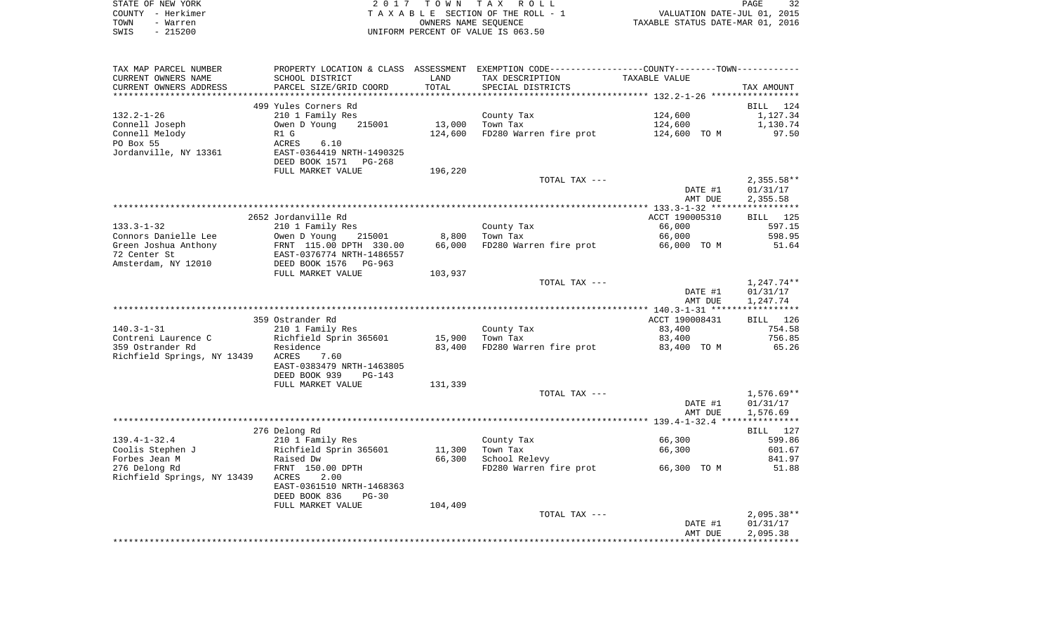STATE OF NEW YORK — 2017 TOWN TAX ROLL
COUNTY - Herkimer — TAXABLE SECTION OF THE ROLL - 1 — VALUATION DATE-JUL 01, 2015
TOWN - Warren — OWNERS NAME SEQUENCE — TAXABLE STATUS DATE-MAR 01, 2016
SWIS - 215200 — UNIFORM PERCENT OF VALUE IS 063.50

| TAX MAP PARCEL NUMBER / CURRENT OWNERS NAME / CURRENT OWNERS ADDRESS | PROPERTY LOCATION & CLASS / SCHOOL DISTRICT / PARCEL SIZE/GRID COORD | ASSESSMENT LAND / TOTAL | EXEMPTION CODE / TAX DESCRIPTION / SPECIAL DISTRICTS | COUNTY--------TOWN / TAXABLE VALUE | TAX AMOUNT |
|---|---|---|---|---|---|
| | 499 Yules Corners Rd | | | | BILL 124 |
| 132.2-1-26 | 210 1 Family Res | | County Tax | 124,600 | 1,127.34 |
| Connell Joseph | Owen D Young 215001 | 13,000 | Town Tax | 124,600 | 1,130.74 |
| Connell Melody | R1 G | 124,600 | FD280 Warren fire prot | 124,600 TO M | 97.50 |
| PO Box 55 | ACRES 6.10 | | | | |
| Jordanville, NY 13361 | EAST-0364419 NRTH-1490325 | | | | |
| | DEED BOOK 1571 PG-268 | | | | |
| | FULL MARKET VALUE | 196,220 | | | |
| | | | TOTAL TAX --- | | 2,355.58** |
| | | | | DATE #1 | 01/31/17 |
| | | | | AMT DUE | 2,355.58 |
| | 2652 Jordanville Rd | | | ACCT 190005310 | BILL 125 |
| 133.3-1-32 | 210 1 Family Res | | County Tax | 66,000 | 597.15 |
| Connors Danielle Lee | Owen D Young 215001 | 8,800 | Town Tax | 66,000 | 598.95 |
| Green Joshua Anthony | FRNT 115.00 DPTH 330.00 | 66,000 | FD280 Warren fire prot | 66,000 TO M | 51.64 |
| 72 Center St | EAST-0376774 NRTH-1486557 | | | | |
| Amsterdam, NY 12010 | DEED BOOK 1576 PG-963 | | | | |
| | FULL MARKET VALUE | 103,937 | | | |
| | | | TOTAL TAX --- | | 1,247.74** |
| | | | | DATE #1 | 01/31/17 |
| | | | | AMT DUE | 1,247.74 |
| | 359 Ostrander Rd | | | ACCT 190008431 | BILL 126 |
| 140.3-1-31 | 210 1 Family Res | | County Tax | 83,400 | 754.58 |
| Contreni Laurence C | Richfield Sprin 365601 | 15,900 | Town Tax | 83,400 | 756.85 |
| 359 Ostrander Rd | Residence | 83,400 | FD280 Warren fire prot | 83,400 TO M | 65.26 |
| Richfield Springs, NY 13439 | ACRES 7.60 | | | | |
| | EAST-0383479 NRTH-1463805 | | | | |
| | DEED BOOK 939 PG-143 | | | | |
| | FULL MARKET VALUE | 131,339 | | | |
| | | | TOTAL TAX --- | | 1,576.69** |
| | | | | DATE #1 | 01/31/17 |
| | | | | AMT DUE | 1,576.69 |
| | 276 Delong Rd | | | | BILL 127 |
| 139.4-1-32.4 | 210 1 Family Res | | County Tax | 66,300 | 599.86 |
| Coolis Stephen J | Richfield Sprin 365601 | 11,300 | Town Tax | 66,300 | 601.67 |
| Forbes Jean M | Raised Dw | 66,300 | School Relevy | | 841.97 |
| 276 Delong Rd | FRNT 150.00 DPTH | | FD280 Warren fire prot | 66,300 TO M | 51.88 |
| Richfield Springs, NY 13439 | ACRES 2.00 | | | | |
| | EAST-0361510 NRTH-1468363 | | | | |
| | DEED BOOK 836 PG-30 | | | | |
| | FULL MARKET VALUE | 104,409 | | | |
| | | | TOTAL TAX --- | | 2,095.38** |
| | | | | DATE #1 | 01/31/17 |
| | | | | AMT DUE | 2,095.38 |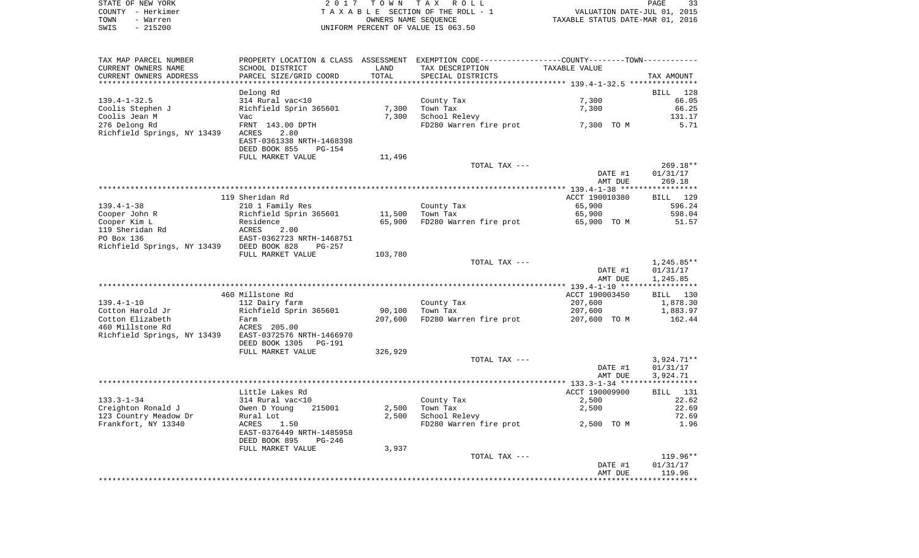STATE OF NEW YORK
COUNTY - Herkimer
TOWN - Warren
SWIS - 215200

2017 TOWN TAX ROLL
TAXABLE SECTION OF THE ROLL - 1
OWNERS NAME SEQUENCE
UNIFORM PERCENT OF VALUE IS 063.50

VALUATION DATE-JUL 01, 2015
TAXABLE STATUS DATE-MAR 01, 2016

| TAX MAP PARCEL NUMBER<br>CURRENT OWNERS NAME<br>CURRENT OWNERS ADDRESS | PROPERTY LOCATION & CLASS<br>SCHOOL DISTRICT<br>PARCEL SIZE/GRID COORD | ASSESSMENT<br>LAND<br>TOTAL | EXEMPTION CODE<br>TAX DESCRIPTION<br>SPECIAL DISTRICTS | COUNTY--------TOWN<br>TAXABLE VALUE | TAX AMOUNT |
|---|---|---|---|---|---|
| 139.4-1-32.5 | Delong Rd | | | | BILL 128 |
| | 314 Rural vac<10 | | County Tax | 7,300 | 66.05 |
| Coolis Stephen J | Richfield Sprin 365601 | 7,300 | Town Tax | 7,300 | 66.25 |
| Coolis Jean M | Vac | 7,300 | School Relevy | | 131.17 |
| 276 Delong Rd | FRNT 143.00 DPTH | | FD280 Warren fire prot | 7,300 TO M | 5.71 |
| Richfield Springs, NY 13439 | ACRES 2.80 | | | | |
| | EAST-0361338 NRTH-1468398 | | | | |
| | DEED BOOK 855 PG-154 | | | | |
| | FULL MARKET VALUE | 11,496 | | | |
| | | | TOTAL TAX --- | | 269.18** |
| | | | | DATE #1 | 01/31/17 |
| | | | | AMT DUE | 269.18 |
| 139.4-1-38 | 119 Sheridan Rd | | | ACCT 190010380 | BILL 129 |
| | 210 1 Family Res | | County Tax | 65,900 | 596.24 |
| Cooper John R | Richfield Sprin 365601 | 11,500 | Town Tax | 65,900 | 598.04 |
| Cooper Kim L | Residence | 65,900 | FD280 Warren fire prot | 65,900 TO M | 51.57 |
| 119 Sheridan Rd | ACRES 2.00 | | | | |
| PO Box 136 | EAST-0362723 NRTH-1468751 | | | | |
| Richfield Springs, NY 13439 | DEED BOOK 828 PG-257 | | | | |
| | FULL MARKET VALUE | 103,780 | | | |
| | | | TOTAL TAX --- | | 1,245.85** |
| | | | | DATE #1 | 01/31/17 |
| | | | | AMT DUE | 1,245.85 |
| 139.4-1-10 | 460 Millstone Rd | | | ACCT 190003450 | BILL 130 |
| | 112 Dairy farm | | County Tax | 207,600 | 1,878.30 |
| Cotton Harold Jr | Richfield Sprin 365601 | 90,100 | Town Tax | 207,600 | 1,883.97 |
| Cotton Elizabeth | Farm | 207,600 | FD280 Warren fire prot | 207,600 TO M | 162.44 |
| 460 Millstone Rd | ACRES 205.00 | | | | |
| Richfield Springs, NY 13439 | EAST-0372576 NRTH-1466970 | | | | |
| | DEED BOOK 1305 PG-191 | | | | |
| | FULL MARKET VALUE | 326,929 | | | |
| | | | TOTAL TAX --- | | 3,924.71** |
| | | | | DATE #1 | 01/31/17 |
| | | | | AMT DUE | 3,924.71 |
| 133.3-1-34 | Little Lakes Rd | | | ACCT 190009900 | BILL 131 |
| | 314 Rural vac<10 | | County Tax | 2,500 | 22.62 |
| Creighton Ronald J | Owen D Young 215001 | 2,500 | Town Tax | 2,500 | 22.69 |
| 123 Country Meadow Dr | Rural Lot | 2,500 | School Relevy | | 72.69 |
| Frankfort, NY 13340 | ACRES 1.50 | | FD280 Warren fire prot | 2,500 TO M | 1.96 |
| | EAST-0376449 NRTH-1485958 | | | | |
| | DEED BOOK 895 PG-246 | | | | |
| | FULL MARKET VALUE | 3,937 | | | |
| | | | TOTAL TAX --- | | 119.96** |
| | | | | DATE #1 | 01/31/17 |
| | | | | AMT DUE | 119.96 |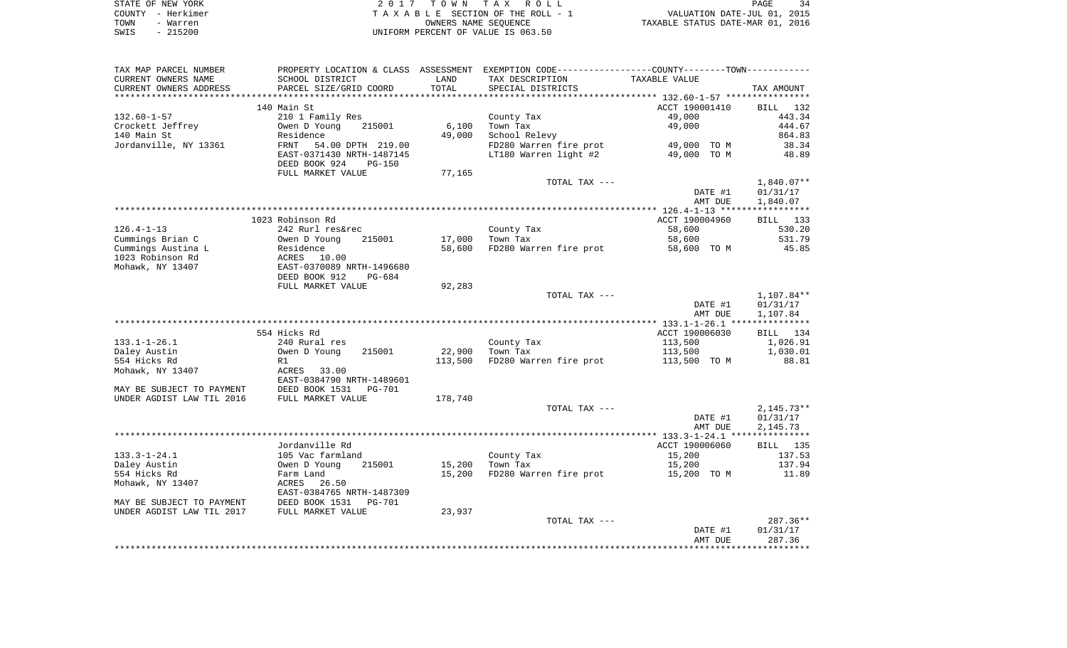STATE OF NEW YORK　　　　2 0 1 7　T O W N　T A X　R O L L
COUNTY - Herkimer　　　　T A X A B L E SECTION OF THE ROLL - 1　　　　VALUATION DATE-JUL 01, 2015
TOWN - Warren　　　　OWNERS NAME SEQUENCE　　　　TAXABLE STATUS DATE-MAR 01, 2016
SWIS - 215200　　　　UNIFORM PERCENT OF VALUE IS 063.50

| TAX MAP PARCEL NUMBER / CURRENT OWNERS NAME / CURRENT OWNERS ADDRESS | PROPERTY LOCATION & CLASS / SCHOOL DISTRICT / PARCEL SIZE/GRID COORD | ASSESSMENT LAND | TOTAL | EXEMPTION CODE / TAX DESCRIPTION / SPECIAL DISTRICTS | COUNTY--------TOWN TAXABLE VALUE | TAX AMOUNT |
|---|---|---|---|---|---|---|
| | 140 Main St | | | | ACCT 190001410 | BILL 132 |
| 132.60-1-57 | 210 1 Family Res | | | County Tax | 49,000 | 443.34 |
| Crockett Jeffrey | Owen D Young 215001 | 6,100 | | Town Tax | 49,000 | 444.67 |
| 140 Main St | Residence | | 49,000 | School Relevy | | 864.83 |
| Jordanville, NY 13361 | FRNT 54.00 DPTH 219.00 | | | FD280 Warren fire prot | 49,000 TO M | 38.34 |
| | EAST-0371430 NRTH-1487145 | | | LT180 Warren light #2 | 49,000 TO M | 48.89 |
| | DEED BOOK 924 PG-150 | | | | | |
| | FULL MARKET VALUE | 77,165 | | | | |
| | | | | TOTAL TAX --- | | 1,840.07** |
| | | | | | DATE #1 | 01/31/17 |
| | | | | | AMT DUE | 1,840.07 |
| | 1023 Robinson Rd | | | | ACCT 190004960 | BILL 133 |
| 126.4-1-13 | 242 Rurl res&rec | | | County Tax | 58,600 | 530.20 |
| Cummings Brian C | Owen D Young 215001 | 17,000 | | Town Tax | 58,600 | 531.79 |
| Cummings Austina L | Residence | | 58,600 | FD280 Warren fire prot | 58,600 TO M | 45.85 |
| 1023 Robinson Rd | ACRES 10.00 | | | | | |
| Mohawk, NY 13407 | EAST-0370089 NRTH-1496680 | | | | | |
| | DEED BOOK 912 PG-684 | | | | | |
| | FULL MARKET VALUE | 92,283 | | | | |
| | | | | TOTAL TAX --- | | 1,107.84** |
| | | | | | DATE #1 | 01/31/17 |
| | | | | | AMT DUE | 1,107.84 |
| | 554 Hicks Rd | | | | ACCT 190006030 | BILL 134 |
| 133.1-1-26.1 | 240 Rural res | | | County Tax | 113,500 | 1,026.91 |
| Daley Austin | Owen D Young 215001 | 22,900 | | Town Tax | 113,500 | 1,030.01 |
| 554 Hicks Rd | R1 | | 113,500 | FD280 Warren fire prot | 113,500 TO M | 88.81 |
| Mohawk, NY 13407 | ACRES 33.00 | | | | | |
| | EAST-0384790 NRTH-1489601 | | | | | |
| MAY BE SUBJECT TO PAYMENT | DEED BOOK 1531 PG-701 | | | | | |
| UNDER AGDIST LAW TIL 2016 | FULL MARKET VALUE | 178,740 | | | | |
| | | | | TOTAL TAX --- | | 2,145.73** |
| | | | | | DATE #1 | 01/31/17 |
| | | | | | AMT DUE | 2,145.73 |
| | Jordanville Rd | | | | ACCT 190006060 | BILL 135 |
| 133.3-1-24.1 | 105 Vac farmland | | | County Tax | 15,200 | 137.53 |
| Daley Austin | Owen D Young 215001 | 15,200 | | Town Tax | 15,200 | 137.94 |
| 554 Hicks Rd | Farm Land | | 15,200 | FD280 Warren fire prot | 15,200 TO M | 11.89 |
| Mohawk, NY 13407 | ACRES 26.50 | | | | | |
| | EAST-0384765 NRTH-1487309 | | | | | |
| MAY BE SUBJECT TO PAYMENT | DEED BOOK 1531 PG-701 | | | | | |
| UNDER AGDIST LAW TIL 2017 | FULL MARKET VALUE | 23,937 | | | | |
| | | | | TOTAL TAX --- | | 287.36** |
| | | | | | DATE #1 | 01/31/17 |
| | | | | | AMT DUE | 287.36 |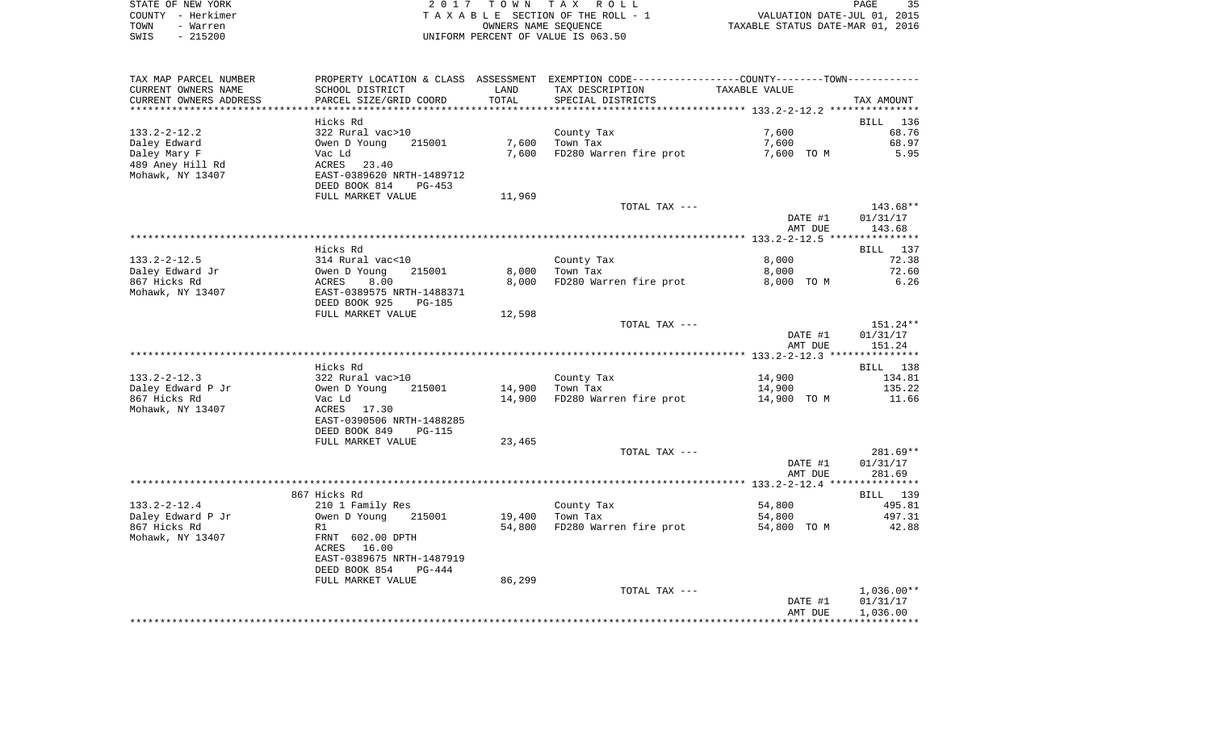STATE OF NEW YORK 2 0 1 7 T O W N T A X R O L L
COUNTY - Herkimer T A X A B L E SECTION OF THE ROLL - 1 VALUATION DATE-JUL 01, 2015
TOWN - Warren OWNERS NAME SEQUENCE TAXABLE STATUS DATE-MAR 01, 2016
SWIS - 215200 UNIFORM PERCENT OF VALUE IS 063.50

| TAX MAP PARCEL NUMBER / CURRENT OWNERS NAME / CURRENT OWNERS ADDRESS | PROPERTY LOCATION & CLASS / SCHOOL DISTRICT / PARCEL SIZE/GRID COORD | ASSESSMENT LAND / TOTAL | EXEMPTION CODE / TAX DESCRIPTION / SPECIAL DISTRICTS | COUNTY--------TOWN / TAXABLE VALUE | TAX AMOUNT |
|---|---|---|---|---|---|
| | Hicks Rd | | | | BILL 136 |
| 133.2-2-12.2 | 322 Rural vac>10 | | County Tax | 7,600 | 68.76 |
| Daley Edward | Owen D Young 215001 | 7,600 | Town Tax | 7,600 | 68.97 |
| Daley Mary F | Vac Ld | 7,600 | FD280 Warren fire prot | 7,600 TO M | 5.95 |
| 489 Aney Hill Rd | ACRES 23.40 | | | | |
| Mohawk, NY 13407 | EAST-0389620 NRTH-1489712 | | | | |
| | DEED BOOK 814 PG-453 | | | | |
| | FULL MARKET VALUE | 11,969 | | | |
| | | | TOTAL TAX --- | | 143.68** |
| | | | | DATE #1 | 01/31/17 |
| | | | | AMT DUE | 143.68 |
| | Hicks Rd | | | | BILL 137 |
| 133.2-2-12.5 | 314 Rural vac<10 | | County Tax | 8,000 | 72.38 |
| Daley Edward Jr | Owen D Young 215001 | 8,000 | Town Tax | 8,000 | 72.60 |
| 867 Hicks Rd | ACRES 8.00 | 8,000 | FD280 Warren fire prot | 8,000 TO M | 6.26 |
| Mohawk, NY 13407 | EAST-0389575 NRTH-1488371 | | | | |
| | DEED BOOK 925 PG-185 | | | | |
| | FULL MARKET VALUE | 12,598 | | | |
| | | | TOTAL TAX --- | | 151.24** |
| | | | | DATE #1 | 01/31/17 |
| | | | | AMT DUE | 151.24 |
| | Hicks Rd | | | | BILL 138 |
| 133.2-2-12.3 | 322 Rural vac>10 | | County Tax | 14,900 | 134.81 |
| Daley Edward P Jr | Owen D Young 215001 | 14,900 | Town Tax | 14,900 | 135.22 |
| 867 Hicks Rd | Vac Ld | 14,900 | FD280 Warren fire prot | 14,900 TO M | 11.66 |
| Mohawk, NY 13407 | ACRES 17.30 | | | | |
| | EAST-0390506 NRTH-1488285 | | | | |
| | DEED BOOK 849 PG-115 | | | | |
| | FULL MARKET VALUE | 23,465 | | | |
| | | | TOTAL TAX --- | | 281.69** |
| | | | | DATE #1 | 01/31/17 |
| | | | | AMT DUE | 281.69 |
| | 867 Hicks Rd | | | | BILL 139 |
| 133.2-2-12.4 | 210 1 Family Res | | County Tax | 54,800 | 495.81 |
| Daley Edward P Jr | Owen D Young 215001 | 19,400 | Town Tax | 54,800 | 497.31 |
| 867 Hicks Rd | R1 | 54,800 | FD280 Warren fire prot | 54,800 TO M | 42.88 |
| Mohawk, NY 13407 | FRNT 602.00 DPTH | | | | |
| | ACRES 16.00 | | | | |
| | EAST-0389675 NRTH-1487919 | | | | |
| | DEED BOOK 854 PG-444 | | | | |
| | FULL MARKET VALUE | 86,299 | | | |
| | | | TOTAL TAX --- | | 1,036.00** |
| | | | | DATE #1 | 01/31/17 |
| | | | | AMT DUE | 1,036.00 |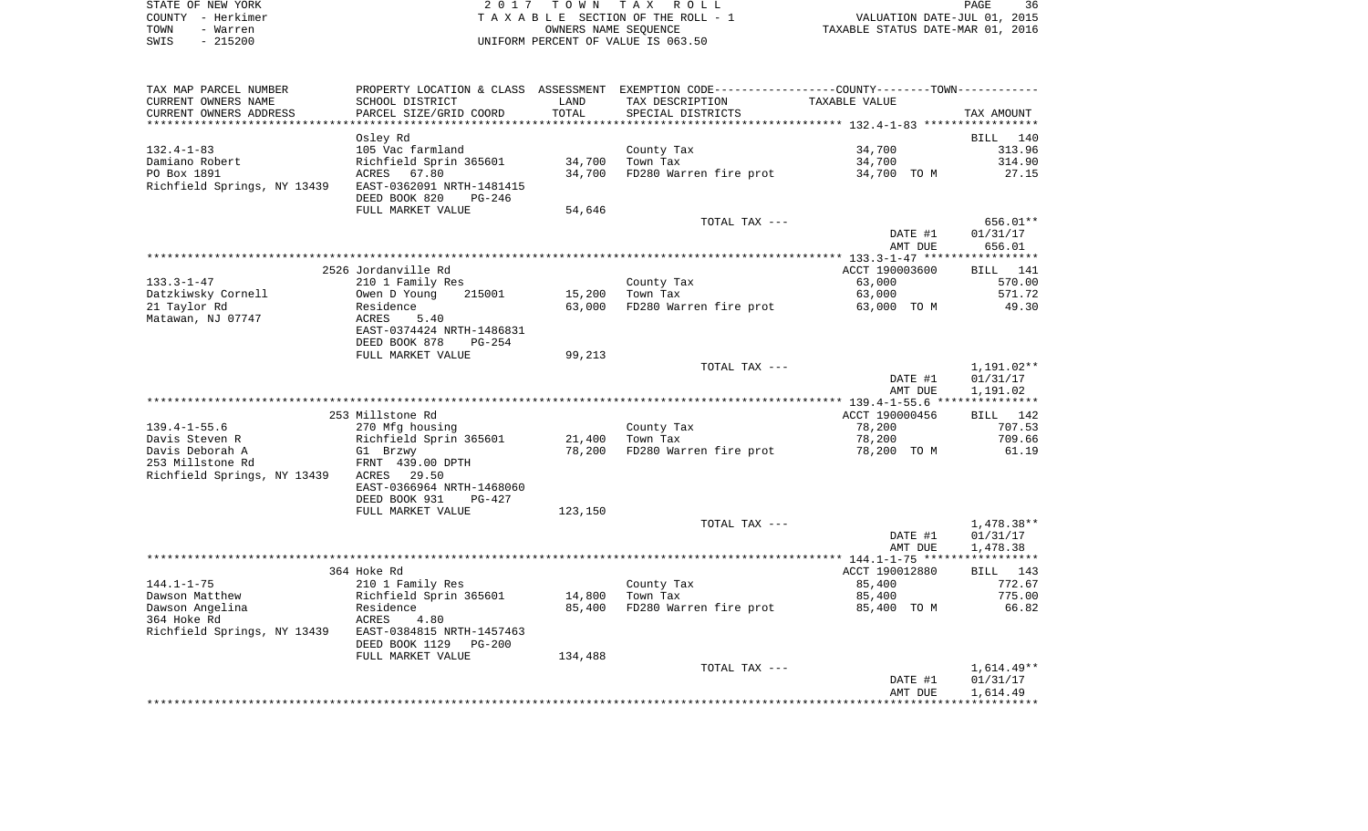STATE OF NEW YORK
COUNTY - Herkimer
TOWN - Warren
SWIS - 215200

2 0 1 7 T O W N T A X R O L L
T A X A B L E SECTION OF THE ROLL - 1
OWNERS NAME SEQUENCE
UNIFORM PERCENT OF VALUE IS 063.50

VALUATION DATE-JUL 01, 2015
TAXABLE STATUS DATE-MAR 01, 2016

| TAX MAP PARCEL NUMBER<br>CURRENT OWNERS NAME<br>CURRENT OWNERS ADDRESS | PROPERTY LOCATION & CLASS<br>SCHOOL DISTRICT<br>PARCEL SIZE/GRID COORD | ASSESSMENT<br>LAND<br>TOTAL | EXEMPTION CODE-----COUNTY-----TOWN-----<br>TAX DESCRIPTION<br>SPECIAL DISTRICTS | TAXABLE VALUE | TAX AMOUNT |
|---|---|---|---|---|---|
| | Osley Rd | | | | BILL 140 |
| 132.4-1-83 | 105 Vac farmland | | County Tax | 34,700 | 313.96 |
| Damiano Robert | Richfield Sprin 365601 | 34,700 | Town Tax | 34,700 | 314.90 |
| PO Box 1891 | ACRES 67.80 | 34,700 | FD280 Warren fire prot | 34,700 TO M | 27.15 |
| Richfield Springs, NY 13439 | EAST-0362091 NRTH-1481415 | | | | |
| | DEED BOOK 820 PG-246 | | | | |
| | FULL MARKET VALUE | 54,646 | | | |
| | | | TOTAL TAX --- | | 656.01** |
| | | | | DATE #1 | 01/31/17 |
| | | | | AMT DUE | 656.01 |
| | 2526 Jordanville Rd | | | ACCT 190003600 | BILL 141 |
| 133.3-1-47 | 210 1 Family Res | | County Tax | 63,000 | 570.00 |
| Datzkiwsky Cornell | Owen D Young 215001 | 15,200 | Town Tax | 63,000 | 571.72 |
| 21 Taylor Rd | Residence | 63,000 | FD280 Warren fire prot | 63,000 TO M | 49.30 |
| Matawan, NJ 07747 | ACRES 5.40 | | | | |
| | EAST-0374424 NRTH-1486831 | | | | |
| | DEED BOOK 878 PG-254 | | | | |
| | FULL MARKET VALUE | 99,213 | | | |
| | | | TOTAL TAX --- | | 1,191.02** |
| | | | | DATE #1 | 01/31/17 |
| | | | | AMT DUE | 1,191.02 |
| | 253 Millstone Rd | | | ACCT 190000456 | BILL 142 |
| 139.4-1-55.6 | 270 Mfg housing | | County Tax | 78,200 | 707.53 |
| Davis Steven R | Richfield Sprin 365601 | 21,400 | Town Tax | 78,200 | 709.66 |
| Davis Deborah A | G1 Brzwy | 78,200 | FD280 Warren fire prot | 78,200 TO M | 61.19 |
| 253 Millstone Rd | FRNT 439.00 DPTH | | | | |
| Richfield Springs, NY 13439 | ACRES 29.50 | | | | |
| | EAST-0366964 NRTH-1468060 | | | | |
| | DEED BOOK 931 PG-427 | | | | |
| | FULL MARKET VALUE | 123,150 | | | |
| | | | TOTAL TAX --- | | 1,478.38** |
| | | | | DATE #1 | 01/31/17 |
| | | | | AMT DUE | 1,478.38 |
| | 364 Hoke Rd | | | ACCT 190012880 | BILL 143 |
| 144.1-1-75 | 210 1 Family Res | | County Tax | 85,400 | 772.67 |
| Dawson Matthew | Richfield Sprin 365601 | 14,800 | Town Tax | 85,400 | 775.00 |
| Dawson Angelina | Residence | 85,400 | FD280 Warren fire prot | 85,400 TO M | 66.82 |
| 364 Hoke Rd | ACRES 4.80 | | | | |
| Richfield Springs, NY 13439 | EAST-0384815 NRTH-1457463 | | | | |
| | DEED BOOK 1129 PG-200 | | | | |
| | FULL MARKET VALUE | 134,488 | | | |
| | | | TOTAL TAX --- | | 1,614.49** |
| | | | | DATE #1 | 01/31/17 |
| | | | | AMT DUE | 1,614.49 |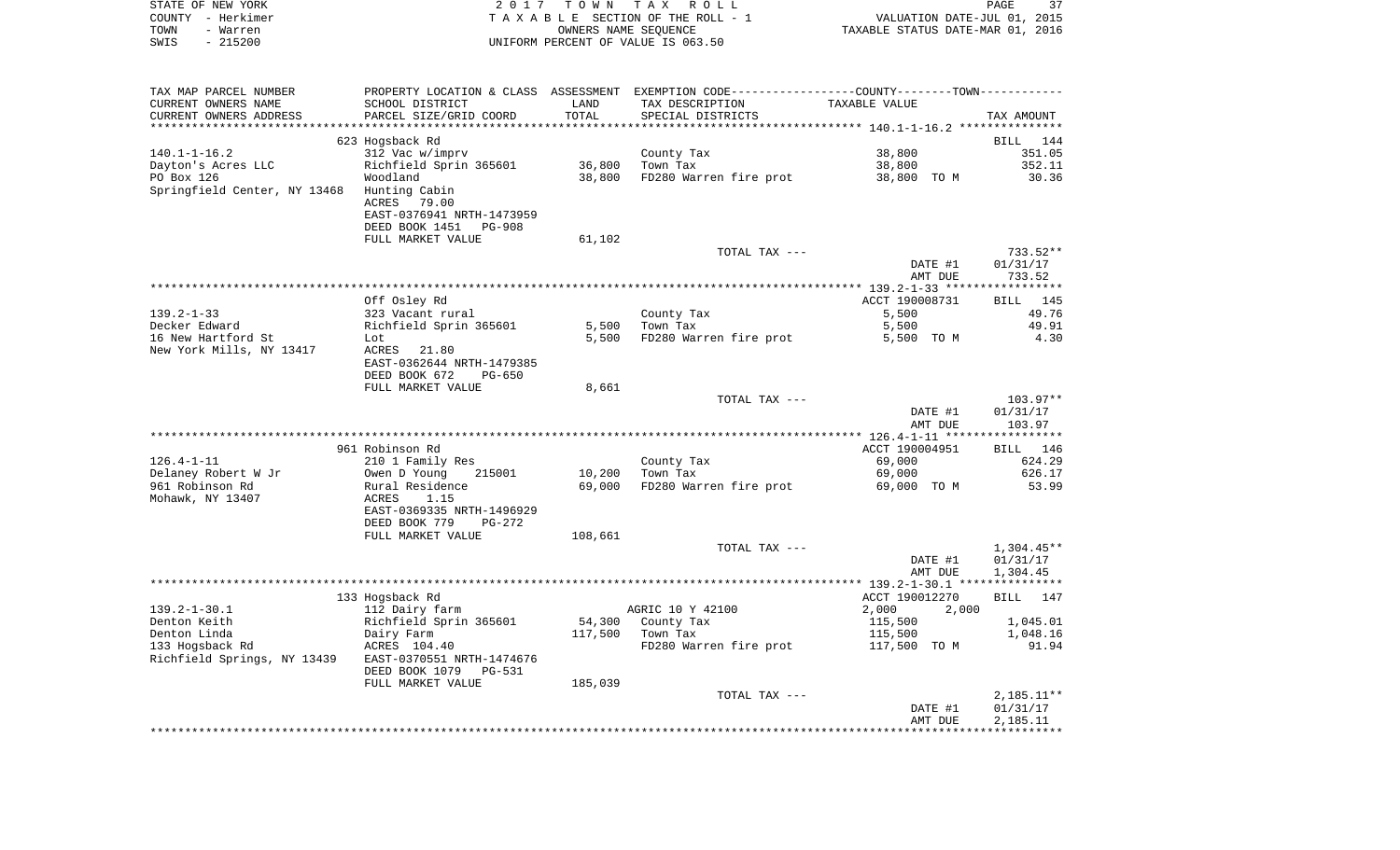STATE OF NEW YORK | COUNTY - Herkimer | TOWN - Warren | SWIS - 215200

**2017 TOWN TAX ROLL**
TAXABLE SECTION OF THE ROLL - 1
OWNERS NAME SEQUENCE
UNIFORM PERCENT OF VALUE IS 063.50

VALUATION DATE-JUL 01, 2015
TAXABLE STATUS DATE-MAR 01, 2016

| TAX MAP PARCEL NUMBER / CURRENT OWNERS NAME / CURRENT OWNERS ADDRESS | PROPERTY LOCATION & CLASS / SCHOOL DISTRICT / PARCEL SIZE/GRID COORD | ASSESSMENT LAND / TOTAL | EXEMPTION CODE / TAX DESCRIPTION / SPECIAL DISTRICTS | COUNTY--------TOWN TAXABLE VALUE | TAX AMOUNT |
|---|---|---|---|---|---|
| 140.1-1-16.2 | 623 Hogsback Rd | | | | BILL 144 |
| | 312 Vac w/imprv | | County Tax | 38,800 | 351.05 |
| Dayton's Acres LLC | Richfield Sprin 365601 | 36,800 | Town Tax | 38,800 | 352.11 |
| PO Box 126 | Woodland | 38,800 | FD280 Warren fire prot | 38,800 TO M | 30.36 |
| Springfield Center, NY 13468 | Hunting Cabin | | | | |
| | ACRES 79.00 | | | | |
| | EAST-0376941 NRTH-1473959 | | | | |
| | DEED BOOK 1451 PG-908 | | | | |
| | FULL MARKET VALUE | 61,102 | | | |
| | | | TOTAL TAX --- | | 733.52** |
| | | | | DATE #1 | 01/31/17 |
| | | | | AMT DUE | 733.52 |
| 139.2-1-33 | Off Osley Rd | | | ACCT 190008731 | BILL 145 |
| | 323 Vacant rural | | County Tax | 5,500 | 49.76 |
| Decker Edward | Richfield Sprin 365601 | 5,500 | Town Tax | 5,500 | 49.91 |
| 16 New Hartford St | Lot | 5,500 | FD280 Warren fire prot | 5,500 TO M | 4.30 |
| New York Mills, NY 13417 | ACRES 21.80 | | | | |
| | EAST-0362644 NRTH-1479385 | | | | |
| | DEED BOOK 672 PG-650 | | | | |
| | FULL MARKET VALUE | 8,661 | | | |
| | | | TOTAL TAX --- | | 103.97** |
| | | | | DATE #1 | 01/31/17 |
| | | | | AMT DUE | 103.97 |
| 126.4-1-11 | 961 Robinson Rd | | | ACCT 190004951 | BILL 146 |
| | 210 1 Family Res | | County Tax | 69,000 | 624.29 |
| Delaney Robert W Jr | Owen D Young 215001 | 10,200 | Town Tax | 69,000 | 626.17 |
| 961 Robinson Rd | Rural Residence | 69,000 | FD280 Warren fire prot | 69,000 TO M | 53.99 |
| Mohawk, NY 13407 | ACRES 1.15 | | | | |
| | EAST-0369335 NRTH-1496929 | | | | |
| | DEED BOOK 779 PG-272 | | | | |
| | FULL MARKET VALUE | 108,661 | | | |
| | | | TOTAL TAX --- | | 1,304.45** |
| | | | | DATE #1 | 01/31/17 |
| | | | | AMT DUE | 1,304.45 |
| 139.2-1-30.1 | 133 Hogsback Rd | | | ACCT 190012270 | BILL 147 |
| | 112 Dairy farm | | AGRIC 10 Y 42100 | 2,000 2,000 | |
| Denton Keith | Richfield Sprin 365601 | 54,300 | County Tax | 115,500 | 1,045.01 |
| Denton Linda | Dairy Farm | 117,500 | Town Tax | 115,500 | 1,048.16 |
| 133 Hogsback Rd | ACRES 104.40 | | FD280 Warren fire prot | 117,500 TO M | 91.94 |
| Richfield Springs, NY 13439 | EAST-0370551 NRTH-1474676 | | | | |
| | DEED BOOK 1079 PG-531 | | | | |
| | FULL MARKET VALUE | 185,039 | | | |
| | | | TOTAL TAX --- | | 2,185.11** |
| | | | | DATE #1 | 01/31/17 |
| | | | | AMT DUE | 2,185.11 |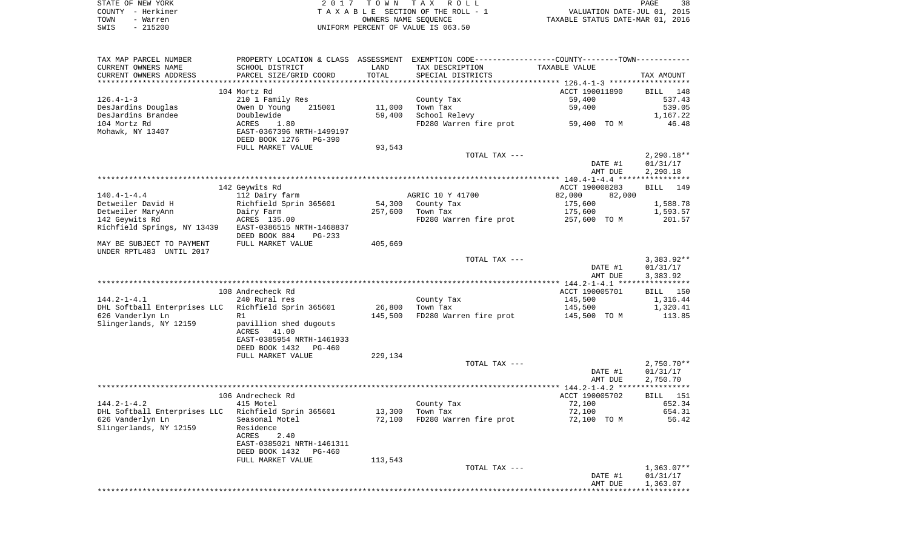STATE OF NEW YORK — 2017 TOWN TAX ROLL
COUNTY - Herkimer — TAXABLE SECTION OF THE ROLL - 1 — VALUATION DATE-JUL 01, 2015
TOWN - Warren — OWNERS NAME SEQUENCE — TAXABLE STATUS DATE-MAR 01, 2016
SWIS - 215200 — UNIFORM PERCENT OF VALUE IS 063.50

| TAX MAP PARCEL NUMBER / CURRENT OWNERS NAME / CURRENT OWNERS ADDRESS | PROPERTY LOCATION & CLASS / SCHOOL DISTRICT / PARCEL SIZE/GRID COORD | ASSESSMENT LAND / TOTAL | EXEMPTION CODE / TAX DESCRIPTION / SPECIAL DISTRICTS | COUNTY--------TOWN / TAXABLE VALUE | TAX AMOUNT |
|---|---|---|---|---|---|
| | 104 Mortz Rd | | | ACCT 190011890 | BILL 148 |
| 126.4-1-3 | 210 1 Family Res | | County Tax | 59,400 | 537.43 |
| DesJardins Douglas | Owen D Young 215001 | 11,000 | Town Tax | 59,400 | 539.05 |
| DesJardins Brandee | Doublewide | 59,400 | School Relevy | | 1,167.22 |
| 104 Mortz Rd | ACRES 1.80 | | FD280 Warren fire prot | 59,400 TO M | 46.48 |
| Mohawk, NY 13407 | EAST-0367396 NRTH-1499197 | | | | |
| | DEED BOOK 1276 PG-390 | | | | |
| | FULL MARKET VALUE | 93,543 | | | |
| | | | TOTAL TAX --- | | 2,290.18** |
| | | | | DATE #1 | 01/31/17 |
| | | | | AMT DUE | 2,290.18 |
| | 142 Geywits Rd | | | ACCT 190008283 | BILL 149 |
| 140.4-1-4.4 | 112 Dairy farm | | AGRIC 10 Y 41700 | 82,000 82,000 | |
| Detweiler David H | Richfield Sprin 365601 | 54,300 | County Tax | 175,600 | 1,588.78 |
| Detweiler MaryAnn | Dairy Farm | 257,600 | Town Tax | 175,600 | 1,593.57 |
| 142 Geywits Rd | ACRES 135.00 | | FD280 Warren fire prot | 257,600 TO M | 201.57 |
| Richfield Springs, NY 13439 | EAST-0386515 NRTH-1468837 | | | | |
| | DEED BOOK 884 PG-233 | | | | |
| MAY BE SUBJECT TO PAYMENT UNDER RPTL483 UNTIL 2017 | FULL MARKET VALUE | 405,669 | | | |
| | | | TOTAL TAX --- | | 3,383.92** |
| | | | | DATE #1 | 01/31/17 |
| | | | | AMT DUE | 3,383.92 |
| | 108 Andrecheck Rd | | | ACCT 190005701 | BILL 150 |
| 144.2-1-4.1 | 240 Rural res | | County Tax | 145,500 | 1,316.44 |
| DHL Softball Enterprises LLC | Richfield Sprin 365601 | 26,800 | Town Tax | 145,500 | 1,320.41 |
| 626 Vanderlyn Ln | R1 | 145,500 | FD280 Warren fire prot | 145,500 TO M | 113.85 |
| Slingerlands, NY 12159 | pavillion shed dugouts | | | | |
| | ACRES 41.00 | | | | |
| | EAST-0385954 NRTH-1461933 | | | | |
| | DEED BOOK 1432 PG-460 | | | | |
| | FULL MARKET VALUE | 229,134 | | | |
| | | | TOTAL TAX --- | | 2,750.70** |
| | | | | DATE #1 | 01/31/17 |
| | | | | AMT DUE | 2,750.70 |
| | 106 Andrecheck Rd | | | ACCT 190005702 | BILL 151 |
| 144.2-1-4.2 | 415 Motel | | County Tax | 72,100 | 652.34 |
| DHL Softball Enterprises LLC | Richfield Sprin 365601 | 13,300 | Town Tax | 72,100 | 654.31 |
| 626 Vanderlyn Ln | Seasonal Motel | 72,100 | FD280 Warren fire prot | 72,100 TO M | 56.42 |
| Slingerlands, NY 12159 | Residence | | | | |
| | ACRES 2.40 | | | | |
| | EAST-0385021 NRTH-1461311 | | | | |
| | DEED BOOK 1432 PG-460 | | | | |
| | FULL MARKET VALUE | 113,543 | | | |
| | | | TOTAL TAX --- | | 1,363.07** |
| | | | | DATE #1 | 01/31/17 |
| | | | | AMT DUE | 1,363.07 |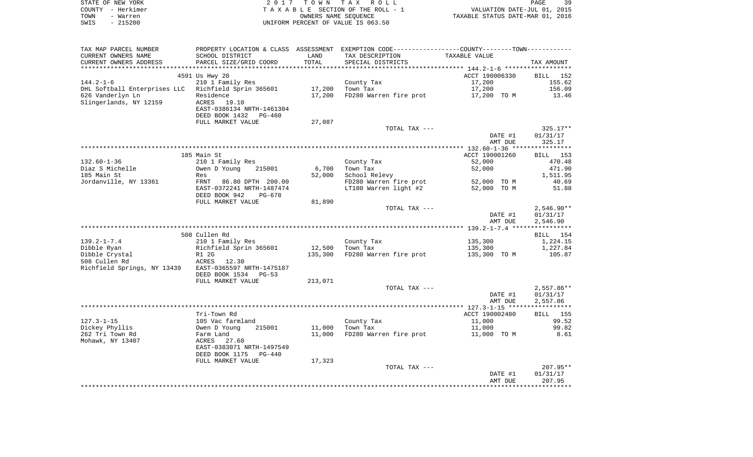| TAX MAP PARCEL NUMBER<br>CURRENT OWNERS NAME<br>CURRENT OWNERS ADDRESS | PROPERTY LOCATION & CLASS<br>SCHOOL DISTRICT<br>PARCEL SIZE/GRID COORD | ASSESSMENT<br>LAND<br>TOTAL | EXEMPTION CODE------COUNTY------TOWN------<br>TAX DESCRIPTION<br>SPECIAL DISTRICTS | TAXABLE VALUE | TAX AMOUNT |
|---|---|---|---|---|---|
| | 4591 Us Hwy 20 | | | ACCT 190006330 | BILL 152 |
| 144.2-1-6 | 210 1 Family Res | | County Tax | 17,200 | 155.62 |
| DHL Softball Enterprises LLC | Richfield Sprin 365601 | 17,200 | Town Tax | 17,200 | 156.09 |
| 626 Vanderlyn Ln | Residence | 17,200 | FD280 Warren fire prot | 17,200 TO M | 13.46 |
| Slingerlands, NY 12159 | ACRES 19.10 | | | | |
| | EAST-0386134 NRTH-1461304 | | | | |
| | DEED BOOK 1432 PG-460 | | | | |
| | FULL MARKET VALUE | 27,087 | | | |
| | | | TOTAL TAX --- | | 325.17** |
| | | | | DATE #1 | 01/31/17 |
| | | | | AMT DUE | 325.17 |
| | 185 Main St | | | ACCT 190001260 | BILL 153 |
| 132.60-1-36 | 210 1 Family Res | | County Tax | 52,000 | 470.48 |
| Diaz S Michelle | Owen D Young 215001 | 6,700 | Town Tax | 52,000 | 471.90 |
| 185 Main St | Res | 52,000 | School Relevy | | 1,511.95 |
| Jordanville, NY 13361 | FRNT 86.80 DPTH 200.00 | | FD280 Warren fire prot | 52,000 TO M | 40.69 |
| | EAST-0372241 NRTH-1487474 | | LT180 Warren light #2 | 52,000 TO M | 51.88 |
| | DEED BOOK 942 PG-678 | | | | |
| | FULL MARKET VALUE | 81,890 | | | |
| | | | TOTAL TAX --- | | 2,546.90** |
| | | | | DATE #1 | 01/31/17 |
| | | | | AMT DUE | 2,546.90 |
| | 508 Cullen Rd | | | | BILL 154 |
| 139.2-1-7.4 | 210 1 Family Res | | County Tax | 135,300 | 1,224.15 |
| Dibble Ryan | Richfield Sprin 365601 | 12,500 | Town Tax | 135,300 | 1,227.84 |
| Dibble Crystal | R1 2G | 135,300 | FD280 Warren fire prot | 135,300 TO M | 105.87 |
| 508 Cullen Rd | ACRES 12.30 | | | | |
| Richfield Springs, NY 13439 | EAST-0365597 NRTH-1475187 | | | | |
| | DEED BOOK 1534 PG-53 | | | | |
| | FULL MARKET VALUE | 213,071 | | | |
| | | | TOTAL TAX --- | | 2,557.86** |
| | | | | DATE #1 | 01/31/17 |
| | | | | AMT DUE | 2,557.86 |
| | Tri-Town Rd | | | ACCT 190002480 | BILL 155 |
| 127.3-1-15 | 105 Vac farmland | | County Tax | 11,000 | 99.52 |
| Dickey Phyllis | Owen D Young 215001 | 11,000 | Town Tax | 11,000 | 99.82 |
| 262 Tri Town Rd | Farm Land | 11,000 | FD280 Warren fire prot | 11,000 TO M | 8.61 |
| Mohawk, NY 13407 | ACRES 27.60 | | | | |
| | EAST-0383071 NRTH-1497549 | | | | |
| | DEED BOOK 1175 PG-440 | | | | |
| | FULL MARKET VALUE | 17,323 | | | |
| | | | TOTAL TAX --- | | 207.95** |
| | | | | DATE #1 | 01/31/17 |
| | | | | AMT DUE | 207.95 |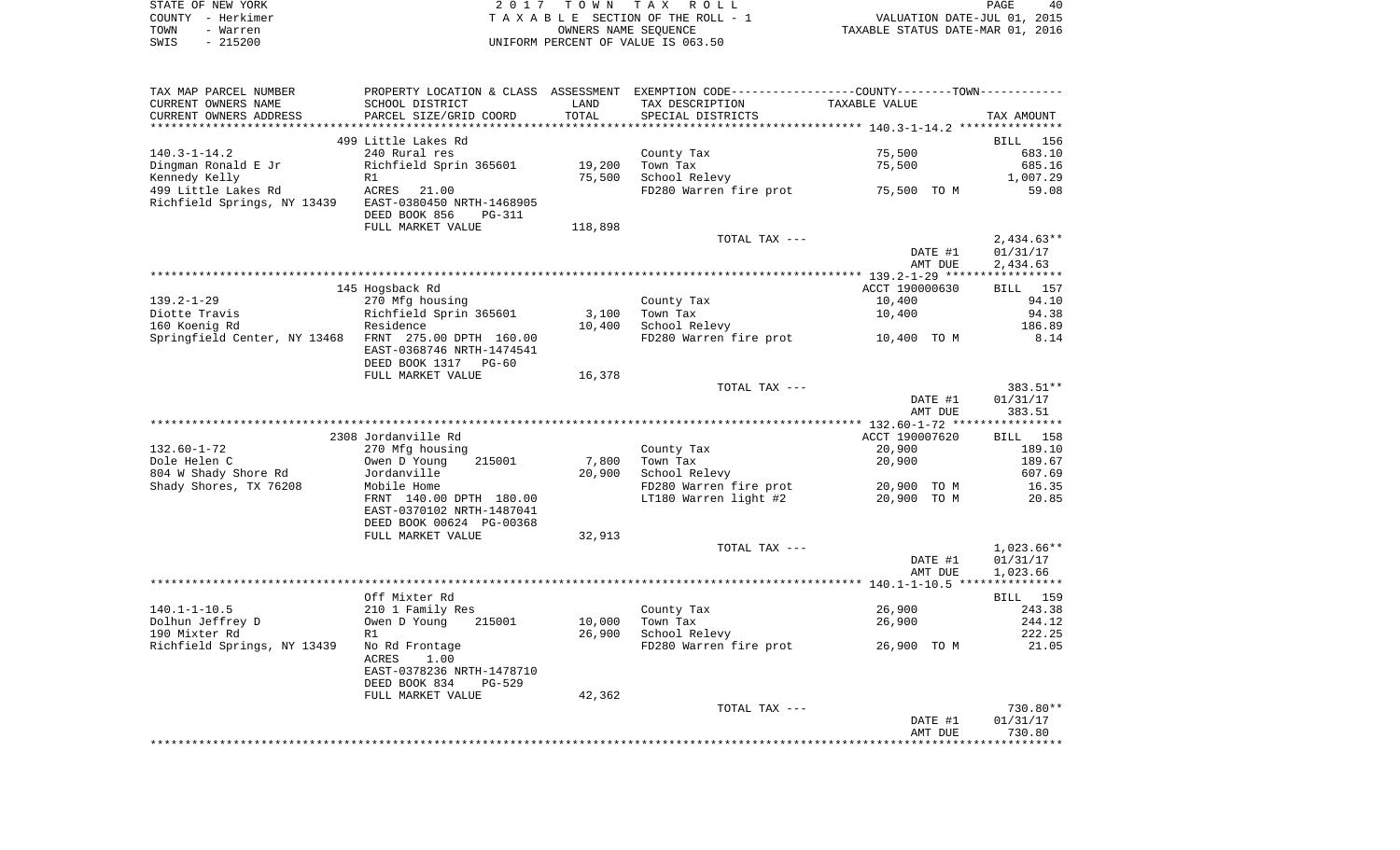STATE OF NEW YORK
COUNTY - Herkimer
TOWN - Warren
SWIS - 215200

2017 TOWN TAX ROLL
TAXABLE SECTION OF THE ROLL - 1
OWNERS NAME SEQUENCE
UNIFORM PERCENT OF VALUE IS 063.50

VALUATION DATE-JUL 01, 2015
TAXABLE STATUS DATE-MAR 01, 2016

| TAX MAP PARCEL NUMBER / CURRENT OWNERS NAME / CURRENT OWNERS ADDRESS | PROPERTY LOCATION & CLASS / SCHOOL DISTRICT / PARCEL SIZE/GRID COORD | ASSESSMENT LAND | TOTAL | EXEMPTION CODE / TAX DESCRIPTION / SPECIAL DISTRICTS | COUNTY--------TOWN TAXABLE VALUE | TAX AMOUNT |
|---|---|---|---|---|---|---|
| **140.3-1-14.2** | 499 Little Lakes Rd | | | | | BILL 156 |
| 140.3-1-14.2 | 240 Rural res | | | County Tax | 75,500 | 683.10 |
| Dingman Ronald E Jr | Richfield Sprin 365601 | 19,200 | | Town Tax | 75,500 | 685.16 |
| Kennedy Kelly | R1 | | 75,500 | School Relevy | | 1,007.29 |
| 499 Little Lakes Rd | ACRES 21.00 | | | FD280 Warren fire prot | 75,500 TO M | 59.08 |
| Richfield Springs, NY 13439 | EAST-0380450 NRTH-1468905 | | | | | |
| | DEED BOOK 856 PG-311 | | | | | |
| | FULL MARKET VALUE | 118,898 | | | | |
| | | | | TOTAL TAX --- | | 2,434.63** |
| | | | | | DATE #1 | 01/31/17 |
| | | | | | AMT DUE | 2,434.63 |
| **139.2-1-29** | 145 Hogsback Rd | | | | ACCT 190000630 | BILL 157 |
| 139.2-1-29 | 270 Mfg housing | | | County Tax | 10,400 | 94.10 |
| Diotte Travis | Richfield Sprin 365601 | 3,100 | | Town Tax | 10,400 | 94.38 |
| 160 Koenig Rd | Residence | | 10,400 | School Relevy | | 186.89 |
| Springfield Center, NY 13468 | FRNT 275.00 DPTH 160.00 | | | FD280 Warren fire prot | 10,400 TO M | 8.14 |
| | EAST-0368746 NRTH-1474541 | | | | | |
| | DEED BOOK 1317 PG-60 | | | | | |
| | FULL MARKET VALUE | 16,378 | | | | |
| | | | | TOTAL TAX --- | | 383.51** |
| | | | | | DATE #1 | 01/31/17 |
| | | | | | AMT DUE | 383.51 |
| **132.60-1-72** | 2308 Jordanville Rd | | | | ACCT 190007620 | BILL 158 |
| 132.60-1-72 | 270 Mfg housing | | | County Tax | 20,900 | 189.10 |
| Dole Helen C | Owen D Young 215001 | 7,800 | | Town Tax | 20,900 | 189.67 |
| 804 W Shady Shore Rd | Jordanville | | 20,900 | School Relevy | | 607.69 |
| Shady Shores, TX 76208 | Mobile Home | | | FD280 Warren fire prot | 20,900 TO M | 16.35 |
| | FRNT 140.00 DPTH 180.00 | | | LT180 Warren light #2 | 20,900 TO M | 20.85 |
| | EAST-0370102 NRTH-1487041 | | | | | |
| | DEED BOOK 00624 PG-00368 | | | | | |
| | FULL MARKET VALUE | 32,913 | | | | |
| | | | | TOTAL TAX --- | | 1,023.66** |
| | | | | | DATE #1 | 01/31/17 |
| | | | | | AMT DUE | 1,023.66 |
| **140.1-1-10.5** | Off Mixter Rd | | | | | BILL 159 |
| 140.1-1-10.5 | 210 1 Family Res | | | County Tax | 26,900 | 243.38 |
| Dolhun Jeffrey D | Owen D Young 215001 | 10,000 | | Town Tax | 26,900 | 244.12 |
| 190 Mixter Rd | R1 | | 26,900 | School Relevy | | 222.25 |
| Richfield Springs, NY 13439 | No Rd Frontage | | | FD280 Warren fire prot | 26,900 TO M | 21.05 |
| | ACRES 1.00 | | | | | |
| | EAST-0378236 NRTH-1478710 | | | | | |
| | DEED BOOK 834 PG-529 | | | | | |
| | FULL MARKET VALUE | 42,362 | | | | |
| | | | | TOTAL TAX --- | | 730.80** |
| | | | | | DATE #1 | 01/31/17 |
| | | | | | AMT DUE | 730.80 |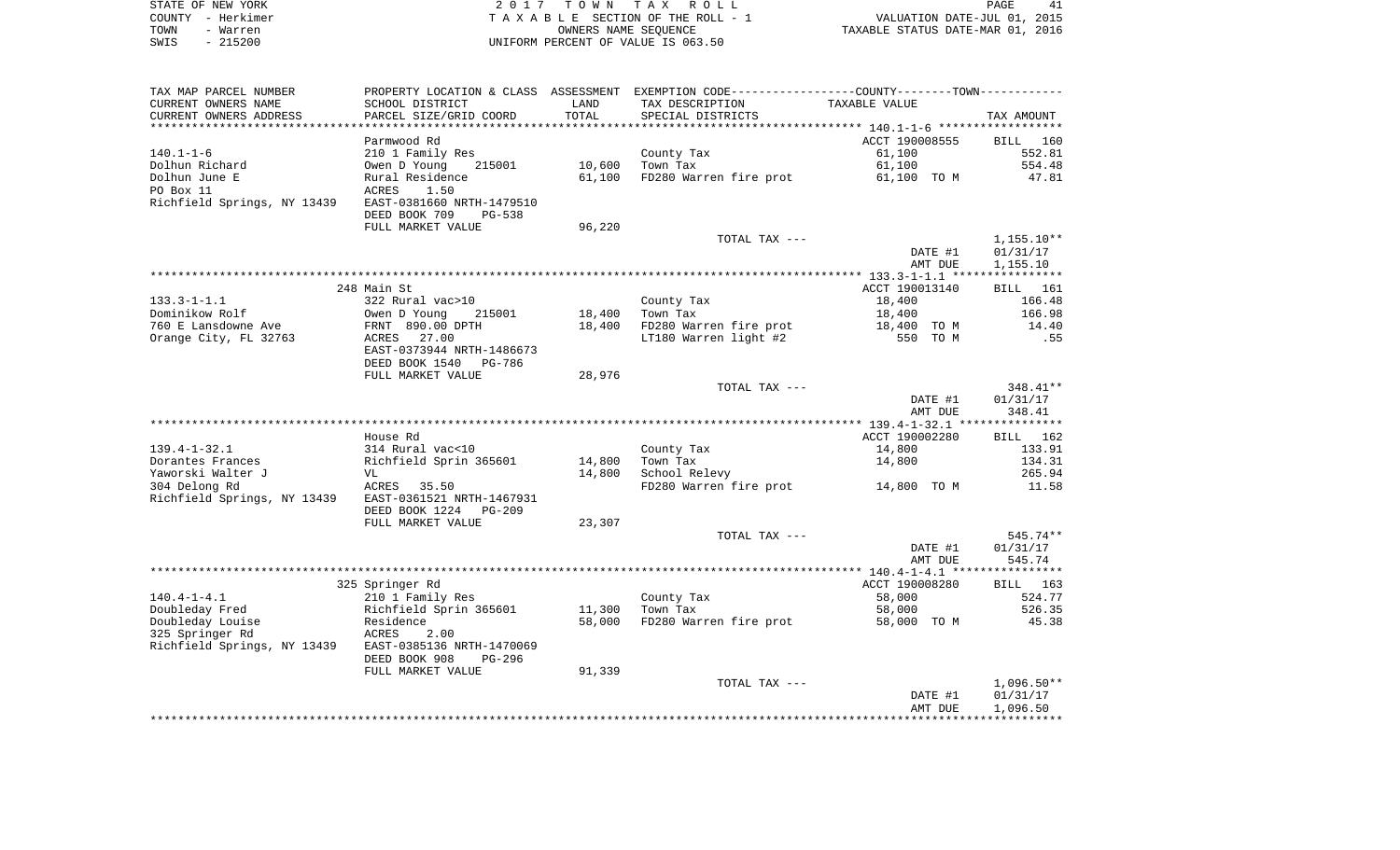STATE OF NEW YORK — 2017 TOWN TAX ROLL
COUNTY - Herkimer — TAXABLE SECTION OF THE ROLL - 1 — VALUATION DATE-JUL 01, 2015
TOWN - Warren — OWNERS NAME SEQUENCE — TAXABLE STATUS DATE-MAR 01, 2016
SWIS - 215200 — UNIFORM PERCENT OF VALUE IS 063.50

| TAX MAP PARCEL NUMBER / CURRENT OWNERS NAME / CURRENT OWNERS ADDRESS | PROPERTY LOCATION & CLASS / SCHOOL DISTRICT / PARCEL SIZE/GRID COORD | ASSESSMENT LAND / TOTAL | EXEMPTION CODE / TAX DESCRIPTION / SPECIAL DISTRICTS | COUNTY--------TOWN TAXABLE VALUE | TAX AMOUNT |
|---|---|---|---|---|---|
| **140.1-1-6** | Parmwood Rd | | | ACCT 190008555 | BILL 160 |
| 140.1-1-6 | 210 1 Family Res | | County Tax | 61,100 | 552.81 |
| Dolhun Richard | Owen D Young 215001 | 10,600 | Town Tax | 61,100 | 554.48 |
| Dolhun June E | Rural Residence | 61,100 | FD280 Warren fire prot | 61,100 TO M | 47.81 |
| PO Box 11 | ACRES 1.50 | | | | |
| Richfield Springs, NY 13439 | EAST-0381660 NRTH-1479510 | | | | |
| | DEED BOOK 709 PG-538 | | | | |
| | FULL MARKET VALUE | 96,220 | | | |
| | | | TOTAL TAX --- | | 1,155.10** |
| | | | | DATE #1 | 01/31/17 |
| | | | | AMT DUE | 1,155.10 |
| **133.3-1-1.1** | 248 Main St | | | ACCT 190013140 | BILL 161 |
| 133.3-1-1.1 | 322 Rural vac>10 | | County Tax | 18,400 | 166.48 |
| Dominikow Rolf | Owen D Young 215001 | 18,400 | Town Tax | 18,400 | 166.98 |
| 760 E Lansdowne Ave | FRNT 890.00 DPTH | 18,400 | FD280 Warren fire prot | 18,400 TO M | 14.40 |
| Orange City, FL 32763 | ACRES 27.00 | | LT180 Warren light #2 | 550 TO M | .55 |
| | EAST-0373944 NRTH-1486673 | | | | |
| | DEED BOOK 1540 PG-786 | | | | |
| | FULL MARKET VALUE | 28,976 | | | |
| | | | TOTAL TAX --- | | 348.41** |
| | | | | DATE #1 | 01/31/17 |
| | | | | AMT DUE | 348.41 |
| **139.4-1-32.1** | House Rd | | | ACCT 190002280 | BILL 162 |
| 139.4-1-32.1 | 314 Rural vac<10 | | County Tax | 14,800 | 133.91 |
| Dorantes Frances | Richfield Sprin 365601 | 14,800 | Town Tax | 14,800 | 134.31 |
| Yaworski Walter J | VL | 14,800 | School Relevy | | 265.94 |
| 304 Delong Rd | ACRES 35.50 | | FD280 Warren fire prot | 14,800 TO M | 11.58 |
| Richfield Springs, NY 13439 | EAST-0361521 NRTH-1467931 | | | | |
| | DEED BOOK 1224 PG-209 | | | | |
| | FULL MARKET VALUE | 23,307 | | | |
| | | | TOTAL TAX --- | | 545.74** |
| | | | | DATE #1 | 01/31/17 |
| | | | | AMT DUE | 545.74 |
| **140.4-1-4.1** | 325 Springer Rd | | | ACCT 190008280 | BILL 163 |
| 140.4-1-4.1 | 210 1 Family Res | | County Tax | 58,000 | 524.77 |
| Doubleday Fred | Richfield Sprin 365601 | 11,300 | Town Tax | 58,000 | 526.35 |
| Doubleday Louise | Residence | 58,000 | FD280 Warren fire prot | 58,000 TO M | 45.38 |
| 325 Springer Rd | ACRES 2.00 | | | | |
| Richfield Springs, NY 13439 | EAST-0385136 NRTH-1470069 | | | | |
| | DEED BOOK 908 PG-296 | | | | |
| | FULL MARKET VALUE | 91,339 | | | |
| | | | TOTAL TAX --- | | 1,096.50** |
| | | | | DATE #1 | 01/31/17 |
| | | | | AMT DUE | 1,096.50 |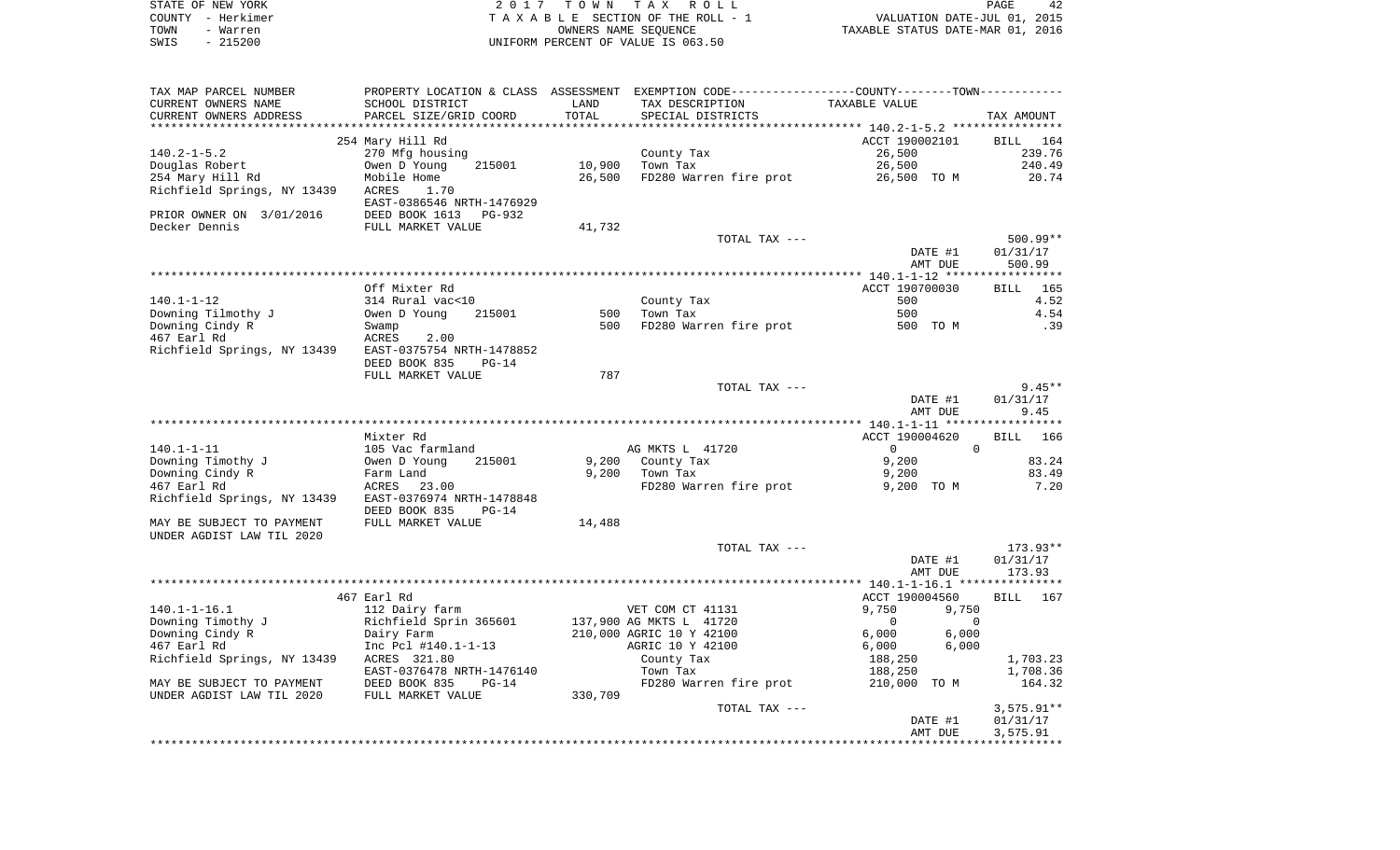STATE OF NEW YORK — 2 0 1 7 T O W N T A X R O L L
COUNTY - Herkimer — T A X A B L E SECTION OF THE ROLL - 1 — VALUATION DATE-JUL 01, 2015
TOWN - Warren — OWNERS NAME SEQUENCE — TAXABLE STATUS DATE-MAR 01, 2016
SWIS - 215200 — UNIFORM PERCENT OF VALUE IS 063.50

| TAX MAP PARCEL NUMBER / CURRENT OWNERS NAME / CURRENT OWNERS ADDRESS | PROPERTY LOCATION & CLASS / SCHOOL DISTRICT / PARCEL SIZE/GRID COORD | ASSESSMENT LAND / TOTAL | EXEMPTION CODE / TAX DESCRIPTION / SPECIAL DISTRICTS | COUNTY TAXABLE VALUE | TOWN | TAX AMOUNT |
|---|---|---|---|---|---|---|
| **140.2-1-5.2** | 254 Mary Hill Rd | | | ACCT 190002101 | | BILL 164 |
| 140.2-1-5.2 | 270 Mfg housing | | County Tax | 26,500 | | 239.76 |
| Douglas Robert | Owen D Young 215001 | 10,900 | Town Tax | 26,500 | | 240.49 |
| 254 Mary Hill Rd | Mobile Home | 26,500 | FD280 Warren fire prot | 26,500 TO M | | 20.74 |
| Richfield Springs, NY 13439 | ACRES 1.70 | | | | | |
| | EAST-0386546 NRTH-1476929 | | | | | |
| PRIOR OWNER ON 3/01/2016 | DEED BOOK 1613 PG-932 | | | | | |
| Decker Dennis | FULL MARKET VALUE | 41,732 | | | | |
| | | | TOTAL TAX --- | | | 500.99** |
| | | | | DATE #1 | | 01/31/17 |
| | | | | AMT DUE | | 500.99 |
| **140.1-1-12** | Off Mixter Rd | | | ACCT 190700030 | | BILL 165 |
| 140.1-1-12 | 314 Rural vac<10 | | County Tax | 500 | | 4.52 |
| Downing Tilmothy J | Owen D Young 215001 | 500 | Town Tax | 500 | | 4.54 |
| Downing Cindy R | Swamp | 500 | FD280 Warren fire prot | 500 TO M | | .39 |
| 467 Earl Rd | ACRES 2.00 | | | | | |
| Richfield Springs, NY 13439 | EAST-0375754 NRTH-1478852 | | | | | |
| | DEED BOOK 835 PG-14 | | | | | |
| | FULL MARKET VALUE | 787 | | | | |
| | | | TOTAL TAX --- | | | 9.45** |
| | | | | DATE #1 | | 01/31/17 |
| | | | | AMT DUE | | 9.45 |
| **140.1-1-11** | Mixter Rd | | | ACCT 190004620 | | BILL 166 |
| 140.1-1-11 | 105 Vac farmland | | AG MKTS L 41720 | 0 | 0 | |
| Downing Timothy J | Owen D Young 215001 | 9,200 | County Tax | 9,200 | | 83.24 |
| Downing Cindy R | Farm Land | 9,200 | Town Tax | 9,200 | | 83.49 |
| 467 Earl Rd | ACRES 23.00 | | FD280 Warren fire prot | 9,200 TO M | | 7.20 |
| Richfield Springs, NY 13439 | EAST-0376974 NRTH-1478848 | | | | | |
| | DEED BOOK 835 PG-14 | | | | | |
| MAY BE SUBJECT TO PAYMENT | FULL MARKET VALUE | 14,488 | | | | |
| UNDER AGDIST LAW TIL 2020 | | | | | | |
| | | | TOTAL TAX --- | | | 173.93** |
| | | | | DATE #1 | | 01/31/17 |
| | | | | AMT DUE | | 173.93 |
| **140.1-1-16.1** | 467 Earl Rd | | | ACCT 190004560 | | BILL 167 |
| 140.1-1-16.1 | 112 Dairy farm | | VET COM CT 41131 | 9,750 | 9,750 | |
| Downing Timothy J | Richfield Sprin 365601 | 137,900 | AG MKTS L 41720 | 0 | 0 | |
| Downing Cindy R | Dairy Farm | 210,000 | AGRIC 10 Y 42100 | 6,000 | 6,000 | |
| 467 Earl Rd | Inc Pcl #140.1-1-13 | | AGRIC 10 Y 42100 | 6,000 | 6,000 | |
| Richfield Springs, NY 13439 | ACRES 321.80 | | County Tax | 188,250 | | 1,703.23 |
| | EAST-0376478 NRTH-1476140 | | Town Tax | 188,250 | | 1,708.36 |
| MAY BE SUBJECT TO PAYMENT | DEED BOOK 835 PG-14 | | FD280 Warren fire prot | 210,000 TO M | | 164.32 |
| UNDER AGDIST LAW TIL 2020 | FULL MARKET VALUE | 330,709 | | | | |
| | | | TOTAL TAX --- | | | 3,575.91** |
| | | | | DATE #1 | | 01/31/17 |
| | | | | AMT DUE | | 3,575.91 |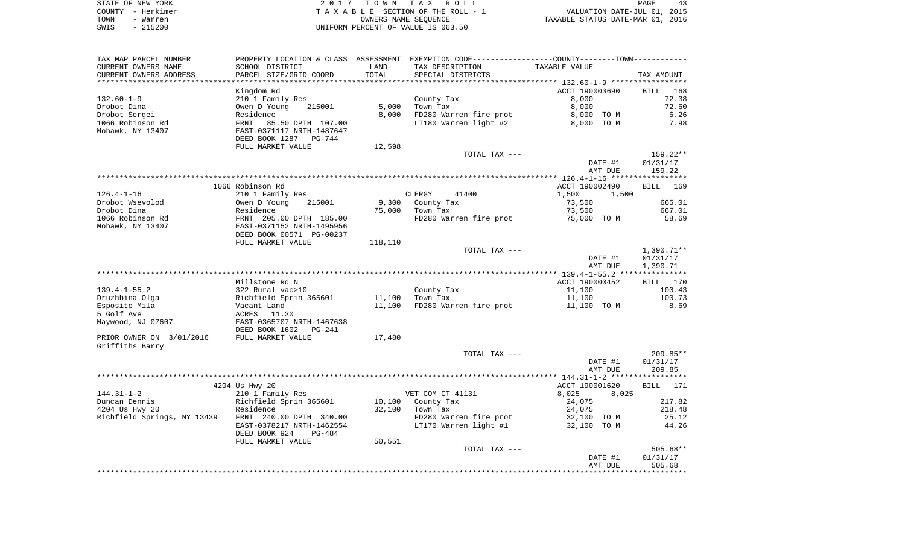STATE OF NEW YORK — 2017 TOWN TAX ROLL — PAGE 43
COUNTY - Herkimer — TAXABLE SECTION OF THE ROLL - 1 — VALUATION DATE-JUL 01, 2015
TOWN - Warren — OWNERS NAME SEQUENCE — TAXABLE STATUS DATE-MAR 01, 2016
SWIS - 215200 — UNIFORM PERCENT OF VALUE IS 063.50

| TAX MAP PARCEL NUMBER / CURRENT OWNERS NAME / CURRENT OWNERS ADDRESS | PROPERTY LOCATION & CLASS / SCHOOL DISTRICT / PARCEL SIZE/GRID COORD | ASSESSMENT LAND | TOTAL | EXEMPTION CODE / TAX DESCRIPTION / SPECIAL DISTRICTS | TAXABLE VALUE (COUNTY--TOWN) | TAX AMOUNT |
|---|---|---|---|---|---|---|
| 132.60-1-9 | Kingdom Rd | | | | ACCT 190003690 | BILL 168 |
| Drobot Dina | 210 1 Family Res | | | County Tax | 8,000 | 72.38 |
| Drobot Sergei | Owen D Young 215001 | 5,000 | | Town Tax | 8,000 | 72.60 |
| 1066 Robinson Rd | Residence | | 8,000 | FD280 Warren fire prot | 8,000 TO M | 6.26 |
| Mohawk, NY 13407 | FRNT 85.50 DPTH 107.00 | | | LT180 Warren light #2 | 8,000 TO M | 7.98 |
| | EAST-0371117 NRTH-1487647 | | | | | |
| | DEED BOOK 1287 PG-744 | | | | | |
| | FULL MARKET VALUE | 12,598 | | | | |
| | | | | TOTAL TAX --- | | 159.22** |
| | | | | | DATE #1 | 01/31/17 |
| | | | | | AMT DUE | 159.22 |
| 126.4-1-16 | 1066 Robinson Rd | | | | ACCT 190002490 | BILL 169 |
| Drobot Wsevolod | 210 1 Family Res | | | CLERGY 41400 | 1,500 1,500 | |
| Drobot Dina | Owen D Young 215001 | 9,300 | | County Tax | 73,500 | 665.01 |
| 1066 Robinson Rd | Residence | | 75,000 | Town Tax | 73,500 | 667.01 |
| Mohawk, NY 13407 | FRNT 205.00 DPTH 185.00 | | | FD280 Warren fire prot | 75,000 TO M | 58.69 |
| | EAST-0371152 NRTH-1495956 | | | | | |
| | DEED BOOK 00571 PG-00237 | | | | | |
| | FULL MARKET VALUE | 118,110 | | | | |
| | | | | TOTAL TAX --- | | 1,390.71** |
| | | | | | DATE #1 | 01/31/17 |
| | | | | | AMT DUE | 1,390.71 |
| 139.4-1-55.2 | Millstone Rd N | | | | ACCT 190000452 | BILL 170 |
| Druzhbina Olga | 322 Rural vac>10 | | | County Tax | 11,100 | 100.43 |
| Esposito Mila | Richfield Sprin 365601 | 11,100 | | Town Tax | 11,100 | 100.73 |
| 5 Golf Ave | Vacant Land | | 11,100 | FD280 Warren fire prot | 11,100 TO M | 8.69 |
| Maywood, NJ 07607 | ACRES 11.30 | | | | | |
| | EAST-0365707 NRTH-1467638 | | | | | |
| | DEED BOOK 1602 PG-241 | | | | | |
| PRIOR OWNER ON 3/01/2016 | FULL MARKET VALUE | 17,480 | | | | |
| Griffiths Barry | | | | | | |
| | | | | TOTAL TAX --- | | 209.85** |
| | | | | | DATE #1 | 01/31/17 |
| | | | | | AMT DUE | 209.85 |
| 144.31-1-2 | 4204 Us Hwy 20 | | | | ACCT 190001620 | BILL 171 |
| Duncan Dennis | 210 1 Family Res | | | VET COM CT 41131 | 8,025 8,025 | |
| 4204 Us Hwy 20 | Richfield Sprin 365601 | 10,100 | | County Tax | 24,075 | 217.82 |
| Richfield Springs, NY 13439 | Residence | | 32,100 | Town Tax | 24,075 | 218.48 |
| | FRNT 240.00 DPTH 340.00 | | | FD280 Warren fire prot | 32,100 TO M | 25.12 |
| | EAST-0378217 NRTH-1462554 | | | LT170 Warren light #1 | 32,100 TO M | 44.26 |
| | DEED BOOK 924 PG-484 | | | | | |
| | FULL MARKET VALUE | 50,551 | | | | |
| | | | | TOTAL TAX --- | | 505.68** |
| | | | | | DATE #1 | 01/31/17 |
| | | | | | AMT DUE | 505.68 |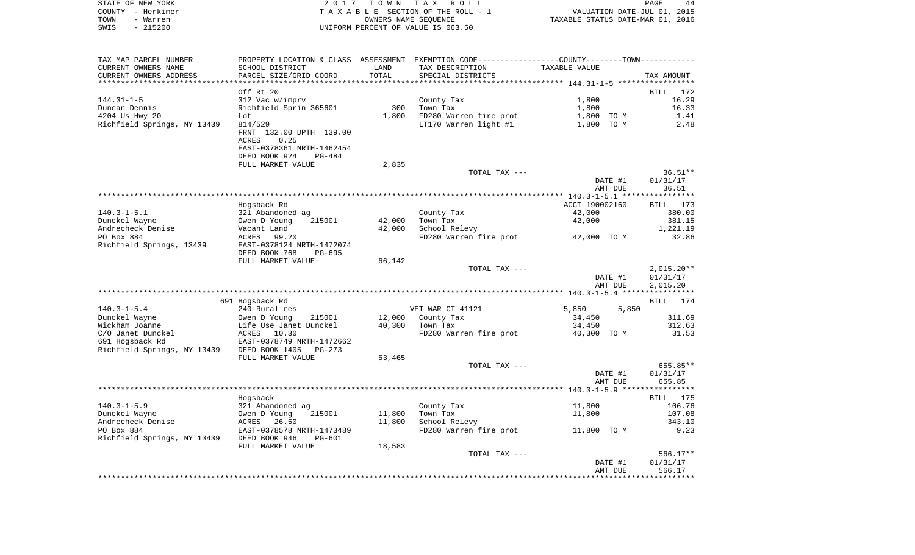STATE OF NEW YORK — COUNTY - Herkimer — TOWN - Warren — SWIS - 215200

2017 TOWN TAX ROLL
TAXABLE SECTION OF THE ROLL - 1
OWNERS NAME SEQUENCE
UNIFORM PERCENT OF VALUE IS 063.50

VALUATION DATE-JUL 01, 2015
TAXABLE STATUS DATE-MAR 01, 2016

| TAX MAP PARCEL NUMBER / CURRENT OWNERS NAME / CURRENT OWNERS ADDRESS | PROPERTY LOCATION & CLASS / SCHOOL DISTRICT / PARCEL SIZE/GRID COORD | ASSESSMENT LAND / TOTAL | EXEMPTION CODE / TAX DESCRIPTION / SPECIAL DISTRICTS | COUNTY--------TOWN TAXABLE VALUE | TAX AMOUNT |
|---|---|---|---|---|---|
| **144.31-1-5** | Off Rt 20 | | | | BILL 172 |
| 144.31-1-5 | 312 Vac w/imprv | | County Tax | 1,800 | 16.29 |
| Duncan Dennis | Richfield Sprin 365601 | 300 | Town Tax | 1,800 | 16.33 |
| 4204 Us Hwy 20 | Lot | 1,800 | FD280 Warren fire prot | 1,800 TO M | 1.41 |
| Richfield Springs, NY 13439 | 814/529 | | LT170 Warren light #1 | 1,800 TO M | 2.48 |
| | FRNT 132.00 DPTH 139.00 | | | | |
| | ACRES 0.25 | | | | |
| | EAST-0378361 NRTH-1462454 | | | | |
| | DEED BOOK 924 PG-484 | | | | |
| | FULL MARKET VALUE | 2,835 | | | |
| | | | TOTAL TAX --- | | 36.51** |
| | | | | DATE #1 | 01/31/17 |
| | | | | AMT DUE | 36.51 |
| **140.3-1-5.1** | Hogsback Rd | | | ACCT 190002160 | BILL 173 |
| 140.3-1-5.1 | 321 Abandoned ag | | County Tax | 42,000 | 380.00 |
| Dunckel Wayne | Owen D Young 215001 | 42,000 | Town Tax | 42,000 | 381.15 |
| Andrecheck Denise | Vacant Land | 42,000 | School Relevy | | 1,221.19 |
| PO Box 884 | ACRES 99.20 | | FD280 Warren fire prot | 42,000 TO M | 32.86 |
| Richfield Springs, 13439 | EAST-0378124 NRTH-1472074 | | | | |
| | DEED BOOK 768 PG-695 | | | | |
| | FULL MARKET VALUE | 66,142 | | | |
| | | | TOTAL TAX --- | | 2,015.20** |
| | | | | DATE #1 | 01/31/17 |
| | | | | AMT DUE | 2,015.20 |
| **140.3-1-5.4** | 691 Hogsback Rd | | | | BILL 174 |
| 140.3-1-5.4 | 240 Rural res | | VET WAR CT 41121 | 5,850 5,850 | |
| Dunckel Wayne | Owen D Young 215001 | 12,000 | County Tax | 34,450 | 311.69 |
| Wickham Joanne | Life Use Janet Dunckel | 40,300 | Town Tax | 34,450 | 312.63 |
| C/O Janet Dunckel | ACRES 10.30 | | FD280 Warren fire prot | 40,300 TO M | 31.53 |
| 691 Hogsback Rd | EAST-0378749 NRTH-1472662 | | | | |
| Richfield Springs, NY 13439 | DEED BOOK 1405 PG-273 | | | | |
| | FULL MARKET VALUE | 63,465 | | | |
| | | | TOTAL TAX --- | | 655.85** |
| | | | | DATE #1 | 01/31/17 |
| | | | | AMT DUE | 655.85 |
| **140.3-1-5.9** | Hogsback | | | | BILL 175 |
| 140.3-1-5.9 | 321 Abandoned ag | | County Tax | 11,800 | 106.76 |
| Dunckel Wayne | Owen D Young 215001 | 11,800 | Town Tax | 11,800 | 107.08 |
| Andrecheck Denise | ACRES 26.50 | 11,800 | School Relevy | | 343.10 |
| PO Box 884 | EAST-0378578 NRTH-1473489 | | FD280 Warren fire prot | 11,800 TO M | 9.23 |
| Richfield Springs, NY 13439 | DEED BOOK 946 PG-601 | | | | |
| | FULL MARKET VALUE | 18,583 | | | |
| | | | TOTAL TAX --- | | 566.17** |
| | | | | DATE #1 | 01/31/17 |
| | | | | AMT DUE | 566.17 |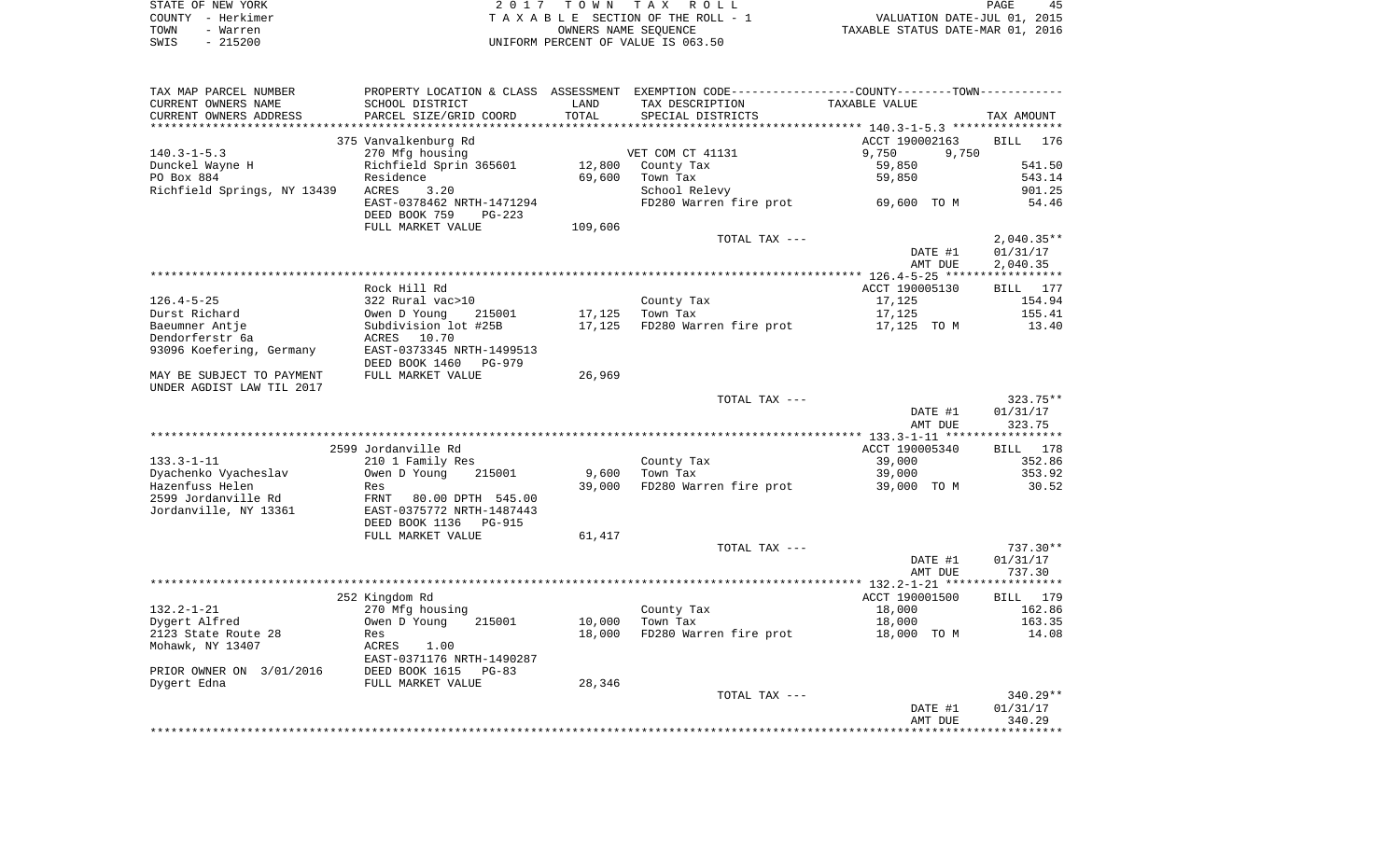STATE OF NEW YORK — COUNTY - Herkimer — TOWN - Warren — SWIS - 215200

2017 TOWN TAX ROLL
TAXABLE SECTION OF THE ROLL - 1
OWNERS NAME SEQUENCE
UNIFORM PERCENT OF VALUE IS 063.50

VALUATION DATE-JUL 01, 2015
TAXABLE STATUS DATE-MAR 01, 2016

| TAX MAP PARCEL NUMBER / CURRENT OWNERS NAME / CURRENT OWNERS ADDRESS | PROPERTY LOCATION & CLASS / SCHOOL DISTRICT / PARCEL SIZE/GRID COORD | ASSESSMENT LAND / TOTAL | EXEMPTION CODE / TAX DESCRIPTION / SPECIAL DISTRICTS | COUNTY--------TOWN / TAXABLE VALUE | TAX AMOUNT |
|---|---|---|---|---|---|
| | 375 Vanvalkenburg Rd | | | ACCT 190002163 | BILL 176 |
| 140.3-1-5.3 | 270 Mfg housing | | VET COM CT 41131 | 9,750 9,750 | |
| Dunckel Wayne H | Richfield Sprin 365601 | 12,800 | County Tax | 59,850 | 541.50 |
| PO Box 884 | Residence | 69,600 | Town Tax | 59,850 | 543.14 |
| Richfield Springs, NY 13439 | ACRES 3.20 | | School Relevy | | 901.25 |
| | EAST-0378462 NRTH-1471294 | | FD280 Warren fire prot | 69,600 TO M | 54.46 |
| | DEED BOOK 759 PG-223 | | | | |
| | FULL MARKET VALUE | 109,606 | | | |
| | | | TOTAL TAX --- | | 2,040.35** |
| | | | | DATE #1 | 01/31/17 |
| | | | | AMT DUE | 2,040.35 |
| | Rock Hill Rd | | | ACCT 190005130 | BILL 177 |
| 126.4-5-25 | 322 Rural vac>10 | | County Tax | 17,125 | 154.94 |
| Durst Richard | Owen D Young 215001 | 17,125 | Town Tax | 17,125 | 155.41 |
| Baeumner Antje | Subdivision lot #25B | 17,125 | FD280 Warren fire prot | 17,125 TO M | 13.40 |
| Dendorferstr 6a | ACRES 10.70 | | | | |
| 93096 Koefering, Germany | EAST-0373345 NRTH-1499513 | | | | |
| | DEED BOOK 1460 PG-979 | | | | |
| MAY BE SUBJECT TO PAYMENT | FULL MARKET VALUE | 26,969 | | | |
| UNDER AGDIST LAW TIL 2017 | | | | | |
| | | | TOTAL TAX --- | | 323.75** |
| | | | | DATE #1 | 01/31/17 |
| | | | | AMT DUE | 323.75 |
| | 2599 Jordanville Rd | | | ACCT 190005340 | BILL 178 |
| 133.3-1-11 | 210 1 Family Res | | County Tax | 39,000 | 352.86 |
| Dyachenko Vyacheslav | Owen D Young 215001 | 9,600 | Town Tax | 39,000 | 353.92 |
| Hazenfuss Helen | Res | 39,000 | FD280 Warren fire prot | 39,000 TO M | 30.52 |
| 2599 Jordanville Rd | FRNT 80.00 DPTH 545.00 | | | | |
| Jordanville, NY 13361 | EAST-0375772 NRTH-1487443 | | | | |
| | DEED BOOK 1136 PG-915 | | | | |
| | FULL MARKET VALUE | 61,417 | | | |
| | | | TOTAL TAX --- | | 737.30** |
| | | | | DATE #1 | 01/31/17 |
| | | | | AMT DUE | 737.30 |
| | 252 Kingdom Rd | | | ACCT 190001500 | BILL 179 |
| 132.2-1-21 | 270 Mfg housing | | County Tax | 18,000 | 162.86 |
| Dygert Alfred | Owen D Young 215001 | 10,000 | Town Tax | 18,000 | 163.35 |
| 2123 State Route 28 | Res | 18,000 | FD280 Warren fire prot | 18,000 TO M | 14.08 |
| Mohawk, NY 13407 | ACRES 1.00 | | | | |
| | EAST-0371176 NRTH-1490287 | | | | |
| PRIOR OWNER ON 3/01/2016 | DEED BOOK 1615 PG-83 | | | | |
| Dygert Edna | FULL MARKET VALUE | 28,346 | | | |
| | | | TOTAL TAX --- | | 340.29** |
| | | | | DATE #1 | 01/31/17 |
| | | | | AMT DUE | 340.29 |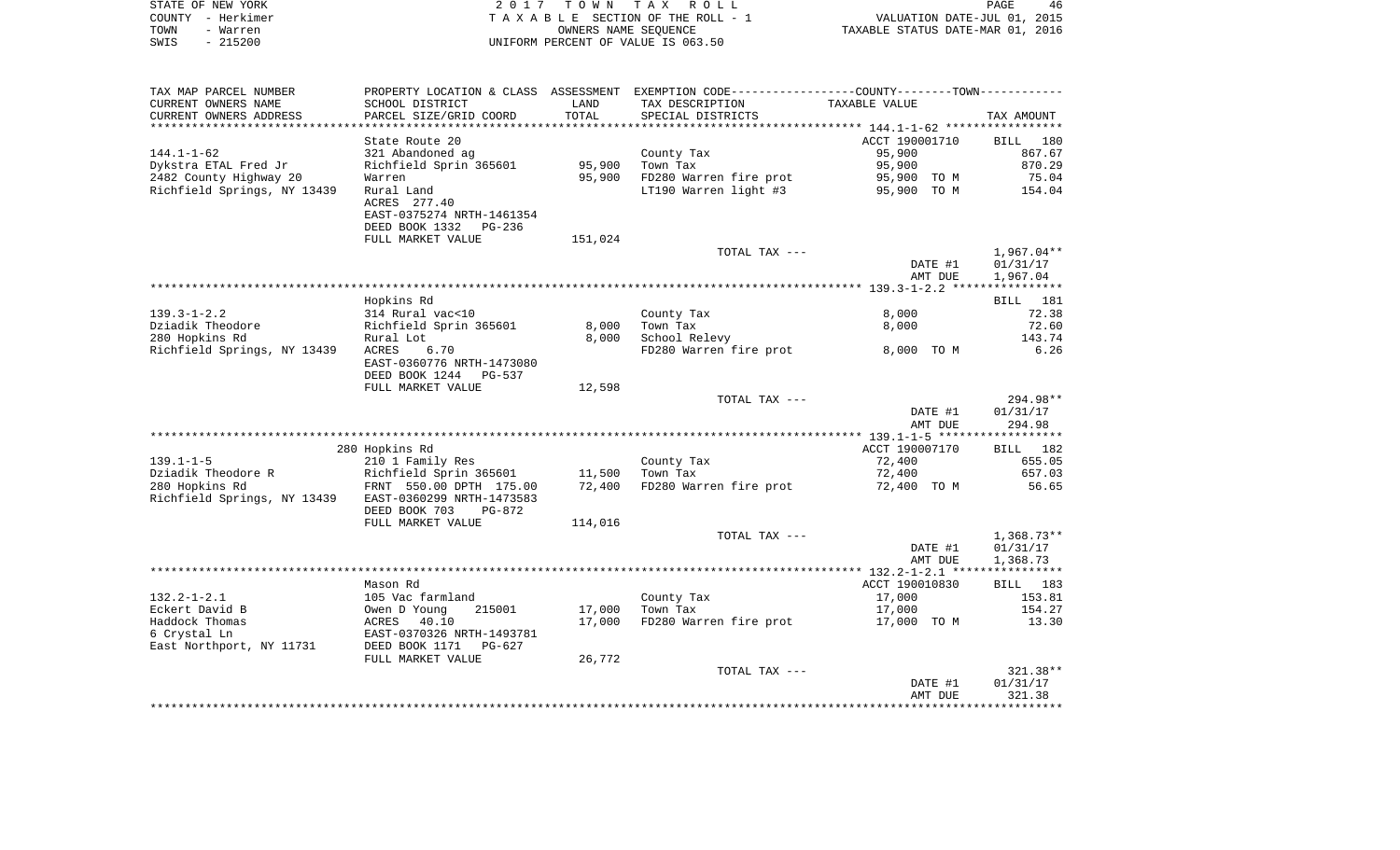STATE OF NEW YORK — 2017 TOWN TAX ROLL
COUNTY - Herkimer — TAXABLE SECTION OF THE ROLL - 1 — VALUATION DATE-JUL 01, 2015
TOWN - Warren — OWNERS NAME SEQUENCE — TAXABLE STATUS DATE-MAR 01, 2016
SWIS - 215200 — UNIFORM PERCENT OF VALUE IS 063.50

| TAX MAP PARCEL NUMBER / CURRENT OWNERS NAME / CURRENT OWNERS ADDRESS | PROPERTY LOCATION & CLASS / SCHOOL DISTRICT / PARCEL SIZE/GRID COORD | ASSESSMENT LAND / TOTAL | EXEMPTION CODE / TAX DESCRIPTION / SPECIAL DISTRICTS | COUNTY--------TOWN / TAXABLE VALUE | TAX AMOUNT |
|---|---|---|---|---|---|
| **144.1-1-62** | State Route 20 | | | ACCT 190001710 | BILL 180 |
| Dykstra ETAL Fred Jr | 321 Abandoned ag | | County Tax | 95,900 | 867.67 |
| 2482 County Highway 20 | Richfield Sprin 365601 | 95,900 | Town Tax | 95,900 | 870.29 |
| Richfield Springs, NY 13439 | Warren | 95,900 | FD280 Warren fire prot | 95,900 TO M | 75.04 |
| | Rural Land | | LT190 Warren light #3 | 95,900 TO M | 154.04 |
| | ACRES 277.40 | | | | |
| | EAST-0375274 NRTH-1461354 | | | | |
| | DEED BOOK 1332 PG-236 | | | | |
| | FULL MARKET VALUE | 151,024 | | | |
| | | | TOTAL TAX --- | | 1,967.04** |
| | | | | DATE #1 | 01/31/17 |
| | | | | AMT DUE | 1,967.04 |
| **139.3-1-2.2** | Hopkins Rd | | | | BILL 181 |
| Dziadik Theodore | 314 Rural vac<10 | | County Tax | 8,000 | 72.38 |
| 280 Hopkins Rd | Richfield Sprin 365601 | 8,000 | Town Tax | 8,000 | 72.60 |
| Richfield Springs, NY 13439 | Rural Lot | 8,000 | School Relevy | | 143.74 |
| | ACRES 6.70 | | FD280 Warren fire prot | 8,000 TO M | 6.26 |
| | EAST-0360776 NRTH-1473080 | | | | |
| | DEED BOOK 1244 PG-537 | | | | |
| | FULL MARKET VALUE | 12,598 | | | |
| | | | TOTAL TAX --- | | 294.98** |
| | | | | DATE #1 | 01/31/17 |
| | | | | AMT DUE | 294.98 |
| **139.1-1-5** | 280 Hopkins Rd | | | ACCT 190007170 | BILL 182 |
| Dziadik Theodore R | 210 1 Family Res | | County Tax | 72,400 | 655.05 |
| 280 Hopkins Rd | Richfield Sprin 365601 | 11,500 | Town Tax | 72,400 | 657.03 |
| Richfield Springs, NY 13439 | FRNT 550.00 DPTH 175.00 | 72,400 | FD280 Warren fire prot | 72,400 TO M | 56.65 |
| | EAST-0360299 NRTH-1473583 | | | | |
| | DEED BOOK 703 PG-872 | | | | |
| | FULL MARKET VALUE | 114,016 | | | |
| | | | TOTAL TAX --- | | 1,368.73** |
| | | | | DATE #1 | 01/31/17 |
| | | | | AMT DUE | 1,368.73 |
| **132.2-1-2.1** | Mason Rd | | | ACCT 190010830 | BILL 183 |
| Eckert David B | 105 Vac farmland | | County Tax | 17,000 | 153.81 |
| Haddock Thomas | Owen D Young 215001 | 17,000 | Town Tax | 17,000 | 154.27 |
| 6 Crystal Ln | ACRES 40.10 | 17,000 | FD280 Warren fire prot | 17,000 TO M | 13.30 |
| East Northport, NY 11731 | EAST-0370326 NRTH-1493781 | | | | |
| | DEED BOOK 1171 PG-627 | | | | |
| | FULL MARKET VALUE | 26,772 | | | |
| | | | TOTAL TAX --- | | 321.38** |
| | | | | DATE #1 | 01/31/17 |
| | | | | AMT DUE | 321.38 |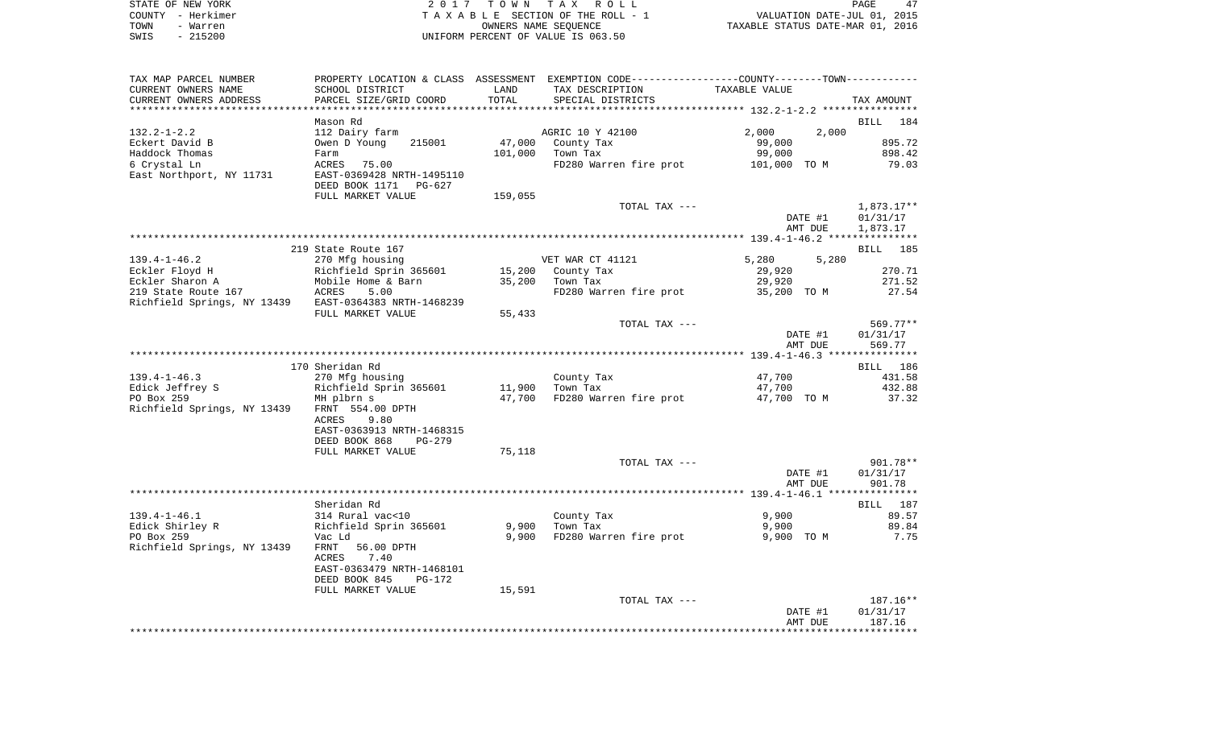STATE OF NEW YORK
COUNTY - Herkimer
TOWN - Warren
SWIS - 215200

2017 TOWN TAX ROLL
TAXABLE SECTION OF THE ROLL - 1
OWNERS NAME SEQUENCE
UNIFORM PERCENT OF VALUE IS 063.50

VALUATION DATE-JUL 01, 2015
TAXABLE STATUS DATE-MAR 01, 2016

| TAX MAP PARCEL NUMBER<br>CURRENT OWNERS NAME<br>CURRENT OWNERS ADDRESS | PROPERTY LOCATION & CLASS<br>SCHOOL DISTRICT<br>PARCEL SIZE/GRID COORD | ASSESSMENT<br>LAND<br>TOTAL | EXEMPTION CODE<br>TAX DESCRIPTION<br>SPECIAL DISTRICTS | COUNTY / TOWN<br>TAXABLE VALUE | TAX AMOUNT |
|---|---|---|---|---|---|
| **132.2-1-2.2** | Mason Rd | | | | BILL 184 |
| 132.2-1-2.2 | 112 Dairy farm | | AGRIC 10 Y 42100 | 2,000 2,000 | |
| Eckert David B | Owen D Young 215001 | 47,000 | County Tax | 99,000 | 895.72 |
| Haddock Thomas | Farm | 101,000 | Town Tax | 99,000 | 898.42 |
| 6 Crystal Ln | ACRES 75.00 | | FD280 Warren fire prot | 101,000 TO M | 79.03 |
| East Northport, NY 11731 | EAST-0369428 NRTH-1495110 | | | | |
| | DEED BOOK 1171 PG-627 | | | | |
| | FULL MARKET VALUE | 159,055 | | | |
| | | | TOTAL TAX --- | | 1,873.17** |
| | | | | DATE #1 | 01/31/17 |
| | | | | AMT DUE | 1,873.17 |
| **139.4-1-46.2** | 219 State Route 167 | | | | BILL 185 |
| 139.4-1-46.2 | 270 Mfg housing | | VET WAR CT 41121 | 5,280 5,280 | |
| Eckler Floyd H | Richfield Sprin 365601 | 15,200 | County Tax | 29,920 | 270.71 |
| Eckler Sharon A | Mobile Home & Barn | 35,200 | Town Tax | 29,920 | 271.52 |
| 219 State Route 167 | ACRES 5.00 | | FD280 Warren fire prot | 35,200 TO M | 27.54 |
| Richfield Springs, NY 13439 | EAST-0364383 NRTH-1468239 | | | | |
| | FULL MARKET VALUE | 55,433 | | | |
| | | | TOTAL TAX --- | | 569.77** |
| | | | | DATE #1 | 01/31/17 |
| | | | | AMT DUE | 569.77 |
| **139.4-1-46.3** | 170 Sheridan Rd | | | | BILL 186 |
| 139.4-1-46.3 | 270 Mfg housing | | County Tax | 47,700 | 431.58 |
| Edick Jeffrey S | Richfield Sprin 365601 | 11,900 | Town Tax | 47,700 | 432.88 |
| PO Box 259 | MH plbrn s | 47,700 | FD280 Warren fire prot | 47,700 TO M | 37.32 |
| Richfield Springs, NY 13439 | FRNT 554.00 DPTH | | | | |
| | ACRES 9.80 | | | | |
| | EAST-0363913 NRTH-1468315 | | | | |
| | DEED BOOK 868 PG-279 | | | | |
| | FULL MARKET VALUE | 75,118 | | | |
| | | | TOTAL TAX --- | | 901.78** |
| | | | | DATE #1 | 01/31/17 |
| | | | | AMT DUE | 901.78 |
| **139.4-1-46.1** | Sheridan Rd | | | | BILL 187 |
| 139.4-1-46.1 | 314 Rural vac<10 | | County Tax | 9,900 | 89.57 |
| Edick Shirley R | Richfield Sprin 365601 | 9,900 | Town Tax | 9,900 | 89.84 |
| PO Box 259 | Vac Ld | 9,900 | FD280 Warren fire prot | 9,900 TO M | 7.75 |
| Richfield Springs, NY 13439 | FRNT 56.00 DPTH | | | | |
| | ACRES 7.40 | | | | |
| | EAST-0363479 NRTH-1468101 | | | | |
| | DEED BOOK 845 PG-172 | | | | |
| | FULL MARKET VALUE | 15,591 | | | |
| | | | TOTAL TAX --- | | 187.16** |
| | | | | DATE #1 | 01/31/17 |
| | | | | AMT DUE | 187.16 |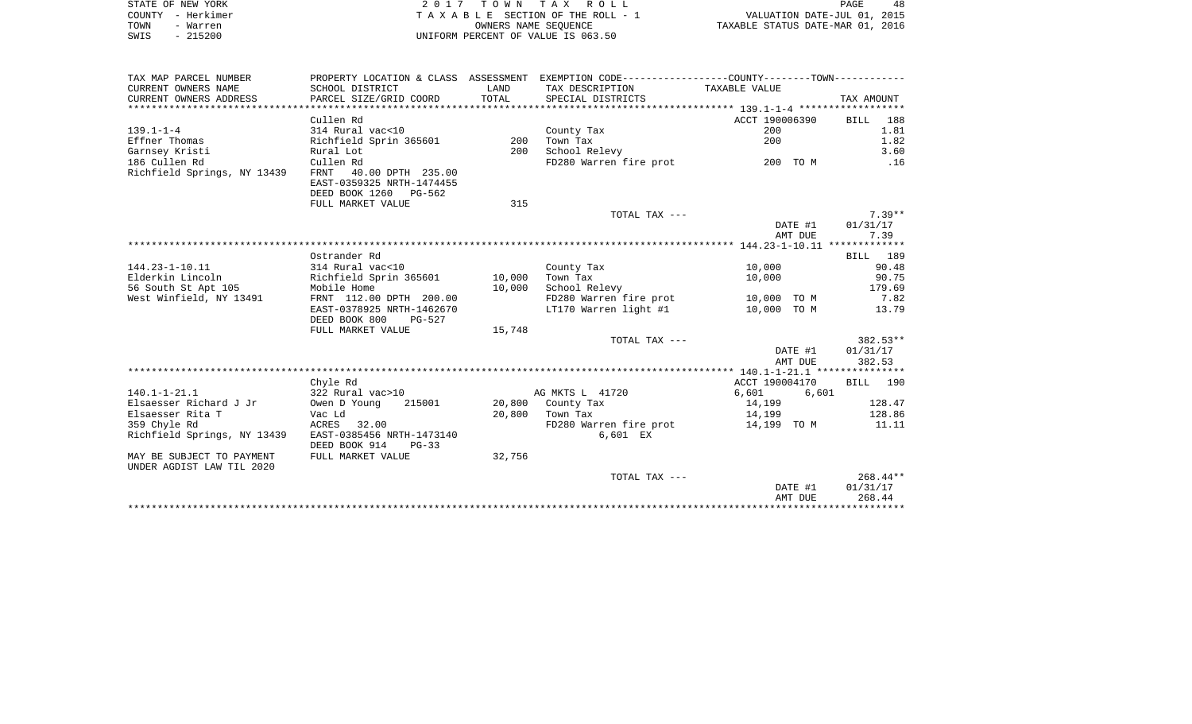STATE OF NEW YORK — 2017 TOWN TAX ROLL
COUNTY - Herkimer — TAXABLE SECTION OF THE ROLL - 1 — VALUATION DATE-JUL 01, 2015
TOWN - Warren — OWNERS NAME SEQUENCE — TAXABLE STATUS DATE-MAR 01, 2016
SWIS - 215200 — UNIFORM PERCENT OF VALUE IS 063.50

| TAX MAP PARCEL NUMBER / CURRENT OWNERS NAME / CURRENT OWNERS ADDRESS | PROPERTY LOCATION & CLASS / SCHOOL DISTRICT / PARCEL SIZE/GRID COORD | ASSESSMENT LAND / TOTAL | EXEMPTION CODE / TAX DESCRIPTION / SPECIAL DISTRICTS | COUNTY--------TOWN / TAXABLE VALUE | TAX AMOUNT |
|---|---|---|---|---|---|
| **139.1-1-4** | Cullen Rd | | | ACCT 190006390 | BILL 188 |
| 139.1-1-4 | 314 Rural vac<10 | | County Tax | 200 | 1.81 |
| Effner Thomas | Richfield Sprin 365601 | 200 | Town Tax | 200 | 1.82 |
| Garnsey Kristi | Rural Lot | 200 | School Relevy | | 3.60 |
| 186 Cullen Rd | Cullen Rd | | FD280 Warren fire prot | 200 TO M | .16 |
| Richfield Springs, NY 13439 | FRNT 40.00 DPTH 235.00 | | | | |
| | EAST-0359325 NRTH-1474455 | | | | |
| | DEED BOOK 1260 PG-562 | | | | |
| | FULL MARKET VALUE | 315 | | | |
| | | | TOTAL TAX --- | | 7.39** |
| | | | | DATE #1 | 01/31/17 |
| | | | | AMT DUE | 7.39 |
| **144.23-1-10.11** | Ostrander Rd | | | | BILL 189 |
| 144.23-1-10.11 | 314 Rural vac<10 | | County Tax | 10,000 | 90.48 |
| Elderkin Lincoln | Richfield Sprin 365601 | 10,000 | Town Tax | 10,000 | 90.75 |
| 56 South St Apt 105 | Mobile Home | 10,000 | School Relevy | | 179.69 |
| West Winfield, NY 13491 | FRNT 112.00 DPTH 200.00 | | FD280 Warren fire prot | 10,000 TO M | 7.82 |
| | EAST-0378925 NRTH-1462670 | | LT170 Warren light #1 | 10,000 TO M | 13.79 |
| | DEED BOOK 800 PG-527 | | | | |
| | FULL MARKET VALUE | 15,748 | | | |
| | | | TOTAL TAX --- | | 382.53** |
| | | | | DATE #1 | 01/31/17 |
| | | | | AMT DUE | 382.53 |
| **140.1-1-21.1** | Chyle Rd | | | ACCT 190004170 | BILL 190 |
| 140.1-1-21.1 | 322 Rural vac>10 | | AG MKTS L 41720 | 6,601 6,601 | |
| Elsaesser Richard J Jr | Owen D Young 215001 | 20,800 | County Tax | 14,199 | 128.47 |
| Elsaesser Rita T | Vac Ld | 20,800 | Town Tax | 14,199 | 128.86 |
| 359 Chyle Rd | ACRES 32.00 | | FD280 Warren fire prot | 14,199 TO M | 11.11 |
| Richfield Springs, NY 13439 | EAST-0385456 NRTH-1473140 | | 6,601 EX | | |
| | DEED BOOK 914 PG-33 | | | | |
| MAY BE SUBJECT TO PAYMENT UNDER AGDIST LAW TIL 2020 | FULL MARKET VALUE | 32,756 | | | |
| | | | TOTAL TAX --- | | 268.44** |
| | | | | DATE #1 | 01/31/17 |
| | | | | AMT DUE | 268.44 |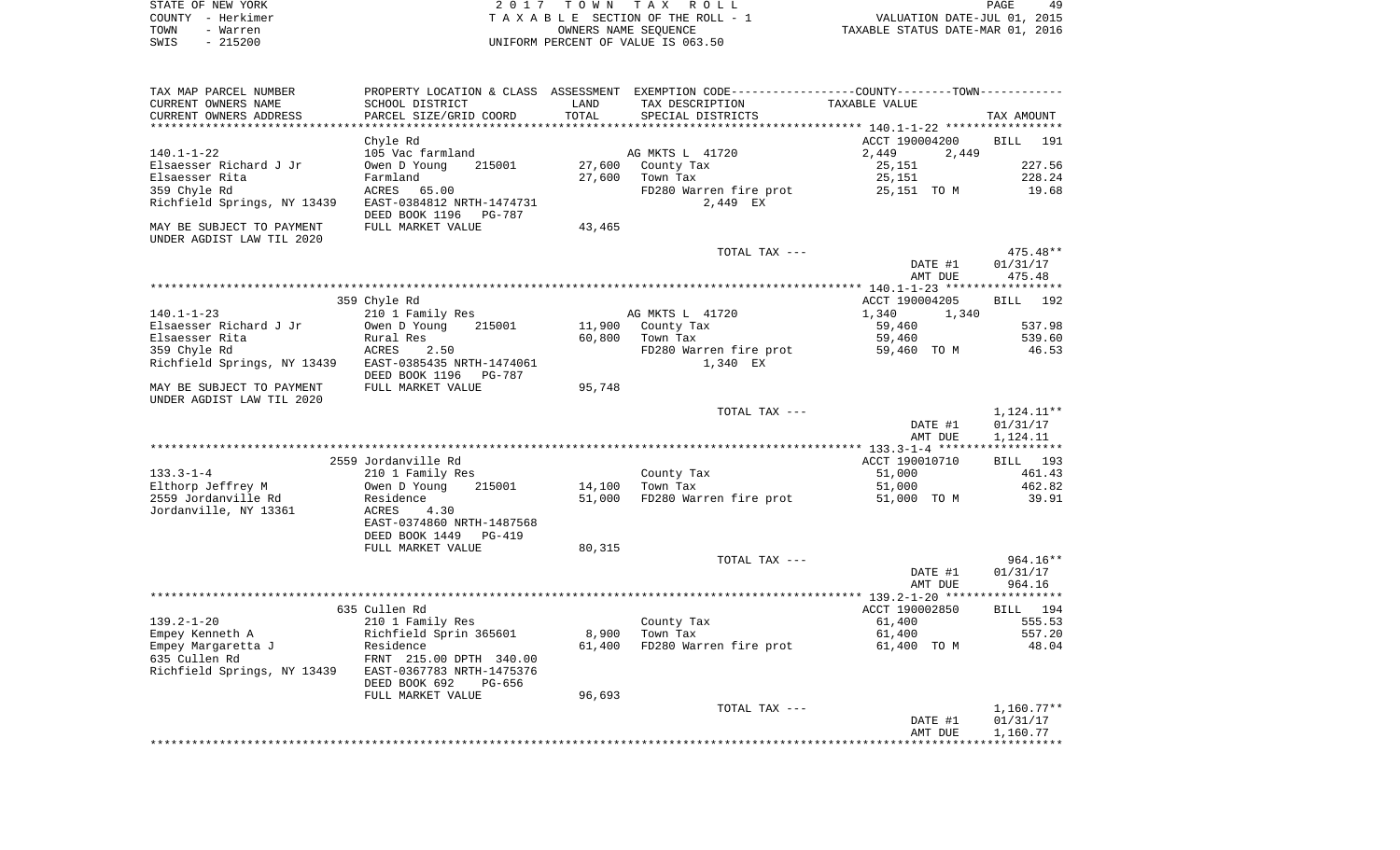STATE OF NEW YORK — 2017 TOWN TAX ROLL
COUNTY - Herkimer — TAXABLE SECTION OF THE ROLL - 1 — VALUATION DATE-JUL 01, 2015
TOWN - Warren — OWNERS NAME SEQUENCE — TAXABLE STATUS DATE-MAR 01, 2016
SWIS - 215200 — UNIFORM PERCENT OF VALUE IS 063.50

| TAX MAP PARCEL NUMBER / CURRENT OWNERS NAME / CURRENT OWNERS ADDRESS | PROPERTY LOCATION & CLASS / SCHOOL DISTRICT / PARCEL SIZE/GRID COORD | ASSESSMENT LAND | TOTAL | EXEMPTION CODE / TAX DESCRIPTION / SPECIAL DISTRICTS | COUNTY/TOWN TAXABLE VALUE | TAX AMOUNT |
|---|---|---|---|---|---|---|
| **140.1-1-22** | Chyle Rd | | | | ACCT 190004200 | BILL 191 |
| 140.1-1-22 | 105 Vac farmland | | | AG MKTS L 41720 | 2,449 2,449 | |
| Elsaesser Richard J Jr | Owen D Young 215001 | 27,600 | | County Tax | 25,151 | 227.56 |
| Elsaesser Rita | Farmland | | 27,600 | Town Tax | 25,151 | 228.24 |
| 359 Chyle Rd | ACRES 65.00 | | | FD280 Warren fire prot | 25,151 TO M | 19.68 |
| Richfield Springs, NY 13439 | EAST-0384812 NRTH-1474731 | | | 2,449 EX | | |
| | DEED BOOK 1196 PG-787 | | | | | |
| MAY BE SUBJECT TO PAYMENT | FULL MARKET VALUE | | 43,465 | | | |
| UNDER AGDIST LAW TIL 2020 | | | | | | |
| | | | | TOTAL TAX --- | | 475.48** |
| | | | | | DATE #1 | 01/31/17 |
| | | | | | AMT DUE | 475.48 |
| **140.1-1-23** | 359 Chyle Rd | | | | ACCT 190004205 | BILL 192 |
| 140.1-1-23 | 210 1 Family Res | | | AG MKTS L 41720 | 1,340 1,340 | |
| Elsaesser Richard J Jr | Owen D Young 215001 | 11,900 | | County Tax | 59,460 | 537.98 |
| Elsaesser Rita | Rural Res | | 60,800 | Town Tax | 59,460 | 539.60 |
| 359 Chyle Rd | ACRES 2.50 | | | FD280 Warren fire prot | 59,460 TO M | 46.53 |
| Richfield Springs, NY 13439 | EAST-0385435 NRTH-1474061 | | | 1,340 EX | | |
| | DEED BOOK 1196 PG-787 | | | | | |
| MAY BE SUBJECT TO PAYMENT | FULL MARKET VALUE | | 95,748 | | | |
| UNDER AGDIST LAW TIL 2020 | | | | | | |
| | | | | TOTAL TAX --- | | 1,124.11** |
| | | | | | DATE #1 | 01/31/17 |
| | | | | | AMT DUE | 1,124.11 |
| **133.3-1-4** | 2559 Jordanville Rd | | | | ACCT 190010710 | BILL 193 |
| 133.3-1-4 | 210 1 Family Res | | | County Tax | 51,000 | 461.43 |
| Elthorp Jeffrey M | Owen D Young 215001 | 14,100 | | Town Tax | 51,000 | 462.82 |
| 2559 Jordanville Rd | Residence | | 51,000 | FD280 Warren fire prot | 51,000 TO M | 39.91 |
| Jordanville, NY 13361 | ACRES 4.30 | | | | | |
| | EAST-0374860 NRTH-1487568 | | | | | |
| | DEED BOOK 1449 PG-419 | | | | | |
| | FULL MARKET VALUE | | 80,315 | | | |
| | | | | TOTAL TAX --- | | 964.16** |
| | | | | | DATE #1 | 01/31/17 |
| | | | | | AMT DUE | 964.16 |
| **139.2-1-20** | 635 Cullen Rd | | | | ACCT 190002850 | BILL 194 |
| 139.2-1-20 | 210 1 Family Res | | | County Tax | 61,400 | 555.53 |
| Empey Kenneth A | Richfield Sprin 365601 | 8,900 | | Town Tax | 61,400 | 557.20 |
| Empey Margaretta J | Residence | | 61,400 | FD280 Warren fire prot | 61,400 TO M | 48.04 |
| 635 Cullen Rd | FRNT 215.00 DPTH 340.00 | | | | | |
| Richfield Springs, NY 13439 | EAST-0367783 NRTH-1475376 | | | | | |
| | DEED BOOK 692 PG-656 | | | | | |
| | FULL MARKET VALUE | | 96,693 | | | |
| | | | | TOTAL TAX --- | | 1,160.77** |
| | | | | | DATE #1 | 01/31/17 |
| | | | | | AMT DUE | 1,160.77 |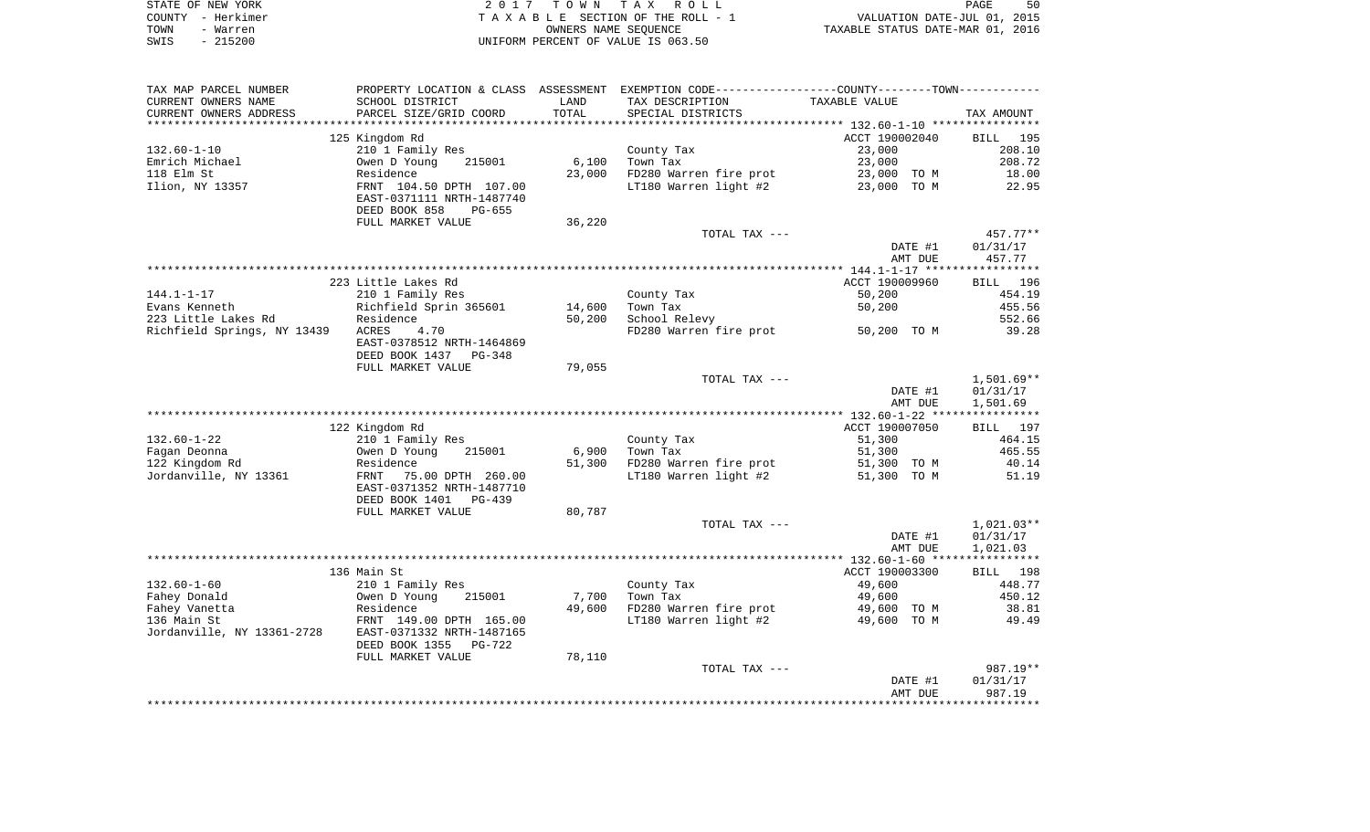STATE OF NEW YORK
COUNTY - Herkimer
TOWN - Warren
SWIS - 215200

2 0 1 7 T O W N T A X R O L L
T A X A B L E SECTION OF THE ROLL - 1
OWNERS NAME SEQUENCE
UNIFORM PERCENT OF VALUE IS 063.50

VALUATION DATE-JUL 01, 2015
TAXABLE STATUS DATE-MAR 01, 2016

| TAX MAP PARCEL NUMBER / CURRENT OWNERS NAME / CURRENT OWNERS ADDRESS | PROPERTY LOCATION & CLASS / SCHOOL DISTRICT / PARCEL SIZE/GRID COORD | ASSESSMENT LAND / TOTAL | EXEMPTION CODE / TAX DESCRIPTION / SPECIAL DISTRICTS | TAXABLE VALUE | TAX AMOUNT |
|---|---|---|---|---|---|
| | 125 Kingdom Rd | | | ACCT 190002040 | BILL 195 |
| 132.60-1-10 | 210 1 Family Res | | County Tax | 23,000 | 208.10 |
| Emrich Michael | Owen D Young 215001 | 6,100 | Town Tax | 23,000 | 208.72 |
| 118 Elm St | Residence | 23,000 | FD280 Warren fire prot | 23,000 TO M | 18.00 |
| Ilion, NY 13357 | FRNT 104.50 DPTH 107.00 | | LT180 Warren light #2 | 23,000 TO M | 22.95 |
| | EAST-0371111 NRTH-1487740 | | | | |
| | DEED BOOK 858 PG-655 | | | | |
| | FULL MARKET VALUE | 36,220 | | | |
| | | | TOTAL TAX --- | | 457.77** |
| | | | | DATE #1 | 01/31/17 |
| | | | | AMT DUE | 457.77 |
| | 223 Little Lakes Rd | | | ACCT 190009960 | BILL 196 |
| 144.1-1-17 | 210 1 Family Res | | County Tax | 50,200 | 454.19 |
| Evans Kenneth | Richfield Sprin 365601 | 14,600 | Town Tax | 50,200 | 455.56 |
| 223 Little Lakes Rd | Residence | 50,200 | School Relevy | | 552.66 |
| Richfield Springs, NY 13439 | ACRES 4.70 | | FD280 Warren fire prot | 50,200 TO M | 39.28 |
| | EAST-0378512 NRTH-1464869 | | | | |
| | DEED BOOK 1437 PG-348 | | | | |
| | FULL MARKET VALUE | 79,055 | | | |
| | | | TOTAL TAX --- | | 1,501.69** |
| | | | | DATE #1 | 01/31/17 |
| | | | | AMT DUE | 1,501.69 |
| | 122 Kingdom Rd | | | ACCT 190007050 | BILL 197 |
| 132.60-1-22 | 210 1 Family Res | | County Tax | 51,300 | 464.15 |
| Fagan Deonna | Owen D Young 215001 | 6,900 | Town Tax | 51,300 | 465.55 |
| 122 Kingdom Rd | Residence | 51,300 | FD280 Warren fire prot | 51,300 TO M | 40.14 |
| Jordanville, NY 13361 | FRNT 75.00 DPTH 260.00 | | LT180 Warren light #2 | 51,300 TO M | 51.19 |
| | EAST-0371352 NRTH-1487710 | | | | |
| | DEED BOOK 1401 PG-439 | | | | |
| | FULL MARKET VALUE | 80,787 | | | |
| | | | TOTAL TAX --- | | 1,021.03** |
| | | | | DATE #1 | 01/31/17 |
| | | | | AMT DUE | 1,021.03 |
| | 136 Main St | | | ACCT 190003300 | BILL 198 |
| 132.60-1-60 | 210 1 Family Res | | County Tax | 49,600 | 448.77 |
| Fahey Donald | Owen D Young 215001 | 7,700 | Town Tax | 49,600 | 450.12 |
| Fahey Vanetta | Residence | 49,600 | FD280 Warren fire prot | 49,600 TO M | 38.81 |
| 136 Main St | FRNT 149.00 DPTH 165.00 | | LT180 Warren light #2 | 49,600 TO M | 49.49 |
| Jordanville, NY 13361-2728 | EAST-0371332 NRTH-1487165 | | | | |
| | DEED BOOK 1355 PG-722 | | | | |
| | FULL MARKET VALUE | 78,110 | | | |
| | | | TOTAL TAX --- | | 987.19** |
| | | | | DATE #1 | 01/31/17 |
| | | | | AMT DUE | 987.19 |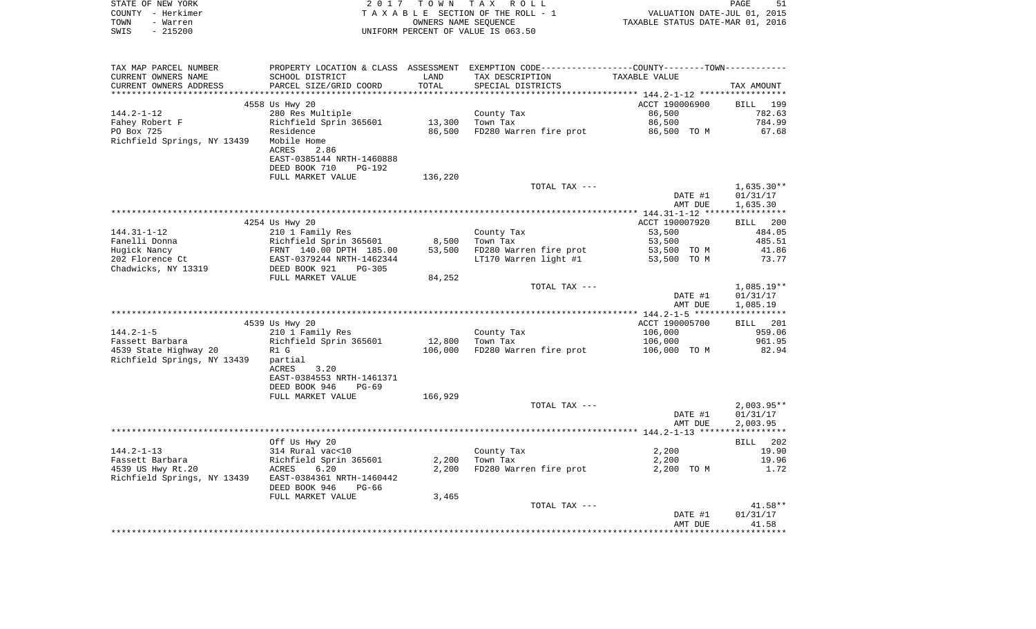STATE OF NEW YORK | 2017 TOWN TAX ROLL
COUNTY - Herkimer | TAXABLE SECTION OF THE ROLL - 1 | VALUATION DATE-JUL 01, 2015
TOWN - Warren | OWNERS NAME SEQUENCE | TAXABLE STATUS DATE-MAR 01, 2016
SWIS - 215200 | UNIFORM PERCENT OF VALUE IS 063.50

| TAX MAP PARCEL NUMBER<br>CURRENT OWNERS NAME<br>CURRENT OWNERS ADDRESS | PROPERTY LOCATION & CLASS<br>SCHOOL DISTRICT<br>PARCEL SIZE/GRID COORD | ASSESSMENT<br>LAND<br>TOTAL | EXEMPTION CODE<br>TAX DESCRIPTION<br>SPECIAL DISTRICTS | COUNTY--------TOWN<br>TAXABLE VALUE | TAX AMOUNT |
|---|---|---|---|---|---|
| | 4558 Us Hwy 20 | | | ACCT 190006900 | BILL 199 |
| 144.2-1-12 | 280 Res Multiple | | County Tax | 86,500 | 782.63 |
| Fahey Robert F | Richfield Sprin 365601 | 13,300 | Town Tax | 86,500 | 784.99 |
| PO Box 725 | Residence | 86,500 | FD280 Warren fire prot | 86,500 TO M | 67.68 |
| Richfield Springs, NY 13439 | Mobile Home | | | | |
| | ACRES 2.86 | | | | |
| | EAST-0385144 NRTH-1460888 | | | | |
| | DEED BOOK 710 PG-192 | | | | |
| | FULL MARKET VALUE | 136,220 | | | |
| | | | TOTAL TAX --- | | 1,635.30** |
| | | | | DATE #1 | 01/31/17 |
| | | | | AMT DUE | 1,635.30 |
| | 4254 Us Hwy 20 | | | ACCT 190007920 | BILL 200 |
| 144.31-1-12 | 210 1 Family Res | | County Tax | 53,500 | 484.05 |
| Fanelli Donna | Richfield Sprin 365601 | 8,500 | Town Tax | 53,500 | 485.51 |
| Hugick Nancy | FRNT 140.00 DPTH 185.00 | 53,500 | FD280 Warren fire prot | 53,500 TO M | 41.86 |
| 202 Florence Ct | EAST-0379244 NRTH-1462344 | | LT170 Warren light #1 | 53,500 TO M | 73.77 |
| Chadwicks, NY 13319 | DEED BOOK 921 PG-305 | | | | |
| | FULL MARKET VALUE | 84,252 | | | |
| | | | TOTAL TAX --- | | 1,085.19** |
| | | | | DATE #1 | 01/31/17 |
| | | | | AMT DUE | 1,085.19 |
| | 4539 Us Hwy 20 | | | ACCT 190005700 | BILL 201 |
| 144.2-1-5 | 210 1 Family Res | | County Tax | 106,000 | 959.06 |
| Fassett Barbara | Richfield Sprin 365601 | 12,800 | Town Tax | 106,000 | 961.95 |
| 4539 State Highway 20 | R1 G | 106,000 | FD280 Warren fire prot | 106,000 TO M | 82.94 |
| Richfield Springs, NY 13439 | partial | | | | |
| | ACRES 3.20 | | | | |
| | EAST-0384553 NRTH-1461371 | | | | |
| | DEED BOOK 946 PG-69 | | | | |
| | FULL MARKET VALUE | 166,929 | | | |
| | | | TOTAL TAX --- | | 2,003.95** |
| | | | | DATE #1 | 01/31/17 |
| | | | | AMT DUE | 2,003.95 |
| | Off Us Hwy 20 | | | | BILL 202 |
| 144.2-1-13 | 314 Rural vac<10 | | County Tax | 2,200 | 19.90 |
| Fassett Barbara | Richfield Sprin 365601 | 2,200 | Town Tax | 2,200 | 19.96 |
| 4539 US Hwy Rt.20 | ACRES 6.20 | 2,200 | FD280 Warren fire prot | 2,200 TO M | 1.72 |
| Richfield Springs, NY 13439 | EAST-0384361 NRTH-1460442 | | | | |
| | DEED BOOK 946 PG-66 | | | | |
| | FULL MARKET VALUE | 3,465 | | | |
| | | | TOTAL TAX --- | | 41.58** |
| | | | | DATE #1 | 01/31/17 |
| | | | | AMT DUE | 41.58 |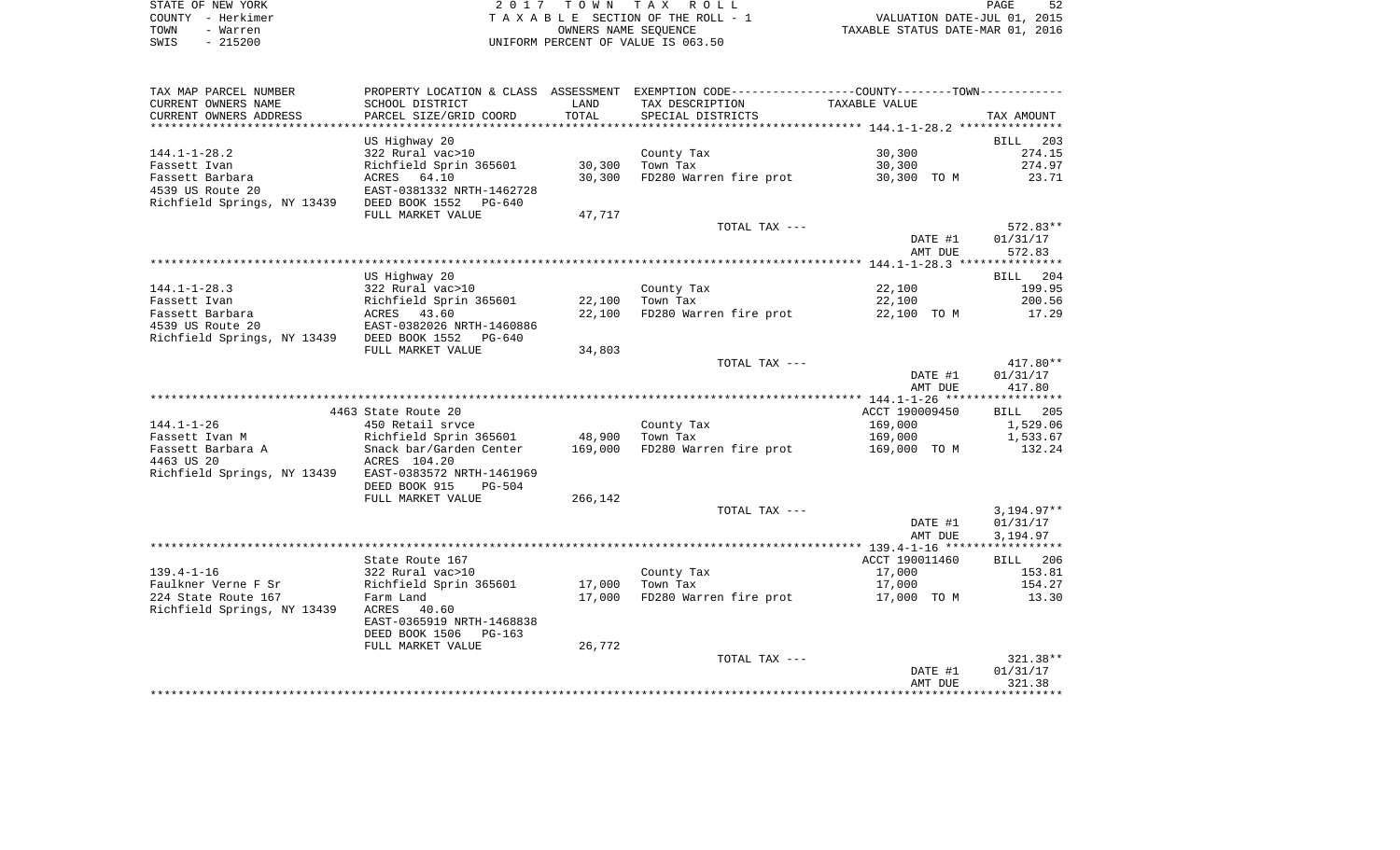STATE OF NEW YORK
COUNTY - Herkimer
TOWN - Warren
SWIS - 215200

2 0 1 7 T O W N T A X R O L L
T A X A B L E SECTION OF THE ROLL - 1
OWNERS NAME SEQUENCE
UNIFORM PERCENT OF VALUE IS 063.50

VALUATION DATE-JUL 01, 2015
TAXABLE STATUS DATE-MAR 01, 2016

| TAX MAP PARCEL NUMBER / CURRENT OWNERS NAME / CURRENT OWNERS ADDRESS | PROPERTY LOCATION & CLASS / SCHOOL DISTRICT / PARCEL SIZE/GRID COORD | ASSESSMENT LAND / TOTAL | EXEMPTION CODE / TAX DESCRIPTION / SPECIAL DISTRICTS | COUNTY--------TOWN / TAXABLE VALUE | TAX AMOUNT |
|---|---|---|---|---|---|
| 144.1-1-28.2 | US Highway 20 | | | | BILL 203 |
| | 322 Rural vac>10 | | County Tax | 30,300 | 274.15 |
| Fassett Ivan | Richfield Sprin 365601 | 30,300 | Town Tax | 30,300 | 274.97 |
| Fassett Barbara | ACRES 64.10 | 30,300 | FD280 Warren fire prot | 30,300 TO M | 23.71 |
| 4539 US Route 20 | EAST-0381332 NRTH-1462728 | | | | |
| Richfield Springs, NY 13439 | DEED BOOK 1552 PG-640 | | | | |
| | FULL MARKET VALUE | 47,717 | | | |
| | | | TOTAL TAX --- | | 572.83** |
| | | | | DATE #1 | 01/31/17 |
| | | | | AMT DUE | 572.83 |
| 144.1-1-28.3 | US Highway 20 | | | | BILL 204 |
| | 322 Rural vac>10 | | County Tax | 22,100 | 199.95 |
| Fassett Ivan | Richfield Sprin 365601 | 22,100 | Town Tax | 22,100 | 200.56 |
| Fassett Barbara | ACRES 43.60 | 22,100 | FD280 Warren fire prot | 22,100 TO M | 17.29 |
| 4539 US Route 20 | EAST-0382026 NRTH-1460886 | | | | |
| Richfield Springs, NY 13439 | DEED BOOK 1552 PG-640 | | | | |
| | FULL MARKET VALUE | 34,803 | | | |
| | | | TOTAL TAX --- | | 417.80** |
| | | | | DATE #1 | 01/31/17 |
| | | | | AMT DUE | 417.80 |
| 144.1-1-26 | 4463 State Route 20 | | | ACCT 190009450 | BILL 205 |
| | 450 Retail srvce | | County Tax | 169,000 | 1,529.06 |
| Fassett Ivan M | Richfield Sprin 365601 | 48,900 | Town Tax | 169,000 | 1,533.67 |
| Fassett Barbara A | Snack bar/Garden Center | 169,000 | FD280 Warren fire prot | 169,000 TO M | 132.24 |
| 4463 US 20 | ACRES 104.20 | | | | |
| Richfield Springs, NY 13439 | EAST-0383572 NRTH-1461969 | | | | |
| | DEED BOOK 915 PG-504 | | | | |
| | FULL MARKET VALUE | 266,142 | | | |
| | | | TOTAL TAX --- | | 3,194.97** |
| | | | | DATE #1 | 01/31/17 |
| | | | | AMT DUE | 3,194.97 |
| 139.4-1-16 | State Route 167 | | | ACCT 190011460 | BILL 206 |
| | 322 Rural vac>10 | | County Tax | 17,000 | 153.81 |
| Faulkner Verne F Sr | Richfield Sprin 365601 | 17,000 | Town Tax | 17,000 | 154.27 |
| 224 State Route 167 | Farm Land | 17,000 | FD280 Warren fire prot | 17,000 TO M | 13.30 |
| Richfield Springs, NY 13439 | ACRES 40.60 | | | | |
| | EAST-0365919 NRTH-1468838 | | | | |
| | DEED BOOK 1506 PG-163 | | | | |
| | FULL MARKET VALUE | 26,772 | | | |
| | | | TOTAL TAX --- | | 321.38** |
| | | | | DATE #1 | 01/31/17 |
| | | | | AMT DUE | 321.38 |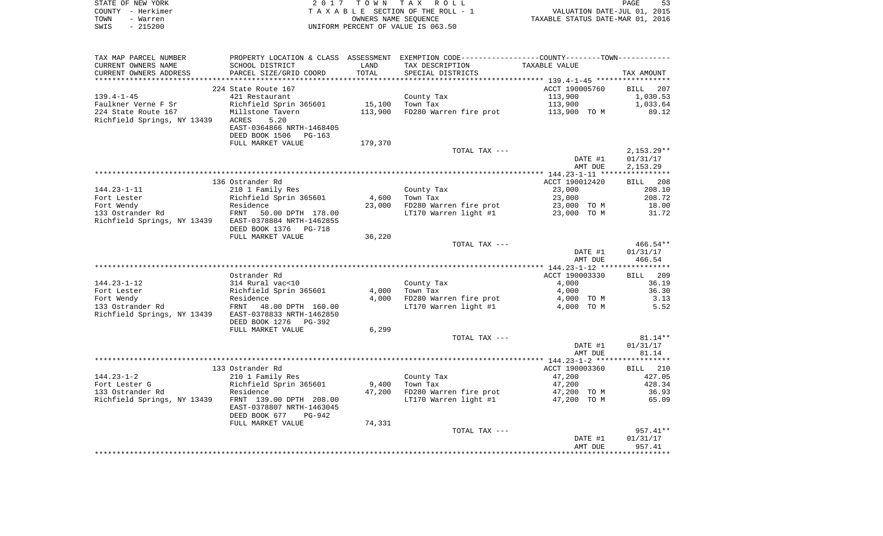| TAX MAP PARCEL NUMBER<br>CURRENT OWNERS NAME<br>CURRENT OWNERS ADDRESS | PROPERTY LOCATION & CLASS<br>SCHOOL DISTRICT<br>PARCEL SIZE/GRID COORD | ASSESSMENT<br>LAND<br>TOTAL | EXEMPTION CODE-----COUNTY-----TOWN-----<br>TAX DESCRIPTION<br>SPECIAL DISTRICTS | TAXABLE VALUE | TAX AMOUNT |
|---|---|---|---|---|---|
| 139.4-1-45 | 224 State Route 167 | | | ACCT 190005760 | BILL 207 |
| 139.4-1-45 | 421 Restaurant | | County Tax | 113,900 | 1,030.53 |
| Faulkner Verne F Sr | Richfield Sprin 365601 | 15,100 | Town Tax | 113,900 | 1,033.64 |
| 224 State Route 167 | Millstone Tavern | 113,900 | FD280 Warren fire prot | 113,900 TO M | 89.12 |
| Richfield Springs, NY 13439 | ACRES 5.20 | | | | |
| | EAST-0364866 NRTH-1468405 | | | | |
| | DEED BOOK 1506 PG-163 | | | | |
| | FULL MARKET VALUE | 179,370 | | | |
| | | | TOTAL TAX --- | | 2,153.29** |
| | | | | DATE #1 | 01/31/17 |
| | | | | AMT DUE | 2,153.29 |
| 144.23-1-11 | 136 Ostrander Rd | | | ACCT 190012420 | BILL 208 |
| 144.23-1-11 | 210 1 Family Res | | County Tax | 23,000 | 208.10 |
| Fort Lester | Richfield Sprin 365601 | 4,600 | Town Tax | 23,000 | 208.72 |
| Fort Wendy | Residence | 23,000 | FD280 Warren fire prot | 23,000 TO M | 18.00 |
| 133 Ostrander Rd | FRNT 50.00 DPTH 178.00 | | LT170 Warren light #1 | 23,000 TO M | 31.72 |
| Richfield Springs, NY 13439 | EAST-0378884 NRTH-1462855 | | | | |
| | DEED BOOK 1376 PG-718 | | | | |
| | FULL MARKET VALUE | 36,220 | | | |
| | | | TOTAL TAX --- | | 466.54** |
| | | | | DATE #1 | 01/31/17 |
| | | | | AMT DUE | 466.54 |
| 144.23-1-12 | Ostrander Rd | | | ACCT 190003330 | BILL 209 |
| 144.23-1-12 | 314 Rural vac<10 | | County Tax | 4,000 | 36.19 |
| Fort Lester | Richfield Sprin 365601 | 4,000 | Town Tax | 4,000 | 36.30 |
| Fort Wendy | Residence | 4,000 | FD280 Warren fire prot | 4,000 TO M | 3.13 |
| 133 Ostrander Rd | FRNT 48.00 DPTH 160.00 | | LT170 Warren light #1 | 4,000 TO M | 5.52 |
| Richfield Springs, NY 13439 | EAST-0378833 NRTH-1462850 | | | | |
| | DEED BOOK 1276 PG-392 | | | | |
| | FULL MARKET VALUE | 6,299 | | | |
| | | | TOTAL TAX --- | | 81.14** |
| | | | | DATE #1 | 01/31/17 |
| | | | | AMT DUE | 81.14 |
| 144.23-1-2 | 133 Ostrander Rd | | | ACCT 190003360 | BILL 210 |
| 144.23-1-2 | 210 1 Family Res | | County Tax | 47,200 | 427.05 |
| Fort Lester G | Richfield Sprin 365601 | 9,400 | Town Tax | 47,200 | 428.34 |
| 133 Ostrander Rd | Residence | 47,200 | FD280 Warren fire prot | 47,200 TO M | 36.93 |
| Richfield Springs, NY 13439 | FRNT 139.00 DPTH 208.00 | | LT170 Warren light #1 | 47,200 TO M | 65.09 |
| | EAST-0378807 NRTH-1463045 | | | | |
| | DEED BOOK 677 PG-942 | | | | |
| | FULL MARKET VALUE | 74,331 | | | |
| | | | TOTAL TAX --- | | 957.41** |
| | | | | DATE #1 | 01/31/17 |
| | | | | AMT DUE | 957.41 |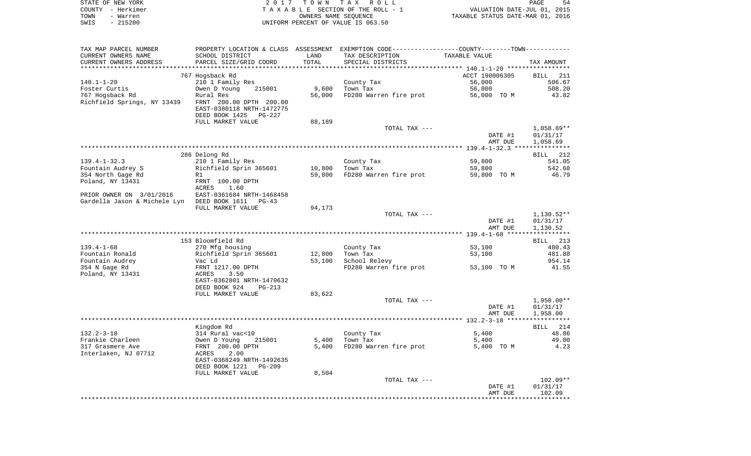STATE OF NEW YORK
COUNTY - Herkimer
TOWN - Warren
SWIS - 215200

2017 TOWN TAX ROLL
TAXABLE SECTION OF THE ROLL - 1
OWNERS NAME SEQUENCE
UNIFORM PERCENT OF VALUE IS 063.50

VALUATION DATE-JUL 01, 2015
TAXABLE STATUS DATE-MAR 01, 2016

| TAX MAP PARCEL NUMBER / CURRENT OWNERS NAME / CURRENT OWNERS ADDRESS | PROPERTY LOCATION & CLASS / SCHOOL DISTRICT / PARCEL SIZE/GRID COORD | ASSESSMENT LAND / TOTAL | EXEMPTION CODE / TAX DESCRIPTION / SPECIAL DISTRICTS | COUNTY--TOWN TAXABLE VALUE | TAX AMOUNT |
|---|---|---|---|---|---|
| | 767 Hogsback Rd | | | ACCT 190006305 | BILL 211 |
| 140.1-1-20 | 210 1 Family Res | | County Tax | 56,000 | 506.67 |
| Foster Curtis | Owen D Young 215001 | 9,600 | Town Tax | 56,000 | 508.20 |
| 767 Hogsback Rd | Rural Res | 56,000 | FD280 Warren fire prot | 56,000 TO M | 43.82 |
| Richfield Springs, NY 13439 | FRNT 200.00 DPTH 200.00 | | | | |
| | EAST-0380118 NRTH-1472775 | | | | |
| | DEED BOOK 1425 PG-227 | | | | |
| | FULL MARKET VALUE | 88,189 | | | |
| | | | TOTAL TAX --- | | 1,058.69** |
| | | | | DATE #1 | 01/31/17 |
| | | | | AMT DUE | 1,058.69 |
| | 286 Delong Rd | | | | BILL 212 |
| 139.4-1-32.3 | 210 1 Family Res | | County Tax | 59,800 | 541.05 |
| Fountain Audrey S | Richfield Sprin 365601 | 10,800 | Town Tax | 59,800 | 542.68 |
| 354 North Gage Rd | R1 | 59,800 | FD280 Warren fire prot | 59,800 TO M | 46.79 |
| Poland, NY 13431 | FRNT 100.00 DPTH | | | | |
| | ACRES 1.60 | | | | |
| PRIOR OWNER ON 3/01/2016 | EAST-0361684 NRTH-1468458 | | | | |
| Gardella Jason & Michele Lyn | DEED BOOK 1611 PG-43 | | | | |
| | FULL MARKET VALUE | 94,173 | | | |
| | | | TOTAL TAX --- | | 1,130.52** |
| | | | | DATE #1 | 01/31/17 |
| | | | | AMT DUE | 1,130.52 |
| | 153 Bloomfield Rd | | | | BILL 213 |
| 139.4-1-68 | 270 Mfg housing | | County Tax | 53,100 | 480.43 |
| Fountain Ronald | Richfield Sprin 365601 | 12,800 | Town Tax | 53,100 | 481.88 |
| Fountain Audrey | Vac Ld | 53,100 | School Relevy | | 954.14 |
| 354 N Gage Rd | FRNT 1217.00 DPTH | | FD280 Warren fire prot | 53,100 TO M | 41.55 |
| Poland, NY 13431 | ACRES 3.50 | | | | |
| | EAST-0362801 NRTH-1470632 | | | | |
| | DEED BOOK 924 PG-213 | | | | |
| | FULL MARKET VALUE | 83,622 | | | |
| | | | TOTAL TAX --- | | 1,958.00** |
| | | | | DATE #1 | 01/31/17 |
| | | | | AMT DUE | 1,958.00 |
| | Kingdom Rd | | | | BILL 214 |
| 132.2-3-18 | 314 Rural vac<10 | | County Tax | 5,400 | 48.86 |
| Frankie Charleen | Owen D Young 215001 | 5,400 | Town Tax | 5,400 | 49.00 |
| 317 Grasmere Ave | FRNT 200.00 DPTH | 5,400 | FD280 Warren fire prot | 5,400 TO M | 4.23 |
| Interlaken, NJ 07712 | ACRES 2.00 | | | | |
| | EAST-0368249 NRTH-1492635 | | | | |
| | DEED BOOK 1221 PG-209 | | | | |
| | FULL MARKET VALUE | 8,504 | | | |
| | | | TOTAL TAX --- | | 102.09** |
| | | | | DATE #1 | 01/31/17 |
| | | | | AMT DUE | 102.09 |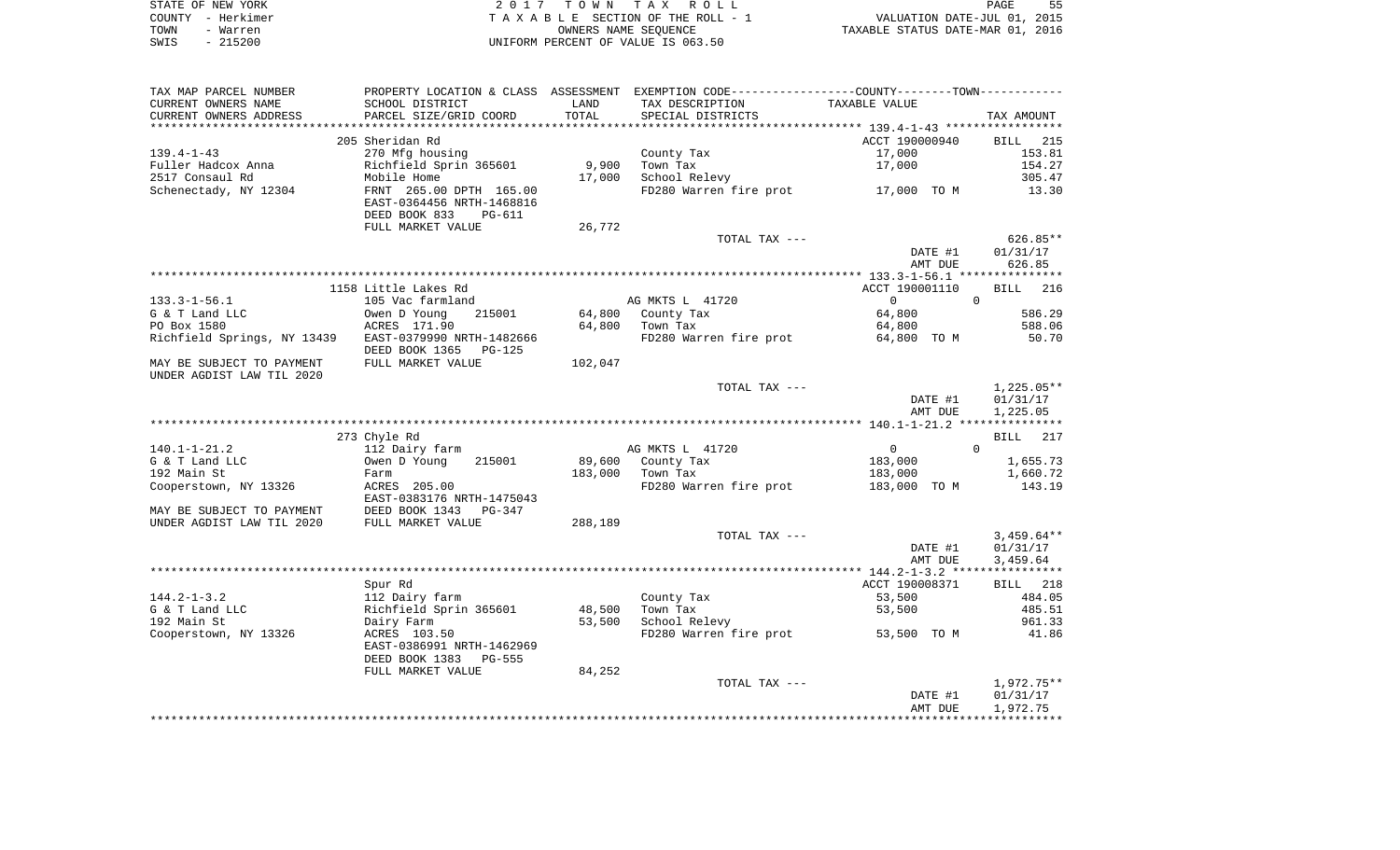STATE OF NEW YORK 2017 TOWN TAX ROLL
COUNTY - Herkimer TAXABLE SECTION OF THE ROLL - 1 VALUATION DATE-JUL 01, 2015
TOWN - Warren OWNERS NAME SEQUENCE TAXABLE STATUS DATE-MAR 01, 2016
SWIS - 215200 UNIFORM PERCENT OF VALUE IS 063.50

| TAX MAP PARCEL NUMBER / CURRENT OWNERS NAME / CURRENT OWNERS ADDRESS | PROPERTY LOCATION & CLASS / SCHOOL DISTRICT / PARCEL SIZE/GRID COORD | ASSESSMENT LAND | TOTAL | EXEMPTION CODE / TAX DESCRIPTION / SPECIAL DISTRICTS | TAXABLE VALUE | TAX AMOUNT |
|---|---|---|---|---|---|---|
| 139.4-1-43 | 205 Sheridan Rd | | | | ACCT 190000940 | BILL 215 |
| | 270 Mfg housing | | | County Tax | 17,000 | 153.81 |
| Fuller Hadcox Anna | Richfield Sprin 365601 | 9,900 | | Town Tax | 17,000 | 154.27 |
| 2517 Consaul Rd | Mobile Home | | 17,000 | School Relevy | | 305.47 |
| Schenectady, NY 12304 | FRNT 265.00 DPTH 165.00 | | | FD280 Warren fire prot | 17,000 TO M | 13.30 |
| | EAST-0364456 NRTH-1468816 | | | | | |
| | DEED BOOK 833 PG-611 | | | | | |
| | FULL MARKET VALUE | | 26,772 | | | |
| | | | | TOTAL TAX --- | | 626.85** |
| | | | | | DATE #1 | 01/31/17 |
| | | | | | AMT DUE | 626.85 |
| 133.3-1-56.1 | 1158 Little Lakes Rd | | | | ACCT 190001110 | BILL 216 |
| | 105 Vac farmland | | | AG MKTS L 41720 | 0 0 | |
| G & T Land LLC | Owen D Young 215001 | 64,800 | | County Tax | 64,800 | 586.29 |
| PO Box 1580 | ACRES 171.90 | | 64,800 | Town Tax | 64,800 | 588.06 |
| Richfield Springs, NY 13439 | EAST-0379990 NRTH-1482666 | | | FD280 Warren fire prot | 64,800 TO M | 50.70 |
| | DEED BOOK 1365 PG-125 | | | | | |
| MAY BE SUBJECT TO PAYMENT UNDER AGDIST LAW TIL 2020 | FULL MARKET VALUE | | 102,047 | | | |
| | | | | TOTAL TAX --- | | 1,225.05** |
| | | | | | DATE #1 | 01/31/17 |
| | | | | | AMT DUE | 1,225.05 |
| 140.1-1-21.2 | 273 Chyle Rd | | | | | BILL 217 |
| | 112 Dairy farm | | | AG MKTS L 41720 | 0 0 | |
| G & T Land LLC | Owen D Young 215001 | 89,600 | | County Tax | 183,000 | 1,655.73 |
| 192 Main St | Farm | | 183,000 | Town Tax | 183,000 | 1,660.72 |
| Cooperstown, NY 13326 | ACRES 205.00 | | | FD280 Warren fire prot | 183,000 TO M | 143.19 |
| | EAST-0383176 NRTH-1475043 | | | | | |
| MAY BE SUBJECT TO PAYMENT | DEED BOOK 1343 PG-347 | | | | | |
| UNDER AGDIST LAW TIL 2020 | FULL MARKET VALUE | | 288,189 | | | |
| | | | | TOTAL TAX --- | | 3,459.64** |
| | | | | | DATE #1 | 01/31/17 |
| | | | | | AMT DUE | 3,459.64 |
| 144.2-1-3.2 | Spur Rd | | | | ACCT 190008371 | BILL 218 |
| | 112 Dairy farm | | | County Tax | 53,500 | 484.05 |
| G & T Land LLC | Richfield Sprin 365601 | 48,500 | | Town Tax | 53,500 | 485.51 |
| 192 Main St | Dairy Farm | | 53,500 | School Relevy | | 961.33 |
| Cooperstown, NY 13326 | ACRES 103.50 | | | FD280 Warren fire prot | 53,500 TO M | 41.86 |
| | EAST-0386991 NRTH-1462969 | | | | | |
| | DEED BOOK 1383 PG-555 | | | | | |
| | FULL MARKET VALUE | | 84,252 | | | |
| | | | | TOTAL TAX --- | | 1,972.75** |
| | | | | | DATE #1 | 01/31/17 |
| | | | | | AMT DUE | 1,972.75 |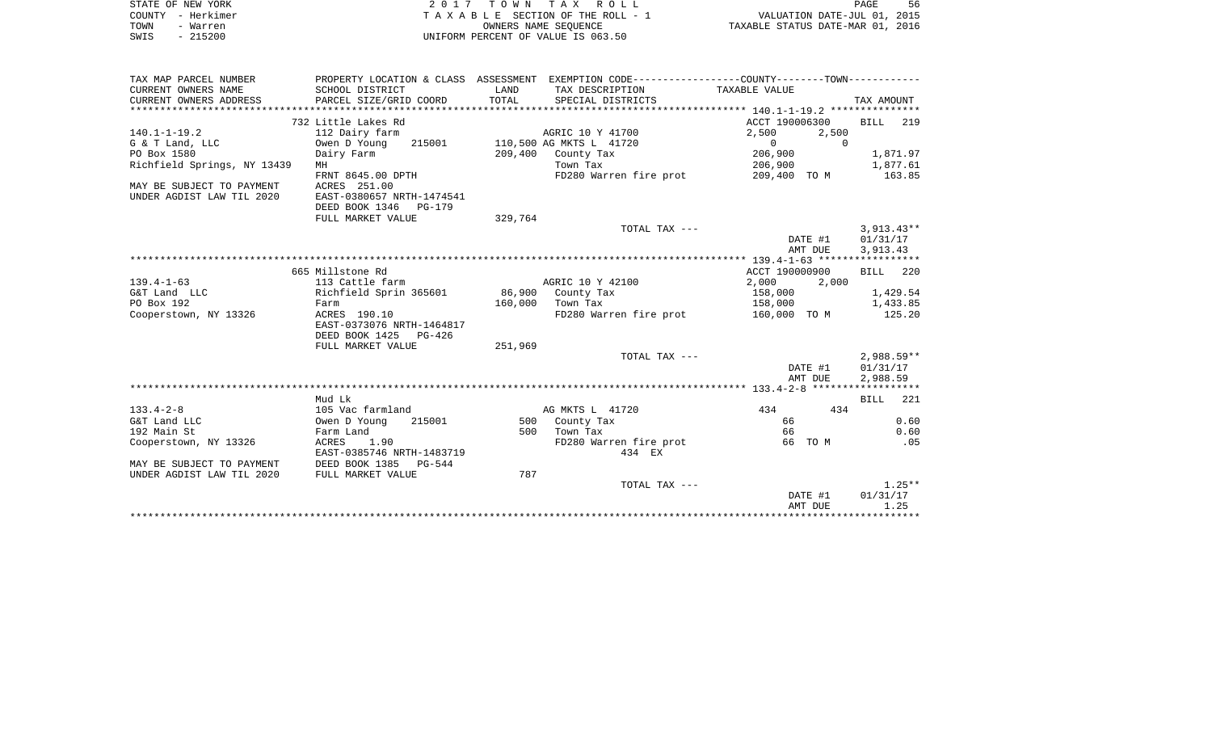STATE OF NEW YORK | COUNTY - Herkimer | TOWN - Warren | SWIS - 215200

# 2017 TOWN TAX ROLL

TAXABLE SECTION OF THE ROLL - 1
OWNERS NAME SEQUENCE
UNIFORM PERCENT OF VALUE IS 063.50

VALUATION DATE-JUL 01, 2015
TAXABLE STATUS DATE-MAR 01, 2016

| TAX MAP PARCEL NUMBER / CURRENT OWNERS NAME / CURRENT OWNERS ADDRESS | PROPERTY LOCATION & CLASS / SCHOOL DISTRICT / PARCEL SIZE/GRID COORD | ASSESSMENT LAND / TOTAL | EXEMPTION CODE / TAX DESCRIPTION / SPECIAL DISTRICTS | COUNTY | TOWN | TAX AMOUNT |
|---|---|---|---|---|---|---|
| | 732 Little Lakes Rd | | | ACCT 190006300 | | BILL 219 |
| 140.1-1-19.2 | 112 Dairy farm | | AGRIC 10 Y 41700 | 2,500 | 2,500 | |
| G & T Land, LLC | Owen D Young 215001 | 110,500 | AG MKTS L 41720 | 0 | 0 | |
| PO Box 1580 | Dairy Farm | 209,400 | County Tax | 206,900 | | 1,871.97 |
| Richfield Springs, NY 13439 | MH | | Town Tax | 206,900 | | 1,877.61 |
| | FRNT 8645.00 DPTH | | FD280 Warren fire prot | 209,400 TO M | | 163.85 |
| MAY BE SUBJECT TO PAYMENT | ACRES 251.00 | | | | | |
| UNDER AGDIST LAW TIL 2020 | EAST-0380657 NRTH-1474541 | | | | | |
| | DEED BOOK 1346 PG-179 | | | | | |
| | FULL MARKET VALUE | 329,764 | | | | |
| | | | TOTAL TAX --- | | | 3,913.43** |
| | | | | | DATE #1 | 01/31/17 |
| | | | | | AMT DUE | 3,913.43 |
| | 665 Millstone Rd | | | ACCT 190000900 | | BILL 220 |
| 139.4-1-63 | 113 Cattle farm | | AGRIC 10 Y 42100 | 2,000 | 2,000 | |
| G&T Land LLC | Richfield Sprin 365601 | 86,900 | County Tax | 158,000 | | 1,429.54 |
| PO Box 192 | Farm | 160,000 | Town Tax | 158,000 | | 1,433.85 |
| Cooperstown, NY 13326 | ACRES 190.10 | | FD280 Warren fire prot | 160,000 TO M | | 125.20 |
| | EAST-0373076 NRTH-1464817 | | | | | |
| | DEED BOOK 1425 PG-426 | | | | | |
| | FULL MARKET VALUE | 251,969 | | | | |
| | | | TOTAL TAX --- | | | 2,988.59** |
| | | | | | DATE #1 | 01/31/17 |
| | | | | | AMT DUE | 2,988.59 |
| | Mud Lk | | | | | BILL 221 |
| 133.4-2-8 | 105 Vac farmland | | AG MKTS L 41720 | 434 | 434 | |
| G&T Land LLC | Owen D Young 215001 | 500 | County Tax | 66 | | 0.60 |
| 192 Main St | Farm Land | 500 | Town Tax | 66 | | 0.60 |
| Cooperstown, NY 13326 | ACRES 1.90 | | FD280 Warren fire prot | 66 TO M | | .05 |
| | EAST-0385746 NRTH-1483719 | | 434 EX | | | |
| MAY BE SUBJECT TO PAYMENT | DEED BOOK 1385 PG-544 | | | | | |
| UNDER AGDIST LAW TIL 2020 | FULL MARKET VALUE | 787 | | | | |
| | | | TOTAL TAX --- | | | 1.25** |
| | | | | | DATE #1 | 01/31/17 |
| | | | | | AMT DUE | 1.25 |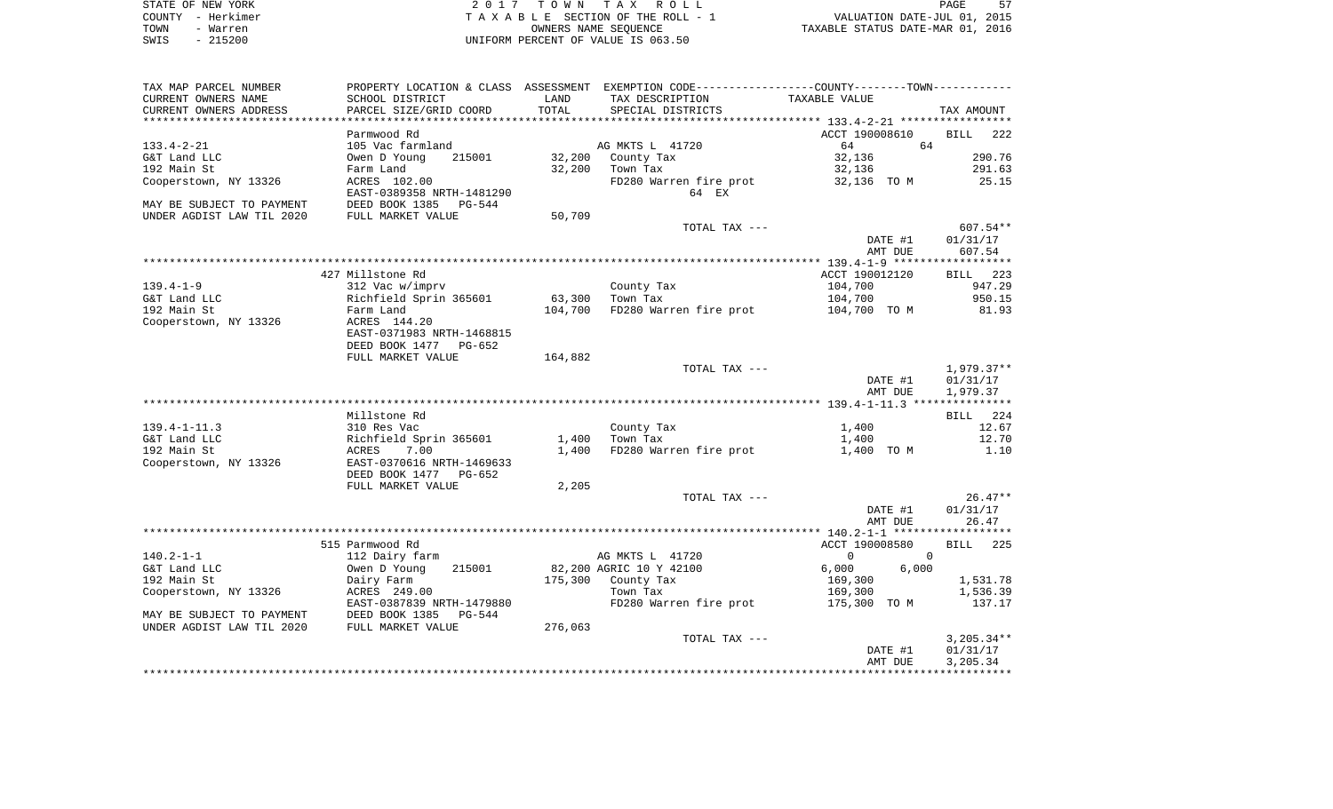STATE OF NEW YORK | COUNTY - Herkimer | TOWN - Warren | SWIS - 215200

**2017 TOWN TAX ROLL**
TAXABLE SECTION OF THE ROLL - 1
OWNERS NAME SEQUENCE
UNIFORM PERCENT OF VALUE IS 063.50

VALUATION DATE-JUL 01, 2015
TAXABLE STATUS DATE-MAR 01, 2016

| TAX MAP PARCEL NUMBER / CURRENT OWNERS NAME / CURRENT OWNERS ADDRESS | PROPERTY LOCATION & CLASS / SCHOOL DISTRICT / PARCEL SIZE/GRID COORD | ASSESSMENT LAND / TOTAL | EXEMPTION CODE / TAX DESCRIPTION / SPECIAL DISTRICTS | COUNTY / TOWN TAXABLE VALUE | TAX AMOUNT |
|---|---|---|---|---|---|
| **133.4-2-21** | Parmwood Rd | | | ACCT 190008610 | BILL 222 |
| G&T Land LLC | 105 Vac farmland | | AG MKTS L 41720 | 64 64 | |
| 192 Main St | Owen D Young 215001 | 32,200 | County Tax | 32,136 | 290.76 |
| Cooperstown, NY 13326 | Farm Land | 32,200 | Town Tax | 32,136 | 291.63 |
| | ACRES 102.00 | | FD280 Warren fire prot | 32,136 TO M | 25.15 |
| | EAST-0389358 NRTH-1481290 | | 64 EX | | |
| MAY BE SUBJECT TO PAYMENT | DEED BOOK 1385 PG-544 | | | | |
| UNDER AGDIST LAW TIL 2020 | FULL MARKET VALUE | 50,709 | | | |
| | | | TOTAL TAX --- | | 607.54** |
| | | | | DATE #1 | 01/31/17 |
| | | | | AMT DUE | 607.54 |
| **139.4-1-9** | 427 Millstone Rd | | | ACCT 190012120 | BILL 223 |
| G&T Land LLC | 312 Vac w/imprv | | County Tax | 104,700 | 947.29 |
| 192 Main St | Richfield Sprin 365601 | 63,300 | Town Tax | 104,700 | 950.15 |
| Cooperstown, NY 13326 | Farm Land | 104,700 | FD280 Warren fire prot | 104,700 TO M | 81.93 |
| | ACRES 144.20 | | | | |
| | EAST-0371983 NRTH-1468815 | | | | |
| | DEED BOOK 1477 PG-652 | | | | |
| | FULL MARKET VALUE | 164,882 | | | |
| | | | TOTAL TAX --- | | 1,979.37** |
| | | | | DATE #1 | 01/31/17 |
| | | | | AMT DUE | 1,979.37 |
| **139.4-1-11.3** | Millstone Rd | | | | BILL 224 |
| G&T Land LLC | 310 Res Vac | | County Tax | 1,400 | 12.67 |
| 192 Main St | Richfield Sprin 365601 | 1,400 | Town Tax | 1,400 | 12.70 |
| Cooperstown, NY 13326 | ACRES 7.00 | 1,400 | FD280 Warren fire prot | 1,400 TO M | 1.10 |
| | EAST-0370616 NRTH-1469633 | | | | |
| | DEED BOOK 1477 PG-652 | | | | |
| | FULL MARKET VALUE | 2,205 | | | |
| | | | TOTAL TAX --- | | 26.47** |
| | | | | DATE #1 | 01/31/17 |
| | | | | AMT DUE | 26.47 |
| **140.2-1-1** | 515 Parmwood Rd | | | ACCT 190008580 | BILL 225 |
| G&T Land LLC | 112 Dairy farm | | AG MKTS L 41720 | 0 0 | |
| 192 Main St | Owen D Young 215001 | 82,200 | AGRIC 10 Y 42100 | 6,000 6,000 | |
| Cooperstown, NY 13326 | Dairy Farm | 175,300 | County Tax | 169,300 | 1,531.78 |
| | ACRES 249.00 | | Town Tax | 169,300 | 1,536.39 |
| | EAST-0387839 NRTH-1479880 | | FD280 Warren fire prot | 175,300 TO M | 137.17 |
| MAY BE SUBJECT TO PAYMENT | DEED BOOK 1385 PG-544 | | | | |
| UNDER AGDIST LAW TIL 2020 | FULL MARKET VALUE | 276,063 | | | |
| | | | TOTAL TAX --- | | 3,205.34** |
| | | | | DATE #1 | 01/31/17 |
| | | | | AMT DUE | 3,205.34 |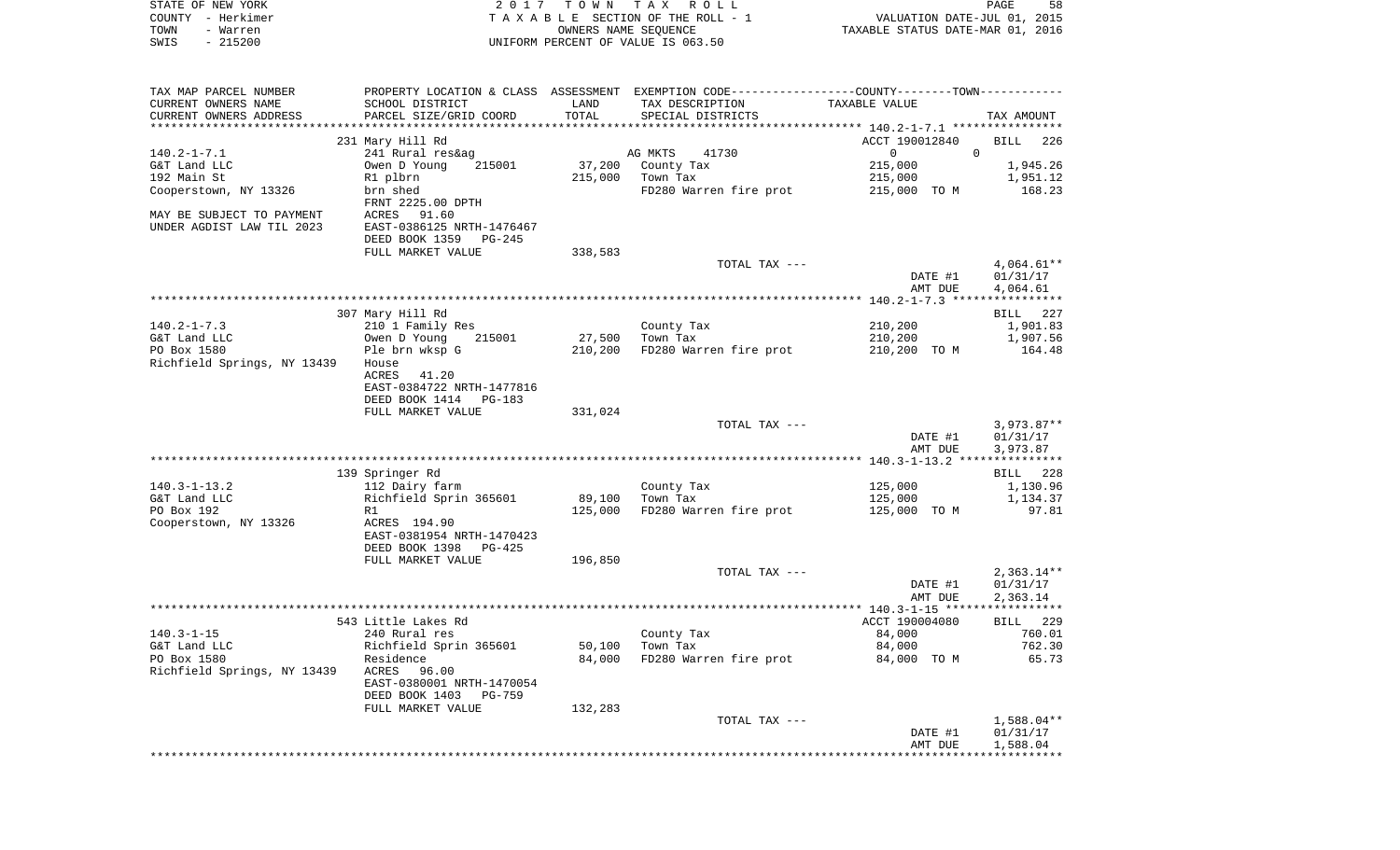STATE OF NEW YORK — COUNTY - Herkimer — TOWN - Warren — SWIS - 215200

2017 TOWN TAX ROLL
TAXABLE SECTION OF THE ROLL - 1
OWNERS NAME SEQUENCE
UNIFORM PERCENT OF VALUE IS 063.50

VALUATION DATE-JUL 01, 2015
TAXABLE STATUS DATE-MAR 01, 2016

| TAX MAP PARCEL NUMBER / CURRENT OWNERS NAME / CURRENT OWNERS ADDRESS | PROPERTY LOCATION & CLASS / SCHOOL DISTRICT / PARCEL SIZE/GRID COORD | ASSESSMENT LAND / TOTAL | EXEMPTION CODE / TAX DESCRIPTION / SPECIAL DISTRICTS | COUNTY--------TOWN / TAXABLE VALUE | TAX AMOUNT |
|---|---|---|---|---|---|
| | 231 Mary Hill Rd | | | ACCT 190012840 | BILL 226 |
| 140.2-1-7.1 | 241 Rural res&ag | | AG MKTS 41730 | 0 0 | |
| G&T Land LLC | Owen D Young 215001 | 37,200 | County Tax | 215,000 | 1,945.26 |
| 192 Main St | R1 plbrn | 215,000 | Town Tax | 215,000 | 1,951.12 |
| Cooperstown, NY 13326 | brn shed | | FD280 Warren fire prot | 215,000 TO M | 168.23 |
| | FRNT 2225.00 DPTH | | | | |
| MAY BE SUBJECT TO PAYMENT | ACRES 91.60 | | | | |
| UNDER AGDIST LAW TIL 2023 | EAST-0386125 NRTH-1476467 | | | | |
| | DEED BOOK 1359 PG-245 | | | | |
| | FULL MARKET VALUE | 338,583 | | | |
| | | | TOTAL TAX --- | | 4,064.61** |
| | | | | DATE #1 | 01/31/17 |
| | | | | AMT DUE | 4,064.61 |
| | 307 Mary Hill Rd | | | | BILL 227 |
| 140.2-1-7.3 | 210 1 Family Res | | County Tax | 210,200 | 1,901.83 |
| G&T Land LLC | Owen D Young 215001 | 27,500 | Town Tax | 210,200 | 1,907.56 |
| PO Box 1580 | Ple brn wksp G | 210,200 | FD280 Warren fire prot | 210,200 TO M | 164.48 |
| Richfield Springs, NY 13439 | House | | | | |
| | ACRES 41.20 | | | | |
| | EAST-0384722 NRTH-1477816 | | | | |
| | DEED BOOK 1414 PG-183 | | | | |
| | FULL MARKET VALUE | 331,024 | | | |
| | | | TOTAL TAX --- | | 3,973.87** |
| | | | | DATE #1 | 01/31/17 |
| | | | | AMT DUE | 3,973.87 |
| | 139 Springer Rd | | | | BILL 228 |
| 140.3-1-13.2 | 112 Dairy farm | | County Tax | 125,000 | 1,130.96 |
| G&T Land LLC | Richfield Sprin 365601 | 89,100 | Town Tax | 125,000 | 1,134.37 |
| PO Box 192 | R1 | 125,000 | FD280 Warren fire prot | 125,000 TO M | 97.81 |
| Cooperstown, NY 13326 | ACRES 194.90 | | | | |
| | EAST-0381954 NRTH-1470423 | | | | |
| | DEED BOOK 1398 PG-425 | | | | |
| | FULL MARKET VALUE | 196,850 | | | |
| | | | TOTAL TAX --- | | 2,363.14** |
| | | | | DATE #1 | 01/31/17 |
| | | | | AMT DUE | 2,363.14 |
| | 543 Little Lakes Rd | | | ACCT 190004080 | BILL 229 |
| 140.3-1-15 | 240 Rural res | | County Tax | 84,000 | 760.01 |
| G&T Land LLC | Richfield Sprin 365601 | 50,100 | Town Tax | 84,000 | 762.30 |
| PO Box 1580 | Residence | 84,000 | FD280 Warren fire prot | 84,000 TO M | 65.73 |
| Richfield Springs, NY 13439 | ACRES 96.00 | | | | |
| | EAST-0380001 NRTH-1470054 | | | | |
| | DEED BOOK 1403 PG-759 | | | | |
| | FULL MARKET VALUE | 132,283 | | | |
| | | | TOTAL TAX --- | | 1,588.04** |
| | | | | DATE #1 | 01/31/17 |
| | | | | AMT DUE | 1,588.04 |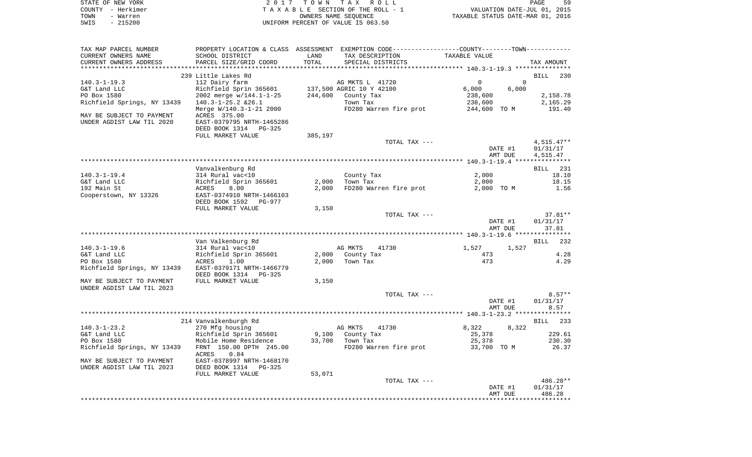STATE OF NEW YORK — 2017 TOWN TAX ROLL — PAGE 59
COUNTY - Herkimer — TAXABLE SECTION OF THE ROLL - 1 — VALUATION DATE-JUL 01, 2015
TOWN - Warren — OWNERS NAME SEQUENCE — TAXABLE STATUS DATE-MAR 01, 2016
SWIS - 215200 — UNIFORM PERCENT OF VALUE IS 063.50

| TAX MAP PARCEL NUMBER / CURRENT OWNERS NAME / CURRENT OWNERS ADDRESS | PROPERTY LOCATION & CLASS / SCHOOL DISTRICT / PARCEL SIZE/GRID COORD | ASSESSMENT LAND / TOTAL | EXEMPTION CODE / TAX DESCRIPTION / SPECIAL DISTRICTS | COUNTY TAXABLE VALUE | TOWN TAXABLE VALUE | TAX AMOUNT |
|---|---|---|---|---|---|---|
| **140.3-1-19.3** | 239 Little Lakes Rd | | | | | BILL 230 |
| 140.3-1-19.3 | 112 Dairy farm | | AG MKTS L 41720 | 0 | 0 | |
| G&T Land LLC | Richfield Sprin 365601 | 137,500 | AGRIC 10 Y 42100 | 6,000 | 6,000 | |
| PO Box 1580 | 2002 merge w/144.1-1-25 | 244,600 | County Tax | 238,600 | | 2,158.78 |
| Richfield Springs, NY 13439 | 140.3-1-25.2 &26.1 | | Town Tax | | 238,600 | 2,165.29 |
| | Merge W/140.3-1-21 2000 | | FD280 Warren fire prot | 244,600 TO M | | 191.40 |
| MAY BE SUBJECT TO PAYMENT | ACRES 375.00 | | | | | |
| UNDER AGDIST LAW TIL 2020 | EAST-0379795 NRTH-1465286 | | | | | |
| | DEED BOOK 1314 PG-325 | | | | | |
| | FULL MARKET VALUE | 385,197 | | | | |
| | | | TOTAL TAX --- | | | 4,515.47** |
| | | | | | DATE #1 | 01/31/17 |
| | | | | | AMT DUE | 4,515.47 |
| **140.3-1-19.4** | Vanvalkenburg Rd | | | | | BILL 231 |
| 140.3-1-19.4 | 314 Rural vac<10 | | County Tax | 2,000 | | 18.10 |
| G&T Land LLC | Richfield Sprin 365601 | 2,000 | Town Tax | | 2,000 | 18.15 |
| 192 Main St | ACRES 8.00 | 2,000 | FD280 Warren fire prot | 2,000 TO M | | 1.56 |
| Cooperstown, NY 13326 | EAST-0374910 NRTH-1466103 | | | | | |
| | DEED BOOK 1592 PG-977 | | | | | |
| | FULL MARKET VALUE | 3,150 | | | | |
| | | | TOTAL TAX --- | | | 37.81** |
| | | | | | DATE #1 | 01/31/17 |
| | | | | | AMT DUE | 37.81 |
| **140.3-1-19.6** | Van Valkenburg Rd | | | | | BILL 232 |
| 140.3-1-19.6 | 314 Rural vac<10 | | AG MKTS 41730 | 1,527 | 1,527 | |
| G&T Land LLC | Richfield Sprin 365601 | 2,000 | County Tax | 473 | | 4.28 |
| PO Box 1580 | ACRES 1.00 | 2,000 | Town Tax | | 473 | 4.29 |
| Richfield Springs, NY 13439 | EAST-0379171 NRTH-1466779 | | | | | |
| | DEED BOOK 1314 PG-325 | | | | | |
| MAY BE SUBJECT TO PAYMENT | FULL MARKET VALUE | 3,150 | | | | |
| UNDER AGDIST LAW TIL 2023 | | | | | | |
| | | | TOTAL TAX --- | | | 8.57** |
| | | | | | DATE #1 | 01/31/17 |
| | | | | | AMT DUE | 8.57 |
| **140.3-1-23.2** | 214 Vanvalkenburgh Rd | | | | | BILL 233 |
| 140.3-1-23.2 | 270 Mfg housing | | AG MKTS 41730 | 8,322 | 8,322 | |
| G&T Land LLC | Richfield Sprin 365601 | 9,100 | County Tax | 25,378 | | 229.61 |
| PO Box 1580 | Mobile Home Residence | 33,700 | Town Tax | | 25,378 | 230.30 |
| Richfield Springs, NY 13439 | FRNT 150.00 DPTH 245.00 | | FD280 Warren fire prot | 33,700 TO M | | 26.37 |
| | ACRES 0.84 | | | | | |
| MAY BE SUBJECT TO PAYMENT | EAST-0378997 NRTH-1468170 | | | | | |
| UNDER AGDIST LAW TIL 2023 | DEED BOOK 1314 PG-325 | | | | | |
| | FULL MARKET VALUE | 53,071 | | | | |
| | | | TOTAL TAX --- | | | 486.28** |
| | | | | | DATE #1 | 01/31/17 |
| | | | | | AMT DUE | 486.28 |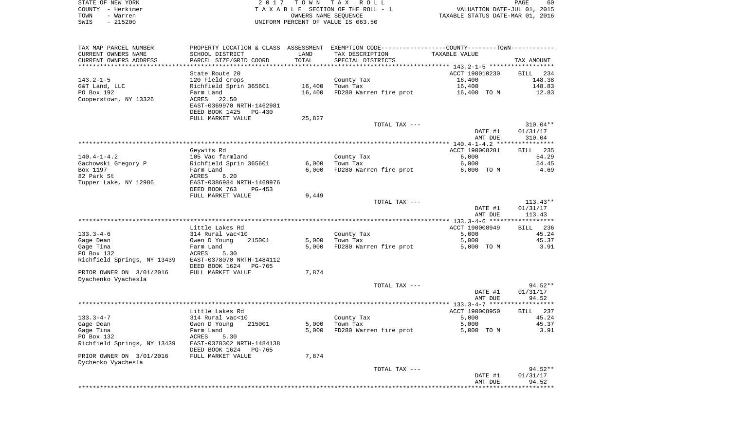STATE OF NEW YORK
COUNTY - Herkimer
TOWN - Warren
SWIS - 215200

2017 TOWN TAX ROLL
TAXABLE SECTION OF THE ROLL - 1
OWNERS NAME SEQUENCE
UNIFORM PERCENT OF VALUE IS 063.50

VALUATION DATE-JUL 01, 2015
TAXABLE STATUS DATE-MAR 01, 2016

| TAX MAP PARCEL NUMBER / CURRENT OWNERS NAME / CURRENT OWNERS ADDRESS | PROPERTY LOCATION & CLASS / SCHOOL DISTRICT / PARCEL SIZE/GRID COORD | ASSESSMENT LAND | TOTAL | EXEMPTION CODE / TAX DESCRIPTION / SPECIAL DISTRICTS | TAXABLE VALUE | TAX AMOUNT |
|---|---|---|---|---|---|---|
| | State Route 20 | | | | ACCT 190010230 | BILL 234 |
| 143.2-1-5 | 120 Field crops | | | County Tax | 16,400 | 148.38 |
| G&T Land, LLC | Richfield Sprin 365601 | 16,400 | | Town Tax | 16,400 | 148.83 |
| PO Box 192 | Farm Land | | 16,400 | FD280 Warren fire prot | 16,400 TO M | 12.83 |
| Cooperstown, NY 13326 | ACRES 22.50 | | | | | |
| | EAST-0369970 NRTH-1462981 | | | | | |
| | DEED BOOK 1425 PG-430 | | | | | |
| | FULL MARKET VALUE | 25,827 | | | | |
| | | | | TOTAL TAX --- | | 310.04** |
| | | | | | DATE #1 | 01/31/17 |
| | | | | | AMT DUE | 310.04 |
| | Geywits Rd | | | | ACCT 190008281 | BILL 235 |
| 140.4-1-4.2 | 105 Vac farmland | | | County Tax | 6,000 | 54.29 |
| Gachowski Gregory P | Richfield Sprin 365601 | 6,000 | | Town Tax | 6,000 | 54.45 |
| Box 1197 | Farm Land | | 6,000 | FD280 Warren fire prot | 6,000 TO M | 4.69 |
| 82 Park St | ACRES 6.20 | | | | | |
| Tupper Lake, NY 12986 | EAST-0386984 NRTH-1469976 | | | | | |
| | DEED BOOK 763 PG-453 | | | | | |
| | FULL MARKET VALUE | 9,449 | | | | |
| | | | | TOTAL TAX --- | | 113.43** |
| | | | | | DATE #1 | 01/31/17 |
| | | | | | AMT DUE | 113.43 |
| | Little Lakes Rd | | | | ACCT 190008949 | BILL 236 |
| 133.3-4-6 | 314 Rural vac<10 | | | County Tax | 5,000 | 45.24 |
| Gage Dean | Owen D Young 215001 | 5,000 | | Town Tax | 5,000 | 45.37 |
| Gage Tina | Farm Land | | 5,000 | FD280 Warren fire prot | 5,000 TO M | 3.91 |
| PO Box 132 | ACRES 5.30 | | | | | |
| Richfield Springs, NY 13439 | EAST-0378070 NRTH-1484112 | | | | | |
| | DEED BOOK 1624 PG-765 | | | | | |
| PRIOR OWNER ON 3/01/2016 | FULL MARKET VALUE | 7,874 | | | | |
| Dyachenko Vyachesla | | | | | | |
| | | | | TOTAL TAX --- | | 94.52** |
| | | | | | DATE #1 | 01/31/17 |
| | | | | | AMT DUE | 94.52 |
| | Little Lakes Rd | | | | ACCT 190008950 | BILL 237 |
| 133.3-4-7 | 314 Rural vac<10 | | | County Tax | 5,000 | 45.24 |
| Gage Dean | Owen D Young 215001 | 5,000 | | Town Tax | 5,000 | 45.37 |
| Gage Tina | Farm Land | | 5,000 | FD280 Warren fire prot | 5,000 TO M | 3.91 |
| PO Box 132 | ACRES 5.30 | | | | | |
| Richfield Springs, NY 13439 | EAST-0378302 NRTH-1484138 | | | | | |
| | DEED BOOK 1624 PG-765 | | | | | |
| PRIOR OWNER ON 3/01/2016 | FULL MARKET VALUE | 7,874 | | | | |
| Dychenko Vyachesla | | | | | | |
| | | | | TOTAL TAX --- | | 94.52** |
| | | | | | DATE #1 | 01/31/17 |
| | | | | | AMT DUE | 94.52 |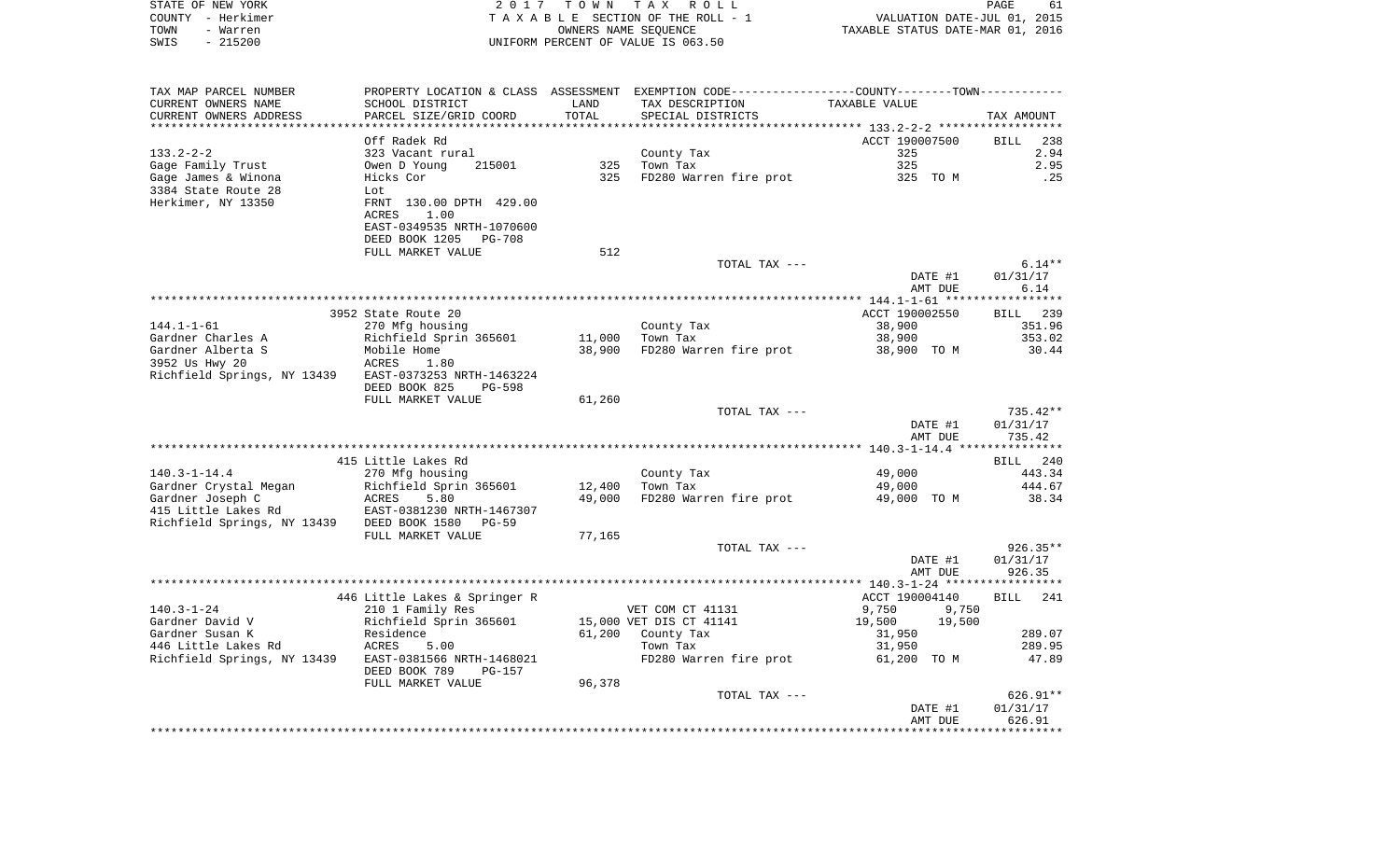STATE OF NEW YORK | COUNTY - Herkimer | TOWN - Warren | SWIS - 215200

2017 TOWN TAX ROLL
TAXABLE SECTION OF THE ROLL - 1
OWNERS NAME SEQUENCE
UNIFORM PERCENT OF VALUE IS 063.50

VALUATION DATE-JUL 01, 2015
TAXABLE STATUS DATE-MAR 01, 2016

| TAX MAP PARCEL NUMBER / CURRENT OWNERS NAME / CURRENT OWNERS ADDRESS | PROPERTY LOCATION & CLASS / SCHOOL DISTRICT / PARCEL SIZE/GRID COORD | ASSESSMENT LAND / TOTAL | EXEMPTION CODE / TAX DESCRIPTION / SPECIAL DISTRICTS | COUNTY / TOWN TAXABLE VALUE | TAX AMOUNT |
|---|---|---|---|---|---|
| **133.2-2-2** | Off Radek Rd | | | ACCT 190007500 | BILL 238 |
| 133.2-2-2 | 323 Vacant rural | | County Tax | 325 | 2.94 |
| Gage Family Trust | Owen D Young 215001 | 325 | Town Tax | 325 | 2.95 |
| Gage James & Winona | Hicks Cor | 325 | FD280 Warren fire prot | 325 TO M | .25 |
| 3384 State Route 28 | Lot | | | | |
| Herkimer, NY 13350 | FRNT 130.00 DPTH 429.00 | | | | |
| | ACRES 1.00 | | | | |
| | EAST-0349535 NRTH-1070600 | | | | |
| | DEED BOOK 1205 PG-708 | | | | |
| | FULL MARKET VALUE | 512 | | | |
| | | | TOTAL TAX --- | | 6.14** |
| | | | | DATE #1 | 01/31/17 |
| | | | | AMT DUE | 6.14 |
| **144.1-1-61** | 3952 State Route 20 | | | ACCT 190002550 | BILL 239 |
| 144.1-1-61 | 270 Mfg housing | | County Tax | 38,900 | 351.96 |
| Gardner Charles A | Richfield Sprin 365601 | 11,000 | Town Tax | 38,900 | 353.02 |
| Gardner Alberta S | Mobile Home | 38,900 | FD280 Warren fire prot | 38,900 TO M | 30.44 |
| 3952 Us Hwy 20 | ACRES 1.80 | | | | |
| Richfield Springs, NY 13439 | EAST-0373253 NRTH-1463224 | | | | |
| | DEED BOOK 825 PG-598 | | | | |
| | FULL MARKET VALUE | 61,260 | | | |
| | | | TOTAL TAX --- | | 735.42** |
| | | | | DATE #1 | 01/31/17 |
| | | | | AMT DUE | 735.42 |
| **140.3-1-14.4** | 415 Little Lakes Rd | | | | BILL 240 |
| 140.3-1-14.4 | 270 Mfg housing | | County Tax | 49,000 | 443.34 |
| Gardner Crystal Megan | Richfield Sprin 365601 | 12,400 | Town Tax | 49,000 | 444.67 |
| Gardner Joseph C | ACRES 5.80 | 49,000 | FD280 Warren fire prot | 49,000 TO M | 38.34 |
| 415 Little Lakes Rd | EAST-0381230 NRTH-1467307 | | | | |
| Richfield Springs, NY 13439 | DEED BOOK 1580 PG-59 | | | | |
| | FULL MARKET VALUE | 77,165 | | | |
| | | | TOTAL TAX --- | | 926.35** |
| | | | | DATE #1 | 01/31/17 |
| | | | | AMT DUE | 926.35 |
| **140.3-1-24** | 446 Little Lakes & Springer R | | | ACCT 190004140 | BILL 241 |
| 140.3-1-24 | 210 1 Family Res | | VET COM CT 41131 | 9,750 9,750 | |
| Gardner David V | Richfield Sprin 365601 | 15,000 | VET DIS CT 41141 | 19,500 19,500 | |
| Gardner Susan K | Residence | 61,200 | County Tax | 31,950 | 289.07 |
| 446 Little Lakes Rd | ACRES 5.00 | | Town Tax | 31,950 | 289.95 |
| Richfield Springs, NY 13439 | EAST-0381566 NRTH-1468021 | | FD280 Warren fire prot | 61,200 TO M | 47.89 |
| | DEED BOOK 789 PG-157 | | | | |
| | FULL MARKET VALUE | 96,378 | | | |
| | | | TOTAL TAX --- | | 626.91** |
| | | | | DATE #1 | 01/31/17 |
| | | | | AMT DUE | 626.91 |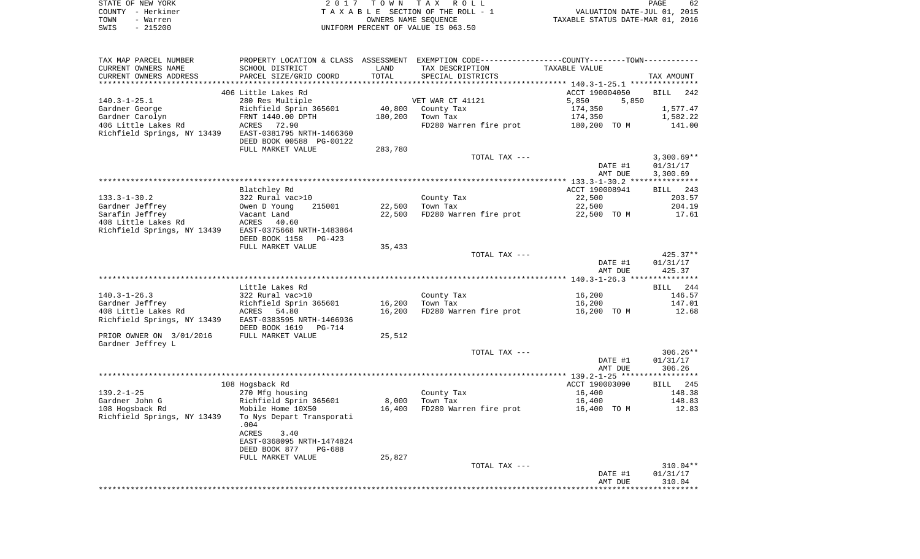STATE OF NEW YORK — 2 0 1 7 T O W N T A X R O L L
COUNTY - Herkimer — T A X A B L E SECTION OF THE ROLL - 1 — VALUATION DATE-JUL 01, 2015
TOWN - Warren — OWNERS NAME SEQUENCE — TAXABLE STATUS DATE-MAR 01, 2016
SWIS - 215200 — UNIFORM PERCENT OF VALUE IS 063.50

| TAX MAP PARCEL NUMBER<br>CURRENT OWNERS NAME<br>CURRENT OWNERS ADDRESS | PROPERTY LOCATION & CLASS<br>SCHOOL DISTRICT<br>PARCEL SIZE/GRID COORD | ASSESSMENT<br>LAND<br>TOTAL | EXEMPTION CODE-----COUNTY-----TOWN-----<br>TAX DESCRIPTION<br>SPECIAL DISTRICTS | TAXABLE VALUE | TAX AMOUNT |
|---|---|---|---|---|---|
| **140.3-1-25.1** | 406 Little Lakes Rd | | | ACCT 190004050 | BILL 242 |
| 140.3-1-25.1 | 280 Res Multiple | | VET WAR CT 41121 | 5,850 5,850 | |
| Gardner George | Richfield Sprin 365601 | 40,800 | County Tax | 174,350 | 1,577.47 |
| Gardner Carolyn | FRNT 1440.00 DPTH | 180,200 | Town Tax | 174,350 | 1,582.22 |
| 406 Little Lakes Rd | ACRES 72.90 | | FD280 Warren fire prot | 180,200 TO M | 141.00 |
| Richfield Springs, NY 13439 | EAST-0381795 NRTH-1466360 | | | | |
| | DEED BOOK 00588 PG-00122 | | | | |
| | FULL MARKET VALUE | 283,780 | | | |
| | | | TOTAL TAX --- | | 3,300.69** |
| | | | | DATE #1 | 01/31/17 |
| | | | | AMT DUE | 3,300.69 |
| **133.3-1-30.2** | Blatchley Rd | | | ACCT 190008941 | BILL 243 |
| 133.3-1-30.2 | 322 Rural vac>10 | | County Tax | 22,500 | 203.57 |
| Gardner Jeffrey | Owen D Young 215001 | 22,500 | Town Tax | 22,500 | 204.19 |
| Sarafin Jeffrey | Vacant Land | 22,500 | FD280 Warren fire prot | 22,500 TO M | 17.61 |
| 408 Little Lakes Rd | ACRES 40.60 | | | | |
| Richfield Springs, NY 13439 | EAST-0375668 NRTH-1483864 | | | | |
| | DEED BOOK 1158 PG-423 | | | | |
| | FULL MARKET VALUE | 35,433 | | | |
| | | | TOTAL TAX --- | | 425.37** |
| | | | | DATE #1 | 01/31/17 |
| | | | | AMT DUE | 425.37 |
| **140.3-1-26.3** | Little Lakes Rd | | | | BILL 244 |
| 140.3-1-26.3 | 322 Rural vac>10 | | County Tax | 16,200 | 146.57 |
| Gardner Jeffrey | Richfield Sprin 365601 | 16,200 | Town Tax | 16,200 | 147.01 |
| 408 Little Lakes Rd | ACRES 54.80 | 16,200 | FD280 Warren fire prot | 16,200 TO M | 12.68 |
| Richfield Springs, NY 13439 | EAST-0383595 NRTH-1466936 | | | | |
| | DEED BOOK 1619 PG-714 | | | | |
| PRIOR OWNER ON 3/01/2016 | FULL MARKET VALUE | 25,512 | | | |
| Gardner Jeffrey L | | | | | |
| | | | TOTAL TAX --- | | 306.26** |
| | | | | DATE #1 | 01/31/17 |
| | | | | AMT DUE | 306.26 |
| **139.2-1-25** | 108 Hogsback Rd | | | ACCT 190003090 | BILL 245 |
| 139.2-1-25 | 270 Mfg housing | | County Tax | 16,400 | 148.38 |
| Gardner John G | Richfield Sprin 365601 | 8,000 | Town Tax | 16,400 | 148.83 |
| 108 Hogsback Rd | Mobile Home 10X50 | 16,400 | FD280 Warren fire prot | 16,400 TO M | 12.83 |
| Richfield Springs, NY 13439 | To Nys Depart Transporati | | | | |
| | .004 | | | | |
| | ACRES 3.40 | | | | |
| | EAST-0368095 NRTH-1474824 | | | | |
| | DEED BOOK 877 PG-688 | | | | |
| | FULL MARKET VALUE | 25,827 | | | |
| | | | TOTAL TAX --- | | 310.04** |
| | | | | DATE #1 | 01/31/17 |
| | | | | AMT DUE | 310.04 |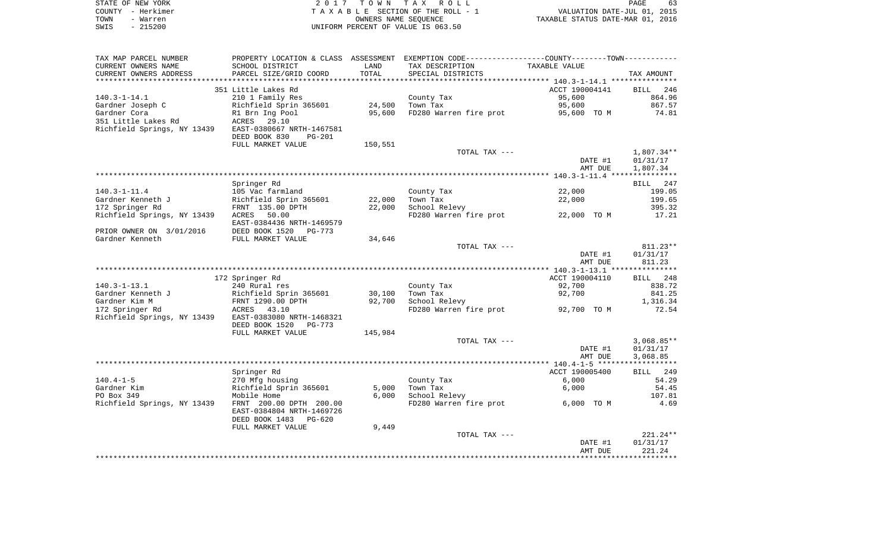STATE OF NEW YORK
COUNTY - Herkimer
TOWN - Warren
SWIS - 215200

2 0 1 7 T O W N T A X R O L L
T A X A B L E SECTION OF THE ROLL - 1
OWNERS NAME SEQUENCE
UNIFORM PERCENT OF VALUE IS 063.50

VALUATION DATE-JUL 01, 2015
TAXABLE STATUS DATE-MAR 01, 2016

| TAX MAP PARCEL NUMBER / CURRENT OWNERS NAME / CURRENT OWNERS ADDRESS | PROPERTY LOCATION & CLASS / SCHOOL DISTRICT / PARCEL SIZE/GRID COORD | ASSESSMENT LAND | TOTAL | EXEMPTION CODE / TAX DESCRIPTION / SPECIAL DISTRICTS | TAXABLE VALUE | TAX AMOUNT |
|---|---|---|---|---|---|---|
| | 351 Little Lakes Rd | | | | ACCT 190004141 | BILL 246 |
| 140.3-1-14.1 | 210 1 Family Res | | | County Tax | 95,600 | 864.96 |
| Gardner Joseph C | Richfield Sprin 365601 | 24,500 | | Town Tax | 95,600 | 867.57 |
| Gardner Cora | R1 Brn Ing Pool | | 95,600 | FD280 Warren fire prot | 95,600 TO M | 74.81 |
| 351 Little Lakes Rd | ACRES 29.10 | | | | | |
| Richfield Springs, NY 13439 | EAST-0380667 NRTH-1467581 | | | | | |
| | DEED BOOK 830 PG-201 | | | | | |
| | FULL MARKET VALUE | 150,551 | | | | |
| | | | | TOTAL TAX --- | | 1,807.34** |
| | | | | | DATE #1 | 01/31/17 |
| | | | | | AMT DUE | 1,807.34 |
| | Springer Rd | | | | | BILL 247 |
| 140.3-1-11.4 | 105 Vac farmland | | | County Tax | 22,000 | 199.05 |
| Gardner Kenneth J | Richfield Sprin 365601 | 22,000 | | Town Tax | 22,000 | 199.65 |
| 172 Springer Rd | FRNT 135.00 DPTH | | 22,000 | School Relevy | | 395.32 |
| Richfield Springs, NY 13439 | ACRES 50.00 | | | FD280 Warren fire prot | 22,000 TO M | 17.21 |
| | EAST-0384436 NRTH-1469579 | | | | | |
| PRIOR OWNER ON 3/01/2016 | DEED BOOK 1520 PG-773 | | | | | |
| Gardner Kenneth | FULL MARKET VALUE | 34,646 | | | | |
| | | | | TOTAL TAX --- | | 811.23** |
| | | | | | DATE #1 | 01/31/17 |
| | | | | | AMT DUE | 811.23 |
| | 172 Springer Rd | | | | ACCT 190004110 | BILL 248 |
| 140.3-1-13.1 | 240 Rural res | | | County Tax | 92,700 | 838.72 |
| Gardner Kenneth J | Richfield Sprin 365601 | 30,100 | | Town Tax | 92,700 | 841.25 |
| Gardner Kim M | FRNT 1290.00 DPTH | | 92,700 | School Relevy | | 1,316.34 |
| 172 Springer Rd | ACRES 43.10 | | | FD280 Warren fire prot | 92,700 TO M | 72.54 |
| Richfield Springs, NY 13439 | EAST-0383080 NRTH-1468321 | | | | | |
| | DEED BOOK 1520 PG-773 | | | | | |
| | FULL MARKET VALUE | 145,984 | | | | |
| | | | | TOTAL TAX --- | | 3,068.85** |
| | | | | | DATE #1 | 01/31/17 |
| | | | | | AMT DUE | 3,068.85 |
| | Springer Rd | | | | ACCT 190005400 | BILL 249 |
| 140.4-1-5 | 270 Mfg housing | | | County Tax | 6,000 | 54.29 |
| Gardner Kim | Richfield Sprin 365601 | 5,000 | | Town Tax | 6,000 | 54.45 |
| PO Box 349 | Mobile Home | | 6,000 | School Relevy | | 107.81 |
| Richfield Springs, NY 13439 | FRNT 200.00 DPTH 200.00 | | | FD280 Warren fire prot | 6,000 TO M | 4.69 |
| | EAST-0384804 NRTH-1469726 | | | | | |
| | DEED BOOK 1483 PG-620 | | | | | |
| | FULL MARKET VALUE | 9,449 | | | | |
| | | | | TOTAL TAX --- | | 221.24** |
| | | | | | DATE #1 | 01/31/17 |
| | | | | | AMT DUE | 221.24 |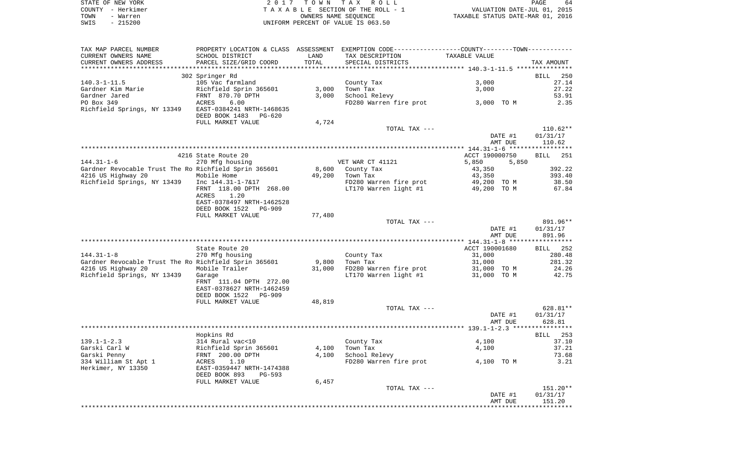STATE OF NEW YORK | COUNTY - Herkimer | TOWN - Warren | SWIS - 215200

2017 TOWN TAX ROLL
TAXABLE SECTION OF THE ROLL - 1
OWNERS NAME SEQUENCE
UNIFORM PERCENT OF VALUE IS 063.50

VALUATION DATE-JUL 01, 2015
TAXABLE STATUS DATE-MAR 01, 2016

| TAX MAP PARCEL NUMBER / CURRENT OWNERS NAME / CURRENT OWNERS ADDRESS | PROPERTY LOCATION & CLASS / SCHOOL DISTRICT / PARCEL SIZE/GRID COORD | ASSESSMENT LAND / TOTAL | EXEMPTION CODE / TAX DESCRIPTION / SPECIAL DISTRICTS | COUNTY / TOWN TAXABLE VALUE | TAX AMOUNT |
|---|---|---|---|---|---|
| 140.3-1-11.5 | 302 Springer Rd | | | | BILL 250 |
| Gardner Kim Marie | 105 Vac farmland | | County Tax | 3,000 | 27.14 |
| Gardner Jared | Richfield Sprin 365601 | 3,000 | Town Tax | 3,000 | 27.22 |
| PO Box 349 | FRNT 870.70 DPTH | 3,000 | School Relevy | | 53.91 |
| Richfield Springs, NY 13349 | ACRES 6.00 | | FD280 Warren fire prot | 3,000 TO M | 2.35 |
| | EAST-0384241 NRTH-1468635 | | | | |
| | DEED BOOK 1483 PG-620 | | | | |
| | FULL MARKET VALUE | 4,724 | | | |
| | | | TOTAL TAX --- | | 110.62** |
| | | | | DATE #1 | 01/31/17 |
| | | | | AMT DUE | 110.62 |
| 144.31-1-6 | 4216 State Route 20 | | | ACCT 190000750 | BILL 251 |
| Gardner Revocable Trust The Ro | 270 Mfg housing | | VET WAR CT 41121 | 5,850 5,850 | |
| 4216 US Highway 20 | Richfield Sprin 365601 | 8,600 | County Tax | 43,350 | 392.22 |
| Richfield Springs, NY 13439 | Mobile Home | 49,200 | Town Tax | 43,350 | 393.40 |
| | Inc 144.31-1-7&17 | | FD280 Warren fire prot | 49,200 TO M | 38.50 |
| | FRNT 118.00 DPTH 268.00 | | LT170 Warren light #1 | 49,200 TO M | 67.84 |
| | ACRES 1.20 | | | | |
| | EAST-0378497 NRTH-1462528 | | | | |
| | DEED BOOK 1522 PG-909 | | | | |
| | FULL MARKET VALUE | 77,480 | | | |
| | | | TOTAL TAX --- | | 891.96** |
| | | | | DATE #1 | 01/31/17 |
| | | | | AMT DUE | 891.96 |
| 144.31-1-8 | State Route 20 | | | ACCT 190001680 | BILL 252 |
| Gardner Revocable Trust The Ro | 270 Mfg housing | | County Tax | 31,000 | 280.48 |
| 4216 US Highway 20 | Richfield Sprin 365601 | 9,800 | Town Tax | 31,000 | 281.32 |
| Richfield Springs, NY 13439 | Mobile Trailer | 31,000 | FD280 Warren fire prot | 31,000 TO M | 24.26 |
| | Garage | | LT170 Warren light #1 | 31,000 TO M | 42.75 |
| | FRNT 111.04 DPTH 272.00 | | | | |
| | EAST-0378627 NRTH-1462459 | | | | |
| | DEED BOOK 1522 PG-909 | | | | |
| | FULL MARKET VALUE | 48,819 | | | |
| | | | TOTAL TAX --- | | 628.81** |
| | | | | DATE #1 | 01/31/17 |
| | | | | AMT DUE | 628.81 |
| 139.1-1-2.3 | Hopkins Rd | | | | BILL 253 |
| Garski Carl W | 314 Rural vac<10 | | County Tax | 4,100 | 37.10 |
| Garski Penny | Richfield Sprin 365601 | 4,100 | Town Tax | 4,100 | 37.21 |
| 334 William St Apt 1 | FRNT 200.00 DPTH | 4,100 | School Relevy | | 73.68 |
| Herkimer, NY 13350 | ACRES 1.10 | | FD280 Warren fire prot | 4,100 TO M | 3.21 |
| | EAST-0359447 NRTH-1474388 | | | | |
| | DEED BOOK 893 PG-593 | | | | |
| | FULL MARKET VALUE | 6,457 | | | |
| | | | TOTAL TAX --- | | 151.20** |
| | | | | DATE #1 | 01/31/17 |
| | | | | AMT DUE | 151.20 |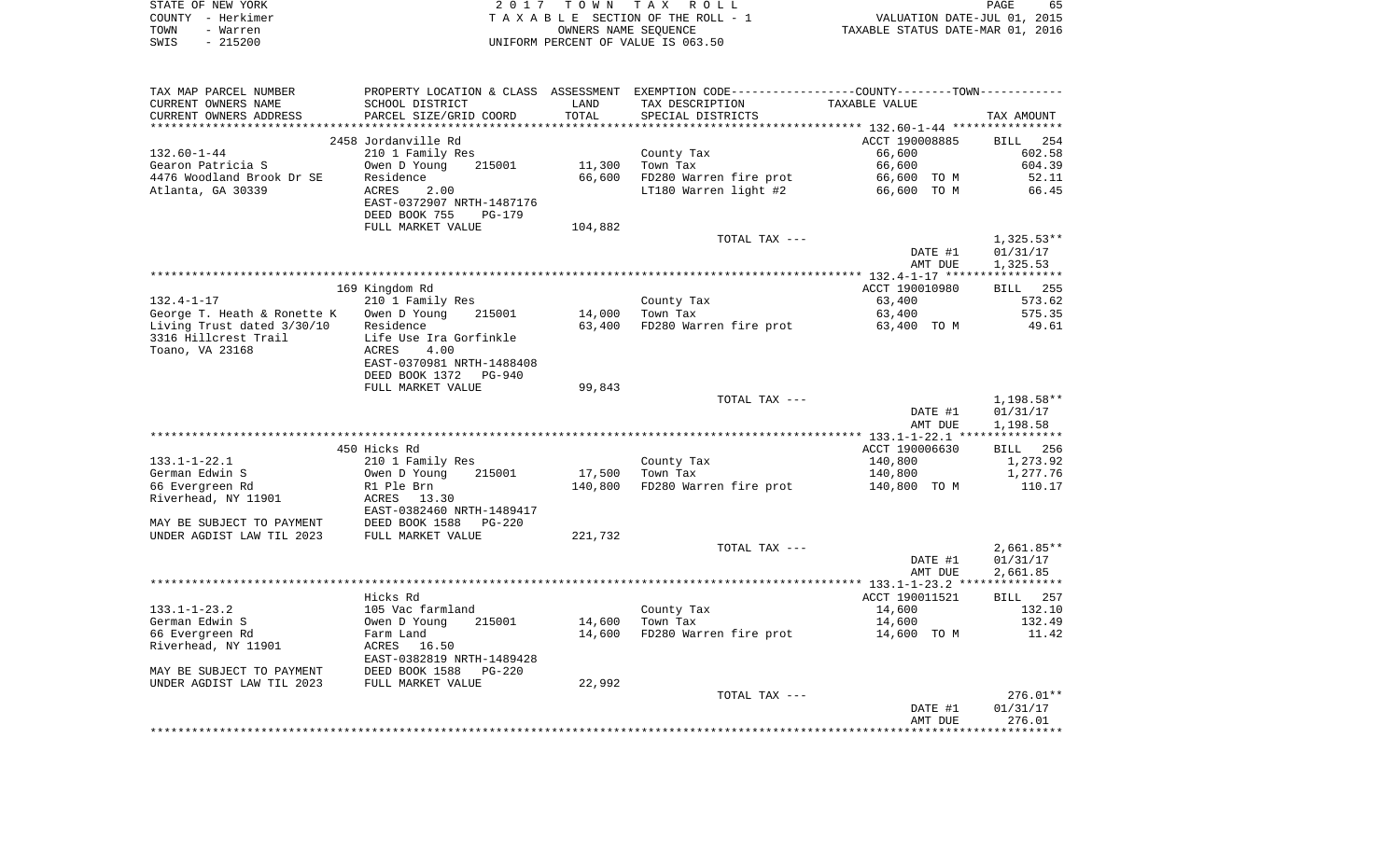STATE OF NEW YORK
COUNTY - Herkimer
TOWN - Warren
SWIS - 215200

2017 TOWN TAX ROLL
TAXABLE SECTION OF THE ROLL - 1
OWNERS NAME SEQUENCE
UNIFORM PERCENT OF VALUE IS 063.50

VALUATION DATE-JUL 01, 2015
TAXABLE STATUS DATE-MAR 01, 2016

| TAX MAP PARCEL NUMBER / CURRENT OWNERS NAME / CURRENT OWNERS ADDRESS | PROPERTY LOCATION & CLASS / SCHOOL DISTRICT / PARCEL SIZE/GRID COORD | ASSESSMENT LAND / TOTAL | EXEMPTION CODE / TAX DESCRIPTION / SPECIAL DISTRICTS | COUNTY--TOWN TAXABLE VALUE | TAX AMOUNT |
|---|---|---|---|---|---|
| **132.60-1-44** | 2458 Jordanville Rd | | | ACCT 190008885 | BILL 254 |
| 132.60-1-44 | 210 1 Family Res | | County Tax | 66,600 | 602.58 |
| Gearon Patricia S | Owen D Young 215001 | 11,300 | Town Tax | 66,600 | 604.39 |
| 4476 Woodland Brook Dr SE | Residence | 66,600 | FD280 Warren fire prot | 66,600 TO M | 52.11 |
| Atlanta, GA 30339 | ACRES 2.00 | | LT180 Warren light #2 | 66,600 TO M | 66.45 |
| | EAST-0372907 NRTH-1487176 | | | | |
| | DEED BOOK 755 PG-179 | | | | |
| | FULL MARKET VALUE | 104,882 | | | |
| | | | TOTAL TAX --- | | 1,325.53** |
| | | | | DATE #1 | 01/31/17 |
| | | | | AMT DUE | 1,325.53 |
| **132.4-1-17** | 169 Kingdom Rd | | | ACCT 190010980 | BILL 255 |
| 132.4-1-17 | 210 1 Family Res | | County Tax | 63,400 | 573.62 |
| George T. Heath & Ronette K | Owen D Young 215001 | 14,000 | Town Tax | 63,400 | 575.35 |
| Living Trust dated 3/30/10 | Residence | 63,400 | FD280 Warren fire prot | 63,400 TO M | 49.61 |
| 3316 Hillcrest Trail | Life Use Ira Gorfinkle | | | | |
| Toano, VA 23168 | ACRES 4.00 | | | | |
| | EAST-0370981 NRTH-1488408 | | | | |
| | DEED BOOK 1372 PG-940 | | | | |
| | FULL MARKET VALUE | 99,843 | | | |
| | | | TOTAL TAX --- | | 1,198.58** |
| | | | | DATE #1 | 01/31/17 |
| | | | | AMT DUE | 1,198.58 |
| **133.1-1-22.1** | 450 Hicks Rd | | | ACCT 190006630 | BILL 256 |
| 133.1-1-22.1 | 210 1 Family Res | | County Tax | 140,800 | 1,273.92 |
| German Edwin S | Owen D Young 215001 | 17,500 | Town Tax | 140,800 | 1,277.76 |
| 66 Evergreen Rd | R1 Ple Brn | 140,800 | FD280 Warren fire prot | 140,800 TO M | 110.17 |
| Riverhead, NY 11901 | ACRES 13.30 | | | | |
| | EAST-0382460 NRTH-1489417 | | | | |
| MAY BE SUBJECT TO PAYMENT | DEED BOOK 1588 PG-220 | | | | |
| UNDER AGDIST LAW TIL 2023 | FULL MARKET VALUE | 221,732 | | | |
| | | | TOTAL TAX --- | | 2,661.85** |
| | | | | DATE #1 | 01/31/17 |
| | | | | AMT DUE | 2,661.85 |
| **133.1-1-23.2** | Hicks Rd | | | ACCT 190011521 | BILL 257 |
| 133.1-1-23.2 | 105 Vac farmland | | County Tax | 14,600 | 132.10 |
| German Edwin S | Owen D Young 215001 | 14,600 | Town Tax | 14,600 | 132.49 |
| 66 Evergreen Rd | Farm Land | 14,600 | FD280 Warren fire prot | 14,600 TO M | 11.42 |
| Riverhead, NY 11901 | ACRES 16.50 | | | | |
| | EAST-0382819 NRTH-1489428 | | | | |
| MAY BE SUBJECT TO PAYMENT | DEED BOOK 1588 PG-220 | | | | |
| UNDER AGDIST LAW TIL 2023 | FULL MARKET VALUE | 22,992 | | | |
| | | | TOTAL TAX --- | | 276.01** |
| | | | | DATE #1 | 01/31/17 |
| | | | | AMT DUE | 276.01 |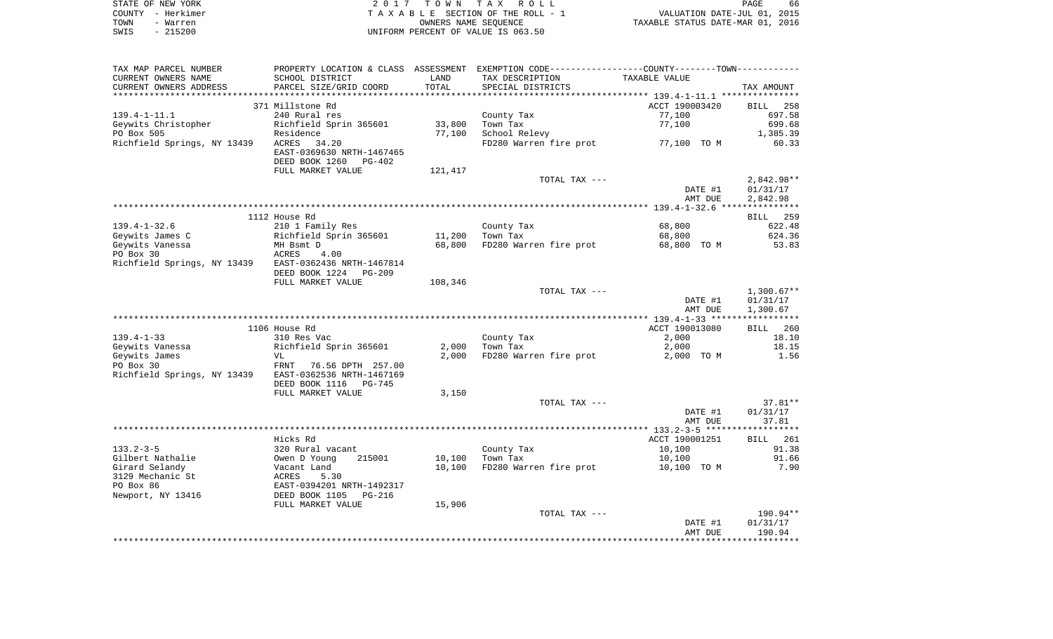STATE OF NEW YORK
COUNTY - Herkimer
TOWN - Warren
SWIS - 215200

2017 TOWN TAX ROLL
TAXABLE SECTION OF THE ROLL - 1
OWNERS NAME SEQUENCE
UNIFORM PERCENT OF VALUE IS 063.50

VALUATION DATE-JUL 01, 2015
TAXABLE STATUS DATE-MAR 01, 2016

| TAX MAP PARCEL NUMBER / CURRENT OWNERS NAME / CURRENT OWNERS ADDRESS | PROPERTY LOCATION & CLASS / SCHOOL DISTRICT / PARCEL SIZE/GRID COORD | ASSESSMENT LAND / TOTAL | EXEMPTION CODE / TAX DESCRIPTION / SPECIAL DISTRICTS | COUNTY/TOWN TAXABLE VALUE | TAX AMOUNT |
|---|---|---|---|---|---|
| | 371 Millstone Rd | | | ACCT 190003420 | BILL 258 |
| 139.4-1-11.1 | 240 Rural res | | County Tax | 77,100 | 697.58 |
| Geywits Christopher | Richfield Sprin 365601 | 33,800 | Town Tax | 77,100 | 699.68 |
| PO Box 505 | Residence | 77,100 | School Relevy | | 1,385.39 |
| Richfield Springs, NY 13439 | ACRES 34.20 | | FD280 Warren fire prot | 77,100 TO M | 60.33 |
| | EAST-0369630 NRTH-1467465 | | | | |
| | DEED BOOK 1260 PG-402 | | | | |
| | FULL MARKET VALUE | 121,417 | | | |
| | | | TOTAL TAX --- | | 2,842.98** |
| | | | | DATE #1 | 01/31/17 |
| | | | | AMT DUE | 2,842.98 |
| | 1112 House Rd | | | | BILL 259 |
| 139.4-1-32.6 | 210 1 Family Res | | County Tax | 68,800 | 622.48 |
| Geywits James C | Richfield Sprin 365601 | 11,200 | Town Tax | 68,800 | 624.36 |
| Geywits Vanessa | MH Bsmt D | 68,800 | FD280 Warren fire prot | 68,800 TO M | 53.83 |
| PO Box 30 | ACRES 4.00 | | | | |
| Richfield Springs, NY 13439 | EAST-0362436 NRTH-1467814 | | | | |
| | DEED BOOK 1224 PG-209 | | | | |
| | FULL MARKET VALUE | 108,346 | | | |
| | | | TOTAL TAX --- | | 1,300.67** |
| | | | | DATE #1 | 01/31/17 |
| | | | | AMT DUE | 1,300.67 |
| | 1106 House Rd | | | ACCT 190013080 | BILL 260 |
| 139.4-1-33 | 310 Res Vac | | County Tax | 2,000 | 18.10 |
| Geywits Vanessa | Richfield Sprin 365601 | 2,000 | Town Tax | 2,000 | 18.15 |
| Geywits James | VL | 2,000 | FD280 Warren fire prot | 2,000 TO M | 1.56 |
| PO Box 30 | FRNT 76.56 DPTH 257.00 | | | | |
| Richfield Springs, NY 13439 | EAST-0362536 NRTH-1467169 | | | | |
| | DEED BOOK 1116 PG-745 | | | | |
| | FULL MARKET VALUE | 3,150 | | | |
| | | | TOTAL TAX --- | | 37.81** |
| | | | | DATE #1 | 01/31/17 |
| | | | | AMT DUE | 37.81 |
| | Hicks Rd | | | ACCT 190001251 | BILL 261 |
| 133.2-3-5 | 320 Rural vacant | | County Tax | 10,100 | 91.38 |
| Gilbert Nathalie | Owen D Young 215001 | 10,100 | Town Tax | 10,100 | 91.66 |
| Girard Selandy | Vacant Land | 10,100 | FD280 Warren fire prot | 10,100 TO M | 7.90 |
| 3129 Mechanic St | ACRES 5.30 | | | | |
| PO Box 86 | EAST-0394201 NRTH-1492317 | | | | |
| Newport, NY 13416 | DEED BOOK 1105 PG-216 | | | | |
| | FULL MARKET VALUE | 15,906 | | | |
| | | | TOTAL TAX --- | | 190.94** |
| | | | | DATE #1 | 01/31/17 |
| | | | | AMT DUE | 190.94 |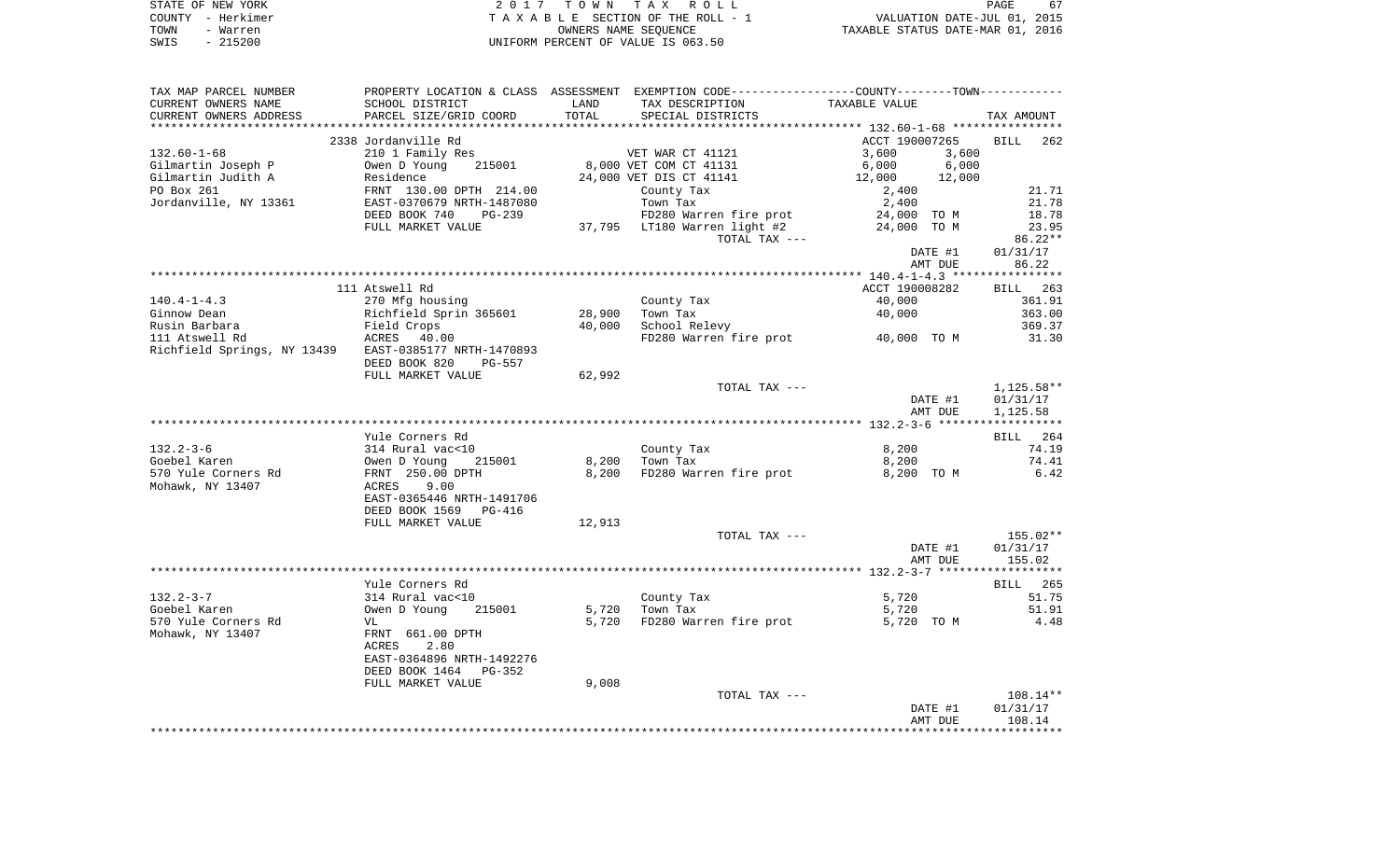STATE OF NEW YORK
COUNTY - Herkimer
TOWN - Warren
SWIS - 215200

2 0 1 7 T O W N T A X R O L L
T A X A B L E SECTION OF THE ROLL - 1
OWNERS NAME SEQUENCE
UNIFORM PERCENT OF VALUE IS 063.50

VALUATION DATE-JUL 01, 2015
TAXABLE STATUS DATE-MAR 01, 2016

| TAX MAP PARCEL NUMBER<br>CURRENT OWNERS NAME<br>CURRENT OWNERS ADDRESS | PROPERTY LOCATION & CLASS<br>SCHOOL DISTRICT<br>PARCEL SIZE/GRID COORD | ASSESSMENT<br>LAND<br>TOTAL | EXEMPTION CODE------COUNTY--------TOWN------<br>TAX DESCRIPTION<br>SPECIAL DISTRICTS | TAXABLE VALUE | TAX AMOUNT |
|---|---|---|---|---|---|
| | 2338 Jordanville Rd | | | ACCT 190007265 | BILL 262 |
| 132.60-1-68 | 210 1 Family Res | | VET WAR CT 41121 | 3,600 3,600 | |
| Gilmartin Joseph P | Owen D Young 215001 | 8,000 | VET COM CT 41131 | 6,000 6,000 | |
| Gilmartin Judith A | Residence | 24,000 | VET DIS CT 41141 | 12,000 12,000 | |
| PO Box 261 | FRNT 130.00 DPTH 214.00 | | County Tax | 2,400 | 21.71 |
| Jordanville, NY 13361 | EAST-0370679 NRTH-1487080 | | Town Tax | 2,400 | 21.78 |
| | DEED BOOK 740 PG-239 | | FD280 Warren fire prot | 24,000 TO M | 18.78 |
| | FULL MARKET VALUE | 37,795 | LT180 Warren light #2 | 24,000 TO M | 23.95 |
| | | | TOTAL TAX --- | | 86.22** |
| | | | | DATE #1 | 01/31/17 |
| | | | | AMT DUE | 86.22 |
| | 111 Atswell Rd | | | ACCT 190008282 | BILL 263 |
| 140.4-1-4.3 | 270 Mfg housing | | County Tax | 40,000 | 361.91 |
| Ginnow Dean | Richfield Sprin 365601 | 28,900 | Town Tax | 40,000 | 363.00 |
| Rusin Barbara | Field Crops | 40,000 | School Relevy | | 369.37 |
| 111 Atswell Rd | ACRES 40.00 | | FD280 Warren fire prot | 40,000 TO M | 31.30 |
| Richfield Springs, NY 13439 | EAST-0385177 NRTH-1470893 | | | | |
| | DEED BOOK 820 PG-557 | | | | |
| | FULL MARKET VALUE | 62,992 | | | |
| | | | TOTAL TAX --- | | 1,125.58** |
| | | | | DATE #1 | 01/31/17 |
| | | | | AMT DUE | 1,125.58 |
| | Yule Corners Rd | | | | BILL 264 |
| 132.2-3-6 | 314 Rural vac<10 | | County Tax | 8,200 | 74.19 |
| Goebel Karen | Owen D Young 215001 | 8,200 | Town Tax | 8,200 | 74.41 |
| 570 Yule Corners Rd | FRNT 250.00 DPTH | 8,200 | FD280 Warren fire prot | 8,200 TO M | 6.42 |
| Mohawk, NY 13407 | ACRES 9.00 | | | | |
| | EAST-0365446 NRTH-1491706 | | | | |
| | DEED BOOK 1569 PG-416 | | | | |
| | FULL MARKET VALUE | 12,913 | | | |
| | | | TOTAL TAX --- | | 155.02** |
| | | | | DATE #1 | 01/31/17 |
| | | | | AMT DUE | 155.02 |
| | Yule Corners Rd | | | | BILL 265 |
| 132.2-3-7 | 314 Rural vac<10 | | County Tax | 5,720 | 51.75 |
| Goebel Karen | Owen D Young 215001 | 5,720 | Town Tax | 5,720 | 51.91 |
| 570 Yule Corners Rd | VL | 5,720 | FD280 Warren fire prot | 5,720 TO M | 4.48 |
| Mohawk, NY 13407 | FRNT 661.00 DPTH | | | | |
| | ACRES 2.80 | | | | |
| | EAST-0364896 NRTH-1492276 | | | | |
| | DEED BOOK 1464 PG-352 | | | | |
| | FULL MARKET VALUE | 9,008 | | | |
| | | | TOTAL TAX --- | | 108.14** |
| | | | | DATE #1 | 01/31/17 |
| | | | | AMT DUE | 108.14 |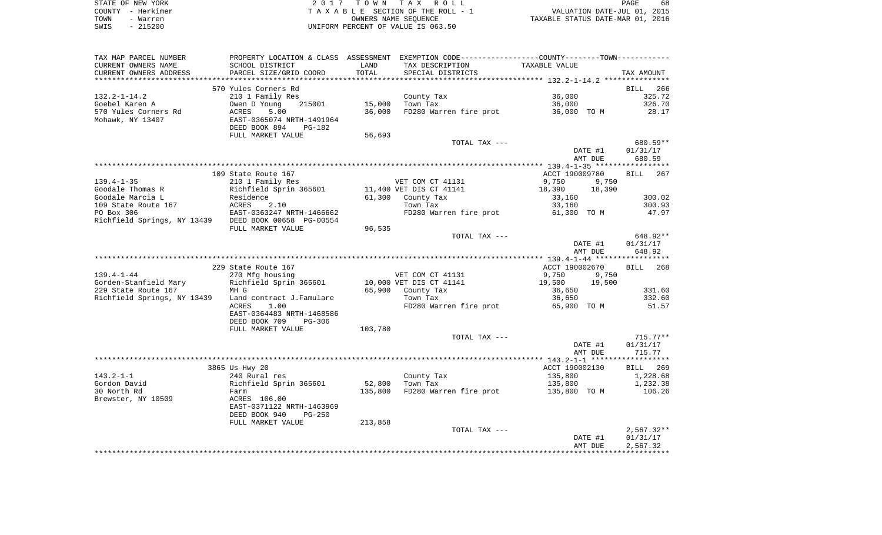STATE OF NEW YORK
COUNTY - Herkimer
TOWN - Warren
SWIS - 215200

2017 TOWN TAX ROLL
TAXABLE SECTION OF THE ROLL - 1
OWNERS NAME SEQUENCE
UNIFORM PERCENT OF VALUE IS 063.50

VALUATION DATE-JUL 01, 2015
TAXABLE STATUS DATE-MAR 01, 2016

| TAX MAP PARCEL NUMBER / CURRENT OWNERS NAME / CURRENT OWNERS ADDRESS | PROPERTY LOCATION & CLASS / SCHOOL DISTRICT / PARCEL SIZE/GRID COORD | ASSESSMENT LAND / TOTAL | EXEMPTION CODE / TAX DESCRIPTION / SPECIAL DISTRICTS | COUNTY / TOWN TAXABLE VALUE | TAX AMOUNT |
|---|---|---|---|---|---|
| **132.2-1-14.2** | 570 Yules Corners Rd | | | | BILL 266 |
| Goebel Karen A | 210 1 Family Res | | County Tax | 36,000 | 325.72 |
| 570 Yules Corners Rd | Owen D Young 215001 | 15,000 | Town Tax | 36,000 | 326.70 |
| Mohawk, NY 13407 | ACRES 5.00 | 36,000 | FD280 Warren fire prot | 36,000 TO M | 28.17 |
| | EAST-0365074 NRTH-1491964 | | | | |
| | DEED BOOK 894 PG-182 | | | | |
| | FULL MARKET VALUE | 56,693 | | | |
| | | | TOTAL TAX --- | | 680.59** |
| | | | | DATE #1 | 01/31/17 |
| | | | | AMT DUE | 680.59 |
| **139.4-1-35** | 109 State Route 167 | | | ACCT 190009780 | BILL 267 |
| Goodale Thomas R | 210 1 Family Res | | VET COM CT 41131 | 9,750 9,750 | |
| Goodale Marcia L | Richfield Sprin 365601 | 11,400 | VET DIS CT 41141 | 18,390 18,390 | |
| 109 State Route 167 | Residence | 61,300 | County Tax | 33,160 | 300.02 |
| PO Box 306 | ACRES 2.10 | | Town Tax | 33,160 | 300.93 |
| Richfield Springs, NY 13439 | EAST-0363247 NRTH-1466662 | | FD280 Warren fire prot | 61,300 TO M | 47.97 |
| | DEED BOOK 00658 PG-00554 | | | | |
| | FULL MARKET VALUE | 96,535 | | | |
| | | | TOTAL TAX --- | | 648.92** |
| | | | | DATE #1 | 01/31/17 |
| | | | | AMT DUE | 648.92 |
| **139.4-1-44** | 229 State Route 167 | | | ACCT 190002670 | BILL 268 |
| Gorden-Stanfield Mary | 270 Mfg housing | | VET COM CT 41131 | 9,750 9,750 | |
| 229 State Route 167 | Richfield Sprin 365601 | 10,000 | VET DIS CT 41141 | 19,500 19,500 | |
| Richfield Springs, NY 13439 | MH G | 65,900 | County Tax | 36,650 | 331.60 |
| | Land contract J.Famulare | | Town Tax | 36,650 | 332.60 |
| | ACRES 1.00 | | FD280 Warren fire prot | 65,900 TO M | 51.57 |
| | EAST-0364483 NRTH-1468586 | | | | |
| | DEED BOOK 709 PG-306 | | | | |
| | FULL MARKET VALUE | 103,780 | | | |
| | | | TOTAL TAX --- | | 715.77** |
| | | | | DATE #1 | 01/31/17 |
| | | | | AMT DUE | 715.77 |
| **143.2-1-1** | 3865 Us Hwy 20 | | | ACCT 190002130 | BILL 269 |
| Gordon David | 240 Rural res | | County Tax | 135,800 | 1,228.68 |
| 30 North Rd | Richfield Sprin 365601 | 52,800 | Town Tax | 135,800 | 1,232.38 |
| Brewster, NY 10509 | Farm | 135,800 | FD280 Warren fire prot | 135,800 TO M | 106.26 |
| | ACRES 106.00 | | | | |
| | EAST-0371122 NRTH-1463969 | | | | |
| | DEED BOOK 940 PG-250 | | | | |
| | FULL MARKET VALUE | 213,858 | | | |
| | | | TOTAL TAX --- | | 2,567.32** |
| | | | | DATE #1 | 01/31/17 |
| | | | | AMT DUE | 2,567.32 |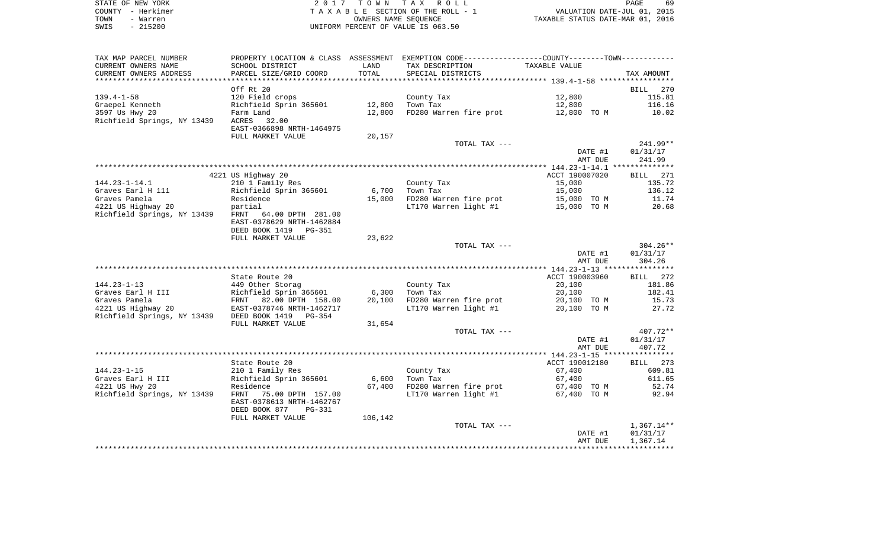STATE OF NEW YORK 2 0 1 7 T O W N T A X R O L L
COUNTY - Herkimer T A X A B L E SECTION OF THE ROLL - 1 VALUATION DATE-JUL 01, 2015
TOWN - Warren OWNERS NAME SEQUENCE TAXABLE STATUS DATE-MAR 01, 2016
SWIS - 215200 UNIFORM PERCENT OF VALUE IS 063.50

| TAX MAP PARCEL NUMBER<br>CURRENT OWNERS NAME<br>CURRENT OWNERS ADDRESS | PROPERTY LOCATION & CLASS<br>SCHOOL DISTRICT<br>PARCEL SIZE/GRID COORD | ASSESSMENT<br>LAND<br>TOTAL | EXEMPTION CODE<br>TAX DESCRIPTION<br>SPECIAL DISTRICTS | COUNTY--------TOWN<br>TAXABLE VALUE | TAX AMOUNT |
|---|---|---|---|---|---|
| 139.4-1-58 | Off Rt 20 | | | | BILL 270 |
| | 120 Field crops | | County Tax | 12,800 | 115.81 |
| Graepel Kenneth | Richfield Sprin 365601 | 12,800 | Town Tax | 12,800 | 116.16 |
| 3597 Us Hwy 20 | Farm Land | 12,800 | FD280 Warren fire prot | 12,800 TO M | 10.02 |
| Richfield Springs, NY 13439 | ACRES 32.00 | | | | |
| | EAST-0366898 NRTH-1464975 | | | | |
| | FULL MARKET VALUE | 20,157 | | | |
| | | | TOTAL TAX --- | | 241.99** |
| | | | | DATE #1 | 01/31/17 |
| | | | | AMT DUE | 241.99 |
| 144.23-1-14.1 | 4221 US Highway 20 | | | ACCT 190007020 | BILL 271 |
| | 210 1 Family Res | | County Tax | 15,000 | 135.72 |
| Graves Earl H 111 | Richfield Sprin 365601 | 6,700 | Town Tax | 15,000 | 136.12 |
| Graves Pamela | Residence | 15,000 | FD280 Warren fire prot | 15,000 TO M | 11.74 |
| 4221 US Highway 20 | partial | | LT170 Warren light #1 | 15,000 TO M | 20.68 |
| Richfield Springs, NY 13439 | FRNT 64.00 DPTH 281.00 | | | | |
| | EAST-0378629 NRTH-1462884 | | | | |
| | DEED BOOK 1419 PG-351 | | | | |
| | FULL MARKET VALUE | 23,622 | | | |
| | | | TOTAL TAX --- | | 304.26** |
| | | | | DATE #1 | 01/31/17 |
| | | | | AMT DUE | 304.26 |
| 144.23-1-13 | State Route 20 | | | ACCT 190003960 | BILL 272 |
| | 449 Other Storag | | County Tax | 20,100 | 181.86 |
| Graves Earl H III | Richfield Sprin 365601 | 6,300 | Town Tax | 20,100 | 182.41 |
| Graves Pamela | FRNT 82.00 DPTH 158.00 | 20,100 | FD280 Warren fire prot | 20,100 TO M | 15.73 |
| 4221 US Highway 20 | EAST-0378746 NRTH-1462717 | | LT170 Warren light #1 | 20,100 TO M | 27.72 |
| Richfield Springs, NY 13439 | DEED BOOK 1419 PG-354 | | | | |
| | FULL MARKET VALUE | 31,654 | | | |
| | | | TOTAL TAX --- | | 407.72** |
| | | | | DATE #1 | 01/31/17 |
| | | | | AMT DUE | 407.72 |
| 144.23-1-15 | State Route 20 | | | ACCT 190012180 | BILL 273 |
| | 210 1 Family Res | | County Tax | 67,400 | 609.81 |
| Graves Earl H III | Richfield Sprin 365601 | 6,600 | Town Tax | 67,400 | 611.65 |
| 4221 US Hwy 20 | Residence | 67,400 | FD280 Warren fire prot | 67,400 TO M | 52.74 |
| Richfield Springs, NY 13439 | FRNT 75.00 DPTH 157.00 | | LT170 Warren light #1 | 67,400 TO M | 92.94 |
| | EAST-0378613 NRTH-1462767 | | | | |
| | DEED BOOK 877 PG-331 | | | | |
| | FULL MARKET VALUE | 106,142 | | | |
| | | | TOTAL TAX --- | | 1,367.14** |
| | | | | DATE #1 | 01/31/17 |
| | | | | AMT DUE | 1,367.14 |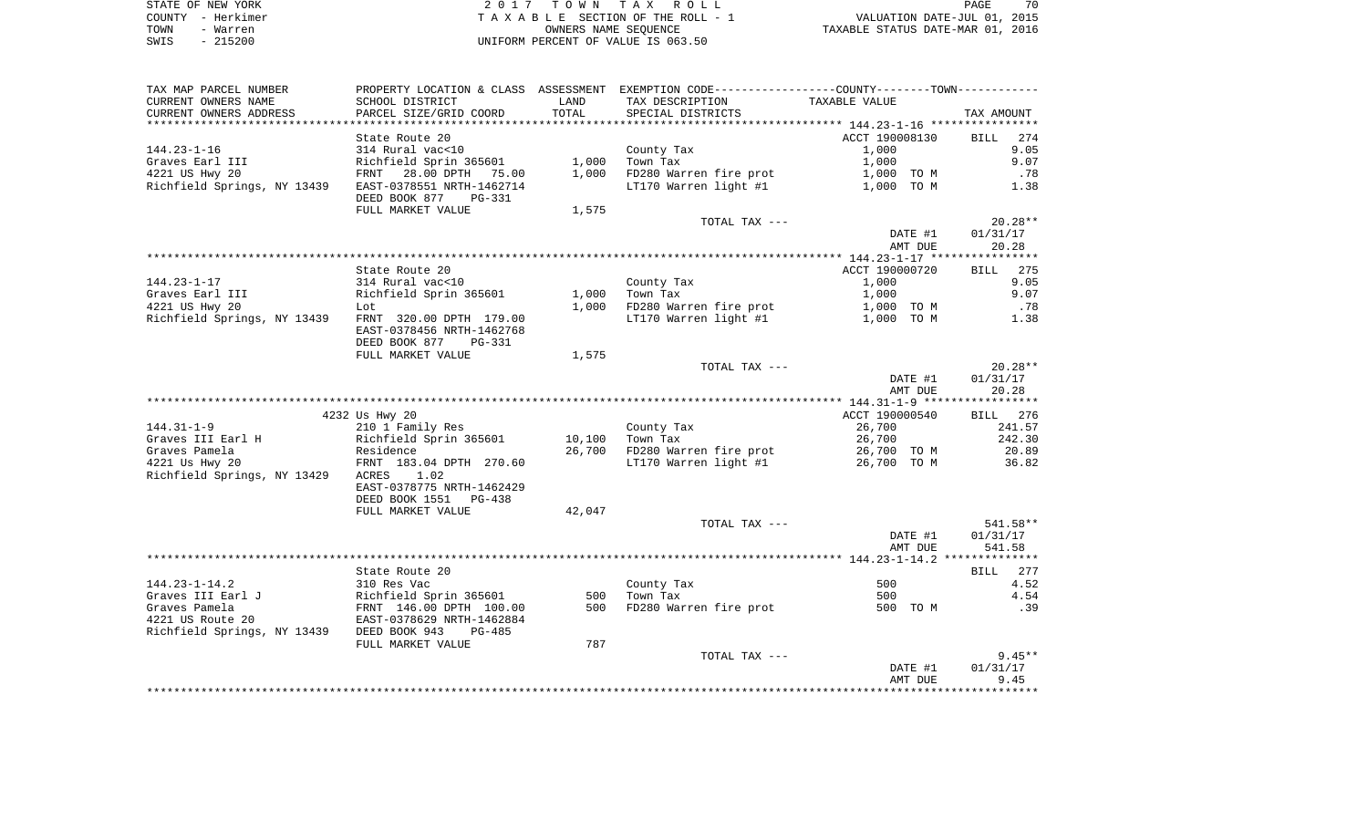STATE OF NEW YORK | COUNTY - Herkimer | TOWN - Warren | SWIS - 215200

# 2017 TOWN TAX ROLL

TAXABLE SECTION OF THE ROLL - 1
OWNERS NAME SEQUENCE
UNIFORM PERCENT OF VALUE IS 063.50

VALUATION DATE-JUL 01, 2015
TAXABLE STATUS DATE-MAR 01, 2016

| TAX MAP PARCEL NUMBER / CURRENT OWNERS NAME / CURRENT OWNERS ADDRESS | PROPERTY LOCATION & CLASS / SCHOOL DISTRICT / PARCEL SIZE/GRID COORD | ASSESSMENT LAND / TOTAL | EXEMPTION CODE / TAX DESCRIPTION / SPECIAL DISTRICTS | TAXABLE VALUE (COUNTY--TOWN) | TAX AMOUNT |
|---|---|---|---|---|---|
| | State Route 20 | | | ACCT 190008130 | BILL 274 |
| 144.23-1-16 | 314 Rural vac<10 | | County Tax | 1,000 | 9.05 |
| Graves Earl III | Richfield Sprin 365601 | 1,000 | Town Tax | 1,000 | 9.07 |
| 4221 US Hwy 20 | FRNT 28.00 DPTH 75.00 | 1,000 | FD280 Warren fire prot | 1,000 TO M | .78 |
| Richfield Springs, NY 13439 | EAST-0378551 NRTH-1462714 | | LT170 Warren light #1 | 1,000 TO M | 1.38 |
| | DEED BOOK 877 PG-331 | | | | |
| | FULL MARKET VALUE | 1,575 | | | |
| | | | TOTAL TAX --- | | 20.28** |
| | | | | DATE #1 | 01/31/17 |
| | | | | AMT DUE | 20.28 |
| | State Route 20 | | | ACCT 190000720 | BILL 275 |
| 144.23-1-17 | 314 Rural vac<10 | | County Tax | 1,000 | 9.05 |
| Graves Earl III | Richfield Sprin 365601 | 1,000 | Town Tax | 1,000 | 9.07 |
| 4221 US Hwy 20 | Lot | 1,000 | FD280 Warren fire prot | 1,000 TO M | .78 |
| Richfield Springs, NY 13439 | FRNT 320.00 DPTH 179.00 | | LT170 Warren light #1 | 1,000 TO M | 1.38 |
| | EAST-0378456 NRTH-1462768 | | | | |
| | DEED BOOK 877 PG-331 | | | | |
| | FULL MARKET VALUE | 1,575 | | | |
| | | | TOTAL TAX --- | | 20.28** |
| | | | | DATE #1 | 01/31/17 |
| | | | | AMT DUE | 20.28 |
| | 4232 Us Hwy 20 | | | ACCT 190000540 | BILL 276 |
| 144.31-1-9 | 210 1 Family Res | | County Tax | 26,700 | 241.57 |
| Graves III Earl H | Richfield Sprin 365601 | 10,100 | Town Tax | 26,700 | 242.30 |
| Graves Pamela | Residence | 26,700 | FD280 Warren fire prot | 26,700 TO M | 20.89 |
| 4221 Us Hwy 20 | FRNT 183.04 DPTH 270.60 | | LT170 Warren light #1 | 26,700 TO M | 36.82 |
| Richfield Springs, NY 13429 | ACRES 1.02 | | | | |
| | EAST-0378775 NRTH-1462429 | | | | |
| | DEED BOOK 1551 PG-438 | | | | |
| | FULL MARKET VALUE | 42,047 | | | |
| | | | TOTAL TAX --- | | 541.58** |
| | | | | DATE #1 | 01/31/17 |
| | | | | AMT DUE | 541.58 |
| | State Route 20 | | | | BILL 277 |
| 144.23-1-14.2 | 310 Res Vac | | County Tax | 500 | 4.52 |
| Graves III Earl J | Richfield Sprin 365601 | 500 | Town Tax | 500 | 4.54 |
| Graves Pamela | FRNT 146.00 DPTH 100.00 | 500 | FD280 Warren fire prot | 500 TO M | .39 |
| 4221 US Route 20 | EAST-0378629 NRTH-1462884 | | | | |
| Richfield Springs, NY 13439 | DEED BOOK 943 PG-485 | | | | |
| | FULL MARKET VALUE | 787 | | | |
| | | | TOTAL TAX --- | | 9.45** |
| | | | | DATE #1 | 01/31/17 |
| | | | | AMT DUE | 9.45 |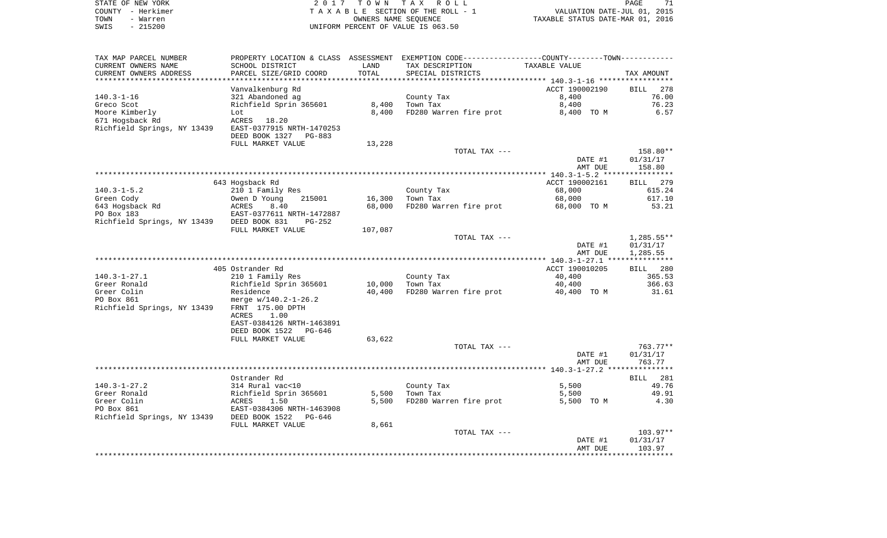STATE OF NEW YORK
COUNTY - Herkimer
TOWN - Warren
SWIS - 215200

2 0 1 7 T O W N T A X R O L L
T A X A B L E SECTION OF THE ROLL - 1
OWNERS NAME SEQUENCE
UNIFORM PERCENT OF VALUE IS 063.50

VALUATION DATE-JUL 01, 2015
TAXABLE STATUS DATE-MAR 01, 2016

| TAX MAP PARCEL NUMBER / CURRENT OWNERS NAME / CURRENT OWNERS ADDRESS | PROPERTY LOCATION & CLASS / SCHOOL DISTRICT / PARCEL SIZE/GRID COORD | ASSESSMENT LAND | TOTAL | EXEMPTION CODE / TAX DESCRIPTION / SPECIAL DISTRICTS | COUNTY--------TOWN TAXABLE VALUE | TAX AMOUNT |
|---|---|---|---|---|---|---|
| 140.3-1-16 | Vanvalkenburg Rd | | | | ACCT 190002190 | BILL 278 |
| 140.3-1-16 | 321 Abandoned ag | | | County Tax | 8,400 | 76.00 |
| Greco Scot | Richfield Sprin 365601 | 8,400 | | Town Tax | 8,400 | 76.23 |
| Moore Kimberly | Lot | | 8,400 | FD280 Warren fire prot | 8,400 TO M | 6.57 |
| 671 Hogsback Rd | ACRES 18.20 | | | | | |
| Richfield Springs, NY 13439 | EAST-0377915 NRTH-1470253 | | | | | |
| | DEED BOOK 1327 PG-883 | | | | | |
| | FULL MARKET VALUE | 13,228 | | | | |
| | | | | TOTAL TAX --- | | 158.80** |
| | | | | | DATE #1 | 01/31/17 |
| | | | | | AMT DUE | 158.80 |
| 140.3-1-5.2 | 643 Hogsback Rd | | | | ACCT 190002161 | BILL 279 |
| 140.3-1-5.2 | 210 1 Family Res | | | County Tax | 68,000 | 615.24 |
| Green Cody | Owen D Young 215001 | 16,300 | | Town Tax | 68,000 | 617.10 |
| 643 Hogsback Rd | ACRES 8.40 | | 68,000 | FD280 Warren fire prot | 68,000 TO M | 53.21 |
| PO Box 183 | EAST-0377611 NRTH-1472887 | | | | | |
| Richfield Springs, NY 13439 | DEED BOOK 831 PG-252 | | | | | |
| | FULL MARKET VALUE | 107,087 | | | | |
| | | | | TOTAL TAX --- | | 1,285.55** |
| | | | | | DATE #1 | 01/31/17 |
| | | | | | AMT DUE | 1,285.55 |
| 140.3-1-27.1 | 405 Ostrander Rd | | | | ACCT 190010205 | BILL 280 |
| 140.3-1-27.1 | 210 1 Family Res | | | County Tax | 40,400 | 365.53 |
| Greer Ronald | Richfield Sprin 365601 | 10,000 | | Town Tax | 40,400 | 366.63 |
| Greer Colin | Residence | | 40,400 | FD280 Warren fire prot | 40,400 TO M | 31.61 |
| PO Box 861 | merge w/140.2-1-26.2 | | | | | |
| Richfield Springs, NY 13439 | FRNT 175.00 DPTH | | | | | |
| | ACRES 1.00 | | | | | |
| | EAST-0384126 NRTH-1463891 | | | | | |
| | DEED BOOK 1522 PG-646 | | | | | |
| | FULL MARKET VALUE | 63,622 | | | | |
| | | | | TOTAL TAX --- | | 763.77** |
| | | | | | DATE #1 | 01/31/17 |
| | | | | | AMT DUE | 763.77 |
| 140.3-1-27.2 | Ostrander Rd | | | | | BILL 281 |
| 140.3-1-27.2 | 314 Rural vac<10 | | | County Tax | 5,500 | 49.76 |
| Greer Ronald | Richfield Sprin 365601 | 5,500 | | Town Tax | 5,500 | 49.91 |
| Greer Colin | ACRES 1.50 | | 5,500 | FD280 Warren fire prot | 5,500 TO M | 4.30 |
| PO Box 861 | EAST-0384306 NRTH-1463908 | | | | | |
| Richfield Springs, NY 13439 | DEED BOOK 1522 PG-646 | | | | | |
| | FULL MARKET VALUE | 8,661 | | | | |
| | | | | TOTAL TAX --- | | 103.97** |
| | | | | | DATE #1 | 01/31/17 |
| | | | | | AMT DUE | 103.97 |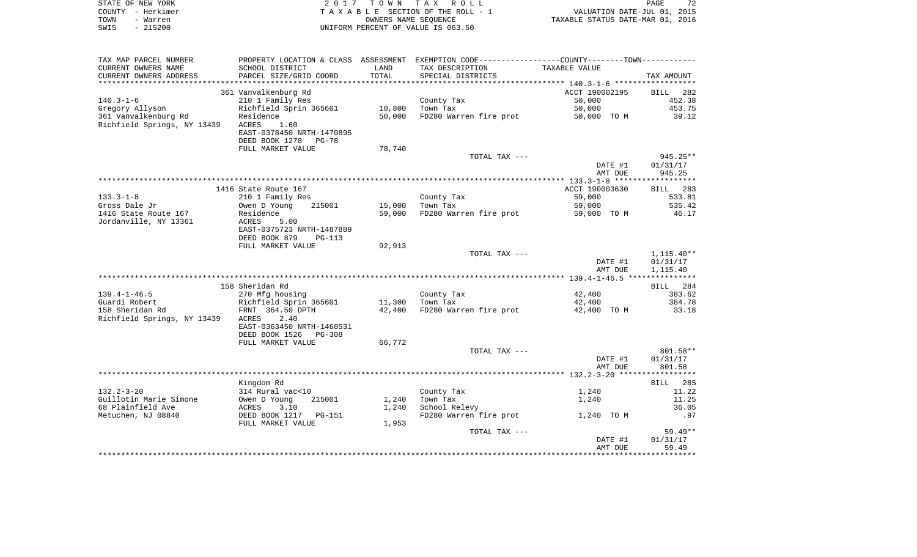STATE OF NEW YORK
COUNTY - Herkimer
TOWN - Warren
SWIS - 215200

2 0 1 7 T O W N T A X R O L L
T A X A B L E SECTION OF THE ROLL - 1
OWNERS NAME SEQUENCE
UNIFORM PERCENT OF VALUE IS 063.50

VALUATION DATE-JUL 01, 2015
TAXABLE STATUS DATE-MAR 01, 2016

| TAX MAP PARCEL NUMBER / CURRENT OWNERS NAME / CURRENT OWNERS ADDRESS | PROPERTY LOCATION & CLASS / SCHOOL DISTRICT / PARCEL SIZE/GRID COORD | ASSESSMENT LAND / TOTAL | EXEMPTION CODE / TAX DESCRIPTION / SPECIAL DISTRICTS | COUNTY--------TOWN / TAXABLE VALUE | TAX AMOUNT |
|---|---|---|---|---|---|
| **140.3-1-6** | 361 Vanvalkenburg Rd | | | ACCT 190002195 | BILL 282 |
| 140.3-1-6 | 210 1 Family Res | | County Tax | 50,000 | 452.38 |
| Gregory Allyson | Richfield Sprin 365601 | 10,800 | Town Tax | 50,000 | 453.75 |
| 361 Vanvalkenburg Rd | Residence | 50,000 | FD280 Warren fire prot | 50,000 TO M | 39.12 |
| Richfield Springs, NY 13439 | ACRES 1.60 | | | | |
| | EAST-0378450 NRTH-1470895 | | | | |
| | DEED BOOK 1278 PG-78 | | | | |
| | FULL MARKET VALUE | 78,740 | | | |
| | | | TOTAL TAX --- | | 945.25** |
| | | | | DATE #1 | 01/31/17 |
| | | | | AMT DUE | 945.25 |
| **133.3-1-8** | 1416 State Route 167 | | | ACCT 190003630 | BILL 283 |
| 133.3-1-8 | 210 1 Family Res | | County Tax | 59,000 | 533.81 |
| Gross Dale Jr | Owen D Young 215001 | 15,000 | Town Tax | 59,000 | 535.42 |
| 1416 State Route 167 | Residence | 59,000 | FD280 Warren fire prot | 59,000 TO M | 46.17 |
| Jordanville, NY 13361 | ACRES 5.00 | | | | |
| | EAST-0375723 NRTH-1487889 | | | | |
| | DEED BOOK 879 PG-113 | | | | |
| | FULL MARKET VALUE | 92,913 | | | |
| | | | TOTAL TAX --- | | 1,115.40** |
| | | | | DATE #1 | 01/31/17 |
| | | | | AMT DUE | 1,115.40 |
| **139.4-1-46.5** | 158 Sheridan Rd | | | | BILL 284 |
| 139.4-1-46.5 | 270 Mfg housing | | County Tax | 42,400 | 383.62 |
| Guardi Robert | Richfield Sprin 365601 | 11,300 | Town Tax | 42,400 | 384.78 |
| 158 Sheridan Rd | FRNT 364.50 DPTH | 42,400 | FD280 Warren fire prot | 42,400 TO M | 33.18 |
| Richfield Springs, NY 13439 | ACRES 2.40 | | | | |
| | EAST-0363450 NRTH-1468531 | | | | |
| | DEED BOOK 1526 PG-308 | | | | |
| | FULL MARKET VALUE | 66,772 | | | |
| | | | TOTAL TAX --- | | 801.58** |
| | | | | DATE #1 | 01/31/17 |
| | | | | AMT DUE | 801.58 |
| **132.2-3-20** | Kingdom Rd | | | | BILL 285 |
| 132.2-3-20 | 314 Rural vac<10 | | County Tax | 1,240 | 11.22 |
| Guillotin Marie Simone | Owen D Young 215001 | 1,240 | Town Tax | 1,240 | 11.25 |
| 68 Plainfield Ave | ACRES 3.10 | 1,240 | School Relevy | | 36.05 |
| Metuchen, NJ 08840 | DEED BOOK 1217 PG-151 | | FD280 Warren fire prot | 1,240 TO M | .97 |
| | FULL MARKET VALUE | 1,953 | | | |
| | | | TOTAL TAX --- | | 59.49** |
| | | | | DATE #1 | 01/31/17 |
| | | | | AMT DUE | 59.49 |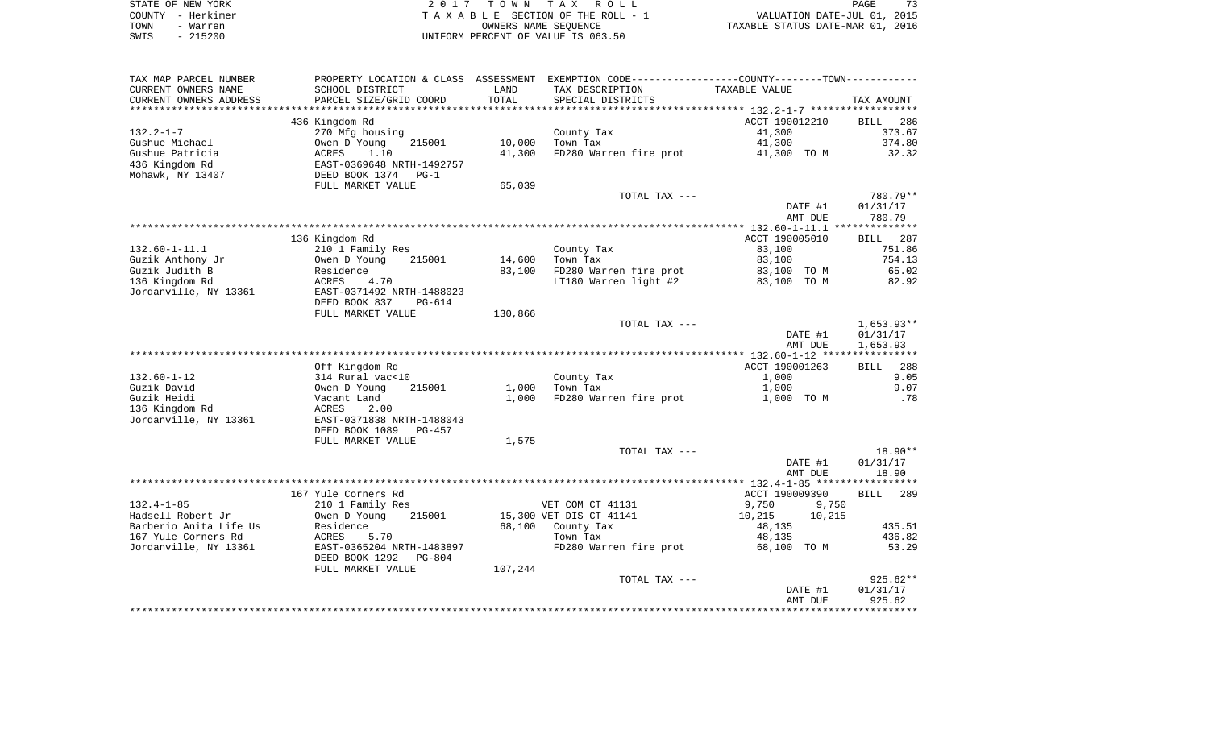STATE OF NEW YORK — 2017 TOWN TAX ROLL
COUNTY - Herkimer — TAXABLE SECTION OF THE ROLL - 1 — VALUATION DATE-JUL 01, 2015
TOWN - Warren — OWNERS NAME SEQUENCE — TAXABLE STATUS DATE-MAR 01, 2016
SWIS - 215200 — UNIFORM PERCENT OF VALUE IS 063.50

| TAX MAP PARCEL NUMBER / CURRENT OWNERS NAME / CURRENT OWNERS ADDRESS | PROPERTY LOCATION & CLASS / SCHOOL DISTRICT / PARCEL SIZE/GRID COORD | ASSESSMENT LAND / TOTAL | EXEMPTION CODE / TAX DESCRIPTION / SPECIAL DISTRICTS | TAXABLE VALUE (COUNTY / TOWN) | TAX AMOUNT |
|---|---|---|---|---|---|
| **132.2-1-7** | 436 Kingdom Rd | | | ACCT 190012210 | BILL 286 |
| 132.2-1-7 | 270 Mfg housing | | County Tax | 41,300 | 373.67 |
| Gushue Michael | Owen D Young 215001 | 10,000 | Town Tax | 41,300 | 374.80 |
| Gushue Patricia | ACRES 1.10 | 41,300 | FD280 Warren fire prot | 41,300 TO M | 32.32 |
| 436 Kingdom Rd | EAST-0369648 NRTH-1492757 | | | | |
| Mohawk, NY 13407 | DEED BOOK 1374 PG-1 | | | | |
| | FULL MARKET VALUE | 65,039 | | | |
| | | | TOTAL TAX --- | | 780.79** |
| | | | | DATE #1 | 01/31/17 |
| | | | | AMT DUE | 780.79 |
| **132.60-1-11.1** | 136 Kingdom Rd | | | ACCT 190005010 | BILL 287 |
| 132.60-1-11.1 | 210 1 Family Res | | County Tax | 83,100 | 751.86 |
| Guzik Anthony Jr | Owen D Young 215001 | 14,600 | Town Tax | 83,100 | 754.13 |
| Guzik Judith B | Residence | 83,100 | FD280 Warren fire prot | 83,100 TO M | 65.02 |
| 136 Kingdom Rd | ACRES 4.70 | | LT180 Warren light #2 | 83,100 TO M | 82.92 |
| Jordanville, NY 13361 | EAST-0371492 NRTH-1488023 | | | | |
| | DEED BOOK 837 PG-614 | | | | |
| | FULL MARKET VALUE | 130,866 | | | |
| | | | TOTAL TAX --- | | 1,653.93** |
| | | | | DATE #1 | 01/31/17 |
| | | | | AMT DUE | 1,653.93 |
| **132.60-1-12** | Off Kingdom Rd | | | ACCT 190001263 | BILL 288 |
| 132.60-1-12 | 314 Rural vac<10 | | County Tax | 1,000 | 9.05 |
| Guzik David | Owen D Young 215001 | 1,000 | Town Tax | 1,000 | 9.07 |
| Guzik Heidi | Vacant Land | 1,000 | FD280 Warren fire prot | 1,000 TO M | .78 |
| 136 Kingdom Rd | ACRES 2.00 | | | | |
| Jordanville, NY 13361 | EAST-0371838 NRTH-1488043 | | | | |
| | DEED BOOK 1089 PG-457 | | | | |
| | FULL MARKET VALUE | 1,575 | | | |
| | | | TOTAL TAX --- | | 18.90** |
| | | | | DATE #1 | 01/31/17 |
| | | | | AMT DUE | 18.90 |
| **132.4-1-85** | 167 Yule Corners Rd | | | ACCT 190009390 | BILL 289 |
| 132.4-1-85 | 210 1 Family Res | | VET COM CT 41131 | 9,750 / 9,750 | |
| Hadsell Robert Jr | Owen D Young 215001 | 15,300 | VET DIS CT 41141 | 10,215 / 10,215 | |
| Barberio Anita Life Us | Residence | 68,100 | County Tax | 48,135 | 435.51 |
| 167 Yule Corners Rd | ACRES 5.70 | | Town Tax | 48,135 | 436.82 |
| Jordanville, NY 13361 | EAST-0365204 NRTH-1483897 | | FD280 Warren fire prot | 68,100 TO M | 53.29 |
| | DEED BOOK 1292 PG-804 | | | | |
| | FULL MARKET VALUE | 107,244 | | | |
| | | | TOTAL TAX --- | | 925.62** |
| | | | | DATE #1 | 01/31/17 |
| | | | | AMT DUE | 925.62 |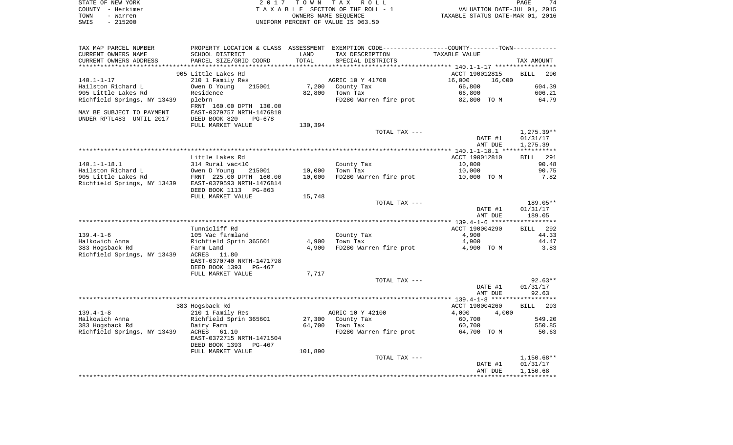STATE OF NEW YORK — 2 0 1 7 T O W N T A X R O L L
COUNTY - Herkimer — T A X A B L E SECTION OF THE ROLL - 1 — VALUATION DATE-JUL 01, 2015
TOWN - Warren — OWNERS NAME SEQUENCE — TAXABLE STATUS DATE-MAR 01, 2016
SWIS - 215200 — UNIFORM PERCENT OF VALUE IS 063.50

| TAX MAP PARCEL NUMBER / CURRENT OWNERS NAME / CURRENT OWNERS ADDRESS | PROPERTY LOCATION & CLASS / SCHOOL DISTRICT / PARCEL SIZE/GRID COORD | ASSESSMENT LAND / TOTAL | EXEMPTION CODE / TAX DESCRIPTION / SPECIAL DISTRICTS | COUNTY / TOWN TAXABLE VALUE | TAX AMOUNT |
|---|---|---|---|---|---|
| **140.1-1-17** | 905 Little Lakes Rd | | | ACCT 190012815 | BILL 290 |
| Hailston Richard L | 210 1 Family Res | | AGRIC 10 Y 41700 | 16,000 16,000 | |
| 905 Little Lakes Rd | Owen D Young 215001 | 7,200 | County Tax | 66,800 | 604.39 |
| Richfield Springs, NY 13439 | Residence | 82,800 | Town Tax | 66,800 | 606.21 |
| | plebrn | | FD280 Warren fire prot | 82,800 TO M | 64.79 |
| MAY BE SUBJECT TO PAYMENT | FRNT 160.00 DPTH 130.00 | | | | |
| UNDER RPTL483 UNTIL 2017 | EAST-0379757 NRTH-1476810 | | | | |
| | DEED BOOK 820 PG-678 | | | | |
| | FULL MARKET VALUE | 130,394 | | | |
| | | | TOTAL TAX --- | | 1,275.39** |
| | | | | DATE #1 | 01/31/17 |
| | | | | AMT DUE | 1,275.39 |
| **140.1-1-18.1** | Little Lakes Rd | | | ACCT 190012810 | BILL 291 |
| Hailston Richard L | 314 Rural vac<10 | | County Tax | 10,000 | 90.48 |
| 905 Little Lakes Rd | Owen D Young 215001 | 10,000 | Town Tax | 10,000 | 90.75 |
| Richfield Springs, NY 13439 | FRNT 225.00 DPTH 160.00 | 10,000 | FD280 Warren fire prot | 10,000 TO M | 7.82 |
| | EAST-0379593 NRTH-1476814 | | | | |
| | DEED BOOK 1113 PG-863 | | | | |
| | FULL MARKET VALUE | 15,748 | | | |
| | | | TOTAL TAX --- | | 189.05** |
| | | | | DATE #1 | 01/31/17 |
| | | | | AMT DUE | 189.05 |
| **139.4-1-6** | Tunnicliff Rd | | | ACCT 190004290 | BILL 292 |
| Halkowich Anna | 105 Vac farmland | | County Tax | 4,900 | 44.33 |
| 383 Hogsback Rd | Richfield Sprin 365601 | 4,900 | Town Tax | 4,900 | 44.47 |
| Richfield Springs, NY 13439 | Farm Land | 4,900 | FD280 Warren fire prot | 4,900 TO M | 3.83 |
| | ACRES 11.80 | | | | |
| | EAST-0370740 NRTH-1471798 | | | | |
| | DEED BOOK 1393 PG-467 | | | | |
| | FULL MARKET VALUE | 7,717 | | | |
| | | | TOTAL TAX --- | | 92.63** |
| | | | | DATE #1 | 01/31/17 |
| | | | | AMT DUE | 92.63 |
| **139.4-1-8** | 383 Hogsback Rd | | | ACCT 190004260 | BILL 293 |
| Halkowich Anna | 210 1 Family Res | | AGRIC 10 Y 42100 | 4,000 4,000 | |
| 383 Hogsback Rd | Richfield Sprin 365601 | 27,300 | County Tax | 60,700 | 549.20 |
| Richfield Springs, NY 13439 | Dairy Farm | 64,700 | Town Tax | 60,700 | 550.85 |
| | ACRES 61.10 | | FD280 Warren fire prot | 64,700 TO M | 50.63 |
| | EAST-0372715 NRTH-1471504 | | | | |
| | DEED BOOK 1393 PG-467 | | | | |
| | FULL MARKET VALUE | 101,890 | | | |
| | | | TOTAL TAX --- | | 1,150.68** |
| | | | | DATE #1 | 01/31/17 |
| | | | | AMT DUE | 1,150.68 |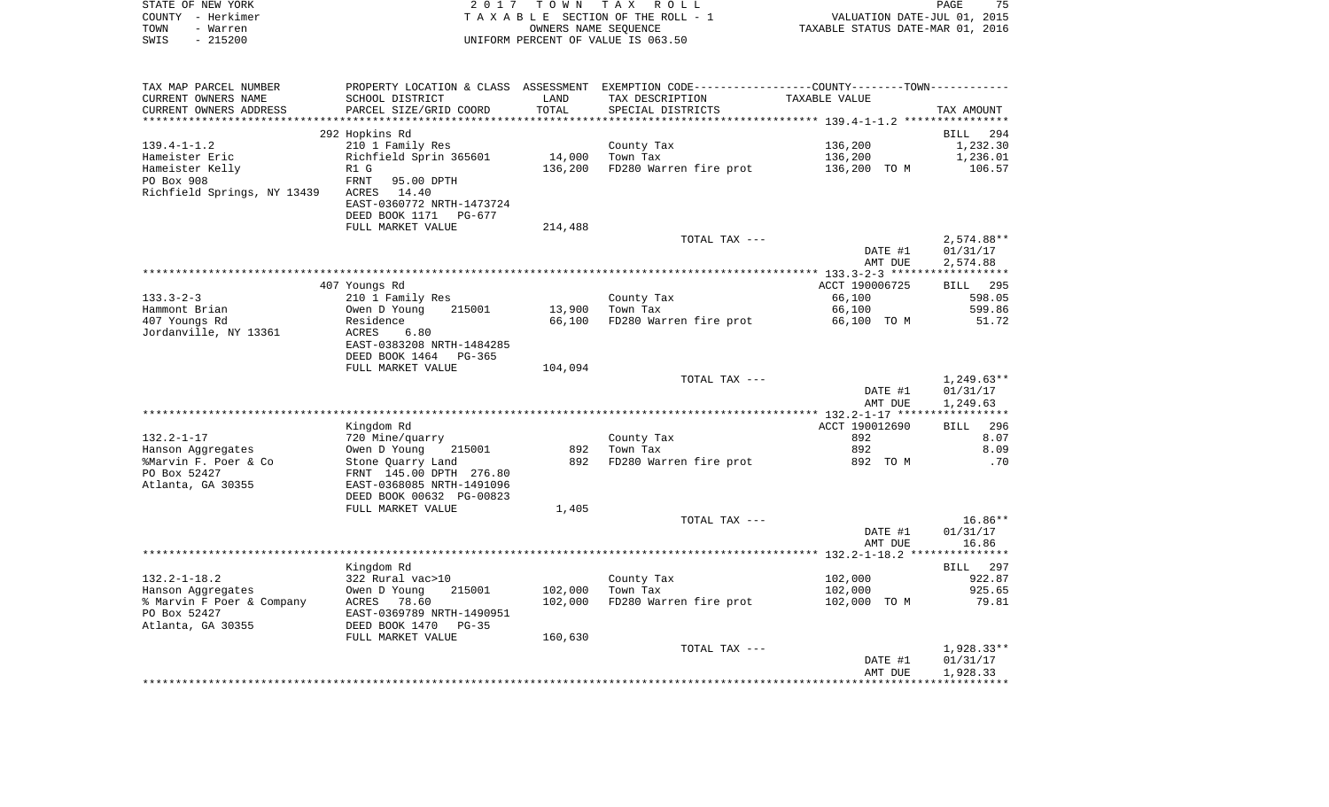STATE OF NEW YORK | COUNTY - Herkimer | TOWN - Warren | SWIS - 215200

2017 TOWN TAX ROLL
TAXABLE SECTION OF THE ROLL - 1
OWNERS NAME SEQUENCE
UNIFORM PERCENT OF VALUE IS 063.50

VALUATION DATE-JUL 01, 2015
TAXABLE STATUS DATE-MAR 01, 2016

| TAX MAP PARCEL NUMBER / CURRENT OWNERS NAME / CURRENT OWNERS ADDRESS | PROPERTY LOCATION & CLASS / SCHOOL DISTRICT / PARCEL SIZE/GRID COORD | ASSESSMENT LAND / TOTAL | EXEMPTION CODE / TAX DESCRIPTION / SPECIAL DISTRICTS | COUNTY--TOWN TAXABLE VALUE | TAX AMOUNT |
|---|---|---|---|---|---|
| **139.4-1-1.2** | 292 Hopkins Rd | | | | BILL 294 |
| Hameister Eric | 210 1 Family Res | | County Tax | 136,200 | 1,232.30 |
| Hameister Kelly | Richfield Sprin 365601 | 14,000 | Town Tax | 136,200 | 1,236.01 |
| PO Box 908 | R1 G | 136,200 | FD280 Warren fire prot | 136,200 TO M | 106.57 |
| Richfield Springs, NY 13439 | FRNT 95.00 DPTH | | | | |
| | ACRES 14.40 | | | | |
| | EAST-0360772 NRTH-1473724 | | | | |
| | DEED BOOK 1171 PG-677 | | | | |
| | FULL MARKET VALUE | 214,488 | | | |
| | | | TOTAL TAX --- | | 2,574.88** |
| | | | | DATE #1 | 01/31/17 |
| | | | | AMT DUE | 2,574.88 |
| **133.3-2-3** | 407 Youngs Rd | | | ACCT 190006725 | BILL 295 |
| Hammont Brian | 210 1 Family Res | | County Tax | 66,100 | 598.05 |
| 407 Youngs Rd | Owen D Young 215001 | 13,900 | Town Tax | 66,100 | 599.86 |
| Jordanville, NY 13361 | Residence | 66,100 | FD280 Warren fire prot | 66,100 TO M | 51.72 |
| | ACRES 6.80 | | | | |
| | EAST-0383208 NRTH-1484285 | | | | |
| | DEED BOOK 1464 PG-365 | | | | |
| | FULL MARKET VALUE | 104,094 | | | |
| | | | TOTAL TAX --- | | 1,249.63** |
| | | | | DATE #1 | 01/31/17 |
| | | | | AMT DUE | 1,249.63 |
| **132.2-1-17** | Kingdom Rd | | | ACCT 190012690 | BILL 296 |
| Hanson Aggregates | 720 Mine/quarry | | County Tax | 892 | 8.07 |
| %Marvin F. Poer & Co | Owen D Young 215001 | 892 | Town Tax | 892 | 8.09 |
| PO Box 52427 | Stone Quarry Land | 892 | FD280 Warren fire prot | 892 TO M | .70 |
| Atlanta, GA 30355 | FRNT 145.00 DPTH 276.80 | | | | |
| | EAST-0368085 NRTH-1491096 | | | | |
| | DEED BOOK 00632 PG-00823 | | | | |
| | FULL MARKET VALUE | 1,405 | | | |
| | | | TOTAL TAX --- | | 16.86** |
| | | | | DATE #1 | 01/31/17 |
| | | | | AMT DUE | 16.86 |
| **132.2-1-18.2** | Kingdom Rd | | | | BILL 297 |
| Hanson Aggregates | 322 Rural vac>10 | | County Tax | 102,000 | 922.87 |
| % Marvin F Poer & Company | Owen D Young 215001 | 102,000 | Town Tax | 102,000 | 925.65 |
| PO Box 52427 | ACRES 78.60 | 102,000 | FD280 Warren fire prot | 102,000 TO M | 79.81 |
| Atlanta, GA 30355 | EAST-0369789 NRTH-1490951 | | | | |
| | DEED BOOK 1470 PG-35 | | | | |
| | FULL MARKET VALUE | 160,630 | | | |
| | | | TOTAL TAX --- | | 1,928.33** |
| | | | | DATE #1 | 01/31/17 |
| | | | | AMT DUE | 1,928.33 |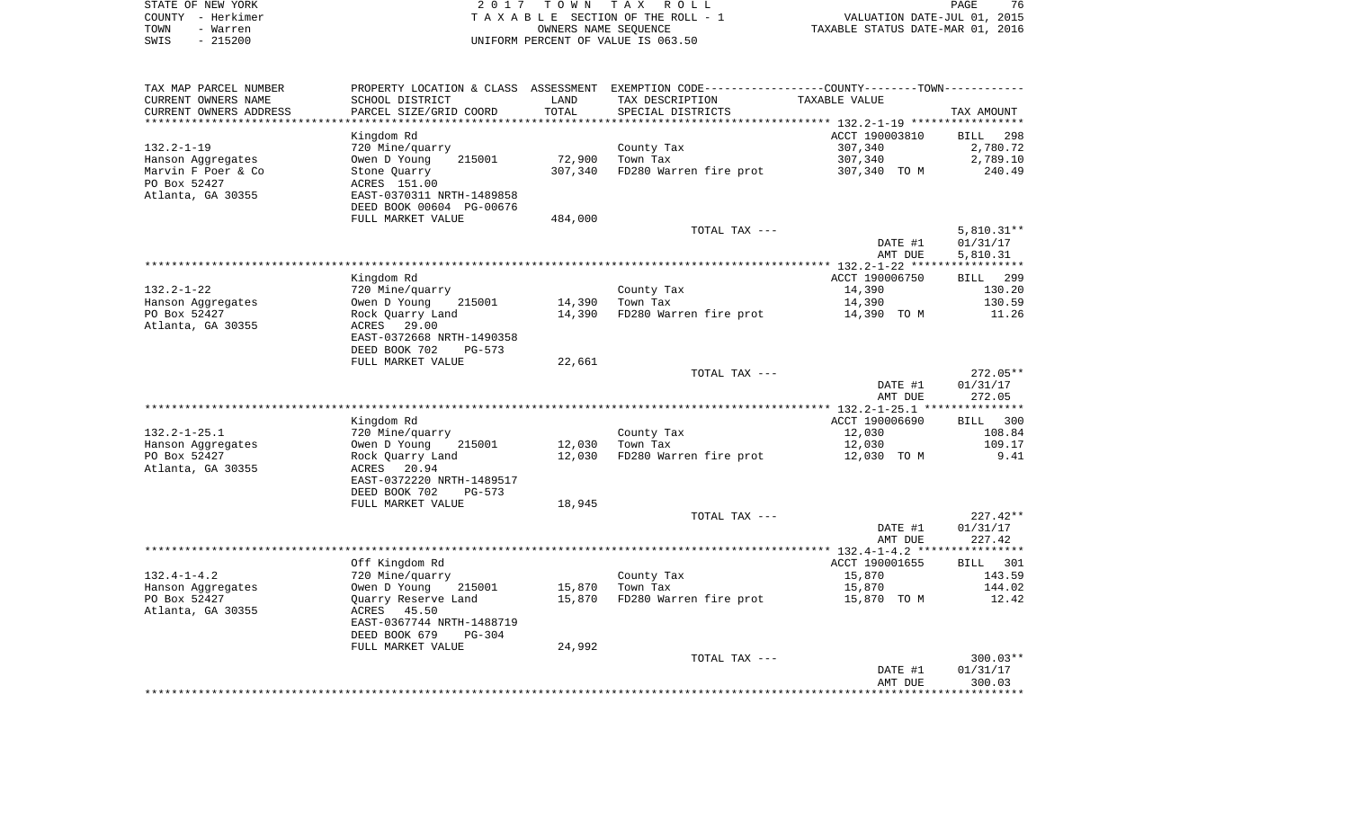STATE OF NEW YORK
COUNTY - Herkimer
TOWN - Warren
SWIS - 215200

2 0 1 7 T O W N T A X R O L L
T A X A B L E SECTION OF THE ROLL - 1
OWNERS NAME SEQUENCE
UNIFORM PERCENT OF VALUE IS 063.50

VALUATION DATE-JUL 01, 2015
TAXABLE STATUS DATE-MAR 01, 2016

| TAX MAP PARCEL NUMBER / CURRENT OWNERS NAME / CURRENT OWNERS ADDRESS | PROPERTY LOCATION & CLASS / SCHOOL DISTRICT / PARCEL SIZE/GRID COORD | ASSESSMENT LAND / TOTAL | EXEMPTION CODE / TAX DESCRIPTION / SPECIAL DISTRICTS | COUNTY--------TOWN TAXABLE VALUE | TAX AMOUNT |
|---|---|---|---|---|---|
| 132.2-1-19 | Kingdom Rd | | | ACCT 190003810 | BILL 298 |
| | 720 Mine/quarry | | County Tax | 307,340 | 2,780.72 |
| Hanson Aggregates | Owen D Young 215001 | 72,900 | Town Tax | 307,340 | 2,789.10 |
| Marvin F Poer & Co | Stone Quarry | 307,340 | FD280 Warren fire prot | 307,340 TO M | 240.49 |
| PO Box 52427 | ACRES 151.00 | | | | |
| Atlanta, GA 30355 | EAST-0370311 NRTH-1489858 | | | | |
| | DEED BOOK 00604 PG-00676 | | | | |
| | FULL MARKET VALUE | 484,000 | | | |
| | | | TOTAL TAX --- | | 5,810.31** |
| | | | | DATE #1 | 01/31/17 |
| | | | | AMT DUE | 5,810.31 |
| 132.2-1-22 | Kingdom Rd | | | ACCT 190006750 | BILL 299 |
| | 720 Mine/quarry | | County Tax | 14,390 | 130.20 |
| Hanson Aggregates | Owen D Young 215001 | 14,390 | Town Tax | 14,390 | 130.59 |
| PO Box 52427 | Rock Quarry Land | 14,390 | FD280 Warren fire prot | 14,390 TO M | 11.26 |
| Atlanta, GA 30355 | ACRES 29.00 | | | | |
| | EAST-0372668 NRTH-1490358 | | | | |
| | DEED BOOK 702 PG-573 | | | | |
| | FULL MARKET VALUE | 22,661 | | | |
| | | | TOTAL TAX --- | | 272.05** |
| | | | | DATE #1 | 01/31/17 |
| | | | | AMT DUE | 272.05 |
| 132.2-1-25.1 | Kingdom Rd | | | ACCT 190006690 | BILL 300 |
| | 720 Mine/quarry | | County Tax | 12,030 | 108.84 |
| Hanson Aggregates | Owen D Young 215001 | 12,030 | Town Tax | 12,030 | 109.17 |
| PO Box 52427 | Rock Quarry Land | 12,030 | FD280 Warren fire prot | 12,030 TO M | 9.41 |
| Atlanta, GA 30355 | ACRES 20.94 | | | | |
| | EAST-0372220 NRTH-1489517 | | | | |
| | DEED BOOK 702 PG-573 | | | | |
| | FULL MARKET VALUE | 18,945 | | | |
| | | | TOTAL TAX --- | | 227.42** |
| | | | | DATE #1 | 01/31/17 |
| | | | | AMT DUE | 227.42 |
| 132.4-1-4.2 | Off Kingdom Rd | | | ACCT 190001655 | BILL 301 |
| | 720 Mine/quarry | | County Tax | 15,870 | 143.59 |
| Hanson Aggregates | Owen D Young 215001 | 15,870 | Town Tax | 15,870 | 144.02 |
| PO Box 52427 | Quarry Reserve Land | 15,870 | FD280 Warren fire prot | 15,870 TO M | 12.42 |
| Atlanta, GA 30355 | ACRES 45.50 | | | | |
| | EAST-0367744 NRTH-1488719 | | | | |
| | DEED BOOK 679 PG-304 | | | | |
| | FULL MARKET VALUE | 24,992 | | | |
| | | | TOTAL TAX --- | | 300.03** |
| | | | | DATE #1 | 01/31/17 |
| | | | | AMT DUE | 300.03 |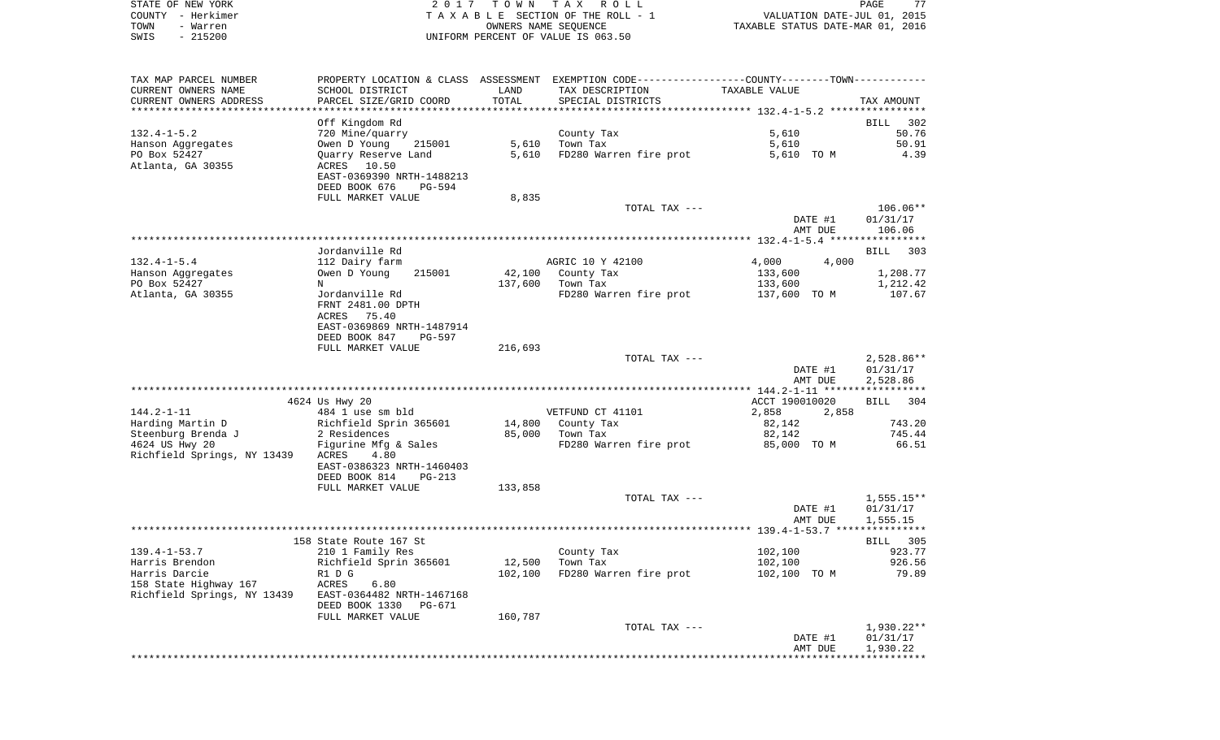STATE OF NEW YORK · COUNTY - Herkimer · TOWN - Warren · SWIS - 215200

2017 TOWN TAX ROLL · TAXABLE SECTION OF THE ROLL - 1 · OWNERS NAME SEQUENCE · UNIFORM PERCENT OF VALUE IS 063.50

VALUATION DATE-JUL 01, 2015 · TAXABLE STATUS DATE-MAR 01, 2016

| TAX MAP PARCEL NUMBER / CURRENT OWNERS NAME / CURRENT OWNERS ADDRESS | PROPERTY LOCATION & CLASS / SCHOOL DISTRICT / PARCEL SIZE/GRID COORD | ASSESSMENT LAND / TOTAL | EXEMPTION CODE / TAX DESCRIPTION / SPECIAL DISTRICTS | TAXABLE VALUE | TAX AMOUNT |
|---|---|---|---|---|---|
| 132.4-1-5.2 | Off Kingdom Rd | | | | BILL 302 |
| Hanson Aggregates | 720 Mine/quarry | | County Tax | 5,610 | 50.76 |
| PO Box 52427 | Owen D Young 215001 | 5,610 | Town Tax | 5,610 | 50.91 |
| Atlanta, GA 30355 | Quarry Reserve Land | 5,610 | FD280 Warren fire prot | 5,610 TO M | 4.39 |
| | ACRES 10.50 | | | | |
| | EAST-0369390 NRTH-1488213 | | | | |
| | DEED BOOK 676 PG-594 | | | | |
| | FULL MARKET VALUE | 8,835 | | | |
| | | | TOTAL TAX --- | | 106.06** |
| | | | | DATE #1 | 01/31/17 |
| | | | | AMT DUE | 106.06 |
| 132.4-1-5.4 | Jordanville Rd | | | | BILL 303 |
| Hanson Aggregates | 112 Dairy farm | | AGRIC 10 Y 42100 | 4,000 4,000 | |
| PO Box 52427 | Owen D Young 215001 | 42,100 | County Tax | 133,600 | 1,208.77 |
| Atlanta, GA 30355 | N | 137,600 | Town Tax | 133,600 | 1,212.42 |
| | Jordanville Rd | | FD280 Warren fire prot | 137,600 TO M | 107.67 |
| | FRNT 2481.00 DPTH | | | | |
| | ACRES 75.40 | | | | |
| | EAST-0369869 NRTH-1487914 | | | | |
| | DEED BOOK 847 PG-597 | | | | |
| | FULL MARKET VALUE | 216,693 | | | |
| | | | TOTAL TAX --- | | 2,528.86** |
| | | | | DATE #1 | 01/31/17 |
| | | | | AMT DUE | 2,528.86 |
| 144.2-1-11 | 4624 Us Hwy 20 | | | ACCT 190010020 | BILL 304 |
| Harding Martin D | 484 1 use sm bld | | VETFUND CT 41101 | 2,858 2,858 | |
| Steenburg Brenda J | Richfield Sprin 365601 | 14,800 | County Tax | 82,142 | 743.20 |
| 4624 US Hwy 20 | 2 Residences | 85,000 | Town Tax | 82,142 | 745.44 |
| Richfield Springs, NY 13439 | Figurine Mfg & Sales | | FD280 Warren fire prot | 85,000 TO M | 66.51 |
| | ACRES 4.80 | | | | |
| | EAST-0386323 NRTH-1460403 | | | | |
| | DEED BOOK 814 PG-213 | | | | |
| | FULL MARKET VALUE | 133,858 | | | |
| | | | TOTAL TAX --- | | 1,555.15** |
| | | | | DATE #1 | 01/31/17 |
| | | | | AMT DUE | 1,555.15 |
| 139.4-1-53.7 | 158 State Route 167 St | | | | BILL 305 |
| Harris Brendon | 210 1 Family Res | | County Tax | 102,100 | 923.77 |
| Harris Darcie | Richfield Sprin 365601 | 12,500 | Town Tax | 102,100 | 926.56 |
| 158 State Highway 167 | R1 D G | 102,100 | FD280 Warren fire prot | 102,100 TO M | 79.89 |
| Richfield Springs, NY 13439 | ACRES 6.80 | | | | |
| | EAST-0364482 NRTH-1467168 | | | | |
| | DEED BOOK 1330 PG-671 | | | | |
| | FULL MARKET VALUE | 160,787 | | | |
| | | | TOTAL TAX --- | | 1,930.22** |
| | | | | DATE #1 | 01/31/17 |
| | | | | AMT DUE | 1,930.22 |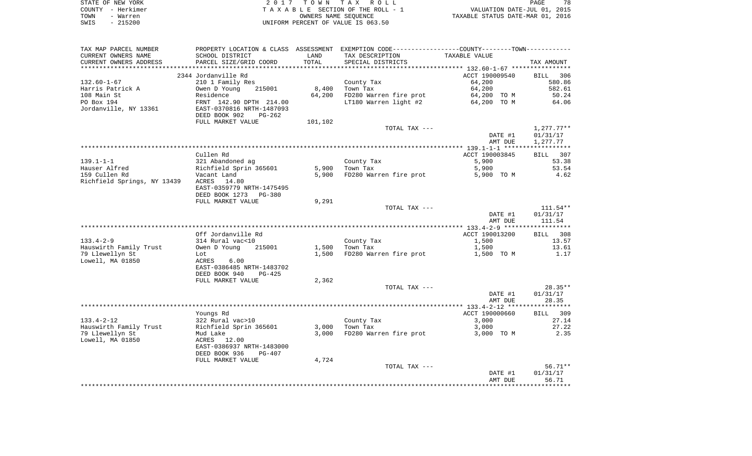STATE OF NEW YORK
COUNTY - Herkimer
TOWN - Warren
SWIS - 215200

2017 TOWN TAX ROLL
TAXABLE SECTION OF THE ROLL - 1
OWNERS NAME SEQUENCE
UNIFORM PERCENT OF VALUE IS 063.50

VALUATION DATE-JUL 01, 2015
TAXABLE STATUS DATE-MAR 01, 2016

| TAX MAP PARCEL NUMBER<br>CURRENT OWNERS NAME<br>CURRENT OWNERS ADDRESS | PROPERTY LOCATION & CLASS<br>SCHOOL DISTRICT<br>PARCEL SIZE/GRID COORD | ASSESSMENT<br>LAND<br>TOTAL | EXEMPTION CODE<br>TAX DESCRIPTION<br>SPECIAL DISTRICTS | COUNTY--------TOWN<br>TAXABLE VALUE | TAX AMOUNT |
|---|---|---|---|---|---|
| 132.60-1-67 | 2344 Jordanville Rd | | | ACCT 190009540 | BILL 306 |
| 132.60-1-67 | 210 1 Family Res | | County Tax | 64,200 | 580.86 |
| Harris Patrick A | Owen D Young 215001 | 8,400 | Town Tax | 64,200 | 582.61 |
| 108 Main St | Residence | 64,200 | FD280 Warren fire prot | 64,200 TO M | 50.24 |
| PO Box 194 | FRNT 142.90 DPTH 214.00 | | LT180 Warren light #2 | 64,200 TO M | 64.06 |
| Jordanville, NY 13361 | EAST-0370816 NRTH-1487093 | | | | |
| | DEED BOOK 902 PG-262 | | | | |
| | FULL MARKET VALUE | 101,102 | | | |
| | | | TOTAL TAX --- | | 1,277.77** |
| | | | | DATE #1 | 01/31/17 |
| | | | | AMT DUE | 1,277.77 |
| 139.1-1-1 | Cullen Rd | | | ACCT 190003845 | BILL 307 |
| 139.1-1-1 | 321 Abandoned ag | | County Tax | 5,900 | 53.38 |
| Hauser Alfred | Richfield Sprin 365601 | 5,900 | Town Tax | 5,900 | 53.54 |
| 159 Cullen Rd | Vacant Land | 5,900 | FD280 Warren fire prot | 5,900 TO M | 4.62 |
| Richfield Springs, NY 13439 | ACRES 14.80 | | | | |
| | EAST-0359779 NRTH-1475495 | | | | |
| | DEED BOOK 1273 PG-380 | | | | |
| | FULL MARKET VALUE | 9,291 | | | |
| | | | TOTAL TAX --- | | 111.54** |
| | | | | DATE #1 | 01/31/17 |
| | | | | AMT DUE | 111.54 |
| 133.4-2-9 | Off Jordanville Rd | | | ACCT 190013200 | BILL 308 |
| 133.4-2-9 | 314 Rural vac<10 | | County Tax | 1,500 | 13.57 |
| Hauswirth Family Trust | Owen D Young 215001 | 1,500 | Town Tax | 1,500 | 13.61 |
| 79 Llewellyn St | Lot | 1,500 | FD280 Warren fire prot | 1,500 TO M | 1.17 |
| Lowell, MA 01850 | ACRES 6.00 | | | | |
| | EAST-0386485 NRTH-1483702 | | | | |
| | DEED BOOK 940 PG-425 | | | | |
| | FULL MARKET VALUE | 2,362 | | | |
| | | | TOTAL TAX --- | | 28.35** |
| | | | | DATE #1 | 01/31/17 |
| | | | | AMT DUE | 28.35 |
| 133.4-2-12 | Youngs Rd | | | ACCT 190000660 | BILL 309 |
| 133.4-2-12 | 322 Rural vac>10 | | County Tax | 3,000 | 27.14 |
| Hauswirth Family Trust | Richfield Sprin 365601 | 3,000 | Town Tax | 3,000 | 27.22 |
| 79 Llewellyn St | Mud Lake | 3,000 | FD280 Warren fire prot | 3,000 TO M | 2.35 |
| Lowell, MA 01850 | ACRES 12.00 | | | | |
| | EAST-0386937 NRTH-1483000 | | | | |
| | DEED BOOK 936 PG-407 | | | | |
| | FULL MARKET VALUE | 4,724 | | | |
| | | | TOTAL TAX --- | | 56.71** |
| | | | | DATE #1 | 01/31/17 |
| | | | | AMT DUE | 56.71 |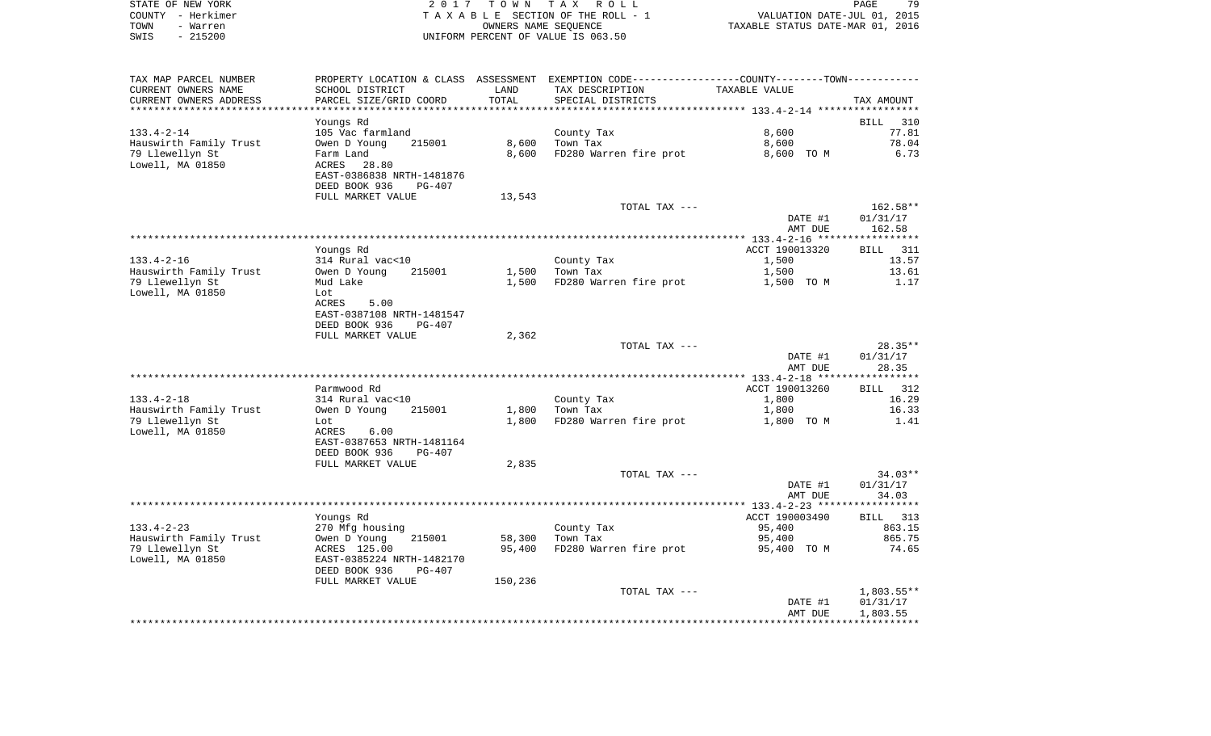STATE OF NEW YORK
COUNTY - Herkimer
TOWN - Warren
SWIS - 215200

2017 TOWN TAX ROLL
TAXABLE SECTION OF THE ROLL - 1
OWNERS NAME SEQUENCE
UNIFORM PERCENT OF VALUE IS 063.50

VALUATION DATE-JUL 01, 2015
TAXABLE STATUS DATE-MAR 01, 2016

| TAX MAP PARCEL NUMBER / CURRENT OWNERS NAME / CURRENT OWNERS ADDRESS | PROPERTY LOCATION & CLASS / SCHOOL DISTRICT / PARCEL SIZE/GRID COORD | ASSESSMENT LAND / TOTAL | EXEMPTION CODE / TAX DESCRIPTION / SPECIAL DISTRICTS | TAXABLE VALUE | TAX AMOUNT |
|---|---|---|---|---|---|
| 133.4-2-14 | Youngs Rd | | | | BILL 310 |
| 133.4-2-14 | 105 Vac farmland | | County Tax | 8,600 | 77.81 |
| Hauswirth Family Trust | Owen D Young 215001 | 8,600 | Town Tax | 8,600 | 78.04 |
| 79 Llewellyn St | Farm Land | 8,600 | FD280 Warren fire prot | 8,600 TO M | 6.73 |
| Lowell, MA 01850 | ACRES 28.80 | | | | |
| | EAST-0386838 NRTH-1481876 | | | | |
| | DEED BOOK 936 PG-407 | | | | |
| | FULL MARKET VALUE | 13,543 | | | |
| | | | TOTAL TAX --- | | 162.58** |
| | | | | DATE #1 | 01/31/17 |
| | | | | AMT DUE | 162.58 |
| 133.4-2-16 | Youngs Rd | | | ACCT 190013320 | BILL 311 |
| 133.4-2-16 | 314 Rural vac<10 | | County Tax | 1,500 | 13.57 |
| Hauswirth Family Trust | Owen D Young 215001 | 1,500 | Town Tax | 1,500 | 13.61 |
| 79 Llewellyn St | Mud Lake | 1,500 | FD280 Warren fire prot | 1,500 TO M | 1.17 |
| Lowell, MA 01850 | Lot | | | | |
| | ACRES 5.00 | | | | |
| | EAST-0387108 NRTH-1481547 | | | | |
| | DEED BOOK 936 PG-407 | | | | |
| | FULL MARKET VALUE | 2,362 | | | |
| | | | TOTAL TAX --- | | 28.35** |
| | | | | DATE #1 | 01/31/17 |
| | | | | AMT DUE | 28.35 |
| 133.4-2-18 | Parmwood Rd | | | ACCT 190013260 | BILL 312 |
| 133.4-2-18 | 314 Rural vac<10 | | County Tax | 1,800 | 16.29 |
| Hauswirth Family Trust | Owen D Young 215001 | 1,800 | Town Tax | 1,800 | 16.33 |
| 79 Llewellyn St | Lot | 1,800 | FD280 Warren fire prot | 1,800 TO M | 1.41 |
| Lowell, MA 01850 | ACRES 6.00 | | | | |
| | EAST-0387653 NRTH-1481164 | | | | |
| | DEED BOOK 936 PG-407 | | | | |
| | FULL MARKET VALUE | 2,835 | | | |
| | | | TOTAL TAX --- | | 34.03** |
| | | | | DATE #1 | 01/31/17 |
| | | | | AMT DUE | 34.03 |
| 133.4-2-23 | Youngs Rd | | | ACCT 190003490 | BILL 313 |
| 133.4-2-23 | 270 Mfg housing | | County Tax | 95,400 | 863.15 |
| Hauswirth Family Trust | Owen D Young 215001 | 58,300 | Town Tax | 95,400 | 865.75 |
| 79 Llewellyn St | ACRES 125.00 | 95,400 | FD280 Warren fire prot | 95,400 TO M | 74.65 |
| Lowell, MA 01850 | EAST-0385224 NRTH-1482170 | | | | |
| | DEED BOOK 936 PG-407 | | | | |
| | FULL MARKET VALUE | 150,236 | | | |
| | | | TOTAL TAX --- | | 1,803.55** |
| | | | | DATE #1 | 01/31/17 |
| | | | | AMT DUE | 1,803.55 |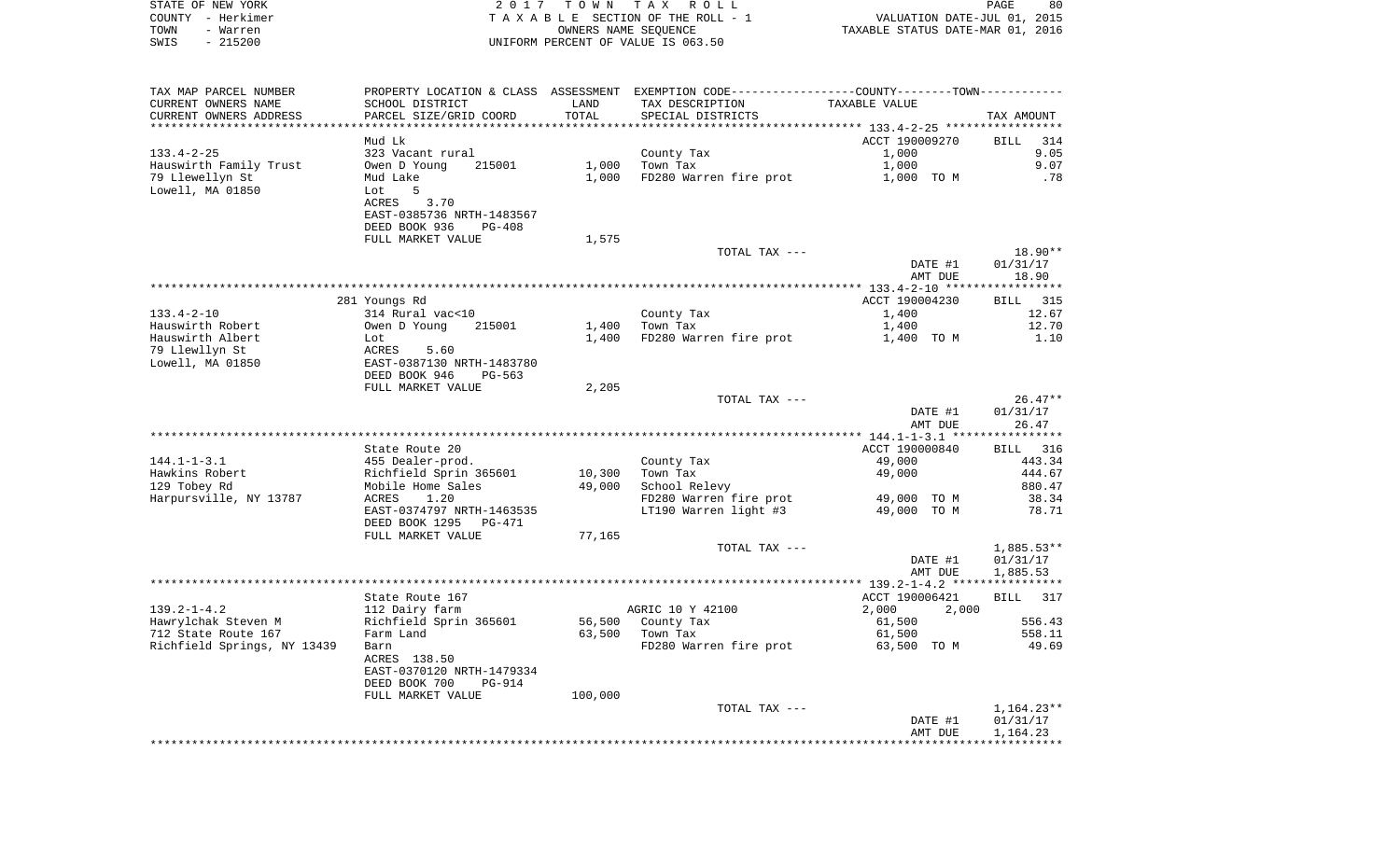STATE OF NEW YORK — 2017 TOWN TAX ROLL
COUNTY - Herkimer — TAXABLE SECTION OF THE ROLL - 1 — VALUATION DATE-JUL 01, 2015
TOWN - Warren — OWNERS NAME SEQUENCE — TAXABLE STATUS DATE-MAR 01, 2016
SWIS - 215200 — UNIFORM PERCENT OF VALUE IS 063.50

| TAX MAP PARCEL NUMBER / CURRENT OWNERS NAME / CURRENT OWNERS ADDRESS | PROPERTY LOCATION & CLASS / SCHOOL DISTRICT / PARCEL SIZE/GRID COORD | ASSESSMENT LAND / TOTAL | EXEMPTION CODE / TAX DESCRIPTION / SPECIAL DISTRICTS | COUNTY--------TOWN TAXABLE VALUE | TAX AMOUNT |
|---|---|---|---|---|---|
| **133.4-2-25** | Mud Lk | | | ACCT 190009270 | BILL 314 |
| 133.4-2-25 | 323 Vacant rural | | County Tax | 1,000 | 9.05 |
| Hauswirth Family Trust | Owen D Young 215001 | 1,000 | Town Tax | 1,000 | 9.07 |
| 79 Llewellyn St | Mud Lake | 1,000 | FD280 Warren fire prot | 1,000 TO M | .78 |
| Lowell, MA 01850 | Lot 5 | | | | |
| | ACRES 3.70 | | | | |
| | EAST-0385736 NRTH-1483567 | | | | |
| | DEED BOOK 936 PG-408 | | | | |
| | FULL MARKET VALUE | 1,575 | | | |
| | | | TOTAL TAX --- | | 18.90** |
| | | | | DATE #1 | 01/31/17 |
| | | | | AMT DUE | 18.90 |
| **133.4-2-10** | 281 Youngs Rd | | | ACCT 190004230 | BILL 315 |
| 133.4-2-10 | 314 Rural vac<10 | | County Tax | 1,400 | 12.67 |
| Hauswirth Robert | Owen D Young 215001 | 1,400 | Town Tax | 1,400 | 12.70 |
| Hauswirth Albert | Lot | 1,400 | FD280 Warren fire prot | 1,400 TO M | 1.10 |
| 79 Llewllyn St | ACRES 5.60 | | | | |
| Lowell, MA 01850 | EAST-0387130 NRTH-1483780 | | | | |
| | DEED BOOK 946 PG-563 | | | | |
| | FULL MARKET VALUE | 2,205 | | | |
| | | | TOTAL TAX --- | | 26.47** |
| | | | | DATE #1 | 01/31/17 |
| | | | | AMT DUE | 26.47 |
| **144.1-1-3.1** | State Route 20 | | | ACCT 190000840 | BILL 316 |
| 144.1-1-3.1 | 455 Dealer-prod. | | County Tax | 49,000 | 443.34 |
| Hawkins Robert | Richfield Sprin 365601 | 10,300 | Town Tax | 49,000 | 444.67 |
| 129 Tobey Rd | Mobile Home Sales | 49,000 | School Relevy | | 880.47 |
| Harpursville, NY 13787 | ACRES 1.20 | | FD280 Warren fire prot | 49,000 TO M | 38.34 |
| | EAST-0374797 NRTH-1463535 | | LT190 Warren light #3 | 49,000 TO M | 78.71 |
| | DEED BOOK 1295 PG-471 | | | | |
| | FULL MARKET VALUE | 77,165 | | | |
| | | | TOTAL TAX --- | | 1,885.53** |
| | | | | DATE #1 | 01/31/17 |
| | | | | AMT DUE | 1,885.53 |
| **139.2-1-4.2** | State Route 167 | | | ACCT 190006421 | BILL 317 |
| 139.2-1-4.2 | 112 Dairy farm | | AGRIC 10 Y 42100 | 2,000 2,000 | |
| Hawrylchak Steven M | Richfield Sprin 365601 | 56,500 | County Tax | 61,500 | 556.43 |
| 712 State Route 167 | Farm Land | 63,500 | Town Tax | 61,500 | 558.11 |
| Richfield Springs, NY 13439 | Barn | | FD280 Warren fire prot | 63,500 TO M | 49.69 |
| | ACRES 138.50 | | | | |
| | EAST-0370120 NRTH-1479334 | | | | |
| | DEED BOOK 700 PG-914 | | | | |
| | FULL MARKET VALUE | 100,000 | | | |
| | | | TOTAL TAX --- | | 1,164.23** |
| | | | | DATE #1 | 01/31/17 |
| | | | | AMT DUE | 1,164.23 |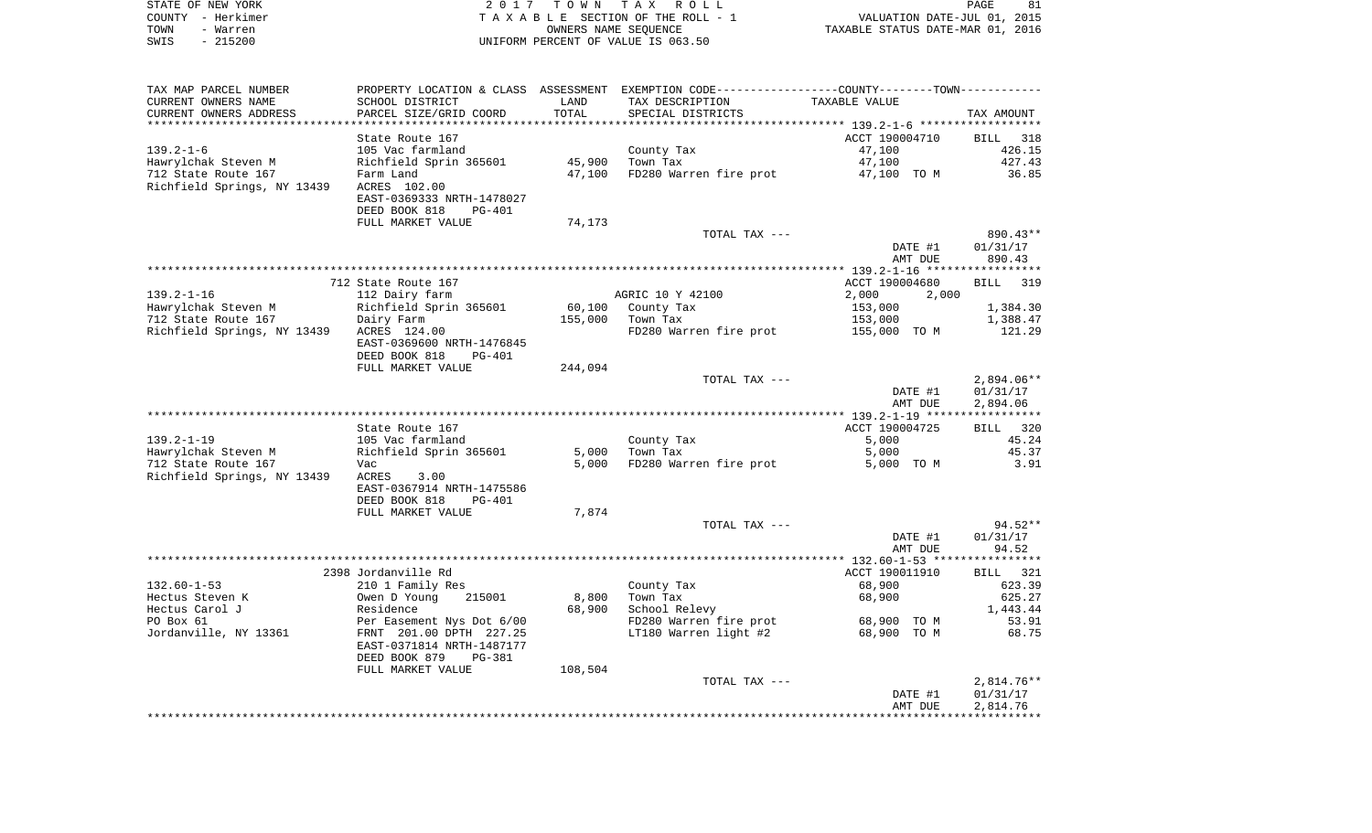STATE OF NEW YORK | COUNTY - Herkimer | TOWN - Warren | SWIS - 215200

**2017 TOWN TAX ROLL**
TAXABLE SECTION OF THE ROLL - 1
OWNERS NAME SEQUENCE
UNIFORM PERCENT OF VALUE IS 063.50

VALUATION DATE-JUL 01, 2015
TAXABLE STATUS DATE-MAR 01, 2016

| TAX MAP PARCEL NUMBER / CURRENT OWNERS NAME / CURRENT OWNERS ADDRESS | PROPERTY LOCATION & CLASS / SCHOOL DISTRICT / PARCEL SIZE/GRID COORD | ASSESSMENT LAND / TOTAL | EXEMPTION CODE / TAX DESCRIPTION / SPECIAL DISTRICTS | TAXABLE VALUE | TAX AMOUNT |
|---|---|---|---|---|---|
| **139.2-1-6** | State Route 167 | | | ACCT 190004710 | BILL 318 |
| Hawrylchak Steven M | 105 Vac farmland | | County Tax | 47,100 | 426.15 |
| 712 State Route 167 | Richfield Sprin 365601 | 45,900 | Town Tax | 47,100 | 427.43 |
| Richfield Springs, NY 13439 | Farm Land | 47,100 | FD280 Warren fire prot | 47,100 TO M | 36.85 |
| | ACRES 102.00 | | | | |
| | EAST-0369333 NRTH-1478027 | | | | |
| | DEED BOOK 818 PG-401 | | | | |
| | FULL MARKET VALUE | 74,173 | | | |
| | | | TOTAL TAX --- | | 890.43** |
| | | | | DATE #1 | 01/31/17 |
| | | | | AMT DUE | 890.43 |
| **139.2-1-16** | 712 State Route 167 | | | ACCT 190004680 | BILL 319 |
| Hawrylchak Steven M | 112 Dairy farm | | AGRIC 10 Y 42100 | 2,000 2,000 | |
| 712 State Route 167 | Richfield Sprin 365601 | 60,100 | County Tax | 153,000 | 1,384.30 |
| Richfield Springs, NY 13439 | Dairy Farm | 155,000 | Town Tax | 153,000 | 1,388.47 |
| | ACRES 124.00 | | FD280 Warren fire prot | 155,000 TO M | 121.29 |
| | EAST-0369600 NRTH-1476845 | | | | |
| | DEED BOOK 818 PG-401 | | | | |
| | FULL MARKET VALUE | 244,094 | | | |
| | | | TOTAL TAX --- | | 2,894.06** |
| | | | | DATE #1 | 01/31/17 |
| | | | | AMT DUE | 2,894.06 |
| **139.2-1-19** | State Route 167 | | | ACCT 190004725 | BILL 320 |
| Hawrylchak Steven M | 105 Vac farmland | | County Tax | 5,000 | 45.24 |
| 712 State Route 167 | Richfield Sprin 365601 | 5,000 | Town Tax | 5,000 | 45.37 |
| Richfield Springs, NY 13439 | Vac | 5,000 | FD280 Warren fire prot | 5,000 TO M | 3.91 |
| | ACRES 3.00 | | | | |
| | EAST-0367914 NRTH-1475586 | | | | |
| | DEED BOOK 818 PG-401 | | | | |
| | FULL MARKET VALUE | 7,874 | | | |
| | | | TOTAL TAX --- | | 94.52** |
| | | | | DATE #1 | 01/31/17 |
| | | | | AMT DUE | 94.52 |
| **132.60-1-53** | 2398 Jordanville Rd | | | ACCT 190011910 | BILL 321 |
| Hectus Steven K | 210 1 Family Res | | County Tax | 68,900 | 623.39 |
| Hectus Carol J | Owen D Young 215001 | 8,800 | Town Tax | 68,900 | 625.27 |
| PO Box 61 | Residence | 68,900 | School Relevy | | 1,443.44 |
| Jordanville, NY 13361 | Per Easement Nys Dot 6/00 | | FD280 Warren fire prot | 68,900 TO M | 53.91 |
| | FRNT 201.00 DPTH 227.25 | | LT180 Warren light #2 | 68,900 TO M | 68.75 |
| | EAST-0371814 NRTH-1487177 | | | | |
| | DEED BOOK 879 PG-381 | | | | |
| | FULL MARKET VALUE | 108,504 | | | |
| | | | TOTAL TAX --- | | 2,814.76** |
| | | | | DATE #1 | 01/31/17 |
| | | | | AMT DUE | 2,814.76 |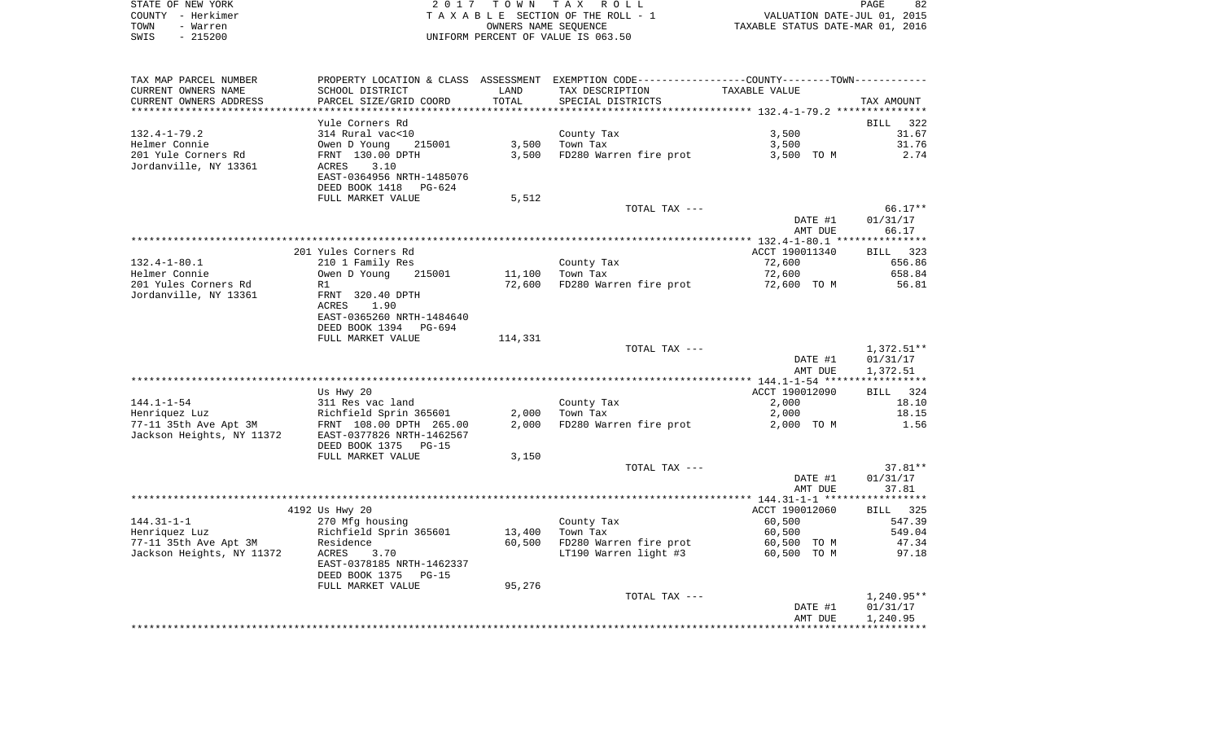STATE OF NEW YORK
COUNTY - Herkimer
TOWN - Warren
SWIS - 215200

2 0 1 7 T O W N T A X R O L L
T A X A B L E SECTION OF THE ROLL - 1
OWNERS NAME SEQUENCE
UNIFORM PERCENT OF VALUE IS 063.50

VALUATION DATE-JUL 01, 2015
TAXABLE STATUS DATE-MAR 01, 2016

| TAX MAP PARCEL NUMBER / CURRENT OWNERS NAME / CURRENT OWNERS ADDRESS | PROPERTY LOCATION & CLASS / SCHOOL DISTRICT / PARCEL SIZE/GRID COORD | ASSESSMENT LAND / TOTAL | EXEMPTION CODE / TAX DESCRIPTION / SPECIAL DISTRICTS | COUNTY--------TOWN / TAXABLE VALUE | TAX AMOUNT |
|---|---|---|---|---|---|
| | Yule Corners Rd | | | | BILL 322 |
| 132.4-1-79.2 | 314 Rural vac<10 | | County Tax | 3,500 | 31.67 |
| Helmer Connie | Owen D Young 215001 | 3,500 | Town Tax | 3,500 | 31.76 |
| 201 Yule Corners Rd | FRNT 130.00 DPTH | 3,500 | FD280 Warren fire prot | 3,500 TO M | 2.74 |
| Jordanville, NY 13361 | ACRES 3.10 | | | | |
| | EAST-0364956 NRTH-1485076 | | | | |
| | DEED BOOK 1418 PG-624 | | | | |
| | FULL MARKET VALUE | 5,512 | | | |
| | | | TOTAL TAX --- | | 66.17** |
| | | | | DATE #1 | 01/31/17 |
| | | | | AMT DUE | 66.17 |
| | 201 Yules Corners Rd | | | ACCT 190011340 | BILL 323 |
| 132.4-1-80.1 | 210 1 Family Res | | County Tax | 72,600 | 656.86 |
| Helmer Connie | Owen D Young 215001 | 11,100 | Town Tax | 72,600 | 658.84 |
| 201 Yules Corners Rd | R1 | 72,600 | FD280 Warren fire prot | 72,600 TO M | 56.81 |
| Jordanville, NY 13361 | FRNT 320.40 DPTH | | | | |
| | ACRES 1.90 | | | | |
| | EAST-0365260 NRTH-1484640 | | | | |
| | DEED BOOK 1394 PG-694 | | | | |
| | FULL MARKET VALUE | 114,331 | | | |
| | | | TOTAL TAX --- | | 1,372.51** |
| | | | | DATE #1 | 01/31/17 |
| | | | | AMT DUE | 1,372.51 |
| | Us Hwy 20 | | | ACCT 190012090 | BILL 324 |
| 144.1-1-54 | 311 Res vac land | | County Tax | 2,000 | 18.10 |
| Henriquez Luz | Richfield Sprin 365601 | 2,000 | Town Tax | 2,000 | 18.15 |
| 77-11 35th Ave Apt 3M | FRNT 108.00 DPTH 265.00 | 2,000 | FD280 Warren fire prot | 2,000 TO M | 1.56 |
| Jackson Heights, NY 11372 | EAST-0377826 NRTH-1462567 | | | | |
| | DEED BOOK 1375 PG-15 | | | | |
| | FULL MARKET VALUE | 3,150 | | | |
| | | | TOTAL TAX --- | | 37.81** |
| | | | | DATE #1 | 01/31/17 |
| | | | | AMT DUE | 37.81 |
| | 4192 Us Hwy 20 | | | ACCT 190012060 | BILL 325 |
| 144.31-1-1 | 270 Mfg housing | | County Tax | 60,500 | 547.39 |
| Henriquez Luz | Richfield Sprin 365601 | 13,400 | Town Tax | 60,500 | 549.04 |
| 77-11 35th Ave Apt 3M | Residence | 60,500 | FD280 Warren fire prot | 60,500 TO M | 47.34 |
| Jackson Heights, NY 11372 | ACRES 3.70 | | LT190 Warren light #3 | 60,500 TO M | 97.18 |
| | EAST-0378185 NRTH-1462337 | | | | |
| | DEED BOOK 1375 PG-15 | | | | |
| | FULL MARKET VALUE | 95,276 | | | |
| | | | TOTAL TAX --- | | 1,240.95** |
| | | | | DATE #1 | 01/31/17 |
| | | | | AMT DUE | 1,240.95 |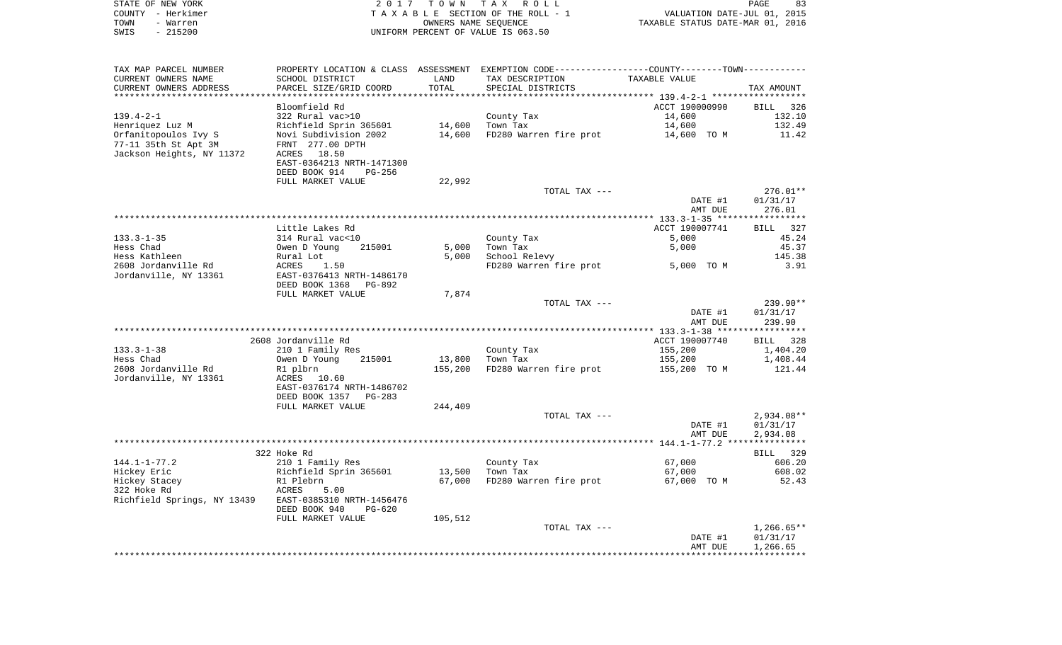STATE OF NEW YORK
COUNTY - Herkimer
TOWN - Warren
SWIS - 215200

2 0 1 7 T O W N T A X R O L L
T A X A B L E SECTION OF THE ROLL - 1
OWNERS NAME SEQUENCE
UNIFORM PERCENT OF VALUE IS 063.50

VALUATION DATE-JUL 01, 2015
TAXABLE STATUS DATE-MAR 01, 2016

| TAX MAP PARCEL NUMBER<br>CURRENT OWNERS NAME<br>CURRENT OWNERS ADDRESS | PROPERTY LOCATION & CLASS<br>SCHOOL DISTRICT<br>PARCEL SIZE/GRID COORD | ASSESSMENT<br>LAND<br>TOTAL | EXEMPTION CODE-----COUNTY-----TOWN-----<br>TAX DESCRIPTION<br>SPECIAL DISTRICTS | TAXABLE VALUE | TAX AMOUNT |
|---|---|---|---|---|---|
| **139.4-2-1** | Bloomfield Rd | | | ACCT 190000990 | BILL 326 |
| 139.4-2-1 | 322 Rural vac>10 | | County Tax | 14,600 | 132.10 |
| Henriquez Luz M | Richfield Sprin 365601 | 14,600 | Town Tax | 14,600 | 132.49 |
| Orfanitopoulos Ivy S | Novi Subdivision 2002 | 14,600 | FD280 Warren fire prot | 14,600 TO M | 11.42 |
| 77-11 35th St Apt 3M | FRNT 277.00 DPTH | | | | |
| Jackson Heights, NY 11372 | ACRES 18.50 | | | | |
| | EAST-0364213 NRTH-1471300 | | | | |
| | DEED BOOK 914 PG-256 | | | | |
| | FULL MARKET VALUE | 22,992 | | | |
| | | | TOTAL TAX --- | | 276.01** |
| | | | | DATE #1 | 01/31/17 |
| | | | | AMT DUE | 276.01 |
| **133.3-1-35** | Little Lakes Rd | | | ACCT 190007741 | BILL 327 |
| 133.3-1-35 | 314 Rural vac<10 | | County Tax | 5,000 | 45.24 |
| Hess Chad | Owen D Young 215001 | 5,000 | Town Tax | 5,000 | 45.37 |
| Hess Kathleen | Rural Lot | 5,000 | School Relevy | | 145.38 |
| 2608 Jordanville Rd | ACRES 1.50 | | FD280 Warren fire prot | 5,000 TO M | 3.91 |
| Jordanville, NY 13361 | EAST-0376413 NRTH-1486170 | | | | |
| | DEED BOOK 1368 PG-892 | | | | |
| | FULL MARKET VALUE | 7,874 | | | |
| | | | TOTAL TAX --- | | 239.90** |
| | | | | DATE #1 | 01/31/17 |
| | | | | AMT DUE | 239.90 |
| **133.3-1-38** | 2608 Jordanville Rd | | | ACCT 190007740 | BILL 328 |
| 133.3-1-38 | 210 1 Family Res | | County Tax | 155,200 | 1,404.20 |
| Hess Chad | Owen D Young 215001 | 13,800 | Town Tax | 155,200 | 1,408.44 |
| 2608 Jordanville Rd | R1 plbrn | 155,200 | FD280 Warren fire prot | 155,200 TO M | 121.44 |
| Jordanville, NY 13361 | ACRES 10.60 | | | | |
| | EAST-0376174 NRTH-1486702 | | | | |
| | DEED BOOK 1357 PG-283 | | | | |
| | FULL MARKET VALUE | 244,409 | | | |
| | | | TOTAL TAX --- | | 2,934.08** |
| | | | | DATE #1 | 01/31/17 |
| | | | | AMT DUE | 2,934.08 |
| **144.1-1-77.2** | 322 Hoke Rd | | | | BILL 329 |
| 144.1-1-77.2 | 210 1 Family Res | | County Tax | 67,000 | 606.20 |
| Hickey Eric | Richfield Sprin 365601 | 13,500 | Town Tax | 67,000 | 608.02 |
| Hickey Stacey | R1 Plebrn | 67,000 | FD280 Warren fire prot | 67,000 TO M | 52.43 |
| 322 Hoke Rd | ACRES 5.00 | | | | |
| Richfield Springs, NY 13439 | EAST-0385310 NRTH-1456476 | | | | |
| | DEED BOOK 940 PG-620 | | | | |
| | FULL MARKET VALUE | 105,512 | | | |
| | | | TOTAL TAX --- | | 1,266.65** |
| | | | | DATE #1 | 01/31/17 |
| | | | | AMT DUE | 1,266.65 |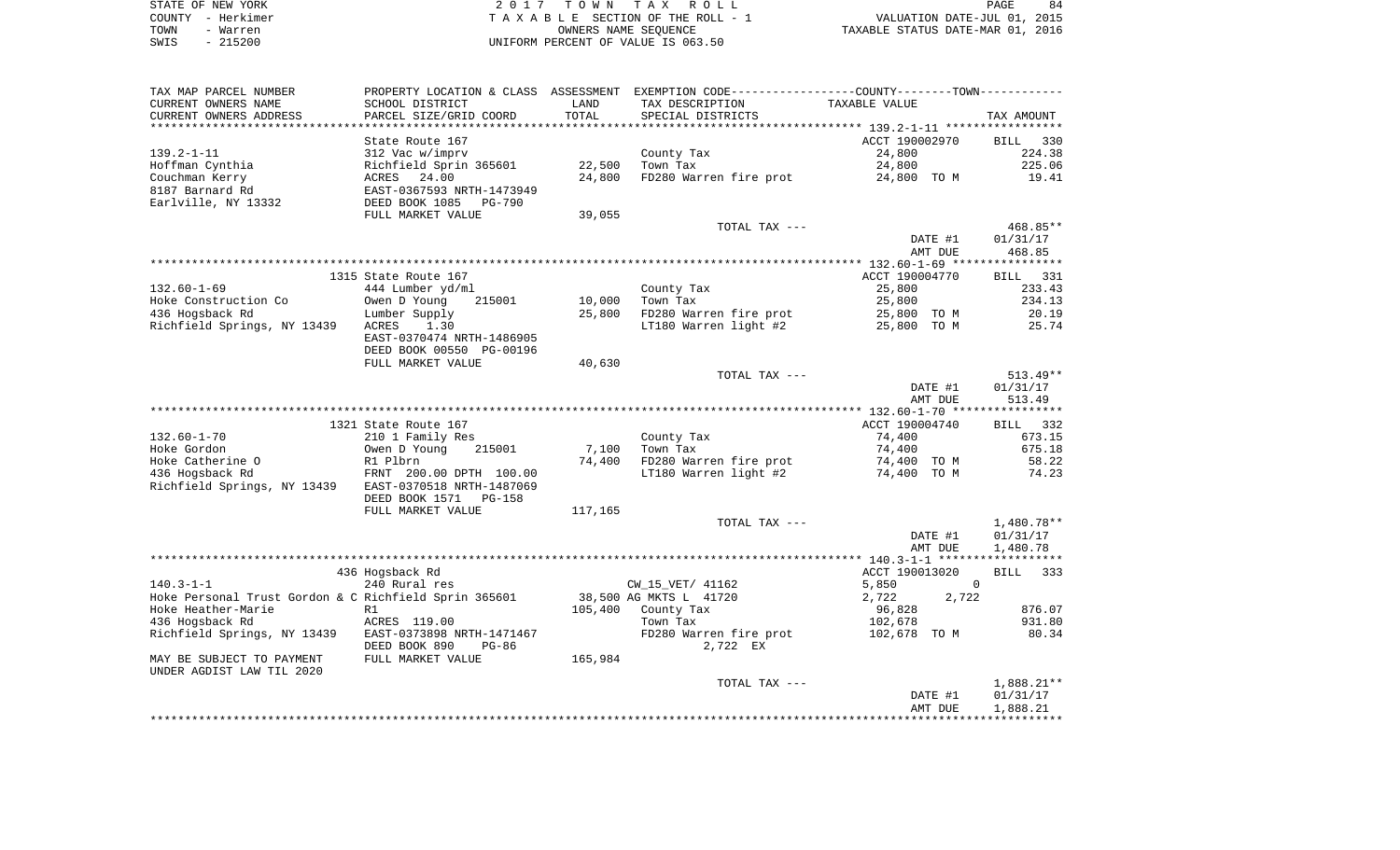STATE OF NEW YORK | 2017 TOWN TAX ROLL | PAGE 84
COUNTY - Herkimer | TAXABLE SECTION OF THE ROLL - 1 | VALUATION DATE-JUL 01, 2015
TOWN - Warren | OWNERS NAME SEQUENCE | TAXABLE STATUS DATE-MAR 01, 2016
SWIS - 215200 | UNIFORM PERCENT OF VALUE IS 063.50

| TAX MAP PARCEL NUMBER / CURRENT OWNERS NAME / CURRENT OWNERS ADDRESS | PROPERTY LOCATION & CLASS / SCHOOL DISTRICT / PARCEL SIZE/GRID COORD | ASSESSMENT LAND / TOTAL | EXEMPTION CODE / TAX DESCRIPTION / SPECIAL DISTRICTS | COUNTY--------TOWN / TAXABLE VALUE | TAX AMOUNT |
|---|---|---|---|---|---|
| | State Route 167 | | | ACCT 190002970 | BILL 330 |
| 139.2-1-11 | 312 Vac w/imprv | | County Tax | 24,800 | 224.38 |
| Hoffman Cynthia | Richfield Sprin 365601 | 22,500 | Town Tax | 24,800 | 225.06 |
| Couchman Kerry | ACRES 24.00 | 24,800 | FD280 Warren fire prot | 24,800 TO M | 19.41 |
| 8187 Barnard Rd | EAST-0367593 NRTH-1473949 | | | | |
| Earlville, NY 13332 | DEED BOOK 1085 PG-790 | | | | |
| | FULL MARKET VALUE | 39,055 | | | |
| | | | TOTAL TAX --- | | 468.85** |
| | | | | DATE #1 | 01/31/17 |
| | | | | AMT DUE | 468.85 |
| | 1315 State Route 167 | | | ACCT 190004770 | BILL 331 |
| 132.60-1-69 | 444 Lumber yd/ml | | County Tax | 25,800 | 233.43 |
| Hoke Construction Co | Owen D Young 215001 | 10,000 | Town Tax | 25,800 | 234.13 |
| 436 Hogsback Rd | Lumber Supply | 25,800 | FD280 Warren fire prot | 25,800 TO M | 20.19 |
| Richfield Springs, NY 13439 | ACRES 1.30 | | LT180 Warren light #2 | 25,800 TO M | 25.74 |
| | EAST-0370474 NRTH-1486905 | | | | |
| | DEED BOOK 00550 PG-00196 | | | | |
| | FULL MARKET VALUE | 40,630 | | | |
| | | | TOTAL TAX --- | | 513.49** |
| | | | | DATE #1 | 01/31/17 |
| | | | | AMT DUE | 513.49 |
| | 1321 State Route 167 | | | ACCT 190004740 | BILL 332 |
| 132.60-1-70 | 210 1 Family Res | | County Tax | 74,400 | 673.15 |
| Hoke Gordon | Owen D Young 215001 | 7,100 | Town Tax | 74,400 | 675.18 |
| Hoke Catherine O | R1 Plbrn | 74,400 | FD280 Warren fire prot | 74,400 TO M | 58.22 |
| 436 Hogsback Rd | FRNT 200.00 DPTH 100.00 | | LT180 Warren light #2 | 74,400 TO M | 74.23 |
| Richfield Springs, NY 13439 | EAST-0370518 NRTH-1487069 | | | | |
| | DEED BOOK 1571 PG-158 | | | | |
| | FULL MARKET VALUE | 117,165 | | | |
| | | | TOTAL TAX --- | | 1,480.78** |
| | | | | DATE #1 | 01/31/17 |
| | | | | AMT DUE | 1,480.78 |
| | 436 Hogsback Rd | | | ACCT 190013020 | BILL 333 |
| 140.3-1-1 | 240 Rural res | | CW_15_VET/ 41162 | 5,850 0 | |
| Hoke Personal Trust Gordon & C | Richfield Sprin 365601 | 38,500 | AG MKTS L 41720 | 2,722 2,722 | |
| Hoke Heather-Marie | R1 | 105,400 | County Tax | 96,828 | 876.07 |
| 436 Hogsback Rd | ACRES 119.00 | | Town Tax | 102,678 | 931.80 |
| Richfield Springs, NY 13439 | EAST-0373898 NRTH-1471467 | | FD280 Warren fire prot | 102,678 TO M | 80.34 |
| | DEED BOOK 890 PG-86 | | 2,722 EX | | |
| MAY BE SUBJECT TO PAYMENT | FULL MARKET VALUE | 165,984 | | | |
| UNDER AGDIST LAW TIL 2020 | | | | | |
| | | | TOTAL TAX --- | | 1,888.21** |
| | | | | DATE #1 | 01/31/17 |
| | | | | AMT DUE | 1,888.21 |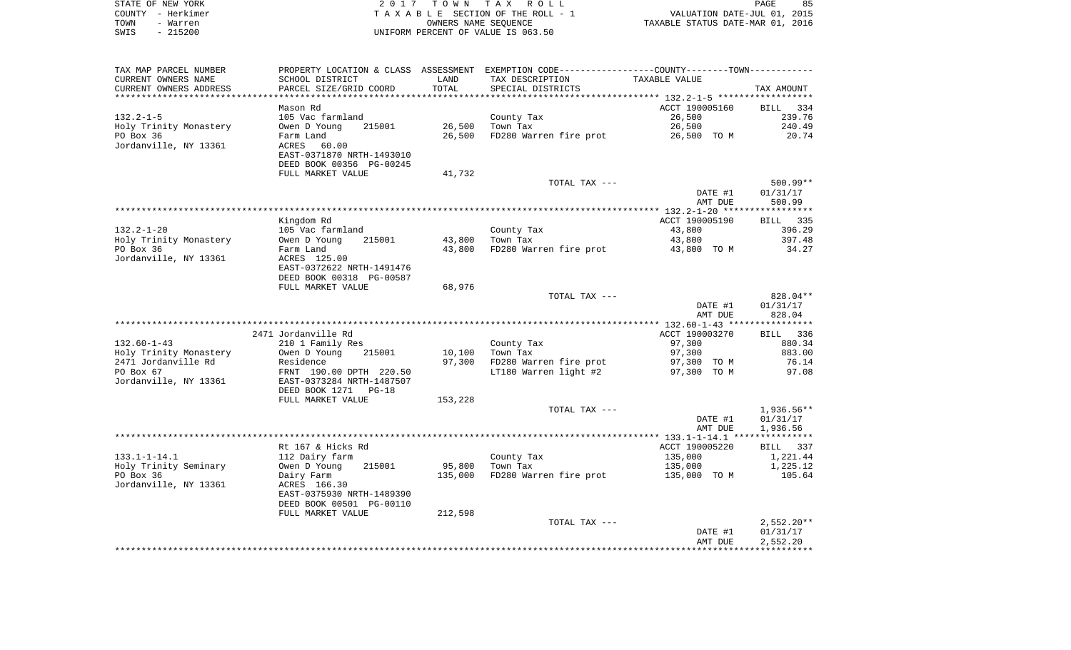STATE OF NEW YORK
COUNTY - Herkimer
TOWN - Warren
SWIS - 215200

2 0 1 7 T O W N T A X R O L L
T A X A B L E SECTION OF THE ROLL - 1
OWNERS NAME SEQUENCE
UNIFORM PERCENT OF VALUE IS 063.50

VALUATION DATE-JUL 01, 2015
TAXABLE STATUS DATE-MAR 01, 2016

| TAX MAP PARCEL NUMBER / CURRENT OWNERS NAME / CURRENT OWNERS ADDRESS | PROPERTY LOCATION & CLASS / SCHOOL DISTRICT / PARCEL SIZE/GRID COORD | ASSESSMENT LAND / TOTAL | EXEMPTION CODE / TAX DESCRIPTION / SPECIAL DISTRICTS | COUNTY--------TOWN / TAXABLE VALUE | TAX AMOUNT |
|---|---|---|---|---|---|
| | Mason Rd | | | ACCT 190005160 | BILL 334 |
| 132.2-1-5 | 105 Vac farmland | | County Tax | 26,500 | 239.76 |
| Holy Trinity Monastery | Owen D Young 215001 | 26,500 | Town Tax | 26,500 | 240.49 |
| PO Box 36 | Farm Land | 26,500 | FD280 Warren fire prot | 26,500 TO M | 20.74 |
| Jordanville, NY 13361 | ACRES 60.00 | | | | |
| | EAST-0371870 NRTH-1493010 | | | | |
| | DEED BOOK 00356 PG-00245 | | | | |
| | FULL MARKET VALUE | 41,732 | | | |
| | | | TOTAL TAX --- | | 500.99** |
| | | | | DATE #1 | 01/31/17 |
| | | | | AMT DUE | 500.99 |
| | Kingdom Rd | | | ACCT 190005190 | BILL 335 |
| 132.2-1-20 | 105 Vac farmland | | County Tax | 43,800 | 396.29 |
| Holy Trinity Monastery | Owen D Young 215001 | 43,800 | Town Tax | 43,800 | 397.48 |
| PO Box 36 | Farm Land | 43,800 | FD280 Warren fire prot | 43,800 TO M | 34.27 |
| Jordanville, NY 13361 | ACRES 125.00 | | | | |
| | EAST-0372622 NRTH-1491476 | | | | |
| | DEED BOOK 00318 PG-00587 | | | | |
| | FULL MARKET VALUE | 68,976 | | | |
| | | | TOTAL TAX --- | | 828.04** |
| | | | | DATE #1 | 01/31/17 |
| | | | | AMT DUE | 828.04 |
| | 2471 Jordanville Rd | | | ACCT 190003270 | BILL 336 |
| 132.60-1-43 | 210 1 Family Res | | County Tax | 97,300 | 880.34 |
| Holy Trinity Monastery | Owen D Young 215001 | 10,100 | Town Tax | 97,300 | 883.00 |
| 2471 Jordanville Rd | Residence | 97,300 | FD280 Warren fire prot | 97,300 TO M | 76.14 |
| PO Box 67 | FRNT 190.00 DPTH 220.50 | | LT180 Warren light #2 | 97,300 TO M | 97.08 |
| Jordanville, NY 13361 | EAST-0373284 NRTH-1487507 | | | | |
| | DEED BOOK 1271 PG-18 | | | | |
| | FULL MARKET VALUE | 153,228 | | | |
| | | | TOTAL TAX --- | | 1,936.56** |
| | | | | DATE #1 | 01/31/17 |
| | | | | AMT DUE | 1,936.56 |
| | Rt 167 & Hicks Rd | | | ACCT 190005220 | BILL 337 |
| 133.1-1-14.1 | 112 Dairy farm | | County Tax | 135,000 | 1,221.44 |
| Holy Trinity Seminary | Owen D Young 215001 | 95,800 | Town Tax | 135,000 | 1,225.12 |
| PO Box 36 | Dairy Farm | 135,000 | FD280 Warren fire prot | 135,000 TO M | 105.64 |
| Jordanville, NY 13361 | ACRES 166.30 | | | | |
| | EAST-0375930 NRTH-1489390 | | | | |
| | DEED BOOK 00501 PG-00110 | | | | |
| | FULL MARKET VALUE | 212,598 | | | |
| | | | TOTAL TAX --- | | 2,552.20** |
| | | | | DATE #1 | 01/31/17 |
| | | | | AMT DUE | 2,552.20 |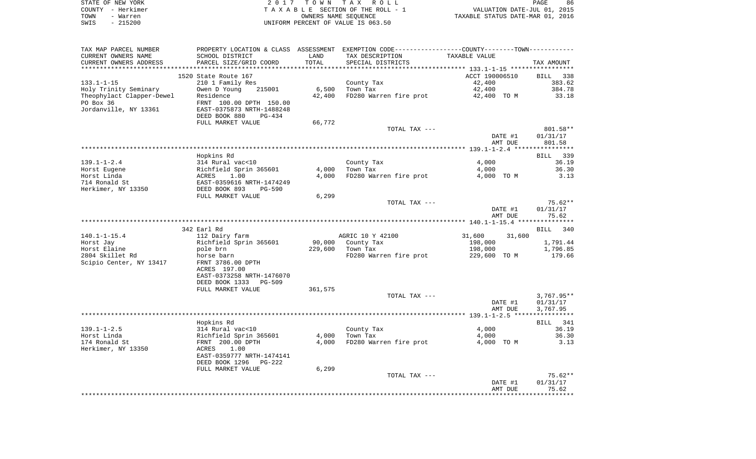STATE OF NEW YORK — 2017 TOWN TAX ROLL — PAGE 86
COUNTY - Herkimer — TAXABLE SECTION OF THE ROLL - 1 — VALUATION DATE-JUL 01, 2015
TOWN - Warren — OWNERS NAME SEQUENCE — TAXABLE STATUS DATE-MAR 01, 2016
SWIS - 215200 — UNIFORM PERCENT OF VALUE IS 063.50

| TAX MAP PARCEL NUMBER<br>CURRENT OWNERS NAME<br>CURRENT OWNERS ADDRESS | PROPERTY LOCATION & CLASS<br>SCHOOL DISTRICT<br>PARCEL SIZE/GRID COORD | ASSESSMENT<br>LAND<br>TOTAL | EXEMPTION CODE-----COUNTY-----TOWN------<br>TAX DESCRIPTION<br>SPECIAL DISTRICTS | TAXABLE VALUE | TAX AMOUNT |
|---|---|---|---|---|---|
| **133.1-1-15** | 1520 State Route 167 | | | ACCT 190006510 | BILL 338 |
| 133.1-1-15 | 210 1 Family Res | | County Tax | 42,400 | 383.62 |
| Holy Trinity Seminary | Owen D Young 215001 | 6,500 | Town Tax | 42,400 | 384.78 |
| Theophylact Clapper-Dewel | Residence | 42,400 | FD280 Warren fire prot | 42,400 TO M | 33.18 |
| PO Box 36 | FRNT 100.00 DPTH 150.00 | | | | |
| Jordanville, NY 13361 | EAST-0375873 NRTH-1488248 | | | | |
| | DEED BOOK 880 PG-434 | | | | |
| | FULL MARKET VALUE | 66,772 | | | |
| | | | TOTAL TAX --- | | 801.58** |
| | | | | DATE #1 | 01/31/17 |
| | | | | AMT DUE | 801.58 |
| **139.1-1-2.4** | Hopkins Rd | | | | BILL 339 |
| 139.1-1-2.4 | 314 Rural vac<10 | | County Tax | 4,000 | 36.19 |
| Horst Eugene | Richfield Sprin 365601 | 4,000 | Town Tax | 4,000 | 36.30 |
| Horst Linda | ACRES 1.00 | 4,000 | FD280 Warren fire prot | 4,000 TO M | 3.13 |
| 714 Ronald St | EAST-0359616 NRTH-1474249 | | | | |
| Herkimer, NY 13350 | DEED BOOK 893 PG-590 | | | | |
| | FULL MARKET VALUE | 6,299 | | | |
| | | | TOTAL TAX --- | | 75.62** |
| | | | | DATE #1 | 01/31/17 |
| | | | | AMT DUE | 75.62 |
| **140.1-1-15.4** | 342 Earl Rd | | | | BILL 340 |
| 140.1-1-15.4 | 112 Dairy farm | | AGRIC 10 Y 42100 | 31,600 31,600 | |
| Horst Jay | Richfield Sprin 365601 | 90,000 | County Tax | 198,000 | 1,791.44 |
| Horst Elaine | pole brn | 229,600 | Town Tax | 198,000 | 1,796.85 |
| 2804 Skillet Rd | horse barn | | FD280 Warren fire prot | 229,600 TO M | 179.66 |
| Scipio Center, NY 13417 | FRNT 3786.00 DPTH | | | | |
| | ACRES 197.00 | | | | |
| | EAST-0373258 NRTH-1476070 | | | | |
| | DEED BOOK 1333 PG-509 | | | | |
| | FULL MARKET VALUE | 361,575 | | | |
| | | | TOTAL TAX --- | | 3,767.95** |
| | | | | DATE #1 | 01/31/17 |
| | | | | AMT DUE | 3,767.95 |
| **139.1-1-2.5** | Hopkins Rd | | | | BILL 341 |
| 139.1-1-2.5 | 314 Rural vac<10 | | County Tax | 4,000 | 36.19 |
| Horst Linda | Richfield Sprin 365601 | 4,000 | Town Tax | 4,000 | 36.30 |
| 174 Ronald St | FRNT 200.00 DPTH | 4,000 | FD280 Warren fire prot | 4,000 TO M | 3.13 |
| Herkimer, NY 13350 | ACRES 1.00 | | | | |
| | EAST-0359777 NRTH-1474141 | | | | |
| | DEED BOOK 1296 PG-222 | | | | |
| | FULL MARKET VALUE | 6,299 | | | |
| | | | TOTAL TAX --- | | 75.62** |
| | | | | DATE #1 | 01/31/17 |
| | | | | AMT DUE | 75.62 |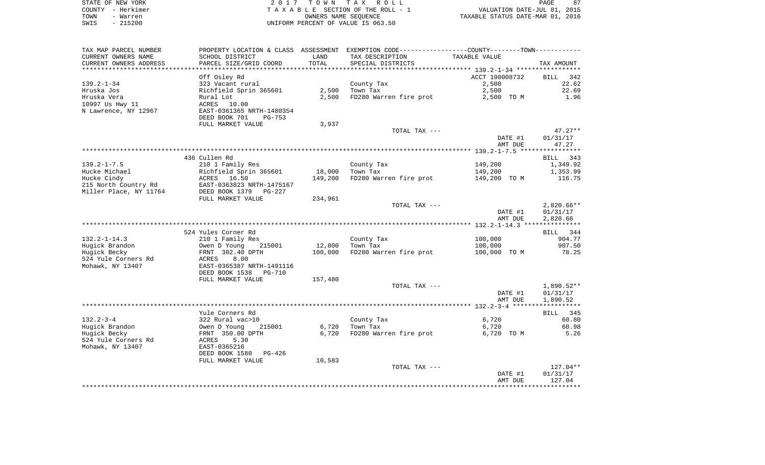STATE OF NEW YORK — 2017 TOWN TAX ROLL
COUNTY - Herkimer — TAXABLE SECTION OF THE ROLL - 1 — VALUATION DATE-JUL 01, 2015
TOWN - Warren — OWNERS NAME SEQUENCE — TAXABLE STATUS DATE-MAR 01, 2016
SWIS - 215200 — UNIFORM PERCENT OF VALUE IS 063.50

| TAX MAP PARCEL NUMBER / CURRENT OWNERS NAME / CURRENT OWNERS ADDRESS | PROPERTY LOCATION & CLASS / SCHOOL DISTRICT / PARCEL SIZE/GRID COORD | ASSESSMENT LAND / TOTAL | EXEMPTION CODE / TAX DESCRIPTION / SPECIAL DISTRICTS | COUNTY--------TOWN / TAXABLE VALUE | TAX AMOUNT |
|---|---|---|---|---|---|
| 139.2-1-34 | Off Osley Rd | | | ACCT 190008732 | BILL 342 |
| | 323 Vacant rural | | County Tax | 2,500 | 22.62 |
| Hruska Jos | Richfield Sprin 365601 | 2,500 | Town Tax | 2,500 | 22.69 |
| Hruska Vera | Rural Lot | 2,500 | FD280 Warren fire prot | 2,500 TO M | 1.96 |
| 10997 Us Hwy 11 | ACRES 10.00 | | | | |
| N Lawrence, NY 12967 | EAST-0361365 NRTH-1480354 | | | | |
| | DEED BOOK 701 PG-753 | | | | |
| | FULL MARKET VALUE | 3,937 | | | |
| | | | TOTAL TAX --- | | 47.27** |
| | | | | DATE #1 | 01/31/17 |
| | | | | AMT DUE | 47.27 |
| 139.2-1-7.5 | 436 Cullen Rd | | | | BILL 343 |
| | 210 1 Family Res | | County Tax | 149,200 | 1,349.92 |
| Hucke Michael | Richfield Sprin 365601 | 18,000 | Town Tax | 149,200 | 1,353.99 |
| Hucke Cindy | ACRES 16.50 | 149,200 | FD280 Warren fire prot | 149,200 TO M | 116.75 |
| 215 North Country Rd | EAST-0363823 NRTH-1475167 | | | | |
| Miller Place, NY 11764 | DEED BOOK 1379 PG-227 | | | | |
| | FULL MARKET VALUE | 234,961 | | | |
| | | | TOTAL TAX --- | | 2,820.66** |
| | | | | DATE #1 | 01/31/17 |
| | | | | AMT DUE | 2,820.66 |
| 132.2-1-14.3 | 524 Yules Corner Rd | | | | BILL 344 |
| | 210 1 Family Res | | County Tax | 100,000 | 904.77 |
| Hugick Brandon | Owen D Young 215001 | 12,800 | Town Tax | 100,000 | 907.50 |
| Hugick Becky | FRNT 302.40 DPTH | 100,000 | FD280 Warren fire prot | 100,000 TO M | 78.25 |
| 524 Yule Corners Rd | ACRES 8.00 | | | | |
| Mohawk, NY 13407 | EAST-0365387 NRTH-1491116 | | | | |
| | DEED BOOK 1538 PG-710 | | | | |
| | FULL MARKET VALUE | 157,480 | | | |
| | | | TOTAL TAX --- | | 1,890.52** |
| | | | | DATE #1 | 01/31/17 |
| | | | | AMT DUE | 1,890.52 |
| 132.2-3-4 | Yule Corners Rd | | | | BILL 345 |
| | 322 Rural vac>10 | | County Tax | 6,720 | 60.80 |
| Hugick Brandon | Owen D Young 215001 | 6,720 | Town Tax | 6,720 | 60.98 |
| Hugick Becky | FRNT 350.00 DPTH | 6,720 | FD280 Warren fire prot | 6,720 TO M | 5.26 |
| 524 Yule Corners Rd | ACRES 5.30 | | | | |
| Mohawk, NY 13407 | EAST-0365216 | | | | |
| | DEED BOOK 1580 PG-426 | | | | |
| | FULL MARKET VALUE | 10,583 | | | |
| | | | TOTAL TAX --- | | 127.04** |
| | | | | DATE #1 | 01/31/17 |
| | | | | AMT DUE | 127.04 |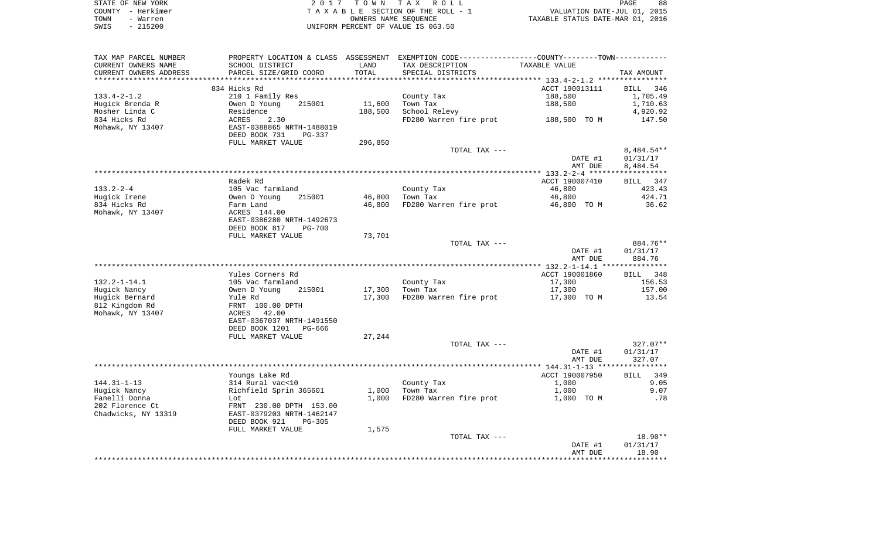STATE OF NEW YORK
COUNTY - Herkimer
TOWN - Warren
SWIS - 215200

2017 TOWN TAX ROLL
TAXABLE SECTION OF THE ROLL - 1
OWNERS NAME SEQUENCE
UNIFORM PERCENT OF VALUE IS 063.50

VALUATION DATE-JUL 01, 2015
TAXABLE STATUS DATE-MAR 01, 2016

| TAX MAP PARCEL NUMBER<br>CURRENT OWNERS NAME<br>CURRENT OWNERS ADDRESS | PROPERTY LOCATION & CLASS<br>SCHOOL DISTRICT<br>PARCEL SIZE/GRID COORD | ASSESSMENT<br>LAND<br>TOTAL | EXEMPTION CODE-----COUNTY--------TOWN------<br>TAX DESCRIPTION<br>SPECIAL DISTRICTS | TAXABLE VALUE | TAX AMOUNT |
|---|---|---|---|---|---|
| 133.4-2-1.2 | 834 Hicks Rd |  |  | ACCT 190013111 | BILL 346 |
| | 210 1 Family Res | | County Tax | 188,500 | 1,705.49 |
| Hugick Brenda R | Owen D Young 215001 | 11,600 | Town Tax | 188,500 | 1,710.63 |
| Mosher Linda C | Residence | 188,500 | School Relevy | | 4,920.92 |
| 834 Hicks Rd | ACRES 2.30 | | FD280 Warren fire prot | 188,500 TO M | 147.50 |
| Mohawk, NY 13407 | EAST-0388865 NRTH-1488019 | | | | |
| | DEED BOOK 731 PG-337 | | | | |
| | FULL MARKET VALUE | 296,850 | | | |
| | | | TOTAL TAX --- | | 8,484.54** |
| | | | | DATE #1 | 01/31/17 |
| | | | | AMT DUE | 8,484.54 |
| 133.2-2-4 | Radek Rd | | | ACCT 190007410 | BILL 347 |
| | 105 Vac farmland | | County Tax | 46,800 | 423.43 |
| Hugick Irene | Owen D Young 215001 | 46,800 | Town Tax | 46,800 | 424.71 |
| 834 Hicks Rd | Farm Land | 46,800 | FD280 Warren fire prot | 46,800 TO M | 36.62 |
| Mohawk, NY 13407 | ACRES 144.00 | | | | |
| | EAST-0386280 NRTH-1492673 | | | | |
| | DEED BOOK 817 PG-700 | | | | |
| | FULL MARKET VALUE | 73,701 | | | |
| | | | TOTAL TAX --- | | 884.76** |
| | | | | DATE #1 | 01/31/17 |
| | | | | AMT DUE | 884.76 |
| 132.2-1-14.1 | Yules Corners Rd | | | ACCT 190001860 | BILL 348 |
| | 105 Vac farmland | | County Tax | 17,300 | 156.53 |
| Hugick Nancy | Owen D Young 215001 | 17,300 | Town Tax | 17,300 | 157.00 |
| Hugick Bernard | Yule Rd | 17,300 | FD280 Warren fire prot | 17,300 TO M | 13.54 |
| 812 Kingdom Rd | FRNT 100.00 DPTH | | | | |
| Mohawk, NY 13407 | ACRES 42.00 | | | | |
| | EAST-0367037 NRTH-1491550 | | | | |
| | DEED BOOK 1201 PG-666 | | | | |
| | FULL MARKET VALUE | 27,244 | | | |
| | | | TOTAL TAX --- | | 327.07** |
| | | | | DATE #1 | 01/31/17 |
| | | | | AMT DUE | 327.07 |
| 144.31-1-13 | Youngs Lake Rd | | | ACCT 190007950 | BILL 349 |
| | 314 Rural vac<10 | | County Tax | 1,000 | 9.05 |
| Hugick Nancy | Richfield Sprin 365601 | 1,000 | Town Tax | 1,000 | 9.07 |
| Fanelli Donna | Lot | 1,000 | FD280 Warren fire prot | 1,000 TO M | .78 |
| 202 Florence Ct | FRNT 230.00 DPTH 153.00 | | | | |
| Chadwicks, NY 13319 | EAST-0379203 NRTH-1462147 | | | | |
| | DEED BOOK 921 PG-305 | | | | |
| | FULL MARKET VALUE | 1,575 | | | |
| | | | TOTAL TAX --- | | 18.90** |
| | | | | DATE #1 | 01/31/17 |
| | | | | AMT DUE | 18.90 |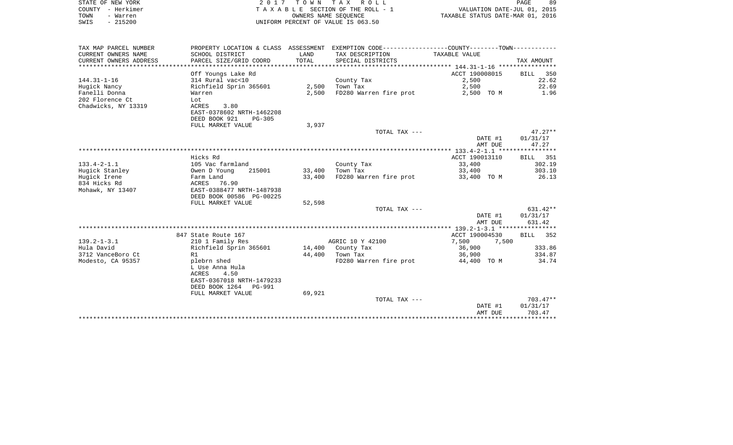STATE OF NEW YORK
COUNTY - Herkimer
TOWN - Warren
SWIS - 215200

2 0 1 7 T O W N T A X R O L L
T A X A B L E SECTION OF THE ROLL - 1
OWNERS NAME SEQUENCE
UNIFORM PERCENT OF VALUE IS 063.50

VALUATION DATE-JUL 01, 2015
TAXABLE STATUS DATE-MAR 01, 2016

| TAX MAP PARCEL NUMBER<br>CURRENT OWNERS NAME<br>CURRENT OWNERS ADDRESS | PROPERTY LOCATION & CLASS<br>SCHOOL DISTRICT<br>PARCEL SIZE/GRID COORD | ASSESSMENT<br>LAND<br>TOTAL | EXEMPTION CODE-----COUNTY-----TOWN-----<br>TAX DESCRIPTION<br>SPECIAL DISTRICTS | TAXABLE VALUE | TAX AMOUNT |
|---|---|---|---|---|---|
| **144.31-1-16** | Off Youngs Lake Rd | | | ACCT 190008015 | BILL 350 |
| 144.31-1-16 | 314 Rural vac<10 | | County Tax | 2,500 | 22.62 |
| Hugick Nancy | Richfield Sprin 365601 | 2,500 | Town Tax | 2,500 | 22.69 |
| Fanelli Donna | Warren | 2,500 | FD280 Warren fire prot | 2,500 TO M | 1.96 |
| 202 Florence Ct | Lot | | | | |
| Chadwicks, NY 13319 | ACRES 3.80 | | | | |
| | EAST-0378602 NRTH-1462208 | | | | |
| | DEED BOOK 921 PG-305 | | | | |
| | FULL MARKET VALUE | 3,937 | | | |
| | | | TOTAL TAX --- | | 47.27** |
| | | | | DATE #1 | 01/31/17 |
| | | | | AMT DUE | 47.27 |
| **133.4-2-1.1** | Hicks Rd | | | ACCT 190013110 | BILL 351 |
| 133.4-2-1.1 | 105 Vac farmland | | County Tax | 33,400 | 302.19 |
| Hugick Stanley | Owen D Young 215001 | 33,400 | Town Tax | 33,400 | 303.10 |
| Hugick Irene | Farm Land | 33,400 | FD280 Warren fire prot | 33,400 TO M | 26.13 |
| 834 Hicks Rd | ACRES 76.90 | | | | |
| Mohawk, NY 13407 | EAST-0388477 NRTH-1487938 | | | | |
| | DEED BOOK 00586 PG-00225 | | | | |
| | FULL MARKET VALUE | 52,598 | | | |
| | | | TOTAL TAX --- | | 631.42** |
| | | | | DATE #1 | 01/31/17 |
| | | | | AMT DUE | 631.42 |
| **139.2-1-3.1** | 847 State Route 167 | | | ACCT 190004530 | BILL 352 |
| 139.2-1-3.1 | 210 1 Family Res | | AGRIC 10 Y 42100 | 7,500 7,500 | |
| Hula David | Richfield Sprin 365601 | 14,400 | County Tax | 36,900 | 333.86 |
| 3712 VanceBoro Ct | R1 | 44,400 | Town Tax | 36,900 | 334.87 |
| Modesto, CA 95357 | plebrn shed | | FD280 Warren fire prot | 44,400 TO M | 34.74 |
| | L Use Anna Hula | | | | |
| | ACRES 4.50 | | | | |
| | EAST-0367018 NRTH-1479233 | | | | |
| | DEED BOOK 1264 PG-991 | | | | |
| | FULL MARKET VALUE | 69,921 | | | |
| | | | TOTAL TAX --- | | 703.47** |
| | | | | DATE #1 | 01/31/17 |
| | | | | AMT DUE | 703.47 |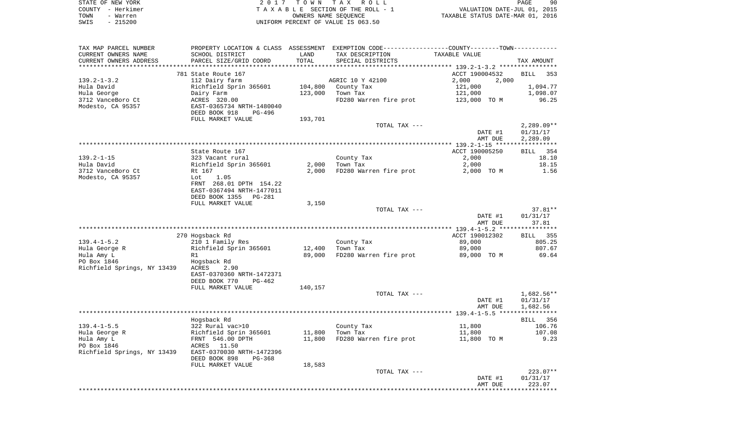STATE OF NEW YORK — 2017 TOWN TAX ROLL
COUNTY - Herkimer — TAXABLE SECTION OF THE ROLL - 1 — VALUATION DATE-JUL 01, 2015
TOWN - Warren — OWNERS NAME SEQUENCE — TAXABLE STATUS DATE-MAR 01, 2016
SWIS - 215200 — UNIFORM PERCENT OF VALUE IS 063.50

| TAX MAP PARCEL NUMBER / CURRENT OWNERS NAME / CURRENT OWNERS ADDRESS | PROPERTY LOCATION & CLASS / SCHOOL DISTRICT / PARCEL SIZE/GRID COORD | ASSESSMENT LAND / TOTAL | EXEMPTION CODE / TAX DESCRIPTION / SPECIAL DISTRICTS | COUNTY / TOWN TAXABLE VALUE | TAX AMOUNT |
|---|---|---|---|---|---|
| | 781 State Route 167 | | | ACCT 190004532 | BILL 353 |
| 139.2-1-3.2 | 112 Dairy farm | | AGRIC 10 Y 42100 | 2,000 2,000 | |
| Hula David | Richfield Sprin 365601 | 104,800 | County Tax | 121,000 | 1,094.77 |
| Hula George | Dairy Farm | 123,000 | Town Tax | 121,000 | 1,098.07 |
| 3712 VanceBoro Ct | ACRES 320.00 | | FD280 Warren fire prot | 123,000 TO M | 96.25 |
| Modesto, CA 95357 | EAST-0365734 NRTH-1480040 | | | | |
| | DEED BOOK 918 PG-496 | | | | |
| | FULL MARKET VALUE | 193,701 | | | |
| | | | TOTAL TAX --- | | 2,289.09** |
| | | | | DATE #1 | 01/31/17 |
| | | | | AMT DUE | 2,289.09 |
| | State Route 167 | | | ACCT 190005250 | BILL 354 |
| 139.2-1-15 | 323 Vacant rural | | County Tax | 2,000 | 18.10 |
| Hula David | Richfield Sprin 365601 | 2,000 | Town Tax | 2,000 | 18.15 |
| 3712 VanceBoro Ct | Rt 167 | 2,000 | FD280 Warren fire prot | 2,000 TO M | 1.56 |
| Modesto, CA 95357 | Lot 1.05 | | | | |
| | FRNT 268.01 DPTH 154.22 | | | | |
| | EAST-0367494 NRTH-1477011 | | | | |
| | DEED BOOK 1355 PG-281 | | | | |
| | FULL MARKET VALUE | 3,150 | | | |
| | | | TOTAL TAX --- | | 37.81** |
| | | | | DATE #1 | 01/31/17 |
| | | | | AMT DUE | 37.81 |
| | 270 Hogsback Rd | | | ACCT 190012302 | BILL 355 |
| 139.4-1-5.2 | 210 1 Family Res | | County Tax | 89,000 | 805.25 |
| Hula George R | Richfield Sprin 365601 | 12,400 | Town Tax | 89,000 | 807.67 |
| Hula Amy L | R1 | 89,000 | FD280 Warren fire prot | 89,000 TO M | 69.64 |
| PO Box 1846 | Hogsback Rd | | | | |
| Richfield Springs, NY 13439 | ACRES 2.90 | | | | |
| | EAST-0370360 NRTH-1472371 | | | | |
| | DEED BOOK 770 PG-462 | | | | |
| | FULL MARKET VALUE | 140,157 | | | |
| | | | TOTAL TAX --- | | 1,682.56** |
| | | | | DATE #1 | 01/31/17 |
| | | | | AMT DUE | 1,682.56 |
| | Hogsback Rd | | | | BILL 356 |
| 139.4-1-5.5 | 322 Rural vac>10 | | County Tax | 11,800 | 106.76 |
| Hula George R | Richfield Sprin 365601 | 11,800 | Town Tax | 11,800 | 107.08 |
| Hula Amy L | FRNT 546.00 DPTH | 11,800 | FD280 Warren fire prot | 11,800 TO M | 9.23 |
| PO Box 1846 | ACRES 11.50 | | | | |
| Richfield Springs, NY 13439 | EAST-0370030 NRTH-1472396 | | | | |
| | DEED BOOK 898 PG-368 | | | | |
| | FULL MARKET VALUE | 18,583 | | | |
| | | | TOTAL TAX --- | | 223.07** |
| | | | | DATE #1 | 01/31/17 |
| | | | | AMT DUE | 223.07 |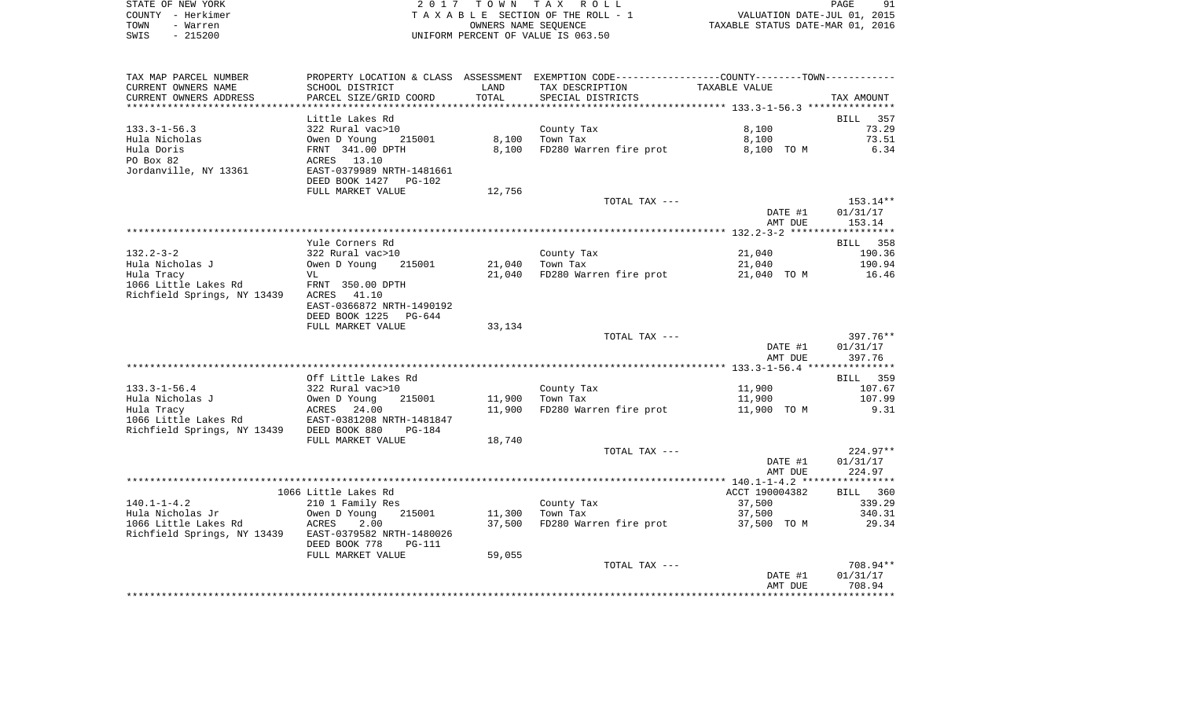| TAX MAP PARCEL NUMBER<br>CURRENT OWNERS NAME<br>CURRENT OWNERS ADDRESS | PROPERTY LOCATION & CLASS<br>SCHOOL DISTRICT<br>PARCEL SIZE/GRID COORD | ASSESSMENT<br>LAND<br>TOTAL | EXEMPTION CODE-----COUNTY-----TOWN-----<br>TAX DESCRIPTION<br>SPECIAL DISTRICTS | TAXABLE VALUE | TAX AMOUNT |
|---|---|---|---|---|---|
| **133.3-1-56.3** | Little Lakes Rd | | | | BILL 357 |
| 133.3-1-56.3 | 322 Rural vac>10 | | County Tax | 8,100 | 73.29 |
| Hula Nicholas | Owen D Young 215001 | 8,100 | Town Tax | 8,100 | 73.51 |
| Hula Doris | FRNT 341.00 DPTH | 8,100 | FD280 Warren fire prot | 8,100 TO M | 6.34 |
| PO Box 82 | ACRES 13.10 | | | | |
| Jordanville, NY 13361 | EAST-0379989 NRTH-1481661 | | | | |
| | DEED BOOK 1427 PG-102 | | | | |
| | FULL MARKET VALUE | 12,756 | | | |
| | | | TOTAL TAX --- | | 153.14** |
| | | | | DATE #1 | 01/31/17 |
| | | | | AMT DUE | 153.14 |
| **132.2-3-2** | Yule Corners Rd | | | | BILL 358 |
| 132.2-3-2 | 322 Rural vac>10 | | County Tax | 21,040 | 190.36 |
| Hula Nicholas J | Owen D Young 215001 | 21,040 | Town Tax | 21,040 | 190.94 |
| Hula Tracy | VL | 21,040 | FD280 Warren fire prot | 21,040 TO M | 16.46 |
| 1066 Little Lakes Rd | FRNT 350.00 DPTH | | | | |
| Richfield Springs, NY 13439 | ACRES 41.10 | | | | |
| | EAST-0366872 NRTH-1490192 | | | | |
| | DEED BOOK 1225 PG-644 | | | | |
| | FULL MARKET VALUE | 33,134 | | | |
| | | | TOTAL TAX --- | | 397.76** |
| | | | | DATE #1 | 01/31/17 |
| | | | | AMT DUE | 397.76 |
| **133.3-1-56.4** | Off Little Lakes Rd | | | | BILL 359 |
| 133.3-1-56.4 | 322 Rural vac>10 | | County Tax | 11,900 | 107.67 |
| Hula Nicholas J | Owen D Young 215001 | 11,900 | Town Tax | 11,900 | 107.99 |
| Hula Tracy | ACRES 24.00 | 11,900 | FD280 Warren fire prot | 11,900 TO M | 9.31 |
| 1066 Little Lakes Rd | EAST-0381208 NRTH-1481847 | | | | |
| Richfield Springs, NY 13439 | DEED BOOK 880 PG-184 | | | | |
| | FULL MARKET VALUE | 18,740 | | | |
| | | | TOTAL TAX --- | | 224.97** |
| | | | | DATE #1 | 01/31/17 |
| | | | | AMT DUE | 224.97 |
| **140.1-1-4.2** | 1066 Little Lakes Rd | | | ACCT 190004382 | BILL 360 |
| 140.1-1-4.2 | 210 1 Family Res | | County Tax | 37,500 | 339.29 |
| Hula Nicholas Jr | Owen D Young 215001 | 11,300 | Town Tax | 37,500 | 340.31 |
| 1066 Little Lakes Rd | ACRES 2.00 | 37,500 | FD280 Warren fire prot | 37,500 TO M | 29.34 |
| Richfield Springs, NY 13439 | EAST-0379582 NRTH-1480026 | | | | |
| | DEED BOOK 778 PG-111 | | | | |
| | FULL MARKET VALUE | 59,055 | | | |
| | | | TOTAL TAX --- | | 708.94** |
| | | | | DATE #1 | 01/31/17 |
| | | | | AMT DUE | 708.94 |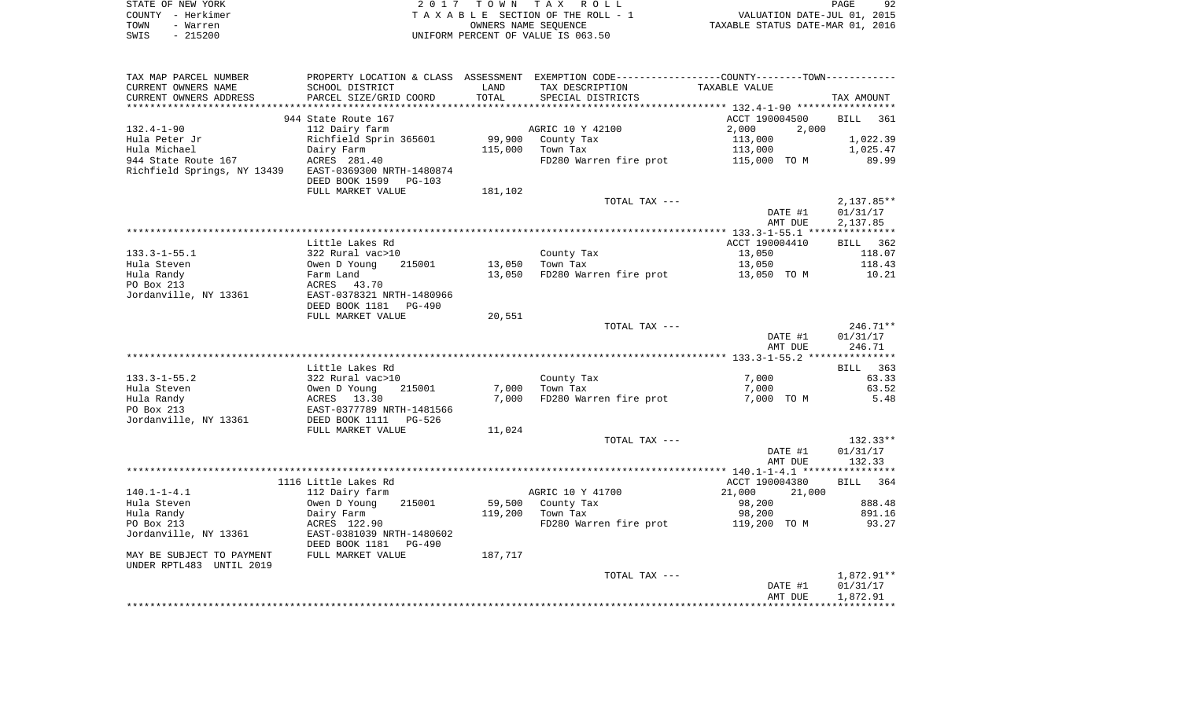STATE OF NEW YORK
COUNTY - Herkimer
TOWN - Warren
SWIS - 215200

2017 TOWN TAX ROLL
TAXABLE SECTION OF THE ROLL - 1
OWNERS NAME SEQUENCE
UNIFORM PERCENT OF VALUE IS 063.50

VALUATION DATE-JUL 01, 2015
TAXABLE STATUS DATE-MAR 01, 2016

| TAX MAP PARCEL NUMBER / CURRENT OWNERS NAME / CURRENT OWNERS ADDRESS | PROPERTY LOCATION & CLASS / SCHOOL DISTRICT / PARCEL SIZE/GRID COORD | ASSESSMENT LAND / TOTAL | EXEMPTION CODE / TAX DESCRIPTION / SPECIAL DISTRICTS | TAXABLE VALUE | TAX AMOUNT |
|---|---|---|---|---|---|
| **132.4-1-90** | 944 State Route 167 | | | ACCT 190004500 | BILL 361 |
| | 112 Dairy farm | | AGRIC 10 Y 42100 | 2,000 2,000 | |
| Hula Peter Jr | Richfield Sprin 365601 | 99,900 | County Tax | 113,000 | 1,022.39 |
| Hula Michael | Dairy Farm | 115,000 | Town Tax | 113,000 | 1,025.47 |
| 944 State Route 167 | ACRES 281.40 | | FD280 Warren fire prot | 115,000 TO M | 89.99 |
| Richfield Springs, NY 13439 | EAST-0369300 NRTH-1480874 | | | | |
| | DEED BOOK 1599 PG-103 | | | | |
| | FULL MARKET VALUE | 181,102 | | | |
| | | | TOTAL TAX --- | | 2,137.85** |
| | | | | DATE #1 | 01/31/17 |
| | | | | AMT DUE | 2,137.85 |
| **133.3-1-55.1** | Little Lakes Rd | | | ACCT 190004410 | BILL 362 |
| | 322 Rural vac>10 | | County Tax | 13,050 | 118.07 |
| Hula Steven | Owen D Young 215001 | 13,050 | Town Tax | 13,050 | 118.43 |
| Hula Randy | Farm Land | 13,050 | FD280 Warren fire prot | 13,050 TO M | 10.21 |
| PO Box 213 | ACRES 43.70 | | | | |
| Jordanville, NY 13361 | EAST-0378321 NRTH-1480966 | | | | |
| | DEED BOOK 1181 PG-490 | | | | |
| | FULL MARKET VALUE | 20,551 | | | |
| | | | TOTAL TAX --- | | 246.71** |
| | | | | DATE #1 | 01/31/17 |
| | | | | AMT DUE | 246.71 |
| **133.3-1-55.2** | Little Lakes Rd | | | | BILL 363 |
| | 322 Rural vac>10 | | County Tax | 7,000 | 63.33 |
| Hula Steven | Owen D Young 215001 | 7,000 | Town Tax | 7,000 | 63.52 |
| Hula Randy | ACRES 13.30 | 7,000 | FD280 Warren fire prot | 7,000 TO M | 5.48 |
| PO Box 213 | EAST-0377789 NRTH-1481566 | | | | |
| Jordanville, NY 13361 | DEED BOOK 1111 PG-526 | | | | |
| | FULL MARKET VALUE | 11,024 | | | |
| | | | TOTAL TAX --- | | 132.33** |
| | | | | DATE #1 | 01/31/17 |
| | | | | AMT DUE | 132.33 |
| **140.1-1-4.1** | 1116 Little Lakes Rd | | | ACCT 190004380 | BILL 364 |
| | 112 Dairy farm | | AGRIC 10 Y 41700 | 21,000 21,000 | |
| Hula Steven | Owen D Young 215001 | 59,500 | County Tax | 98,200 | 888.48 |
| Hula Randy | Dairy Farm | 119,200 | Town Tax | 98,200 | 891.16 |
| PO Box 213 | ACRES 122.90 | | FD280 Warren fire prot | 119,200 TO M | 93.27 |
| Jordanville, NY 13361 | EAST-0381039 NRTH-1480602 | | | | |
| | DEED BOOK 1181 PG-490 | | | | |
| MAY BE SUBJECT TO PAYMENT | FULL MARKET VALUE | 187,717 | | | |
| UNDER RPTL483 UNTIL 2019 | | | | | |
| | | | TOTAL TAX --- | | 1,872.91** |
| | | | | DATE #1 | 01/31/17 |
| | | | | AMT DUE | 1,872.91 |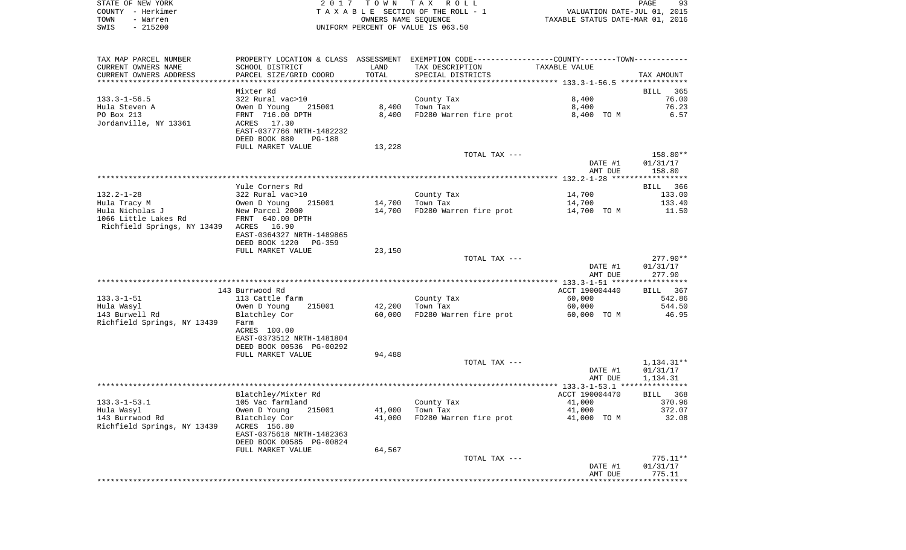STATE OF NEW YORK | COUNTY - Herkimer | TOWN - Warren | SWIS - 215200

2 0 1 7   T O W N   T A X   R O L L
T A X A B L E  SECTION OF THE ROLL - 1
OWNERS NAME SEQUENCE
UNIFORM PERCENT OF VALUE IS 063.50

VALUATION DATE-JUL 01, 2015
TAXABLE STATUS DATE-MAR 01, 2016

| TAX MAP PARCEL NUMBER / CURRENT OWNERS NAME / CURRENT OWNERS ADDRESS | PROPERTY LOCATION & CLASS / SCHOOL DISTRICT / PARCEL SIZE/GRID COORD | ASSESSMENT LAND | TOTAL | EXEMPTION CODE / TAX DESCRIPTION / SPECIAL DISTRICTS | TAXABLE VALUE | TAX AMOUNT |
|---|---|---|---|---|---|---|
| 133.3-1-56.5 | Mixter Rd | | | | | BILL 365 |
| 133.3-1-56.5 | 322 Rural vac>10 | | | County Tax | 8,400 | 76.00 |
| Hula Steven A | Owen D Young 215001 | 8,400 | | Town Tax | 8,400 | 76.23 |
| PO Box 213 | FRNT 716.00 DPTH | | 8,400 | FD280 Warren fire prot | 8,400 TO M | 6.57 |
| Jordanville, NY 13361 | ACRES 17.30 | | | | | |
| | EAST-0377766 NRTH-1482232 | | | | | |
| | DEED BOOK 880 PG-188 | | | | | |
| | FULL MARKET VALUE | 13,228 | | | | |
| | | | | TOTAL TAX --- | | 158.80** |
| | | | | | DATE #1 | 01/31/17 |
| | | | | | AMT DUE | 158.80 |
| 132.2-1-28 | Yule Corners Rd | | | | | BILL 366 |
| 132.2-1-28 | 322 Rural vac>10 | | | County Tax | 14,700 | 133.00 |
| Hula Tracy M | Owen D Young 215001 | 14,700 | | Town Tax | 14,700 | 133.40 |
| Hula Nicholas J | New Parcel 2000 | | 14,700 | FD280 Warren fire prot | 14,700 TO M | 11.50 |
| 1066 Little Lakes Rd | FRNT 640.00 DPTH | | | | | |
| Richfield Springs, NY 13439 | ACRES 16.90 | | | | | |
| | EAST-0364327 NRTH-1489865 | | | | | |
| | DEED BOOK 1220 PG-359 | | | | | |
| | FULL MARKET VALUE | 23,150 | | | | |
| | | | | TOTAL TAX --- | | 277.90** |
| | | | | | DATE #1 | 01/31/17 |
| | | | | | AMT DUE | 277.90 |
| 133.3-1-51 | 143 Burrwood Rd | | | | ACCT 190004440 | BILL 367 |
| 133.3-1-51 | 113 Cattle farm | | | County Tax | 60,000 | 542.86 |
| Hula Wasyl | Owen D Young 215001 | 42,200 | | Town Tax | 60,000 | 544.50 |
| 143 Burwell Rd | Blatchley Cor | | 60,000 | FD280 Warren fire prot | 60,000 TO M | 46.95 |
| Richfield Springs, NY 13439 | Farm | | | | | |
| | ACRES 100.00 | | | | | |
| | EAST-0373512 NRTH-1481804 | | | | | |
| | DEED BOOK 00536 PG-00292 | | | | | |
| | FULL MARKET VALUE | 94,488 | | | | |
| | | | | TOTAL TAX --- | | 1,134.31** |
| | | | | | DATE #1 | 01/31/17 |
| | | | | | AMT DUE | 1,134.31 |
| 133.3-1-53.1 | Blatchley/Mixter Rd | | | | ACCT 190004470 | BILL 368 |
| 133.3-1-53.1 | 105 Vac farmland | | | County Tax | 41,000 | 370.96 |
| Hula Wasyl | Owen D Young 215001 | 41,000 | | Town Tax | 41,000 | 372.07 |
| 143 Burrwood Rd | Blatchley Cor | | 41,000 | FD280 Warren fire prot | 41,000 TO M | 32.08 |
| Richfield Springs, NY 13439 | ACRES 156.80 | | | | | |
| | EAST-0375618 NRTH-1482363 | | | | | |
| | DEED BOOK 00585 PG-00824 | | | | | |
| | FULL MARKET VALUE | 64,567 | | | | |
| | | | | TOTAL TAX --- | | 775.11** |
| | | | | | DATE #1 | 01/31/17 |
| | | | | | AMT DUE | 775.11 |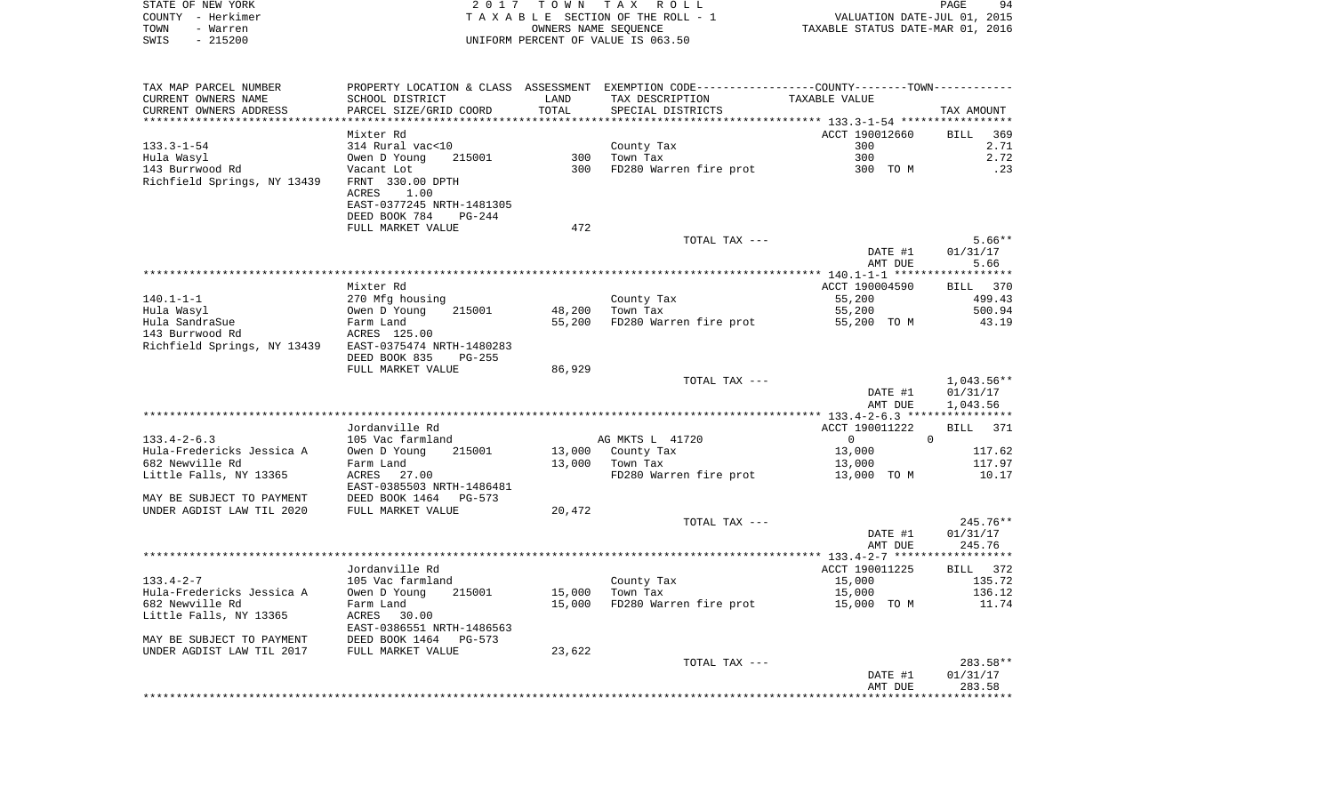STATE OF NEW YORK
COUNTY - Herkimer
TOWN - Warren
SWIS - 215200

2017 TOWN TAX ROLL
TAXABLE SECTION OF THE ROLL - 1
OWNERS NAME SEQUENCE
UNIFORM PERCENT OF VALUE IS 063.50

VALUATION DATE-JUL 01, 2015
TAXABLE STATUS DATE-MAR 01, 2016

| TAX MAP PARCEL NUMBER / CURRENT OWNERS NAME / CURRENT OWNERS ADDRESS | PROPERTY LOCATION & CLASS / SCHOOL DISTRICT / PARCEL SIZE/GRID COORD | ASSESSMENT LAND / TOTAL | EXEMPTION CODE / TAX DESCRIPTION / SPECIAL DISTRICTS | COUNTY--------TOWN TAXABLE VALUE | TAX AMOUNT |
|---|---|---|---|---|---|
| | Mixter Rd | | | ACCT 190012660 | BILL 369 |
| 133.3-1-54 | 314 Rural vac<10 | | County Tax | 300 | 2.71 |
| Hula Wasyl | Owen D Young 215001 | 300 | Town Tax | 300 | 2.72 |
| 143 Burrwood Rd | Vacant Lot | 300 | FD280 Warren fire prot | 300 TO M | .23 |
| Richfield Springs, NY 13439 | FRNT 330.00 DPTH | | | | |
| | ACRES 1.00 | | | | |
| | EAST-0377245 NRTH-1481305 | | | | |
| | DEED BOOK 784 PG-244 | | | | |
| | FULL MARKET VALUE | 472 | | | |
| | | | TOTAL TAX --- | | 5.66** |
| | | | | DATE #1 | 01/31/17 |
| | | | | AMT DUE | 5.66 |
| | Mixter Rd | | | ACCT 190004590 | BILL 370 |
| 140.1-1-1 | 270 Mfg housing | | County Tax | 55,200 | 499.43 |
| Hula Wasyl | Owen D Young 215001 | 48,200 | Town Tax | 55,200 | 500.94 |
| Hula SandraSue | Farm Land | 55,200 | FD280 Warren fire prot | 55,200 TO M | 43.19 |
| 143 Burrwood Rd | ACRES 125.00 | | | | |
| Richfield Springs, NY 13439 | EAST-0375474 NRTH-1480283 | | | | |
| | DEED BOOK 835 PG-255 | | | | |
| | FULL MARKET VALUE | 86,929 | | | |
| | | | TOTAL TAX --- | | 1,043.56** |
| | | | | DATE #1 | 01/31/17 |
| | | | | AMT DUE | 1,043.56 |
| | Jordanville Rd | | | ACCT 190011222 | BILL 371 |
| 133.4-2-6.3 | 105 Vac farmland | | AG MKTS L 41720 | 0 0 | |
| Hula-Fredericks Jessica A | Owen D Young 215001 | 13,000 | County Tax | 13,000 | 117.62 |
| 682 Newville Rd | Farm Land | 13,000 | Town Tax | 13,000 | 117.97 |
| Little Falls, NY 13365 | ACRES 27.00 | | FD280 Warren fire prot | 13,000 TO M | 10.17 |
| | EAST-0385503 NRTH-1486481 | | | | |
| MAY BE SUBJECT TO PAYMENT | DEED BOOK 1464 PG-573 | | | | |
| UNDER AGDIST LAW TIL 2020 | FULL MARKET VALUE | 20,472 | | | |
| | | | TOTAL TAX --- | | 245.76** |
| | | | | DATE #1 | 01/31/17 |
| | | | | AMT DUE | 245.76 |
| | Jordanville Rd | | | ACCT 190011225 | BILL 372 |
| 133.4-2-7 | 105 Vac farmland | | County Tax | 15,000 | 135.72 |
| Hula-Fredericks Jessica A | Owen D Young 215001 | 15,000 | Town Tax | 15,000 | 136.12 |
| 682 Newville Rd | Farm Land | 15,000 | FD280 Warren fire prot | 15,000 TO M | 11.74 |
| Little Falls, NY 13365 | ACRES 30.00 | | | | |
| | EAST-0386551 NRTH-1486563 | | | | |
| MAY BE SUBJECT TO PAYMENT | DEED BOOK 1464 PG-573 | | | | |
| UNDER AGDIST LAW TIL 2017 | FULL MARKET VALUE | 23,622 | | | |
| | | | TOTAL TAX --- | | 283.58** |
| | | | | DATE #1 | 01/31/17 |
| | | | | AMT DUE | 283.58 |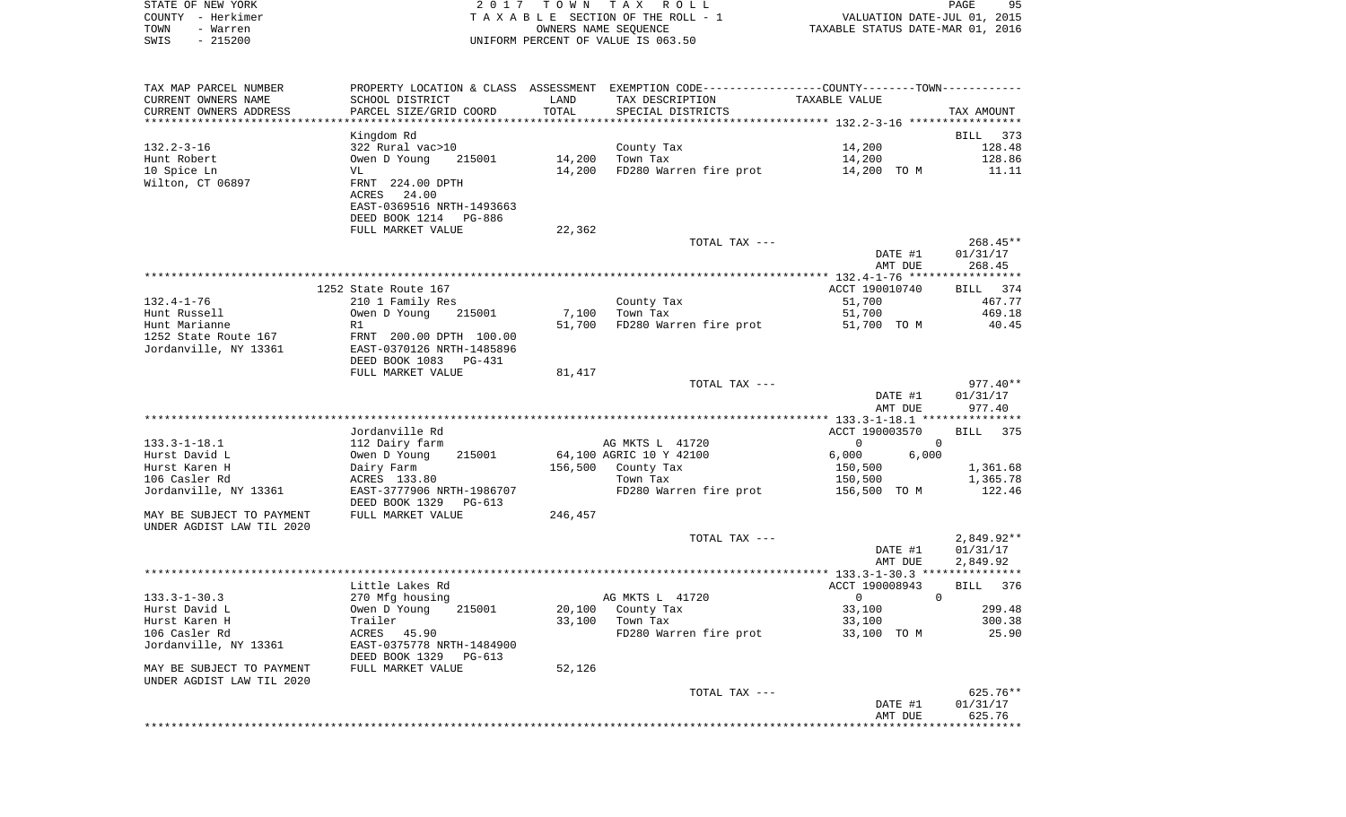STATE OF NEW YORK | 2017 TOWN TAX ROLL
COUNTY - Herkimer | TAXABLE SECTION OF THE ROLL - 1 | VALUATION DATE-JUL 01, 2015
TOWN - Warren | OWNERS NAME SEQUENCE | TAXABLE STATUS DATE-MAR 01, 2016
SWIS - 215200 | UNIFORM PERCENT OF VALUE IS 063.50

| TAX MAP PARCEL NUMBER<br>CURRENT OWNERS NAME<br>CURRENT OWNERS ADDRESS | PROPERTY LOCATION & CLASS<br>SCHOOL DISTRICT<br>PARCEL SIZE/GRID COORD | ASSESSMENT<br>LAND<br>TOTAL | EXEMPTION CODE<br>TAX DESCRIPTION<br>SPECIAL DISTRICTS | COUNTY--------TOWN<br>TAXABLE VALUE | TAX AMOUNT |
|---|---|---|---|---|---|
| **132.2-3-16** | Kingdom Rd | | | | BILL 373 |
| 132.2-3-16 | 322 Rural vac>10 | | County Tax | 14,200 | 128.48 |
| Hunt Robert | Owen D Young 215001 | 14,200 | Town Tax | 14,200 | 128.86 |
| 10 Spice Ln | VL | 14,200 | FD280 Warren fire prot | 14,200 TO M | 11.11 |
| Wilton, CT 06897 | FRNT 224.00 DPTH | | | | |
| | ACRES 24.00 | | | | |
| | EAST-0369516 NRTH-1493663 | | | | |
| | DEED BOOK 1214 PG-886 | | | | |
| | FULL MARKET VALUE | 22,362 | | | |
| | | | TOTAL TAX --- | | 268.45** |
| | | | | DATE #1 | 01/31/17 |
| | | | | AMT DUE | 268.45 |
| **132.4-1-76** | 1252 State Route 167 | | | ACCT 190010740 | BILL 374 |
| 132.4-1-76 | 210 1 Family Res | | County Tax | 51,700 | 467.77 |
| Hunt Russell | Owen D Young 215001 | 7,100 | Town Tax | 51,700 | 469.18 |
| Hunt Marianne | R1 | 51,700 | FD280 Warren fire prot | 51,700 TO M | 40.45 |
| 1252 State Route 167 | FRNT 200.00 DPTH 100.00 | | | | |
| Jordanville, NY 13361 | EAST-0370126 NRTH-1485896 | | | | |
| | DEED BOOK 1083 PG-431 | | | | |
| | FULL MARKET VALUE | 81,417 | | | |
| | | | TOTAL TAX --- | | 977.40** |
| | | | | DATE #1 | 01/31/17 |
| | | | | AMT DUE | 977.40 |
| **133.3-1-18.1** | Jordanville Rd | | | ACCT 190003570 | BILL 375 |
| 133.3-1-18.1 | 112 Dairy farm | | AG MKTS L 41720 | 0 0 | |
| Hurst David L | Owen D Young 215001 | 64,100 | AGRIC 10 Y 42100 | 6,000 6,000 | |
| Hurst Karen H | Dairy Farm | 156,500 | County Tax | 150,500 | 1,361.68 |
| 106 Casler Rd | ACRES 133.80 | | Town Tax | 150,500 | 1,365.78 |
| Jordanville, NY 13361 | EAST-3777906 NRTH-1986707 | | FD280 Warren fire prot | 156,500 TO M | 122.46 |
| | DEED BOOK 1329 PG-613 | | | | |
| MAY BE SUBJECT TO PAYMENT UNDER AGDIST LAW TIL 2020 | FULL MARKET VALUE | 246,457 | | | |
| | | | TOTAL TAX --- | | 2,849.92** |
| | | | | DATE #1 | 01/31/17 |
| | | | | AMT DUE | 2,849.92 |
| **133.3-1-30.3** | Little Lakes Rd | | | ACCT 190008943 | BILL 376 |
| 133.3-1-30.3 | 270 Mfg housing | | AG MKTS L 41720 | 0 0 | |
| Hurst David L | Owen D Young 215001 | 20,100 | County Tax | 33,100 | 299.48 |
| Hurst Karen H | Trailer | 33,100 | Town Tax | 33,100 | 300.38 |
| 106 Casler Rd | ACRES 45.90 | | FD280 Warren fire prot | 33,100 TO M | 25.90 |
| Jordanville, NY 13361 | EAST-0375778 NRTH-1484900 | | | | |
| | DEED BOOK 1329 PG-613 | | | | |
| MAY BE SUBJECT TO PAYMENT UNDER AGDIST LAW TIL 2020 | FULL MARKET VALUE | 52,126 | | | |
| | | | TOTAL TAX --- | | 625.76** |
| | | | | DATE #1 | 01/31/17 |
| | | | | AMT DUE | 625.76 |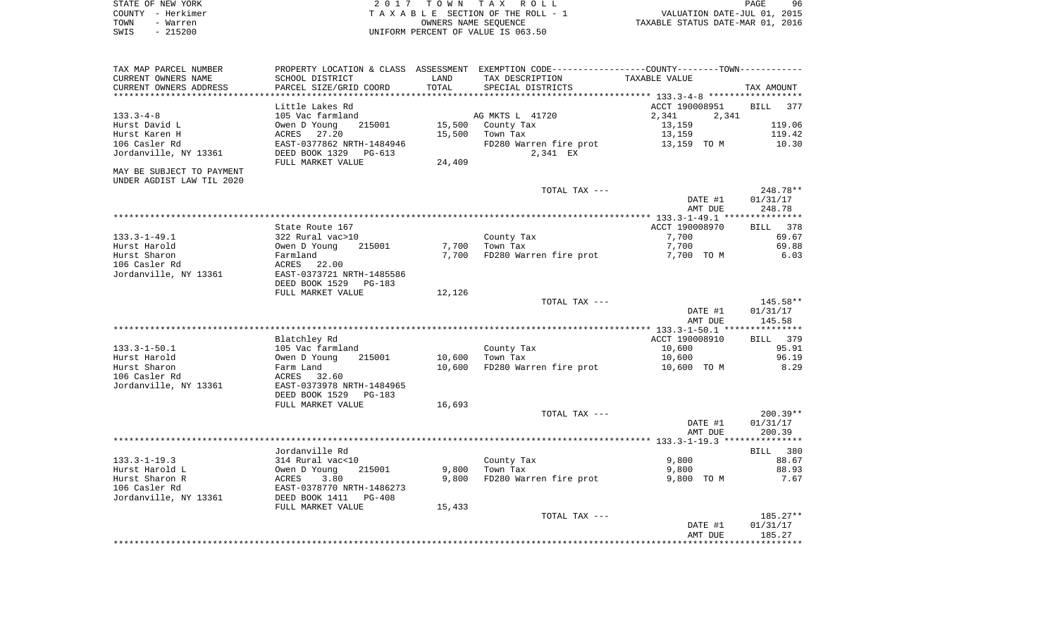STATE OF NEW YORK
COUNTY - Herkimer
TOWN - Warren
SWIS - 215200

2017 TOWN TAX ROLL
TAXABLE SECTION OF THE ROLL - 1
OWNERS NAME SEQUENCE
UNIFORM PERCENT OF VALUE IS 063.50

VALUATION DATE-JUL 01, 2015
TAXABLE STATUS DATE-MAR 01, 2016

| TAX MAP PARCEL NUMBER / CURRENT OWNERS NAME / CURRENT OWNERS ADDRESS | PROPERTY LOCATION & CLASS / SCHOOL DISTRICT / PARCEL SIZE/GRID COORD | ASSESSMENT LAND / TOTAL | EXEMPTION CODE / TAX DESCRIPTION / SPECIAL DISTRICTS | COUNTY / TOWN TAXABLE VALUE | TAX AMOUNT |
|---|---|---|---|---|---|
| **133.3-4-8** | Little Lakes Rd | | | ACCT 190008951 | BILL 377 |
| | 105 Vac farmland | | AG MKTS L 41720 | 2,341 2,341 | |
| Hurst David L | Owen D Young 215001 | 15,500 | County Tax | 13,159 | 119.06 |
| Hurst Karen H | ACRES 27.20 | 15,500 | Town Tax | 13,159 | 119.42 |
| 106 Casler Rd | EAST-0377862 NRTH-1484946 | | FD280 Warren fire prot | 13,159 TO M | 10.30 |
| Jordanville, NY 13361 | DEED BOOK 1329 PG-613 | | 2,341 EX | | |
| | FULL MARKET VALUE | 24,409 | | | |
| MAY BE SUBJECT TO PAYMENT UNDER AGDIST LAW TIL 2020 | | | | | |
| | | | TOTAL TAX --- | | 248.78** |
| | | | | DATE #1 | 01/31/17 |
| | | | | AMT DUE | 248.78 |
| **133.3-1-49.1** | State Route 167 | | | ACCT 190008970 | BILL 378 |
| | 322 Rural vac>10 | | County Tax | 7,700 | 69.67 |
| Hurst Harold | Owen D Young 215001 | 7,700 | Town Tax | 7,700 | 69.88 |
| Hurst Sharon | Farmland | 7,700 | FD280 Warren fire prot | 7,700 TO M | 6.03 |
| 106 Casler Rd | ACRES 22.00 | | | | |
| Jordanville, NY 13361 | EAST-0373721 NRTH-1485586 | | | | |
| | DEED BOOK 1529 PG-183 | | | | |
| | FULL MARKET VALUE | 12,126 | | | |
| | | | TOTAL TAX --- | | 145.58** |
| | | | | DATE #1 | 01/31/17 |
| | | | | AMT DUE | 145.58 |
| **133.3-1-50.1** | Blatchley Rd | | | ACCT 190008910 | BILL 379 |
| | 105 Vac farmland | | County Tax | 10,600 | 95.91 |
| Hurst Harold | Owen D Young 215001 | 10,600 | Town Tax | 10,600 | 96.19 |
| Hurst Sharon | Farm Land | 10,600 | FD280 Warren fire prot | 10,600 TO M | 8.29 |
| 106 Casler Rd | ACRES 32.60 | | | | |
| Jordanville, NY 13361 | EAST-0373978 NRTH-1484965 | | | | |
| | DEED BOOK 1529 PG-183 | | | | |
| | FULL MARKET VALUE | 16,693 | | | |
| | | | TOTAL TAX --- | | 200.39** |
| | | | | DATE #1 | 01/31/17 |
| | | | | AMT DUE | 200.39 |
| **133.3-1-19.3** | Jordanville Rd | | | | BILL 380 |
| | 314 Rural vac<10 | | County Tax | 9,800 | 88.67 |
| Hurst Harold L | Owen D Young 215001 | 9,800 | Town Tax | 9,800 | 88.93 |
| Hurst Sharon R | ACRES 3.80 | 9,800 | FD280 Warren fire prot | 9,800 TO M | 7.67 |
| 106 Casler Rd | EAST-0378770 NRTH-1486273 | | | | |
| Jordanville, NY 13361 | DEED BOOK 1411 PG-408 | | | | |
| | FULL MARKET VALUE | 15,433 | | | |
| | | | TOTAL TAX --- | | 185.27** |
| | | | | DATE #1 | 01/31/17 |
| | | | | AMT DUE | 185.27 |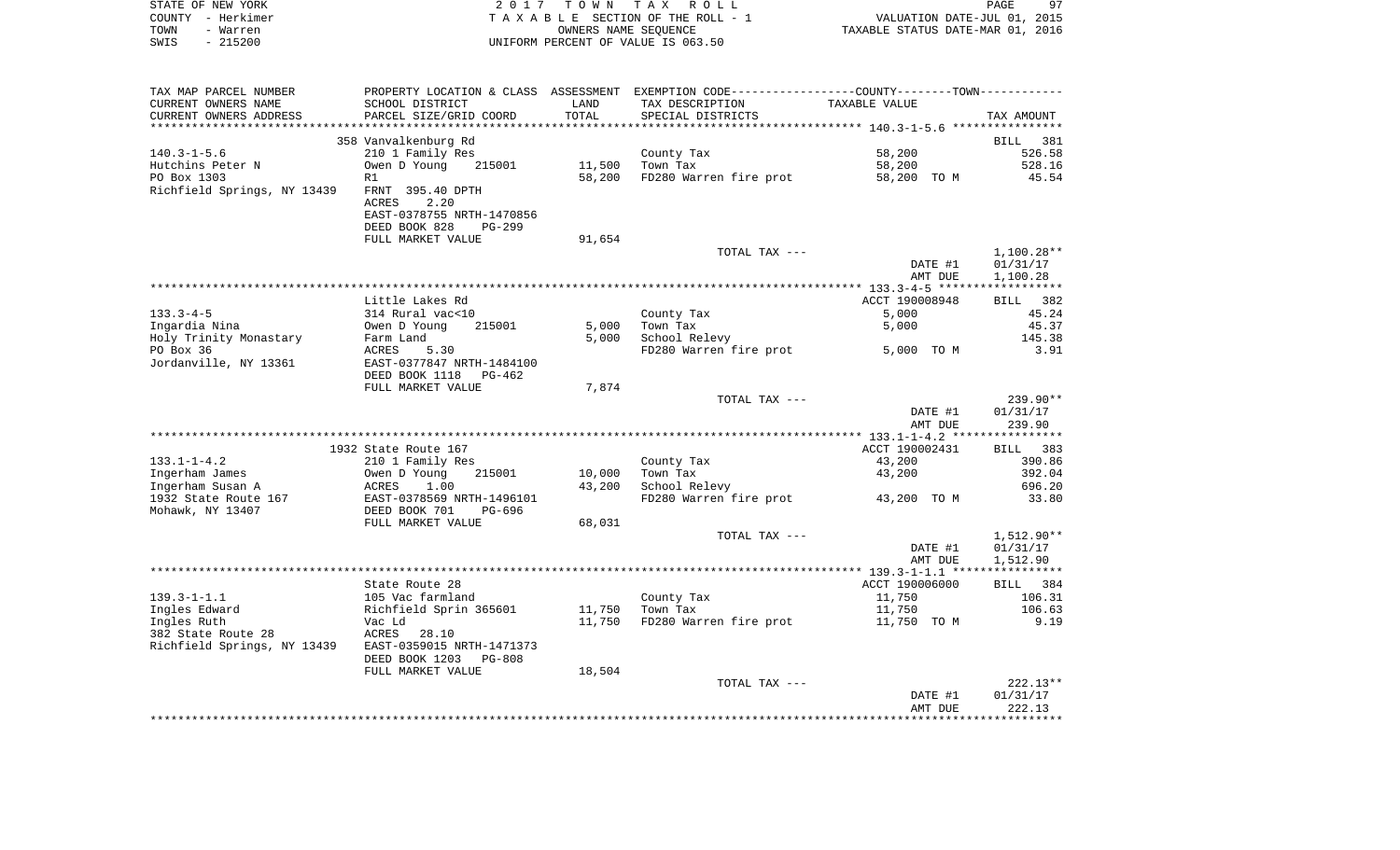STATE OF NEW YORK
COUNTY - Herkimer
TOWN - Warren
SWIS - 215200

2017 TOWN TAX ROLL
TAXABLE SECTION OF THE ROLL - 1
OWNERS NAME SEQUENCE
UNIFORM PERCENT OF VALUE IS 063.50

VALUATION DATE-JUL 01, 2015
TAXABLE STATUS DATE-MAR 01, 2016

| TAX MAP PARCEL NUMBER / CURRENT OWNERS NAME / CURRENT OWNERS ADDRESS | PROPERTY LOCATION & CLASS / SCHOOL DISTRICT / PARCEL SIZE/GRID COORD | ASSESSMENT LAND / TOTAL | EXEMPTION CODE / TAX DESCRIPTION / SPECIAL DISTRICTS | COUNTY--------TOWN TAXABLE VALUE | TAX AMOUNT |
|---|---|---|---|---|---|
| **140.3-1-5.6** | 358 Vanvalkenburg Rd | | | | BILL 381 |
| 140.3-1-5.6 | 210 1 Family Res | | County Tax | 58,200 | 526.58 |
| Hutchins Peter N | Owen D Young 215001 | 11,500 | Town Tax | 58,200 | 528.16 |
| PO Box 1303 | R1 | 58,200 | FD280 Warren fire prot | 58,200 TO M | 45.54 |
| Richfield Springs, NY 13439 | FRNT 395.40 DPTH | | | | |
| | ACRES 2.20 | | | | |
| | EAST-0378755 NRTH-1470856 | | | | |
| | DEED BOOK 828 PG-299 | | | | |
| | FULL MARKET VALUE | 91,654 | | | |
| | | | TOTAL TAX --- | | 1,100.28** |
| | | | | DATE #1 | 01/31/17 |
| | | | | AMT DUE | 1,100.28 |
| **133.3-4-5** | Little Lakes Rd | | | ACCT 190008948 | BILL 382 |
| 133.3-4-5 | 314 Rural vac<10 | | County Tax | 5,000 | 45.24 |
| Ingardia Nina | Owen D Young 215001 | 5,000 | Town Tax | 5,000 | 45.37 |
| Holy Trinity Monastary | Farm Land | 5,000 | School Relevy | | 145.38 |
| PO Box 36 | ACRES 5.30 | | FD280 Warren fire prot | 5,000 TO M | 3.91 |
| Jordanville, NY 13361 | EAST-0377847 NRTH-1484100 | | | | |
| | DEED BOOK 1118 PG-462 | | | | |
| | FULL MARKET VALUE | 7,874 | | | |
| | | | TOTAL TAX --- | | 239.90** |
| | | | | DATE #1 | 01/31/17 |
| | | | | AMT DUE | 239.90 |
| **133.1-1-4.2** | 1932 State Route 167 | | | ACCT 190002431 | BILL 383 |
| 133.1-1-4.2 | 210 1 Family Res | | County Tax | 43,200 | 390.86 |
| Ingerham James | Owen D Young 215001 | 10,000 | Town Tax | 43,200 | 392.04 |
| Ingerham Susan A | ACRES 1.00 | 43,200 | School Relevy | | 696.20 |
| 1932 State Route 167 | EAST-0378569 NRTH-1496101 | | FD280 Warren fire prot | 43,200 TO M | 33.80 |
| Mohawk, NY 13407 | DEED BOOK 701 PG-696 | | | | |
| | FULL MARKET VALUE | 68,031 | | | |
| | | | TOTAL TAX --- | | 1,512.90** |
| | | | | DATE #1 | 01/31/17 |
| | | | | AMT DUE | 1,512.90 |
| **139.3-1-1.1** | State Route 28 | | | ACCT 190006000 | BILL 384 |
| 139.3-1-1.1 | 105 Vac farmland | | County Tax | 11,750 | 106.31 |
| Ingles Edward | Richfield Sprin 365601 | 11,750 | Town Tax | 11,750 | 106.63 |
| Ingles Ruth | Vac Ld | 11,750 | FD280 Warren fire prot | 11,750 TO M | 9.19 |
| 382 State Route 28 | ACRES 28.10 | | | | |
| Richfield Springs, NY 13439 | EAST-0359015 NRTH-1471373 | | | | |
| | DEED BOOK 1203 PG-808 | | | | |
| | FULL MARKET VALUE | 18,504 | | | |
| | | | TOTAL TAX --- | | 222.13** |
| | | | | DATE #1 | 01/31/17 |
| | | | | AMT DUE | 222.13 |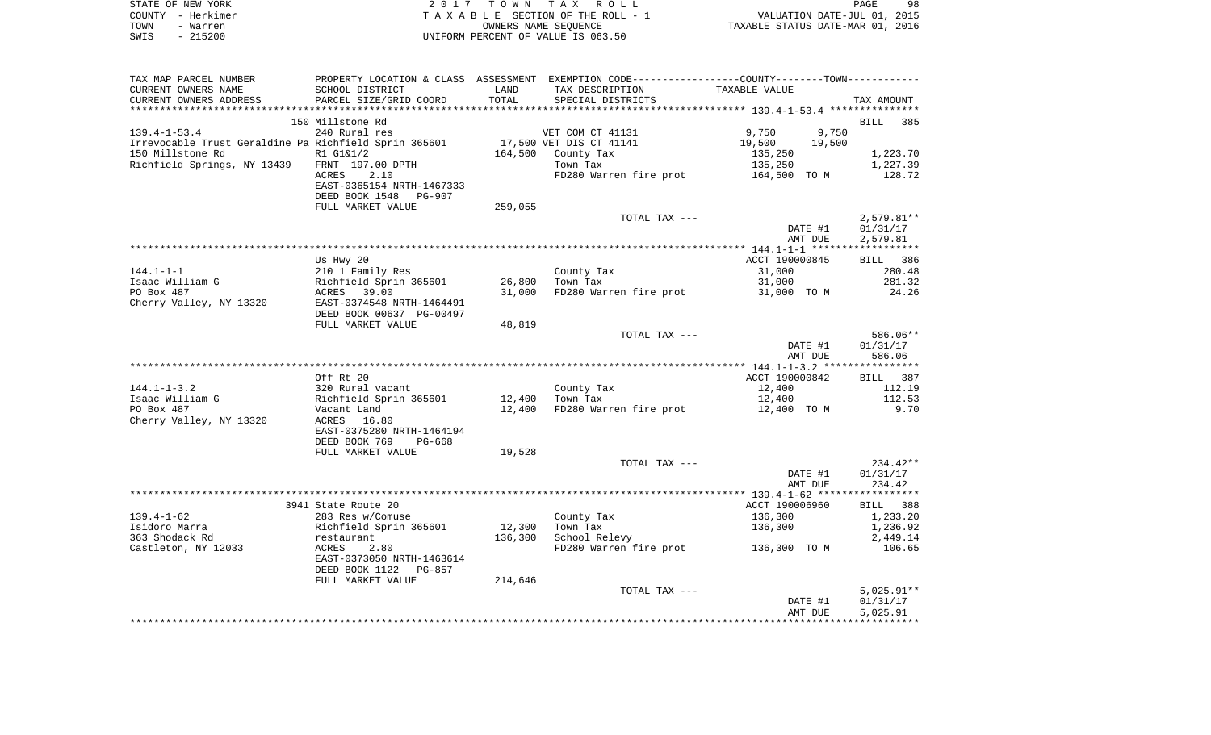STATE OF NEW YORK
COUNTY - Herkimer
TOWN - Warren
SWIS - 215200

2 0 1 7 T O W N T A X R O L L
T A X A B L E SECTION OF THE ROLL - 1
OWNERS NAME SEQUENCE
UNIFORM PERCENT OF VALUE IS 063.50

VALUATION DATE-JUL 01, 2015
TAXABLE STATUS DATE-MAR 01, 2016

| TAX MAP PARCEL NUMBER / CURRENT OWNERS NAME / CURRENT OWNERS ADDRESS | PROPERTY LOCATION & CLASS / SCHOOL DISTRICT / PARCEL SIZE/GRID COORD | ASSESSMENT LAND / TOTAL | EXEMPTION CODE / TAX DESCRIPTION / SPECIAL DISTRICTS | COUNTY / TAXABLE VALUE | TOWN | TAX AMOUNT |
|---|---|---|---|---|---|---|
| 139.4-1-53.4 | 150 Millstone Rd | | | | | BILL 385 |
| | 240 Rural res | | VET COM CT 41131 | 9,750 | 9,750 | |
| Irrevocable Trust Geraldine Pa | Richfield Sprin 365601 | 17,500 | VET DIS CT 41141 | 19,500 | 19,500 | |
| 150 Millstone Rd | R1 G1&1/2 | 164,500 | County Tax | 135,250 | | 1,223.70 |
| Richfield Springs, NY 13439 | FRNT 197.00 DPTH | | Town Tax | 135,250 | | 1,227.39 |
| | ACRES 2.10 | | FD280 Warren fire prot | 164,500 TO M | | 128.72 |
| | EAST-0365154 NRTH-1467333 | | | | | |
| | DEED BOOK 1548 PG-907 | | | | | |
| | FULL MARKET VALUE | 259,055 | | | | |
| | | | TOTAL TAX --- | | | 2,579.81** |
| | | | | | DATE #1 | 01/31/17 |
| | | | | | AMT DUE | 2,579.81 |
| 144.1-1-1 | Us Hwy 20 | | | ACCT 190000845 | | BILL 386 |
| Isaac William G | 210 1 Family Res | | County Tax | 31,000 | | 280.48 |
| PO Box 487 | Richfield Sprin 365601 | 26,800 | Town Tax | 31,000 | | 281.32 |
| Cherry Valley, NY 13320 | ACRES 39.00 | 31,000 | FD280 Warren fire prot | 31,000 TO M | | 24.26 |
| | EAST-0374548 NRTH-1464491 | | | | | |
| | DEED BOOK 00637 PG-00497 | | | | | |
| | FULL MARKET VALUE | 48,819 | | | | |
| | | | TOTAL TAX --- | | | 586.06** |
| | | | | | DATE #1 | 01/31/17 |
| | | | | | AMT DUE | 586.06 |
| 144.1-1-3.2 | Off Rt 20 | | | ACCT 190000842 | | BILL 387 |
| Isaac William G | 320 Rural vacant | | County Tax | 12,400 | | 112.19 |
| PO Box 487 | Richfield Sprin 365601 | 12,400 | Town Tax | 12,400 | | 112.53 |
| Cherry Valley, NY 13320 | Vacant Land | 12,400 | FD280 Warren fire prot | 12,400 TO M | | 9.70 |
| | ACRES 16.80 | | | | | |
| | EAST-0375280 NRTH-1464194 | | | | | |
| | DEED BOOK 769 PG-668 | | | | | |
| | FULL MARKET VALUE | 19,528 | | | | |
| | | | TOTAL TAX --- | | | 234.42** |
| | | | | | DATE #1 | 01/31/17 |
| | | | | | AMT DUE | 234.42 |
| 139.4-1-62 | 3941 State Route 20 | | | ACCT 190006960 | | BILL 388 |
| Isidoro Marra | 283 Res w/Comuse | | County Tax | 136,300 | | 1,233.20 |
| 363 Shodack Rd | Richfield Sprin 365601 | 12,300 | Town Tax | 136,300 | | 1,236.92 |
| Castleton, NY 12033 | restaurant | 136,300 | School Relevy | | | 2,449.14 |
| | ACRES 2.80 | | FD280 Warren fire prot | 136,300 TO M | | 106.65 |
| | EAST-0373050 NRTH-1463614 | | | | | |
| | DEED BOOK 1122 PG-857 | | | | | |
| | FULL MARKET VALUE | 214,646 | | | | |
| | | | TOTAL TAX --- | | | 5,025.91** |
| | | | | | DATE #1 | 01/31/17 |
| | | | | | AMT DUE | 5,025.91 |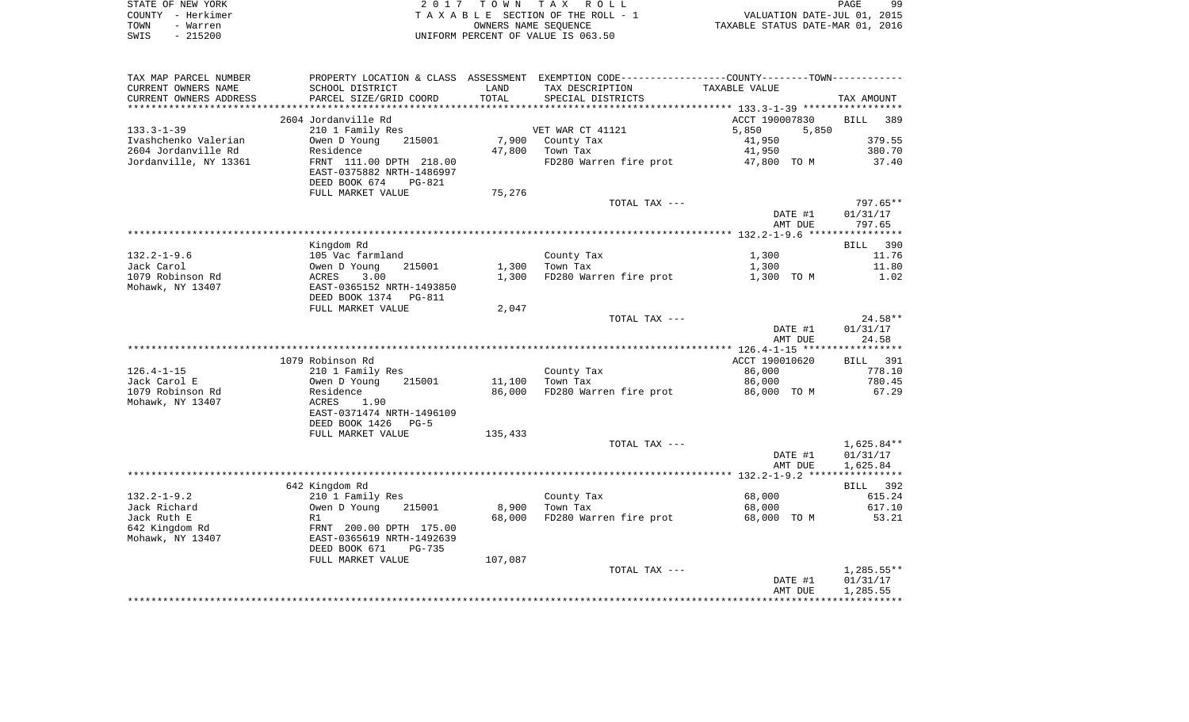STATE OF NEW YORK
COUNTY - Herkimer
TOWN - Warren
SWIS - 215200

2017 TOWN TAX ROLL
TAXABLE SECTION OF THE ROLL - 1
OWNERS NAME SEQUENCE
UNIFORM PERCENT OF VALUE IS 063.50

VALUATION DATE-JUL 01, 2015
TAXABLE STATUS DATE-MAR 01, 2016

| TAX MAP PARCEL NUMBER / CURRENT OWNERS NAME / CURRENT OWNERS ADDRESS | PROPERTY LOCATION & CLASS / SCHOOL DISTRICT / PARCEL SIZE/GRID COORD | ASSESSMENT LAND / TOTAL | EXEMPTION CODE / TAX DESCRIPTION / SPECIAL DISTRICTS | COUNTY / TOWN TAXABLE VALUE | TAX AMOUNT |
|---|---|---|---|---|---|
| | 2604 Jordanville Rd | | | ACCT 190007830 | BILL 389 |
| 133.3-1-39 | 210 1 Family Res | | VET WAR CT 41121 | 5,850 5,850 | |
| Ivashchenko Valerian | Owen D Young 215001 | 7,900 | County Tax | 41,950 | 379.55 |
| 2604 Jordanville Rd | Residence | 47,800 | Town Tax | 41,950 | 380.70 |
| Jordanville, NY 13361 | FRNT 111.00 DPTH 218.00 | | FD280 Warren fire prot | 47,800 TO M | 37.40 |
| | EAST-0375882 NRTH-1486997 | | | | |
| | DEED BOOK 674 PG-821 | | | | |
| | FULL MARKET VALUE | 75,276 | | | |
| | | | TOTAL TAX --- | | 797.65** |
| | | | | DATE #1 | 01/31/17 |
| | | | | AMT DUE | 797.65 |
| | Kingdom Rd | | | | BILL 390 |
| 132.2-1-9.6 | 105 Vac farmland | | County Tax | 1,300 | 11.76 |
| Jack Carol | Owen D Young 215001 | 1,300 | Town Tax | 1,300 | 11.80 |
| 1079 Robinson Rd | ACRES 3.00 | 1,300 | FD280 Warren fire prot | 1,300 TO M | 1.02 |
| Mohawk, NY 13407 | EAST-0365152 NRTH-1493850 | | | | |
| | DEED BOOK 1374 PG-811 | | | | |
| | FULL MARKET VALUE | 2,047 | | | |
| | | | TOTAL TAX --- | | 24.58** |
| | | | | DATE #1 | 01/31/17 |
| | | | | AMT DUE | 24.58 |
| | 1079 Robinson Rd | | | ACCT 190010620 | BILL 391 |
| 126.4-1-15 | 210 1 Family Res | | County Tax | 86,000 | 778.10 |
| Jack Carol E | Owen D Young 215001 | 11,100 | Town Tax | 86,000 | 780.45 |
| 1079 Robinson Rd | Residence | 86,000 | FD280 Warren fire prot | 86,000 TO M | 67.29 |
| Mohawk, NY 13407 | ACRES 1.90 | | | | |
| | EAST-0371474 NRTH-1496109 | | | | |
| | DEED BOOK 1426 PG-5 | | | | |
| | FULL MARKET VALUE | 135,433 | | | |
| | | | TOTAL TAX --- | | 1,625.84** |
| | | | | DATE #1 | 01/31/17 |
| | | | | AMT DUE | 1,625.84 |
| | 642 Kingdom Rd | | | | BILL 392 |
| 132.2-1-9.2 | 210 1 Family Res | | County Tax | 68,000 | 615.24 |
| Jack Richard | Owen D Young 215001 | 8,900 | Town Tax | 68,000 | 617.10 |
| Jack Ruth E | R1 | 68,000 | FD280 Warren fire prot | 68,000 TO M | 53.21 |
| 642 Kingdom Rd | FRNT 200.00 DPTH 175.00 | | | | |
| Mohawk, NY 13407 | EAST-0365619 NRTH-1492639 | | | | |
| | DEED BOOK 671 PG-735 | | | | |
| | FULL MARKET VALUE | 107,087 | | | |
| | | | TOTAL TAX --- | | 1,285.55** |
| | | | | DATE #1 | 01/31/17 |
| | | | | AMT DUE | 1,285.55 |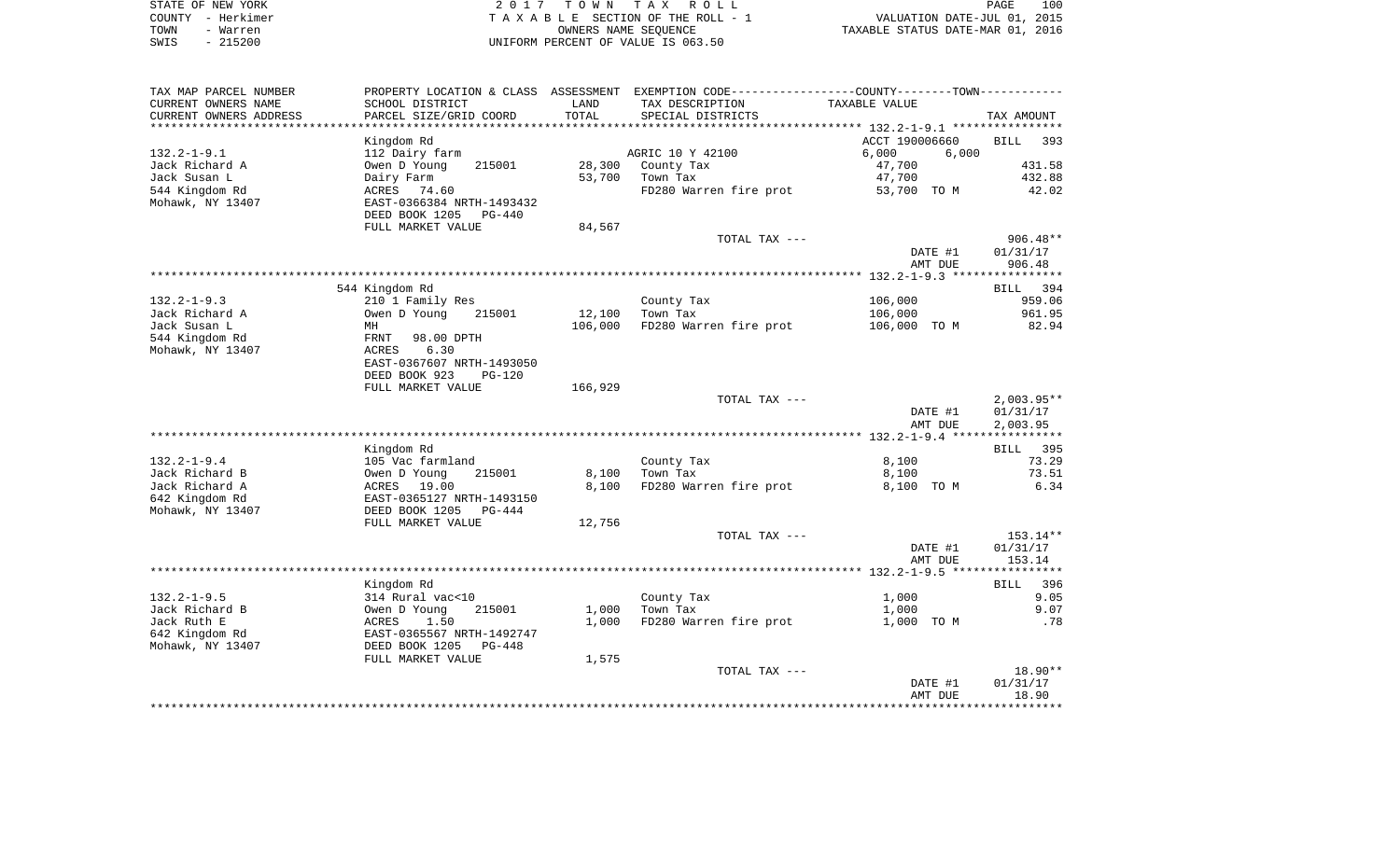STATE OF NEW YORK | COUNTY - Herkimer | TOWN - Warren | SWIS - 215200

2017 TOWN TAX ROLL
TAXABLE SECTION OF THE ROLL - 1
OWNERS NAME SEQUENCE
UNIFORM PERCENT OF VALUE IS 063.50

VALUATION DATE-JUL 01, 2015
TAXABLE STATUS DATE-MAR 01, 2016

| TAX MAP PARCEL NUMBER / CURRENT OWNERS NAME / CURRENT OWNERS ADDRESS | PROPERTY LOCATION & CLASS / SCHOOL DISTRICT / PARCEL SIZE/GRID COORD | ASSESSMENT LAND | TOTAL | EXEMPTION CODE / TAX DESCRIPTION / SPECIAL DISTRICTS | TAXABLE VALUE (COUNTY / TOWN) | TAX AMOUNT |
|---|---|---|---|---|---|---|
| 132.2-1-9.1 | Kingdom Rd | | | | ACCT 190006660 | BILL 393 |
| Jack Richard A | 112 Dairy farm | | | AGRIC 10 Y 42100 | 6,000 6,000 | |
| Jack Susan L | Owen D Young 215001 | 28,300 | | County Tax | 47,700 | 431.58 |
| 544 Kingdom Rd | Dairy Farm | | 53,700 | Town Tax | 47,700 | 432.88 |
| Mohawk, NY 13407 | ACRES 74.60 | | | FD280 Warren fire prot | 53,700 TO M | 42.02 |
| | EAST-0366384 NRTH-1493432 | | | | | |
| | DEED BOOK 1205 PG-440 | | | | | |
| | FULL MARKET VALUE | | 84,567 | | | |
| | | | | TOTAL TAX --- | | 906.48** |
| | | | | | DATE #1 | 01/31/17 |
| | | | | | AMT DUE | 906.48 |
| 132.2-1-9.3 | 544 Kingdom Rd | | | | | BILL 394 |
| Jack Richard A | 210 1 Family Res | | | County Tax | 106,000 | 959.06 |
| Jack Susan L | Owen D Young 215001 | 12,100 | | Town Tax | 106,000 | 961.95 |
| 544 Kingdom Rd | MH | | 106,000 | FD280 Warren fire prot | 106,000 TO M | 82.94 |
| Mohawk, NY 13407 | FRNT 98.00 DPTH | | | | | |
| | ACRES 6.30 | | | | | |
| | EAST-0367607 NRTH-1493050 | | | | | |
| | DEED BOOK 923 PG-120 | | | | | |
| | FULL MARKET VALUE | | 166,929 | | | |
| | | | | TOTAL TAX --- | | 2,003.95** |
| | | | | | DATE #1 | 01/31/17 |
| | | | | | AMT DUE | 2,003.95 |
| 132.2-1-9.4 | Kingdom Rd | | | | | BILL 395 |
| Jack Richard B | 105 Vac farmland | | | County Tax | 8,100 | 73.29 |
| Jack Richard A | Owen D Young 215001 | 8,100 | | Town Tax | 8,100 | 73.51 |
| 642 Kingdom Rd | ACRES 19.00 | | 8,100 | FD280 Warren fire prot | 8,100 TO M | 6.34 |
| Mohawk, NY 13407 | EAST-0365127 NRTH-1493150 | | | | | |
| | DEED BOOK 1205 PG-444 | | | | | |
| | FULL MARKET VALUE | | 12,756 | | | |
| | | | | TOTAL TAX --- | | 153.14** |
| | | | | | DATE #1 | 01/31/17 |
| | | | | | AMT DUE | 153.14 |
| 132.2-1-9.5 | Kingdom Rd | | | | | BILL 396 |
| Jack Richard B | 314 Rural vac<10 | | | County Tax | 1,000 | 9.05 |
| Jack Ruth E | Owen D Young 215001 | 1,000 | | Town Tax | 1,000 | 9.07 |
| 642 Kingdom Rd | ACRES 1.50 | | 1,000 | FD280 Warren fire prot | 1,000 TO M | .78 |
| Mohawk, NY 13407 | EAST-0365567 NRTH-1492747 | | | | | |
| | DEED BOOK 1205 PG-448 | | | | | |
| | FULL MARKET VALUE | | 1,575 | | | |
| | | | | TOTAL TAX --- | | 18.90** |
| | | | | | DATE #1 | 01/31/17 |
| | | | | | AMT DUE | 18.90 |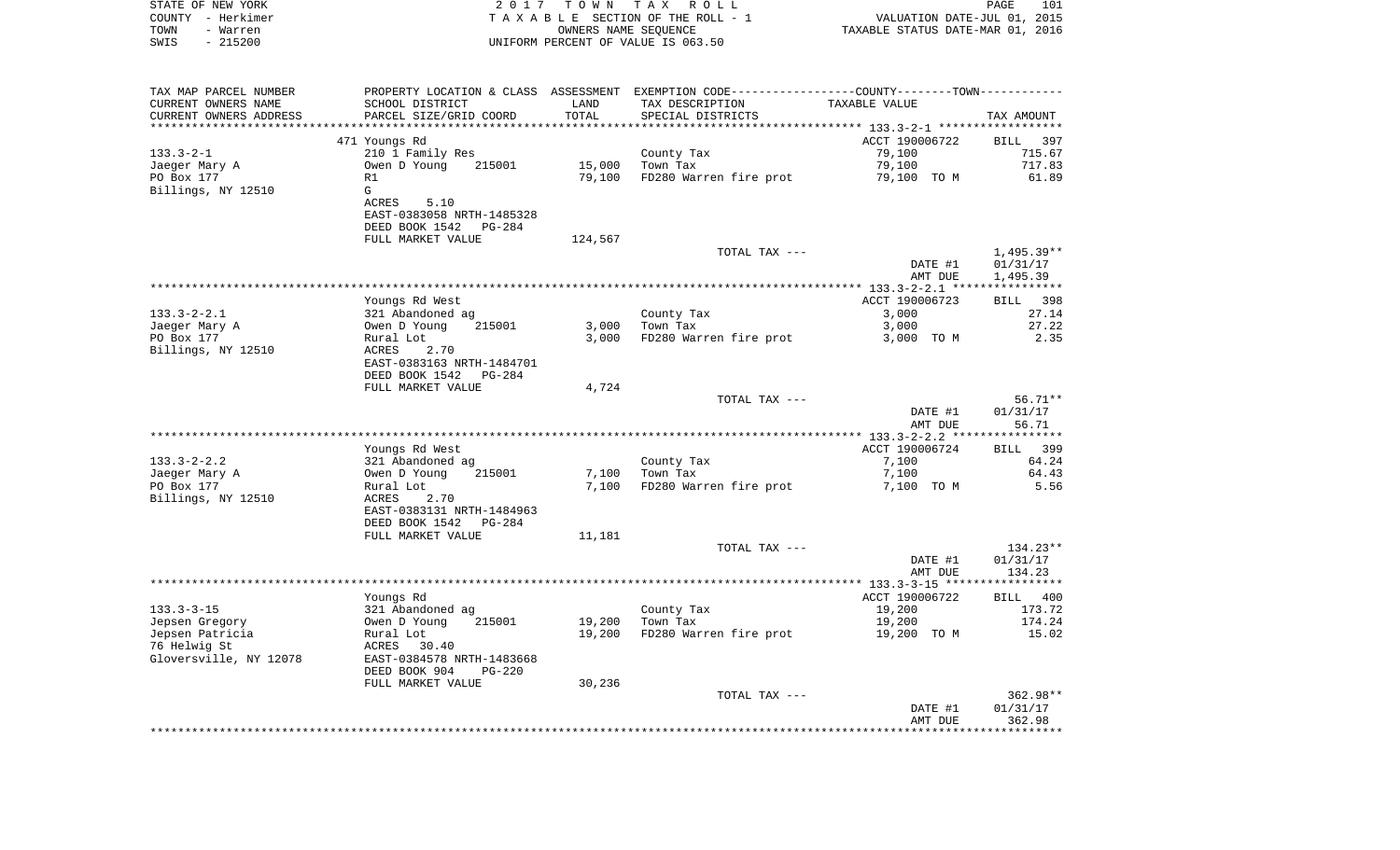STATE OF NEW YORK | COUNTY - Herkimer | TOWN - Warren | SWIS - 215200

2017 TOWN TAX ROLL
TAXABLE SECTION OF THE ROLL - 1
OWNERS NAME SEQUENCE
UNIFORM PERCENT OF VALUE IS 063.50

VALUATION DATE-JUL 01, 2015
TAXABLE STATUS DATE-MAR 01, 2016

| TAX MAP PARCEL NUMBER / CURRENT OWNERS NAME / CURRENT OWNERS ADDRESS | PROPERTY LOCATION & CLASS / SCHOOL DISTRICT / PARCEL SIZE/GRID COORD | ASSESSMENT LAND / TOTAL | EXEMPTION CODE / TAX DESCRIPTION / SPECIAL DISTRICTS | COUNTY--------TOWN / TAXABLE VALUE | TAX AMOUNT |
|---|---|---|---|---|---|
| 133.3-2-1 | 471 Youngs Rd | | | ACCT 190006722 | BILL 397 |
| Jaeger Mary A | 210 1 Family Res | | County Tax | 79,100 | 715.67 |
| PO Box 177 | Owen D Young 215001 | 15,000 | Town Tax | 79,100 | 717.83 |
| Billings, NY 12510 | R1 | 79,100 | FD280 Warren fire prot | 79,100 TO M | 61.89 |
| | G | | | | |
| | ACRES 5.10 | | | | |
| | EAST-0383058 NRTH-1485328 | | | | |
| | DEED BOOK 1542 PG-284 | | | | |
| | FULL MARKET VALUE | 124,567 | | | |
| | | | TOTAL TAX --- | | 1,495.39** |
| | | | | DATE #1 | 01/31/17 |
| | | | | AMT DUE | 1,495.39 |
| 133.3-2-2.1 | Youngs Rd West | | | ACCT 190006723 | BILL 398 |
| Jaeger Mary A | 321 Abandoned ag | | County Tax | 3,000 | 27.14 |
| PO Box 177 | Owen D Young 215001 | 3,000 | Town Tax | 3,000 | 27.22 |
| Billings, NY 12510 | Rural Lot | 3,000 | FD280 Warren fire prot | 3,000 TO M | 2.35 |
| | ACRES 2.70 | | | | |
| | EAST-0383163 NRTH-1484701 | | | | |
| | DEED BOOK 1542 PG-284 | | | | |
| | FULL MARKET VALUE | 4,724 | | | |
| | | | TOTAL TAX --- | | 56.71** |
| | | | | DATE #1 | 01/31/17 |
| | | | | AMT DUE | 56.71 |
| 133.3-2-2.2 | Youngs Rd West | | | ACCT 190006724 | BILL 399 |
| Jaeger Mary A | 321 Abandoned ag | | County Tax | 7,100 | 64.24 |
| PO Box 177 | Owen D Young 215001 | 7,100 | Town Tax | 7,100 | 64.43 |
| Billings, NY 12510 | Rural Lot | 7,100 | FD280 Warren fire prot | 7,100 TO M | 5.56 |
| | ACRES 2.70 | | | | |
| | EAST-0383131 NRTH-1484963 | | | | |
| | DEED BOOK 1542 PG-284 | | | | |
| | FULL MARKET VALUE | 11,181 | | | |
| | | | TOTAL TAX --- | | 134.23** |
| | | | | DATE #1 | 01/31/17 |
| | | | | AMT DUE | 134.23 |
| 133.3-3-15 | Youngs Rd | | | ACCT 190006722 | BILL 400 |
| Jepsen Gregory | 321 Abandoned ag | | County Tax | 19,200 | 173.72 |
| Jepsen Patricia | Owen D Young 215001 | 19,200 | Town Tax | 19,200 | 174.24 |
| 76 Helwig St | Rural Lot | 19,200 | FD280 Warren fire prot | 19,200 TO M | 15.02 |
| Gloversville, NY 12078 | ACRES 30.40 | | | | |
| | EAST-0384578 NRTH-1483668 | | | | |
| | DEED BOOK 904 PG-220 | | | | |
| | FULL MARKET VALUE | 30,236 | | | |
| | | | TOTAL TAX --- | | 362.98** |
| | | | | DATE #1 | 01/31/17 |
| | | | | AMT DUE | 362.98 |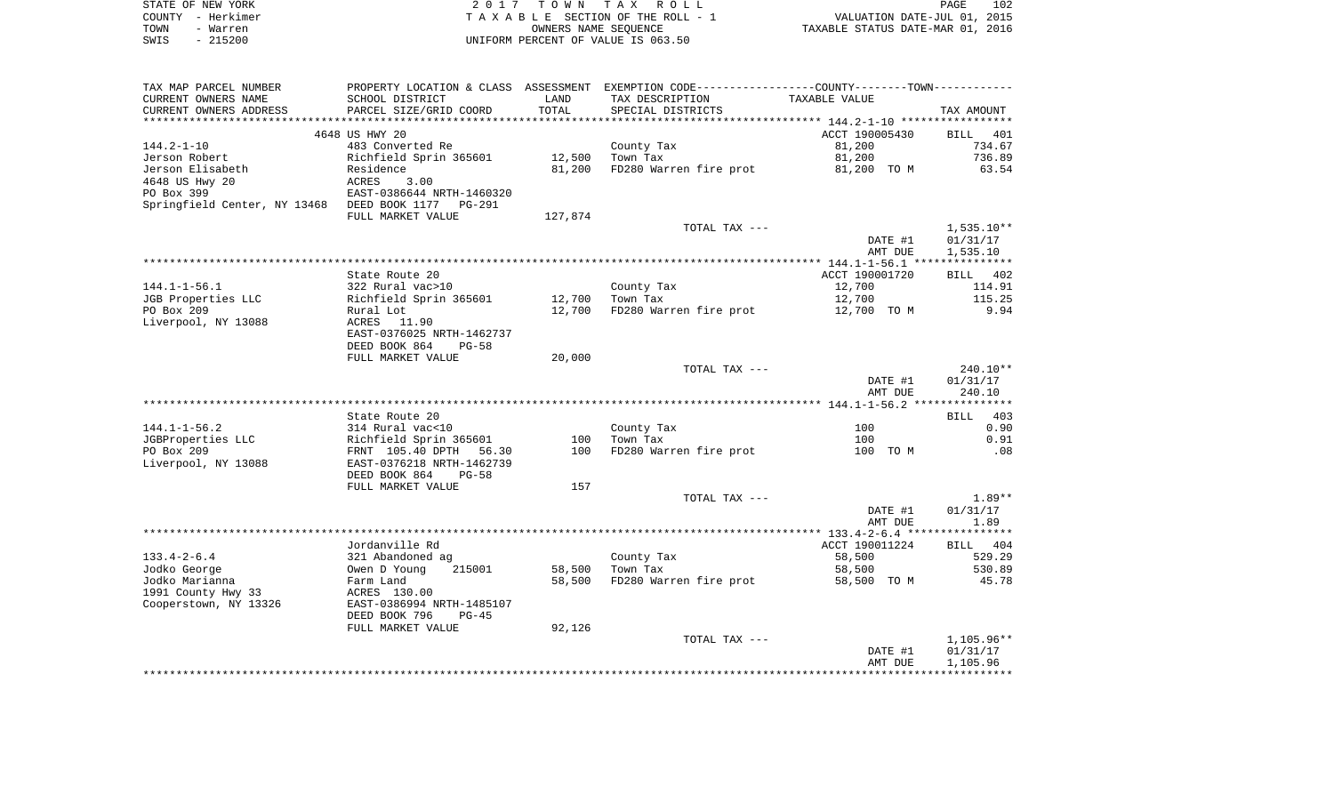STATE OF NEW YORK | 2017 TOWN TAX ROLL | PAGE 102
COUNTY - Herkimer | TAXABLE SECTION OF THE ROLL - 1 | VALUATION DATE-JUL 01, 2015
TOWN - Warren | OWNERS NAME SEQUENCE | TAXABLE STATUS DATE-MAR 01, 2016
SWIS - 215200 | UNIFORM PERCENT OF VALUE IS 063.50

| TAX MAP PARCEL NUMBER / CURRENT OWNERS NAME / CURRENT OWNERS ADDRESS | PROPERTY LOCATION & CLASS / SCHOOL DISTRICT / PARCEL SIZE/GRID COORD | ASSESSMENT LAND / TOTAL | EXEMPTION CODE / TAX DESCRIPTION / SPECIAL DISTRICTS | COUNTY--------TOWN TAXABLE VALUE | TAX AMOUNT |
|---|---|---|---|---|---|
| | 4648 US HWY 20 | | | ACCT 190005430 | BILL 401 |
| 144.2-1-10 | 483 Converted Re | | County Tax | 81,200 | 734.67 |
| Jerson Robert | Richfield Sprin 365601 | 12,500 | Town Tax | 81,200 | 736.89 |
| Jerson Elisabeth | Residence | 81,200 | FD280 Warren fire prot | 81,200 TO M | 63.54 |
| 4648 US Hwy 20 | ACRES 3.00 | | | | |
| PO Box 399 | EAST-0386644 NRTH-1460320 | | | | |
| Springfield Center, NY 13468 | DEED BOOK 1177 PG-291 | | | | |
| | FULL MARKET VALUE | 127,874 | | | |
| | | | TOTAL TAX --- | | 1,535.10** |
| | | | | DATE #1 | 01/31/17 |
| | | | | AMT DUE | 1,535.10 |
| | State Route 20 | | | ACCT 190001720 | BILL 402 |
| 144.1-1-56.1 | 322 Rural vac>10 | | County Tax | 12,700 | 114.91 |
| JGB Properties LLC | Richfield Sprin 365601 | 12,700 | Town Tax | 12,700 | 115.25 |
| PO Box 209 | Rural Lot | 12,700 | FD280 Warren fire prot | 12,700 TO M | 9.94 |
| Liverpool, NY 13088 | ACRES 11.90 | | | | |
| | EAST-0376025 NRTH-1462737 | | | | |
| | DEED BOOK 864 PG-58 | | | | |
| | FULL MARKET VALUE | 20,000 | | | |
| | | | TOTAL TAX --- | | 240.10** |
| | | | | DATE #1 | 01/31/17 |
| | | | | AMT DUE | 240.10 |
| | State Route 20 | | | | BILL 403 |
| 144.1-1-56.2 | 314 Rural vac<10 | | County Tax | 100 | 0.90 |
| JGBProperties LLC | Richfield Sprin 365601 | 100 | Town Tax | 100 | 0.91 |
| PO Box 209 | FRNT 105.40 DPTH 56.30 | 100 | FD280 Warren fire prot | 100 TO M | .08 |
| Liverpool, NY 13088 | EAST-0376218 NRTH-1462739 | | | | |
| | DEED BOOK 864 PG-58 | | | | |
| | FULL MARKET VALUE | 157 | | | |
| | | | TOTAL TAX --- | | 1.89** |
| | | | | DATE #1 | 01/31/17 |
| | | | | AMT DUE | 1.89 |
| | Jordanville Rd | | | ACCT 190011224 | BILL 404 |
| 133.4-2-6.4 | 321 Abandoned ag | | County Tax | 58,500 | 529.29 |
| Jodko George | Owen D Young 215001 | 58,500 | Town Tax | 58,500 | 530.89 |
| Jodko Marianna | Farm Land | 58,500 | FD280 Warren fire prot | 58,500 TO M | 45.78 |
| 1991 County Hwy 33 | ACRES 130.00 | | | | |
| Cooperstown, NY 13326 | EAST-0386994 NRTH-1485107 | | | | |
| | DEED BOOK 796 PG-45 | | | | |
| | FULL MARKET VALUE | 92,126 | | | |
| | | | TOTAL TAX --- | | 1,105.96** |
| | | | | DATE #1 | 01/31/17 |
| | | | | AMT DUE | 1,105.96 |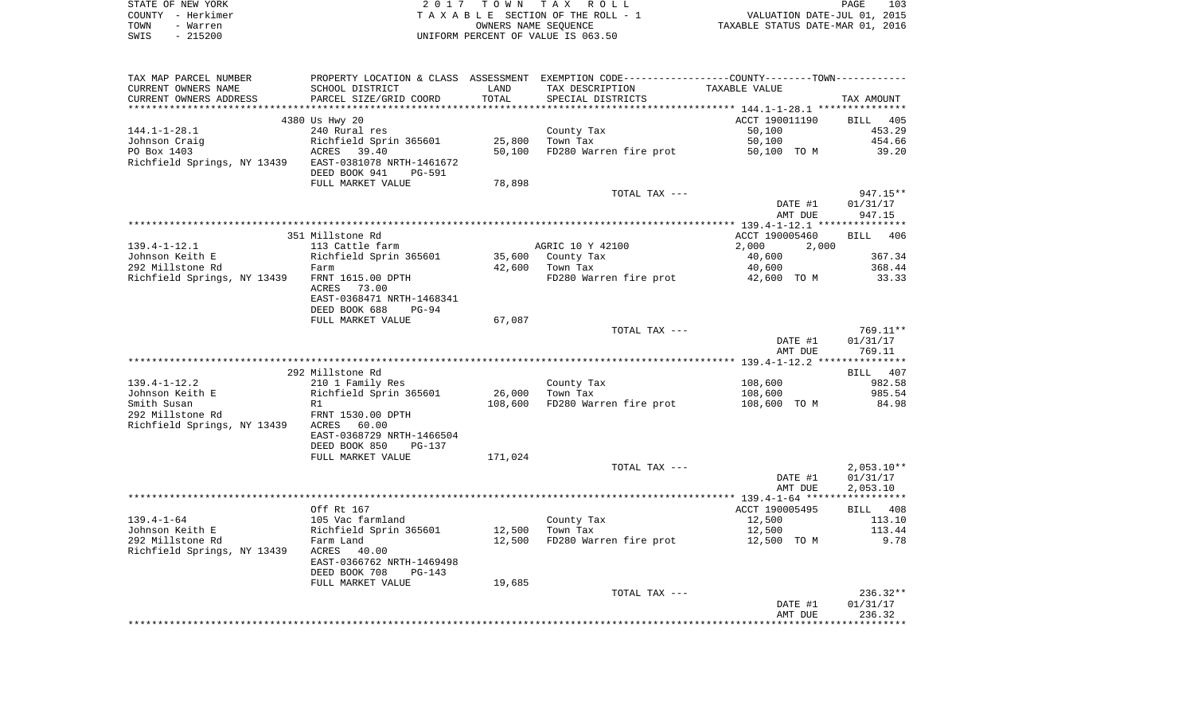STATE OF NEW YORK — COUNTY - Herkimer — TOWN - Warren — SWIS - 215200

2 0 1 7 T O W N T A X R O L L
T A X A B L E SECTION OF THE ROLL - 1
OWNERS NAME SEQUENCE
UNIFORM PERCENT OF VALUE IS 063.50

VALUATION DATE-JUL 01, 2015
TAXABLE STATUS DATE-MAR 01, 2016

| TAX MAP PARCEL NUMBER / CURRENT OWNERS NAME / CURRENT OWNERS ADDRESS | PROPERTY LOCATION & CLASS / SCHOOL DISTRICT / PARCEL SIZE/GRID COORD | ASSESSMENT LAND / TOTAL | EXEMPTION CODE / TAX DESCRIPTION / SPECIAL DISTRICTS | COUNTY / TOWN TAXABLE VALUE | TAX AMOUNT |
|---|---|---|---|---|---|
| **144.1-1-28.1** | 4380 Us Hwy 20 | | | ACCT 190011190 | BILL 405 |
| | 240 Rural res | | County Tax | 50,100 | 453.29 |
| Johnson Craig | Richfield Sprin 365601 | 25,800 | Town Tax | 50,100 | 454.66 |
| PO Box 1403 | ACRES 39.40 | 50,100 | FD280 Warren fire prot | 50,100 TO M | 39.20 |
| Richfield Springs, NY 13439 | EAST-0381078 NRTH-1461672 | | | | |
| | DEED BOOK 941 PG-591 | | | | |
| | FULL MARKET VALUE | 78,898 | | | |
| | | | TOTAL TAX --- | | 947.15** |
| | | | | DATE #1 | 01/31/17 |
| | | | | AMT DUE | 947.15 |
| **139.4-1-12.1** | 351 Millstone Rd | | | ACCT 190005460 | BILL 406 |
| | 113 Cattle farm | | AGRIC 10 Y 42100 | 2,000 2,000 | |
| Johnson Keith E | Richfield Sprin 365601 | 35,600 | County Tax | 40,600 | 367.34 |
| 292 Millstone Rd | Farm | 42,600 | Town Tax | 40,600 | 368.44 |
| Richfield Springs, NY 13439 | FRNT 1615.00 DPTH | | FD280 Warren fire prot | 42,600 TO M | 33.33 |
| | ACRES 73.00 | | | | |
| | EAST-0368471 NRTH-1468341 | | | | |
| | DEED BOOK 688 PG-94 | | | | |
| | FULL MARKET VALUE | 67,087 | | | |
| | | | TOTAL TAX --- | | 769.11** |
| | | | | DATE #1 | 01/31/17 |
| | | | | AMT DUE | 769.11 |
| **139.4-1-12.2** | 292 Millstone Rd | | | | BILL 407 |
| | 210 1 Family Res | | County Tax | 108,600 | 982.58 |
| Johnson Keith E | Richfield Sprin 365601 | 26,000 | Town Tax | 108,600 | 985.54 |
| Smith Susan | R1 | 108,600 | FD280 Warren fire prot | 108,600 TO M | 84.98 |
| 292 Millstone Rd | FRNT 1530.00 DPTH | | | | |
| Richfield Springs, NY 13439 | ACRES 60.00 | | | | |
| | EAST-0368729 NRTH-1466504 | | | | |
| | DEED BOOK 850 PG-137 | | | | |
| | FULL MARKET VALUE | 171,024 | | | |
| | | | TOTAL TAX --- | | 2,053.10** |
| | | | | DATE #1 | 01/31/17 |
| | | | | AMT DUE | 2,053.10 |
| **139.4-1-64** | Off Rt 167 | | | ACCT 190005495 | BILL 408 |
| | 105 Vac farmland | | County Tax | 12,500 | 113.10 |
| Johnson Keith E | Richfield Sprin 365601 | 12,500 | Town Tax | 12,500 | 113.44 |
| 292 Millstone Rd | Farm Land | 12,500 | FD280 Warren fire prot | 12,500 TO M | 9.78 |
| Richfield Springs, NY 13439 | ACRES 40.00 | | | | |
| | EAST-0366762 NRTH-1469498 | | | | |
| | DEED BOOK 708 PG-143 | | | | |
| | FULL MARKET VALUE | 19,685 | | | |
| | | | TOTAL TAX --- | | 236.32** |
| | | | | DATE #1 | 01/31/17 |
| | | | | AMT DUE | 236.32 |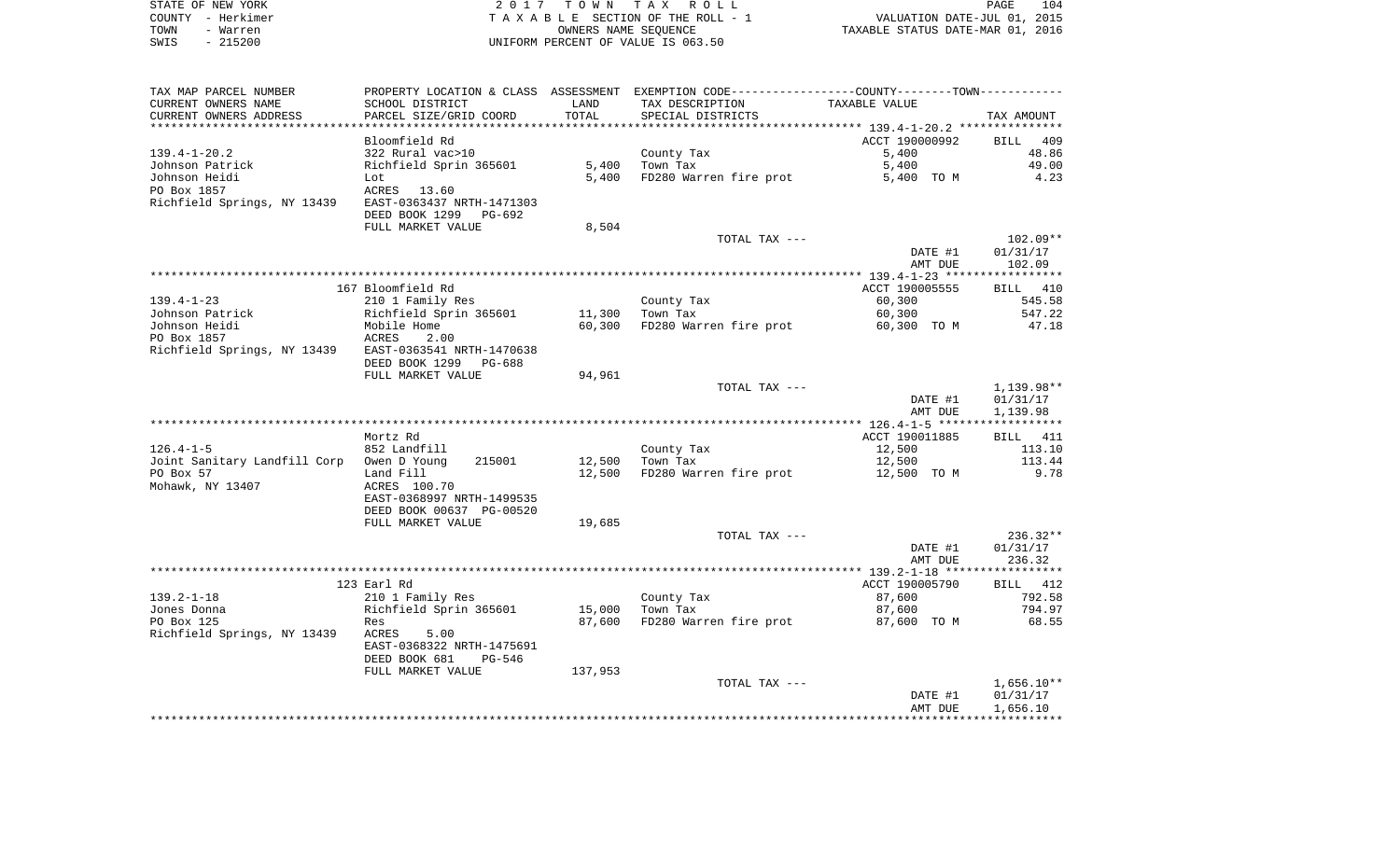STATE OF NEW YORK
COUNTY - Herkimer
TOWN - Warren
SWIS - 215200

2017 TOWN TAX ROLL
TAXABLE SECTION OF THE ROLL - 1
OWNERS NAME SEQUENCE
UNIFORM PERCENT OF VALUE IS 063.50

VALUATION DATE-JUL 01, 2015
TAXABLE STATUS DATE-MAR 01, 2016

| TAX MAP PARCEL NUMBER<br>CURRENT OWNERS NAME<br>CURRENT OWNERS ADDRESS | PROPERTY LOCATION & CLASS<br>SCHOOL DISTRICT<br>PARCEL SIZE/GRID COORD | ASSESSMENT<br>LAND<br>TOTAL | EXEMPTION CODE<br>TAX DESCRIPTION<br>SPECIAL DISTRICTS | COUNTY--------TOWN<br>TAXABLE VALUE | TAX AMOUNT |
|---|---|---|---|---|---|
| | Bloomfield Rd | | | ACCT 190000992 | BILL 409 |
| 139.4-1-20.2 | 322 Rural vac>10 | | County Tax | 5,400 | 48.86 |
| Johnson Patrick | Richfield Sprin 365601 | 5,400 | Town Tax | 5,400 | 49.00 |
| Johnson Heidi | Lot | 5,400 | FD280 Warren fire prot | 5,400 TO M | 4.23 |
| PO Box 1857 | ACRES 13.60 | | | | |
| Richfield Springs, NY 13439 | EAST-0363437 NRTH-1471303 | | | | |
| | DEED BOOK 1299 PG-692 | | | | |
| | FULL MARKET VALUE | 8,504 | | | |
| | | | TOTAL TAX --- | | 102.09** |
| | | | | DATE #1 | 01/31/17 |
| | | | | AMT DUE | 102.09 |
| | 167 Bloomfield Rd | | | ACCT 190005555 | BILL 410 |
| 139.4-1-23 | 210 1 Family Res | | County Tax | 60,300 | 545.58 |
| Johnson Patrick | Richfield Sprin 365601 | 11,300 | Town Tax | 60,300 | 547.22 |
| Johnson Heidi | Mobile Home | 60,300 | FD280 Warren fire prot | 60,300 TO M | 47.18 |
| PO Box 1857 | ACRES 2.00 | | | | |
| Richfield Springs, NY 13439 | EAST-0363541 NRTH-1470638 | | | | |
| | DEED BOOK 1299 PG-688 | | | | |
| | FULL MARKET VALUE | 94,961 | | | |
| | | | TOTAL TAX --- | | 1,139.98** |
| | | | | DATE #1 | 01/31/17 |
| | | | | AMT DUE | 1,139.98 |
| | Mortz Rd | | | ACCT 190011885 | BILL 411 |
| 126.4-1-5 | 852 Landfill | | County Tax | 12,500 | 113.10 |
| Joint Sanitary Landfill Corp | Owen D Young 215001 | 12,500 | Town Tax | 12,500 | 113.44 |
| PO Box 57 | Land Fill | 12,500 | FD280 Warren fire prot | 12,500 TO M | 9.78 |
| Mohawk, NY 13407 | ACRES 100.70 | | | | |
| | EAST-0368997 NRTH-1499535 | | | | |
| | DEED BOOK 00637 PG-00520 | | | | |
| | FULL MARKET VALUE | 19,685 | | | |
| | | | TOTAL TAX --- | | 236.32** |
| | | | | DATE #1 | 01/31/17 |
| | | | | AMT DUE | 236.32 |
| | 123 Earl Rd | | | ACCT 190005790 | BILL 412 |
| 139.2-1-18 | 210 1 Family Res | | County Tax | 87,600 | 792.58 |
| Jones Donna | Richfield Sprin 365601 | 15,000 | Town Tax | 87,600 | 794.97 |
| PO Box 125 | Res | 87,600 | FD280 Warren fire prot | 87,600 TO M | 68.55 |
| Richfield Springs, NY 13439 | ACRES 5.00 | | | | |
| | EAST-0368322 NRTH-1475691 | | | | |
| | DEED BOOK 681 PG-546 | | | | |
| | FULL MARKET VALUE | 137,953 | | | |
| | | | TOTAL TAX --- | | 1,656.10** |
| | | | | DATE #1 | 01/31/17 |
| | | | | AMT DUE | 1,656.10 |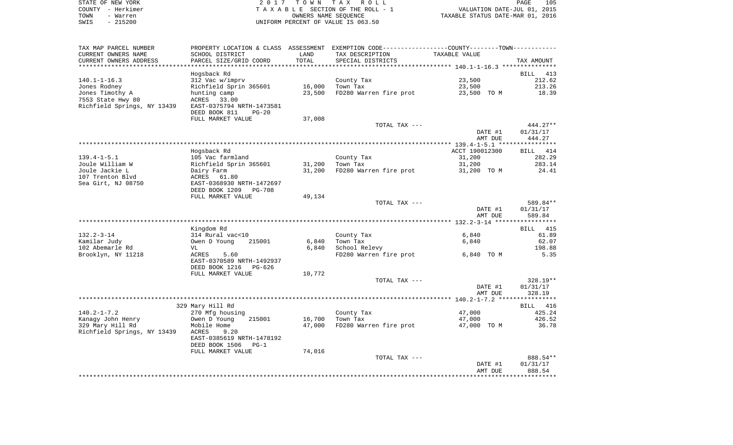STATE OF NEW YORK
COUNTY - Herkimer
TOWN - Warren
SWIS - 215200

2017 TOWN TAX ROLL
TAXABLE SECTION OF THE ROLL - 1
OWNERS NAME SEQUENCE
UNIFORM PERCENT OF VALUE IS 063.50

VALUATION DATE-JUL 01, 2015
TAXABLE STATUS DATE-MAR 01, 2016

| TAX MAP PARCEL NUMBER / CURRENT OWNERS NAME / CURRENT OWNERS ADDRESS | PROPERTY LOCATION & CLASS / SCHOOL DISTRICT / PARCEL SIZE/GRID COORD | ASSESSMENT LAND / TOTAL | EXEMPTION CODE / TAX DESCRIPTION / SPECIAL DISTRICTS | COUNTY-TOWN TAXABLE VALUE | TAX AMOUNT |
|---|---|---|---|---|---|
| 140.1-1-16.3 | Hogsback Rd | | | | BILL 413 |
| 140.1-1-16.3 | 312 Vac w/imprv | | County Tax | 23,500 | 212.62 |
| Jones Rodney | Richfield Sprin 365601 | 16,000 | Town Tax | 23,500 | 213.26 |
| Jones Timothy A | hunting camp | 23,500 | FD280 Warren fire prot | 23,500 TO M | 18.39 |
| 7553 State Hwy 80 | ACRES 33.00 | | | | |
| Richfield Springs, NY 13439 | EAST-0375794 NRTH-1473581 | | | | |
| | DEED BOOK 811 PG-20 | | | | |
| | FULL MARKET VALUE | 37,008 | | | |
| | | | TOTAL TAX --- | | 444.27** |
| | | | | DATE #1 | 01/31/17 |
| | | | | AMT DUE | 444.27 |
| 139.4-1-5.1 | Hogsback Rd | | | ACCT 190012300 | BILL 414 |
| 139.4-1-5.1 | 105 Vac farmland | | County Tax | 31,200 | 282.29 |
| Joule William W | Richfield Sprin 365601 | 31,200 | Town Tax | 31,200 | 283.14 |
| Joule Jackie L | Dairy Farm | 31,200 | FD280 Warren fire prot | 31,200 TO M | 24.41 |
| 107 Trenton Blvd | ACRES 61.80 | | | | |
| Sea Girt, NJ 08750 | EAST-0368930 NRTH-1472697 | | | | |
| | DEED BOOK 1209 PG-708 | | | | |
| | FULL MARKET VALUE | 49,134 | | | |
| | | | TOTAL TAX --- | | 589.84** |
| | | | | DATE #1 | 01/31/17 |
| | | | | AMT DUE | 589.84 |
| 132.2-3-14 | Kingdom Rd | | | | BILL 415 |
| 132.2-3-14 | 314 Rural vac<10 | | County Tax | 6,840 | 61.89 |
| Kamilar Judy | Owen D Young 215001 | 6,840 | Town Tax | 6,840 | 62.07 |
| 102 Abemarle Rd | VL | 6,840 | School Relevy | | 198.88 |
| Brooklyn, NY 11218 | ACRES 5.60 | | FD280 Warren fire prot | 6,840 TO M | 5.35 |
| | EAST-0370589 NRTH-1492937 | | | | |
| | DEED BOOK 1216 PG-626 | | | | |
| | FULL MARKET VALUE | 10,772 | | | |
| | | | TOTAL TAX --- | | 328.19** |
| | | | | DATE #1 | 01/31/17 |
| | | | | AMT DUE | 328.19 |
| 140.2-1-7.2 | 329 Mary Hill Rd | | | | BILL 416 |
| 140.2-1-7.2 | 270 Mfg housing | | County Tax | 47,000 | 425.24 |
| Kanagy John Henry | Owen D Young 215001 | 16,700 | Town Tax | 47,000 | 426.52 |
| 329 Mary Hill Rd | Mobile Home | 47,000 | FD280 Warren fire prot | 47,000 TO M | 36.78 |
| Richfield Springs, NY 13439 | ACRES 9.20 | | | | |
| | EAST-0385619 NRTH-1478192 | | | | |
| | DEED BOOK 1506 PG-1 | | | | |
| | FULL MARKET VALUE | 74,016 | | | |
| | | | TOTAL TAX --- | | 888.54** |
| | | | | DATE #1 | 01/31/17 |
| | | | | AMT DUE | 888.54 |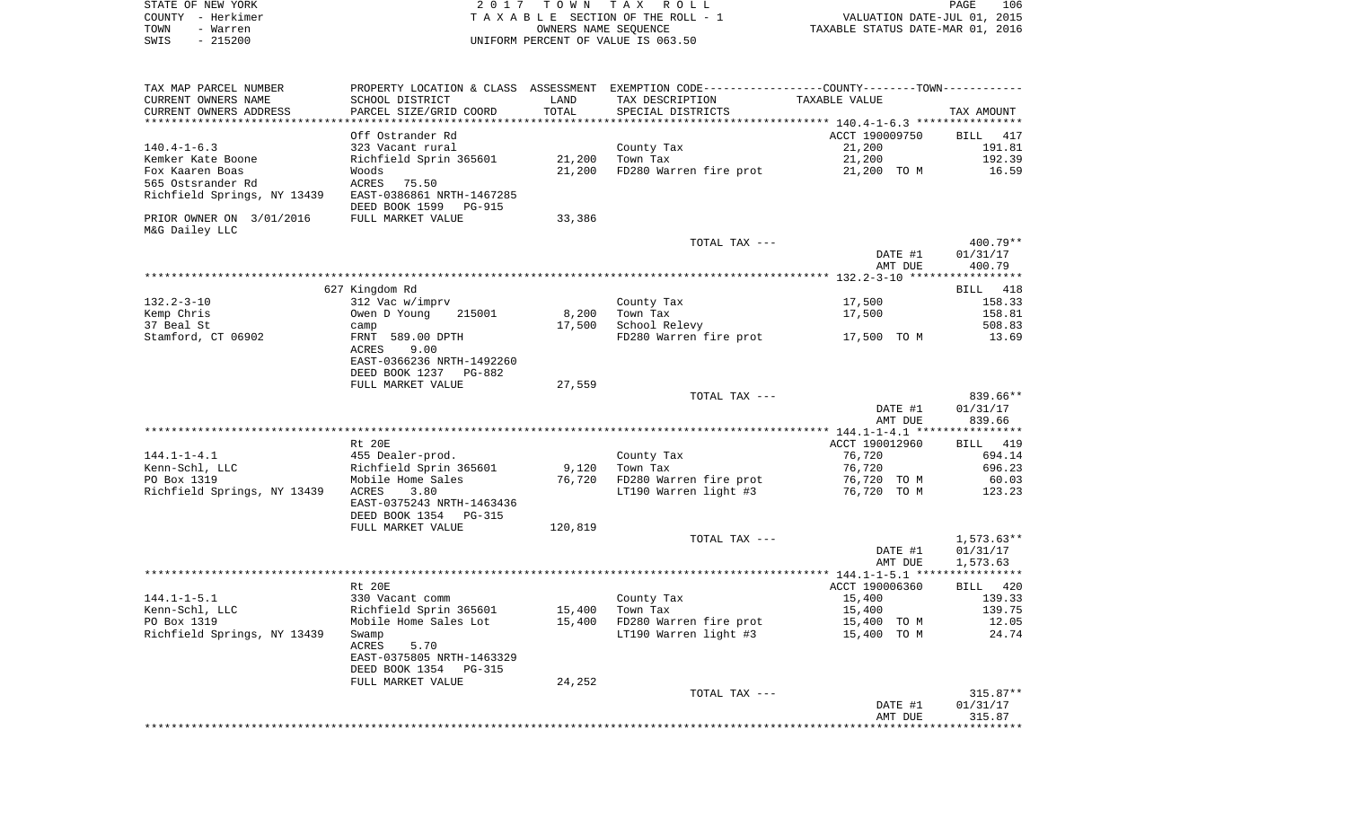STATE OF NEW YORK
COUNTY - Herkimer
TOWN - Warren
SWIS - 215200

2017 TOWN TAX ROLL
TAXABLE SECTION OF THE ROLL - 1
OWNERS NAME SEQUENCE
UNIFORM PERCENT OF VALUE IS 063.50

VALUATION DATE-JUL 01, 2015
TAXABLE STATUS DATE-MAR 01, 2016

| TAX MAP PARCEL NUMBER / CURRENT OWNERS NAME / CURRENT OWNERS ADDRESS | PROPERTY LOCATION & CLASS / SCHOOL DISTRICT / PARCEL SIZE/GRID COORD | ASSESSMENT LAND / TOTAL | EXEMPTION CODE / TAX DESCRIPTION / SPECIAL DISTRICTS | COUNTY--------TOWN TAXABLE VALUE | TAX AMOUNT |
|---|---|---|---|---|---|
| | Off Ostrander Rd | | | ACCT 190009750 | BILL 417 |
| 140.4-1-6.3 | 323 Vacant rural | | County Tax | 21,200 | 191.81 |
| Kemker Kate Boone | Richfield Sprin 365601 | 21,200 | Town Tax | 21,200 | 192.39 |
| Fox Kaaren Boas | Woods | 21,200 | FD280 Warren fire prot | 21,200 TO M | 16.59 |
| 565 Ostsrander Rd | ACRES 75.50 | | | | |
| Richfield Springs, NY 13439 | EAST-0386861 NRTH-1467285 | | | | |
| | DEED BOOK 1599 PG-915 | | | | |
| PRIOR OWNER ON 3/01/2016 | FULL MARKET VALUE | 33,386 | | | |
| M&G Dailey LLC | | | | | |
| | | | TOTAL TAX --- | | 400.79** |
| | | | | DATE #1 | 01/31/17 |
| | | | | AMT DUE | 400.79 |
| | 627 Kingdom Rd | | | | BILL 418 |
| 132.2-3-10 | 312 Vac w/imprv | | County Tax | 17,500 | 158.33 |
| Kemp Chris | Owen D Young 215001 | 8,200 | Town Tax | 17,500 | 158.81 |
| 37 Beal St | camp | 17,500 | School Relevy | | 508.83 |
| Stamford, CT 06902 | FRNT 589.00 DPTH | | FD280 Warren fire prot | 17,500 TO M | 13.69 |
| | ACRES 9.00 | | | | |
| | EAST-0366236 NRTH-1492260 | | | | |
| | DEED BOOK 1237 PG-882 | | | | |
| | FULL MARKET VALUE | 27,559 | | | |
| | | | TOTAL TAX --- | | 839.66** |
| | | | | DATE #1 | 01/31/17 |
| | | | | AMT DUE | 839.66 |
| | Rt 20E | | | ACCT 190012960 | BILL 419 |
| 144.1-1-4.1 | 455 Dealer-prod. | | County Tax | 76,720 | 694.14 |
| Kenn-Schl, LLC | Richfield Sprin 365601 | 9,120 | Town Tax | 76,720 | 696.23 |
| PO Box 1319 | Mobile Home Sales | 76,720 | FD280 Warren fire prot | 76,720 TO M | 60.03 |
| Richfield Springs, NY 13439 | ACRES 3.80 | | LT190 Warren light #3 | 76,720 TO M | 123.23 |
| | EAST-0375243 NRTH-1463436 | | | | |
| | DEED BOOK 1354 PG-315 | | | | |
| | FULL MARKET VALUE | 120,819 | | | |
| | | | TOTAL TAX --- | | 1,573.63** |
| | | | | DATE #1 | 01/31/17 |
| | | | | AMT DUE | 1,573.63 |
| | Rt 20E | | | ACCT 190006360 | BILL 420 |
| 144.1-1-5.1 | 330 Vacant comm | | County Tax | 15,400 | 139.33 |
| Kenn-Schl, LLC | Richfield Sprin 365601 | 15,400 | Town Tax | 15,400 | 139.75 |
| PO Box 1319 | Mobile Home Sales Lot | 15,400 | FD280 Warren fire prot | 15,400 TO M | 12.05 |
| Richfield Springs, NY 13439 | Swamp | | LT190 Warren light #3 | 15,400 TO M | 24.74 |
| | ACRES 5.70 | | | | |
| | EAST-0375805 NRTH-1463329 | | | | |
| | DEED BOOK 1354 PG-315 | | | | |
| | FULL MARKET VALUE | 24,252 | | | |
| | | | TOTAL TAX --- | | 315.87** |
| | | | | DATE #1 | 01/31/17 |
| | | | | AMT DUE | 315.87 |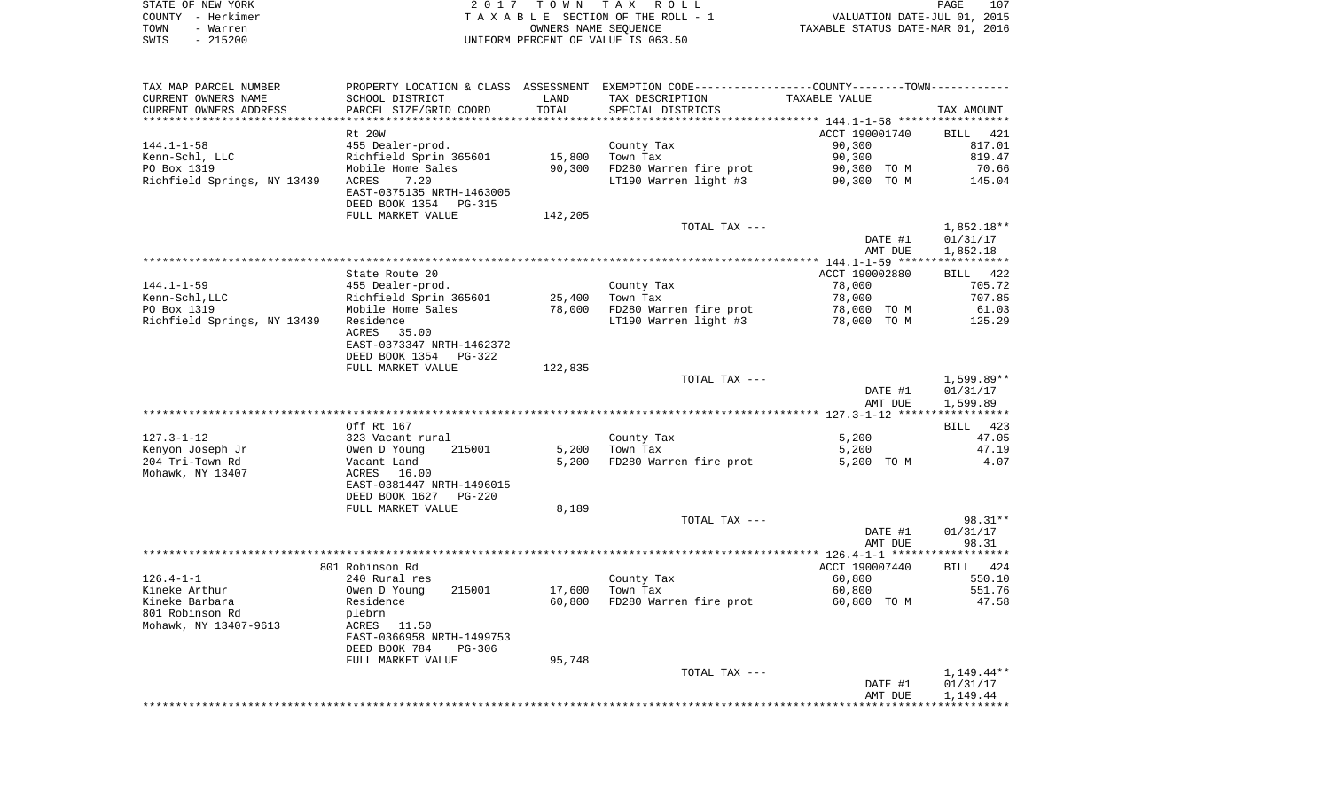STATE OF NEW YORK
COUNTY - Herkimer
TOWN - Warren
SWIS - 215200

2017 TOWN TAX ROLL
TAXABLE SECTION OF THE ROLL - 1
OWNERS NAME SEQUENCE
UNIFORM PERCENT OF VALUE IS 063.50

VALUATION DATE-JUL 01, 2015
TAXABLE STATUS DATE-MAR 01, 2016

| TAX MAP PARCEL NUMBER / CURRENT OWNERS NAME / CURRENT OWNERS ADDRESS | PROPERTY LOCATION & CLASS / SCHOOL DISTRICT / PARCEL SIZE/GRID COORD | ASSESSMENT LAND | TOTAL | EXEMPTION CODE / TAX DESCRIPTION / SPECIAL DISTRICTS | TAXABLE VALUE | TAX AMOUNT |
|---|---|---|---|---|---|---|
| 144.1-1-58 | Rt 20W | | | | ACCT 190001740 | BILL 421 |
| Kenn-Schl, LLC | 455 Dealer-prod. | | | County Tax | 90,300 | 817.01 |
| PO Box 1319 | Richfield Sprin 365601 | 15,800 | | Town Tax | 90,300 | 819.47 |
| Richfield Springs, NY 13439 | Mobile Home Sales | | 90,300 | FD280 Warren fire prot | 90,300 TO M | 70.66 |
| | ACRES 7.20 | | | LT190 Warren light #3 | 90,300 TO M | 145.04 |
| | EAST-0375135 NRTH-1463005 | | | | | |
| | DEED BOOK 1354 PG-315 | | | | | |
| | FULL MARKET VALUE | 142,205 | | | | |
| | | | | TOTAL TAX --- | | 1,852.18** |
| | | | | | DATE #1 | 01/31/17 |
| | | | | | AMT DUE | 1,852.18 |
| 144.1-1-59 | State Route 20 | | | | ACCT 190002880 | BILL 422 |
| Kenn-Schl,LLC | 455 Dealer-prod. | | | County Tax | 78,000 | 705.72 |
| PO Box 1319 | Richfield Sprin 365601 | 25,400 | | Town Tax | 78,000 | 707.85 |
| Richfield Springs, NY 13439 | Mobile Home Sales | | 78,000 | FD280 Warren fire prot | 78,000 TO M | 61.03 |
| | Residence | | | LT190 Warren light #3 | 78,000 TO M | 125.29 |
| | ACRES 35.00 | | | | | |
| | EAST-0373347 NRTH-1462372 | | | | | |
| | DEED BOOK 1354 PG-322 | | | | | |
| | FULL MARKET VALUE | 122,835 | | | | |
| | | | | TOTAL TAX --- | | 1,599.89** |
| | | | | | DATE #1 | 01/31/17 |
| | | | | | AMT DUE | 1,599.89 |
| 127.3-1-12 | Off Rt 167 | | | | | BILL 423 |
| Kenyon Joseph Jr | 323 Vacant rural | | | County Tax | 5,200 | 47.05 |
| 204 Tri-Town Rd | Owen D Young 215001 | 5,200 | | Town Tax | 5,200 | 47.19 |
| Mohawk, NY 13407 | Vacant Land | | 5,200 | FD280 Warren fire prot | 5,200 TO M | 4.07 |
| | ACRES 16.00 | | | | | |
| | EAST-0381447 NRTH-1496015 | | | | | |
| | DEED BOOK 1627 PG-220 | | | | | |
| | FULL MARKET VALUE | 8,189 | | | | |
| | | | | TOTAL TAX --- | | 98.31** |
| | | | | | DATE #1 | 01/31/17 |
| | | | | | AMT DUE | 98.31 |
| 126.4-1-1 | 801 Robinson Rd | | | | ACCT 190007440 | BILL 424 |
| Kineke Arthur | 240 Rural res | | | County Tax | 60,800 | 550.10 |
| Kineke Barbara | Owen D Young 215001 | 17,600 | | Town Tax | 60,800 | 551.76 |
| 801 Robinson Rd | Residence | | 60,800 | FD280 Warren fire prot | 60,800 TO M | 47.58 |
| Mohawk, NY 13407-9613 | plebrn | | | | | |
| | ACRES 11.50 | | | | | |
| | EAST-0366958 NRTH-1499753 | | | | | |
| | DEED BOOK 784 PG-306 | | | | | |
| | FULL MARKET VALUE | 95,748 | | | | |
| | | | | TOTAL TAX --- | | 1,149.44** |
| | | | | | DATE #1 | 01/31/17 |
| | | | | | AMT DUE | 1,149.44 |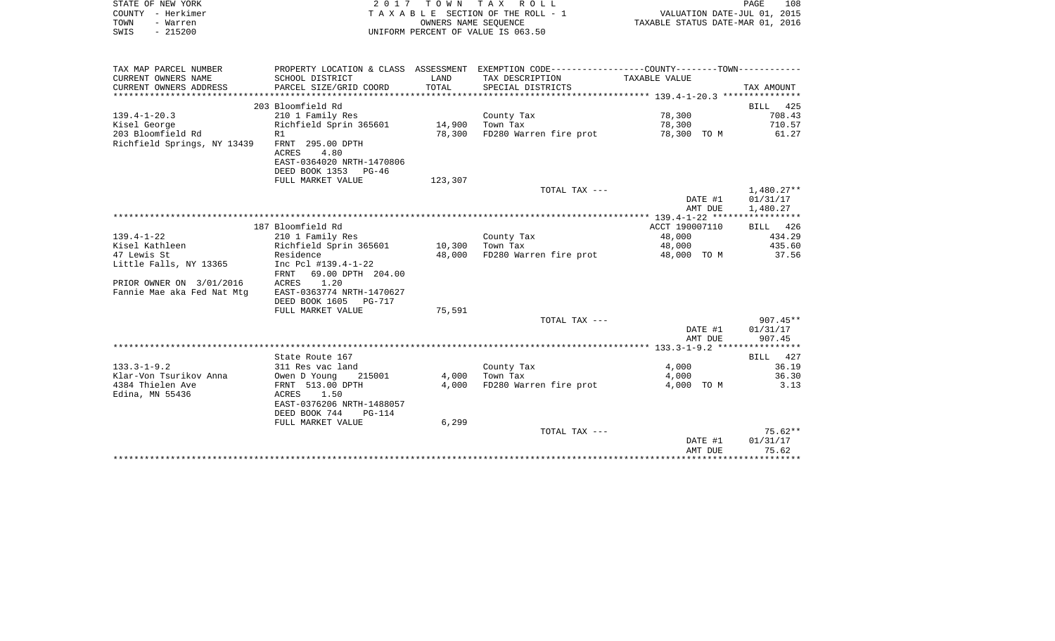STATE OF NEW YORK — 2017 TOWN TAX ROLL
COUNTY - Herkimer — TAXABLE SECTION OF THE ROLL - 1 — VALUATION DATE-JUL 01, 2015
TOWN - Warren — OWNERS NAME SEQUENCE — TAXABLE STATUS DATE-MAR 01, 2016
SWIS - 215200 — UNIFORM PERCENT OF VALUE IS 063.50

| TAX MAP PARCEL NUMBER / CURRENT OWNERS NAME / CURRENT OWNERS ADDRESS | PROPERTY LOCATION & CLASS / SCHOOL DISTRICT / PARCEL SIZE/GRID COORD | ASSESSMENT LAND / TOTAL | EXEMPTION CODE / TAX DESCRIPTION / SPECIAL DISTRICTS | COUNTY / TOWN TAXABLE VALUE | TAX AMOUNT |
|---|---|---|---|---|---|
| **139.4-1-20.3** | 203 Bloomfield Rd | | | | BILL 425 |
| Kisel George | 210 1 Family Res | | County Tax | 78,300 | 708.43 |
| 203 Bloomfield Rd | Richfield Sprin 365601 | 14,900 | Town Tax | 78,300 | 710.57 |
| Richfield Springs, NY 13439 | R1 | 78,300 | FD280 Warren fire prot | 78,300 TO M | 61.27 |
| | FRNT 295.00 DPTH | | | | |
| | ACRES 4.80 | | | | |
| | EAST-0364020 NRTH-1470806 | | | | |
| | DEED BOOK 1353 PG-46 | | | | |
| | FULL MARKET VALUE | 123,307 | | | |
| | | | TOTAL TAX --- | | 1,480.27** |
| | | | | DATE #1 | 01/31/17 |
| | | | | AMT DUE | 1,480.27 |
| **139.4-1-22** | 187 Bloomfield Rd | | | ACCT 190007110 | BILL 426 |
| Kisel Kathleen | 210 1 Family Res | | County Tax | 48,000 | 434.29 |
| 47 Lewis St | Richfield Sprin 365601 | 10,300 | Town Tax | 48,000 | 435.60 |
| Little Falls, NY 13365 | Residence | 48,000 | FD280 Warren fire prot | 48,000 TO M | 37.56 |
| | Inc Pcl #139.4-1-22 | | | | |
| | FRNT 69.00 DPTH 204.00 | | | | |
| PRIOR OWNER ON 3/01/2016 | ACRES 1.20 | | | | |
| Fannie Mae aka Fed Nat Mtg | EAST-0363774 NRTH-1470627 | | | | |
| | DEED BOOK 1605 PG-717 | | | | |
| | FULL MARKET VALUE | 75,591 | | | |
| | | | TOTAL TAX --- | | 907.45** |
| | | | | DATE #1 | 01/31/17 |
| | | | | AMT DUE | 907.45 |
| **133.3-1-9.2** | State Route 167 | | | | BILL 427 |
| Klar-Von Tsurikov Anna | 311 Res vac land | | County Tax | 4,000 | 36.19 |
| 4384 Thielen Ave | Owen D Young 215001 | 4,000 | Town Tax | 4,000 | 36.30 |
| Edina, MN 55436 | FRNT 513.00 DPTH | 4,000 | FD280 Warren fire prot | 4,000 TO M | 3.13 |
| | ACRES 1.50 | | | | |
| | EAST-0376206 NRTH-1488057 | | | | |
| | DEED BOOK 744 PG-114 | | | | |
| | FULL MARKET VALUE | 6,299 | | | |
| | | | TOTAL TAX --- | | 75.62** |
| | | | | DATE #1 | 01/31/17 |
| | | | | AMT DUE | 75.62 |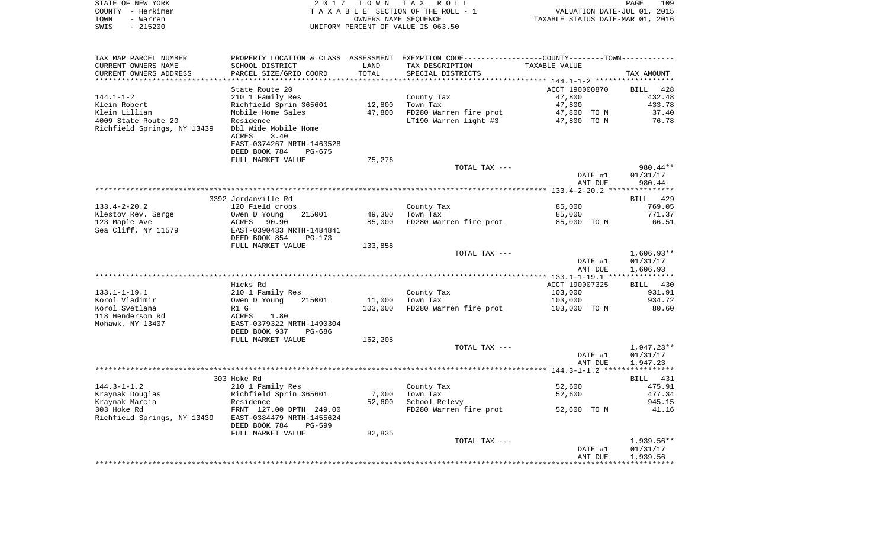STATE OF NEW YORK — 2017 TOWN TAX ROLL
COUNTY - Herkimer — TAXABLE SECTION OF THE ROLL - 1 — VALUATION DATE-JUL 01, 2015
TOWN - Warren — OWNERS NAME SEQUENCE — TAXABLE STATUS DATE-MAR 01, 2016
SWIS - 215200 — UNIFORM PERCENT OF VALUE IS 063.50

| TAX MAP PARCEL NUMBER / CURRENT OWNERS NAME / CURRENT OWNERS ADDRESS | PROPERTY LOCATION & CLASS / SCHOOL DISTRICT / PARCEL SIZE/GRID COORD | ASSESSMENT LAND / TOTAL | EXEMPTION CODE / TAX DESCRIPTION / SPECIAL DISTRICTS | COUNTY / TOWN TAXABLE VALUE | TAX AMOUNT |
|---|---|---|---|---|---|
| **144.1-1-2** | State Route 20 | | | ACCT 190000870 | BILL 428 |
| Klein Robert | 210 1 Family Res | | County Tax | 47,800 | 432.48 |
| Klein Lillian | Richfield Sprin 365601 | 12,800 | Town Tax | 47,800 | 433.78 |
| 4009 State Route 20 | Mobile Home Sales | 47,800 | FD280 Warren fire prot | 47,800 TO M | 37.40 |
| Richfield Springs, NY 13439 | Residence | | LT190 Warren light #3 | 47,800 TO M | 76.78 |
| | Dbl Wide Mobile Home | | | | |
| | ACRES 3.40 | | | | |
| | EAST-0374267 NRTH-1463528 | | | | |
| | DEED BOOK 784 PG-675 | | | | |
| | FULL MARKET VALUE | 75,276 | | | |
| | | | TOTAL TAX --- | | 980.44** |
| | | | | DATE #1 | 01/31/17 |
| | | | | AMT DUE | 980.44 |
| **133.4-2-20.2** | 3392 Jordanville Rd | | | | BILL 429 |
| Klestov Rev. Serge | 120 Field crops | | County Tax | 85,000 | 769.05 |
| 123 Maple Ave | Owen D Young 215001 | 49,300 | Town Tax | 85,000 | 771.37 |
| Sea Cliff, NY 11579 | ACRES 90.90 | 85,000 | FD280 Warren fire prot | 85,000 TO M | 66.51 |
| | EAST-0390433 NRTH-1484841 | | | | |
| | DEED BOOK 854 PG-173 | | | | |
| | FULL MARKET VALUE | 133,858 | | | |
| | | | TOTAL TAX --- | | 1,606.93** |
| | | | | DATE #1 | 01/31/17 |
| | | | | AMT DUE | 1,606.93 |
| **133.1-1-19.1** | Hicks Rd | | | ACCT 190007325 | BILL 430 |
| Korol Vladimir | 210 1 Family Res | | County Tax | 103,000 | 931.91 |
| Korol Svetlana | Owen D Young 215001 | 11,000 | Town Tax | 103,000 | 934.72 |
| 118 Henderson Rd | R1 G | 103,000 | FD280 Warren fire prot | 103,000 TO M | 80.60 |
| Mohawk, NY 13407 | ACRES 1.80 | | | | |
| | EAST-0379322 NRTH-1490304 | | | | |
| | DEED BOOK 937 PG-686 | | | | |
| | FULL MARKET VALUE | 162,205 | | | |
| | | | TOTAL TAX --- | | 1,947.23** |
| | | | | DATE #1 | 01/31/17 |
| | | | | AMT DUE | 1,947.23 |
| **144.3-1-1.2** | 303 Hoke Rd | | | | BILL 431 |
| Kraynak Douglas | 210 1 Family Res | | County Tax | 52,600 | 475.91 |
| Kraynak Marcia | Richfield Sprin 365601 | 7,000 | Town Tax | 52,600 | 477.34 |
| 303 Hoke Rd | Residence | 52,600 | School Relevy | | 945.15 |
| Richfield Springs, NY 13439 | FRNT 127.00 DPTH 249.00 | | FD280 Warren fire prot | 52,600 TO M | 41.16 |
| | EAST-0384479 NRTH-1455624 | | | | |
| | DEED BOOK 784 PG-599 | | | | |
| | FULL MARKET VALUE | 82,835 | | | |
| | | | TOTAL TAX --- | | 1,939.56** |
| | | | | DATE #1 | 01/31/17 |
| | | | | AMT DUE | 1,939.56 |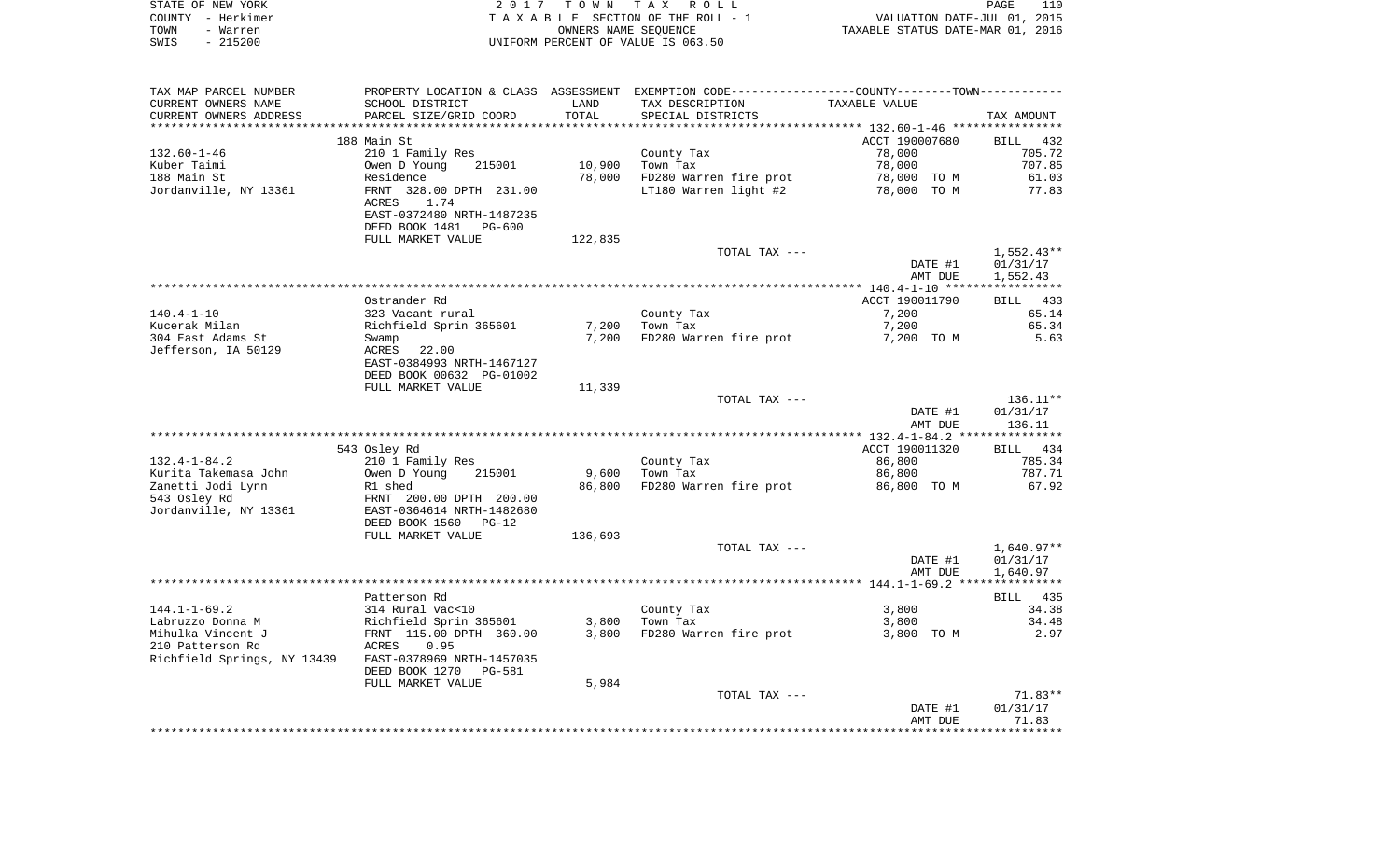STATE OF NEW YORK
COUNTY - Herkimer
TOWN - Warren
SWIS - 215200

2017 TOWN TAX ROLL
TAXABLE SECTION OF THE ROLL - 1
OWNERS NAME SEQUENCE
UNIFORM PERCENT OF VALUE IS 063.50

VALUATION DATE-JUL 01, 2015
TAXABLE STATUS DATE-MAR 01, 2016

| TAX MAP PARCEL NUMBER<br>CURRENT OWNERS NAME<br>CURRENT OWNERS ADDRESS | PROPERTY LOCATION & CLASS<br>SCHOOL DISTRICT<br>PARCEL SIZE/GRID COORD | ASSESSMENT<br>LAND<br>TOTAL | EXEMPTION CODE<br>TAX DESCRIPTION<br>SPECIAL DISTRICTS | COUNTY--------TOWN<br>TAXABLE VALUE | TAX AMOUNT |
|---|---|---|---|---|---|
| 132.60-1-46 | 188 Main St | | | ACCT 190007680 | BILL 432 |
| 132.60-1-46 | 210 1 Family Res | | County Tax | 78,000 | 705.72 |
| Kuber Taimi | Owen D Young 215001 | 10,900 | Town Tax | 78,000 | 707.85 |
| 188 Main St | Residence | 78,000 | FD280 Warren fire prot | 78,000 TO M | 61.03 |
| Jordanville, NY 13361 | FRNT 328.00 DPTH 231.00 | | LT180 Warren light #2 | 78,000 TO M | 77.83 |
| | ACRES 1.74 | | | | |
| | EAST-0372480 NRTH-1487235 | | | | |
| | DEED BOOK 1481 PG-600 | | | | |
| | FULL MARKET VALUE | 122,835 | | | |
| | | | TOTAL TAX --- | | 1,552.43** |
| | | | | DATE #1 | 01/31/17 |
| | | | | AMT DUE | 1,552.43 |
| 140.4-1-10 | Ostrander Rd | | | ACCT 190011790 | BILL 433 |
| 140.4-1-10 | 323 Vacant rural | | County Tax | 7,200 | 65.14 |
| Kucerak Milan | Richfield Sprin 365601 | 7,200 | Town Tax | 7,200 | 65.34 |
| 304 East Adams St | Swamp | 7,200 | FD280 Warren fire prot | 7,200 TO M | 5.63 |
| Jefferson, IA 50129 | ACRES 22.00 | | | | |
| | EAST-0384993 NRTH-1467127 | | | | |
| | DEED BOOK 00632 PG-01002 | | | | |
| | FULL MARKET VALUE | 11,339 | | | |
| | | | TOTAL TAX --- | | 136.11** |
| | | | | DATE #1 | 01/31/17 |
| | | | | AMT DUE | 136.11 |
| 132.4-1-84.2 | 543 Osley Rd | | | ACCT 190011320 | BILL 434 |
| 132.4-1-84.2 | 210 1 Family Res | | County Tax | 86,800 | 785.34 |
| Kurita Takemasa John | Owen D Young 215001 | 9,600 | Town Tax | 86,800 | 787.71 |
| Zanetti Jodi Lynn | R1 shed | 86,800 | FD280 Warren fire prot | 86,800 TO M | 67.92 |
| 543 Osley Rd | FRNT 200.00 DPTH 200.00 | | | | |
| Jordanville, NY 13361 | EAST-0364614 NRTH-1482680 | | | | |
| | DEED BOOK 1560 PG-12 | | | | |
| | FULL MARKET VALUE | 136,693 | | | |
| | | | TOTAL TAX --- | | 1,640.97** |
| | | | | DATE #1 | 01/31/17 |
| | | | | AMT DUE | 1,640.97 |
| 144.1-1-69.2 | Patterson Rd | | | | BILL 435 |
| 144.1-1-69.2 | 314 Rural vac<10 | | County Tax | 3,800 | 34.38 |
| Labruzzo Donna M | Richfield Sprin 365601 | 3,800 | Town Tax | 3,800 | 34.48 |
| Mihulka Vincent J | FRNT 115.00 DPTH 360.00 | 3,800 | FD280 Warren fire prot | 3,800 TO M | 2.97 |
| 210 Patterson Rd | ACRES 0.95 | | | | |
| Richfield Springs, NY 13439 | EAST-0378969 NRTH-1457035 | | | | |
| | DEED BOOK 1270 PG-581 | | | | |
| | FULL MARKET VALUE | 5,984 | | | |
| | | | TOTAL TAX --- | | 71.83** |
| | | | | DATE #1 | 01/31/17 |
| | | | | AMT DUE | 71.83 |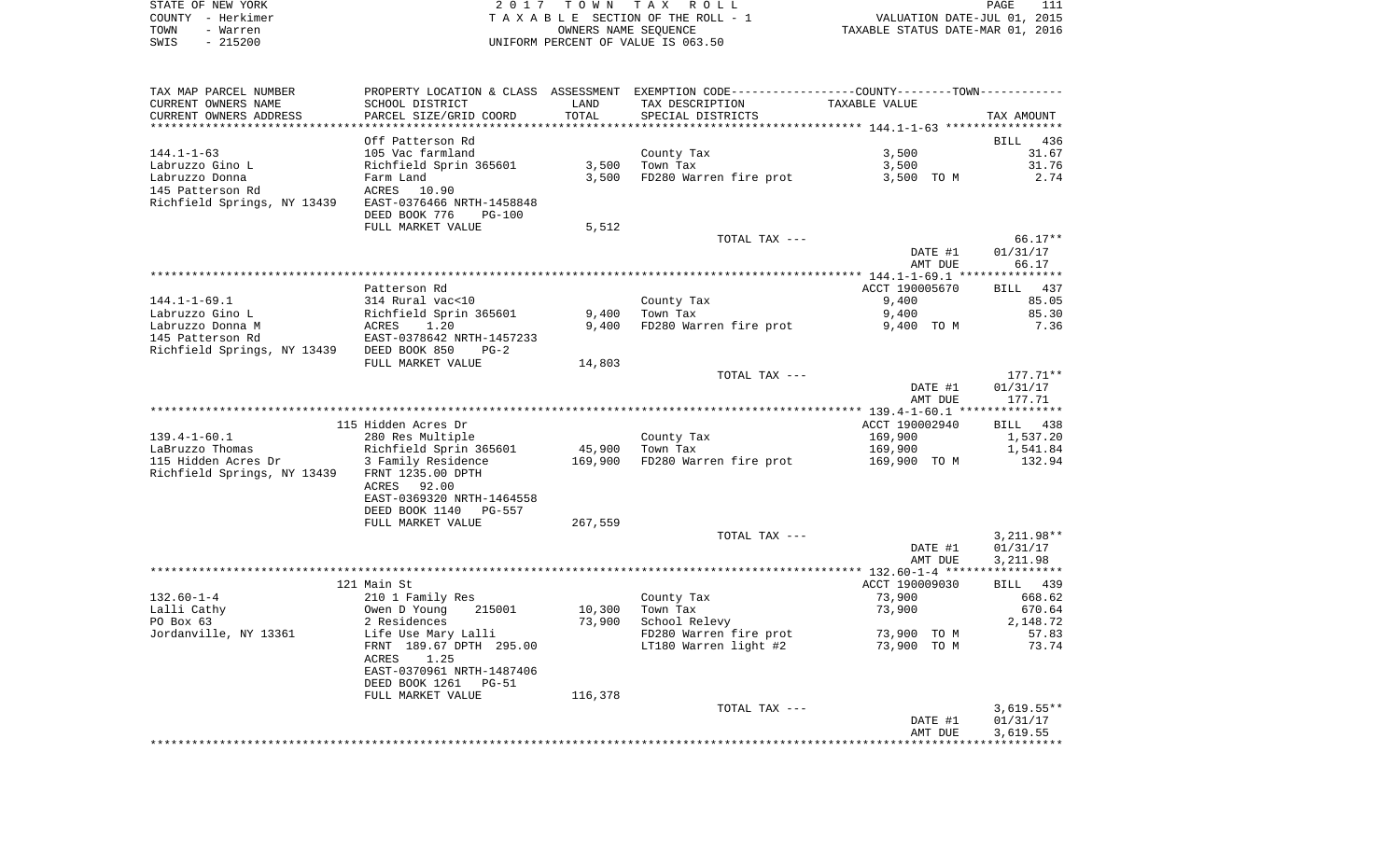STATE OF NEW YORK | 2 0 1 7 T O W N T A X R O L L | PAGE 111
COUNTY - Herkimer | T A X A B L E SECTION OF THE ROLL - 1 | VALUATION DATE-JUL 01, 2015
TOWN - Warren | OWNERS NAME SEQUENCE | TAXABLE STATUS DATE-MAR 01, 2016
SWIS - 215200 | UNIFORM PERCENT OF VALUE IS 063.50

| TAX MAP PARCEL NUMBER<br>CURRENT OWNERS NAME<br>CURRENT OWNERS ADDRESS | PROPERTY LOCATION & CLASS<br>SCHOOL DISTRICT<br>PARCEL SIZE/GRID COORD | ASSESSMENT<br>LAND<br>TOTAL | EXEMPTION CODE-----COUNTY-----TOWN-----<br>TAX DESCRIPTION<br>SPECIAL DISTRICTS | TAXABLE VALUE | TAX AMOUNT |
|---|---|---|---|---|---|
| **144.1-1-63** | Off Patterson Rd | | | | BILL 436 |
| 144.1-1-63 | 105 Vac farmland | | County Tax | 3,500 | 31.67 |
| Labruzzo Gino L | Richfield Sprin 365601 | 3,500 | Town Tax | 3,500 | 31.76 |
| Labruzzo Donna | Farm Land | 3,500 | FD280 Warren fire prot | 3,500 TO M | 2.74 |
| 145 Patterson Rd | ACRES 10.90 | | | | |
| Richfield Springs, NY 13439 | EAST-0376466 NRTH-1458848 | | | | |
| | DEED BOOK 776 PG-100 | | | | |
| | FULL MARKET VALUE | 5,512 | | | |
| | | | TOTAL TAX --- | | 66.17** |
| | | | | DATE #1 | 01/31/17 |
| | | | | AMT DUE | 66.17 |
| **144.1-1-69.1** | Patterson Rd | | | ACCT 190005670 | BILL 437 |
| 144.1-1-69.1 | 314 Rural vac<10 | | County Tax | 9,400 | 85.05 |
| Labruzzo Gino L | Richfield Sprin 365601 | 9,400 | Town Tax | 9,400 | 85.30 |
| Labruzzo Donna M | ACRES 1.20 | 9,400 | FD280 Warren fire prot | 9,400 TO M | 7.36 |
| 145 Patterson Rd | EAST-0378642 NRTH-1457233 | | | | |
| Richfield Springs, NY 13439 | DEED BOOK 850 PG-2 | | | | |
| | FULL MARKET VALUE | 14,803 | | | |
| | | | TOTAL TAX --- | | 177.71** |
| | | | | DATE #1 | 01/31/17 |
| | | | | AMT DUE | 177.71 |
| **139.4-1-60.1** | 115 Hidden Acres Dr | | | ACCT 190002940 | BILL 438 |
| 139.4-1-60.1 | 280 Res Multiple | | County Tax | 169,900 | 1,537.20 |
| LaBruzzo Thomas | Richfield Sprin 365601 | 45,900 | Town Tax | 169,900 | 1,541.84 |
| 115 Hidden Acres Dr | 3 Family Residence | 169,900 | FD280 Warren fire prot | 169,900 TO M | 132.94 |
| Richfield Springs, NY 13439 | FRNT 1235.00 DPTH | | | | |
| | ACRES 92.00 | | | | |
| | EAST-0369320 NRTH-1464558 | | | | |
| | DEED BOOK 1140 PG-557 | | | | |
| | FULL MARKET VALUE | 267,559 | | | |
| | | | TOTAL TAX --- | | 3,211.98** |
| | | | | DATE #1 | 01/31/17 |
| | | | | AMT DUE | 3,211.98 |
| **132.60-1-4** | 121 Main St | | | ACCT 190009030 | BILL 439 |
| 132.60-1-4 | 210 1 Family Res | | County Tax | 73,900 | 668.62 |
| Lalli Cathy | Owen D Young 215001 | 10,300 | Town Tax | 73,900 | 670.64 |
| PO Box 63 | 2 Residences | 73,900 | School Relevy | | 2,148.72 |
| Jordanville, NY 13361 | Life Use Mary Lalli | | FD280 Warren fire prot | 73,900 TO M | 57.83 |
| | FRNT 189.67 DPTH 295.00 | | LT180 Warren light #2 | 73,900 TO M | 73.74 |
| | ACRES 1.25 | | | | |
| | EAST-0370961 NRTH-1487406 | | | | |
| | DEED BOOK 1261 PG-51 | | | | |
| | FULL MARKET VALUE | 116,378 | | | |
| | | | TOTAL TAX --- | | 3,619.55** |
| | | | | DATE #1 | 01/31/17 |
| | | | | AMT DUE | 3,619.55 |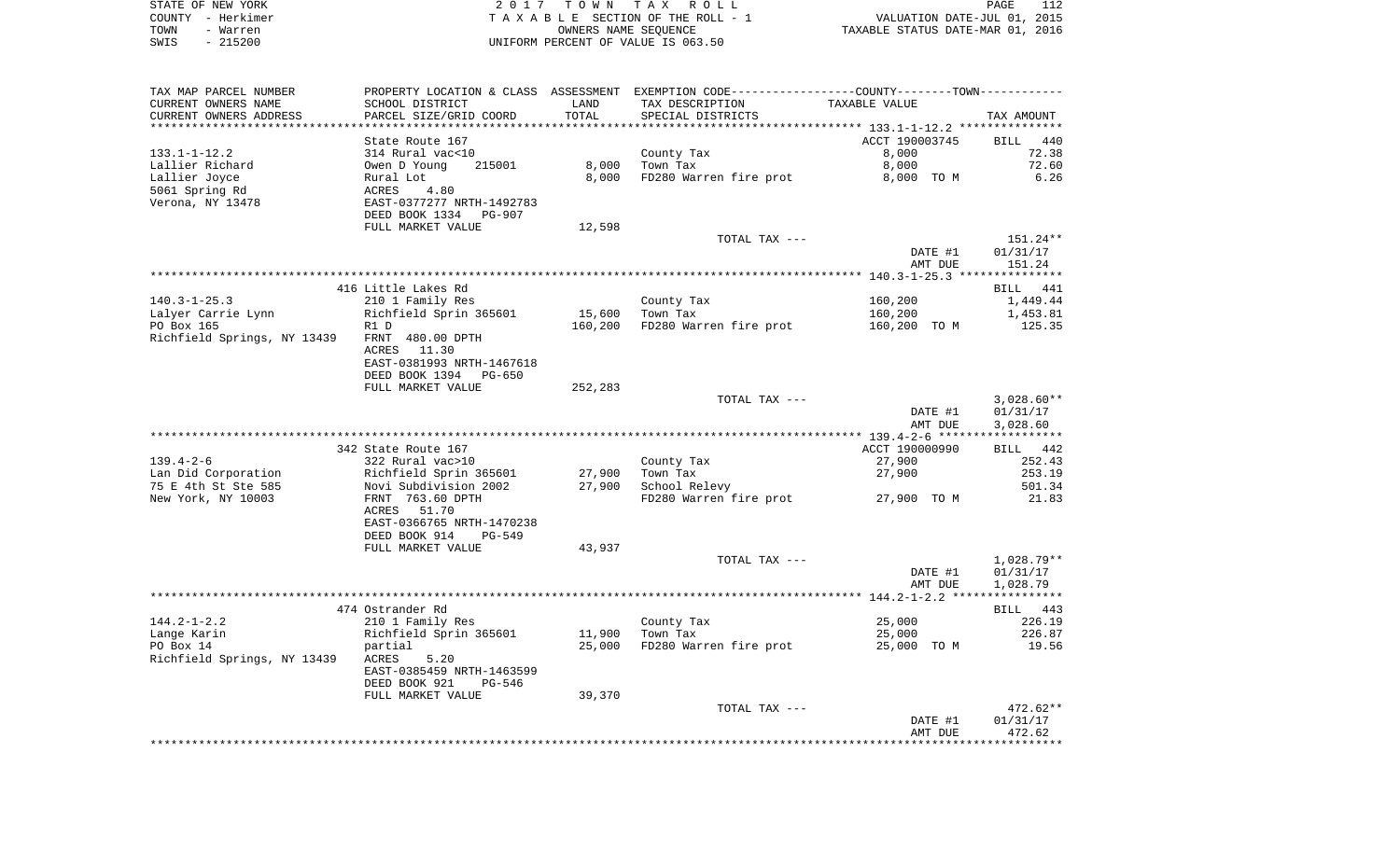STATE OF NEW YORK | 2017 TOWN TAX ROLL | PAGE 112
COUNTY - Herkimer | TAXABLE SECTION OF THE ROLL - 1 | VALUATION DATE-JUL 01, 2015
TOWN - Warren | OWNERS NAME SEQUENCE | TAXABLE STATUS DATE-MAR 01, 2016
SWIS - 215200 | UNIFORM PERCENT OF VALUE IS 063.50

| TAX MAP PARCEL NUMBER<br>CURRENT OWNERS NAME<br>CURRENT OWNERS ADDRESS | PROPERTY LOCATION & CLASS<br>SCHOOL DISTRICT<br>PARCEL SIZE/GRID COORD | ASSESSMENT<br>LAND<br>TOTAL | EXEMPTION CODE-----COUNTY-----TOWN-----<br>TAX DESCRIPTION<br>SPECIAL DISTRICTS | TAXABLE VALUE | TAX AMOUNT |
|---|---|---|---|---|---|
| 133.1-1-12.2 | State Route 167 | | | ACCT 190003745 | BILL 440 |
| | 314 Rural vac<10 | | County Tax | 8,000 | 72.38 |
| Lallier Richard | Owen D Young 215001 | 8,000 | Town Tax | 8,000 | 72.60 |
| Lallier Joyce | Rural Lot | 8,000 | FD280 Warren fire prot | 8,000 TO M | 6.26 |
| 5061 Spring Rd | ACRES 4.80 | | | | |
| Verona, NY 13478 | EAST-0377277 NRTH-1492783 | | | | |
| | DEED BOOK 1334 PG-907 | | | | |
| | FULL MARKET VALUE | 12,598 | | | |
| | | | TOTAL TAX --- | | 151.24** |
| | | | | DATE #1 | 01/31/17 |
| | | | | AMT DUE | 151.24 |
| 140.3-1-25.3 | 416 Little Lakes Rd | | | | BILL 441 |
| | 210 1 Family Res | | County Tax | 160,200 | 1,449.44 |
| Lalyer Carrie Lynn | Richfield Sprin 365601 | 15,600 | Town Tax | 160,200 | 1,453.81 |
| PO Box 165 | R1 D | 160,200 | FD280 Warren fire prot | 160,200 TO M | 125.35 |
| Richfield Springs, NY 13439 | FRNT 480.00 DPTH | | | | |
| | ACRES 11.30 | | | | |
| | EAST-0381993 NRTH-1467618 | | | | |
| | DEED BOOK 1394 PG-650 | | | | |
| | FULL MARKET VALUE | 252,283 | | | |
| | | | TOTAL TAX --- | | 3,028.60** |
| | | | | DATE #1 | 01/31/17 |
| | | | | AMT DUE | 3,028.60 |
| 139.4-2-6 | 342 State Route 167 | | | ACCT 190000990 | BILL 442 |
| | 322 Rural vac>10 | | County Tax | 27,900 | 252.43 |
| Lan Did Corporation | Richfield Sprin 365601 | 27,900 | Town Tax | 27,900 | 253.19 |
| 75 E 4th St Ste 585 | Novi Subdivision 2002 | 27,900 | School Relevy | | 501.34 |
| New York, NY 10003 | FRNT 763.60 DPTH | | FD280 Warren fire prot | 27,900 TO M | 21.83 |
| | ACRES 51.70 | | | | |
| | EAST-0366765 NRTH-1470238 | | | | |
| | DEED BOOK 914 PG-549 | | | | |
| | FULL MARKET VALUE | 43,937 | | | |
| | | | TOTAL TAX --- | | 1,028.79** |
| | | | | DATE #1 | 01/31/17 |
| | | | | AMT DUE | 1,028.79 |
| 144.2-1-2.2 | 474 Ostrander Rd | | | | BILL 443 |
| | 210 1 Family Res | | County Tax | 25,000 | 226.19 |
| Lange Karin | Richfield Sprin 365601 | 11,900 | Town Tax | 25,000 | 226.87 |
| PO Box 14 | partial | 25,000 | FD280 Warren fire prot | 25,000 TO M | 19.56 |
| Richfield Springs, NY 13439 | ACRES 5.20 | | | | |
| | EAST-0385459 NRTH-1463599 | | | | |
| | DEED BOOK 921 PG-546 | | | | |
| | FULL MARKET VALUE | 39,370 | | | |
| | | | TOTAL TAX --- | | 472.62** |
| | | | | DATE #1 | 01/31/17 |
| | | | | AMT DUE | 472.62 |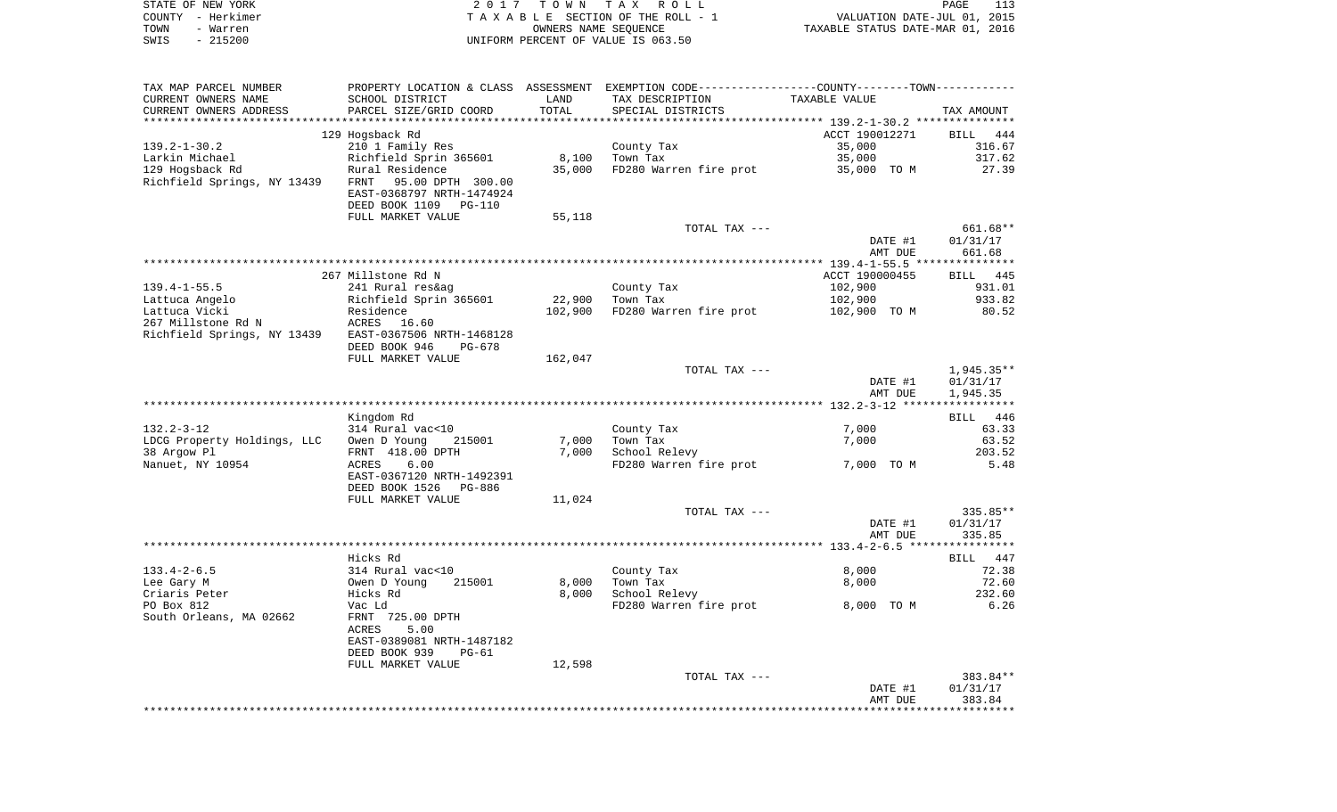STATE OF NEW YORK
COUNTY - Herkimer
TOWN - Warren
SWIS - 215200

2017 TOWN TAX ROLL
TAXABLE SECTION OF THE ROLL - 1
OWNERS NAME SEQUENCE
UNIFORM PERCENT OF VALUE IS 063.50

VALUATION DATE-JUL 01, 2015
TAXABLE STATUS DATE-MAR 01, 2016

| TAX MAP PARCEL NUMBER / CURRENT OWNERS NAME / CURRENT OWNERS ADDRESS | PROPERTY LOCATION & CLASS / SCHOOL DISTRICT / PARCEL SIZE/GRID COORD | ASSESSMENT LAND / TOTAL | EXEMPTION CODE / TAX DESCRIPTION / SPECIAL DISTRICTS | TAXABLE VALUE | TAX AMOUNT |
|---|---|---|---|---|---|
| | 129 Hogsback Rd | | | ACCT 190012271 | BILL 444 |
| 139.2-1-30.2 | 210 1 Family Res | | County Tax | 35,000 | 316.67 |
| Larkin Michael | Richfield Sprin 365601 | 8,100 | Town Tax | 35,000 | 317.62 |
| 129 Hogsback Rd | Rural Residence | 35,000 | FD280 Warren fire prot | 35,000 TO M | 27.39 |
| Richfield Springs, NY 13439 | FRNT 95.00 DPTH 300.00 | | | | |
| | EAST-0368797 NRTH-1474924 | | | | |
| | DEED BOOK 1109 PG-110 | | | | |
| | FULL MARKET VALUE | 55,118 | | | |
| | | | TOTAL TAX --- | | 661.68** |
| | | | | DATE #1 | 01/31/17 |
| | | | | AMT DUE | 661.68 |
| | 267 Millstone Rd N | | | ACCT 190000455 | BILL 445 |
| 139.4-1-55.5 | 241 Rural res&ag | | County Tax | 102,900 | 931.01 |
| Lattuca Angelo | Richfield Sprin 365601 | 22,900 | Town Tax | 102,900 | 933.82 |
| Lattuca Vicki | Residence | 102,900 | FD280 Warren fire prot | 102,900 TO M | 80.52 |
| 267 Millstone Rd N | ACRES 16.60 | | | | |
| Richfield Springs, NY 13439 | EAST-0367506 NRTH-1468128 | | | | |
| | DEED BOOK 946 PG-678 | | | | |
| | FULL MARKET VALUE | 162,047 | | | |
| | | | TOTAL TAX --- | | 1,945.35** |
| | | | | DATE #1 | 01/31/17 |
| | | | | AMT DUE | 1,945.35 |
| | Kingdom Rd | | | | BILL 446 |
| 132.2-3-12 | 314 Rural vac<10 | | County Tax | 7,000 | 63.33 |
| LDCG Property Holdings, LLC | Owen D Young 215001 | 7,000 | Town Tax | 7,000 | 63.52 |
| 38 Argow Pl | FRNT 418.00 DPTH | 7,000 | School Relevy | | 203.52 |
| Nanuet, NY 10954 | ACRES 6.00 | | FD280 Warren fire prot | 7,000 TO M | 5.48 |
| | EAST-0367120 NRTH-1492391 | | | | |
| | DEED BOOK 1526 PG-886 | | | | |
| | FULL MARKET VALUE | 11,024 | | | |
| | | | TOTAL TAX --- | | 335.85** |
| | | | | DATE #1 | 01/31/17 |
| | | | | AMT DUE | 335.85 |
| | Hicks Rd | | | | BILL 447 |
| 133.4-2-6.5 | 314 Rural vac<10 | | County Tax | 8,000 | 72.38 |
| Lee Gary M | Owen D Young 215001 | 8,000 | Town Tax | 8,000 | 72.60 |
| Criaris Peter | Hicks Rd | 8,000 | School Relevy | | 232.60 |
| PO Box 812 | Vac Ld | | FD280 Warren fire prot | 8,000 TO M | 6.26 |
| South Orleans, MA 02662 | FRNT 725.00 DPTH | | | | |
| | ACRES 5.00 | | | | |
| | EAST-0389081 NRTH-1487182 | | | | |
| | DEED BOOK 939 PG-61 | | | | |
| | FULL MARKET VALUE | 12,598 | | | |
| | | | TOTAL TAX --- | | 383.84** |
| | | | | DATE #1 | 01/31/17 |
| | | | | AMT DUE | 383.84 |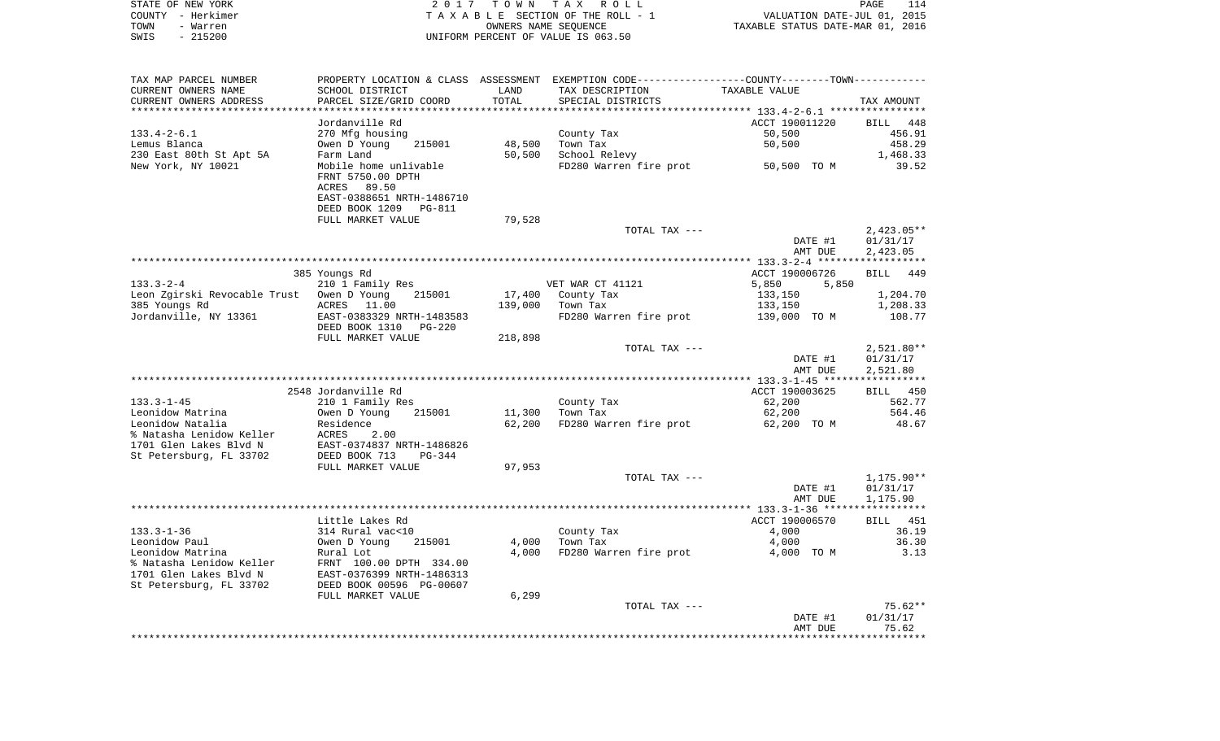STATE OF NEW YORK | 2017 TOWN TAX ROLL
COUNTY - Herkimer | TAXABLE SECTION OF THE ROLL - 1 | VALUATION DATE-JUL 01, 2015
TOWN - Warren | OWNERS NAME SEQUENCE | TAXABLE STATUS DATE-MAR 01, 2016
SWIS - 215200 | UNIFORM PERCENT OF VALUE IS 063.50

| TAX MAP PARCEL NUMBER / CURRENT OWNERS NAME / CURRENT OWNERS ADDRESS | PROPERTY LOCATION & CLASS / SCHOOL DISTRICT / PARCEL SIZE/GRID COORD | ASSESSMENT LAND / TOTAL | EXEMPTION CODE / TAX DESCRIPTION / SPECIAL DISTRICTS | COUNTY / TOWN TAXABLE VALUE | TAX AMOUNT |
|---|---|---|---|---|---|
| **133.4-2-6.1** | Jordanville Rd | | | ACCT 190011220 | BILL 448 |
| 133.4-2-6.1 | 270 Mfg housing | | County Tax | 50,500 | 456.91 |
| Lemus Blanca | Owen D Young 215001 | 48,500 | Town Tax | 50,500 | 458.29 |
| 230 East 80th St Apt 5A | Farm Land | 50,500 | School Relevy | | 1,468.33 |
| New York, NY 10021 | Mobile home unlivable | | FD280 Warren fire prot | 50,500 TO M | 39.52 |
| | FRNT 5750.00 DPTH | | | | |
| | ACRES 89.50 | | | | |
| | EAST-0388651 NRTH-1486710 | | | | |
| | DEED BOOK 1209 PG-811 | | | | |
| | FULL MARKET VALUE | 79,528 | | | |
| | | | TOTAL TAX --- | | 2,423.05** |
| | | | | DATE #1 | 01/31/17 |
| | | | | AMT DUE | 2,423.05 |
| **133.3-2-4** | 385 Youngs Rd | | | ACCT 190006726 | BILL 449 |
| 133.3-2-4 | 210 1 Family Res | | VET WAR CT 41121 | 5,850 5,850 | |
| Leon Zgirski Revocable Trust | Owen D Young 215001 | 17,400 | County Tax | 133,150 | 1,204.70 |
| 385 Youngs Rd | ACRES 11.00 | 139,000 | Town Tax | 133,150 | 1,208.33 |
| Jordanville, NY 13361 | EAST-0383329 NRTH-1483583 | | FD280 Warren fire prot | 139,000 TO M | 108.77 |
| | DEED BOOK 1310 PG-220 | | | | |
| | FULL MARKET VALUE | 218,898 | | | |
| | | | TOTAL TAX --- | | 2,521.80** |
| | | | | DATE #1 | 01/31/17 |
| | | | | AMT DUE | 2,521.80 |
| **133.3-1-45** | 2548 Jordanville Rd | | | ACCT 190003625 | BILL 450 |
| 133.3-1-45 | 210 1 Family Res | | County Tax | 62,200 | 562.77 |
| Leonidow Matrina | Owen D Young 215001 | 11,300 | Town Tax | 62,200 | 564.46 |
| Leonidow Natalia | Residence | 62,200 | FD280 Warren fire prot | 62,200 TO M | 48.67 |
| % Natasha Lenidow Keller | ACRES 2.00 | | | | |
| 1701 Glen Lakes Blvd N | EAST-0374837 NRTH-1486826 | | | | |
| St Petersburg, FL 33702 | DEED BOOK 713 PG-344 | | | | |
| | FULL MARKET VALUE | 97,953 | | | |
| | | | TOTAL TAX --- | | 1,175.90** |
| | | | | DATE #1 | 01/31/17 |
| | | | | AMT DUE | 1,175.90 |
| **133.3-1-36** | Little Lakes Rd | | | ACCT 190006570 | BILL 451 |
| 133.3-1-36 | 314 Rural vac<10 | | County Tax | 4,000 | 36.19 |
| Leonidow Paul | Owen D Young 215001 | 4,000 | Town Tax | 4,000 | 36.30 |
| Leonidow Matrina | Rural Lot | 4,000 | FD280 Warren fire prot | 4,000 TO M | 3.13 |
| % Natasha Lenidow Keller | FRNT 100.00 DPTH 334.00 | | | | |
| 1701 Glen Lakes Blvd N | EAST-0376399 NRTH-1486313 | | | | |
| St Petersburg, FL 33702 | DEED BOOK 00596 PG-00607 | | | | |
| | FULL MARKET VALUE | 6,299 | | | |
| | | | TOTAL TAX --- | | 75.62** |
| | | | | DATE #1 | 01/31/17 |
| | | | | AMT DUE | 75.62 |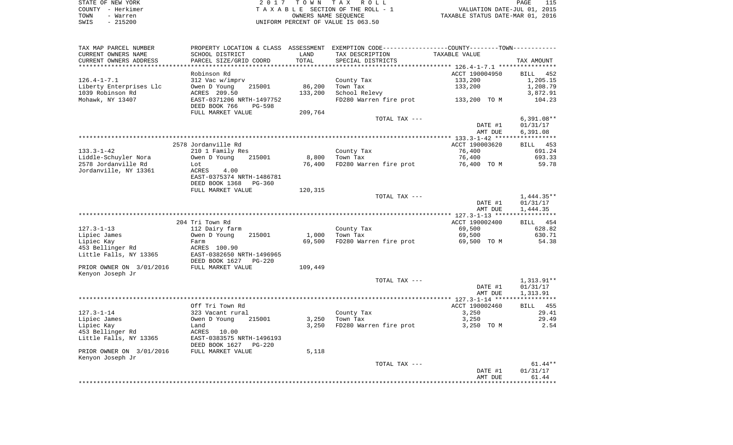STATE OF NEW YORK
COUNTY - Herkimer
TOWN - Warren
SWIS - 215200

2 0 1 7 T O W N T A X R O L L
T A X A B L E SECTION OF THE ROLL - 1
OWNERS NAME SEQUENCE
UNIFORM PERCENT OF VALUE IS 063.50

VALUATION DATE-JUL 01, 2015
TAXABLE STATUS DATE-MAR 01, 2016

| TAX MAP PARCEL NUMBER / CURRENT OWNERS NAME / CURRENT OWNERS ADDRESS | PROPERTY LOCATION & CLASS / SCHOOL DISTRICT / PARCEL SIZE/GRID COORD | ASSESSMENT LAND | ASSESSMENT TOTAL | EXEMPTION CODE / TAX DESCRIPTION / SPECIAL DISTRICTS | COUNTY--------TOWN TAXABLE VALUE | TAX AMOUNT |
|---|---|---|---|---|---|---|
| | Robinson Rd | | | | ACCT 190004950 | BILL 452 |
| 126.4-1-7.1 | 312 Vac w/imprv | | | County Tax | 133,200 | 1,205.15 |
| Liberty Enterprises Llc | Owen D Young 215001 | 86,200 | | Town Tax | 133,200 | 1,208.79 |
| 1039 Robinson Rd | ACRES 209.50 | | 133,200 | School Relevy | | 3,872.91 |
| Mohawk, NY 13407 | EAST-0371206 NRTH-1497752 | | | FD280 Warren fire prot | 133,200 TO M | 104.23 |
| | DEED BOOK 766 PG-598 | | | | | |
| | FULL MARKET VALUE | | 209,764 | | | |
| | | | | TOTAL TAX --- | | 6,391.08** |
| | | | | | DATE #1 | 01/31/17 |
| | | | | | AMT DUE | 6,391.08 |
| | 2578 Jordanville Rd | | | | ACCT 190003620 | BILL 453 |
| 133.3-1-42 | 210 1 Family Res | | | County Tax | 76,400 | 691.24 |
| Liddle-Schuyler Nora | Owen D Young 215001 | 8,800 | | Town Tax | 76,400 | 693.33 |
| 2578 Jordanville Rd | Lot | | 76,400 | FD280 Warren fire prot | 76,400 TO M | 59.78 |
| Jordanville, NY 13361 | ACRES 4.00 | | | | | |
| | EAST-0375374 NRTH-1486781 | | | | | |
| | DEED BOOK 1368 PG-360 | | | | | |
| | FULL MARKET VALUE | | 120,315 | | | |
| | | | | TOTAL TAX --- | | 1,444.35** |
| | | | | | DATE #1 | 01/31/17 |
| | | | | | AMT DUE | 1,444.35 |
| | 204 Tri Town Rd | | | | ACCT 190002400 | BILL 454 |
| 127.3-1-13 | 112 Dairy farm | | | County Tax | 69,500 | 628.82 |
| Lipiec James | Owen D Young 215001 | 1,000 | | Town Tax | 69,500 | 630.71 |
| Lipiec Kay | Farm | | 69,500 | FD280 Warren fire prot | 69,500 TO M | 54.38 |
| 453 Bellinger Rd | ACRES 100.90 | | | | | |
| Little Falls, NY 13365 | EAST-0382650 NRTH-1496965 | | | | | |
| | DEED BOOK 1627 PG-220 | | | | | |
| PRIOR OWNER ON 3/01/2016 | FULL MARKET VALUE | | 109,449 | | | |
| Kenyon Joseph Jr | | | | | | |
| | | | | TOTAL TAX --- | | 1,313.91** |
| | | | | | DATE #1 | 01/31/17 |
| | | | | | AMT DUE | 1,313.91 |
| | Off Tri Town Rd | | | | ACCT 190002460 | BILL 455 |
| 127.3-1-14 | 323 Vacant rural | | | County Tax | 3,250 | 29.41 |
| Lipiec James | Owen D Young 215001 | 3,250 | | Town Tax | 3,250 | 29.49 |
| Lipiec Kay | Land | | 3,250 | FD280 Warren fire prot | 3,250 TO M | 2.54 |
| 453 Bellinger Rd | ACRES 10.00 | | | | | |
| Little Falls, NY 13365 | EAST-0383575 NRTH-1496193 | | | | | |
| | DEED BOOK 1627 PG-220 | | | | | |
| PRIOR OWNER ON 3/01/2016 | FULL MARKET VALUE | | 5,118 | | | |
| Kenyon Joseph Jr | | | | | | |
| | | | | TOTAL TAX --- | | 61.44** |
| | | | | | DATE #1 | 01/31/17 |
| | | | | | AMT DUE | 61.44 |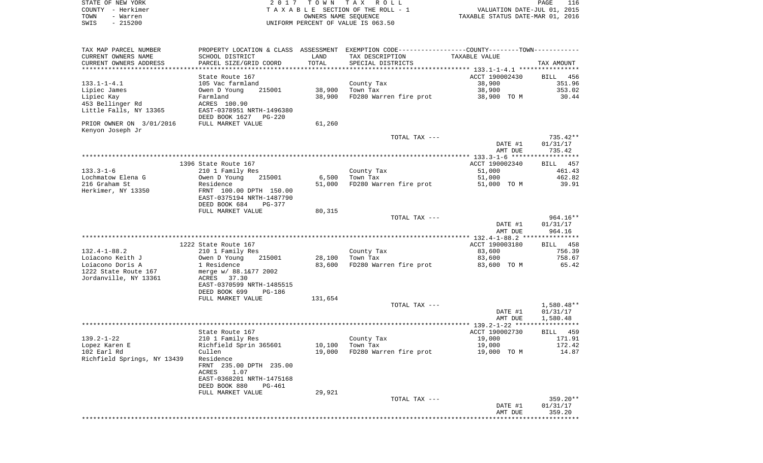STATE OF NEW YORK | COUNTY - Herkimer | TOWN - Warren | SWIS - 215200

2 0 1 7 T O W N T A X R O L L
T A X A B L E SECTION OF THE ROLL - 1
OWNERS NAME SEQUENCE
UNIFORM PERCENT OF VALUE IS 063.50

VALUATION DATE-JUL 01, 2015
TAXABLE STATUS DATE-MAR 01, 2016

| TAX MAP PARCEL NUMBER / CURRENT OWNERS NAME / CURRENT OWNERS ADDRESS | PROPERTY LOCATION & CLASS / SCHOOL DISTRICT / PARCEL SIZE/GRID COORD | ASSESSMENT LAND | TOTAL | EXEMPTION CODE / TAX DESCRIPTION / SPECIAL DISTRICTS | COUNTY/TOWN TAXABLE VALUE | TAX AMOUNT |
|---|---|---|---|---|---|---|
| 133.1-1-4.1 | State Route 167 | | | | ACCT 190002430 | BILL 456 |
| | 105 Vac farmland | | | County Tax | 38,900 | 351.96 |
| Lipiec James | Owen D Young 215001 | 38,900 | | Town Tax | 38,900 | 353.02 |
| Lipiec Kay | Farmland | | 38,900 | FD280 Warren fire prot | 38,900 TO M | 30.44 |
| 453 Bellinger Rd | ACRES 100.90 | | | | | |
| Little Falls, NY 13365 | EAST-0378951 NRTH-1496380 | | | | | |
| | DEED BOOK 1627 PG-220 | | | | | |
| PRIOR OWNER ON 3/01/2016 | FULL MARKET VALUE | 61,260 | | | | |
| Kenyon Joseph Jr | | | | | | |
| | | | | TOTAL TAX --- | | 735.42** |
| | | | | | DATE #1 | 01/31/17 |
| | | | | | AMT DUE | 735.42 |
| 133.3-1-6 | 1396 State Route 167 | | | | ACCT 190002340 | BILL 457 |
| | 210 1 Family Res | | | County Tax | 51,000 | 461.43 |
| Lochmatow Elena G | Owen D Young 215001 | 6,500 | | Town Tax | 51,000 | 462.82 |
| 216 Graham St | Residence | | 51,000 | FD280 Warren fire prot | 51,000 TO M | 39.91 |
| Herkimer, NY 13350 | FRNT 100.00 DPTH 150.00 | | | | | |
| | EAST-0375194 NRTH-1487790 | | | | | |
| | DEED BOOK 684 PG-377 | | | | | |
| | FULL MARKET VALUE | 80,315 | | | | |
| | | | | TOTAL TAX --- | | 964.16** |
| | | | | | DATE #1 | 01/31/17 |
| | | | | | AMT DUE | 964.16 |
| 132.4-1-88.2 | 1222 State Route 167 | | | | ACCT 190003180 | BILL 458 |
| | 210 1 Family Res | | | County Tax | 83,600 | 756.39 |
| Loiacono Keith J | Owen D Young 215001 | 28,100 | | Town Tax | 83,600 | 758.67 |
| Loiacono Doris A | 1 Residence | | 83,600 | FD280 Warren fire prot | 83,600 TO M | 65.42 |
| 1222 State Route 167 | merge w/ 88.1&77 2002 | | | | | |
| Jordanville, NY 13361 | ACRES 37.30 | | | | | |
| | EAST-0370599 NRTH-1485515 | | | | | |
| | DEED BOOK 699 PG-186 | | | | | |
| | FULL MARKET VALUE | 131,654 | | | | |
| | | | | TOTAL TAX --- | | 1,580.48** |
| | | | | | DATE #1 | 01/31/17 |
| | | | | | AMT DUE | 1,580.48 |
| 139.2-1-22 | State Route 167 | | | | ACCT 190002730 | BILL 459 |
| | 210 1 Family Res | | | County Tax | 19,000 | 171.91 |
| Lopez Karen E | Richfield Sprin 365601 | 10,100 | | Town Tax | 19,000 | 172.42 |
| 102 Earl Rd | Cullen | | 19,000 | FD280 Warren fire prot | 19,000 TO M | 14.87 |
| Richfield Springs, NY 13439 | Residence | | | | | |
| | FRNT 235.00 DPTH 235.00 | | | | | |
| | ACRES 1.07 | | | | | |
| | EAST-0368201 NRTH-1475168 | | | | | |
| | DEED BOOK 880 PG-461 | | | | | |
| | FULL MARKET VALUE | 29,921 | | | | |
| | | | | TOTAL TAX --- | | 359.20** |
| | | | | | DATE #1 | 01/31/17 |
| | | | | | AMT DUE | 359.20 |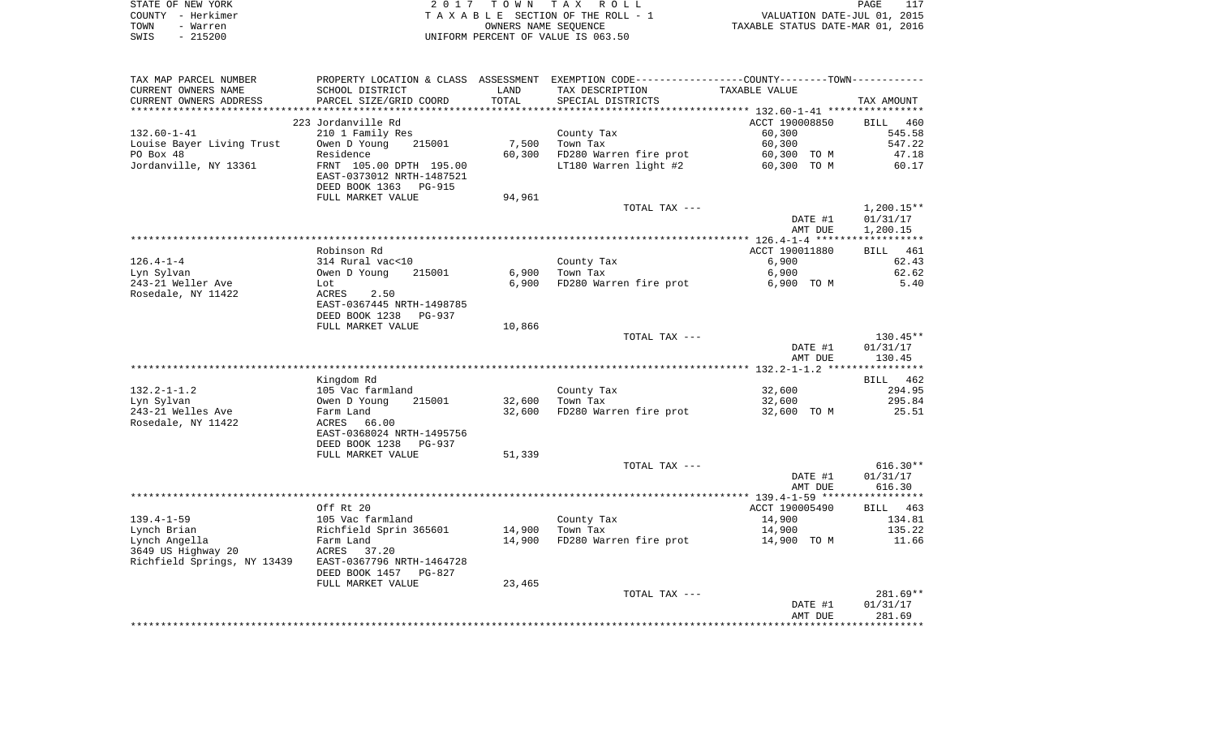STATE OF NEW YORK | 2 0 1 7 T O W N T A X R O L L
COUNTY - Herkimer | T A X A B L E SECTION OF THE ROLL - 1 | VALUATION DATE-JUL 01, 2015
TOWN - Warren | OWNERS NAME SEQUENCE | TAXABLE STATUS DATE-MAR 01, 2016
SWIS - 215200 | UNIFORM PERCENT OF VALUE IS 063.50

| TAX MAP PARCEL NUMBER / CURRENT OWNERS NAME / CURRENT OWNERS ADDRESS | PROPERTY LOCATION & CLASS / SCHOOL DISTRICT / PARCEL SIZE/GRID COORD | ASSESSMENT LAND / TOTAL | EXEMPTION CODE / TAX DESCRIPTION / SPECIAL DISTRICTS | TAXABLE VALUE | TAX AMOUNT |
|---|---|---|---|---|---|
| | 223 Jordanville Rd | | | ACCT 190008850 | BILL 460 |
| 132.60-1-41 | 210 1 Family Res | | County Tax | 60,300 | 545.58 |
| Louise Bayer Living Trust | Owen D Young 215001 | 7,500 | Town Tax | 60,300 | 547.22 |
| PO Box 48 | Residence | 60,300 | FD280 Warren fire prot | 60,300 TO M | 47.18 |
| Jordanville, NY 13361 | FRNT 105.00 DPTH 195.00 | | LT180 Warren light #2 | 60,300 TO M | 60.17 |
| | EAST-0373012 NRTH-1487521 | | | | |
| | DEED BOOK 1363 PG-915 | | | | |
| | FULL MARKET VALUE | 94,961 | | | |
| | | | TOTAL TAX --- | | 1,200.15** |
| | | | | DATE #1 | 01/31/17 |
| | | | | AMT DUE | 1,200.15 |
| | Robinson Rd | | | ACCT 190011880 | BILL 461 |
| 126.4-1-4 | 314 Rural vac<10 | | County Tax | 6,900 | 62.43 |
| Lyn Sylvan | Owen D Young 215001 | 6,900 | Town Tax | 6,900 | 62.62 |
| 243-21 Weller Ave | Lot | 6,900 | FD280 Warren fire prot | 6,900 TO M | 5.40 |
| Rosedale, NY 11422 | ACRES 2.50 | | | | |
| | EAST-0367445 NRTH-1498785 | | | | |
| | DEED BOOK 1238 PG-937 | | | | |
| | FULL MARKET VALUE | 10,866 | | | |
| | | | TOTAL TAX --- | | 130.45** |
| | | | | DATE #1 | 01/31/17 |
| | | | | AMT DUE | 130.45 |
| | Kingdom Rd | | | | BILL 462 |
| 132.2-1-1.2 | 105 Vac farmland | | County Tax | 32,600 | 294.95 |
| Lyn Sylvan | Owen D Young 215001 | 32,600 | Town Tax | 32,600 | 295.84 |
| 243-21 Welles Ave | Farm Land | 32,600 | FD280 Warren fire prot | 32,600 TO M | 25.51 |
| Rosedale, NY 11422 | ACRES 66.00 | | | | |
| | EAST-0368024 NRTH-1495756 | | | | |
| | DEED BOOK 1238 PG-937 | | | | |
| | FULL MARKET VALUE | 51,339 | | | |
| | | | TOTAL TAX --- | | 616.30** |
| | | | | DATE #1 | 01/31/17 |
| | | | | AMT DUE | 616.30 |
| | Off Rt 20 | | | ACCT 190005490 | BILL 463 |
| 139.4-1-59 | 105 Vac farmland | | County Tax | 14,900 | 134.81 |
| Lynch Brian | Richfield Sprin 365601 | 14,900 | Town Tax | 14,900 | 135.22 |
| Lynch Angella | Farm Land | 14,900 | FD280 Warren fire prot | 14,900 TO M | 11.66 |
| 3649 US Highway 20 | ACRES 37.20 | | | | |
| Richfield Springs, NY 13439 | EAST-0367796 NRTH-1464728 | | | | |
| | DEED BOOK 1457 PG-827 | | | | |
| | FULL MARKET VALUE | 23,465 | | | |
| | | | TOTAL TAX --- | | 281.69** |
| | | | | DATE #1 | 01/31/17 |
| | | | | AMT DUE | 281.69 |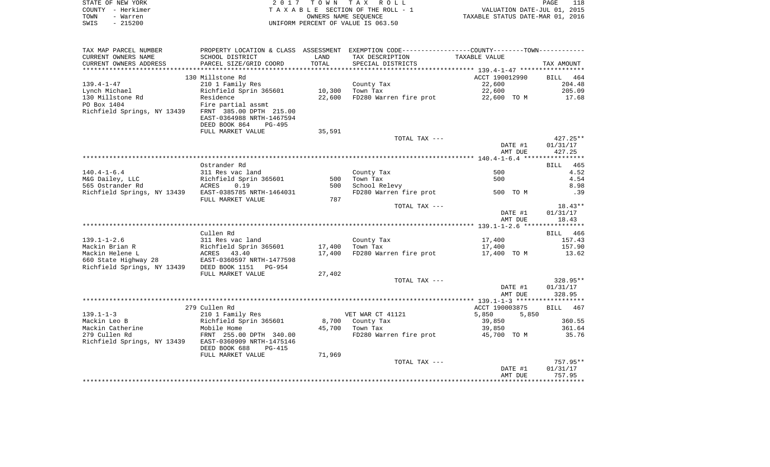STATE OF NEW YORK
COUNTY - Herkimer
TOWN - Warren
SWIS - 215200

2 0 1 7 T O W N T A X R O L L
T A X A B L E SECTION OF THE ROLL - 1
OWNERS NAME SEQUENCE
UNIFORM PERCENT OF VALUE IS 063.50

VALUATION DATE-JUL 01, 2015
TAXABLE STATUS DATE-MAR 01, 2016

| TAX MAP PARCEL NUMBER / CURRENT OWNERS NAME / CURRENT OWNERS ADDRESS | PROPERTY LOCATION & CLASS / SCHOOL DISTRICT / PARCEL SIZE/GRID COORD | ASSESSMENT LAND | TOTAL | EXEMPTION CODE / TAX DESCRIPTION / SPECIAL DISTRICTS | COUNTY / TOWN TAXABLE VALUE | TAX AMOUNT |
|---|---|---|---|---|---|---|
| | 130 Millstone Rd | | | | ACCT 190012990 | BILL 464 |
| 139.4-1-47 | 210 1 Family Res | | | County Tax | 22,600 | 204.48 |
| Lynch Michael | Richfield Sprin 365601 | 10,300 | | Town Tax | 22,600 | 205.09 |
| 130 Millstone Rd | Residence | | 22,600 | FD280 Warren fire prot | 22,600 TO M | 17.68 |
| PO Box 1404 | Fire partial assmt | | | | | |
| Richfield Springs, NY 13439 | FRNT 385.00 DPTH 215.00 | | | | | |
| | EAST-0364988 NRTH-1467594 | | | | | |
| | DEED BOOK 864 PG-495 | | | | | |
| | FULL MARKET VALUE | 35,591 | | | | |
| | | | | TOTAL TAX --- | | 427.25** |
| | | | | | DATE #1 | 01/31/17 |
| | | | | | AMT DUE | 427.25 |
| | Ostrander Rd | | | | | BILL 465 |
| 140.4-1-6.4 | 311 Res vac land | | | County Tax | 500 | 4.52 |
| M&G Dailey, LLC | Richfield Sprin 365601 | 500 | | Town Tax | 500 | 4.54 |
| 565 Ostrander Rd | ACRES 0.19 | | 500 | School Relevy | | 8.98 |
| Richfield Springs, NY 13439 | EAST-0385785 NRTH-1464031 | | | FD280 Warren fire prot | 500 TO M | .39 |
| | FULL MARKET VALUE | 787 | | | | |
| | | | | TOTAL TAX --- | | 18.43** |
| | | | | | DATE #1 | 01/31/17 |
| | | | | | AMT DUE | 18.43 |
| | Cullen Rd | | | | | BILL 466 |
| 139.1-1-2.6 | 311 Res vac land | | | County Tax | 17,400 | 157.43 |
| Mackin Brian R | Richfield Sprin 365601 | 17,400 | | Town Tax | 17,400 | 157.90 |
| Mackin Helene L | ACRES 43.40 | | 17,400 | FD280 Warren fire prot | 17,400 TO M | 13.62 |
| 660 State Highway 28 | EAST-0360597 NRTH-1477598 | | | | | |
| Richfield Springs, NY 13439 | DEED BOOK 1151 PG-954 | | | | | |
| | FULL MARKET VALUE | 27,402 | | | | |
| | | | | TOTAL TAX --- | | 328.95** |
| | | | | | DATE #1 | 01/31/17 |
| | | | | | AMT DUE | 328.95 |
| | 279 Cullen Rd | | | | ACCT 190003875 | BILL 467 |
| 139.1-1-3 | 210 1 Family Res | | | VET WAR CT 41121 | 5,850 5,850 | |
| Mackin Leo B | Richfield Sprin 365601 | 8,700 | | County Tax | 39,850 | 360.55 |
| Mackin Catherine | Mobile Home | | 45,700 | Town Tax | 39,850 | 361.64 |
| 279 Cullen Rd | FRNT 255.00 DPTH 340.00 | | | FD280 Warren fire prot | 45,700 TO M | 35.76 |
| Richfield Springs, NY 13439 | EAST-0360909 NRTH-1475146 | | | | | |
| | DEED BOOK 688 PG-415 | | | | | |
| | FULL MARKET VALUE | 71,969 | | | | |
| | | | | TOTAL TAX --- | | 757.95** |
| | | | | | DATE #1 | 01/31/17 |
| | | | | | AMT DUE | 757.95 |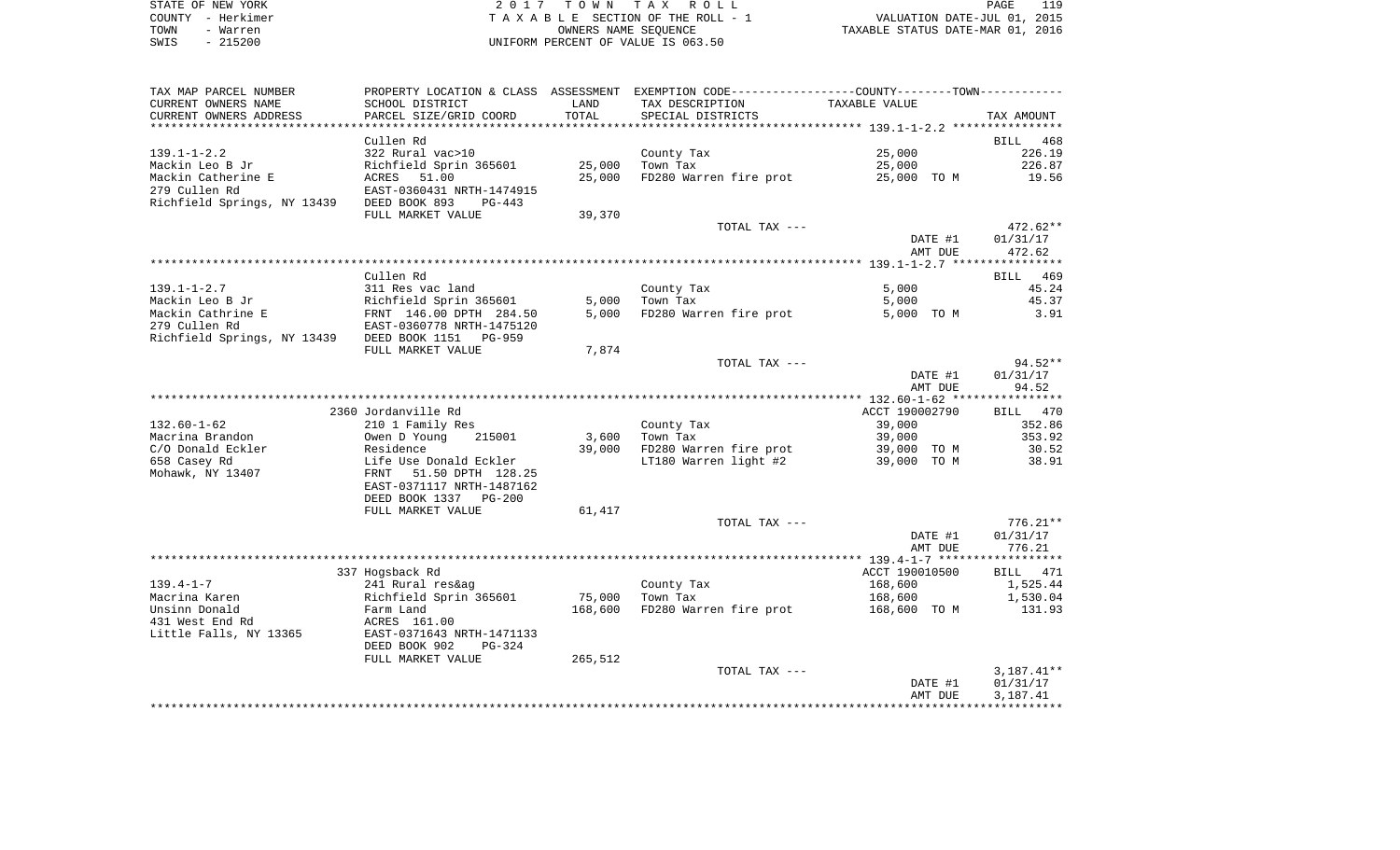STATE OF NEW YORK | 2017 TOWN TAX ROLL
COUNTY - Herkimer | TAXABLE SECTION OF THE ROLL - 1 | VALUATION DATE-JUL 01, 2015
TOWN - Warren | OWNERS NAME SEQUENCE | TAXABLE STATUS DATE-MAR 01, 2016
SWIS - 215200 | UNIFORM PERCENT OF VALUE IS 063.50

| TAX MAP PARCEL NUMBER / CURRENT OWNERS NAME / CURRENT OWNERS ADDRESS | PROPERTY LOCATION & CLASS / SCHOOL DISTRICT / PARCEL SIZE/GRID COORD | ASSESSMENT LAND / TOTAL | EXEMPTION CODE / TAX DESCRIPTION / SPECIAL DISTRICTS | TAXABLE VALUE | TAX AMOUNT |
|---|---|---|---|---|---|
| **139.1-1-2.2** | Cullen Rd | | | | BILL 468 |
| 139.1-1-2.2 | 322 Rural vac>10 | | County Tax | 25,000 | 226.19 |
| Mackin Leo B Jr | Richfield Sprin 365601 | 25,000 | Town Tax | 25,000 | 226.87 |
| Mackin Catherine E | ACRES 51.00 | 25,000 | FD280 Warren fire prot | 25,000 TO M | 19.56 |
| 279 Cullen Rd | EAST-0360431 NRTH-1474915 | | | | |
| Richfield Springs, NY 13439 | DEED BOOK 893 PG-443 | | | | |
| | FULL MARKET VALUE | 39,370 | | | |
| | | | TOTAL TAX --- | | 472.62** |
| | | | | DATE #1 | 01/31/17 |
| | | | | AMT DUE | 472.62 |
| **139.1-1-2.7** | Cullen Rd | | | | BILL 469 |
| 139.1-1-2.7 | 311 Res vac land | | County Tax | 5,000 | 45.24 |
| Mackin Leo B Jr | Richfield Sprin 365601 | 5,000 | Town Tax | 5,000 | 45.37 |
| Mackin Cathrine E | FRNT 146.00 DPTH 284.50 | 5,000 | FD280 Warren fire prot | 5,000 TO M | 3.91 |
| 279 Cullen Rd | EAST-0360778 NRTH-1475120 | | | | |
| Richfield Springs, NY 13439 | DEED BOOK 1151 PG-959 | | | | |
| | FULL MARKET VALUE | 7,874 | | | |
| | | | TOTAL TAX --- | | 94.52** |
| | | | | DATE #1 | 01/31/17 |
| | | | | AMT DUE | 94.52 |
| **132.60-1-62** | 2360 Jordanville Rd | | | ACCT 190002790 | BILL 470 |
| 132.60-1-62 | 210 1 Family Res | | County Tax | 39,000 | 352.86 |
| Macrina Brandon | Owen D Young 215001 | 3,600 | Town Tax | 39,000 | 353.92 |
| C/O Donald Eckler | Residence | 39,000 | FD280 Warren fire prot | 39,000 TO M | 30.52 |
| 658 Casey Rd | Life Use Donald Eckler | | LT180 Warren light #2 | 39,000 TO M | 38.91 |
| Mohawk, NY 13407 | FRNT 51.50 DPTH 128.25 | | | | |
| | EAST-0371117 NRTH-1487162 | | | | |
| | DEED BOOK 1337 PG-200 | | | | |
| | FULL MARKET VALUE | 61,417 | | | |
| | | | TOTAL TAX --- | | 776.21** |
| | | | | DATE #1 | 01/31/17 |
| | | | | AMT DUE | 776.21 |
| **139.4-1-7** | 337 Hogsback Rd | | | ACCT 190010500 | BILL 471 |
| 139.4-1-7 | 241 Rural res&ag | | County Tax | 168,600 | 1,525.44 |
| Macrina Karen | Richfield Sprin 365601 | 75,000 | Town Tax | 168,600 | 1,530.04 |
| Unsinn Donald | Farm Land | 168,600 | FD280 Warren fire prot | 168,600 TO M | 131.93 |
| 431 West End Rd | ACRES 161.00 | | | | |
| Little Falls, NY 13365 | EAST-0371643 NRTH-1471133 | | | | |
| | DEED BOOK 902 PG-324 | | | | |
| | FULL MARKET VALUE | 265,512 | | | |
| | | | TOTAL TAX --- | | 3,187.41** |
| | | | | DATE #1 | 01/31/17 |
| | | | | AMT DUE | 3,187.41 |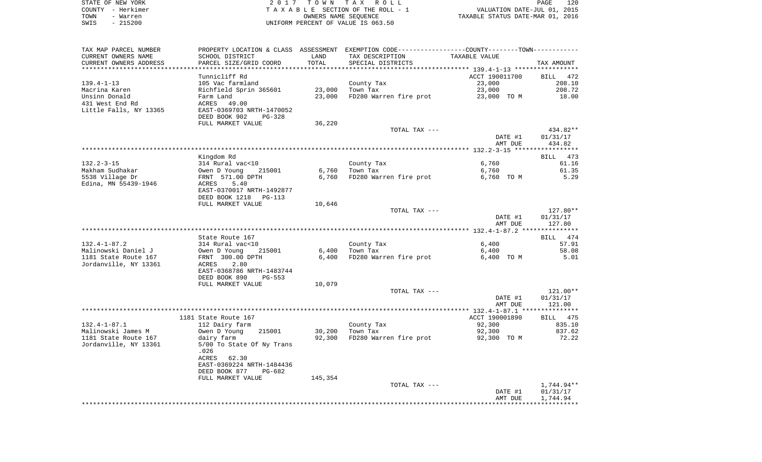STATE OF NEW YORK | COUNTY - Herkimer | TOWN - Warren | SWIS - 215200

2017 TOWN TAX ROLL
TAXABLE SECTION OF THE ROLL - 1
OWNERS NAME SEQUENCE
UNIFORM PERCENT OF VALUE IS 063.50

VALUATION DATE-JUL 01, 2015
TAXABLE STATUS DATE-MAR 01, 2016

| TAX MAP PARCEL NUMBER / CURRENT OWNERS NAME / CURRENT OWNERS ADDRESS | PROPERTY LOCATION & CLASS / SCHOOL DISTRICT / PARCEL SIZE/GRID COORD | ASSESSMENT LAND / TOTAL | EXEMPTION CODE / TAX DESCRIPTION / SPECIAL DISTRICTS | TAXABLE VALUE | TAX AMOUNT |
|---|---|---|---|---|---|
| | Tunnicliff Rd | | | ACCT 190011700 | BILL 472 |
| 139.4-1-13 | 105 Vac farmland | | County Tax | 23,000 | 208.10 |
| Macrina Karen | Richfield Sprin 365601 | 23,000 | Town Tax | 23,000 | 208.72 |
| Unsinn Donald | Farm Land | 23,000 | FD280 Warren fire prot | 23,000 TO M | 18.00 |
| 431 West End Rd | ACRES 49.00 | | | | |
| Little Falls, NY 13365 | EAST-0369703 NRTH-1470052 | | | | |
| | DEED BOOK 902 PG-328 | | | | |
| | FULL MARKET VALUE | 36,220 | | | |
| | | | TOTAL TAX --- | | 434.82** |
| | | | | DATE #1 | 01/31/17 |
| | | | | AMT DUE | 434.82 |
| | Kingdom Rd | | | | BILL 473 |
| 132.2-3-15 | 314 Rural vac<10 | | County Tax | 6,760 | 61.16 |
| Makham Sudhakar | Owen D Young 215001 | 6,760 | Town Tax | 6,760 | 61.35 |
| 5538 Village Dr | FRNT 571.00 DPTH | 6,760 | FD280 Warren fire prot | 6,760 TO M | 5.29 |
| Edina, MN 55439-1946 | ACRES 5.40 | | | | |
| | EAST-0370017 NRTH-1492877 | | | | |
| | DEED BOOK 1218 PG-113 | | | | |
| | FULL MARKET VALUE | 10,646 | | | |
| | | | TOTAL TAX --- | | 127.80** |
| | | | | DATE #1 | 01/31/17 |
| | | | | AMT DUE | 127.80 |
| | State Route 167 | | | | BILL 474 |
| 132.4-1-87.2 | 314 Rural vac<10 | | County Tax | 6,400 | 57.91 |
| Malinowski Daniel J | Owen D Young 215001 | 6,400 | Town Tax | 6,400 | 58.08 |
| 1181 State Route 167 | FRNT 300.00 DPTH | 6,400 | FD280 Warren fire prot | 6,400 TO M | 5.01 |
| Jordanville, NY 13361 | ACRES 2.80 | | | | |
| | EAST-0368786 NRTH-1483744 | | | | |
| | DEED BOOK 890 PG-553 | | | | |
| | FULL MARKET VALUE | 10,079 | | | |
| | | | TOTAL TAX --- | | 121.00** |
| | | | | DATE #1 | 01/31/17 |
| | | | | AMT DUE | 121.00 |
| | 1181 State Route 167 | | | ACCT 190001890 | BILL 475 |
| 132.4-1-87.1 | 112 Dairy farm | | County Tax | 92,300 | 835.10 |
| Malinowski James M | Owen D Young 215001 | 30,200 | Town Tax | 92,300 | 837.62 |
| 1181 State Route 167 | dairy farm | 92,300 | FD280 Warren fire prot | 92,300 TO M | 72.22 |
| Jordanville, NY 13361 | 5/00 To State Of Ny Trans | | | | |
| | .026 | | | | |
| | ACRES 62.30 | | | | |
| | EAST-0369224 NRTH-1484436 | | | | |
| | DEED BOOK 877 PG-682 | | | | |
| | FULL MARKET VALUE | 145,354 | | | |
| | | | TOTAL TAX --- | | 1,744.94** |
| | | | | DATE #1 | 01/31/17 |
| | | | | AMT DUE | 1,744.94 |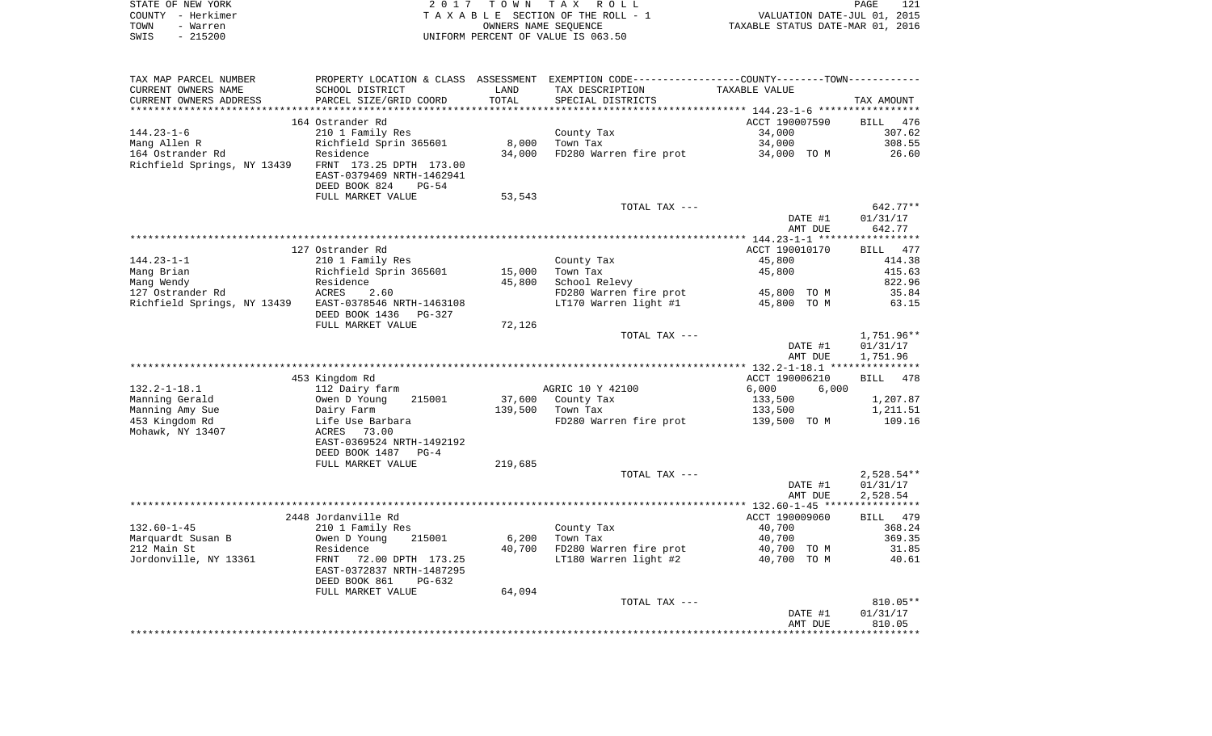STATE OF NEW YORK | COUNTY - Herkimer | TOWN - Warren | SWIS - 215200

2017 TOWN TAX ROLL
TAXABLE SECTION OF THE ROLL - 1
OWNERS NAME SEQUENCE
UNIFORM PERCENT OF VALUE IS 063.50

VALUATION DATE-JUL 01, 2015
TAXABLE STATUS DATE-MAR 01, 2016

| TAX MAP PARCEL NUMBER / CURRENT OWNERS NAME / CURRENT OWNERS ADDRESS | PROPERTY LOCATION & CLASS / SCHOOL DISTRICT / PARCEL SIZE/GRID COORD | ASSESSMENT LAND | TOTAL | EXEMPTION CODE / TAX DESCRIPTION / SPECIAL DISTRICTS | TAXABLE VALUE (COUNTY--------TOWN) | TAX AMOUNT |
|---|---|---|---|---|---|---|
| 144.23-1-6 | 164 Ostrander Rd | | | | ACCT 190007590 | BILL 476 |
| 144.23-1-6 | 210 1 Family Res | | | County Tax | 34,000 | 307.62 |
| Mang Allen R | Richfield Sprin 365601 | 8,000 | | Town Tax | 34,000 | 308.55 |
| 164 Ostrander Rd | Residence | | 34,000 | FD280 Warren fire prot | 34,000 TO M | 26.60 |
| Richfield Springs, NY 13439 | FRNT 173.25 DPTH 173.00 | | | | | |
| | EAST-0379469 NRTH-1462941 | | | | | |
| | DEED BOOK 824 PG-54 | | | | | |
| | FULL MARKET VALUE | 53,543 | | | | |
| | | | | TOTAL TAX --- | | 642.77** |
| | | | | | DATE #1 | 01/31/17 |
| | | | | | AMT DUE | 642.77 |
| 144.23-1-1 | 127 Ostrander Rd | | | | ACCT 190010170 | BILL 477 |
| 144.23-1-1 | 210 1 Family Res | | | County Tax | 45,800 | 414.38 |
| Mang Brian | Richfield Sprin 365601 | 15,000 | | Town Tax | 45,800 | 415.63 |
| Mang Wendy | Residence | | 45,800 | School Relevy | | 822.96 |
| 127 Ostrander Rd | ACRES 2.60 | | | FD280 Warren fire prot | 45,800 TO M | 35.84 |
| Richfield Springs, NY 13439 | EAST-0378546 NRTH-1463108 | | | LT170 Warren light #1 | 45,800 TO M | 63.15 |
| | DEED BOOK 1436 PG-327 | | | | | |
| | FULL MARKET VALUE | 72,126 | | | | |
| | | | | TOTAL TAX --- | | 1,751.96** |
| | | | | | DATE #1 | 01/31/17 |
| | | | | | AMT DUE | 1,751.96 |
| 132.2-1-18.1 | 453 Kingdom Rd | | | | ACCT 190006210 | BILL 478 |
| 132.2-1-18.1 | 112 Dairy farm | | | AGRIC 10 Y 42100 | 6,000 6,000 | |
| Manning Gerald | Owen D Young 215001 | 37,600 | | County Tax | 133,500 | 1,207.87 |
| Manning Amy Sue | Dairy Farm | | 139,500 | Town Tax | 133,500 | 1,211.51 |
| 453 Kingdom Rd | Life Use Barbara | | | FD280 Warren fire prot | 139,500 TO M | 109.16 |
| Mohawk, NY 13407 | ACRES 73.00 | | | | | |
| | EAST-0369524 NRTH-1492192 | | | | | |
| | DEED BOOK 1487 PG-4 | | | | | |
| | FULL MARKET VALUE | 219,685 | | | | |
| | | | | TOTAL TAX --- | | 2,528.54** |
| | | | | | DATE #1 | 01/31/17 |
| | | | | | AMT DUE | 2,528.54 |
| 132.60-1-45 | 2448 Jordanville Rd | | | | ACCT 190009060 | BILL 479 |
| 132.60-1-45 | 210 1 Family Res | | | County Tax | 40,700 | 368.24 |
| Marquardt Susan B | Owen D Young 215001 | 6,200 | | Town Tax | 40,700 | 369.35 |
| 212 Main St | Residence | | 40,700 | FD280 Warren fire prot | 40,700 TO M | 31.85 |
| Jordonville, NY 13361 | FRNT 72.00 DPTH 173.25 | | | LT180 Warren light #2 | 40,700 TO M | 40.61 |
| | EAST-0372837 NRTH-1487295 | | | | | |
| | DEED BOOK 861 PG-632 | | | | | |
| | FULL MARKET VALUE | 64,094 | | | | |
| | | | | TOTAL TAX --- | | 810.05** |
| | | | | | DATE #1 | 01/31/17 |
| | | | | | AMT DUE | 810.05 |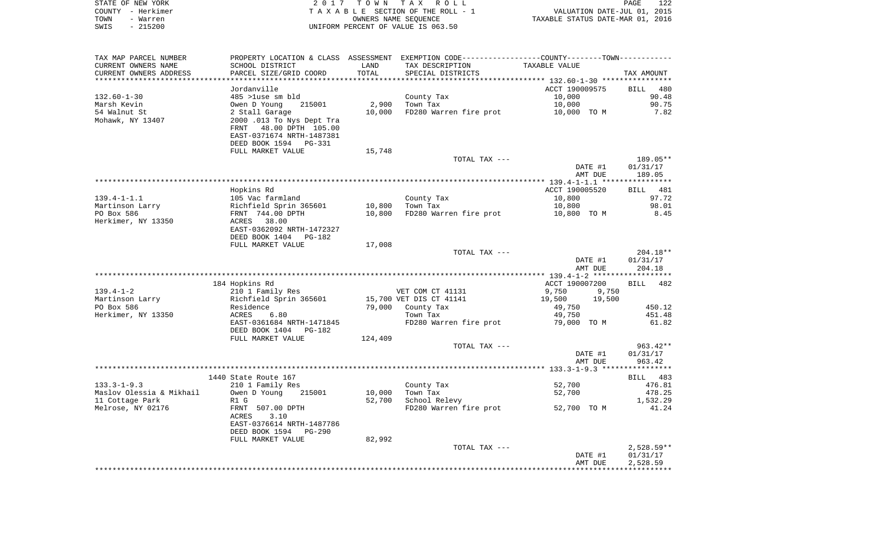STATE OF NEW YORK
COUNTY - Herkimer
TOWN - Warren
SWIS - 215200

2 0 1 7 T O W N T A X R O L L
T A X A B L E SECTION OF THE ROLL - 1
OWNERS NAME SEQUENCE
UNIFORM PERCENT OF VALUE IS 063.50

VALUATION DATE-JUL 01, 2015
TAXABLE STATUS DATE-MAR 01, 2016

| TAX MAP PARCEL NUMBER / CURRENT OWNERS NAME / CURRENT OWNERS ADDRESS | PROPERTY LOCATION & CLASS / SCHOOL DISTRICT / PARCEL SIZE/GRID COORD | ASSESSMENT LAND | TOTAL | EXEMPTION CODE / TAX DESCRIPTION / SPECIAL DISTRICTS | COUNTY--------TOWN TAXABLE VALUE | | TAX AMOUNT |
|---|---|---|---|---|---|---|---|
| **132.60-1-30** | Jordanville | | | | ACCT 190009575 | | BILL 480 |
| 132.60-1-30 | 485 >1use sm bld | | | County Tax | 10,000 | | 90.48 |
| Marsh Kevin | Owen D Young 215001 | 2,900 | | Town Tax | 10,000 | | 90.75 |
| 54 Walnut St | 2 Stall Garage | | 10,000 | FD280 Warren fire prot | 10,000 TO M | | 7.82 |
| Mohawk, NY 13407 | 2000 .013 To Nys Dept Tra | | | | | | |
| | FRNT 48.00 DPTH 105.00 | | | | | | |
| | EAST-0371674 NRTH-1487381 | | | | | | |
| | DEED BOOK 1594 PG-331 | | | | | | |
| | FULL MARKET VALUE | 15,748 | | | | | |
| | | | | TOTAL TAX --- | | | 189.05** |
| | | | | | DATE #1 | | 01/31/17 |
| | | | | | AMT DUE | | 189.05 |
| **139.4-1-1.1** | Hopkins Rd | | | | ACCT 190005520 | | BILL 481 |
| 139.4-1-1.1 | 105 Vac farmland | | | County Tax | 10,800 | | 97.72 |
| Martinson Larry | Richfield Sprin 365601 | 10,800 | | Town Tax | 10,800 | | 98.01 |
| PO Box 586 | FRNT 744.00 DPTH | | 10,800 | FD280 Warren fire prot | 10,800 TO M | | 8.45 |
| Herkimer, NY 13350 | ACRES 38.00 | | | | | | |
| | EAST-0362092 NRTH-1472327 | | | | | | |
| | DEED BOOK 1404 PG-182 | | | | | | |
| | FULL MARKET VALUE | 17,008 | | | | | |
| | | | | TOTAL TAX --- | | | 204.18** |
| | | | | | DATE #1 | | 01/31/17 |
| | | | | | AMT DUE | | 204.18 |
| **139.4-1-2** | 184 Hopkins Rd | | | | ACCT 190007200 | | BILL 482 |
| 139.4-1-2 | 210 1 Family Res | | | VET COM CT 41131 | 9,750 | 9,750 | |
| Martinson Larry | Richfield Sprin 365601 | 15,700 | | VET DIS CT 41141 | 19,500 | 19,500 | |
| PO Box 586 | Residence | | 79,000 | County Tax | 49,750 | | 450.12 |
| Herkimer, NY 13350 | ACRES 6.80 | | | Town Tax | 49,750 | | 451.48 |
| | EAST-0361684 NRTH-1471845 | | | FD280 Warren fire prot | 79,000 TO M | | 61.82 |
| | DEED BOOK 1404 PG-182 | | | | | | |
| | FULL MARKET VALUE | 124,409 | | | | | |
| | | | | TOTAL TAX --- | | | 963.42** |
| | | | | | DATE #1 | | 01/31/17 |
| | | | | | AMT DUE | | 963.42 |
| **133.3-1-9.3** | 1440 State Route 167 | | | | | | BILL 483 |
| 133.3-1-9.3 | 210 1 Family Res | | | County Tax | 52,700 | | 476.81 |
| Maslov Olessia & Mikhail | Owen D Young 215001 | 10,000 | | Town Tax | 52,700 | | 478.25 |
| 11 Cottage Park | R1 G | | 52,700 | School Relevy | | | 1,532.29 |
| Melrose, NY 02176 | FRNT 507.00 DPTH | | | FD280 Warren fire prot | 52,700 TO M | | 41.24 |
| | ACRES 3.10 | | | | | | |
| | EAST-0376614 NRTH-1487786 | | | | | | |
| | DEED BOOK 1594 PG-290 | | | | | | |
| | FULL MARKET VALUE | 82,992 | | | | | |
| | | | | TOTAL TAX --- | | | 2,528.59** |
| | | | | | DATE #1 | | 01/31/17 |
| | | | | | AMT DUE | | 2,528.59 |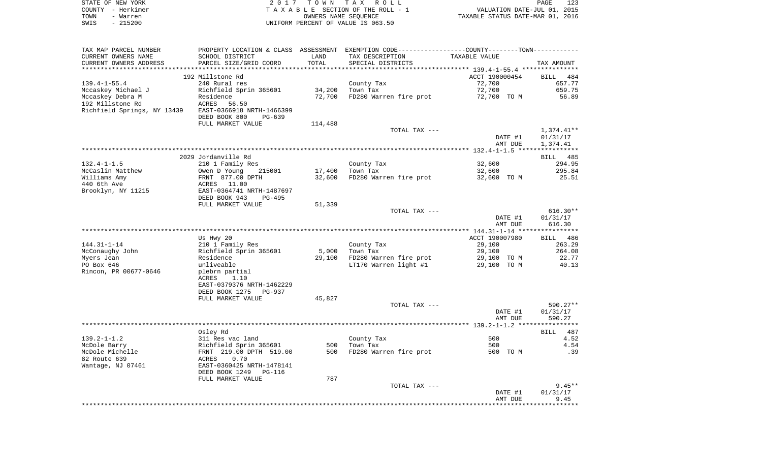STATE OF NEW YORK — COUNTY - Herkimer — TOWN - Warren — SWIS - 215200

2 0 1 7   T O W N   T A X   R O L L
T A X A B L E SECTION OF THE ROLL - 1
OWNERS NAME SEQUENCE
UNIFORM PERCENT OF VALUE IS 063.50

VALUATION DATE-JUL 01, 2015
TAXABLE STATUS DATE-MAR 01, 2016

| TAX MAP PARCEL NUMBER / CURRENT OWNERS NAME / CURRENT OWNERS ADDRESS | PROPERTY LOCATION & CLASS / SCHOOL DISTRICT / PARCEL SIZE/GRID COORD | ASSESSMENT LAND / TOTAL | EXEMPTION CODE / TAX DESCRIPTION / SPECIAL DISTRICTS | TAXABLE VALUE | TAX AMOUNT |
|---|---|---|---|---|---|
| **139.4-1-55.4** | 192 Millstone Rd | | | ACCT 190000454 | BILL 484 |
| 139.4-1-55.4 | 240 Rural res | | County Tax | 72,700 | 657.77 |
| Mccaskey Michael J | Richfield Sprin 365601 | 34,200 | Town Tax | 72,700 | 659.75 |
| Mccaskey Debra M | Residence | 72,700 | FD280 Warren fire prot | 72,700 TO M | 56.89 |
| 192 Millstone Rd | ACRES 56.50 | | | | |
| Richfield Springs, NY 13439 | EAST-0366918 NRTH-1466399 | | | | |
| | DEED BOOK 800 PG-639 | | | | |
| | FULL MARKET VALUE | 114,488 | | | |
| | | | TOTAL TAX --- | | 1,374.41** |
| | | | | DATE #1 | 01/31/17 |
| | | | | AMT DUE | 1,374.41 |
| **132.4-1-1.5** | 2029 Jordanville Rd | | | | BILL 485 |
| 132.4-1-1.5 | 210 1 Family Res | | County Tax | 32,600 | 294.95 |
| McCaslin Matthew | Owen D Young 215001 | 17,400 | Town Tax | 32,600 | 295.84 |
| Williams Amy | FRNT 877.00 DPTH | 32,600 | FD280 Warren fire prot | 32,600 TO M | 25.51 |
| 440 6th Ave | ACRES 11.00 | | | | |
| Brooklyn, NY 11215 | EAST-0364741 NRTH-1487697 | | | | |
| | DEED BOOK 943 PG-495 | | | | |
| | FULL MARKET VALUE | 51,339 | | | |
| | | | TOTAL TAX --- | | 616.30** |
| | | | | DATE #1 | 01/31/17 |
| | | | | AMT DUE | 616.30 |
| **144.31-1-14** | Us Hwy 20 | | | ACCT 190007980 | BILL 486 |
| 144.31-1-14 | 210 1 Family Res | | County Tax | 29,100 | 263.29 |
| McConaughy John | Richfield Sprin 365601 | 5,000 | Town Tax | 29,100 | 264.08 |
| Myers Jean | Residence | 29,100 | FD280 Warren fire prot | 29,100 TO M | 22.77 |
| PO Box 646 | unliveable | | LT170 Warren light #1 | 29,100 TO M | 40.13 |
| Rincon, PR 00677-0646 | plebrn partial | | | | |
| | ACRES 1.10 | | | | |
| | EAST-0379376 NRTH-1462229 | | | | |
| | DEED BOOK 1275 PG-937 | | | | |
| | FULL MARKET VALUE | 45,827 | | | |
| | | | TOTAL TAX --- | | 590.27** |
| | | | | DATE #1 | 01/31/17 |
| | | | | AMT DUE | 590.27 |
| **139.2-1-1.2** | Osley Rd | | | | BILL 487 |
| 139.2-1-1.2 | 311 Res vac land | | County Tax | 500 | 4.52 |
| McDole Barry | Richfield Sprin 365601 | 500 | Town Tax | 500 | 4.54 |
| McDole Michelle | FRNT 219.00 DPTH 519.00 | 500 | FD280 Warren fire prot | 500 TO M | .39 |
| 82 Route 639 | ACRES 0.70 | | | | |
| Wantage, NJ 07461 | EAST-0360425 NRTH-1478141 | | | | |
| | DEED BOOK 1249 PG-116 | | | | |
| | FULL MARKET VALUE | 787 | | | |
| | | | TOTAL TAX --- | | 9.45** |
| | | | | DATE #1 | 01/31/17 |
| | | | | AMT DUE | 9.45 |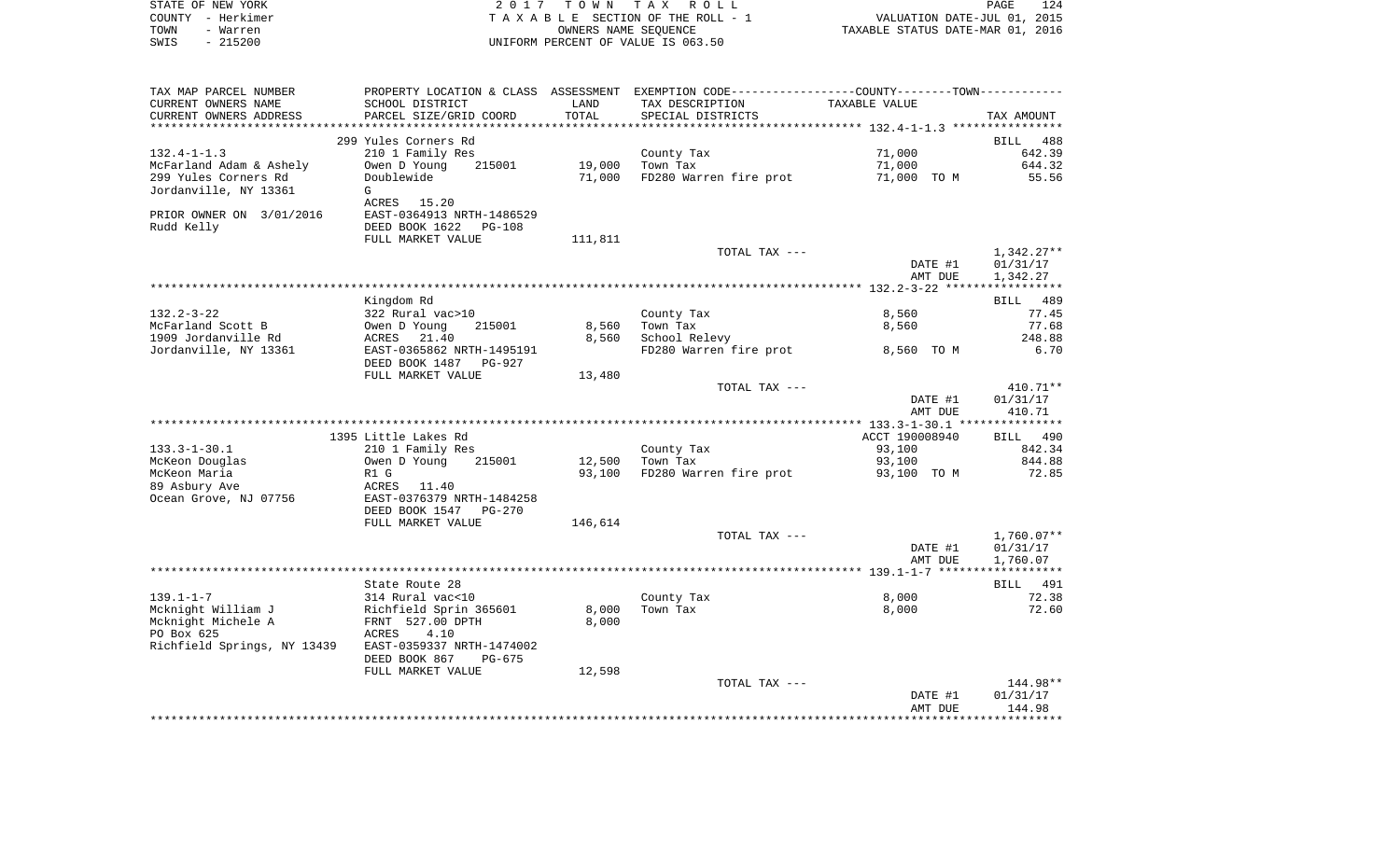STATE OF NEW YORK
COUNTY - Herkimer
TOWN - Warren
SWIS - 215200

2017 TOWN TAX ROLL
TAXABLE SECTION OF THE ROLL - 1
OWNERS NAME SEQUENCE
UNIFORM PERCENT OF VALUE IS 063.50

VALUATION DATE-JUL 01, 2015
TAXABLE STATUS DATE-MAR 01, 2016

| TAX MAP PARCEL NUMBER / CURRENT OWNERS NAME / CURRENT OWNERS ADDRESS | PROPERTY LOCATION & CLASS / SCHOOL DISTRICT / PARCEL SIZE/GRID COORD | ASSESSMENT LAND / TOTAL | EXEMPTION CODE / TAX DESCRIPTION / SPECIAL DISTRICTS | TAXABLE VALUE | TAX AMOUNT |
|---|---|---|---|---|---|
| | 299 Yules Corners Rd | | | | BILL 488 |
| 132.4-1-1.3 | 210 1 Family Res | | County Tax | 71,000 | 642.39 |
| McFarland Adam & Ashely | Owen D Young 215001 | 19,000 | Town Tax | 71,000 | 644.32 |
| 299 Yules Corners Rd | Doublewide | 71,000 | FD280 Warren fire prot | 71,000 TO M | 55.56 |
| Jordanville, NY 13361 | G | | | | |
| | ACRES 15.20 | | | | |
| PRIOR OWNER ON 3/01/2016 | EAST-0364913 NRTH-1486529 | | | | |
| Rudd Kelly | DEED BOOK 1622 PG-108 | | | | |
| | FULL MARKET VALUE | 111,811 | | | |
| | | | TOTAL TAX --- | | 1,342.27** |
| | | | | DATE #1 | 01/31/17 |
| | | | | AMT DUE | 1,342.27 |
| | Kingdom Rd | | | | BILL 489 |
| 132.2-3-22 | 322 Rural vac>10 | | County Tax | 8,560 | 77.45 |
| McFarland Scott B | Owen D Young 215001 | 8,560 | Town Tax | 8,560 | 77.68 |
| 1909 Jordanville Rd | ACRES 21.40 | 8,560 | School Relevy | | 248.88 |
| Jordanville, NY 13361 | EAST-0365862 NRTH-1495191 | | FD280 Warren fire prot | 8,560 TO M | 6.70 |
| | DEED BOOK 1487 PG-927 | | | | |
| | FULL MARKET VALUE | 13,480 | | | |
| | | | TOTAL TAX --- | | 410.71** |
| | | | | DATE #1 | 01/31/17 |
| | | | | AMT DUE | 410.71 |
| | 1395 Little Lakes Rd | | | ACCT 190008940 | BILL 490 |
| 133.3-1-30.1 | 210 1 Family Res | | County Tax | 93,100 | 842.34 |
| McKeon Douglas | Owen D Young 215001 | 12,500 | Town Tax | 93,100 | 844.88 |
| McKeon Maria | R1 G | 93,100 | FD280 Warren fire prot | 93,100 TO M | 72.85 |
| 89 Asbury Ave | ACRES 11.40 | | | | |
| Ocean Grove, NJ 07756 | EAST-0376379 NRTH-1484258 | | | | |
| | DEED BOOK 1547 PG-270 | | | | |
| | FULL MARKET VALUE | 146,614 | | | |
| | | | TOTAL TAX --- | | 1,760.07** |
| | | | | DATE #1 | 01/31/17 |
| | | | | AMT DUE | 1,760.07 |
| | State Route 28 | | | | BILL 491 |
| 139.1-1-7 | 314 Rural vac<10 | | County Tax | 8,000 | 72.38 |
| Mcknight William J | Richfield Sprin 365601 | 8,000 | Town Tax | 8,000 | 72.60 |
| Mcknight Michele A | FRNT 527.00 DPTH | 8,000 | | | |
| PO Box 625 | ACRES 4.10 | | | | |
| Richfield Springs, NY 13439 | EAST-0359337 NRTH-1474002 | | | | |
| | DEED BOOK 867 PG-675 | | | | |
| | FULL MARKET VALUE | 12,598 | | | |
| | | | TOTAL TAX --- | | 144.98** |
| | | | | DATE #1 | 01/31/17 |
| | | | | AMT DUE | 144.98 |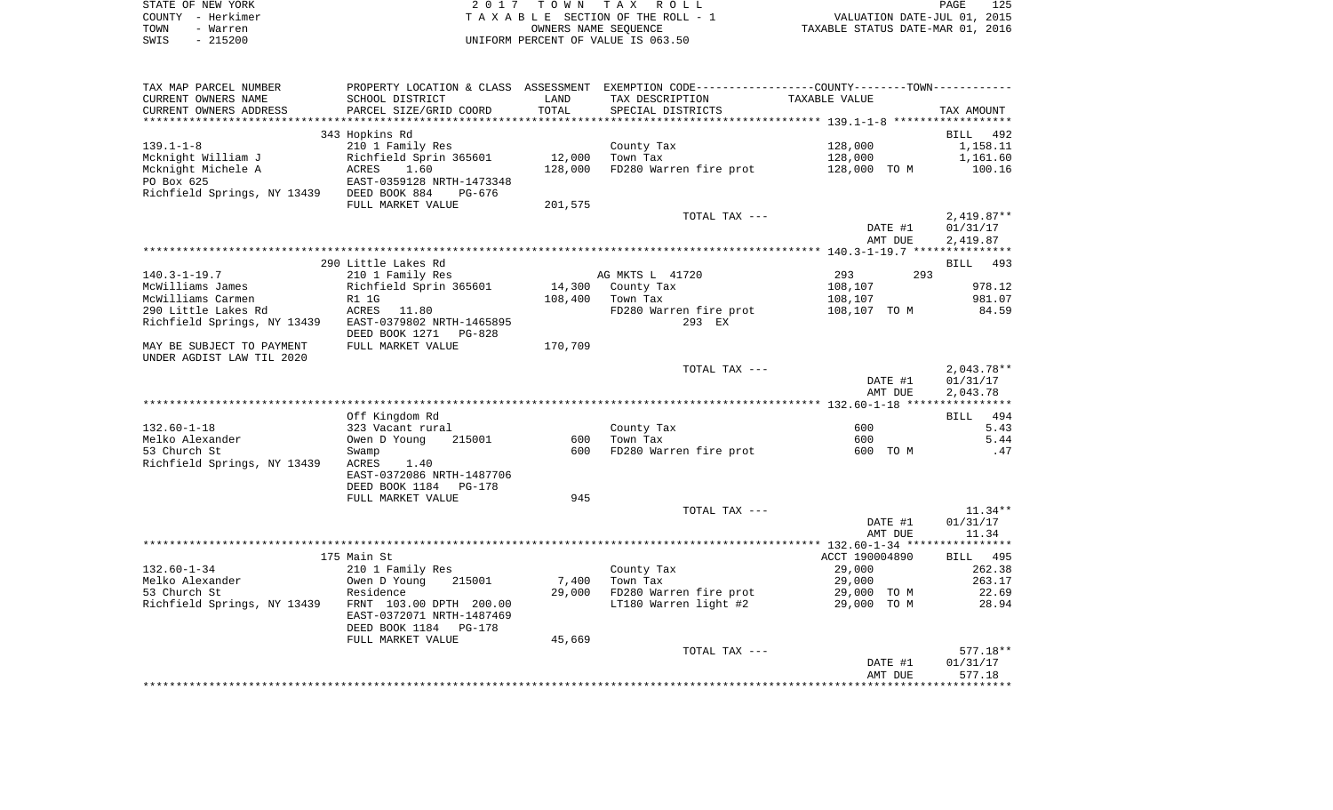STATE OF NEW YORK | COUNTY - Herkimer | TOWN - Warren | SWIS - 215200

2017 TOWN TAX ROLL
TAXABLE SECTION OF THE ROLL - 1
OWNERS NAME SEQUENCE
UNIFORM PERCENT OF VALUE IS 063.50

VALUATION DATE-JUL 01, 2015
TAXABLE STATUS DATE-MAR 01, 2016

| TAX MAP PARCEL NUMBER / CURRENT OWNERS NAME / CURRENT OWNERS ADDRESS | PROPERTY LOCATION & CLASS / SCHOOL DISTRICT / PARCEL SIZE/GRID COORD | ASSESSMENT LAND / TOTAL | EXEMPTION CODE / TAX DESCRIPTION / SPECIAL DISTRICTS | COUNTY--------TOWN / TAXABLE VALUE | TAX AMOUNT |
|---|---|---|---|---|---|
| | 343 Hopkins Rd | | | | BILL 492 |
| 139.1-1-8 | 210 1 Family Res | | County Tax | 128,000 | 1,158.11 |
| Mcknight William J | Richfield Sprin 365601 | 12,000 | Town Tax | 128,000 | 1,161.60 |
| Mcknight Michele A | ACRES 1.60 | 128,000 | FD280 Warren fire prot | 128,000 TO M | 100.16 |
| PO Box 625 | EAST-0359128 NRTH-1473348 | | | | |
| Richfield Springs, NY 13439 | DEED BOOK 884 PG-676 | | | | |
| | FULL MARKET VALUE | 201,575 | | | |
| | | | TOTAL TAX --- | | 2,419.87** |
| | | | | DATE #1 | 01/31/17 |
| | | | | AMT DUE | 2,419.87 |
| | 290 Little Lakes Rd | | | | BILL 493 |
| 140.3-1-19.7 | 210 1 Family Res | | AG MKTS L 41720 | 293 293 | |
| McWilliams James | Richfield Sprin 365601 | 14,300 | County Tax | 108,107 | 978.12 |
| McWilliams Carmen | R1 1G | 108,400 | Town Tax | 108,107 | 981.07 |
| 290 Little Lakes Rd | ACRES 11.80 | | FD280 Warren fire prot | 108,107 TO M | 84.59 |
| Richfield Springs, NY 13439 | EAST-0379802 NRTH-1465895 | | 293 EX | | |
| | DEED BOOK 1271 PG-828 | | | | |
| MAY BE SUBJECT TO PAYMENT | FULL MARKET VALUE | 170,709 | | | |
| UNDER AGDIST LAW TIL 2020 | | | | | |
| | | | TOTAL TAX --- | | 2,043.78** |
| | | | | DATE #1 | 01/31/17 |
| | | | | AMT DUE | 2,043.78 |
| | Off Kingdom Rd | | | | BILL 494 |
| 132.60-1-18 | 323 Vacant rural | | County Tax | 600 | 5.43 |
| Melko Alexander | Owen D Young 215001 | 600 | Town Tax | 600 | 5.44 |
| 53 Church St | Swamp | 600 | FD280 Warren fire prot | 600 TO M | .47 |
| Richfield Springs, NY 13439 | ACRES 1.40 | | | | |
| | EAST-0372086 NRTH-1487706 | | | | |
| | DEED BOOK 1184 PG-178 | | | | |
| | FULL MARKET VALUE | 945 | | | |
| | | | TOTAL TAX --- | | 11.34** |
| | | | | DATE #1 | 01/31/17 |
| | | | | AMT DUE | 11.34 |
| | 175 Main St | | | ACCT 190004890 | BILL 495 |
| 132.60-1-34 | 210 1 Family Res | | County Tax | 29,000 | 262.38 |
| Melko Alexander | Owen D Young 215001 | 7,400 | Town Tax | 29,000 | 263.17 |
| 53 Church St | Residence | 29,000 | FD280 Warren fire prot | 29,000 TO M | 22.69 |
| Richfield Springs, NY 13439 | FRNT 103.00 DPTH 200.00 | | LT180 Warren light #2 | 29,000 TO M | 28.94 |
| | EAST-0372071 NRTH-1487469 | | | | |
| | DEED BOOK 1184 PG-178 | | | | |
| | FULL MARKET VALUE | 45,669 | | | |
| | | | TOTAL TAX --- | | 577.18** |
| | | | | DATE #1 | 01/31/17 |
| | | | | AMT DUE | 577.18 |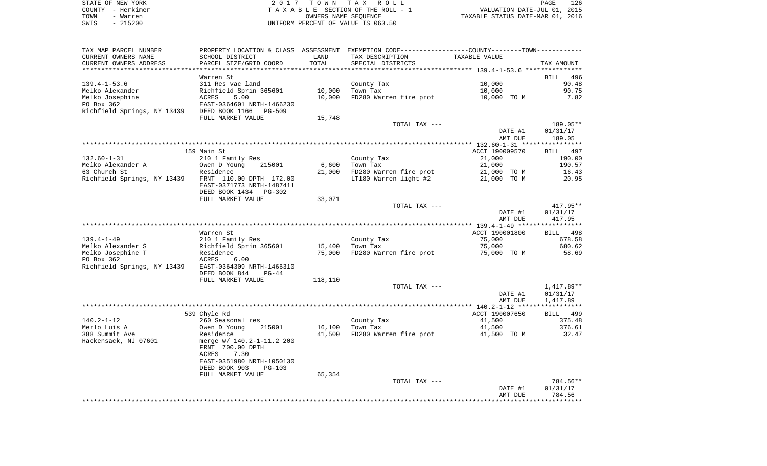STATE OF NEW YORK | 2017 TOWN TAX ROLL | PAGE 126
COUNTY - Herkimer | TAXABLE SECTION OF THE ROLL - 1 | VALUATION DATE-JUL 01, 2015
TOWN - Warren | OWNERS NAME SEQUENCE | TAXABLE STATUS DATE-MAR 01, 2016
SWIS - 215200 | UNIFORM PERCENT OF VALUE IS 063.50

| TAX MAP PARCEL NUMBER<br>CURRENT OWNERS NAME<br>CURRENT OWNERS ADDRESS | PROPERTY LOCATION & CLASS<br>SCHOOL DISTRICT<br>PARCEL SIZE/GRID COORD | ASSESSMENT<br>LAND<br>TOTAL | EXEMPTION CODE-----COUNTY-----TOWN-----<br>TAX DESCRIPTION<br>SPECIAL DISTRICTS | TAXABLE VALUE | TAX AMOUNT |
|---|---|---|---|---|---|
| **139.4-1-53.6** | Warren St | | | | BILL 496 |
| 139.4-1-53.6 | 311 Res vac land | | County Tax | 10,000 | 90.48 |
| Melko Alexander | Richfield Sprin 365601 | 10,000 | Town Tax | 10,000 | 90.75 |
| Melko Josephine | ACRES 5.00 | 10,000 | FD280 Warren fire prot | 10,000 TO M | 7.82 |
| PO Box 362 | EAST-0364601 NRTH-1466230 | | | | |
| Richfield Springs, NY 13439 | DEED BOOK 1166 PG-509 | | | | |
| | FULL MARKET VALUE | 15,748 | | | |
| | | | TOTAL TAX --- | | 189.05** |
| | | | | DATE #1 | 01/31/17 |
| | | | | AMT DUE | 189.05 |
| **132.60-1-31** | 159 Main St | | | ACCT 190009570 | BILL 497 |
| 132.60-1-31 | 210 1 Family Res | | County Tax | 21,000 | 190.00 |
| Melko Alexander A | Owen D Young 215001 | 6,600 | Town Tax | 21,000 | 190.57 |
| 63 Church St | Residence | 21,000 | FD280 Warren fire prot | 21,000 TO M | 16.43 |
| Richfield Springs, NY 13439 | FRNT 110.00 DPTH 172.00 | | LT180 Warren light #2 | 21,000 TO M | 20.95 |
| | EAST-0371773 NRTH-1487411 | | | | |
| | DEED BOOK 1434 PG-302 | | | | |
| | FULL MARKET VALUE | 33,071 | | | |
| | | | TOTAL TAX --- | | 417.95** |
| | | | | DATE #1 | 01/31/17 |
| | | | | AMT DUE | 417.95 |
| **139.4-1-49** | Warren St | | | ACCT 190001800 | BILL 498 |
| 139.4-1-49 | 210 1 Family Res | | County Tax | 75,000 | 678.58 |
| Melko Alexander S | Richfield Sprin 365601 | 15,400 | Town Tax | 75,000 | 680.62 |
| Melko Josephine T | Residence | 75,000 | FD280 Warren fire prot | 75,000 TO M | 58.69 |
| PO Box 362 | ACRES 6.00 | | | | |
| Richfield Springs, NY 13439 | EAST-0364309 NRTH-1466310 | | | | |
| | DEED BOOK 844 PG-44 | | | | |
| | FULL MARKET VALUE | 118,110 | | | |
| | | | TOTAL TAX --- | | 1,417.89** |
| | | | | DATE #1 | 01/31/17 |
| | | | | AMT DUE | 1,417.89 |
| **140.2-1-12** | 539 Chyle Rd | | | ACCT 190007650 | BILL 499 |
| 140.2-1-12 | 260 Seasonal res | | County Tax | 41,500 | 375.48 |
| Merlo Luis A | Owen D Young 215001 | 16,100 | Town Tax | 41,500 | 376.61 |
| 388 Summit Ave | Residence | 41,500 | FD280 Warren fire prot | 41,500 TO M | 32.47 |
| Hackensack, NJ 07601 | merge w/ 140.2-1-11.2 200 | | | | |
| | FRNT 700.00 DPTH | | | | |
| | ACRES 7.30 | | | | |
| | EAST-0351980 NRTH-1050130 | | | | |
| | DEED BOOK 903 PG-103 | | | | |
| | FULL MARKET VALUE | 65,354 | | | |
| | | | TOTAL TAX --- | | 784.56** |
| | | | | DATE #1 | 01/31/17 |
| | | | | AMT DUE | 784.56 |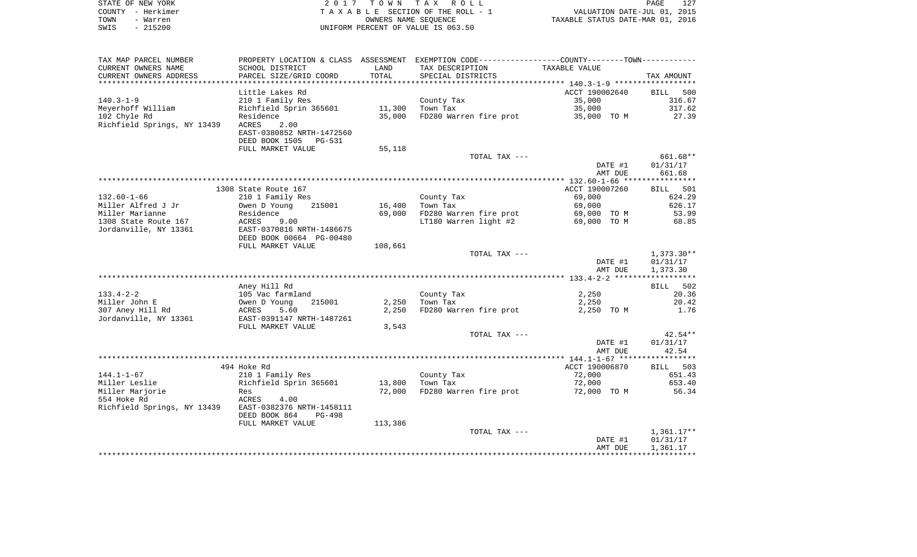STATE OF NEW YORK | COUNTY - Herkimer | TOWN - Warren | SWIS - 215200

2017 TOWN TAX ROLL
TAXABLE SECTION OF THE ROLL - 1
OWNERS NAME SEQUENCE
UNIFORM PERCENT OF VALUE IS 063.50

VALUATION DATE-JUL 01, 2015
TAXABLE STATUS DATE-MAR 01, 2016

| TAX MAP PARCEL NUMBER / CURRENT OWNERS NAME / CURRENT OWNERS ADDRESS | PROPERTY LOCATION & CLASS / SCHOOL DISTRICT / PARCEL SIZE/GRID COORD | ASSESSMENT LAND | TOTAL | EXEMPTION CODE / TAX DESCRIPTION / SPECIAL DISTRICTS | TAXABLE VALUE | TAX AMOUNT |
|---|---|---|---|---|---|---|
| 140.3-1-9 | Little Lakes Rd | | | | ACCT 190002640 | BILL 500 |
| Meyerhoff William | 210 1 Family Res | | | County Tax | 35,000 | 316.67 |
| 102 Chyle Rd | Richfield Sprin 365601 | 11,300 | | Town Tax | 35,000 | 317.62 |
| Richfield Springs, NY 13439 | Residence | | 35,000 | FD280 Warren fire prot | 35,000 TO M | 27.39 |
| | ACRES 2.00 | | | | | |
| | EAST-0380852 NRTH-1472560 | | | | | |
| | DEED BOOK 1505 PG-531 | | | | | |
| | FULL MARKET VALUE | 55,118 | | | | |
| | | | | TOTAL TAX --- | | 661.68** |
| | | | | | DATE #1 | 01/31/17 |
| | | | | | AMT DUE | 661.68 |
| 132.60-1-66 | 1308 State Route 167 | | | | ACCT 190007260 | BILL 501 |
| Miller Alfred J Jr | 210 1 Family Res | | | County Tax | 69,000 | 624.29 |
| Miller Marianne | Owen D Young 215001 | 16,400 | | Town Tax | 69,000 | 626.17 |
| 1308 State Route 167 | Residence | | 69,000 | FD280 Warren fire prot | 69,000 TO M | 53.99 |
| Jordanville, NY 13361 | ACRES 9.00 | | | LT180 Warren light #2 | 69,000 TO M | 68.85 |
| | EAST-0370816 NRTH-1486675 | | | | | |
| | DEED BOOK 00664 PG-00480 | | | | | |
| | FULL MARKET VALUE | 108,661 | | | | |
| | | | | TOTAL TAX --- | | 1,373.30** |
| | | | | | DATE #1 | 01/31/17 |
| | | | | | AMT DUE | 1,373.30 |
| 133.4-2-2 | Aney Hill Rd | | | | | BILL 502 |
| Miller John E | 105 Vac farmland | | | County Tax | 2,250 | 20.36 |
| 307 Aney Hill Rd | Owen D Young 215001 | 2,250 | | Town Tax | 2,250 | 20.42 |
| Jordanville, NY 13361 | ACRES 5.60 | | 2,250 | FD280 Warren fire prot | 2,250 TO M | 1.76 |
| | EAST-0391147 NRTH-1487261 | | | | | |
| | FULL MARKET VALUE | 3,543 | | | | |
| | | | | TOTAL TAX --- | | 42.54** |
| | | | | | DATE #1 | 01/31/17 |
| | | | | | AMT DUE | 42.54 |
| 144.1-1-67 | 494 Hoke Rd | | | | ACCT 190006870 | BILL 503 |
| Miller Leslie | 210 1 Family Res | | | County Tax | 72,000 | 651.43 |
| Miller Marjorie | Richfield Sprin 365601 | 13,800 | | Town Tax | 72,000 | 653.40 |
| 554 Hoke Rd | Res | | 72,000 | FD280 Warren fire prot | 72,000 TO M | 56.34 |
| Richfield Springs, NY 13439 | ACRES 4.00 | | | | | |
| | EAST-0382376 NRTH-1458111 | | | | | |
| | DEED BOOK 864 PG-498 | | | | | |
| | FULL MARKET VALUE | 113,386 | | | | |
| | | | | TOTAL TAX --- | | 1,361.17** |
| | | | | | DATE #1 | 01/31/17 |
| | | | | | AMT DUE | 1,361.17 |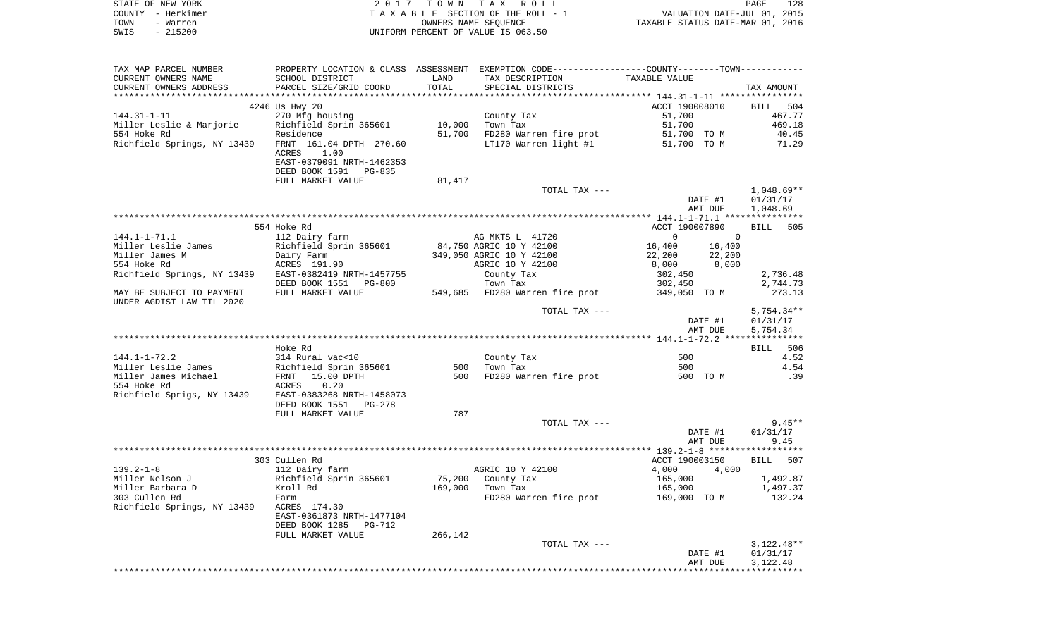STATE OF NEW YORK — COUNTY - Herkimer — TOWN - Warren — SWIS - 215200

2017 TOWN TAX ROLL
TAXABLE SECTION OF THE ROLL - 1
OWNERS NAME SEQUENCE
UNIFORM PERCENT OF VALUE IS 063.50

VALUATION DATE-JUL 01, 2015
TAXABLE STATUS DATE-MAR 01, 2016

| TAX MAP PARCEL NUMBER / CURRENT OWNERS NAME / CURRENT OWNERS ADDRESS | PROPERTY LOCATION & CLASS / SCHOOL DISTRICT / PARCEL SIZE/GRID COORD | ASSESSMENT LAND | TOTAL | EXEMPTION CODE / TAX DESCRIPTION / SPECIAL DISTRICTS | COUNTY TAXABLE VALUE | TOWN | TAX AMOUNT |
|---|---|---|---|---|---|---|---|
| **144.31-1-11** | 4246 Us Hwy 20 | | | | ACCT 190008010 | | BILL 504 |
| Miller Leslie & Marjorie | 270 Mfg housing | | | County Tax | 51,700 | | 467.77 |
| 554 Hoke Rd | Richfield Sprin 365601 | 10,000 | | Town Tax | 51,700 | | 469.18 |
| Richfield Springs, NY 13439 | Residence | | 51,700 | FD280 Warren fire prot | 51,700 TO M | | 40.45 |
| | FRNT 161.04 DPTH 270.60 | | | LT170 Warren light #1 | 51,700 TO M | | 71.29 |
| | ACRES 1.00 | | | | | | |
| | EAST-0379091 NRTH-1462353 | | | | | | |
| | DEED BOOK 1591 PG-835 | | | | | | |
| | FULL MARKET VALUE | 81,417 | | | | | |
| | | | | TOTAL TAX --- | | | 1,048.69** |
| | | | | | DATE #1 | | 01/31/17 |
| | | | | | AMT DUE | | 1,048.69 |
| **144.1-1-71.1** | 554 Hoke Rd | | | | ACCT 190007890 | | BILL 505 |
| Miller Leslie James | 112 Dairy farm | | | AG MKTS L 41720 | 0 | 0 | |
| Miller James M | Richfield Sprin 365601 | 84,750 | | AGRIC 10 Y 42100 | 16,400 | 16,400 | |
| 554 Hoke Rd | Dairy Farm | | 349,050 | AGRIC 10 Y 42100 | 22,200 | 22,200 | |
| Richfield Springs, NY 13439 | ACRES 191.90 | | | AGRIC 10 Y 42100 | 8,000 | 8,000 | |
| | EAST-0382419 NRTH-1457755 | | | County Tax | 302,450 | | 2,736.48 |
| | DEED BOOK 1551 PG-800 | | | Town Tax | 302,450 | | 2,744.73 |
| MAY BE SUBJECT TO PAYMENT UNDER AGDIST LAW TIL 2020 | FULL MARKET VALUE | 549,685 | | FD280 Warren fire prot | 349,050 TO M | | 273.13 |
| | | | | TOTAL TAX --- | | | 5,754.34** |
| | | | | | DATE #1 | | 01/31/17 |
| | | | | | AMT DUE | | 5,754.34 |
| **144.1-1-72.2** | Hoke Rd | | | | | | BILL 506 |
| Miller Leslie James | 314 Rural vac<10 | | | County Tax | 500 | | 4.52 |
| Miller James Michael | Richfield Sprin 365601 | 500 | | Town Tax | 500 | | 4.54 |
| 554 Hoke Rd | FRNT 15.00 DPTH | | 500 | FD280 Warren fire prot | 500 TO M | | .39 |
| Richfield Sprigs, NY 13439 | ACRES 0.20 | | | | | | |
| | EAST-0383268 NRTH-1458073 | | | | | | |
| | DEED BOOK 1551 PG-278 | | | | | | |
| | FULL MARKET VALUE | 787 | | | | | |
| | | | | TOTAL TAX --- | | | 9.45** |
| | | | | | DATE #1 | | 01/31/17 |
| | | | | | AMT DUE | | 9.45 |
| **139.2-1-8** | 303 Cullen Rd | | | | ACCT 190003150 | | BILL 507 |
| Miller Nelson J | 112 Dairy farm | | | AGRIC 10 Y 42100 | 4,000 | 4,000 | |
| Miller Barbara D | Richfield Sprin 365601 | 75,200 | | County Tax | 165,000 | | 1,492.87 |
| 303 Cullen Rd | Kroll Rd | | 169,000 | Town Tax | 165,000 | | 1,497.37 |
| Richfield Springs, NY 13439 | Farm | | | FD280 Warren fire prot | 169,000 TO M | | 132.24 |
| | ACRES 174.30 | | | | | | |
| | EAST-0361873 NRTH-1477104 | | | | | | |
| | DEED BOOK 1285 PG-712 | | | | | | |
| | FULL MARKET VALUE | 266,142 | | | | | |
| | | | | TOTAL TAX --- | | | 3,122.48** |
| | | | | | DATE #1 | | 01/31/17 |
| | | | | | AMT DUE | | 3,122.48 |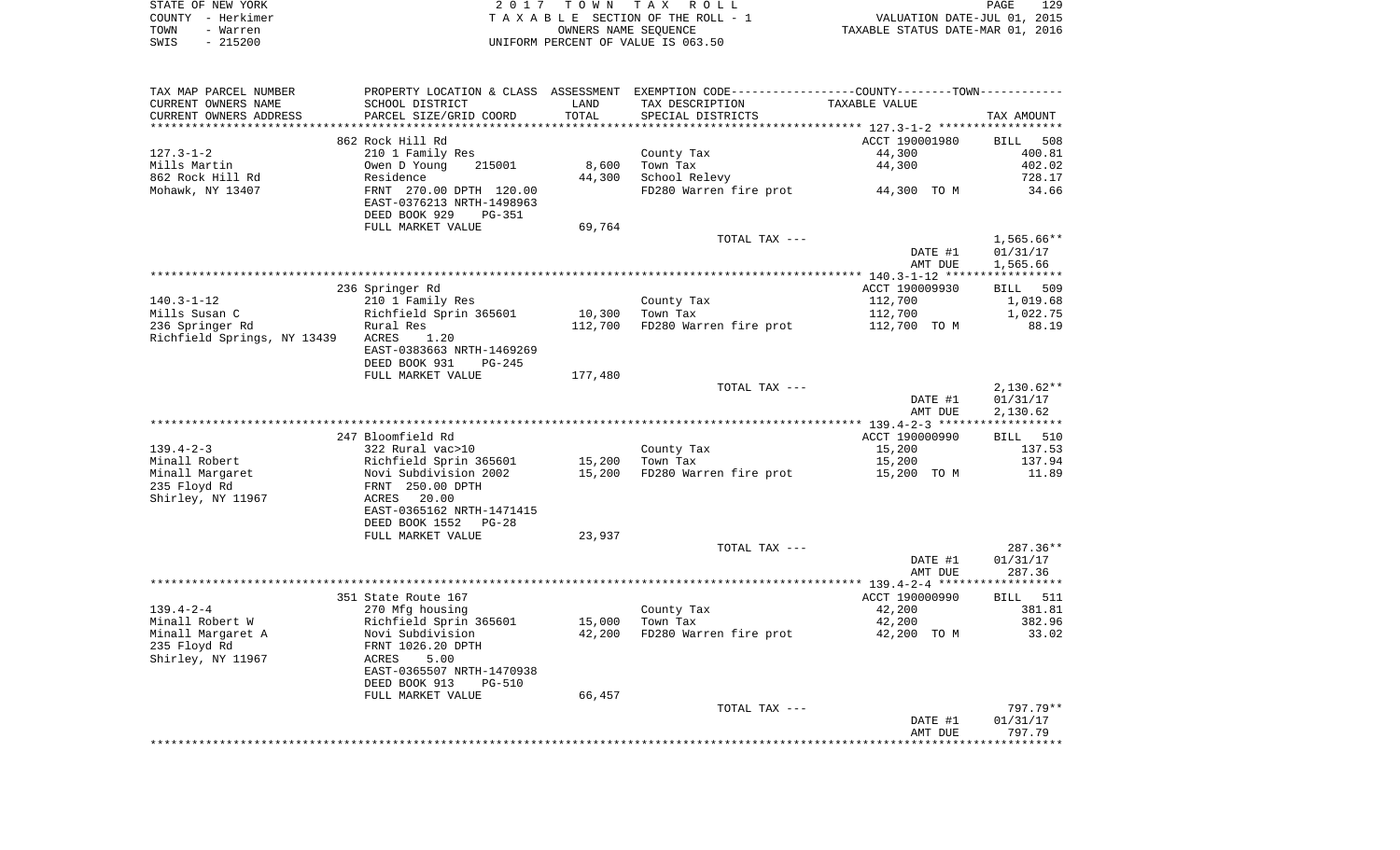STATE OF NEW YORK
COUNTY - Herkimer
TOWN - Warren
SWIS - 215200

2 0 1 7 T O W N T A X R O L L
T A X A B L E SECTION OF THE ROLL - 1
OWNERS NAME SEQUENCE
UNIFORM PERCENT OF VALUE IS 063.50

VALUATION DATE-JUL 01, 2015
TAXABLE STATUS DATE-MAR 01, 2016

| TAX MAP PARCEL NUMBER<br>CURRENT OWNERS NAME<br>CURRENT OWNERS ADDRESS | PROPERTY LOCATION & CLASS<br>SCHOOL DISTRICT<br>PARCEL SIZE/GRID COORD | ASSESSMENT<br>LAND<br>TOTAL | EXEMPTION CODE<br>TAX DESCRIPTION<br>SPECIAL DISTRICTS | COUNTY--------TOWN<br>TAXABLE VALUE | TAX AMOUNT |
|---|---|---|---|---|---|
| **127.3-1-2** | 862 Rock Hill Rd | | | ACCT 190001980 | BILL 508 |
| 127.3-1-2 | 210 1 Family Res | | County Tax | 44,300 | 400.81 |
| Mills Martin | Owen D Young 215001 | 8,600 | Town Tax | 44,300 | 402.02 |
| 862 Rock Hill Rd | Residence | 44,300 | School Relevy | | 728.17 |
| Mohawk, NY 13407 | FRNT 270.00 DPTH 120.00 | | FD280 Warren fire prot | 44,300 TO M | 34.66 |
| | EAST-0376213 NRTH-1498963 | | | | |
| | DEED BOOK 929 PG-351 | | | | |
| | FULL MARKET VALUE | 69,764 | | | |
| | | | TOTAL TAX --- | | 1,565.66** |
| | | | | DATE #1 | 01/31/17 |
| | | | | AMT DUE | 1,565.66 |
| **140.3-1-12** | 236 Springer Rd | | | ACCT 190009930 | BILL 509 |
| 140.3-1-12 | 210 1 Family Res | | County Tax | 112,700 | 1,019.68 |
| Mills Susan C | Richfield Sprin 365601 | 10,300 | Town Tax | 112,700 | 1,022.75 |
| 236 Springer Rd | Rural Res | 112,700 | FD280 Warren fire prot | 112,700 TO M | 88.19 |
| Richfield Springs, NY 13439 | ACRES 1.20 | | | | |
| | EAST-0383663 NRTH-1469269 | | | | |
| | DEED BOOK 931 PG-245 | | | | |
| | FULL MARKET VALUE | 177,480 | | | |
| | | | TOTAL TAX --- | | 2,130.62** |
| | | | | DATE #1 | 01/31/17 |
| | | | | AMT DUE | 2,130.62 |
| **139.4-2-3** | 247 Bloomfield Rd | | | ACCT 190000990 | BILL 510 |
| 139.4-2-3 | 322 Rural vac>10 | | County Tax | 15,200 | 137.53 |
| Minall Robert | Richfield Sprin 365601 | 15,200 | Town Tax | 15,200 | 137.94 |
| Minall Margaret | Novi Subdivision 2002 | 15,200 | FD280 Warren fire prot | 15,200 TO M | 11.89 |
| 235 Floyd Rd | FRNT 250.00 DPTH | | | | |
| Shirley, NY 11967 | ACRES 20.00 | | | | |
| | EAST-0365162 NRTH-1471415 | | | | |
| | DEED BOOK 1552 PG-28 | | | | |
| | FULL MARKET VALUE | 23,937 | | | |
| | | | TOTAL TAX --- | | 287.36** |
| | | | | DATE #1 | 01/31/17 |
| | | | | AMT DUE | 287.36 |
| **139.4-2-4** | 351 State Route 167 | | | ACCT 190000990 | BILL 511 |
| 139.4-2-4 | 270 Mfg housing | | County Tax | 42,200 | 381.81 |
| Minall Robert W | Richfield Sprin 365601 | 15,000 | Town Tax | 42,200 | 382.96 |
| Minall Margaret A | Novi Subdivision | 42,200 | FD280 Warren fire prot | 42,200 TO M | 33.02 |
| 235 Floyd Rd | FRNT 1026.20 DPTH | | | | |
| Shirley, NY 11967 | ACRES 5.00 | | | | |
| | EAST-0365507 NRTH-1470938 | | | | |
| | DEED BOOK 913 PG-510 | | | | |
| | FULL MARKET VALUE | 66,457 | | | |
| | | | TOTAL TAX --- | | 797.79** |
| | | | | DATE #1 | 01/31/17 |
| | | | | AMT DUE | 797.79 |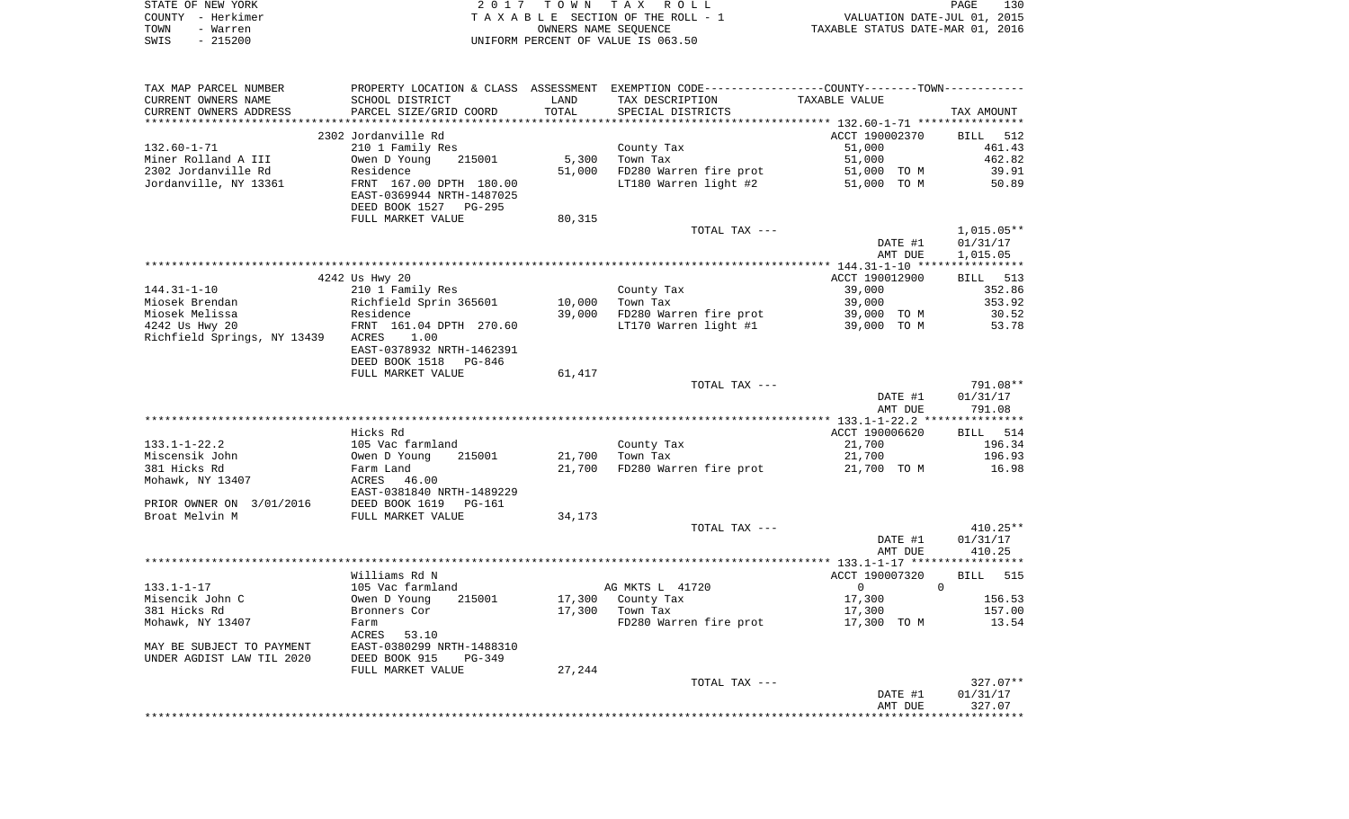STATE OF NEW YORK — 2017 TOWN TAX ROLL
COUNTY - Herkimer — TAXABLE SECTION OF THE ROLL - 1 — VALUATION DATE-JUL 01, 2015
TOWN - Warren — OWNERS NAME SEQUENCE — TAXABLE STATUS DATE-MAR 01, 2016
SWIS - 215200 — UNIFORM PERCENT OF VALUE IS 063.50

| TAX MAP PARCEL NUMBER / CURRENT OWNERS NAME / CURRENT OWNERS ADDRESS | PROPERTY LOCATION & CLASS / SCHOOL DISTRICT / PARCEL SIZE/GRID COORD | ASSESSMENT LAND / TOTAL | EXEMPTION CODE / TAX DESCRIPTION / SPECIAL DISTRICTS | COUNTY--------TOWN TAXABLE VALUE | TAX AMOUNT |
|---|---|---|---|---|---|
| | 2302 Jordanville Rd | | | ACCT 190002370 | BILL 512 |
| 132.60-1-71 | 210 1 Family Res | | County Tax | 51,000 | 461.43 |
| Miner Rolland A III | Owen D Young 215001 | 5,300 | Town Tax | 51,000 | 462.82 |
| 2302 Jordanville Rd | Residence | 51,000 | FD280 Warren fire prot | 51,000 TO M | 39.91 |
| Jordanville, NY 13361 | FRNT 167.00 DPTH 180.00 | | LT180 Warren light #2 | 51,000 TO M | 50.89 |
| | EAST-0369944 NRTH-1487025 | | | | |
| | DEED BOOK 1527 PG-295 | | | | |
| | FULL MARKET VALUE | 80,315 | | | |
| | | | TOTAL TAX --- | | 1,015.05** |
| | | | | DATE #1 | 01/31/17 |
| | | | | AMT DUE | 1,015.05 |
| | 4242 Us Hwy 20 | | | ACCT 190012900 | BILL 513 |
| 144.31-1-10 | 210 1 Family Res | | County Tax | 39,000 | 352.86 |
| Miosek Brendan | Richfield Sprin 365601 | 10,000 | Town Tax | 39,000 | 353.92 |
| Miosek Melissa | Residence | 39,000 | FD280 Warren fire prot | 39,000 TO M | 30.52 |
| 4242 Us Hwy 20 | FRNT 161.04 DPTH 270.60 | | LT170 Warren light #1 | 39,000 TO M | 53.78 |
| Richfield Springs, NY 13439 | ACRES 1.00 | | | | |
| | EAST-0378932 NRTH-1462391 | | | | |
| | DEED BOOK 1518 PG-846 | | | | |
| | FULL MARKET VALUE | 61,417 | | | |
| | | | TOTAL TAX --- | | 791.08** |
| | | | | DATE #1 | 01/31/17 |
| | | | | AMT DUE | 791.08 |
| | Hicks Rd | | | ACCT 190006620 | BILL 514 |
| 133.1-1-22.2 | 105 Vac farmland | | County Tax | 21,700 | 196.34 |
| Miscensik John | Owen D Young 215001 | 21,700 | Town Tax | 21,700 | 196.93 |
| 381 Hicks Rd | Farm Land | 21,700 | FD280 Warren fire prot | 21,700 TO M | 16.98 |
| Mohawk, NY 13407 | ACRES 46.00 | | | | |
| | EAST-0381840 NRTH-1489229 | | | | |
| PRIOR OWNER ON 3/01/2016 | DEED BOOK 1619 PG-161 | | | | |
| Broat Melvin M | FULL MARKET VALUE | 34,173 | | | |
| | | | TOTAL TAX --- | | 410.25** |
| | | | | DATE #1 | 01/31/17 |
| | | | | AMT DUE | 410.25 |
| | Williams Rd N | | | ACCT 190007320 | BILL 515 |
| 133.1-1-17 | 105 Vac farmland | | AG MKTS L 41720 | 0 0 | |
| Misencik John C | Owen D Young 215001 | 17,300 | County Tax | 17,300 | 156.53 |
| 381 Hicks Rd | Bronners Cor | 17,300 | Town Tax | 17,300 | 157.00 |
| Mohawk, NY 13407 | Farm | | FD280 Warren fire prot | 17,300 TO M | 13.54 |
| | ACRES 53.10 | | | | |
| MAY BE SUBJECT TO PAYMENT | EAST-0380299 NRTH-1488310 | | | | |
| UNDER AGDIST LAW TIL 2020 | DEED BOOK 915 PG-349 | | | | |
| | FULL MARKET VALUE | 27,244 | | | |
| | | | TOTAL TAX --- | | 327.07** |
| | | | | DATE #1 | 01/31/17 |
| | | | | AMT DUE | 327.07 |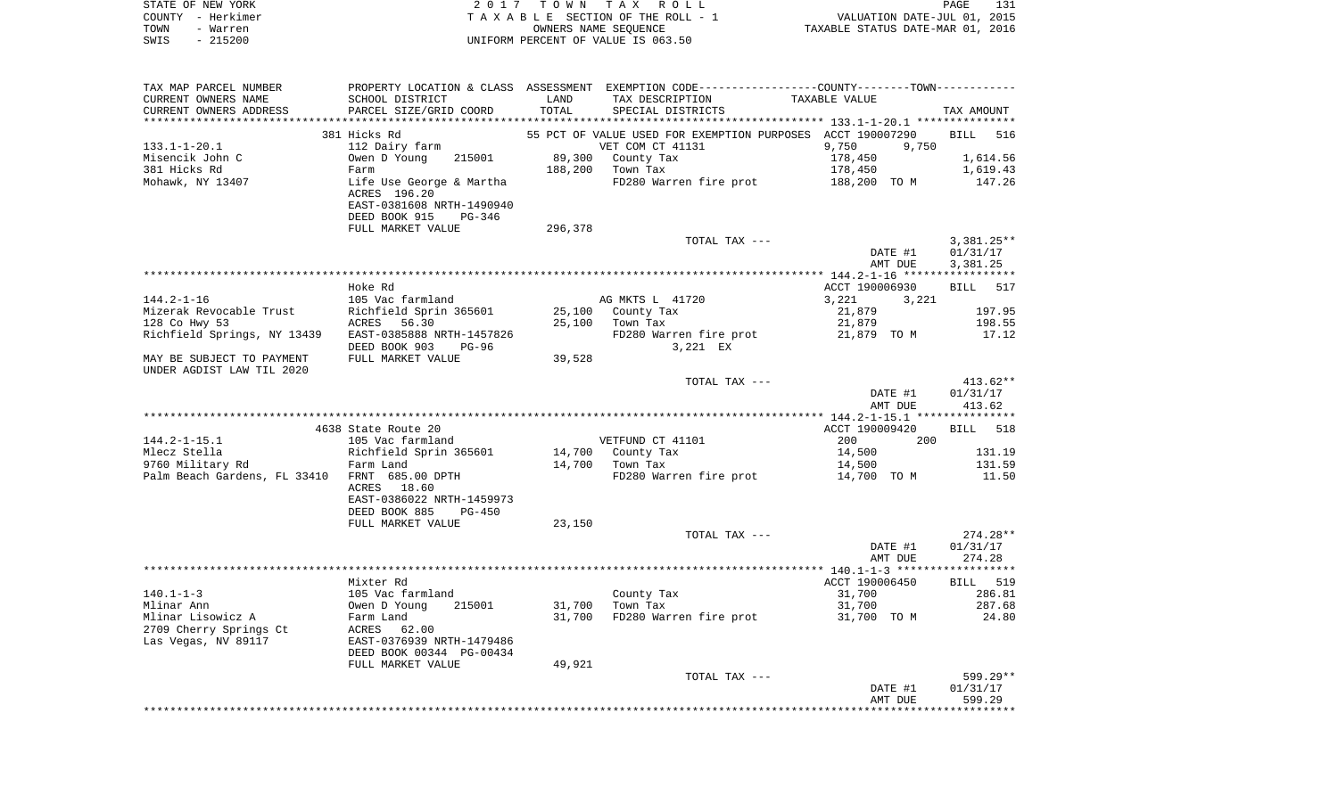STATE OF NEW YORK
COUNTY - Herkimer
TOWN - Warren
SWIS - 215200

2017 TOWN TAX ROLL
TAXABLE SECTION OF THE ROLL - 1
OWNERS NAME SEQUENCE
UNIFORM PERCENT OF VALUE IS 063.50

VALUATION DATE-JUL 01, 2015
TAXABLE STATUS DATE-MAR 01, 2016

| TAX MAP PARCEL NUMBER<br>CURRENT OWNERS NAME<br>CURRENT OWNERS ADDRESS | PROPERTY LOCATION & CLASS<br>SCHOOL DISTRICT<br>PARCEL SIZE/GRID COORD | ASSESSMENT<br>LAND<br>TOTAL | EXEMPTION CODE-----COUNTY-----TOWN<br>TAX DESCRIPTION<br>SPECIAL DISTRICTS | TAXABLE VALUE | TAX AMOUNT |
|---|---|---|---|---|---|
| | 381 Hicks Rd | | 55 PCT OF VALUE USED FOR EXEMPTION PURPOSES | ACCT 190007290 | BILL 516 |
| 133.1-1-20.1 | 112 Dairy farm | | VET COM CT 41131 | 9,750 9,750 | |
| Misencik John C | Owen D Young 215001 | 89,300 | County Tax | 178,450 | 1,614.56 |
| 381 Hicks Rd | Farm | 188,200 | Town Tax | 178,450 | 1,619.43 |
| Mohawk, NY 13407 | Life Use George & Martha | | FD280 Warren fire prot | 188,200 TO M | 147.26 |
| | ACRES 196.20 | | | | |
| | EAST-0381608 NRTH-1490940 | | | | |
| | DEED BOOK 915 PG-346 | | | | |
| | FULL MARKET VALUE | 296,378 | | | |
| | | | TOTAL TAX --- | | 3,381.25** |
| | | | | DATE #1 | 01/31/17 |
| | | | | AMT DUE | 3,381.25 |
| | Hoke Rd | | | ACCT 190006930 | BILL 517 |
| 144.2-1-16 | 105 Vac farmland | | AG MKTS L 41720 | 3,221 3,221 | |
| Mizerak Revocable Trust | Richfield Sprin 365601 | 25,100 | County Tax | 21,879 | 197.95 |
| 128 Co Hwy 53 | ACRES 56.30 | 25,100 | Town Tax | 21,879 | 198.55 |
| Richfield Springs, NY 13439 | EAST-0385888 NRTH-1457826 | | FD280 Warren fire prot | 21,879 TO M | 17.12 |
| | DEED BOOK 903 PG-96 | | 3,221 EX | | |
| MAY BE SUBJECT TO PAYMENT | FULL MARKET VALUE | 39,528 | | | |
| UNDER AGDIST LAW TIL 2020 | | | | | |
| | | | TOTAL TAX --- | | 413.62** |
| | | | | DATE #1 | 01/31/17 |
| | | | | AMT DUE | 413.62 |
| | 4638 State Route 20 | | | ACCT 190009420 | BILL 518 |
| 144.2-1-15.1 | 105 Vac farmland | | VETFUND CT 41101 | 200 200 | |
| Mlecz Stella | Richfield Sprin 365601 | 14,700 | County Tax | 14,500 | 131.19 |
| 9760 Military Rd | Farm Land | 14,700 | Town Tax | 14,500 | 131.59 |
| Palm Beach Gardens, FL 33410 | FRNT 685.00 DPTH | | FD280 Warren fire prot | 14,700 TO M | 11.50 |
| | ACRES 18.60 | | | | |
| | EAST-0386022 NRTH-1459973 | | | | |
| | DEED BOOK 885 PG-450 | | | | |
| | FULL MARKET VALUE | 23,150 | | | |
| | | | TOTAL TAX --- | | 274.28** |
| | | | | DATE #1 | 01/31/17 |
| | | | | AMT DUE | 274.28 |
| | Mixter Rd | | | ACCT 190006450 | BILL 519 |
| 140.1-1-3 | 105 Vac farmland | | County Tax | 31,700 | 286.81 |
| Mlinar Ann | Owen D Young 215001 | 31,700 | Town Tax | 31,700 | 287.68 |
| Mlinar Lisowicz A | Farm Land | 31,700 | FD280 Warren fire prot | 31,700 TO M | 24.80 |
| 2709 Cherry Springs Ct | ACRES 62.00 | | | | |
| Las Vegas, NV 89117 | EAST-0376939 NRTH-1479486 | | | | |
| | DEED BOOK 00344 PG-00434 | | | | |
| | FULL MARKET VALUE | 49,921 | | | |
| | | | TOTAL TAX --- | | 599.29** |
| | | | | DATE #1 | 01/31/17 |
| | | | | AMT DUE | 599.29 |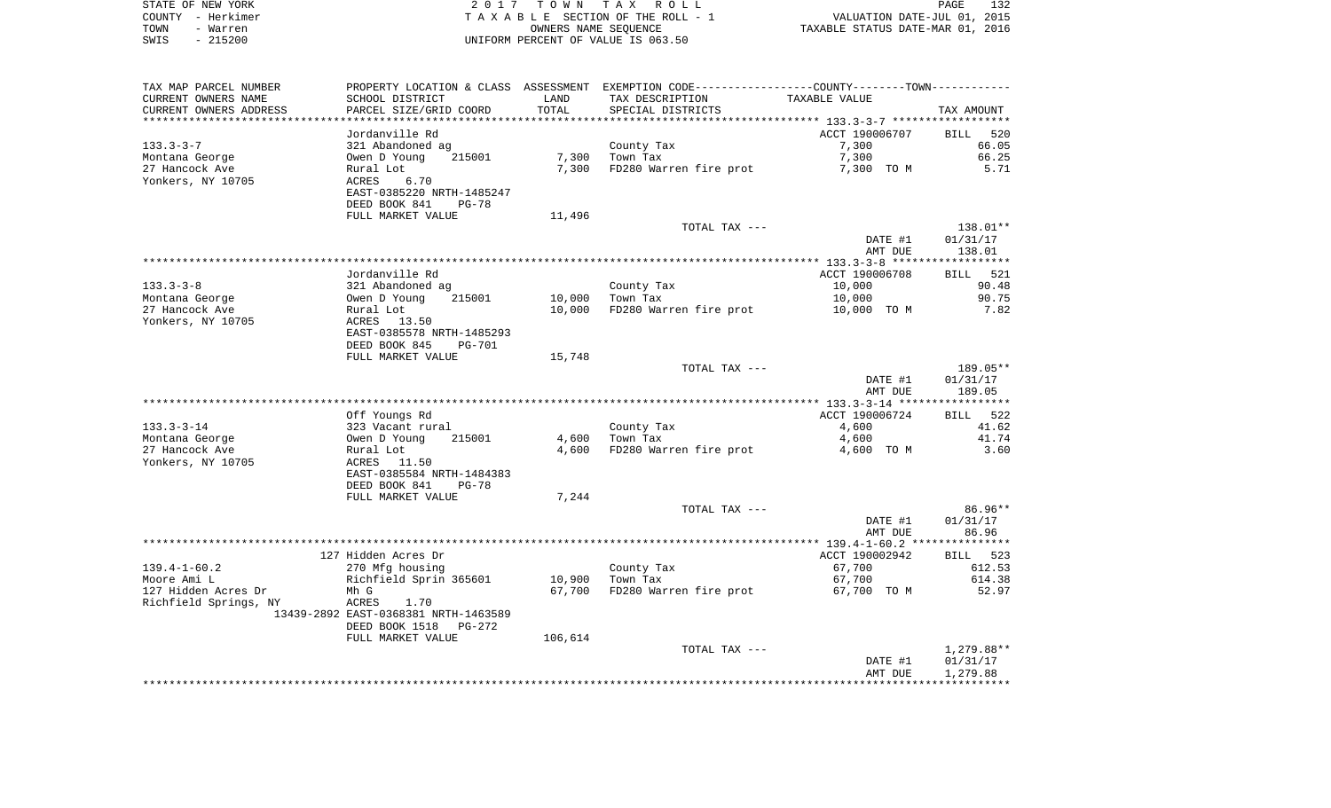STATE OF NEW YORK | 2 0 1 7 T O W N T A X R O L L

COUNTY - Herkimer | T A X A B L E SECTION OF THE ROLL - 1 | VALUATION DATE-JUL 01, 2015

TOWN - Warren | OWNERS NAME SEQUENCE | TAXABLE STATUS DATE-MAR 01, 2016

SWIS - 215200 | UNIFORM PERCENT OF VALUE IS 063.50

| TAX MAP PARCEL NUMBER<br>CURRENT OWNERS NAME<br>CURRENT OWNERS ADDRESS | PROPERTY LOCATION & CLASS<br>SCHOOL DISTRICT<br>PARCEL SIZE/GRID COORD | ASSESSMENT<br>LAND<br>TOTAL | EXEMPTION CODE-----COUNTY--------TOWN------<br>TAX DESCRIPTION<br>SPECIAL DISTRICTS | TAXABLE VALUE | TAX AMOUNT |
|---|---|---|---|---|---|
| 133.3-3-7 | Jordanville Rd | | | ACCT 190006707 | BILL 520 |
| | 321 Abandoned ag | | County Tax | 7,300 | 66.05 |
| Montana George | Owen D Young 215001 | 7,300 | Town Tax | 7,300 | 66.25 |
| 27 Hancock Ave | Rural Lot | 7,300 | FD280 Warren fire prot | 7,300 TO M | 5.71 |
| Yonkers, NY 10705 | ACRES 6.70 | | | | |
| | EAST-0385220 NRTH-1485247 | | | | |
| | DEED BOOK 841 PG-78 | | | | |
| | FULL MARKET VALUE | 11,496 | | | |
| | | | TOTAL TAX --- | | 138.01** |
| | | | | DATE #1 | 01/31/17 |
| | | | | AMT DUE | 138.01 |
| 133.3-3-8 | Jordanville Rd | | | ACCT 190006708 | BILL 521 |
| | 321 Abandoned ag | | County Tax | 10,000 | 90.48 |
| Montana George | Owen D Young 215001 | 10,000 | Town Tax | 10,000 | 90.75 |
| 27 Hancock Ave | Rural Lot | 10,000 | FD280 Warren fire prot | 10,000 TO M | 7.82 |
| Yonkers, NY 10705 | ACRES 13.50 | | | | |
| | EAST-0385578 NRTH-1485293 | | | | |
| | DEED BOOK 845 PG-701 | | | | |
| | FULL MARKET VALUE | 15,748 | | | |
| | | | TOTAL TAX --- | | 189.05** |
| | | | | DATE #1 | 01/31/17 |
| | | | | AMT DUE | 189.05 |
| 133.3-3-14 | Off Youngs Rd | | | ACCT 190006724 | BILL 522 |
| | 323 Vacant rural | | County Tax | 4,600 | 41.62 |
| Montana George | Owen D Young 215001 | 4,600 | Town Tax | 4,600 | 41.74 |
| 27 Hancock Ave | Rural Lot | 4,600 | FD280 Warren fire prot | 4,600 TO M | 3.60 |
| Yonkers, NY 10705 | ACRES 11.50 | | | | |
| | EAST-0385584 NRTH-1484383 | | | | |
| | DEED BOOK 841 PG-78 | | | | |
| | FULL MARKET VALUE | 7,244 | | | |
| | | | TOTAL TAX --- | | 86.96** |
| | | | | DATE #1 | 01/31/17 |
| | | | | AMT DUE | 86.96 |
| 139.4-1-60.2 | 127 Hidden Acres Dr | | | ACCT 190002942 | BILL 523 |
| | 270 Mfg housing | | County Tax | 67,700 | 612.53 |
| Moore Ami L | Richfield Sprin 365601 | 10,900 | Town Tax | 67,700 | 614.38 |
| 127 Hidden Acres Dr | Mh G | 67,700 | FD280 Warren fire prot | 67,700 TO M | 52.97 |
| Richfield Springs, NY 13439-2892 | ACRES 1.70 | | | | |
| | EAST-0368381 NRTH-1463589 | | | | |
| | DEED BOOK 1518 PG-272 | | | | |
| | FULL MARKET VALUE | 106,614 | | | |
| | | | TOTAL TAX --- | | 1,279.88** |
| | | | | DATE #1 | 01/31/17 |
| | | | | AMT DUE | 1,279.88 |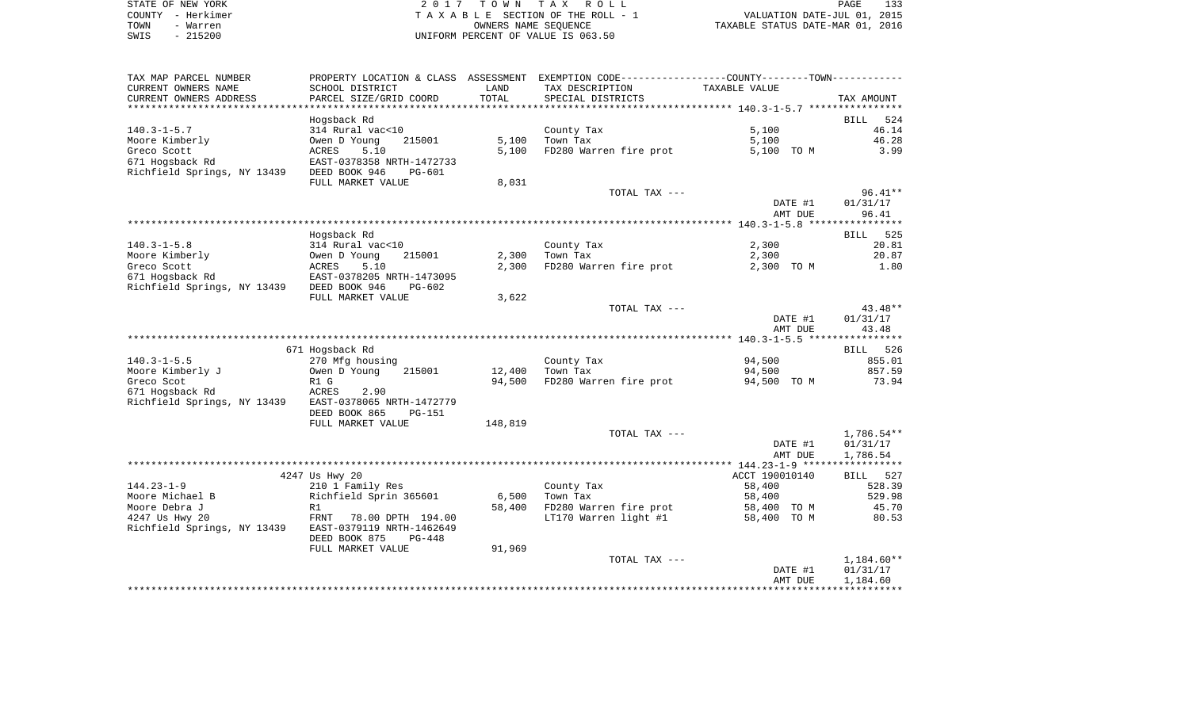STATE OF NEW YORK
COUNTY - Herkimer
TOWN - Warren
SWIS - 215200

2 0 1 7 T O W N T A X R O L L
T A X A B L E SECTION OF THE ROLL - 1
OWNERS NAME SEQUENCE
UNIFORM PERCENT OF VALUE IS 063.50

VALUATION DATE-JUL 01, 2015
TAXABLE STATUS DATE-MAR 01, 2016

| TAX MAP PARCEL NUMBER / CURRENT OWNERS NAME / CURRENT OWNERS ADDRESS | PROPERTY LOCATION & CLASS / SCHOOL DISTRICT / PARCEL SIZE/GRID COORD | ASSESSMENT LAND / TOTAL | EXEMPTION CODE / TAX DESCRIPTION / SPECIAL DISTRICTS | TAXABLE VALUE | TAX AMOUNT |
|---|---|---|---|---|---|
| | Hogsback Rd | | | | BILL 524 |
| 140.3-1-5.7 | 314 Rural vac<10 | | County Tax | 5,100 | 46.14 |
| Moore Kimberly | Owen D Young 215001 | 5,100 | Town Tax | 5,100 | 46.28 |
| Greco Scott | ACRES 5.10 | 5,100 | FD280 Warren fire prot | 5,100 TO M | 3.99 |
| 671 Hogsback Rd | EAST-0378358 NRTH-1472733 | | | | |
| Richfield Springs, NY 13439 | DEED BOOK 946 PG-601 | | | | |
| | FULL MARKET VALUE | 8,031 | | | |
| | | | TOTAL TAX --- | | 96.41** |
| | | | | DATE #1 | 01/31/17 |
| | | | | AMT DUE | 96.41 |
| | Hogsback Rd | | | | BILL 525 |
| 140.3-1-5.8 | 314 Rural vac<10 | | County Tax | 2,300 | 20.81 |
| Moore Kimberly | Owen D Young 215001 | 2,300 | Town Tax | 2,300 | 20.87 |
| Greco Scott | ACRES 5.10 | 2,300 | FD280 Warren fire prot | 2,300 TO M | 1.80 |
| 671 Hogsback Rd | EAST-0378205 NRTH-1473095 | | | | |
| Richfield Springs, NY 13439 | DEED BOOK 946 PG-602 | | | | |
| | FULL MARKET VALUE | 3,622 | | | |
| | | | TOTAL TAX --- | | 43.48** |
| | | | | DATE #1 | 01/31/17 |
| | | | | AMT DUE | 43.48 |
| | 671 Hogsback Rd | | | | BILL 526 |
| 140.3-1-5.5 | 270 Mfg housing | | County Tax | 94,500 | 855.01 |
| Moore Kimberly J | Owen D Young 215001 | 12,400 | Town Tax | 94,500 | 857.59 |
| Greco Scot | R1 G | 94,500 | FD280 Warren fire prot | 94,500 TO M | 73.94 |
| 671 Hogsback Rd | ACRES 2.90 | | | | |
| Richfield Springs, NY 13439 | EAST-0378065 NRTH-1472779 | | | | |
| | DEED BOOK 865 PG-151 | | | | |
| | FULL MARKET VALUE | 148,819 | | | |
| | | | TOTAL TAX --- | | 1,786.54** |
| | | | | DATE #1 | 01/31/17 |
| | | | | AMT DUE | 1,786.54 |
| | 4247 Us Hwy 20 | | | ACCT 190010140 | BILL 527 |
| 144.23-1-9 | 210 1 Family Res | | County Tax | 58,400 | 528.39 |
| Moore Michael B | Richfield Sprin 365601 | 6,500 | Town Tax | 58,400 | 529.98 |
| Moore Debra J | R1 | 58,400 | FD280 Warren fire prot | 58,400 TO M | 45.70 |
| 4247 Us Hwy 20 | FRNT 78.00 DPTH 194.00 | | LT170 Warren light #1 | 58,400 TO M | 80.53 |
| Richfield Springs, NY 13439 | EAST-0379119 NRTH-1462649 | | | | |
| | DEED BOOK 875 PG-448 | | | | |
| | FULL MARKET VALUE | 91,969 | | | |
| | | | TOTAL TAX --- | | 1,184.60** |
| | | | | DATE #1 | 01/31/17 |
| | | | | AMT DUE | 1,184.60 |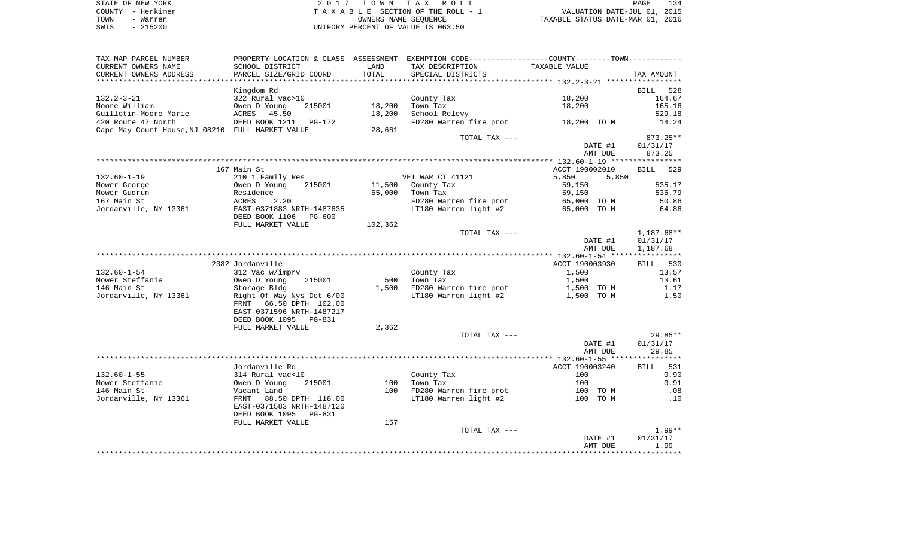STATE OF NEW YORK | 2017 TOWN TAX ROLL | VALUATION DATE-JUL 01, 2015
COUNTY - Herkimer | TAXABLE SECTION OF THE ROLL - 1 | TAXABLE STATUS DATE-MAR 01, 2016
TOWN - Warren | OWNERS NAME SEQUENCE
SWIS - 215200 | UNIFORM PERCENT OF VALUE IS 063.50

| TAX MAP PARCEL NUMBER / CURRENT OWNERS NAME / CURRENT OWNERS ADDRESS | PROPERTY LOCATION & CLASS / SCHOOL DISTRICT / PARCEL SIZE/GRID COORD | ASSESSMENT LAND / TOTAL | EXEMPTION CODE / TAX DESCRIPTION / SPECIAL DISTRICTS | COUNTY--------TOWN TAXABLE VALUE | TAX AMOUNT |
|---|---|---|---|---|---|
| | Kingdom Rd | | | | BILL 528 |
| 132.2-3-21 | 322 Rural vac>10 | | County Tax | 18,200 | 164.67 |
| Moore William | Owen D Young 215001 | 18,200 | Town Tax | 18,200 | 165.16 |
| Guillotin-Moore Marie | ACRES 45.50 | 18,200 | School Relevy | | 529.18 |
| 420 Route 47 North | DEED BOOK 1211 PG-172 | | FD280 Warren fire prot | 18,200 TO M | 14.24 |
| Cape May Court House,NJ 08210 | FULL MARKET VALUE | 28,661 | | | |
| | | | TOTAL TAX --- | | 873.25** |
| | | | | DATE #1 | 01/31/17 |
| | | | | AMT DUE | 873.25 |
| | 167 Main St | | | ACCT 190002010 | BILL 529 |
| 132.60-1-19 | 210 1 Family Res | | VET WAR CT 41121 | 5,850 5,850 | |
| Mower George | Owen D Young 215001 | 11,500 | County Tax | 59,150 | 535.17 |
| Mower Gudrun | Residence | 65,000 | Town Tax | 59,150 | 536.79 |
| 167 Main St | ACRES 2.20 | | FD280 Warren fire prot | 65,000 TO M | 50.86 |
| Jordanville, NY 13361 | EAST-0371883 NRTH-1487635 | | LT180 Warren light #2 | 65,000 TO M | 64.86 |
| | DEED BOOK 1106 PG-600 | | | | |
| | FULL MARKET VALUE | 102,362 | | | |
| | | | TOTAL TAX --- | | 1,187.68** |
| | | | | DATE #1 | 01/31/17 |
| | | | | AMT DUE | 1,187.68 |
| | 2382 Jordanville | | | ACCT 190003930 | BILL 530 |
| 132.60-1-54 | 312 Vac w/imprv | | County Tax | 1,500 | 13.57 |
| Mower Steffanie | Owen D Young 215001 | 500 | Town Tax | 1,500 | 13.61 |
| 146 Main St | Storage Bldg | 1,500 | FD280 Warren fire prot | 1,500 TO M | 1.17 |
| Jordanville, NY 13361 | Right Of Way Nys Dot 6/00 | | LT180 Warren light #2 | 1,500 TO M | 1.50 |
| | FRNT 66.50 DPTH 102.00 | | | | |
| | EAST-0371596 NRTH-1487217 | | | | |
| | DEED BOOK 1095 PG-831 | | | | |
| | FULL MARKET VALUE | 2,362 | | | |
| | | | TOTAL TAX --- | | 29.85** |
| | | | | DATE #1 | 01/31/17 |
| | | | | AMT DUE | 29.85 |
| | Jordanville Rd | | | ACCT 190003240 | BILL 531 |
| 132.60-1-55 | 314 Rural vac<10 | | County Tax | 100 | 0.90 |
| Mower Steffanie | Owen D Young 215001 | 100 | Town Tax | 100 | 0.91 |
| 146 Main St | Vacant Land | 100 | FD280 Warren fire prot | 100 TO M | .08 |
| Jordanville, NY 13361 | FRNT 88.50 DPTH 118.00 | | LT180 Warren light #2 | 100 TO M | .10 |
| | EAST-0371583 NRTH-1487120 | | | | |
| | DEED BOOK 1095 PG-831 | | | | |
| | FULL MARKET VALUE | 157 | | | |
| | | | TOTAL TAX --- | | 1.99** |
| | | | | DATE #1 | 01/31/17 |
| | | | | AMT DUE | 1.99 |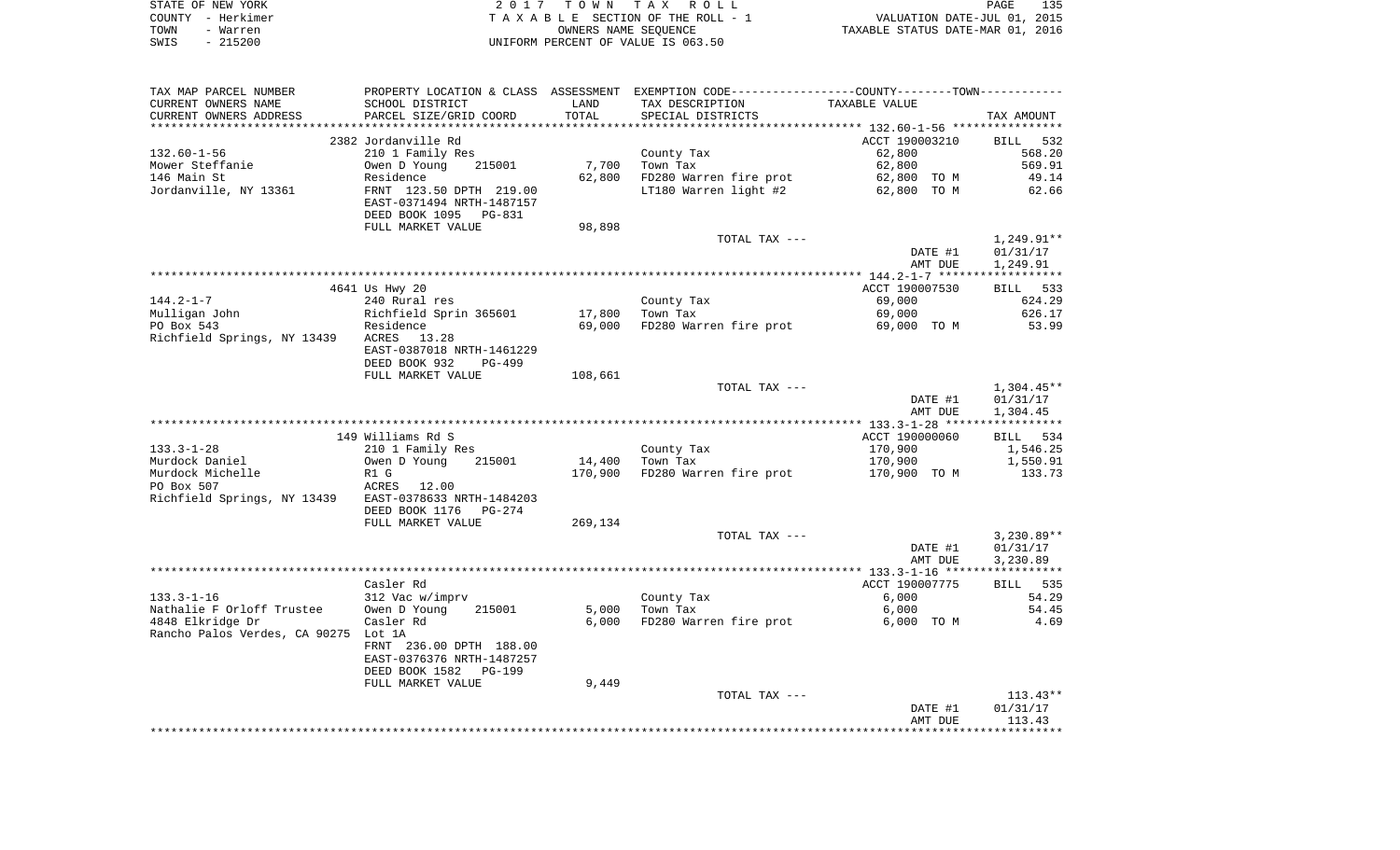STATE OF NEW YORK
COUNTY - Herkimer
TOWN - Warren
SWIS - 215200

2 0 1 7 T O W N T A X R O L L
T A X A B L E SECTION OF THE ROLL - 1
OWNERS NAME SEQUENCE
UNIFORM PERCENT OF VALUE IS 063.50

VALUATION DATE-JUL 01, 2015
TAXABLE STATUS DATE-MAR 01, 2016

| TAX MAP PARCEL NUMBER / CURRENT OWNERS NAME / CURRENT OWNERS ADDRESS | PROPERTY LOCATION & CLASS / SCHOOL DISTRICT / PARCEL SIZE/GRID COORD | ASSESSMENT LAND | TOTAL | EXEMPTION CODE / TAX DESCRIPTION / SPECIAL DISTRICTS | COUNTY--------TOWN TAXABLE VALUE | TAX AMOUNT |
|---|---|---|---|---|---|---|
| 132.60-1-56 | 2382 Jordanville Rd | | | | ACCT 190003210 | BILL 532 |
| 132.60-1-56 | 210 1 Family Res | | | County Tax | 62,800 | 568.20 |
| Mower Steffanie | Owen D Young 215001 | 7,700 | | Town Tax | 62,800 | 569.91 |
| 146 Main St | Residence | | 62,800 | FD280 Warren fire prot | 62,800 TO M | 49.14 |
| Jordanville, NY 13361 | FRNT 123.50 DPTH 219.00 | | | LT180 Warren light #2 | 62,800 TO M | 62.66 |
| | EAST-0371494 NRTH-1487157 | | | | | |
| | DEED BOOK 1095 PG-831 | | | | | |
| | FULL MARKET VALUE | 98,898 | | | | |
| | | | | TOTAL TAX --- | | 1,249.91** |
| | | | | | DATE #1 | 01/31/17 |
| | | | | | AMT DUE | 1,249.91 |
| 144.2-1-7 | 4641 Us Hwy 20 | | | | ACCT 190007530 | BILL 533 |
| 144.2-1-7 | 240 Rural res | | | County Tax | 69,000 | 624.29 |
| Mulligan John | Richfield Sprin 365601 | 17,800 | | Town Tax | 69,000 | 626.17 |
| PO Box 543 | Residence | | 69,000 | FD280 Warren fire prot | 69,000 TO M | 53.99 |
| Richfield Springs, NY 13439 | ACRES 13.28 | | | | | |
| | EAST-0387018 NRTH-1461229 | | | | | |
| | DEED BOOK 932 PG-499 | | | | | |
| | FULL MARKET VALUE | 108,661 | | | | |
| | | | | TOTAL TAX --- | | 1,304.45** |
| | | | | | DATE #1 | 01/31/17 |
| | | | | | AMT DUE | 1,304.45 |
| 133.3-1-28 | 149 Williams Rd S | | | | ACCT 190000060 | BILL 534 |
| 133.3-1-28 | 210 1 Family Res | | | County Tax | 170,900 | 1,546.25 |
| Murdock Daniel | Owen D Young 215001 | 14,400 | | Town Tax | 170,900 | 1,550.91 |
| Murdock Michelle | R1 G | | 170,900 | FD280 Warren fire prot | 170,900 TO M | 133.73 |
| PO Box 507 | ACRES 12.00 | | | | | |
| Richfield Springs, NY 13439 | EAST-0378633 NRTH-1484203 | | | | | |
| | DEED BOOK 1176 PG-274 | | | | | |
| | FULL MARKET VALUE | 269,134 | | | | |
| | | | | TOTAL TAX --- | | 3,230.89** |
| | | | | | DATE #1 | 01/31/17 |
| | | | | | AMT DUE | 3,230.89 |
| 133.3-1-16 | Casler Rd | | | | ACCT 190007775 | BILL 535 |
| 133.3-1-16 | 312 Vac w/imprv | | | County Tax | 6,000 | 54.29 |
| Nathalie F Orloff Trustee | Owen D Young 215001 | 5,000 | | Town Tax | 6,000 | 54.45 |
| 4848 Elkridge Dr | Casler Rd | | 6,000 | FD280 Warren fire prot | 6,000 TO M | 4.69 |
| Rancho Palos Verdes, CA 90275 | Lot 1A | | | | | |
| | FRNT 236.00 DPTH 188.00 | | | | | |
| | EAST-0376376 NRTH-1487257 | | | | | |
| | DEED BOOK 1582 PG-199 | | | | | |
| | FULL MARKET VALUE | 9,449 | | | | |
| | | | | TOTAL TAX --- | | 113.43** |
| | | | | | DATE #1 | 01/31/17 |
| | | | | | AMT DUE | 113.43 |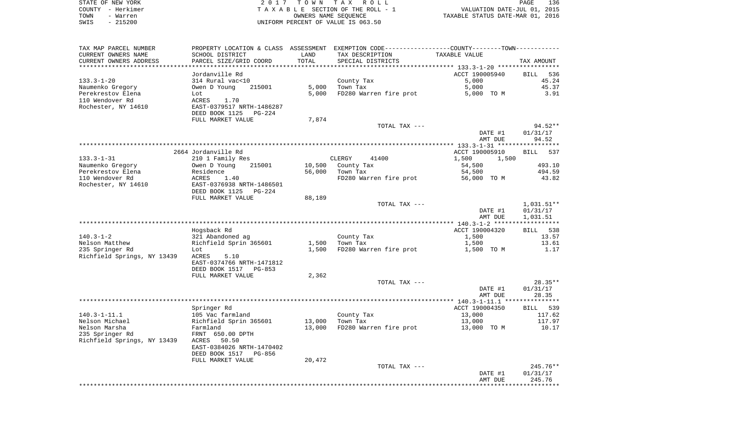| TAX MAP PARCEL NUMBER<br>CURRENT OWNERS NAME<br>CURRENT OWNERS ADDRESS | PROPERTY LOCATION & CLASS<br>SCHOOL DISTRICT<br>PARCEL SIZE/GRID COORD | ASSESSMENT<br>LAND<br>TOTAL | EXEMPTION CODE-----COUNTY-----TOWN-----<br>TAX DESCRIPTION<br>SPECIAL DISTRICTS | TAXABLE VALUE | TAX AMOUNT |
|---|---|---|---|---|---|
| | Jordanville Rd | | | ACCT 190005940 | BILL 536 |
| 133.3-1-20 | 314 Rural vac<10 | | County Tax | 5,000 | 45.24 |
| Naumenko Gregory | Owen D Young 215001 | 5,000 | Town Tax | 5,000 | 45.37 |
| Perekrestov Elena | Lot | 5,000 | FD280 Warren fire prot | 5,000 TO M | 3.91 |
| 110 Wendover Rd | ACRES 1.70 | | | | |
| Rochester, NY 14610 | EAST-0379517 NRTH-1486287 | | | | |
| | DEED BOOK 1125 PG-224 | | | | |
| | FULL MARKET VALUE | 7,874 | | | |
| | | | TOTAL TAX --- | | 94.52** |
| | | | | DATE #1 | 01/31/17 |
| | | | | AMT DUE | 94.52 |
| | 2664 Jordanville Rd | | | ACCT 190005910 | BILL 537 |
| 133.3-1-31 | 210 1 Family Res | | CLERGY 41400 | 1,500 1,500 | |
| Naumenko Gregory | Owen D Young 215001 | 10,500 | County Tax | 54,500 | 493.10 |
| Perekrestov Elena | Residence | 56,000 | Town Tax | 54,500 | 494.59 |
| 110 Wendover Rd | ACRES 1.40 | | FD280 Warren fire prot | 56,000 TO M | 43.82 |
| Rochester, NY 14610 | EAST-0376938 NRTH-1486501 | | | | |
| | DEED BOOK 1125 PG-224 | | | | |
| | FULL MARKET VALUE | 88,189 | | | |
| | | | TOTAL TAX --- | | 1,031.51** |
| | | | | DATE #1 | 01/31/17 |
| | | | | AMT DUE | 1,031.51 |
| | Hogsback Rd | | | ACCT 190004320 | BILL 538 |
| 140.3-1-2 | 321 Abandoned ag | | County Tax | 1,500 | 13.57 |
| Nelson Matthew | Richfield Sprin 365601 | 1,500 | Town Tax | 1,500 | 13.61 |
| 235 Springer Rd | Lot | 1,500 | FD280 Warren fire prot | 1,500 TO M | 1.17 |
| Richfield Springs, NY 13439 | ACRES 5.10 | | | | |
| | EAST-0374766 NRTH-1471812 | | | | |
| | DEED BOOK 1517 PG-853 | | | | |
| | FULL MARKET VALUE | 2,362 | | | |
| | | | TOTAL TAX --- | | 28.35** |
| | | | | DATE #1 | 01/31/17 |
| | | | | AMT DUE | 28.35 |
| | Springer Rd | | | ACCT 190004350 | BILL 539 |
| 140.3-1-11.1 | 105 Vac farmland | | County Tax | 13,000 | 117.62 |
| Nelson Michael | Richfield Sprin 365601 | 13,000 | Town Tax | 13,000 | 117.97 |
| Nelson Marsha | Farmland | 13,000 | FD280 Warren fire prot | 13,000 TO M | 10.17 |
| 235 Springer Rd | FRNT 650.00 DPTH | | | | |
| Richfield Springs, NY 13439 | ACRES 50.50 | | | | |
| | EAST-0384026 NRTH-1470402 | | | | |
| | DEED BOOK 1517 PG-856 | | | | |
| | FULL MARKET VALUE | 20,472 | | | |
| | | | TOTAL TAX --- | | 245.76** |
| | | | | DATE #1 | 01/31/17 |
| | | | | AMT DUE | 245.76 |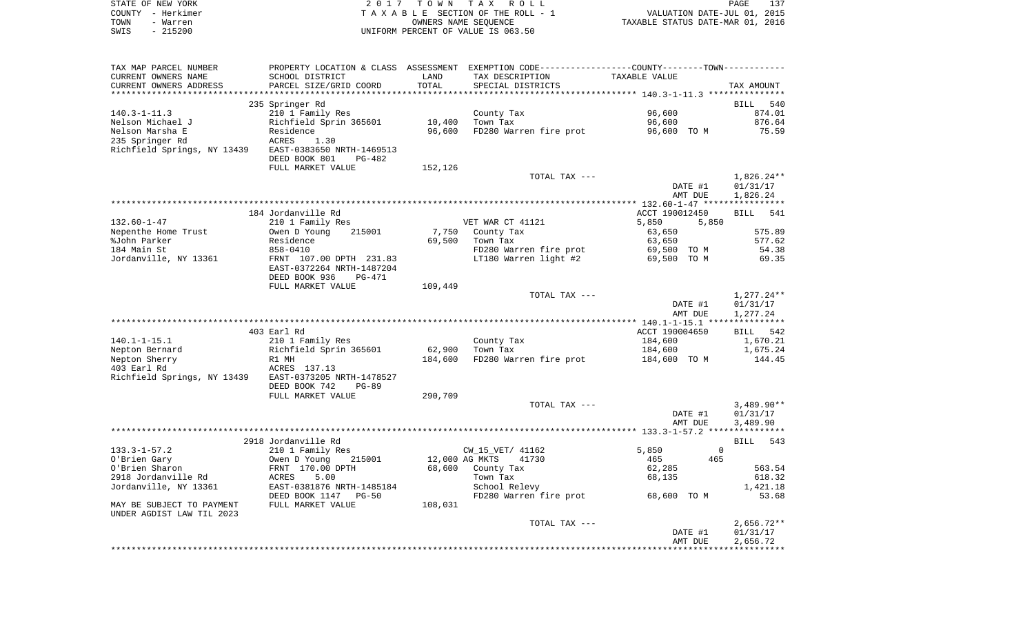STATE OF NEW YORK — 2017 TOWN TAX ROLL
COUNTY - Herkimer — TAXABLE SECTION OF THE ROLL - 1 — VALUATION DATE-JUL 01, 2015
TOWN - Warren — OWNERS NAME SEQUENCE — TAXABLE STATUS DATE-MAR 01, 2016
SWIS - 215200 — UNIFORM PERCENT OF VALUE IS 063.50

| TAX MAP PARCEL NUMBER / CURRENT OWNERS NAME / CURRENT OWNERS ADDRESS | PROPERTY LOCATION & CLASS / SCHOOL DISTRICT / PARCEL SIZE/GRID COORD | ASSESSMENT LAND / TOTAL | EXEMPTION CODE / TAX DESCRIPTION / SPECIAL DISTRICTS | COUNTY / TOWN TAXABLE VALUE | TAX AMOUNT |
|---|---|---|---|---|---|
| **140.3-1-11.3** | 235 Springer Rd | | | | BILL 540 |
| | 210 1 Family Res | | County Tax | 96,600 | 874.01 |
| Nelson Michael J | Richfield Sprin 365601 | 10,400 | Town Tax | 96,600 | 876.64 |
| Nelson Marsha E | Residence | 96,600 | FD280 Warren fire prot | 96,600 TO M | 75.59 |
| 235 Springer Rd | ACRES 1.30 | | | | |
| Richfield Springs, NY 13439 | EAST-0383650 NRTH-1469513 | | | | |
| | DEED BOOK 801 PG-482 | | | | |
| | FULL MARKET VALUE | 152,126 | | | |
| | | | TOTAL TAX --- | | 1,826.24** |
| | | | | DATE #1 | 01/31/17 |
| | | | | AMT DUE | 1,826.24 |
| **132.60-1-47** | 184 Jordanville Rd | | | ACCT 190012450 | BILL 541 |
| | 210 1 Family Res | | VET WAR CT 41121 | 5,850 5,850 | |
| Nepenthe Home Trust | Owen D Young 215001 | 7,750 | County Tax | 63,650 | 575.89 |
| %John Parker | Residence | 69,500 | Town Tax | 63,650 | 577.62 |
| 184 Main St | 858-0410 | | FD280 Warren fire prot | 69,500 TO M | 54.38 |
| Jordanville, NY 13361 | FRNT 107.00 DPTH 231.83 | | LT180 Warren light #2 | 69,500 TO M | 69.35 |
| | EAST-0372264 NRTH-1487204 | | | | |
| | DEED BOOK 936 PG-471 | | | | |
| | FULL MARKET VALUE | 109,449 | | | |
| | | | TOTAL TAX --- | | 1,277.24** |
| | | | | DATE #1 | 01/31/17 |
| | | | | AMT DUE | 1,277.24 |
| **140.1-1-15.1** | 403 Earl Rd | | | ACCT 190004650 | BILL 542 |
| | 210 1 Family Res | | County Tax | 184,600 | 1,670.21 |
| Nepton Bernard | Richfield Sprin 365601 | 62,900 | Town Tax | 184,600 | 1,675.24 |
| Nepton Sherry | R1 MH | 184,600 | FD280 Warren fire prot | 184,600 TO M | 144.45 |
| 403 Earl Rd | ACRES 137.13 | | | | |
| Richfield Springs, NY 13439 | EAST-0373205 NRTH-1478527 | | | | |
| | DEED BOOK 742 PG-89 | | | | |
| | FULL MARKET VALUE | 290,709 | | | |
| | | | TOTAL TAX --- | | 3,489.90** |
| | | | | DATE #1 | 01/31/17 |
| | | | | AMT DUE | 3,489.90 |
| **133.3-1-57.2** | 2918 Jordanville Rd | | | | BILL 543 |
| | 210 1 Family Res | | CW_15_VET/ 41162 | 5,850 0 | |
| O'Brien Gary | Owen D Young 215001 | 12,000 | AG MKTS 41730 | 465 465 | |
| O'Brien Sharon | FRNT 170.00 DPTH | 68,600 | County Tax | 62,285 | 563.54 |
| 2918 Jordanville Rd | ACRES 5.00 | | Town Tax | 68,135 | 618.32 |
| Jordanville, NY 13361 | EAST-0381876 NRTH-1485184 | | School Relevy | | 1,421.18 |
| | DEED BOOK 1147 PG-50 | | FD280 Warren fire prot | 68,600 TO M | 53.68 |
| MAY BE SUBJECT TO PAYMENT UNDER AGDIST LAW TIL 2023 | FULL MARKET VALUE | 108,031 | | | |
| | | | TOTAL TAX --- | | 2,656.72** |
| | | | | DATE #1 | 01/31/17 |
| | | | | AMT DUE | 2,656.72 |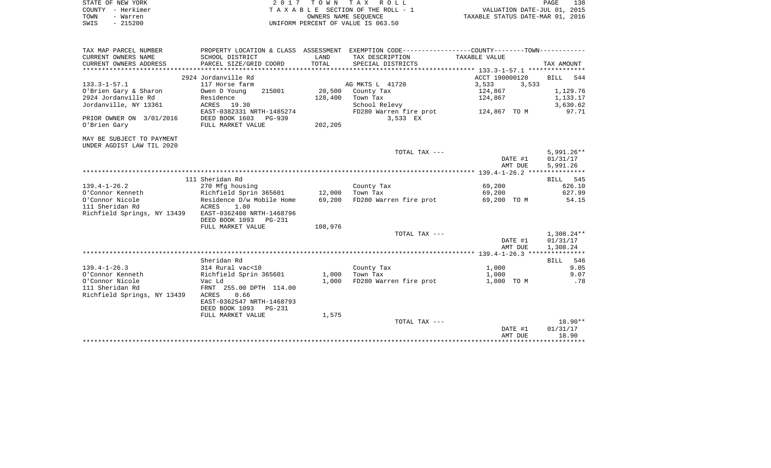STATE OF NEW YORK | 2017 TOWN TAX ROLL
COUNTY - Herkimer | TAXABLE SECTION OF THE ROLL - 1 | VALUATION DATE-JUL 01, 2015
TOWN - Warren | OWNERS NAME SEQUENCE | TAXABLE STATUS DATE-MAR 01, 2016
SWIS - 215200 | UNIFORM PERCENT OF VALUE IS 063.50

| TAX MAP PARCEL NUMBER / CURRENT OWNERS NAME / CURRENT OWNERS ADDRESS | PROPERTY LOCATION & CLASS / SCHOOL DISTRICT / PARCEL SIZE/GRID COORD | ASSESSMENT LAND / TOTAL | EXEMPTION CODE / TAX DESCRIPTION / SPECIAL DISTRICTS | COUNTY / TOWN TAXABLE VALUE | TAX AMOUNT |
|---|---|---|---|---|---|
| **133.3-1-57.1** | 2924 Jordanville Rd | | | ACCT 190000120 | BILL 544 |
| 133.3-1-57.1 | 117 Horse farm | | AG MKTS L 41720 | 3,533 3,533 | |
| O'Brien Gary & Sharon | Owen D Young 215001 | 20,500 | County Tax | 124,867 | 1,129.76 |
| 2924 Jordanville Rd | Residence | 128,400 | Town Tax | 124,867 | 1,133.17 |
| Jordanville, NY 13361 | ACRES 19.30 | | School Relevy | | 3,630.62 |
| | EAST-0382331 NRTH-1485274 | | FD280 Warren fire prot | 124,867 TO M | 97.71 |
| PRIOR OWNER ON 3/01/2016 | DEED BOOK 1603 PG-939 | | 3,533 EX | | |
| O'Brien Gary | FULL MARKET VALUE | 202,205 | | | |
| MAY BE SUBJECT TO PAYMENT UNDER AGDIST LAW TIL 2020 | | | | | |
| | | | TOTAL TAX --- | | 5,991.26** |
| | | | | DATE #1 | 01/31/17 |
| | | | | AMT DUE | 5,991.26 |
| **139.4-1-26.2** | 111 Sheridan Rd | | | | BILL 545 |
| 139.4-1-26.2 | 270 Mfg housing | | County Tax | 69,200 | 626.10 |
| O'Connor Kenneth | Richfield Sprin 365601 | 12,000 | Town Tax | 69,200 | 627.99 |
| O'Connor Nicole | Residence D/w Mobile Home | 69,200 | FD280 Warren fire prot | 69,200 TO M | 54.15 |
| 111 Sheridan Rd | ACRES 1.80 | | | | |
| Richfield Springs, NY 13439 | EAST-0362408 NRTH-1468796 | | | | |
| | DEED BOOK 1093 PG-231 | | | | |
| | FULL MARKET VALUE | 108,976 | | | |
| | | | TOTAL TAX --- | | 1,308.24** |
| | | | | DATE #1 | 01/31/17 |
| | | | | AMT DUE | 1,308.24 |
| **139.4-1-26.3** | Sheridan Rd | | | | BILL 546 |
| 139.4-1-26.3 | 314 Rural vac<10 | | County Tax | 1,000 | 9.05 |
| O'Connor Kenneth | Richfield Sprin 365601 | 1,000 | Town Tax | 1,000 | 9.07 |
| O'Connor Nicole | Vac Ld | 1,000 | FD280 Warren fire prot | 1,000 TO M | .78 |
| 111 Sheridan Rd | FRNT 255.00 DPTH 114.00 | | | | |
| Richfield Springs, NY 13439 | ACRES 0.66 | | | | |
| | EAST-0362547 NRTH-1468793 | | | | |
| | DEED BOOK 1093 PG-231 | | | | |
| | FULL MARKET VALUE | 1,575 | | | |
| | | | TOTAL TAX --- | | 18.90** |
| | | | | DATE #1 | 01/31/17 |
| | | | | AMT DUE | 18.90 |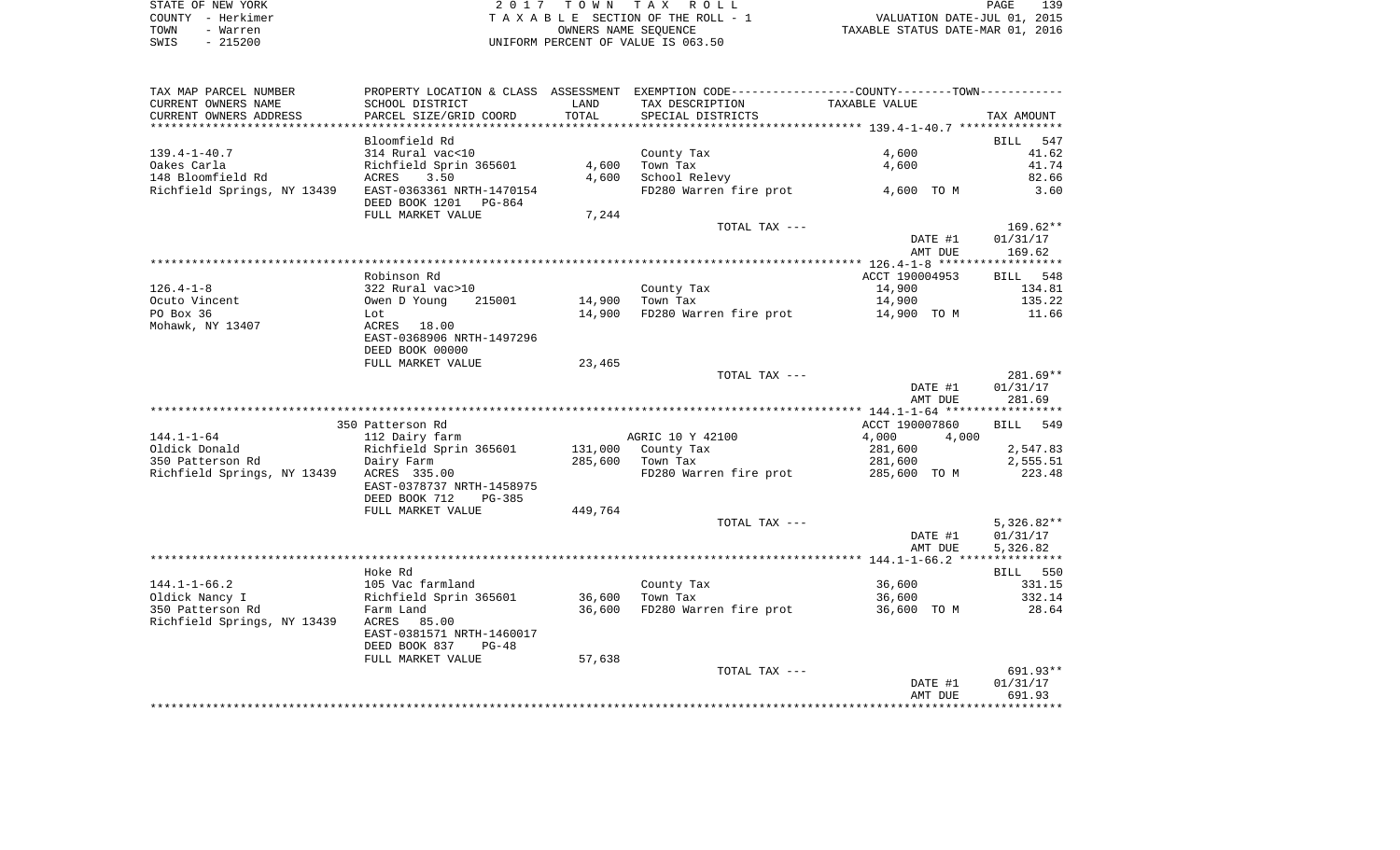STATE OF NEW YORK — 2017 TOWN TAX ROLL
COUNTY - Herkimer — TAXABLE SECTION OF THE ROLL - 1 — VALUATION DATE-JUL 01, 2015
TOWN - Warren — OWNERS NAME SEQUENCE — TAXABLE STATUS DATE-MAR 01, 2016
SWIS - 215200 — UNIFORM PERCENT OF VALUE IS 063.50

| TAX MAP PARCEL NUMBER / CURRENT OWNERS NAME / CURRENT OWNERS ADDRESS | PROPERTY LOCATION & CLASS / SCHOOL DISTRICT / PARCEL SIZE/GRID COORD | ASSESSMENT LAND / TOTAL | EXEMPTION CODE / TAX DESCRIPTION / SPECIAL DISTRICTS | COUNTY--------TOWN / TAXABLE VALUE | TAX AMOUNT |
|---|---|---|---|---|---|
| | Bloomfield Rd | | | | BILL 547 |
| 139.4-1-40.7 | 314 Rural vac<10 | | County Tax | 4,600 | 41.62 |
| Oakes Carla | Richfield Sprin 365601 | 4,600 | Town Tax | 4,600 | 41.74 |
| 148 Bloomfield Rd | ACRES 3.50 | 4,600 | School Relevy | | 82.66 |
| Richfield Springs, NY 13439 | EAST-0363361 NRTH-1470154 | | FD280 Warren fire prot | 4,600 TO M | 3.60 |
| | DEED BOOK 1201 PG-864 | | | | |
| | FULL MARKET VALUE | 7,244 | | | |
| | | | TOTAL TAX --- | | 169.62** |
| | | | | DATE #1 | 01/31/17 |
| | | | | AMT DUE | 169.62 |
| | Robinson Rd | | | ACCT 190004953 | BILL 548 |
| 126.4-1-8 | 322 Rural vac>10 | | County Tax | 14,900 | 134.81 |
| Ocuto Vincent | Owen D Young 215001 | 14,900 | Town Tax | 14,900 | 135.22 |
| PO Box 36 | Lot | 14,900 | FD280 Warren fire prot | 14,900 TO M | 11.66 |
| Mohawk, NY 13407 | ACRES 18.00 | | | | |
| | EAST-0368906 NRTH-1497296 | | | | |
| | DEED BOOK 00000 | | | | |
| | FULL MARKET VALUE | 23,465 | | | |
| | | | TOTAL TAX --- | | 281.69** |
| | | | | DATE #1 | 01/31/17 |
| | | | | AMT DUE | 281.69 |
| | 350 Patterson Rd | | | ACCT 190007860 | BILL 549 |
| 144.1-1-64 | 112 Dairy farm | | AGRIC 10 Y 42100 | 4,000 4,000 | |
| Oldick Donald | Richfield Sprin 365601 | 131,000 | County Tax | 281,600 | 2,547.83 |
| 350 Patterson Rd | Dairy Farm | 285,600 | Town Tax | 281,600 | 2,555.51 |
| Richfield Springs, NY 13439 | ACRES 335.00 | | FD280 Warren fire prot | 285,600 TO M | 223.48 |
| | EAST-0378737 NRTH-1458975 | | | | |
| | DEED BOOK 712 PG-385 | | | | |
| | FULL MARKET VALUE | 449,764 | | | |
| | | | TOTAL TAX --- | | 5,326.82** |
| | | | | DATE #1 | 01/31/17 |
| | | | | AMT DUE | 5,326.82 |
| | Hoke Rd | | | | BILL 550 |
| 144.1-1-66.2 | 105 Vac farmland | | County Tax | 36,600 | 331.15 |
| Oldick Nancy I | Richfield Sprin 365601 | 36,600 | Town Tax | 36,600 | 332.14 |
| 350 Patterson Rd | Farm Land | 36,600 | FD280 Warren fire prot | 36,600 TO M | 28.64 |
| Richfield Springs, NY 13439 | ACRES 85.00 | | | | |
| | EAST-0381571 NRTH-1460017 | | | | |
| | DEED BOOK 837 PG-48 | | | | |
| | FULL MARKET VALUE | 57,638 | | | |
| | | | TOTAL TAX --- | | 691.93** |
| | | | | DATE #1 | 01/31/17 |
| | | | | AMT DUE | 691.93 |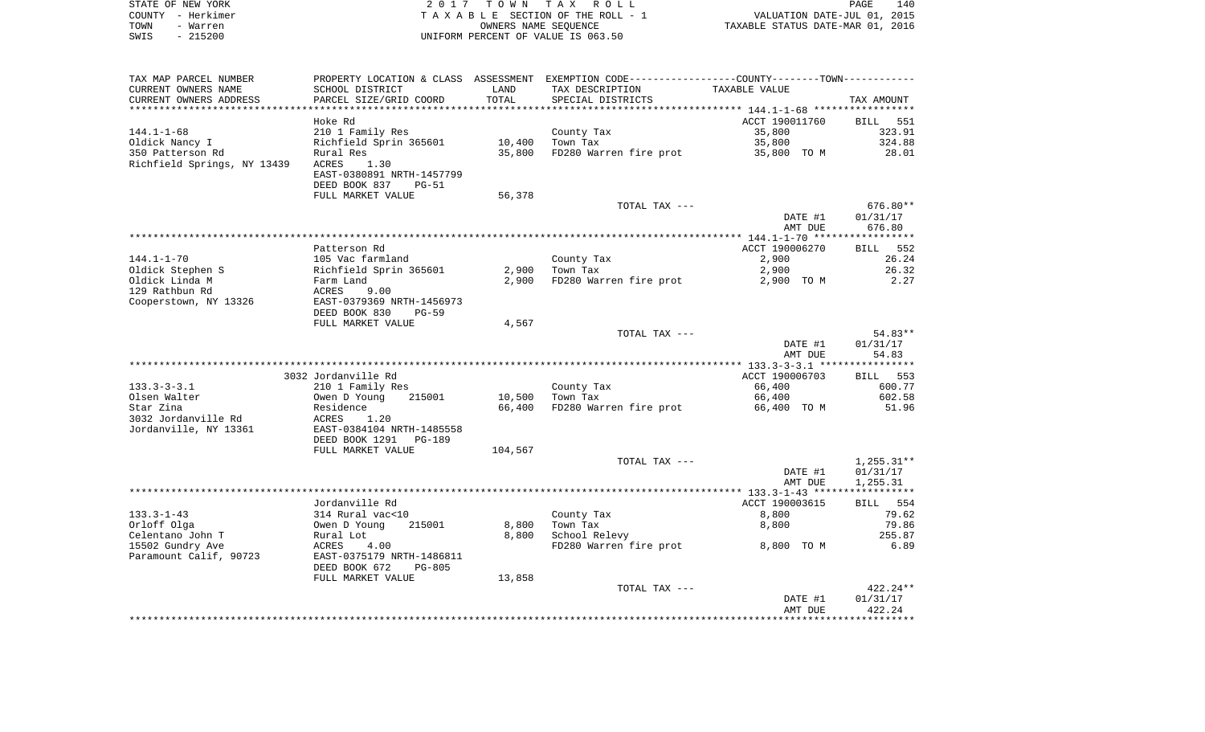STATE OF NEW YORK — 2017 TOWN TAX ROLL
COUNTY - Herkimer — TAXABLE SECTION OF THE ROLL - 1 — VALUATION DATE-JUL 01, 2015
TOWN - Warren — OWNERS NAME SEQUENCE — TAXABLE STATUS DATE-MAR 01, 2016
SWIS - 215200 — UNIFORM PERCENT OF VALUE IS 063.50

| TAX MAP PARCEL NUMBER / CURRENT OWNERS NAME / CURRENT OWNERS ADDRESS | PROPERTY LOCATION & CLASS / SCHOOL DISTRICT / PARCEL SIZE/GRID COORD | ASSESSMENT LAND / TOTAL | EXEMPTION CODE / TAX DESCRIPTION / SPECIAL DISTRICTS | COUNTY--------TOWN / TAXABLE VALUE | TAX AMOUNT |
|---|---|---|---|---|---|
| | Hoke Rd | | | ACCT 190011760 | BILL 551 |
| 144.1-1-68 | 210 1 Family Res | | County Tax | 35,800 | 323.91 |
| Oldick Nancy I | Richfield Sprin 365601 | 10,400 | Town Tax | 35,800 | 324.88 |
| 350 Patterson Rd | Rural Res | 35,800 | FD280 Warren fire prot | 35,800 TO M | 28.01 |
| Richfield Springs, NY 13439 | ACRES 1.30 | | | | |
| | EAST-0380891 NRTH-1457799 | | | | |
| | DEED BOOK 837 PG-51 | | | | |
| | FULL MARKET VALUE | 56,378 | | | |
| | | | TOTAL TAX --- | | 676.80** |
| | | | | DATE #1 | 01/31/17 |
| | | | | AMT DUE | 676.80 |
| | Patterson Rd | | | ACCT 190006270 | BILL 552 |
| 144.1-1-70 | 105 Vac farmland | | County Tax | 2,900 | 26.24 |
| Oldick Stephen S | Richfield Sprin 365601 | 2,900 | Town Tax | 2,900 | 26.32 |
| Oldick Linda M | Farm Land | 2,900 | FD280 Warren fire prot | 2,900 TO M | 2.27 |
| 129 Rathbun Rd | ACRES 9.00 | | | | |
| Cooperstown, NY 13326 | EAST-0379369 NRTH-1456973 | | | | |
| | DEED BOOK 830 PG-59 | | | | |
| | FULL MARKET VALUE | 4,567 | | | |
| | | | TOTAL TAX --- | | 54.83** |
| | | | | DATE #1 | 01/31/17 |
| | | | | AMT DUE | 54.83 |
| | 3032 Jordanville Rd | | | ACCT 190006703 | BILL 553 |
| 133.3-3-3.1 | 210 1 Family Res | | County Tax | 66,400 | 600.77 |
| Olsen Walter | Owen D Young 215001 | 10,500 | Town Tax | 66,400 | 602.58 |
| Star Zina | Residence | 66,400 | FD280 Warren fire prot | 66,400 TO M | 51.96 |
| 3032 Jordanville Rd | ACRES 1.20 | | | | |
| Jordanville, NY 13361 | EAST-0384104 NRTH-1485558 | | | | |
| | DEED BOOK 1291 PG-189 | | | | |
| | FULL MARKET VALUE | 104,567 | | | |
| | | | TOTAL TAX --- | | 1,255.31** |
| | | | | DATE #1 | 01/31/17 |
| | | | | AMT DUE | 1,255.31 |
| | Jordanville Rd | | | ACCT 190003615 | BILL 554 |
| 133.3-1-43 | 314 Rural vac<10 | | County Tax | 8,800 | 79.62 |
| Orloff Olga | Owen D Young 215001 | 8,800 | Town Tax | 8,800 | 79.86 |
| Celentano John T | Rural Lot | 8,800 | School Relevy | | 255.87 |
| 15502 Gundry Ave | ACRES 4.00 | | FD280 Warren fire prot | 8,800 TO M | 6.89 |
| Paramount Calif, 90723 | EAST-0375179 NRTH-1486811 | | | | |
| | DEED BOOK 672 PG-805 | | | | |
| | FULL MARKET VALUE | 13,858 | | | |
| | | | TOTAL TAX --- | | 422.24** |
| | | | | DATE #1 | 01/31/17 |
| | | | | AMT DUE | 422.24 |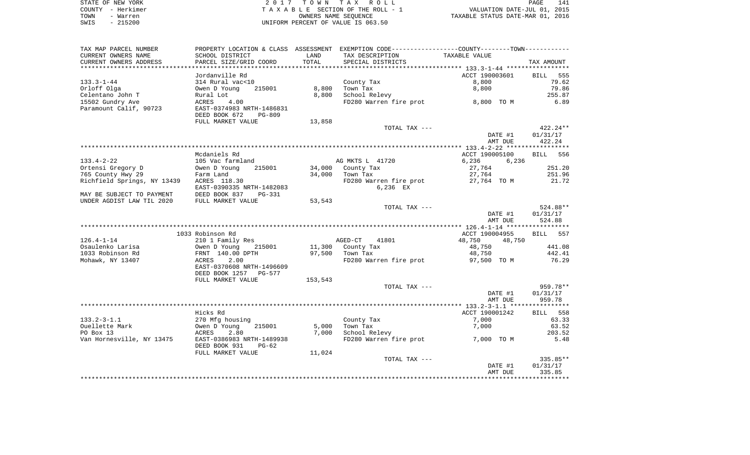STATE OF NEW YORK
COUNTY - Herkimer
TOWN - Warren
SWIS - 215200

2 0 1 7 T O W N T A X R O L L
T A X A B L E SECTION OF THE ROLL - 1
OWNERS NAME SEQUENCE
UNIFORM PERCENT OF VALUE IS 063.50

VALUATION DATE-JUL 01, 2015
TAXABLE STATUS DATE-MAR 01, 2016

| TAX MAP PARCEL NUMBER<br>CURRENT OWNERS NAME<br>CURRENT OWNERS ADDRESS | PROPERTY LOCATION & CLASS<br>SCHOOL DISTRICT<br>PARCEL SIZE/GRID COORD | ASSESSMENT<br>LAND<br>TOTAL | EXEMPTION CODE-----COUNTY-----TOWN-----<br>TAX DESCRIPTION<br>SPECIAL DISTRICTS | TAXABLE VALUE | TAX AMOUNT |
|---|---|---|---|---|---|
| | Jordanville Rd | | | ACCT 190003601 | BILL 555 |
| 133.3-1-44 | 314 Rural vac<10 | | County Tax | 8,800 | 79.62 |
| Orloff Olga | Owen D Young 215001 | 8,800 | Town Tax | 8,800 | 79.86 |
| Celentano John T | Rural Lot | 8,800 | School Relevy | | 255.87 |
| 15502 Gundry Ave | ACRES 4.00 | | FD280 Warren fire prot | 8,800 TO M | 6.89 |
| Paramount Calif, 90723 | EAST-0374983 NRTH-1486831 | | | | |
| | DEED BOOK 672 PG-809 | | | | |
| | FULL MARKET VALUE | 13,858 | | | |
| | | | TOTAL TAX --- | | 422.24** |
| | | | | DATE #1 | 01/31/17 |
| | | | | AMT DUE | 422.24 |
| | Mcdaniels Rd | | | ACCT 190005100 | BILL 556 |
| 133.4-2-22 | 105 Vac farmland | | AG MKTS L 41720 | 6,236 6,236 | |
| Ortensi Gregory D | Owen D Young 215001 | 34,000 | County Tax | 27,764 | 251.20 |
| 765 County Hwy 29 | Farm Land | 34,000 | Town Tax | 27,764 | 251.96 |
| Richfield Springs, NY 13439 | ACRES 118.30 | | FD280 Warren fire prot | 27,764 TO M | 21.72 |
| | EAST-0390335 NRTH-1482083 | | 6,236 EX | | |
| MAY BE SUBJECT TO PAYMENT | DEED BOOK 837 PG-331 | | | | |
| UNDER AGDIST LAW TIL 2020 | FULL MARKET VALUE | 53,543 | | | |
| | | | TOTAL TAX --- | | 524.88** |
| | | | | DATE #1 | 01/31/17 |
| | | | | AMT DUE | 524.88 |
| | 1033 Robinson Rd | | | ACCT 190004955 | BILL 557 |
| 126.4-1-14 | 210 1 Family Res | | AGED-CT 41801 | 48,750 48,750 | |
| Osaulenko Larisa | Owen D Young 215001 | 11,300 | County Tax | 48,750 | 441.08 |
| 1033 Robinson Rd | FRNT 140.00 DPTH | 97,500 | Town Tax | 48,750 | 442.41 |
| Mohawk, NY 13407 | ACRES 2.00 | | FD280 Warren fire prot | 97,500 TO M | 76.29 |
| | EAST-0370608 NRTH-1496609 | | | | |
| | DEED BOOK 1257 PG-577 | | | | |
| | FULL MARKET VALUE | 153,543 | | | |
| | | | TOTAL TAX --- | | 959.78** |
| | | | | DATE #1 | 01/31/17 |
| | | | | AMT DUE | 959.78 |
| | Hicks Rd | | | ACCT 190001242 | BILL 558 |
| 133.2-3-1.1 | 270 Mfg housing | | County Tax | 7,000 | 63.33 |
| Ouellette Mark | Owen D Young 215001 | 5,000 | Town Tax | 7,000 | 63.52 |
| PO Box 13 | ACRES 2.80 | 7,000 | School Relevy | | 203.52 |
| Van Hornesville, NY 13475 | EAST-0386983 NRTH-1489938 | | FD280 Warren fire prot | 7,000 TO M | 5.48 |
| | DEED BOOK 931 PG-62 | | | | |
| | FULL MARKET VALUE | 11,024 | | | |
| | | | TOTAL TAX --- | | 335.85** |
| | | | | DATE #1 | 01/31/17 |
| | | | | AMT DUE | 335.85 |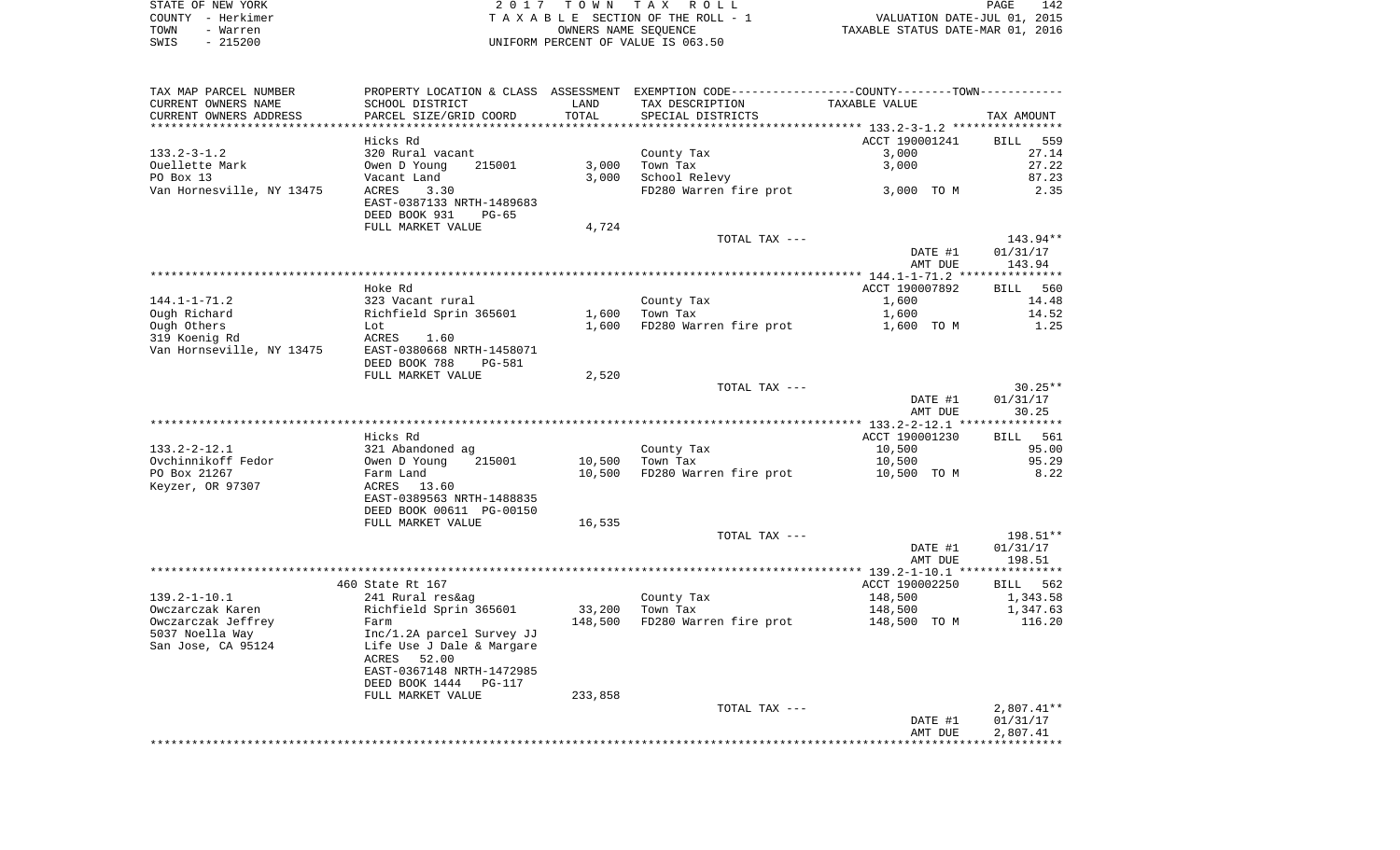STATE OF NEW YORK | COUNTY - Herkimer | TOWN - Warren | SWIS - 215200

2017 TOWN TAX ROLL
TAXABLE SECTION OF THE ROLL - 1
OWNERS NAME SEQUENCE
UNIFORM PERCENT OF VALUE IS 063.50

VALUATION DATE-JUL 01, 2015
TAXABLE STATUS DATE-MAR 01, 2016

| TAX MAP PARCEL NUMBER / CURRENT OWNERS NAME / CURRENT OWNERS ADDRESS | PROPERTY LOCATION & CLASS / SCHOOL DISTRICT / PARCEL SIZE/GRID COORD | ASSESSMENT LAND / TOTAL | EXEMPTION CODE / TAX DESCRIPTION / SPECIAL DISTRICTS | COUNTY/TOWN TAXABLE VALUE | TAX AMOUNT |
|---|---|---|---|---|---|
| | Hicks Rd | | | ACCT 190001241 | BILL 559 |
| 133.2-3-1.2 | 320 Rural vacant | | County Tax | 3,000 | 27.14 |
| Ouellette Mark | Owen D Young 215001 | 3,000 | Town Tax | 3,000 | 27.22 |
| PO Box 13 | Vacant Land | 3,000 | School Relevy | | 87.23 |
| Van Hornesville, NY 13475 | ACRES 3.30 | | FD280 Warren fire prot | 3,000 TO M | 2.35 |
| | EAST-0387133 NRTH-1489683 | | | | |
| | DEED BOOK 931 PG-65 | | | | |
| | FULL MARKET VALUE | 4,724 | | | |
| | | | TOTAL TAX --- | | 143.94** |
| | | | | DATE #1 | 01/31/17 |
| | | | | AMT DUE | 143.94 |
| | Hoke Rd | | | ACCT 190007892 | BILL 560 |
| 144.1-1-71.2 | 323 Vacant rural | | County Tax | 1,600 | 14.48 |
| Ough Richard | Richfield Sprin 365601 | 1,600 | Town Tax | 1,600 | 14.52 |
| Ough Others | Lot | 1,600 | FD280 Warren fire prot | 1,600 TO M | 1.25 |
| 319 Koenig Rd | ACRES 1.60 | | | | |
| Van Hornseville, NY 13475 | EAST-0380668 NRTH-1458071 | | | | |
| | DEED BOOK 788 PG-581 | | | | |
| | FULL MARKET VALUE | 2,520 | | | |
| | | | TOTAL TAX --- | | 30.25** |
| | | | | DATE #1 | 01/31/17 |
| | | | | AMT DUE | 30.25 |
| | Hicks Rd | | | ACCT 190001230 | BILL 561 |
| 133.2-2-12.1 | 321 Abandoned ag | | County Tax | 10,500 | 95.00 |
| Ovchinnikoff Fedor | Owen D Young 215001 | 10,500 | Town Tax | 10,500 | 95.29 |
| PO Box 21267 | Farm Land | 10,500 | FD280 Warren fire prot | 10,500 TO M | 8.22 |
| Keyzer, OR 97307 | ACRES 13.60 | | | | |
| | EAST-0389563 NRTH-1488835 | | | | |
| | DEED BOOK 00611 PG-00150 | | | | |
| | FULL MARKET VALUE | 16,535 | | | |
| | | | TOTAL TAX --- | | 198.51** |
| | | | | DATE #1 | 01/31/17 |
| | | | | AMT DUE | 198.51 |
| | 460 State Rt 167 | | | ACCT 190002250 | BILL 562 |
| 139.2-1-10.1 | 241 Rural res&ag | | County Tax | 148,500 | 1,343.58 |
| Owczarczak Karen | Richfield Sprin 365601 | 33,200 | Town Tax | 148,500 | 1,347.63 |
| Owczarczak Jeffrey | Farm | 148,500 | FD280 Warren fire prot | 148,500 TO M | 116.20 |
| 5037 Noella Way | Inc/1.2A parcel Survey JJ | | | | |
| San Jose, CA 95124 | Life Use J Dale & Margare | | | | |
| | ACRES 52.00 | | | | |
| | EAST-0367148 NRTH-1472985 | | | | |
| | DEED BOOK 1444 PG-117 | | | | |
| | FULL MARKET VALUE | 233,858 | | | |
| | | | TOTAL TAX --- | | 2,807.41** |
| | | | | DATE #1 | 01/31/17 |
| | | | | AMT DUE | 2,807.41 |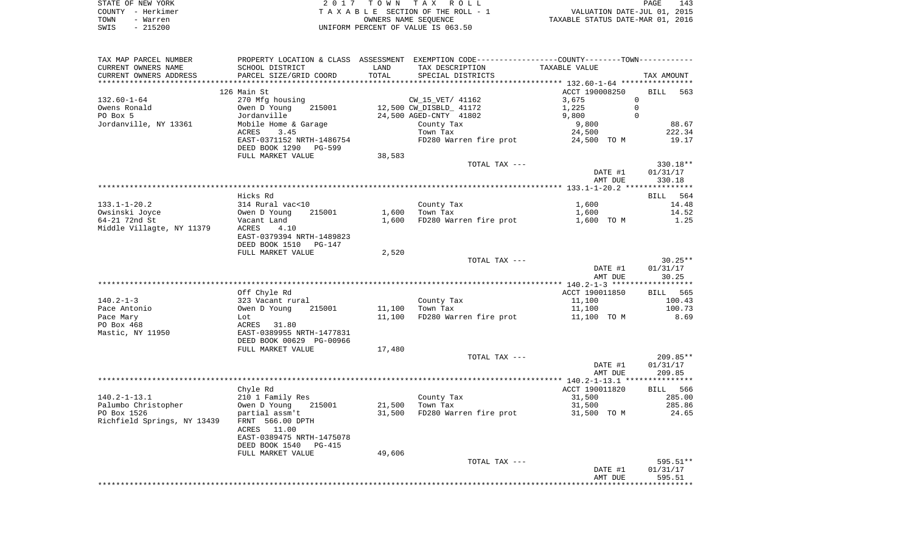STATE OF NEW YORK
COUNTY - Herkimer
TOWN - Warren
SWIS - 215200

2 0 1 7 T O W N T A X R O L L
T A X A B L E SECTION OF THE ROLL - 1
OWNERS NAME SEQUENCE
UNIFORM PERCENT OF VALUE IS 063.50

VALUATION DATE-JUL 01, 2015
TAXABLE STATUS DATE-MAR 01, 2016

| TAX MAP PARCEL NUMBER / CURRENT OWNERS NAME / CURRENT OWNERS ADDRESS | PROPERTY LOCATION & CLASS / SCHOOL DISTRICT / PARCEL SIZE/GRID COORD | ASSESSMENT LAND / TOTAL | EXEMPTION CODE / TAX DESCRIPTION / SPECIAL DISTRICTS | COUNTY / TOWN TAXABLE VALUE | TAX AMOUNT |
|---|---|---|---|---|---|
| **132.60-1-64** | 126 Main St | | | ACCT 190008250 | BILL 563 |
| 132.60-1-64 | 270 Mfg housing | | CW_15_VET/ 41162 | 3,675 0 | |
| Owens Ronald | Owen D Young 215001 | 12,500 | CW_DISBLD_ 41172 | 1,225 0 | |
| PO Box 5 | Jordanville | 24,500 | AGED-CNTY 41802 | 9,800 0 | |
| Jordanville, NY 13361 | Mobile Home & Garage | | County Tax | 9,800 | 88.67 |
| | ACRES 3.45 | | Town Tax | 24,500 | 222.34 |
| | EAST-0371152 NRTH-1486754 | | FD280 Warren fire prot | 24,500 TO M | 19.17 |
| | DEED BOOK 1290 PG-599 | | | | |
| | FULL MARKET VALUE | 38,583 | | | |
| | | | TOTAL TAX --- | | 330.18** |
| | | | | DATE #1 | 01/31/17 |
| | | | | AMT DUE | 330.18 |
| **133.1-1-20.2** | Hicks Rd | | | | BILL 564 |
| 133.1-1-20.2 | 314 Rural vac<10 | | County Tax | 1,600 | 14.48 |
| Owsinski Joyce | Owen D Young 215001 | 1,600 | Town Tax | 1,600 | 14.52 |
| 64-21 72nd St | Vacant Land | 1,600 | FD280 Warren fire prot | 1,600 TO M | 1.25 |
| Middle Villagte, NY 11379 | ACRES 4.10 | | | | |
| | EAST-0379394 NRTH-1489823 | | | | |
| | DEED BOOK 1510 PG-147 | | | | |
| | FULL MARKET VALUE | 2,520 | | | |
| | | | TOTAL TAX --- | | 30.25** |
| | | | | DATE #1 | 01/31/17 |
| | | | | AMT DUE | 30.25 |
| **140.2-1-3** | Off Chyle Rd | | | ACCT 190011850 | BILL 565 |
| 140.2-1-3 | 323 Vacant rural | | County Tax | 11,100 | 100.43 |
| Pace Antonio | Owen D Young 215001 | 11,100 | Town Tax | 11,100 | 100.73 |
| Pace Mary | Lot | 11,100 | FD280 Warren fire prot | 11,100 TO M | 8.69 |
| PO Box 468 | ACRES 31.80 | | | | |
| Mastic, NY 11950 | EAST-0389955 NRTH-1477831 | | | | |
| | DEED BOOK 00629 PG-00966 | | | | |
| | FULL MARKET VALUE | 17,480 | | | |
| | | | TOTAL TAX --- | | 209.85** |
| | | | | DATE #1 | 01/31/17 |
| | | | | AMT DUE | 209.85 |
| **140.2-1-13.1** | Chyle Rd | | | ACCT 190011820 | BILL 566 |
| 140.2-1-13.1 | 210 1 Family Res | | County Tax | 31,500 | 285.00 |
| Palumbo Christopher | Owen D Young 215001 | 21,500 | Town Tax | 31,500 | 285.86 |
| PO Box 1526 | partial assm't | 31,500 | FD280 Warren fire prot | 31,500 TO M | 24.65 |
| Richfield Springs, NY 13439 | FRNT 566.00 DPTH | | | | |
| | ACRES 11.00 | | | | |
| | EAST-0389475 NRTH-1475078 | | | | |
| | DEED BOOK 1540 PG-415 | | | | |
| | FULL MARKET VALUE | 49,606 | | | |
| | | | TOTAL TAX --- | | 595.51** |
| | | | | DATE #1 | 01/31/17 |
| | | | | AMT DUE | 595.51 |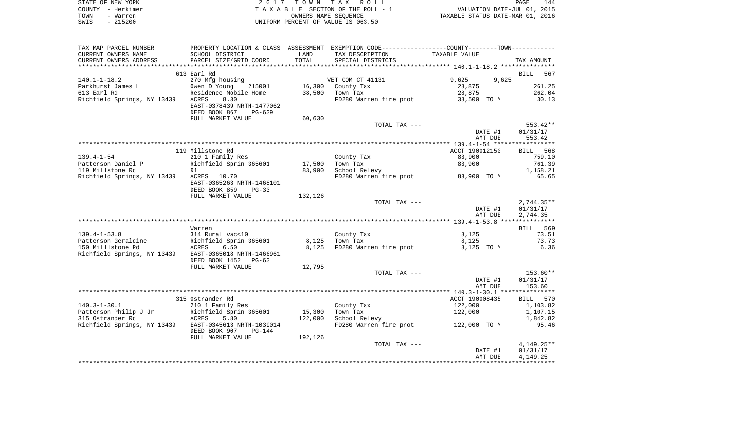STATE OF NEW YORK　　　　2017 TOWN TAX ROLL
COUNTY - Herkimer　　　　TAXABLE SECTION OF THE ROLL - 1　　　　VALUATION DATE-JUL 01, 2015
TOWN - Warren　　　　OWNERS NAME SEQUENCE　　　　TAXABLE STATUS DATE-MAR 01, 2016
SWIS - 215200　　　　UNIFORM PERCENT OF VALUE IS 063.50

| TAX MAP PARCEL NUMBER / CURRENT OWNERS NAME / CURRENT OWNERS ADDRESS | PROPERTY LOCATION & CLASS / SCHOOL DISTRICT / PARCEL SIZE/GRID COORD | ASSESSMENT LAND | TOTAL | EXEMPTION CODE / TAX DESCRIPTION / SPECIAL DISTRICTS | COUNTY TAXABLE VALUE | TOWN TAXABLE VALUE | TAX AMOUNT |
|---|---|---|---|---|---|---|---|
| 140.1-1-18.2 | 613 Earl Rd | | | | | | BILL 567 |
| Parkhurst James L | 270 Mfg housing | | | VET COM CT 41131 | 9,625 | 9,625 | |
| 613 Earl Rd | Owen D Young 215001 | 16,300 | | County Tax | 28,875 | | 261.25 |
| Richfield Springs, NY 13439 | Residence Mobile Home | | 38,500 | Town Tax | 28,875 | | 262.04 |
| | ACRES 8.30 | | | FD280 Warren fire prot | 38,500 TO M | | 30.13 |
| | EAST-0378439 NRTH-1477062 | | | | | | |
| | DEED BOOK 867 PG-639 | | | | | | |
| | FULL MARKET VALUE | 60,630 | | | | | |
| | | | | TOTAL TAX --- | | | 553.42** |
| | | | | | DATE #1 | | 01/31/17 |
| | | | | | AMT DUE | | 553.42 |
| 139.4-1-54 | 119 Millstone Rd | | | | ACCT 190012150 | | BILL 568 |
| Patterson Daniel P | 210 1 Family Res | | | County Tax | 83,900 | | 759.10 |
| 119 Millstone Rd | Richfield Sprin 365601 | 17,500 | | Town Tax | 83,900 | | 761.39 |
| Richfield Springs, NY 13439 | R1 | | 83,900 | School Relevy | | | 1,158.21 |
| | ACRES 10.70 | | | FD280 Warren fire prot | 83,900 TO M | | 65.65 |
| | EAST-0365263 NRTH-1468101 | | | | | | |
| | DEED BOOK 859 PG-33 | | | | | | |
| | FULL MARKET VALUE | 132,126 | | | | | |
| | | | | TOTAL TAX --- | | | 2,744.35** |
| | | | | | DATE #1 | | 01/31/17 |
| | | | | | AMT DUE | | 2,744.35 |
| 139.4-1-53.8 | Warren | | | | | | BILL 569 |
| Patterson Geraldine | 314 Rural vac<10 | | | County Tax | 8,125 | | 73.51 |
| 150 Milllstone Rd | Richfield Sprin 365601 | 8,125 | | Town Tax | 8,125 | | 73.73 |
| Richfield Springs, NY 13439 | ACRES 6.50 | | 8,125 | FD280 Warren fire prot | 8,125 TO M | | 6.36 |
| | EAST-0365018 NRTH-1466961 | | | | | | |
| | DEED BOOK 1452 PG-63 | | | | | | |
| | FULL MARKET VALUE | 12,795 | | | | | |
| | | | | TOTAL TAX --- | | | 153.60** |
| | | | | | DATE #1 | | 01/31/17 |
| | | | | | AMT DUE | | 153.60 |
| 140.3-1-30.1 | 315 Ostrander Rd | | | | ACCT 190008435 | | BILL 570 |
| Patterson Philip J Jr | 210 1 Family Res | | | County Tax | 122,000 | | 1,103.82 |
| 315 Ostrander Rd | Richfield Sprin 365601 | 15,300 | | Town Tax | 122,000 | | 1,107.15 |
| Richfield Springs, NY 13439 | ACRES 5.80 | | 122,000 | School Relevy | | | 1,842.82 |
| | EAST-0345613 NRTH-1039014 | | | FD280 Warren fire prot | 122,000 TO M | | 95.46 |
| | DEED BOOK 907 PG-144 | | | | | | |
| | FULL MARKET VALUE | 192,126 | | | | | |
| | | | | TOTAL TAX --- | | | 4,149.25** |
| | | | | | DATE #1 | | 01/31/17 |
| | | | | | AMT DUE | | 4,149.25 |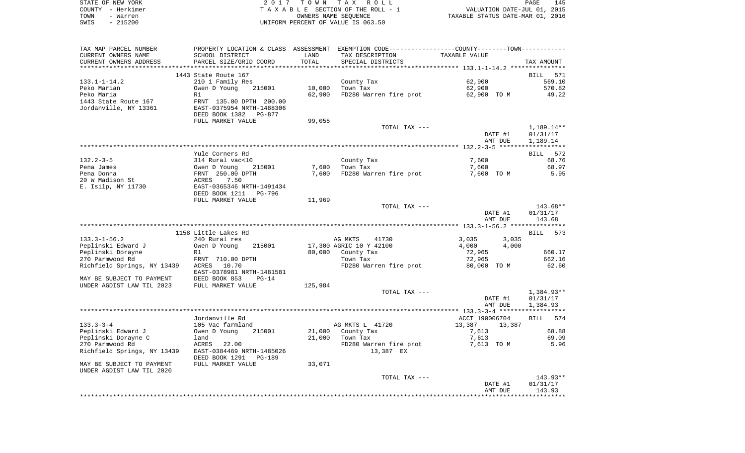STATE OF NEW YORK
COUNTY - Herkimer
TOWN - Warren
SWIS - 215200

2017 TOWN TAX ROLL
TAXABLE SECTION OF THE ROLL - 1
OWNERS NAME SEQUENCE
UNIFORM PERCENT OF VALUE IS 063.50

VALUATION DATE-JUL 01, 2015
TAXABLE STATUS DATE-MAR 01, 2016

| TAX MAP PARCEL NUMBER / CURRENT OWNERS NAME / CURRENT OWNERS ADDRESS | PROPERTY LOCATION & CLASS / SCHOOL DISTRICT / PARCEL SIZE/GRID COORD | ASSESSMENT LAND | TOTAL | EXEMPTION CODE / TAX DESCRIPTION / SPECIAL DISTRICTS | COUNTY TAXABLE VALUE | TOWN | TAX AMOUNT |
|---|---|---|---|---|---|---|---|
| **133.1-1-14.2** | 1443 State Route 167 | | | | | | BILL 571 |
| Peko Marian | 210 1 Family Res | | | County Tax | 62,900 | | 569.10 |
| Peko Maria | Owen D Young 215001 | 10,000 | | Town Tax | 62,900 | | 570.82 |
| 1443 State Route 167 | R1 | | 62,900 | FD280 Warren fire prot | 62,900 TO M | | 49.22 |
| Jordanville, NY 13361 | FRNT 135.00 DPTH 200.00 | | | | | | |
| | EAST-0375954 NRTH-1488306 | | | | | | |
| | DEED BOOK 1382 PG-877 | | | | | | |
| | FULL MARKET VALUE | 99,055 | | | | | |
| | | | | TOTAL TAX --- | | | 1,189.14** |
| | | | | | DATE #1 | | 01/31/17 |
| | | | | | AMT DUE | | 1,189.14 |
| **132.2-3-5** | Yule Corners Rd | | | | | | BILL 572 |
| Pena James | 314 Rural vac<10 | | | County Tax | 7,600 | | 68.76 |
| Pena Donna | Owen D Young 215001 | 7,600 | | Town Tax | 7,600 | | 68.97 |
| 20 W Madison St | FRNT 250.00 DPTH | | 7,600 | FD280 Warren fire prot | 7,600 TO M | | 5.95 |
| E. Isilp, NY 11730 | ACRES 7.50 | | | | | | |
| | EAST-0365346 NRTH-1491434 | | | | | | |
| | DEED BOOK 1211 PG-796 | | | | | | |
| | FULL MARKET VALUE | 11,969 | | | | | |
| | | | | TOTAL TAX --- | | | 143.68** |
| | | | | | DATE #1 | | 01/31/17 |
| | | | | | AMT DUE | | 143.68 |
| **133.3-1-56.2** | 1158 Little Lakes Rd | | | | | | BILL 573 |
| Peplinski Edward J | 240 Rural res | | | AG MKTS 41730 | 3,035 | 3,035 | |
| Peplinski Dorayne | Owen D Young 215001 | 17,300 | | AGRIC 10 Y 42100 | 4,000 | 4,000 | |
| 270 Parmwood Rd | R1 | | 80,000 | County Tax | 72,965 | | 660.17 |
| Richfield Springs, NY 13439 | FRNT 710.00 DPTH | | | Town Tax | 72,965 | | 662.16 |
| | ACRES 10.70 | | | FD280 Warren fire prot | 80,000 TO M | | 62.60 |
| | EAST-0378981 NRTH-1481581 | | | | | | |
| MAY BE SUBJECT TO PAYMENT | DEED BOOK 853 PG-14 | | | | | | |
| UNDER AGDIST LAW TIL 2023 | FULL MARKET VALUE | 125,984 | | | | | |
| | | | | TOTAL TAX --- | | | 1,384.93** |
| | | | | | DATE #1 | | 01/31/17 |
| | | | | | AMT DUE | | 1,384.93 |
| **133.3-3-4** | Jordanville Rd | | | | ACCT 190006704 | | BILL 574 |
| Peplinski Edward J | 105 Vac farmland | | | AG MKTS L 41720 | 13,387 | 13,387 | |
| Peplinski Dorayne C | Owen D Young 215001 | 21,000 | | County Tax | 7,613 | | 68.88 |
| 270 Parmwood Rd | land | | 21,000 | Town Tax | 7,613 | | 69.09 |
| Richfield Springs, NY 13439 | ACRES 22.00 | | | FD280 Warren fire prot | 7,613 TO M | | 5.96 |
| | EAST-0384469 NRTH-1485026 | | | 13,387 EX | | | |
| | DEED BOOK 1291 PG-189 | | | | | | |
| MAY BE SUBJECT TO PAYMENT | FULL MARKET VALUE | 33,071 | | | | | |
| UNDER AGDIST LAW TIL 2020 | | | | | | | |
| | | | | TOTAL TAX --- | | | 143.93** |
| | | | | | DATE #1 | | 01/31/17 |
| | | | | | AMT DUE | | 143.93 |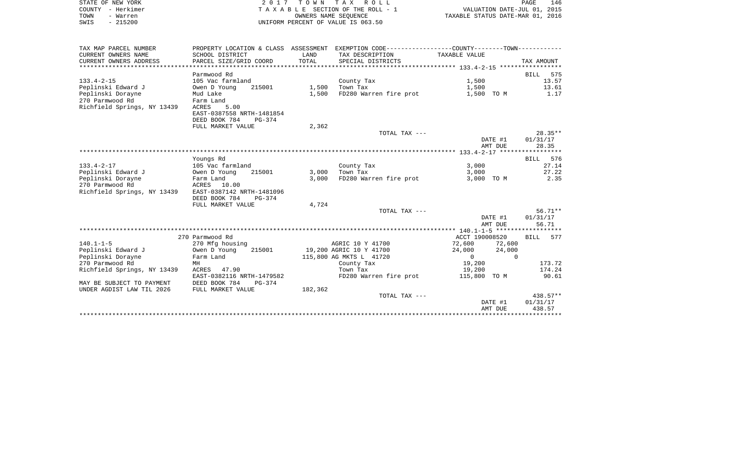STATE OF NEW YORK — 2017 TOWN TAX ROLL
COUNTY - Herkimer — TAXABLE SECTION OF THE ROLL - 1 — VALUATION DATE-JUL 01, 2015
TOWN - Warren — OWNERS NAME SEQUENCE — TAXABLE STATUS DATE-MAR 01, 2016
SWIS - 215200 — UNIFORM PERCENT OF VALUE IS 063.50

| TAX MAP PARCEL NUMBER / CURRENT OWNERS NAME / CURRENT OWNERS ADDRESS | PROPERTY LOCATION & CLASS / SCHOOL DISTRICT / PARCEL SIZE/GRID COORD | ASSESSMENT LAND / TOTAL | EXEMPTION CODE / TAX DESCRIPTION / SPECIAL DISTRICTS | COUNTY-TOWN TAXABLE VALUE | TAX AMOUNT |
|---|---|---|---|---|---|
| **133.4-2-15** | Parmwood Rd | | | | BILL 575 |
| 133.4-2-15 | 105 Vac farmland | | County Tax | 1,500 | 13.57 |
| Peplinski Edward J | Owen D Young 215001 | 1,500 | Town Tax | 1,500 | 13.61 |
| Peplinski Dorayne | Mud Lake | 1,500 | FD280 Warren fire prot | 1,500 TO M | 1.17 |
| 270 Parmwood Rd | Farm Land | | | | |
| Richfield Springs, NY 13439 | ACRES 5.00 | | | | |
| | EAST-0387558 NRTH-1481854 | | | | |
| | DEED BOOK 784 PG-374 | | | | |
| | FULL MARKET VALUE | 2,362 | | | |
| | | | TOTAL TAX --- | | 28.35** |
| | | | | DATE #1 | 01/31/17 |
| | | | | AMT DUE | 28.35 |
| **133.4-2-17** | Youngs Rd | | | | BILL 576 |
| 133.4-2-17 | 105 Vac farmland | | County Tax | 3,000 | 27.14 |
| Peplinski Edward J | Owen D Young 215001 | 3,000 | Town Tax | 3,000 | 27.22 |
| Peplinski Dorayne | Farm Land | 3,000 | FD280 Warren fire prot | 3,000 TO M | 2.35 |
| 270 Parmwood Rd | ACRES 10.00 | | | | |
| Richfield Springs, NY 13439 | EAST-0387142 NRTH-1481096 | | | | |
| | DEED BOOK 784 PG-374 | | | | |
| | FULL MARKET VALUE | 4,724 | | | |
| | | | TOTAL TAX --- | | 56.71** |
| | | | | DATE #1 | 01/31/17 |
| | | | | AMT DUE | 56.71 |
| **140.1-1-5** | 270 Parmwood Rd | | | ACCT 190008520 | BILL 577 |
| 140.1-1-5 | 270 Mfg housing | | AGRIC 10 Y 41700 | 72,600 72,600 | |
| Peplinski Edward J | Owen D Young 215001 | 19,200 | AGRIC 10 Y 41700 | 24,000 24,000 | |
| Peplinski Dorayne | Farm Land | 115,800 | AG MKTS L 41720 | 0 0 | |
| 270 Parmwood Rd | MH | | County Tax | 19,200 | 173.72 |
| Richfield Springs, NY 13439 | ACRES 47.90 | | Town Tax | 19,200 | 174.24 |
| | EAST-0382116 NRTH-1479582 | | FD280 Warren fire prot | 115,800 TO M | 90.61 |
| MAY BE SUBJECT TO PAYMENT | DEED BOOK 784 PG-374 | | | | |
| UNDER AGDIST LAW TIL 2026 | FULL MARKET VALUE | 182,362 | | | |
| | | | TOTAL TAX --- | | 438.57** |
| | | | | DATE #1 | 01/31/17 |
| | | | | AMT DUE | 438.57 |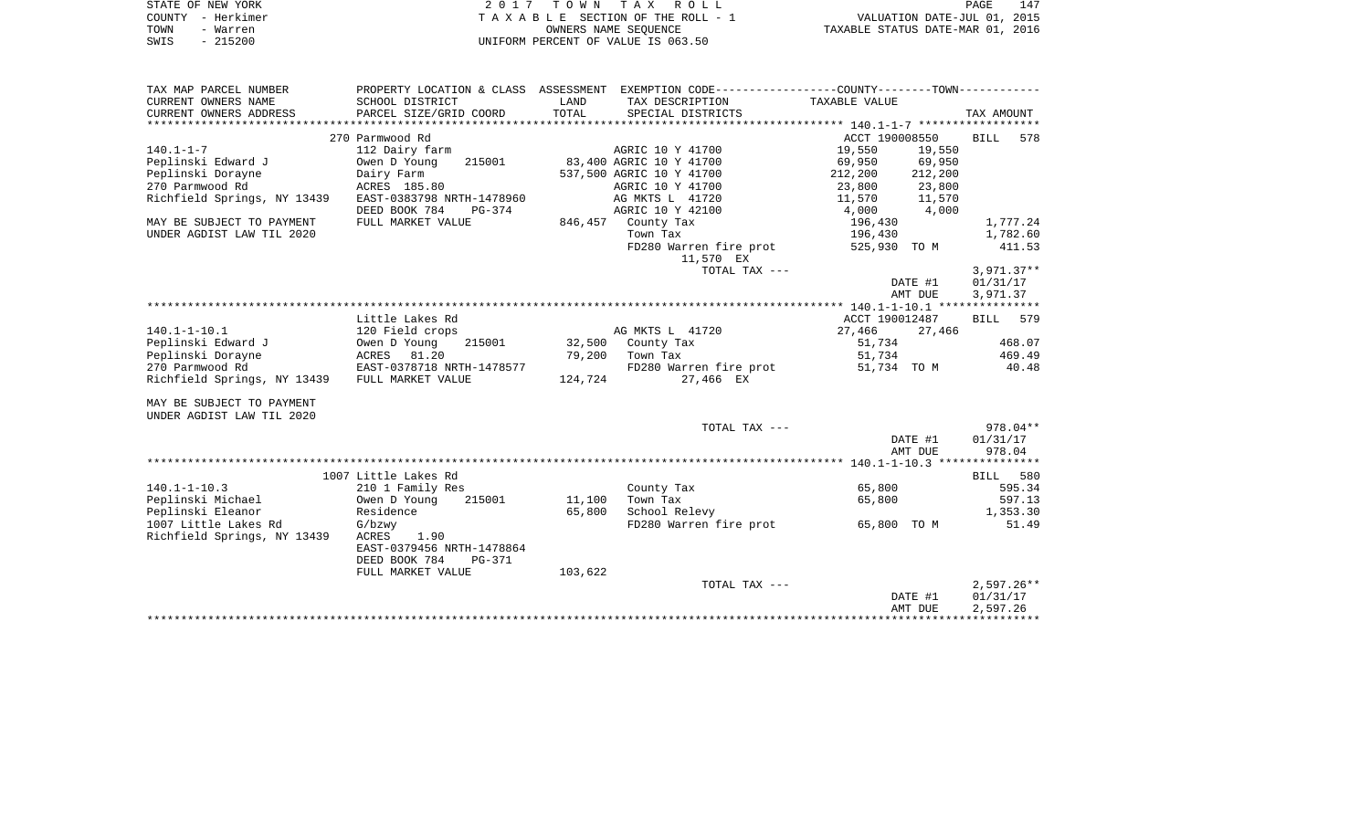STATE OF NEW YORK
COUNTY - Herkimer
TOWN - Warren
SWIS - 215200

2 0 1 7 T O W N T A X R O L L
T A X A B L E SECTION OF THE ROLL - 1
OWNERS NAME SEQUENCE
UNIFORM PERCENT OF VALUE IS 063.50

VALUATION DATE-JUL 01, 2015
TAXABLE STATUS DATE-MAR 01, 2016

| TAX MAP PARCEL NUMBER / CURRENT OWNERS NAME / CURRENT OWNERS ADDRESS | PROPERTY LOCATION & CLASS / SCHOOL DISTRICT / PARCEL SIZE/GRID COORD | ASSESSMENT LAND / TOTAL | EXEMPTION CODE / TAX DESCRIPTION / SPECIAL DISTRICTS | COUNTY TAXABLE VALUE | TOWN | TAX AMOUNT |
|---|---|---|---|---|---|---|
| **140.1-1-7** | 270 Parmwood Rd | | | ACCT 190008550 | | BILL 578 |
| 140.1-1-7 | 112 Dairy farm | | AGRIC 10 Y 41700 | 19,550 | 19,550 | |
| Peplinski Edward J | Owen D Young 215001 | 83,400 | AGRIC 10 Y 41700 | 69,950 | 69,950 | |
| Peplinski Dorayne | Dairy Farm | 537,500 | AGRIC 10 Y 41700 | 212,200 | 212,200 | |
| 270 Parmwood Rd | ACRES 185.80 | | AGRIC 10 Y 41700 | 23,800 | 23,800 | |
| Richfield Springs, NY 13439 | EAST-0383798 NRTH-1478960 | | AG MKTS L 41720 | 11,570 | 11,570 | |
| | DEED BOOK 784 PG-374 | | AGRIC 10 Y 42100 | 4,000 | 4,000 | |
| MAY BE SUBJECT TO PAYMENT | FULL MARKET VALUE | 846,457 | County Tax | 196,430 | | 1,777.24 |
| UNDER AGDIST LAW TIL 2020 | | | Town Tax | 196,430 | | 1,782.60 |
| | | | FD280 Warren fire prot | 525,930 TO M | | 411.53 |
| | | | 11,570 EX | | | |
| | | | TOTAL TAX --- | | | 3,971.37** |
| | | | | | DATE #1 | 01/31/17 |
| | | | | | AMT DUE | 3,971.37 |
| **140.1-1-10.1** | Little Lakes Rd | | | ACCT 190012487 | | BILL 579 |
| 140.1-1-10.1 | 120 Field crops | | AG MKTS L 41720 | 27,466 | 27,466 | |
| Peplinski Edward J | Owen D Young 215001 | 32,500 | County Tax | 51,734 | | 468.07 |
| Peplinski Dorayne | ACRES 81.20 | 79,200 | Town Tax | 51,734 | | 469.49 |
| 270 Parmwood Rd | EAST-0378718 NRTH-1478577 | | FD280 Warren fire prot | 51,734 TO M | | 40.48 |
| Richfield Springs, NY 13439 | FULL MARKET VALUE | 124,724 | 27,466 EX | | | |
| MAY BE SUBJECT TO PAYMENT | | | | | | |
| UNDER AGDIST LAW TIL 2020 | | | | | | |
| | | | TOTAL TAX --- | | | 978.04** |
| | | | | | DATE #1 | 01/31/17 |
| | | | | | AMT DUE | 978.04 |
| **140.1-1-10.3** | 1007 Little Lakes Rd | | | | | BILL 580 |
| 140.1-1-10.3 | 210 1 Family Res | | County Tax | 65,800 | | 595.34 |
| Peplinski Michael | Owen D Young 215001 | 11,100 | Town Tax | 65,800 | | 597.13 |
| Peplinski Eleanor | Residence | 65,800 | School Relevy | | | 1,353.30 |
| 1007 Little Lakes Rd | G/bzwy | | FD280 Warren fire prot | 65,800 TO M | | 51.49 |
| Richfield Springs, NY 13439 | ACRES 1.90 | | | | | |
| | EAST-0379456 NRTH-1478864 | | | | | |
| | DEED BOOK 784 PG-371 | | | | | |
| | FULL MARKET VALUE | 103,622 | | | | |
| | | | TOTAL TAX --- | | | 2,597.26** |
| | | | | | DATE #1 | 01/31/17 |
| | | | | | AMT DUE | 2,597.26 |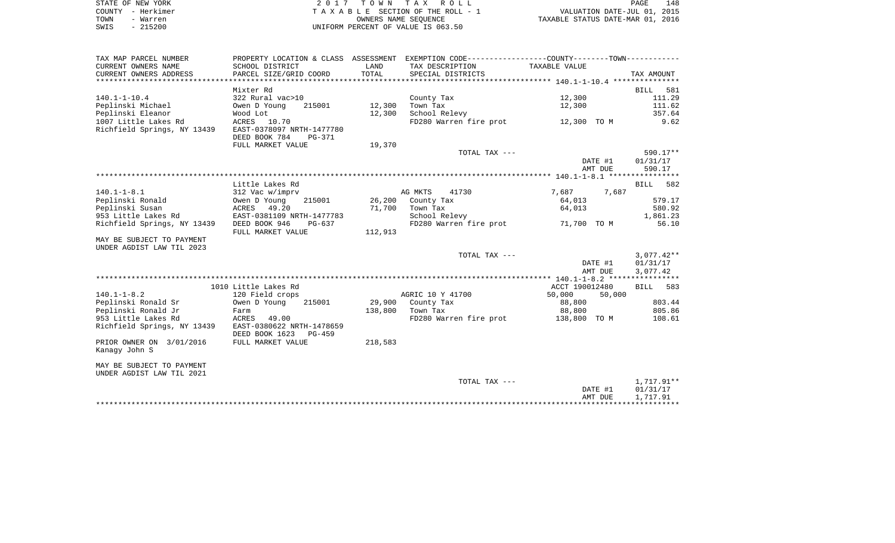STATE OF NEW YORK
COUNTY - Herkimer
TOWN - Warren
SWIS - 215200

2 0 1 7 T O W N T A X R O L L
T A X A B L E SECTION OF THE ROLL - 1
OWNERS NAME SEQUENCE
UNIFORM PERCENT OF VALUE IS 063.50

VALUATION DATE-JUL 01, 2015
TAXABLE STATUS DATE-MAR 01, 2016

| TAX MAP PARCEL NUMBER / CURRENT OWNERS NAME / CURRENT OWNERS ADDRESS | PROPERTY LOCATION & CLASS / SCHOOL DISTRICT / PARCEL SIZE/GRID COORD | ASSESSMENT LAND / TOTAL | EXEMPTION CODE / TAX DESCRIPTION / SPECIAL DISTRICTS | COUNTY / TOWN TAXABLE VALUE | TAX AMOUNT |
|---|---|---|---|---|---|
| **140.1-1-10.4** | Mixter Rd | | | | BILL 581 |
| 140.1-1-10.4 | 322 Rural vac>10 | | County Tax | 12,300 | 111.29 |
| Peplinski Michael | Owen D Young 215001 | 12,300 | Town Tax | 12,300 | 111.62 |
| Peplinski Eleanor | Wood Lot | 12,300 | School Relevy | | 357.64 |
| 1007 Little Lakes Rd | ACRES 10.70 | | FD280 Warren fire prot | 12,300 TO M | 9.62 |
| Richfield Springs, NY 13439 | EAST-0378097 NRTH-1477780 | | | | |
| | DEED BOOK 784 PG-371 | | | | |
| | FULL MARKET VALUE | 19,370 | | | |
| | | | TOTAL TAX --- | | 590.17** |
| | | | | DATE #1 | 01/31/17 |
| | | | | AMT DUE | 590.17 |
| **140.1-1-8.1** | Little Lakes Rd | | | | BILL 582 |
| 140.1-1-8.1 | 312 Vac w/imprv | | AG MKTS 41730 | 7,687 7,687 | |
| Peplinski Ronald | Owen D Young 215001 | 26,200 | County Tax | 64,013 | 579.17 |
| Peplinski Susan | ACRES 49.20 | 71,700 | Town Tax | 64,013 | 580.92 |
| 953 Little Lakes Rd | EAST-0381109 NRTH-1477783 | | School Relevy | | 1,861.23 |
| Richfield Springs, NY 13439 | DEED BOOK 946 PG-637 | | FD280 Warren fire prot | 71,700 TO M | 56.10 |
| | FULL MARKET VALUE | 112,913 | | | |
| MAY BE SUBJECT TO PAYMENT UNDER AGDIST LAW TIL 2023 | | | | | |
| | | | TOTAL TAX --- | | 3,077.42** |
| | | | | DATE #1 | 01/31/17 |
| | | | | AMT DUE | 3,077.42 |
| **140.1-1-8.2** | 1010 Little Lakes Rd | | | ACCT 190012480 | BILL 583 |
| 140.1-1-8.2 | 120 Field crops | | AGRIC 10 Y 41700 | 50,000 50,000 | |
| Peplinski Ronald Sr | Owen D Young 215001 | 29,900 | County Tax | 88,800 | 803.44 |
| Peplinski Ronald Jr | Farm | 138,800 | Town Tax | 88,800 | 805.86 |
| 953 Little Lakes Rd | ACRES 49.00 | | FD280 Warren fire prot | 138,800 TO M | 108.61 |
| Richfield Springs, NY 13439 | EAST-0380622 NRTH-1478659 | | | | |
| | DEED BOOK 1623 PG-459 | | | | |
| PRIOR OWNER ON 3/01/2016 Kanagy John S | FULL MARKET VALUE | 218,583 | | | |
| MAY BE SUBJECT TO PAYMENT UNDER AGDIST LAW TIL 2021 | | | | | |
| | | | TOTAL TAX --- | | 1,717.91** |
| | | | | DATE #1 | 01/31/17 |
| | | | | AMT DUE | 1,717.91 |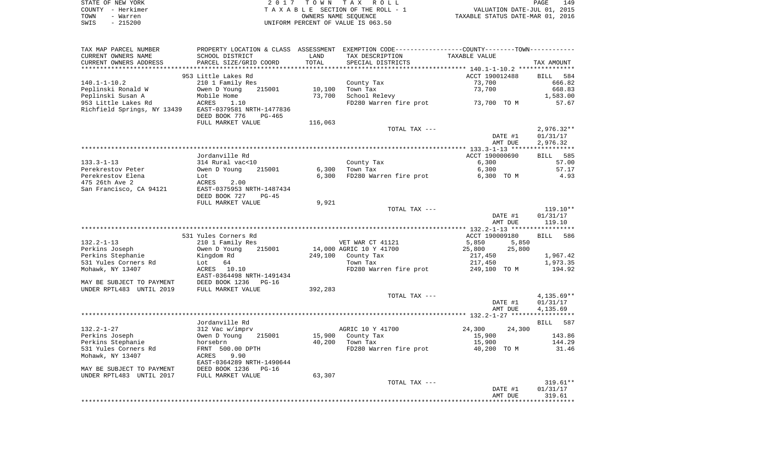STATE OF NEW YORK — 2017 TOWN TAX ROLL — PAGE 149
COUNTY - Herkimer — TAXABLE SECTION OF THE ROLL - 1 — VALUATION DATE-JUL 01, 2015
TOWN - Warren — OWNERS NAME SEQUENCE — TAXABLE STATUS DATE-MAR 01, 2016
SWIS - 215200 — UNIFORM PERCENT OF VALUE IS 063.50

| TAX MAP PARCEL NUMBER / CURRENT OWNERS NAME / CURRENT OWNERS ADDRESS | PROPERTY LOCATION & CLASS / SCHOOL DISTRICT / PARCEL SIZE/GRID COORD | ASSESSMENT LAND / TOTAL | EXEMPTION CODE / TAX DESCRIPTION / SPECIAL DISTRICTS | COUNTY / TOWN TAXABLE VALUE | TAX AMOUNT |
|---|---|---|---|---|---|
| | 953 Little Lakes Rd | | | ACCT 190012488 | BILL 584 |
| 140.1-1-10.2 | 210 1 Family Res | | County Tax | 73,700 | 666.82 |
| Peplinski Ronald W | Owen D Young 215001 | 10,100 | Town Tax | 73,700 | 668.83 |
| Peplinski Susan A | Mobile Home | 73,700 | School Relevy | | 1,583.00 |
| 953 Little Lakes Rd | ACRES 1.10 | | FD280 Warren fire prot | 73,700 TO M | 57.67 |
| Richfield Springs, NY 13439 | EAST-0379581 NRTH-1477836 | | | | |
| | DEED BOOK 776 PG-465 | | | | |
| | FULL MARKET VALUE | 116,063 | | | |
| | | | TOTAL TAX --- | | 2,976.32** |
| | | | | DATE #1 | 01/31/17 |
| | | | | AMT DUE | 2,976.32 |
| | Jordanville Rd | | | ACCT 190000690 | BILL 585 |
| 133.3-1-13 | 314 Rural vac<10 | | County Tax | 6,300 | 57.00 |
| Perekrestov Peter | Owen D Young 215001 | 6,300 | Town Tax | 6,300 | 57.17 |
| Perekrestov Elena | Lot | 6,300 | FD280 Warren fire prot | 6,300 TO M | 4.93 |
| 475 26th Ave 2 | ACRES 2.00 | | | | |
| San Francisco, CA 94121 | EAST-0375953 NRTH-1487434 | | | | |
| | DEED BOOK 727 PG-45 | | | | |
| | FULL MARKET VALUE | 9,921 | | | |
| | | | TOTAL TAX --- | | 119.10** |
| | | | | DATE #1 | 01/31/17 |
| | | | | AMT DUE | 119.10 |
| | 531 Yules Corners Rd | | | ACCT 190009180 | BILL 586 |
| 132.2-1-13 | 210 1 Family Res | | VET WAR CT 41121 | 5,850 5,850 | |
| Perkins Joseph | Owen D Young 215001 | 14,000 | AGRIC 10 Y 41700 | 25,800 25,800 | |
| Perkins Stephanie | Kingdom Rd | 249,100 | County Tax | 217,450 | 1,967.42 |
| 531 Yules Corners Rd | Lot 64 | | Town Tax | 217,450 | 1,973.35 |
| Mohawk, NY 13407 | ACRES 10.10 | | FD280 Warren fire prot | 249,100 TO M | 194.92 |
| | EAST-0364498 NRTH-1491434 | | | | |
| MAY BE SUBJECT TO PAYMENT | DEED BOOK 1236 PG-16 | | | | |
| UNDER RPTL483 UNTIL 2019 | FULL MARKET VALUE | 392,283 | | | |
| | | | TOTAL TAX --- | | 4,135.69** |
| | | | | DATE #1 | 01/31/17 |
| | | | | AMT DUE | 4,135.69 |
| | Jordanville Rd | | | | BILL 587 |
| 132.2-1-27 | 312 Vac w/imprv | | AGRIC 10 Y 41700 | 24,300 24,300 | |
| Perkins Joseph | Owen D Young 215001 | 15,900 | County Tax | 15,900 | 143.86 |
| Perkins Stephanie | horsebrn | 40,200 | Town Tax | 15,900 | 144.29 |
| 531 Yules Corners Rd | FRNT 500.00 DPTH | | FD280 Warren fire prot | 40,200 TO M | 31.46 |
| Mohawk, NY 13407 | ACRES 9.90 | | | | |
| | EAST-0364289 NRTH-1490644 | | | | |
| MAY BE SUBJECT TO PAYMENT | DEED BOOK 1236 PG-16 | | | | |
| UNDER RPTL483 UNTIL 2017 | FULL MARKET VALUE | 63,307 | | | |
| | | | TOTAL TAX --- | | 319.61** |
| | | | | DATE #1 | 01/31/17 |
| | | | | AMT DUE | 319.61 |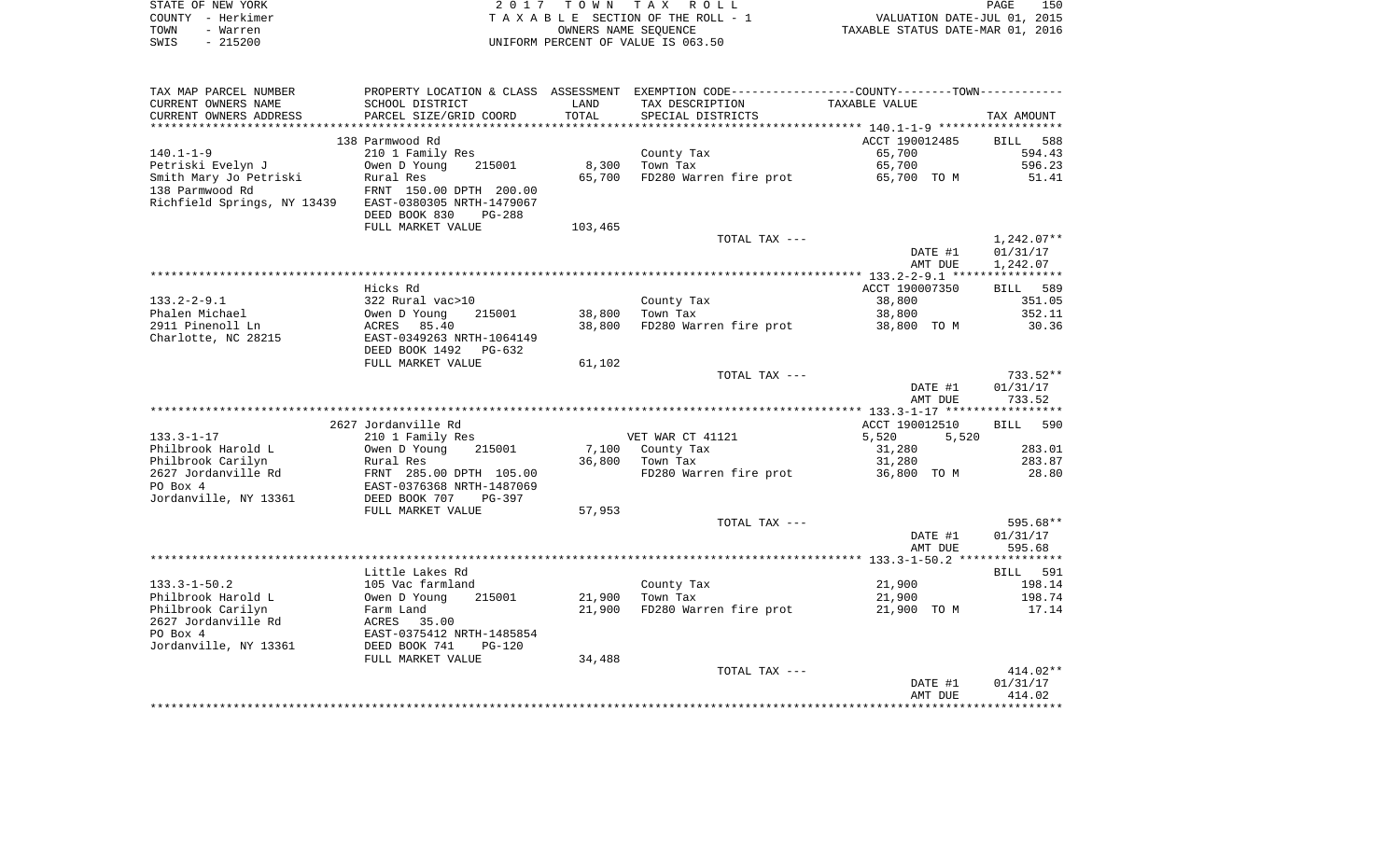STATE OF NEW YORK
COUNTY - Herkimer
TOWN - Warren
SWIS - 215200

2017 TOWN TAX ROLL
TAXABLE SECTION OF THE ROLL - 1
OWNERS NAME SEQUENCE
UNIFORM PERCENT OF VALUE IS 063.50

VALUATION DATE-JUL 01, 2015
TAXABLE STATUS DATE-MAR 01, 2016

| TAX MAP PARCEL NUMBER / CURRENT OWNERS NAME / CURRENT OWNERS ADDRESS | PROPERTY LOCATION & CLASS / SCHOOL DISTRICT / PARCEL SIZE/GRID COORD | ASSESSMENT LAND / TOTAL | EXEMPTION CODE / TAX DESCRIPTION / SPECIAL DISTRICTS | COUNTY / TOWN TAXABLE VALUE | TAX AMOUNT |
|---|---|---|---|---|---|
| | 138 Parmwood Rd | | | ACCT 190012485 | BILL 588 |
| 140.1-1-9 | 210 1 Family Res | | County Tax | 65,700 | 594.43 |
| Petriski Evelyn J | Owen D Young 215001 | 8,300 | Town Tax | 65,700 | 596.23 |
| Smith Mary Jo Petriski | Rural Res | 65,700 | FD280 Warren fire prot | 65,700 TO M | 51.41 |
| 138 Parmwood Rd | FRNT 150.00 DPTH 200.00 | | | | |
| Richfield Springs, NY 13439 | EAST-0380305 NRTH-1479067 | | | | |
| | DEED BOOK 830 PG-288 | | | | |
| | FULL MARKET VALUE | 103,465 | | | |
| | | | TOTAL TAX --- | | 1,242.07** |
| | | | | DATE #1 | 01/31/17 |
| | | | | AMT DUE | 1,242.07 |
| | Hicks Rd | | | ACCT 190007350 | BILL 589 |
| 133.2-2-9.1 | 322 Rural vac>10 | | County Tax | 38,800 | 351.05 |
| Phalen Michael | Owen D Young 215001 | 38,800 | Town Tax | 38,800 | 352.11 |
| 2911 Pinenoll Ln | ACRES 85.40 | 38,800 | FD280 Warren fire prot | 38,800 TO M | 30.36 |
| Charlotte, NC 28215 | EAST-0349263 NRTH-1064149 | | | | |
| | DEED BOOK 1492 PG-632 | | | | |
| | FULL MARKET VALUE | 61,102 | | | |
| | | | TOTAL TAX --- | | 733.52** |
| | | | | DATE #1 | 01/31/17 |
| | | | | AMT DUE | 733.52 |
| | 2627 Jordanville Rd | | | ACCT 190012510 | BILL 590 |
| 133.3-1-17 | 210 1 Family Res | | VET WAR CT 41121 | 5,520 5,520 | |
| Philbrook Harold L | Owen D Young 215001 | 7,100 | County Tax | 31,280 | 283.01 |
| Philbrook Carilyn | Rural Res | 36,800 | Town Tax | 31,280 | 283.87 |
| 2627 Jordanville Rd | FRNT 285.00 DPTH 105.00 | | FD280 Warren fire prot | 36,800 TO M | 28.80 |
| PO Box 4 | EAST-0376368 NRTH-1487069 | | | | |
| Jordanville, NY 13361 | DEED BOOK 707 PG-397 | | | | |
| | FULL MARKET VALUE | 57,953 | | | |
| | | | TOTAL TAX --- | | 595.68** |
| | | | | DATE #1 | 01/31/17 |
| | | | | AMT DUE | 595.68 |
| | Little Lakes Rd | | | | BILL 591 |
| 133.3-1-50.2 | 105 Vac farmland | | County Tax | 21,900 | 198.14 |
| Philbrook Harold L | Owen D Young 215001 | 21,900 | Town Tax | 21,900 | 198.74 |
| Philbrook Carilyn | Farm Land | 21,900 | FD280 Warren fire prot | 21,900 TO M | 17.14 |
| 2627 Jordanville Rd | ACRES 35.00 | | | | |
| PO Box 4 | EAST-0375412 NRTH-1485854 | | | | |
| Jordanville, NY 13361 | DEED BOOK 741 PG-120 | | | | |
| | FULL MARKET VALUE | 34,488 | | | |
| | | | TOTAL TAX --- | | 414.02** |
| | | | | DATE #1 | 01/31/17 |
| | | | | AMT DUE | 414.02 |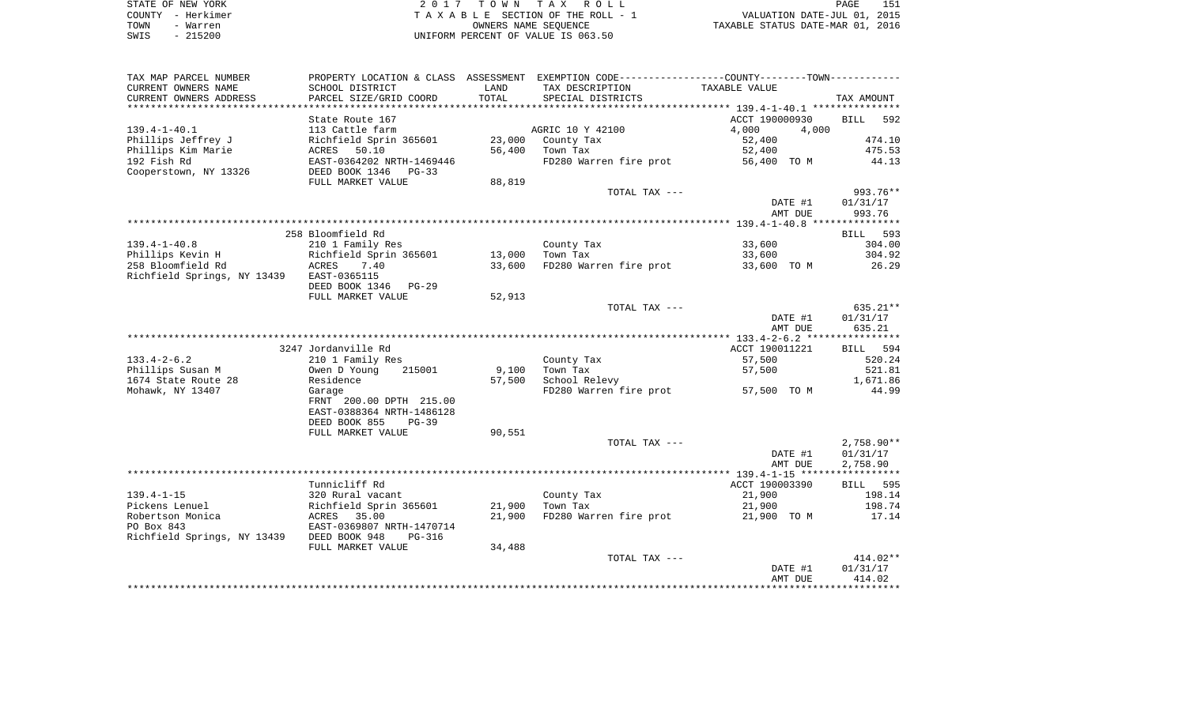STATE OF NEW YORK
COUNTY - Herkimer
TOWN - Warren
SWIS - 215200

2 0 1 7 T O W N T A X R O L L
T A X A B L E SECTION OF THE ROLL - 1
OWNERS NAME SEQUENCE
UNIFORM PERCENT OF VALUE IS 063.50

VALUATION DATE-JUL 01, 2015
TAXABLE STATUS DATE-MAR 01, 2016

| TAX MAP PARCEL NUMBER / CURRENT OWNERS NAME / CURRENT OWNERS ADDRESS | PROPERTY LOCATION & CLASS / SCHOOL DISTRICT / PARCEL SIZE/GRID COORD | ASSESSMENT LAND | TOTAL | EXEMPTION CODE / TAX DESCRIPTION / SPECIAL DISTRICTS | COUNTY / TOWN TAXABLE VALUE | TAX AMOUNT |
|---|---|---|---|---|---|---|
| 139.4-1-40.1 | State Route 167 | | | | ACCT 190000930 | BILL 592 |
| | 113 Cattle farm | | | AGRIC 10 Y 42100 | 4,000 4,000 | |
| Phillips Jeffrey J | Richfield Sprin 365601 | 23,000 | | County Tax | 52,400 | 474.10 |
| Phillips Kim Marie | ACRES 50.10 | | 56,400 | Town Tax | 52,400 | 475.53 |
| 192 Fish Rd | EAST-0364202 NRTH-1469446 | | | FD280 Warren fire prot | 56,400 TO M | 44.13 |
| Cooperstown, NY 13326 | DEED BOOK 1346 PG-33 | | | | | |
| | FULL MARKET VALUE | 88,819 | | | | |
| | | | | TOTAL TAX --- | | 993.76** |
| | | | | | DATE #1 | 01/31/17 |
| | | | | | AMT DUE | 993.76 |
| 139.4-1-40.8 | 258 Bloomfield Rd | | | | | BILL 593 |
| | 210 1 Family Res | | | County Tax | 33,600 | 304.00 |
| Phillips Kevin H | Richfield Sprin 365601 | 13,000 | | Town Tax | 33,600 | 304.92 |
| 258 Bloomfield Rd | ACRES 7.40 | | 33,600 | FD280 Warren fire prot | 33,600 TO M | 26.29 |
| Richfield Springs, NY 13439 | EAST-0365115 | | | | | |
| | DEED BOOK 1346 PG-29 | | | | | |
| | FULL MARKET VALUE | 52,913 | | | | |
| | | | | TOTAL TAX --- | | 635.21** |
| | | | | | DATE #1 | 01/31/17 |
| | | | | | AMT DUE | 635.21 |
| 133.4-2-6.2 | 3247 Jordanville Rd | | | | ACCT 190011221 | BILL 594 |
| | 210 1 Family Res | | | County Tax | 57,500 | 520.24 |
| Phillips Susan M | Owen D Young 215001 | 9,100 | | Town Tax | 57,500 | 521.81 |
| 1674 State Route 28 | Residence | | 57,500 | School Relevy | | 1,671.86 |
| Mohawk, NY 13407 | Garage | | | FD280 Warren fire prot | 57,500 TO M | 44.99 |
| | FRNT 200.00 DPTH 215.00 | | | | | |
| | EAST-0388364 NRTH-1486128 | | | | | |
| | DEED BOOK 855 PG-39 | | | | | |
| | FULL MARKET VALUE | 90,551 | | | | |
| | | | | TOTAL TAX --- | | 2,758.90** |
| | | | | | DATE #1 | 01/31/17 |
| | | | | | AMT DUE | 2,758.90 |
| 139.4-1-15 | Tunnicliff Rd | | | | ACCT 190003390 | BILL 595 |
| | 320 Rural vacant | | | County Tax | 21,900 | 198.14 |
| Pickens Lenuel | Richfield Sprin 365601 | 21,900 | | Town Tax | 21,900 | 198.74 |
| Robertson Monica | ACRES 35.00 | | 21,900 | FD280 Warren fire prot | 21,900 TO M | 17.14 |
| PO Box 843 | EAST-0369807 NRTH-1470714 | | | | | |
| Richfield Springs, NY 13439 | DEED BOOK 948 PG-316 | | | | | |
| | FULL MARKET VALUE | 34,488 | | | | |
| | | | | TOTAL TAX --- | | 414.02** |
| | | | | | DATE #1 | 01/31/17 |
| | | | | | AMT DUE | 414.02 |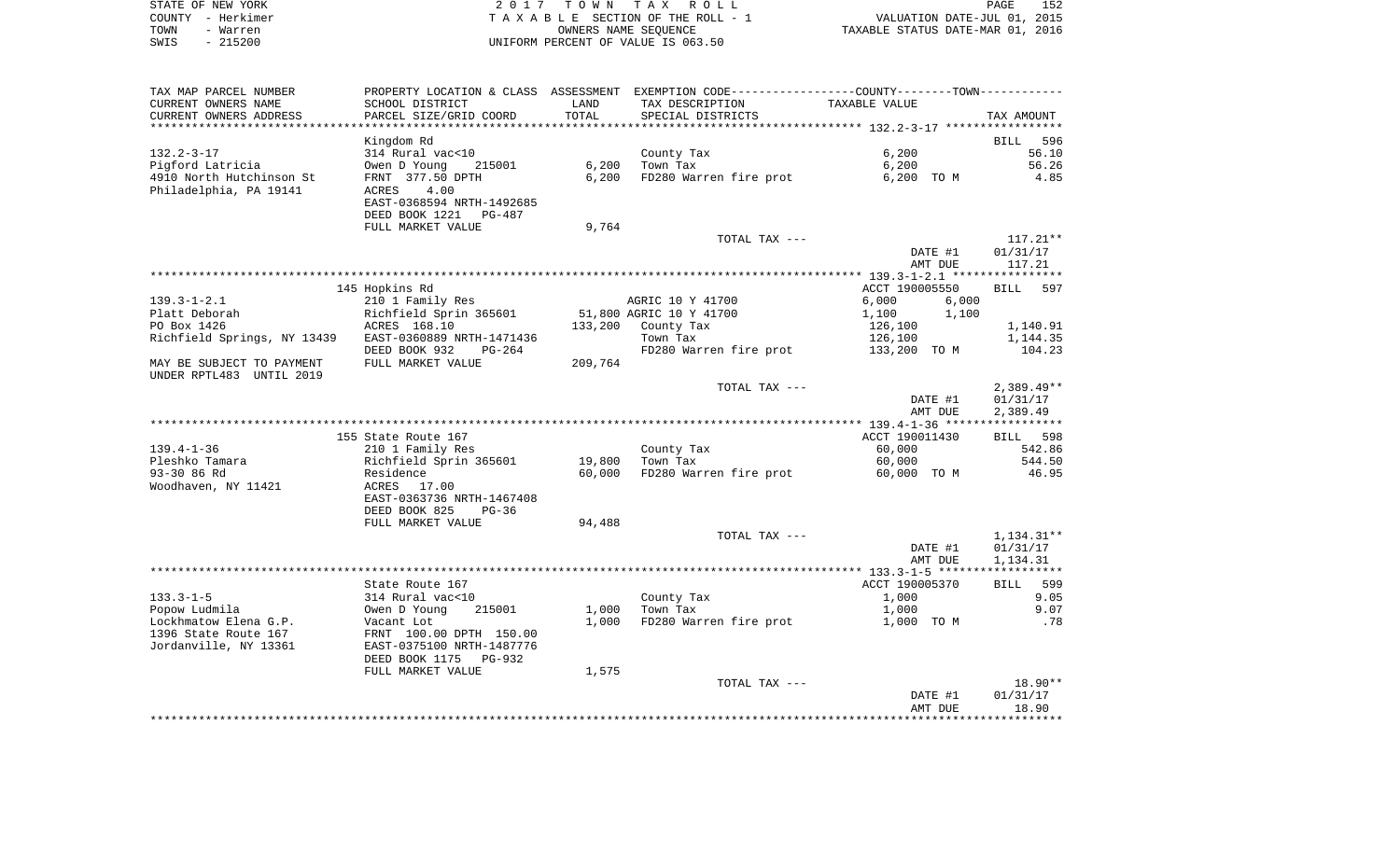STATE OF NEW YORK
COUNTY - Herkimer
TOWN - Warren
SWIS - 215200

2 0 1 7 T O W N T A X R O L L
T A X A B L E SECTION OF THE ROLL - 1
OWNERS NAME SEQUENCE
UNIFORM PERCENT OF VALUE IS 063.50

VALUATION DATE-JUL 01, 2015
TAXABLE STATUS DATE-MAR 01, 2016

| TAX MAP PARCEL NUMBER<br>CURRENT OWNERS NAME<br>CURRENT OWNERS ADDRESS | PROPERTY LOCATION & CLASS<br>SCHOOL DISTRICT<br>PARCEL SIZE/GRID COORD | ASSESSMENT<br>LAND<br>TOTAL | EXEMPTION CODE-----COUNTY-----TOWN-----<br>TAX DESCRIPTION<br>SPECIAL DISTRICTS | TAXABLE VALUE | TAX AMOUNT |
|---|---|---|---|---|---|
| **132.2-3-17** | | | | | |
| | Kingdom Rd | | | | BILL 596 |
| 132.2-3-17 | 314 Rural vac<10 | | County Tax | 6,200 | 56.10 |
| Pigford Latricia | Owen D Young 215001 | 6,200 | Town Tax | 6,200 | 56.26 |
| 4910 North Hutchinson St | FRNT 377.50 DPTH | 6,200 | FD280 Warren fire prot | 6,200 TO M | 4.85 |
| Philadelphia, PA 19141 | ACRES 4.00 | | | | |
| | EAST-0368594 NRTH-1492685 | | | | |
| | DEED BOOK 1221 PG-487 | | | | |
| | FULL MARKET VALUE | 9,764 | | | |
| | | | TOTAL TAX --- | | 117.21** |
| | | | | DATE #1 | 01/31/17 |
| | | | | AMT DUE | 117.21 |
| **139.3-1-2.1** | | | | | |
| | 145 Hopkins Rd | | | ACCT 190005550 | BILL 597 |
| 139.3-1-2.1 | 210 1 Family Res | | AGRIC 10 Y 41700 | 6,000 6,000 | |
| Platt Deborah | Richfield Sprin 365601 | 51,800 | AGRIC 10 Y 41700 | 1,100 1,100 | |
| PO Box 1426 | ACRES 168.10 | 133,200 | County Tax | 126,100 | 1,140.91 |
| Richfield Springs, NY 13439 | EAST-0360889 NRTH-1471436 | | Town Tax | 126,100 | 1,144.35 |
| | DEED BOOK 932 PG-264 | | FD280 Warren fire prot | 133,200 TO M | 104.23 |
| MAY BE SUBJECT TO PAYMENT | FULL MARKET VALUE | 209,764 | | | |
| UNDER RPTL483 UNTIL 2019 | | | | | |
| | | | TOTAL TAX --- | | 2,389.49** |
| | | | | DATE #1 | 01/31/17 |
| | | | | AMT DUE | 2,389.49 |
| **139.4-1-36** | | | | | |
| | 155 State Route 167 | | | ACCT 190011430 | BILL 598 |
| 139.4-1-36 | 210 1 Family Res | | County Tax | 60,000 | 542.86 |
| Pleshko Tamara | Richfield Sprin 365601 | 19,800 | Town Tax | 60,000 | 544.50 |
| 93-30 86 Rd | Residence | 60,000 | FD280 Warren fire prot | 60,000 TO M | 46.95 |
| Woodhaven, NY 11421 | ACRES 17.00 | | | | |
| | EAST-0363736 NRTH-1467408 | | | | |
| | DEED BOOK 825 PG-36 | | | | |
| | FULL MARKET VALUE | 94,488 | | | |
| | | | TOTAL TAX --- | | 1,134.31** |
| | | | | DATE #1 | 01/31/17 |
| | | | | AMT DUE | 1,134.31 |
| **133.3-1-5** | | | | | |
| | State Route 167 | | | ACCT 190005370 | BILL 599 |
| 133.3-1-5 | 314 Rural vac<10 | | County Tax | 1,000 | 9.05 |
| Popow Ludmila | Owen D Young 215001 | 1,000 | Town Tax | 1,000 | 9.07 |
| Lockhmatow Elena G.P. | Vacant Lot | 1,000 | FD280 Warren fire prot | 1,000 TO M | .78 |
| 1396 State Route 167 | FRNT 100.00 DPTH 150.00 | | | | |
| Jordanville, NY 13361 | EAST-0375100 NRTH-1487776 | | | | |
| | DEED BOOK 1175 PG-932 | | | | |
| | FULL MARKET VALUE | 1,575 | | | |
| | | | TOTAL TAX --- | | 18.90** |
| | | | | DATE #1 | 01/31/17 |
| | | | | AMT DUE | 18.90 |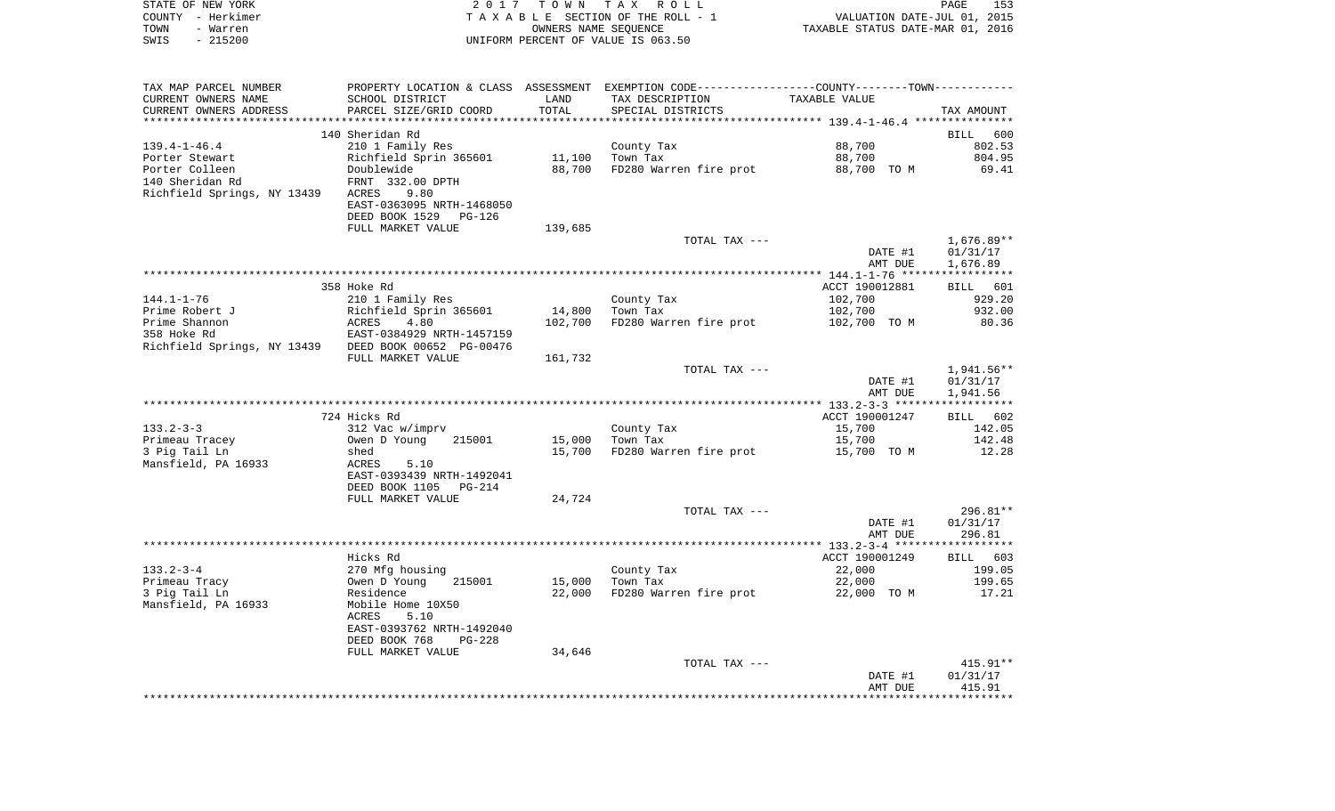STATE OF NEW YORK — COUNTY - Herkimer — TOWN - Warren — SWIS - 215200

2017 TOWN TAX ROLL
TAXABLE SECTION OF THE ROLL - 1
OWNERS NAME SEQUENCE
UNIFORM PERCENT OF VALUE IS 063.50

VALUATION DATE-JUL 01, 2015
TAXABLE STATUS DATE-MAR 01, 2016

| TAX MAP PARCEL NUMBER / CURRENT OWNERS NAME / CURRENT OWNERS ADDRESS | PROPERTY LOCATION & CLASS / SCHOOL DISTRICT / PARCEL SIZE/GRID COORD | ASSESSMENT LAND / TOTAL | EXEMPTION CODE / TAX DESCRIPTION / SPECIAL DISTRICTS | COUNTY--------TOWN TAXABLE VALUE | TAX AMOUNT |
|---|---|---|---|---|---|
| 139.4-1-46.4 | 140 Sheridan Rd | | | | BILL 600 |
| | 210 1 Family Res | | County Tax | 88,700 | 802.53 |
| Porter Stewart | Richfield Sprin 365601 | 11,100 | Town Tax | 88,700 | 804.95 |
| Porter Colleen | Doublewide | 88,700 | FD280 Warren fire prot | 88,700 TO M | 69.41 |
| 140 Sheridan Rd | FRNT 332.00 DPTH | | | | |
| Richfield Springs, NY 13439 | ACRES 9.80 | | | | |
| | EAST-0363095 NRTH-1468050 | | | | |
| | DEED BOOK 1529 PG-126 | | | | |
| | FULL MARKET VALUE | 139,685 | | | |
| | | | TOTAL TAX --- | | 1,676.89** |
| | | | | DATE #1 | 01/31/17 |
| | | | | AMT DUE | 1,676.89 |
| 144.1-1-76 | 358 Hoke Rd | | | ACCT 190012881 | BILL 601 |
| | 210 1 Family Res | | County Tax | 102,700 | 929.20 |
| Prime Robert J | Richfield Sprin 365601 | 14,800 | Town Tax | 102,700 | 932.00 |
| Prime Shannon | ACRES 4.80 | 102,700 | FD280 Warren fire prot | 102,700 TO M | 80.36 |
| 358 Hoke Rd | EAST-0384929 NRTH-1457159 | | | | |
| Richfield Springs, NY 13439 | DEED BOOK 00652 PG-00476 | | | | |
| | FULL MARKET VALUE | 161,732 | | | |
| | | | TOTAL TAX --- | | 1,941.56** |
| | | | | DATE #1 | 01/31/17 |
| | | | | AMT DUE | 1,941.56 |
| 133.2-3-3 | 724 Hicks Rd | | | ACCT 190001247 | BILL 602 |
| | 312 Vac w/imprv | | County Tax | 15,700 | 142.05 |
| Primeau Tracey | Owen D Young 215001 | 15,000 | Town Tax | 15,700 | 142.48 |
| 3 Pig Tail Ln | shed | 15,700 | FD280 Warren fire prot | 15,700 TO M | 12.28 |
| Mansfield, PA 16933 | ACRES 5.10 | | | | |
| | EAST-0393439 NRTH-1492041 | | | | |
| | DEED BOOK 1105 PG-214 | | | | |
| | FULL MARKET VALUE | 24,724 | | | |
| | | | TOTAL TAX --- | | 296.81** |
| | | | | DATE #1 | 01/31/17 |
| | | | | AMT DUE | 296.81 |
| 133.2-3-4 | Hicks Rd | | | ACCT 190001249 | BILL 603 |
| | 270 Mfg housing | | County Tax | 22,000 | 199.05 |
| Primeau Tracy | Owen D Young 215001 | 15,000 | Town Tax | 22,000 | 199.65 |
| 3 Pig Tail Ln | Residence | 22,000 | FD280 Warren fire prot | 22,000 TO M | 17.21 |
| Mansfield, PA 16933 | Mobile Home 10X50 | | | | |
| | ACRES 5.10 | | | | |
| | EAST-0393762 NRTH-1492040 | | | | |
| | DEED BOOK 768 PG-228 | | | | |
| | FULL MARKET VALUE | 34,646 | | | |
| | | | TOTAL TAX --- | | 415.91** |
| | | | | DATE #1 | 01/31/17 |
| | | | | AMT DUE | 415.91 |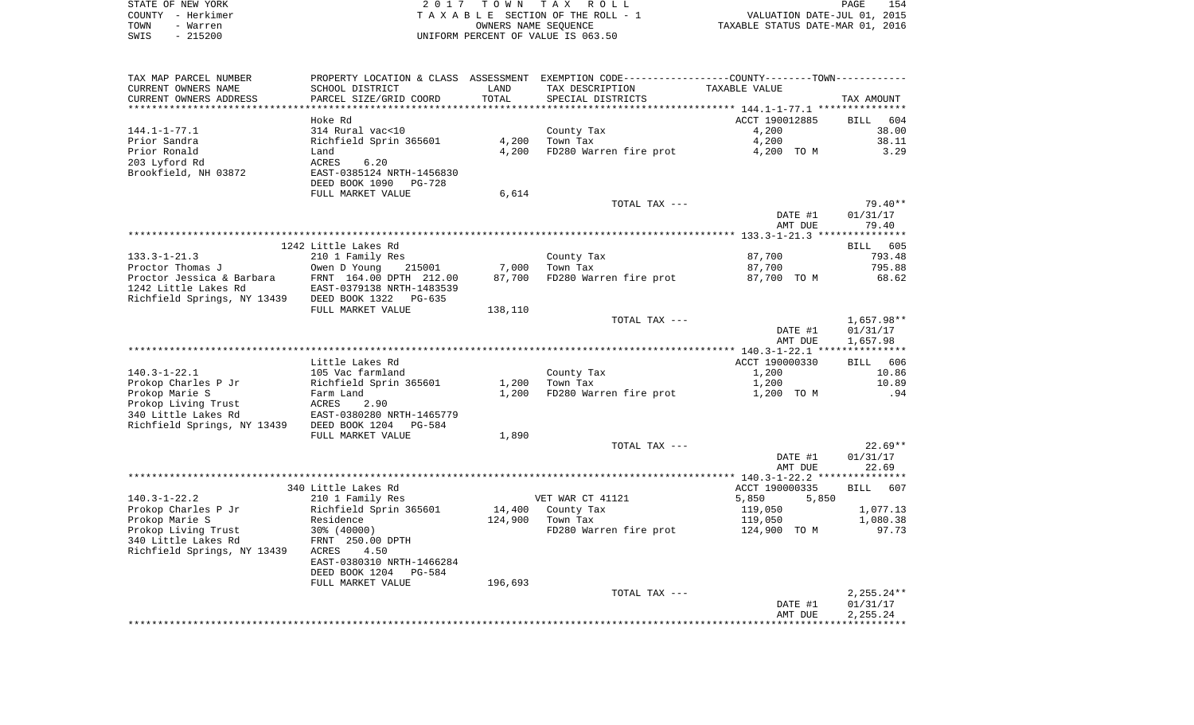STATE OF NEW YORK
COUNTY - Herkimer
TOWN - Warren
SWIS - 215200

2 0 1 7 T O W N T A X R O L L
T A X A B L E SECTION OF THE ROLL - 1
OWNERS NAME SEQUENCE
UNIFORM PERCENT OF VALUE IS 063.50

VALUATION DATE-JUL 01, 2015
TAXABLE STATUS DATE-MAR 01, 2016

| TAX MAP PARCEL NUMBER / CURRENT OWNERS NAME / CURRENT OWNERS ADDRESS | PROPERTY LOCATION & CLASS / SCHOOL DISTRICT / PARCEL SIZE/GRID COORD | ASSESSMENT LAND / TOTAL | EXEMPTION CODE / TAX DESCRIPTION / SPECIAL DISTRICTS | COUNTY--------TOWN / TAXABLE VALUE | TAX AMOUNT |
|---|---|---|---|---|---|
| 144.1-1-77.1 | Hoke Rd | | | ACCT 190012885 | BILL 604 |
| 144.1-1-77.1 | 314 Rural vac<10 | | County Tax | 4,200 | 38.00 |
| Prior Sandra | Richfield Sprin 365601 | 4,200 | Town Tax | 4,200 | 38.11 |
| Prior Ronald | Land | 4,200 | FD280 Warren fire prot | 4,200 TO M | 3.29 |
| 203 Lyford Rd | ACRES 6.20 | | | | |
| Brookfield, NH 03872 | EAST-0385124 NRTH-1456830 | | | | |
| | DEED BOOK 1090 PG-728 | | | | |
| | FULL MARKET VALUE | 6,614 | | | |
| | | | TOTAL TAX --- | | 79.40** |
| | | | | DATE #1 | 01/31/17 |
| | | | | AMT DUE | 79.40 |
| 133.3-1-21.3 | 1242 Little Lakes Rd | | | | BILL 605 |
| 133.3-1-21.3 | 210 1 Family Res | | County Tax | 87,700 | 793.48 |
| Proctor Thomas J | Owen D Young 215001 | 7,000 | Town Tax | 87,700 | 795.88 |
| Proctor Jessica & Barbara | FRNT 164.00 DPTH 212.00 | 87,700 | FD280 Warren fire prot | 87,700 TO M | 68.62 |
| 1242 Little Lakes Rd | EAST-0379138 NRTH-1483539 | | | | |
| Richfield Springs, NY 13439 | DEED BOOK 1322 PG-635 | | | | |
| | FULL MARKET VALUE | 138,110 | | | |
| | | | TOTAL TAX --- | | 1,657.98** |
| | | | | DATE #1 | 01/31/17 |
| | | | | AMT DUE | 1,657.98 |
| 140.3-1-22.1 | Little Lakes Rd | | | ACCT 190000330 | BILL 606 |
| 140.3-1-22.1 | 105 Vac farmland | | County Tax | 1,200 | 10.86 |
| Prokop Charles P Jr | Richfield Sprin 365601 | 1,200 | Town Tax | 1,200 | 10.89 |
| Prokop Marie S | Farm Land | 1,200 | FD280 Warren fire prot | 1,200 TO M | .94 |
| Prokop Living Trust | ACRES 2.90 | | | | |
| 340 Little Lakes Rd | EAST-0380280 NRTH-1465779 | | | | |
| Richfield Springs, NY 13439 | DEED BOOK 1204 PG-584 | | | | |
| | FULL MARKET VALUE | 1,890 | | | |
| | | | TOTAL TAX --- | | 22.69** |
| | | | | DATE #1 | 01/31/17 |
| | | | | AMT DUE | 22.69 |
| 140.3-1-22.2 | 340 Little Lakes Rd | | | ACCT 190000335 | BILL 607 |
| 140.3-1-22.2 | 210 1 Family Res | | VET WAR CT 41121 | 5,850 5,850 | |
| Prokop Charles P Jr | Richfield Sprin 365601 | 14,400 | County Tax | 119,050 | 1,077.13 |
| Prokop Marie S | Residence | 124,900 | Town Tax | 119,050 | 1,080.38 |
| Prokop Living Trust | 30% (40000) | | FD280 Warren fire prot | 124,900 TO M | 97.73 |
| 340 Little Lakes Rd | FRNT 250.00 DPTH | | | | |
| Richfield Springs, NY 13439 | ACRES 4.50 | | | | |
| | EAST-0380310 NRTH-1466284 | | | | |
| | DEED BOOK 1204 PG-584 | | | | |
| | FULL MARKET VALUE | 196,693 | | | |
| | | | TOTAL TAX --- | | 2,255.24** |
| | | | | DATE #1 | 01/31/17 |
| | | | | AMT DUE | 2,255.24 |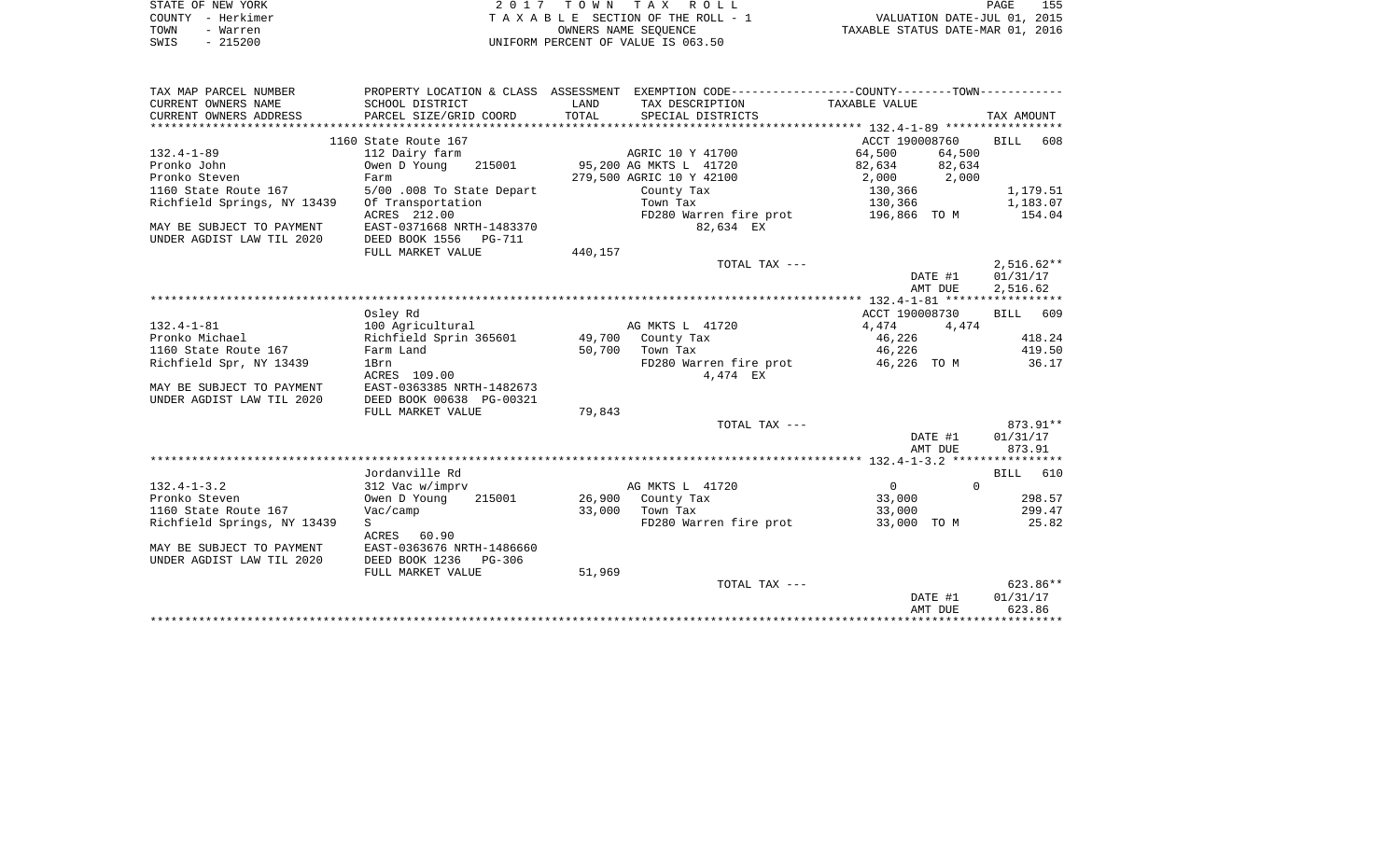STATE OF NEW YORK
COUNTY - Herkimer
TOWN - Warren
SWIS - 215200

2017 TOWN TAX ROLL
TAXABLE SECTION OF THE ROLL - 1
OWNERS NAME SEQUENCE
UNIFORM PERCENT OF VALUE IS 063.50

VALUATION DATE-JUL 01, 2015
TAXABLE STATUS DATE-MAR 01, 2016

| TAX MAP PARCEL NUMBER<br>CURRENT OWNERS NAME<br>CURRENT OWNERS ADDRESS | PROPERTY LOCATION & CLASS<br>SCHOOL DISTRICT<br>PARCEL SIZE/GRID COORD | ASSESSMENT<br>LAND<br>TOTAL | EXEMPTION CODE-----COUNTY-----TOWN------<br>TAX DESCRIPTION<br>SPECIAL DISTRICTS | TAXABLE VALUE | | TAX AMOUNT |
|---|---|---|---|---|---|---|
| | 1160 State Route 167 | | | ACCT 190008760 | | BILL 608 |
| 132.4-1-89 | 112 Dairy farm | | AGRIC 10 Y 41700 | 64,500 | 64,500 | |
| Pronko John | Owen D Young 215001 | 95,200 | AG MKTS L 41720 | 82,634 | 82,634 | |
| Pronko Steven | Farm | 279,500 | AGRIC 10 Y 42100 | 2,000 | 2,000 | |
| 1160 State Route 167 | 5/00 .008 To State Depart | | County Tax | 130,366 | | 1,179.51 |
| Richfield Springs, NY 13439 | Of Transportation | | Town Tax | 130,366 | | 1,183.07 |
| | ACRES 212.00 | | FD280 Warren fire prot | 196,866 TO M | | 154.04 |
| MAY BE SUBJECT TO PAYMENT | EAST-0371668 NRTH-1483370 | | 82,634 EX | | | |
| UNDER AGDIST LAW TIL 2020 | DEED BOOK 1556 PG-711 | | | | | |
| | FULL MARKET VALUE | 440,157 | | | | |
| | | | TOTAL TAX --- | | | 2,516.62** |
| | | | | | DATE #1 | 01/31/17 |
| | | | | | AMT DUE | 2,516.62 |
| | Osley Rd | | | ACCT 190008730 | | BILL 609 |
| 132.4-1-81 | 100 Agricultural | | AG MKTS L 41720 | 4,474 | 4,474 | |
| Pronko Michael | Richfield Sprin 365601 | 49,700 | County Tax | 46,226 | | 418.24 |
| 1160 State Route 167 | Farm Land | 50,700 | Town Tax | 46,226 | | 419.50 |
| Richfield Spr, NY 13439 | 1Brn | | FD280 Warren fire prot | 46,226 TO M | | 36.17 |
| | ACRES 109.00 | | 4,474 EX | | | |
| MAY BE SUBJECT TO PAYMENT | EAST-0363385 NRTH-1482673 | | | | | |
| UNDER AGDIST LAW TIL 2020 | DEED BOOK 00638 PG-00321 | | | | | |
| | FULL MARKET VALUE | 79,843 | | | | |
| | | | TOTAL TAX --- | | | 873.91** |
| | | | | | DATE #1 | 01/31/17 |
| | | | | | AMT DUE | 873.91 |
| | Jordanville Rd | | | | | BILL 610 |
| 132.4-1-3.2 | 312 Vac w/imprv | | AG MKTS L 41720 | 0 | 0 | |
| Pronko Steven | Owen D Young 215001 | 26,900 | County Tax | 33,000 | | 298.57 |
| 1160 State Route 167 | Vac/camp | 33,000 | Town Tax | 33,000 | | 299.47 |
| Richfield Springs, NY 13439 | S | | FD280 Warren fire prot | 33,000 TO M | | 25.82 |
| | ACRES 60.90 | | | | | |
| MAY BE SUBJECT TO PAYMENT | EAST-0363676 NRTH-1486660 | | | | | |
| UNDER AGDIST LAW TIL 2020 | DEED BOOK 1236 PG-306 | | | | | |
| | FULL MARKET VALUE | 51,969 | | | | |
| | | | TOTAL TAX --- | | | 623.86** |
| | | | | | DATE #1 | 01/31/17 |
| | | | | | AMT DUE | 623.86 |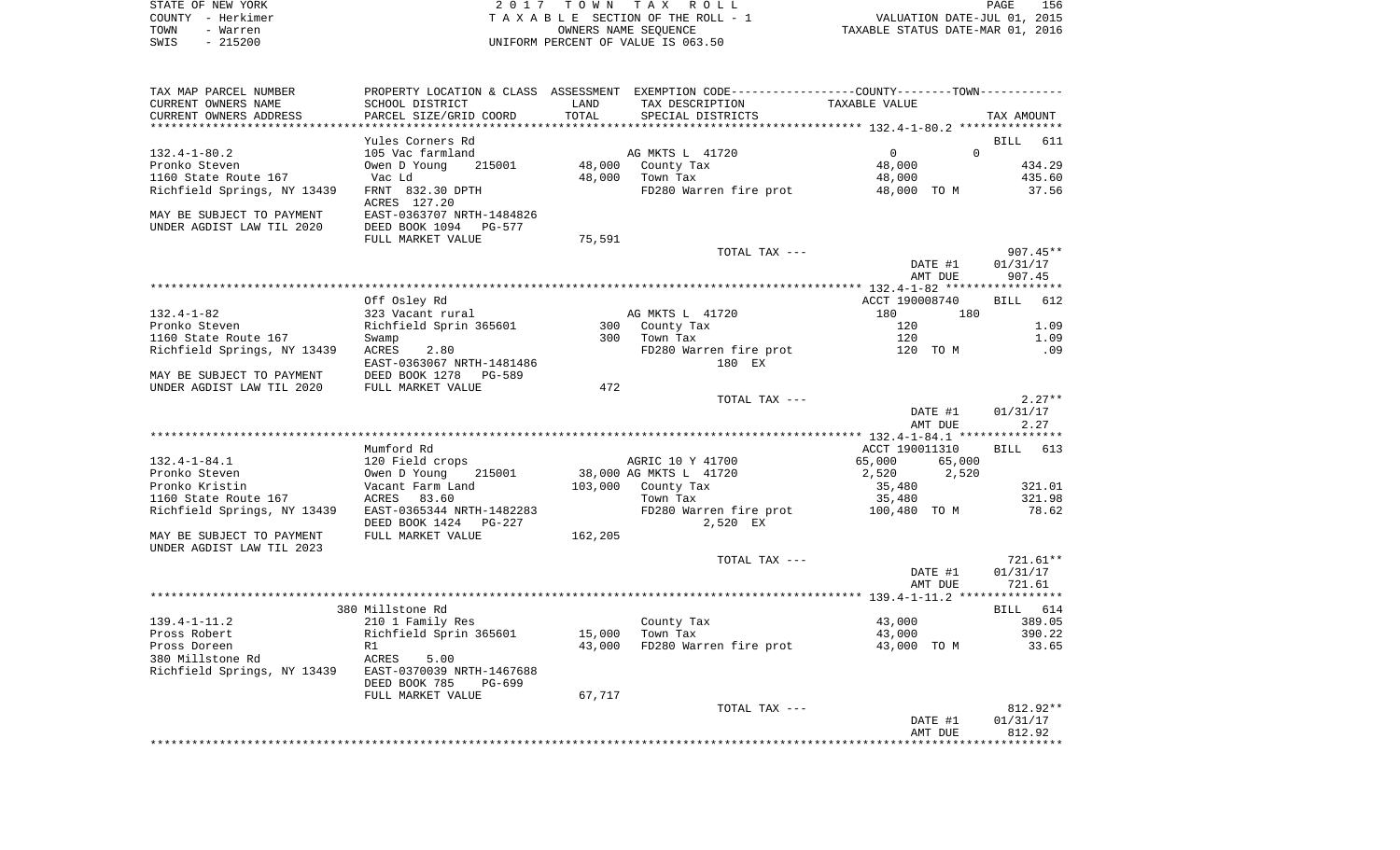STATE OF NEW YORK
COUNTY - Herkimer
TOWN - Warren
SWIS - 215200

2017 TOWN TAX ROLL
TAXABLE SECTION OF THE ROLL - 1
OWNERS NAME SEQUENCE
UNIFORM PERCENT OF VALUE IS 063.50

VALUATION DATE-JUL 01, 2015
TAXABLE STATUS DATE-MAR 01, 2016

| TAX MAP PARCEL NUMBER / CURRENT OWNERS NAME / CURRENT OWNERS ADDRESS | PROPERTY LOCATION & CLASS / SCHOOL DISTRICT / PARCEL SIZE/GRID COORD | ASSESSMENT LAND / TOTAL | EXEMPTION CODE / TAX DESCRIPTION / SPECIAL DISTRICTS | COUNTY / TOWN TAXABLE VALUE | TAX AMOUNT |
|---|---|---|---|---|---|
| | Yules Corners Rd | | | | BILL 611 |
| 132.4-1-80.2 | 105 Vac farmland | | AG MKTS L 41720 | 0 / 0 | |
| Pronko Steven | Owen D Young 215001 | 48,000 | County Tax | 48,000 | 434.29 |
| 1160 State Route 167 | Vac Ld | 48,000 | Town Tax | 48,000 | 435.60 |
| Richfield Springs, NY 13439 | FRNT 832.30 DPTH | | FD280 Warren fire prot | 48,000 TO M | 37.56 |
| | ACRES 127.20 | | | | |
| MAY BE SUBJECT TO PAYMENT | EAST-0363707 NRTH-1484826 | | | | |
| UNDER AGDIST LAW TIL 2020 | DEED BOOK 1094 PG-577 | | | | |
| | FULL MARKET VALUE | 75,591 | | | |
| | | | TOTAL TAX --- | | 907.45** |
| | | | | DATE #1 | 01/31/17 |
| | | | | AMT DUE | 907.45 |
| | Off Osley Rd | | | ACCT 190008740 | BILL 612 |
| 132.4-1-82 | 323 Vacant rural | | AG MKTS L 41720 | 180 / 180 | |
| Pronko Steven | Richfield Sprin 365601 | 300 | County Tax | 120 | 1.09 |
| 1160 State Route 167 | Swamp | 300 | Town Tax | 120 | 1.09 |
| Richfield Springs, NY 13439 | ACRES 2.80 | | FD280 Warren fire prot | 120 TO M | .09 |
| | EAST-0363067 NRTH-1481486 | | 180 EX | | |
| MAY BE SUBJECT TO PAYMENT | DEED BOOK 1278 PG-589 | | | | |
| UNDER AGDIST LAW TIL 2020 | FULL MARKET VALUE | 472 | | | |
| | | | TOTAL TAX --- | | 2.27** |
| | | | | DATE #1 | 01/31/17 |
| | | | | AMT DUE | 2.27 |
| | Mumford Rd | | | ACCT 190011310 | BILL 613 |
| 132.4-1-84.1 | 120 Field crops | | AGRIC 10 Y 41700 | 65,000 / 65,000 | |
| Pronko Steven | Owen D Young 215001 | 38,000 | AG MKTS L 41720 | 2,520 / 2,520 | |
| Pronko Kristin | Vacant Farm Land | 103,000 | County Tax | 35,480 | 321.01 |
| 1160 State Route 167 | ACRES 83.60 | | Town Tax | 35,480 | 321.98 |
| Richfield Springs, NY 13439 | EAST-0365344 NRTH-1482283 | | FD280 Warren fire prot | 100,480 TO M | 78.62 |
| | DEED BOOK 1424 PG-227 | | 2,520 EX | | |
| MAY BE SUBJECT TO PAYMENT | FULL MARKET VALUE | 162,205 | | | |
| UNDER AGDIST LAW TIL 2023 | | | | | |
| | | | TOTAL TAX --- | | 721.61** |
| | | | | DATE #1 | 01/31/17 |
| | | | | AMT DUE | 721.61 |
| | 380 Millstone Rd | | | | BILL 614 |
| 139.4-1-11.2 | 210 1 Family Res | | County Tax | 43,000 | 389.05 |
| Pross Robert | Richfield Sprin 365601 | 15,000 | Town Tax | 43,000 | 390.22 |
| Pross Doreen | R1 | 43,000 | FD280 Warren fire prot | 43,000 TO M | 33.65 |
| 380 Millstone Rd | ACRES 5.00 | | | | |
| Richfield Springs, NY 13439 | EAST-0370039 NRTH-1467688 | | | | |
| | DEED BOOK 785 PG-699 | | | | |
| | FULL MARKET VALUE | 67,717 | | | |
| | | | TOTAL TAX --- | | 812.92** |
| | | | | DATE #1 | 01/31/17 |
| | | | | AMT DUE | 812.92 |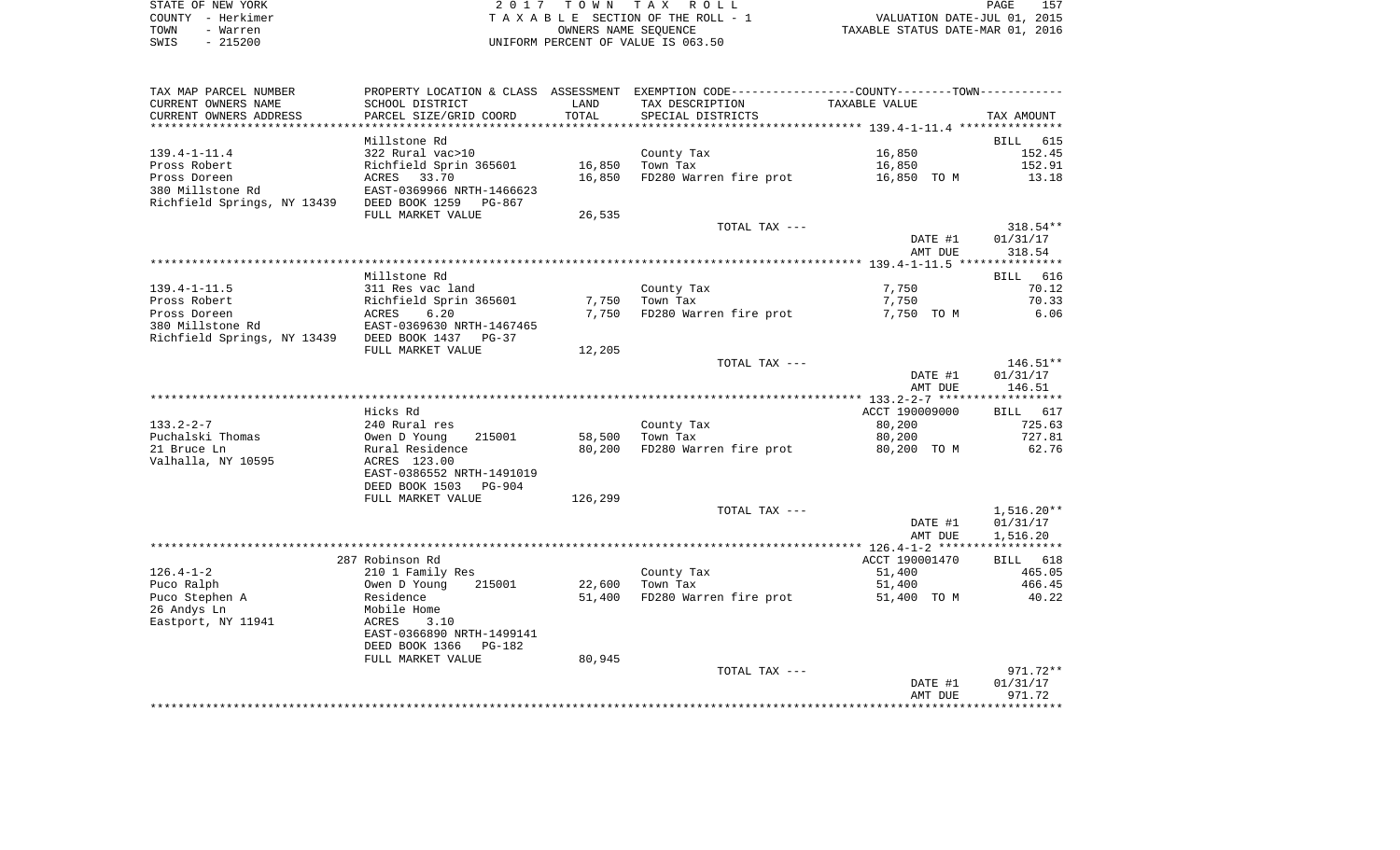STATE OF NEW YORK
COUNTY - Herkimer
TOWN - Warren
SWIS - 215200

2 0 1 7 T O W N T A X R O L L
T A X A B L E SECTION OF THE ROLL - 1
OWNERS NAME SEQUENCE
UNIFORM PERCENT OF VALUE IS 063.50

VALUATION DATE-JUL 01, 2015
TAXABLE STATUS DATE-MAR 01, 2016

| TAX MAP PARCEL NUMBER / CURRENT OWNERS NAME / CURRENT OWNERS ADDRESS | PROPERTY LOCATION & CLASS / SCHOOL DISTRICT / PARCEL SIZE/GRID COORD | ASSESSMENT LAND / TOTAL | EXEMPTION CODE / TAX DESCRIPTION / SPECIAL DISTRICTS | COUNTY--------TOWN TAXABLE VALUE | TAX AMOUNT |
|---|---|---|---|---|---|
| **139.4-1-11.4** | Millstone Rd | | | | BILL 615 |
| 139.4-1-11.4 | 322 Rural vac>10 | | County Tax | 16,850 | 152.45 |
| Pross Robert | Richfield Sprin 365601 | 16,850 | Town Tax | 16,850 | 152.91 |
| Pross Doreen | ACRES 33.70 | 16,850 | FD280 Warren fire prot | 16,850 TO M | 13.18 |
| 380 Millstone Rd | EAST-0369966 NRTH-1466623 | | | | |
| Richfield Springs, NY 13439 | DEED BOOK 1259 PG-867 | | | | |
| | FULL MARKET VALUE | 26,535 | | | |
| | | | TOTAL TAX --- | | 318.54** |
| | | | | DATE #1 | 01/31/17 |
| | | | | AMT DUE | 318.54 |
| **139.4-1-11.5** | Millstone Rd | | | | BILL 616 |
| 139.4-1-11.5 | 311 Res vac land | | County Tax | 7,750 | 70.12 |
| Pross Robert | Richfield Sprin 365601 | 7,750 | Town Tax | 7,750 | 70.33 |
| Pross Doreen | ACRES 6.20 | 7,750 | FD280 Warren fire prot | 7,750 TO M | 6.06 |
| 380 Millstone Rd | EAST-0369630 NRTH-1467465 | | | | |
| Richfield Springs, NY 13439 | DEED BOOK 1437 PG-37 | | | | |
| | FULL MARKET VALUE | 12,205 | | | |
| | | | TOTAL TAX --- | | 146.51** |
| | | | | DATE #1 | 01/31/17 |
| | | | | AMT DUE | 146.51 |
| **133.2-2-7** | Hicks Rd | | | ACCT 190009000 | BILL 617 |
| 133.2-2-7 | 240 Rural res | | County Tax | 80,200 | 725.63 |
| Puchalski Thomas | Owen D Young 215001 | 58,500 | Town Tax | 80,200 | 727.81 |
| 21 Bruce Ln | Rural Residence | 80,200 | FD280 Warren fire prot | 80,200 TO M | 62.76 |
| Valhalla, NY 10595 | ACRES 123.00 | | | | |
| | EAST-0386552 NRTH-1491019 | | | | |
| | DEED BOOK 1503 PG-904 | | | | |
| | FULL MARKET VALUE | 126,299 | | | |
| | | | TOTAL TAX --- | | 1,516.20** |
| | | | | DATE #1 | 01/31/17 |
| | | | | AMT DUE | 1,516.20 |
| **126.4-1-2** | 287 Robinson Rd | | | ACCT 190001470 | BILL 618 |
| 126.4-1-2 | 210 1 Family Res | | County Tax | 51,400 | 465.05 |
| Puco Ralph | Owen D Young 215001 | 22,600 | Town Tax | 51,400 | 466.45 |
| Puco Stephen A | Residence | 51,400 | FD280 Warren fire prot | 51,400 TO M | 40.22 |
| 26 Andys Ln | Mobile Home | | | | |
| Eastport, NY 11941 | ACRES 3.10 | | | | |
| | EAST-0366890 NRTH-1499141 | | | | |
| | DEED BOOK 1366 PG-182 | | | | |
| | FULL MARKET VALUE | 80,945 | | | |
| | | | TOTAL TAX --- | | 971.72** |
| | | | | DATE #1 | 01/31/17 |
| | | | | AMT DUE | 971.72 |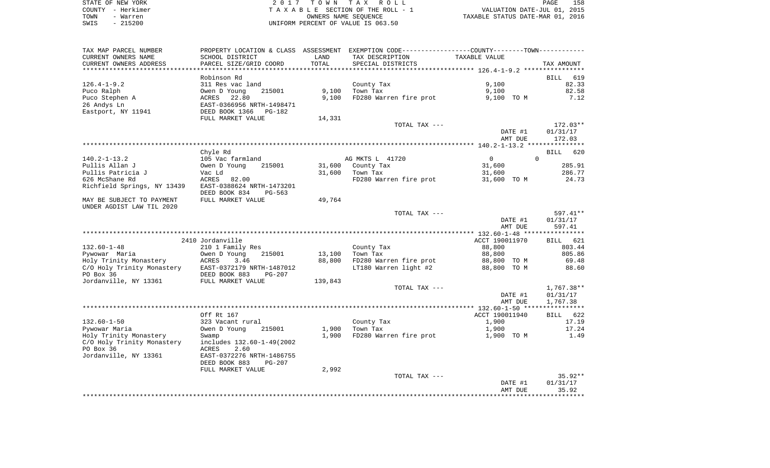STATE OF NEW YORK | 2 0 1 7 T O W N T A X R O L L | PAGE 158
COUNTY - Herkimer | T A X A B L E SECTION OF THE ROLL - 1 | VALUATION DATE-JUL 01, 2015
TOWN - Warren | OWNERS NAME SEQUENCE | TAXABLE STATUS DATE-MAR 01, 2016
SWIS - 215200 | UNIFORM PERCENT OF VALUE IS 063.50

| TAX MAP PARCEL NUMBER / CURRENT OWNERS NAME / CURRENT OWNERS ADDRESS | PROPERTY LOCATION & CLASS / SCHOOL DISTRICT / PARCEL SIZE/GRID COORD | ASSESSMENT LAND / TOTAL | EXEMPTION CODE / TAX DESCRIPTION / SPECIAL DISTRICTS | COUNTY / TOWN TAXABLE VALUE | TAX AMOUNT |
|---|---|---|---|---|---|
| **126.4-1-9.2** | Robinson Rd | | | | BILL 619 |
| 126.4-1-9.2 | 311 Res vac land | | County Tax | 9,100 | 82.33 |
| Puco Ralph | Owen D Young 215001 | 9,100 | Town Tax | 9,100 | 82.58 |
| Puco Stephen A | ACRES 22.80 | 9,100 | FD280 Warren fire prot | 9,100 TO M | 7.12 |
| 26 Andys Ln | EAST-0366956 NRTH-1498471 | | | | |
| Eastport, NY 11941 | DEED BOOK 1366 PG-182 | | | | |
| | FULL MARKET VALUE | 14,331 | | | |
| | | | TOTAL TAX --- | | 172.03** |
| | | | | DATE #1 | 01/31/17 |
| | | | | AMT DUE | 172.03 |
| **140.2-1-13.2** | Chyle Rd | | | | BILL 620 |
| 140.2-1-13.2 | 105 Vac farmland | | AG MKTS L 41720 | 0 / 0 | |
| Pullis Allan J | Owen D Young 215001 | 31,600 | County Tax | 31,600 | 285.91 |
| Pullis Patricia J | Vac Ld | 31,600 | Town Tax | 31,600 | 286.77 |
| 626 McShane Rd | ACRES 82.00 | | FD280 Warren fire prot | 31,600 TO M | 24.73 |
| Richfield Springs, NY 13439 | EAST-0388624 NRTH-1473201 | | | | |
| | DEED BOOK 834 PG-563 | | | | |
| MAY BE SUBJECT TO PAYMENT UNDER AGDIST LAW TIL 2020 | FULL MARKET VALUE | 49,764 | | | |
| | | | TOTAL TAX --- | | 597.41** |
| | | | | DATE #1 | 01/31/17 |
| | | | | AMT DUE | 597.41 |
| **132.60-1-48** | 2410 Jordanville | | | ACCT 190011970 | BILL 621 |
| 132.60-1-48 | 210 1 Family Res | | County Tax | 88,800 | 803.44 |
| Pywowar Maria | Owen D Young 215001 | 13,100 | Town Tax | 88,800 | 805.86 |
| Holy Trinity Monastery | ACRES 3.46 | 88,800 | FD280 Warren fire prot | 88,800 TO M | 69.48 |
| C/O Holy Trinity Monastery | EAST-0372179 NRTH-1487012 | | LT180 Warren light #2 | 88,800 TO M | 88.60 |
| PO Box 36 | DEED BOOK 883 PG-207 | | | | |
| Jordanville, NY 13361 | FULL MARKET VALUE | 139,843 | | | |
| | | | TOTAL TAX --- | | 1,767.38** |
| | | | | DATE #1 | 01/31/17 |
| | | | | AMT DUE | 1,767.38 |
| **132.60-1-50** | Off Rt 167 | | | ACCT 190011940 | BILL 622 |
| 132.60-1-50 | 323 Vacant rural | | County Tax | 1,900 | 17.19 |
| Pywowar Maria | Owen D Young 215001 | 1,900 | Town Tax | 1,900 | 17.24 |
| Holy Trinity Monastery | Swamp | 1,900 | FD280 Warren fire prot | 1,900 TO M | 1.49 |
| C/O Holy Trinity Monastery | includes 132.60-1-49(2002 | | | | |
| PO Box 36 | ACRES 2.60 | | | | |
| Jordanville, NY 13361 | EAST-0372276 NRTH-1486755 | | | | |
| | DEED BOOK 883 PG-207 | | | | |
| | FULL MARKET VALUE | 2,992 | | | |
| | | | TOTAL TAX --- | | 35.92** |
| | | | | DATE #1 | 01/31/17 |
| | | | | AMT DUE | 35.92 |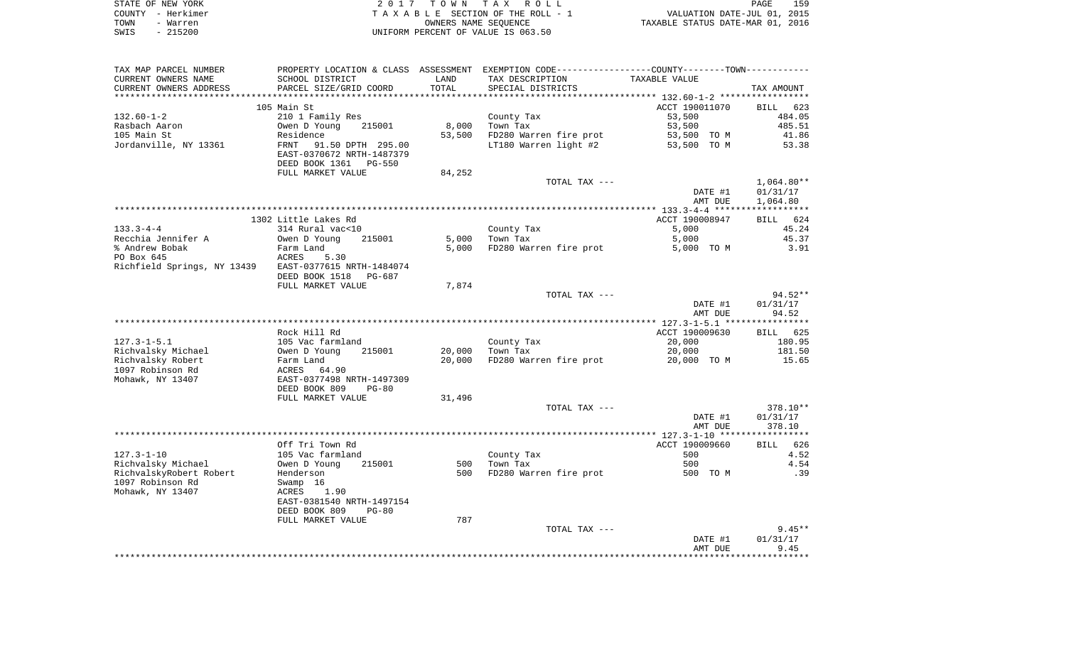STATE OF NEW YORK — COUNTY - Herkimer — TOWN - Warren — SWIS - 215200

2017 TOWN TAX ROLL
TAXABLE SECTION OF THE ROLL - 1
OWNERS NAME SEQUENCE
UNIFORM PERCENT OF VALUE IS 063.50

VALUATION DATE-JUL 01, 2015
TAXABLE STATUS DATE-MAR 01, 2016

| TAX MAP PARCEL NUMBER / CURRENT OWNERS NAME / CURRENT OWNERS ADDRESS | PROPERTY LOCATION & CLASS / SCHOOL DISTRICT / PARCEL SIZE/GRID COORD | ASSESSMENT LAND / TOTAL | EXEMPTION CODE / TAX DESCRIPTION / SPECIAL DISTRICTS | TAXABLE VALUE | TAX AMOUNT |
|---|---|---|---|---|---|
| **132.60-1-2** | 105 Main St | | | ACCT 190011070 | BILL 623 |
| Rasbach Aaron | 210 1 Family Res | | County Tax | 53,500 | 484.05 |
| 105 Main St | Owen D Young 215001 | 8,000 | Town Tax | 53,500 | 485.51 |
| Jordanville, NY 13361 | Residence | 53,500 | FD280 Warren fire prot | 53,500 TO M | 41.86 |
| | FRNT 91.50 DPTH 295.00 | | LT180 Warren light #2 | 53,500 TO M | 53.38 |
| | EAST-0370672 NRTH-1487379 | | | | |
| | DEED BOOK 1361 PG-550 | | | | |
| | FULL MARKET VALUE | 84,252 | | | |
| | | | TOTAL TAX --- | | 1,064.80** |
| | | | | DATE #1 | 01/31/17 |
| | | | | AMT DUE | 1,064.80 |
| **133.3-4-4** | 1302 Little Lakes Rd | | | ACCT 190008947 | BILL 624 |
| Recchia Jennifer A | 314 Rural vac<10 | | County Tax | 5,000 | 45.24 |
| % Andrew Bobak | Owen D Young 215001 | 5,000 | Town Tax | 5,000 | 45.37 |
| PO Box 645 | Farm Land | 5,000 | FD280 Warren fire prot | 5,000 TO M | 3.91 |
| Richfield Springs, NY 13439 | ACRES 5.30 | | | | |
| | EAST-0377615 NRTH-1484074 | | | | |
| | DEED BOOK 1518 PG-687 | | | | |
| | FULL MARKET VALUE | 7,874 | | | |
| | | | TOTAL TAX --- | | 94.52** |
| | | | | DATE #1 | 01/31/17 |
| | | | | AMT DUE | 94.52 |
| **127.3-1-5.1** | Rock Hill Rd | | | ACCT 190009630 | BILL 625 |
| Richvalsky Michael | 105 Vac farmland | | County Tax | 20,000 | 180.95 |
| Richvalsky Robert | Owen D Young 215001 | 20,000 | Town Tax | 20,000 | 181.50 |
| 1097 Robinson Rd | Farm Land | 20,000 | FD280 Warren fire prot | 20,000 TO M | 15.65 |
| Mohawk, NY 13407 | ACRES 64.90 | | | | |
| | EAST-0377498 NRTH-1497309 | | | | |
| | DEED BOOK 809 PG-80 | | | | |
| | FULL MARKET VALUE | 31,496 | | | |
| | | | TOTAL TAX --- | | 378.10** |
| | | | | DATE #1 | 01/31/17 |
| | | | | AMT DUE | 378.10 |
| **127.3-1-10** | Off Tri Town Rd | | | ACCT 190009660 | BILL 626 |
| Richvalsky Michael | 105 Vac farmland | | County Tax | 500 | 4.52 |
| RichvalskyRobert Robert | Owen D Young 215001 | 500 | Town Tax | 500 | 4.54 |
| 1097 Robinson Rd | Henderson | 500 | FD280 Warren fire prot | 500 TO M | .39 |
| Mohawk, NY 13407 | Swamp 16 | | | | |
| | ACRES 1.90 | | | | |
| | EAST-0381540 NRTH-1497154 | | | | |
| | DEED BOOK 809 PG-80 | | | | |
| | FULL MARKET VALUE | 787 | | | |
| | | | TOTAL TAX --- | | 9.45** |
| | | | | DATE #1 | 01/31/17 |
| | | | | AMT DUE | 9.45 |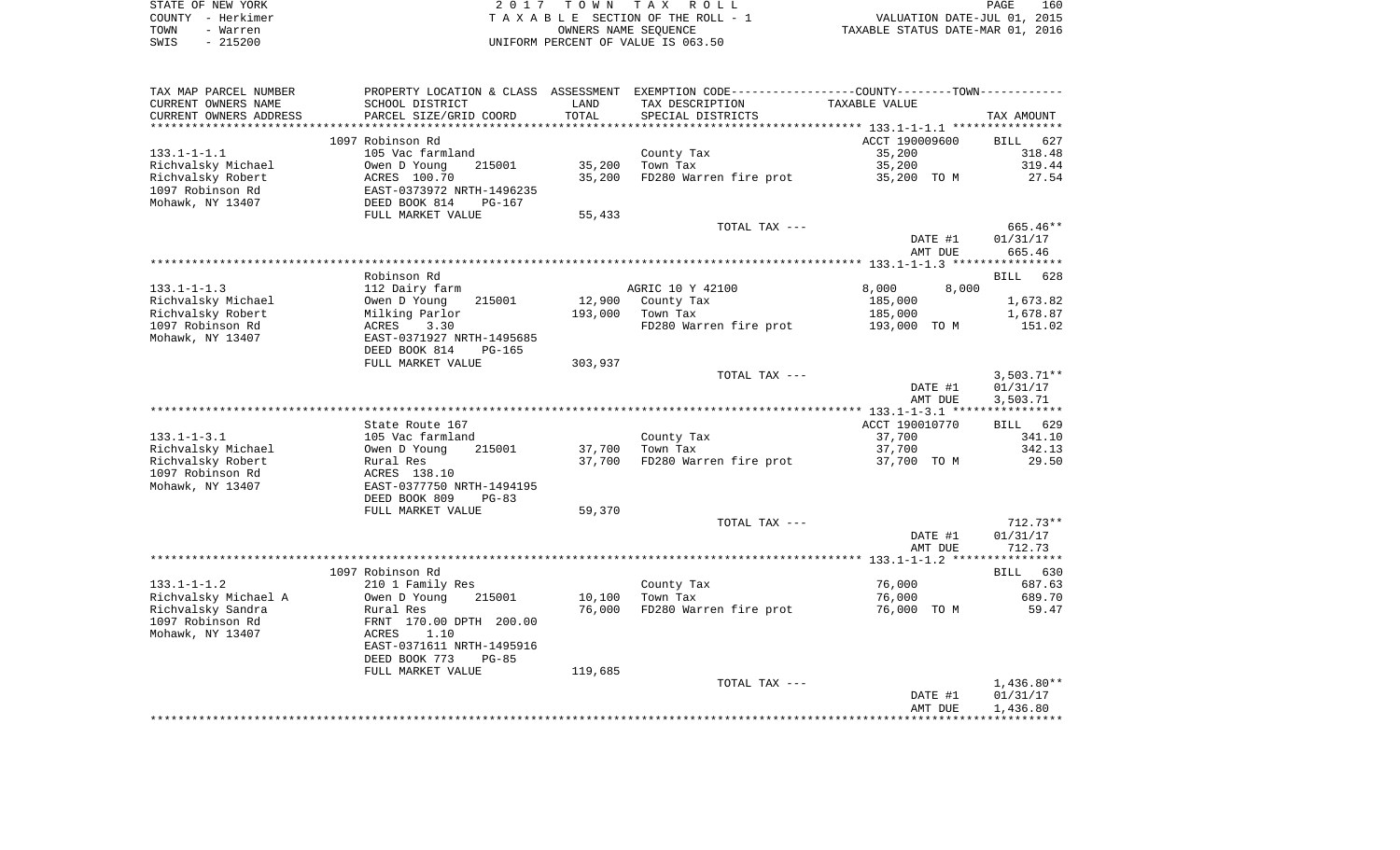STATE OF NEW YORK
COUNTY - Herkimer
TOWN - Warren
SWIS - 215200

2017 TOWN TAX ROLL
TAXABLE SECTION OF THE ROLL - 1
OWNERS NAME SEQUENCE
UNIFORM PERCENT OF VALUE IS 063.50

VALUATION DATE-JUL 01, 2015
TAXABLE STATUS DATE-MAR 01, 2016

| TAX MAP PARCEL NUMBER / CURRENT OWNERS NAME / CURRENT OWNERS ADDRESS | PROPERTY LOCATION & CLASS / SCHOOL DISTRICT / PARCEL SIZE/GRID COORD | ASSESSMENT LAND / TOTAL | EXEMPTION CODE / TAX DESCRIPTION / SPECIAL DISTRICTS | COUNTY / TOWN TAXABLE VALUE | TAX AMOUNT |
|---|---|---|---|---|---|
| | 1097 Robinson Rd | | | ACCT 190009600 | BILL 627 |
| 133.1-1-1.1 | 105 Vac farmland | | County Tax | 35,200 | 318.48 |
| Richvalsky Michael | Owen D Young 215001 | 35,200 | Town Tax | 35,200 | 319.44 |
| Richvalsky Robert | ACRES 100.70 | 35,200 | FD280 Warren fire prot | 35,200 TO M | 27.54 |
| 1097 Robinson Rd | EAST-0373972 NRTH-1496235 | | | | |
| Mohawk, NY 13407 | DEED BOOK 814 PG-167 | | | | |
| | FULL MARKET VALUE | 55,433 | | | |
| | | | TOTAL TAX --- | | 665.46** |
| | | | | DATE #1 | 01/31/17 |
| | | | | AMT DUE | 665.46 |
| | Robinson Rd | | | | BILL 628 |
| 133.1-1-1.3 | 112 Dairy farm | | AGRIC 10 Y 42100 | 8,000 8,000 | |
| Richvalsky Michael | Owen D Young 215001 | 12,900 | County Tax | 185,000 | 1,673.82 |
| Richvalsky Robert | Milking Parlor | 193,000 | Town Tax | 185,000 | 1,678.87 |
| 1097 Robinson Rd | ACRES 3.30 | | FD280 Warren fire prot | 193,000 TO M | 151.02 |
| Mohawk, NY 13407 | EAST-0371927 NRTH-1495685 | | | | |
| | DEED BOOK 814 PG-165 | | | | |
| | FULL MARKET VALUE | 303,937 | | | |
| | | | TOTAL TAX --- | | 3,503.71** |
| | | | | DATE #1 | 01/31/17 |
| | | | | AMT DUE | 3,503.71 |
| | State Route 167 | | | ACCT 190010770 | BILL 629 |
| 133.1-1-3.1 | 105 Vac farmland | | County Tax | 37,700 | 341.10 |
| Richvalsky Michael | Owen D Young 215001 | 37,700 | Town Tax | 37,700 | 342.13 |
| Richvalsky Robert | Rural Res | 37,700 | FD280 Warren fire prot | 37,700 TO M | 29.50 |
| 1097 Robinson Rd | ACRES 138.10 | | | | |
| Mohawk, NY 13407 | EAST-0377750 NRTH-1494195 | | | | |
| | DEED BOOK 809 PG-83 | | | | |
| | FULL MARKET VALUE | 59,370 | | | |
| | | | TOTAL TAX --- | | 712.73** |
| | | | | DATE #1 | 01/31/17 |
| | | | | AMT DUE | 712.73 |
| | 1097 Robinson Rd | | | | BILL 630 |
| 133.1-1-1.2 | 210 1 Family Res | | County Tax | 76,000 | 687.63 |
| Richvalsky Michael A | Owen D Young 215001 | 10,100 | Town Tax | 76,000 | 689.70 |
| Richvalsky Sandra | Rural Res | 76,000 | FD280 Warren fire prot | 76,000 TO M | 59.47 |
| 1097 Robinson Rd | FRNT 170.00 DPTH 200.00 | | | | |
| Mohawk, NY 13407 | ACRES 1.10 | | | | |
| | EAST-0371611 NRTH-1495916 | | | | |
| | DEED BOOK 773 PG-85 | | | | |
| | FULL MARKET VALUE | 119,685 | | | |
| | | | TOTAL TAX --- | | 1,436.80** |
| | | | | DATE #1 | 01/31/17 |
| | | | | AMT DUE | 1,436.80 |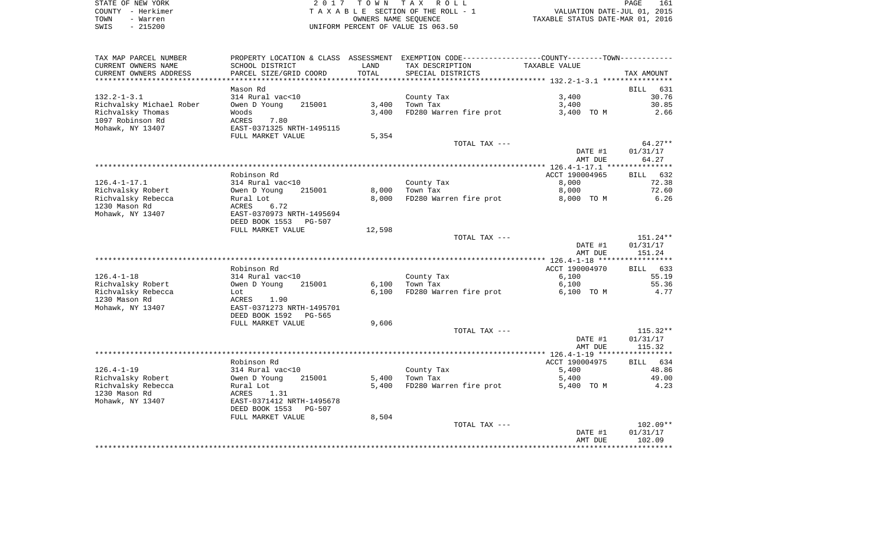STATE OF NEW YORK — COUNTY - Herkimer — TOWN - Warren — SWIS - 215200

2 0 1 7 T O W N T A X R O L L
T A X A B L E SECTION OF THE ROLL - 1
OWNERS NAME SEQUENCE
UNIFORM PERCENT OF VALUE IS 063.50

VALUATION DATE-JUL 01, 2015
TAXABLE STATUS DATE-MAR 01, 2016

| TAX MAP PARCEL NUMBER / CURRENT OWNERS NAME / CURRENT OWNERS ADDRESS | PROPERTY LOCATION & CLASS / SCHOOL DISTRICT / PARCEL SIZE/GRID COORD | ASSESSMENT LAND / TOTAL | EXEMPTION CODE / TAX DESCRIPTION / SPECIAL DISTRICTS | COUNTY--------TOWN / TAXABLE VALUE | TAX AMOUNT |
|---|---|---|---|---|---|
| **132.2-1-3.1** | Mason Rd | | | | BILL 631 |
| 132.2-1-3.1 | 314 Rural vac<10 | | County Tax | 3,400 | 30.76 |
| Richvalsky Michael Rober | Owen D Young 215001 | 3,400 | Town Tax | 3,400 | 30.85 |
| Richvalsky Thomas | Woods | 3,400 | FD280 Warren fire prot | 3,400 TO M | 2.66 |
| 1097 Robinson Rd | ACRES 7.80 | | | | |
| Mohawk, NY 13407 | EAST-0371325 NRTH-1495115 | | | | |
| | FULL MARKET VALUE | 5,354 | | | |
| | | | TOTAL TAX --- | | 64.27** |
| | | | | DATE #1 | 01/31/17 |
| | | | | AMT DUE | 64.27 |
| **126.4-1-17.1** | Robinson Rd | | | ACCT 190004965 | BILL 632 |
| 126.4-1-17.1 | 314 Rural vac<10 | | County Tax | 8,000 | 72.38 |
| Richvalsky Robert | Owen D Young 215001 | 8,000 | Town Tax | 8,000 | 72.60 |
| Richvalsky Rebecca | Rural Lot | 8,000 | FD280 Warren fire prot | 8,000 TO M | 6.26 |
| 1230 Mason Rd | ACRES 6.72 | | | | |
| Mohawk, NY 13407 | EAST-0370973 NRTH-1495694 | | | | |
| | DEED BOOK 1553 PG-507 | | | | |
| | FULL MARKET VALUE | 12,598 | | | |
| | | | TOTAL TAX --- | | 151.24** |
| | | | | DATE #1 | 01/31/17 |
| | | | | AMT DUE | 151.24 |
| **126.4-1-18** | Robinson Rd | | | ACCT 190004970 | BILL 633 |
| 126.4-1-18 | 314 Rural vac<10 | | County Tax | 6,100 | 55.19 |
| Richvalsky Robert | Owen D Young 215001 | 6,100 | Town Tax | 6,100 | 55.36 |
| Richvalsky Rebecca | Lot | 6,100 | FD280 Warren fire prot | 6,100 TO M | 4.77 |
| 1230 Mason Rd | ACRES 1.90 | | | | |
| Mohawk, NY 13407 | EAST-0371273 NRTH-1495701 | | | | |
| | DEED BOOK 1592 PG-565 | | | | |
| | FULL MARKET VALUE | 9,606 | | | |
| | | | TOTAL TAX --- | | 115.32** |
| | | | | DATE #1 | 01/31/17 |
| | | | | AMT DUE | 115.32 |
| **126.4-1-19** | Robinson Rd | | | ACCT 190004975 | BILL 634 |
| 126.4-1-19 | 314 Rural vac<10 | | County Tax | 5,400 | 48.86 |
| Richvalsky Robert | Owen D Young 215001 | 5,400 | Town Tax | 5,400 | 49.00 |
| Richvalsky Rebecca | Rural Lot | 5,400 | FD280 Warren fire prot | 5,400 TO M | 4.23 |
| 1230 Mason Rd | ACRES 1.31 | | | | |
| Mohawk, NY 13407 | EAST-0371412 NRTH-1495678 | | | | |
| | DEED BOOK 1553 PG-507 | | | | |
| | FULL MARKET VALUE | 8,504 | | | |
| | | | TOTAL TAX --- | | 102.09** |
| | | | | DATE #1 | 01/31/17 |
| | | | | AMT DUE | 102.09 |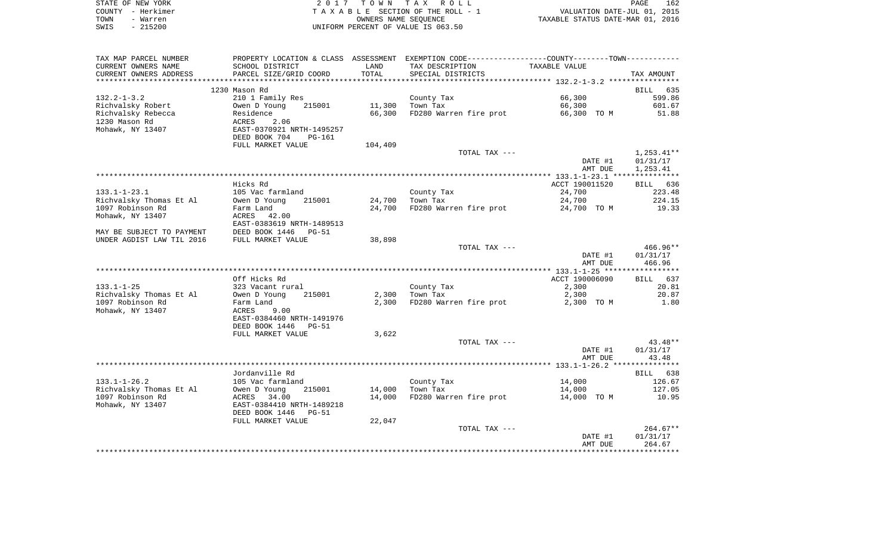STATE OF NEW YORK
COUNTY - Herkimer
TOWN - Warren
SWIS - 215200

2 0 1 7 T O W N T A X R O L L
T A X A B L E SECTION OF THE ROLL - 1
OWNERS NAME SEQUENCE
UNIFORM PERCENT OF VALUE IS 063.50

VALUATION DATE-JUL 01, 2015
TAXABLE STATUS DATE-MAR 01, 2016

| TAX MAP PARCEL NUMBER / CURRENT OWNERS NAME / CURRENT OWNERS ADDRESS | PROPERTY LOCATION & CLASS / SCHOOL DISTRICT / PARCEL SIZE/GRID COORD | ASSESSMENT LAND / TOTAL | EXEMPTION CODE / TAX DESCRIPTION / SPECIAL DISTRICTS | COUNTY--------TOWN TAXABLE VALUE | TAX AMOUNT |
|---|---|---|---|---|---|
| | 1230 Mason Rd | | | | BILL 635 |
| 132.2-1-3.2 | 210 1 Family Res | | County Tax | 66,300 | 599.86 |
| Richvalsky Robert | Owen D Young 215001 | 11,300 | Town Tax | 66,300 | 601.67 |
| Richvalsky Rebecca | Residence | 66,300 | FD280 Warren fire prot | 66,300 TO M | 51.88 |
| 1230 Mason Rd | ACRES 2.06 | | | | |
| Mohawk, NY 13407 | EAST-0370921 NRTH-1495257 | | | | |
| | DEED BOOK 704 PG-161 | | | | |
| | FULL MARKET VALUE | 104,409 | | | |
| | | | TOTAL TAX --- | | 1,253.41** |
| | | | | DATE #1 | 01/31/17 |
| | | | | AMT DUE | 1,253.41 |
| | Hicks Rd | | | ACCT 190011520 | BILL 636 |
| 133.1-1-23.1 | 105 Vac farmland | | County Tax | 24,700 | 223.48 |
| Richvalsky Thomas Et Al | Owen D Young 215001 | 24,700 | Town Tax | 24,700 | 224.15 |
| 1097 Robinson Rd | Farm Land | 24,700 | FD280 Warren fire prot | 24,700 TO M | 19.33 |
| Mohawk, NY 13407 | ACRES 42.00 | | | | |
| | EAST-0383619 NRTH-1489513 | | | | |
| MAY BE SUBJECT TO PAYMENT | DEED BOOK 1446 PG-51 | | | | |
| UNDER AGDIST LAW TIL 2016 | FULL MARKET VALUE | 38,898 | | | |
| | | | TOTAL TAX --- | | 466.96** |
| | | | | DATE #1 | 01/31/17 |
| | | | | AMT DUE | 466.96 |
| | Off Hicks Rd | | | ACCT 190006090 | BILL 637 |
| 133.1-1-25 | 323 Vacant rural | | County Tax | 2,300 | 20.81 |
| Richvalsky Thomas Et Al | Owen D Young 215001 | 2,300 | Town Tax | 2,300 | 20.87 |
| 1097 Robinson Rd | Farm Land | 2,300 | FD280 Warren fire prot | 2,300 TO M | 1.80 |
| Mohawk, NY 13407 | ACRES 9.00 | | | | |
| | EAST-0384460 NRTH-1491976 | | | | |
| | DEED BOOK 1446 PG-51 | | | | |
| | FULL MARKET VALUE | 3,622 | | | |
| | | | TOTAL TAX --- | | 43.48** |
| | | | | DATE #1 | 01/31/17 |
| | | | | AMT DUE | 43.48 |
| | Jordanville Rd | | | | BILL 638 |
| 133.1-1-26.2 | 105 Vac farmland | | County Tax | 14,000 | 126.67 |
| Richvalsky Thomas Et Al | Owen D Young 215001 | 14,000 | Town Tax | 14,000 | 127.05 |
| 1097 Robinson Rd | ACRES 34.00 | 14,000 | FD280 Warren fire prot | 14,000 TO M | 10.95 |
| Mohawk, NY 13407 | EAST-0384410 NRTH-1489218 | | | | |
| | DEED BOOK 1446 PG-51 | | | | |
| | FULL MARKET VALUE | 22,047 | | | |
| | | | TOTAL TAX --- | | 264.67** |
| | | | | DATE #1 | 01/31/17 |
| | | | | AMT DUE | 264.67 |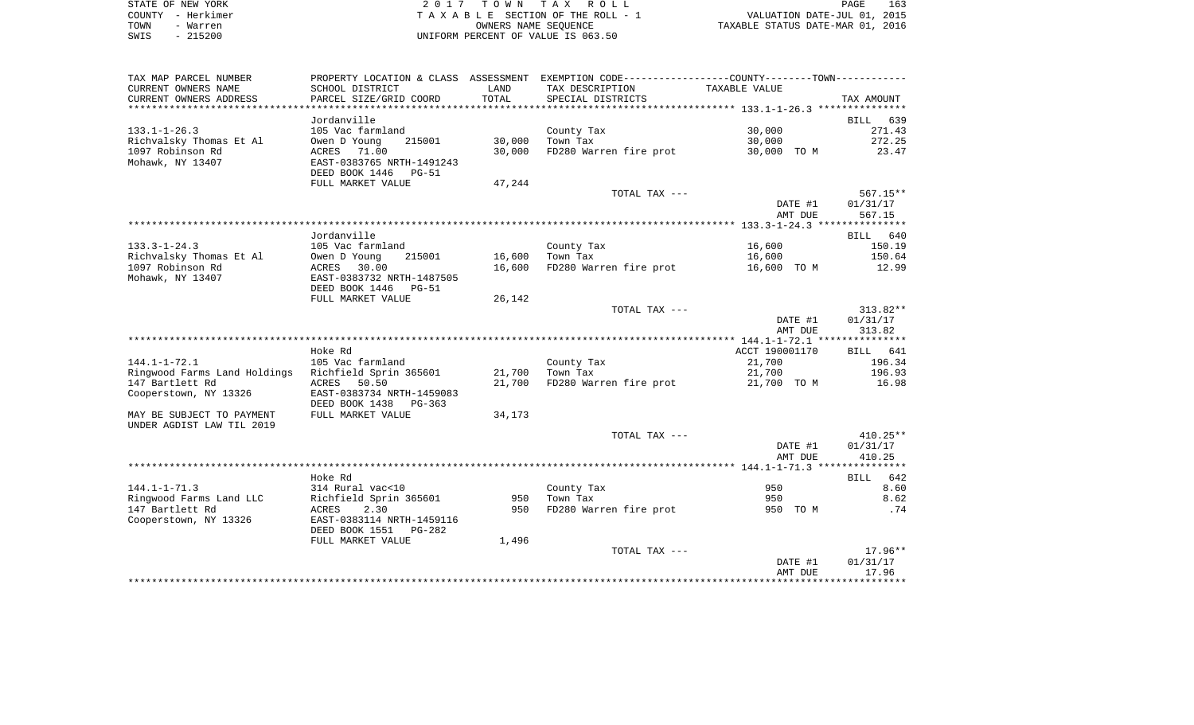STATE OF NEW YORK
COUNTY - Herkimer
TOWN - Warren
SWIS - 215200

2017 TOWN TAX ROLL
TAXABLE SECTION OF THE ROLL - 1
OWNERS NAME SEQUENCE
UNIFORM PERCENT OF VALUE IS 063.50

VALUATION DATE-JUL 01, 2015
TAXABLE STATUS DATE-MAR 01, 2016

| TAX MAP PARCEL NUMBER / CURRENT OWNERS NAME / CURRENT OWNERS ADDRESS | PROPERTY LOCATION & CLASS / SCHOOL DISTRICT / PARCEL SIZE/GRID COORD | ASSESSMENT LAND / TOTAL | EXEMPTION CODE / TAX DESCRIPTION / SPECIAL DISTRICTS | COUNTY--------TOWN / TAXABLE VALUE | TAX AMOUNT |
|---|---|---|---|---|---|
| **133.1-1-26.3** | Jordanville | | | | BILL 639 |
| 133.1-1-26.3 | 105 Vac farmland | | County Tax | 30,000 | 271.43 |
| Richvalsky Thomas Et Al | Owen D Young 215001 | 30,000 | Town Tax | 30,000 | 272.25 |
| 1097 Robinson Rd | ACRES 71.00 | 30,000 | FD280 Warren fire prot | 30,000 TO M | 23.47 |
| Mohawk, NY 13407 | EAST-0383765 NRTH-1491243 | | | | |
| | DEED BOOK 1446 PG-51 | | | | |
| | FULL MARKET VALUE | 47,244 | | | |
| | | | TOTAL TAX --- | | 567.15** |
| | | | | DATE #1 | 01/31/17 |
| | | | | AMT DUE | 567.15 |
| **133.3-1-24.3** | Jordanville | | | | BILL 640 |
| 133.3-1-24.3 | 105 Vac farmland | | County Tax | 16,600 | 150.19 |
| Richvalsky Thomas Et Al | Owen D Young 215001 | 16,600 | Town Tax | 16,600 | 150.64 |
| 1097 Robinson Rd | ACRES 30.00 | 16,600 | FD280 Warren fire prot | 16,600 TO M | 12.99 |
| Mohawk, NY 13407 | EAST-0383732 NRTH-1487505 | | | | |
| | DEED BOOK 1446 PG-51 | | | | |
| | FULL MARKET VALUE | 26,142 | | | |
| | | | TOTAL TAX --- | | 313.82** |
| | | | | DATE #1 | 01/31/17 |
| | | | | AMT DUE | 313.82 |
| **144.1-1-72.1** | Hoke Rd | | | ACCT 190001170 | BILL 641 |
| 144.1-1-72.1 | 105 Vac farmland | | County Tax | 21,700 | 196.34 |
| Ringwood Farms Land Holdings | Richfield Sprin 365601 | 21,700 | Town Tax | 21,700 | 196.93 |
| 147 Bartlett Rd | ACRES 50.50 | 21,700 | FD280 Warren fire prot | 21,700 TO M | 16.98 |
| Cooperstown, NY 13326 | EAST-0383734 NRTH-1459083 | | | | |
| | DEED BOOK 1438 PG-363 | | | | |
| MAY BE SUBJECT TO PAYMENT | FULL MARKET VALUE | 34,173 | | | |
| UNDER AGDIST LAW TIL 2019 | | | | | |
| | | | TOTAL TAX --- | | 410.25** |
| | | | | DATE #1 | 01/31/17 |
| | | | | AMT DUE | 410.25 |
| **144.1-1-71.3** | Hoke Rd | | | | BILL 642 |
| 144.1-1-71.3 | 314 Rural vac<10 | | County Tax | 950 | 8.60 |
| Ringwood Farms Land LLC | Richfield Sprin 365601 | 950 | Town Tax | 950 | 8.62 |
| 147 Bartlett Rd | ACRES 2.30 | 950 | FD280 Warren fire prot | 950 TO M | .74 |
| Cooperstown, NY 13326 | EAST-0383114 NRTH-1459116 | | | | |
| | DEED BOOK 1551 PG-282 | | | | |
| | FULL MARKET VALUE | 1,496 | | | |
| | | | TOTAL TAX --- | | 17.96** |
| | | | | DATE #1 | 01/31/17 |
| | | | | AMT DUE | 17.96 |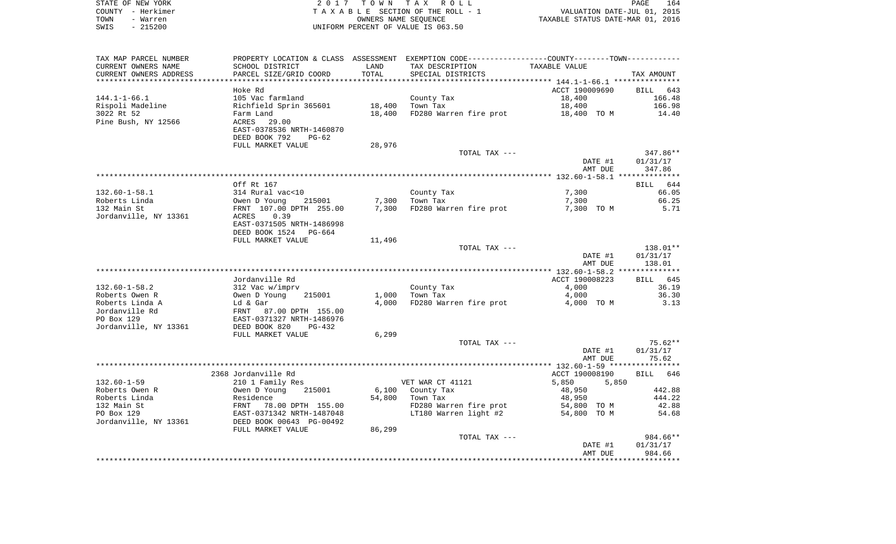STATE OF NEW YORK | 2 0 1 7 T O W N T A X R O L L
COUNTY - Herkimer | T A X A B L E SECTION OF THE ROLL - 1 | VALUATION DATE-JUL 01, 2015
TOWN - Warren | OWNERS NAME SEQUENCE | TAXABLE STATUS DATE-MAR 01, 2016
SWIS - 215200 | UNIFORM PERCENT OF VALUE IS 063.50

| TAX MAP PARCEL NUMBER / CURRENT OWNERS NAME / CURRENT OWNERS ADDRESS | PROPERTY LOCATION & CLASS / SCHOOL DISTRICT / PARCEL SIZE/GRID COORD | ASSESSMENT LAND / TOTAL | EXEMPTION CODE / TAX DESCRIPTION / SPECIAL DISTRICTS | COUNTY / TOWN TAXABLE VALUE | TAX AMOUNT |
|---|---|---|---|---|---|
| | Hoke Rd | | | ACCT 190009690 | BILL 643 |
| 144.1-1-66.1 | 105 Vac farmland | | County Tax | 18,400 | 166.48 |
| Rispoli Madeline | Richfield Sprin 365601 | 18,400 | Town Tax | 18,400 | 166.98 |
| 3022 Rt 52 | Farm Land | 18,400 | FD280 Warren fire prot | 18,400 TO M | 14.40 |
| Pine Bush, NY 12566 | ACRES 29.00 | | | | |
| | EAST-0378536 NRTH-1460870 | | | | |
| | DEED BOOK 792 PG-62 | | | | |
| | FULL MARKET VALUE | 28,976 | | | |
| | | | TOTAL TAX --- | | 347.86** |
| | | | | DATE #1 | 01/31/17 |
| | | | | AMT DUE | 347.86 |
| | Off Rt 167 | | | | BILL 644 |
| 132.60-1-58.1 | 314 Rural vac<10 | | County Tax | 7,300 | 66.05 |
| Roberts Linda | Owen D Young 215001 | 7,300 | Town Tax | 7,300 | 66.25 |
| 132 Main St | FRNT 107.00 DPTH 255.00 | 7,300 | FD280 Warren fire prot | 7,300 TO M | 5.71 |
| Jordanville, NY 13361 | ACRES 0.39 | | | | |
| | EAST-0371505 NRTH-1486998 | | | | |
| | DEED BOOK 1524 PG-664 | | | | |
| | FULL MARKET VALUE | 11,496 | | | |
| | | | TOTAL TAX --- | | 138.01** |
| | | | | DATE #1 | 01/31/17 |
| | | | | AMT DUE | 138.01 |
| | Jordanville Rd | | | ACCT 190008223 | BILL 645 |
| 132.60-1-58.2 | 312 Vac w/imprv | | County Tax | 4,000 | 36.19 |
| Roberts Owen R | Owen D Young 215001 | 1,000 | Town Tax | 4,000 | 36.30 |
| Roberts Linda A | Ld & Gar | 4,000 | FD280 Warren fire prot | 4,000 TO M | 3.13 |
| Jordanville Rd | FRNT 87.00 DPTH 155.00 | | | | |
| PO Box 129 | EAST-0371327 NRTH-1486976 | | | | |
| Jordanville, NY 13361 | DEED BOOK 820 PG-432 | | | | |
| | FULL MARKET VALUE | 6,299 | | | |
| | | | TOTAL TAX --- | | 75.62** |
| | | | | DATE #1 | 01/31/17 |
| | | | | AMT DUE | 75.62 |
| | 2368 Jordanville Rd | | | ACCT 190008190 | BILL 646 |
| 132.60-1-59 | 210 1 Family Res | | VET WAR CT 41121 | 5,850 5,850 | |
| Roberts Owen R | Owen D Young 215001 | 6,100 | County Tax | 48,950 | 442.88 |
| Roberts Linda | Residence | 54,800 | Town Tax | 48,950 | 444.22 |
| 132 Main St | FRNT 78.00 DPTH 155.00 | | FD280 Warren fire prot | 54,800 TO M | 42.88 |
| PO Box 129 | EAST-0371342 NRTH-1487048 | | LT180 Warren light #2 | 54,800 TO M | 54.68 |
| Jordanville, NY 13361 | DEED BOOK 00643 PG-00492 | | | | |
| | FULL MARKET VALUE | 86,299 | | | |
| | | | TOTAL TAX --- | | 984.66** |
| | | | | DATE #1 | 01/31/17 |
| | | | | AMT DUE | 984.66 |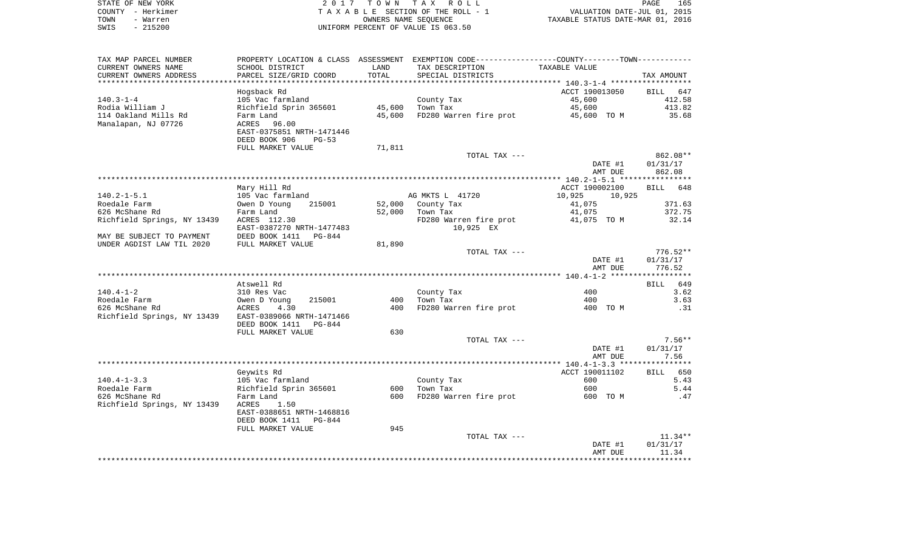STATE OF NEW YORK
COUNTY - Herkimer
TOWN - Warren
SWIS - 215200

2017 TOWN TAX ROLL
TAXABLE SECTION OF THE ROLL - 1
OWNERS NAME SEQUENCE
UNIFORM PERCENT OF VALUE IS 063.50

VALUATION DATE-JUL 01, 2015
TAXABLE STATUS DATE-MAR 01, 2016

| TAX MAP PARCEL NUMBER<br>CURRENT OWNERS NAME<br>CURRENT OWNERS ADDRESS | PROPERTY LOCATION & CLASS<br>SCHOOL DISTRICT<br>PARCEL SIZE/GRID COORD | ASSESSMENT<br>LAND<br>TOTAL | EXEMPTION CODE<br>TAX DESCRIPTION<br>SPECIAL DISTRICTS | COUNTY--------TOWN<br>TAXABLE VALUE | TAX AMOUNT |
|---|---|---|---|---|---|
| | Hogsback Rd | | | ACCT 190013050 | BILL 647 |
| 140.3-1-4 | 105 Vac farmland | | County Tax | 45,600 | 412.58 |
| Rodia William J | Richfield Sprin 365601 | 45,600 | Town Tax | 45,600 | 413.82 |
| 114 Oakland Mills Rd | Farm Land | 45,600 | FD280 Warren fire prot | 45,600 TO M | 35.68 |
| Manalapan, NJ 07726 | ACRES 96.00 | | | | |
| | EAST-0375851 NRTH-1471446 | | | | |
| | DEED BOOK 906 PG-53 | | | | |
| | FULL MARKET VALUE | 71,811 | | | |
| | | | TOTAL TAX --- | | 862.08** |
| | | | | DATE #1 | 01/31/17 |
| | | | | AMT DUE | 862.08 |
| | Mary Hill Rd | | | ACCT 190002100 | BILL 648 |
| 140.2-1-5.1 | 105 Vac farmland | | AG MKTS L 41720 | 10,925 10,925 | |
| Roedale Farm | Owen D Young 215001 | 52,000 | County Tax | 41,075 | 371.63 |
| 626 McShane Rd | Farm Land | 52,000 | Town Tax | 41,075 | 372.75 |
| Richfield Springs, NY 13439 | ACRES 112.30 | | FD280 Warren fire prot | 41,075 TO M | 32.14 |
| | EAST-0387270 NRTH-1477483 | | 10,925 EX | | |
| MAY BE SUBJECT TO PAYMENT | DEED BOOK 1411 PG-844 | | | | |
| UNDER AGDIST LAW TIL 2020 | FULL MARKET VALUE | 81,890 | | | |
| | | | TOTAL TAX --- | | 776.52** |
| | | | | DATE #1 | 01/31/17 |
| | | | | AMT DUE | 776.52 |
| | Atswell Rd | | | | BILL 649 |
| 140.4-1-2 | 310 Res Vac | | County Tax | 400 | 3.62 |
| Roedale Farm | Owen D Young 215001 | 400 | Town Tax | 400 | 3.63 |
| 626 McShane Rd | ACRES 4.30 | 400 | FD280 Warren fire prot | 400 TO M | .31 |
| Richfield Springs, NY 13439 | EAST-0389066 NRTH-1471466 | | | | |
| | DEED BOOK 1411 PG-844 | | | | |
| | FULL MARKET VALUE | 630 | | | |
| | | | TOTAL TAX --- | | 7.56** |
| | | | | DATE #1 | 01/31/17 |
| | | | | AMT DUE | 7.56 |
| | Geywits Rd | | | ACCT 190011102 | BILL 650 |
| 140.4-1-3.3 | 105 Vac farmland | | County Tax | 600 | 5.43 |
| Roedale Farm | Richfield Sprin 365601 | 600 | Town Tax | 600 | 5.44 |
| 626 McShane Rd | Farm Land | 600 | FD280 Warren fire prot | 600 TO M | .47 |
| Richfield Springs, NY 13439 | ACRES 1.50 | | | | |
| | EAST-0388651 NRTH-1468816 | | | | |
| | DEED BOOK 1411 PG-844 | | | | |
| | FULL MARKET VALUE | 945 | | | |
| | | | TOTAL TAX --- | | 11.34** |
| | | | | DATE #1 | 01/31/17 |
| | | | | AMT DUE | 11.34 |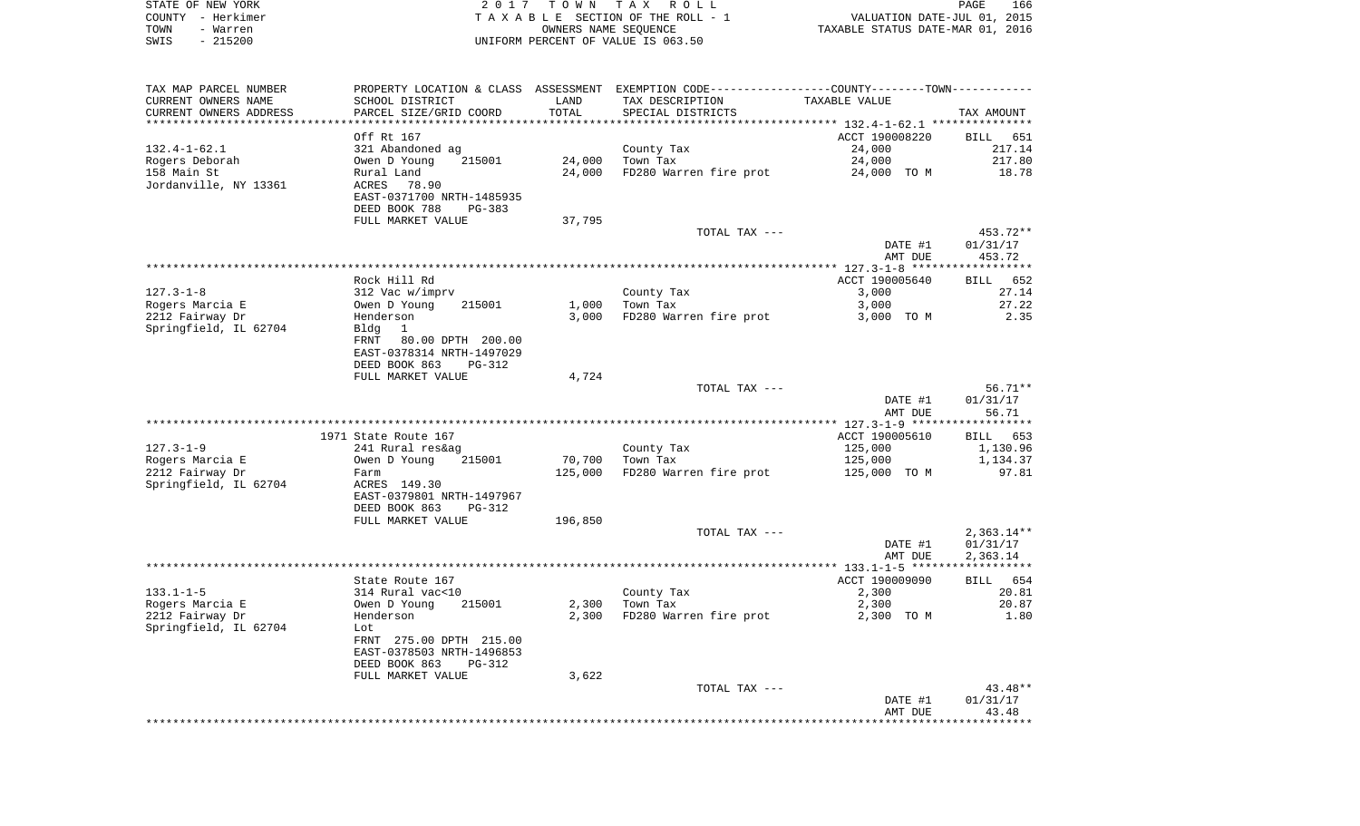STATE OF NEW YORK
COUNTY - Herkimer
TOWN - Warren
SWIS - 215200

2017 TOWN TAX ROLL
TAXABLE SECTION OF THE ROLL - 1
OWNERS NAME SEQUENCE
UNIFORM PERCENT OF VALUE IS 063.50

VALUATION DATE-JUL 01, 2015
TAXABLE STATUS DATE-MAR 01, 2016

| TAX MAP PARCEL NUMBER / CURRENT OWNERS NAME / CURRENT OWNERS ADDRESS | PROPERTY LOCATION & CLASS / SCHOOL DISTRICT / PARCEL SIZE/GRID COORD | ASSESSMENT LAND / TOTAL | EXEMPTION CODE / TAX DESCRIPTION / SPECIAL DISTRICTS | COUNTY--------TOWN / TAXABLE VALUE | TAX AMOUNT |
|---|---|---|---|---|---|
| **132.4-1-62.1** | Off Rt 167 | | | ACCT 190008220 | BILL 651 |
| Rogers Deborah | 321 Abandoned ag | | County Tax | 24,000 | 217.14 |
| 158 Main St | Owen D Young 215001 | 24,000 | Town Tax | 24,000 | 217.80 |
| Jordanville, NY 13361 | Rural Land | 24,000 | FD280 Warren fire prot | 24,000 TO M | 18.78 |
| | ACRES 78.90 | | | | |
| | EAST-0371700 NRTH-1485935 | | | | |
| | DEED BOOK 788 PG-383 | | | | |
| | FULL MARKET VALUE | 37,795 | | | |
| | | | TOTAL TAX --- | | 453.72** |
| | | | | DATE #1 | 01/31/17 |
| | | | | AMT DUE | 453.72 |
| **127.3-1-8** | Rock Hill Rd | | | ACCT 190005640 | BILL 652 |
| Rogers Marcia E | 312 Vac w/imprv | | County Tax | 3,000 | 27.14 |
| 2212 Fairway Dr | Owen D Young 215001 | 1,000 | Town Tax | 3,000 | 27.22 |
| Springfield, IL 62704 | Henderson | 3,000 | FD280 Warren fire prot | 3,000 TO M | 2.35 |
| | Bldg 1 | | | | |
| | FRNT 80.00 DPTH 200.00 | | | | |
| | EAST-0378314 NRTH-1497029 | | | | |
| | DEED BOOK 863 PG-312 | | | | |
| | FULL MARKET VALUE | 4,724 | | | |
| | | | TOTAL TAX --- | | 56.71** |
| | | | | DATE #1 | 01/31/17 |
| | | | | AMT DUE | 56.71 |
| **127.3-1-9** | 1971 State Route 167 | | | ACCT 190005610 | BILL 653 |
| Rogers Marcia E | 241 Rural res&ag | | County Tax | 125,000 | 1,130.96 |
| 2212 Fairway Dr | Owen D Young 215001 | 70,700 | Town Tax | 125,000 | 1,134.37 |
| Springfield, IL 62704 | Farm | 125,000 | FD280 Warren fire prot | 125,000 TO M | 97.81 |
| | ACRES 149.30 | | | | |
| | EAST-0379801 NRTH-1497967 | | | | |
| | DEED BOOK 863 PG-312 | | | | |
| | FULL MARKET VALUE | 196,850 | | | |
| | | | TOTAL TAX --- | | 2,363.14** |
| | | | | DATE #1 | 01/31/17 |
| | | | | AMT DUE | 2,363.14 |
| **133.1-1-5** | State Route 167 | | | ACCT 190009090 | BILL 654 |
| Rogers Marcia E | 314 Rural vac<10 | | County Tax | 2,300 | 20.81 |
| 2212 Fairway Dr | Owen D Young 215001 | 2,300 | Town Tax | 2,300 | 20.87 |
| Springfield, IL 62704 | Henderson | 2,300 | FD280 Warren fire prot | 2,300 TO M | 1.80 |
| | Lot | | | | |
| | FRNT 275.00 DPTH 215.00 | | | | |
| | EAST-0378503 NRTH-1496853 | | | | |
| | DEED BOOK 863 PG-312 | | | | |
| | FULL MARKET VALUE | 3,622 | | | |
| | | | TOTAL TAX --- | | 43.48** |
| | | | | DATE #1 | 01/31/17 |
| | | | | AMT DUE | 43.48 |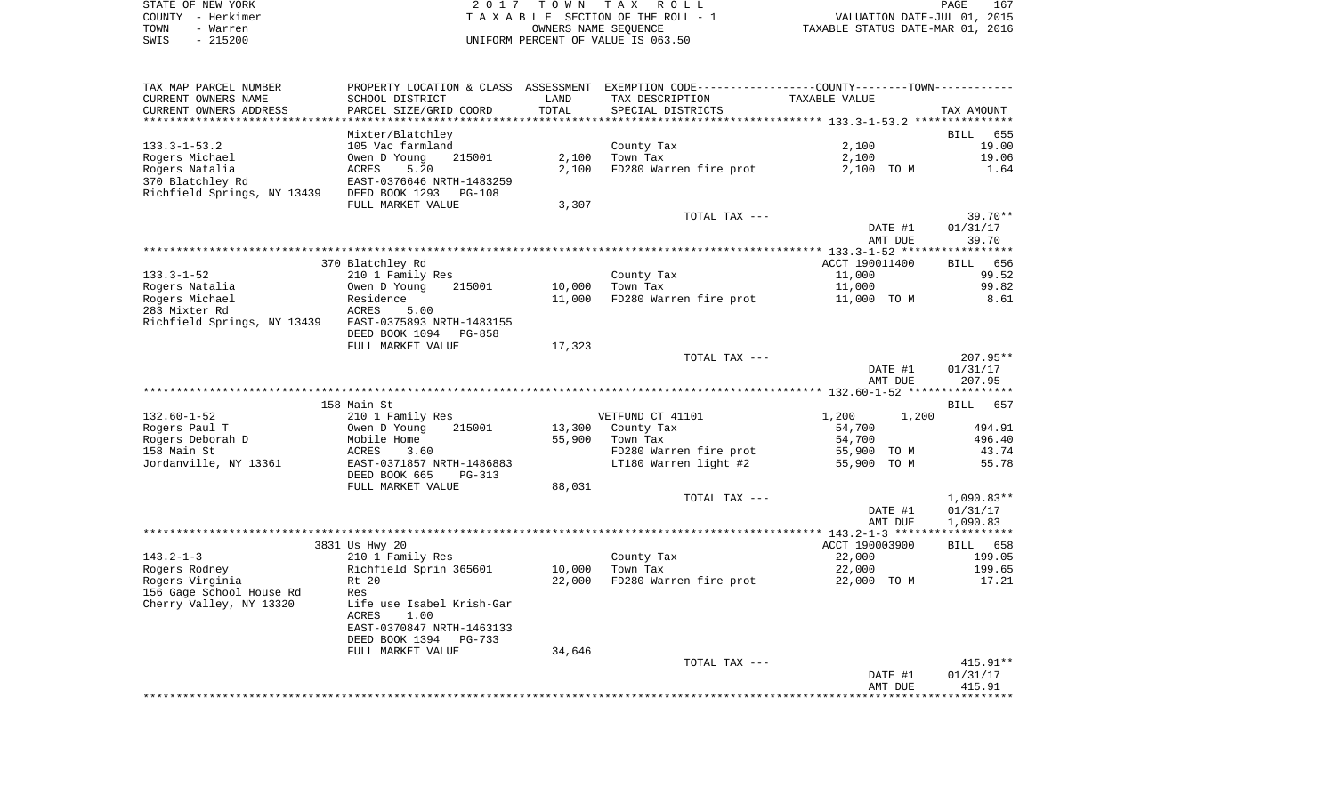STATE OF NEW YORK — COUNTY - Herkimer — TOWN - Warren — SWIS - 215200

2017 TOWN TAX ROLL
TAXABLE SECTION OF THE ROLL - 1
OWNERS NAME SEQUENCE
UNIFORM PERCENT OF VALUE IS 063.50

VALUATION DATE-JUL 01, 2015
TAXABLE STATUS DATE-MAR 01, 2016

| TAX MAP PARCEL NUMBER / CURRENT OWNERS NAME / CURRENT OWNERS ADDRESS | PROPERTY LOCATION & CLASS / SCHOOL DISTRICT / PARCEL SIZE/GRID COORD | ASSESSMENT LAND / TOTAL | EXEMPTION CODE / TAX DESCRIPTION / SPECIAL DISTRICTS | COUNTY / TOWN TAXABLE VALUE | TAX AMOUNT |
|---|---|---|---|---|---|
| **133.3-1-53.2** | Mixter/Blatchley | | | | BILL 655 |
| | 105 Vac farmland | | County Tax | 2,100 | 19.00 |
| Rogers Michael | Owen D Young 215001 | 2,100 | Town Tax | 2,100 | 19.06 |
| Rogers Natalia | ACRES 5.20 | 2,100 | FD280 Warren fire prot | 2,100 TO M | 1.64 |
| 370 Blatchley Rd | EAST-0376646 NRTH-1483259 | | | | |
| Richfield Springs, NY 13439 | DEED BOOK 1293 PG-108 | | | | |
| | FULL MARKET VALUE | 3,307 | | | |
| | | | TOTAL TAX --- | | 39.70** |
| | | | | DATE #1 | 01/31/17 |
| | | | | AMT DUE | 39.70 |
| **133.3-1-52** | 370 Blatchley Rd | | | ACCT 190011400 | BILL 656 |
| | 210 1 Family Res | | County Tax | 11,000 | 99.52 |
| Rogers Natalia | Owen D Young 215001 | 10,000 | Town Tax | 11,000 | 99.82 |
| Rogers Michael | Residence | 11,000 | FD280 Warren fire prot | 11,000 TO M | 8.61 |
| 283 Mixter Rd | ACRES 5.00 | | | | |
| Richfield Springs, NY 13439 | EAST-0375893 NRTH-1483155 | | | | |
| | DEED BOOK 1094 PG-858 | | | | |
| | FULL MARKET VALUE | 17,323 | | | |
| | | | TOTAL TAX --- | | 207.95** |
| | | | | DATE #1 | 01/31/17 |
| | | | | AMT DUE | 207.95 |
| **132.60-1-52** | 158 Main St | | | | BILL 657 |
| | 210 1 Family Res | | VETFUND CT 41101 | 1,200 1,200 | |
| Rogers Paul T | Owen D Young 215001 | 13,300 | County Tax | 54,700 | 494.91 |
| Rogers Deborah D | Mobile Home | 55,900 | Town Tax | 54,700 | 496.40 |
| 158 Main St | ACRES 3.60 | | FD280 Warren fire prot | 55,900 TO M | 43.74 |
| Jordanville, NY 13361 | EAST-0371857 NRTH-1486883 | | LT180 Warren light #2 | 55,900 TO M | 55.78 |
| | DEED BOOK 665 PG-313 | | | | |
| | FULL MARKET VALUE | 88,031 | | | |
| | | | TOTAL TAX --- | | 1,090.83** |
| | | | | DATE #1 | 01/31/17 |
| | | | | AMT DUE | 1,090.83 |
| **143.2-1-3** | 3831 Us Hwy 20 | | | ACCT 190003900 | BILL 658 |
| | 210 1 Family Res | | County Tax | 22,000 | 199.05 |
| Rogers Rodney | Richfield Sprin 365601 | 10,000 | Town Tax | 22,000 | 199.65 |
| Rogers Virginia | Rt 20 | 22,000 | FD280 Warren fire prot | 22,000 TO M | 17.21 |
| 156 Gage School House Rd | Res | | | | |
| Cherry Valley, NY 13320 | Life use Isabel Krish-Gar | | | | |
| | ACRES 1.00 | | | | |
| | EAST-0370847 NRTH-1463133 | | | | |
| | DEED BOOK 1394 PG-733 | | | | |
| | FULL MARKET VALUE | 34,646 | | | |
| | | | TOTAL TAX --- | | 415.91** |
| | | | | DATE #1 | 01/31/17 |
| | | | | AMT DUE | 415.91 |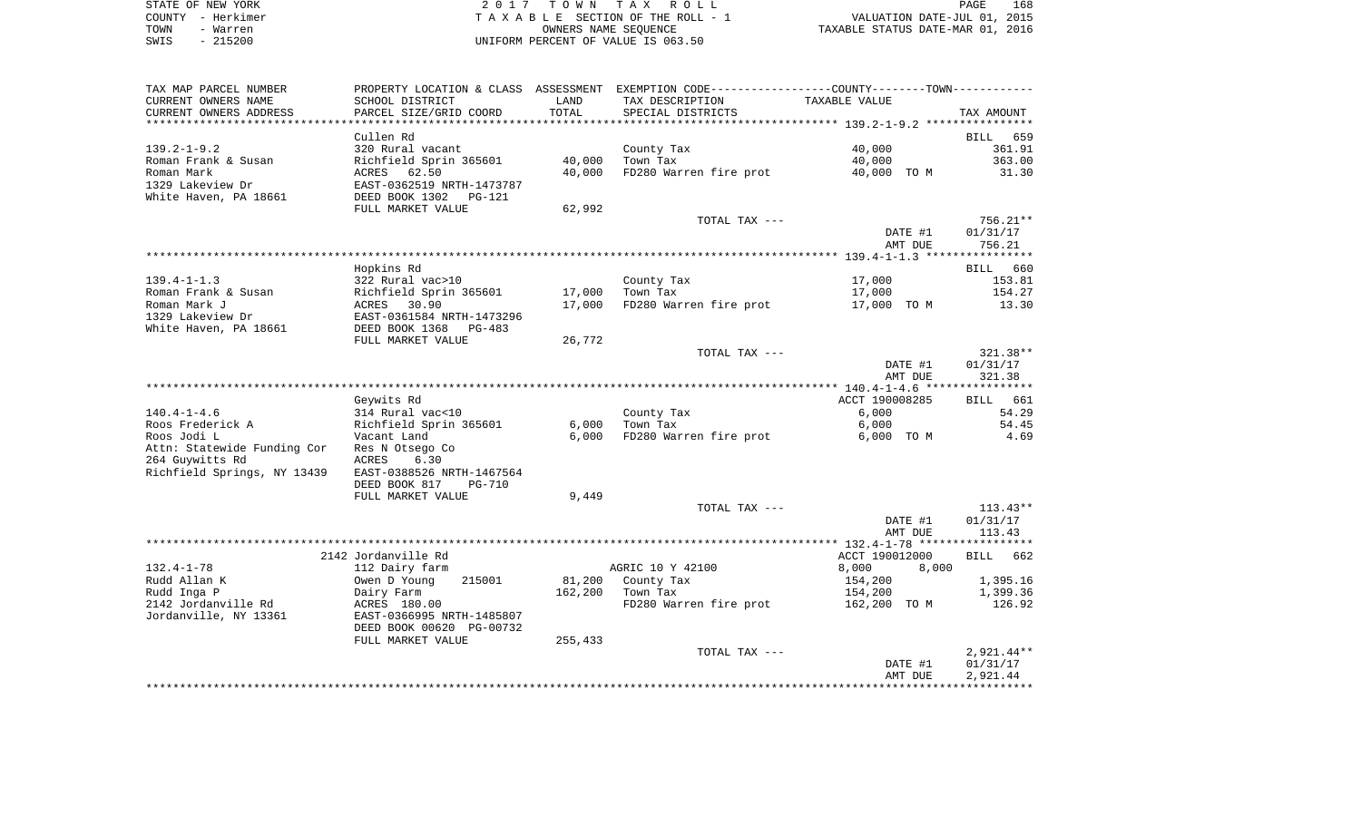STATE OF NEW YORK
COUNTY - Herkimer
TOWN - Warren
SWIS - 215200

2017 TOWN TAX ROLL
TAXABLE SECTION OF THE ROLL - 1
OWNERS NAME SEQUENCE
UNIFORM PERCENT OF VALUE IS 063.50

VALUATION DATE-JUL 01, 2015
TAXABLE STATUS DATE-MAR 01, 2016

| TAX MAP PARCEL NUMBER / CURRENT OWNERS NAME / CURRENT OWNERS ADDRESS | PROPERTY LOCATION & CLASS / SCHOOL DISTRICT / PARCEL SIZE/GRID COORD | ASSESSMENT LAND / TOTAL | EXEMPTION CODE / TAX DESCRIPTION / SPECIAL DISTRICTS | TAXABLE VALUE | TAX AMOUNT |
|---|---|---|---|---|---|
| **139.2-1-9.2** | Cullen Rd | | | | BILL 659 |
| 139.2-1-9.2 | 320 Rural vacant | | County Tax | 40,000 | 361.91 |
| Roman Frank & Susan | Richfield Sprin 365601 | 40,000 | Town Tax | 40,000 | 363.00 |
| Roman Mark | ACRES 62.50 | 40,000 | FD280 Warren fire prot | 40,000 TO M | 31.30 |
| 1329 Lakeview Dr | EAST-0362519 NRTH-1473787 | | | | |
| White Haven, PA 18661 | DEED BOOK 1302 PG-121 | | | | |
| | FULL MARKET VALUE | 62,992 | | | |
| | | | TOTAL TAX --- | | 756.21** |
| | | | | DATE #1 | 01/31/17 |
| | | | | AMT DUE | 756.21 |
| **139.4-1-1.3** | Hopkins Rd | | | | BILL 660 |
| 139.4-1-1.3 | 322 Rural vac>10 | | County Tax | 17,000 | 153.81 |
| Roman Frank & Susan | Richfield Sprin 365601 | 17,000 | Town Tax | 17,000 | 154.27 |
| Roman Mark J | ACRES 30.90 | 17,000 | FD280 Warren fire prot | 17,000 TO M | 13.30 |
| 1329 Lakeview Dr | EAST-0361584 NRTH-1473296 | | | | |
| White Haven, PA 18661 | DEED BOOK 1368 PG-483 | | | | |
| | FULL MARKET VALUE | 26,772 | | | |
| | | | TOTAL TAX --- | | 321.38** |
| | | | | DATE #1 | 01/31/17 |
| | | | | AMT DUE | 321.38 |
| **140.4-1-4.6** | Geywits Rd | | | ACCT 190008285 | BILL 661 |
| 140.4-1-4.6 | 314 Rural vac<10 | | County Tax | 6,000 | 54.29 |
| Roos Frederick A | Richfield Sprin 365601 | 6,000 | Town Tax | 6,000 | 54.45 |
| Roos Jodi L | Vacant Land | 6,000 | FD280 Warren fire prot | 6,000 TO M | 4.69 |
| Attn: Statewide Funding Cor | Res N Otsego Co | | | | |
| 264 Guywitts Rd | ACRES 6.30 | | | | |
| Richfield Springs, NY 13439 | EAST-0388526 NRTH-1467564 | | | | |
| | DEED BOOK 817 PG-710 | | | | |
| | FULL MARKET VALUE | 9,449 | | | |
| | | | TOTAL TAX --- | | 113.43** |
| | | | | DATE #1 | 01/31/17 |
| | | | | AMT DUE | 113.43 |
| **132.4-1-78** | 2142 Jordanville Rd | | | ACCT 190012000 | BILL 662 |
| 132.4-1-78 | 112 Dairy farm | | AGRIC 10 Y 42100 | 8,000 8,000 | |
| Rudd Allan K | Owen D Young 215001 | 81,200 | County Tax | 154,200 | 1,395.16 |
| Rudd Inga P | Dairy Farm | 162,200 | Town Tax | 154,200 | 1,399.36 |
| 2142 Jordanville Rd | ACRES 180.00 | | FD280 Warren fire prot | 162,200 TO M | 126.92 |
| Jordanville, NY 13361 | EAST-0366995 NRTH-1485807 | | | | |
| | DEED BOOK 00620 PG-00732 | | | | |
| | FULL MARKET VALUE | 255,433 | | | |
| | | | TOTAL TAX --- | | 2,921.44** |
| | | | | DATE #1 | 01/31/17 |
| | | | | AMT DUE | 2,921.44 |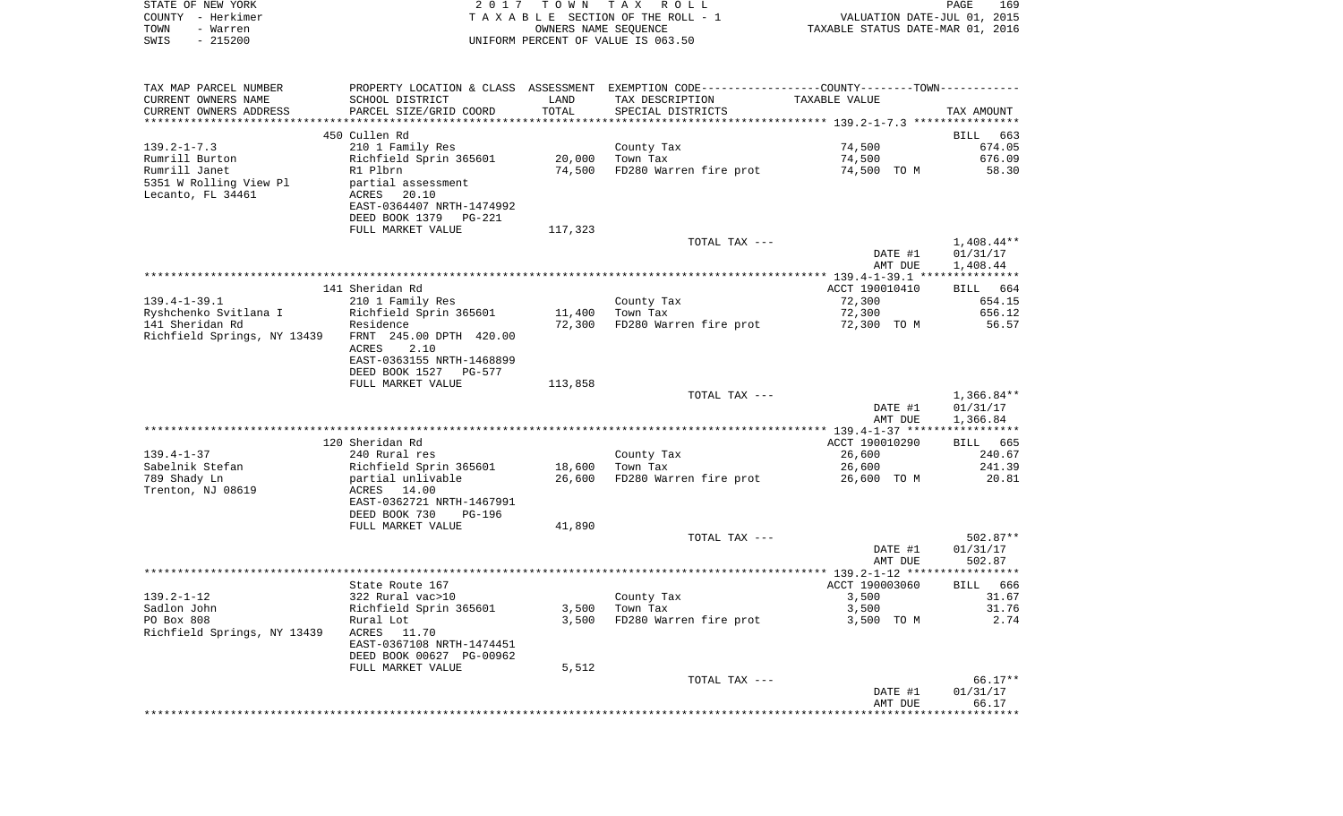STATE OF NEW YORK
COUNTY - Herkimer
TOWN - Warren
SWIS - 215200

2017 TOWN TAX ROLL
TAXABLE SECTION OF THE ROLL - 1
OWNERS NAME SEQUENCE
UNIFORM PERCENT OF VALUE IS 063.50

VALUATION DATE-JUL 01, 2015
TAXABLE STATUS DATE-MAR 01, 2016

| TAX MAP PARCEL NUMBER / CURRENT OWNERS NAME / CURRENT OWNERS ADDRESS | PROPERTY LOCATION & CLASS / SCHOOL DISTRICT / PARCEL SIZE/GRID COORD | ASSESSMENT LAND / TOTAL | EXEMPTION CODE / TAX DESCRIPTION / SPECIAL DISTRICTS | COUNTY--------TOWN TAXABLE VALUE | TAX AMOUNT |
|---|---|---|---|---|---|
| | 450 Cullen Rd | | | | BILL 663 |
| 139.2-1-7.3 | 210 1 Family Res | | County Tax | 74,500 | 674.05 |
| Rumrill Burton | Richfield Sprin 365601 | 20,000 | Town Tax | 74,500 | 676.09 |
| Rumrill Janet | R1 Plbrn | 74,500 | FD280 Warren fire prot | 74,500 TO M | 58.30 |
| 5351 W Rolling View Pl | partial assessment | | | | |
| Lecanto, FL 34461 | ACRES 20.10 | | | | |
| | EAST-0364407 NRTH-1474992 | | | | |
| | DEED BOOK 1379 PG-221 | | | | |
| | FULL MARKET VALUE | 117,323 | | | |
| | | | TOTAL TAX --- | | 1,408.44** |
| | | | | DATE #1 | 01/31/17 |
| | | | | AMT DUE | 1,408.44 |
| | 141 Sheridan Rd | | | ACCT 190010410 | BILL 664 |
| 139.4-1-39.1 | 210 1 Family Res | | County Tax | 72,300 | 654.15 |
| Ryshchenko Svitlana I | Richfield Sprin 365601 | 11,400 | Town Tax | 72,300 | 656.12 |
| 141 Sheridan Rd | Residence | 72,300 | FD280 Warren fire prot | 72,300 TO M | 56.57 |
| Richfield Springs, NY 13439 | FRNT 245.00 DPTH 420.00 | | | | |
| | ACRES 2.10 | | | | |
| | EAST-0363155 NRTH-1468899 | | | | |
| | DEED BOOK 1527 PG-577 | | | | |
| | FULL MARKET VALUE | 113,858 | | | |
| | | | TOTAL TAX --- | | 1,366.84** |
| | | | | DATE #1 | 01/31/17 |
| | | | | AMT DUE | 1,366.84 |
| | 120 Sheridan Rd | | | ACCT 190010290 | BILL 665 |
| 139.4-1-37 | 240 Rural res | | County Tax | 26,600 | 240.67 |
| Sabelnik Stefan | Richfield Sprin 365601 | 18,600 | Town Tax | 26,600 | 241.39 |
| 789 Shady Ln | partial unlivable | 26,600 | FD280 Warren fire prot | 26,600 TO M | 20.81 |
| Trenton, NJ 08619 | ACRES 14.00 | | | | |
| | EAST-0362721 NRTH-1467991 | | | | |
| | DEED BOOK 730 PG-196 | | | | |
| | FULL MARKET VALUE | 41,890 | | | |
| | | | TOTAL TAX --- | | 502.87** |
| | | | | DATE #1 | 01/31/17 |
| | | | | AMT DUE | 502.87 |
| | State Route 167 | | | ACCT 190003060 | BILL 666 |
| 139.2-1-12 | 322 Rural vac>10 | | County Tax | 3,500 | 31.67 |
| Sadlon John | Richfield Sprin 365601 | 3,500 | Town Tax | 3,500 | 31.76 |
| PO Box 808 | Rural Lot | 3,500 | FD280 Warren fire prot | 3,500 TO M | 2.74 |
| Richfield Springs, NY 13439 | ACRES 11.70 | | | | |
| | EAST-0367108 NRTH-1474451 | | | | |
| | DEED BOOK 00627 PG-00962 | | | | |
| | FULL MARKET VALUE | 5,512 | | | |
| | | | TOTAL TAX --- | | 66.17** |
| | | | | DATE #1 | 01/31/17 |
| | | | | AMT DUE | 66.17 |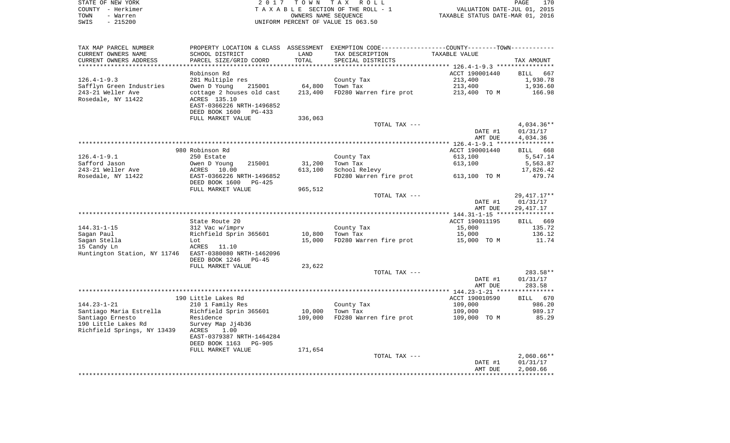STATE OF NEW YORK | COUNTY - Herkimer | TOWN - Warren | SWIS - 215200

2017 TOWN TAX ROLL
TAXABLE SECTION OF THE ROLL - 1
OWNERS NAME SEQUENCE
UNIFORM PERCENT OF VALUE IS 063.50

VALUATION DATE-JUL 01, 2015
TAXABLE STATUS DATE-MAR 01, 2016

| TAX MAP PARCEL NUMBER / CURRENT OWNERS NAME / CURRENT OWNERS ADDRESS | PROPERTY LOCATION & CLASS / SCHOOL DISTRICT / PARCEL SIZE/GRID COORD | ASSESSMENT LAND / TOTAL | EXEMPTION CODE / TAX DESCRIPTION / SPECIAL DISTRICTS | TAXABLE VALUE | TAX AMOUNT |
|---|---|---|---|---|---|
| 126.4-1-9.3 | Robinson Rd | | | ACCT 190001440 | BILL 667 |
| | 281 Multiple res | | County Tax | 213,400 | 1,930.78 |
| Safflyn Green Industries | Owen D Young 215001 | 64,800 | Town Tax | 213,400 | 1,936.60 |
| 243-21 Weller Ave | cottage 2 houses old cast | 213,400 | FD280 Warren fire prot | 213,400 TO M | 166.98 |
| Rosedale, NY 11422 | ACRES 135.10 | | | | |
| | EAST-0366226 NRTH-1496852 | | | | |
| | DEED BOOK 1600 PG-433 | | | | |
| | FULL MARKET VALUE | 336,063 | | | |
| | | | TOTAL TAX --- | | 4,034.36** |
| | | | | DATE #1 | 01/31/17 |
| | | | | AMT DUE | 4,034.36 |
| 126.4-1-9.1 | 980 Robinson Rd | | | ACCT 190001440 | BILL 668 |
| | 250 Estate | | County Tax | 613,100 | 5,547.14 |
| Safford Jason | Owen D Young 215001 | 31,200 | Town Tax | 613,100 | 5,563.87 |
| 243-21 Weller Ave | ACRES 10.00 | 613,100 | School Relevy | | 17,826.42 |
| Rosedale, NY 11422 | EAST-0366226 NRTH-1496852 | | FD280 Warren fire prot | 613,100 TO M | 479.74 |
| | DEED BOOK 1600 PG-425 | | | | |
| | FULL MARKET VALUE | 965,512 | | | |
| | | | TOTAL TAX --- | | 29,417.17** |
| | | | | DATE #1 | 01/31/17 |
| | | | | AMT DUE | 29,417.17 |
| 144.31-1-15 | State Route 20 | | | ACCT 190011195 | BILL 669 |
| | 312 Vac w/imprv | | County Tax | 15,000 | 135.72 |
| Sagan Paul | Richfield Sprin 365601 | 10,800 | Town Tax | 15,000 | 136.12 |
| Sagan Stella | Lot | 15,000 | FD280 Warren fire prot | 15,000 TO M | 11.74 |
| 15 Candy Ln | ACRES 11.10 | | | | |
| Huntington Station, NY 11746 | EAST-0380080 NRTH-1462096 | | | | |
| | DEED BOOK 1246 PG-45 | | | | |
| | FULL MARKET VALUE | 23,622 | | | |
| | | | TOTAL TAX --- | | 283.58** |
| | | | | DATE #1 | 01/31/17 |
| | | | | AMT DUE | 283.58 |
| 144.23-1-21 | 190 Little Lakes Rd | | | ACCT 190010590 | BILL 670 |
| | 210 1 Family Res | | County Tax | 109,000 | 986.20 |
| Santiago Maria Estrella | Richfield Sprin 365601 | 10,000 | Town Tax | 109,000 | 989.17 |
| Santiago Ernesto | Residence | 109,000 | FD280 Warren fire prot | 109,000 TO M | 85.29 |
| 190 Little Lakes Rd | Survey Map Jj4b36 | | | | |
| Richfield Springs, NY 13439 | ACRES 1.00 | | | | |
| | EAST-0379387 NRTH-1464284 | | | | |
| | DEED BOOK 1163 PG-905 | | | | |
| | FULL MARKET VALUE | 171,654 | | | |
| | | | TOTAL TAX --- | | 2,060.66** |
| | | | | DATE #1 | 01/31/17 |
| | | | | AMT DUE | 2,060.66 |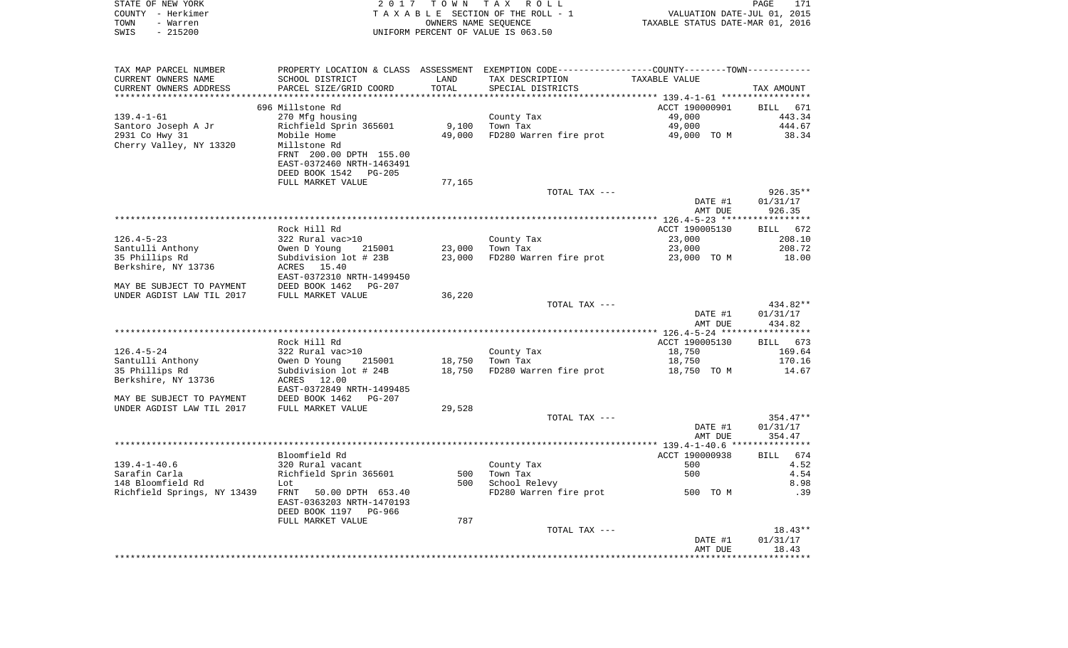STATE OF NEW YORK — 2017 TOWN TAX ROLL
COUNTY - Herkimer — TAXABLE SECTION OF THE ROLL - 1 — VALUATION DATE-JUL 01, 2015
TOWN - Warren — OWNERS NAME SEQUENCE — TAXABLE STATUS DATE-MAR 01, 2016
SWIS - 215200 — UNIFORM PERCENT OF VALUE IS 063.50

| TAX MAP PARCEL NUMBER / CURRENT OWNERS NAME / CURRENT OWNERS ADDRESS | PROPERTY LOCATION & CLASS / SCHOOL DISTRICT / PARCEL SIZE/GRID COORD | ASSESSMENT LAND | ASSESSMENT TOTAL | EXEMPTION CODE / TAX DESCRIPTION / SPECIAL DISTRICTS | COUNTY--------TOWN TAXABLE VALUE | TAX AMOUNT |
|---|---|---|---|---|---|---|
| **139.4-1-61** | 696 Millstone Rd | | | | ACCT 190000901 | BILL 671 |
| Santoro Joseph A Jr | 270 Mfg housing | | | County Tax | 49,000 | 443.34 |
| 2931 Co Hwy 31 | Richfield Sprin 365601 | 9,100 | | Town Tax | 49,000 | 444.67 |
| Cherry Valley, NY 13320 | Mobile Home | | 49,000 | FD280 Warren fire prot | 49,000 TO M | 38.34 |
| | Millstone Rd | | | | | |
| | FRNT 200.00 DPTH 155.00 | | | | | |
| | EAST-0372460 NRTH-1463491 | | | | | |
| | DEED BOOK 1542 PG-205 | | | | | |
| | FULL MARKET VALUE | 77,165 | | | | |
| | | | | TOTAL TAX --- | | 926.35** |
| | | | | | DATE #1 | 01/31/17 |
| | | | | | AMT DUE | 926.35 |
| **126.4-5-23** | Rock Hill Rd | | | | ACCT 190005130 | BILL 672 |
| Santulli Anthony | 322 Rural vac>10 | | | County Tax | 23,000 | 208.10 |
| 35 Phillips Rd | Owen D Young 215001 | 23,000 | | Town Tax | 23,000 | 208.72 |
| Berkshire, NY 13736 | Subdivision lot # 23B | | 23,000 | FD280 Warren fire prot | 23,000 TO M | 18.00 |
| | ACRES 15.40 | | | | | |
| | EAST-0372310 NRTH-1499450 | | | | | |
| MAY BE SUBJECT TO PAYMENT | DEED BOOK 1462 PG-207 | | | | | |
| UNDER AGDIST LAW TIL 2017 | FULL MARKET VALUE | 36,220 | | | | |
| | | | | TOTAL TAX --- | | 434.82** |
| | | | | | DATE #1 | 01/31/17 |
| | | | | | AMT DUE | 434.82 |
| **126.4-5-24** | Rock Hill Rd | | | | ACCT 190005130 | BILL 673 |
| Santulli Anthony | 322 Rural vac>10 | | | County Tax | 18,750 | 169.64 |
| 35 Phillips Rd | Owen D Young 215001 | 18,750 | | Town Tax | 18,750 | 170.16 |
| Berkshire, NY 13736 | Subdivision lot # 24B | | 18,750 | FD280 Warren fire prot | 18,750 TO M | 14.67 |
| | ACRES 12.00 | | | | | |
| | EAST-0372849 NRTH-1499485 | | | | | |
| MAY BE SUBJECT TO PAYMENT | DEED BOOK 1462 PG-207 | | | | | |
| UNDER AGDIST LAW TIL 2017 | FULL MARKET VALUE | 29,528 | | | | |
| | | | | TOTAL TAX --- | | 354.47** |
| | | | | | DATE #1 | 01/31/17 |
| | | | | | AMT DUE | 354.47 |
| **139.4-1-40.6** | Bloomfield Rd | | | | ACCT 190000938 | BILL 674 |
| Sarafin Carla | 320 Rural vacant | | | County Tax | 500 | 4.52 |
| 148 Bloomfield Rd | Richfield Sprin 365601 | 500 | | Town Tax | 500 | 4.54 |
| Richfield Springs, NY 13439 | Lot | | 500 | School Relevy | | 8.98 |
| | FRNT 50.00 DPTH 653.40 | | | FD280 Warren fire prot | 500 TO M | .39 |
| | EAST-0363203 NRTH-1470193 | | | | | |
| | DEED BOOK 1197 PG-966 | | | | | |
| | FULL MARKET VALUE | 787 | | | | |
| | | | | TOTAL TAX --- | | 18.43** |
| | | | | | DATE #1 | 01/31/17 |
| | | | | | AMT DUE | 18.43 |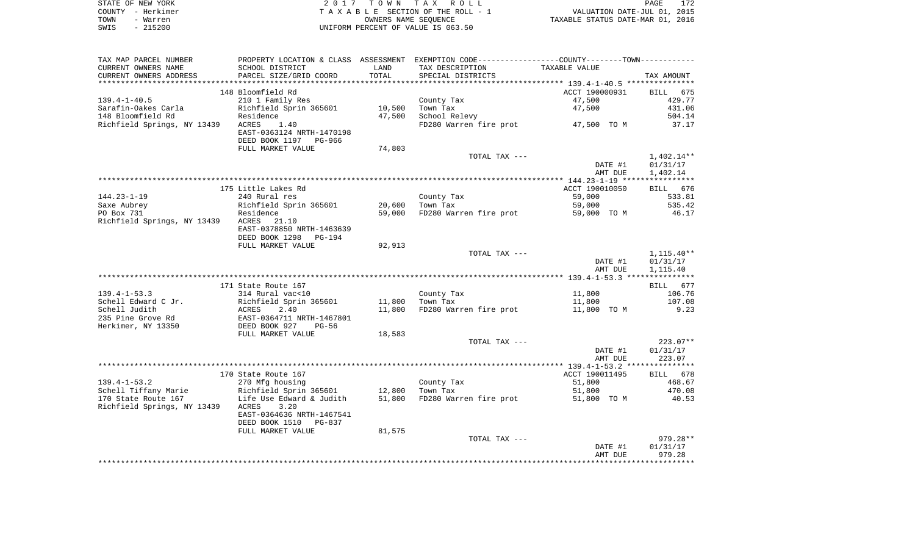STATE OF NEW YORK
COUNTY - Herkimer
TOWN - Warren
SWIS - 215200

2 0 1 7 T O W N T A X R O L L
T A X A B L E SECTION OF THE ROLL - 1
OWNERS NAME SEQUENCE
UNIFORM PERCENT OF VALUE IS 063.50

VALUATION DATE-JUL 01, 2015
TAXABLE STATUS DATE-MAR 01, 2016

| TAX MAP PARCEL NUMBER / CURRENT OWNERS NAME / CURRENT OWNERS ADDRESS | PROPERTY LOCATION & CLASS / SCHOOL DISTRICT / PARCEL SIZE/GRID COORD | ASSESSMENT LAND / TOTAL | EXEMPTION CODE / TAX DESCRIPTION / SPECIAL DISTRICTS | COUNTY--------TOWN / TAXABLE VALUE | TAX AMOUNT |
|---|---|---|---|---|---|
| | 148 Bloomfield Rd | | | ACCT 190000931 | BILL 675 |
| 139.4-1-40.5 | 210 1 Family Res | | County Tax | 47,500 | 429.77 |
| Sarafin-Oakes Carla | Richfield Sprin 365601 | 10,500 | Town Tax | 47,500 | 431.06 |
| 148 Bloomfield Rd | Residence | 47,500 | School Relevy | | 504.14 |
| Richfield Springs, NY 13439 | ACRES 1.40 | | FD280 Warren fire prot | 47,500 TO M | 37.17 |
| | EAST-0363124 NRTH-1470198 | | | | |
| | DEED BOOK 1197 PG-966 | | | | |
| | FULL MARKET VALUE | 74,803 | | | |
| | | | TOTAL TAX --- | | 1,402.14** |
| | | | | DATE #1 | 01/31/17 |
| | | | | AMT DUE | 1,402.14 |
| | 175 Little Lakes Rd | | | ACCT 190010050 | BILL 676 |
| 144.23-1-19 | 240 Rural res | | County Tax | 59,000 | 533.81 |
| Saxe Aubrey | Richfield Sprin 365601 | 20,600 | Town Tax | 59,000 | 535.42 |
| PO Box 731 | Residence | 59,000 | FD280 Warren fire prot | 59,000 TO M | 46.17 |
| Richfield Springs, NY 13439 | ACRES 21.10 | | | | |
| | EAST-0378850 NRTH-1463639 | | | | |
| | DEED BOOK 1298 PG-194 | | | | |
| | FULL MARKET VALUE | 92,913 | | | |
| | | | TOTAL TAX --- | | 1,115.40** |
| | | | | DATE #1 | 01/31/17 |
| | | | | AMT DUE | 1,115.40 |
| | 171 State Route 167 | | | | BILL 677 |
| 139.4-1-53.3 | 314 Rural vac<10 | | County Tax | 11,800 | 106.76 |
| Schell Edward C Jr. | Richfield Sprin 365601 | 11,800 | Town Tax | 11,800 | 107.08 |
| Schell Judith | ACRES 2.40 | 11,800 | FD280 Warren fire prot | 11,800 TO M | 9.23 |
| 235 Pine Grove Rd | EAST-0364711 NRTH-1467801 | | | | |
| Herkimer, NY 13350 | DEED BOOK 927 PG-56 | | | | |
| | FULL MARKET VALUE | 18,583 | | | |
| | | | TOTAL TAX --- | | 223.07** |
| | | | | DATE #1 | 01/31/17 |
| | | | | AMT DUE | 223.07 |
| | 170 State Route 167 | | | ACCT 190011495 | BILL 678 |
| 139.4-1-53.2 | 270 Mfg housing | | County Tax | 51,800 | 468.67 |
| Schell Tiffany Marie | Richfield Sprin 365601 | 12,800 | Town Tax | 51,800 | 470.08 |
| 170 State Route 167 | Life Use Edward & Judith | 51,800 | FD280 Warren fire prot | 51,800 TO M | 40.53 |
| Richfield Springs, NY 13439 | ACRES 3.20 | | | | |
| | EAST-0364636 NRTH-1467541 | | | | |
| | DEED BOOK 1510 PG-837 | | | | |
| | FULL MARKET VALUE | 81,575 | | | |
| | | | TOTAL TAX --- | | 979.28** |
| | | | | DATE #1 | 01/31/17 |
| | | | | AMT DUE | 979.28 |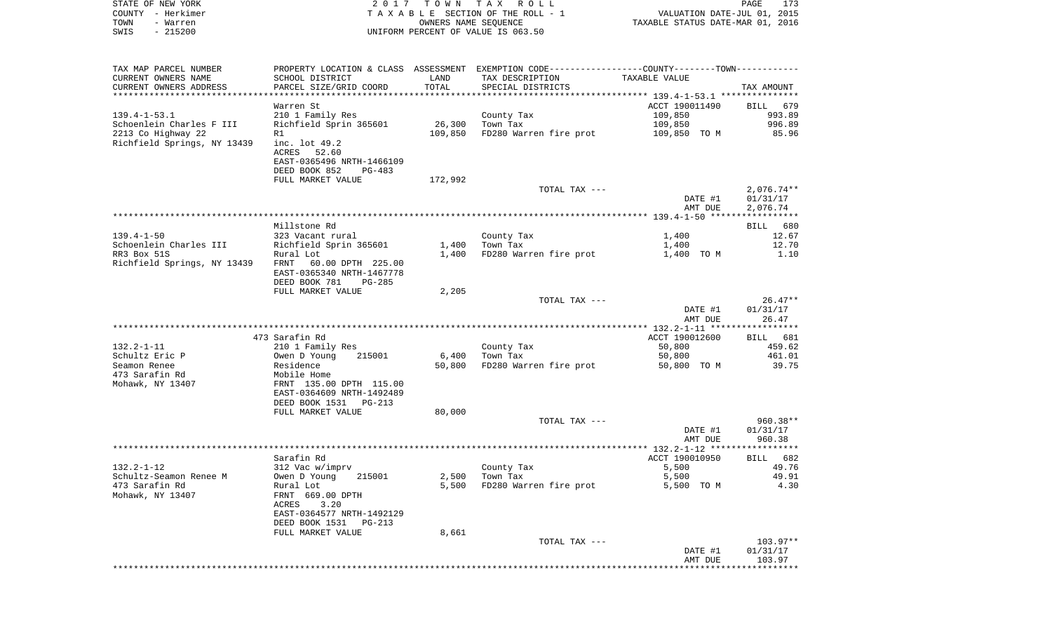STATE OF NEW YORK
COUNTY - Herkimer
TOWN - Warren
SWIS - 215200

2 0 1 7 T O W N T A X R O L L
T A X A B L E SECTION OF THE ROLL - 1
OWNERS NAME SEQUENCE
UNIFORM PERCENT OF VALUE IS 063.50

VALUATION DATE-JUL 01, 2015
TAXABLE STATUS DATE-MAR 01, 2016

| TAX MAP PARCEL NUMBER / CURRENT OWNERS NAME / CURRENT OWNERS ADDRESS | PROPERTY LOCATION & CLASS / SCHOOL DISTRICT / PARCEL SIZE/GRID COORD | ASSESSMENT LAND | TOTAL | EXEMPTION CODE / TAX DESCRIPTION / SPECIAL DISTRICTS | TAXABLE VALUE | TAX AMOUNT |
|---|---|---|---|---|---|---|
| **139.4-1-53.1** | Warren St | | | | ACCT 190011490 | BILL 679 |
| | 210 1 Family Res | | | County Tax | 109,850 | 993.89 |
| Schoenlein Charles F III | Richfield Sprin 365601 | 26,300 | | Town Tax | 109,850 | 996.89 |
| 2213 Co Highway 22 | R1 | | 109,850 | FD280 Warren fire prot | 109,850 TO M | 85.96 |
| Richfield Springs, NY 13439 | inc. lot 49.2 | | | | | |
| | ACRES 52.60 | | | | | |
| | EAST-0365496 NRTH-1466109 | | | | | |
| | DEED BOOK 852 PG-483 | | | | | |
| | FULL MARKET VALUE | 172,992 | | | | |
| | | | | TOTAL TAX --- | | 2,076.74** |
| | | | | | DATE #1 | 01/31/17 |
| | | | | | AMT DUE | 2,076.74 |
| **139.4-1-50** | Millstone Rd | | | | | BILL 680 |
| | 323 Vacant rural | | | County Tax | 1,400 | 12.67 |
| Schoenlein Charles III | Richfield Sprin 365601 | 1,400 | | Town Tax | 1,400 | 12.70 |
| RR3 Box 51S | Rural Lot | | 1,400 | FD280 Warren fire prot | 1,400 TO M | 1.10 |
| Richfield Springs, NY 13439 | FRNT 60.00 DPTH 225.00 | | | | | |
| | EAST-0365340 NRTH-1467778 | | | | | |
| | DEED BOOK 781 PG-285 | | | | | |
| | FULL MARKET VALUE | 2,205 | | | | |
| | | | | TOTAL TAX --- | | 26.47** |
| | | | | | DATE #1 | 01/31/17 |
| | | | | | AMT DUE | 26.47 |
| **132.2-1-11** | 473 Sarafin Rd | | | | ACCT 190012600 | BILL 681 |
| | 210 1 Family Res | | | County Tax | 50,800 | 459.62 |
| Schultz Eric P | Owen D Young 215001 | 6,400 | | Town Tax | 50,800 | 461.01 |
| Seamon Renee | Residence | | 50,800 | FD280 Warren fire prot | 50,800 TO M | 39.75 |
| 473 Sarafin Rd | Mobile Home | | | | | |
| Mohawk, NY 13407 | FRNT 135.00 DPTH 115.00 | | | | | |
| | EAST-0364609 NRTH-1492489 | | | | | |
| | DEED BOOK 1531 PG-213 | | | | | |
| | FULL MARKET VALUE | 80,000 | | | | |
| | | | | TOTAL TAX --- | | 960.38** |
| | | | | | DATE #1 | 01/31/17 |
| | | | | | AMT DUE | 960.38 |
| **132.2-1-12** | Sarafin Rd | | | | ACCT 190010950 | BILL 682 |
| | 312 Vac w/imprv | | | County Tax | 5,500 | 49.76 |
| Schultz-Seamon Renee M | Owen D Young 215001 | 2,500 | | Town Tax | 5,500 | 49.91 |
| 473 Sarafin Rd | Rural Lot | | 5,500 | FD280 Warren fire prot | 5,500 TO M | 4.30 |
| Mohawk, NY 13407 | FRNT 669.00 DPTH | | | | | |
| | ACRES 3.20 | | | | | |
| | EAST-0364577 NRTH-1492129 | | | | | |
| | DEED BOOK 1531 PG-213 | | | | | |
| | FULL MARKET VALUE | 8,661 | | | | |
| | | | | TOTAL TAX --- | | 103.97** |
| | | | | | DATE #1 | 01/31/17 |
| | | | | | AMT DUE | 103.97 |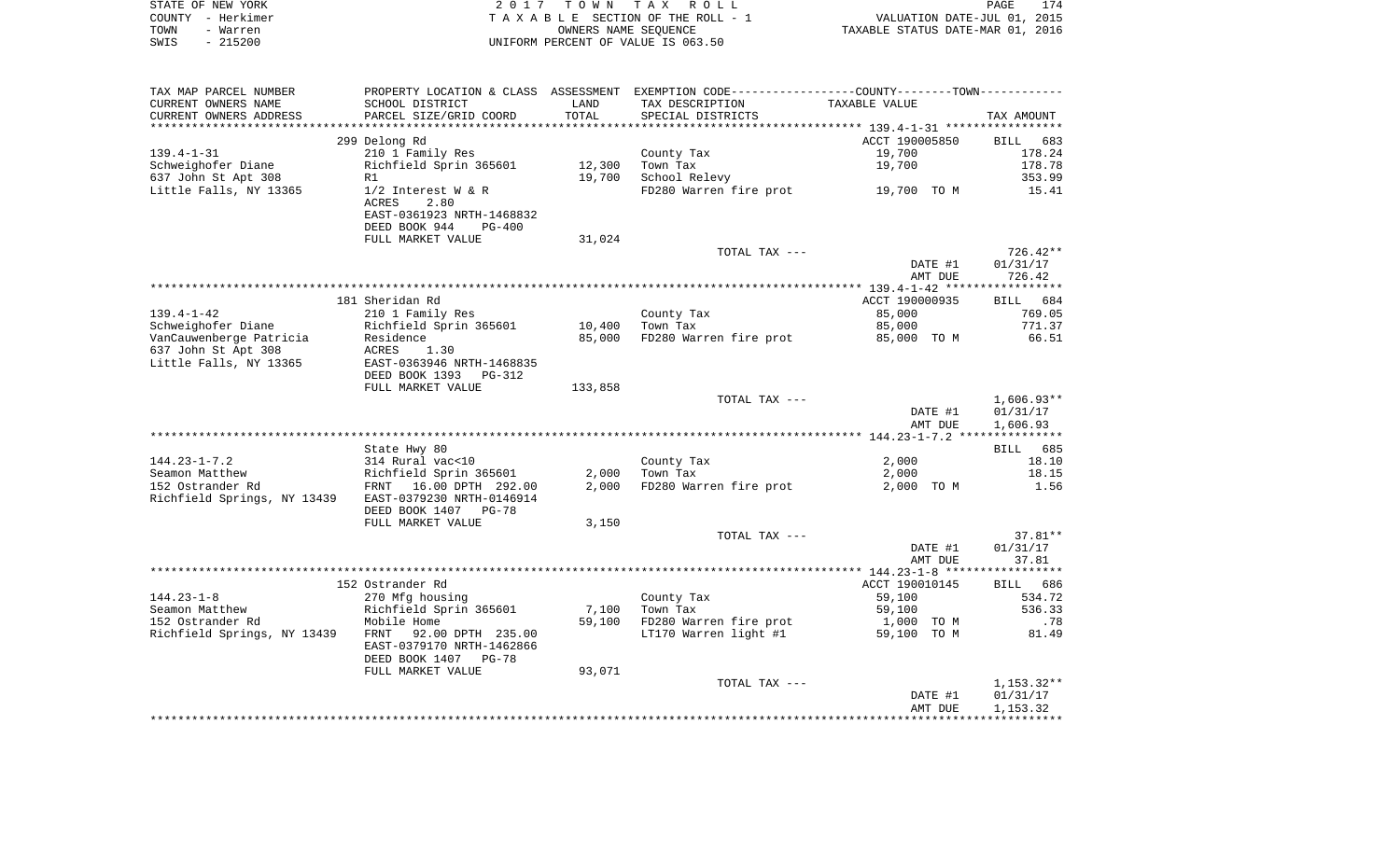STATE OF NEW YORK
COUNTY - Herkimer
TOWN - Warren
SWIS - 215200

2 0 1 7 T O W N T A X R O L L
T A X A B L E SECTION OF THE ROLL - 1
OWNERS NAME SEQUENCE
UNIFORM PERCENT OF VALUE IS 063.50

VALUATION DATE-JUL 01, 2015
TAXABLE STATUS DATE-MAR 01, 2016

| TAX MAP PARCEL NUMBER / CURRENT OWNERS NAME / CURRENT OWNERS ADDRESS | PROPERTY LOCATION & CLASS / SCHOOL DISTRICT / PARCEL SIZE/GRID COORD | ASSESSMENT LAND | TOTAL | EXEMPTION CODE / TAX DESCRIPTION / SPECIAL DISTRICTS | COUNTY--------TOWN TAXABLE VALUE | TAX AMOUNT |
|---|---|---|---|---|---|---|
| 139.4-1-31 | 299 Delong Rd | | | | ACCT 190005850 | BILL 683 |
| Schweighofer Diane | 210 1 Family Res | | | County Tax | 19,700 | 178.24 |
| 637 John St Apt 308 | Richfield Sprin 365601 | 12,300 | | Town Tax | 19,700 | 178.78 |
| Little Falls, NY 13365 | R1 | | 19,700 | School Relevy | | 353.99 |
| | 1/2 Interest W & R | | | FD280 Warren fire prot | 19,700 TO M | 15.41 |
| | ACRES 2.80 | | | | | |
| | EAST-0361923 NRTH-1468832 | | | | | |
| | DEED BOOK 944 PG-400 | | | | | |
| | FULL MARKET VALUE | 31,024 | | | | |
| | | | | TOTAL TAX --- | | 726.42** |
| | | | | | DATE #1 | 01/31/17 |
| | | | | | AMT DUE | 726.42 |
| 139.4-1-42 | 181 Sheridan Rd | | | | ACCT 190000935 | BILL 684 |
| Schweighofer Diane | 210 1 Family Res | | | County Tax | 85,000 | 769.05 |
| VanCauwenberge Patricia | Richfield Sprin 365601 | 10,400 | | Town Tax | 85,000 | 771.37 |
| 637 John St Apt 308 | Residence | | 85,000 | FD280 Warren fire prot | 85,000 TO M | 66.51 |
| Little Falls, NY 13365 | ACRES 1.30 | | | | | |
| | EAST-0363946 NRTH-1468835 | | | | | |
| | DEED BOOK 1393 PG-312 | | | | | |
| | FULL MARKET VALUE | 133,858 | | | | |
| | | | | TOTAL TAX --- | | 1,606.93** |
| | | | | | DATE #1 | 01/31/17 |
| | | | | | AMT DUE | 1,606.93 |
| 144.23-1-7.2 | State Hwy 80 | | | | | BILL 685 |
| Seamon Matthew | 314 Rural vac<10 | | | County Tax | 2,000 | 18.10 |
| 152 Ostrander Rd | Richfield Sprin 365601 | 2,000 | | Town Tax | 2,000 | 18.15 |
| Richfield Springs, NY 13439 | FRNT 16.00 DPTH 292.00 | | 2,000 | FD280 Warren fire prot | 2,000 TO M | 1.56 |
| | EAST-0379230 NRTH-0146914 | | | | | |
| | DEED BOOK 1407 PG-78 | | | | | |
| | FULL MARKET VALUE | 3,150 | | | | |
| | | | | TOTAL TAX --- | | 37.81** |
| | | | | | DATE #1 | 01/31/17 |
| | | | | | AMT DUE | 37.81 |
| 144.23-1-8 | 152 Ostrander Rd | | | | ACCT 190010145 | BILL 686 |
| Seamon Matthew | 270 Mfg housing | | | County Tax | 59,100 | 534.72 |
| 152 Ostrander Rd | Richfield Sprin 365601 | 7,100 | | Town Tax | 59,100 | 536.33 |
| Richfield Springs, NY 13439 | Mobile Home | | 59,100 | FD280 Warren fire prot | 1,000 TO M | .78 |
| | FRNT 92.00 DPTH 235.00 | | | LT170 Warren light #1 | 59,100 TO M | 81.49 |
| | EAST-0379170 NRTH-1462866 | | | | | |
| | DEED BOOK 1407 PG-78 | | | | | |
| | FULL MARKET VALUE | 93,071 | | | | |
| | | | | TOTAL TAX --- | | 1,153.32** |
| | | | | | DATE #1 | 01/31/17 |
| | | | | | AMT DUE | 1,153.32 |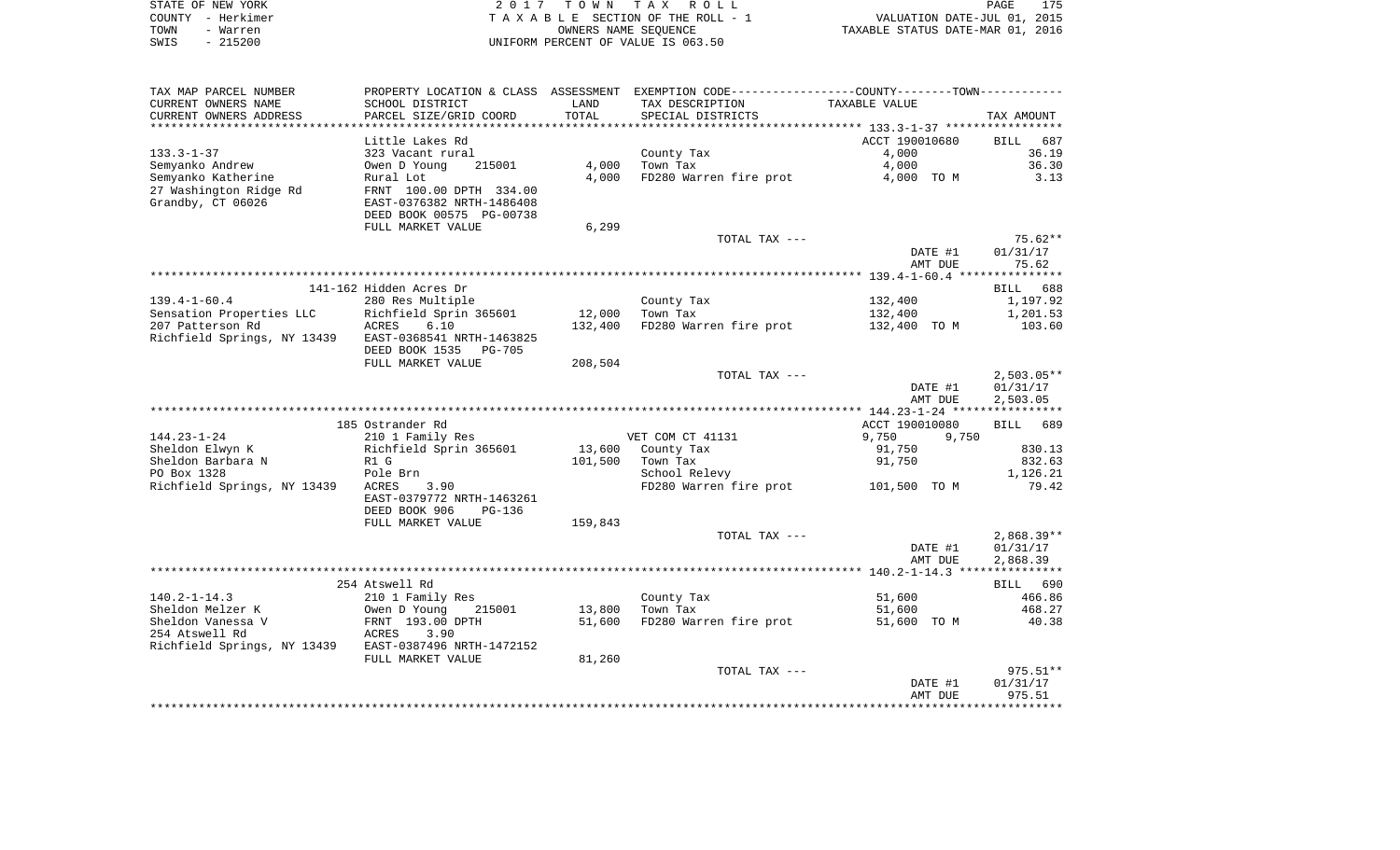STATE OF NEW YORK | 2 0 1 7 T O W N T A X R O L L
COUNTY - Herkimer | T A X A B L E SECTION OF THE ROLL - 1 | VALUATION DATE-JUL 01, 2015
TOWN - Warren | OWNERS NAME SEQUENCE | TAXABLE STATUS DATE-MAR 01, 2016
SWIS - 215200 | UNIFORM PERCENT OF VALUE IS 063.50

| TAX MAP PARCEL NUMBER<br>CURRENT OWNERS NAME<br>CURRENT OWNERS ADDRESS | PROPERTY LOCATION & CLASS<br>SCHOOL DISTRICT<br>PARCEL SIZE/GRID COORD | ASSESSMENT<br>LAND<br>TOTAL | EXEMPTION CODE-----COUNTY-----TOWN-----<br>TAX DESCRIPTION<br>SPECIAL DISTRICTS | TAXABLE VALUE | TAX AMOUNT |
|---|---|---|---|---|---|
| **133.3-1-37** | Little Lakes Rd | | | ACCT 190010680 | BILL 687 |
| 133.3-1-37 | 323 Vacant rural | | County Tax | 4,000 | 36.19 |
| Semyanko Andrew | Owen D Young 215001 | 4,000 | Town Tax | 4,000 | 36.30 |
| Semyanko Katherine | Rural Lot | 4,000 | FD280 Warren fire prot | 4,000 TO M | 3.13 |
| 27 Washington Ridge Rd | FRNT 100.00 DPTH 334.00 | | | | |
| Grandby, CT 06026 | EAST-0376382 NRTH-1486408 | | | | |
| | DEED BOOK 00575 PG-00738 | | | | |
| | FULL MARKET VALUE | 6,299 | | | |
| | | | TOTAL TAX --- | | 75.62** |
| | | | | DATE #1 | 01/31/17 |
| | | | | AMT DUE | 75.62 |
| **139.4-1-60.4** | 141-162 Hidden Acres Dr | | | | BILL 688 |
| 139.4-1-60.4 | 280 Res Multiple | | County Tax | 132,400 | 1,197.92 |
| Sensation Properties LLC | Richfield Sprin 365601 | 12,000 | Town Tax | 132,400 | 1,201.53 |
| 207 Patterson Rd | ACRES 6.10 | 132,400 | FD280 Warren fire prot | 132,400 TO M | 103.60 |
| Richfield Springs, NY 13439 | EAST-0368541 NRTH-1463825 | | | | |
| | DEED BOOK 1535 PG-705 | | | | |
| | FULL MARKET VALUE | 208,504 | | | |
| | | | TOTAL TAX --- | | 2,503.05** |
| | | | | DATE #1 | 01/31/17 |
| | | | | AMT DUE | 2,503.05 |
| **144.23-1-24** | 185 Ostrander Rd | | | ACCT 190010080 | BILL 689 |
| 144.23-1-24 | 210 1 Family Res | | VET COM CT 41131 | 9,750 9,750 | |
| Sheldon Elwyn K | Richfield Sprin 365601 | 13,600 | County Tax | 91,750 | 830.13 |
| Sheldon Barbara N | R1 G | 101,500 | Town Tax | 91,750 | 832.63 |
| PO Box 1328 | Pole Brn | | School Relevy | | 1,126.21 |
| Richfield Springs, NY 13439 | ACRES 3.90 | | FD280 Warren fire prot | 101,500 TO M | 79.42 |
| | EAST-0379772 NRTH-1463261 | | | | |
| | DEED BOOK 906 PG-136 | | | | |
| | FULL MARKET VALUE | 159,843 | | | |
| | | | TOTAL TAX --- | | 2,868.39** |
| | | | | DATE #1 | 01/31/17 |
| | | | | AMT DUE | 2,868.39 |
| **140.2-1-14.3** | 254 Atswell Rd | | | | BILL 690 |
| 140.2-1-14.3 | 210 1 Family Res | | County Tax | 51,600 | 466.86 |
| Sheldon Melzer K | Owen D Young 215001 | 13,800 | Town Tax | 51,600 | 468.27 |
| Sheldon Vanessa V | FRNT 193.00 DPTH | 51,600 | FD280 Warren fire prot | 51,600 TO M | 40.38 |
| 254 Atswell Rd | ACRES 3.90 | | | | |
| Richfield Springs, NY 13439 | EAST-0387496 NRTH-1472152 | | | | |
| | FULL MARKET VALUE | 81,260 | | | |
| | | | TOTAL TAX --- | | 975.51** |
| | | | | DATE #1 | 01/31/17 |
| | | | | AMT DUE | 975.51 |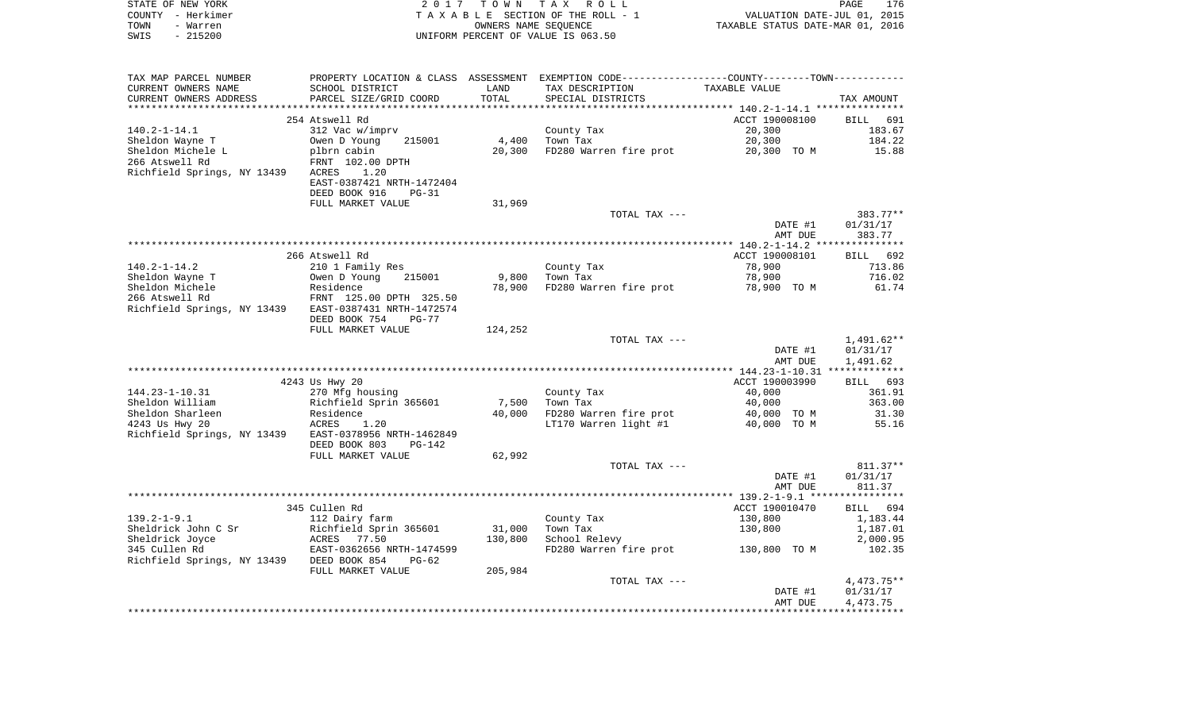STATE OF NEW YORK
COUNTY - Herkimer
TOWN - Warren
SWIS - 215200

2 0 1 7 T O W N T A X R O L L
T A X A B L E SECTION OF THE ROLL - 1
OWNERS NAME SEQUENCE
UNIFORM PERCENT OF VALUE IS 063.50

VALUATION DATE-JUL 01, 2015
TAXABLE STATUS DATE-MAR 01, 2016

| TAX MAP PARCEL NUMBER<br>CURRENT OWNERS NAME<br>CURRENT OWNERS ADDRESS | PROPERTY LOCATION & CLASS<br>SCHOOL DISTRICT<br>PARCEL SIZE/GRID COORD | ASSESSMENT<br>LAND<br>TOTAL | EXEMPTION CODE<br>TAX DESCRIPTION<br>SPECIAL DISTRICTS | COUNTY--------TOWN<br>TAXABLE VALUE | TAX AMOUNT |
|---|---|---|---|---|---|
| 140.2-1-14.1 | 254 Atswell Rd | | | ACCT 190008100 | BILL 691 |
| 140.2-1-14.1 | 312 Vac w/imprv | | County Tax | 20,300 | 183.67 |
| Sheldon Wayne T | Owen D Young 215001 | 4,400 | Town Tax | 20,300 | 184.22 |
| Sheldon Michele L | plbrn cabin | 20,300 | FD280 Warren fire prot | 20,300 TO M | 15.88 |
| 266 Atswell Rd | FRNT 102.00 DPTH | | | | |
| Richfield Springs, NY 13439 | ACRES 1.20 | | | | |
| | EAST-0387421 NRTH-1472404 | | | | |
| | DEED BOOK 916 PG-31 | | | | |
| | FULL MARKET VALUE | 31,969 | | | |
| | | | TOTAL TAX --- | | 383.77** |
| | | | | DATE #1 | 01/31/17 |
| | | | | AMT DUE | 383.77 |
| 140.2-1-14.2 | 266 Atswell Rd | | | ACCT 190008101 | BILL 692 |
| 140.2-1-14.2 | 210 1 Family Res | | County Tax | 78,900 | 713.86 |
| Sheldon Wayne T | Owen D Young 215001 | 9,800 | Town Tax | 78,900 | 716.02 |
| Sheldon Michele | Residence | 78,900 | FD280 Warren fire prot | 78,900 TO M | 61.74 |
| 266 Atswell Rd | FRNT 125.00 DPTH 325.50 | | | | |
| Richfield Springs, NY 13439 | EAST-0387431 NRTH-1472574 | | | | |
| | DEED BOOK 754 PG-77 | | | | |
| | FULL MARKET VALUE | 124,252 | | | |
| | | | TOTAL TAX --- | | 1,491.62** |
| | | | | DATE #1 | 01/31/17 |
| | | | | AMT DUE | 1,491.62 |
| 144.23-1-10.31 | 4243 Us Hwy 20 | | | ACCT 190003990 | BILL 693 |
| 144.23-1-10.31 | 270 Mfg housing | | County Tax | 40,000 | 361.91 |
| Sheldon William | Richfield Sprin 365601 | 7,500 | Town Tax | 40,000 | 363.00 |
| Sheldon Sharleen | Residence | 40,000 | FD280 Warren fire prot | 40,000 TO M | 31.30 |
| 4243 Us Hwy 20 | ACRES 1.20 | | LT170 Warren light #1 | 40,000 TO M | 55.16 |
| Richfield Springs, NY 13439 | EAST-0378956 NRTH-1462849 | | | | |
| | DEED BOOK 803 PG-142 | | | | |
| | FULL MARKET VALUE | 62,992 | | | |
| | | | TOTAL TAX --- | | 811.37** |
| | | | | DATE #1 | 01/31/17 |
| | | | | AMT DUE | 811.37 |
| 139.2-1-9.1 | 345 Cullen Rd | | | ACCT 190010470 | BILL 694 |
| 139.2-1-9.1 | 112 Dairy farm | | County Tax | 130,800 | 1,183.44 |
| Sheldrick John C Sr | Richfield Sprin 365601 | 31,000 | Town Tax | 130,800 | 1,187.01 |
| Sheldrick Joyce | ACRES 77.50 | 130,800 | School Relevy | | 2,000.95 |
| 345 Cullen Rd | EAST-0362656 NRTH-1474599 | | FD280 Warren fire prot | 130,800 TO M | 102.35 |
| Richfield Springs, NY 13439 | DEED BOOK 854 PG-62 | | | | |
| | FULL MARKET VALUE | 205,984 | | | |
| | | | TOTAL TAX --- | | 4,473.75** |
| | | | | DATE #1 | 01/31/17 |
| | | | | AMT DUE | 4,473.75 |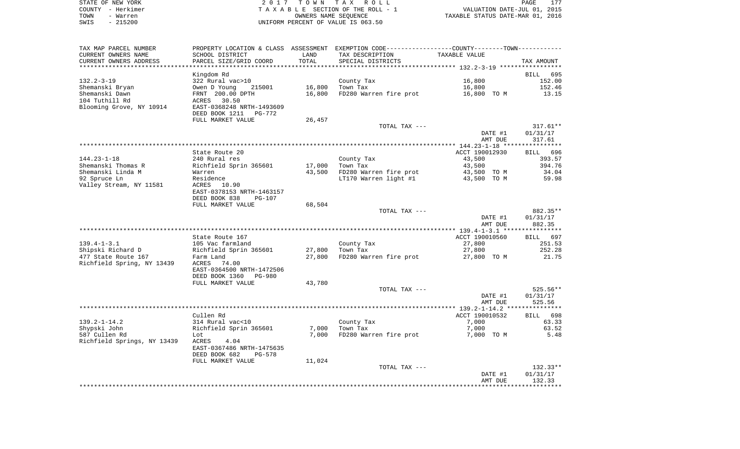STATE OF NEW YORK
COUNTY - Herkimer
TOWN - Warren
SWIS - 215200

2 0 1 7 T O W N T A X R O L L
T A X A B L E SECTION OF THE ROLL - 1
OWNERS NAME SEQUENCE
UNIFORM PERCENT OF VALUE IS 063.50

VALUATION DATE-JUL 01, 2015
TAXABLE STATUS DATE-MAR 01, 2016

| TAX MAP PARCEL NUMBER / CURRENT OWNERS NAME / CURRENT OWNERS ADDRESS | PROPERTY LOCATION & CLASS / SCHOOL DISTRICT / PARCEL SIZE/GRID COORD | ASSESSMENT LAND | TOTAL | EXEMPTION CODE / TAX DESCRIPTION / SPECIAL DISTRICTS | COUNTY--------TOWN TAXABLE VALUE | TAX AMOUNT |
|---|---|---|---|---|---|---|
| **132.2-3-19** | Kingdom Rd | | | | | BILL 695 |
| 132.2-3-19 | 322 Rural vac>10 | | | County Tax | 16,800 | 152.00 |
| Shemanski Bryan | Owen D Young 215001 | 16,800 | | Town Tax | 16,800 | 152.46 |
| Shemanski Dawn | FRNT 200.00 DPTH | | 16,800 | FD280 Warren fire prot | 16,800 TO M | 13.15 |
| 104 Tuthill Rd | ACRES 30.50 | | | | | |
| Blooming Grove, NY 10914 | EAST-0368248 NRTH-1493609 | | | | | |
| | DEED BOOK 1211 PG-772 | | | | | |
| | FULL MARKET VALUE | 26,457 | | | | |
| | | | | TOTAL TAX --- | | 317.61** |
| | | | | | DATE #1 | 01/31/17 |
| | | | | | AMT DUE | 317.61 |
| **144.23-1-18** | State Route 20 | | | | ACCT 190012930 | BILL 696 |
| 144.23-1-18 | 240 Rural res | | | County Tax | 43,500 | 393.57 |
| Shemanski Thomas R | Richfield Sprin 365601 | 17,000 | | Town Tax | 43,500 | 394.76 |
| Shemanski Linda M | Warren | | 43,500 | FD280 Warren fire prot | 43,500 TO M | 34.04 |
| 92 Spruce Ln | Residence | | | LT170 Warren light #1 | 43,500 TO M | 59.98 |
| Valley Stream, NY 11581 | ACRES 10.90 | | | | | |
| | EAST-0378153 NRTH-1463157 | | | | | |
| | DEED BOOK 838 PG-107 | | | | | |
| | FULL MARKET VALUE | 68,504 | | | | |
| | | | | TOTAL TAX --- | | 882.35** |
| | | | | | DATE #1 | 01/31/17 |
| | | | | | AMT DUE | 882.35 |
| **139.4-1-3.1** | State Route 167 | | | | ACCT 190010560 | BILL 697 |
| 139.4-1-3.1 | 105 Vac farmland | | | County Tax | 27,800 | 251.53 |
| Shipski Richard D | Richfield Sprin 365601 | 27,800 | | Town Tax | 27,800 | 252.28 |
| 477 State Route 167 | Farm Land | | 27,800 | FD280 Warren fire prot | 27,800 TO M | 21.75 |
| Richfield Spring, NY 13439 | ACRES 74.00 | | | | | |
| | EAST-0364500 NRTH-1472506 | | | | | |
| | DEED BOOK 1360 PG-980 | | | | | |
| | FULL MARKET VALUE | 43,780 | | | | |
| | | | | TOTAL TAX --- | | 525.56** |
| | | | | | DATE #1 | 01/31/17 |
| | | | | | AMT DUE | 525.56 |
| **139.2-1-14.2** | Cullen Rd | | | | ACCT 190010532 | BILL 698 |
| 139.2-1-14.2 | 314 Rural vac<10 | | | County Tax | 7,000 | 63.33 |
| Shypski John | Richfield Sprin 365601 | 7,000 | | Town Tax | 7,000 | 63.52 |
| 587 Cullen Rd | Lot | | 7,000 | FD280 Warren fire prot | 7,000 TO M | 5.48 |
| Richfield Springs, NY 13439 | ACRES 4.04 | | | | | |
| | EAST-0367486 NRTH-1475635 | | | | | |
| | DEED BOOK 682 PG-578 | | | | | |
| | FULL MARKET VALUE | 11,024 | | | | |
| | | | | TOTAL TAX --- | | 132.33** |
| | | | | | DATE #1 | 01/31/17 |
| | | | | | AMT DUE | 132.33 |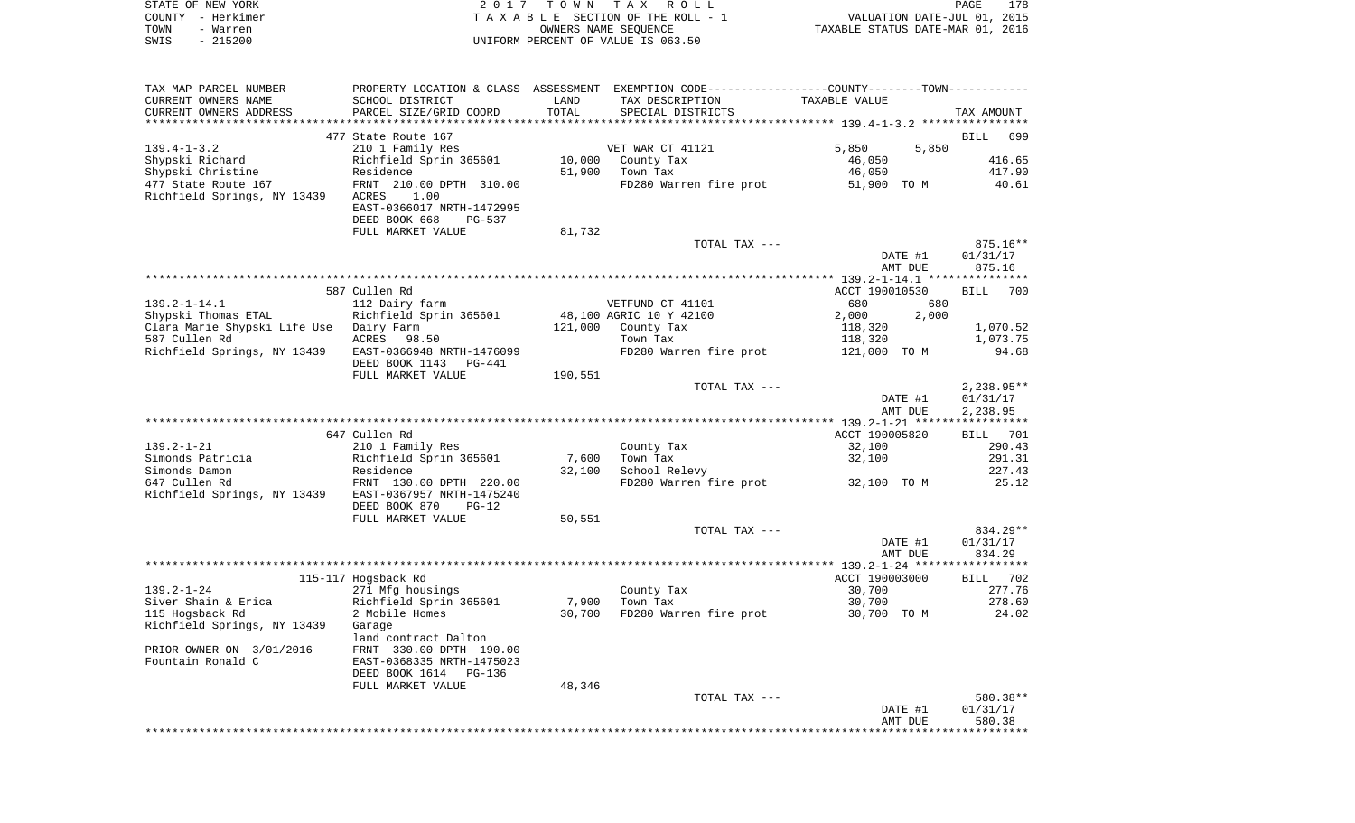STATE OF NEW YORK | COUNTY - Herkimer | TOWN - Warren | SWIS - 215200

2 0 1 7 T O W N T A X R O L L
T A X A B L E SECTION OF THE ROLL - 1
OWNERS NAME SEQUENCE
UNIFORM PERCENT OF VALUE IS 063.50

VALUATION DATE-JUL 01, 2015
TAXABLE STATUS DATE-MAR 01, 2016

```
TAX MAP PARCEL NUMBER     PROPERTY LOCATION & CLASS  ASSESSMENT  EXEMPTION CODE------------------COUNTY--------TOWN-----------
CURRENT OWNERS NAME       SCHOOL DISTRICT              LAND      TAX DESCRIPTION              TAXABLE VALUE
CURRENT OWNERS ADDRESS    PARCEL SIZE/GRID COORD       TOTAL     SPECIAL DISTRICTS                                      TAX AMOUNT
******************************************************************************************************* 139.4-1-3.2 ****************
                          477 State Route 167                                                                            BILL  699
139.4-1-3.2               210 1 Family Res                       VET WAR CT 41121             5,850        5,850
Shypski Richard           Richfield Sprin 365601       10,000    County Tax                   46,050                       416.65
Shypski Christine         Residence                    51,900    Town Tax                     46,050                       417.90
477 State Route 167       FRNT 210.00 DPTH 310.00                FD280 Warren fire prot       51,900 TO M                   40.61
Richfield Springs, NY 13439 ACRES   1.00
                          EAST-0366017 NRTH-1472995
                          DEED BOOK 668    PG-537
                          FULL MARKET VALUE            81,732
                                                                 TOTAL TAX ---                                            875.16**
                                                                                              DATE #1                    01/31/17
                                                                                              AMT DUE                      875.16
******************************************************************************************************* 139.2-1-14.1 ***************
                          587 Cullen Rd                                                       ACCT 190010530             BILL  700
139.2-1-14.1              112 Dairy farm                         VETFUND CT 41101               680          680
Shypski Thomas ETAL       Richfield Sprin 365601       48,100 AGRIC 10 Y 42100                2,000        2,000
Clara Marie Shypski Life Use  Dairy Farm              121,000    County Tax                  118,320                     1,070.52
587 Cullen Rd             ACRES   98.50                          Town Tax                    118,320                     1,073.75
Richfield Springs, NY 13439 EAST-0366948 NRTH-1476099            FD280 Warren fire prot      121,000 TO M                   94.68
                          DEED BOOK 1143   PG-441
                          FULL MARKET VALUE           190,551
                                                                 TOTAL TAX ---                                          2,238.95**
                                                                                              DATE #1                    01/31/17
                                                                                              AMT DUE                    2,238.95
******************************************************************************************************* 139.2-1-21 *****************
                          647 Cullen Rd                                                       ACCT 190005820             BILL  701
139.2-1-21                210 1 Family Res                       County Tax                   32,100                       290.43
Simonds Patricia          Richfield Sprin 365601        7,600    Town Tax                     32,100                       291.31
Simonds Damon             Residence                    32,100    School Relevy                                             227.43
647 Cullen Rd             FRNT 130.00 DPTH 220.00                FD280 Warren fire prot       32,100 TO M                   25.12
Richfield Springs, NY 13439 EAST-0367957 NRTH-1475240
                          DEED BOOK 870    PG-12
                          FULL MARKET VALUE            50,551
                                                                 TOTAL TAX ---                                            834.29**
                                                                                              DATE #1                    01/31/17
                                                                                              AMT DUE                      834.29
******************************************************************************************************* 139.2-1-24 *****************
                          115-117 Hogsback Rd                                                 ACCT 190003000             BILL  702
139.2-1-24                271 Mfg housings                       County Tax                   30,700                       277.76
Siver Shain & Erica       Richfield Sprin 365601        7,900    Town Tax                     30,700                       278.60
115 Hogsback Rd           2 Mobile Homes               30,700    FD280 Warren fire prot       30,700 TO M                   24.02
Richfield Springs, NY 13439 Garage
                          land contract Dalton
PRIOR OWNER ON 3/01/2016  FRNT 330.00 DPTH 190.00
Fountain Ronald C         EAST-0368335 NRTH-1475023
                          DEED BOOK 1614   PG-136
                          FULL MARKET VALUE            48,346
                                                                 TOTAL TAX ---                                            580.38**
                                                                                              DATE #1                    01/31/17
                                                                                              AMT DUE                      580.38
************************************************************************************************************************************
```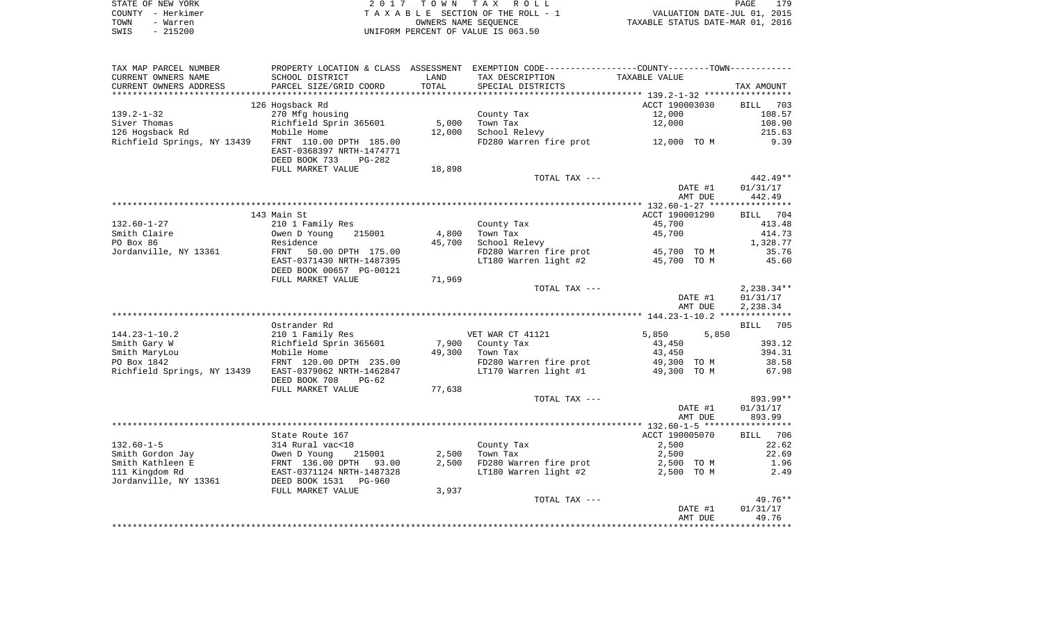STATE OF NEW YORK | 2017 TOWN TAX ROLL | PAGE 179
COUNTY - Herkimer | TAXABLE SECTION OF THE ROLL - 1 | VALUATION DATE-JUL 01, 2015
TOWN - Warren | OWNERS NAME SEQUENCE | TAXABLE STATUS DATE-MAR 01, 2016
SWIS - 215200 | UNIFORM PERCENT OF VALUE IS 063.50

| TAX MAP PARCEL NUMBER / CURRENT OWNERS NAME / CURRENT OWNERS ADDRESS | PROPERTY LOCATION & CLASS / SCHOOL DISTRICT / PARCEL SIZE/GRID COORD | ASSESSMENT LAND | TOTAL | EXEMPTION CODE / TAX DESCRIPTION / SPECIAL DISTRICTS | TAXABLE VALUE (COUNTY--------TOWN) | TAX AMOUNT |
|---|---|---|---|---|---|---|
| | 126 Hogsback Rd | | | | ACCT 190003030 | BILL 703 |
| 139.2-1-32 | 270 Mfg housing | | | County Tax | 12,000 | 108.57 |
| Siver Thomas | Richfield Sprin 365601 | 5,000 | | Town Tax | 12,000 | 108.90 |
| 126 Hogsback Rd | Mobile Home | | 12,000 | School Relevy | | 215.63 |
| Richfield Springs, NY 13439 | FRNT 110.00 DPTH 185.00 | | | FD280 Warren fire prot | 12,000 TO M | 9.39 |
| | EAST-0368397 NRTH-1474771 | | | | | |
| | DEED BOOK 733 PG-282 | | | | | |
| | FULL MARKET VALUE | 18,898 | | | | |
| | | | | TOTAL TAX --- | | 442.49** |
| | | | | | DATE #1 | 01/31/17 |
| | | | | | AMT DUE | 442.49 |
| | 143 Main St | | | | ACCT 190001290 | BILL 704 |
| 132.60-1-27 | 210 1 Family Res | | | County Tax | 45,700 | 413.48 |
| Smith Claire | Owen D Young 215001 | 4,800 | | Town Tax | 45,700 | 414.73 |
| PO Box 86 | Residence | | 45,700 | School Relevy | | 1,328.77 |
| Jordanville, NY 13361 | FRNT 50.00 DPTH 175.00 | | | FD280 Warren fire prot | 45,700 TO M | 35.76 |
| | EAST-0371430 NRTH-1487395 | | | LT180 Warren light #2 | 45,700 TO M | 45.60 |
| | DEED BOOK 00657 PG-00121 | | | | | |
| | FULL MARKET VALUE | 71,969 | | | | |
| | | | | TOTAL TAX --- | | 2,238.34** |
| | | | | | DATE #1 | 01/31/17 |
| | | | | | AMT DUE | 2,238.34 |
| | Ostrander Rd | | | | | BILL 705 |
| 144.23-1-10.2 | 210 1 Family Res | | | VET WAR CT 41121 | 5,850 5,850 | |
| Smith Gary W | Richfield Sprin 365601 | 7,900 | | County Tax | 43,450 | 393.12 |
| Smith MaryLou | Mobile Home | | 49,300 | Town Tax | 43,450 | 394.31 |
| PO Box 1842 | FRNT 120.00 DPTH 235.00 | | | FD280 Warren fire prot | 49,300 TO M | 38.58 |
| Richfield Springs, NY 13439 | EAST-0379062 NRTH-1462847 | | | LT170 Warren light #1 | 49,300 TO M | 67.98 |
| | DEED BOOK 708 PG-62 | | | | | |
| | FULL MARKET VALUE | 77,638 | | | | |
| | | | | TOTAL TAX --- | | 893.99** |
| | | | | | DATE #1 | 01/31/17 |
| | | | | | AMT DUE | 893.99 |
| | State Route 167 | | | | ACCT 190005070 | BILL 706 |
| 132.60-1-5 | 314 Rural vac<10 | | | County Tax | 2,500 | 22.62 |
| Smith Gordon Jay | Owen D Young 215001 | 2,500 | | Town Tax | 2,500 | 22.69 |
| Smith Kathleen E | FRNT 136.00 DPTH 93.00 | | 2,500 | FD280 Warren fire prot | 2,500 TO M | 1.96 |
| 111 Kingdom Rd | EAST-0371124 NRTH-1487328 | | | LT180 Warren light #2 | 2,500 TO M | 2.49 |
| Jordanville, NY 13361 | DEED BOOK 1531 PG-960 | | | | | |
| | FULL MARKET VALUE | 3,937 | | | | |
| | | | | TOTAL TAX --- | | 49.76** |
| | | | | | DATE #1 | 01/31/17 |
| | | | | | AMT DUE | 49.76 |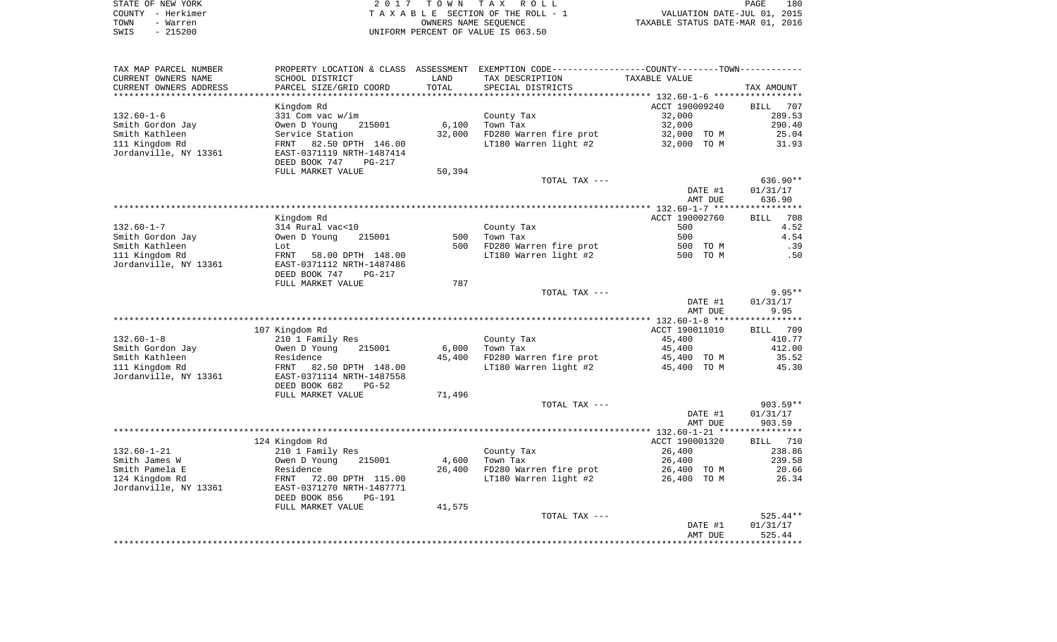STATE OF NEW YORK — 2017 TOWN TAX ROLL
COUNTY - Herkimer — TAXABLE SECTION OF THE ROLL - 1 — VALUATION DATE-JUL 01, 2015
TOWN - Warren — OWNERS NAME SEQUENCE — TAXABLE STATUS DATE-MAR 01, 2016
SWIS - 215200 — UNIFORM PERCENT OF VALUE IS 063.50

| TAX MAP PARCEL NUMBER / CURRENT OWNERS NAME / CURRENT OWNERS ADDRESS | PROPERTY LOCATION & CLASS / SCHOOL DISTRICT / PARCEL SIZE/GRID COORD | ASSESSMENT LAND | TOTAL | EXEMPTION CODE / TAX DESCRIPTION / SPECIAL DISTRICTS | COUNTY--------TOWN TAXABLE VALUE | TAX AMOUNT |
|---|---|---|---|---|---|---|
| | Kingdom Rd | | | | ACCT 190009240 | BILL 707 |
| 132.60-1-6 | 331 Com vac w/im | | | County Tax | 32,000 | 289.53 |
| Smith Gordon Jay | Owen D Young 215001 | 6,100 | | Town Tax | 32,000 | 290.40 |
| Smith Kathleen | Service Station | | 32,000 | FD280 Warren fire prot | 32,000 TO M | 25.04 |
| 111 Kingdom Rd | FRNT 82.50 DPTH 146.00 | | | LT180 Warren light #2 | 32,000 TO M | 31.93 |
| Jordanville, NY 13361 | EAST-0371119 NRTH-1487414 | | | | | |
| | DEED BOOK 747 PG-217 | | | | | |
| | FULL MARKET VALUE | | 50,394 | | | |
| | | | | TOTAL TAX --- | | 636.90** |
| | | | | | DATE #1 | 01/31/17 |
| | | | | | AMT DUE | 636.90 |
| | Kingdom Rd | | | | ACCT 190002760 | BILL 708 |
| 132.60-1-7 | 314 Rural vac<10 | | | County Tax | 500 | 4.52 |
| Smith Gordon Jay | Owen D Young 215001 | 500 | | Town Tax | 500 | 4.54 |
| Smith Kathleen | Lot | | 500 | FD280 Warren fire prot | 500 TO M | .39 |
| 111 Kingdom Rd | FRNT 58.00 DPTH 148.00 | | | LT180 Warren light #2 | 500 TO M | .50 |
| Jordanville, NY 13361 | EAST-0371112 NRTH-1487486 | | | | | |
| | DEED BOOK 747 PG-217 | | | | | |
| | FULL MARKET VALUE | | 787 | | | |
| | | | | TOTAL TAX --- | | 9.95** |
| | | | | | DATE #1 | 01/31/17 |
| | | | | | AMT DUE | 9.95 |
| | 107 Kingdom Rd | | | | ACCT 190011010 | BILL 709 |
| 132.60-1-8 | 210 1 Family Res | | | County Tax | 45,400 | 410.77 |
| Smith Gordon Jay | Owen D Young 215001 | 6,000 | | Town Tax | 45,400 | 412.00 |
| Smith Kathleen | Residence | | 45,400 | FD280 Warren fire prot | 45,400 TO M | 35.52 |
| 111 Kingdom Rd | FRNT 82.50 DPTH 148.00 | | | LT180 Warren light #2 | 45,400 TO M | 45.30 |
| Jordanville, NY 13361 | EAST-0371114 NRTH-1487558 | | | | | |
| | DEED BOOK 682 PG-52 | | | | | |
| | FULL MARKET VALUE | | 71,496 | | | |
| | | | | TOTAL TAX --- | | 903.59** |
| | | | | | DATE #1 | 01/31/17 |
| | | | | | AMT DUE | 903.59 |
| | 124 Kingdom Rd | | | | ACCT 190001320 | BILL 710 |
| 132.60-1-21 | 210 1 Family Res | | | County Tax | 26,400 | 238.86 |
| Smith James W | Owen D Young 215001 | 4,600 | | Town Tax | 26,400 | 239.58 |
| Smith Pamela E | Residence | | 26,400 | FD280 Warren fire prot | 26,400 TO M | 20.66 |
| 124 Kingdom Rd | FRNT 72.00 DPTH 115.00 | | | LT180 Warren light #2 | 26,400 TO M | 26.34 |
| Jordanville, NY 13361 | EAST-0371270 NRTH-1487771 | | | | | |
| | DEED BOOK 856 PG-191 | | | | | |
| | FULL MARKET VALUE | | 41,575 | | | |
| | | | | TOTAL TAX --- | | 525.44** |
| | | | | | DATE #1 | 01/31/17 |
| | | | | | AMT DUE | 525.44 |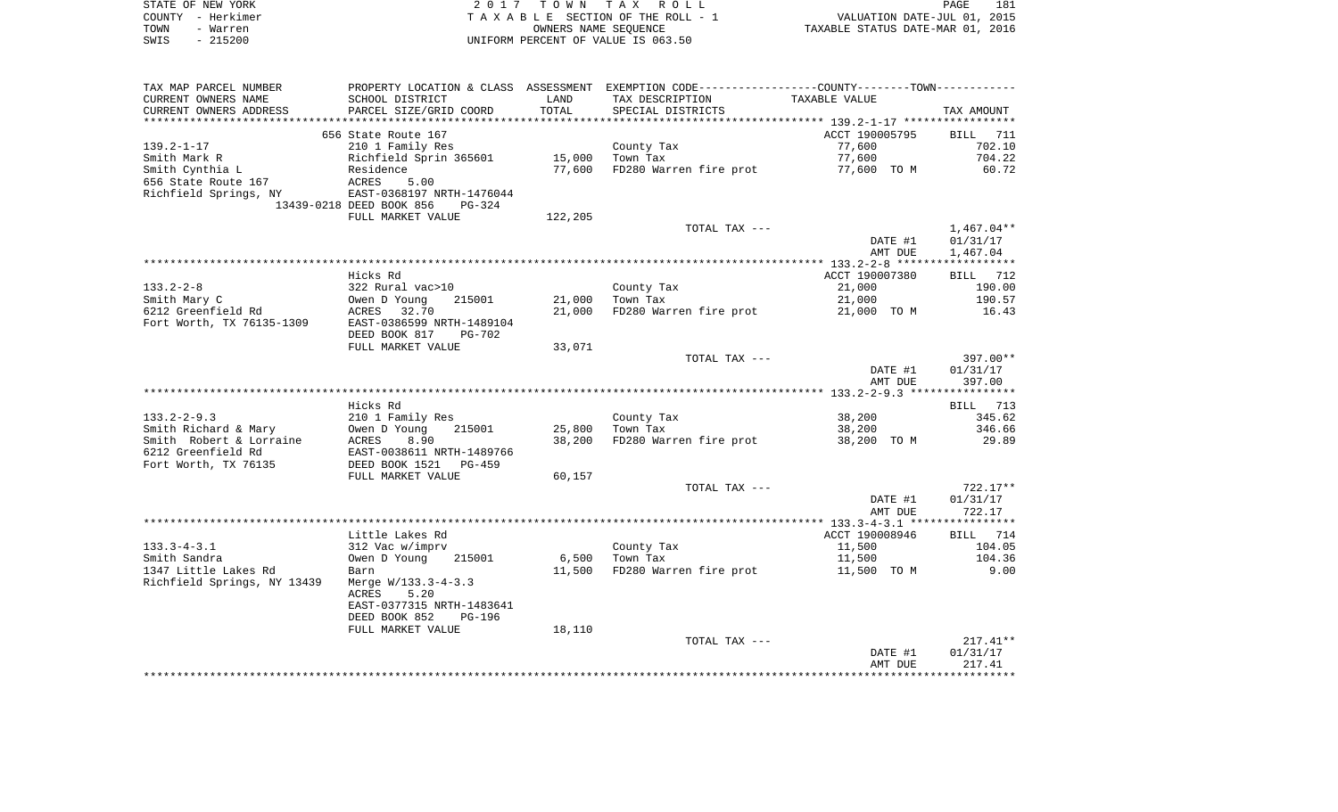STATE OF NEW YORK
COUNTY - Herkimer
TOWN - Warren
SWIS - 215200

2017 TOWN TAX ROLL
TAXABLE SECTION OF THE ROLL - 1
OWNERS NAME SEQUENCE
UNIFORM PERCENT OF VALUE IS 063.50

VALUATION DATE-JUL 01, 2015
TAXABLE STATUS DATE-MAR 01, 2016

| TAX MAP PARCEL NUMBER / CURRENT OWNERS NAME / CURRENT OWNERS ADDRESS | PROPERTY LOCATION & CLASS / SCHOOL DISTRICT / PARCEL SIZE/GRID COORD | ASSESSMENT LAND / TOTAL | EXEMPTION CODE / TAX DESCRIPTION / SPECIAL DISTRICTS | COUNTY--TOWN TAXABLE VALUE | TAX AMOUNT |
|---|---|---|---|---|---|
| | 656 State Route 167 | | | ACCT 190005795 | BILL 711 |
| 139.2-1-17 | 210 1 Family Res | | County Tax | 77,600 | 702.10 |
| Smith Mark R | Richfield Sprin 365601 | 15,000 | Town Tax | 77,600 | 704.22 |
| Smith Cynthia L | Residence | 77,600 | FD280 Warren fire prot | 77,600 TO M | 60.72 |
| 656 State Route 167 | ACRES 5.00 | | | | |
| Richfield Springs, NY | EAST-0368197 NRTH-1476044 | | | | |
| 13439-0218 | DEED BOOK 856 PG-324 | | | | |
| | FULL MARKET VALUE | 122,205 | | | |
| | | | TOTAL TAX --- | | 1,467.04** |
| | | | | DATE #1 | 01/31/17 |
| | | | | AMT DUE | 1,467.04 |
| | Hicks Rd | | | ACCT 190007380 | BILL 712 |
| 133.2-2-8 | 322 Rural vac>10 | | County Tax | 21,000 | 190.00 |
| Smith Mary C | Owen D Young 215001 | 21,000 | Town Tax | 21,000 | 190.57 |
| 6212 Greenfield Rd | ACRES 32.70 | 21,000 | FD280 Warren fire prot | 21,000 TO M | 16.43 |
| Fort Worth, TX 76135-1309 | EAST-0386599 NRTH-1489104 | | | | |
| | DEED BOOK 817 PG-702 | | | | |
| | FULL MARKET VALUE | 33,071 | | | |
| | | | TOTAL TAX --- | | 397.00** |
| | | | | DATE #1 | 01/31/17 |
| | | | | AMT DUE | 397.00 |
| | Hicks Rd | | | | BILL 713 |
| 133.2-2-9.3 | 210 1 Family Res | | County Tax | 38,200 | 345.62 |
| Smith Richard & Mary | Owen D Young 215001 | 25,800 | Town Tax | 38,200 | 346.66 |
| Smith Robert & Lorraine | ACRES 8.90 | 38,200 | FD280 Warren fire prot | 38,200 TO M | 29.89 |
| 6212 Greenfield Rd | EAST-0038611 NRTH-1489766 | | | | |
| Fort Worth, TX 76135 | DEED BOOK 1521 PG-459 | | | | |
| | FULL MARKET VALUE | 60,157 | | | |
| | | | TOTAL TAX --- | | 722.17** |
| | | | | DATE #1 | 01/31/17 |
| | | | | AMT DUE | 722.17 |
| | Little Lakes Rd | | | ACCT 190008946 | BILL 714 |
| 133.3-4-3.1 | 312 Vac w/imprv | | County Tax | 11,500 | 104.05 |
| Smith Sandra | Owen D Young 215001 | 6,500 | Town Tax | 11,500 | 104.36 |
| 1347 Little Lakes Rd | Barn | 11,500 | FD280 Warren fire prot | 11,500 TO M | 9.00 |
| Richfield Springs, NY 13439 | Merge W/133.3-4-3.3 | | | | |
| | ACRES 5.20 | | | | |
| | EAST-0377315 NRTH-1483641 | | | | |
| | DEED BOOK 852 PG-196 | | | | |
| | FULL MARKET VALUE | 18,110 | | | |
| | | | TOTAL TAX --- | | 217.41** |
| | | | | DATE #1 | 01/31/17 |
| | | | | AMT DUE | 217.41 |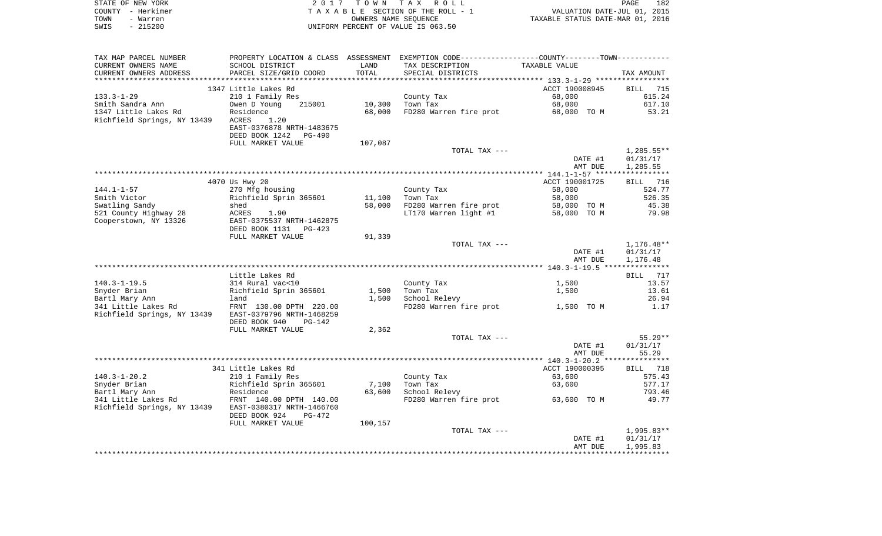STATE OF NEW YORK
COUNTY - Herkimer
TOWN - Warren
SWIS - 215200

2 0 1 7 T O W N T A X R O L L
T A X A B L E SECTION OF THE ROLL - 1
OWNERS NAME SEQUENCE
UNIFORM PERCENT OF VALUE IS 063.50

VALUATION DATE-JUL 01, 2015
TAXABLE STATUS DATE-MAR 01, 2016

| TAX MAP PARCEL NUMBER / CURRENT OWNERS NAME / CURRENT OWNERS ADDRESS | PROPERTY LOCATION & CLASS / SCHOOL DISTRICT / PARCEL SIZE/GRID COORD | ASSESSMENT LAND / TOTAL | EXEMPTION CODE / TAX DESCRIPTION / SPECIAL DISTRICTS | TAXABLE VALUE | TAX AMOUNT |
|---|---|---|---|---|---|
| **133.3-1-29** | 1347 Little Lakes Rd | | | ACCT 190008945 | BILL 715 |
| 133.3-1-29 | 210 1 Family Res | | County Tax | 68,000 | 615.24 |
| Smith Sandra Ann | Owen D Young 215001 | 10,300 | Town Tax | 68,000 | 617.10 |
| 1347 Little Lakes Rd | Residence | 68,000 | FD280 Warren fire prot | 68,000 TO M | 53.21 |
| Richfield Springs, NY 13439 | ACRES 1.20 | | | | |
| | EAST-0376878 NRTH-1483675 | | | | |
| | DEED BOOK 1242 PG-490 | | | | |
| | FULL MARKET VALUE | 107,087 | | | |
| | | | TOTAL TAX --- | | 1,285.55** |
| | | | | DATE #1 | 01/31/17 |
| | | | | AMT DUE | 1,285.55 |
| **144.1-1-57** | 4070 Us Hwy 20 | | | ACCT 190001725 | BILL 716 |
| 144.1-1-57 | 270 Mfg housing | | County Tax | 58,000 | 524.77 |
| Smith Victor | Richfield Sprin 365601 | 11,100 | Town Tax | 58,000 | 526.35 |
| Swatling Sandy | shed | 58,000 | FD280 Warren fire prot | 58,000 TO M | 45.38 |
| 521 County Highway 28 | ACRES 1.90 | | LT170 Warren light #1 | 58,000 TO M | 79.98 |
| Cooperstown, NY 13326 | EAST-0375537 NRTH-1462875 | | | | |
| | DEED BOOK 1131 PG-423 | | | | |
| | FULL MARKET VALUE | 91,339 | | | |
| | | | TOTAL TAX --- | | 1,176.48** |
| | | | | DATE #1 | 01/31/17 |
| | | | | AMT DUE | 1,176.48 |
| **140.3-1-19.5** | Little Lakes Rd | | | | BILL 717 |
| 140.3-1-19.5 | 314 Rural vac<10 | | County Tax | 1,500 | 13.57 |
| Snyder Brian | Richfield Sprin 365601 | 1,500 | Town Tax | 1,500 | 13.61 |
| Bartl Mary Ann | land | 1,500 | School Relevy | | 26.94 |
| 341 Little Lakes Rd | FRNT 130.00 DPTH 220.00 | | FD280 Warren fire prot | 1,500 TO M | 1.17 |
| Richfield Springs, NY 13439 | EAST-0379796 NRTH-1468259 | | | | |
| | DEED BOOK 940 PG-142 | | | | |
| | FULL MARKET VALUE | 2,362 | | | |
| | | | TOTAL TAX --- | | 55.29** |
| | | | | DATE #1 | 01/31/17 |
| | | | | AMT DUE | 55.29 |
| **140.3-1-20.2** | 341 Little Lakes Rd | | | ACCT 190000395 | BILL 718 |
| 140.3-1-20.2 | 210 1 Family Res | | County Tax | 63,600 | 575.43 |
| Snyder Brian | Richfield Sprin 365601 | 7,100 | Town Tax | 63,600 | 577.17 |
| Bartl Mary Ann | Residence | 63,600 | School Relevy | | 793.46 |
| 341 Little Lakes Rd | FRNT 140.00 DPTH 140.00 | | FD280 Warren fire prot | 63,600 TO M | 49.77 |
| Richfield Springs, NY 13439 | EAST-0380317 NRTH-1466760 | | | | |
| | DEED BOOK 924 PG-472 | | | | |
| | FULL MARKET VALUE | 100,157 | | | |
| | | | TOTAL TAX --- | | 1,995.83** |
| | | | | DATE #1 | 01/31/17 |
| | | | | AMT DUE | 1,995.83 |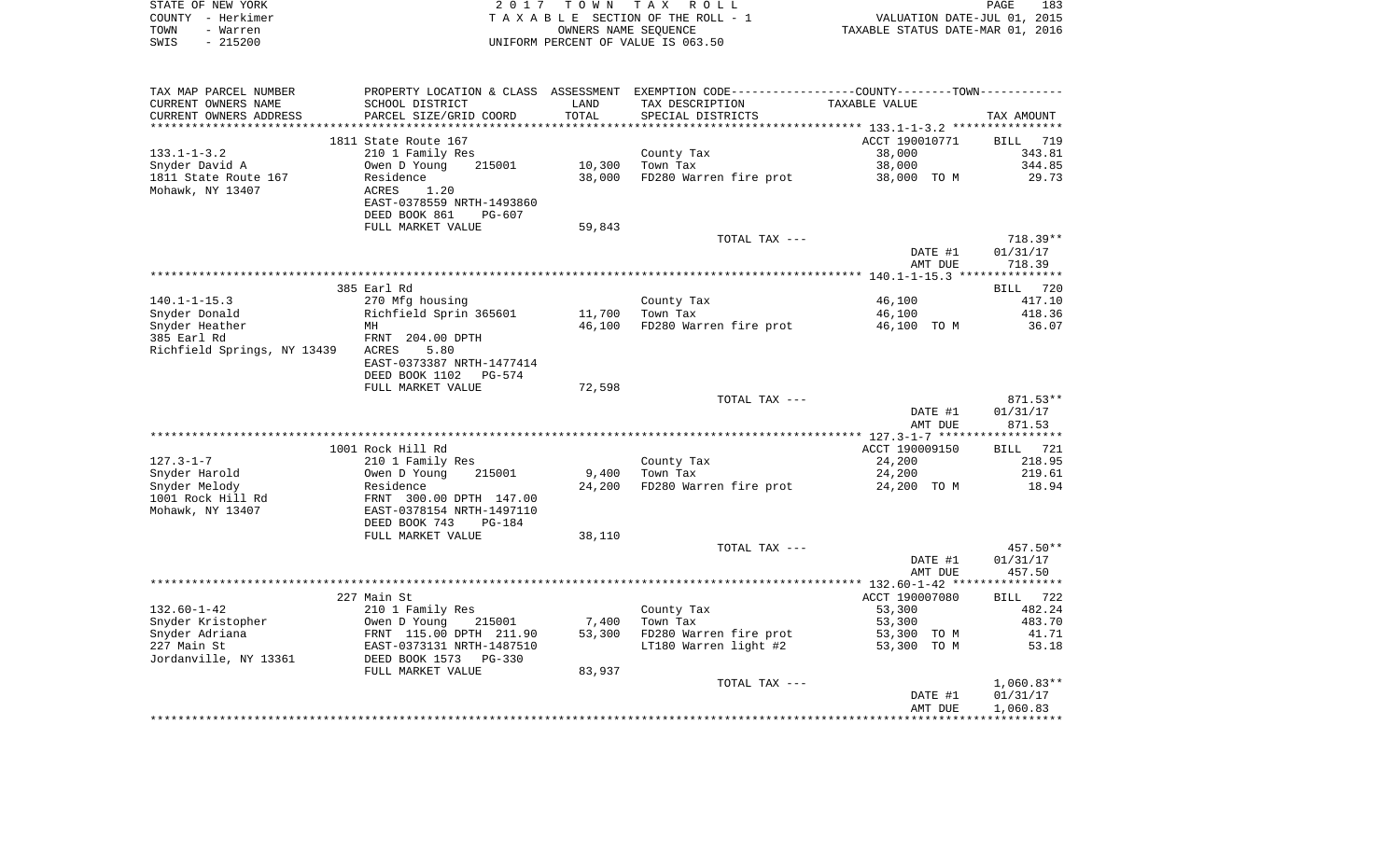STATE OF NEW YORK | 2017 TOWN TAX ROLL
COUNTY - Herkimer | TAXABLE SECTION OF THE ROLL - 1 | VALUATION DATE-JUL 01, 2015
TOWN - Warren | OWNERS NAME SEQUENCE | TAXABLE STATUS DATE-MAR 01, 2016
SWIS - 215200 | UNIFORM PERCENT OF VALUE IS 063.50

| TAX MAP PARCEL NUMBER / CURRENT OWNERS NAME / CURRENT OWNERS ADDRESS | PROPERTY LOCATION & CLASS / SCHOOL DISTRICT / PARCEL SIZE/GRID COORD | ASSESSMENT LAND / TOTAL | EXEMPTION CODE / TAX DESCRIPTION / SPECIAL DISTRICTS | COUNTY--------TOWN TAXABLE VALUE | TAX AMOUNT |
|---|---|---|---|---|---|
| 133.1-1-3.2 | 1811 State Route 167 | | | ACCT 190010771 | BILL 719 |
| Snyder David A | 210 1 Family Res | | County Tax | 38,000 | 343.81 |
| 1811 State Route 167 | Owen D Young 215001 | 10,300 | Town Tax | 38,000 | 344.85 |
| Mohawk, NY 13407 | Residence | 38,000 | FD280 Warren fire prot | 38,000 TO M | 29.73 |
| | ACRES 1.20 | | | | |
| | EAST-0378559 NRTH-1493860 | | | | |
| | DEED BOOK 861 PG-607 | | | | |
| | FULL MARKET VALUE | 59,843 | | | |
| | | | TOTAL TAX --- | | 718.39** |
| | | | | DATE #1 | 01/31/17 |
| | | | | AMT DUE | 718.39 |
| 140.1-1-15.3 | 385 Earl Rd | | | | BILL 720 |
| Snyder Donald | 270 Mfg housing | | County Tax | 46,100 | 417.10 |
| Snyder Heather | Richfield Sprin 365601 | 11,700 | Town Tax | 46,100 | 418.36 |
| 385 Earl Rd | MH | 46,100 | FD280 Warren fire prot | 46,100 TO M | 36.07 |
| Richfield Springs, NY 13439 | FRNT 204.00 DPTH | | | | |
| | ACRES 5.80 | | | | |
| | EAST-0373387 NRTH-1477414 | | | | |
| | DEED BOOK 1102 PG-574 | | | | |
| | FULL MARKET VALUE | 72,598 | | | |
| | | | TOTAL TAX --- | | 871.53** |
| | | | | DATE #1 | 01/31/17 |
| | | | | AMT DUE | 871.53 |
| 127.3-1-7 | 1001 Rock Hill Rd | | | ACCT 190009150 | BILL 721 |
| Snyder Harold | 210 1 Family Res | | County Tax | 24,200 | 218.95 |
| Snyder Melody | Owen D Young 215001 | 9,400 | Town Tax | 24,200 | 219.61 |
| 1001 Rock Hill Rd | Residence | 24,200 | FD280 Warren fire prot | 24,200 TO M | 18.94 |
| Mohawk, NY 13407 | FRNT 300.00 DPTH 147.00 | | | | |
| | EAST-0378154 NRTH-1497110 | | | | |
| | DEED BOOK 743 PG-184 | | | | |
| | FULL MARKET VALUE | 38,110 | | | |
| | | | TOTAL TAX --- | | 457.50** |
| | | | | DATE #1 | 01/31/17 |
| | | | | AMT DUE | 457.50 |
| 132.60-1-42 | 227 Main St | | | ACCT 190007080 | BILL 722 |
| Snyder Kristopher | 210 1 Family Res | | County Tax | 53,300 | 482.24 |
| Snyder Adriana | Owen D Young 215001 | 7,400 | Town Tax | 53,300 | 483.70 |
| 227 Main St | FRNT 115.00 DPTH 211.90 | 53,300 | FD280 Warren fire prot | 53,300 TO M | 41.71 |
| Jordanville, NY 13361 | EAST-0373131 NRTH-1487510 | | LT180 Warren light #2 | 53,300 TO M | 53.18 |
| | DEED BOOK 1573 PG-330 | | | | |
| | FULL MARKET VALUE | 83,937 | | | |
| | | | TOTAL TAX --- | | 1,060.83** |
| | | | | DATE #1 | 01/31/17 |
| | | | | AMT DUE | 1,060.83 |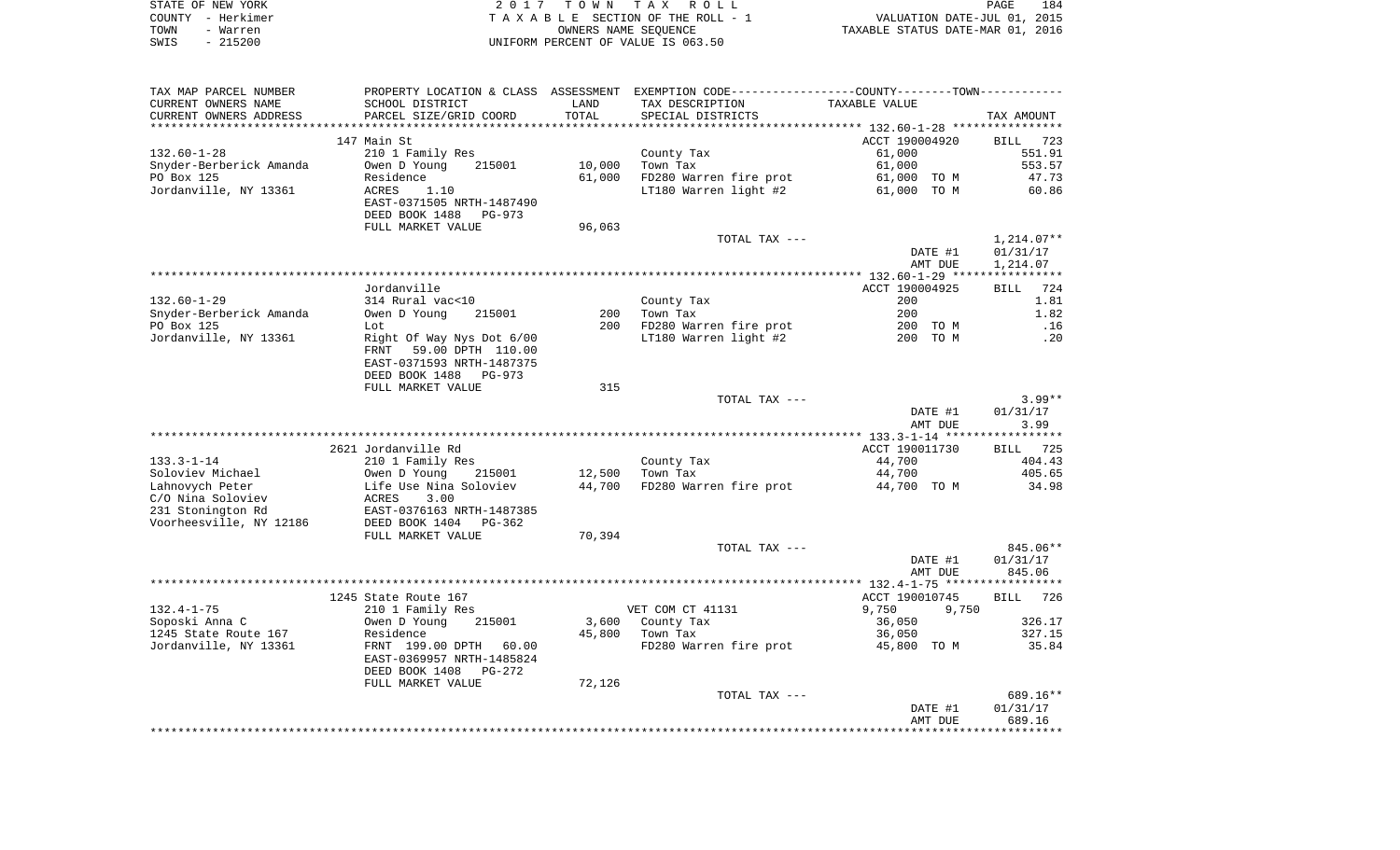STATE OF NEW YORK
COUNTY - Herkimer
TOWN - Warren
SWIS - 215200

2017 TOWN TAX ROLL
TAXABLE SECTION OF THE ROLL - 1
OWNERS NAME SEQUENCE
UNIFORM PERCENT OF VALUE IS 063.50

VALUATION DATE-JUL 01, 2015
TAXABLE STATUS DATE-MAR 01, 2016

| TAX MAP PARCEL NUMBER / CURRENT OWNERS NAME / CURRENT OWNERS ADDRESS | PROPERTY LOCATION & CLASS / SCHOOL DISTRICT / PARCEL SIZE/GRID COORD | ASSESSMENT LAND | TOTAL | EXEMPTION CODE / TAX DESCRIPTION / SPECIAL DISTRICTS | TAXABLE VALUE | TAX AMOUNT |
|---|---|---|---|---|---|---|
| **132.60-1-28** | 147 Main St | | | | ACCT 190004920 | BILL 723 |
| Snyder-Berberick Amanda | 210 1 Family Res | | | County Tax | 61,000 | 551.91 |
| PO Box 125 | Owen D Young 215001 | 10,000 | | Town Tax | 61,000 | 553.57 |
| Jordanville, NY 13361 | Residence | | 61,000 | FD280 Warren fire prot | 61,000 TO M | 47.73 |
| | ACRES 1.10 | | | LT180 Warren light #2 | 61,000 TO M | 60.86 |
| | EAST-0371505 NRTH-1487490 | | | | | |
| | DEED BOOK 1488 PG-973 | | | | | |
| | FULL MARKET VALUE | | 96,063 | | | |
| | | | | TOTAL TAX --- | | 1,214.07** |
| | | | | | DATE #1 | 01/31/17 |
| | | | | | AMT DUE | 1,214.07 |
| **132.60-1-29** | Jordanville | | | | ACCT 190004925 | BILL 724 |
| Snyder-Berberick Amanda | 314 Rural vac<10 | | | County Tax | 200 | 1.81 |
| PO Box 125 | Owen D Young 215001 | 200 | | Town Tax | 200 | 1.82 |
| Jordanville, NY 13361 | Lot | | 200 | FD280 Warren fire prot | 200 TO M | .16 |
| | Right Of Way Nys Dot 6/00 | | | LT180 Warren light #2 | 200 TO M | .20 |
| | FRNT 59.00 DPTH 110.00 | | | | | |
| | EAST-0371593 NRTH-1487375 | | | | | |
| | DEED BOOK 1488 PG-973 | | | | | |
| | FULL MARKET VALUE | | 315 | | | |
| | | | | TOTAL TAX --- | | 3.99** |
| | | | | | DATE #1 | 01/31/17 |
| | | | | | AMT DUE | 3.99 |
| **133.3-1-14** | 2621 Jordanville Rd | | | | ACCT 190011730 | BILL 725 |
| Soloviev Michael | 210 1 Family Res | | | County Tax | 44,700 | 404.43 |
| Lahnovych Peter | Owen D Young 215001 | 12,500 | | Town Tax | 44,700 | 405.65 |
| C/O Nina Soloviev | Life Use Nina Soloviev | | 44,700 | FD280 Warren fire prot | 44,700 TO M | 34.98 |
| 231 Stonington Rd | ACRES 3.00 | | | | | |
| Voorheesville, NY 12186 | EAST-0376163 NRTH-1487385 | | | | | |
| | DEED BOOK 1404 PG-362 | | | | | |
| | FULL MARKET VALUE | | 70,394 | | | |
| | | | | TOTAL TAX --- | | 845.06** |
| | | | | | DATE #1 | 01/31/17 |
| | | | | | AMT DUE | 845.06 |
| **132.4-1-75** | 1245 State Route 167 | | | | ACCT 190010745 | BILL 726 |
| Soposki Anna C | 210 1 Family Res | | | VET COM CT 41131 | 9,750 9,750 | |
| 1245 State Route 167 | Owen D Young 215001 | 3,600 | | County Tax | 36,050 | 326.17 |
| Jordanville, NY 13361 | Residence | | 45,800 | Town Tax | 36,050 | 327.15 |
| | FRNT 199.00 DPTH 60.00 | | | FD280 Warren fire prot | 45,800 TO M | 35.84 |
| | EAST-0369957 NRTH-1485824 | | | | | |
| | DEED BOOK 1408 PG-272 | | | | | |
| | FULL MARKET VALUE | | 72,126 | | | |
| | | | | TOTAL TAX --- | | 689.16** |
| | | | | | DATE #1 | 01/31/17 |
| | | | | | AMT DUE | 689.16 |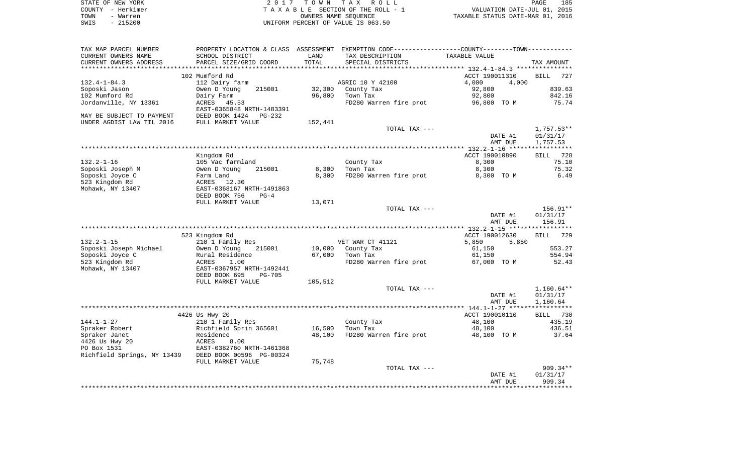STATE OF NEW YORK　　　　2 0 1 7　T O W N　T A X　R O L L　　　　PAGE 185
COUNTY - Herkimer　　　　T A X A B L E SECTION OF THE ROLL - 1　　　　VALUATION DATE-JUL 01, 2015
TOWN - Warren　　　　OWNERS NAME SEQUENCE　　　　TAXABLE STATUS DATE-MAR 01, 2016
SWIS - 215200　　　　UNIFORM PERCENT OF VALUE IS 063.50

| TAX MAP PARCEL NUMBER / CURRENT OWNERS NAME / CURRENT OWNERS ADDRESS | PROPERTY LOCATION & CLASS / SCHOOL DISTRICT / PARCEL SIZE/GRID COORD | ASSESSMENT LAND / TOTAL | EXEMPTION CODE / TAX DESCRIPTION / SPECIAL DISTRICTS | COUNTY / TOWN TAXABLE VALUE | TAX AMOUNT |
|---|---|---|---|---|---|
| 132.4-1-84.3 | 102 Mumford Rd | | | ACCT 190011310 | BILL 727 |
| | 112 Dairy farm | | AGRIC 10 Y 42100 | 4,000 4,000 | |
| Soposki Jason | Owen D Young 215001 | 32,300 | County Tax | 92,800 | 839.63 |
| 102 Mumford Rd | Dairy Farm | 96,800 | Town Tax | 92,800 | 842.16 |
| Jordanville, NY 13361 | ACRES 45.53 | | FD280 Warren fire prot | 96,800 TO M | 75.74 |
| | EAST-0365848 NRTH-1483391 | | | | |
| MAY BE SUBJECT TO PAYMENT | DEED BOOK 1424 PG-232 | | | | |
| UNDER AGDIST LAW TIL 2016 | FULL MARKET VALUE | 152,441 | | | |
| | | | TOTAL TAX --- | | 1,757.53** |
| | | | | DATE #1 | 01/31/17 |
| | | | | AMT DUE | 1,757.53 |
| 132.2-1-16 | Kingdom Rd | | | ACCT 190010890 | BILL 728 |
| | 105 Vac farmland | | County Tax | 8,300 | 75.10 |
| Soposki Joseph M | Owen D Young 215001 | 8,300 | Town Tax | 8,300 | 75.32 |
| Soposki Joyce C | Farm Land | 8,300 | FD280 Warren fire prot | 8,300 TO M | 6.49 |
| 523 Kingdom Rd | ACRES 12.30 | | | | |
| Mohawk, NY 13407 | EAST-0368167 NRTH-1491863 | | | | |
| | DEED BOOK 756 PG-4 | | | | |
| | FULL MARKET VALUE | 13,071 | | | |
| | | | TOTAL TAX --- | | 156.91** |
| | | | | DATE #1 | 01/31/17 |
| | | | | AMT DUE | 156.91 |
| 132.2-1-15 | 523 Kingdom Rd | | | ACCT 190012630 | BILL 729 |
| | 210 1 Family Res | | VET WAR CT 41121 | 5,850 5,850 | |
| Soposki Joseph Michael | Owen D Young 215001 | 10,000 | County Tax | 61,150 | 553.27 |
| Soposki Joyce C | Rural Residence | 67,000 | Town Tax | 61,150 | 554.94 |
| 523 Kingdom Rd | ACRES 1.00 | | FD280 Warren fire prot | 67,000 TO M | 52.43 |
| Mohawk, NY 13407 | EAST-0367957 NRTH-1492441 | | | | |
| | DEED BOOK 695 PG-705 | | | | |
| | FULL MARKET VALUE | 105,512 | | | |
| | | | TOTAL TAX --- | | 1,160.64** |
| | | | | DATE #1 | 01/31/17 |
| | | | | AMT DUE | 1,160.64 |
| 144.1-1-27 | 4426 Us Hwy 20 | | | ACCT 190010110 | BILL 730 |
| | 210 1 Family Res | | County Tax | 48,100 | 435.19 |
| Spraker Robert | Richfield Sprin 365601 | 16,500 | Town Tax | 48,100 | 436.51 |
| Spraker Janet | Residence | 48,100 | FD280 Warren fire prot | 48,100 TO M | 37.64 |
| 4426 Us Hwy 20 | ACRES 8.00 | | | | |
| PO Box 1531 | EAST-0382760 NRTH-1461368 | | | | |
| Richfield Springs, NY 13439 | DEED BOOK 00596 PG-00324 | | | | |
| | FULL MARKET VALUE | 75,748 | | | |
| | | | TOTAL TAX --- | | 909.34** |
| | | | | DATE #1 | 01/31/17 |
| | | | | AMT DUE | 909.34 |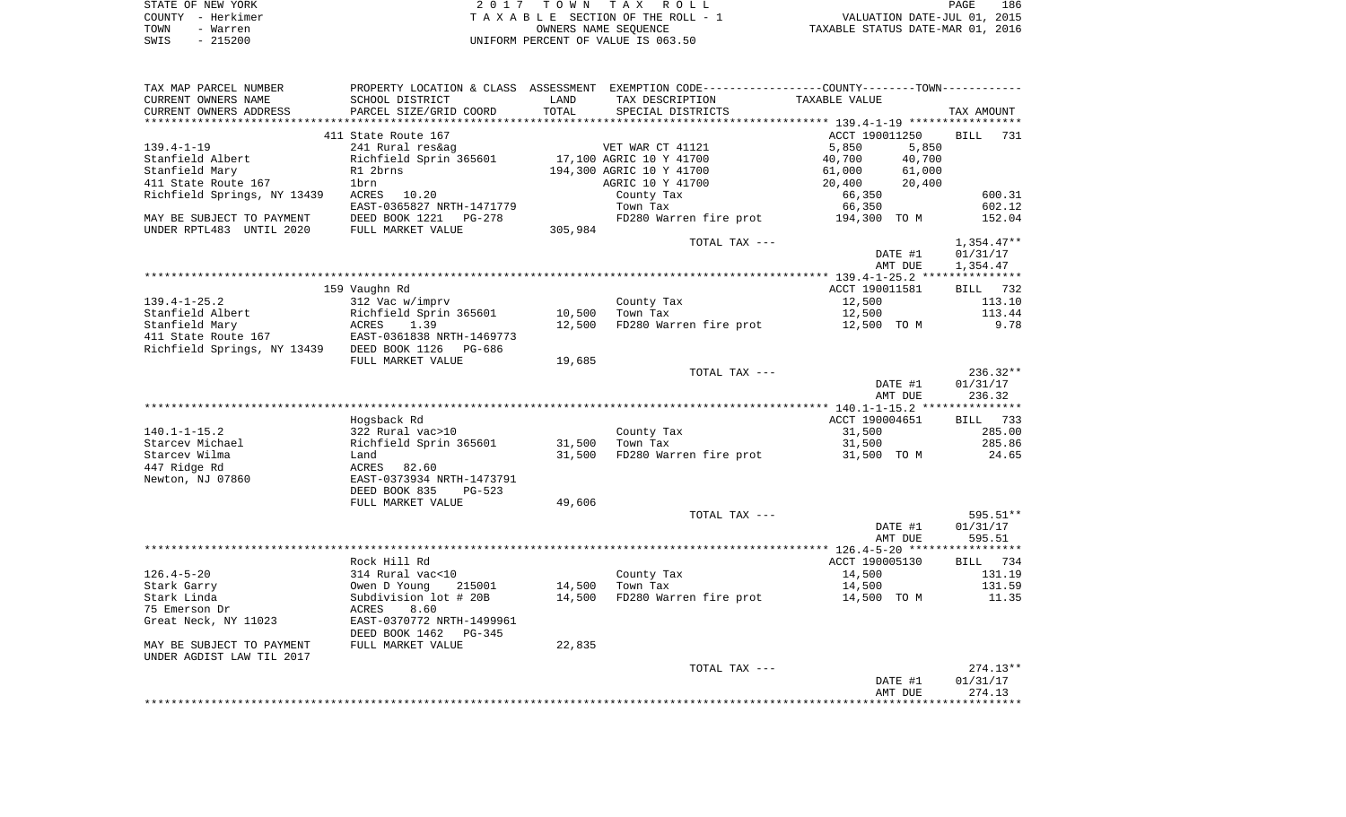STATE OF NEW YORK
COUNTY - Herkimer
TOWN - Warren
SWIS - 215200

2017 TOWN TAX ROLL
TAXABLE SECTION OF THE ROLL - 1
OWNERS NAME SEQUENCE
UNIFORM PERCENT OF VALUE IS 063.50

VALUATION DATE-JUL 01, 2015
TAXABLE STATUS DATE-MAR 01, 2016

```
TAX MAP PARCEL NUMBER        PROPERTY LOCATION & CLASS  ASSESSMENT  EXEMPTION CODE-----------------COUNTY--------TOWN-----------
CURRENT OWNERS NAME          SCHOOL DISTRICT              LAND      TAX DESCRIPTION                 TAXABLE VALUE
CURRENT OWNERS ADDRESS       PARCEL SIZE/GRID COORD       TOTAL     SPECIAL DISTRICTS                                      TAX AMOUNT
*********************************************************************************************** 139.4-1-19 *****************
                             411 State Route 167                                                ACCT 190011250        BILL   731
139.4-1-19                   241 Rural res&ag                       VET WAR CT 41121             5,850        5,850
Stanfield Albert             Richfield Sprin 365601      17,100 AGRIC 10 Y 41700                40,700       40,700
Stanfield Mary               R1 2brns                   194,300 AGRIC 10 Y 41700                61,000       61,000
411 State Route 167          1brn                                   AGRIC 10 Y 41700            20,400       20,400
Richfield Springs, NY 13439  ACRES    10.20                         County Tax                   66,350                   600.31
                             EAST-0365827 NRTH-1471779              Town Tax                     66,350                   602.12
MAY BE SUBJECT TO PAYMENT    DEED BOOK 1221   PG-278                FD280 Warren fire prot      194,300 TO M              152.04
UNDER RPTL483  UNTIL 2020    FULL MARKET VALUE          305,984
                                                                    TOTAL TAX ---                                      1,354.47**
                                                                                                  DATE #1              01/31/17
                                                                                                  AMT DUE              1,354.47
*********************************************************************************************** 139.4-1-25.2 ***************
                             159 Vaughn Rd                                                      ACCT 190011581        BILL   732
139.4-1-25.2                 312 Vac w/imprv                        County Tax                   12,500                   113.10
Stanfield Albert             Richfield Sprin 365601      10,500     Town Tax                     12,500                   113.44
Stanfield Mary               ACRES     1.39              12,500     FD280 Warren fire prot       12,500 TO M                9.78
411 State Route 167          EAST-0361838 NRTH-1469773
Richfield Springs, NY 13439  DEED BOOK 1126   PG-686
                             FULL MARKET VALUE           19,685
                                                                    TOTAL TAX ---                                        236.32**
                                                                                                  DATE #1              01/31/17
                                                                                                  AMT DUE                236.32
*********************************************************************************************** 140.1-1-15.2 ***************
                             Hogsback Rd                                                        ACCT 190004651        BILL   733
140.1-1-15.2                 322 Rural vac>10                       County Tax                   31,500                   285.00
Starcev Michael              Richfield Sprin 365601      31,500     Town Tax                     31,500                   285.86
Starcev Wilma                Land                        31,500     FD280 Warren fire prot       31,500 TO M               24.65
447 Ridge Rd                 ACRES    82.60
Newton, NJ 07860             EAST-0373934 NRTH-1473791
                             DEED BOOK 835    PG-523
                             FULL MARKET VALUE           49,606
                                                                    TOTAL TAX ---                                        595.51**
                                                                                                  DATE #1              01/31/17
                                                                                                  AMT DUE                595.51
*********************************************************************************************** 126.4-5-20 *****************
                             Rock Hill Rd                                                       ACCT 190005130        BILL   734
126.4-5-20                   314 Rural vac<10                       County Tax                   14,500                   131.19
Stark Garry                  Owen D Young     215001     14,500     Town Tax                     14,500                   131.59
Stark Linda                  Subdivision lot # 20B       14,500     FD280 Warren fire prot       14,500 TO M               11.35
75 Emerson Dr                ACRES     8.60
Great Neck, NY 11023         EAST-0370772 NRTH-1499961
                             DEED BOOK 1462   PG-345
MAY BE SUBJECT TO PAYMENT    FULL MARKET VALUE           22,835
UNDER AGDIST LAW TIL 2017
                                                                    TOTAL TAX ---                                        274.13**
                                                                                                  DATE #1              01/31/17
                                                                                                  AMT DUE                274.13
****************************************************************************************************************************
```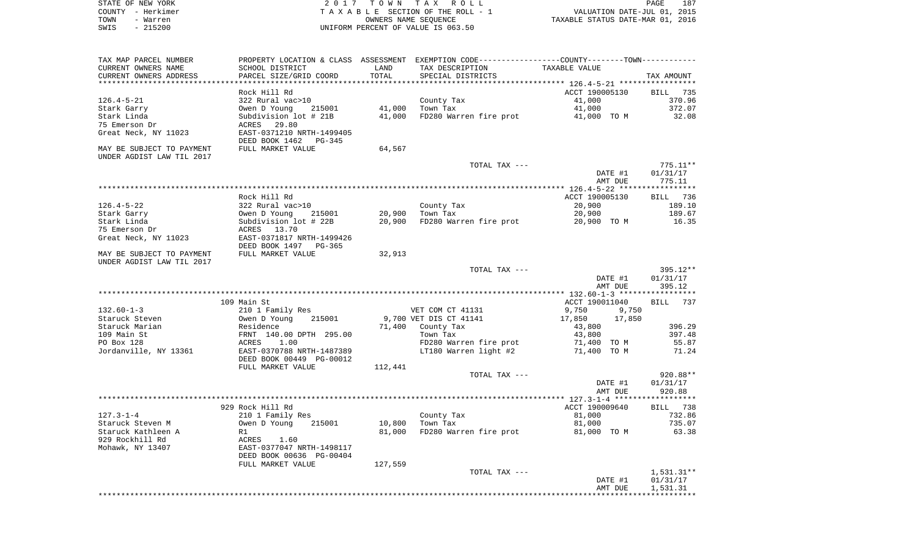STATE OF NEW YORK | 2 0 1 7 T O W N T A X R O L L | PAGE 187
COUNTY - Herkimer | T A X A B L E SECTION OF THE ROLL - 1 | VALUATION DATE-JUL 01, 2015
TOWN - Warren | OWNERS NAME SEQUENCE | TAXABLE STATUS DATE-MAR 01, 2016
SWIS - 215200 | UNIFORM PERCENT OF VALUE IS 063.50

| TAX MAP PARCEL NUMBER / CURRENT OWNERS NAME / CURRENT OWNERS ADDRESS | PROPERTY LOCATION & CLASS / SCHOOL DISTRICT / PARCEL SIZE/GRID COORD | ASSESSMENT LAND | ASSESSMENT TOTAL | EXEMPTION CODE / TAX DESCRIPTION / SPECIAL DISTRICTS | COUNTY TAXABLE VALUE | TOWN TAXABLE VALUE | TAX AMOUNT |
|---|---|---|---|---|---|---|---|
| 126.4-5-21 | Rock Hill Rd | | | | ACCT 190005130 | | BILL 735 |
| | 322 Rural vac>10 | | | County Tax | 41,000 | | 370.96 |
| Stark Garry | Owen D Young 215001 | 41,000 | | Town Tax | | 41,000 | 372.07 |
| Stark Linda | Subdivision lot # 21B | | 41,000 | FD280 Warren fire prot | 41,000 TO M | | 32.08 |
| 75 Emerson Dr | ACRES 29.80 | | | | | | |
| Great Neck, NY 11023 | EAST-0371210 NRTH-1499405 | | | | | | |
| | DEED BOOK 1462 PG-345 | | | | | | |
| MAY BE SUBJECT TO PAYMENT UNDER AGDIST LAW TIL 2017 | FULL MARKET VALUE | 64,567 | | | | | |
| | | | | TOTAL TAX --- | | | 775.11** |
| | | | | | DATE #1 | | 01/31/17 |
| | | | | | AMT DUE | | 775.11 |
| 126.4-5-22 | Rock Hill Rd | | | | ACCT 190005130 | | BILL 736 |
| | 322 Rural vac>10 | | | County Tax | 20,900 | | 189.10 |
| Stark Garry | Owen D Young 215001 | 20,900 | | Town Tax | | 20,900 | 189.67 |
| Stark Linda | Subdivision lot # 22B | | 20,900 | FD280 Warren fire prot | 20,900 TO M | | 16.35 |
| 75 Emerson Dr | ACRES 13.70 | | | | | | |
| Great Neck, NY 11023 | EAST-0371817 NRTH-1499426 | | | | | | |
| | DEED BOOK 1497 PG-365 | | | | | | |
| MAY BE SUBJECT TO PAYMENT UNDER AGDIST LAW TIL 2017 | FULL MARKET VALUE | 32,913 | | | | | |
| | | | | TOTAL TAX --- | | | 395.12** |
| | | | | | DATE #1 | | 01/31/17 |
| | | | | | AMT DUE | | 395.12 |
| 132.60-1-3 | 109 Main St | | | | ACCT 190011040 | | BILL 737 |
| | 210 1 Family Res | | | VET COM CT 41131 | 9,750 | 9,750 | |
| Staruck Steven | Owen D Young 215001 | 9,700 | | VET DIS CT 41141 | 17,850 | 17,850 | |
| Staruck Marian | Residence | | 71,400 | County Tax | 43,800 | | 396.29 |
| 109 Main St | FRNT 140.00 DPTH 295.00 | | | Town Tax | | 43,800 | 397.48 |
| PO Box 128 | ACRES 1.00 | | | FD280 Warren fire prot | 71,400 TO M | | 55.87 |
| Jordanville, NY 13361 | EAST-0370788 NRTH-1487389 | | | LT180 Warren light #2 | 71,400 TO M | | 71.24 |
| | DEED BOOK 00449 PG-00012 | | | | | | |
| | FULL MARKET VALUE | 112,441 | | | | | |
| | | | | TOTAL TAX --- | | | 920.88** |
| | | | | | DATE #1 | | 01/31/17 |
| | | | | | AMT DUE | | 920.88 |
| 127.3-1-4 | 929 Rock Hill Rd | | | | ACCT 190009640 | | BILL 738 |
| | 210 1 Family Res | | | County Tax | 81,000 | | 732.86 |
| Staruck Steven M | Owen D Young 215001 | 10,800 | | Town Tax | | 81,000 | 735.07 |
| Staruck Kathleen A | R1 | | 81,000 | FD280 Warren fire prot | 81,000 TO M | | 63.38 |
| 929 Rockhill Rd | ACRES 1.60 | | | | | | |
| Mohawk, NY 13407 | EAST-0377047 NRTH-1498117 | | | | | | |
| | DEED BOOK 00636 PG-00404 | | | | | | |
| | FULL MARKET VALUE | 127,559 | | | | | |
| | | | | TOTAL TAX --- | | | 1,531.31** |
| | | | | | DATE #1 | | 01/31/17 |
| | | | | | AMT DUE | | 1,531.31 |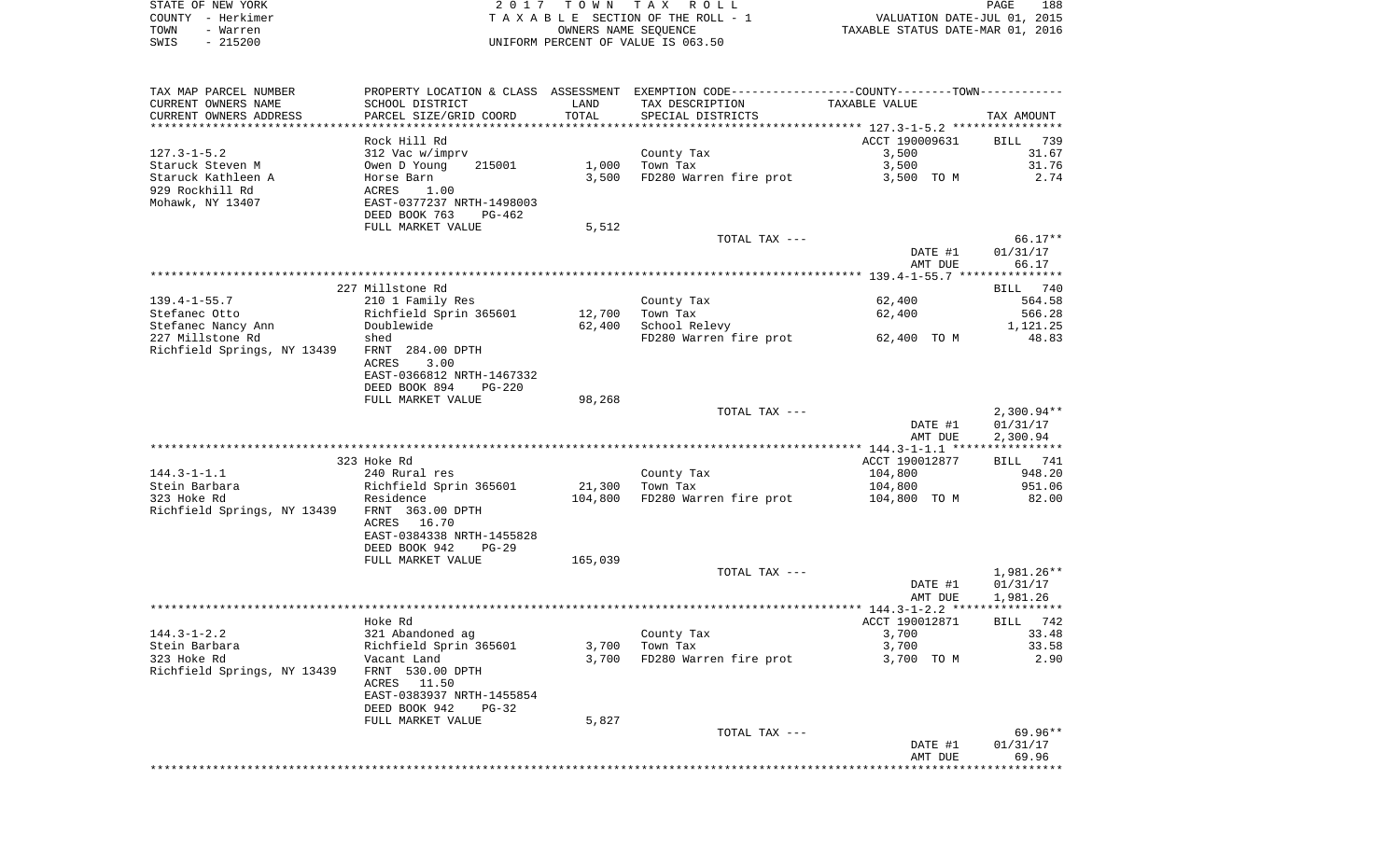STATE OF NEW YORK | 2 0 1 7 T O W N T A X R O L L | PAGE 188
COUNTY - Herkimer | T A X A B L E SECTION OF THE ROLL - 1 | VALUATION DATE-JUL 01, 2015
TOWN - Warren | OWNERS NAME SEQUENCE | TAXABLE STATUS DATE-MAR 01, 2016
SWIS - 215200 | UNIFORM PERCENT OF VALUE IS 063.50

| TAX MAP PARCEL NUMBER / CURRENT OWNERS NAME / CURRENT OWNERS ADDRESS | PROPERTY LOCATION & CLASS / SCHOOL DISTRICT / PARCEL SIZE/GRID COORD | ASSESSMENT LAND / TOTAL | EXEMPTION CODE / TAX DESCRIPTION / SPECIAL DISTRICTS | COUNTY--------TOWN / TAXABLE VALUE | TAX AMOUNT |
|---|---|---|---|---|---|
| **127.3-1-5.2** | Rock Hill Rd | | | ACCT 190009631 | BILL 739 |
| 127.3-1-5.2 | 312 Vac w/imprv | | County Tax | 3,500 | 31.67 |
| Staruck Steven M | Owen D Young 215001 | 1,000 | Town Tax | 3,500 | 31.76 |
| Staruck Kathleen A | Horse Barn | 3,500 | FD280 Warren fire prot | 3,500 TO M | 2.74 |
| 929 Rockhill Rd | ACRES 1.00 | | | | |
| Mohawk, NY 13407 | EAST-0377237 NRTH-1498003 | | | | |
| | DEED BOOK 763 PG-462 | | | | |
| | FULL MARKET VALUE | 5,512 | | | |
| | | | TOTAL TAX --- | | 66.17** |
| | | | | DATE #1 | 01/31/17 |
| | | | | AMT DUE | 66.17 |
| **139.4-1-55.7** | 227 Millstone Rd | | | | BILL 740 |
| 139.4-1-55.7 | 210 1 Family Res | | County Tax | 62,400 | 564.58 |
| Stefanec Otto | Richfield Sprin 365601 | 12,700 | Town Tax | 62,400 | 566.28 |
| Stefanec Nancy Ann | Doublewide | 62,400 | School Relevy | | 1,121.25 |
| 227 Millstone Rd | shed | | FD280 Warren fire prot | 62,400 TO M | 48.83 |
| Richfield Springs, NY 13439 | FRNT 284.00 DPTH | | | | |
| | ACRES 3.00 | | | | |
| | EAST-0366812 NRTH-1467332 | | | | |
| | DEED BOOK 894 PG-220 | | | | |
| | FULL MARKET VALUE | 98,268 | | | |
| | | | TOTAL TAX --- | | 2,300.94** |
| | | | | DATE #1 | 01/31/17 |
| | | | | AMT DUE | 2,300.94 |
| **144.3-1-1.1** | 323 Hoke Rd | | | ACCT 190012877 | BILL 741 |
| 144.3-1-1.1 | 240 Rural res | | County Tax | 104,800 | 948.20 |
| Stein Barbara | Richfield Sprin 365601 | 21,300 | Town Tax | 104,800 | 951.06 |
| 323 Hoke Rd | Residence | 104,800 | FD280 Warren fire prot | 104,800 TO M | 82.00 |
| Richfield Springs, NY 13439 | FRNT 363.00 DPTH | | | | |
| | ACRES 16.70 | | | | |
| | EAST-0384338 NRTH-1455828 | | | | |
| | DEED BOOK 942 PG-29 | | | | |
| | FULL MARKET VALUE | 165,039 | | | |
| | | | TOTAL TAX --- | | 1,981.26** |
| | | | | DATE #1 | 01/31/17 |
| | | | | AMT DUE | 1,981.26 |
| **144.3-1-2.2** | Hoke Rd | | | ACCT 190012871 | BILL 742 |
| 144.3-1-2.2 | 321 Abandoned ag | | County Tax | 3,700 | 33.48 |
| Stein Barbara | Richfield Sprin 365601 | 3,700 | Town Tax | 3,700 | 33.58 |
| 323 Hoke Rd | Vacant Land | 3,700 | FD280 Warren fire prot | 3,700 TO M | 2.90 |
| Richfield Springs, NY 13439 | FRNT 530.00 DPTH | | | | |
| | ACRES 11.50 | | | | |
| | EAST-0383937 NRTH-1455854 | | | | |
| | DEED BOOK 942 PG-32 | | | | |
| | FULL MARKET VALUE | 5,827 | | | |
| | | | TOTAL TAX --- | | 69.96** |
| | | | | DATE #1 | 01/31/17 |
| | | | | AMT DUE | 69.96 |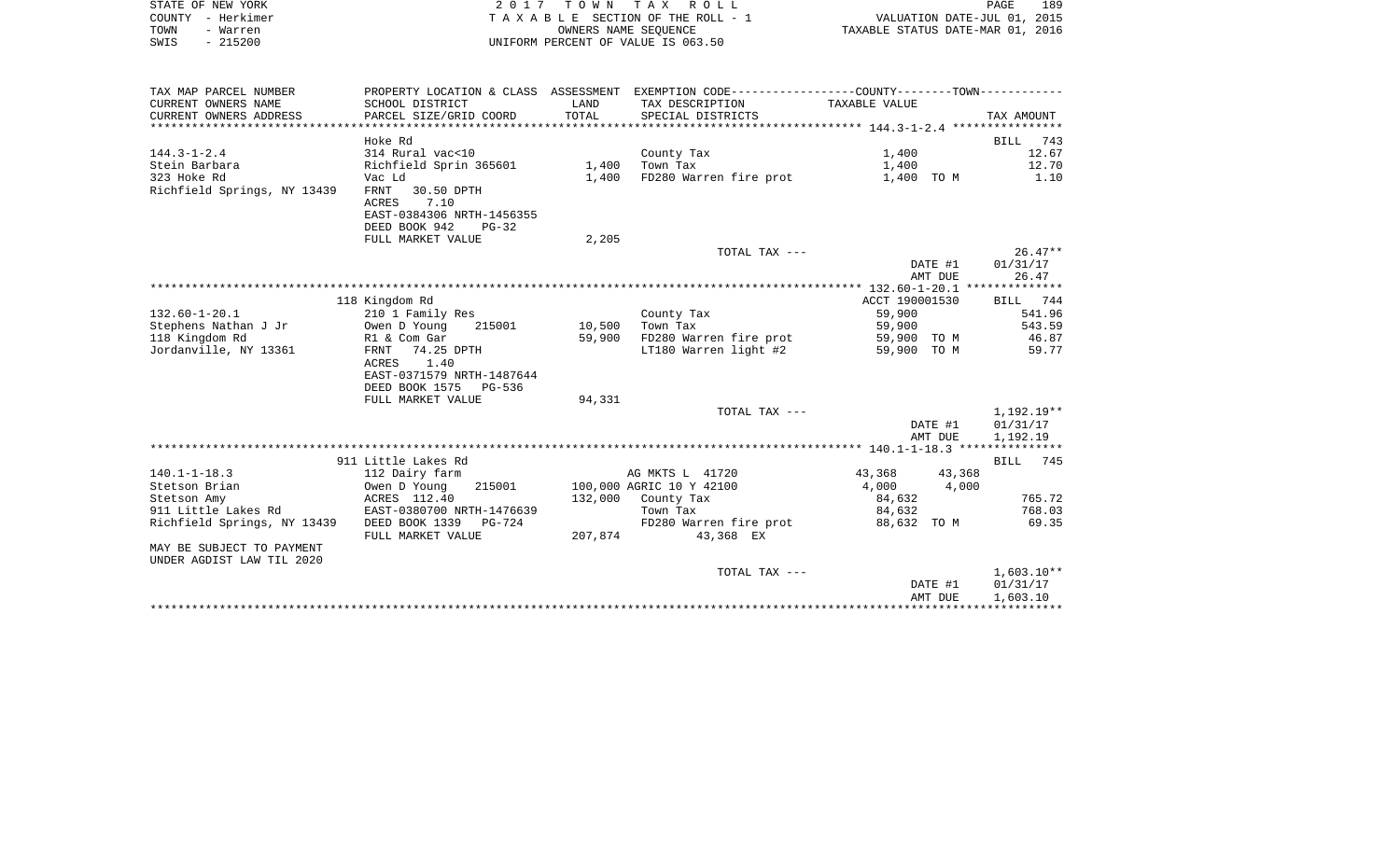STATE OF NEW YORK
COUNTY - Herkimer
TOWN - Warren
SWIS - 215200

2 0 1 7 T O W N T A X R O L L
T A X A B L E SECTION OF THE ROLL - 1
OWNERS NAME SEQUENCE
UNIFORM PERCENT OF VALUE IS 063.50

VALUATION DATE-JUL 01, 2015
TAXABLE STATUS DATE-MAR 01, 2016

| TAX MAP PARCEL NUMBER / CURRENT OWNERS NAME / CURRENT OWNERS ADDRESS | PROPERTY LOCATION & CLASS / SCHOOL DISTRICT / PARCEL SIZE/GRID COORD | ASSESSMENT LAND / TOTAL | EXEMPTION CODE / TAX DESCRIPTION / SPECIAL DISTRICTS | COUNTY / TAXABLE VALUE | TOWN | TAX AMOUNT |
|---|---|---|---|---|---|---|
| **144.3-1-2.4** | Hoke Rd | | | | | BILL 743 |
| 144.3-1-2.4 | 314 Rural vac<10 | | County Tax | 1,400 | | 12.67 |
| Stein Barbara | Richfield Sprin 365601 | 1,400 | Town Tax | 1,400 | | 12.70 |
| 323 Hoke Rd | Vac Ld | 1,400 | FD280 Warren fire prot | 1,400 TO M | | 1.10 |
| Richfield Springs, NY 13439 | FRNT 30.50 DPTH | | | | | |
| | ACRES 7.10 | | | | | |
| | EAST-0384306 NRTH-1456355 | | | | | |
| | DEED BOOK 942 PG-32 | | | | | |
| | FULL MARKET VALUE | 2,205 | | | | |
| | | | TOTAL TAX --- | | | 26.47** |
| | | | | | DATE #1 | 01/31/17 |
| | | | | | AMT DUE | 26.47 |
| **132.60-1-20.1** | 118 Kingdom Rd | | | ACCT 190001530 | | BILL 744 |
| 132.60-1-20.1 | 210 1 Family Res | | County Tax | 59,900 | | 541.96 |
| Stephens Nathan J Jr | Owen D Young 215001 | 10,500 | Town Tax | 59,900 | | 543.59 |
| 118 Kingdom Rd | R1 & Com Gar | 59,900 | FD280 Warren fire prot | 59,900 TO M | | 46.87 |
| Jordanville, NY 13361 | FRNT 74.25 DPTH | | LT180 Warren light #2 | 59,900 TO M | | 59.77 |
| | ACRES 1.40 | | | | | |
| | EAST-0371579 NRTH-1487644 | | | | | |
| | DEED BOOK 1575 PG-536 | | | | | |
| | FULL MARKET VALUE | 94,331 | | | | |
| | | | TOTAL TAX --- | | | 1,192.19** |
| | | | | | DATE #1 | 01/31/17 |
| | | | | | AMT DUE | 1,192.19 |
| **140.1-1-18.3** | 911 Little Lakes Rd | | | | | BILL 745 |
| 140.1-1-18.3 | 112 Dairy farm | | AG MKTS L 41720 | 43,368 | 43,368 | |
| Stetson Brian | Owen D Young 215001 | 100,000 | AGRIC 10 Y 42100 | 4,000 | 4,000 | |
| Stetson Amy | ACRES 112.40 | 132,000 | County Tax | 84,632 | | 765.72 |
| 911 Little Lakes Rd | EAST-0380700 NRTH-1476639 | | Town Tax | 84,632 | | 768.03 |
| Richfield Springs, NY 13439 | DEED BOOK 1339 PG-724 | | FD280 Warren fire prot | 88,632 TO M | | 69.35 |
| | FULL MARKET VALUE | 207,874 | 43,368 EX | | | |
| MAY BE SUBJECT TO PAYMENT | | | | | | |
| UNDER AGDIST LAW TIL 2020 | | | | | | |
| | | | TOTAL TAX --- | | | 1,603.10** |
| | | | | | DATE #1 | 01/31/17 |
| | | | | | AMT DUE | 1,603.10 |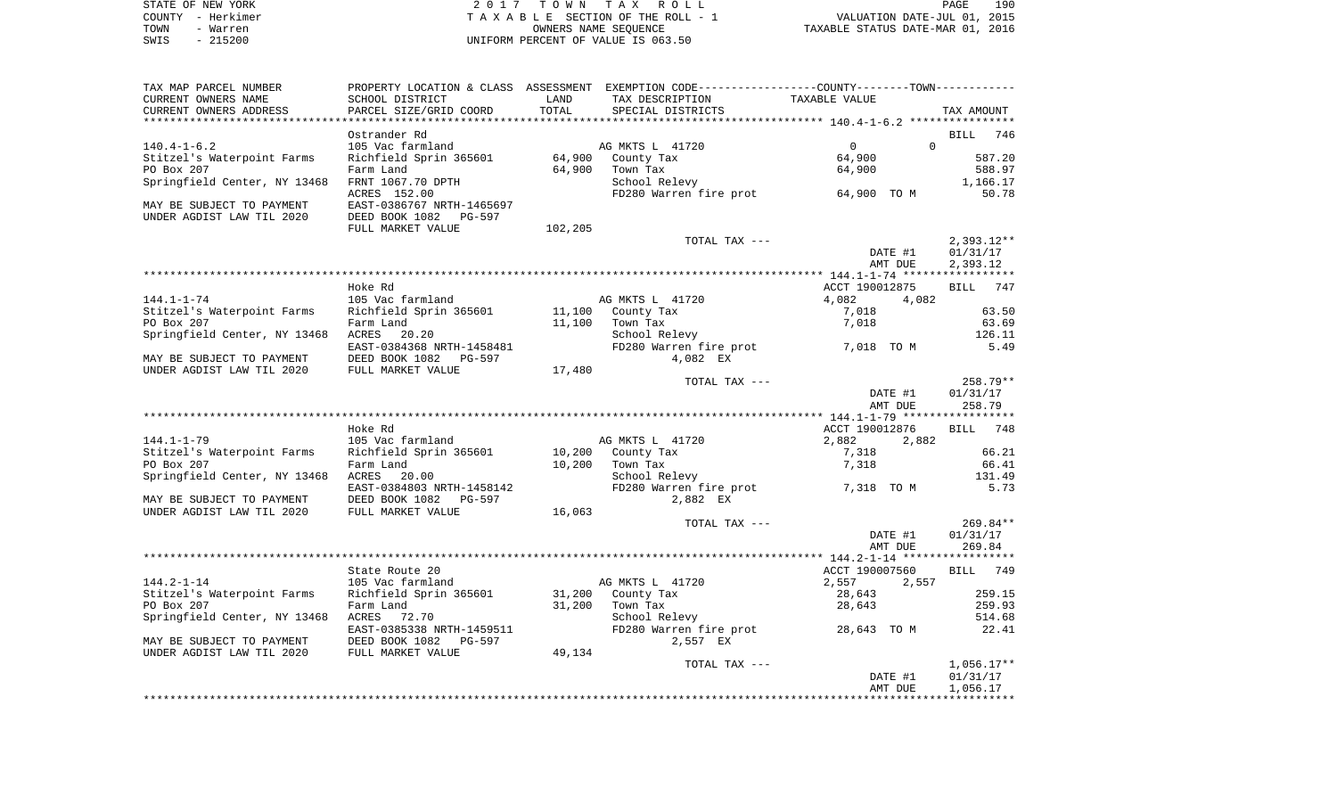STATE OF NEW YORK | 2 0 1 7   T O W N   T A X   R O L L | PAGE 190
COUNTY - Herkimer | T A X A B L E SECTION OF THE ROLL - 1 | VALUATION DATE-JUL 01, 2015
TOWN - Warren | OWNERS NAME SEQUENCE | TAXABLE STATUS DATE-MAR 01, 2016
SWIS - 215200 | UNIFORM PERCENT OF VALUE IS 063.50

| TAX MAP PARCEL NUMBER / CURRENT OWNERS NAME / CURRENT OWNERS ADDRESS | PROPERTY LOCATION & CLASS / SCHOOL DISTRICT / PARCEL SIZE/GRID COORD | ASSESSMENT LAND / TOTAL | EXEMPTION CODE / TAX DESCRIPTION / SPECIAL DISTRICTS | COUNTY / TOWN TAXABLE VALUE | TAX AMOUNT |
|---|---|---|---|---|---|
| **140.4-1-6.2** | Ostrander Rd | | | | BILL 746 |
| 140.4-1-6.2 | 105 Vac farmland | | AG MKTS L 41720 | 0 / 0 | |
| Stitzel's Waterpoint Farms | Richfield Sprin 365601 | 64,900 | County Tax | 64,900 | 587.20 |
| PO Box 207 | Farm Land | 64,900 | Town Tax | 64,900 | 588.97 |
| Springfield Center, NY 13468 | FRNT 1067.70 DPTH | | School Relevy | | 1,166.17 |
| | ACRES 152.00 | | FD280 Warren fire prot | 64,900 TO M | 50.78 |
| MAY BE SUBJECT TO PAYMENT | EAST-0386767 NRTH-1465697 | | | | |
| UNDER AGDIST LAW TIL 2020 | DEED BOOK 1082 PG-597 | | | | |
| | FULL MARKET VALUE | 102,205 | | | |
| | | | TOTAL TAX --- | | 2,393.12** |
| | | | | DATE #1 | 01/31/17 |
| | | | | AMT DUE | 2,393.12 |
| **144.1-1-74** | Hoke Rd | | | ACCT 190012875 | BILL 747 |
| 144.1-1-74 | 105 Vac farmland | | AG MKTS L 41720 | 4,082 / 4,082 | |
| Stitzel's Waterpoint Farms | Richfield Sprin 365601 | 11,100 | County Tax | 7,018 | 63.50 |
| PO Box 207 | Farm Land | 11,100 | Town Tax | 7,018 | 63.69 |
| Springfield Center, NY 13468 | ACRES 20.20 | | School Relevy | | 126.11 |
| | EAST-0384368 NRTH-1458481 | | FD280 Warren fire prot | 7,018 TO M | 5.49 |
| MAY BE SUBJECT TO PAYMENT | DEED BOOK 1082 PG-597 | | 4,082 EX | | |
| UNDER AGDIST LAW TIL 2020 | FULL MARKET VALUE | 17,480 | | | |
| | | | TOTAL TAX --- | | 258.79** |
| | | | | DATE #1 | 01/31/17 |
| | | | | AMT DUE | 258.79 |
| **144.1-1-79** | Hoke Rd | | | ACCT 190012876 | BILL 748 |
| 144.1-1-79 | 105 Vac farmland | | AG MKTS L 41720 | 2,882 / 2,882 | |
| Stitzel's Waterpoint Farms | Richfield Sprin 365601 | 10,200 | County Tax | 7,318 | 66.21 |
| PO Box 207 | Farm Land | 10,200 | Town Tax | 7,318 | 66.41 |
| Springfield Center, NY 13468 | ACRES 20.00 | | School Relevy | | 131.49 |
| | EAST-0384803 NRTH-1458142 | | FD280 Warren fire prot | 7,318 TO M | 5.73 |
| MAY BE SUBJECT TO PAYMENT | DEED BOOK 1082 PG-597 | | 2,882 EX | | |
| UNDER AGDIST LAW TIL 2020 | FULL MARKET VALUE | 16,063 | | | |
| | | | TOTAL TAX --- | | 269.84** |
| | | | | DATE #1 | 01/31/17 |
| | | | | AMT DUE | 269.84 |
| **144.2-1-14** | State Route 20 | | | ACCT 190007560 | BILL 749 |
| 144.2-1-14 | 105 Vac farmland | | AG MKTS L 41720 | 2,557 / 2,557 | |
| Stitzel's Waterpoint Farms | Richfield Sprin 365601 | 31,200 | County Tax | 28,643 | 259.15 |
| PO Box 207 | Farm Land | 31,200 | Town Tax | 28,643 | 259.93 |
| Springfield Center, NY 13468 | ACRES 72.70 | | School Relevy | | 514.68 |
| | EAST-0385338 NRTH-1459511 | | FD280 Warren fire prot | 28,643 TO M | 22.41 |
| MAY BE SUBJECT TO PAYMENT | DEED BOOK 1082 PG-597 | | 2,557 EX | | |
| UNDER AGDIST LAW TIL 2020 | FULL MARKET VALUE | 49,134 | | | |
| | | | TOTAL TAX --- | | 1,056.17** |
| | | | | DATE #1 | 01/31/17 |
| | | | | AMT DUE | 1,056.17 |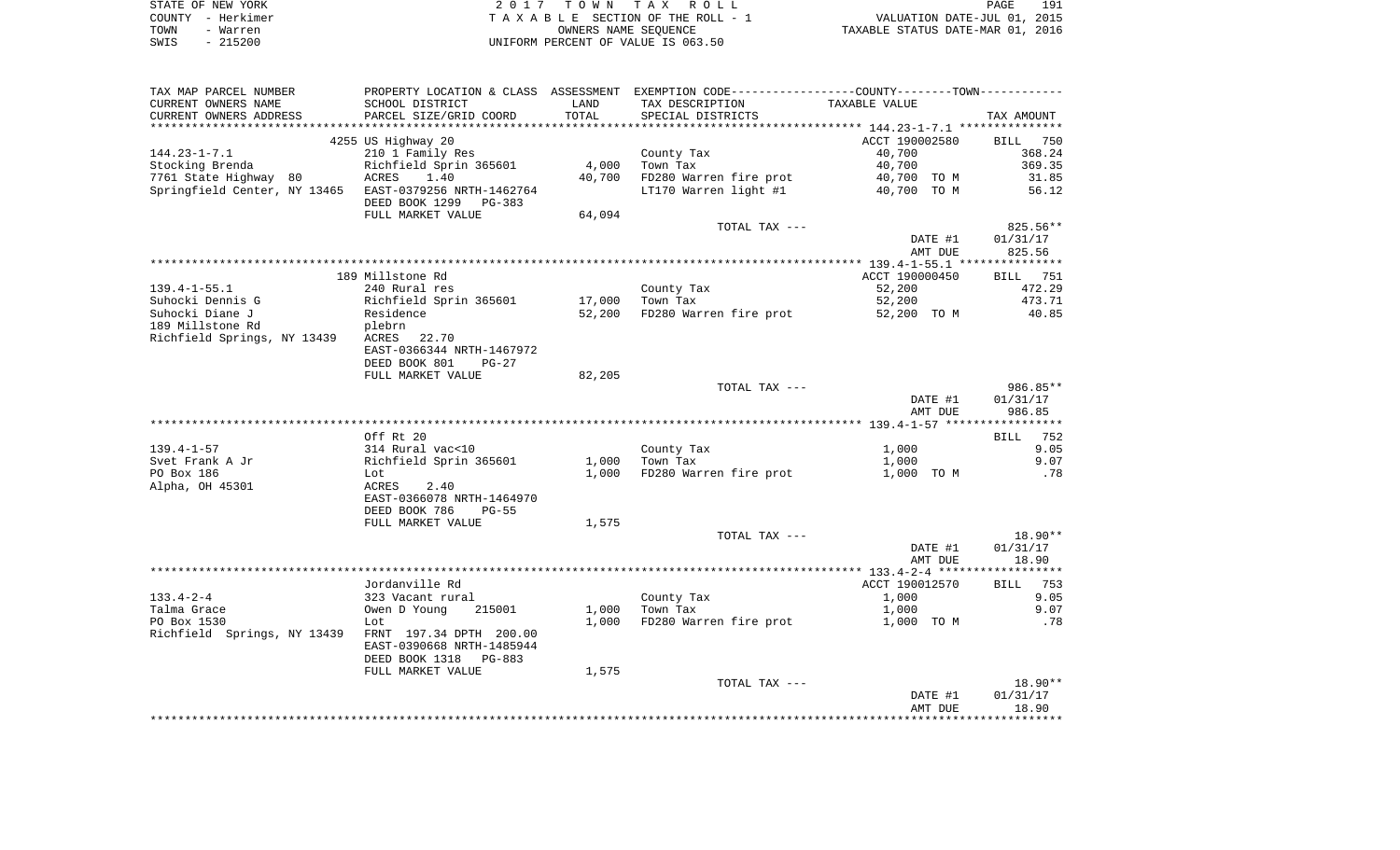STATE OF NEW YORK — COUNTY - Herkimer — TOWN - Warren — SWIS - 215200

2 0 1 7 T O W N T A X R O L L
T A X A B L E SECTION OF THE ROLL - 1
OWNERS NAME SEQUENCE
UNIFORM PERCENT OF VALUE IS 063.50

VALUATION DATE-JUL 01, 2015
TAXABLE STATUS DATE-MAR 01, 2016

| TAX MAP PARCEL NUMBER / CURRENT OWNERS NAME / CURRENT OWNERS ADDRESS | PROPERTY LOCATION & CLASS / SCHOOL DISTRICT / PARCEL SIZE/GRID COORD | ASSESSMENT LAND / TOTAL | EXEMPTION CODE / TAX DESCRIPTION / SPECIAL DISTRICTS | COUNTY--------TOWN TAXABLE VALUE | TAX AMOUNT |
|---|---|---|---|---|---|
| **144.23-1-7.1** | 4255 US Highway 20 | | | ACCT 190002580 | BILL 750 |
| 144.23-1-7.1 | 210 1 Family Res | | County Tax | 40,700 | 368.24 |
| Stocking Brenda | Richfield Sprin 365601 | 4,000 | Town Tax | 40,700 | 369.35 |
| 7761 State Highway 80 | ACRES 1.40 | 40,700 | FD280 Warren fire prot | 40,700 TO M | 31.85 |
| Springfield Center, NY 13465 | EAST-0379256 NRTH-1462764 | | LT170 Warren light #1 | 40,700 TO M | 56.12 |
| | DEED BOOK 1299 PG-383 | | | | |
| | FULL MARKET VALUE | 64,094 | | | |
| | | | TOTAL TAX --- | | 825.56** |
| | | | | DATE #1 | 01/31/17 |
| | | | | AMT DUE | 825.56 |
| **139.4-1-55.1** | 189 Millstone Rd | | | ACCT 190000450 | BILL 751 |
| 139.4-1-55.1 | 240 Rural res | | County Tax | 52,200 | 472.29 |
| Suhocki Dennis G | Richfield Sprin 365601 | 17,000 | Town Tax | 52,200 | 473.71 |
| Suhocki Diane J | Residence | 52,200 | FD280 Warren fire prot | 52,200 TO M | 40.85 |
| 189 Millstone Rd | plebrn | | | | |
| Richfield Springs, NY 13439 | ACRES 22.70 | | | | |
| | EAST-0366344 NRTH-1467972 | | | | |
| | DEED BOOK 801 PG-27 | | | | |
| | FULL MARKET VALUE | 82,205 | | | |
| | | | TOTAL TAX --- | | 986.85** |
| | | | | DATE #1 | 01/31/17 |
| | | | | AMT DUE | 986.85 |
| **139.4-1-57** | Off Rt 20 | | | | BILL 752 |
| 139.4-1-57 | 314 Rural vac<10 | | County Tax | 1,000 | 9.05 |
| Svet Frank A Jr | Richfield Sprin 365601 | 1,000 | Town Tax | 1,000 | 9.07 |
| PO Box 186 | Lot | 1,000 | FD280 Warren fire prot | 1,000 TO M | .78 |
| Alpha, OH 45301 | ACRES 2.40 | | | | |
| | EAST-0366078 NRTH-1464970 | | | | |
| | DEED BOOK 786 PG-55 | | | | |
| | FULL MARKET VALUE | 1,575 | | | |
| | | | TOTAL TAX --- | | 18.90** |
| | | | | DATE #1 | 01/31/17 |
| | | | | AMT DUE | 18.90 |
| **133.4-2-4** | Jordanville Rd | | | ACCT 190012570 | BILL 753 |
| 133.4-2-4 | 323 Vacant rural | | County Tax | 1,000 | 9.05 |
| Talma Grace | Owen D Young 215001 | 1,000 | Town Tax | 1,000 | 9.07 |
| PO Box 1530 | Lot | 1,000 | FD280 Warren fire prot | 1,000 TO M | .78 |
| Richfield Springs, NY 13439 | FRNT 197.34 DPTH 200.00 | | | | |
| | EAST-0390668 NRTH-1485944 | | | | |
| | DEED BOOK 1318 PG-883 | | | | |
| | FULL MARKET VALUE | 1,575 | | | |
| | | | TOTAL TAX --- | | 18.90** |
| | | | | DATE #1 | 01/31/17 |
| | | | | AMT DUE | 18.90 |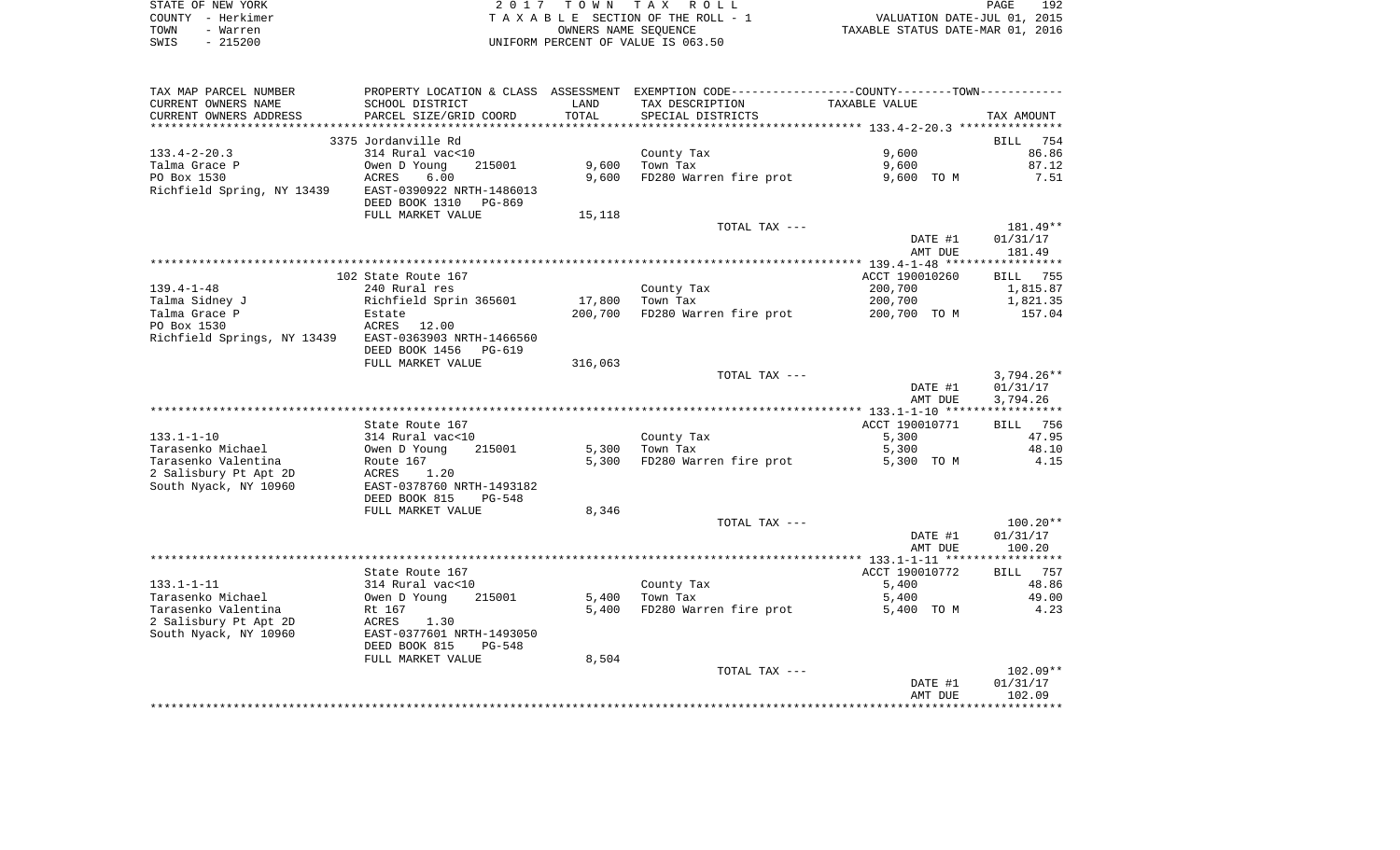STATE OF NEW YORK
COUNTY - Herkimer
TOWN - Warren
SWIS - 215200

# 2017 TOWN TAX ROLL

TAXABLE SECTION OF THE ROLL - 1
OWNERS NAME SEQUENCE
UNIFORM PERCENT OF VALUE IS 063.50

VALUATION DATE-JUL 01, 2015
TAXABLE STATUS DATE-MAR 01, 2016

| TAX MAP PARCEL NUMBER / CURRENT OWNERS NAME / CURRENT OWNERS ADDRESS | PROPERTY LOCATION & CLASS / SCHOOL DISTRICT / PARCEL SIZE/GRID COORD | ASSESSMENT LAND / TOTAL | EXEMPTION CODE / TAX DESCRIPTION / SPECIAL DISTRICTS | COUNTY--------TOWN TAXABLE VALUE | TAX AMOUNT |
|---|---|---|---|---|---|
| **133.4-2-20.3** | 3375 Jordanville Rd | | | | BILL 754 |
| 133.4-2-20.3 | 314 Rural vac<10 | | County Tax | 9,600 | 86.86 |
| Talma Grace P | Owen D Young 215001 | 9,600 | Town Tax | 9,600 | 87.12 |
| PO Box 1530 | ACRES 6.00 | 9,600 | FD280 Warren fire prot | 9,600 TO M | 7.51 |
| Richfield Spring, NY 13439 | EAST-0390922 NRTH-1486013 | | | | |
| | DEED BOOK 1310 PG-869 | | | | |
| | FULL MARKET VALUE | 15,118 | | | |
| | | | TOTAL TAX --- | | 181.49** |
| | | | | DATE #1 | 01/31/17 |
| | | | | AMT DUE | 181.49 |
| **139.4-1-48** | 102 State Route 167 | | | ACCT 190010260 | BILL 755 |
| 139.4-1-48 | 240 Rural res | | County Tax | 200,700 | 1,815.87 |
| Talma Sidney J | Richfield Sprin 365601 | 17,800 | Town Tax | 200,700 | 1,821.35 |
| Talma Grace P | Estate | 200,700 | FD280 Warren fire prot | 200,700 TO M | 157.04 |
| PO Box 1530 | ACRES 12.00 | | | | |
| Richfield Springs, NY 13439 | EAST-0363903 NRTH-1466560 | | | | |
| | DEED BOOK 1456 PG-619 | | | | |
| | FULL MARKET VALUE | 316,063 | | | |
| | | | TOTAL TAX --- | | 3,794.26** |
| | | | | DATE #1 | 01/31/17 |
| | | | | AMT DUE | 3,794.26 |
| **133.1-1-10** | State Route 167 | | | ACCT 190010771 | BILL 756 |
| 133.1-1-10 | 314 Rural vac<10 | | County Tax | 5,300 | 47.95 |
| Tarasenko Michael | Owen D Young 215001 | 5,300 | Town Tax | 5,300 | 48.10 |
| Tarasenko Valentina | Route 167 | 5,300 | FD280 Warren fire prot | 5,300 TO M | 4.15 |
| 2 Salisbury Pt Apt 2D | ACRES 1.20 | | | | |
| South Nyack, NY 10960 | EAST-0378760 NRTH-1493182 | | | | |
| | DEED BOOK 815 PG-548 | | | | |
| | FULL MARKET VALUE | 8,346 | | | |
| | | | TOTAL TAX --- | | 100.20** |
| | | | | DATE #1 | 01/31/17 |
| | | | | AMT DUE | 100.20 |
| **133.1-1-11** | State Route 167 | | | ACCT 190010772 | BILL 757 |
| 133.1-1-11 | 314 Rural vac<10 | | County Tax | 5,400 | 48.86 |
| Tarasenko Michael | Owen D Young 215001 | 5,400 | Town Tax | 5,400 | 49.00 |
| Tarasenko Valentina | Rt 167 | 5,400 | FD280 Warren fire prot | 5,400 TO M | 4.23 |
| 2 Salisbury Pt Apt 2D | ACRES 1.30 | | | | |
| South Nyack, NY 10960 | EAST-0377601 NRTH-1493050 | | | | |
| | DEED BOOK 815 PG-548 | | | | |
| | FULL MARKET VALUE | 8,504 | | | |
| | | | TOTAL TAX --- | | 102.09** |
| | | | | DATE #1 | 01/31/17 |
| | | | | AMT DUE | 102.09 |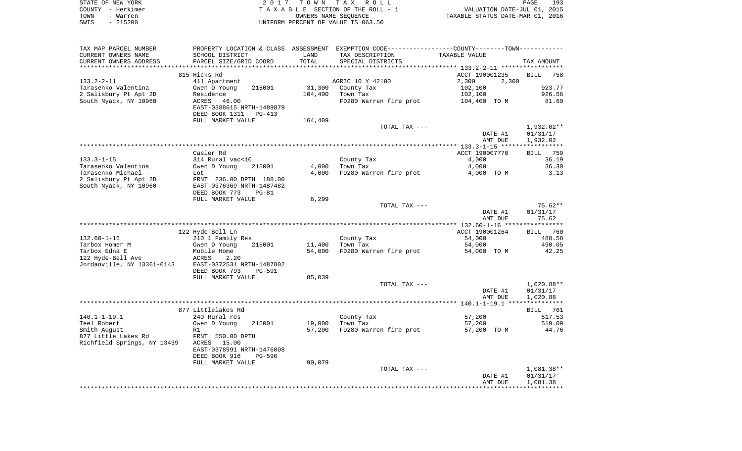STATE OF NEW YORK | 2 0 1 7 T O W N T A X R O L L | PAGE 193
COUNTY - Herkimer | T A X A B L E SECTION OF THE ROLL - 1 | VALUATION DATE-JUL 01, 2015
TOWN - Warren | OWNERS NAME SEQUENCE | TAXABLE STATUS DATE-MAR 01, 2016
SWIS - 215200 | UNIFORM PERCENT OF VALUE IS 063.50

| TAX MAP PARCEL NUMBER<br>CURRENT OWNERS NAME<br>CURRENT OWNERS ADDRESS | PROPERTY LOCATION & CLASS<br>SCHOOL DISTRICT<br>PARCEL SIZE/GRID COORD | ASSESSMENT<br>LAND<br>TOTAL | EXEMPTION CODE-----COUNTY-----TOWN<br>TAX DESCRIPTION<br>SPECIAL DISTRICTS | TAXABLE VALUE | TAX AMOUNT |
|---|---|---|---|---|---|
| **133.2-2-11** | 815 Hicks Rd | | | ACCT 190001235 | BILL 758 |
| 133.2-2-11 | 411 Apartment | | AGRIC 10 Y 42100 | 2,300 2,300 | |
| Tarasenko Valentina | Owen D Young 215001 | 31,300 | County Tax | 102,100 | 923.77 |
| 2 Salisbury Pt Apt 2D | Residence | 104,400 | Town Tax | 102,100 | 926.56 |
| South Nyack, NY 10960 | ACRES 46.00 | | FD280 Warren fire prot | 104,400 TO M | 81.69 |
| | EAST-0388615 NRTH-1489879 | | | | |
| | DEED BOOK 1311 PG-413 | | | | |
| | FULL MARKET VALUE | 164,409 | | | |
| | | | TOTAL TAX --- | | 1,932.02** |
| | | | | DATE #1 | 01/31/17 |
| | | | | AMT DUE | 1,932.02 |
| **133.3-1-15** | Casler Rd | | | ACCT 190007770 | BILL 759 |
| 133.3-1-15 | 314 Rural vac<10 | | County Tax | 4,000 | 36.19 |
| Tarasenko Valentina | Owen D Young 215001 | 4,000 | Town Tax | 4,000 | 36.30 |
| Tarasenko Michael | Lot | 4,000 | FD280 Warren fire prot | 4,000 TO M | 3.13 |
| 2 Salisbury Pt Apt 2D | FRNT 236.00 DPTH 188.00 | | | | |
| South Nyack, NY 10960 | EAST-0376369 NRTH-1487482 | | | | |
| | DEED BOOK 773 PG-81 | | | | |
| | FULL MARKET VALUE | 6,299 | | | |
| | | | TOTAL TAX --- | | 75.62** |
| | | | | DATE #1 | 01/31/17 |
| | | | | AMT DUE | 75.62 |
| **132.60-1-16** | 122 Hyde-Bell Ln | | | ACCT 190001264 | BILL 760 |
| 132.60-1-16 | 210 1 Family Res | | County Tax | 54,000 | 488.58 |
| Tarbox Homer M | Owen D Young 215001 | 11,400 | Town Tax | 54,000 | 490.05 |
| Tarbox Edna E | Mobile Home | 54,000 | FD280 Warren fire prot | 54,000 TO M | 42.25 |
| 122 Hyde-Bell Ave | ACRES 2.20 | | | | |
| Jordanville, NY 13361-0143 | EAST-0372531 NRTH-1487802 | | | | |
| | DEED BOOK 793 PG-591 | | | | |
| | FULL MARKET VALUE | 85,039 | | | |
| | | | TOTAL TAX --- | | 1,020.88** |
| | | | | DATE #1 | 01/31/17 |
| | | | | AMT DUE | 1,020.88 |
| **140.1-1-19.1** | 877 Littlelakes Rd | | | | BILL 761 |
| 140.1-1-19.1 | 240 Rural res | | County Tax | 57,200 | 517.53 |
| Teel Robert | Owen D Young 215001 | 19,000 | Town Tax | 57,200 | 519.09 |
| Smith August | R1 | 57,200 | FD280 Warren fire prot | 57,200 TO M | 44.76 |
| 877 Little Lakes Rd | FRNT 550.00 DPTH | | | | |
| Richfield Springs, NY 13439 | ACRES 15.00 | | | | |
| | EAST-0378991 NRTH-1476008 | | | | |
| | DEED BOOK 916 PG-596 | | | | |
| | FULL MARKET VALUE | 90,079 | | | |
| | | | TOTAL TAX --- | | 1,081.38** |
| | | | | DATE #1 | 01/31/17 |
| | | | | AMT DUE | 1,081.38 |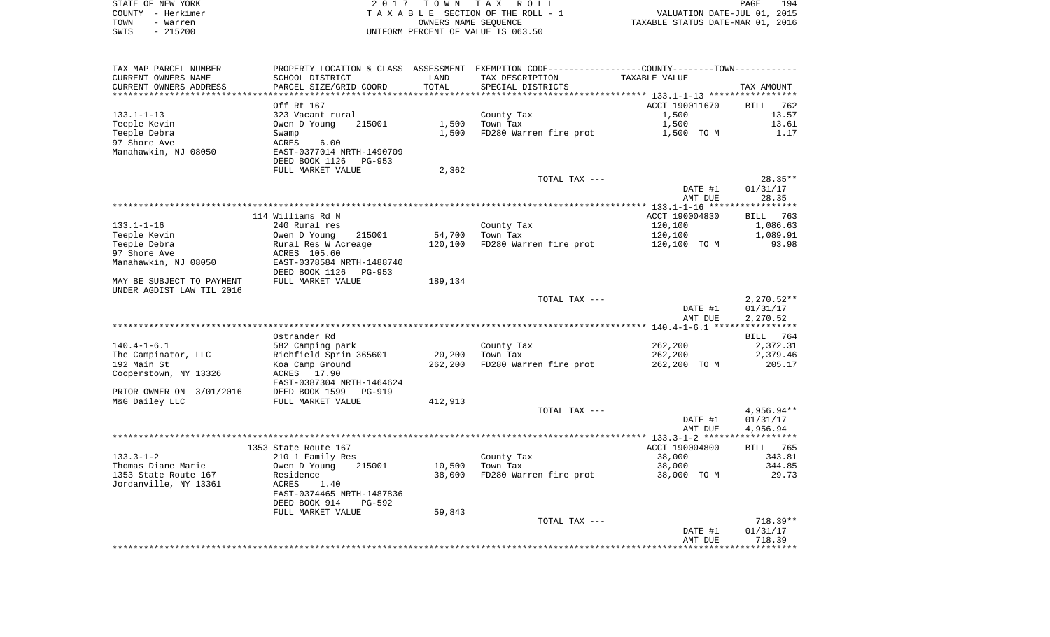STATE OF NEW YORK | 2 0 1 7 T O W N T A X R O L L
COUNTY - Herkimer | T A X A B L E SECTION OF THE ROLL - 1 | VALUATION DATE-JUL 01, 2015
TOWN - Warren | OWNERS NAME SEQUENCE | TAXABLE STATUS DATE-MAR 01, 2016
SWIS - 215200 | UNIFORM PERCENT OF VALUE IS 063.50

| TAX MAP PARCEL NUMBER / CURRENT OWNERS NAME / CURRENT OWNERS ADDRESS | PROPERTY LOCATION & CLASS / SCHOOL DISTRICT / PARCEL SIZE/GRID COORD | ASSESSMENT LAND / TOTAL | EXEMPTION CODE / TAX DESCRIPTION / SPECIAL DISTRICTS | COUNTY--------TOWN TAXABLE VALUE | TAX AMOUNT |
|---|---|---|---|---|---|
| | Off Rt 167 | | | ACCT 190011670 | BILL 762 |
| 133.1-1-13 | 323 Vacant rural | | County Tax | 1,500 | 13.57 |
| Teeple Kevin | Owen D Young 215001 | 1,500 | Town Tax | 1,500 | 13.61 |
| Teeple Debra | Swamp | 1,500 | FD280 Warren fire prot | 1,500 TO M | 1.17 |
| 97 Shore Ave | ACRES 6.00 | | | | |
| Manahawkin, NJ 08050 | EAST-0377014 NRTH-1490709 | | | | |
| | DEED BOOK 1126 PG-953 | | | | |
| | FULL MARKET VALUE | 2,362 | | | |
| | | | TOTAL TAX --- | | 28.35** |
| | | | | DATE #1 | 01/31/17 |
| | | | | AMT DUE | 28.35 |
| | 114 Williams Rd N | | | ACCT 190004830 | BILL 763 |
| 133.1-1-16 | 240 Rural res | | County Tax | 120,100 | 1,086.63 |
| Teeple Kevin | Owen D Young 215001 | 54,700 | Town Tax | 120,100 | 1,089.91 |
| Teeple Debra | Rural Res W Acreage | 120,100 | FD280 Warren fire prot | 120,100 TO M | 93.98 |
| 97 Shore Ave | ACRES 105.60 | | | | |
| Manahawkin, NJ 08050 | EAST-0378584 NRTH-1488740 | | | | |
| | DEED BOOK 1126 PG-953 | | | | |
| MAY BE SUBJECT TO PAYMENT | FULL MARKET VALUE | 189,134 | | | |
| UNDER AGDIST LAW TIL 2016 | | | | | |
| | | | TOTAL TAX --- | | 2,270.52** |
| | | | | DATE #1 | 01/31/17 |
| | | | | AMT DUE | 2,270.52 |
| | Ostrander Rd | | | | BILL 764 |
| 140.4-1-6.1 | 582 Camping park | | County Tax | 262,200 | 2,372.31 |
| The Campinator, LLC | Richfield Sprin 365601 | 20,200 | Town Tax | 262,200 | 2,379.46 |
| 192 Main St | Koa Camp Ground | 262,200 | FD280 Warren fire prot | 262,200 TO M | 205.17 |
| Cooperstown, NY 13326 | ACRES 17.90 | | | | |
| | EAST-0387304 NRTH-1464624 | | | | |
| PRIOR OWNER ON 3/01/2016 | DEED BOOK 1599 PG-919 | | | | |
| M&G Dailey LLC | FULL MARKET VALUE | 412,913 | | | |
| | | | TOTAL TAX --- | | 4,956.94** |
| | | | | DATE #1 | 01/31/17 |
| | | | | AMT DUE | 4,956.94 |
| | 1353 State Route 167 | | | ACCT 190004800 | BILL 765 |
| 133.3-1-2 | 210 1 Family Res | | County Tax | 38,000 | 343.81 |
| Thomas Diane Marie | Owen D Young 215001 | 10,500 | Town Tax | 38,000 | 344.85 |
| 1353 State Route 167 | Residence | 38,000 | FD280 Warren fire prot | 38,000 TO M | 29.73 |
| Jordanville, NY 13361 | ACRES 1.40 | | | | |
| | EAST-0374465 NRTH-1487836 | | | | |
| | DEED BOOK 914 PG-592 | | | | |
| | FULL MARKET VALUE | 59,843 | | | |
| | | | TOTAL TAX --- | | 718.39** |
| | | | | DATE #1 | 01/31/17 |
| | | | | AMT DUE | 718.39 |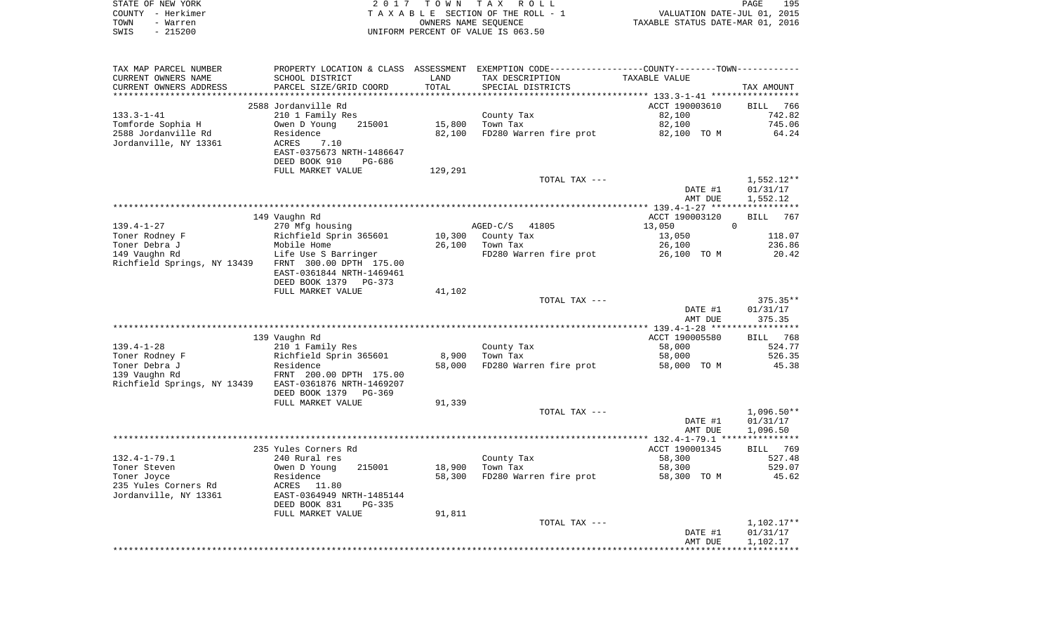STATE OF NEW YORK
COUNTY - Herkimer
TOWN - Warren
SWIS - 215200

2 0 1 7   T O W N   T A X   R O L L
T A X A B L E SECTION OF THE ROLL - 1
OWNERS NAME SEQUENCE
UNIFORM PERCENT OF VALUE IS 063.50

VALUATION DATE-JUL 01, 2015
TAXABLE STATUS DATE-MAR 01, 2016

| TAX MAP PARCEL NUMBER / CURRENT OWNERS NAME / CURRENT OWNERS ADDRESS | PROPERTY LOCATION & CLASS / SCHOOL DISTRICT / PARCEL SIZE/GRID COORD | ASSESSMENT LAND / TOTAL | EXEMPTION CODE / TAX DESCRIPTION / SPECIAL DISTRICTS | COUNTY--------TOWN TAXABLE VALUE | TAX AMOUNT |
|---|---|---|---|---|---|
| | 2588 Jordanville Rd | | | ACCT 190003610 | BILL 766 |
| 133.3-1-41 | 210 1 Family Res | | County Tax | 82,100 | 742.82 |
| Tomforde Sophia H | Owen D Young 215001 | 15,800 | Town Tax | 82,100 | 745.06 |
| 2588 Jordanville Rd | Residence | 82,100 | FD280 Warren fire prot | 82,100 TO M | 64.24 |
| Jordanville, NY 13361 | ACRES 7.10 | | | | |
| | EAST-0375673 NRTH-1486647 | | | | |
| | DEED BOOK 910 PG-686 | | | | |
| | FULL MARKET VALUE | 129,291 | | | |
| | | | TOTAL TAX --- | | 1,552.12** |
| | | | | DATE #1 | 01/31/17 |
| | | | | AMT DUE | 1,552.12 |
| | 149 Vaughn Rd | | | ACCT 190003120 | BILL 767 |
| 139.4-1-27 | 270 Mfg housing | | AGED-C/S 41805 | 13,050 0 | |
| Toner Rodney F | Richfield Sprin 365601 | 10,300 | County Tax | 13,050 | 118.07 |
| Toner Debra J | Mobile Home | 26,100 | Town Tax | 26,100 | 236.86 |
| 149 Vaughn Rd | Life Use S Barringer | | FD280 Warren fire prot | 26,100 TO M | 20.42 |
| Richfield Springs, NY 13439 | FRNT 300.00 DPTH 175.00 | | | | |
| | EAST-0361844 NRTH-1469461 | | | | |
| | DEED BOOK 1379 PG-373 | | | | |
| | FULL MARKET VALUE | 41,102 | | | |
| | | | TOTAL TAX --- | | 375.35** |
| | | | | DATE #1 | 01/31/17 |
| | | | | AMT DUE | 375.35 |
| | 139 Vaughn Rd | | | ACCT 190005580 | BILL 768 |
| 139.4-1-28 | 210 1 Family Res | | County Tax | 58,000 | 524.77 |
| Toner Rodney F | Richfield Sprin 365601 | 8,900 | Town Tax | 58,000 | 526.35 |
| Toner Debra J | Residence | 58,000 | FD280 Warren fire prot | 58,000 TO M | 45.38 |
| 139 Vaughn Rd | FRNT 200.00 DPTH 175.00 | | | | |
| Richfield Springs, NY 13439 | EAST-0361876 NRTH-1469207 | | | | |
| | DEED BOOK 1379 PG-369 | | | | |
| | FULL MARKET VALUE | 91,339 | | | |
| | | | TOTAL TAX --- | | 1,096.50** |
| | | | | DATE #1 | 01/31/17 |
| | | | | AMT DUE | 1,096.50 |
| | 235 Yules Corners Rd | | | ACCT 190001345 | BILL 769 |
| 132.4-1-79.1 | 240 Rural res | | County Tax | 58,300 | 527.48 |
| Toner Steven | Owen D Young 215001 | 18,900 | Town Tax | 58,300 | 529.07 |
| Toner Joyce | Residence | 58,300 | FD280 Warren fire prot | 58,300 TO M | 45.62 |
| 235 Yules Corners Rd | ACRES 11.80 | | | | |
| Jordanville, NY 13361 | EAST-0364949 NRTH-1485144 | | | | |
| | DEED BOOK 831 PG-335 | | | | |
| | FULL MARKET VALUE | 91,811 | | | |
| | | | TOTAL TAX --- | | 1,102.17** |
| | | | | DATE #1 | 01/31/17 |
| | | | | AMT DUE | 1,102.17 |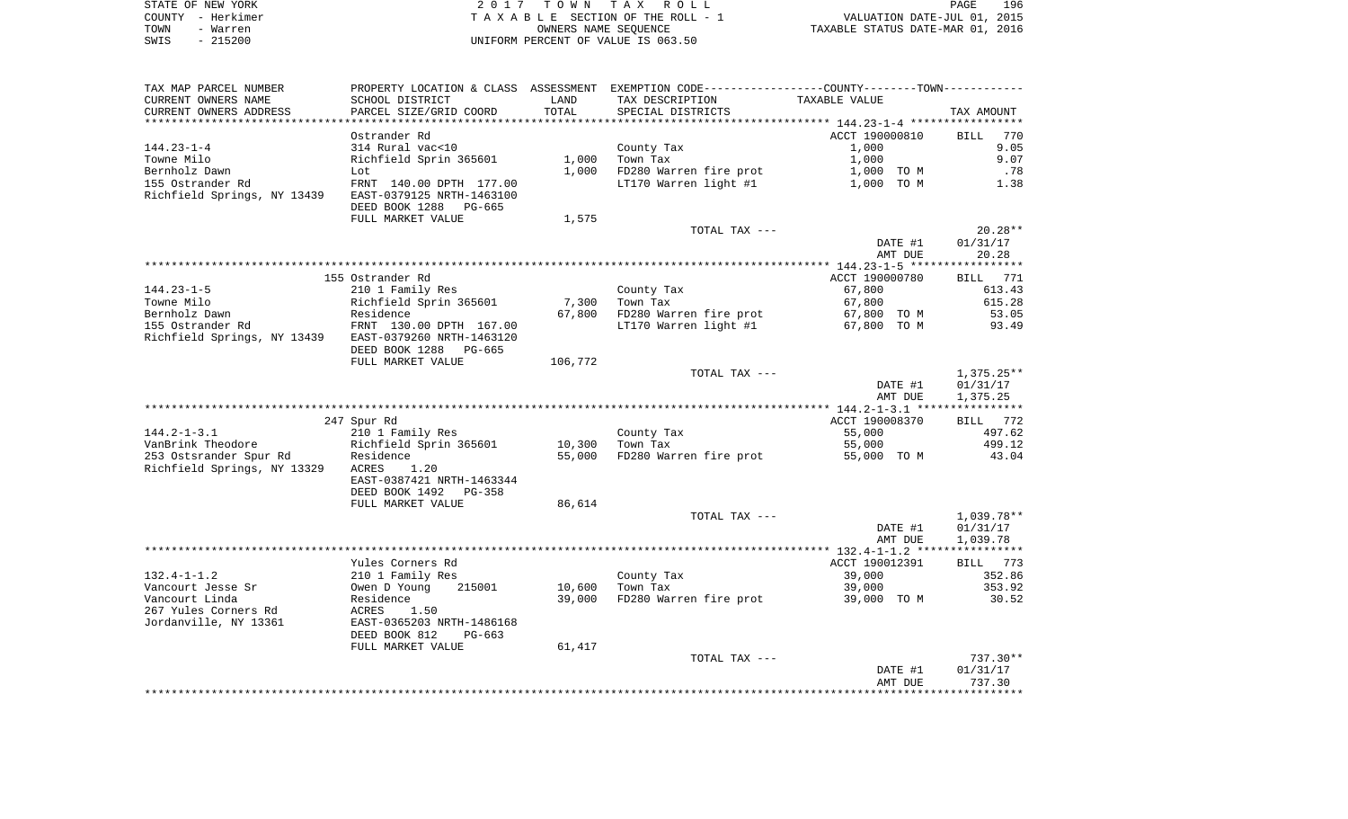STATE OF NEW YORK | 2017 TOWN TAX ROLL | PAGE 196
COUNTY - Herkimer | TAXABLE SECTION OF THE ROLL - 1 | VALUATION DATE-JUL 01, 2015
TOWN - Warren | OWNERS NAME SEQUENCE | TAXABLE STATUS DATE-MAR 01, 2016
SWIS - 215200 | UNIFORM PERCENT OF VALUE IS 063.50

| TAX MAP PARCEL NUMBER / CURRENT OWNERS NAME / CURRENT OWNERS ADDRESS | PROPERTY LOCATION & CLASS / SCHOOL DISTRICT / PARCEL SIZE/GRID COORD | ASSESSMENT LAND / TOTAL | EXEMPTION CODE / TAX DESCRIPTION / SPECIAL DISTRICTS | TAXABLE VALUE | TAX AMOUNT |
|---|---|---|---|---|---|
| | Ostrander Rd | | | ACCT 190000810 | BILL 770 |
| 144.23-1-4 | 314 Rural vac<10 | | County Tax | 1,000 | 9.05 |
| Towne Milo | Richfield Sprin 365601 | 1,000 | Town Tax | 1,000 | 9.07 |
| Bernholz Dawn | Lot | 1,000 | FD280 Warren fire prot | 1,000 TO M | .78 |
| 155 Ostrander Rd | FRNT 140.00 DPTH 177.00 | | LT170 Warren light #1 | 1,000 TO M | 1.38 |
| Richfield Springs, NY 13439 | EAST-0379125 NRTH-1463100 | | | | |
| | DEED BOOK 1288 PG-665 | | | | |
| | FULL MARKET VALUE | 1,575 | | | |
| | | | TOTAL TAX --- | | 20.28** |
| | | | | DATE #1 | 01/31/17 |
| | | | | AMT DUE | 20.28 |
| | 155 Ostrander Rd | | | ACCT 190000780 | BILL 771 |
| 144.23-1-5 | 210 1 Family Res | | County Tax | 67,800 | 613.43 |
| Towne Milo | Richfield Sprin 365601 | 7,300 | Town Tax | 67,800 | 615.28 |
| Bernholz Dawn | Residence | 67,800 | FD280 Warren fire prot | 67,800 TO M | 53.05 |
| 155 Ostrander Rd | FRNT 130.00 DPTH 167.00 | | LT170 Warren light #1 | 67,800 TO M | 93.49 |
| Richfield Springs, NY 13439 | EAST-0379260 NRTH-1463120 | | | | |
| | DEED BOOK 1288 PG-665 | | | | |
| | FULL MARKET VALUE | 106,772 | | | |
| | | | TOTAL TAX --- | | 1,375.25** |
| | | | | DATE #1 | 01/31/17 |
| | | | | AMT DUE | 1,375.25 |
| | 247 Spur Rd | | | ACCT 190008370 | BILL 772 |
| 144.2-1-3.1 | 210 1 Family Res | | County Tax | 55,000 | 497.62 |
| VanBrink Theodore | Richfield Sprin 365601 | 10,300 | Town Tax | 55,000 | 499.12 |
| 253 Ostsrander Spur Rd | Residence | 55,000 | FD280 Warren fire prot | 55,000 TO M | 43.04 |
| Richfield Springs, NY 13329 | ACRES 1.20 | | | | |
| | EAST-0387421 NRTH-1463344 | | | | |
| | DEED BOOK 1492 PG-358 | | | | |
| | FULL MARKET VALUE | 86,614 | | | |
| | | | TOTAL TAX --- | | 1,039.78** |
| | | | | DATE #1 | 01/31/17 |
| | | | | AMT DUE | 1,039.78 |
| | Yules Corners Rd | | | ACCT 190012391 | BILL 773 |
| 132.4-1-1.2 | 210 1 Family Res | | County Tax | 39,000 | 352.86 |
| Vancourt Jesse Sr | Owen D Young 215001 | 10,600 | Town Tax | 39,000 | 353.92 |
| Vancourt Linda | Residence | 39,000 | FD280 Warren fire prot | 39,000 TO M | 30.52 |
| 267 Yules Corners Rd | ACRES 1.50 | | | | |
| Jordanville, NY 13361 | EAST-0365203 NRTH-1486168 | | | | |
| | DEED BOOK 812 PG-663 | | | | |
| | FULL MARKET VALUE | 61,417 | | | |
| | | | TOTAL TAX --- | | 737.30** |
| | | | | DATE #1 | 01/31/17 |
| | | | | AMT DUE | 737.30 |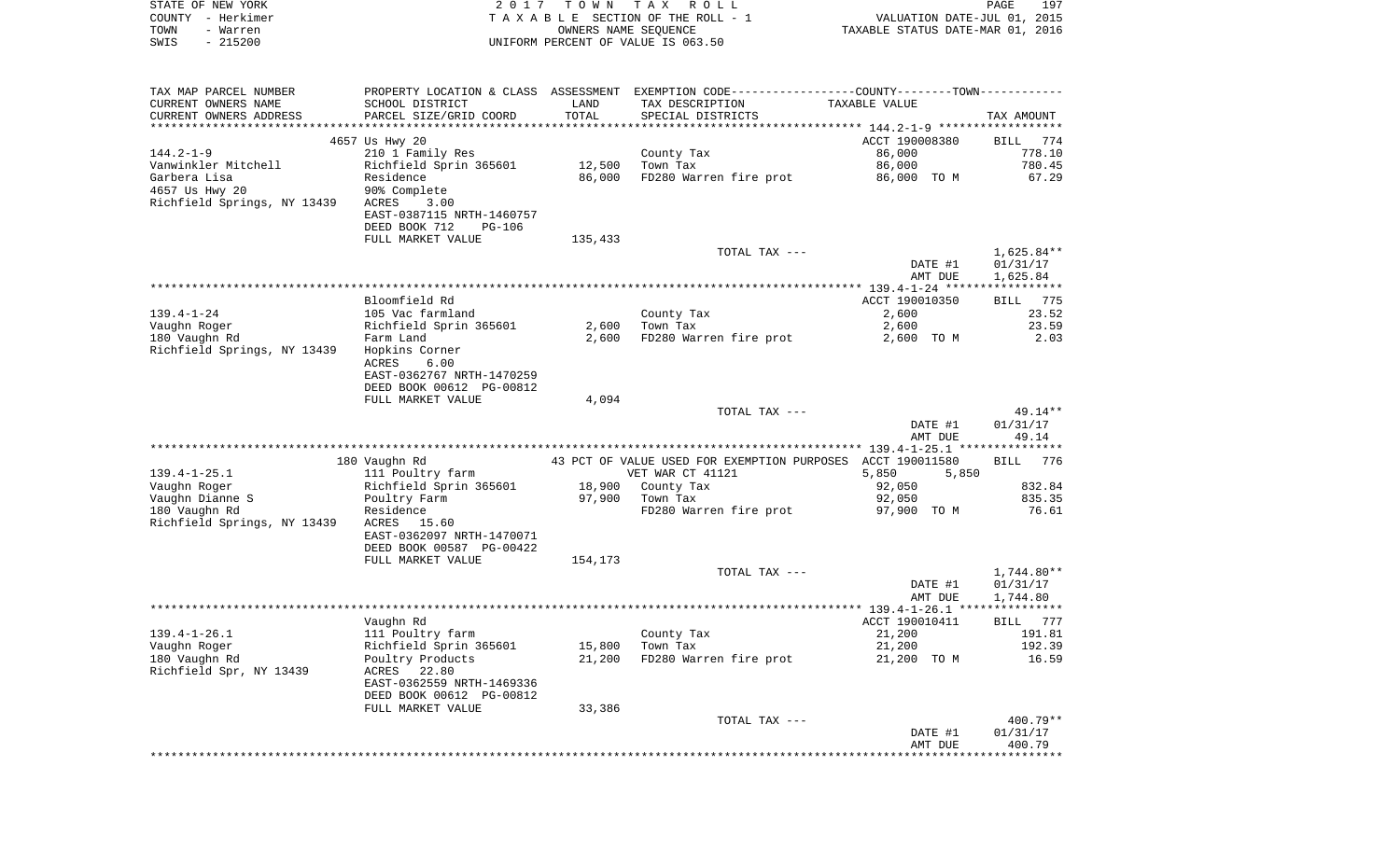STATE OF NEW YORK | 2017 TOWN TAX ROLL
COUNTY - Herkimer | TAXABLE SECTION OF THE ROLL - 1 | VALUATION DATE-JUL 01, 2015
TOWN - Warren | OWNERS NAME SEQUENCE | TAXABLE STATUS DATE-MAR 01, 2016
SWIS - 215200 | UNIFORM PERCENT OF VALUE IS 063.50

| TAX MAP PARCEL NUMBER / CURRENT OWNERS NAME / CURRENT OWNERS ADDRESS | PROPERTY LOCATION & CLASS / SCHOOL DISTRICT / PARCEL SIZE/GRID COORD | ASSESSMENT LAND / TOTAL | EXEMPTION CODE / TAX DESCRIPTION / SPECIAL DISTRICTS | COUNTY--------TOWN TAXABLE VALUE | TAX AMOUNT |
|---|---|---|---|---|---|
| | 4657 Us Hwy 20 | | | ACCT 190008380 | BILL 774 |
| 144.2-1-9 | 210 1 Family Res | | County Tax | 86,000 | 778.10 |
| Vanwinkler Mitchell | Richfield Sprin 365601 | 12,500 | Town Tax | 86,000 | 780.45 |
| Garbera Lisa | Residence | 86,000 | FD280 Warren fire prot | 86,000 TO M | 67.29 |
| 4657 Us Hwy 20 | 90% Complete | | | | |
| Richfield Springs, NY 13439 | ACRES 3.00 | | | | |
| | EAST-0387115 NRTH-1460757 | | | | |
| | DEED BOOK 712 PG-106 | | | | |
| | FULL MARKET VALUE | 135,433 | | | |
| | | | TOTAL TAX --- | | 1,625.84** |
| | | | | DATE #1 | 01/31/17 |
| | | | | AMT DUE | 1,625.84 |
| | Bloomfield Rd | | | ACCT 190010350 | BILL 775 |
| 139.4-1-24 | 105 Vac farmland | | County Tax | 2,600 | 23.52 |
| Vaughn Roger | Richfield Sprin 365601 | 2,600 | Town Tax | 2,600 | 23.59 |
| 180 Vaughn Rd | Farm Land | 2,600 | FD280 Warren fire prot | 2,600 TO M | 2.03 |
| Richfield Springs, NY 13439 | Hopkins Corner | | | | |
| | ACRES 6.00 | | | | |
| | EAST-0362767 NRTH-1470259 | | | | |
| | DEED BOOK 00612 PG-00812 | | | | |
| | FULL MARKET VALUE | 4,094 | | | |
| | | | TOTAL TAX --- | | 49.14** |
| | | | | DATE #1 | 01/31/17 |
| | | | | AMT DUE | 49.14 |
| | 180 Vaughn Rd | | 43 PCT OF VALUE USED FOR EXEMPTION PURPOSES | ACCT 190011580 | BILL 776 |
| 139.4-1-25.1 | 111 Poultry farm | | VET WAR CT 41121 | 5,850 5,850 | |
| Vaughn Roger | Richfield Sprin 365601 | 18,900 | County Tax | 92,050 | 832.84 |
| Vaughn Dianne S | Poultry Farm | 97,900 | Town Tax | 92,050 | 835.35 |
| 180 Vaughn Rd | Residence | | FD280 Warren fire prot | 97,900 TO M | 76.61 |
| Richfield Springs, NY 13439 | ACRES 15.60 | | | | |
| | EAST-0362097 NRTH-1470071 | | | | |
| | DEED BOOK 00587 PG-00422 | | | | |
| | FULL MARKET VALUE | 154,173 | | | |
| | | | TOTAL TAX --- | | 1,744.80** |
| | | | | DATE #1 | 01/31/17 |
| | | | | AMT DUE | 1,744.80 |
| | Vaughn Rd | | | ACCT 190010411 | BILL 777 |
| 139.4-1-26.1 | 111 Poultry farm | | County Tax | 21,200 | 191.81 |
| Vaughn Roger | Richfield Sprin 365601 | 15,800 | Town Tax | 21,200 | 192.39 |
| 180 Vaughn Rd | Poultry Products | 21,200 | FD280 Warren fire prot | 21,200 TO M | 16.59 |
| Richfield Spr, NY 13439 | ACRES 22.80 | | | | |
| | EAST-0362559 NRTH-1469336 | | | | |
| | DEED BOOK 00612 PG-00812 | | | | |
| | FULL MARKET VALUE | 33,386 | | | |
| | | | TOTAL TAX --- | | 400.79** |
| | | | | DATE #1 | 01/31/17 |
| | | | | AMT DUE | 400.79 |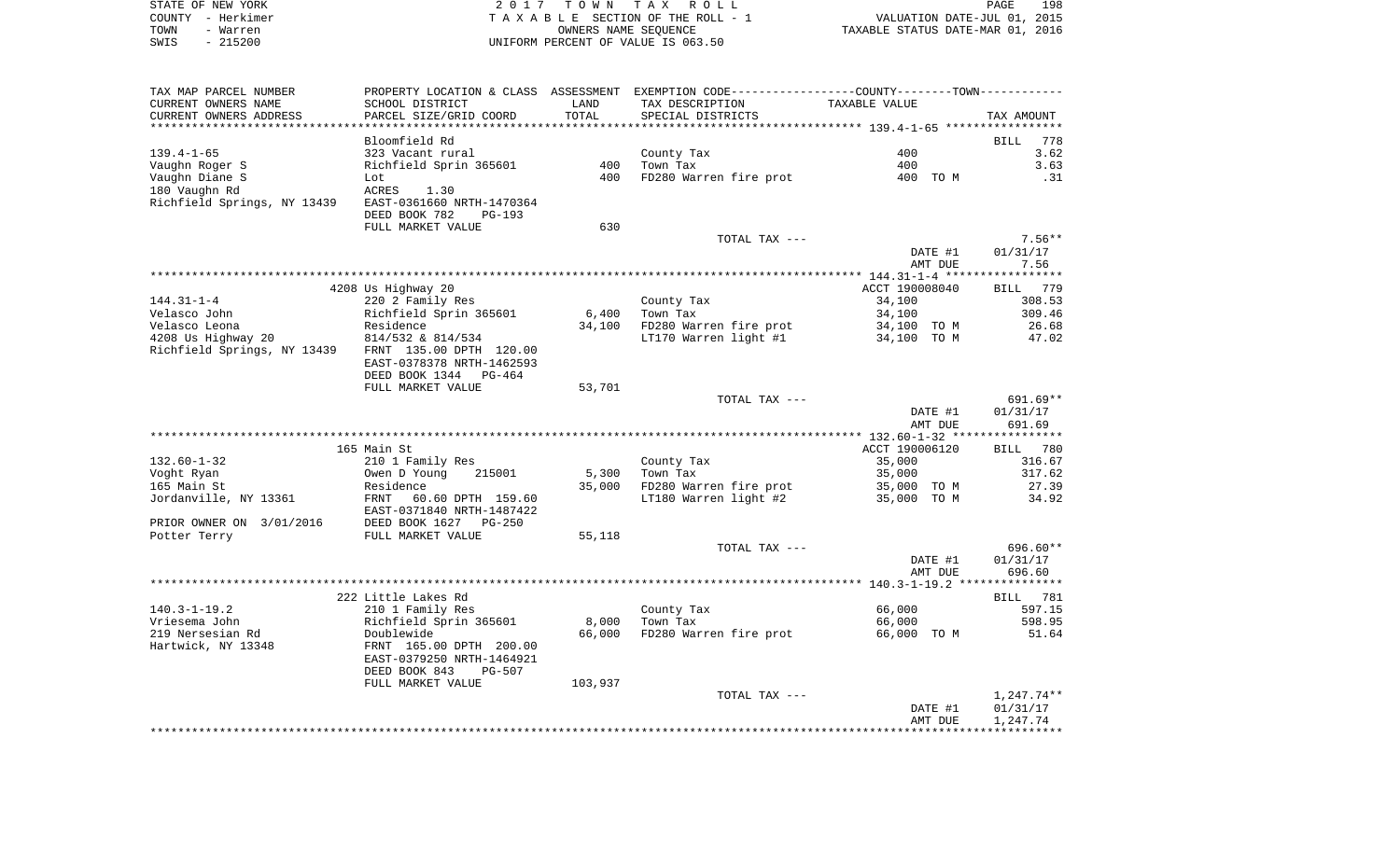STATE OF NEW YORK
COUNTY - Herkimer
TOWN - Warren
SWIS - 215200

2 0 1 7 T O W N T A X R O L L
T A X A B L E SECTION OF THE ROLL - 1
OWNERS NAME SEQUENCE
UNIFORM PERCENT OF VALUE IS 063.50

VALUATION DATE-JUL 01, 2015
TAXABLE STATUS DATE-MAR 01, 2016

| TAX MAP PARCEL NUMBER / CURRENT OWNERS NAME / CURRENT OWNERS ADDRESS | PROPERTY LOCATION & CLASS / SCHOOL DISTRICT / PARCEL SIZE/GRID COORD | ASSESSMENT LAND | TOTAL | EXEMPTION CODE / TAX DESCRIPTION / SPECIAL DISTRICTS | TAXABLE VALUE | TAX AMOUNT |
|---|---|---|---|---|---|---|
| 139.4-1-65 | Bloomfield Rd | | | | | BILL 778 |
| | 323 Vacant rural | | | County Tax | 400 | 3.62 |
| Vaughn Roger S | Richfield Sprin 365601 | 400 | | Town Tax | 400 | 3.63 |
| Vaughn Diane S | Lot | | 400 | FD280 Warren fire prot | 400 TO M | .31 |
| 180 Vaughn Rd | ACRES 1.30 | | | | | |
| Richfield Springs, NY 13439 | EAST-0361660 NRTH-1470364 | | | | | |
| | DEED BOOK 782 PG-193 | | | | | |
| | FULL MARKET VALUE | 630 | | | | |
| | | | | TOTAL TAX --- | | 7.56** |
| | | | | | DATE #1 | 01/31/17 |
| | | | | | AMT DUE | 7.56 |
| 144.31-1-4 | 4208 Us Highway 20 | | | | ACCT 190008040 | BILL 779 |
| | 220 2 Family Res | | | County Tax | 34,100 | 308.53 |
| Velasco John | Richfield Sprin 365601 | 6,400 | | Town Tax | 34,100 | 309.46 |
| Velasco Leona | Residence | | 34,100 | FD280 Warren fire prot | 34,100 TO M | 26.68 |
| 4208 Us Highway 20 | 814/532 & 814/534 | | | LT170 Warren light #1 | 34,100 TO M | 47.02 |
| Richfield Springs, NY 13439 | FRNT 135.00 DPTH 120.00 | | | | | |
| | EAST-0378378 NRTH-1462593 | | | | | |
| | DEED BOOK 1344 PG-464 | | | | | |
| | FULL MARKET VALUE | 53,701 | | | | |
| | | | | TOTAL TAX --- | | 691.69** |
| | | | | | DATE #1 | 01/31/17 |
| | | | | | AMT DUE | 691.69 |
| 132.60-1-32 | 165 Main St | | | | ACCT 190006120 | BILL 780 |
| | 210 1 Family Res | | | County Tax | 35,000 | 316.67 |
| Voght Ryan | Owen D Young 215001 | 5,300 | | Town Tax | 35,000 | 317.62 |
| 165 Main St | Residence | | 35,000 | FD280 Warren fire prot | 35,000 TO M | 27.39 |
| Jordanville, NY 13361 | FRNT 60.60 DPTH 159.60 | | | LT180 Warren light #2 | 35,000 TO M | 34.92 |
| | EAST-0371840 NRTH-1487422 | | | | | |
| PRIOR OWNER ON 3/01/2016 | DEED BOOK 1627 PG-250 | | | | | |
| Potter Terry | FULL MARKET VALUE | 55,118 | | | | |
| | | | | TOTAL TAX --- | | 696.60** |
| | | | | | DATE #1 | 01/31/17 |
| | | | | | AMT DUE | 696.60 |
| 140.3-1-19.2 | 222 Little Lakes Rd | | | | | BILL 781 |
| | 210 1 Family Res | | | County Tax | 66,000 | 597.15 |
| Vriesema John | Richfield Sprin 365601 | 8,000 | | Town Tax | 66,000 | 598.95 |
| 219 Nersesian Rd | Doublewide | | 66,000 | FD280 Warren fire prot | 66,000 TO M | 51.64 |
| Hartwick, NY 13348 | FRNT 165.00 DPTH 200.00 | | | | | |
| | EAST-0379250 NRTH-1464921 | | | | | |
| | DEED BOOK 843 PG-507 | | | | | |
| | FULL MARKET VALUE | 103,937 | | | | |
| | | | | TOTAL TAX --- | | 1,247.74** |
| | | | | | DATE #1 | 01/31/17 |
| | | | | | AMT DUE | 1,247.74 |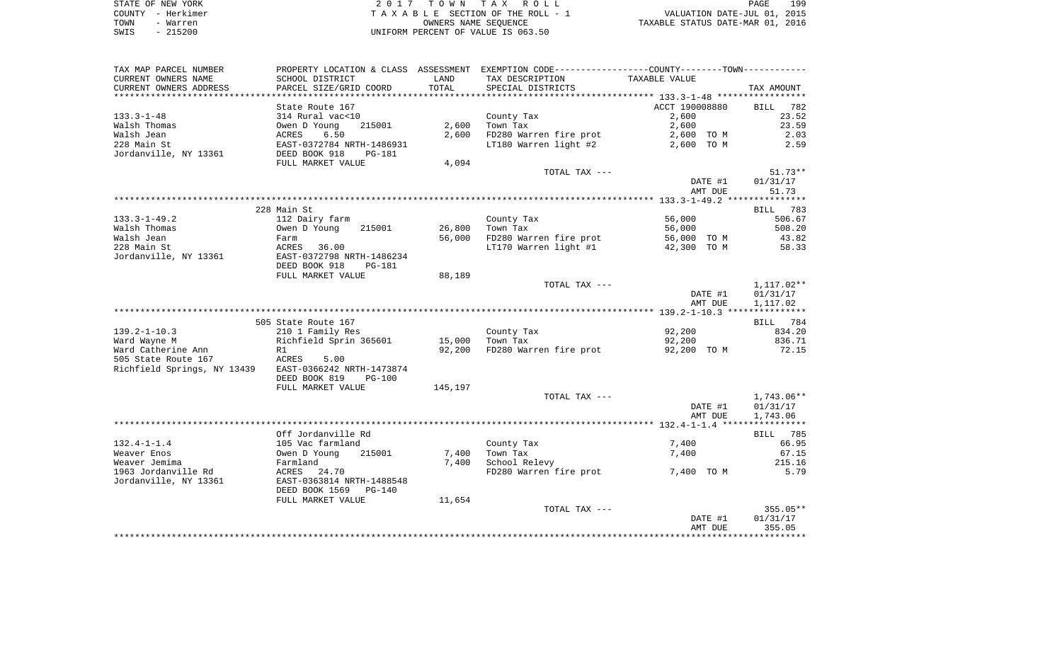STATE OF NEW YORK
COUNTY - Herkimer
TOWN - Warren
SWIS - 215200

2 0 1 7 T O W N T A X R O L L
T A X A B L E SECTION OF THE ROLL - 1
OWNERS NAME SEQUENCE
UNIFORM PERCENT OF VALUE IS 063.50

VALUATION DATE-JUL 01, 2015
TAXABLE STATUS DATE-MAR 01, 2016

| TAX MAP PARCEL NUMBER / CURRENT OWNERS NAME / CURRENT OWNERS ADDRESS | PROPERTY LOCATION & CLASS / SCHOOL DISTRICT / PARCEL SIZE/GRID COORD | ASSESSMENT LAND | TOTAL | EXEMPTION CODE / TAX DESCRIPTION / SPECIAL DISTRICTS | TAXABLE VALUE | TAX AMOUNT |
|---|---|---|---|---|---|---|
| 133.3-1-48 | State Route 167 | | | | ACCT 190008880 | BILL 782 |
| | 314 Rural vac<10 | | | County Tax | 2,600 | 23.52 |
| Walsh Thomas | Owen D Young 215001 | 2,600 | | Town Tax | 2,600 | 23.59 |
| Walsh Jean | ACRES 6.50 | | 2,600 | FD280 Warren fire prot | 2,600 TO M | 2.03 |
| 228 Main St | EAST-0372784 NRTH-1486931 | | | LT180 Warren light #2 | 2,600 TO M | 2.59 |
| Jordanville, NY 13361 | DEED BOOK 918 PG-181 | | | | | |
| | FULL MARKET VALUE | 4,094 | | | | |
| | | | | TOTAL TAX --- | | 51.73** |
| | | | | | DATE #1 | 01/31/17 |
| | | | | | AMT DUE | 51.73 |
| 133.3-1-49.2 | 228 Main St | | | | | BILL 783 |
| | 112 Dairy farm | | | County Tax | 56,000 | 506.67 |
| Walsh Thomas | Owen D Young 215001 | 26,800 | | Town Tax | 56,000 | 508.20 |
| Walsh Jean | Farm | | 56,000 | FD280 Warren fire prot | 56,000 TO M | 43.82 |
| 228 Main St | ACRES 36.00 | | | LT170 Warren light #1 | 42,300 TO M | 58.33 |
| Jordanville, NY 13361 | EAST-0372798 NRTH-1486234 | | | | | |
| | DEED BOOK 918 PG-181 | | | | | |
| | FULL MARKET VALUE | 88,189 | | | | |
| | | | | TOTAL TAX --- | | 1,117.02** |
| | | | | | DATE #1 | 01/31/17 |
| | | | | | AMT DUE | 1,117.02 |
| 139.2-1-10.3 | 505 State Route 167 | | | | | BILL 784 |
| | 210 1 Family Res | | | County Tax | 92,200 | 834.20 |
| Ward Wayne M | Richfield Sprin 365601 | 15,000 | | Town Tax | 92,200 | 836.71 |
| Ward Catherine Ann | R1 | | 92,200 | FD280 Warren fire prot | 92,200 TO M | 72.15 |
| 505 State Route 167 | ACRES 5.00 | | | | | |
| Richfield Springs, NY 13439 | EAST-0366242 NRTH-1473874 | | | | | |
| | DEED BOOK 819 PG-100 | | | | | |
| | FULL MARKET VALUE | 145,197 | | | | |
| | | | | TOTAL TAX --- | | 1,743.06** |
| | | | | | DATE #1 | 01/31/17 |
| | | | | | AMT DUE | 1,743.06 |
| 132.4-1-1.4 | Off Jordanville Rd | | | | | BILL 785 |
| | 105 Vac farmland | | | County Tax | 7,400 | 66.95 |
| Weaver Enos | Owen D Young 215001 | 7,400 | | Town Tax | 7,400 | 67.15 |
| Weaver Jemima | Farmland | | 7,400 | School Relevy | | 215.16 |
| 1963 Jordanville Rd | ACRES 24.70 | | | FD280 Warren fire prot | 7,400 TO M | 5.79 |
| Jordanville, NY 13361 | EAST-0363814 NRTH-1488548 | | | | | |
| | DEED BOOK 1569 PG-140 | | | | | |
| | FULL MARKET VALUE | 11,654 | | | | |
| | | | | TOTAL TAX --- | | 355.05** |
| | | | | | DATE #1 | 01/31/17 |
| | | | | | AMT DUE | 355.05 |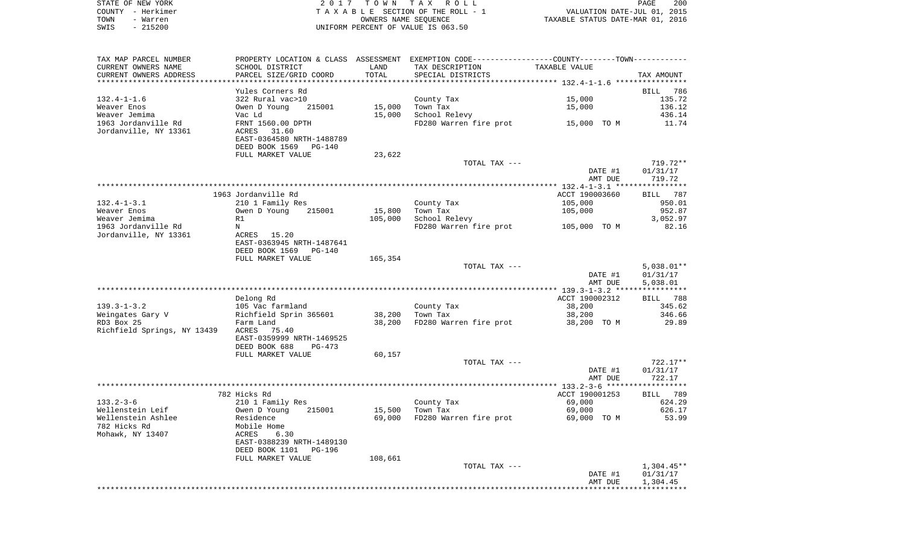STATE OF NEW YORK
COUNTY - Herkimer
TOWN - Warren
SWIS - 215200

2017 TOWN TAX ROLL
TAXABLE SECTION OF THE ROLL - 1
OWNERS NAME SEQUENCE
UNIFORM PERCENT OF VALUE IS 063.50

VALUATION DATE-JUL 01, 2015
TAXABLE STATUS DATE-MAR 01, 2016

| TAX MAP PARCEL NUMBER / CURRENT OWNERS NAME / CURRENT OWNERS ADDRESS | PROPERTY LOCATION & CLASS / SCHOOL DISTRICT / PARCEL SIZE/GRID COORD | ASSESSMENT LAND / TOTAL | EXEMPTION CODE / TAX DESCRIPTION / SPECIAL DISTRICTS | TAXABLE VALUE | TAX AMOUNT |
|---|---|---|---|---|---|
| **132.4-1-1.6** | Yules Corners Rd | | | | BILL 786 |
| | 322 Rural vac>10 | | County Tax | 15,000 | 135.72 |
| Weaver Enos | Owen D Young 215001 | 15,000 | Town Tax | 15,000 | 136.12 |
| Weaver Jemima | Vac Ld | 15,000 | School Relevy | | 436.14 |
| 1963 Jordanville Rd | FRNT 1560.00 DPTH | | FD280 Warren fire prot | 15,000 TO M | 11.74 |
| Jordanville, NY 13361 | ACRES 31.60 | | | | |
| | EAST-0364580 NRTH-1488789 | | | | |
| | DEED BOOK 1569 PG-140 | | | | |
| | FULL MARKET VALUE | 23,622 | | | |
| | | | TOTAL TAX --- | | 719.72** |
| | | | | DATE #1 | 01/31/17 |
| | | | | AMT DUE | 719.72 |
| **132.4-1-3.1** | 1963 Jordanville Rd | | | ACCT 190003660 | BILL 787 |
| | 210 1 Family Res | | County Tax | 105,000 | 950.01 |
| Weaver Enos | Owen D Young 215001 | 15,800 | Town Tax | 105,000 | 952.87 |
| Weaver Jemima | R1 | 105,000 | School Relevy | | 3,052.97 |
| 1963 Jordanville Rd | N | | FD280 Warren fire prot | 105,000 TO M | 82.16 |
| Jordanville, NY 13361 | ACRES 15.20 | | | | |
| | EAST-0363945 NRTH-1487641 | | | | |
| | DEED BOOK 1569 PG-140 | | | | |
| | FULL MARKET VALUE | 165,354 | | | |
| | | | TOTAL TAX --- | | 5,038.01** |
| | | | | DATE #1 | 01/31/17 |
| | | | | AMT DUE | 5,038.01 |
| **139.3-1-3.2** | Delong Rd | | | ACCT 190002312 | BILL 788 |
| | 105 Vac farmland | | County Tax | 38,200 | 345.62 |
| Weingates Gary V | Richfield Sprin 365601 | 38,200 | Town Tax | 38,200 | 346.66 |
| RD3 Box 25 | Farm Land | 38,200 | FD280 Warren fire prot | 38,200 TO M | 29.89 |
| Richfield Springs, NY 13439 | ACRES 75.40 | | | | |
| | EAST-0359999 NRTH-1469525 | | | | |
| | DEED BOOK 688 PG-473 | | | | |
| | FULL MARKET VALUE | 60,157 | | | |
| | | | TOTAL TAX --- | | 722.17** |
| | | | | DATE #1 | 01/31/17 |
| | | | | AMT DUE | 722.17 |
| **133.2-3-6** | 782 Hicks Rd | | | ACCT 190001253 | BILL 789 |
| | 210 1 Family Res | | County Tax | 69,000 | 624.29 |
| Wellenstein Leif | Owen D Young 215001 | 15,500 | Town Tax | 69,000 | 626.17 |
| Wellenstein Ashlee | Residence | 69,000 | FD280 Warren fire prot | 69,000 TO M | 53.99 |
| 782 Hicks Rd | Mobile Home | | | | |
| Mohawk, NY 13407 | ACRES 6.30 | | | | |
| | EAST-0388239 NRTH-1489130 | | | | |
| | DEED BOOK 1101 PG-196 | | | | |
| | FULL MARKET VALUE | 108,661 | | | |
| | | | TOTAL TAX --- | | 1,304.45** |
| | | | | DATE #1 | 01/31/17 |
| | | | | AMT DUE | 1,304.45 |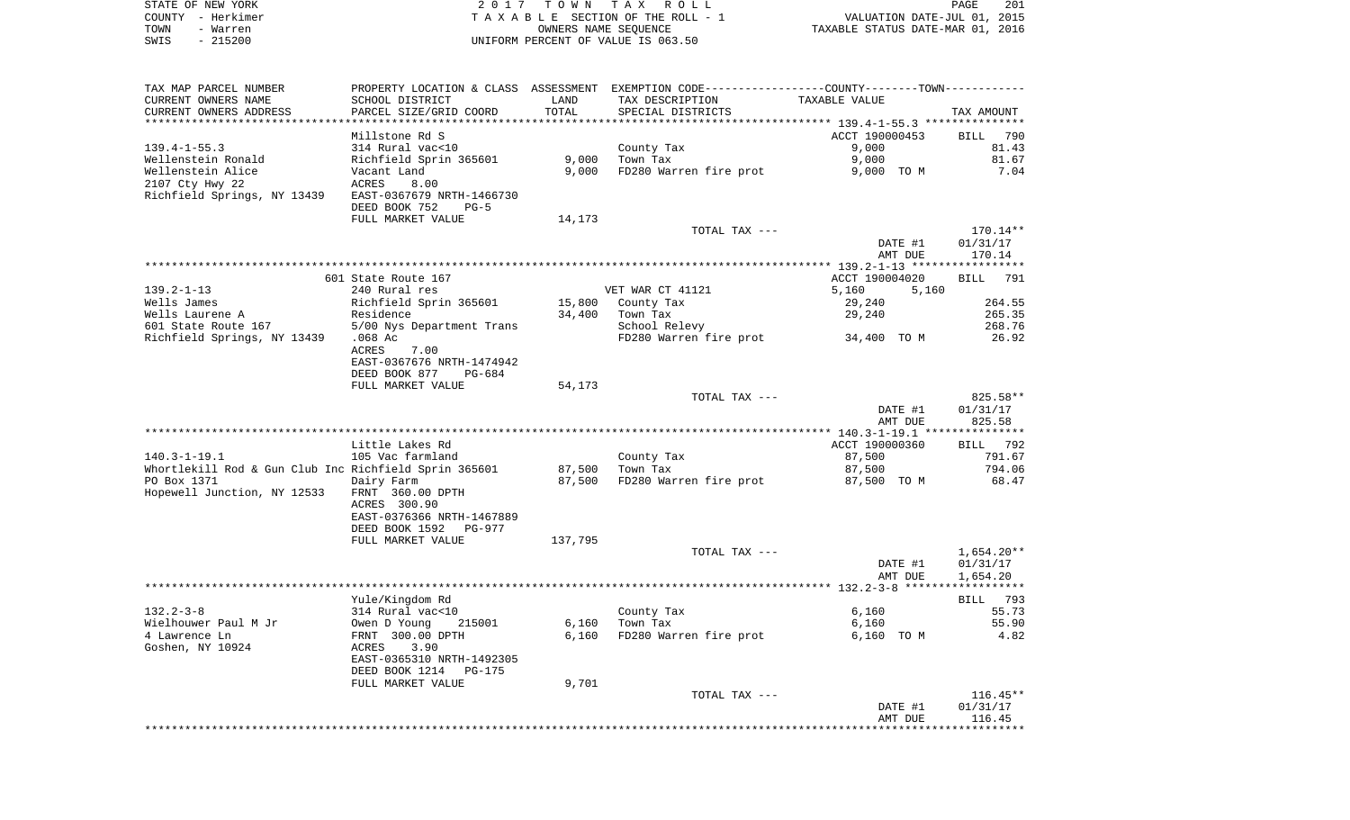STATE OF NEW YORK | 2 0 1 7 T O W N T A X R O L L | PAGE 201
COUNTY - Herkimer | T A X A B L E SECTION OF THE ROLL - 1 | VALUATION DATE-JUL 01, 2015
TOWN - Warren | OWNERS NAME SEQUENCE | TAXABLE STATUS DATE-MAR 01, 2016
SWIS - 215200 | UNIFORM PERCENT OF VALUE IS 063.50

| TAX MAP PARCEL NUMBER / CURRENT OWNERS NAME / CURRENT OWNERS ADDRESS | PROPERTY LOCATION & CLASS / SCHOOL DISTRICT / PARCEL SIZE/GRID COORD | ASSESSMENT LAND / TOTAL | EXEMPTION CODE / TAX DESCRIPTION / SPECIAL DISTRICTS | COUNTY--------TOWN TAXABLE VALUE | TAX AMOUNT |
|---|---|---|---|---|---|
| | Millstone Rd S | | | ACCT 190000453 | BILL 790 |
| 139.4-1-55.3 | 314 Rural vac<10 | | County Tax | 9,000 | 81.43 |
| Wellenstein Ronald | Richfield Sprin 365601 | 9,000 | Town Tax | 9,000 | 81.67 |
| Wellenstein Alice | Vacant Land | 9,000 | FD280 Warren fire prot | 9,000 TO M | 7.04 |
| 2107 Cty Hwy 22 | ACRES 8.00 | | | | |
| Richfield Springs, NY 13439 | EAST-0367679 NRTH-1466730 | | | | |
| | DEED BOOK 752 PG-5 | | | | |
| | FULL MARKET VALUE | 14,173 | | | |
| | | | TOTAL TAX --- | | 170.14** |
| | | | | DATE #1 | 01/31/17 |
| | | | | AMT DUE | 170.14 |
| | 601 State Route 167 | | | ACCT 190004020 | BILL 791 |
| 139.2-1-13 | 240 Rural res | | VET WAR CT 41121 | 5,160 5,160 | |
| Wells James | Richfield Sprin 365601 | 15,800 | County Tax | 29,240 | 264.55 |
| Wells Laurene A | Residence | 34,400 | Town Tax | 29,240 | 265.35 |
| 601 State Route 167 | 5/00 Nys Department Trans | | School Relevy | | 268.76 |
| Richfield Springs, NY 13439 | .068 Ac | | FD280 Warren fire prot | 34,400 TO M | 26.92 |
| | ACRES 7.00 | | | | |
| | EAST-0367676 NRTH-1474942 | | | | |
| | DEED BOOK 877 PG-684 | | | | |
| | FULL MARKET VALUE | 54,173 | | | |
| | | | TOTAL TAX --- | | 825.58** |
| | | | | DATE #1 | 01/31/17 |
| | | | | AMT DUE | 825.58 |
| | Little Lakes Rd | | | ACCT 190000360 | BILL 792 |
| 140.3-1-19.1 | 105 Vac farmland | | County Tax | 87,500 | 791.67 |
| Whortlekill Rod & Gun Club Inc | Richfield Sprin 365601 | 87,500 | Town Tax | 87,500 | 794.06 |
| PO Box 1371 | Dairy Farm | 87,500 | FD280 Warren fire prot | 87,500 TO M | 68.47 |
| Hopewell Junction, NY 12533 | FRNT 360.00 DPTH | | | | |
| | ACRES 300.90 | | | | |
| | EAST-0376366 NRTH-1467889 | | | | |
| | DEED BOOK 1592 PG-977 | | | | |
| | FULL MARKET VALUE | 137,795 | | | |
| | | | TOTAL TAX --- | | 1,654.20** |
| | | | | DATE #1 | 01/31/17 |
| | | | | AMT DUE | 1,654.20 |
| | Yule/Kingdom Rd | | | | BILL 793 |
| 132.2-3-8 | 314 Rural vac<10 | | County Tax | 6,160 | 55.73 |
| Wielhouwer Paul M Jr | Owen D Young 215001 | 6,160 | Town Tax | 6,160 | 55.90 |
| 4 Lawrence Ln | FRNT 300.00 DPTH | 6,160 | FD280 Warren fire prot | 6,160 TO M | 4.82 |
| Goshen, NY 10924 | ACRES 3.90 | | | | |
| | EAST-0365310 NRTH-1492305 | | | | |
| | DEED BOOK 1214 PG-175 | | | | |
| | FULL MARKET VALUE | 9,701 | | | |
| | | | TOTAL TAX --- | | 116.45** |
| | | | | DATE #1 | 01/31/17 |
| | | | | AMT DUE | 116.45 |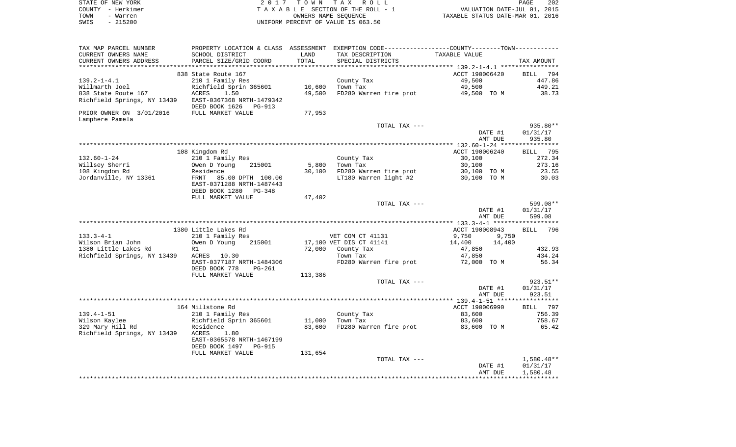STATE OF NEW YORK | COUNTY - Herkimer | TOWN - Warren | SWIS - 215200

2017 TOWN TAX ROLL
TAXABLE SECTION OF THE ROLL - 1
OWNERS NAME SEQUENCE
UNIFORM PERCENT OF VALUE IS 063.50

VALUATION DATE-JUL 01, 2015
TAXABLE STATUS DATE-MAR 01, 2016

```
TAX MAP PARCEL NUMBER          PROPERTY LOCATION & CLASS  ASSESSMENT  EXEMPTION CODE-----------------COUNTY--------TOWN-----------
CURRENT OWNERS NAME            SCHOOL DISTRICT              LAND      TAX DESCRIPTION               TAXABLE VALUE
CURRENT OWNERS ADDRESS         PARCEL SIZE/GRID COORD       TOTAL     SPECIAL DISTRICTS                                      TAX AMOUNT
*********************************************************************************************** 139.2-1-4.1 ****************
                               838 State Route 167                                               ACCT 190006420         BILL   794
139.2-1-4.1                    210 1 Family Res                       County Tax                  49,500                  447.86
Willmarth Joel                 Richfield Sprin 365601       10,600    Town Tax                    49,500                  449.21
838 State Route 167            ACRES     1.50               49,500    FD280 Warren fire prot      49,500 TO M              38.73
Richfield Springs, NY 13439    EAST-0367368 NRTH-1479342
                               DEED BOOK 1626   PG-913
PRIOR OWNER ON  3/01/2016      FULL MARKET VALUE            77,953
Lamphere Pamela
                                                                     TOTAL TAX ---                                        935.80**
                                                                                                   DATE #1              01/31/17
                                                                                                   AMT DUE                935.80
*********************************************************************************************** 132.60-1-24 ****************
                               108 Kingdom Rd                                                    ACCT 190006240         BILL   795
132.60-1-24                    210 1 Family Res                       County Tax                  30,100                  272.34
Willsey Sherri                 Owen D Young     215001       5,800    Town Tax                    30,100                  273.16
108 Kingdom Rd                 Residence                    30,100    FD280 Warren fire prot      30,100 TO M              23.55
Jordanville, NY 13361          FRNT    85.00 DPTH 100.00              LT180 Warren light #2       30,100 TO M              30.03
                               EAST-0371288 NRTH-1487443
                               DEED BOOK 1280   PG-348
                               FULL MARKET VALUE            47,402
                                                                     TOTAL TAX ---                                        599.08**
                                                                                                   DATE #1              01/31/17
                                                                                                   AMT DUE                599.08
*********************************************************************************************** 133.3-4-1 ******************
                               1380 Little Lakes Rd                                              ACCT 190008943         BILL   796
133.3-4-1                      210 1 Family Res                       VET COM CT 41131             9,750       9,750
Wilson Brian John              Owen D Young     215001      17,100 VET DIS CT 41141            14,400      14,400
1380 Little Lakes Rd           R1                           72,000    County Tax                  47,850                  432.93
Richfield Springs, NY 13439    ACRES    10.30                         Town Tax                    47,850                  434.24
                               EAST-0377187 NRTH-1484306              FD280 Warren fire prot      72,000 TO M              56.34
                               DEED BOOK 778    PG-261
                               FULL MARKET VALUE           113,386
                                                                     TOTAL TAX ---                                        923.51**
                                                                                                   DATE #1              01/31/17
                                                                                                   AMT DUE                923.51
*********************************************************************************************** 139.4-1-51 *****************
                               164 Millstone Rd                                                  ACCT 190006990         BILL   797
139.4-1-51                     210 1 Family Res                       County Tax                  83,600                  756.39
Wilson Kaylee                  Richfield Sprin 365601       11,000    Town Tax                    83,600                  758.67
329 Mary Hill Rd               Residence                    83,600    FD280 Warren fire prot      83,600 TO M              65.42
Richfield Springs, NY 13439    ACRES     1.80
                               EAST-0365578 NRTH-1467199
                               DEED BOOK 1497   PG-915
                               FULL MARKET VALUE           131,654
                                                                     TOTAL TAX ---                                      1,580.48**
                                                                                                   DATE #1              01/31/17
                                                                                                   AMT DUE              1,580.48
************************************************************************************************************************************
```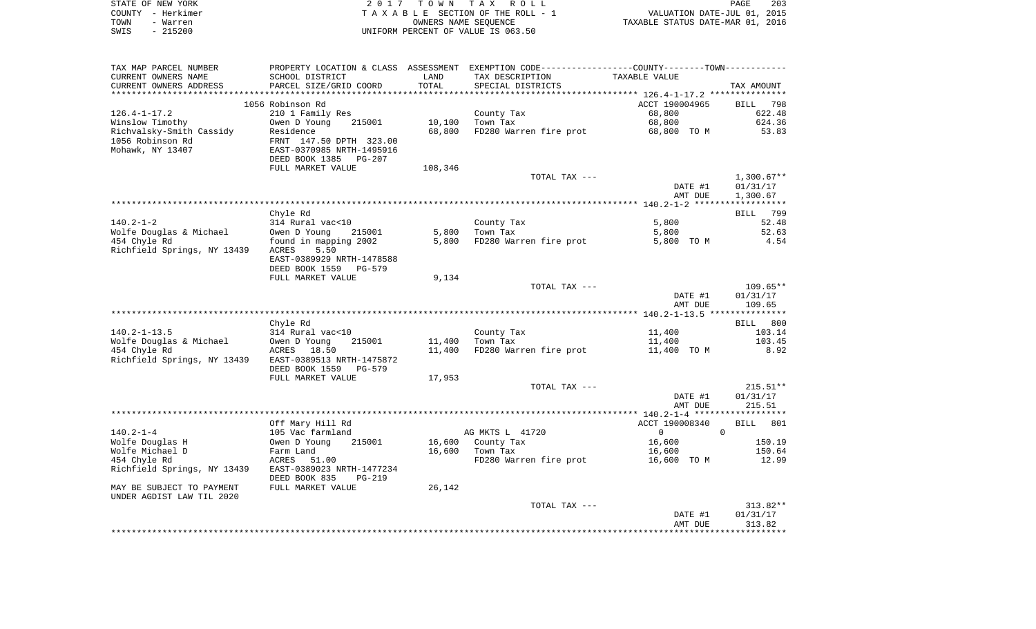STATE OF NEW YORK — 2017 TOWN TAX ROLL — COUNTY - Herkimer — TAXABLE SECTION OF THE ROLL - 1 — VALUATION DATE-JUL 01, 2015 — TOWN - Warren — OWNERS NAME SEQUENCE — TAXABLE STATUS DATE-MAR 01, 2016 — SWIS - 215200 — UNIFORM PERCENT OF VALUE IS 063.50

| TAX MAP PARCEL NUMBER / CURRENT OWNERS NAME / CURRENT OWNERS ADDRESS | PROPERTY LOCATION & CLASS / SCHOOL DISTRICT / PARCEL SIZE/GRID COORD | ASSESSMENT LAND / TOTAL | EXEMPTION CODE / TAX DESCRIPTION / SPECIAL DISTRICTS | COUNTY--TOWN TAXABLE VALUE | TAX AMOUNT |
|---|---|---|---|---|---|
| 126.4-1-17.2 | 1056 Robinson Rd | | | ACCT 190004965 | BILL 798 |
| Winslow Timothy | 210 1 Family Res | | County Tax | 68,800 | 622.48 |
| Richvalsky-Smith Cassidy | Owen D Young 215001 | 10,100 | Town Tax | 68,800 | 624.36 |
| 1056 Robinson Rd | Residence | 68,800 | FD280 Warren fire prot | 68,800 TO M | 53.83 |
| Mohawk, NY 13407 | FRNT 147.50 DPTH 323.00 | | | | |
| | EAST-0370985 NRTH-1495916 | | | | |
| | DEED BOOK 1385 PG-207 | | | | |
| | FULL MARKET VALUE | 108,346 | | | |
| | | | TOTAL TAX --- | | 1,300.67** |
| | | | | DATE #1 | 01/31/17 |
| | | | | AMT DUE | 1,300.67 |
| 140.2-1-2 | Chyle Rd | | | | BILL 799 |
| Wolfe Douglas & Michael | 314 Rural vac<10 | | County Tax | 5,800 | 52.48 |
| 454 Chyle Rd | Owen D Young 215001 | 5,800 | Town Tax | 5,800 | 52.63 |
| Richfield Springs, NY 13439 | found in mapping 2002 | 5,800 | FD280 Warren fire prot | 5,800 TO M | 4.54 |
| | ACRES 5.50 | | | | |
| | EAST-0389929 NRTH-1478588 | | | | |
| | DEED BOOK 1559 PG-579 | | | | |
| | FULL MARKET VALUE | 9,134 | | | |
| | | | TOTAL TAX --- | | 109.65** |
| | | | | DATE #1 | 01/31/17 |
| | | | | AMT DUE | 109.65 |
| 140.2-1-13.5 | Chyle Rd | | | | BILL 800 |
| Wolfe Douglas & Michael | 314 Rural vac<10 | | County Tax | 11,400 | 103.14 |
| 454 Chyle Rd | Owen D Young 215001 | 11,400 | Town Tax | 11,400 | 103.45 |
| Richfield Springs, NY 13439 | ACRES 18.50 | 11,400 | FD280 Warren fire prot | 11,400 TO M | 8.92 |
| | EAST-0389513 NRTH-1475872 | | | | |
| | DEED BOOK 1559 PG-579 | | | | |
| | FULL MARKET VALUE | 17,953 | | | |
| | | | TOTAL TAX --- | | 215.51** |
| | | | | DATE #1 | 01/31/17 |
| | | | | AMT DUE | 215.51 |
| 140.2-1-4 | Off Mary Hill Rd | | | ACCT 190008340 | BILL 801 |
| Wolfe Douglas H | 105 Vac farmland | | AG MKTS L 41720 | 0 | 0 |
| Wolfe Michael D | Owen D Young 215001 | 16,600 | County Tax | 16,600 | 150.19 |
| 454 Chyle Rd | Farm Land | 16,600 | Town Tax | 16,600 | 150.64 |
| Richfield Springs, NY 13439 | ACRES 51.00 | | FD280 Warren fire prot | 16,600 TO M | 12.99 |
| | EAST-0389023 NRTH-1477234 | | | | |
| | DEED BOOK 835 PG-219 | | | | |
| MAY BE SUBJECT TO PAYMENT | FULL MARKET VALUE | 26,142 | | | |
| UNDER AGDIST LAW TIL 2020 | | | | | |
| | | | TOTAL TAX --- | | 313.82** |
| | | | | DATE #1 | 01/31/17 |
| | | | | AMT DUE | 313.82 |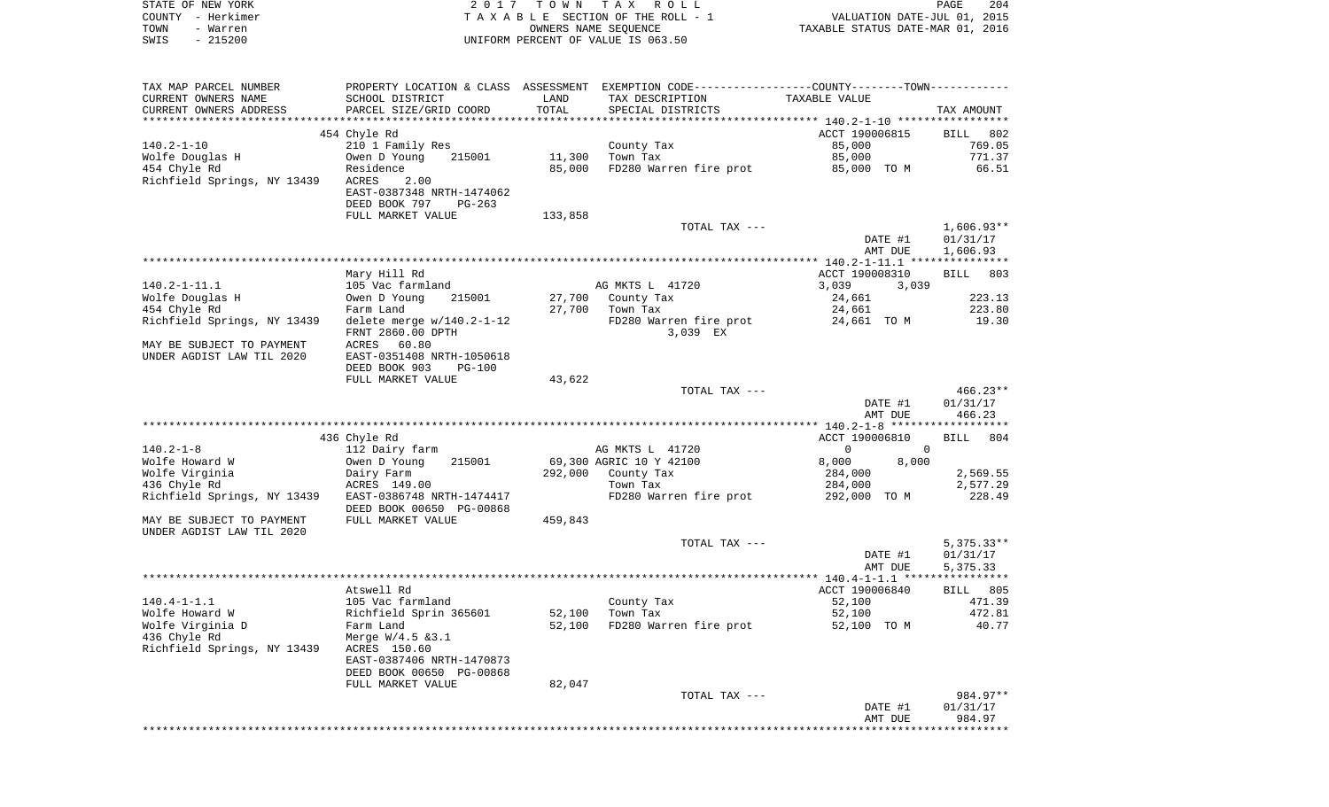STATE OF NEW YORK | 2017 TOWN TAX ROLL | PAGE 204
COUNTY - Herkimer | TAXABLE SECTION OF THE ROLL - 1 | VALUATION DATE-JUL 01, 2015
TOWN - Warren | OWNERS NAME SEQUENCE | TAXABLE STATUS DATE-MAR 01, 2016
SWIS - 215200 | UNIFORM PERCENT OF VALUE IS 063.50

| TAX MAP PARCEL NUMBER<br>CURRENT OWNERS NAME<br>CURRENT OWNERS ADDRESS | PROPERTY LOCATION & CLASS<br>SCHOOL DISTRICT<br>PARCEL SIZE/GRID COORD | ASSESSMENT<br>LAND<br>TOTAL | EXEMPTION CODE<br>TAX DESCRIPTION<br>SPECIAL DISTRICTS | COUNTY / TOWN<br>TAXABLE VALUE | TAX AMOUNT |
|---|---|---|---|---|---|
| **140.2-1-10** | 454 Chyle Rd | | | ACCT 190006815 | BILL 802 |
| 140.2-1-10 | 210 1 Family Res | | County Tax | 85,000 | 769.05 |
| Wolfe Douglas H | Owen D Young 215001 | 11,300 | Town Tax | 85,000 | 771.37 |
| 454 Chyle Rd | Residence | 85,000 | FD280 Warren fire prot | 85,000 TO M | 66.51 |
| Richfield Springs, NY 13439 | ACRES 2.00 | | | | |
| | EAST-0387348 NRTH-1474062 | | | | |
| | DEED BOOK 797 PG-263 | | | | |
| | FULL MARKET VALUE | 133,858 | | | |
| | | | TOTAL TAX --- | | 1,606.93** |
| | | | | DATE #1 | 01/31/17 |
| | | | | AMT DUE | 1,606.93 |
| **140.2-1-11.1** | Mary Hill Rd | | | ACCT 190008310 | BILL 803 |
| 140.2-1-11.1 | 105 Vac farmland | | AG MKTS L 41720 | 3,039 3,039 | |
| Wolfe Douglas H | Owen D Young 215001 | 27,700 | County Tax | 24,661 | 223.13 |
| 454 Chyle Rd | Farm Land | 27,700 | Town Tax | 24,661 | 223.80 |
| Richfield Springs, NY 13439 | delete merge w/140.2-1-12 | | FD280 Warren fire prot | 24,661 TO M | 19.30 |
| | FRNT 2860.00 DPTH | | 3,039 EX | | |
| MAY BE SUBJECT TO PAYMENT | ACRES 60.80 | | | | |
| UNDER AGDIST LAW TIL 2020 | EAST-0351408 NRTH-1050618 | | | | |
| | DEED BOOK 903 PG-100 | | | | |
| | FULL MARKET VALUE | 43,622 | | | |
| | | | TOTAL TAX --- | | 466.23** |
| | | | | DATE #1 | 01/31/17 |
| | | | | AMT DUE | 466.23 |
| **140.2-1-8** | 436 Chyle Rd | | | ACCT 190006810 | BILL 804 |
| 140.2-1-8 | 112 Dairy farm | | AG MKTS L 41720 | 0 0 | |
| Wolfe Howard W | Owen D Young 215001 | 69,300 | AGRIC 10 Y 42100 | 8,000 8,000 | |
| Wolfe Virginia | Dairy Farm | 292,000 | County Tax | 284,000 | 2,569.55 |
| 436 Chyle Rd | ACRES 149.00 | | Town Tax | 284,000 | 2,577.29 |
| Richfield Springs, NY 13439 | EAST-0386748 NRTH-1474417 | | FD280 Warren fire prot | 292,000 TO M | 228.49 |
| | DEED BOOK 00650 PG-00868 | | | | |
| MAY BE SUBJECT TO PAYMENT | FULL MARKET VALUE | 459,843 | | | |
| UNDER AGDIST LAW TIL 2020 | | | | | |
| | | | TOTAL TAX --- | | 5,375.33** |
| | | | | DATE #1 | 01/31/17 |
| | | | | AMT DUE | 5,375.33 |
| **140.4-1-1.1** | Atswell Rd | | | ACCT 190006840 | BILL 805 |
| 140.4-1-1.1 | 105 Vac farmland | | County Tax | 52,100 | 471.39 |
| Wolfe Howard W | Richfield Sprin 365601 | 52,100 | Town Tax | 52,100 | 472.81 |
| Wolfe Virginia D | Farm Land | 52,100 | FD280 Warren fire prot | 52,100 TO M | 40.77 |
| 436 Chyle Rd | Merge W/4.5 &3.1 | | | | |
| Richfield Springs, NY 13439 | ACRES 150.60 | | | | |
| | EAST-0387406 NRTH-1470873 | | | | |
| | DEED BOOK 00650 PG-00868 | | | | |
| | FULL MARKET VALUE | 82,047 | | | |
| | | | TOTAL TAX --- | | 984.97** |
| | | | | DATE #1 | 01/31/17 |
| | | | | AMT DUE | 984.97 |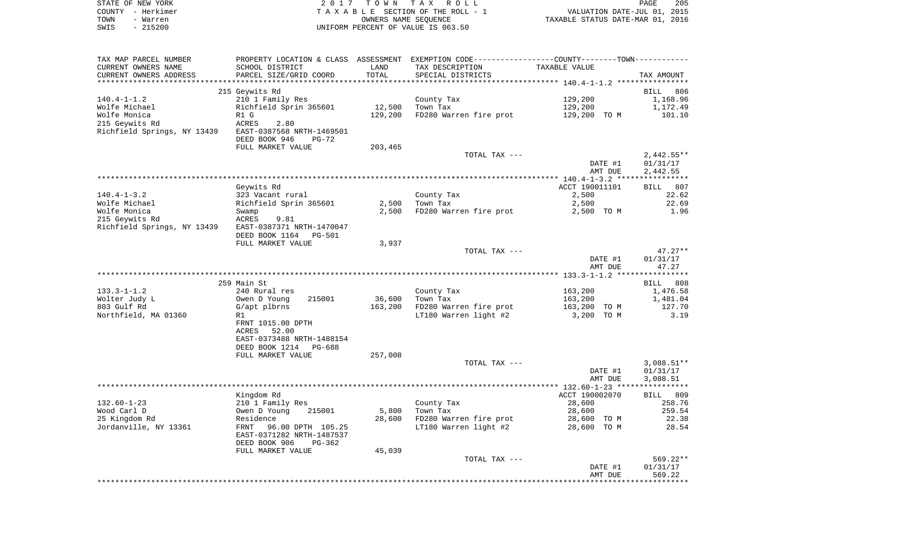STATE OF NEW YORK
COUNTY - Herkimer
TOWN - Warren
SWIS - 215200

2 0 1 7 T O W N T A X R O L L
T A X A B L E SECTION OF THE ROLL - 1
OWNERS NAME SEQUENCE
UNIFORM PERCENT OF VALUE IS 063.50

VALUATION DATE-JUL 01, 2015
TAXABLE STATUS DATE-MAR 01, 2016

| TAX MAP PARCEL NUMBER / CURRENT OWNERS NAME / CURRENT OWNERS ADDRESS | PROPERTY LOCATION & CLASS / SCHOOL DISTRICT / PARCEL SIZE/GRID COORD | ASSESSMENT LAND | TOTAL | EXEMPTION CODE / TAX DESCRIPTION / SPECIAL DISTRICTS | TAXABLE VALUE | | TAX AMOUNT |
|---|---|---|---|---|---|---|---|
| **140.4-1-1.2** | 215 Geywits Rd | | | | | | BILL 806 |
| 140.4-1-1.2 | 210 1 Family Res | | | County Tax | 129,200 | | 1,168.96 |
| Wolfe Michael | Richfield Sprin 365601 | 12,500 | | Town Tax | 129,200 | | 1,172.49 |
| Wolfe Monica | R1 G | | 129,200 | FD280 Warren fire prot | 129,200 | TO M | 101.10 |
| 215 Geywits Rd | ACRES 2.80 | | | | | | |
| Richfield Springs, NY 13439 | EAST-0387568 NRTH-1469501 | | | | | | |
| | DEED BOOK 946 PG-72 | | | | | | |
| | FULL MARKET VALUE | | 203,465 | | | | |
| | | | | TOTAL TAX --- | | | 2,442.55** |
| | | | | | DATE #1 | | 01/31/17 |
| | | | | | AMT DUE | | 2,442.55 |
| **140.4-1-3.2** | Geywits Rd | | | | ACCT 190011101 | | BILL 807 |
| 140.4-1-3.2 | 323 Vacant rural | | | County Tax | 2,500 | | 22.62 |
| Wolfe Michael | Richfield Sprin 365601 | 2,500 | | Town Tax | 2,500 | | 22.69 |
| Wolfe Monica | Swamp | | 2,500 | FD280 Warren fire prot | 2,500 | TO M | 1.96 |
| 215 Geywits Rd | ACRES 9.81 | | | | | | |
| Richfield Springs, NY 13439 | EAST-0387371 NRTH-1470047 | | | | | | |
| | DEED BOOK 1164 PG-501 | | | | | | |
| | FULL MARKET VALUE | | 3,937 | | | | |
| | | | | TOTAL TAX --- | | | 47.27** |
| | | | | | DATE #1 | | 01/31/17 |
| | | | | | AMT DUE | | 47.27 |
| **133.3-1-1.2** | 259 Main St | | | | | | BILL 808 |
| 133.3-1-1.2 | 240 Rural res | | | County Tax | 163,200 | | 1,476.58 |
| Wolter Judy L | Owen D Young 215001 | 36,600 | | Town Tax | 163,200 | | 1,481.04 |
| 803 Gulf Rd | G/apt plbrns | | 163,200 | FD280 Warren fire prot | 163,200 | TO M | 127.70 |
| Northfield, MA 01360 | R1 | | | LT180 Warren light #2 | 3,200 | TO M | 3.19 |
| | FRNT 1015.00 DPTH | | | | | | |
| | ACRES 52.00 | | | | | | |
| | EAST-0373488 NRTH-1488154 | | | | | | |
| | DEED BOOK 1214 PG-688 | | | | | | |
| | FULL MARKET VALUE | | 257,008 | | | | |
| | | | | TOTAL TAX --- | | | 3,088.51** |
| | | | | | DATE #1 | | 01/31/17 |
| | | | | | AMT DUE | | 3,088.51 |
| **132.60-1-23** | Kingdom Rd | | | | ACCT 190002070 | | BILL 809 |
| 132.60-1-23 | 210 1 Family Res | | | County Tax | 28,600 | | 258.76 |
| Wood Carl D | Owen D Young 215001 | 5,800 | | Town Tax | 28,600 | | 259.54 |
| 25 Kingdom Rd | Residence | | 28,600 | FD280 Warren fire prot | 28,600 | TO M | 22.38 |
| Jordanville, NY 13361 | FRNT 96.00 DPTH 105.25 | | | LT180 Warren light #2 | 28,600 | TO M | 28.54 |
| | EAST-0371282 NRTH-1487537 | | | | | | |
| | DEED BOOK 906 PG-362 | | | | | | |
| | FULL MARKET VALUE | | 45,039 | | | | |
| | | | | TOTAL TAX --- | | | 569.22** |
| | | | | | DATE #1 | | 01/31/17 |
| | | | | | AMT DUE | | 569.22 |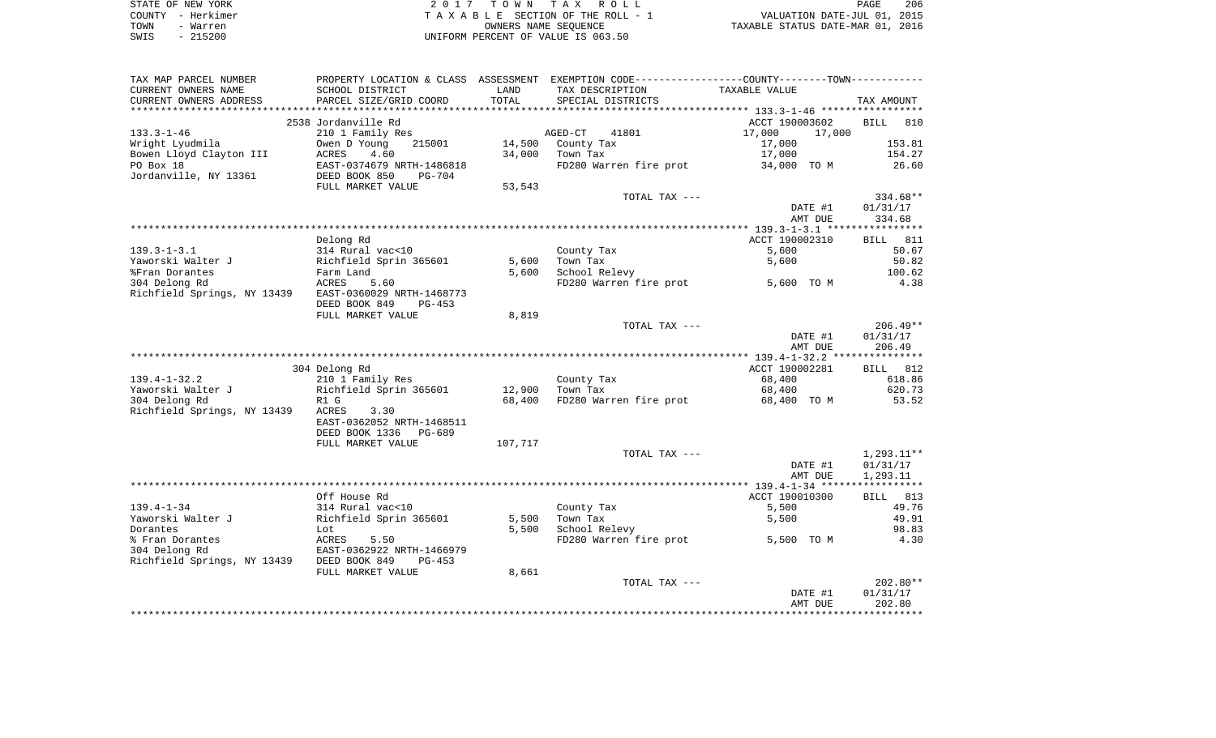STATE OF NEW YORK | COUNTY - Herkimer | TOWN - Warren | SWIS - 215200

2 0 1 7 T O W N T A X R O L L
T A X A B L E SECTION OF THE ROLL - 1
OWNERS NAME SEQUENCE
UNIFORM PERCENT OF VALUE IS 063.50

VALUATION DATE-JUL 01, 2015
TAXABLE STATUS DATE-MAR 01, 2016

| TAX MAP PARCEL NUMBER<br>CURRENT OWNERS NAME<br>CURRENT OWNERS ADDRESS | PROPERTY LOCATION & CLASS<br>SCHOOL DISTRICT<br>PARCEL SIZE/GRID COORD | ASSESSMENT<br>LAND<br>TOTAL | EXEMPTION CODE-----COUNTY--------TOWN------<br>TAX DESCRIPTION<br>SPECIAL DISTRICTS | TAXABLE VALUE | TAX AMOUNT |
|---|---|---|---|---|---|
| **133.3-1-46** | 2538 Jordanville Rd | | | ACCT 190003602 | BILL 810 |
| 133.3-1-46 | 210 1 Family Res | | AGED-CT 41801 | 17,000 17,000 | |
| Wright Lyudmila | Owen D Young 215001 | 14,500 | County Tax | 17,000 | 153.81 |
| Bowen Lloyd Clayton III | ACRES 4.60 | 34,000 | Town Tax | 17,000 | 154.27 |
| PO Box 18 | EAST-0374679 NRTH-1486818 | | FD280 Warren fire prot | 34,000 TO M | 26.60 |
| Jordanville, NY 13361 | DEED BOOK 850 PG-704 | | | | |
| | FULL MARKET VALUE | 53,543 | | | |
| | | | TOTAL TAX --- | | 334.68** |
| | | | | DATE #1 | 01/31/17 |
| | | | | AMT DUE | 334.68 |
| **139.3-1-3.1** | Delong Rd | | | ACCT 190002310 | BILL 811 |
| 139.3-1-3.1 | 314 Rural vac<10 | | County Tax | 5,600 | 50.67 |
| Yaworski Walter J | Richfield Sprin 365601 | 5,600 | Town Tax | 5,600 | 50.82 |
| %Fran Dorantes | Farm Land | 5,600 | School Relevy | | 100.62 |
| 304 Delong Rd | ACRES 5.60 | | FD280 Warren fire prot | 5,600 TO M | 4.38 |
| Richfield Springs, NY 13439 | EAST-0360029 NRTH-1468773 | | | | |
| | DEED BOOK 849 PG-453 | | | | |
| | FULL MARKET VALUE | 8,819 | | | |
| | | | TOTAL TAX --- | | 206.49** |
| | | | | DATE #1 | 01/31/17 |
| | | | | AMT DUE | 206.49 |
| **139.4-1-32.2** | 304 Delong Rd | | | ACCT 190002281 | BILL 812 |
| 139.4-1-32.2 | 210 1 Family Res | | County Tax | 68,400 | 618.86 |
| Yaworski Walter J | Richfield Sprin 365601 | 12,900 | Town Tax | 68,400 | 620.73 |
| 304 Delong Rd | R1 G | 68,400 | FD280 Warren fire prot | 68,400 TO M | 53.52 |
| Richfield Springs, NY 13439 | ACRES 3.30 | | | | |
| | EAST-0362052 NRTH-1468511 | | | | |
| | DEED BOOK 1336 PG-689 | | | | |
| | FULL MARKET VALUE | 107,717 | | | |
| | | | TOTAL TAX --- | | 1,293.11** |
| | | | | DATE #1 | 01/31/17 |
| | | | | AMT DUE | 1,293.11 |
| **139.4-1-34** | Off House Rd | | | ACCT 190010300 | BILL 813 |
| 139.4-1-34 | 314 Rural vac<10 | | County Tax | 5,500 | 49.76 |
| Yaworski Walter J | Richfield Sprin 365601 | 5,500 | Town Tax | 5,500 | 49.91 |
| Dorantes | Lot | 5,500 | School Relevy | | 98.83 |
| % Fran Dorantes | ACRES 5.50 | | FD280 Warren fire prot | 5,500 TO M | 4.30 |
| 304 Delong Rd | EAST-0362922 NRTH-1466979 | | | | |
| Richfield Springs, NY 13439 | DEED BOOK 849 PG-453 | | | | |
| | FULL MARKET VALUE | 8,661 | | | |
| | | | TOTAL TAX --- | | 202.80** |
| | | | | DATE #1 | 01/31/17 |
| | | | | AMT DUE | 202.80 |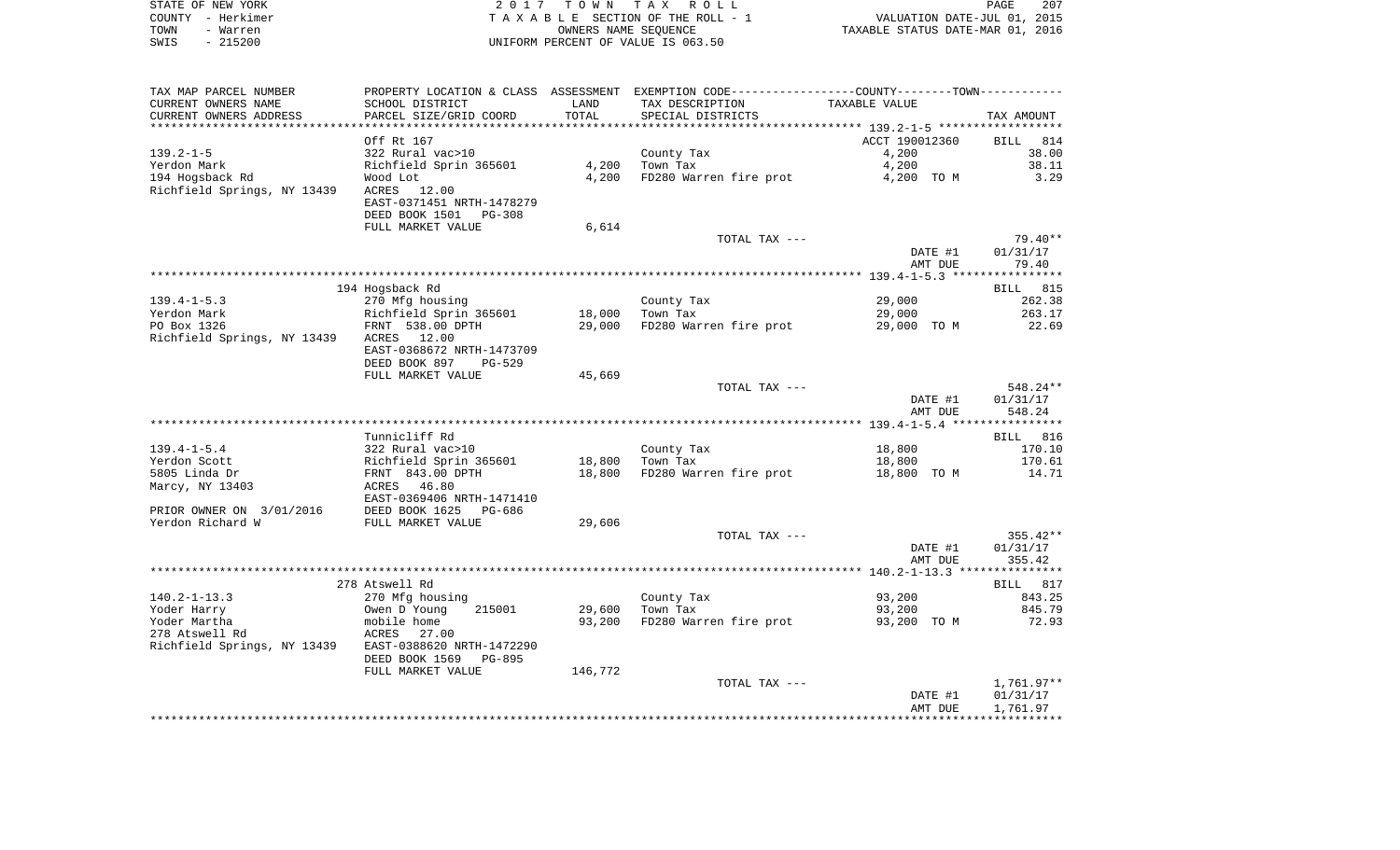STATE OF NEW YORK
COUNTY - Herkimer
TOWN - Warren
SWIS - 215200

2 0 1 7 T O W N T A X R O L L
T A X A B L E SECTION OF THE ROLL - 1
OWNERS NAME SEQUENCE
UNIFORM PERCENT OF VALUE IS 063.50

VALUATION DATE-JUL 01, 2015
TAXABLE STATUS DATE-MAR 01, 2016

| TAX MAP PARCEL NUMBER / CURRENT OWNERS NAME / CURRENT OWNERS ADDRESS | PROPERTY LOCATION & CLASS / SCHOOL DISTRICT / PARCEL SIZE/GRID COORD | ASSESSMENT LAND / TOTAL | EXEMPTION CODE / TAX DESCRIPTION / SPECIAL DISTRICTS | COUNTY--------TOWN TAXABLE VALUE | TAX AMOUNT |
|---|---|---|---|---|---|
| 139.2-1-5 | Off Rt 167 | | | ACCT 190012360 | BILL 814 |
| Yerdon Mark | 322 Rural vac>10 | | County Tax | 4,200 | 38.00 |
| 194 Hogsback Rd | Richfield Sprin 365601 | 4,200 | Town Tax | 4,200 | 38.11 |
| Richfield Springs, NY 13439 | Wood Lot | 4,200 | FD280 Warren fire prot | 4,200 TO M | 3.29 |
| | ACRES 12.00 | | | | |
| | EAST-0371451 NRTH-1478279 | | | | |
| | DEED BOOK 1501 PG-308 | | | | |
| | FULL MARKET VALUE | 6,614 | | | |
| | | | TOTAL TAX --- | | 79.40** |
| | | | | DATE #1 | 01/31/17 |
| | | | | AMT DUE | 79.40 |
| 139.4-1-5.3 | 194 Hogsback Rd | | | | BILL 815 |
| Yerdon Mark | 270 Mfg housing | | County Tax | 29,000 | 262.38 |
| PO Box 1326 | Richfield Sprin 365601 | 18,000 | Town Tax | 29,000 | 263.17 |
| Richfield Springs, NY 13439 | FRNT 538.00 DPTH | 29,000 | FD280 Warren fire prot | 29,000 TO M | 22.69 |
| | ACRES 12.00 | | | | |
| | EAST-0368672 NRTH-1473709 | | | | |
| | DEED BOOK 897 PG-529 | | | | |
| | FULL MARKET VALUE | 45,669 | | | |
| | | | TOTAL TAX --- | | 548.24** |
| | | | | DATE #1 | 01/31/17 |
| | | | | AMT DUE | 548.24 |
| 139.4-1-5.4 | Tunnicliff Rd | | | | BILL 816 |
| Yerdon Scott | 322 Rural vac>10 | | County Tax | 18,800 | 170.10 |
| 5805 Linda Dr | Richfield Sprin 365601 | 18,800 | Town Tax | 18,800 | 170.61 |
| Marcy, NY 13403 | FRNT 843.00 DPTH | 18,800 | FD280 Warren fire prot | 18,800 TO M | 14.71 |
| | ACRES 46.80 | | | | |
| | EAST-0369406 NRTH-1471410 | | | | |
| PRIOR OWNER ON 3/01/2016 | DEED BOOK 1625 PG-686 | | | | |
| Yerdon Richard W | FULL MARKET VALUE | 29,606 | | | |
| | | | TOTAL TAX --- | | 355.42** |
| | | | | DATE #1 | 01/31/17 |
| | | | | AMT DUE | 355.42 |
| 140.2-1-13.3 | 278 Atswell Rd | | | | BILL 817 |
| Yoder Harry | 270 Mfg housing | | County Tax | 93,200 | 843.25 |
| Yoder Martha | Owen D Young 215001 | 29,600 | Town Tax | 93,200 | 845.79 |
| 278 Atswell Rd | mobile home | 93,200 | FD280 Warren fire prot | 93,200 TO M | 72.93 |
| Richfield Springs, NY 13439 | ACRES 27.00 | | | | |
| | EAST-0388620 NRTH-1472290 | | | | |
| | DEED BOOK 1569 PG-895 | | | | |
| | FULL MARKET VALUE | 146,772 | | | |
| | | | TOTAL TAX --- | | 1,761.97** |
| | | | | DATE #1 | 01/31/17 |
| | | | | AMT DUE | 1,761.97 |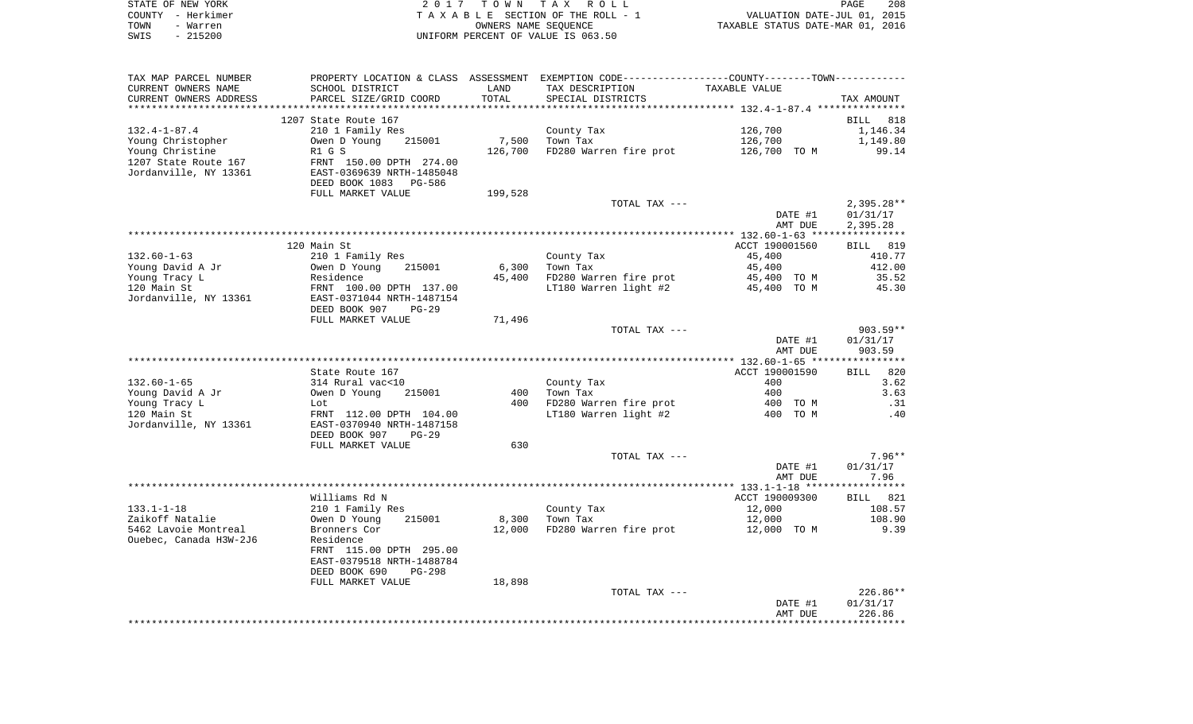STATE OF NEW YORK — 2017 TOWN TAX ROLL
COUNTY - Herkimer — TAXABLE SECTION OF THE ROLL - 1 — VALUATION DATE-JUL 01, 2015
TOWN - Warren — OWNERS NAME SEQUENCE — TAXABLE STATUS DATE-MAR 01, 2016
SWIS - 215200 — UNIFORM PERCENT OF VALUE IS 063.50

| TAX MAP PARCEL NUMBER / CURRENT OWNERS NAME / CURRENT OWNERS ADDRESS | PROPERTY LOCATION & CLASS / SCHOOL DISTRICT / PARCEL SIZE/GRID COORD | ASSESSMENT LAND / TOTAL | EXEMPTION CODE / TAX DESCRIPTION / SPECIAL DISTRICTS | COUNTY--------TOWN TAXABLE VALUE | TAX AMOUNT |
|---|---|---|---|---|---|
| | 1207 State Route 167 | | | | BILL 818 |
| 132.4-1-87.4 | 210 1 Family Res | | County Tax | 126,700 | 1,146.34 |
| Young Christopher | Owen D Young 215001 | 7,500 | Town Tax | 126,700 | 1,149.80 |
| Young Christine | R1 G S | 126,700 | FD280 Warren fire prot | 126,700 TO M | 99.14 |
| 1207 State Route 167 | FRNT 150.00 DPTH 274.00 | | | | |
| Jordanville, NY 13361 | EAST-0369639 NRTH-1485048 | | | | |
| | DEED BOOK 1083 PG-586 | | | | |
| | FULL MARKET VALUE | 199,528 | | | |
| | | | TOTAL TAX --- | | 2,395.28** |
| | | | | DATE #1 | 01/31/17 |
| | | | | AMT DUE | 2,395.28 |
| | 120 Main St | | | ACCT 190001560 | BILL 819 |
| 132.60-1-63 | 210 1 Family Res | | County Tax | 45,400 | 410.77 |
| Young David A Jr | Owen D Young 215001 | 6,300 | Town Tax | 45,400 | 412.00 |
| Young Tracy L | Residence | 45,400 | FD280 Warren fire prot | 45,400 TO M | 35.52 |
| 120 Main St | FRNT 100.00 DPTH 137.00 | | LT180 Warren light #2 | 45,400 TO M | 45.30 |
| Jordanville, NY 13361 | EAST-0371044 NRTH-1487154 | | | | |
| | DEED BOOK 907 PG-29 | | | | |
| | FULL MARKET VALUE | 71,496 | | | |
| | | | TOTAL TAX --- | | 903.59** |
| | | | | DATE #1 | 01/31/17 |
| | | | | AMT DUE | 903.59 |
| | State Route 167 | | | ACCT 190001590 | BILL 820 |
| 132.60-1-65 | 314 Rural vac<10 | | County Tax | 400 | 3.62 |
| Young David A Jr | Owen D Young 215001 | 400 | Town Tax | 400 | 3.63 |
| Young Tracy L | Lot | 400 | FD280 Warren fire prot | 400 TO M | .31 |
| 120 Main St | FRNT 112.00 DPTH 104.00 | | LT180 Warren light #2 | 400 TO M | .40 |
| Jordanville, NY 13361 | EAST-0370940 NRTH-1487158 | | | | |
| | DEED BOOK 907 PG-29 | | | | |
| | FULL MARKET VALUE | 630 | | | |
| | | | TOTAL TAX --- | | 7.96** |
| | | | | DATE #1 | 01/31/17 |
| | | | | AMT DUE | 7.96 |
| | Williams Rd N | | | ACCT 190009300 | BILL 821 |
| 133.1-1-18 | 210 1 Family Res | | County Tax | 12,000 | 108.57 |
| Zaikoff Natalie | Owen D Young 215001 | 8,300 | Town Tax | 12,000 | 108.90 |
| 5462 Lavoie Montreal | Bronners Cor | 12,000 | FD280 Warren fire prot | 12,000 TO M | 9.39 |
| Ouebec, Canada H3W-2J6 | Residence | | | | |
| | FRNT 115.00 DPTH 295.00 | | | | |
| | EAST-0379518 NRTH-1488784 | | | | |
| | DEED BOOK 690 PG-298 | | | | |
| | FULL MARKET VALUE | 18,898 | | | |
| | | | TOTAL TAX --- | | 226.86** |
| | | | | DATE #1 | 01/31/17 |
| | | | | AMT DUE | 226.86 |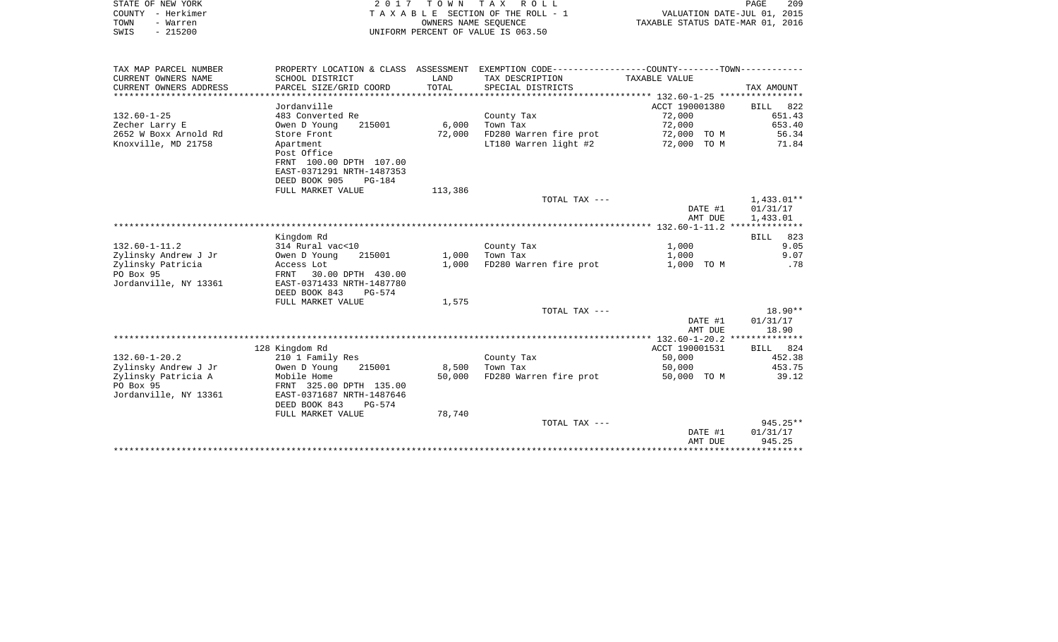STATE OF NEW YORK
COUNTY - Herkimer
TOWN - Warren
SWIS - 215200

2 0 1 7 T O W N T A X R O L L
T A X A B L E SECTION OF THE ROLL - 1
OWNERS NAME SEQUENCE
UNIFORM PERCENT OF VALUE IS 063.50

VALUATION DATE-JUL 01, 2015
TAXABLE STATUS DATE-MAR 01, 2016

| TAX MAP PARCEL NUMBER / CURRENT OWNERS NAME / CURRENT OWNERS ADDRESS | PROPERTY LOCATION & CLASS / SCHOOL DISTRICT / PARCEL SIZE/GRID COORD | ASSESSMENT LAND / TOTAL | EXEMPTION CODE / TAX DESCRIPTION / SPECIAL DISTRICTS | TAXABLE VALUE | TAX AMOUNT |
|---|---|---|---|---|---|
| | Jordanville | | | ACCT 190001380 | BILL 822 |
| 132.60-1-25 | 483 Converted Re | | County Tax | 72,000 | 651.43 |
| Zecher Larry E | Owen D Young 215001 | 6,000 | Town Tax | 72,000 | 653.40 |
| 2652 W Boxx Arnold Rd | Store Front | 72,000 | FD280 Warren fire prot | 72,000 TO M | 56.34 |
| Knoxville, MD 21758 | Apartment | | LT180 Warren light #2 | 72,000 TO M | 71.84 |
| | Post Office | | | | |
| | FRNT 100.00 DPTH 107.00 | | | | |
| | EAST-0371291 NRTH-1487353 | | | | |
| | DEED BOOK 905 PG-184 | | | | |
| | FULL MARKET VALUE | 113,386 | | | |
| | | | TOTAL TAX --- | | 1,433.01** |
| | | | | DATE #1 | 01/31/17 |
| | | | | AMT DUE | 1,433.01 |
| | Kingdom Rd | | | | BILL 823 |
| 132.60-1-11.2 | 314 Rural vac<10 | | County Tax | 1,000 | 9.05 |
| Zylinsky Andrew J Jr | Owen D Young 215001 | 1,000 | Town Tax | 1,000 | 9.07 |
| Zylinsky Patricia | Access Lot | 1,000 | FD280 Warren fire prot | 1,000 TO M | .78 |
| PO Box 95 | FRNT 30.00 DPTH 430.00 | | | | |
| Jordanville, NY 13361 | EAST-0371433 NRTH-1487780 | | | | |
| | DEED BOOK 843 PG-574 | | | | |
| | FULL MARKET VALUE | 1,575 | | | |
| | | | TOTAL TAX --- | | 18.90** |
| | | | | DATE #1 | 01/31/17 |
| | | | | AMT DUE | 18.90 |
| | 128 Kingdom Rd | | | ACCT 190001531 | BILL 824 |
| 132.60-1-20.2 | 210 1 Family Res | | County Tax | 50,000 | 452.38 |
| Zylinsky Andrew J Jr | Owen D Young 215001 | 8,500 | Town Tax | 50,000 | 453.75 |
| Zylinsky Patricia A | Mobile Home | 50,000 | FD280 Warren fire prot | 50,000 TO M | 39.12 |
| PO Box 95 | FRNT 325.00 DPTH 135.00 | | | | |
| Jordanville, NY 13361 | EAST-0371687 NRTH-1487646 | | | | |
| | DEED BOOK 843 PG-574 | | | | |
| | FULL MARKET VALUE | 78,740 | | | |
| | | | TOTAL TAX --- | | 945.25** |
| | | | | DATE #1 | 01/31/17 |
| | | | | AMT DUE | 945.25 |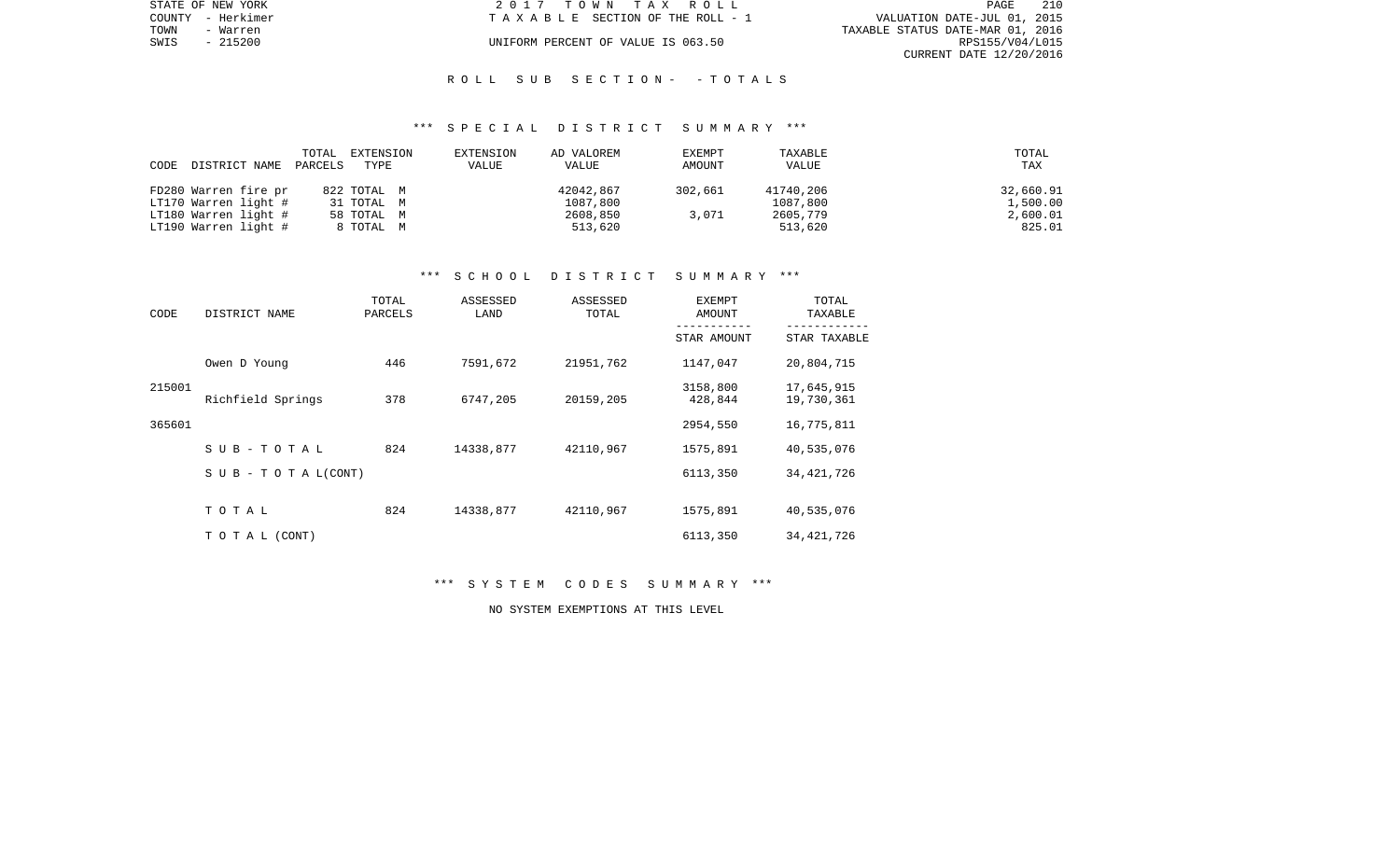STATE OF NEW YORK
COUNTY - Herkimer
TOWN - Warren
SWIS - 215200

2 0 1 7 T O W N T A X R O L L
T A X A B L E SECTION OF THE ROLL - 1
UNIFORM PERCENT OF VALUE IS 063.50

VALUATION DATE-JUL 01, 2015
TAXABLE STATUS DATE-MAR 01, 2016
RPS155/V04/L015
CURRENT DATE 12/20/2016

R O L L S U B S E C T I O N - - T O T A L S

*** S P E C I A L D I S T R I C T S U M M A R Y ***

| CODE DISTRICT NAME | TOTAL PARCELS | EXTENSION TYPE | EXTENSION VALUE | AD VALOREM VALUE | EXEMPT AMOUNT | TAXABLE VALUE | TOTAL TAX |
|---|---|---|---|---|---|---|---|
| FD280 Warren fire pr | 822 | TOTAL M | | 42042,867 | 302,661 | 41740,206 | 32,660.91 |
| LT170 Warren light # | 31 | TOTAL M | | 1087,800 | | 1087,800 | 1,500.00 |
| LT180 Warren light # | 58 | TOTAL M | | 2608,850 | 3,071 | 2605,779 | 2,600.01 |
| LT190 Warren light # | 8 | TOTAL M | | 513,620 | | 513,620 | 825.01 |

*** S C H O O L D I S T R I C T S U M M A R Y ***

| CODE | DISTRICT NAME | TOTAL PARCELS | ASSESSED LAND | ASSESSED TOTAL | EXEMPT AMOUNT / STAR AMOUNT | TOTAL TAXABLE / STAR TAXABLE |
|---|---|---|---|---|---|---|
| | Owen D Young | 446 | 7591,672 | 21951,762 | 1147,047 | 20,804,715 |
| 215001 | | | | | 3158,800 | 17,645,915 |
| | Richfield Springs | 378 | 6747,205 | 20159,205 | 428,844 | 19,730,361 |
| 365601 | | | | | 2954,550 | 16,775,811 |
| | S U B - T O T A L | 824 | 14338,877 | 42110,967 | 1575,891 | 40,535,076 |
| | S U B - T O T A L(CONT) | | | | 6113,350 | 34,421,726 |
| | T O T A L | 824 | 14338,877 | 42110,967 | 1575,891 | 40,535,076 |
| | T O T A L (CONT) | | | | 6113,350 | 34,421,726 |

*** S Y S T E M C O D E S S U M M A R Y ***

NO SYSTEM EXEMPTIONS AT THIS LEVEL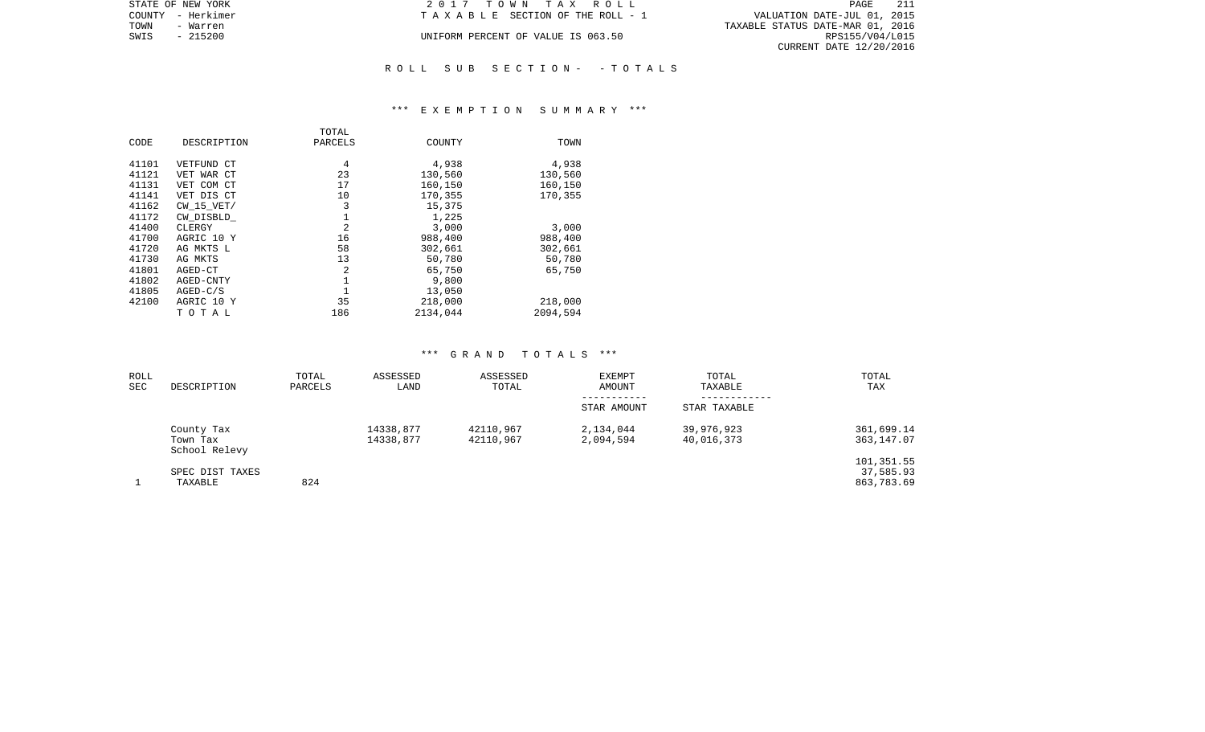STATE OF NEW YORK
COUNTY - Herkimer
TOWN - Warren
SWIS - 215200

2 0 1 7 T O W N T A X R O L L
T A X A B L E SECTION OF THE ROLL - 1
UNIFORM PERCENT OF VALUE IS 063.50

VALUATION DATE-JUL 01, 2015
TAXABLE STATUS DATE-MAR 01, 2016
RPS155/V04/L015
CURRENT DATE 12/20/2016

R O L L S U B S E C T I O N - - T O T A L S

*** E X E M P T I O N S U M M A R Y ***

| CODE | DESCRIPTION | TOTAL PARCELS | COUNTY | TOWN |
|---|---|---|---|---|
| 41101 | VETFUND CT | 4 | 4,938 | 4,938 |
| 41121 | VET WAR CT | 23 | 130,560 | 130,560 |
| 41131 | VET COM CT | 17 | 160,150 | 160,150 |
| 41141 | VET DIS CT | 10 | 170,355 | 170,355 |
| 41162 | CW_15_VET/ | 3 | 15,375 | |
| 41172 | CW_DISBLD_ | 1 | 1,225 | |
| 41400 | CLERGY | 2 | 3,000 | 3,000 |
| 41700 | AGRIC 10 Y | 16 | 988,400 | 988,400 |
| 41720 | AG MKTS L | 58 | 302,661 | 302,661 |
| 41730 | AG MKTS | 13 | 50,780 | 50,780 |
| 41801 | AGED-CT | 2 | 65,750 | 65,750 |
| 41802 | AGED-CNTY | 1 | 9,800 | |
| 41805 | AGED-C/S | 1 | 13,050 | |
| 42100 | AGRIC 10 Y | 35 | 218,000 | 218,000 |
| | T O T A L | 186 | 2134,044 | 2094,594 |

*** G R A N D T O T A L S ***

| ROLL SEC | DESCRIPTION | TOTAL PARCELS | ASSESSED LAND | ASSESSED TOTAL | EXEMPT AMOUNT / STAR AMOUNT | TOTAL TAXABLE / STAR TAXABLE | TOTAL TAX |
|---|---|---|---|---|---|---|---|
| | County Tax | | 14338,877 | 42110,967 | 2,134,044 | 39,976,923 | 361,699.14 |
| | Town Tax | | 14338,877 | 42110,967 | 2,094,594 | 40,016,373 | 363,147.07 |
| | School Relevy | | | | | | 101,351.55 |
| | SPEC DIST TAXES | | | | | | 37,585.93 |
| 1 | TAXABLE | 824 | | | | | 863,783.69 |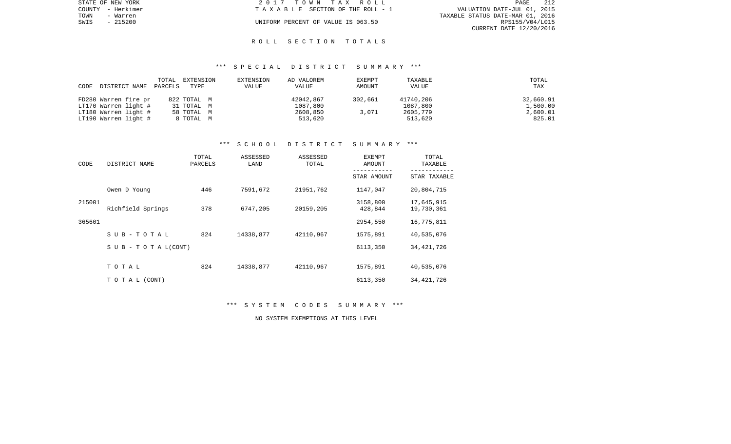STATE OF NEW YORK
COUNTY - Herkimer
TOWN - Warren
SWIS - 215200

2 0 1 7 T O W N T A X R O L L
T A X A B L E SECTION OF THE ROLL - 1
UNIFORM PERCENT OF VALUE IS 063.50

VALUATION DATE-JUL 01, 2015
TAXABLE STATUS DATE-MAR 01, 2016
RPS155/V04/L015
CURRENT DATE 12/20/2016

R O L L S E C T I O N T O T A L S

*** S P E C I A L D I S T R I C T S U M M A R Y ***

| CODE DISTRICT NAME | TOTAL PARCELS | EXTENSION TYPE | EXTENSION VALUE | AD VALOREM VALUE | EXEMPT AMOUNT | TAXABLE VALUE | TOTAL TAX |
|---|---|---|---|---|---|---|---|
| FD280 Warren fire pr | 822 | TOTAL M | | 42042,867 | 302,661 | 41740,206 | 32,660.91 |
| LT170 Warren light # | 31 | TOTAL M | | 1087,800 | | 1087,800 | 1,500.00 |
| LT180 Warren light # | 58 | TOTAL M | | 2608,850 | 3,071 | 2605,779 | 2,600.01 |
| LT190 Warren light # | 8 | TOTAL M | | 513,620 | | 513,620 | 825.01 |

*** S C H O O L D I S T R I C T S U M M A R Y ***

| CODE | DISTRICT NAME | TOTAL PARCELS | ASSESSED LAND | ASSESSED TOTAL | EXEMPT AMOUNT / STAR AMOUNT | TOTAL TAXABLE / STAR TAXABLE |
|---|---|---|---|---|---|---|
| | Owen D Young | 446 | 7591,672 | 21951,762 | 1147,047 | 20,804,715 |
| 215001 | | | | | 3158,800 | 17,645,915 |
| | Richfield Springs | 378 | 6747,205 | 20159,205 | 428,844 | 19,730,361 |
| 365601 | | | | | 2954,550 | 16,775,811 |
| | S U B - T O T A L | 824 | 14338,877 | 42110,967 | 1575,891 | 40,535,076 |
| | S U B - T O T A L(CONT) | | | | 6113,350 | 34,421,726 |
| | T O T A L | 824 | 14338,877 | 42110,967 | 1575,891 | 40,535,076 |
| | T O T A L (CONT) | | | | 6113,350 | 34,421,726 |

*** S Y S T E M C O D E S S U M M A R Y ***

NO SYSTEM EXEMPTIONS AT THIS LEVEL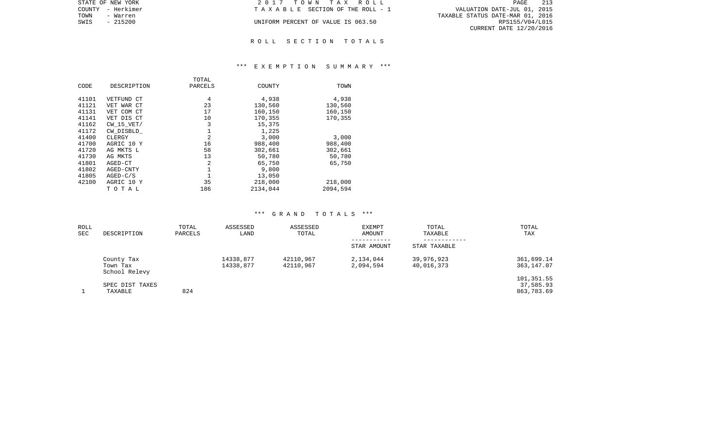STATE OF NEW YORK
COUNTY - Herkimer
TOWN - Warren
SWIS - 215200

2 0 1 7 T O W N T A X R O L L
T A X A B L E SECTION OF THE ROLL - 1
UNIFORM PERCENT OF VALUE IS 063.50

VALUATION DATE-JUL 01, 2015
TAXABLE STATUS DATE-MAR 01, 2016
RPS155/V04/L015
CURRENT DATE 12/20/2016

## R O L L S E C T I O N T O T A L S

### *** E X E M P T I O N S U M M A R Y ***

| CODE | DESCRIPTION | TOTAL PARCELS | COUNTY | TOWN |
|---|---|---|---|---|
| 41101 | VETFUND CT | 4 | 4,938 | 4,938 |
| 41121 | VET WAR CT | 23 | 130,560 | 130,560 |
| 41131 | VET COM CT | 17 | 160,150 | 160,150 |
| 41141 | VET DIS CT | 10 | 170,355 | 170,355 |
| 41162 | CW_15_VET/ | 3 | 15,375 | |
| 41172 | CW_DISBLD_ | 1 | 1,225 | |
| 41400 | CLERGY | 2 | 3,000 | 3,000 |
| 41700 | AGRIC 10 Y | 16 | 988,400 | 988,400 |
| 41720 | AG MKTS L | 58 | 302,661 | 302,661 |
| 41730 | AG MKTS | 13 | 50,780 | 50,780 |
| 41801 | AGED-CT | 2 | 65,750 | 65,750 |
| 41802 | AGED-CNTY | 1 | 9,800 | |
| 41805 | AGED-C/S | 1 | 13,050 | |
| 42100 | AGRIC 10 Y | 35 | 218,000 | 218,000 |
| | T O T A L | 186 | 2134,044 | 2094,594 |

### *** G R A N D T O T A L S ***

| ROLL SEC | DESCRIPTION | TOTAL PARCELS | ASSESSED LAND | ASSESSED TOTAL | EXEMPT AMOUNT / STAR AMOUNT | TOTAL TAXABLE / STAR TAXABLE | TOTAL TAX |
|---|---|---|---|---|---|---|---|
| | County Tax | | 14338,877 | 42110,967 | 2,134,044 | 39,976,923 | 361,699.14 |
| | Town Tax | | 14338,877 | 42110,967 | 2,094,594 | 40,016,373 | 363,147.07 |
| | School Relevy | | | | | | 101,351.55 |
| | SPEC DIST TAXES | | | | | | 37,585.93 |
| 1 | TAXABLE | 824 | | | | | 863,783.69 |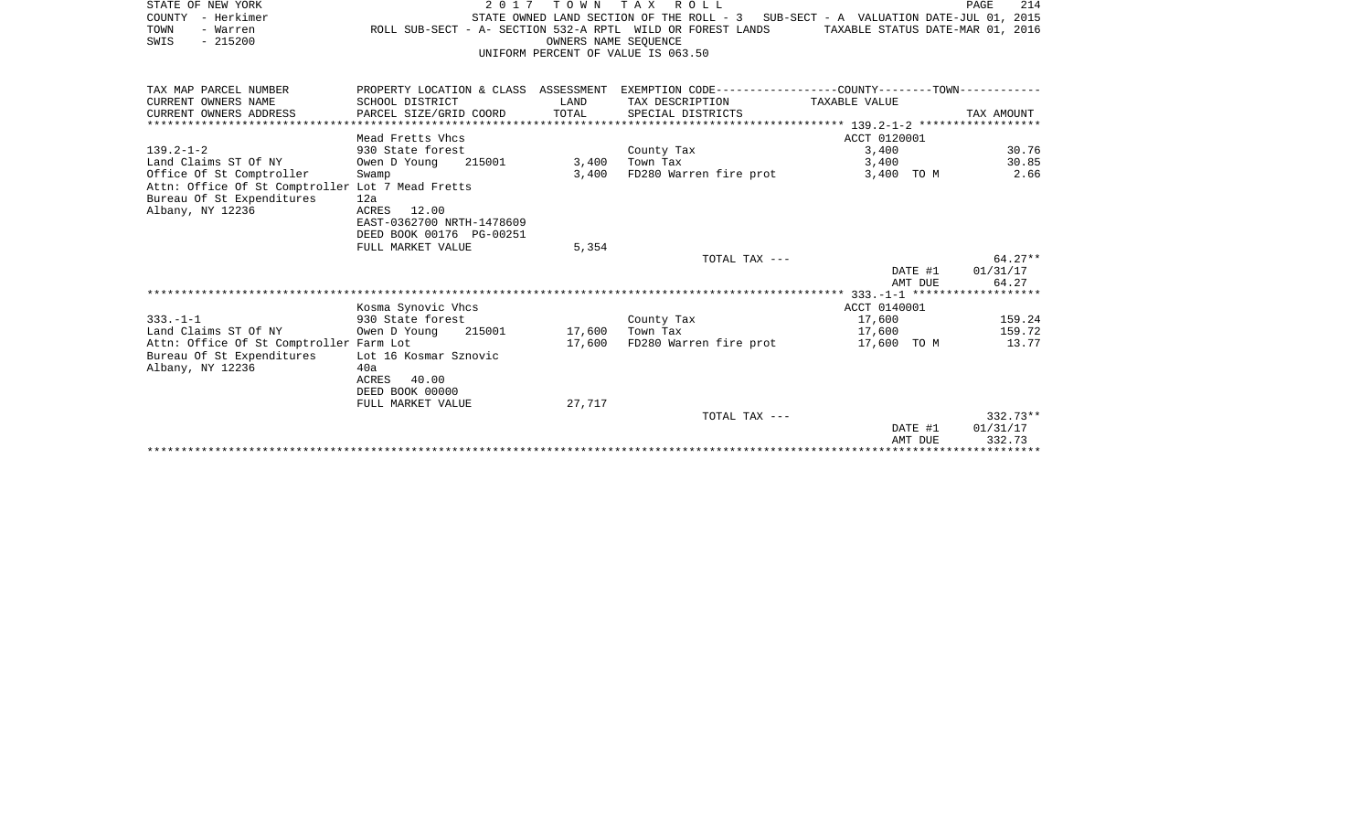STATE OF NEW YORK
COUNTY - Herkimer
TOWN - Warren
SWIS - 215200

# 2017 TOWN TAX ROLL

STATE OWNED LAND SECTION OF THE ROLL - 3 SUB-SECT - A VALUATION DATE-JUL 01, 2015
ROLL SUB-SECT - A- SECTION 532-A RPTL WILD OR FOREST LANDS TAXABLE STATUS DATE-MAR 01, 2016
OWNERS NAME SEQUENCE
UNIFORM PERCENT OF VALUE IS 063.50

| TAX MAP PARCEL NUMBER / CURRENT OWNERS NAME / CURRENT OWNERS ADDRESS | PROPERTY LOCATION & CLASS / SCHOOL DISTRICT / PARCEL SIZE/GRID COORD | ASSESSMENT LAND / TOTAL | EXEMPTION CODE / TAX DESCRIPTION / SPECIAL DISTRICTS | COUNTY--------TOWN TAXABLE VALUE | TAX AMOUNT |
|---|---|---|---|---|---|
| 139.2-1-2 | Mead Fretts Vhcs | | | ACCT 0120001 | |
| | 930 State forest | | County Tax | 3,400 | 30.76 |
| Land Claims ST Of NY | Owen D Young 215001 | 3,400 | Town Tax | 3,400 | 30.85 |
| Office Of St Comptroller | Swamp | 3,400 | FD280 Warren fire prot | 3,400 TO M | 2.66 |
| Attn: Office Of St Comptroller | Lot 7 Mead Fretts | | | | |
| Bureau Of St Expenditures | 12a | | | | |
| Albany, NY 12236 | ACRES 12.00 | | | | |
| | EAST-0362700 NRTH-1478609 | | | | |
| | DEED BOOK 00176 PG-00251 | | | | |
| | FULL MARKET VALUE | 5,354 | | | |
| | | | TOTAL TAX --- | | 64.27** |
| | | | | DATE #1 | 01/31/17 |
| | | | | AMT DUE | 64.27 |
| 333.-1-1 | Kosma Synovic Vhcs | | | ACCT 0140001 | |
| | 930 State forest | | County Tax | 17,600 | 159.24 |
| Land Claims ST Of NY | Owen D Young 215001 | 17,600 | Town Tax | 17,600 | 159.72 |
| Attn: Office Of St Comptroller | Farm Lot | 17,600 | FD280 Warren fire prot | 17,600 TO M | 13.77 |
| Bureau Of St Expenditures | Lot 16 Kosmar Sznovic | | | | |
| Albany, NY 12236 | 40a | | | | |
| | ACRES 40.00 | | | | |
| | DEED BOOK 00000 | | | | |
| | FULL MARKET VALUE | 27,717 | | | |
| | | | TOTAL TAX --- | | 332.73** |
| | | | | DATE #1 | 01/31/17 |
| | | | | AMT DUE | 332.73 |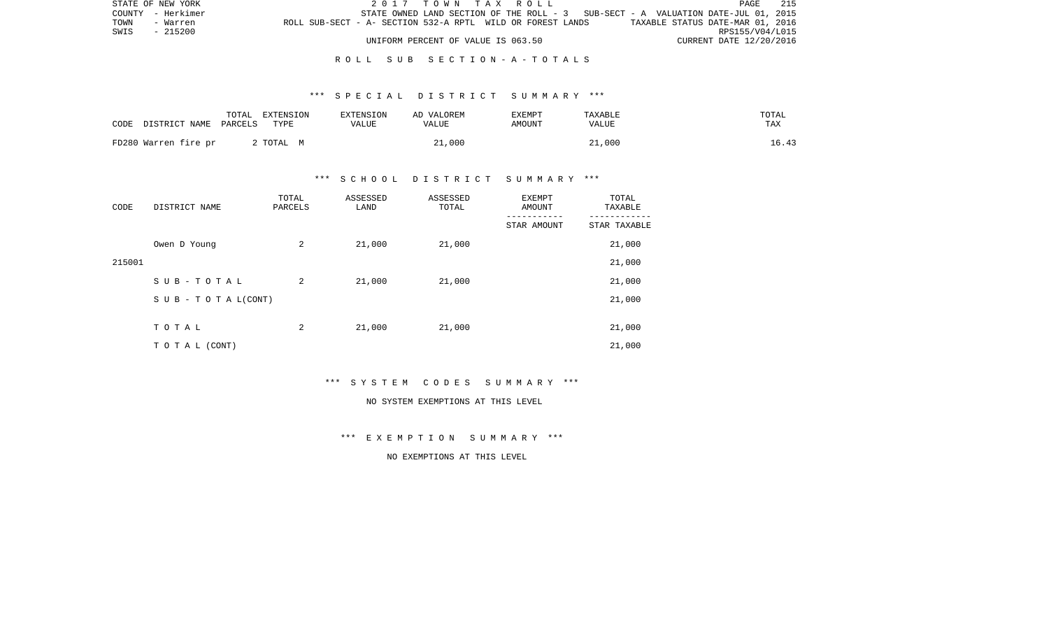## R O L L   S U B   S E C T I O N - A - T O T A L S

### \*\*\* S P E C I A L   D I S T R I C T   S U M M A R Y \*\*\*

| CODE DISTRICT NAME | TOTAL PARCELS | EXTENSION TYPE | EXTENSION VALUE | AD VALOREM VALUE | EXEMPT AMOUNT | TAXABLE VALUE | TOTAL TAX |
|---|---|---|---|---|---|---|---|
| FD280 Warren fire pr | 2 | TOTAL M | | 21,000 | | 21,000 | 16.43 |

### \*\*\* S C H O O L   D I S T R I C T   S U M M A R Y \*\*\*

| CODE | DISTRICT NAME | TOTAL PARCELS | ASSESSED LAND | ASSESSED TOTAL | EXEMPT AMOUNT / STAR AMOUNT | TOTAL TAXABLE / STAR TAXABLE |
|---|---|---|---|---|---|---|
| | Owen D Young | 2 | 21,000 | 21,000 | | 21,000 |
| 215001 | | | | | | 21,000 |
| | S U B - T O T A L | 2 | 21,000 | 21,000 | | 21,000 |
| | S U B - T O T A L(CONT) | | | | | 21,000 |
| | T O T A L | 2 | 21,000 | 21,000 | | 21,000 |
| | T O T A L (CONT) | | | | | 21,000 |

### \*\*\* S Y S T E M   C O D E S   S U M M A R Y \*\*\*

NO SYSTEM EXEMPTIONS AT THIS LEVEL

### \*\*\* E X E M P T I O N   S U M M A R Y \*\*\*

NO EXEMPTIONS AT THIS LEVEL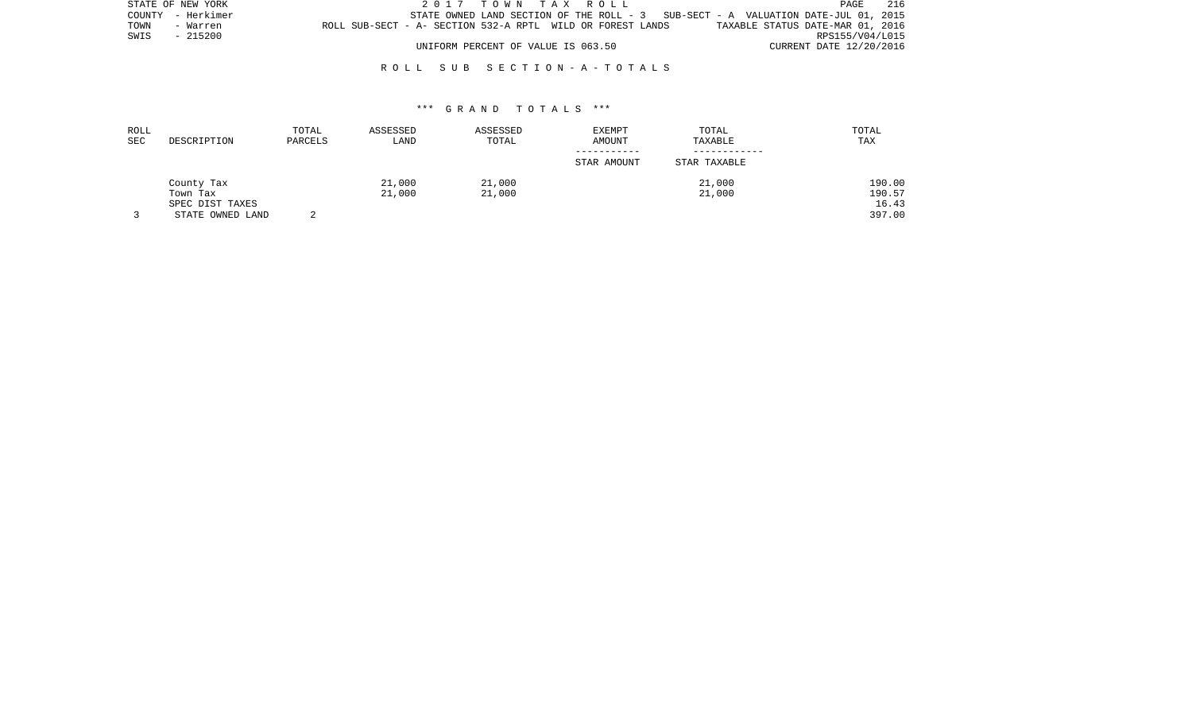STATE OF NEW YORK
COUNTY - Herkimer
TOWN - Warren
SWIS - 215200

2 0 1 7 T O W N T A X R O L L

STATE OWNED LAND SECTION OF THE ROLL - 3 SUB-SECT - A VALUATION DATE-JUL 01, 2015

ROLL SUB-SECT - A- SECTION 532-A RPTL WILD OR FOREST LANDS TAXABLE STATUS DATE-MAR 01, 2016

RPS155/V04/L015

UNIFORM PERCENT OF VALUE IS 063.50 CURRENT DATE 12/20/2016

R O L L S U B S E C T I O N - A - T O T A L S

\*\*\* G R A N D T O T A L S \*\*\*

| ROLL SEC | DESCRIPTION | TOTAL PARCELS | ASSESSED LAND | ASSESSED TOTAL | EXEMPT AMOUNT<br>-----------<br>STAR AMOUNT | TOTAL TAXABLE<br>------------<br>STAR TAXABLE | TOTAL TAX |
|---|---|---|---|---|---|---|---|
| | County Tax | | 21,000 | 21,000 | | 21,000 | 190.00 |
| | Town Tax | | 21,000 | 21,000 | | 21,000 | 190.57 |
| | SPEC DIST TAXES | | | | | | 16.43 |
| 3 | STATE OWNED LAND | 2 | | | | | 397.00 |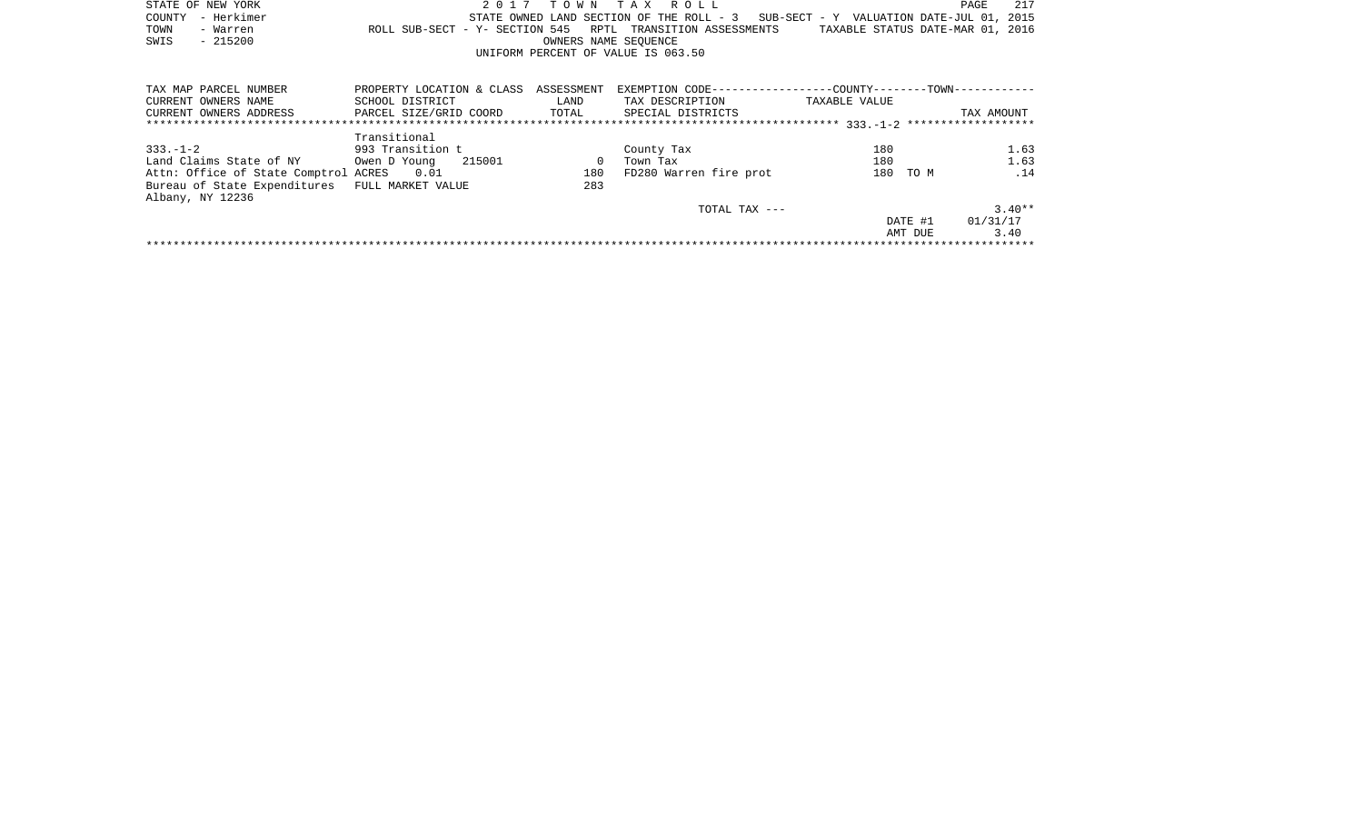STATE OF NEW YORK
COUNTY - Herkimer
TOWN - Warren
SWIS - 215200

2017 TOWN TAX ROLL

STATE OWNED LAND SECTION OF THE ROLL - 3 SUB-SECT - Y VALUATION DATE-JUL 01, 2015
ROLL SUB-SECT - Y- SECTION 545 RPTL TRANSITION ASSESSMENTS TAXABLE STATUS DATE-MAR 01, 2016
OWNERS NAME SEQUENCE
UNIFORM PERCENT OF VALUE IS 063.50

| TAX MAP PARCEL NUMBER / CURRENT OWNERS NAME / CURRENT OWNERS ADDRESS | PROPERTY LOCATION & CLASS / SCHOOL DISTRICT / PARCEL SIZE/GRID COORD | ASSESSMENT LAND / TOTAL | EXEMPTION CODE / TAX DESCRIPTION / SPECIAL DISTRICTS | TAXABLE VALUE | TAX AMOUNT |
|---|---|---|---|---|---|
| 333.-1-2 | | | | | |
| | Transitional | | | | |
| 333.-1-2 | 993 Transition t | | County Tax | 180 | 1.63 |
| Land Claims State of NY | Owen D Young 215001 | 0 | Town Tax | 180 | 1.63 |
| Attn: Office of State Comptrol | ACRES 0.01 | 180 | FD280 Warren fire prot | 180 TO M | .14 |
| Bureau of State Expenditures | FULL MARKET VALUE | 283 | | | |
| Albany, NY 12236 | | | | | |
| | | | TOTAL TAX --- | | 3.40** |
| | | | | DATE #1 | 01/31/17 |
| | | | | AMT DUE | 3.40 |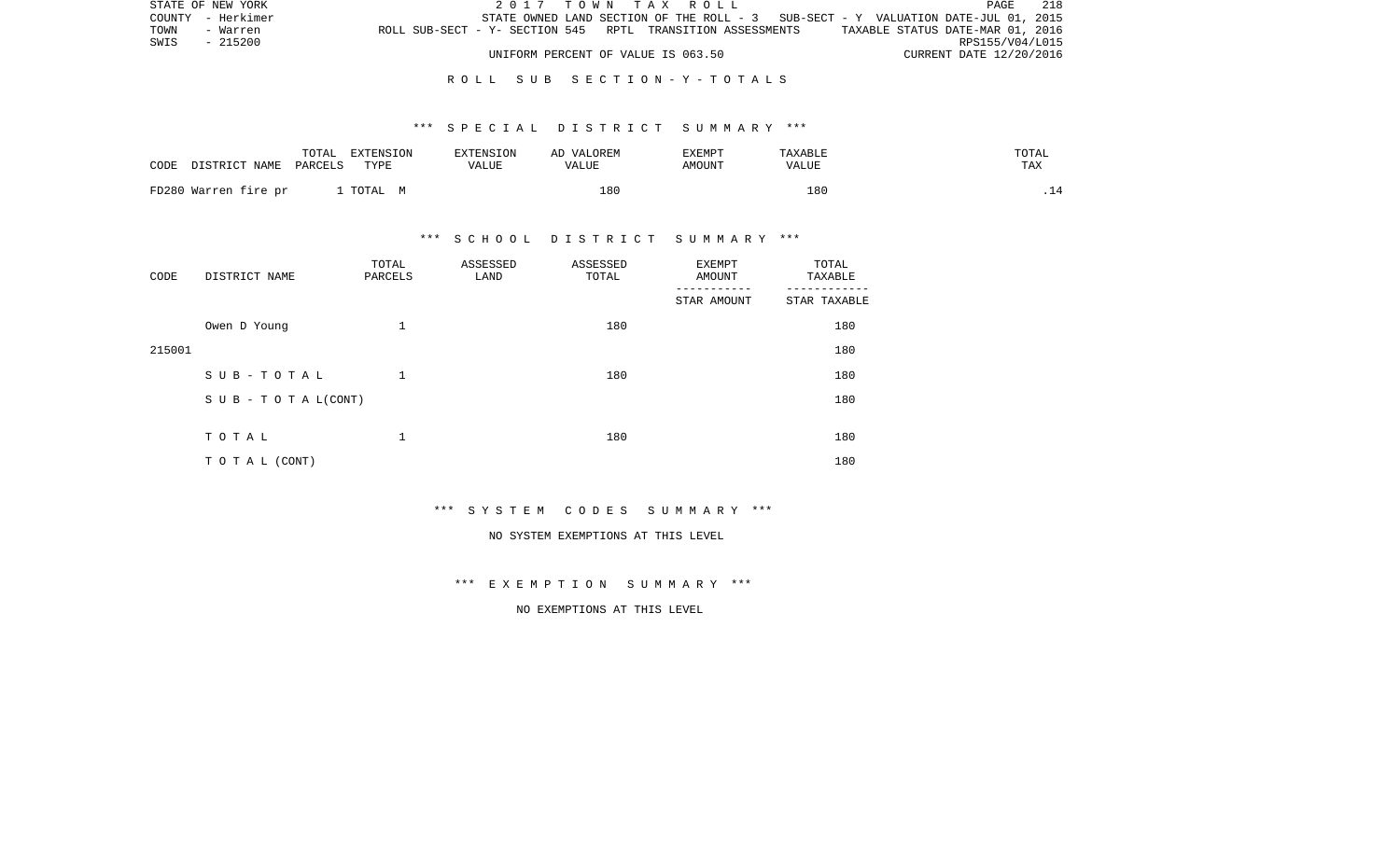STATE OF NEW YORK
COUNTY - Herkimer
TOWN - Warren
SWIS - 215200

2 0 1 7 T O W N T A X R O L L

STATE OWNED LAND SECTION OF THE ROLL - 3 SUB-SECT - Y VALUATION DATE-JUL 01, 2015

ROLL SUB-SECT - Y- SECTION 545 RPTL TRANSITION ASSESSMENTS TAXABLE STATUS DATE-MAR 01, 2016

RPS155/V04/L015

UNIFORM PERCENT OF VALUE IS 063.50 CURRENT DATE 12/20/2016

## R O L L S U B S E C T I O N - Y - T O T A L S

### *** S P E C I A L D I S T R I C T S U M M A R Y ***

| CODE DISTRICT NAME | TOTAL PARCELS | EXTENSION TYPE | EXTENSION VALUE | AD VALOREM VALUE | EXEMPT AMOUNT | TAXABLE VALUE | TOTAL TAX |
|---|---|---|---|---|---|---|---|
| FD280 Warren fire pr | 1 | TOTAL M | | 180 | | 180 | .14 |

### *** S C H O O L D I S T R I C T S U M M A R Y ***

| CODE | DISTRICT NAME | TOTAL PARCELS | ASSESSED LAND | ASSESSED TOTAL | EXEMPT AMOUNT / STAR AMOUNT | TOTAL TAXABLE / STAR TAXABLE |
|---|---|---|---|---|---|---|
| | Owen D Young | 1 | | 180 | | 180 |
| 215001 | | | | | | 180 |
| | S U B - T O T A L | 1 | | 180 | | 180 |
| | S U B - T O T A L(CONT) | | | | | 180 |
| | T O T A L | 1 | | 180 | | 180 |
| | T O T A L (CONT) | | | | | 180 |

### *** S Y S T E M C O D E S S U M M A R Y ***

NO SYSTEM EXEMPTIONS AT THIS LEVEL

### *** E X E M P T I O N S U M M A R Y ***

NO EXEMPTIONS AT THIS LEVEL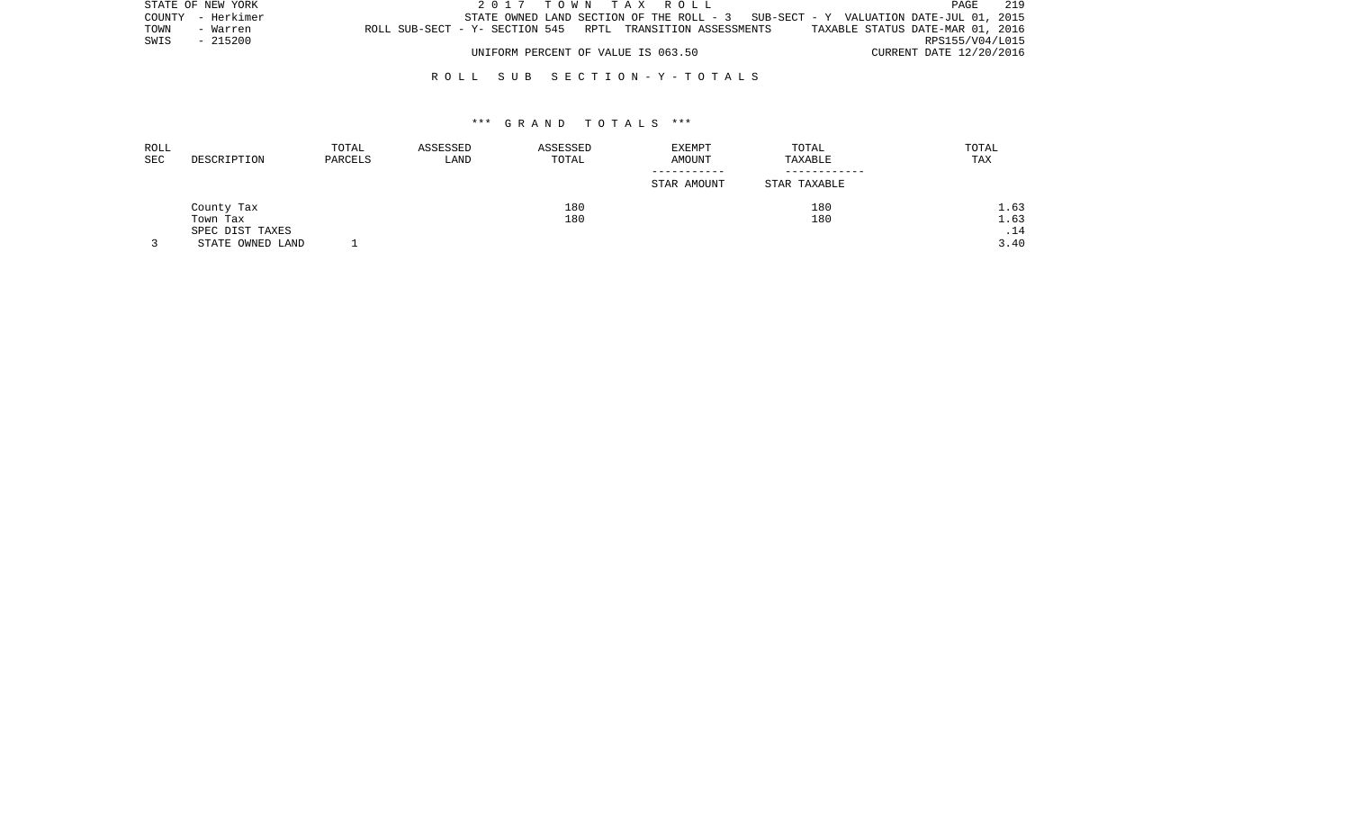STATE OF NEW YORK
COUNTY - Herkimer
TOWN - Warren
SWIS - 215200

2 0 1 7 T O W N T A X R O L L

STATE OWNED LAND SECTION OF THE ROLL - 3 SUB-SECT - Y VALUATION DATE-JUL 01, 2015
ROLL SUB-SECT - Y- SECTION 545 RPTL TRANSITION ASSESSMENTS TAXABLE STATUS DATE-MAR 01, 2016
RPS155/V04/L015
UNIFORM PERCENT OF VALUE IS 063.50 CURRENT DATE 12/20/2016

R O L L S U B S E C T I O N - Y - T O T A L S

\*\*\* G R A N D T O T A L S \*\*\*

| ROLL SEC | DESCRIPTION | TOTAL PARCELS | ASSESSED LAND | ASSESSED TOTAL | EXEMPT AMOUNT / STAR AMOUNT | TOTAL TAXABLE / STAR TAXABLE | TOTAL TAX |
|---|---|---|---|---|---|---|---|
| | County Tax | | | 180 | | 180 | 1.63 |
| | Town Tax | | | 180 | | 180 | 1.63 |
| | SPEC DIST TAXES | | | | | | .14 |
| 3 | STATE OWNED LAND | 1 | | | | | 3.40 |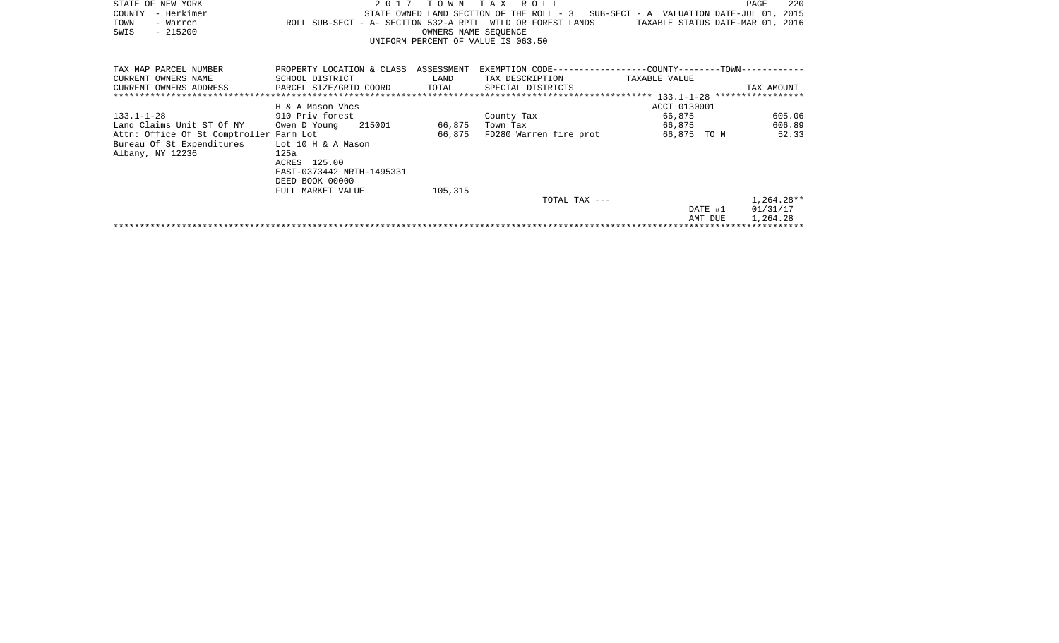STATE OF NEW YORK
COUNTY - Herkimer
TOWN - Warren
SWIS - 215200

2 0 1 7 T O W N T A X R O L L
STATE OWNED LAND SECTION OF THE ROLL - 3 SUB-SECT - A VALUATION DATE-JUL 01, 2015
ROLL SUB-SECT - A- SECTION 532-A RPTL WILD OR FOREST LANDS TAXABLE STATUS DATE-MAR 01, 2016
OWNERS NAME SEQUENCE
UNIFORM PERCENT OF VALUE IS 063.50

| TAX MAP PARCEL NUMBER<br>CURRENT OWNERS NAME<br>CURRENT OWNERS ADDRESS | PROPERTY LOCATION & CLASS<br>SCHOOL DISTRICT<br>PARCEL SIZE/GRID COORD | ASSESSMENT<br>LAND<br>TOTAL | EXEMPTION CODE------------------COUNTY--------TOWN-----------<br>TAX DESCRIPTION<br>SPECIAL DISTRICTS | TAXABLE VALUE | TAX AMOUNT |
|---|---|---|---|---|---|
| | | | ****** 133.1-1-28 ****** | | |
| | H & A Mason Vhcs | | | ACCT 0130001 | |
| 133.1-1-28 | 910 Priv forest | | County Tax | 66,875 | 605.06 |
| Land Claims Unit ST Of NY | Owen D Young 215001 | 66,875 | Town Tax | 66,875 | 606.89 |
| Attn: Office Of St Comptroller | Farm Lot | 66,875 | FD280 Warren fire prot | 66,875 TO M | 52.33 |
| Bureau Of St Expenditures | Lot 10 H & A Mason | | | | |
| Albany, NY 12236 | 125a | | | | |
| | ACRES 125.00 | | | | |
| | EAST-0373442 NRTH-1495331 | | | | |
| | DEED BOOK 00000 | | | | |
| | FULL MARKET VALUE | 105,315 | | | |
| | | | TOTAL TAX --- | | 1,264.28** |
| | | | | DATE #1 | 01/31/17 |
| | | | | AMT DUE | 1,264.28 |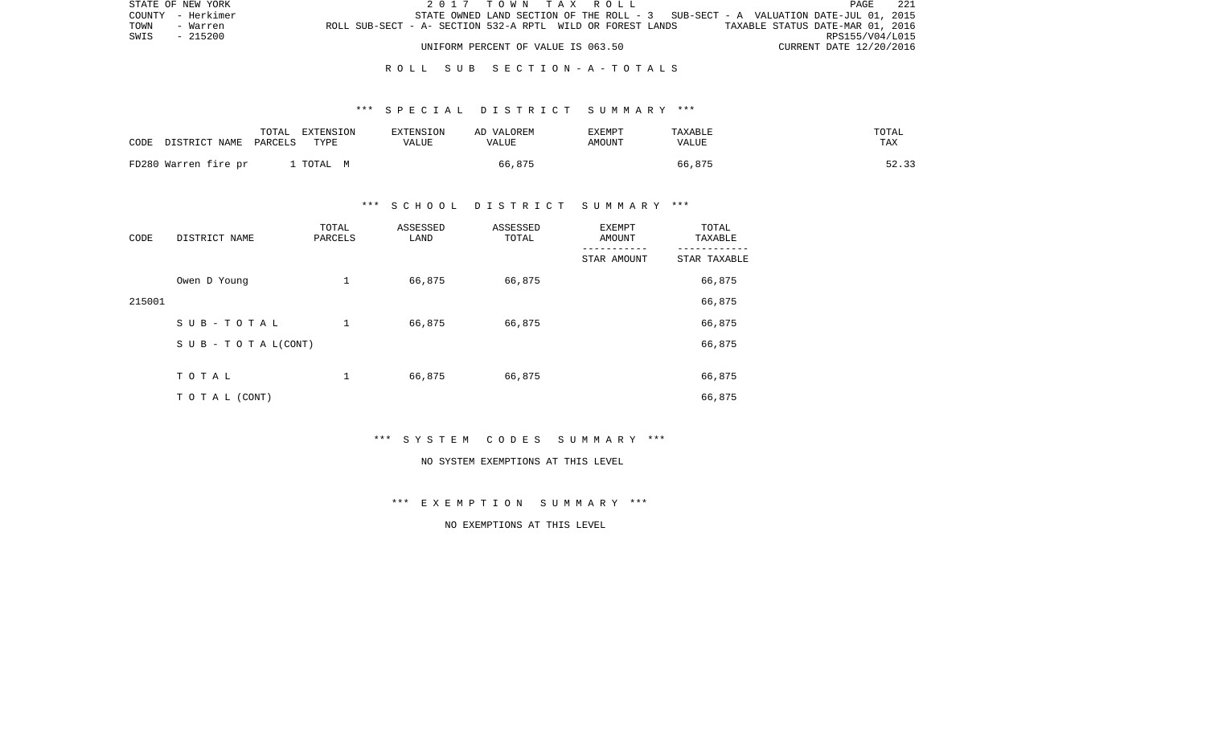STATE OF NEW YORK | 2 0 1 7 T O W N T A X R O L L
COUNTY - Herkimer | STATE OWNED LAND SECTION OF THE ROLL - 3 SUB-SECT - A VALUATION DATE-JUL 01, 2015
TOWN - Warren | ROLL SUB-SECT - A- SECTION 532-A RPTL WILD OR FOREST LANDS TAXABLE STATUS DATE-MAR 01, 2016
SWIS - 215200 | RPS155/V04/L015
UNIFORM PERCENT OF VALUE IS 063.50 | CURRENT DATE 12/20/2016

## R O L L S U B S E C T I O N - A - T O T A L S

### *** S P E C I A L D I S T R I C T S U M M A R Y ***

| CODE DISTRICT NAME | TOTAL PARCELS | EXTENSION TYPE | EXTENSION VALUE | AD VALOREM VALUE | EXEMPT AMOUNT | TAXABLE VALUE | TOTAL TAX |
|---|---|---|---|---|---|---|---|
| FD280 Warren fire pr | 1 | TOTAL M | | 66,875 | | 66,875 | 52.33 |

### *** S C H O O L D I S T R I C T S U M M A R Y ***

| CODE | DISTRICT NAME | TOTAL PARCELS | ASSESSED LAND | ASSESSED TOTAL | EXEMPT AMOUNT / STAR AMOUNT | TOTAL TAXABLE / STAR TAXABLE |
|---|---|---|---|---|---|---|
| | Owen D Young | 1 | 66,875 | 66,875 | | 66,875 |
| 215001 | | | | | | 66,875 |
| | S U B - T O T A L | 1 | 66,875 | 66,875 | | 66,875 |
| | S U B - T O T A L(CONT) | | | | | 66,875 |
| | T O T A L | 1 | 66,875 | 66,875 | | 66,875 |
| | T O T A L (CONT) | | | | | 66,875 |

### *** S Y S T E M C O D E S S U M M A R Y ***

NO SYSTEM EXEMPTIONS AT THIS LEVEL

### *** E X E M P T I O N S U M M A R Y ***

NO EXEMPTIONS AT THIS LEVEL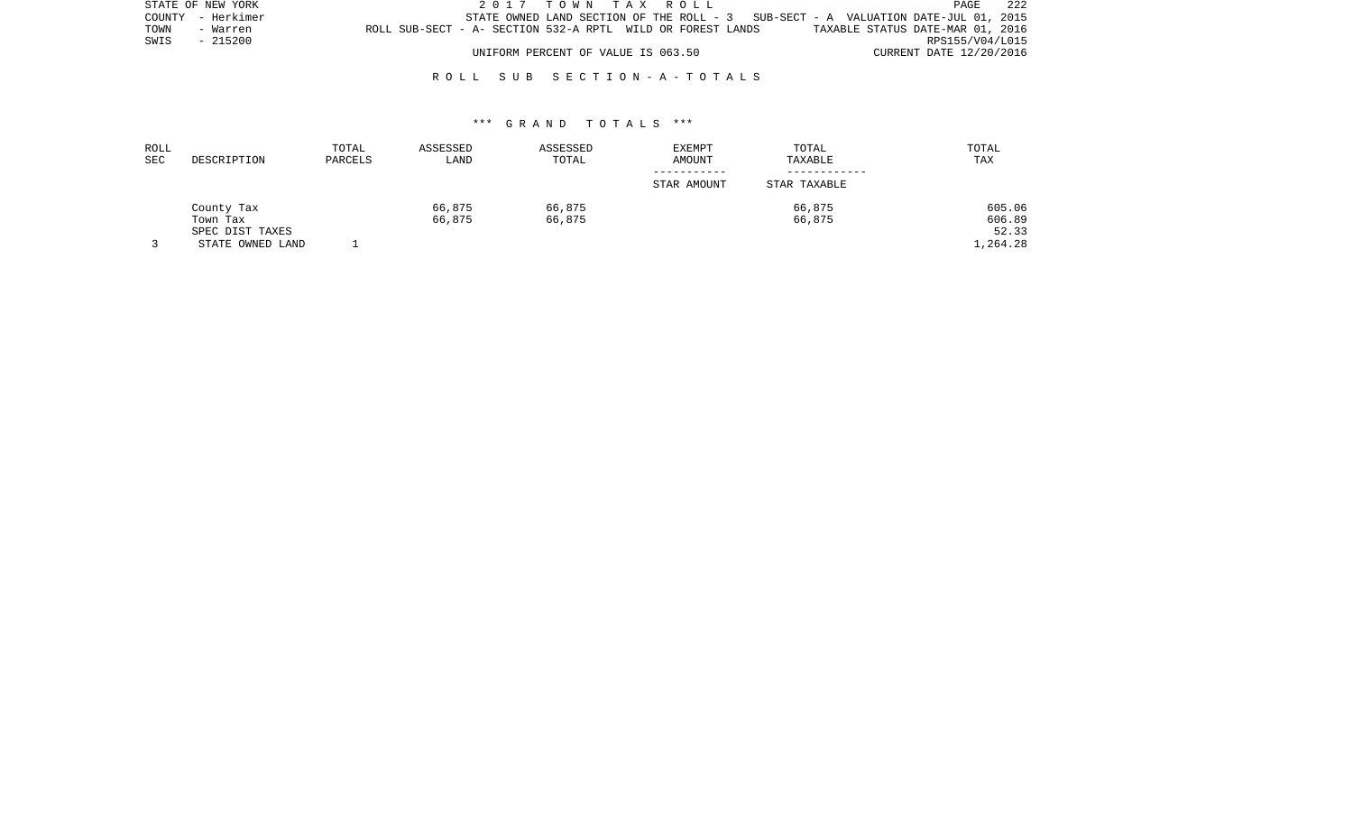STATE OF NEW YORK
COUNTY - Herkimer
TOWN - Warren
SWIS - 215200

2 0 1 7 T O W N T A X R O L L

STATE OWNED LAND SECTION OF THE ROLL - 3 SUB-SECT - A VALUATION DATE-JUL 01, 2015

ROLL SUB-SECT - A- SECTION 532-A RPTL WILD OR FOREST LANDS TAXABLE STATUS DATE-MAR 01, 2016

RPS155/V04/L015

UNIFORM PERCENT OF VALUE IS 063.50 CURRENT DATE 12/20/2016

R O L L S U B S E C T I O N - A - T O T A L S

\*\*\* G R A N D T O T A L S \*\*\*

| ROLL SEC | DESCRIPTION | TOTAL PARCELS | ASSESSED LAND | ASSESSED TOTAL | EXEMPT AMOUNT / STAR AMOUNT | TOTAL TAXABLE / STAR TAXABLE | TOTAL TAX |
|---|---|---|---|---|---|---|---|
| | County Tax | | 66,875 | 66,875 | | 66,875 | 605.06 |
| | Town Tax | | 66,875 | 66,875 | | 66,875 | 606.89 |
| | SPEC DIST TAXES | | | | | | 52.33 |
| 3 | STATE OWNED LAND | 1 | | | | | 1,264.28 |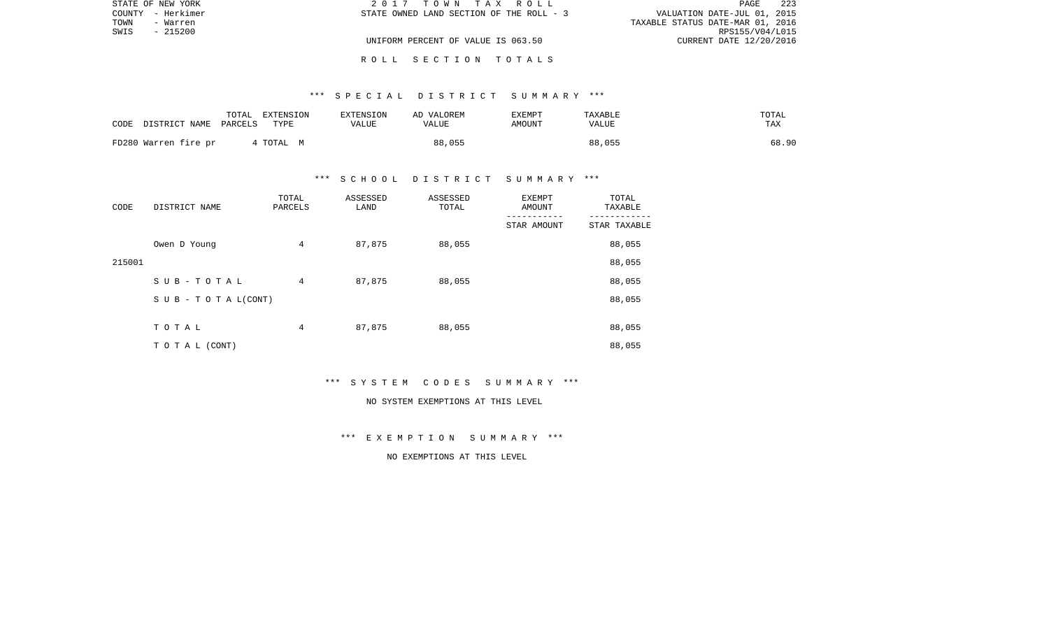STATE OF NEW YORK
COUNTY - Herkimer
TOWN - Warren
SWIS - 215200

2 0 1 7 T O W N T A X R O L L
STATE OWNED LAND SECTION OF THE ROLL - 3

VALUATION DATE-JUL 01, 2015
TAXABLE STATUS DATE-MAR 01, 2016
RPS155/V04/L015
CURRENT DATE 12/20/2016

UNIFORM PERCENT OF VALUE IS 063.50

R O L L S E C T I O N T O T A L S

*** S P E C I A L D I S T R I C T S U M M A R Y ***

| CODE DISTRICT NAME | TOTAL PARCELS | EXTENSION TYPE | EXTENSION VALUE | AD VALOREM VALUE | EXEMPT AMOUNT | TAXABLE VALUE | TOTAL TAX |
|---|---|---|---|---|---|---|---|
| FD280 Warren fire pr | 4 | TOTAL M | | 88,055 | | 88,055 | 68.90 |

*** S C H O O L D I S T R I C T S U M M A R Y ***

| CODE | DISTRICT NAME | TOTAL PARCELS | ASSESSED LAND | ASSESSED TOTAL | EXEMPT AMOUNT / STAR AMOUNT | TOTAL TAXABLE / STAR TAXABLE |
|---|---|---|---|---|---|---|
| | Owen D Young | 4 | 87,875 | 88,055 | | 88,055 |
| 215001 | | | | | | 88,055 |
| | S U B - T O T A L | 4 | 87,875 | 88,055 | | 88,055 |
| | S U B - T O T A L(CONT) | | | | | 88,055 |
| | T O T A L | 4 | 87,875 | 88,055 | | 88,055 |
| | T O T A L (CONT) | | | | | 88,055 |

*** S Y S T E M C O D E S S U M M A R Y ***

NO SYSTEM EXEMPTIONS AT THIS LEVEL

*** E X E M P T I O N S U M M A R Y ***

NO EXEMPTIONS AT THIS LEVEL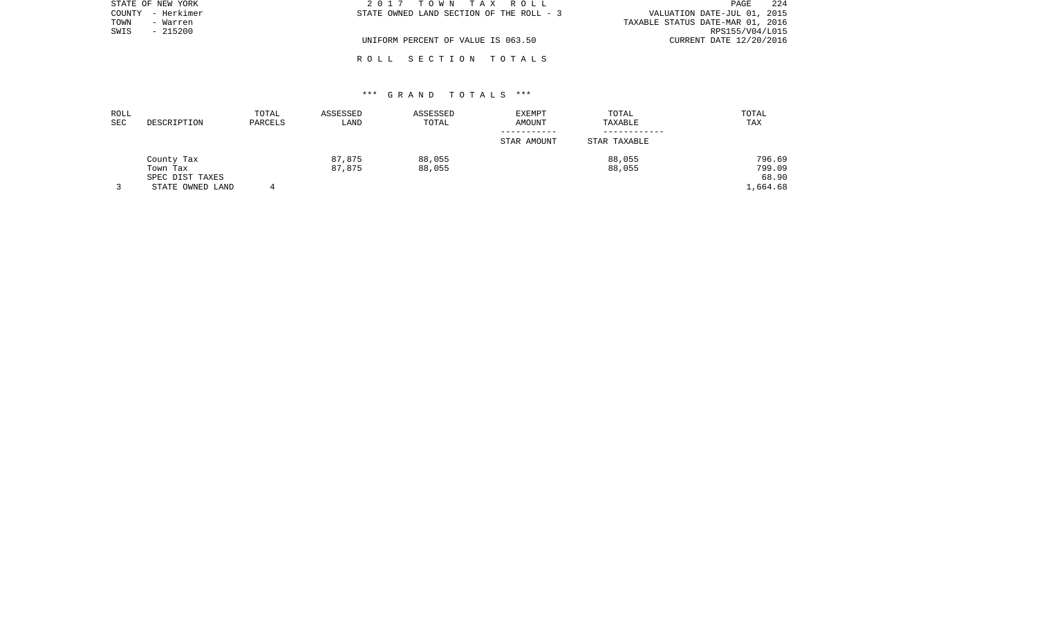STATE OF NEW YORK
COUNTY - Herkimer
TOWN - Warren
SWIS - 215200

2 0 1 7 T O W N T A X R O L L
STATE OWNED LAND SECTION OF THE ROLL - 3

UNIFORM PERCENT OF VALUE IS 063.50

VALUATION DATE-JUL 01, 2015
TAXABLE STATUS DATE-MAR 01, 2016
RPS155/V04/L015
CURRENT DATE 12/20/2016

R O L L S E C T I O N T O T A L S

\*\*\* G R A N D T O T A L S \*\*\*

| ROLL SEC | DESCRIPTION | TOTAL PARCELS | ASSESSED LAND | ASSESSED TOTAL | EXEMPT AMOUNT / STAR AMOUNT | TOTAL TAXABLE / STAR TAXABLE | TOTAL TAX |
|---|---|---|---|---|---|---|---|
| | County Tax | | 87,875 | 88,055 | | 88,055 | 796.69 |
| | Town Tax | | 87,875 | 88,055 | | 88,055 | 799.09 |
| | SPEC DIST TAXES | | | | | | 68.90 |
| 3 | STATE OWNED LAND | 4 | | | | | 1,664.68 |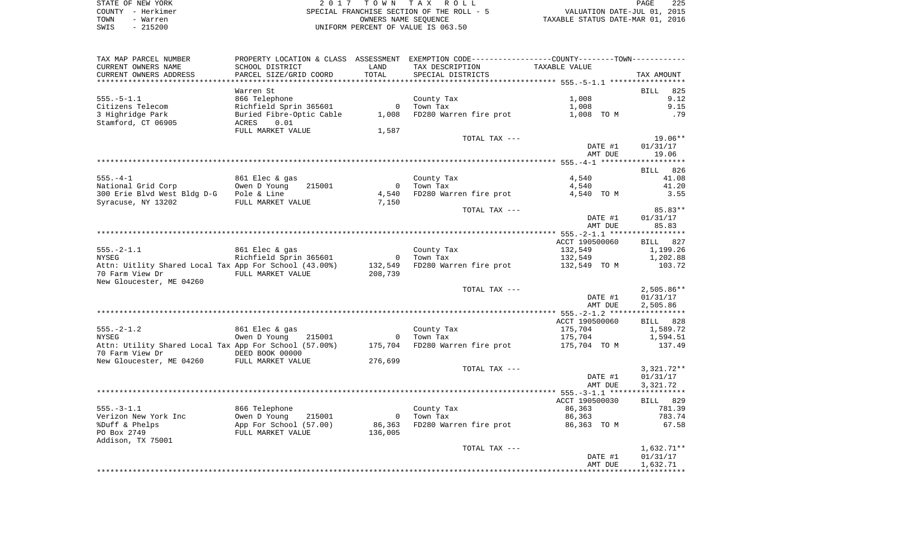STATE OF NEW YORK — 2017 TOWN TAX ROLL — PAGE 225
COUNTY - Herkimer — SPECIAL FRANCHISE SECTION OF THE ROLL - 5 — VALUATION DATE-JUL 01, 2015
TOWN - Warren — OWNERS NAME SEQUENCE — TAXABLE STATUS DATE-MAR 01, 2016
SWIS - 215200 — UNIFORM PERCENT OF VALUE IS 063.50

| TAX MAP PARCEL NUMBER / CURRENT OWNERS NAME / CURRENT OWNERS ADDRESS | PROPERTY LOCATION & CLASS / SCHOOL DISTRICT / PARCEL SIZE/GRID COORD | ASSESSMENT LAND / TOTAL | EXEMPTION CODE / TAX DESCRIPTION / SPECIAL DISTRICTS | COUNTY / TOWN TAXABLE VALUE | TAX AMOUNT |
|---|---|---|---|---|---|
| **555.-5-1.1** | Warren St | | | | BILL 825 |
| 555.-5-1.1 | 866 Telephone | | County Tax | 1,008 | 9.12 |
| Citizens Telecom | Richfield Sprin 365601 | 0 | Town Tax | 1,008 | 9.15 |
| 3 Highridge Park | Buried Fibre-Optic Cable | 1,008 | FD280 Warren fire prot | 1,008 TO M | .79 |
| Stamford, CT 06905 | ACRES 0.01 | | | | |
| | FULL MARKET VALUE | 1,587 | | | |
| | | | TOTAL TAX --- | | 19.06** |
| | | | | DATE #1 | 01/31/17 |
| | | | | AMT DUE | 19.06 |
| **555.-4-1** | | | | | BILL 826 |
| 555.-4-1 | 861 Elec & gas | | County Tax | 4,540 | 41.08 |
| National Grid Corp | Owen D Young 215001 | 0 | Town Tax | 4,540 | 41.20 |
| 300 Erie Blvd West Bldg D-G | Pole & Line | 4,540 | FD280 Warren fire prot | 4,540 TO M | 3.55 |
| Syracuse, NY 13202 | FULL MARKET VALUE | 7,150 | | | |
| | | | TOTAL TAX --- | | 85.83** |
| | | | | DATE #1 | 01/31/17 |
| | | | | AMT DUE | 85.83 |
| **555.-2-1.1** | | | | ACCT 190500060 | BILL 827 |
| 555.-2-1.1 | 861 Elec & gas | | County Tax | 132,549 | 1,199.26 |
| NYSEG | Richfield Sprin 365601 | 0 | Town Tax | 132,549 | 1,202.88 |
| Attn: Uitlity Shared Local Tax | App For School (43.00%) | 132,549 | FD280 Warren fire prot | 132,549 TO M | 103.72 |
| 70 Farm View Dr | FULL MARKET VALUE | 208,739 | | | |
| New Gloucester, ME 04260 | | | | | |
| | | | TOTAL TAX --- | | 2,505.86** |
| | | | | DATE #1 | 01/31/17 |
| | | | | AMT DUE | 2,505.86 |
| **555.-2-1.2** | | | | ACCT 190500060 | BILL 828 |
| 555.-2-1.2 | 861 Elec & gas | | County Tax | 175,704 | 1,589.72 |
| NYSEG | Owen D Young 215001 | 0 | Town Tax | 175,704 | 1,594.51 |
| Attn: Utility Shared Local Tax | App For School (57.00%) | 175,704 | FD280 Warren fire prot | 175,704 TO M | 137.49 |
| 70 Farm View Dr | DEED BOOK 00000 | | | | |
| New Gloucester, ME 04260 | FULL MARKET VALUE | 276,699 | | | |
| | | | TOTAL TAX --- | | 3,321.72** |
| | | | | DATE #1 | 01/31/17 |
| | | | | AMT DUE | 3,321.72 |
| **555.-3-1.1** | | | | ACCT 190500030 | BILL 829 |
| 555.-3-1.1 | 866 Telephone | | County Tax | 86,363 | 781.39 |
| Verizon New York Inc | Owen D Young 215001 | 0 | Town Tax | 86,363 | 783.74 |
| %Duff & Phelps | App For School (57.00) | 86,363 | FD280 Warren fire prot | 86,363 TO M | 67.58 |
| PO Box 2749 | FULL MARKET VALUE | 136,005 | | | |
| Addison, TX 75001 | | | | | |
| | | | TOTAL TAX --- | | 1,632.71** |
| | | | | DATE #1 | 01/31/17 |
| | | | | AMT DUE | 1,632.71 |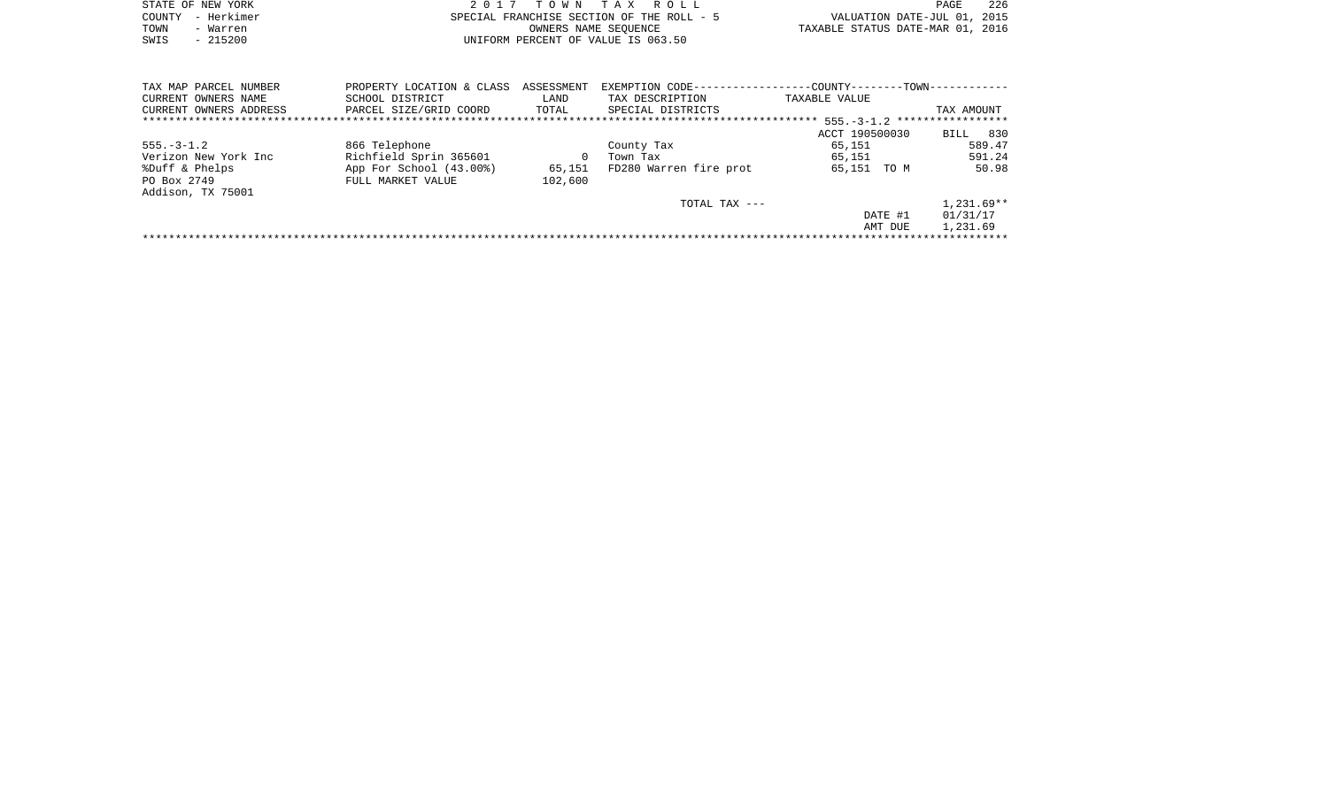STATE OF NEW YORK
COUNTY - Herkimer
TOWN - Warren
SWIS - 215200

2 0 1 7 T O W N T A X R O L L
SPECIAL FRANCHISE SECTION OF THE ROLL - 5
OWNERS NAME SEQUENCE
UNIFORM PERCENT OF VALUE IS 063.50

VALUATION DATE-JUL 01, 2015
TAXABLE STATUS DATE-MAR 01, 2016

| TAX MAP PARCEL NUMBER<br>CURRENT OWNERS NAME<br>CURRENT OWNERS ADDRESS | PROPERTY LOCATION & CLASS<br>SCHOOL DISTRICT<br>PARCEL SIZE/GRID COORD | ASSESSMENT<br>LAND<br>TOTAL | EXEMPTION CODE<br>TAX DESCRIPTION<br>SPECIAL DISTRICTS | COUNTY--------TOWN<br>TAXABLE VALUE | TAX AMOUNT |
|---|---|---|---|---|---|
| | | | | 555.-3-1.2 | |
| | | | | ACCT 190500030 | BILL 830 |
| 555.-3-1.2 | 866 Telephone | | County Tax | 65,151 | 589.47 |
| Verizon New York Inc | Richfield Sprin 365601 | 0 | Town Tax | 65,151 | 591.24 |
| %Duff & Phelps | App For School (43.00%) | 65,151 | FD280 Warren fire prot | 65,151 TO M | 50.98 |
| PO Box 2749 | FULL MARKET VALUE | 102,600 | | | |
| Addison, TX 75001 | | | | | |
| | | | TOTAL TAX --- | | 1,231.69** |
| | | | | DATE #1 | 01/31/17 |
| | | | | AMT DUE | 1,231.69 |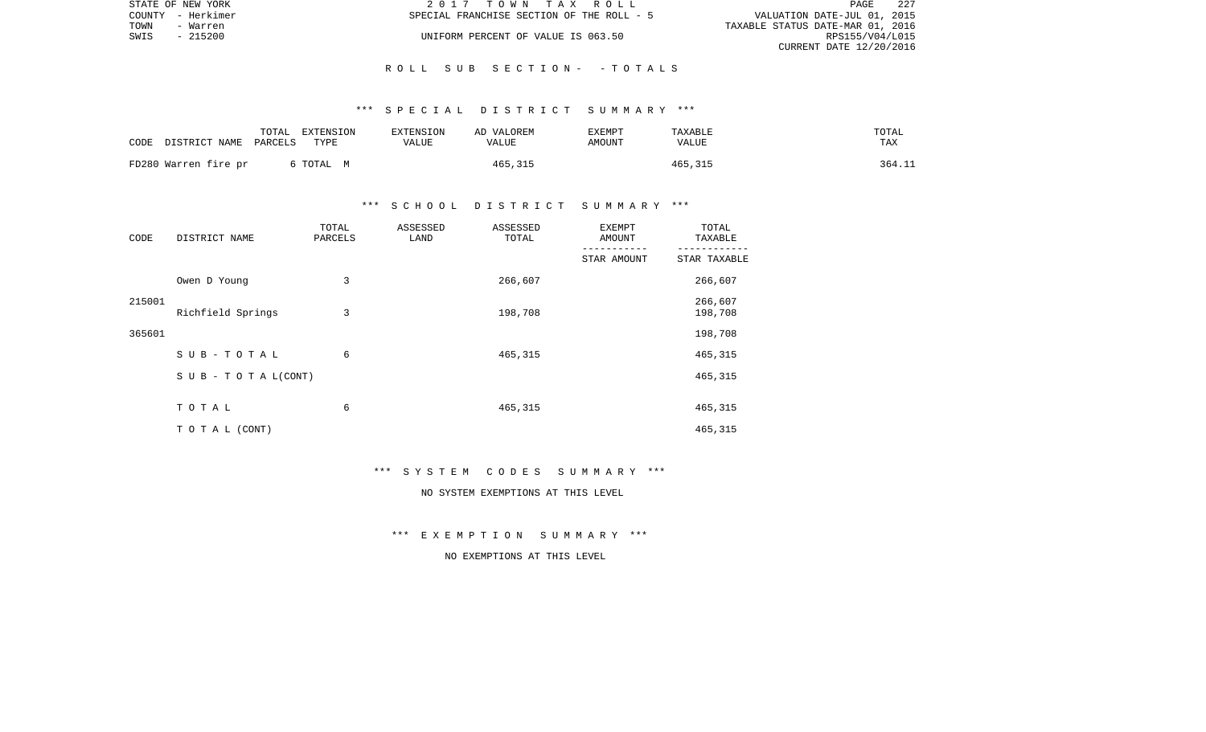## ROLL SUB SECTION - - TOTALS

### *** SPECIAL DISTRICT SUMMARY ***

| CODE | DISTRICT NAME | TOTAL PARCELS | EXTENSION TYPE | EXTENSION VALUE | AD VALOREM VALUE | EXEMPT AMOUNT | TAXABLE VALUE | TOTAL TAX |
|---|---|---|---|---|---|---|---|---|
| FD280 | Warren fire pr | 6 | TOTAL M | | 465,315 | | 465,315 | 364.11 |

### *** SCHOOL DISTRICT SUMMARY ***

| CODE | DISTRICT NAME | TOTAL PARCELS | ASSESSED LAND | ASSESSED TOTAL | EXEMPT AMOUNT / STAR AMOUNT | TOTAL TAXABLE / STAR TAXABLE |
|---|---|---|---|---|---|---|
| | Owen D Young | 3 | | 266,607 | | 266,607 |
| 215001 | | | | | | 266,607 |
| | Richfield Springs | 3 | | 198,708 | | 198,708 |
| 365601 | | | | | | 198,708 |
| | SUB-TOTAL | 6 | | 465,315 | | 465,315 |
| | SUB-TOTAL(CONT) | | | | | 465,315 |
| | TOTAL | 6 | | 465,315 | | 465,315 |
| | TOTAL (CONT) | | | | | 465,315 |

### *** SYSTEM CODES SUMMARY ***

NO SYSTEM EXEMPTIONS AT THIS LEVEL

### *** EXEMPTION SUMMARY ***

NO EXEMPTIONS AT THIS LEVEL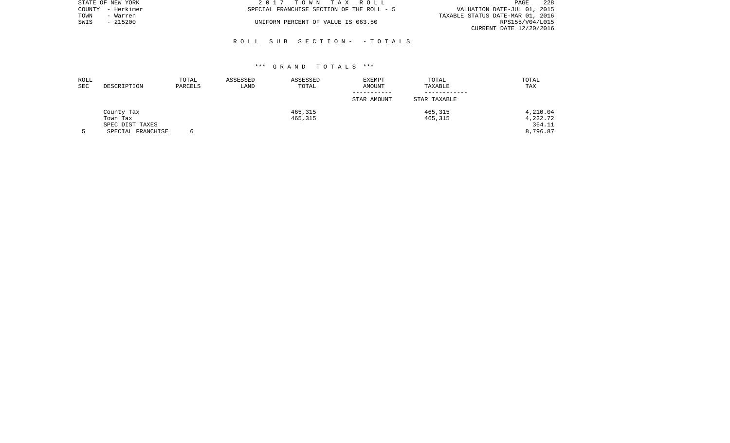STATE OF NEW YORK
COUNTY - Herkimer
TOWN - Warren
SWIS - 215200

2 0 1 7 T O W N T A X R O L L
SPECIAL FRANCHISE SECTION OF THE ROLL - 5
UNIFORM PERCENT OF VALUE IS 063.50

VALUATION DATE-JUL 01, 2015
TAXABLE STATUS DATE-MAR 01, 2016
RPS155/V04/L015
CURRENT DATE 12/20/2016

## R O L L S U B S E C T I O N - - T O T A L S

### *** G R A N D T O T A L S ***

| ROLL SEC | DESCRIPTION | TOTAL PARCELS | ASSESSED LAND | ASSESSED TOTAL | EXEMPT AMOUNT / STAR AMOUNT | TOTAL TAXABLE / STAR TAXABLE | TOTAL TAX |
|---|---|---|---|---|---|---|---|
| | County Tax | | | 465,315 | | 465,315 | 4,210.04 |
| | Town Tax | | | 465,315 | | 465,315 | 4,222.72 |
| | SPEC DIST TAXES | | | | | | 364.11 |
| 5 | SPECIAL FRANCHISE | 6 | | | | | 8,796.87 |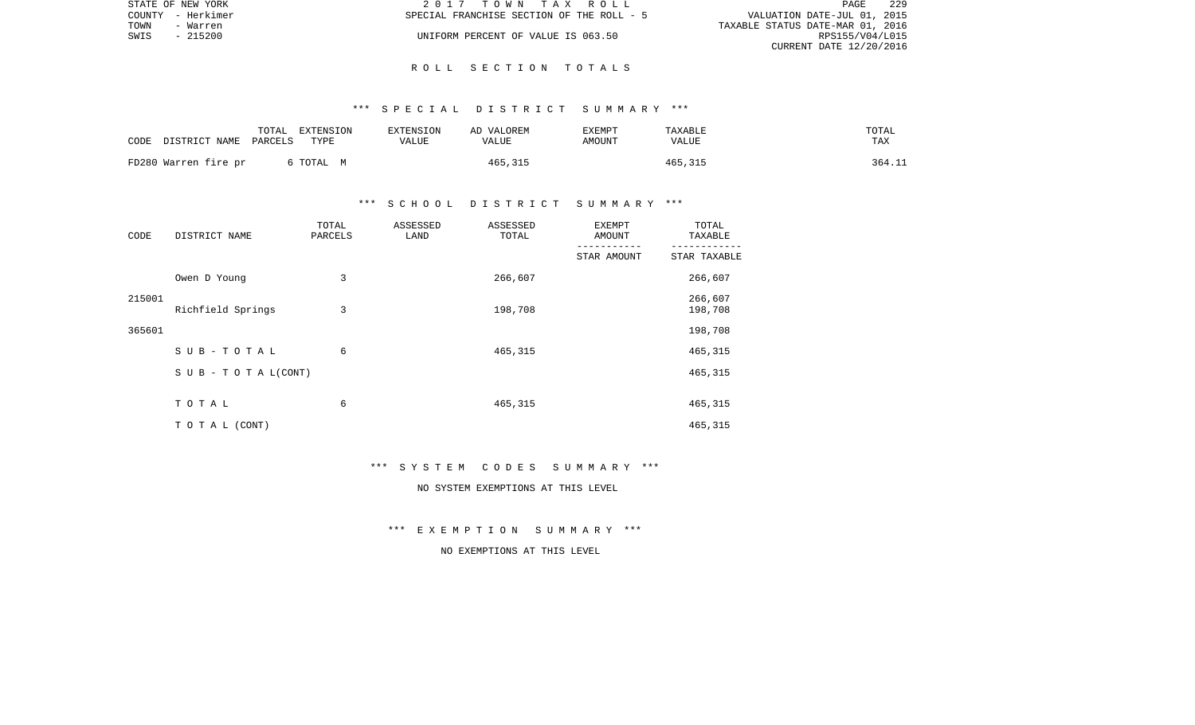STATE OF NEW YORK | 2 0 1 7 T O W N T A X R O L L | PAGE 229
COUNTY - Herkimer | SPECIAL FRANCHISE SECTION OF THE ROLL - 5 | VALUATION DATE-JUL 01, 2015
TOWN - Warren | | TAXABLE STATUS DATE-MAR 01, 2016
SWIS - 215200 | UNIFORM PERCENT OF VALUE IS 063.50 | RPS155/V04/L015
CURRENT DATE 12/20/2016

## R O L L S E C T I O N T O T A L S

### *** S P E C I A L D I S T R I C T S U M M A R Y ***

| CODE DISTRICT NAME | TOTAL PARCELS | EXTENSION TYPE | EXTENSION VALUE | AD VALOREM VALUE | EXEMPT AMOUNT | TAXABLE VALUE | TOTAL TAX |
|---|---|---|---|---|---|---|---|
| FD280 Warren fire pr | 6 | TOTAL M | | 465,315 | | 465,315 | 364.11 |

### *** S C H O O L D I S T R I C T S U M M A R Y ***

| CODE | DISTRICT NAME | TOTAL PARCELS | ASSESSED LAND | ASSESSED TOTAL | EXEMPT AMOUNT / STAR AMOUNT | TOTAL TAXABLE / STAR TAXABLE |
|---|---|---|---|---|---|---|
| 215001 | Owen D Young | 3 | | 266,607 | | 266,607 |
| | | | | | | 266,607 |
| 365601 | Richfield Springs | 3 | | 198,708 | | 198,708 |
| | | | | | | 198,708 |
| | S U B - T O T A L | 6 | | 465,315 | | 465,315 |
| | S U B - T O T A L(CONT) | | | | | 465,315 |
| | T O T A L | 6 | | 465,315 | | 465,315 |
| | T O T A L (CONT) | | | | | 465,315 |

### *** S Y S T E M C O D E S S U M M A R Y ***

NO SYSTEM EXEMPTIONS AT THIS LEVEL

### *** E X E M P T I O N S U M M A R Y ***

NO EXEMPTIONS AT THIS LEVEL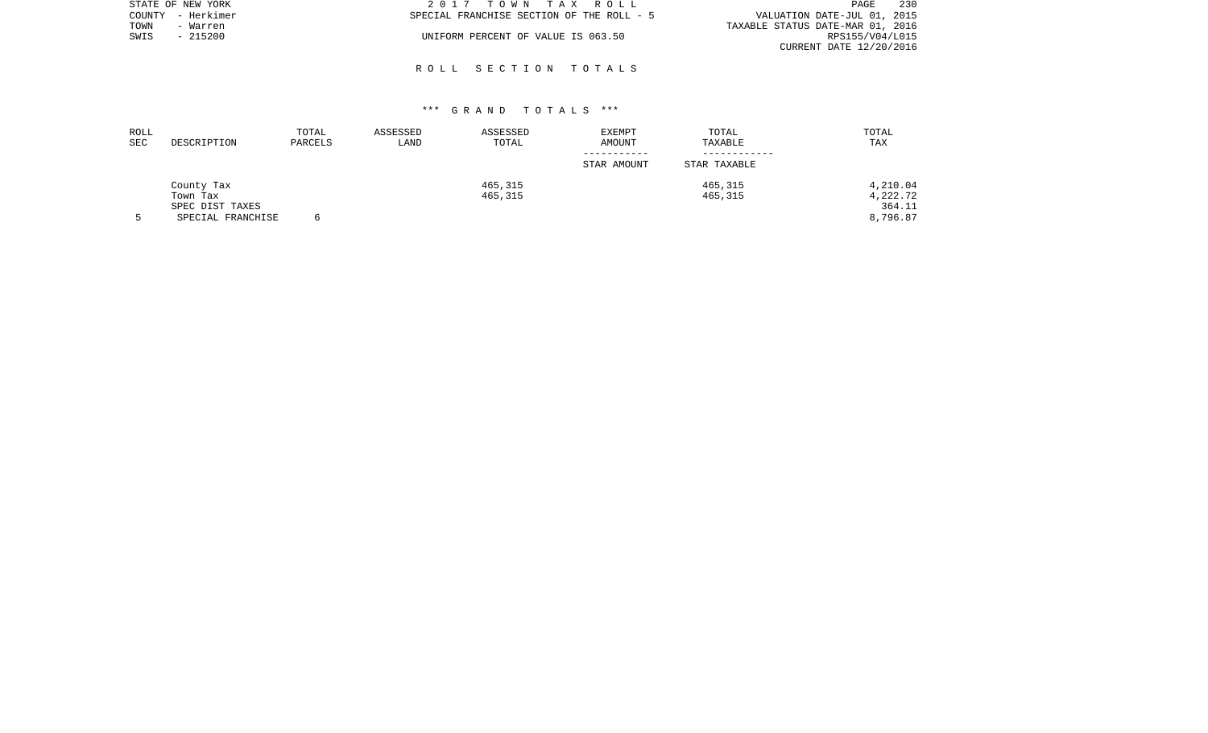STATE OF NEW YORK
COUNTY - Herkimer
TOWN - Warren
SWIS - 215200

2 0 1 7 T O W N T A X R O L L
SPECIAL FRANCHISE SECTION OF THE ROLL - 5
UNIFORM PERCENT OF VALUE IS 063.50

VALUATION DATE-JUL 01, 2015
TAXABLE STATUS DATE-MAR 01, 2016
RPS155/V04/L015
CURRENT DATE 12/20/2016

## R O L L S E C T I O N T O T A L S

### *** G R A N D T O T A L S ***

| ROLL SEC | DESCRIPTION | TOTAL PARCELS | ASSESSED LAND | ASSESSED TOTAL | EXEMPT AMOUNT / STAR AMOUNT | TOTAL TAXABLE / STAR TAXABLE | TOTAL TAX |
|---|---|---|---|---|---|---|---|
| | County Tax | | | 465,315 | | 465,315 | 4,210.04 |
| | Town Tax | | | 465,315 | | 465,315 | 4,222.72 |
| | SPEC DIST TAXES | | | | | | 364.11 |
| 5 | SPECIAL FRANCHISE | 6 | | | | | 8,796.87 |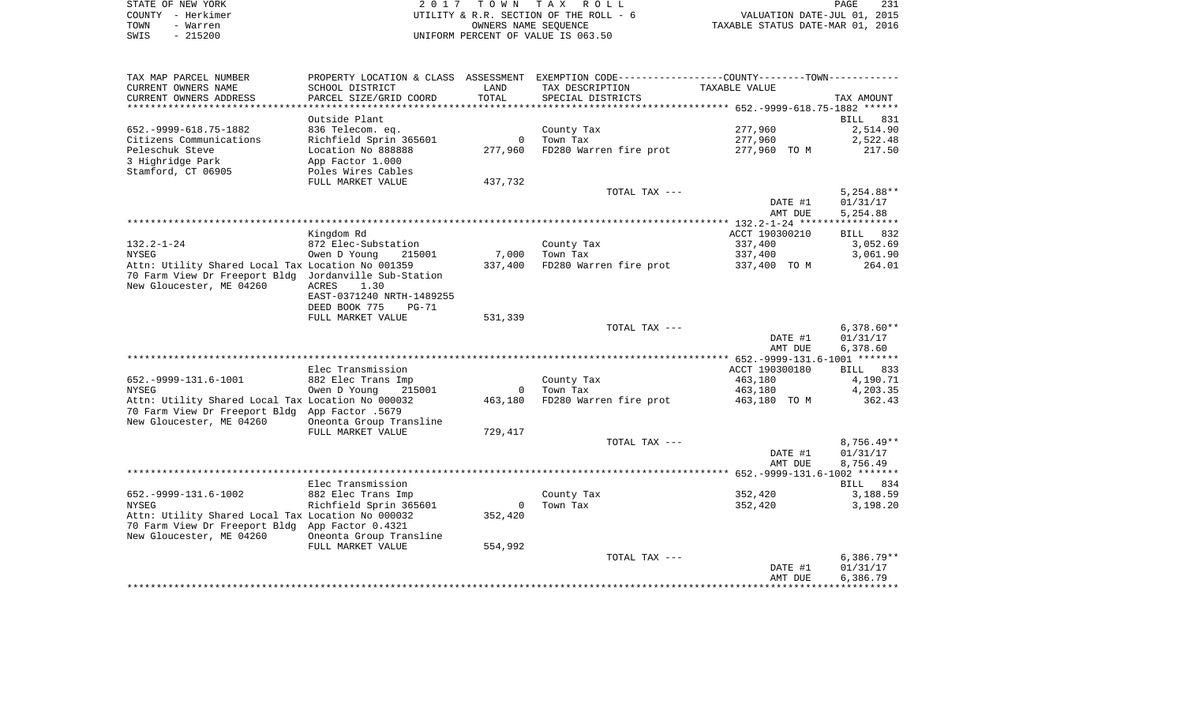STATE OF NEW YORK
COUNTY - Herkimer
TOWN - Warren
SWIS - 215200

2017 TOWN TAX ROLL
UTILITY & R.R. SECTION OF THE ROLL - 6
OWNERS NAME SEQUENCE
UNIFORM PERCENT OF VALUE IS 063.50

VALUATION DATE-JUL 01, 2015
TAXABLE STATUS DATE-MAR 01, 2016

| TAX MAP PARCEL NUMBER / CURRENT OWNERS NAME / CURRENT OWNERS ADDRESS | PROPERTY LOCATION & CLASS / SCHOOL DISTRICT / PARCEL SIZE/GRID COORD | ASSESSMENT LAND / TOTAL | EXEMPTION CODE / TAX DESCRIPTION / SPECIAL DISTRICTS | TAXABLE VALUE | TAX AMOUNT |
|---|---|---|---|---|---|
| **652.-9999-618.75-1882** | | | | | BILL 831 |
| | Outside Plant | | | | |
| 652.-9999-618.75-1882 | 836 Telecom. eq. | | County Tax | 277,960 | 2,514.90 |
| Citizens Communications | Richfield Sprin 365601 | 0 | Town Tax | 277,960 | 2,522.48 |
| Peleschuk Steve | Location No 888888 | 277,960 | FD280 Warren fire prot | 277,960 TO M | 217.50 |
| 3 Highridge Park | App Factor 1.000 | | | | |
| Stamford, CT 06905 | Poles Wires Cables | | | | |
| | FULL MARKET VALUE | 437,732 | | | |
| | | | TOTAL TAX --- | | 5,254.88** |
| | | | | DATE #1 | 01/31/17 |
| | | | | AMT DUE | 5,254.88 |
| **132.2-1-24** | | | | | |
| | Kingdom Rd | | | ACCT 190300210 | BILL 832 |
| 132.2-1-24 | 872 Elec-Substation | | County Tax | 337,400 | 3,052.69 |
| NYSEG | Owen D Young 215001 | 7,000 | Town Tax | 337,400 | 3,061.90 |
| Attn: Utility Shared Local Tax | Location No 001359 | 337,400 | FD280 Warren fire prot | 337,400 TO M | 264.01 |
| 70 Farm View Dr Freeport Bldg | Jordanville Sub-Station | | | | |
| New Gloucester, ME 04260 | ACRES 1.30 | | | | |
| | EAST-0371240 NRTH-1489255 | | | | |
| | DEED BOOK 775 PG-71 | | | | |
| | FULL MARKET VALUE | 531,339 | | | |
| | | | TOTAL TAX --- | | 6,378.60** |
| | | | | DATE #1 | 01/31/17 |
| | | | | AMT DUE | 6,378.60 |
| **652.-9999-131.6-1001** | | | | | |
| | Elec Transmission | | | ACCT 190300180 | BILL 833 |
| 652.-9999-131.6-1001 | 882 Elec Trans Imp | | County Tax | 463,180 | 4,190.71 |
| NYSEG | Owen D Young 215001 | 0 | Town Tax | 463,180 | 4,203.35 |
| Attn: Utility Shared Local Tax | Location No 000032 | 463,180 | FD280 Warren fire prot | 463,180 TO M | 362.43 |
| 70 Farm View Dr Freeport Bldg | App Factor .5679 | | | | |
| New Gloucester, ME 04260 | Oneonta Group Transline | | | | |
| | FULL MARKET VALUE | 729,417 | | | |
| | | | TOTAL TAX --- | | 8,756.49** |
| | | | | DATE #1 | 01/31/17 |
| | | | | AMT DUE | 8,756.49 |
| **652.-9999-131.6-1002** | | | | | |
| | Elec Transmission | | | | BILL 834 |
| 652.-9999-131.6-1002 | 882 Elec Trans Imp | | County Tax | 352,420 | 3,188.59 |
| NYSEG | Richfield Sprin 365601 | 0 | Town Tax | 352,420 | 3,198.20 |
| Attn: Utility Shared Local Tax | Location No 000032 | 352,420 | | | |
| 70 Farm View Dr Freeport Bldg | App Factor 0.4321 | | | | |
| New Gloucester, ME 04260 | Oneonta Group Transline | | | | |
| | FULL MARKET VALUE | 554,992 | | | |
| | | | TOTAL TAX --- | | 6,386.79** |
| | | | | DATE #1 | 01/31/17 |
| | | | | AMT DUE | 6,386.79 |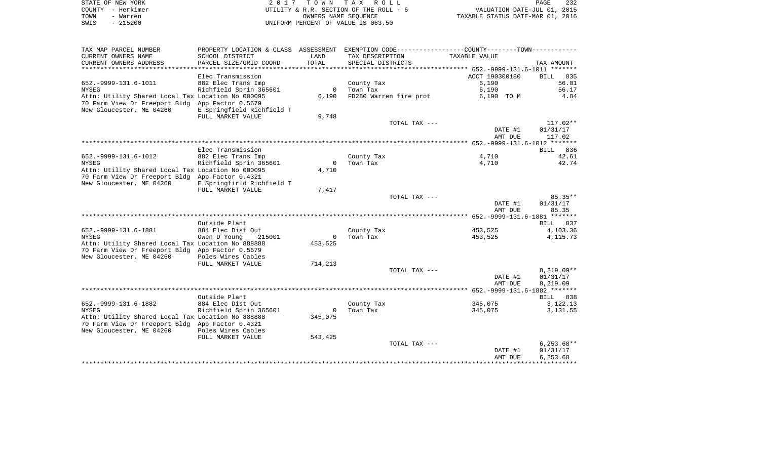STATE OF NEW YORK
COUNTY - Herkimer
TOWN - Warren
SWIS - 215200

2017 TOWN TAX ROLL
UTILITY & R.R. SECTION OF THE ROLL - 6
OWNERS NAME SEQUENCE
UNIFORM PERCENT OF VALUE IS 063.50

VALUATION DATE-JUL 01, 2015
TAXABLE STATUS DATE-MAR 01, 2016

| TAX MAP PARCEL NUMBER / CURRENT OWNERS NAME / CURRENT OWNERS ADDRESS | PROPERTY LOCATION & CLASS / SCHOOL DISTRICT / PARCEL SIZE/GRID COORD | ASSESSMENT LAND / TOTAL | EXEMPTION CODE / TAX DESCRIPTION / SPECIAL DISTRICTS | TAXABLE VALUE | TAX AMOUNT |
|---|---|---|---|---|---|
| **652.-9999-131.6-1011** | Elec Transmission | | | ACCT 190300180 | BILL 835 |
| 652.-9999-131.6-1011 | 882 Elec Trans Imp | | County Tax | 6,190 | 56.01 |
| NYSEG | Richfield Sprin 365601 | 0 | Town Tax | 6,190 | 56.17 |
| Attn: Utility Shared Local Tax | Location No 000095 | 6,190 | FD280 Warren fire prot | 6,190 TO M | 4.84 |
| 70 Farm View Dr Freeport Bldg | App Factor 0.5679 | | | | |
| New Gloucester, ME 04260 | E Springfield Richfield T | | | | |
| | FULL MARKET VALUE | 9,748 | | | |
| | | | TOTAL TAX --- | | 117.02** |
| | | | | DATE #1 | 01/31/17 |
| | | | | AMT DUE | 117.02 |
| **652.-9999-131.6-1012** | Elec Transmission | | | | BILL 836 |
| 652.-9999-131.6-1012 | 882 Elec Trans Imp | | County Tax | 4,710 | 42.61 |
| NYSEG | Richfield Sprin 365601 | 0 | Town Tax | 4,710 | 42.74 |
| Attn: Utility Shared Local Tax | Location No 000095 | 4,710 | | | |
| 70 Farm View Dr Freeport Bldg | App Factor 0.4321 | | | | |
| New Gloucester, ME 04260 | E Springfirld Richfield T | | | | |
| | FULL MARKET VALUE | 7,417 | | | |
| | | | TOTAL TAX --- | | 85.35** |
| | | | | DATE #1 | 01/31/17 |
| | | | | AMT DUE | 85.35 |
| **652.-9999-131.6-1881** | Outside Plant | | | | BILL 837 |
| 652.-9999-131.6-1881 | 884 Elec Dist Out | | County Tax | 453,525 | 4,103.36 |
| NYSEG | Owen D Young 215001 | 0 | Town Tax | 453,525 | 4,115.73 |
| Attn: Utility Shared Local Tax | Location No 888888 | 453,525 | | | |
| 70 Farm View Dr Freeport Bldg | App Factor 0.5679 | | | | |
| New Gloucester, ME 04260 | Poles Wires Cables | | | | |
| | FULL MARKET VALUE | 714,213 | | | |
| | | | TOTAL TAX --- | | 8,219.09** |
| | | | | DATE #1 | 01/31/17 |
| | | | | AMT DUE | 8,219.09 |
| **652.-9999-131.6-1882** | Outside Plant | | | | BILL 838 |
| 652.-9999-131.6-1882 | 884 Elec Dist Out | | County Tax | 345,075 | 3,122.13 |
| NYSEG | Richfield Sprin 365601 | 0 | Town Tax | 345,075 | 3,131.55 |
| Attn: Utility Shared Local Tax | Location No 888888 | 345,075 | | | |
| 70 Farm View Dr Freeport Bldg | App Factor 0.4321 | | | | |
| New Gloucester, ME 04260 | Poles Wires Cables | | | | |
| | FULL MARKET VALUE | 543,425 | | | |
| | | | TOTAL TAX --- | | 6,253.68** |
| | | | | DATE #1 | 01/31/17 |
| | | | | AMT DUE | 6,253.68 |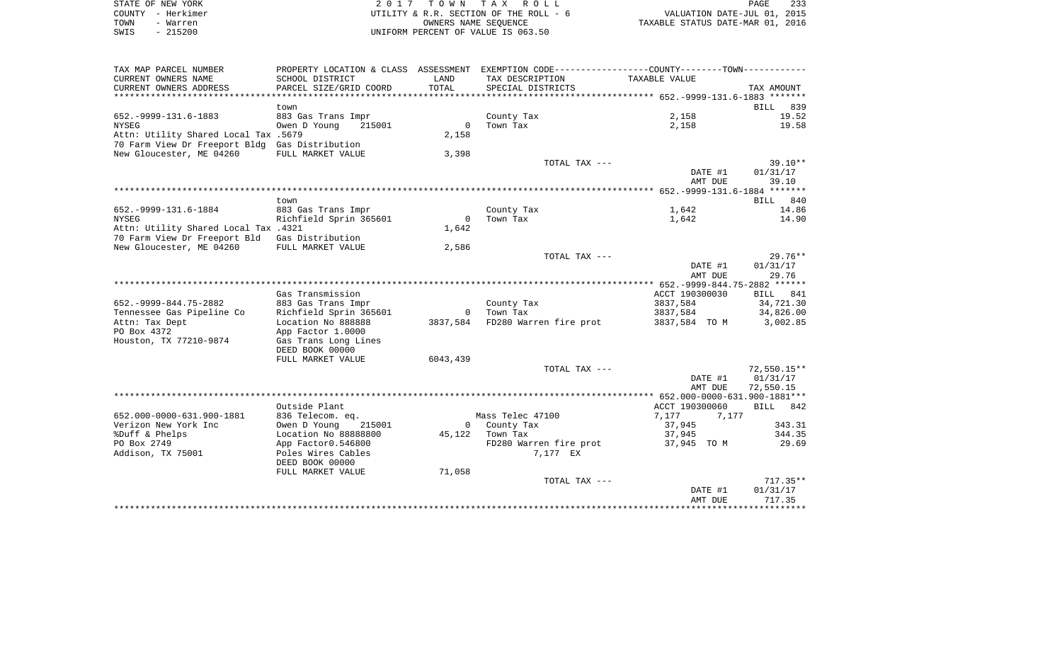STATE OF NEW YORK
COUNTY - Herkimer
TOWN - Warren
SWIS - 215200

2 0 1 7 T O W N T A X R O L L
UTILITY & R.R. SECTION OF THE ROLL - 6
OWNERS NAME SEQUENCE
UNIFORM PERCENT OF VALUE IS 063.50

VALUATION DATE-JUL 01, 2015
TAXABLE STATUS DATE-MAR 01, 2016

| TAX MAP PARCEL NUMBER / CURRENT OWNERS NAME / CURRENT OWNERS ADDRESS | PROPERTY LOCATION & CLASS / SCHOOL DISTRICT / PARCEL SIZE/GRID COORD | ASSESSMENT LAND / TOTAL | EXEMPTION CODE / TAX DESCRIPTION / SPECIAL DISTRICTS | COUNTY / TOWN TAXABLE VALUE | TAX AMOUNT |
|---|---|---|---|---|---|
| **652.-9999-131.6-1883** | | | | | BILL 839 |
| | town | | | | |
| 652.-9999-131.6-1883 | 883 Gas Trans Impr | | County Tax | 2,158 | 19.52 |
| NYSEG | Owen D Young 215001 | 0 | Town Tax | 2,158 | 19.58 |
| Attn: Utility Shared Local Tax .5679 | | 2,158 | | | |
| 70 Farm View Dr Freeport Bldg | Gas Distribution | | | | |
| New Gloucester, ME 04260 | FULL MARKET VALUE | 3,398 | | | |
| | | | TOTAL TAX --- | | 39.10** |
| | | | | DATE #1 | 01/31/17 |
| | | | | AMT DUE | 39.10 |
| **652.-9999-131.6-1884** | | | | | BILL 840 |
| | town | | | | |
| 652.-9999-131.6-1884 | 883 Gas Trans Impr | | County Tax | 1,642 | 14.86 |
| NYSEG | Richfield Sprin 365601 | 0 | Town Tax | 1,642 | 14.90 |
| Attn: Utility Shared Local Tax .4321 | | 1,642 | | | |
| 70 Farm View Dr Freeport Bld | Gas Distribution | | | | |
| New Gloucester, ME 04260 | FULL MARKET VALUE | 2,586 | | | |
| | | | TOTAL TAX --- | | 29.76** |
| | | | | DATE #1 | 01/31/17 |
| | | | | AMT DUE | 29.76 |
| **652.-9999-844.75-2882** | | | | | BILL 841 |
| | Gas Transmission | | | ACCT 190300030 | |
| 652.-9999-844.75-2882 | 883 Gas Trans Impr | | County Tax | 3837,584 | 34,721.30 |
| Tennessee Gas Pipeline Co | Richfield Sprin 365601 | 0 | Town Tax | 3837,584 | 34,826.00 |
| Attn: Tax Dept | Location No 888888 | 3837,584 | FD280 Warren fire prot | 3837,584 TO M | 3,002.85 |
| PO Box 4372 | App Factor 1.0000 | | | | |
| Houston, TX 77210-9874 | Gas Trans Long Lines | | | | |
| | DEED BOOK 00000 | | | | |
| | FULL MARKET VALUE | 6043,439 | | | |
| | | | TOTAL TAX --- | | 72,550.15** |
| | | | | DATE #1 | 01/31/17 |
| | | | | AMT DUE | 72,550.15 |
| **652.000-0000-631.900-1881** | | | | | BILL 842 |
| | Outside Plant | | | ACCT 190300060 | |
| 652.000-0000-631.900-1881 | 836 Telecom. eq. | | Mass Telec 47100 | 7,177 7,177 | |
| Verizon New York Inc | Owen D Young 215001 | 0 | County Tax | 37,945 | 343.31 |
| %Duff & Phelps | Location No 88888800 | 45,122 | Town Tax | 37,945 | 344.35 |
| PO Box 2749 | App Factor0.546800 | | FD280 Warren fire prot | 37,945 TO M | 29.69 |
| Addison, TX 75001 | Poles Wires Cables | | 7,177 EX | | |
| | DEED BOOK 00000 | | | | |
| | FULL MARKET VALUE | 71,058 | | | |
| | | | TOTAL TAX --- | | 717.35** |
| | | | | DATE #1 | 01/31/17 |
| | | | | AMT DUE | 717.35 |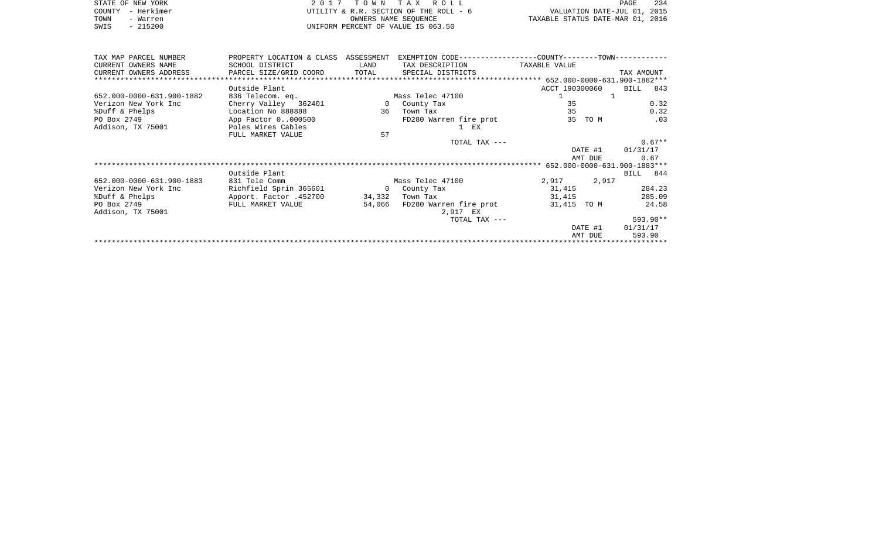STATE OF NEW YORK
COUNTY - Herkimer
TOWN - Warren
SWIS - 215200

2 0 1 7 T O W N T A X R O L L
UTILITY & R.R. SECTION OF THE ROLL - 6
OWNERS NAME SEQUENCE
UNIFORM PERCENT OF VALUE IS 063.50

VALUATION DATE-JUL 01, 2015
TAXABLE STATUS DATE-MAR 01, 2016

| TAX MAP PARCEL NUMBER<br>CURRENT OWNERS NAME<br>CURRENT OWNERS ADDRESS | PROPERTY LOCATION & CLASS<br>SCHOOL DISTRICT<br>PARCEL SIZE/GRID COORD | ASSESSMENT<br>LAND<br>TOTAL | EXEMPTION CODE------COUNTY-----TOWN------<br>TAX DESCRIPTION<br>SPECIAL DISTRICTS | TAXABLE VALUE | TAX AMOUNT |
|---|---|---|---|---|---|
| **652.000-0000-631.900-1882** | | | | | |
| | Outside Plant | | | ACCT 190300060 | BILL 843 |
| 652.000-0000-631.900-1882 | 836 Telecom. eq. | | Mass Telec 47100 | 1 1 | |
| Verizon New York Inc | Cherry Valley 362401 | 0 | County Tax | 35 | 0.32 |
| %Duff & Phelps | Location No 888888 | 36 | Town Tax | 35 | 0.32 |
| PO Box 2749 | App Factor 0..000500 | | FD280 Warren fire prot | 35 TO M | .03 |
| Addison, TX 75001 | Poles Wires Cables | | 1 EX | | |
| | FULL MARKET VALUE | 57 | | | |
| | | | TOTAL TAX --- | | 0.67** |
| | | | | DATE #1 | 01/31/17 |
| | | | | AMT DUE | 0.67 |
| **652.000-0000-631.900-1883** | | | | | |
| | Outside Plant | | | | BILL 844 |
| 652.000-0000-631.900-1883 | 831 Tele Comm | | Mass Telec 47100 | 2,917 2,917 | |
| Verizon New York Inc | Richfield Sprin 365601 | 0 | County Tax | 31,415 | 284.23 |
| %Duff & Phelps | Apport. Factor .452700 | 34,332 | Town Tax | 31,415 | 285.09 |
| PO Box 2749 | FULL MARKET VALUE | 54,066 | FD280 Warren fire prot | 31,415 TO M | 24.58 |
| Addison, TX 75001 | | | 2,917 EX | | |
| | | | TOTAL TAX --- | | 593.90** |
| | | | | DATE #1 | 01/31/17 |
| | | | | AMT DUE | 593.90 |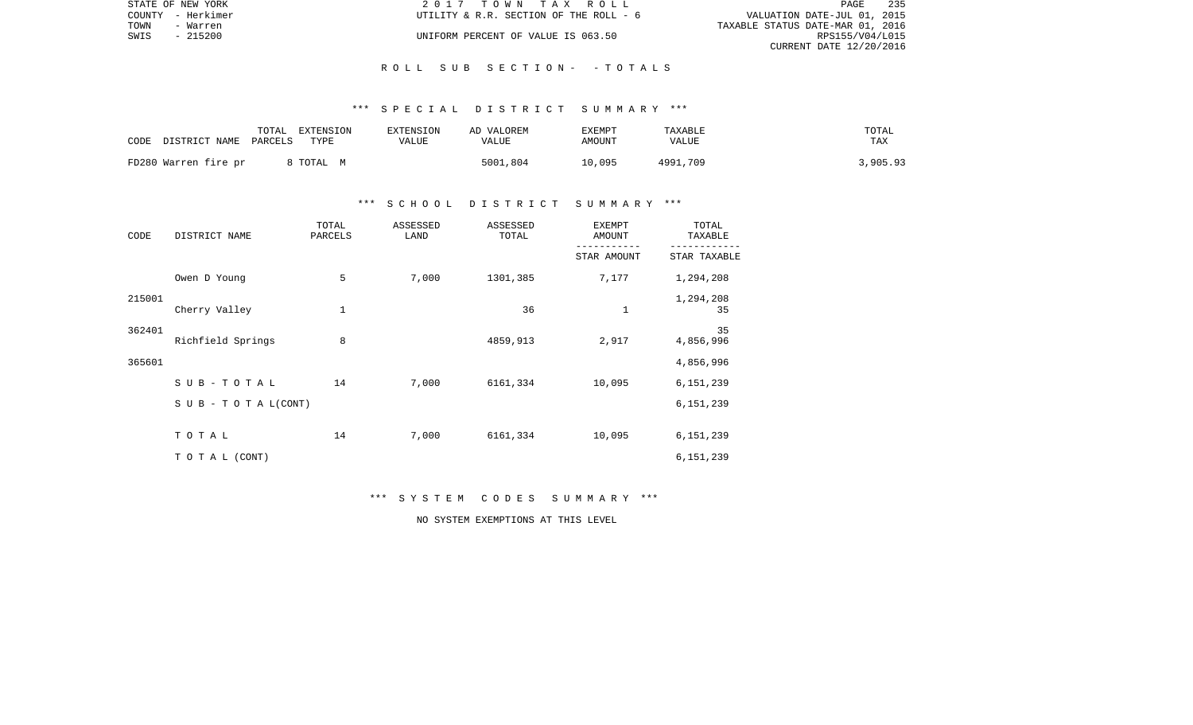STATE OF NEW YORK
COUNTY - Herkimer
TOWN - Warren
SWIS - 215200

2 0 1 7 T O W N T A X R O L L
UTILITY & R.R. SECTION OF THE ROLL - 6
UNIFORM PERCENT OF VALUE IS 063.50

VALUATION DATE-JUL 01, 2015
TAXABLE STATUS DATE-MAR 01, 2016
RPS155/V04/L015
CURRENT DATE 12/20/2016

## R O L L S U B S E C T I O N - - T O T A L S

### *** S P E C I A L D I S T R I C T S U M M A R Y ***

| CODE DISTRICT NAME | TOTAL PARCELS | EXTENSION TYPE | EXTENSION VALUE | AD VALOREM VALUE | EXEMPT AMOUNT | TAXABLE VALUE | TOTAL TAX |
|---|---|---|---|---|---|---|---|
| FD280 Warren fire pr | 8 | TOTAL M | | 5001,804 | 10,095 | 4991,709 | 3,905.93 |

### *** S C H O O L D I S T R I C T S U M M A R Y ***

| CODE | DISTRICT NAME | TOTAL PARCELS | ASSESSED LAND | ASSESSED TOTAL | EXEMPT AMOUNT / STAR AMOUNT | TOTAL TAXABLE / STAR TAXABLE |
|---|---|---|---|---|---|---|
| 215001 | Owen D Young | 5 | 7,000 | 1301,385 | 7,177 | 1,294,208 |
| | | | | | | 1,294,208 |
| 362401 | Cherry Valley | 1 | | 36 | 1 | 35 |
| | | | | | | 35 |
| 365601 | Richfield Springs | 8 | | 4859,913 | 2,917 | 4,856,996 |
| | | | | | | 4,856,996 |
| | S U B - T O T A L | 14 | 7,000 | 6161,334 | 10,095 | 6,151,239 |
| | S U B - T O T A L(CONT) | | | | | 6,151,239 |
| | T O T A L | 14 | 7,000 | 6161,334 | 10,095 | 6,151,239 |
| | T O T A L (CONT) | | | | | 6,151,239 |

### *** S Y S T E M C O D E S S U M M A R Y ***

NO SYSTEM EXEMPTIONS AT THIS LEVEL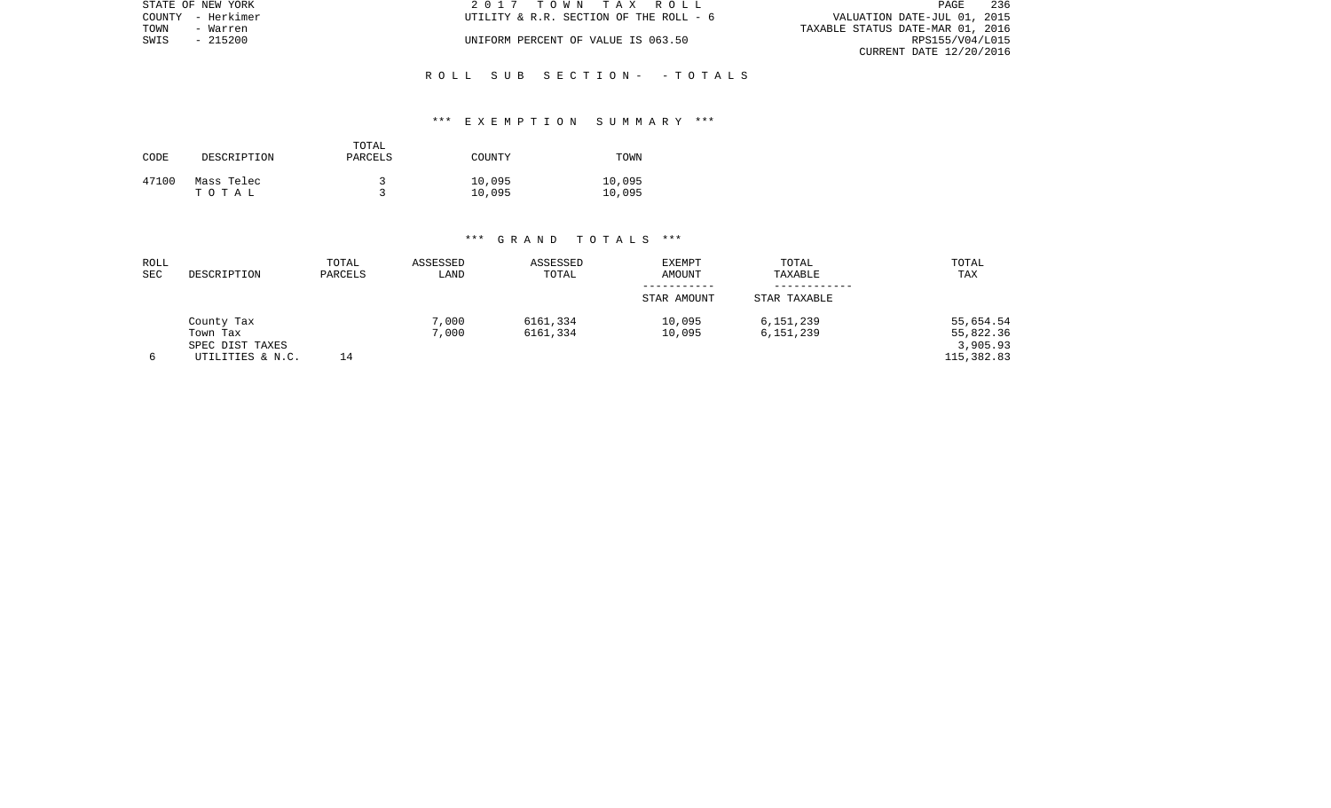STATE OF NEW YORK
COUNTY - Herkimer
TOWN - Warren
SWIS - 215200

2 0 1 7 T O W N T A X R O L L
UTILITY & R.R. SECTION OF THE ROLL - 6
UNIFORM PERCENT OF VALUE IS 063.50

VALUATION DATE-JUL 01, 2015
TAXABLE STATUS DATE-MAR 01, 2016
RPS155/V04/L015
CURRENT DATE 12/20/2016

## R O L L S U B S E C T I O N - - T O T A L S

### *** E X E M P T I O N S U M M A R Y ***

| CODE | DESCRIPTION | TOTAL PARCELS | COUNTY | TOWN |
|---|---|---|---|---|
| 47100 | Mass Telec | 3 | 10,095 | 10,095 |
| | T O T A L | 3 | 10,095 | 10,095 |

### *** G R A N D T O T A L S ***

| ROLL SEC | DESCRIPTION | TOTAL PARCELS | ASSESSED LAND | ASSESSED TOTAL | EXEMPT AMOUNT<br>-----------<br>STAR AMOUNT | TOTAL TAXABLE<br>------------<br>STAR TAXABLE | TOTAL TAX |
|---|---|---|---|---|---|---|---|
| | County Tax | | 7,000 | 6161,334 | 10,095 | 6,151,239 | 55,654.54 |
| | Town Tax | | 7,000 | 6161,334 | 10,095 | 6,151,239 | 55,822.36 |
| | SPEC DIST TAXES | | | | | | 3,905.93 |
| 6 | UTILITIES & N.C. | 14 | | | | | 115,382.83 |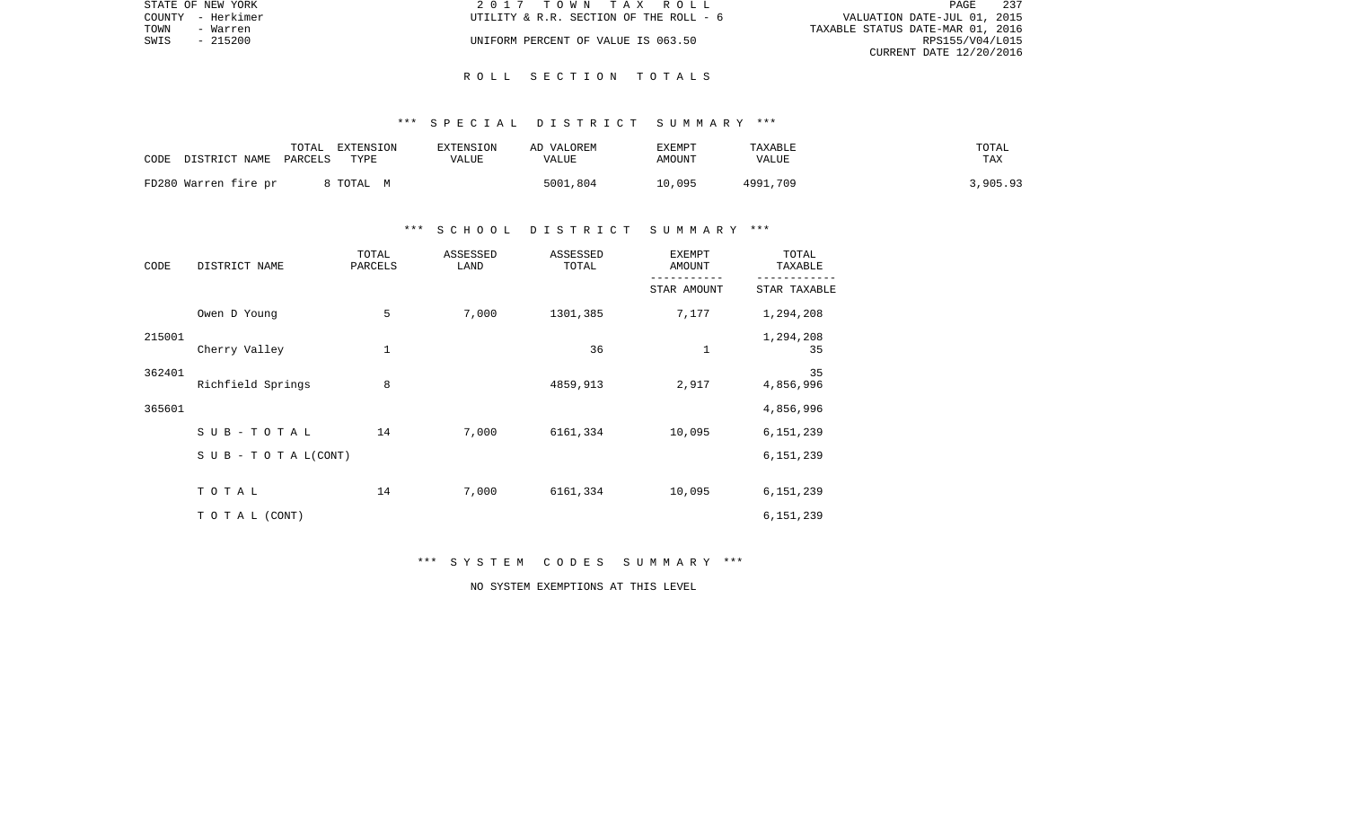STATE OF NEW YORK
COUNTY - Herkimer
TOWN - Warren
SWIS - 215200

2 0 1 7 T O W N T A X R O L L
UTILITY & R.R. SECTION OF THE ROLL - 6
UNIFORM PERCENT OF VALUE IS 063.50

VALUATION DATE-JUL 01, 2015
TAXABLE STATUS DATE-MAR 01, 2016
RPS155/V04/L015
CURRENT DATE 12/20/2016

## R O L L S E C T I O N T O T A L S

### *** S P E C I A L D I S T R I C T S U M M A R Y ***

| CODE DISTRICT NAME | TOTAL PARCELS | EXTENSION TYPE | EXTENSION VALUE | AD VALOREM VALUE | EXEMPT AMOUNT | TAXABLE VALUE | TOTAL TAX |
|---|---|---|---|---|---|---|---|
| FD280 Warren fire pr | 8 | TOTAL M | | 5001,804 | 10,095 | 4991,709 | 3,905.93 |

### *** S C H O O L D I S T R I C T S U M M A R Y ***

| CODE | DISTRICT NAME | TOTAL PARCELS | ASSESSED LAND | ASSESSED TOTAL | EXEMPT AMOUNT / STAR AMOUNT | TOTAL TAXABLE / STAR TAXABLE |
|---|---|---|---|---|---|---|
| 215001 | Owen D Young | 5 | 7,000 | 1301,385 | 7,177 | 1,294,208 |
| | | | | | | 1,294,208 |
| 362401 | Cherry Valley | 1 | | 36 | 1 | 35 |
| | | | | | | 35 |
| 365601 | Richfield Springs | 8 | | 4859,913 | 2,917 | 4,856,996 |
| | | | | | | 4,856,996 |
| | S U B - T O T A L | 14 | 7,000 | 6161,334 | 10,095 | 6,151,239 |
| | S U B - T O T A L(CONT) | | | | | 6,151,239 |
| | T O T A L | 14 | 7,000 | 6161,334 | 10,095 | 6,151,239 |
| | T O T A L (CONT) | | | | | 6,151,239 |

### *** S Y S T E M C O D E S S U M M A R Y ***

NO SYSTEM EXEMPTIONS AT THIS LEVEL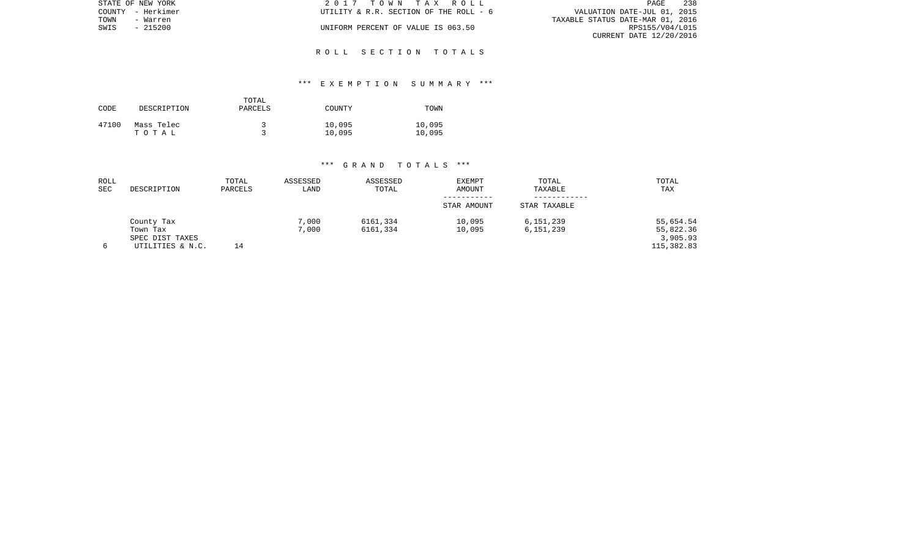STATE OF NEW YORK
COUNTY - Herkimer
TOWN - Warren
SWIS - 215200

2 0 1 7 T O W N T A X R O L L
UTILITY & R.R. SECTION OF THE ROLL - 6

UNIFORM PERCENT OF VALUE IS 063.50

VALUATION DATE-JUL 01, 2015
TAXABLE STATUS DATE-MAR 01, 2016
RPS155/V04/L015
CURRENT DATE 12/20/2016

## R O L L S E C T I O N T O T A L S

### *** E X E M P T I O N S U M M A R Y ***

| CODE | DESCRIPTION | TOTAL PARCELS | COUNTY | TOWN |
|---|---|---|---|---|
| 47100 | Mass Telec | 3 | 10,095 | 10,095 |
| | T O T A L | 3 | 10,095 | 10,095 |

### *** G R A N D T O T A L S ***

| ROLL SEC | DESCRIPTION | TOTAL PARCELS | ASSESSED LAND | ASSESSED TOTAL | EXEMPT AMOUNT / STAR AMOUNT | TOTAL TAXABLE / STAR TAXABLE | TOTAL TAX |
|---|---|---|---|---|---|---|---|
| | County Tax | | 7,000 | 6161,334 | 10,095 | 6,151,239 | 55,654.54 |
| | Town Tax | | 7,000 | 6161,334 | 10,095 | 6,151,239 | 55,822.36 |
| | SPEC DIST TAXES | | | | | | 3,905.93 |
| 6 | UTILITIES & N.C. | 14 | | | | | 115,382.83 |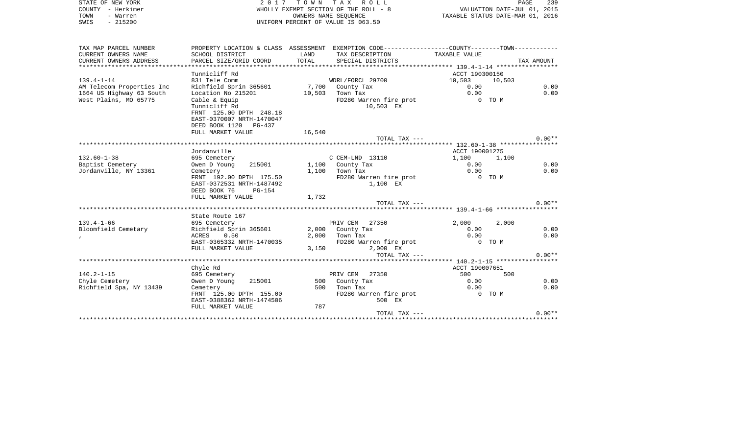STATE OF NEW YORK
COUNTY - Herkimer
TOWN - Warren
SWIS - 215200

2 0 1 7 T O W N T A X R O L L
WHOLLY EXEMPT SECTION OF THE ROLL - 8
OWNERS NAME SEQUENCE
UNIFORM PERCENT OF VALUE IS 063.50

VALUATION DATE-JUL 01, 2015
TAXABLE STATUS DATE-MAR 01, 2016

| TAX MAP PARCEL NUMBER / CURRENT OWNERS NAME / CURRENT OWNERS ADDRESS | PROPERTY LOCATION & CLASS / SCHOOL DISTRICT / PARCEL SIZE/GRID COORD | ASSESSMENT LAND / TOTAL | EXEMPTION CODE / TAX DESCRIPTION / SPECIAL DISTRICTS | COUNTY TAXABLE VALUE | TOWN | TAX AMOUNT |
|---|---|---|---|---|---|---|
| | Tunnicliff Rd | | | ACCT 190300150 | | |
| 139.4-1-14 | 831 Tele Comm | | WDRL/FORCL 29700 | 10,503 | 10,503 | |
| AM Telecom Properties Inc | Richfield Sprin 365601 | 7,700 | County Tax | 0.00 | | 0.00 |
| 1664 US Highway 63 South | Location No 215201 | 10,503 | Town Tax | 0.00 | | 0.00 |
| West Plains, MO 65775 | Cable & Equip | | FD280 Warren fire prot | 0 TO M | | |
| | Tunnicliff Rd | | 10,503 EX | | | |
| | FRNT 125.00 DPTH 248.18 | | | | | |
| | EAST-0370007 NRTH-1470047 | | | | | |
| | DEED BOOK 1120 PG-437 | | | | | |
| | FULL MARKET VALUE | 16,540 | | | | |
| | | | TOTAL TAX --- | | | 0.00** |
| | Jordanville | | | ACCT 190001275 | | |
| 132.60-1-38 | 695 Cemetery | | C CEM-LND 13110 | 1,100 | 1,100 | |
| Baptist Cemetery | Owen D Young 215001 | 1,100 | County Tax | 0.00 | | 0.00 |
| Jordanville, NY 13361 | Cemetery | 1,100 | Town Tax | 0.00 | | 0.00 |
| | FRNT 192.00 DPTH 175.50 | | FD280 Warren fire prot | 0 TO M | | |
| | EAST-0372531 NRTH-1487492 | | 1,100 EX | | | |
| | DEED BOOK 76 PG-154 | | | | | |
| | FULL MARKET VALUE | 1,732 | | | | |
| | | | TOTAL TAX --- | | | 0.00** |
| | State Route 167 | | | | | |
| 139.4-1-66 | 695 Cemetery | | PRIV CEM 27350 | 2,000 | 2,000 | |
| Bloomfield Cemetary | Richfield Sprin 365601 | 2,000 | County Tax | 0.00 | | 0.00 |
| , | ACRES 0.50 | 2,000 | Town Tax | 0.00 | | 0.00 |
| | EAST-0365332 NRTH-1470035 | | FD280 Warren fire prot | 0 TO M | | |
| | FULL MARKET VALUE | 3,150 | 2,000 EX | | | |
| | | | TOTAL TAX --- | | | 0.00** |
| | Chyle Rd | | | ACCT 190007651 | | |
| 140.2-1-15 | 695 Cemetery | | PRIV CEM 27350 | 500 | 500 | |
| Chyle Cemetery | Owen D Young 215001 | 500 | County Tax | 0.00 | | 0.00 |
| Richfield Spa, NY 13439 | Cemetery | 500 | Town Tax | 0.00 | | 0.00 |
| | FRNT 125.00 DPTH 155.00 | | FD280 Warren fire prot | 0 TO M | | |
| | EAST-0388362 NRTH-1474506 | | 500 EX | | | |
| | FULL MARKET VALUE | 787 | | | | |
| | | | TOTAL TAX --- | | | 0.00** |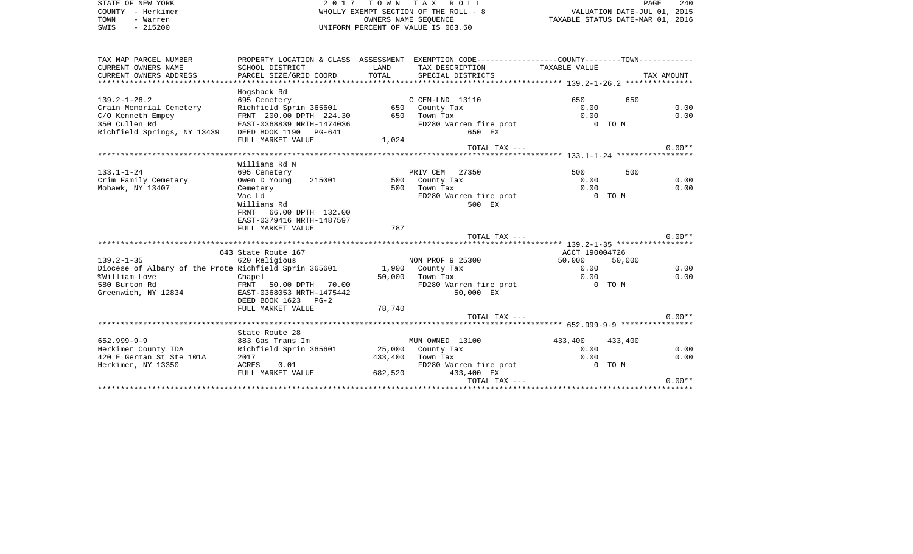STATE OF NEW YORK
COUNTY - Herkimer
TOWN - Warren
SWIS - 215200

2017 TOWN TAX ROLL
WHOLLY EXEMPT SECTION OF THE ROLL - 8
OWNERS NAME SEQUENCE
UNIFORM PERCENT OF VALUE IS 063.50

VALUATION DATE-JUL 01, 2015
TAXABLE STATUS DATE-MAR 01, 2016

| TAX MAP PARCEL NUMBER / CURRENT OWNERS NAME / CURRENT OWNERS ADDRESS | PROPERTY LOCATION & CLASS / SCHOOL DISTRICT / PARCEL SIZE/GRID COORD | ASSESSMENT LAND / TOTAL | EXEMPTION CODE / TAX DESCRIPTION / SPECIAL DISTRICTS | COUNTY TAXABLE VALUE | TOWN | TAX AMOUNT |
|---|---|---|---|---|---|---|
| **139.2-1-26.2** | Hogsback Rd | | | | | |
| 139.2-1-26.2 | 695 Cemetery | | C CEM-LND 13110 | 650 | 650 | |
| Crain Memorial Cemetery | Richfield Sprin 365601 | 650 | County Tax | 0.00 | | 0.00 |
| C/O Kenneth Empey | FRNT 200.00 DPTH 224.30 | 650 | Town Tax | 0.00 | | 0.00 |
| 350 Cullen Rd | EAST-0368839 NRTH-1474036 | | FD280 Warren fire prot | 0 TO M | | |
| Richfield Springs, NY 13439 | DEED BOOK 1190 PG-641 | | 650 EX | | | |
| | FULL MARKET VALUE | 1,024 | | | | |
| | | | TOTAL TAX --- | | | 0.00** |
| **133.1-1-24** | Williams Rd N | | | | | |
| 133.1-1-24 | 695 Cemetery | | PRIV CEM 27350 | 500 | 500 | |
| Crim Family Cemetary | Owen D Young 215001 | 500 | County Tax | 0.00 | | 0.00 |
| Mohawk, NY 13407 | Cemetery | 500 | Town Tax | 0.00 | | 0.00 |
| | Vac Ld | | FD280 Warren fire prot | 0 TO M | | |
| | Williams Rd | | 500 EX | | | |
| | FRNT 66.00 DPTH 132.00 | | | | | |
| | EAST-0379416 NRTH-1487597 | | | | | |
| | FULL MARKET VALUE | 787 | | | | |
| | | | TOTAL TAX --- | | | 0.00** |
| **139.2-1-35** | 643 State Route 167 | | | ACCT 190004726 | | |
| 139.2-1-35 | 620 Religious | | NON PROF 9 25300 | 50,000 | 50,000 | |
| Diocese of Albany of the Prote | Richfield Sprin 365601 | 1,900 | County Tax | 0.00 | | 0.00 |
| %William Love | Chapel | 50,000 | Town Tax | 0.00 | | 0.00 |
| 580 Burton Rd | FRNT 50.00 DPTH 70.00 | | FD280 Warren fire prot | 0 TO M | | |
| Greenwich, NY 12834 | EAST-0368053 NRTH-1475442 | | 50,000 EX | | | |
| | DEED BOOK 1623 PG-2 | | | | | |
| | FULL MARKET VALUE | 78,740 | | | | |
| | | | TOTAL TAX --- | | | 0.00** |
| **652.999-9-9** | State Route 28 | | | | | |
| 652.999-9-9 | 883 Gas Trans Im | | MUN OWNED 13100 | 433,400 | 433,400 | |
| Herkimer County IDA | Richfield Sprin 365601 | 25,000 | County Tax | 0.00 | | 0.00 |
| 420 E German St Ste 101A | 2017 | 433,400 | Town Tax | 0.00 | | 0.00 |
| Herkimer, NY 13350 | ACRES 0.01 | | FD280 Warren fire prot | 0 TO M | | |
| | FULL MARKET VALUE | 682,520 | 433,400 EX | | | |
| | | | TOTAL TAX --- | | | 0.00** |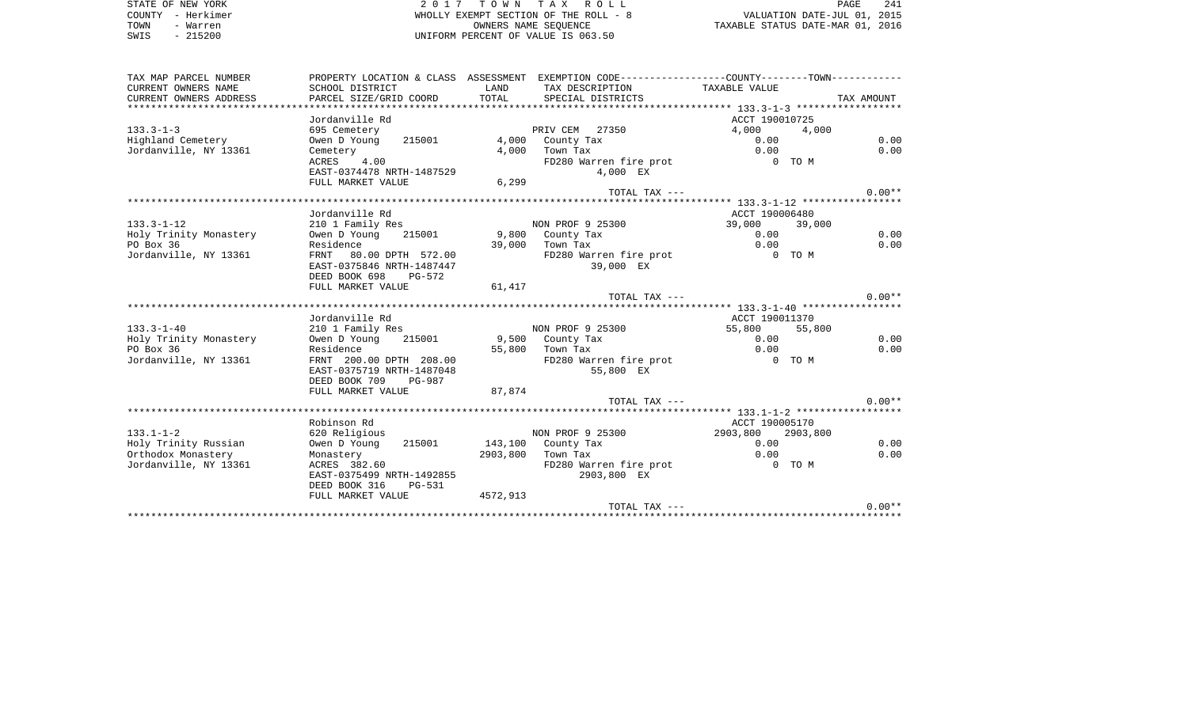STATE OF NEW YORK
COUNTY - Herkimer
TOWN - Warren
SWIS - 215200

2 0 1 7 T O W N T A X R O L L
WHOLLY EXEMPT SECTION OF THE ROLL - 8
OWNERS NAME SEQUENCE
UNIFORM PERCENT OF VALUE IS 063.50

VALUATION DATE-JUL 01, 2015
TAXABLE STATUS DATE-MAR 01, 2016

| TAX MAP PARCEL NUMBER / CURRENT OWNERS NAME / CURRENT OWNERS ADDRESS | PROPERTY LOCATION & CLASS / SCHOOL DISTRICT / PARCEL SIZE/GRID COORD | ASSESSMENT LAND / TOTAL | EXEMPTION CODE / TAX DESCRIPTION / SPECIAL DISTRICTS | COUNTY TAXABLE VALUE | TOWN | TAX AMOUNT |
|---|---|---|---|---|---|---|
| 133.3-1-3 | Jordanville Rd | | | ACCT 190010725 | | |
| | 695 Cemetery | | PRIV CEM 27350 | 4,000 | 4,000 | |
| Highland Cemetery | Owen D Young 215001 | 4,000 | County Tax | 0.00 | | 0.00 |
| Jordanville, NY 13361 | Cemetery | 4,000 | Town Tax | 0.00 | | 0.00 |
| | ACRES 4.00 | | FD280 Warren fire prot | 0 TO M | | |
| | EAST-0374478 NRTH-1487529 | | 4,000 EX | | | |
| | FULL MARKET VALUE | 6,299 | | | | |
| | | | TOTAL TAX --- | | | 0.00** |
| 133.3-1-12 | Jordanville Rd | | | ACCT 190006480 | | |
| | 210 1 Family Res | | NON PROF 9 25300 | 39,000 | 39,000 | |
| Holy Trinity Monastery | Owen D Young 215001 | 9,800 | County Tax | 0.00 | | 0.00 |
| PO Box 36 | Residence | 39,000 | Town Tax | 0.00 | | 0.00 |
| Jordanville, NY 13361 | FRNT 80.00 DPTH 572.00 | | FD280 Warren fire prot | 0 TO M | | |
| | EAST-0375846 NRTH-1487447 | | 39,000 EX | | | |
| | DEED BOOK 698 PG-572 | | | | | |
| | FULL MARKET VALUE | 61,417 | | | | |
| | | | TOTAL TAX --- | | | 0.00** |
| 133.3-1-40 | Jordanville Rd | | | ACCT 190011370 | | |
| | 210 1 Family Res | | NON PROF 9 25300 | 55,800 | 55,800 | |
| Holy Trinity Monastery | Owen D Young 215001 | 9,500 | County Tax | 0.00 | | 0.00 |
| PO Box 36 | Residence | 55,800 | Town Tax | 0.00 | | 0.00 |
| Jordanville, NY 13361 | FRNT 200.00 DPTH 208.00 | | FD280 Warren fire prot | 0 TO M | | |
| | EAST-0375719 NRTH-1487048 | | 55,800 EX | | | |
| | DEED BOOK 709 PG-987 | | | | | |
| | FULL MARKET VALUE | 87,874 | | | | |
| | | | TOTAL TAX --- | | | 0.00** |
| 133.1-1-2 | Robinson Rd | | | ACCT 190005170 | | |
| | 620 Religious | | NON PROF 9 25300 | 2903,800 | 2903,800 | |
| Holy Trinity Russian | Owen D Young 215001 | 143,100 | County Tax | 0.00 | | 0.00 |
| Orthodox Monastery | Monastery | 2903,800 | Town Tax | 0.00 | | 0.00 |
| Jordanville, NY 13361 | ACRES 382.60 | | FD280 Warren fire prot | 0 TO M | | |
| | EAST-0375499 NRTH-1492855 | | 2903,800 EX | | | |
| | DEED BOOK 316 PG-531 | | | | | |
| | FULL MARKET VALUE | 4572,913 | | | | |
| | | | TOTAL TAX --- | | | 0.00** |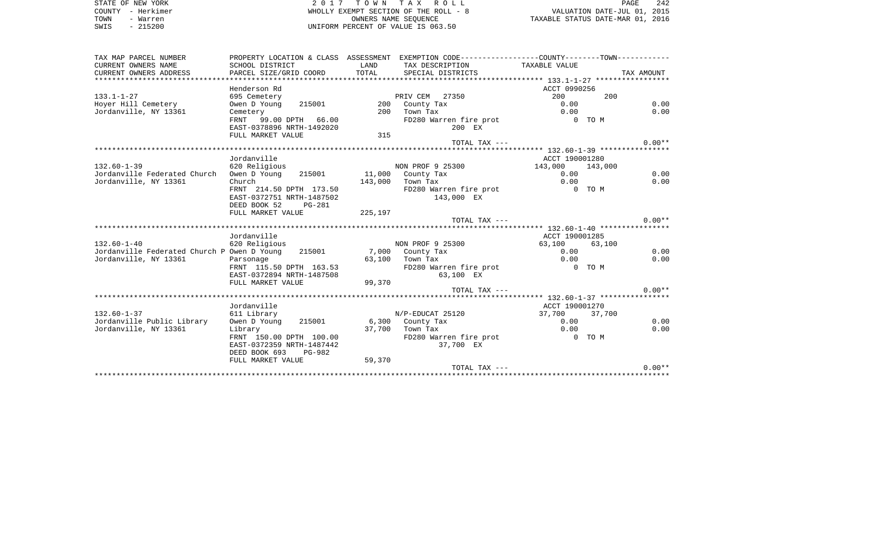STATE OF NEW YORK | 2017 TOWN TAX ROLL | PAGE 242
COUNTY - Herkimer | WHOLLY EXEMPT SECTION OF THE ROLL - 8 | VALUATION DATE-JUL 01, 2015
TOWN - Warren | OWNERS NAME SEQUENCE | TAXABLE STATUS DATE-MAR 01, 2016
SWIS - 215200 | UNIFORM PERCENT OF VALUE IS 063.50

| TAX MAP PARCEL NUMBER / CURRENT OWNERS NAME / CURRENT OWNERS ADDRESS | PROPERTY LOCATION & CLASS / SCHOOL DISTRICT / PARCEL SIZE/GRID COORD | ASSESSMENT LAND / TOTAL | EXEMPTION CODE / TAX DESCRIPTION / SPECIAL DISTRICTS | COUNTY | TOWN | TAX AMOUNT |
|---|---|---|---|---|---|---|
| **133.1-1-27** | Henderson Rd | | | ACCT 0990256 | | |
| | 695 Cemetery | | PRIV CEM 27350 | 200 | 200 | |
| Hoyer Hill Cemetery | Owen D Young 215001 | 200 | County Tax | 0.00 | | 0.00 |
| Jordanville, NY 13361 | Cemetery | 200 | Town Tax | 0.00 | | 0.00 |
| | FRNT 99.00 DPTH 66.00 | | FD280 Warren fire prot | 0 TO M | | |
| | EAST-0378896 NRTH-1492020 | | 200 EX | | | |
| | FULL MARKET VALUE | 315 | | | | |
| | | | TOTAL TAX --- | | | 0.00** |
| **132.60-1-39** | Jordanville | | | ACCT 190001280 | | |
| | 620 Religious | | NON PROF 9 25300 | 143,000 | 143,000 | |
| Jordanville Federated Church | Owen D Young 215001 | 11,000 | County Tax | 0.00 | | 0.00 |
| Jordanville, NY 13361 | Church | 143,000 | Town Tax | 0.00 | | 0.00 |
| | FRNT 214.50 DPTH 173.50 | | FD280 Warren fire prot | 0 TO M | | |
| | EAST-0372751 NRTH-1487502 | | 143,000 EX | | | |
| | DEED BOOK 52 PG-281 | | | | | |
| | FULL MARKET VALUE | 225,197 | | | | |
| | | | TOTAL TAX --- | | | 0.00** |
| **132.60-1-40** | Jordanville | | | ACCT 190001285 | | |
| | 620 Religious | | NON PROF 9 25300 | 63,100 | 63,100 | |
| Jordanville Federated Church P | Owen D Young 215001 | 7,000 | County Tax | 0.00 | | 0.00 |
| Jordanville, NY 13361 | Parsonage | 63,100 | Town Tax | 0.00 | | 0.00 |
| | FRNT 115.50 DPTH 163.53 | | FD280 Warren fire prot | 0 TO M | | |
| | EAST-0372894 NRTH-1487508 | | 63,100 EX | | | |
| | FULL MARKET VALUE | 99,370 | | | | |
| | | | TOTAL TAX --- | | | 0.00** |
| **132.60-1-37** | Jordanville | | | ACCT 190001270 | | |
| | 611 Library | | N/P-EDUCAT 25120 | 37,700 | 37,700 | |
| Jordanville Public Library | Owen D Young 215001 | 6,300 | County Tax | 0.00 | | 0.00 |
| Jordanville, NY 13361 | Library | 37,700 | Town Tax | 0.00 | | 0.00 |
| | FRNT 150.00 DPTH 100.00 | | FD280 Warren fire prot | 0 TO M | | |
| | EAST-0372359 NRTH-1487442 | | 37,700 EX | | | |
| | DEED BOOK 693 PG-982 | | | | | |
| | FULL MARKET VALUE | 59,370 | | | | |
| | | | TOTAL TAX --- | | | 0.00** |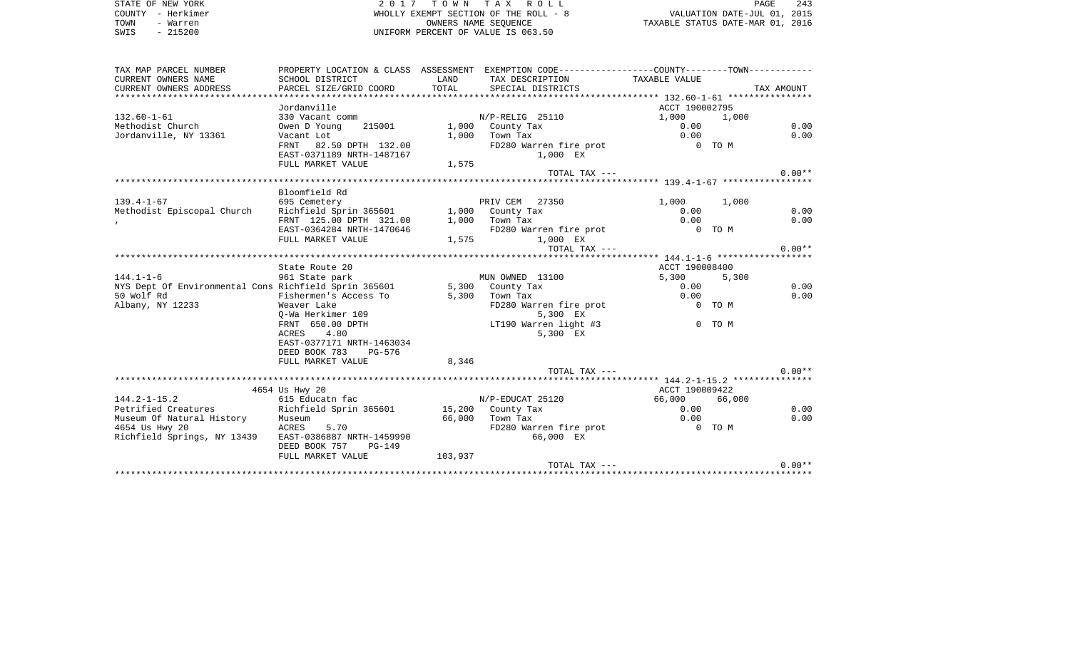STATE OF NEW YORK
COUNTY - Herkimer
TOWN - Warren
SWIS - 215200

2017 TOWN TAX ROLL
WHOLLY EXEMPT SECTION OF THE ROLL - 8
OWNERS NAME SEQUENCE
UNIFORM PERCENT OF VALUE IS 063.50

VALUATION DATE-JUL 01, 2015
TAXABLE STATUS DATE-MAR 01, 2016

| TAX MAP PARCEL NUMBER / CURRENT OWNERS NAME / CURRENT OWNERS ADDRESS | PROPERTY LOCATION & CLASS / SCHOOL DISTRICT / PARCEL SIZE/GRID COORD | ASSESSMENT LAND / TOTAL | EXEMPTION CODE / TAX DESCRIPTION / SPECIAL DISTRICTS | COUNTY TAXABLE VALUE | TOWN | TAX AMOUNT |
|---|---|---|---|---|---|---|
| **132.60-1-61** | Jordanville | | | ACCT 190002795 | | |
| 132.60-1-61 | 330 Vacant comm | | N/P-RELIG 25110 | 1,000 | 1,000 | |
| Methodist Church | Owen D Young 215001 | 1,000 | County Tax | 0.00 | | 0.00 |
| Jordanville, NY 13361 | Vacant Lot | 1,000 | Town Tax | 0.00 | | 0.00 |
| | FRNT 82.50 DPTH 132.00 | | FD280 Warren fire prot | 0 TO M | | |
| | EAST-0371189 NRTH-1487167 | | 1,000 EX | | | |
| | FULL MARKET VALUE | 1,575 | | | | |
| | | | TOTAL TAX --- | | | 0.00** |
| **139.4-1-67** | Bloomfield Rd | | | | | |
| 139.4-1-67 | 695 Cemetery | | PRIV CEM 27350 | 1,000 | 1,000 | |
| Methodist Episcopal Church | Richfield Sprin 365601 | 1,000 | County Tax | 0.00 | | 0.00 |
| , | FRNT 125.00 DPTH 321.00 | 1,000 | Town Tax | 0.00 | | 0.00 |
| | EAST-0364284 NRTH-1470646 | | FD280 Warren fire prot | 0 TO M | | |
| | FULL MARKET VALUE | 1,575 | 1,000 EX | | | |
| | | | TOTAL TAX --- | | | 0.00** |
| **144.1-1-6** | State Route 20 | | | ACCT 190008400 | | |
| 144.1-1-6 | 961 State park | | MUN OWNED 13100 | 5,300 | 5,300 | |
| NYS Dept Of Environmental Cons | Richfield Sprin 365601 | 5,300 | County Tax | 0.00 | | 0.00 |
| 50 Wolf Rd | Fishermen's Access To | 5,300 | Town Tax | 0.00 | | 0.00 |
| Albany, NY 12233 | Weaver Lake | | FD280 Warren fire prot | 0 TO M | | |
| | Q-Wa Herkimer 109 | | 5,300 EX | | | |
| | FRNT 650.00 DPTH | | LT190 Warren light #3 | 0 TO M | | |
| | ACRES 4.80 | | 5,300 EX | | | |
| | EAST-0377171 NRTH-1463034 | | | | | |
| | DEED BOOK 783 PG-576 | | | | | |
| | FULL MARKET VALUE | 8,346 | | | | |
| | | | TOTAL TAX --- | | | 0.00** |
| **144.2-1-15.2** | 4654 Us Hwy 20 | | | ACCT 190009422 | | |
| 144.2-1-15.2 | 615 Educatn fac | | N/P-EDUCAT 25120 | 66,000 | 66,000 | |
| Petrified Creatures | Richfield Sprin 365601 | 15,200 | County Tax | 0.00 | | 0.00 |
| Museum Of Natural History | Museum | 66,000 | Town Tax | 0.00 | | 0.00 |
| 4654 Us Hwy 20 | ACRES 5.70 | | FD280 Warren fire prot | 0 TO M | | |
| Richfield Springs, NY 13439 | EAST-0386887 NRTH-1459990 | | 66,000 EX | | | |
| | DEED BOOK 757 PG-149 | | | | | |
| | FULL MARKET VALUE | 103,937 | | | | |
| | | | TOTAL TAX --- | | | 0.00** |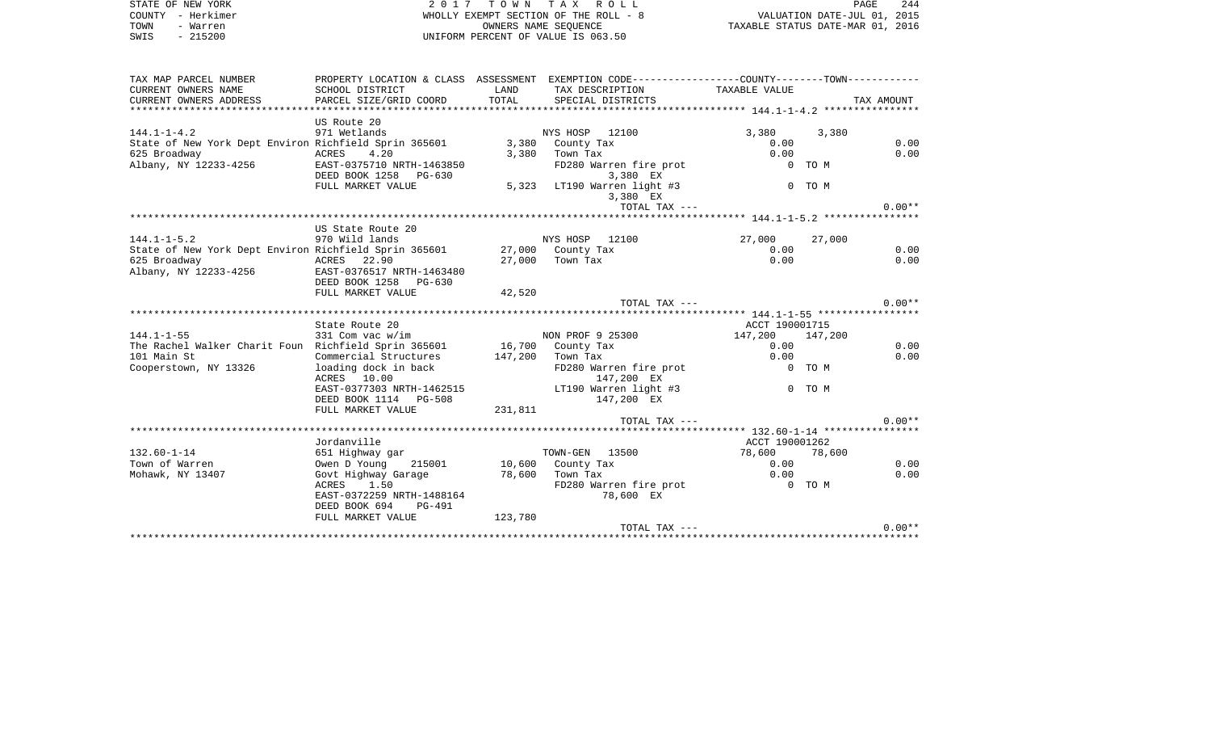STATE OF NEW YORK — 2017 TOWN TAX ROLL
COUNTY - Herkimer — WHOLLY EXEMPT SECTION OF THE ROLL - 8 — VALUATION DATE-JUL 01, 2015
TOWN - Warren — OWNERS NAME SEQUENCE — TAXABLE STATUS DATE-MAR 01, 2016
SWIS - 215200 — UNIFORM PERCENT OF VALUE IS 063.50

| TAX MAP PARCEL NUMBER / CURRENT OWNERS NAME / CURRENT OWNERS ADDRESS | PROPERTY LOCATION & CLASS / SCHOOL DISTRICT / PARCEL SIZE/GRID COORD | ASSESSMENT LAND / TOTAL | EXEMPTION CODE / TAX DESCRIPTION / SPECIAL DISTRICTS | COUNTY TAXABLE VALUE | TOWN | TAX AMOUNT |
|---|---|---|---|---|---|---|
| **144.1-1-4.2** | US Route 20 | | | | | |
| 144.1-1-4.2 | 971 Wetlands | | NYS HOSP 12100 | 3,380 | 3,380 | |
| State of New York Dept Environ | Richfield Sprin 365601 | 3,380 | County Tax | 0.00 | | 0.00 |
| 625 Broadway | ACRES 4.20 | 3,380 | Town Tax | 0.00 | | 0.00 |
| Albany, NY 12233-4256 | EAST-0375710 NRTH-1463850 | | FD280 Warren fire prot | 0 TO M | | |
| | DEED BOOK 1258 PG-630 | | 3,380 EX | | | |
| | FULL MARKET VALUE | 5,323 | LT190 Warren light #3 | 0 TO M | | |
| | | | 3,380 EX | | | |
| | | | TOTAL TAX --- | | | 0.00** |
| **144.1-1-5.2** | US State Route 20 | | | | | |
| 144.1-1-5.2 | 970 Wild lands | | NYS HOSP 12100 | 27,000 | 27,000 | |
| State of New York Dept Environ | Richfield Sprin 365601 | 27,000 | County Tax | 0.00 | | 0.00 |
| 625 Broadway | ACRES 22.90 | 27,000 | Town Tax | 0.00 | | 0.00 |
| Albany, NY 12233-4256 | EAST-0376517 NRTH-1463480 | | | | | |
| | DEED BOOK 1258 PG-630 | | | | | |
| | FULL MARKET VALUE | 42,520 | | | | |
| | | | TOTAL TAX --- | | | 0.00** |
| **144.1-1-55** | State Route 20 | | | ACCT 190001715 | | |
| 144.1-1-55 | 331 Com vac w/im | | NON PROF 9 25300 | 147,200 | 147,200 | |
| The Rachel Walker Charit Foun | Richfield Sprin 365601 | 16,700 | County Tax | 0.00 | | 0.00 |
| 101 Main St | Commercial Structures | 147,200 | Town Tax | 0.00 | | 0.00 |
| Cooperstown, NY 13326 | loading dock in back | | FD280 Warren fire prot | 0 TO M | | |
| | ACRES 10.00 | | 147,200 EX | | | |
| | EAST-0377303 NRTH-1462515 | | LT190 Warren light #3 | 0 TO M | | |
| | DEED BOOK 1114 PG-508 | | 147,200 EX | | | |
| | FULL MARKET VALUE | 231,811 | | | | |
| | | | TOTAL TAX --- | | | 0.00** |
| **132.60-1-14** | Jordanville | | | ACCT 190001262 | | |
| 132.60-1-14 | 651 Highway gar | | TOWN-GEN 13500 | 78,600 | 78,600 | |
| Town of Warren | Owen D Young 215001 | 10,600 | County Tax | 0.00 | | 0.00 |
| Mohawk, NY 13407 | Govt Highway Garage | 78,600 | Town Tax | 0.00 | | 0.00 |
| | ACRES 1.50 | | FD280 Warren fire prot | 0 TO M | | |
| | EAST-0372259 NRTH-1488164 | | 78,600 EX | | | |
| | DEED BOOK 694 PG-491 | | | | | |
| | FULL MARKET VALUE | 123,780 | | | | |
| | | | TOTAL TAX --- | | | 0.00** |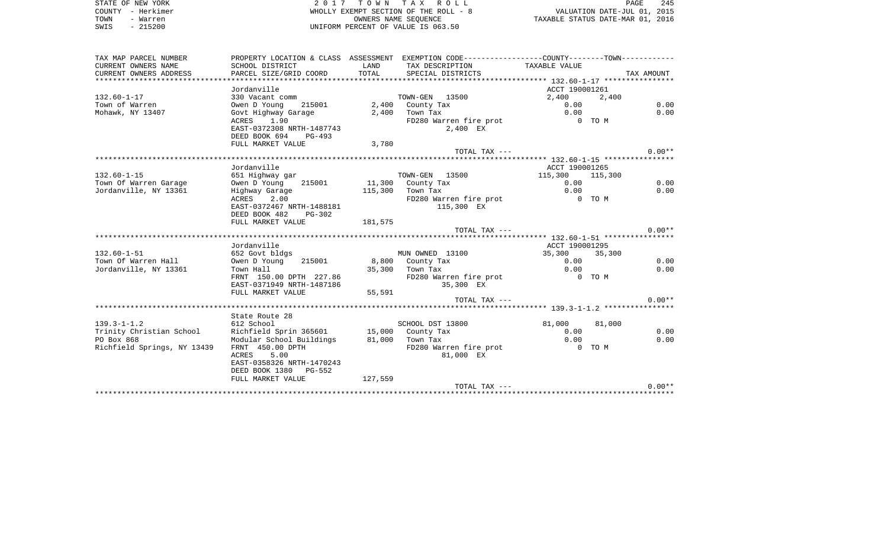STATE OF NEW YORK
COUNTY - Herkimer
TOWN - Warren
SWIS - 215200

2 0 1 7 T O W N T A X R O L L
WHOLLY EXEMPT SECTION OF THE ROLL - 8
OWNERS NAME SEQUENCE
UNIFORM PERCENT OF VALUE IS 063.50

VALUATION DATE-JUL 01, 2015
TAXABLE STATUS DATE-MAR 01, 2016

| TAX MAP PARCEL NUMBER / CURRENT OWNERS NAME / CURRENT OWNERS ADDRESS | PROPERTY LOCATION & CLASS / SCHOOL DISTRICT / PARCEL SIZE/GRID COORD | ASSESSMENT LAND / TOTAL | EXEMPTION CODE / TAX DESCRIPTION / SPECIAL DISTRICTS | COUNTY TAXABLE VALUE | TOWN | TAX AMOUNT |
|---|---|---|---|---|---|---|
| **132.60-1-17** | Jordanville | | | ACCT 190001261 | | |
| 132.60-1-17 | 330 Vacant comm | | TOWN-GEN 13500 | 2,400 | 2,400 | |
| Town of Warren | Owen D Young 215001 | 2,400 | County Tax | 0.00 | | 0.00 |
| Mohawk, NY 13407 | Govt Highway Garage | 2,400 | Town Tax | 0.00 | | 0.00 |
| | ACRES 1.90 | | FD280 Warren fire prot | 0 TO M | | |
| | EAST-0372308 NRTH-1487743 | | 2,400 EX | | | |
| | DEED BOOK 694 PG-493 | | | | | |
| | FULL MARKET VALUE | 3,780 | | | | |
| | | | TOTAL TAX --- | | | 0.00** |
| **132.60-1-15** | Jordanville | | | ACCT 190001265 | | |
| 132.60-1-15 | 651 Highway gar | | TOWN-GEN 13500 | 115,300 | 115,300 | |
| Town Of Warren Garage | Owen D Young 215001 | 11,300 | County Tax | 0.00 | | 0.00 |
| Jordanville, NY 13361 | Highway Garage | 115,300 | Town Tax | 0.00 | | 0.00 |
| | ACRES 2.00 | | FD280 Warren fire prot | 0 TO M | | |
| | EAST-0372467 NRTH-1488181 | | 115,300 EX | | | |
| | DEED BOOK 482 PG-302 | | | | | |
| | FULL MARKET VALUE | 181,575 | | | | |
| | | | TOTAL TAX --- | | | 0.00** |
| **132.60-1-51** | Jordanville | | | ACCT 190001295 | | |
| 132.60-1-51 | 652 Govt bldgs | | MUN OWNED 13100 | 35,300 | 35,300 | |
| Town Of Warren Hall | Owen D Young 215001 | 8,800 | County Tax | 0.00 | | 0.00 |
| Jordanville, NY 13361 | Town Hall | 35,300 | Town Tax | 0.00 | | 0.00 |
| | FRNT 150.00 DPTH 227.86 | | FD280 Warren fire prot | 0 TO M | | |
| | EAST-0371949 NRTH-1487186 | | 35,300 EX | | | |
| | FULL MARKET VALUE | 55,591 | | | | |
| | | | TOTAL TAX --- | | | 0.00** |
| **139.3-1-1.2** | State Route 28 | | | | | |
| 139.3-1-1.2 | 612 School | | SCHOOL DST 13800 | 81,000 | 81,000 | |
| Trinity Christian School | Richfield Sprin 365601 | 15,000 | County Tax | 0.00 | | 0.00 |
| PO Box 868 | Modular School Buildings | 81,000 | Town Tax | 0.00 | | 0.00 |
| Richfield Springs, NY 13439 | FRNT 450.00 DPTH | | FD280 Warren fire prot | 0 TO M | | |
| | ACRES 5.00 | | 81,000 EX | | | |
| | EAST-0358326 NRTH-1470243 | | | | | |
| | DEED BOOK 1380 PG-552 | | | | | |
| | FULL MARKET VALUE | 127,559 | | | | |
| | | | TOTAL TAX --- | | | 0.00** |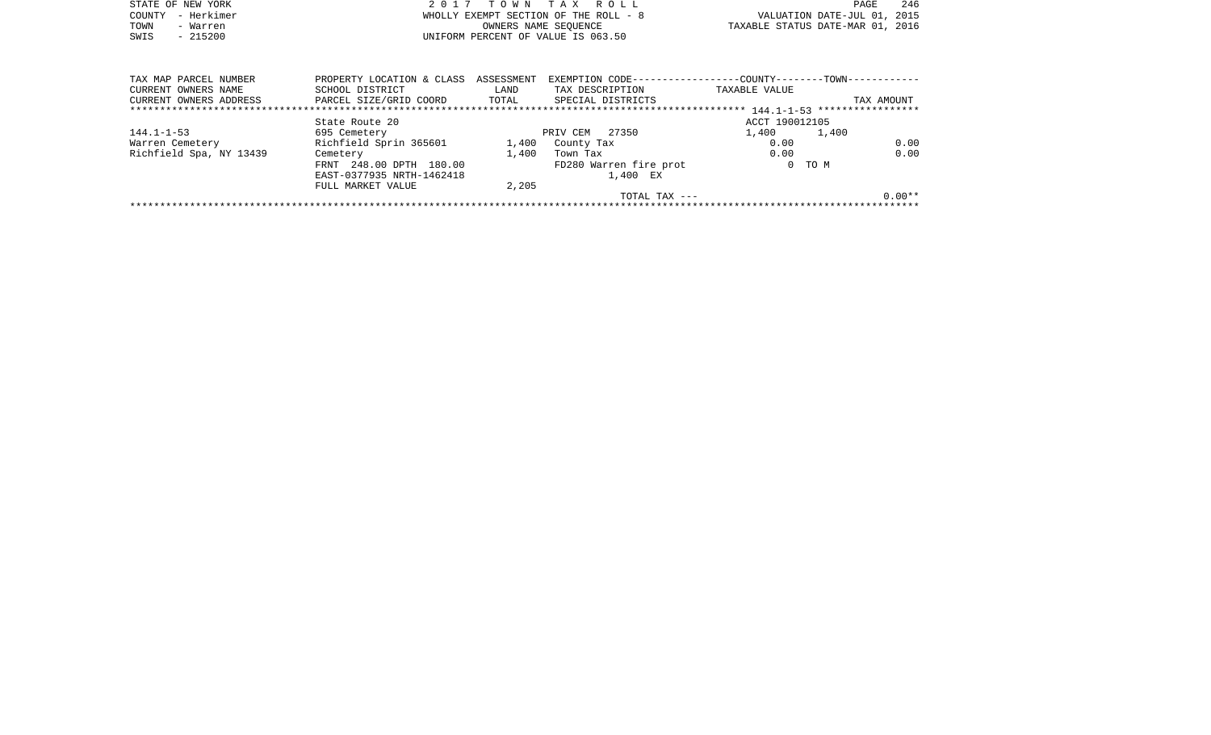STATE OF NEW YORK
COUNTY - Herkimer
TOWN - Warren
SWIS - 215200

2 0 1 7 T O W N T A X R O L L
WHOLLY EXEMPT SECTION OF THE ROLL - 8
OWNERS NAME SEQUENCE
UNIFORM PERCENT OF VALUE IS 063.50

VALUATION DATE-JUL 01, 2015
TAXABLE STATUS DATE-MAR 01, 2016

| TAX MAP PARCEL NUMBER<br>CURRENT OWNERS NAME<br>CURRENT OWNERS ADDRESS | PROPERTY LOCATION & CLASS<br>SCHOOL DISTRICT<br>PARCEL SIZE/GRID COORD | ASSESSMENT<br>LAND<br>TOTAL | EXEMPTION CODE<br>TAX DESCRIPTION<br>SPECIAL DISTRICTS | COUNTY<br>TAXABLE VALUE | TOWN | TAX AMOUNT |
|---|---|---|---|---|---|---|
| ********* 144.1-1-53 ********* | | | | | | |
| | State Route 20 | | | ACCT 190012105 | | |
| 144.1-1-53 | 695 Cemetery | | PRIV CEM 27350 | 1,400 | 1,400 | |
| Warren Cemetery | Richfield Sprin 365601 | 1,400 | County Tax | 0.00 | | 0.00 |
| Richfield Spa, NY 13439 | Cemetery | 1,400 | Town Tax | 0.00 | | 0.00 |
| | FRNT 248.00 DPTH 180.00 | | FD280 Warren fire prot | 0 TO M | | |
| | EAST-0377935 NRTH-1462418 | | 1,400 EX | | | |
| | FULL MARKET VALUE | 2,205 | | | | |
| | | | TOTAL TAX --- | | | 0.00** |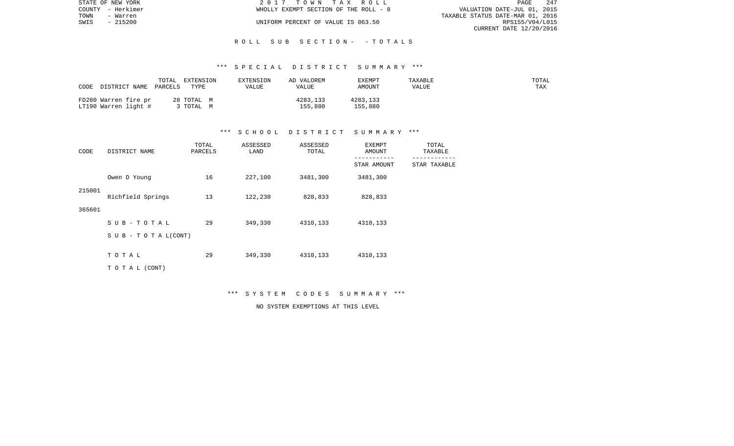STATE OF NEW YORK | 2 0 1 7 T O W N T A X R O L L | PAGE 247
COUNTY - Herkimer | WHOLLY EXEMPT SECTION OF THE ROLL - 8 | VALUATION DATE-JUL 01, 2015
TOWN - Warren | | TAXABLE STATUS DATE-MAR 01, 2016
SWIS - 215200 | UNIFORM PERCENT OF VALUE IS 063.50 | RPS155/V04/L015
CURRENT DATE 12/20/2016

## R O L L S U B S E C T I O N - - T O T A L S

### *** S P E C I A L D I S T R I C T S U M M A R Y ***

| CODE DISTRICT NAME | TOTAL PARCELS | EXTENSION TYPE | EXTENSION VALUE | AD VALOREM VALUE | EXEMPT AMOUNT | TAXABLE VALUE | TOTAL TAX |
|---|---|---|---|---|---|---|---|
| FD280 Warren fire pr | 28 | TOTAL M | | 4283,133 | 4283,133 | | |
| LT190 Warren light # | 3 | TOTAL M | | 155,880 | 155,880 | | |

### *** S C H O O L D I S T R I C T S U M M A R Y ***

| CODE | DISTRICT NAME | TOTAL PARCELS | ASSESSED LAND | ASSESSED TOTAL | EXEMPT AMOUNT / STAR AMOUNT | TOTAL TAXABLE / STAR TAXABLE |
|---|---|---|---|---|---|---|
| 215001 | Owen D Young | 16 | 227,100 | 3481,300 | 3481,300 | |
| 365601 | Richfield Springs | 13 | 122,230 | 828,833 | 828,833 | |
| | S U B - T O T A L | 29 | 349,330 | 4310,133 | 4310,133 | |
| | S U B - T O T A L (CONT) | | | | | |
| | T O T A L | 29 | 349,330 | 4310,133 | 4310,133 | |
| | T O T A L (CONT) | | | | | |

### *** S Y S T E M C O D E S S U M M A R Y ***

NO SYSTEM EXEMPTIONS AT THIS LEVEL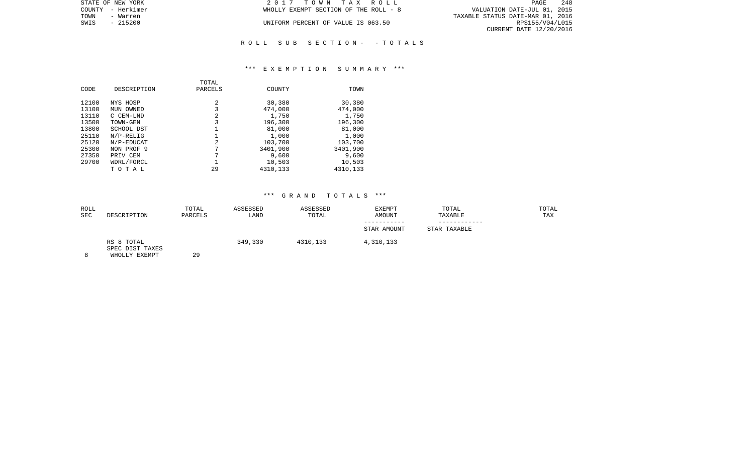STATE OF NEW YORK
COUNTY - Herkimer
TOWN - Warren
SWIS - 215200

2 0 1 7 T O W N T A X R O L L
WHOLLY EXEMPT SECTION OF THE ROLL - 8
UNIFORM PERCENT OF VALUE IS 063.50

VALUATION DATE-JUL 01, 2015
TAXABLE STATUS DATE-MAR 01, 2016
RPS155/V04/L015
CURRENT DATE 12/20/2016

## R O L L S U B S E C T I O N - - T O T A L S

### *** E X E M P T I O N S U M M A R Y ***

| CODE | DESCRIPTION | TOTAL PARCELS | COUNTY | TOWN |
|---|---|---|---|---|
| 12100 | NYS HOSP | 2 | 30,380 | 30,380 |
| 13100 | MUN OWNED | 3 | 474,000 | 474,000 |
| 13110 | C CEM-LND | 2 | 1,750 | 1,750 |
| 13500 | TOWN-GEN | 3 | 196,300 | 196,300 |
| 13800 | SCHOOL DST | 1 | 81,000 | 81,000 |
| 25110 | N/P-RELIG | 1 | 1,000 | 1,000 |
| 25120 | N/P-EDUCAT | 2 | 103,700 | 103,700 |
| 25300 | NON PROF 9 | 7 | 3401,900 | 3401,900 |
| 27350 | PRIV CEM | 7 | 9,600 | 9,600 |
| 29700 | WDRL/FORCL | 1 | 10,503 | 10,503 |
| | T O T A L | 29 | 4310,133 | 4310,133 |

### *** G R A N D T O T A L S ***

| ROLL SEC | DESCRIPTION | TOTAL PARCELS | ASSESSED LAND | ASSESSED TOTAL | EXEMPT AMOUNT / STAR AMOUNT | TOTAL TAXABLE / STAR TAXABLE | TOTAL TAX |
|---|---|---|---|---|---|---|---|
| | RS 8 TOTAL | | 349,330 | 4310,133 | 4,310,133 | | |
| | SPEC DIST TAXES | | | | | | |
| 8 | WHOLLY EXEMPT | 29 | | | | | |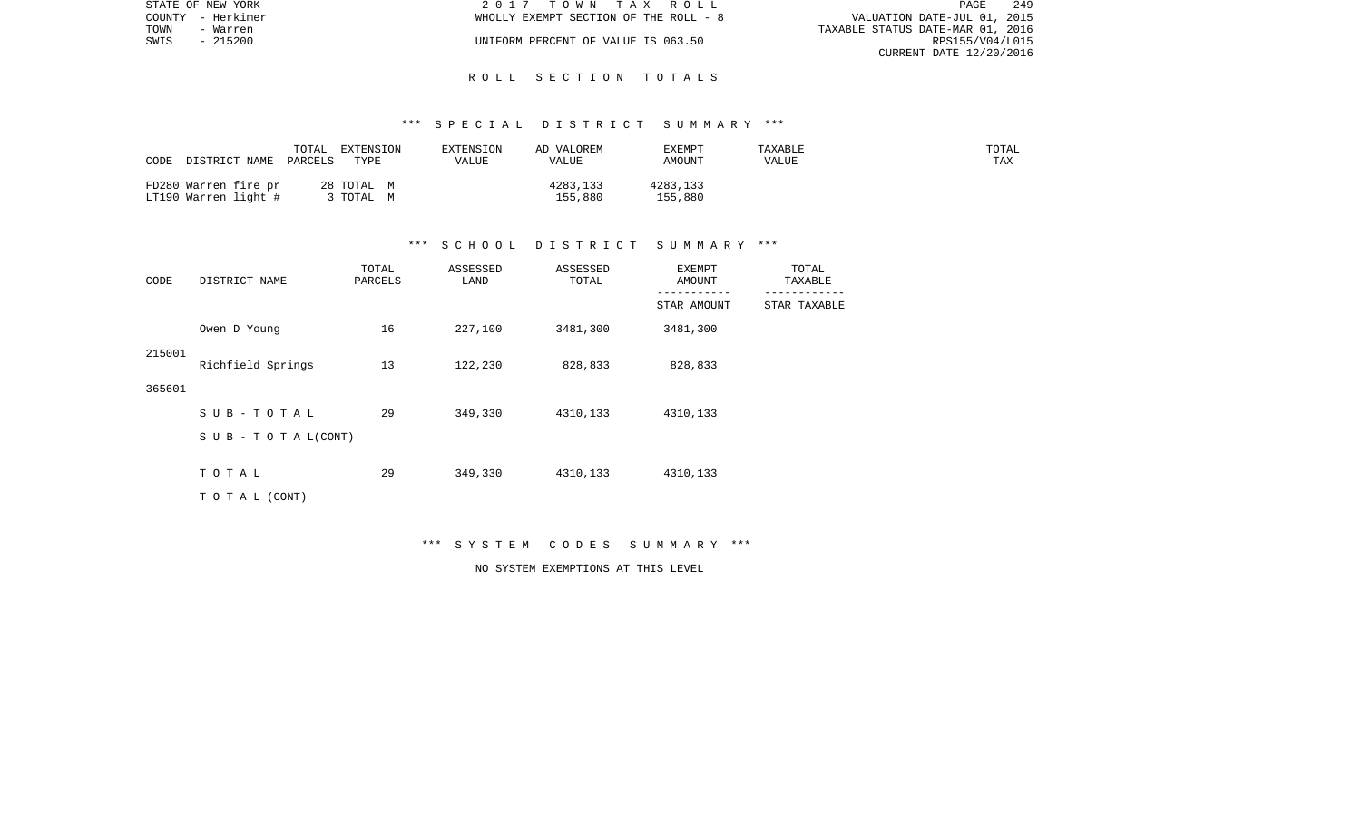# ROLL SECTION TOTALS

## *** SPECIAL DISTRICT SUMMARY ***

| CODE DISTRICT NAME | TOTAL PARCELS | EXTENSION TYPE | EXTENSION VALUE | AD VALOREM VALUE | EXEMPT AMOUNT | TAXABLE VALUE | TOTAL TAX |
|---|---|---|---|---|---|---|---|
| FD280 Warren fire pr | 28 | TOTAL M | | 4283,133 | 4283,133 | | |
| LT190 Warren light # | 3 | TOTAL M | | 155,880 | 155,880 | | |

## *** SCHOOL DISTRICT SUMMARY ***

| CODE | DISTRICT NAME | TOTAL PARCELS | ASSESSED LAND | ASSESSED TOTAL | EXEMPT AMOUNT / STAR AMOUNT | TOTAL TAXABLE / STAR TAXABLE |
|---|---|---|---|---|---|---|
| 215001 | Owen D Young | 16 | 227,100 | 3481,300 | 3481,300 | |
| 365601 | Richfield Springs | 13 | 122,230 | 828,833 | 828,833 | |
| | SUB-TOTAL | 29 | 349,330 | 4310,133 | 4310,133 | |
| | SUB - TOTAL(CONT) | | | | | |
| | TOTAL | 29 | 349,330 | 4310,133 | 4310,133 | |
| | TOTAL (CONT) | | | | | |

## *** SYSTEM CODES SUMMARY ***

NO SYSTEM EXEMPTIONS AT THIS LEVEL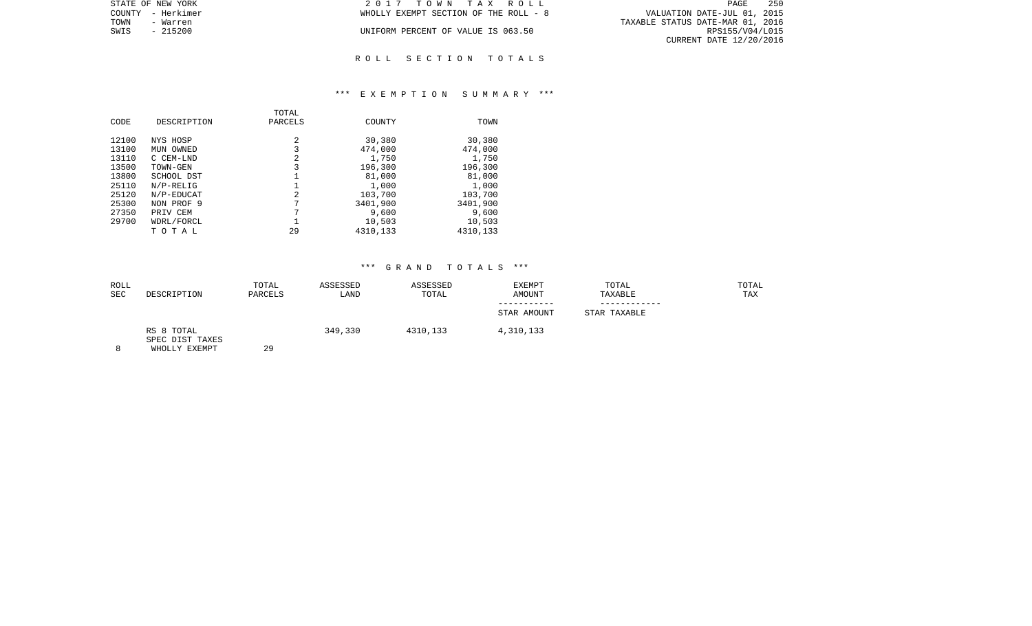STATE OF NEW YORK
COUNTY - Herkimer
TOWN - Warren
SWIS - 215200

2017 TOWN TAX ROLL
WHOLLY EXEMPT SECTION OF THE ROLL - 8
UNIFORM PERCENT OF VALUE IS 063.50

VALUATION DATE-JUL 01, 2015
TAXABLE STATUS DATE-MAR 01, 2016
RPS155/V04/L015
CURRENT DATE 12/20/2016

## ROLL SECTION TOTALS

### *** EXEMPTION SUMMARY ***

| CODE | DESCRIPTION | TOTAL PARCELS | COUNTY | TOWN |
|---|---|---|---|---|
| 12100 | NYS HOSP | 2 | 30,380 | 30,380 |
| 13100 | MUN OWNED | 3 | 474,000 | 474,000 |
| 13110 | C CEM-LND | 2 | 1,750 | 1,750 |
| 13500 | TOWN-GEN | 3 | 196,300 | 196,300 |
| 13800 | SCHOOL DST | 1 | 81,000 | 81,000 |
| 25110 | N/P-RELIG | 1 | 1,000 | 1,000 |
| 25120 | N/P-EDUCAT | 2 | 103,700 | 103,700 |
| 25300 | NON PROF 9 | 7 | 3401,900 | 3401,900 |
| 27350 | PRIV CEM | 7 | 9,600 | 9,600 |
| 29700 | WDRL/FORCL | 1 | 10,503 | 10,503 |
| | TOTAL | 29 | 4310,133 | 4310,133 |

### *** GRAND TOTALS ***

| ROLL SEC | DESCRIPTION | TOTAL PARCELS | ASSESSED LAND | ASSESSED TOTAL | EXEMPT AMOUNT / STAR AMOUNT | TOTAL TAXABLE / STAR TAXABLE | TOTAL TAX |
|---|---|---|---|---|---|---|---|
| | RS 8 TOTAL | | 349,330 | 4310,133 | 4,310,133 | | |
| | SPEC DIST TAXES | | | | | | |
| 8 | WHOLLY EXEMPT | 29 | | | | | |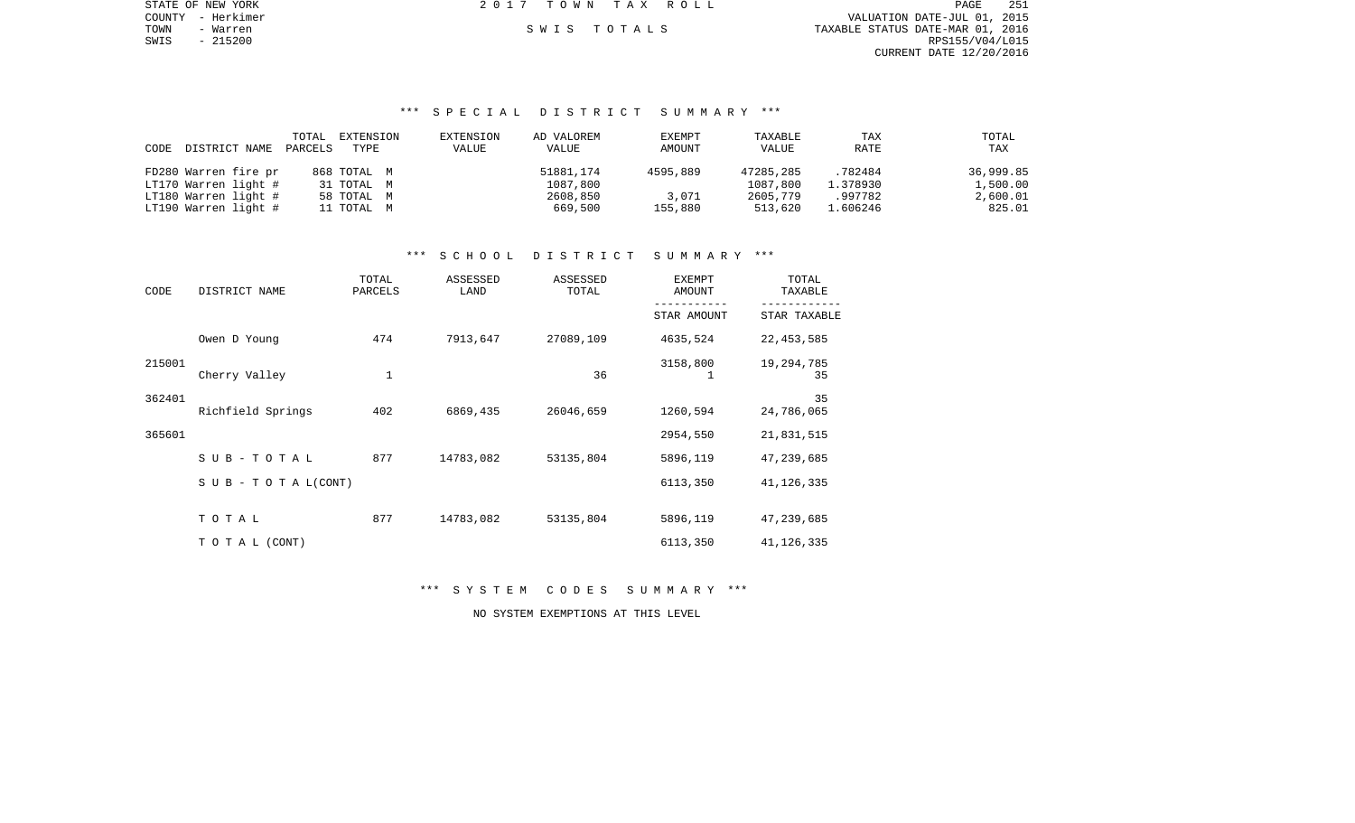STATE OF NEW YORK
COUNTY - Herkimer
TOWN - Warren
SWIS - 215200

2017 TOWN TAX ROLL

SWIS TOTALS

VALUATION DATE-JUL 01, 2015
TAXABLE STATUS DATE-MAR 01, 2016
RPS155/V04/L015
CURRENT DATE 12/20/2016

### *** SPECIAL DISTRICT SUMMARY ***

| CODE | DISTRICT NAME | TOTAL PARCELS | EXTENSION TYPE | EXTENSION VALUE | AD VALOREM VALUE | EXEMPT AMOUNT | TAXABLE VALUE | TAX RATE | TOTAL TAX |
|---|---|---|---|---|---|---|---|---|---|
| FD280 | Warren fire pr | 868 | TOTAL M | | 51881,174 | 4595,889 | 47285,285 | .782484 | 36,999.85 |
| LT170 | Warren light # | 31 | TOTAL M | | 1087,800 | | 1087,800 | 1.378930 | 1,500.00 |
| LT180 | Warren light # | 58 | TOTAL M | | 2608,850 | 3,071 | 2605,779 | .997782 | 2,600.01 |
| LT190 | Warren light # | 11 | TOTAL M | | 669,500 | 155,880 | 513,620 | 1.606246 | 825.01 |

### *** SCHOOL DISTRICT SUMMARY ***

| CODE | DISTRICT NAME | TOTAL PARCELS | ASSESSED LAND | ASSESSED TOTAL | EXEMPT AMOUNT / STAR AMOUNT | TOTAL TAXABLE / STAR TAXABLE |
|---|---|---|---|---|---|---|
| | Owen D Young | 474 | 7913,647 | 27089,109 | 4635,524 | 22,453,585 |
| 215001 | | | | | 3158,800 | 19,294,785 |
| | Cherry Valley | 1 | | 36 | 1 | 35 |
| 362401 | | | | | | 35 |
| | Richfield Springs | 402 | 6869,435 | 26046,659 | 1260,594 | 24,786,065 |
| 365601 | | | | | 2954,550 | 21,831,515 |
| | SUB-TOTAL | 877 | 14783,082 | 53135,804 | 5896,119 | 47,239,685 |
| | SUB-TOTAL(CONT) | | | | 6113,350 | 41,126,335 |
| | TOTAL | 877 | 14783,082 | 53135,804 | 5896,119 | 47,239,685 |
| | TOTAL (CONT) | | | | 6113,350 | 41,126,335 |

### *** SYSTEM CODES SUMMARY ***

NO SYSTEM EXEMPTIONS AT THIS LEVEL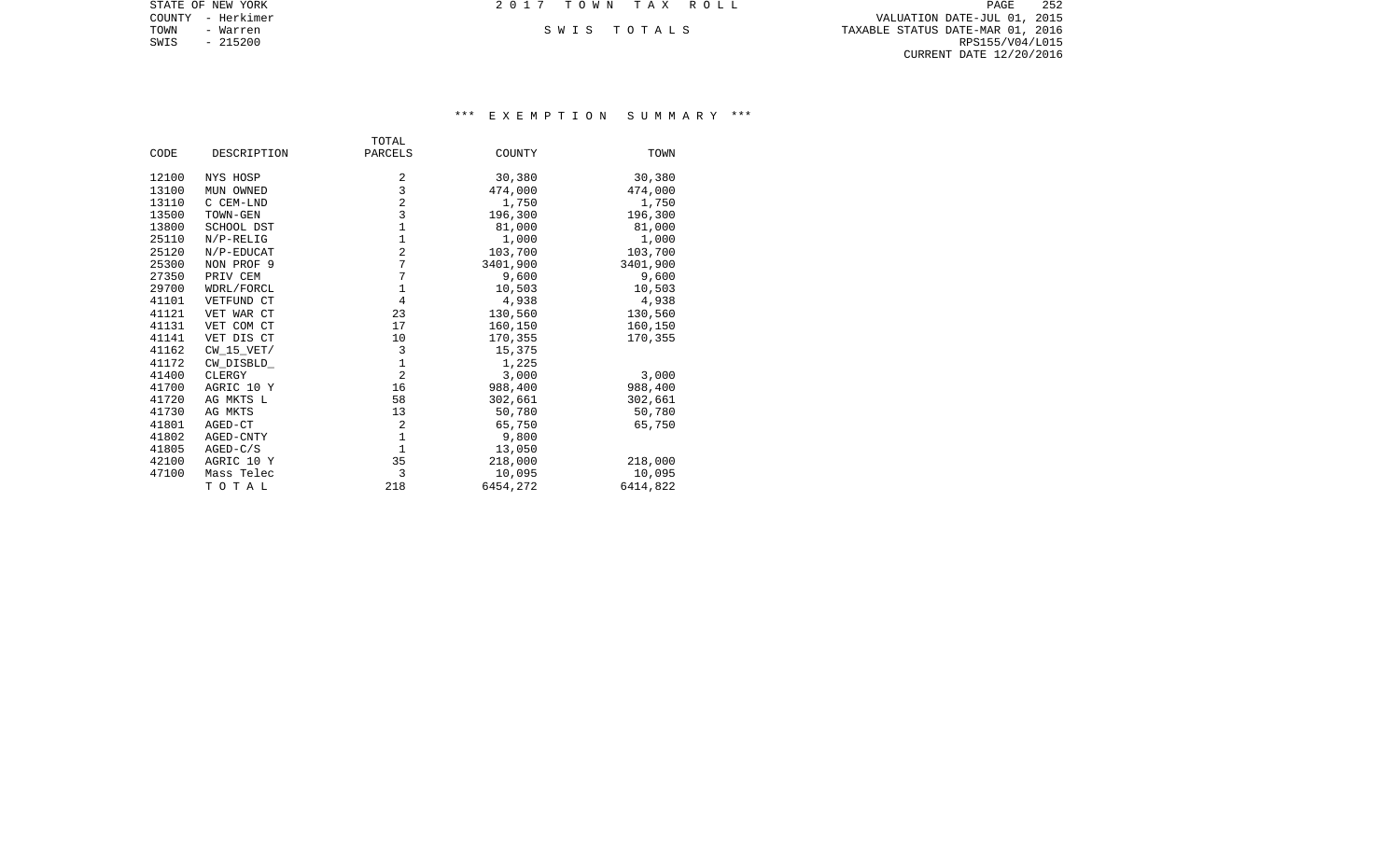STATE OF NEW YORK
COUNTY - Herkimer
TOWN - Warren
SWIS - 215200

2 0 1 7 T O W N T A X R O L L

S W I S T O T A L S

VALUATION DATE-JUL 01, 2015
TAXABLE STATUS DATE-MAR 01, 2016
RPS155/V04/L015
CURRENT DATE 12/20/2016

## *** E X E M P T I O N S U M M A R Y ***

| CODE | DESCRIPTION | TOTAL PARCELS | COUNTY | TOWN |
|---|---|---|---|---|
| 12100 | NYS HOSP | 2 | 30,380 | 30,380 |
| 13100 | MUN OWNED | 3 | 474,000 | 474,000 |
| 13110 | C CEM-LND | 2 | 1,750 | 1,750 |
| 13500 | TOWN-GEN | 3 | 196,300 | 196,300 |
| 13800 | SCHOOL DST | 1 | 81,000 | 81,000 |
| 25110 | N/P-RELIG | 1 | 1,000 | 1,000 |
| 25120 | N/P-EDUCAT | 2 | 103,700 | 103,700 |
| 25300 | NON PROF 9 | 7 | 3401,900 | 3401,900 |
| 27350 | PRIV CEM | 7 | 9,600 | 9,600 |
| 29700 | WDRL/FORCL | 1 | 10,503 | 10,503 |
| 41101 | VETFUND CT | 4 | 4,938 | 4,938 |
| 41121 | VET WAR CT | 23 | 130,560 | 130,560 |
| 41131 | VET COM CT | 17 | 160,150 | 160,150 |
| 41141 | VET DIS CT | 10 | 170,355 | 170,355 |
| 41162 | CW_15_VET/ | 3 | 15,375 | |
| 41172 | CW_DISBLD_ | 1 | 1,225 | |
| 41400 | CLERGY | 2 | 3,000 | 3,000 |
| 41700 | AGRIC 10 Y | 16 | 988,400 | 988,400 |
| 41720 | AG MKTS L | 58 | 302,661 | 302,661 |
| 41730 | AG MKTS | 13 | 50,780 | 50,780 |
| 41801 | AGED-CT | 2 | 65,750 | 65,750 |
| 41802 | AGED-CNTY | 1 | 9,800 | |
| 41805 | AGED-C/S | 1 | 13,050 | |
| 42100 | AGRIC 10 Y | 35 | 218,000 | 218,000 |
| 47100 | Mass Telec | 3 | 10,095 | 10,095 |
| | T O T A L | 218 | 6454,272 | 6414,822 |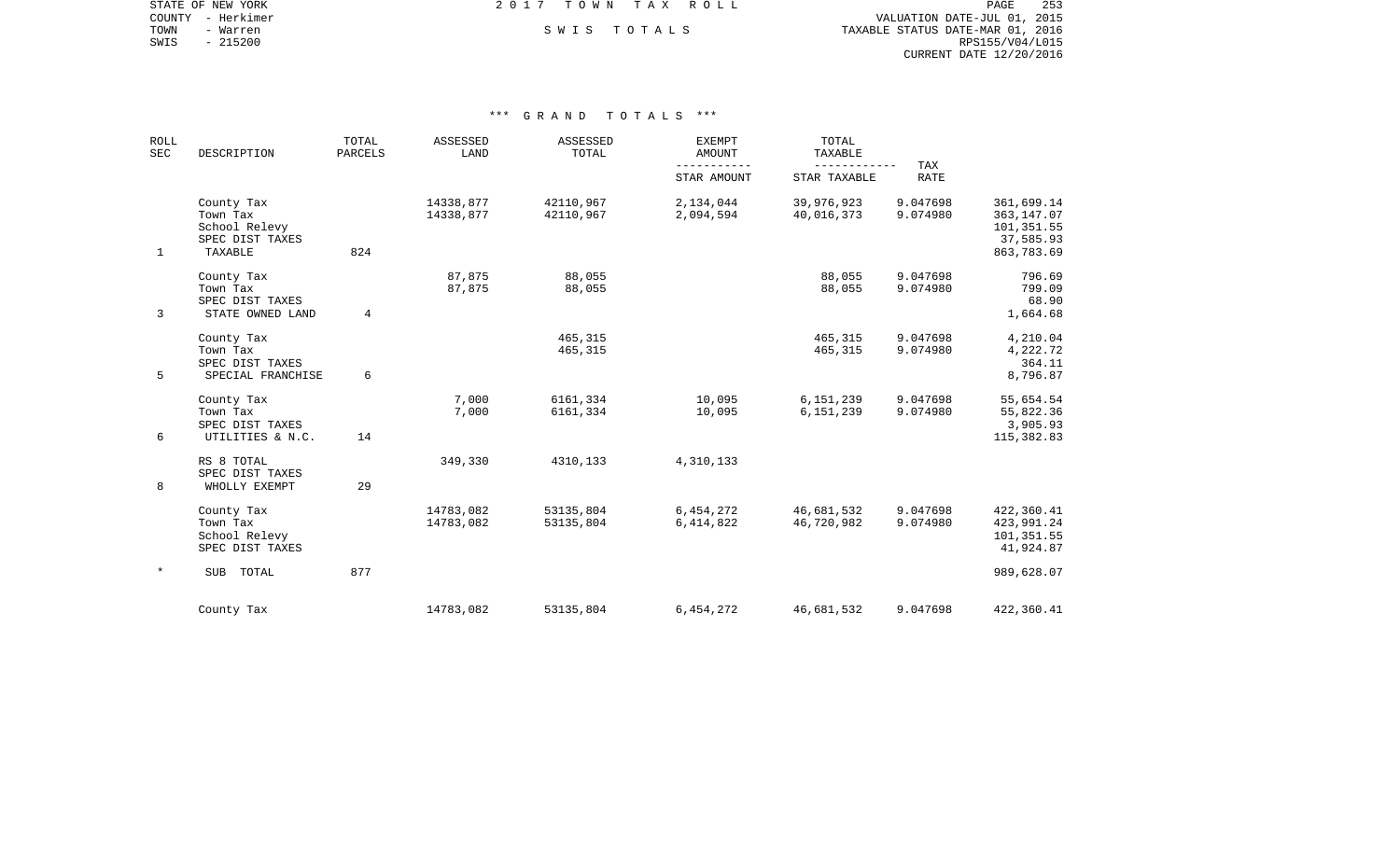STATE OF NEW YORK
COUNTY - Herkimer
TOWN - Warren
SWIS - 215200

2 0 1 7 T O W N T A X R O L L

S W I S T O T A L S

VALUATION DATE-JUL 01, 2015
TAXABLE STATUS DATE-MAR 01, 2016
RPS155/V04/L015
CURRENT DATE 12/20/2016

\*\*\* G R A N D T O T A L S \*\*\*

| ROLL SEC | DESCRIPTION | TOTAL PARCELS | ASSESSED LAND | ASSESSED TOTAL | EXEMPT AMOUNT / STAR AMOUNT | TOTAL TAXABLE / STAR TAXABLE | TAX RATE | |
|---|---|---|---|---|---|---|---|---|
| | County Tax | | 14338,877 | 42110,967 | 2,134,044 | 39,976,923 | 9.047698 | 361,699.14 |
| | Town Tax | | 14338,877 | 42110,967 | 2,094,594 | 40,016,373 | 9.074980 | 363,147.07 |
| | School Relevy | | | | | | | 101,351.55 |
| | SPEC DIST TAXES | | | | | | | 37,585.93 |
| 1 | TAXABLE | 824 | | | | | | 863,783.69 |
| | County Tax | | 87,875 | 88,055 | | 88,055 | 9.047698 | 796.69 |
| | Town Tax | | 87,875 | 88,055 | | 88,055 | 9.074980 | 799.09 |
| | SPEC DIST TAXES | | | | | | | 68.90 |
| 3 | STATE OWNED LAND | 4 | | | | | | 1,664.68 |
| | County Tax | | | 465,315 | | 465,315 | 9.047698 | 4,210.04 |
| | Town Tax | | | 465,315 | | 465,315 | 9.074980 | 4,222.72 |
| | SPEC DIST TAXES | | | | | | | 364.11 |
| 5 | SPECIAL FRANCHISE | 6 | | | | | | 8,796.87 |
| | County Tax | | 7,000 | 6161,334 | 10,095 | 6,151,239 | 9.047698 | 55,654.54 |
| | Town Tax | | 7,000 | 6161,334 | 10,095 | 6,151,239 | 9.074980 | 55,822.36 |
| | SPEC DIST TAXES | | | | | | | 3,905.93 |
| 6 | UTILITIES & N.C. | 14 | | | | | | 115,382.83 |
| | RS 8 TOTAL | | 349,330 | 4310,133 | 4,310,133 | | | |
| | SPEC DIST TAXES | | | | | | | |
| 8 | WHOLLY EXEMPT | 29 | | | | | | |
| | County Tax | | 14783,082 | 53135,804 | 6,454,272 | 46,681,532 | 9.047698 | 422,360.41 |
| | Town Tax | | 14783,082 | 53135,804 | 6,414,822 | 46,720,982 | 9.074980 | 423,991.24 |
| | School Relevy | | | | | | | 101,351.55 |
| | SPEC DIST TAXES | | | | | | | 41,924.87 |
| * | SUB TOTAL | 877 | | | | | | 989,628.07 |
| | County Tax | | 14783,082 | 53135,804 | 6,454,272 | 46,681,532 | 9.047698 | 422,360.41 |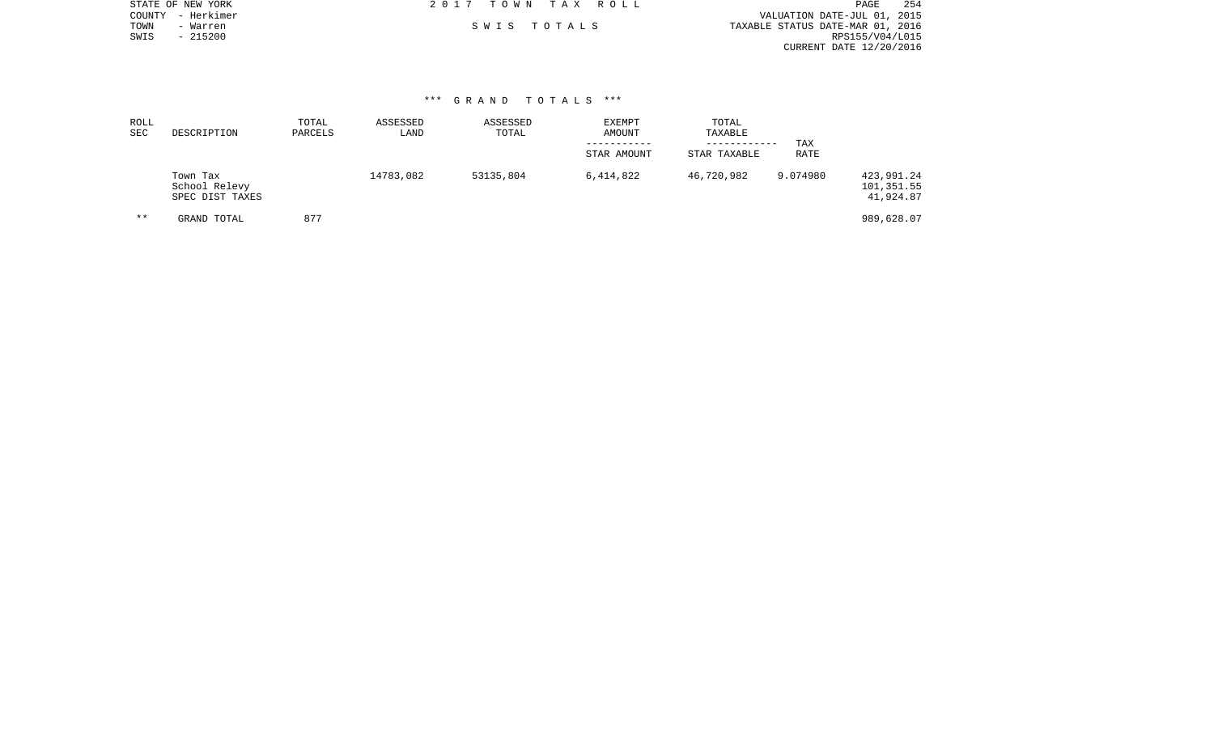STATE OF NEW YORK
COUNTY - Herkimer
TOWN - Warren
SWIS - 215200

2 0 1 7 T O W N T A X R O L L

S W I S T O T A L S

VALUATION DATE-JUL 01, 2015
TAXABLE STATUS DATE-MAR 01, 2016
RPS155/V04/L015
CURRENT DATE 12/20/2016

*** G R A N D T O T A L S ***

| ROLL SEC | DESCRIPTION | TOTAL PARCELS | ASSESSED LAND | ASSESSED TOTAL | EXEMPT AMOUNT ----------- STAR AMOUNT | TOTAL TAXABLE ------------ STAR TAXABLE | TAX RATE | |
|---|---|---|---|---|---|---|---|---|
| | Town Tax | | 14783,082 | 53135,804 | 6,414,822 | 46,720,982 | 9.074980 | 423,991.24 |
| | School Relevy | | | | | | | 101,351.55 |
| | SPEC DIST TAXES | | | | | | | 41,924.87 |
| ** | GRAND TOTAL | 877 | | | | | | 989,628.07 |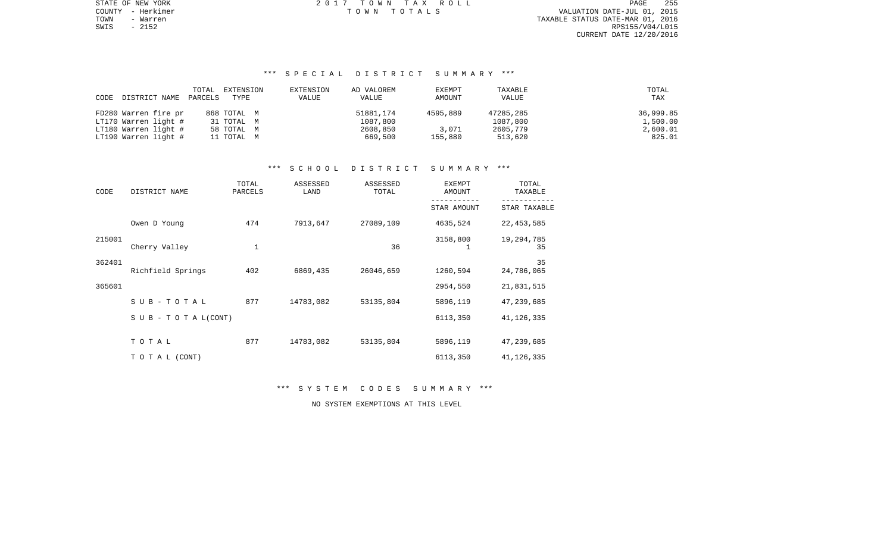STATE OF NEW YORK
COUNTY - Herkimer
TOWN - Warren
SWIS - 2152

2 0 1 7 T O W N T A X R O L L
T O W N T O T A L S

VALUATION DATE-JUL 01, 2015
TAXABLE STATUS DATE-MAR 01, 2016
RPS155/V04/L015
CURRENT DATE 12/20/2016

### *** S P E C I A L D I S T R I C T S U M M A R Y ***

| CODE DISTRICT NAME | TOTAL PARCELS | EXTENSION TYPE | EXTENSION VALUE | AD VALOREM VALUE | EXEMPT AMOUNT | TAXABLE VALUE | TOTAL TAX |
|---|---|---|---|---|---|---|---|
| FD280 Warren fire pr | 868 | TOTAL M | | 51881,174 | 4595,889 | 47285,285 | 36,999.85 |
| LT170 Warren light # | 31 | TOTAL M | | 1087,800 | | 1087,800 | 1,500.00 |
| LT180 Warren light # | 58 | TOTAL M | | 2608,850 | 3,071 | 2605,779 | 2,600.01 |
| LT190 Warren light # | 11 | TOTAL M | | 669,500 | 155,880 | 513,620 | 825.01 |

### *** S C H O O L D I S T R I C T S U M M A R Y ***

| CODE | DISTRICT NAME | TOTAL PARCELS | ASSESSED LAND | ASSESSED TOTAL | EXEMPT AMOUNT / STAR AMOUNT | TOTAL TAXABLE / STAR TAXABLE |
|---|---|---|---|---|---|---|
| | Owen D Young | 474 | 7913,647 | 27089,109 | 4635,524 | 22,453,585 |
| 215001 | | | | | 3158,800 | 19,294,785 |
| | Cherry Valley | 1 | | 36 | 1 | 35 |
| 362401 | | | | | | 35 |
| | Richfield Springs | 402 | 6869,435 | 26046,659 | 1260,594 | 24,786,065 |
| 365601 | | | | | 2954,550 | 21,831,515 |
| | S U B - T O T A L | 877 | 14783,082 | 53135,804 | 5896,119 | 47,239,685 |
| | S U B - T O T A L(CONT) | | | | 6113,350 | 41,126,335 |
| | T O T A L | 877 | 14783,082 | 53135,804 | 5896,119 | 47,239,685 |
| | T O T A L (CONT) | | | | 6113,350 | 41,126,335 |

### *** S Y S T E M C O D E S S U M M A R Y ***

NO SYSTEM EXEMPTIONS AT THIS LEVEL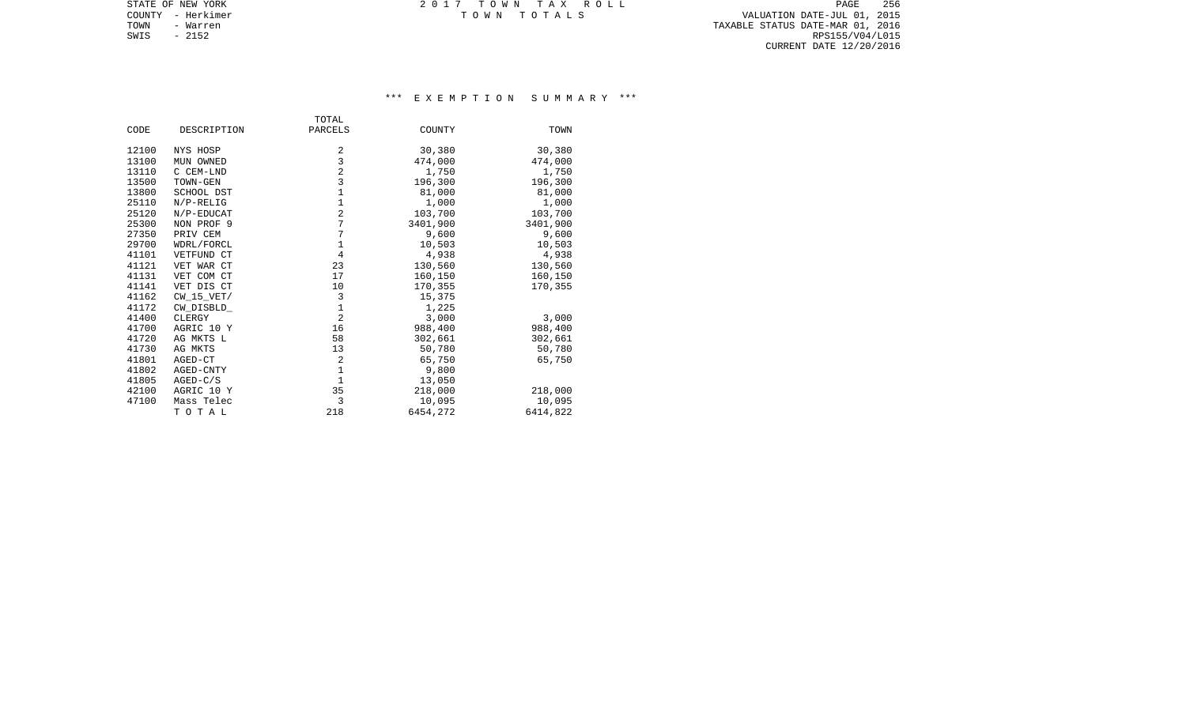STATE OF NEW YORK
COUNTY - Herkimer
TOWN - Warren
SWIS - 2152

2 0 1 7 T O W N T A X R O L L
T O W N T O T A L S

VALUATION DATE-JUL 01, 2015
TAXABLE STATUS DATE-MAR 01, 2016
RPS155/V04/L015
CURRENT DATE 12/20/2016

### *** E X E M P T I O N S U M M A R Y ***

| CODE | DESCRIPTION | TOTAL PARCELS | COUNTY | TOWN |
|---|---|---|---|---|
| 12100 | NYS HOSP | 2 | 30,380 | 30,380 |
| 13100 | MUN OWNED | 3 | 474,000 | 474,000 |
| 13110 | C CEM-LND | 2 | 1,750 | 1,750 |
| 13500 | TOWN-GEN | 3 | 196,300 | 196,300 |
| 13800 | SCHOOL DST | 1 | 81,000 | 81,000 |
| 25110 | N/P-RELIG | 1 | 1,000 | 1,000 |
| 25120 | N/P-EDUCAT | 2 | 103,700 | 103,700 |
| 25300 | NON PROF 9 | 7 | 3401,900 | 3401,900 |
| 27350 | PRIV CEM | 7 | 9,600 | 9,600 |
| 29700 | WDRL/FORCL | 1 | 10,503 | 10,503 |
| 41101 | VETFUND CT | 4 | 4,938 | 4,938 |
| 41121 | VET WAR CT | 23 | 130,560 | 130,560 |
| 41131 | VET COM CT | 17 | 160,150 | 160,150 |
| 41141 | VET DIS CT | 10 | 170,355 | 170,355 |
| 41162 | CW_15_VET/ | 3 | 15,375 | |
| 41172 | CW_DISBLD_ | 1 | 1,225 | |
| 41400 | CLERGY | 2 | 3,000 | 3,000 |
| 41700 | AGRIC 10 Y | 16 | 988,400 | 988,400 |
| 41720 | AG MKTS L | 58 | 302,661 | 302,661 |
| 41730 | AG MKTS | 13 | 50,780 | 50,780 |
| 41801 | AGED-CT | 2 | 65,750 | 65,750 |
| 41802 | AGED-CNTY | 1 | 9,800 | |
| 41805 | AGED-C/S | 1 | 13,050 | |
| 42100 | AGRIC 10 Y | 35 | 218,000 | 218,000 |
| 47100 | Mass Telec | 3 | 10,095 | 10,095 |
| | T O T A L | 218 | 6454,272 | 6414,822 |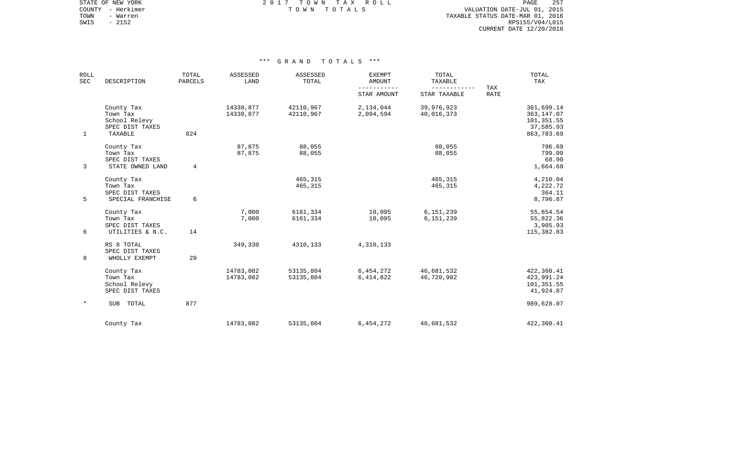STATE OF NEW YORK
COUNTY - Herkimer
TOWN - Warren
SWIS - 2152

2017 TOWN TAX ROLL
TOWN TOTALS

VALUATION DATE-JUL 01, 2015
TAXABLE STATUS DATE-MAR 01, 2016
RPS155/V04/L015
CURRENT DATE 12/20/2016

*** GRAND TOTALS ***

| ROLL SEC | DESCRIPTION | TOTAL PARCELS | ASSESSED LAND | ASSESSED TOTAL | EXEMPT AMOUNT / STAR AMOUNT | TOTAL TAXABLE / STAR TAXABLE | TAX RATE | TOTAL TAX |
|---|---|---|---|---|---|---|---|---|
| | County Tax | | 14338,877 | 42110,967 | 2,134,044 | 39,976,923 | | 361,699.14 |
| | Town Tax | | 14338,877 | 42110,967 | 2,094,594 | 40,016,373 | | 363,147.07 |
| | School Relevy | | | | | | | 101,351.55 |
| | SPEC DIST TAXES | | | | | | | 37,585.93 |
| 1 | TAXABLE | 824 | | | | | | 863,783.69 |
| | County Tax | | 87,875 | 88,055 | | 88,055 | | 796.69 |
| | Town Tax | | 87,875 | 88,055 | | 88,055 | | 799.09 |
| | SPEC DIST TAXES | | | | | | | 68.90 |
| 3 | STATE OWNED LAND | 4 | | | | | | 1,664.68 |
| | County Tax | | | 465,315 | | 465,315 | | 4,210.04 |
| | Town Tax | | | 465,315 | | 465,315 | | 4,222.72 |
| | SPEC DIST TAXES | | | | | | | 364.11 |
| 5 | SPECIAL FRANCHISE | 6 | | | | | | 8,796.87 |
| | County Tax | | 7,000 | 6161,334 | 10,095 | 6,151,239 | | 55,654.54 |
| | Town Tax | | 7,000 | 6161,334 | 10,095 | 6,151,239 | | 55,822.36 |
| | SPEC DIST TAXES | | | | | | | 3,905.93 |
| 6 | UTILITIES & N.C. | 14 | | | | | | 115,382.83 |
| | RS 8 TOTAL | | 349,330 | 4310,133 | 4,310,133 | | | |
| | SPEC DIST TAXES | | | | | | | |
| 8 | WHOLLY EXEMPT | 29 | | | | | | |
| | County Tax | | 14783,082 | 53135,804 | 6,454,272 | 46,681,532 | | 422,360.41 |
| | Town Tax | | 14783,082 | 53135,804 | 6,414,822 | 46,720,982 | | 423,991.24 |
| | School Relevy | | | | | | | 101,351.55 |
| | SPEC DIST TAXES | | | | | | | 41,924.87 |
| * | SUB TOTAL | 877 | | | | | | 989,628.07 |
| | County Tax | | 14783,082 | 53135,804 | 6,454,272 | 46,681,532 | | 422,360.41 |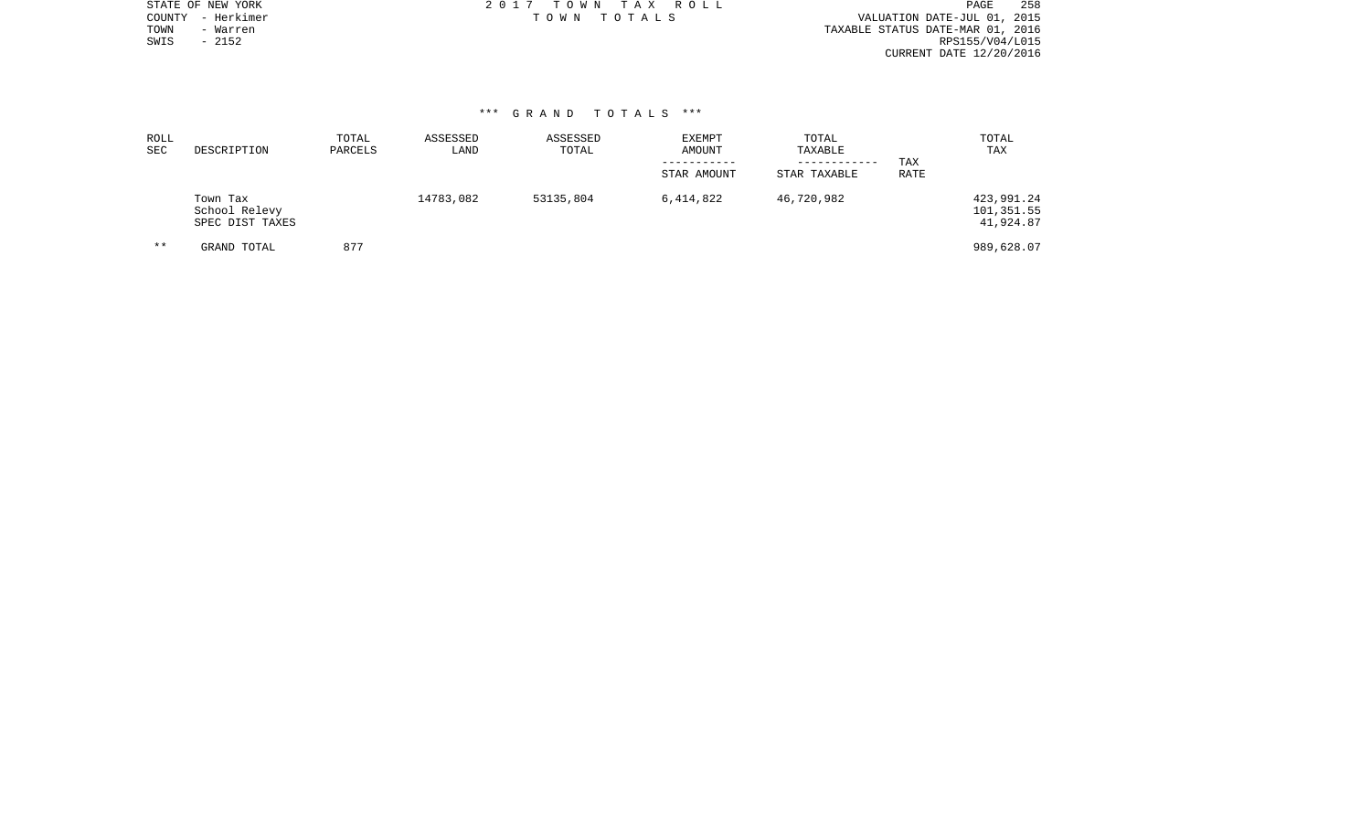STATE OF NEW YORK
COUNTY - Herkimer
TOWN - Warren
SWIS - 2152

2 0 1 7 T O W N T A X R O L L
T O W N T O T A L S

VALUATION DATE-JUL 01, 2015
TAXABLE STATUS DATE-MAR 01, 2016
RPS155/V04/L015
CURRENT DATE 12/20/2016

### *** G R A N D T O T A L S ***

| ROLL SEC | DESCRIPTION | TOTAL PARCELS | ASSESSED LAND | ASSESSED TOTAL | EXEMPT AMOUNT ----------- STAR AMOUNT | TOTAL TAXABLE ------------ STAR TAXABLE | TAX RATE | TOTAL TAX |
|---|---|---|---|---|---|---|---|---|
| | Town Tax | | 14783,082 | 53135,804 | 6,414,822 | 46,720,982 | | 423,991.24 |
| | School Relevy | | | | | | | 101,351.55 |
| | SPEC DIST TAXES | | | | | | | 41,924.87 |
| ** | GRAND TOTAL | 877 | | | | | | 989,628.07 |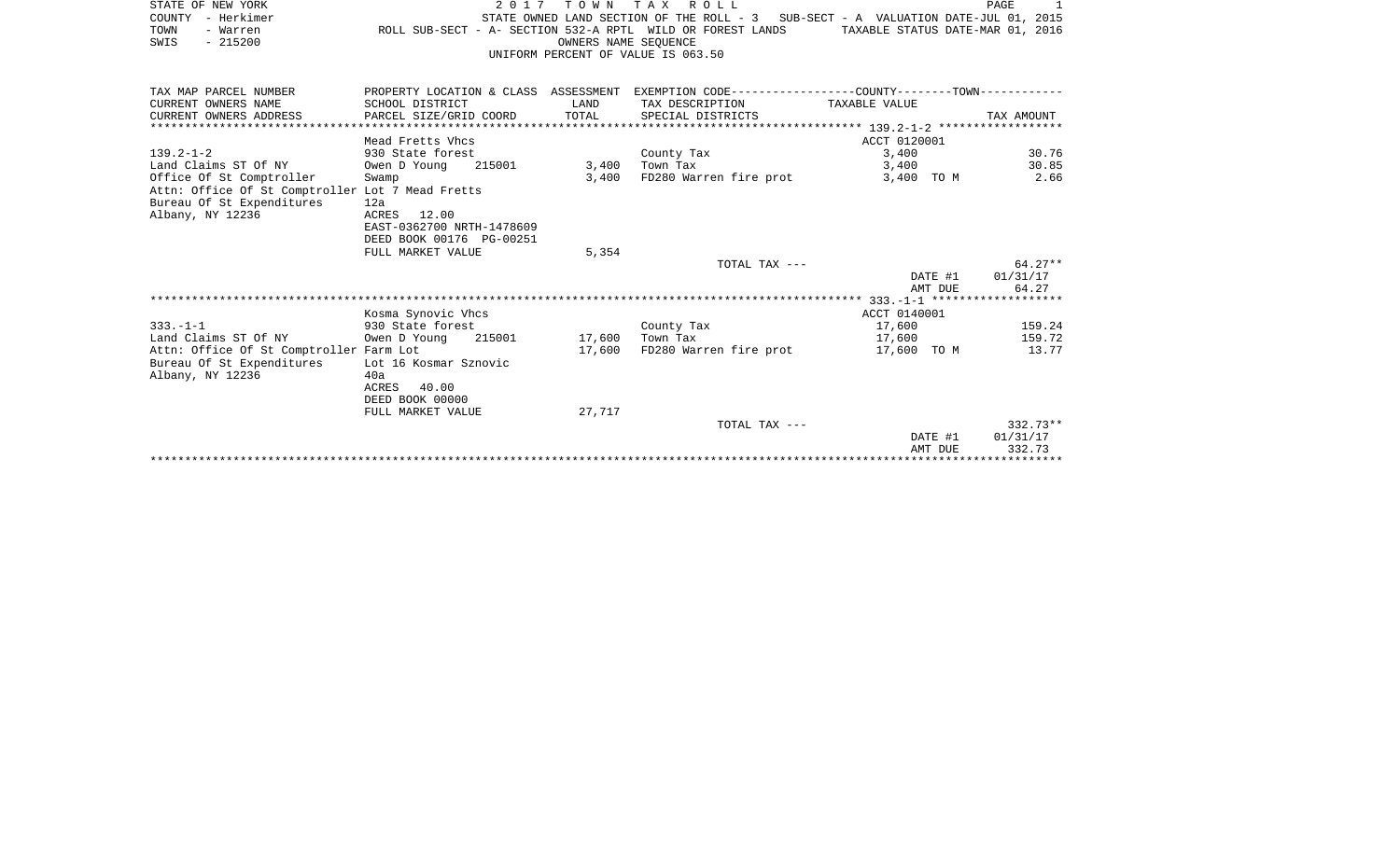STATE OF NEW YORK
COUNTY - Herkimer
TOWN - Warren
SWIS - 215200

2 0 1 7 T O W N T A X R O L L
STATE OWNED LAND SECTION OF THE ROLL - 3 SUB-SECT - A VALUATION DATE-JUL 01, 2015
ROLL SUB-SECT - A- SECTION 532-A RPTL WILD OR FOREST LANDS TAXABLE STATUS DATE-MAR 01, 2016
OWNERS NAME SEQUENCE
UNIFORM PERCENT OF VALUE IS 063.50

| TAX MAP PARCEL NUMBER<br>CURRENT OWNERS NAME<br>CURRENT OWNERS ADDRESS | PROPERTY LOCATION & CLASS<br>SCHOOL DISTRICT<br>PARCEL SIZE/GRID COORD | ASSESSMENT<br>LAND<br>TOTAL | EXEMPTION CODE-------COUNTY-------TOWN------<br>TAX DESCRIPTION<br>SPECIAL DISTRICTS | TAXABLE VALUE | TAX AMOUNT |
|---|---|---|---|---|---|
| ******** 139.2-1-2 ******** | | | | | |
| | Mead Fretts Vhcs | | | ACCT 0120001 | |
| 139.2-1-2 | 930 State forest | | County Tax | 3,400 | 30.76 |
| Land Claims ST Of NY | Owen D Young 215001 | 3,400 | Town Tax | 3,400 | 30.85 |
| Office Of St Comptroller | Swamp | 3,400 | FD280 Warren fire prot | 3,400 TO M | 2.66 |
| Attn: Office Of St Comptroller | Lot 7 Mead Fretts | | | | |
| Bureau Of St Expenditures | 12a | | | | |
| Albany, NY 12236 | ACRES 12.00 | | | | |
| | EAST-0362700 NRTH-1478609 | | | | |
| | DEED BOOK 00176 PG-00251 | | | | |
| | FULL MARKET VALUE | 5,354 | | | |
| | | | TOTAL TAX --- | | 64.27** |
| | | | | DATE #1 | 01/31/17 |
| | | | | AMT DUE | 64.27 |
| ******** 333.-1-1 ******** | | | | | |
| | Kosma Synovic Vhcs | | | ACCT 0140001 | |
| 333.-1-1 | 930 State forest | | County Tax | 17,600 | 159.24 |
| Land Claims ST Of NY | Owen D Young 215001 | 17,600 | Town Tax | 17,600 | 159.72 |
| Attn: Office Of St Comptroller | Farm Lot | 17,600 | FD280 Warren fire prot | 17,600 TO M | 13.77 |
| Bureau Of St Expenditures | Lot 16 Kosmar Sznovic | | | | |
| Albany, NY 12236 | 40a | | | | |
| | ACRES 40.00 | | | | |
| | DEED BOOK 00000 | | | | |
| | FULL MARKET VALUE | 27,717 | | | |
| | | | TOTAL TAX --- | | 332.73** |
| | | | | DATE #1 | 01/31/17 |
| | | | | AMT DUE | 332.73 |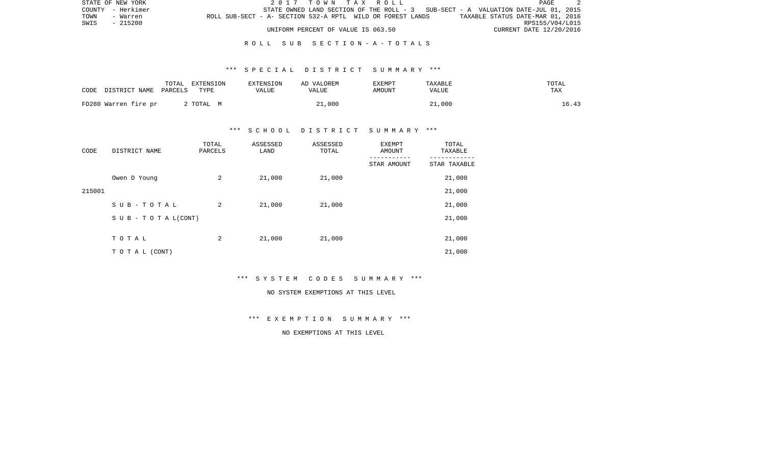STATE OF NEW YORK | 2 0 1 7 T O W N T A X R O L L
COUNTY - Herkimer | STATE OWNED LAND SECTION OF THE ROLL - 3 SUB-SECT - A VALUATION DATE-JUL 01, 2015
TOWN - Warren | ROLL SUB-SECT - A- SECTION 532-A RPTL WILD OR FOREST LANDS TAXABLE STATUS DATE-MAR 01, 2016
SWIS - 215200 | RPS155/V04/L015
UNIFORM PERCENT OF VALUE IS 063.50 | CURRENT DATE 12/20/2016

## R O L L S U B S E C T I O N - A - T O T A L S

### *** S P E C I A L D I S T R I C T S U M M A R Y ***

| CODE DISTRICT NAME | TOTAL PARCELS | EXTENSION TYPE | EXTENSION VALUE | AD VALOREM VALUE | EXEMPT AMOUNT | TAXABLE VALUE | TOTAL TAX |
|---|---|---|---|---|---|---|---|
| FD280 Warren fire pr | 2 | TOTAL M | | 21,000 | | 21,000 | 16.43 |

### *** S C H O O L D I S T R I C T S U M M A R Y ***

| CODE | DISTRICT NAME | TOTAL PARCELS | ASSESSED LAND | ASSESSED TOTAL | EXEMPT AMOUNT / STAR AMOUNT | TOTAL TAXABLE / STAR TAXABLE |
|---|---|---|---|---|---|---|
| | Owen D Young | 2 | 21,000 | 21,000 | | 21,000 |
| 215001 | | | | | | 21,000 |
| | S U B - T O T A L | 2 | 21,000 | 21,000 | | 21,000 |
| | S U B - T O T A L(CONT) | | | | | 21,000 |
| | T O T A L | 2 | 21,000 | 21,000 | | 21,000 |
| | T O T A L (CONT) | | | | | 21,000 |

### *** S Y S T E M C O D E S S U M M A R Y ***

NO SYSTEM EXEMPTIONS AT THIS LEVEL

### *** E X E M P T I O N S U M M A R Y ***

NO EXEMPTIONS AT THIS LEVEL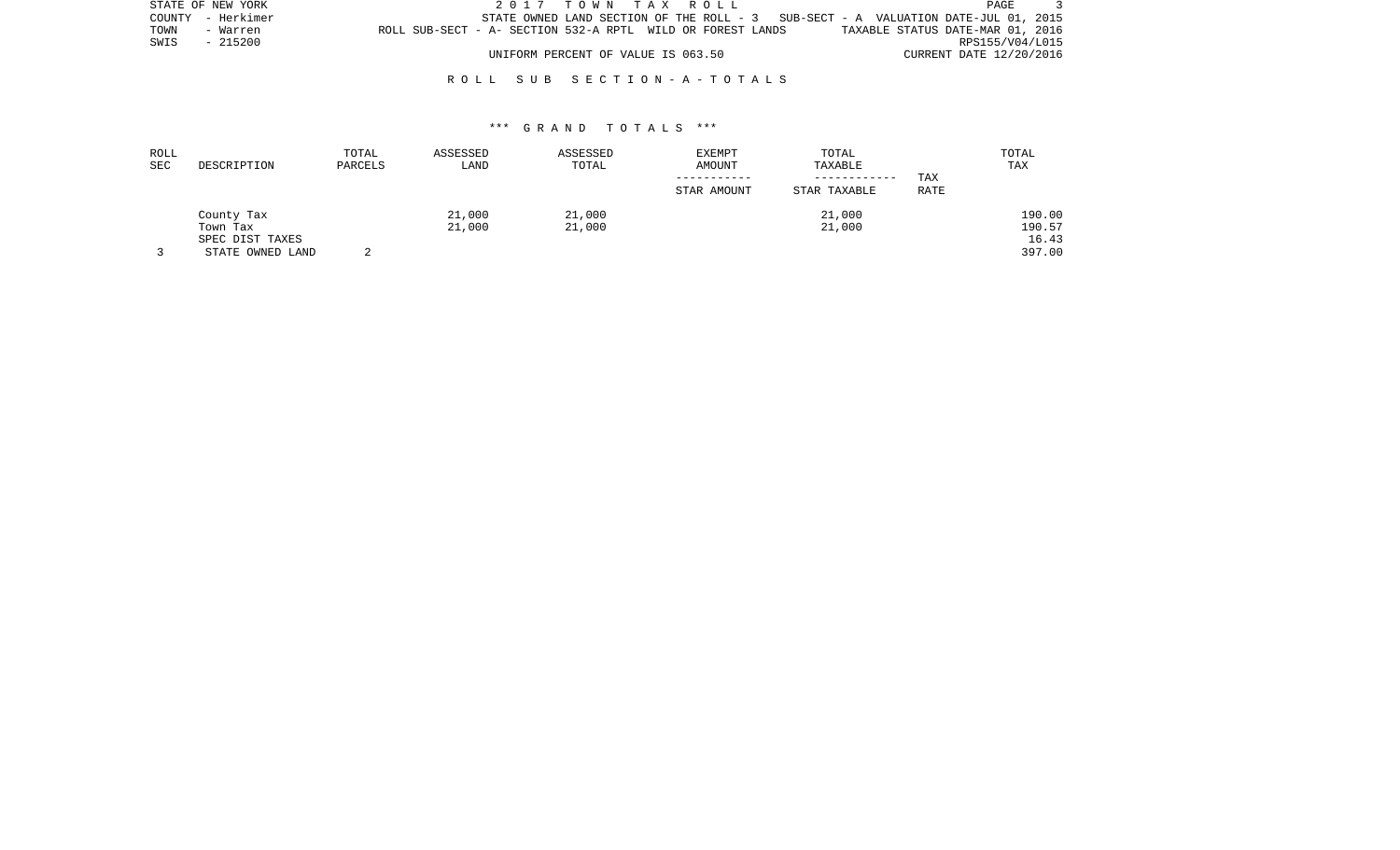STATE OF NEW YORK
COUNTY - Herkimer
TOWN - Warren
SWIS - 215200

2017 TOWN TAX ROLL
STATE OWNED LAND SECTION OF THE ROLL - 3 SUB-SECT - A VALUATION DATE-JUL 01, 2015
ROLL SUB-SECT - A- SECTION 532-A RPTL WILD OR FOREST LANDS TAXABLE STATUS DATE-MAR 01, 2016
RPS155/V04/L015
UNIFORM PERCENT OF VALUE IS 063.50 CURRENT DATE 12/20/2016

## ROLL SUB SECTION-A-TOTALS

### *** GRAND TOTALS ***

| ROLL SEC | DESCRIPTION | TOTAL PARCELS | ASSESSED LAND | ASSESSED TOTAL | EXEMPT AMOUNT ----------- STAR AMOUNT | TOTAL TAXABLE ------------ STAR TAXABLE | TAX RATE | TOTAL TAX |
|---|---|---|---|---|---|---|---|---|
| | County Tax | | 21,000 | 21,000 | | 21,000 | | 190.00 |
| | Town Tax | | 21,000 | 21,000 | | 21,000 | | 190.57 |
| | SPEC DIST TAXES | | | | | | | 16.43 |
| 3 | STATE OWNED LAND | 2 | | | | | | 397.00 |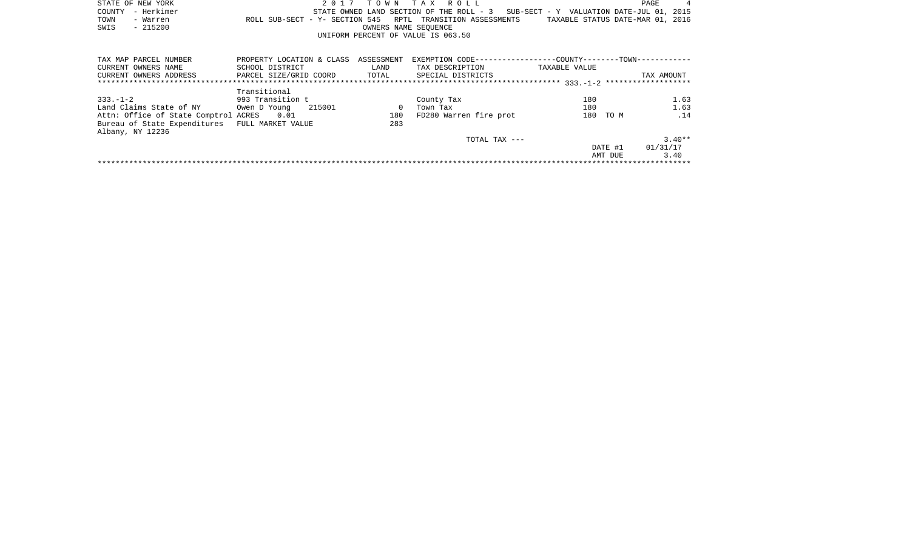STATE OF NEW YORK
COUNTY - Herkimer
TOWN - Warren
SWIS - 215200

2 0 1 7 T O W N T A X R O L L

STATE OWNED LAND SECTION OF THE ROLL - 3 SUB-SECT - Y VALUATION DATE-JUL 01, 2015
ROLL SUB-SECT - Y- SECTION 545 RPTL TRANSITION ASSESSMENTS TAXABLE STATUS DATE-MAR 01, 2016
OWNERS NAME SEQUENCE
UNIFORM PERCENT OF VALUE IS 063.50

| TAX MAP PARCEL NUMBER<br>CURRENT OWNERS NAME<br>CURRENT OWNERS ADDRESS | PROPERTY LOCATION & CLASS<br>SCHOOL DISTRICT<br>PARCEL SIZE/GRID COORD | ASSESSMENT<br>LAND<br>TOTAL | EXEMPTION CODE------------------COUNTY--------TOWN-----------<br>TAX DESCRIPTION<br>SPECIAL DISTRICTS | TAXABLE VALUE | TAX AMOUNT |
|---|---|---|---|---|---|
| | | | | 333.-1-2 | |
| | Transitional | | | | |
| 333.-1-2 | 993 Transition t | | County Tax | 180 | 1.63 |
| Land Claims State of NY | Owen D Young 215001 | 0 | Town Tax | 180 | 1.63 |
| Attn: Office of State Comptrol | ACRES 0.01 | 180 | FD280 Warren fire prot | 180 TO M | .14 |
| Bureau of State Expenditures | FULL MARKET VALUE | 283 | | | |
| Albany, NY 12236 | | | | | |
| | | | TOTAL TAX --- | | 3.40** |
| | | | | DATE #1 | 01/31/17 |
| | | | | AMT DUE | 3.40 |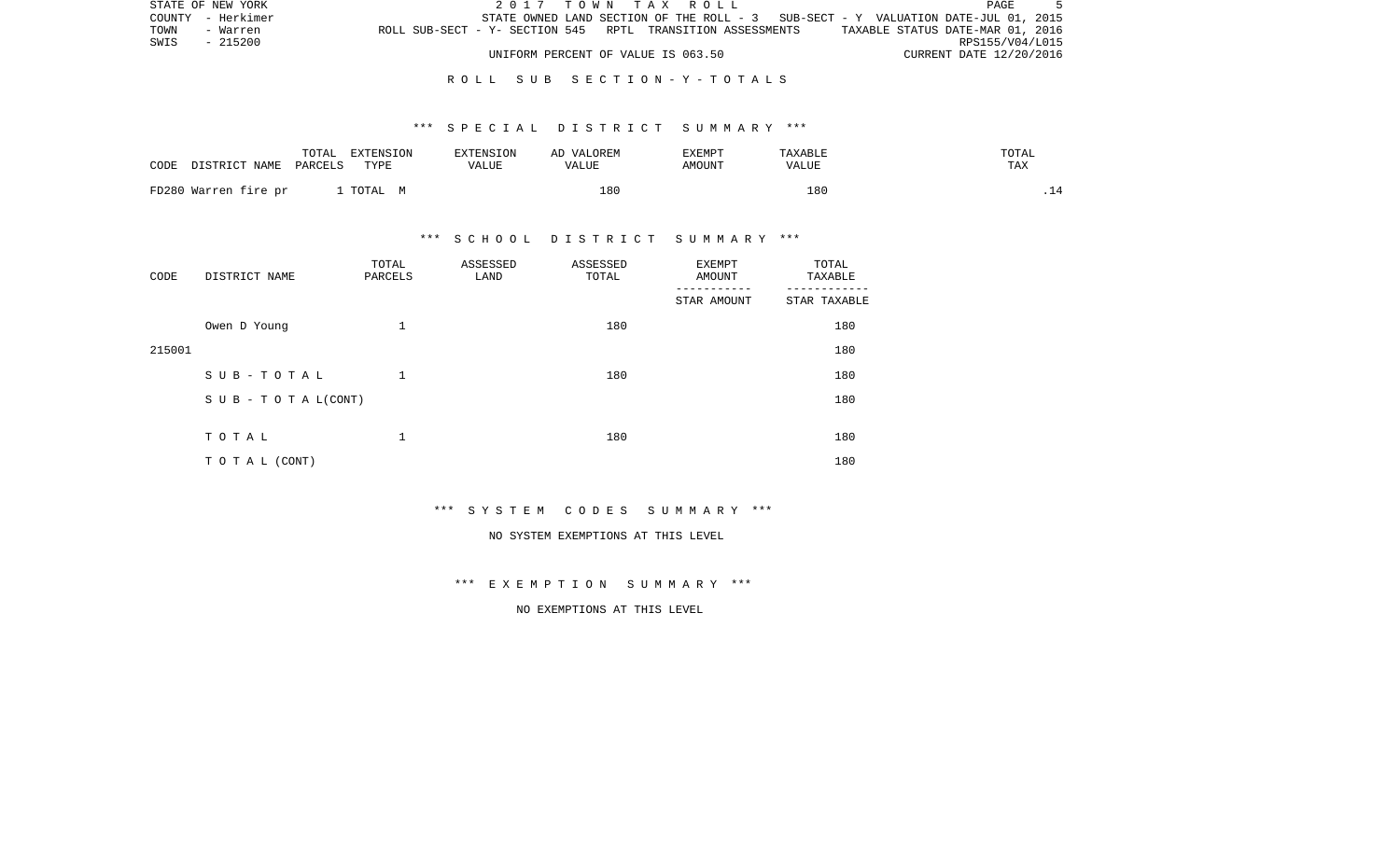STATE OF NEW YORK
COUNTY - Herkimer
TOWN - Warren
SWIS - 215200

2 0 1 7 T O W N T A X R O L L
STATE OWNED LAND SECTION OF THE ROLL - 3 SUB-SECT - Y VALUATION DATE-JUL 01, 2015
ROLL SUB-SECT - Y- SECTION 545 RPTL TRANSITION ASSESSMENTS TAXABLE STATUS DATE-MAR 01, 2016
RPS155/V04/L015
UNIFORM PERCENT OF VALUE IS 063.50 CURRENT DATE 12/20/2016

## R O L L S U B S E C T I O N - Y - T O T A L S

### *** S P E C I A L D I S T R I C T S U M M A R Y ***

| CODE DISTRICT NAME | TOTAL PARCELS | EXTENSION TYPE | EXTENSION VALUE | AD VALOREM VALUE | EXEMPT AMOUNT | TAXABLE VALUE | TOTAL TAX |
|---|---|---|---|---|---|---|---|
| FD280 Warren fire pr | 1 | TOTAL M | | 180 | | 180 | .14 |

### *** S C H O O L D I S T R I C T S U M M A R Y ***

| CODE | DISTRICT NAME | TOTAL PARCELS | ASSESSED LAND | ASSESSED TOTAL | EXEMPT AMOUNT / STAR AMOUNT | TOTAL TAXABLE / STAR TAXABLE |
|---|---|---|---|---|---|---|
| | Owen D Young | 1 | | 180 | | 180 |
| 215001 | | | | | | 180 |
| | S U B - T O T A L | 1 | | 180 | | 180 |
| | S U B - T O T A L(CONT) | | | | | 180 |
| | T O T A L | 1 | | 180 | | 180 |
| | T O T A L (CONT) | | | | | 180 |

### *** S Y S T E M C O D E S S U M M A R Y ***

NO SYSTEM EXEMPTIONS AT THIS LEVEL

### *** E X E M P T I O N S U M M A R Y ***

NO EXEMPTIONS AT THIS LEVEL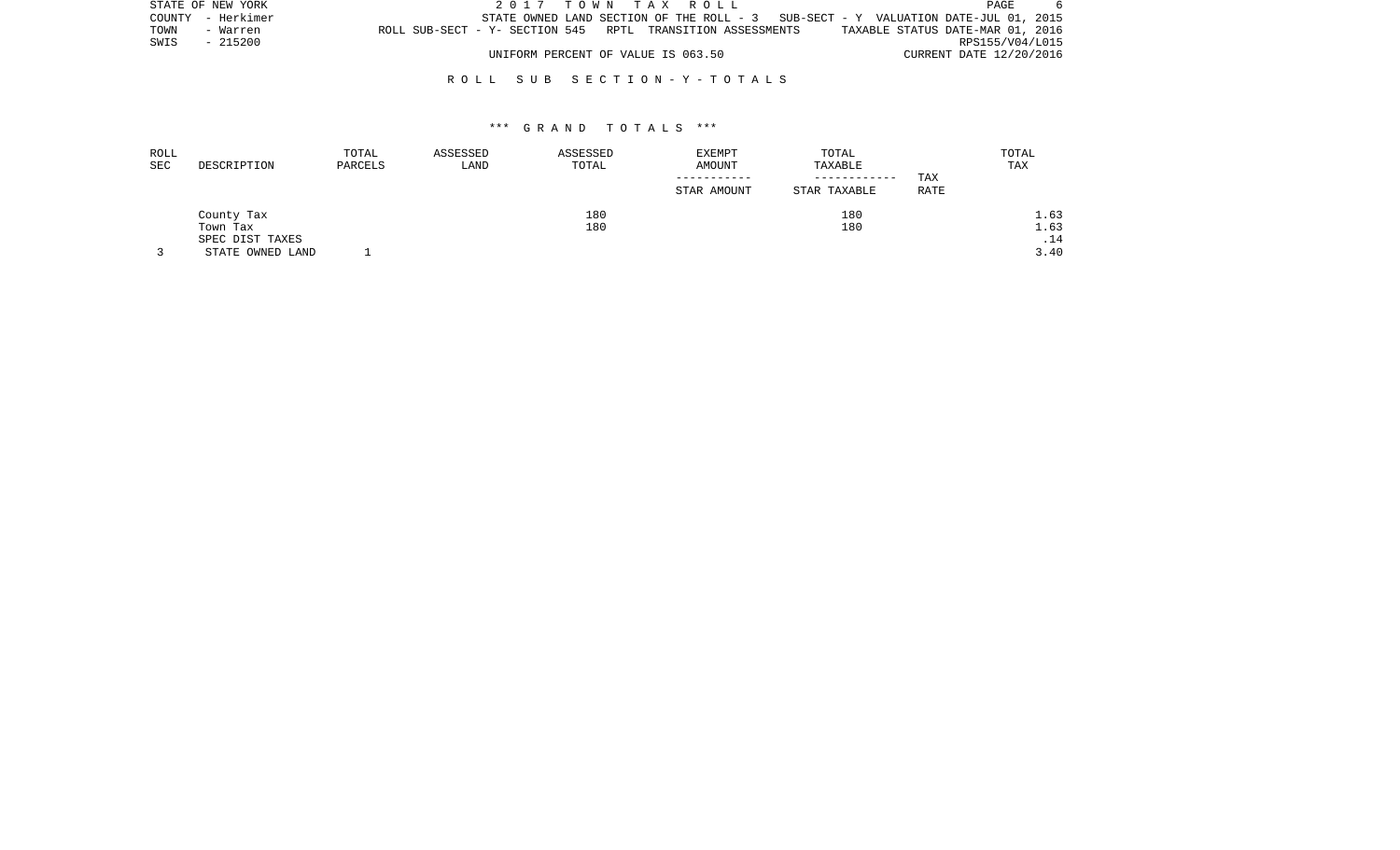STATE OF NEW YORK | 2 0 1 7 T O W N T A X R O L L | PAGE 6
COUNTY - Herkimer | STATE OWNED LAND SECTION OF THE ROLL - 3 SUB-SECT - Y VALUATION DATE-JUL 01, 2015
TOWN - Warren | ROLL SUB-SECT - Y- SECTION 545 RPTL TRANSITION ASSESSMENTS | TAXABLE STATUS DATE-MAR 01, 2016
SWIS - 215200 | RPS155/V04/L015
UNIFORM PERCENT OF VALUE IS 063.50 | CURRENT DATE 12/20/2016

R O L L S U B S E C T I O N - Y - T O T A L S

\*\*\* G R A N D T O T A L S \*\*\*

| ROLL SEC | DESCRIPTION | TOTAL PARCELS | ASSESSED LAND | ASSESSED TOTAL | EXEMPT AMOUNT / STAR AMOUNT | TOTAL TAXABLE / STAR TAXABLE | TAX RATE | TOTAL TAX |
|---|---|---|---|---|---|---|---|---|
| | County Tax | | | 180 | | 180 | | 1.63 |
| | Town Tax | | | 180 | | 180 | | 1.63 |
| | SPEC DIST TAXES | | | | | | | .14 |
| 3 | STATE OWNED LAND | 1 | | | | | | 3.40 |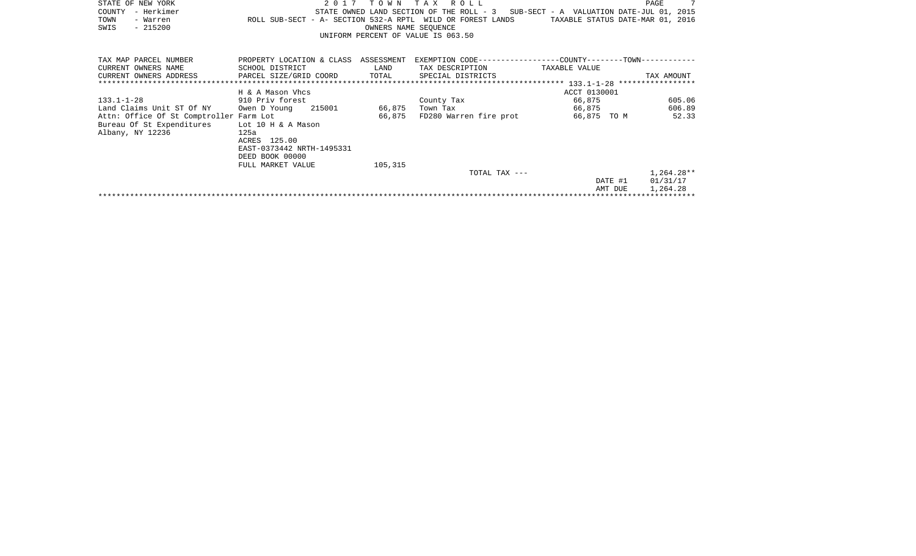STATE OF NEW YORK — 2 0 1 7 T O W N T A X R O L L

COUNTY - Herkimer — STATE OWNED LAND SECTION OF THE ROLL - 3 SUB-SECT - A VALUATION DATE-JUL 01, 2015

TOWN - Warren — ROLL SUB-SECT - A- SECTION 532-A RPTL WILD OR FOREST LANDS — TAXABLE STATUS DATE-MAR 01, 2016

SWIS - 215200 — OWNERS NAME SEQUENCE

UNIFORM PERCENT OF VALUE IS 063.50

| TAX MAP PARCEL NUMBER / CURRENT OWNERS NAME / CURRENT OWNERS ADDRESS | PROPERTY LOCATION & CLASS / SCHOOL DISTRICT / PARCEL SIZE/GRID COORD | ASSESSMENT LAND / TOTAL | EXEMPTION CODE / TAX DESCRIPTION / SPECIAL DISTRICTS | COUNTY / TOWN TAXABLE VALUE | TAX AMOUNT |
|---|---|---|---|---|---|
| | H & A Mason Vhcs | | | ACCT 0130001 | |
| 133.1-1-28 | 910 Priv forest | | County Tax | 66,875 | 605.06 |
| Land Claims Unit ST Of NY | Owen D Young 215001 | 66,875 | Town Tax | 66,875 | 606.89 |
| Attn: Office Of St Comptroller | Farm Lot | 66,875 | FD280 Warren fire prot | 66,875 TO M | 52.33 |
| Bureau Of St Expenditures | Lot 10 H & A Mason | | | | |
| Albany, NY 12236 | 125a | | | | |
| | ACRES 125.00 | | | | |
| | EAST-0373442 NRTH-1495331 | | | | |
| | DEED BOOK 00000 | | | | |
| | FULL MARKET VALUE | 105,315 | | | |
| | | | TOTAL TAX --- | | 1,264.28** |
| | | | | DATE #1 | 01/31/17 |
| | | | | AMT DUE | 1,264.28 |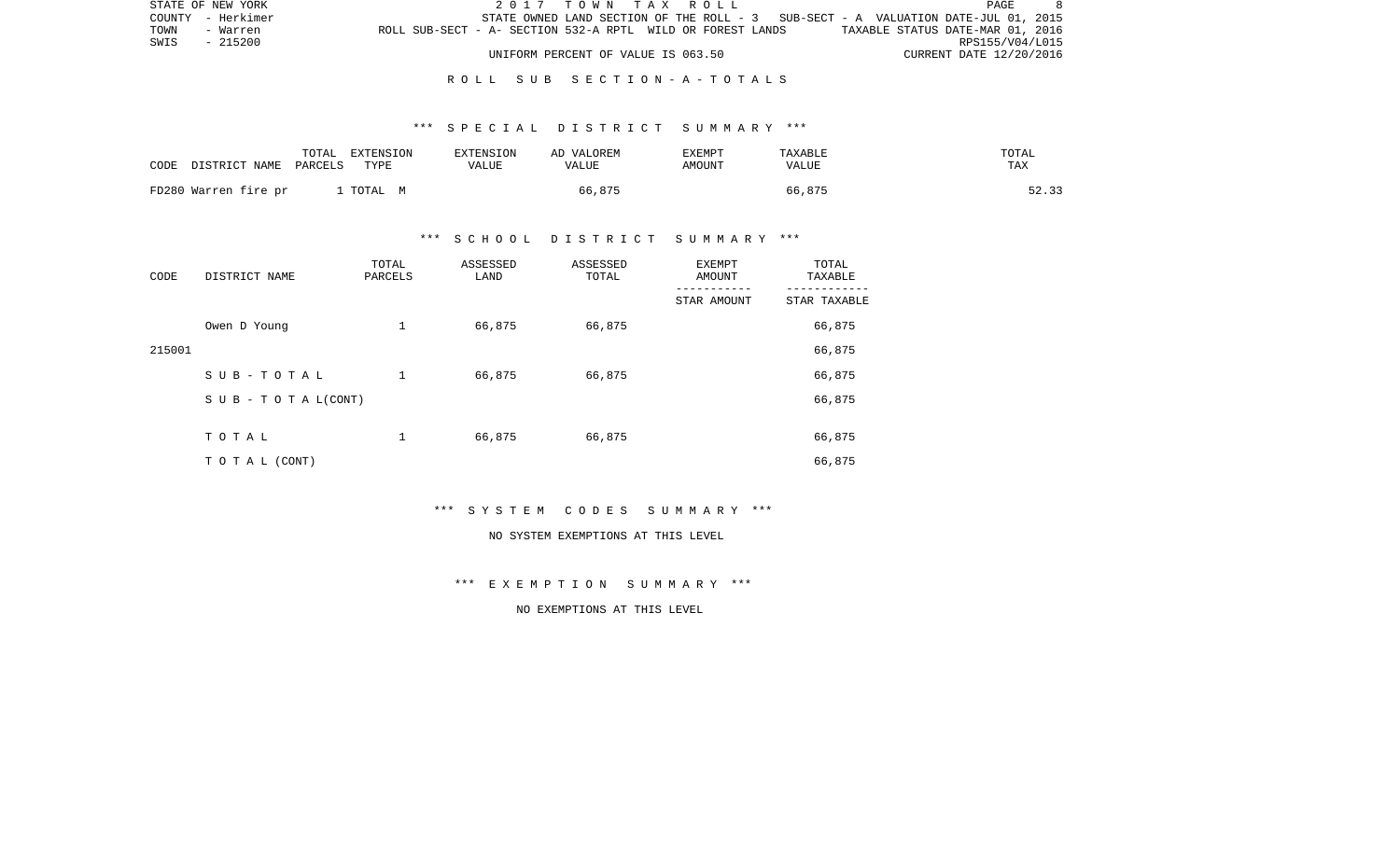STATE OF NEW YORK
COUNTY - Herkimer
TOWN - Warren
SWIS - 215200

2 0 1 7 T O W N T A X R O L L

STATE OWNED LAND SECTION OF THE ROLL - 3 SUB-SECT - A VALUATION DATE-JUL 01, 2015

ROLL SUB-SECT - A- SECTION 532-A RPTL WILD OR FOREST LANDS TAXABLE STATUS DATE-MAR 01, 2016

RPS155/V04/L015

UNIFORM PERCENT OF VALUE IS 063.50 CURRENT DATE 12/20/2016

R O L L S U B S E C T I O N - A - T O T A L S

*** S P E C I A L D I S T R I C T S U M M A R Y ***

| CODE DISTRICT NAME | TOTAL PARCELS | EXTENSION TYPE | EXTENSION VALUE | AD VALOREM VALUE | EXEMPT AMOUNT | TAXABLE VALUE | TOTAL TAX |
|---|---|---|---|---|---|---|---|
| FD280 Warren fire pr | 1 | TOTAL M | | 66,875 | | 66,875 | 52.33 |

*** S C H O O L D I S T R I C T S U M M A R Y ***

| CODE | DISTRICT NAME | TOTAL PARCELS | ASSESSED LAND | ASSESSED TOTAL | EXEMPT AMOUNT / STAR AMOUNT | TOTAL TAXABLE / STAR TAXABLE |
|---|---|---|---|---|---|---|
| | Owen D Young | 1 | 66,875 | 66,875 | | 66,875 |
| 215001 | | | | | | 66,875 |
| | S U B - T O T A L | 1 | 66,875 | 66,875 | | 66,875 |
| | S U B - T O T A L(CONT) | | | | | 66,875 |
| | T O T A L | 1 | 66,875 | 66,875 | | 66,875 |
| | T O T A L (CONT) | | | | | 66,875 |

*** S Y S T E M C O D E S S U M M A R Y ***

NO SYSTEM EXEMPTIONS AT THIS LEVEL

*** E X E M P T I O N S U M M A R Y ***

NO EXEMPTIONS AT THIS LEVEL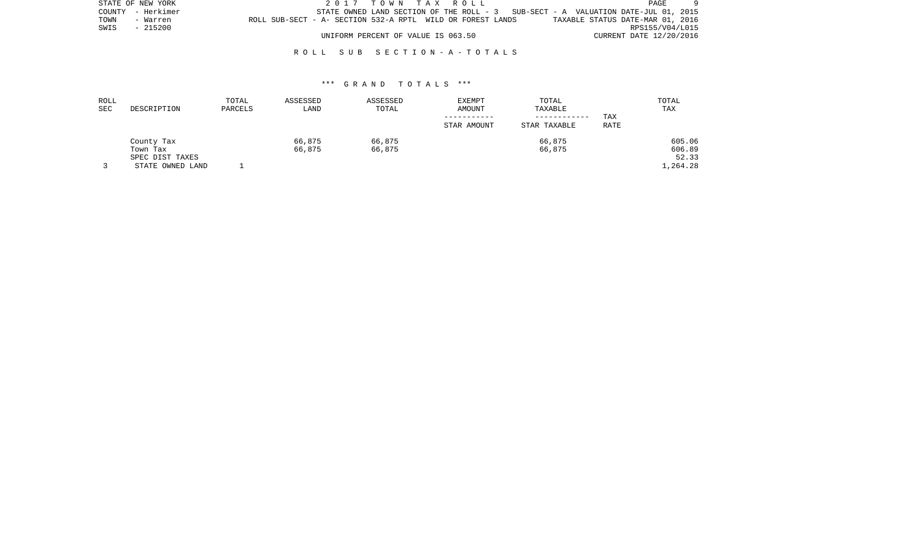STATE OF NEW YORK
COUNTY - Herkimer
TOWN - Warren
SWIS - 215200

2 0 1 7 T O W N T A X R O L L

STATE OWNED LAND SECTION OF THE ROLL - 3 SUB-SECT - A VALUATION DATE-JUL 01, 2015

ROLL SUB-SECT - A- SECTION 532-A RPTL WILD OR FOREST LANDS TAXABLE STATUS DATE-MAR 01, 2016

RPS155/V04/L015

UNIFORM PERCENT OF VALUE IS 063.50 CURRENT DATE 12/20/2016

R O L L S U B S E C T I O N - A - T O T A L S

\*\*\* G R A N D T O T A L S \*\*\*

| ROLL SEC | DESCRIPTION | TOTAL PARCELS | ASSESSED LAND | ASSESSED TOTAL | EXEMPT AMOUNT<br>-----------<br>STAR AMOUNT | TOTAL TAXABLE<br>------------<br>STAR TAXABLE | TAX RATE | TOTAL TAX |
|---|---|---|---|---|---|---|---|---|
| | County Tax | | 66,875 | 66,875 | | 66,875 | | 605.06 |
| | Town Tax | | 66,875 | 66,875 | | 66,875 | | 606.89 |
| | SPEC DIST TAXES | | | | | | | 52.33 |
| 3 | STATE OWNED LAND | 1 | | | | | | 1,264.28 |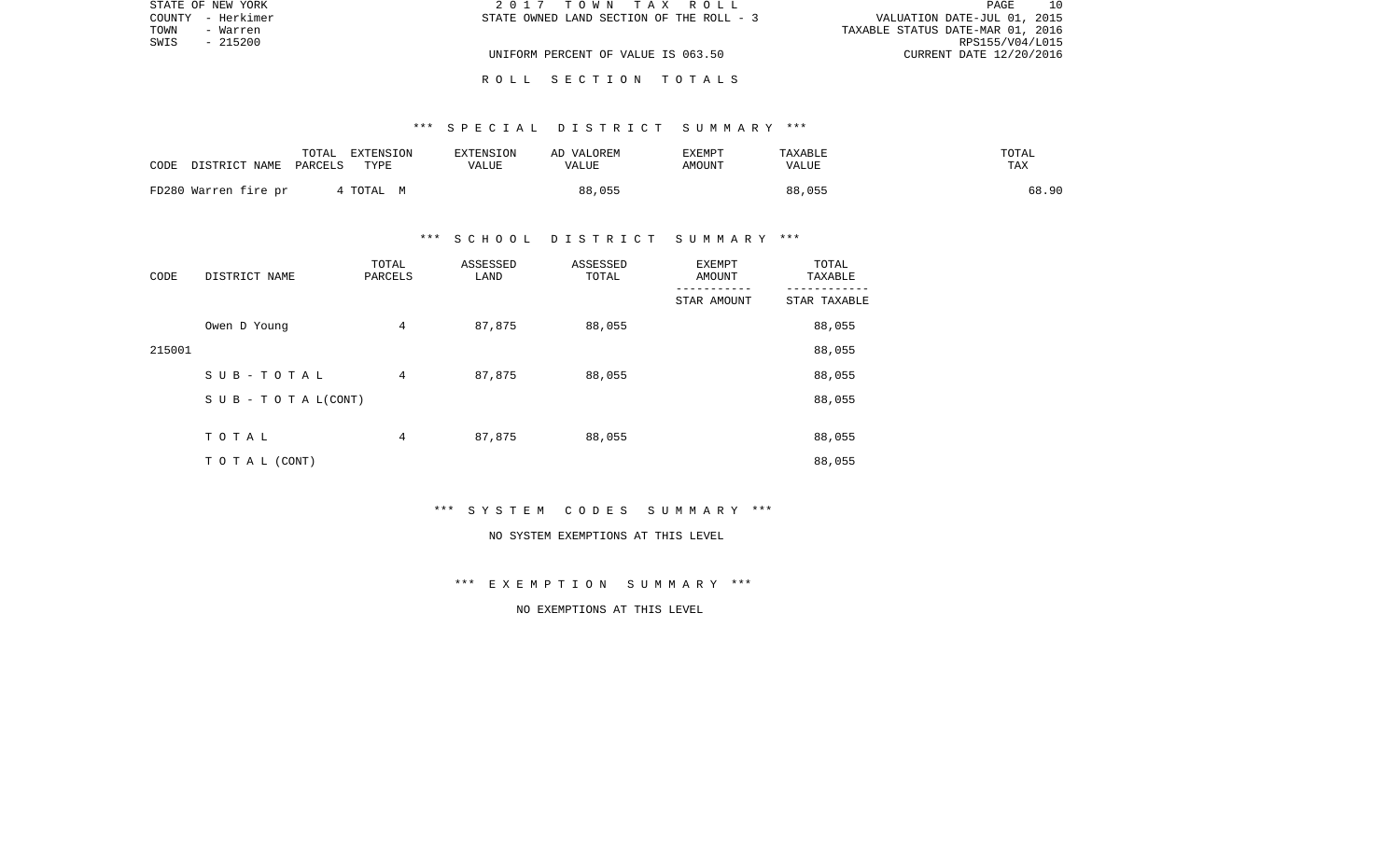STATE OF NEW YORK
COUNTY - Herkimer
TOWN - Warren
SWIS - 215200

2017 TOWN TAX ROLL
STATE OWNED LAND SECTION OF THE ROLL - 3

VALUATION DATE-JUL 01, 2015
TAXABLE STATUS DATE-MAR 01, 2016
RPS155/V04/L015
CURRENT DATE 12/20/2016

UNIFORM PERCENT OF VALUE IS 063.50

ROLL SECTION TOTALS

*** SPECIAL DISTRICT SUMMARY ***

| CODE DISTRICT NAME | TOTAL PARCELS | EXTENSION TYPE | EXTENSION VALUE | AD VALOREM VALUE | EXEMPT AMOUNT | TAXABLE VALUE | TOTAL TAX |
|---|---|---|---|---|---|---|---|
| FD280 Warren fire pr | 4 | TOTAL M | | 88,055 | | 88,055 | 68.90 |

*** SCHOOL DISTRICT SUMMARY ***

| CODE | DISTRICT NAME | TOTAL PARCELS | ASSESSED LAND | ASSESSED TOTAL | EXEMPT AMOUNT / STAR AMOUNT | TOTAL TAXABLE / STAR TAXABLE |
|---|---|---|---|---|---|---|
| | Owen D Young | 4 | 87,875 | 88,055 | | 88,055 |
| 215001 | | | | | | 88,055 |
| | SUB-TOTAL | 4 | 87,875 | 88,055 | | 88,055 |
| | SUB-TOTAL(CONT) | | | | | 88,055 |
| | TOTAL | 4 | 87,875 | 88,055 | | 88,055 |
| | TOTAL (CONT) | | | | | 88,055 |

*** SYSTEM CODES SUMMARY ***

NO SYSTEM EXEMPTIONS AT THIS LEVEL

*** EXEMPTION SUMMARY ***

NO EXEMPTIONS AT THIS LEVEL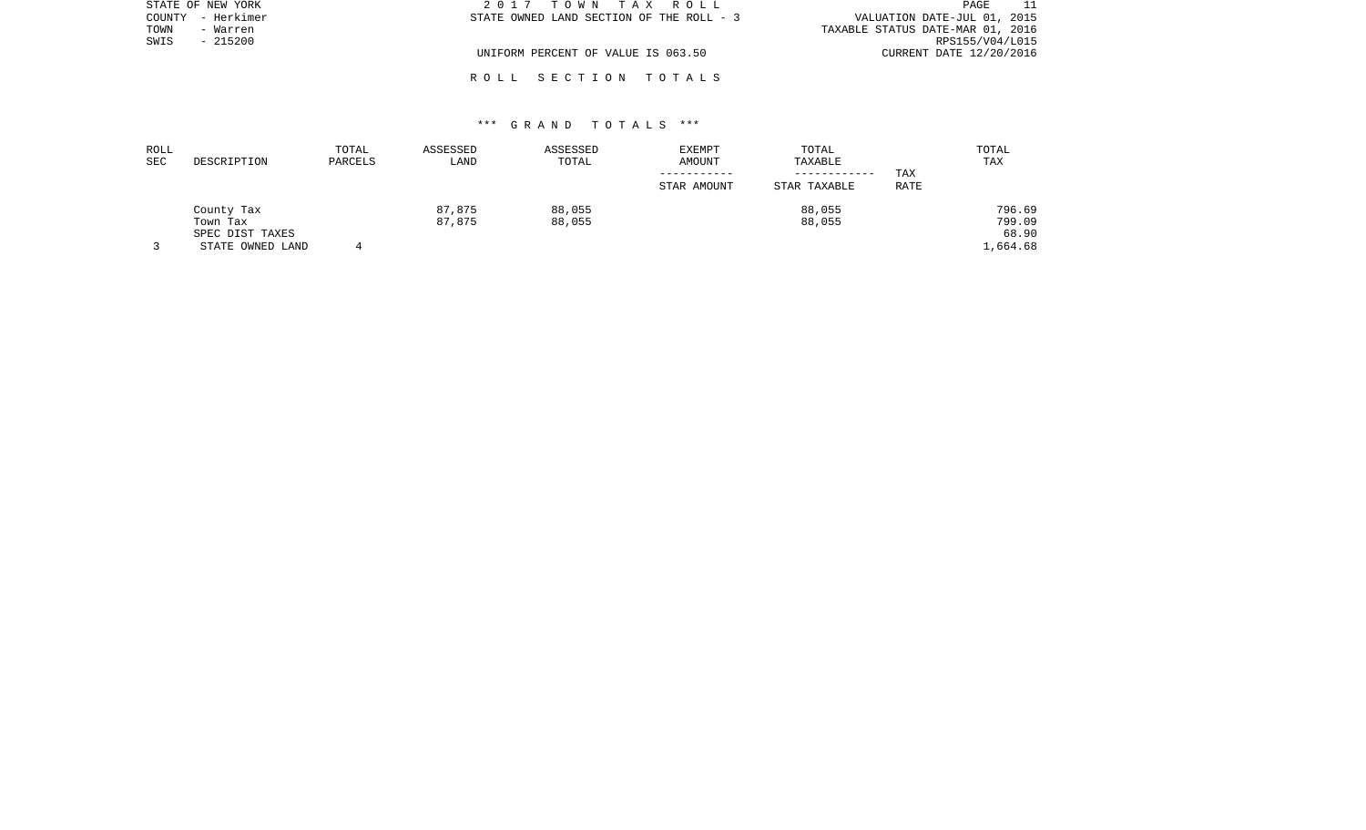STATE OF NEW YORK
COUNTY - Herkimer
TOWN - Warren
SWIS - 215200

2 0 1 7 T O W N T A X R O L L
STATE OWNED LAND SECTION OF THE ROLL - 3

UNIFORM PERCENT OF VALUE IS 063.50

VALUATION DATE-JUL 01, 2015
TAXABLE STATUS DATE-MAR 01, 2016
RPS155/V04/L015
CURRENT DATE 12/20/2016

R O L L S E C T I O N T O T A L S

*** G R A N D T O T A L S ***

| ROLL SEC | DESCRIPTION | TOTAL PARCELS | ASSESSED LAND | ASSESSED TOTAL | EXEMPT AMOUNT / STAR AMOUNT | TOTAL TAXABLE / STAR TAXABLE | TAX RATE | TOTAL TAX |
|---|---|---|---|---|---|---|---|---|
| | County Tax | | 87,875 | 88,055 | | 88,055 | | 796.69 |
| | Town Tax | | 87,875 | 88,055 | | 88,055 | | 799.09 |
| | SPEC DIST TAXES | | | | | | | 68.90 |
| 3 | STATE OWNED LAND | 4 | | | | | | 1,664.68 |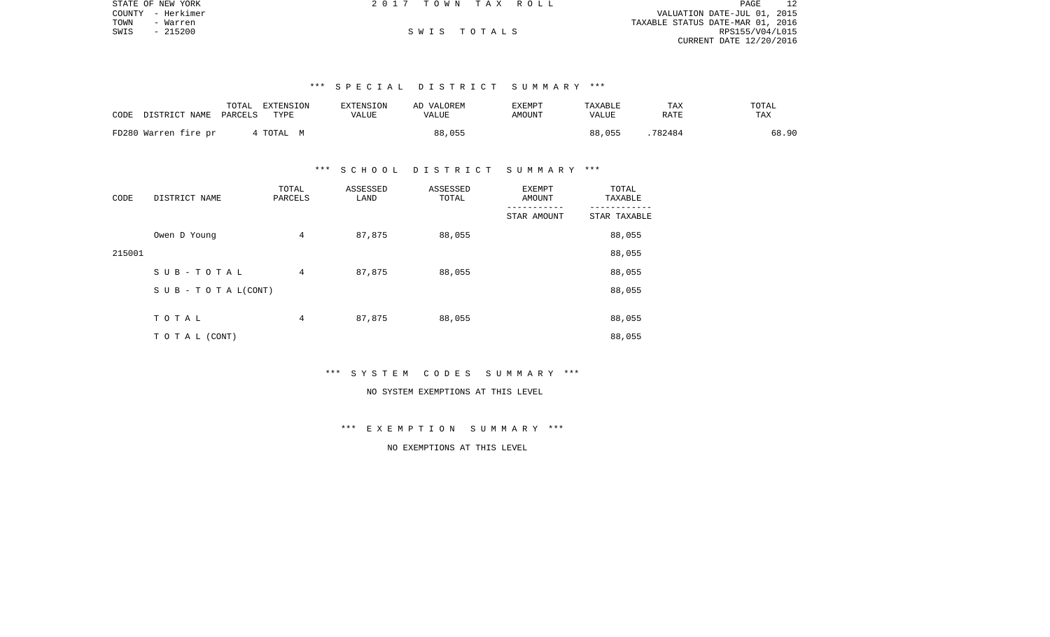STATE OF NEW YORK
COUNTY - Herkimer
TOWN - Warren
SWIS - 215200

2 0 1 7 T O W N T A X R O L L

S W I S T O T A L S

VALUATION DATE-JUL 01, 2015
TAXABLE STATUS DATE-MAR 01, 2016
RPS155/V04/L015
CURRENT DATE 12/20/2016

\*\*\* S P E C I A L D I S T R I C T S U M M A R Y \*\*\*

| CODE DISTRICT NAME | TOTAL PARCELS | EXTENSION TYPE | EXTENSION VALUE | AD VALOREM VALUE | EXEMPT AMOUNT | TAXABLE VALUE | TAX RATE | TOTAL TAX |
|---|---|---|---|---|---|---|---|---|
| FD280 Warren fire pr | 4 | TOTAL M | | 88,055 | | 88,055 | .782484 | 68.90 |

\*\*\* S C H O O L D I S T R I C T S U M M A R Y \*\*\*

| CODE | DISTRICT NAME | TOTAL PARCELS | ASSESSED LAND | ASSESSED TOTAL | EXEMPT AMOUNT / STAR AMOUNT | TOTAL TAXABLE / STAR TAXABLE |
|---|---|---|---|---|---|---|
| | Owen D Young | 4 | 87,875 | 88,055 | | 88,055 |
| 215001 | | | | | | 88,055 |
| | S U B - T O T A L | 4 | 87,875 | 88,055 | | 88,055 |
| | S U B - T O T A L(CONT) | | | | | 88,055 |
| | T O T A L | 4 | 87,875 | 88,055 | | 88,055 |
| | T O T A L (CONT) | | | | | 88,055 |

\*\*\* S Y S T E M C O D E S S U M M A R Y \*\*\*

NO SYSTEM EXEMPTIONS AT THIS LEVEL

\*\*\* E X E M P T I O N S U M M A R Y \*\*\*

NO EXEMPTIONS AT THIS LEVEL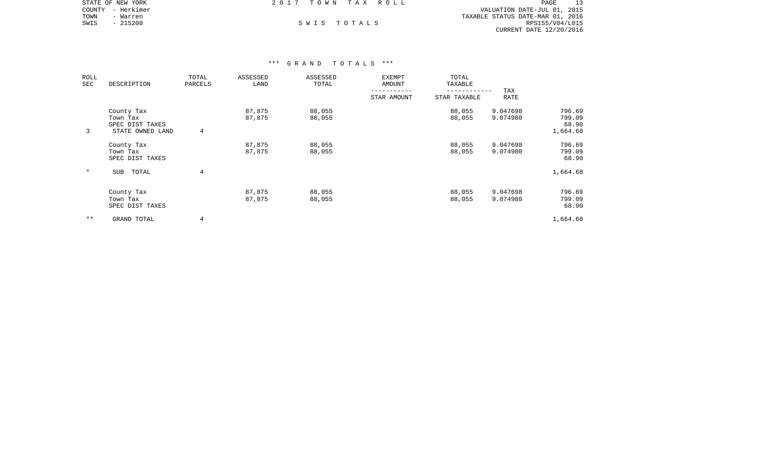STATE OF NEW YORK
COUNTY - Herkimer
TOWN - Warren
SWIS - 215200

2 0 1 7 T O W N T A X R O L L

S W I S T O T A L S

VALUATION DATE-JUL 01, 2015
TAXABLE STATUS DATE-MAR 01, 2016
RPS155/V04/L015
CURRENT DATE 12/20/2016

*** G R A N D T O T A L S ***

| ROLL SEC | DESCRIPTION | TOTAL PARCELS | ASSESSED LAND | ASSESSED TOTAL | EXEMPT AMOUNT / STAR AMOUNT | TOTAL TAXABLE / STAR TAXABLE | TAX RATE | |
|---|---|---|---|---|---|---|---|---|
| | County Tax | | 87,875 | 88,055 | | 88,055 | 9.047698 | 796.69 |
| | Town Tax | | 87,875 | 88,055 | | 88,055 | 9.074980 | 799.09 |
| | SPEC DIST TAXES | | | | | | | 68.90 |
| 3 | STATE OWNED LAND | 4 | | | | | | 1,664.68 |
| | County Tax | | 87,875 | 88,055 | | 88,055 | 9.047698 | 796.69 |
| | Town Tax | | 87,875 | 88,055 | | 88,055 | 9.074980 | 799.09 |
| | SPEC DIST TAXES | | | | | | | 68.90 |
| * | SUB TOTAL | 4 | | | | | | 1,664.68 |
| | County Tax | | 87,875 | 88,055 | | 88,055 | 9.047698 | 796.69 |
| | Town Tax | | 87,875 | 88,055 | | 88,055 | 9.074980 | 799.09 |
| | SPEC DIST TAXES | | | | | | | 68.90 |
| ** | GRAND TOTAL | 4 | | | | | | 1,664.68 |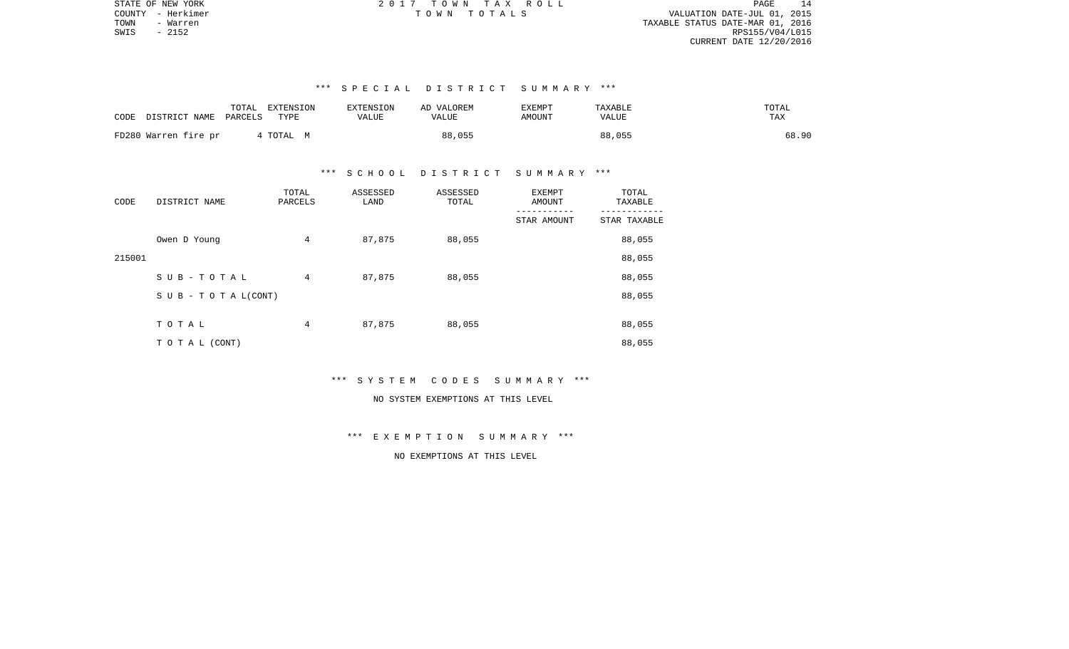STATE OF NEW YORK
COUNTY - Herkimer
TOWN - Warren
SWIS - 2152

2 0 1 7 T O W N T A X R O L L
T O W N T O T A L S

VALUATION DATE-JUL 01, 2015
TAXABLE STATUS DATE-MAR 01, 2016
RPS155/V04/L015
CURRENT DATE 12/20/2016

### *** S P E C I A L D I S T R I C T S U M M A R Y ***

| CODE DISTRICT NAME | TOTAL PARCELS | EXTENSION TYPE | EXTENSION VALUE | AD VALOREM VALUE | EXEMPT AMOUNT | TAXABLE VALUE | TOTAL TAX |
|---|---|---|---|---|---|---|---|
| FD280 Warren fire pr | 4 | TOTAL M | | 88,055 | | 88,055 | 68.90 |

### *** S C H O O L D I S T R I C T S U M M A R Y ***

| CODE | DISTRICT NAME | TOTAL PARCELS | ASSESSED LAND | ASSESSED TOTAL | EXEMPT AMOUNT / STAR AMOUNT | TOTAL TAXABLE / STAR TAXABLE |
|---|---|---|---|---|---|---|
| | Owen D Young | 4 | 87,875 | 88,055 | | 88,055 |
| 215001 | | | | | | 88,055 |
| | S U B - T O T A L | 4 | 87,875 | 88,055 | | 88,055 |
| | S U B - T O T A L(CONT) | | | | | 88,055 |
| | T O T A L | 4 | 87,875 | 88,055 | | 88,055 |
| | T O T A L (CONT) | | | | | 88,055 |

### *** S Y S T E M C O D E S S U M M A R Y ***

NO SYSTEM EXEMPTIONS AT THIS LEVEL

### *** E X E M P T I O N S U M M A R Y ***

NO EXEMPTIONS AT THIS LEVEL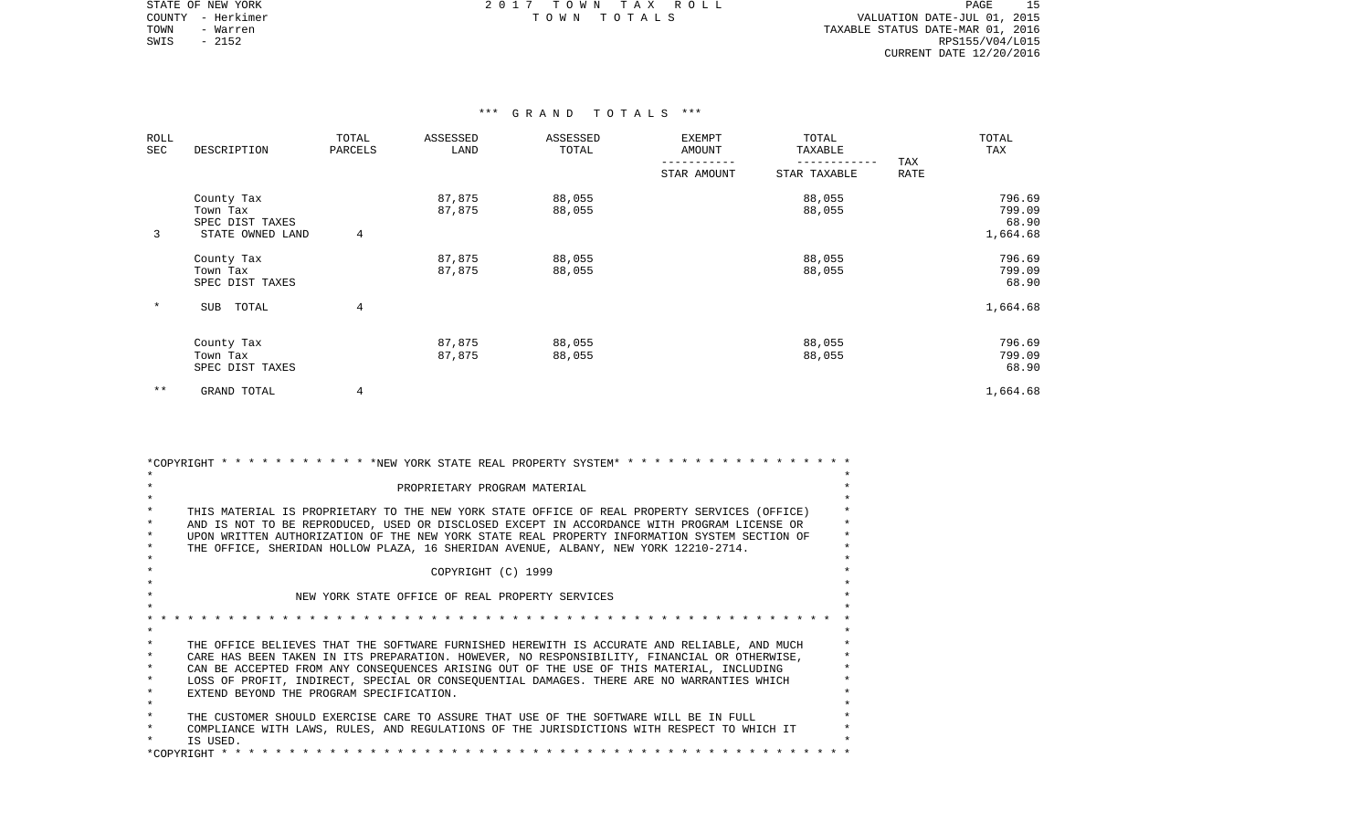STATE OF NEW YORK
COUNTY - Herkimer
TOWN - Warren
SWIS - 2152

2 0 1 7 T O W N T A X R O L L
T O W N T O T A L S

VALUATION DATE-JUL 01, 2015
TAXABLE STATUS DATE-MAR 01, 2016
RPS155/V04/L015
CURRENT DATE 12/20/2016

*** G R A N D T O T A L S ***

| ROLL SEC | DESCRIPTION | TOTAL PARCELS | ASSESSED LAND | ASSESSED TOTAL | EXEMPT AMOUNT / STAR AMOUNT | TOTAL TAXABLE / STAR TAXABLE | TAX RATE | TOTAL TAX |
|---|---|---|---|---|---|---|---|---|
| | County Tax | | 87,875 | 88,055 | | 88,055 | | 796.69 |
| | Town Tax | | 87,875 | 88,055 | | 88,055 | | 799.09 |
| | SPEC DIST TAXES | | | | | | | 68.90 |
| 3 | STATE OWNED LAND | 4 | | | | | | 1,664.68 |
| | County Tax | | 87,875 | 88,055 | | 88,055 | | 796.69 |
| | Town Tax | | 87,875 | 88,055 | | 88,055 | | 799.09 |
| | SPEC DIST TAXES | | | | | | | 68.90 |
| * | SUB TOTAL | 4 | | | | | | 1,664.68 |
| | County Tax | | 87,875 | 88,055 | | 88,055 | | 796.69 |
| | Town Tax | | 87,875 | 88,055 | | 88,055 | | 799.09 |
| | SPEC DIST TAXES | | | | | | | 68.90 |
| ** | GRAND TOTAL | 4 | | | | | | 1,664.68 |

*COPYRIGHT * * * * * * * * * * * *NEW YORK STATE REAL PROPERTY SYSTEM* * * * * * * * * * * * * * * * * * *

PROPRIETARY PROGRAM MATERIAL

THIS MATERIAL IS PROPRIETARY TO THE NEW YORK STATE OFFICE OF REAL PROPERTY SERVICES (OFFICE) AND IS NOT TO BE REPRODUCED, USED OR DISCLOSED EXCEPT IN ACCORDANCE WITH PROGRAM LICENSE OR UPON WRITTEN AUTHORIZATION OF THE NEW YORK STATE REAL PROPERTY INFORMATION SYSTEM SECTION OF THE OFFICE, SHERIDAN HOLLOW PLAZA, 16 SHERIDAN AVENUE, ALBANY, NEW YORK 12210-2714.

COPYRIGHT (C) 1999

NEW YORK STATE OFFICE OF REAL PROPERTY SERVICES

THE OFFICE BELIEVES THAT THE SOFTWARE FURNISHED HEREWITH IS ACCURATE AND RELIABLE, AND MUCH CARE HAS BEEN TAKEN IN ITS PREPARATION. HOWEVER, NO RESPONSIBILITY, FINANCIAL OR OTHERWISE, CAN BE ACCEPTED FROM ANY CONSEQUENCES ARISING OUT OF THE USE OF THIS MATERIAL, INCLUDING LOSS OF PROFIT, INDIRECT, SPECIAL OR CONSEQUENTIAL DAMAGES. THERE ARE NO WARRANTIES WHICH EXTEND BEYOND THE PROGRAM SPECIFICATION.

THE CUSTOMER SHOULD EXERCISE CARE TO ASSURE THAT USE OF THE SOFTWARE WILL BE IN FULL COMPLIANCE WITH LAWS, RULES, AND REGULATIONS OF THE JURISDICTIONS WITH RESPECT TO WHICH IT IS USED.

*COPYRIGHT * * * * * * * * * * * * * * * * * * * * * * * * * * * * * * * * * * * * * * * * * * * * * * *